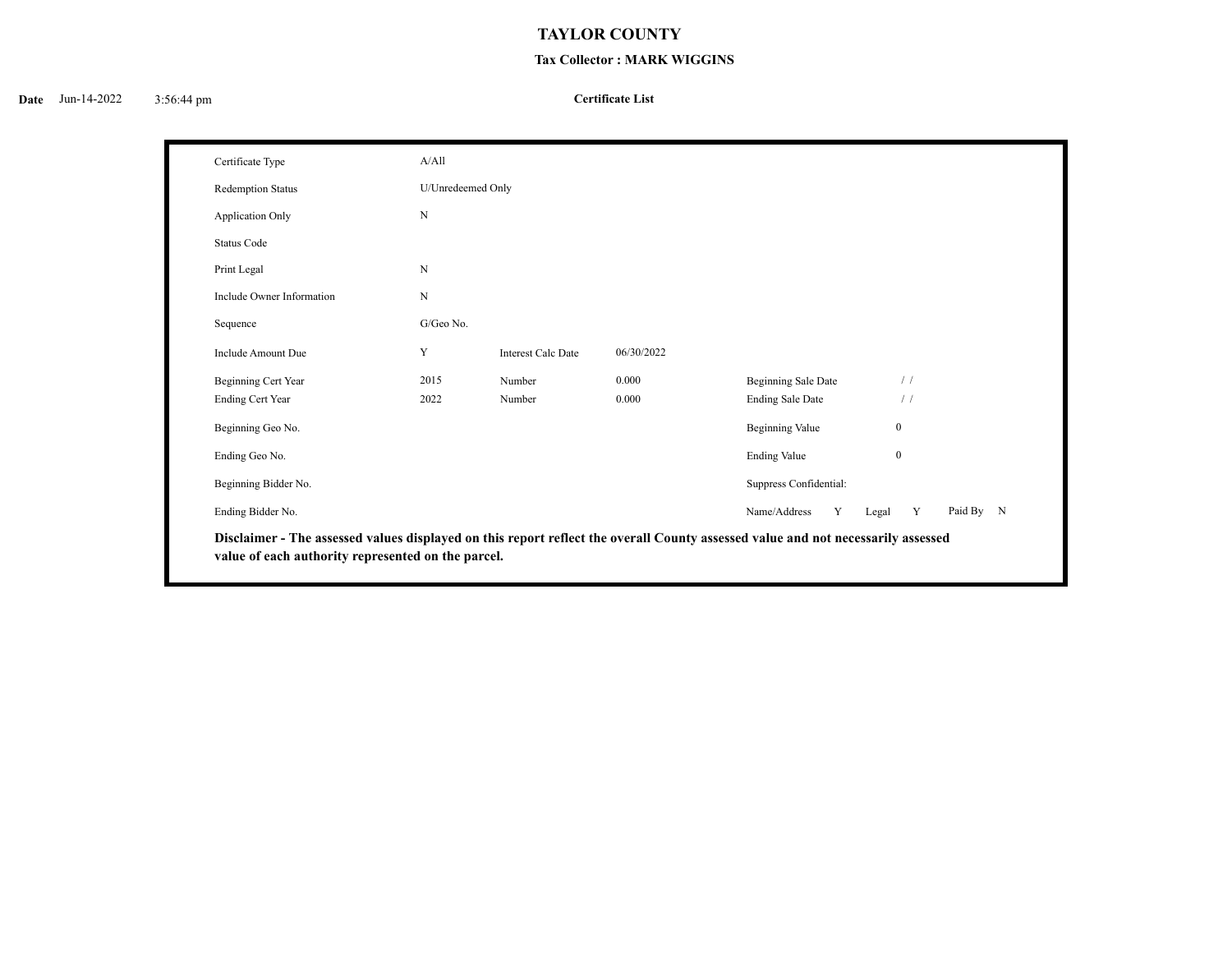# TAYLOR COUNTY

## Tax Collector : MARK WIGGINS

**Date** Jun-14-2022 3:56:44 pm

**Certificate List**

| | | | | | |
|---|---|---|---|---|---|
| Certificate Type | A/All | | | | |
| Redemption Status | U/Unredeemed Only | | | | |
| Application Only | N | | | | |
| Status Code | | | | | |
| Print Legal | N | | | | |
| Include Owner Information | N | | | | |
| Sequence | G/Geo No. | | | | |
| Include Amount Due | Y | Interest Calc Date | 06/30/2022 | | |
| Beginning Cert Year | 2015 | Number | 0.000 | Beginning Sale Date | / / |
| Ending Cert Year | 2022 | Number | 0.000 | Ending Sale Date | / / |
| Beginning Geo No. | | | | Beginning Value | 0 |
| Ending Geo No. | | | | Ending Value | 0 |
| Beginning Bidder No. | | | | Suppress Confidential: | |
| Ending Bidder No. | | | | Name/Address Y Legal Y | Paid By N |

**Disclaimer - The assessed values displayed on this report reflect the overall County assessed value and not necessarily assessed value of each authority represented on the parcel.**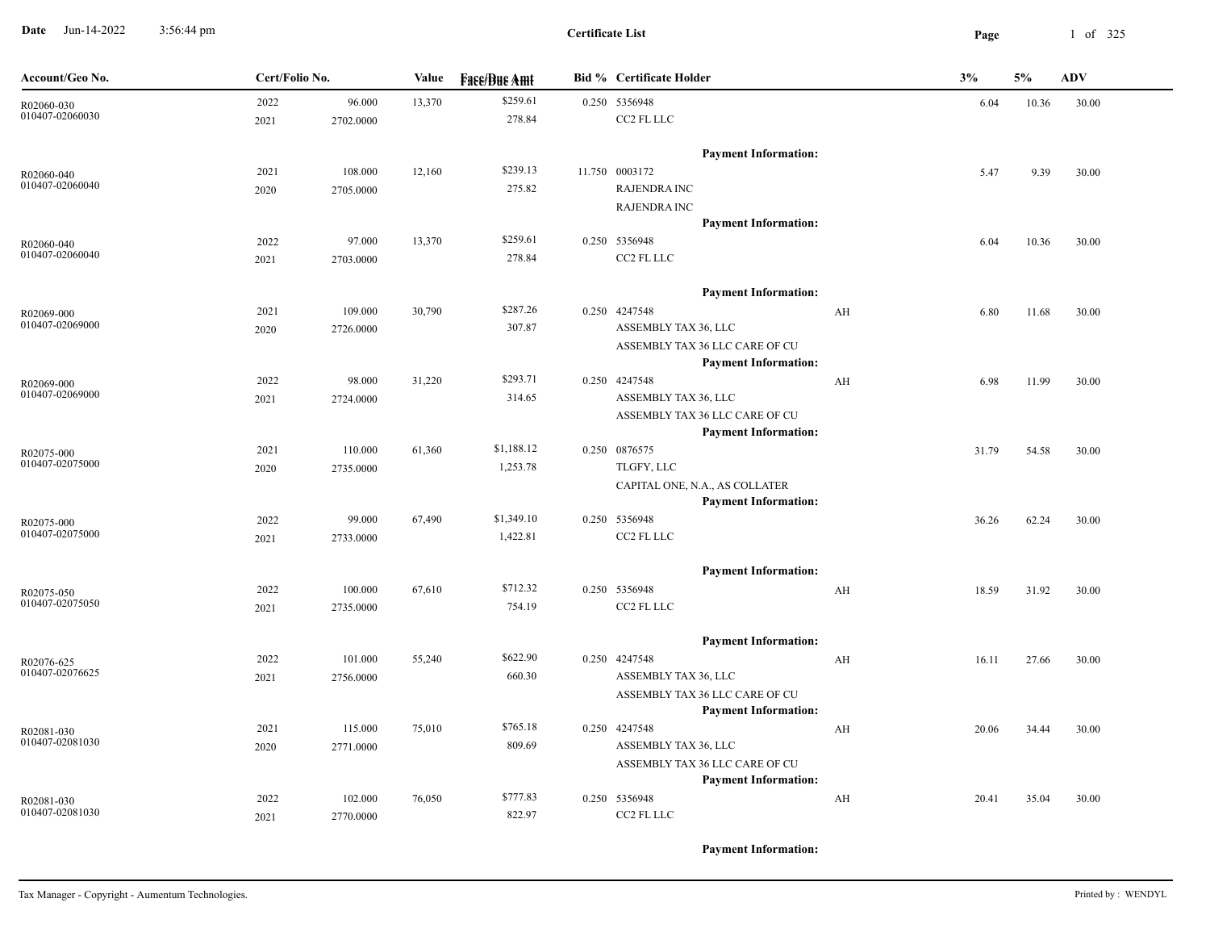**Date** Jun-14-2022 3:56:44 pm

**Certificate List**

| Account/Geo No. | Cert/Folio No. | | Value | Face/Due Amt | Bid % | Certificate Holder | | 3% | 5% | ADV |
|---|---|---|---|---|---|---|---|---|---|---|
| R02060-030 | 2022 | 96.000 | 13,370 | $259.61 | 0.250 | 5356948 | | 6.04 | 10.36 | 30.00 |
| 010407-02060030 | 2021 | 2702.0000 | | 278.84 | | CC2 FL LLC | | | | |
| | | | | | | **Payment Information:** | | | | |
| R02060-040 | 2021 | 108.000 | 12,160 | $239.13 | 11.750 | 0003172 | | 5.47 | 9.39 | 30.00 |
| 010407-02060040 | 2020 | 2705.0000 | | 275.82 | | RAJENDRA INC | | | | |
| | | | | | | RAJENDRA INC | | | | |
| | | | | | | **Payment Information:** | | | | |
| R02060-040 | 2022 | 97.000 | 13,370 | $259.61 | 0.250 | 5356948 | | 6.04 | 10.36 | 30.00 |
| 010407-02060040 | 2021 | 2703.0000 | | 278.84 | | CC2 FL LLC | | | | |
| | | | | | | **Payment Information:** | | | | |
| R02069-000 | 2021 | 109.000 | 30,790 | $287.26 | 0.250 | 4247548 | AH | 6.80 | 11.68 | 30.00 |
| 010407-02069000 | 2020 | 2726.0000 | | 307.87 | | ASSEMBLY TAX 36, LLC | | | | |
| | | | | | | ASSEMBLY TAX 36 LLC CARE OF CU | | | | |
| | | | | | | **Payment Information:** | | | | |
| R02069-000 | 2022 | 98.000 | 31,220 | $293.71 | 0.250 | 4247548 | AH | 6.98 | 11.99 | 30.00 |
| 010407-02069000 | 2021 | 2724.0000 | | 314.65 | | ASSEMBLY TAX 36, LLC | | | | |
| | | | | | | ASSEMBLY TAX 36 LLC CARE OF CU | | | | |
| | | | | | | **Payment Information:** | | | | |
| R02075-000 | 2021 | 110.000 | 61,360 | $1,188.12 | 0.250 | 0876575 | | 31.79 | 54.58 | 30.00 |
| 010407-02075000 | 2020 | 2735.0000 | | 1,253.78 | | TLGFY, LLC | | | | |
| | | | | | | CAPITAL ONE, N.A., AS COLLATER | | | | |
| | | | | | | **Payment Information:** | | | | |
| R02075-000 | 2022 | 99.000 | 67,490 | $1,349.10 | 0.250 | 5356948 | | 36.26 | 62.24 | 30.00 |
| 010407-02075000 | 2021 | 2733.0000 | | 1,422.81 | | CC2 FL LLC | | | | |
| | | | | | | **Payment Information:** | | | | |
| R02075-050 | 2022 | 100.000 | 67,610 | $712.32 | 0.250 | 5356948 | AH | 18.59 | 31.92 | 30.00 |
| 010407-02075050 | 2021 | 2735.0000 | | 754.19 | | CC2 FL LLC | | | | |
| | | | | | | **Payment Information:** | | | | |
| R02076-625 | 2022 | 101.000 | 55,240 | $622.90 | 0.250 | 4247548 | AH | 16.11 | 27.66 | 30.00 |
| 010407-02076625 | 2021 | 2756.0000 | | 660.30 | | ASSEMBLY TAX 36, LLC | | | | |
| | | | | | | ASSEMBLY TAX 36 LLC CARE OF CU | | | | |
| | | | | | | **Payment Information:** | | | | |
| R02081-030 | 2021 | 115.000 | 75,010 | $765.18 | 0.250 | 4247548 | AH | 20.06 | 34.44 | 30.00 |
| 010407-02081030 | 2020 | 2771.0000 | | 809.69 | | ASSEMBLY TAX 36, LLC | | | | |
| | | | | | | ASSEMBLY TAX 36 LLC CARE OF CU | | | | |
| | | | | | | **Payment Information:** | | | | |
| R02081-030 | 2022 | 102.000 | 76,050 | $777.83 | 0.250 | 5356948 | AH | 20.41 | 35.04 | 30.00 |
| 010407-02081030 | 2021 | 2770.0000 | | 822.97 | | CC2 FL LLC | | | | |
| | | | | | | **Payment Information:** | | | | |

Tax Manager - Copyright - Aumentum Technologies. Printed by : WENDYL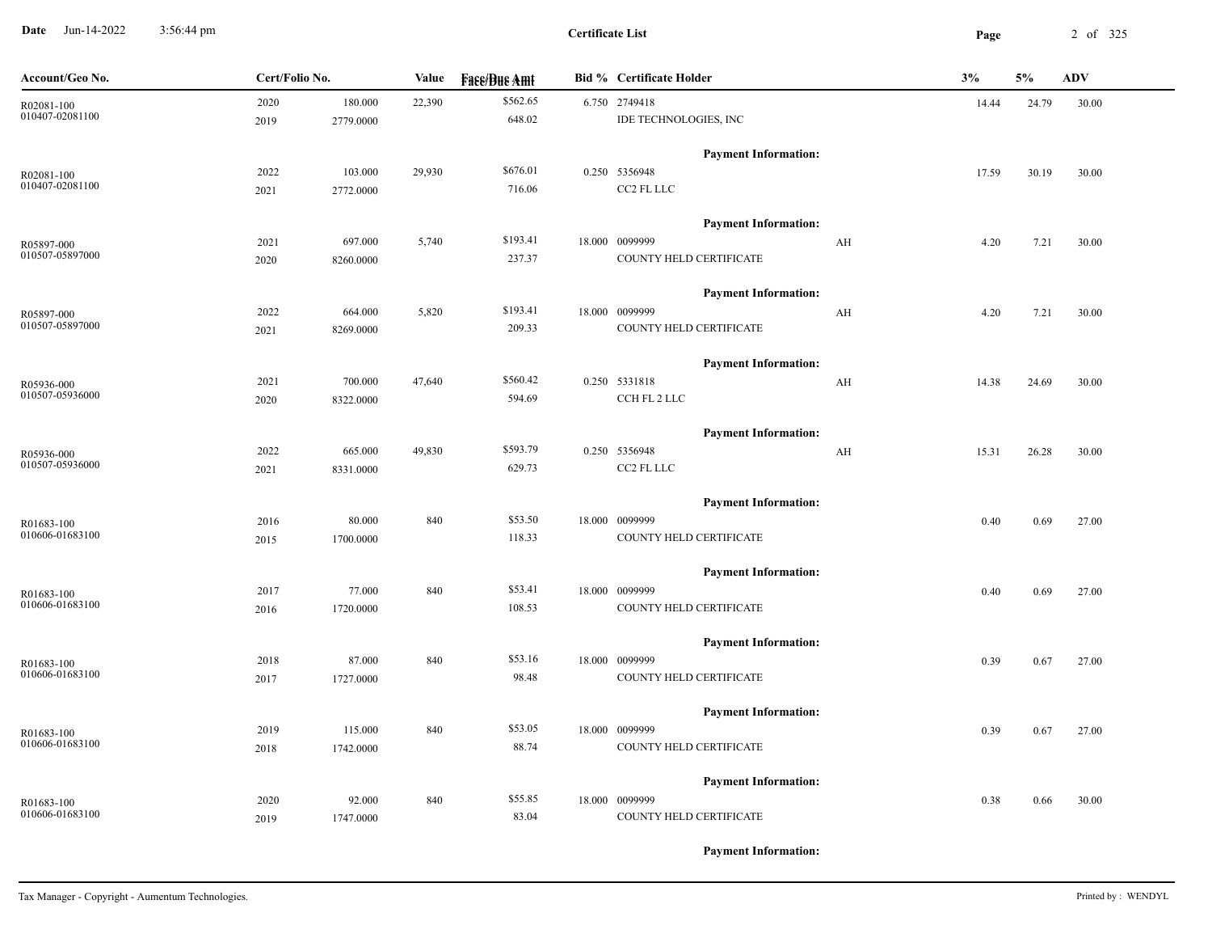**Certificate List**

| Account/Geo No. | Cert/Folio No. | | Value | Face/Due Amt | Bid % | Certificate Holder | | 3% | 5% | ADV |
|---|---|---|---|---|---|---|---|---|---|---|
| R02081-100<br>010407-02081100 | 2020<br>2019 | 180.000<br>2779.0000 | 22,390 | $562.65<br>648.02 | 6.750 | 2749418<br>IDE TECHNOLOGIES, INC | | 14.44 | 24.79 | 30.00 |
| | | | | | | **Payment Information:** | | | | |
| R02081-100<br>010407-02081100 | 2022<br>2021 | 103.000<br>2772.0000 | 29,930 | $676.01<br>716.06 | 0.250 | 5356948<br>CC2 FL LLC | | 17.59 | 30.19 | 30.00 |
| | | | | | | **Payment Information:** | | | | |
| R05897-000<br>010507-05897000 | 2021<br>2020 | 697.000<br>8260.0000 | 5,740 | $193.41<br>237.37 | 18.000 | 0099999<br>COUNTY HELD CERTIFICATE | AH | 4.20 | 7.21 | 30.00 |
| | | | | | | **Payment Information:** | | | | |
| R05897-000<br>010507-05897000 | 2022<br>2021 | 664.000<br>8269.0000 | 5,820 | $193.41<br>209.33 | 18.000 | 0099999<br>COUNTY HELD CERTIFICATE | AH | 4.20 | 7.21 | 30.00 |
| | | | | | | **Payment Information:** | | | | |
| R05936-000<br>010507-05936000 | 2021<br>2020 | 700.000<br>8322.0000 | 47,640 | $560.42<br>594.69 | 0.250 | 5331818<br>CCH FL 2 LLC | AH | 14.38 | 24.69 | 30.00 |
| | | | | | | **Payment Information:** | | | | |
| R05936-000<br>010507-05936000 | 2022<br>2021 | 665.000<br>8331.0000 | 49,830 | $593.79<br>629.73 | 0.250 | 5356948<br>CC2 FL LLC | AH | 15.31 | 26.28 | 30.00 |
| | | | | | | **Payment Information:** | | | | |
| R01683-100<br>010606-01683100 | 2016<br>2015 | 80.000<br>1700.0000 | 840 | $53.50<br>118.33 | 18.000 | 0099999<br>COUNTY HELD CERTIFICATE | | 0.40 | 0.69 | 27.00 |
| | | | | | | **Payment Information:** | | | | |
| R01683-100<br>010606-01683100 | 2017<br>2016 | 77.000<br>1720.0000 | 840 | $53.41<br>108.53 | 18.000 | 0099999<br>COUNTY HELD CERTIFICATE | | 0.40 | 0.69 | 27.00 |
| | | | | | | **Payment Information:** | | | | |
| R01683-100<br>010606-01683100 | 2018<br>2017 | 87.000<br>1727.0000 | 840 | $53.16<br>98.48 | 18.000 | 0099999<br>COUNTY HELD CERTIFICATE | | 0.39 | 0.67 | 27.00 |
| | | | | | | **Payment Information:** | | | | |
| R01683-100<br>010606-01683100 | 2019<br>2018 | 115.000<br>1742.0000 | 840 | $53.05<br>88.74 | 18.000 | 0099999<br>COUNTY HELD CERTIFICATE | | 0.39 | 0.67 | 27.00 |
| | | | | | | **Payment Information:** | | | | |
| R01683-100<br>010606-01683100 | 2020<br>2019 | 92.000<br>1747.0000 | 840 | $55.85<br>83.04 | 18.000 | 0099999<br>COUNTY HELD CERTIFICATE | | 0.38 | 0.66 | 30.00 |
| | | | | | | **Payment Information:** | | | | |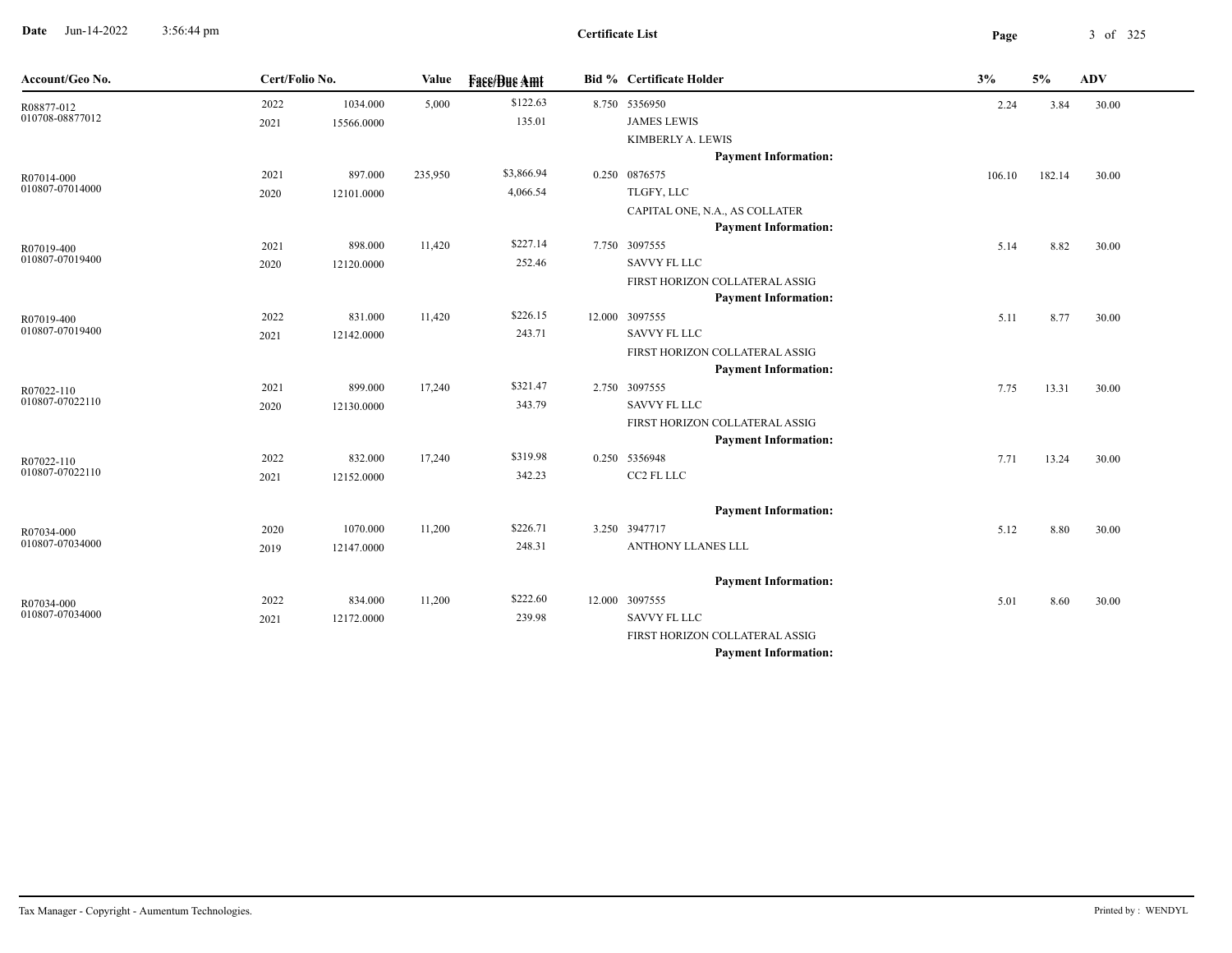**Date** Jun-14-2022 3:56:44 pm

**Certificate List**

| Account/Geo No. | Cert/Folio No. | | Value | Face/Due Amt | Bid % | Certificate Holder | 3% | 5% | ADV |
|---|---|---|---|---|---|---|---|---|---|
| R08877-012 | 2022 | 1034.000 | 5,000 | $122.63 | 8.750 | 5356950 | 2.24 | 3.84 | 30.00 |
| 010708-08877012 | 2021 | 15566.0000 | | 135.01 | | JAMES LEWIS | | | |
| | | | | | | KIMBERLY A. LEWIS | | | |
| | | | | | | **Payment Information:** | | | |
| R07014-000 | 2021 | 897.000 | 235,950 | $3,866.94 | 0.250 | 0876575 | 106.10 | 182.14 | 30.00 |
| 010807-07014000 | 2020 | 12101.0000 | | 4,066.54 | | TLGFY, LLC | | | |
| | | | | | | CAPITAL ONE, N.A., AS COLLATER | | | |
| | | | | | | **Payment Information:** | | | |
| R07019-400 | 2021 | 898.000 | 11,420 | $227.14 | 7.750 | 3097555 | 5.14 | 8.82 | 30.00 |
| 010807-07019400 | 2020 | 12120.0000 | | 252.46 | | SAVVY FL LLC | | | |
| | | | | | | FIRST HORIZON COLLATERAL ASSIG | | | |
| | | | | | | **Payment Information:** | | | |
| R07019-400 | 2022 | 831.000 | 11,420 | $226.15 | 12.000 | 3097555 | 5.11 | 8.77 | 30.00 |
| 010807-07019400 | 2021 | 12142.0000 | | 243.71 | | SAVVY FL LLC | | | |
| | | | | | | FIRST HORIZON COLLATERAL ASSIG | | | |
| | | | | | | **Payment Information:** | | | |
| R07022-110 | 2021 | 899.000 | 17,240 | $321.47 | 2.750 | 3097555 | 7.75 | 13.31 | 30.00 |
| 010807-07022110 | 2020 | 12130.0000 | | 343.79 | | SAVVY FL LLC | | | |
| | | | | | | FIRST HORIZON COLLATERAL ASSIG | | | |
| | | | | | | **Payment Information:** | | | |
| R07022-110 | 2022 | 832.000 | 17,240 | $319.98 | 0.250 | 5356948 | 7.71 | 13.24 | 30.00 |
| 010807-07022110 | 2021 | 12152.0000 | | 342.23 | | CC2 FL LLC | | | |
| | | | | | | **Payment Information:** | | | |
| R07034-000 | 2020 | 1070.000 | 11,200 | $226.71 | 3.250 | 3947717 | 5.12 | 8.80 | 30.00 |
| 010807-07034000 | 2019 | 12147.0000 | | 248.31 | | ANTHONY LLANES LLL | | | |
| | | | | | | **Payment Information:** | | | |
| R07034-000 | 2022 | 834.000 | 11,200 | $222.60 | 12.000 | 3097555 | 5.01 | 8.60 | 30.00 |
| 010807-07034000 | 2021 | 12172.0000 | | 239.98 | | SAVVY FL LLC | | | |
| | | | | | | FIRST HORIZON COLLATERAL ASSIG | | | |
| | | | | | | **Payment Information:** | | | |

Tax Manager - Copyright - Aumentum Technologies. Printed by : WENDYL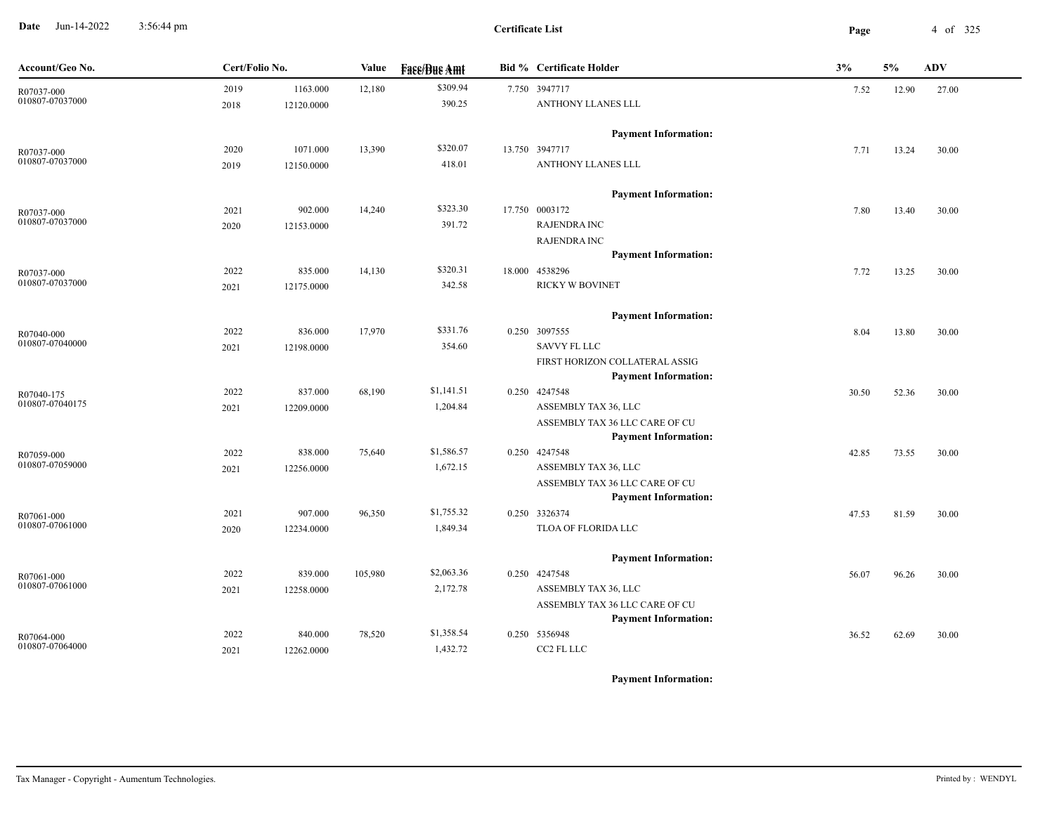**Certificate List**

| Account/Geo No. | Cert/Folio No. | | Value | Face/Due Amt | Bid % | Certificate Holder | 3% | 5% | ADV |
|---|---|---|---|---|---|---|---|---|---|
| R07037-000 | 2019 | 1163.000 | 12,180 | $309.94 | 7.750 | 3947717 | 7.52 | 12.90 | 27.00 |
| 010807-07037000 | 2018 | 12120.0000 | | 390.25 | | ANTHONY LLANES LLL | | | |
| | | | | | | **Payment Information:** | | | |
| R07037-000 | 2020 | 1071.000 | 13,390 | $320.07 | 13.750 | 3947717 | 7.71 | 13.24 | 30.00 |
| 010807-07037000 | 2019 | 12150.0000 | | 418.01 | | ANTHONY LLANES LLL | | | |
| | | | | | | **Payment Information:** | | | |
| R07037-000 | 2021 | 902.000 | 14,240 | $323.30 | 17.750 | 0003172 | 7.80 | 13.40 | 30.00 |
| 010807-07037000 | 2020 | 12153.0000 | | 391.72 | | RAJENDRA INC | | | |
| | | | | | | RAJENDRA INC | | | |
| | | | | | | **Payment Information:** | | | |
| R07037-000 | 2022 | 835.000 | 14,130 | $320.31 | 18.000 | 4538296 | 7.72 | 13.25 | 30.00 |
| 010807-07037000 | 2021 | 12175.0000 | | 342.58 | | RICKY W BOVINET | | | |
| | | | | | | **Payment Information:** | | | |
| R07040-000 | 2022 | 836.000 | 17,970 | $331.76 | 0.250 | 3097555 | 8.04 | 13.80 | 30.00 |
| 010807-07040000 | 2021 | 12198.0000 | | 354.60 | | SAVVY FL LLC | | | |
| | | | | | | FIRST HORIZON COLLATERAL ASSIG | | | |
| | | | | | | **Payment Information:** | | | |
| R07040-175 | 2022 | 837.000 | 68,190 | $1,141.51 | 0.250 | 4247548 | 30.50 | 52.36 | 30.00 |
| 010807-07040175 | 2021 | 12209.0000 | | 1,204.84 | | ASSEMBLY TAX 36, LLC | | | |
| | | | | | | ASSEMBLY TAX 36 LLC CARE OF CU | | | |
| | | | | | | **Payment Information:** | | | |
| R07059-000 | 2022 | 838.000 | 75,640 | $1,586.57 | 0.250 | 4247548 | 42.85 | 73.55 | 30.00 |
| 010807-07059000 | 2021 | 12256.0000 | | 1,672.15 | | ASSEMBLY TAX 36, LLC | | | |
| | | | | | | ASSEMBLY TAX 36 LLC CARE OF CU | | | |
| | | | | | | **Payment Information:** | | | |
| R07061-000 | 2021 | 907.000 | 96,350 | $1,755.32 | 0.250 | 3326374 | 47.53 | 81.59 | 30.00 |
| 010807-07061000 | 2020 | 12234.0000 | | 1,849.34 | | TLOA OF FLORIDA LLC | | | |
| | | | | | | **Payment Information:** | | | |
| R07061-000 | 2022 | 839.000 | 105,980 | $2,063.36 | 0.250 | 4247548 | 56.07 | 96.26 | 30.00 |
| 010807-07061000 | 2021 | 12258.0000 | | 2,172.78 | | ASSEMBLY TAX 36, LLC | | | |
| | | | | | | ASSEMBLY TAX 36 LLC CARE OF CU | | | |
| | | | | | | **Payment Information:** | | | |
| R07064-000 | 2022 | 840.000 | 78,520 | $1,358.54 | 0.250 | 5356948 | 36.52 | 62.69 | 30.00 |
| 010807-07064000 | 2021 | 12262.0000 | | 1,432.72 | | CC2 FL LLC | | | |
| | | | | | | **Payment Information:** | | | |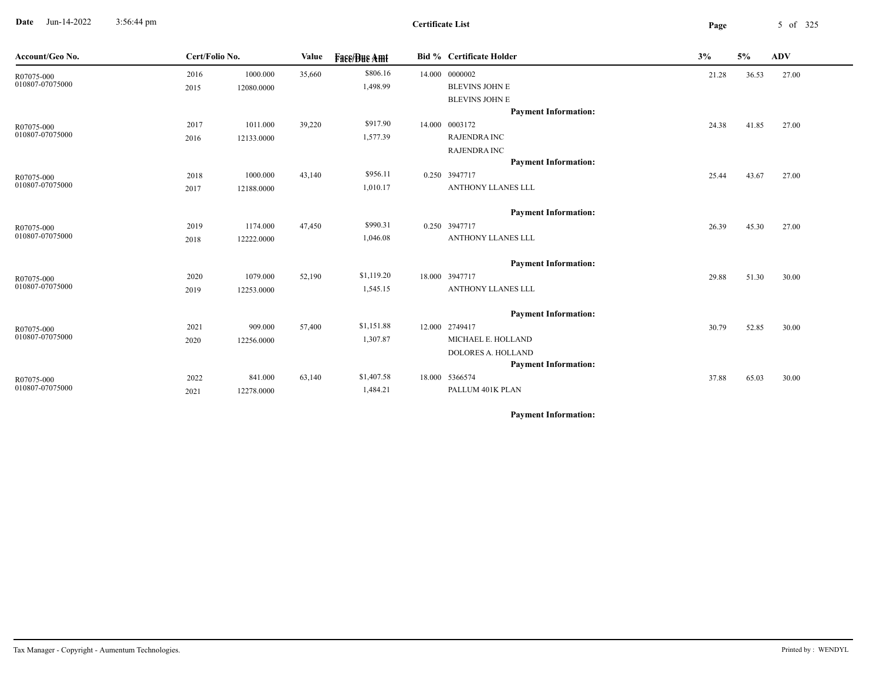**Certificate List**

Date Jun-14-2022 3:56:44 pm

| Account/Geo No. | Cert/Folio No. | | Value | Face/Due Amt | Bid % | Certificate Holder | 3% | 5% | ADV |
|---|---|---|---|---|---|---|---|---|---|
| R07075-000 010807-07075000 | 2016 2015 | 1000.000 12080.0000 | 35,660 | $806.16 1,498.99 | 14.000 | 0000002 BLEVINS JOHN E BLEVINS JOHN E Payment Information: | 21.28 | 36.53 | 27.00 |
| R07075-000 010807-07075000 | 2017 2016 | 1011.000 12133.0000 | 39,220 | $917.90 1,577.39 | 14.000 | 0003172 RAJENDRA INC RAJENDRA INC Payment Information: | 24.38 | 41.85 | 27.00 |
| R07075-000 010807-07075000 | 2018 2017 | 1000.000 12188.0000 | 43,140 | $956.11 1,010.17 | 0.250 | 3947717 ANTHONY LLANES LLL Payment Information: | 25.44 | 43.67 | 27.00 |
| R07075-000 010807-07075000 | 2019 2018 | 1174.000 12222.0000 | 47,450 | $990.31 1,046.08 | 0.250 | 3947717 ANTHONY LLANES LLL Payment Information: | 26.39 | 45.30 | 27.00 |
| R07075-000 010807-07075000 | 2020 2019 | 1079.000 12253.0000 | 52,190 | $1,119.20 1,545.15 | 18.000 | 3947717 ANTHONY LLANES LLL Payment Information: | 29.88 | 51.30 | 30.00 |
| R07075-000 010807-07075000 | 2021 2020 | 909.000 12256.0000 | 57,400 | $1,151.88 1,307.87 | 12.000 | 2749417 MICHAEL E. HOLLAND DOLORES A. HOLLAND Payment Information: | 30.79 | 52.85 | 30.00 |
| R07075-000 010807-07075000 | 2022 2021 | 841.000 12278.0000 | 63,140 | $1,407.58 1,484.21 | 18.000 | 5366574 PALLUM 401K PLAN Payment Information: | 37.88 | 65.03 | 30.00 |

Tax Manager - Copyright - Aumentum Technologies.

Printed by : WENDYL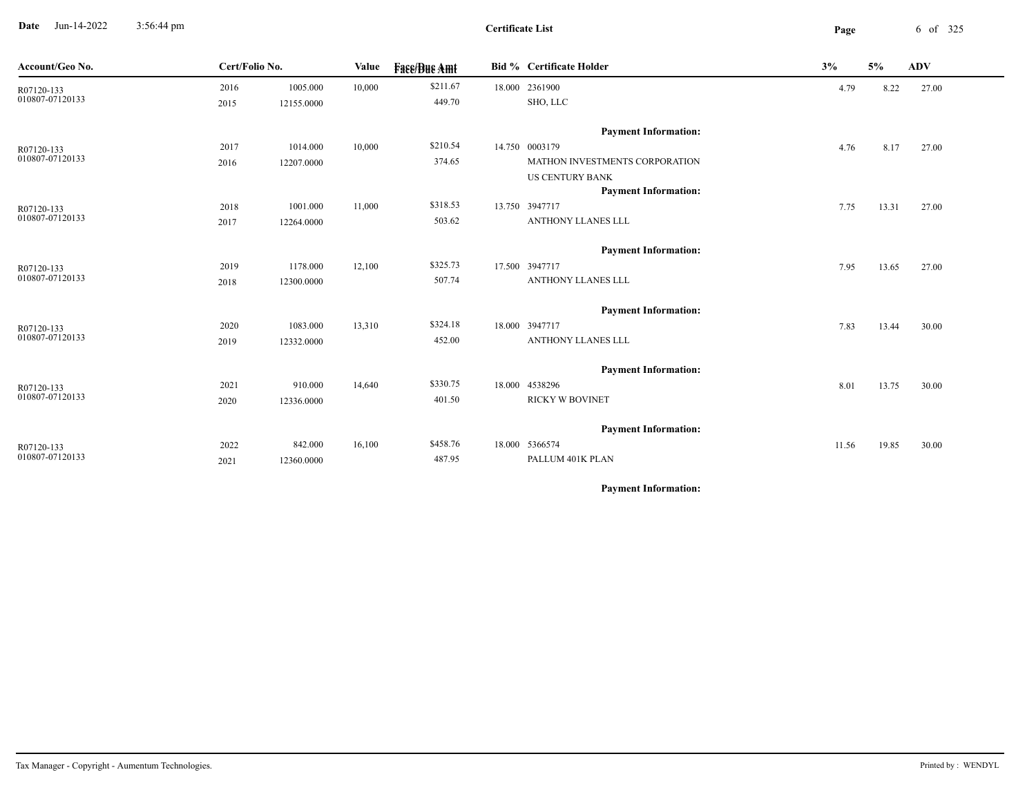**Certificate List**

Date Jun-14-2022 3:56:44 pm

| Account/Geo No. | Cert/Folio No. | | Value | Face/Due Amt | Bid % | Certificate Holder | 3% | 5% | ADV |
|---|---|---|---|---|---|---|---|---|---|
| R07120-133 | 2016 | 1005.000 | 10,000 | $211.67 | 18.000 | 2361900 | 4.79 | 8.22 | 27.00 |
| 010807-07120133 | 2015 | 12155.0000 | | 449.70 | | SHO, LLC | | | |
| | | | | | | **Payment Information:** | | | |
| R07120-133 | 2017 | 1014.000 | 10,000 | $210.54 | 14.750 | 0003179 | 4.76 | 8.17 | 27.00 |
| 010807-07120133 | 2016 | 12207.0000 | | 374.65 | | MATHON INVESTMENTS CORPORATION | | | |
| | | | | | | US CENTURY BANK | | | |
| | | | | | | **Payment Information:** | | | |
| R07120-133 | 2018 | 1001.000 | 11,000 | $318.53 | 13.750 | 3947717 | 7.75 | 13.31 | 27.00 |
| 010807-07120133 | 2017 | 12264.0000 | | 503.62 | | ANTHONY LLANES LLL | | | |
| | | | | | | **Payment Information:** | | | |
| R07120-133 | 2019 | 1178.000 | 12,100 | $325.73 | 17.500 | 3947717 | 7.95 | 13.65 | 27.00 |
| 010807-07120133 | 2018 | 12300.0000 | | 507.74 | | ANTHONY LLANES LLL | | | |
| | | | | | | **Payment Information:** | | | |
| R07120-133 | 2020 | 1083.000 | 13,310 | $324.18 | 18.000 | 3947717 | 7.83 | 13.44 | 30.00 |
| 010807-07120133 | 2019 | 12332.0000 | | 452.00 | | ANTHONY LLANES LLL | | | |
| | | | | | | **Payment Information:** | | | |
| R07120-133 | 2021 | 910.000 | 14,640 | $330.75 | 18.000 | 4538296 | 8.01 | 13.75 | 30.00 |
| 010807-07120133 | 2020 | 12336.0000 | | 401.50 | | RICKY W BOVINET | | | |
| | | | | | | **Payment Information:** | | | |
| R07120-133 | 2022 | 842.000 | 16,100 | $458.76 | 18.000 | 5366574 | 11.56 | 19.85 | 30.00 |
| 010807-07120133 | 2021 | 12360.0000 | | 487.95 | | PALLUM 401K PLAN | | | |
| | | | | | | **Payment Information:** | | | |

Tax Manager - Copyright - Aumentum Technologies.

Printed by : WENDYL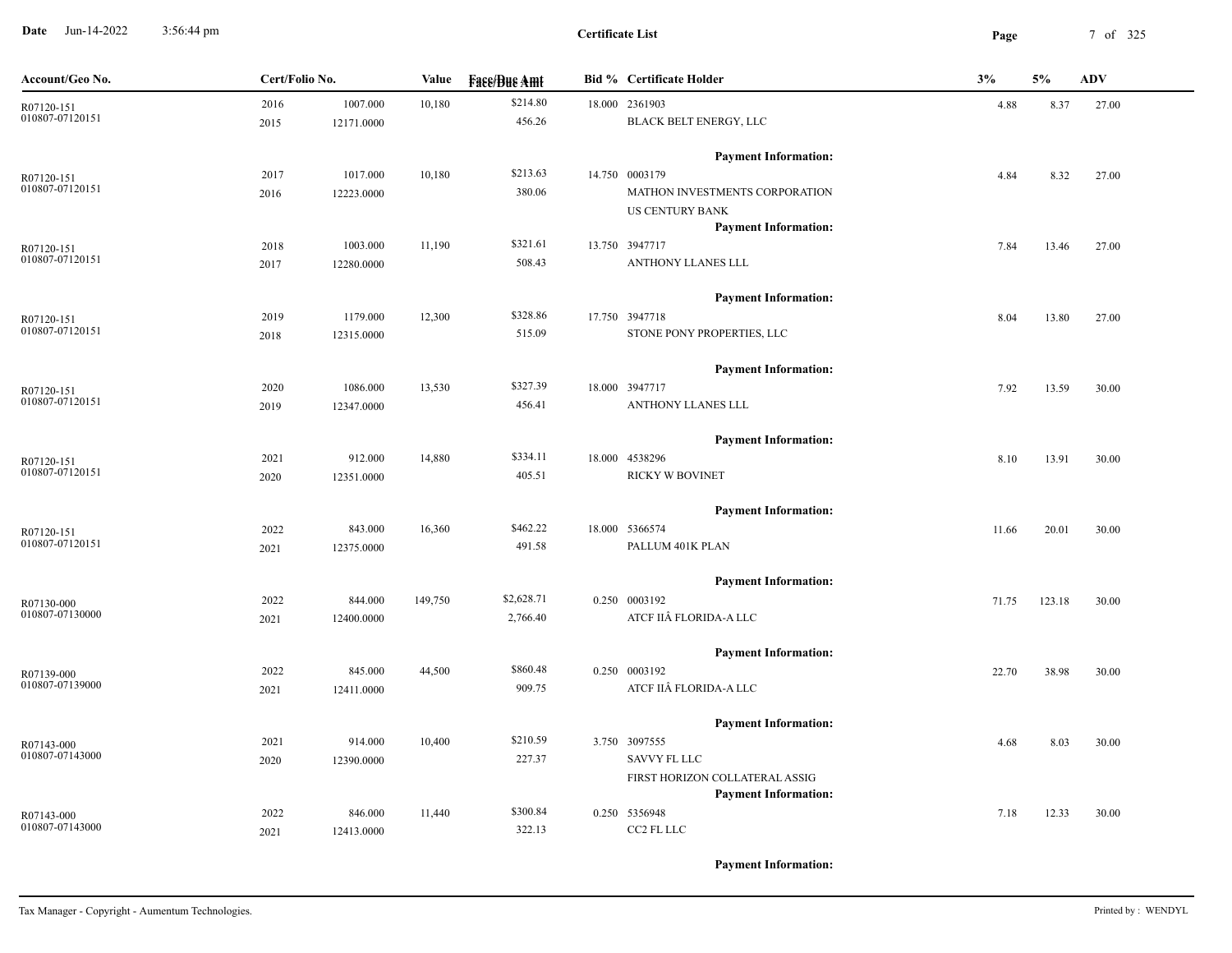**Date** Jun-14-2022 3:56:44 pm

**Certificate List**

| Account/Geo No. | Cert/Folio No. | | Value | Face/Due Amt | Bid % | Certificate Holder | 3% | 5% | ADV |
|---|---|---|---|---|---|---|---|---|---|
| R07120-151 | 2016 | 1007.000 | 10,180 | $214.80 | 18.000 | 2361903 | 4.88 | 8.37 | 27.00 |
| 010807-07120151 | 2015 | 12171.0000 | | 456.26 | | BLACK BELT ENERGY, LLC | | | |
| | | | | | | **Payment Information:** | | | |
| R07120-151 | 2017 | 1017.000 | 10,180 | $213.63 | 14.750 | 0003179 | 4.84 | 8.32 | 27.00 |
| 010807-07120151 | 2016 | 12223.0000 | | 380.06 | | MATHON INVESTMENTS CORPORATION | | | |
| | | | | | | US CENTURY BANK | | | |
| | | | | | | **Payment Information:** | | | |
| R07120-151 | 2018 | 1003.000 | 11,190 | $321.61 | 13.750 | 3947717 | 7.84 | 13.46 | 27.00 |
| 010807-07120151 | 2017 | 12280.0000 | | 508.43 | | ANTHONY LLANES LLL | | | |
| | | | | | | **Payment Information:** | | | |
| R07120-151 | 2019 | 1179.000 | 12,300 | $328.86 | 17.750 | 3947718 | 8.04 | 13.80 | 27.00 |
| 010807-07120151 | 2018 | 12315.0000 | | 515.09 | | STONE PONY PROPERTIES, LLC | | | |
| | | | | | | **Payment Information:** | | | |
| R07120-151 | 2020 | 1086.000 | 13,530 | $327.39 | 18.000 | 3947717 | 7.92 | 13.59 | 30.00 |
| 010807-07120151 | 2019 | 12347.0000 | | 456.41 | | ANTHONY LLANES LLL | | | |
| | | | | | | **Payment Information:** | | | |
| R07120-151 | 2021 | 912.000 | 14,880 | $334.11 | 18.000 | 4538296 | 8.10 | 13.91 | 30.00 |
| 010807-07120151 | 2020 | 12351.0000 | | 405.51 | | RICKY W BOVINET | | | |
| | | | | | | **Payment Information:** | | | |
| R07120-151 | 2022 | 843.000 | 16,360 | $462.22 | 18.000 | 5366574 | 11.66 | 20.01 | 30.00 |
| 010807-07120151 | 2021 | 12375.0000 | | 491.58 | | PALLUM 401K PLAN | | | |
| | | | | | | **Payment Information:** | | | |
| R07130-000 | 2022 | 844.000 | 149,750 | $2,628.71 | 0.250 | 0003192 | 71.75 | 123.18 | 30.00 |
| 010807-07130000 | 2021 | 12400.0000 | | 2,766.40 | | ATCF IIÂ FLORIDA-A LLC | | | |
| | | | | | | **Payment Information:** | | | |
| R07139-000 | 2022 | 845.000 | 44,500 | $860.48 | 0.250 | 0003192 | 22.70 | 38.98 | 30.00 |
| 010807-07139000 | 2021 | 12411.0000 | | 909.75 | | ATCF IIÂ FLORIDA-A LLC | | | |
| | | | | | | **Payment Information:** | | | |
| R07143-000 | 2021 | 914.000 | 10,400 | $210.59 | 3.750 | 3097555 | 4.68 | 8.03 | 30.00 |
| 010807-07143000 | 2020 | 12390.0000 | | 227.37 | | SAVVY FL LLC | | | |
| | | | | | | FIRST HORIZON COLLATERAL ASSIG | | | |
| | | | | | | **Payment Information:** | | | |
| R07143-000 | 2022 | 846.000 | 11,440 | $300.84 | 0.250 | 5356948 | 7.18 | 12.33 | 30.00 |
| 010807-07143000 | 2021 | 12413.0000 | | 322.13 | | CC2 FL LLC | | | |
| | | | | | | **Payment Information:** | | | |

Tax Manager - Copyright - Aumentum Technologies. Printed by : WENDYL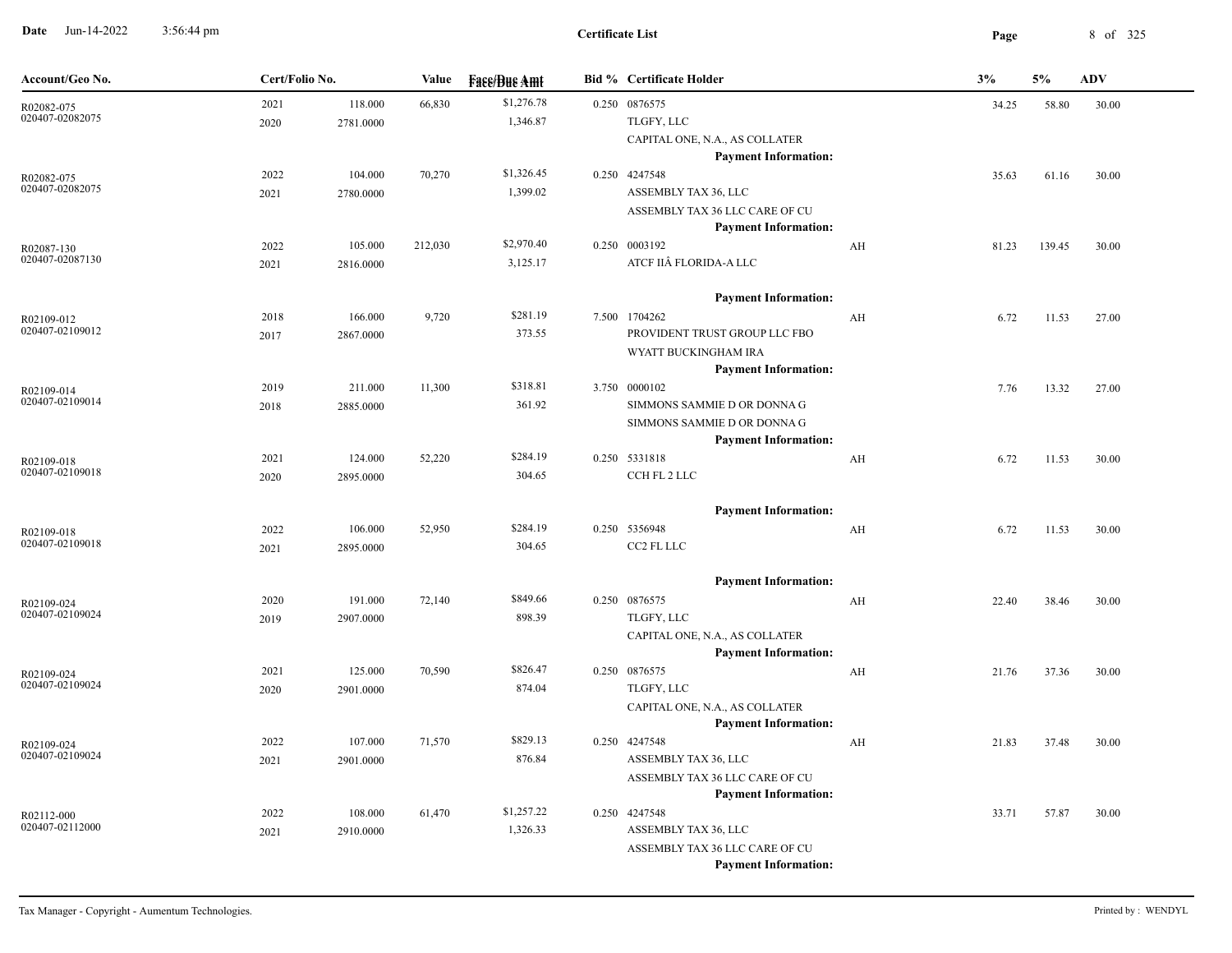**Certificate List**

| Account/Geo No. | Cert/Folio No. | | Value | Face/Due Amt | Bid % | Certificate Holder | | 3% | 5% | ADV |
|---|---|---|---|---|---|---|---|---|---|---|
| R02082-075<br>020407-02082075 | 2021<br>2020 | 118.000<br>2781.0000 | 66,830 | $1,276.78<br>1,346.87 | 0.250 | 0876575<br>TLGFY, LLC<br>CAPITAL ONE, N.A., AS COLLATER<br>**Payment Information:** | | 34.25 | 58.80 | 30.00 |
| R02082-075<br>020407-02082075 | 2022<br>2021 | 104.000<br>2780.0000 | 70,270 | $1,326.45<br>1,399.02 | 0.250 | 4247548<br>ASSEMBLY TAX 36, LLC<br>ASSEMBLY TAX 36 LLC CARE OF CU<br>**Payment Information:** | | 35.63 | 61.16 | 30.00 |
| R02087-130<br>020407-02087130 | 2022<br>2021 | 105.000<br>2816.0000 | 212,030 | $2,970.40<br>3,125.17 | 0.250 | 0003192<br>ATCF IIÂ FLORIDA-A LLC<br>**Payment Information:** | AH | 81.23 | 139.45 | 30.00 |
| R02109-012<br>020407-02109012 | 2018<br>2017 | 166.000<br>2867.0000 | 9,720 | $281.19<br>373.55 | 7.500 | 1704262<br>PROVIDENT TRUST GROUP LLC FBO<br>WYATT BUCKINGHAM IRA<br>**Payment Information:** | AH | 6.72 | 11.53 | 27.00 |
| R02109-014<br>020407-02109014 | 2019<br>2018 | 211.000<br>2885.0000 | 11,300 | $318.81<br>361.92 | 3.750 | 0000102<br>SIMMONS SAMMIE D OR DONNA G<br>SIMMONS SAMMIE D OR DONNA G<br>**Payment Information:** | | 7.76 | 13.32 | 27.00 |
| R02109-018<br>020407-02109018 | 2021<br>2020 | 124.000<br>2895.0000 | 52,220 | $284.19<br>304.65 | 0.250 | 5331818<br>CCH FL 2 LLC<br>**Payment Information:** | AH | 6.72 | 11.53 | 30.00 |
| R02109-018<br>020407-02109018 | 2022<br>2021 | 106.000<br>2895.0000 | 52,950 | $284.19<br>304.65 | 0.250 | 5356948<br>CC2 FL LLC<br>**Payment Information:** | AH | 6.72 | 11.53 | 30.00 |
| R02109-024<br>020407-02109024 | 2020<br>2019 | 191.000<br>2907.0000 | 72,140 | $849.66<br>898.39 | 0.250 | 0876575<br>TLGFY, LLC<br>CAPITAL ONE, N.A., AS COLLATER<br>**Payment Information:** | AH | 22.40 | 38.46 | 30.00 |
| R02109-024<br>020407-02109024 | 2021<br>2020 | 125.000<br>2901.0000 | 70,590 | $826.47<br>874.04 | 0.250 | 0876575<br>TLGFY, LLC<br>CAPITAL ONE, N.A., AS COLLATER<br>**Payment Information:** | AH | 21.76 | 37.36 | 30.00 |
| R02109-024<br>020407-02109024 | 2022<br>2021 | 107.000<br>2901.0000 | 71,570 | $829.13<br>876.84 | 0.250 | 4247548<br>ASSEMBLY TAX 36, LLC<br>ASSEMBLY TAX 36 LLC CARE OF CU<br>**Payment Information:** | AH | 21.83 | 37.48 | 30.00 |
| R02112-000<br>020407-02112000 | 2022<br>2021 | 108.000<br>2910.0000 | 61,470 | $1,257.22<br>1,326.33 | 0.250 | 4247548<br>ASSEMBLY TAX 36, LLC<br>ASSEMBLY TAX 36 LLC CARE OF CU<br>**Payment Information:** | | 33.71 | 57.87 | 30.00 |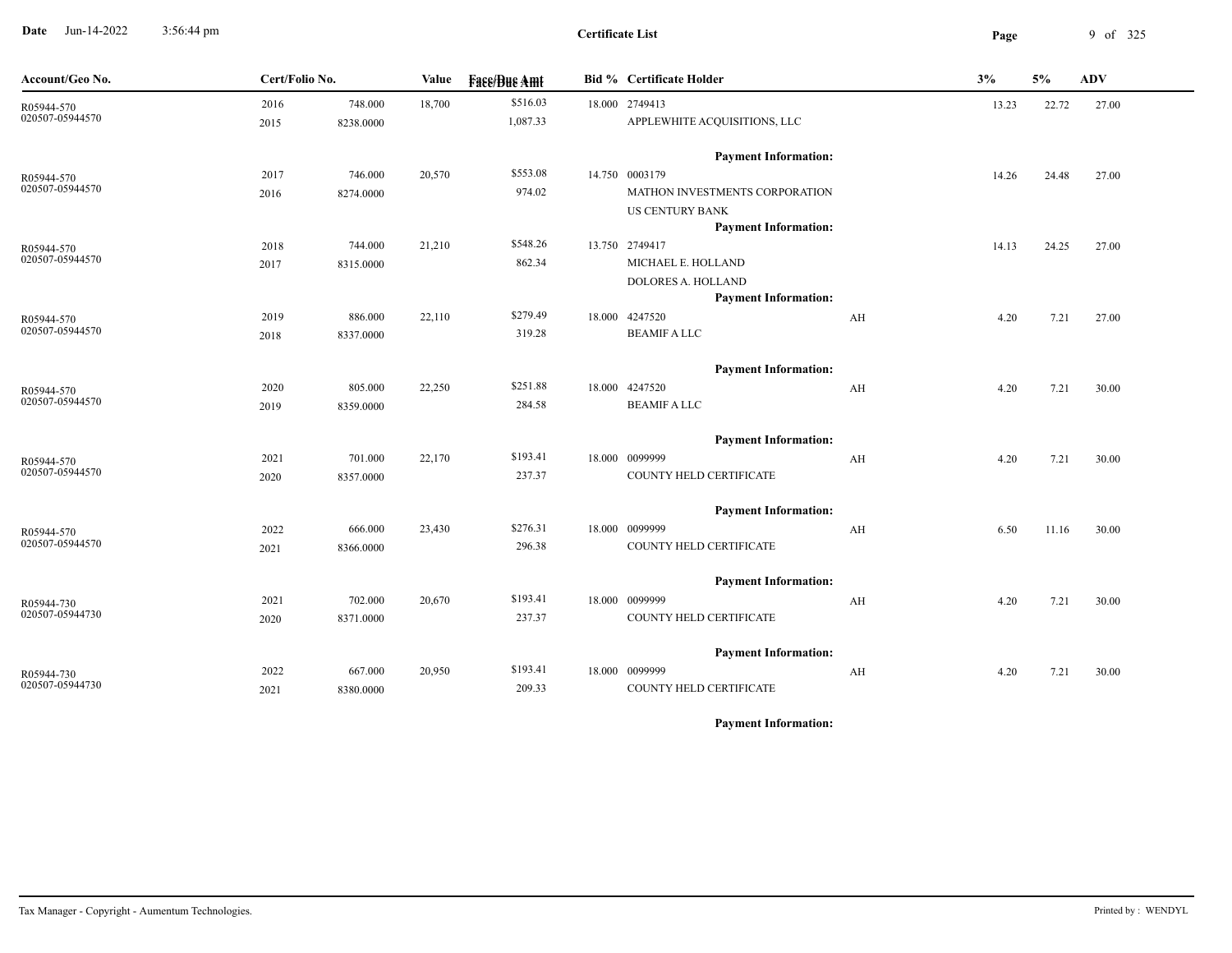**Date** Jun-14-2022 3:56:44 pm

**Certificate List**

| Account/Geo No. | Cert/Folio No. | | Value | Face/Due Amt | Bid % | Certificate Holder | | 3% | 5% | ADV |
|---|---|---|---|---|---|---|---|---|---|---|
| R05944-570 | 2016 | 748.000 | 18,700 | $516.03 | 18.000 | 2749413 | | 13.23 | 22.72 | 27.00 |
| 020507-05944570 | 2015 | 8238.0000 | | 1,087.33 | | APPLEWHITE ACQUISITIONS, LLC | | | | |
| | | | | | | **Payment Information:** | | | | |
| R05944-570 | 2017 | 746.000 | 20,570 | $553.08 | 14.750 | 0003179 | | 14.26 | 24.48 | 27.00 |
| 020507-05944570 | 2016 | 8274.0000 | | 974.02 | | MATHON INVESTMENTS CORPORATION | | | | |
| | | | | | | US CENTURY BANK | | | | |
| | | | | | | **Payment Information:** | | | | |
| R05944-570 | 2018 | 744.000 | 21,210 | $548.26 | 13.750 | 2749417 | | 14.13 | 24.25 | 27.00 |
| 020507-05944570 | 2017 | 8315.0000 | | 862.34 | | MICHAEL E. HOLLAND | | | | |
| | | | | | | DOLORES A. HOLLAND | | | | |
| | | | | | | **Payment Information:** | | | | |
| R05944-570 | 2019 | 886.000 | 22,110 | $279.49 | 18.000 | 4247520 | AH | 4.20 | 7.21 | 27.00 |
| 020507-05944570 | 2018 | 8337.0000 | | 319.28 | | BEAMIF A LLC | | | | |
| | | | | | | **Payment Information:** | | | | |
| R05944-570 | 2020 | 805.000 | 22,250 | $251.88 | 18.000 | 4247520 | AH | 4.20 | 7.21 | 30.00 |
| 020507-05944570 | 2019 | 8359.0000 | | 284.58 | | BEAMIF A LLC | | | | |
| | | | | | | **Payment Information:** | | | | |
| R05944-570 | 2021 | 701.000 | 22,170 | $193.41 | 18.000 | 0099999 | AH | 4.20 | 7.21 | 30.00 |
| 020507-05944570 | 2020 | 8357.0000 | | 237.37 | | COUNTY HELD CERTIFICATE | | | | |
| | | | | | | **Payment Information:** | | | | |
| R05944-570 | 2022 | 666.000 | 23,430 | $276.31 | 18.000 | 0099999 | AH | 6.50 | 11.16 | 30.00 |
| 020507-05944570 | 2021 | 8366.0000 | | 296.38 | | COUNTY HELD CERTIFICATE | | | | |
| | | | | | | **Payment Information:** | | | | |
| R05944-730 | 2021 | 702.000 | 20,670 | $193.41 | 18.000 | 0099999 | AH | 4.20 | 7.21 | 30.00 |
| 020507-05944730 | 2020 | 8371.0000 | | 237.37 | | COUNTY HELD CERTIFICATE | | | | |
| | | | | | | **Payment Information:** | | | | |
| R05944-730 | 2022 | 667.000 | 20,950 | $193.41 | 18.000 | 0099999 | AH | 4.20 | 7.21 | 30.00 |
| 020507-05944730 | 2021 | 8380.0000 | | 209.33 | | COUNTY HELD CERTIFICATE | | | | |
| | | | | | | **Payment Information:** | | | | |

Tax Manager - Copyright - Aumentum Technologies.

Printed by : WENDYL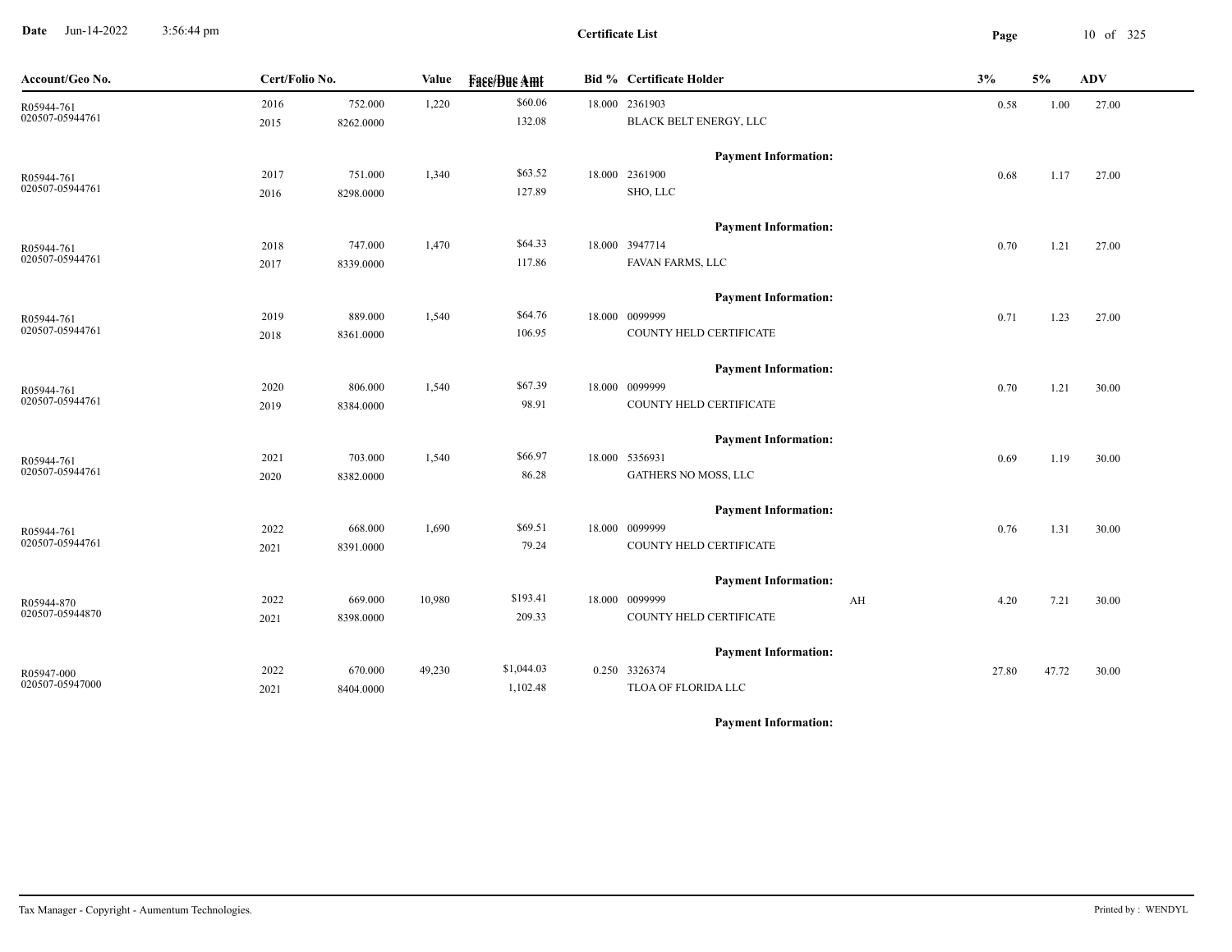**Certificate List**

| Account/Geo No. | Cert/Folio No. | | Value | Face/Due Amt | Bid % | Certificate Holder | | 3% | 5% | ADV |
|---|---|---|---|---|---|---|---|---|---|---|
| R05944-761 020507-05944761 | 2016 2015 | 752.000 8262.0000 | 1,220 | $60.06 132.08 | 18.000 | 2361903 BLACK BELT ENERGY, LLC | | 0.58 | 1.00 | 27.00 |
| | | | | | | Payment Information: | | | | |
| R05944-761 020507-05944761 | 2017 2016 | 751.000 8298.0000 | 1,340 | $63.52 127.89 | 18.000 | 2361900 SHO, LLC | | 0.68 | 1.17 | 27.00 |
| | | | | | | Payment Information: | | | | |
| R05944-761 020507-05944761 | 2018 2017 | 747.000 8339.0000 | 1,470 | $64.33 117.86 | 18.000 | 3947714 FAVAN FARMS, LLC | | 0.70 | 1.21 | 27.00 |
| | | | | | | Payment Information: | | | | |
| R05944-761 020507-05944761 | 2019 2018 | 889.000 8361.0000 | 1,540 | $64.76 106.95 | 18.000 | 0099999 COUNTY HELD CERTIFICATE | | 0.71 | 1.23 | 27.00 |
| | | | | | | Payment Information: | | | | |
| R05944-761 020507-05944761 | 2020 2019 | 806.000 8384.0000 | 1,540 | $67.39 98.91 | 18.000 | 0099999 COUNTY HELD CERTIFICATE | | 0.70 | 1.21 | 30.00 |
| | | | | | | Payment Information: | | | | |
| R05944-761 020507-05944761 | 2021 2020 | 703.000 8382.0000 | 1,540 | $66.97 86.28 | 18.000 | 5356931 GATHERS NO MOSS, LLC | | 0.69 | 1.19 | 30.00 |
| | | | | | | Payment Information: | | | | |
| R05944-761 020507-05944761 | 2022 2021 | 668.000 8391.0000 | 1,690 | $69.51 79.24 | 18.000 | 0099999 COUNTY HELD CERTIFICATE | | 0.76 | 1.31 | 30.00 |
| | | | | | | Payment Information: | | | | |
| R05944-870 020507-05944870 | 2022 2021 | 669.000 8398.0000 | 10,980 | $193.41 209.33 | 18.000 | 0099999 COUNTY HELD CERTIFICATE | AH | 4.20 | 7.21 | 30.00 |
| | | | | | | Payment Information: | | | | |
| R05947-000 020507-05947000 | 2022 2021 | 670.000 8404.0000 | 49,230 | $1,044.03 1,102.48 | 0.250 | 3326374 TLOA OF FLORIDA LLC | | 27.80 | 47.72 | 30.00 |
| | | | | | | Payment Information: | | | | |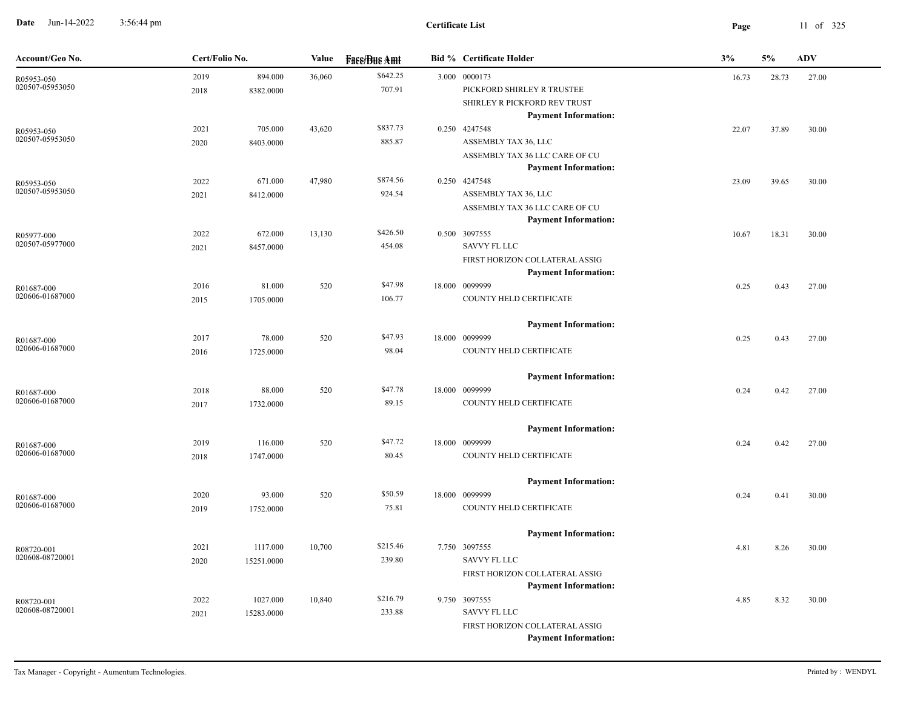# Certificate List

| Account/Geo No. | Cert/Folio No. | | Value | Face/Due Amt | Bid % | Certificate Holder | 3% | 5% | ADV |
|---|---|---|---|---|---|---|---|---|---|
| R05953-050<br>020507-05953050 | 2019<br>2018 | 894.000<br>8382.0000 | 36,060 | $642.25<br>707.91 | 3.000 | 0000173<br>PICKFORD SHIRLEY R TRUSTEE<br>SHIRLEY R PICKFORD REV TRUST<br>**Payment Information:** | 16.73 | 28.73 | 27.00 |
| R05953-050<br>020507-05953050 | 2021<br>2020 | 705.000<br>8403.0000 | 43,620 | $837.73<br>885.87 | 0.250 | 4247548<br>ASSEMBLY TAX 36, LLC<br>ASSEMBLY TAX 36 LLC CARE OF CU<br>**Payment Information:** | 22.07 | 37.89 | 30.00 |
| R05953-050<br>020507-05953050 | 2022<br>2021 | 671.000<br>8412.0000 | 47,980 | $874.56<br>924.54 | 0.250 | 4247548<br>ASSEMBLY TAX 36, LLC<br>ASSEMBLY TAX 36 LLC CARE OF CU<br>**Payment Information:** | 23.09 | 39.65 | 30.00 |
| R05977-000<br>020507-05977000 | 2022<br>2021 | 672.000<br>8457.0000 | 13,130 | $426.50<br>454.08 | 0.500 | 3097555<br>SAVVY FL LLC<br>FIRST HORIZON COLLATERAL ASSIG<br>**Payment Information:** | 10.67 | 18.31 | 30.00 |
| R01687-000<br>020606-01687000 | 2016<br>2015 | 81.000<br>1705.0000 | 520 | $47.98<br>106.77 | 18.000 | 0099999<br>COUNTY HELD CERTIFICATE<br>**Payment Information:** | 0.25 | 0.43 | 27.00 |
| R01687-000<br>020606-01687000 | 2017<br>2016 | 78.000<br>1725.0000 | 520 | $47.93<br>98.04 | 18.000 | 0099999<br>COUNTY HELD CERTIFICATE<br>**Payment Information:** | 0.25 | 0.43 | 27.00 |
| R01687-000<br>020606-01687000 | 2018<br>2017 | 88.000<br>1732.0000 | 520 | $47.78<br>89.15 | 18.000 | 0099999<br>COUNTY HELD CERTIFICATE<br>**Payment Information:** | 0.24 | 0.42 | 27.00 |
| R01687-000<br>020606-01687000 | 2019<br>2018 | 116.000<br>1747.0000 | 520 | $47.72<br>80.45 | 18.000 | 0099999<br>COUNTY HELD CERTIFICATE<br>**Payment Information:** | 0.24 | 0.42 | 27.00 |
| R01687-000<br>020606-01687000 | 2020<br>2019 | 93.000<br>1752.0000 | 520 | $50.59<br>75.81 | 18.000 | 0099999<br>COUNTY HELD CERTIFICATE<br>**Payment Information:** | 0.24 | 0.41 | 30.00 |
| R08720-001<br>020608-08720001 | 2021<br>2020 | 1117.000<br>15251.0000 | 10,700 | $215.46<br>239.80 | 7.750 | 3097555<br>SAVVY FL LLC<br>FIRST HORIZON COLLATERAL ASSIG<br>**Payment Information:** | 4.81 | 8.26 | 30.00 |
| R08720-001<br>020608-08720001 | 2022<br>2021 | 1027.000<br>15283.0000 | 10,840 | $216.79<br>233.88 | 9.750 | 3097555<br>SAVVY FL LLC<br>FIRST HORIZON COLLATERAL ASSIG<br>**Payment Information:** | 4.85 | 8.32 | 30.00 |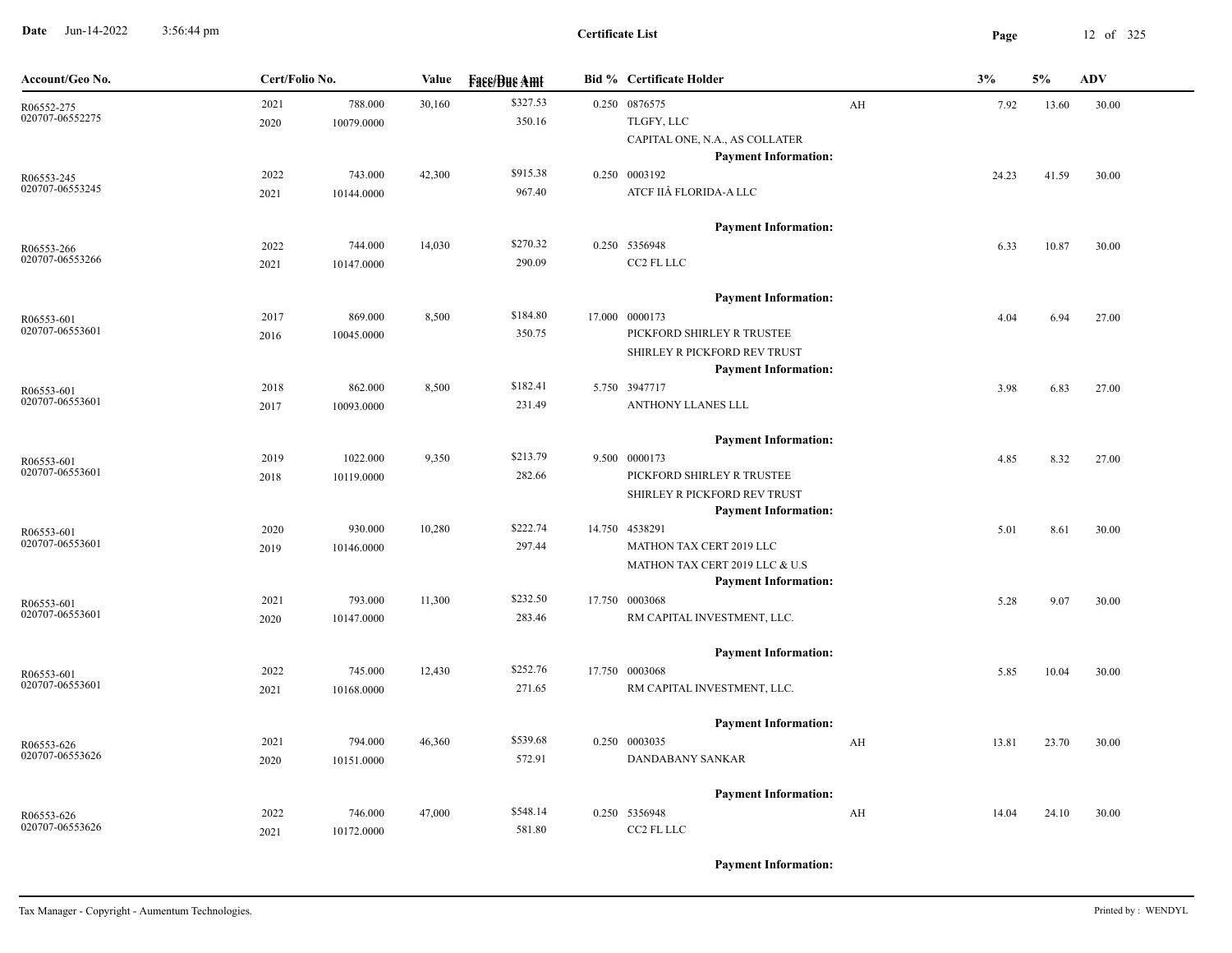# Certificate List

| Account/Geo No. | Cert/Folio No. | | Value | Face/Due Amt | Bid % | Certificate Holder | | 3% | 5% | ADV |
|---|---|---|---|---|---|---|---|---|---|---|
| R06552-275<br>020707-06552275 | 2021<br>2020 | 788.000<br>10079.0000 | 30,160 | $327.53<br>350.16 | 0.250 | 0876575<br>TLGFY, LLC<br>CAPITAL ONE, N.A., AS COLLATER<br>**Payment Information:** | AH | 7.92 | 13.60 | 30.00 |
| R06553-245<br>020707-06553245 | 2022<br>2021 | 743.000<br>10144.0000 | 42,300 | $915.38<br>967.40 | 0.250 | 0003192<br>ATCF IIÂ FLORIDA-A LLC<br>**Payment Information:** | | 24.23 | 41.59 | 30.00 |
| R06553-266<br>020707-06553266 | 2022<br>2021 | 744.000<br>10147.0000 | 14,030 | $270.32<br>290.09 | 0.250 | 5356948<br>CC2 FL LLC<br>**Payment Information:** | | 6.33 | 10.87 | 30.00 |
| R06553-601<br>020707-06553601 | 2017<br>2016 | 869.000<br>10045.0000 | 8,500 | $184.80<br>350.75 | 17.000 | 0000173<br>PICKFORD SHIRLEY R TRUSTEE<br>SHIRLEY R PICKFORD REV TRUST<br>**Payment Information:** | | 4.04 | 6.94 | 27.00 |
| R06553-601<br>020707-06553601 | 2018<br>2017 | 862.000<br>10093.0000 | 8,500 | $182.41<br>231.49 | 5.750 | 3947717<br>ANTHONY LLANES LLL<br>**Payment Information:** | | 3.98 | 6.83 | 27.00 |
| R06553-601<br>020707-06553601 | 2019<br>2018 | 1022.000<br>10119.0000 | 9,350 | $213.79<br>282.66 | 9.500 | 0000173<br>PICKFORD SHIRLEY R TRUSTEE<br>SHIRLEY R PICKFORD REV TRUST<br>**Payment Information:** | | 4.85 | 8.32 | 27.00 |
| R06553-601<br>020707-06553601 | 2020<br>2019 | 930.000<br>10146.0000 | 10,280 | $222.74<br>297.44 | 14.750 | 4538291<br>MATHON TAX CERT 2019 LLC<br>MATHON TAX CERT 2019 LLC & U.S<br>**Payment Information:** | | 5.01 | 8.61 | 30.00 |
| R06553-601<br>020707-06553601 | 2021<br>2020 | 793.000<br>10147.0000 | 11,300 | $232.50<br>283.46 | 17.750 | 0003068<br>RM CAPITAL INVESTMENT, LLC.<br>**Payment Information:** | | 5.28 | 9.07 | 30.00 |
| R06553-601<br>020707-06553601 | 2022<br>2021 | 745.000<br>10168.0000 | 12,430 | $252.76<br>271.65 | 17.750 | 0003068<br>RM CAPITAL INVESTMENT, LLC.<br>**Payment Information:** | | 5.85 | 10.04 | 30.00 |
| R06553-626<br>020707-06553626 | 2021<br>2020 | 794.000<br>10151.0000 | 46,360 | $539.68<br>572.91 | 0.250 | 0003035<br>DANDABANY SANKAR<br>**Payment Information:** | AH | 13.81 | 23.70 | 30.00 |
| R06553-626<br>020707-06553626 | 2022<br>2021 | 746.000<br>10172.0000 | 47,000 | $548.14<br>581.80 | 0.250 | 5356948<br>CC2 FL LLC<br>**Payment Information:** | AH | 14.04 | 24.10 | 30.00 |

Tax Manager - Copyright - Aumentum Technologies.

Printed by : WENDYL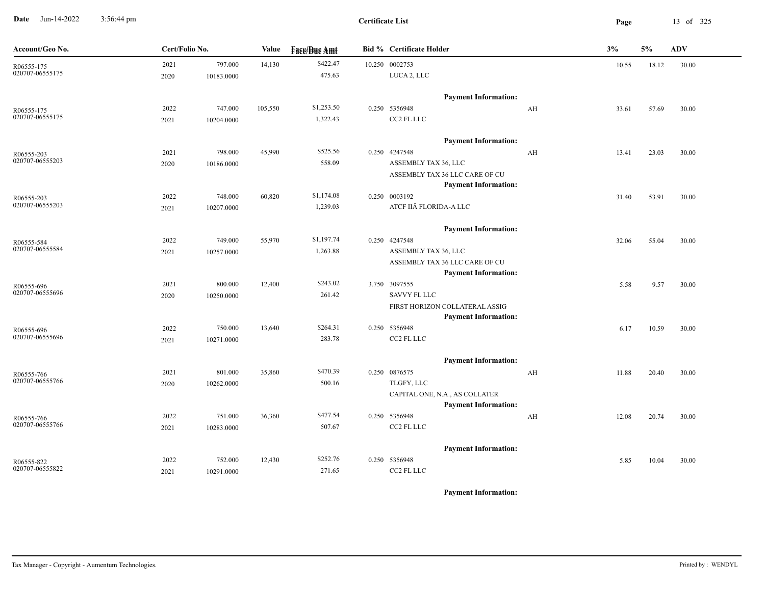# Certificate List

| Account/Geo No. | Cert/Folio No. | | Value | Face/Due Amt | Bid % | Certificate Holder | | 3% | 5% | ADV |
|---|---|---|---|---|---|---|---|---|---|---|
| R06555-175 020707-06555175 | 2021 2020 | 797.000 10183.0000 | 14,130 | $422.47 475.63 | 10.250 | 0002753 LUCA 2, LLC | | 10.55 | 18.12 | 30.00 |
| | | | | | | Payment Information: | | | | |
| R06555-175 020707-06555175 | 2022 2021 | 747.000 10204.0000 | 105,550 | $1,253.50 1,322.43 | 0.250 | 5356948 CC2 FL LLC | AH | 33.61 | 57.69 | 30.00 |
| | | | | | | Payment Information: | | | | |
| R06555-203 020707-06555203 | 2021 2020 | 798.000 10186.0000 | 45,990 | $525.56 558.09 | 0.250 | 4247548 ASSEMBLY TAX 36, LLC ASSEMBLY TAX 36 LLC CARE OF CU | AH | 13.41 | 23.03 | 30.00 |
| | | | | | | Payment Information: | | | | |
| R06555-203 020707-06555203 | 2022 2021 | 748.000 10207.0000 | 60,820 | $1,174.08 1,239.03 | 0.250 | 0003192 ATCF IIÂ FLORIDA-A LLC | | 31.40 | 53.91 | 30.00 |
| | | | | | | Payment Information: | | | | |
| R06555-584 020707-06555584 | 2022 2021 | 749.000 10257.0000 | 55,970 | $1,197.74 1,263.88 | 0.250 | 4247548 ASSEMBLY TAX 36, LLC ASSEMBLY TAX 36 LLC CARE OF CU | | 32.06 | 55.04 | 30.00 |
| | | | | | | Payment Information: | | | | |
| R06555-696 020707-06555696 | 2021 2020 | 800.000 10250.0000 | 12,400 | $243.02 261.42 | 3.750 | 3097555 SAVVY FL LLC FIRST HORIZON COLLATERAL ASSIG | | 5.58 | 9.57 | 30.00 |
| | | | | | | Payment Information: | | | | |
| R06555-696 020707-06555696 | 2022 2021 | 750.000 10271.0000 | 13,640 | $264.31 283.78 | 0.250 | 5356948 CC2 FL LLC | | 6.17 | 10.59 | 30.00 |
| | | | | | | Payment Information: | | | | |
| R06555-766 020707-06555766 | 2021 2020 | 801.000 10262.0000 | 35,860 | $470.39 500.16 | 0.250 | 0876575 TLGFY, LLC CAPITAL ONE, N.A., AS COLLATER | AH | 11.88 | 20.40 | 30.00 |
| | | | | | | Payment Information: | | | | |
| R06555-766 020707-06555766 | 2022 2021 | 751.000 10283.0000 | 36,360 | $477.54 507.67 | 0.250 | 5356948 CC2 FL LLC | AH | 12.08 | 20.74 | 30.00 |
| | | | | | | Payment Information: | | | | |
| R06555-822 020707-06555822 | 2022 2021 | 752.000 10291.0000 | 12,430 | $252.76 271.65 | 0.250 | 5356948 CC2 FL LLC | | 5.85 | 10.04 | 30.00 |
| | | | | | | Payment Information: | | | | |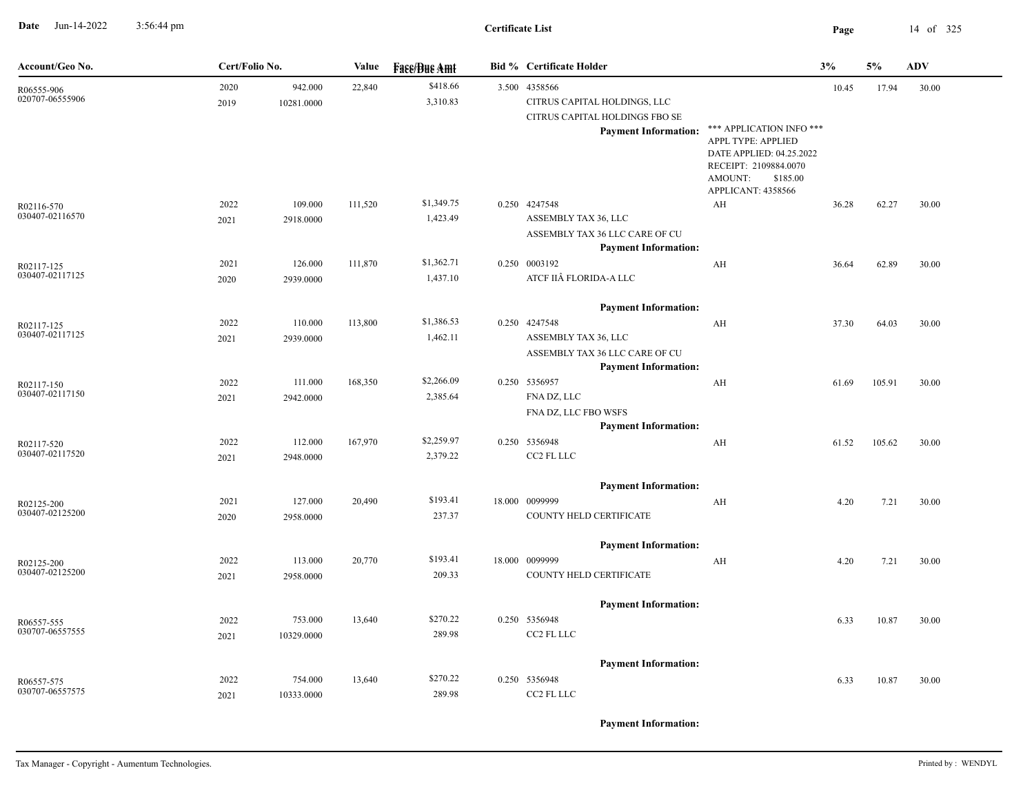Date Jun-14-2022 3:56:44 pm

**Certificate List**

| Account/Geo No. | Cert/Folio No. | | Value | Face/Due Amt | Bid % | Certificate Holder | | 3% | 5% | ADV |
|---|---|---|---|---|---|---|---|---|---|---|
| R06555-906 | 2020 | 942.000 | 22,840 | $418.66 | 3.500 | 4358566 | | 10.45 | 17.94 | 30.00 |
| 020707-06555906 | 2019 | 10281.0000 | | 3,310.83 | | CITRUS CAPITAL HOLDINGS, LLC | | | | |
| | | | | | | CITRUS CAPITAL HOLDINGS FBO SE | | | | |
| | | | | | | **Payment Information:** | *** APPLICATION INFO *** APPL TYPE: APPLIED DATE APPLIED: 04.25.2022 RECEIPT: 2109884.0070 AMOUNT: $185.00 APPLICANT: 4358566 | | | |
| R02116-570 | 2022 | 109.000 | 111,520 | $1,349.75 | 0.250 | 4247548 | AH | 36.28 | 62.27 | 30.00 |
| 030407-02116570 | 2021 | 2918.0000 | | 1,423.49 | | ASSEMBLY TAX 36, LLC | | | | |
| | | | | | | ASSEMBLY TAX 36 LLC CARE OF CU | | | | |
| | | | | | | **Payment Information:** | | | | |
| R02117-125 | 2021 | 126.000 | 111,870 | $1,362.71 | 0.250 | 0003192 | AH | 36.64 | 62.89 | 30.00 |
| 030407-02117125 | 2020 | 2939.0000 | | 1,437.10 | | ATCF IIÂ FLORIDA-A LLC | | | | |
| | | | | | | **Payment Information:** | | | | |
| R02117-125 | 2022 | 110.000 | 113,800 | $1,386.53 | 0.250 | 4247548 | AH | 37.30 | 64.03 | 30.00 |
| 030407-02117125 | 2021 | 2939.0000 | | 1,462.11 | | ASSEMBLY TAX 36, LLC | | | | |
| | | | | | | ASSEMBLY TAX 36 LLC CARE OF CU | | | | |
| | | | | | | **Payment Information:** | | | | |
| R02117-150 | 2022 | 111.000 | 168,350 | $2,266.09 | 0.250 | 5356957 | AH | 61.69 | 105.91 | 30.00 |
| 030407-02117150 | 2021 | 2942.0000 | | 2,385.64 | | FNA DZ, LLC | | | | |
| | | | | | | FNA DZ, LLC FBO WSFS | | | | |
| | | | | | | **Payment Information:** | | | | |
| R02117-520 | 2022 | 112.000 | 167,970 | $2,259.97 | 0.250 | 5356948 | AH | 61.52 | 105.62 | 30.00 |
| 030407-02117520 | 2021 | 2948.0000 | | 2,379.22 | | CC2 FL LLC | | | | |
| | | | | | | **Payment Information:** | | | | |
| R02125-200 | 2021 | 127.000 | 20,490 | $193.41 | 18.000 | 0099999 | AH | 4.20 | 7.21 | 30.00 |
| 030407-02125200 | 2020 | 2958.0000 | | 237.37 | | COUNTY HELD CERTIFICATE | | | | |
| | | | | | | **Payment Information:** | | | | |
| R02125-200 | 2022 | 113.000 | 20,770 | $193.41 | 18.000 | 0099999 | AH | 4.20 | 7.21 | 30.00 |
| 030407-02125200 | 2021 | 2958.0000 | | 209.33 | | COUNTY HELD CERTIFICATE | | | | |
| | | | | | | **Payment Information:** | | | | |
| R06557-555 | 2022 | 753.000 | 13,640 | $270.22 | 0.250 | 5356948 | | 6.33 | 10.87 | 30.00 |
| 030707-06557555 | 2021 | 10329.0000 | | 289.98 | | CC2 FL LLC | | | | |
| | | | | | | **Payment Information:** | | | | |
| R06557-575 | 2022 | 754.000 | 13,640 | $270.22 | 0.250 | 5356948 | | 6.33 | 10.87 | 30.00 |
| 030707-06557575 | 2021 | 10333.0000 | | 289.98 | | CC2 FL LLC | | | | |
| | | | | | | **Payment Information:** | | | | |

Tax Manager - Copyright - Aumentum Technologies. Printed by : WENDYL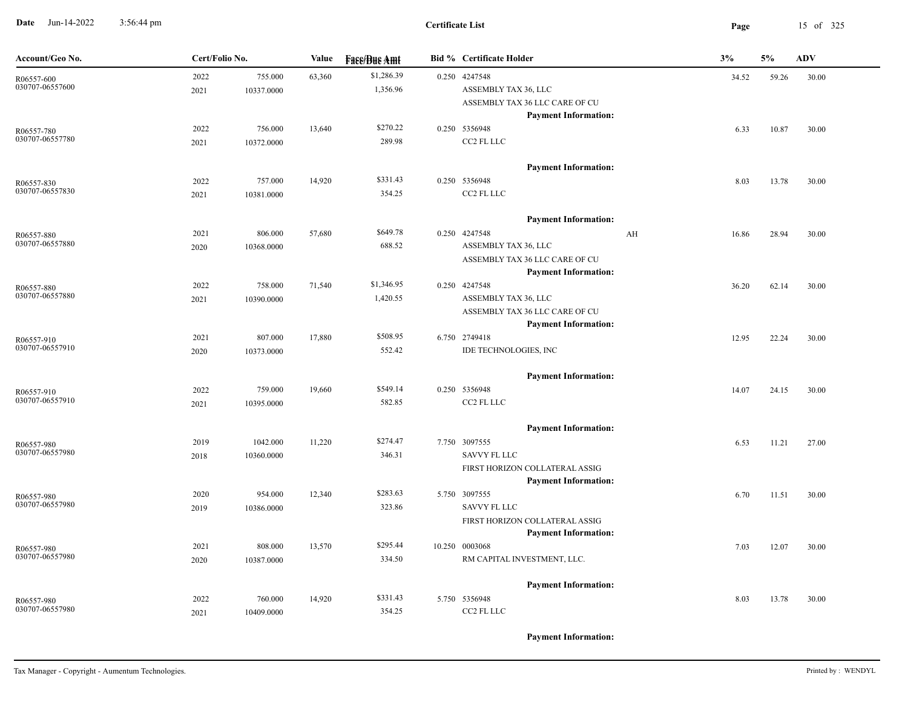**Certificate List**

Date Jun-14-2022 3:56:44 pm

| Account/Geo No. | Cert/Folio No. | | Value | Face/Due Amt | Bid % | Certificate Holder | | 3% | 5% | ADV |
|---|---|---|---|---|---|---|---|---|---|---|
| R06557-600<br>030707-06557600 | 2022<br>2021 | 755.000<br>10337.0000 | 63,360 | $1,286.39<br>1,356.96 | 0.250 | 4247548<br>ASSEMBLY TAX 36, LLC<br>ASSEMBLY TAX 36 LLC CARE OF CU<br>**Payment Information:** | | 34.52 | 59.26 | 30.00 |
| R06557-780<br>030707-06557780 | 2022<br>2021 | 756.000<br>10372.0000 | 13,640 | $270.22<br>289.98 | 0.250 | 5356948<br>CC2 FL LLC<br>**Payment Information:** | | 6.33 | 10.87 | 30.00 |
| R06557-830<br>030707-06557830 | 2022<br>2021 | 757.000<br>10381.0000 | 14,920 | $331.43<br>354.25 | 0.250 | 5356948<br>CC2 FL LLC<br>**Payment Information:** | | 8.03 | 13.78 | 30.00 |
| R06557-880<br>030707-06557880 | 2021<br>2020 | 806.000<br>10368.0000 | 57,680 | $649.78<br>688.52 | 0.250 | 4247548<br>ASSEMBLY TAX 36, LLC<br>ASSEMBLY TAX 36 LLC CARE OF CU<br>**Payment Information:** | AH | 16.86 | 28.94 | 30.00 |
| R06557-880<br>030707-06557880 | 2022<br>2021 | 758.000<br>10390.0000 | 71,540 | $1,346.95<br>1,420.55 | 0.250 | 4247548<br>ASSEMBLY TAX 36, LLC<br>ASSEMBLY TAX 36 LLC CARE OF CU<br>**Payment Information:** | | 36.20 | 62.14 | 30.00 |
| R06557-910<br>030707-06557910 | 2021<br>2020 | 807.000<br>10373.0000 | 17,880 | $508.95<br>552.42 | 6.750 | 2749418<br>IDE TECHNOLOGIES, INC<br>**Payment Information:** | | 12.95 | 22.24 | 30.00 |
| R06557-910<br>030707-06557910 | 2022<br>2021 | 759.000<br>10395.0000 | 19,660 | $549.14<br>582.85 | 0.250 | 5356948<br>CC2 FL LLC<br>**Payment Information:** | | 14.07 | 24.15 | 30.00 |
| R06557-980<br>030707-06557980 | 2019<br>2018 | 1042.000<br>10360.0000 | 11,220 | $274.47<br>346.31 | 7.750 | 3097555<br>SAVVY FL LLC<br>FIRST HORIZON COLLATERAL ASSIG<br>**Payment Information:** | | 6.53 | 11.21 | 27.00 |
| R06557-980<br>030707-06557980 | 2020<br>2019 | 954.000<br>10386.0000 | 12,340 | $283.63<br>323.86 | 5.750 | 3097555<br>SAVVY FL LLC<br>FIRST HORIZON COLLATERAL ASSIG<br>**Payment Information:** | | 6.70 | 11.51 | 30.00 |
| R06557-980<br>030707-06557980 | 2021<br>2020 | 808.000<br>10387.0000 | 13,570 | $295.44<br>334.50 | 10.250 | 0003068<br>RM CAPITAL INVESTMENT, LLC.<br>**Payment Information:** | | 7.03 | 12.07 | 30.00 |
| R06557-980<br>030707-06557980 | 2022<br>2021 | 760.000<br>10409.0000 | 14,920 | $331.43<br>354.25 | 5.750 | 5356948<br>CC2 FL LLC<br>**Payment Information:** | | 8.03 | 13.78 | 30.00 |

Tax Manager - Copyright - Aumentum Technologies. Printed by : WENDYL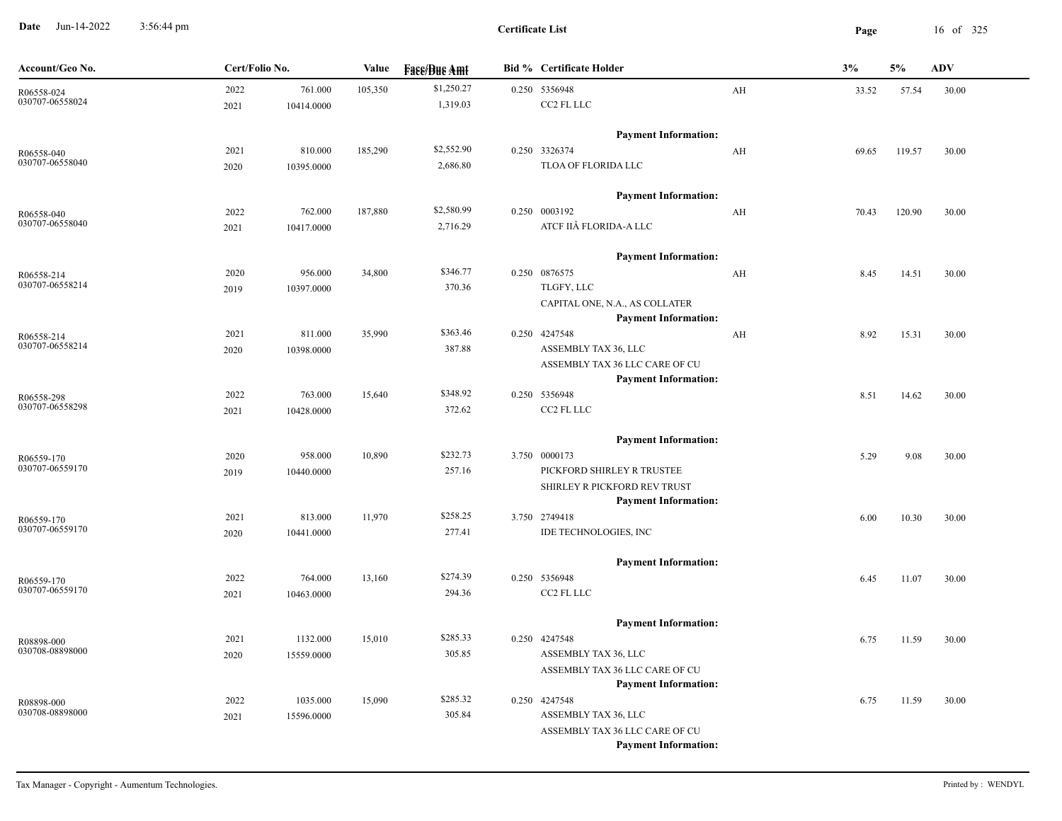**Certificate List**

| Account/Geo No. | Cert/Folio No. | | Value | Face/Due Amt | Bid % | Certificate Holder | | 3% | 5% | ADV |
|---|---|---|---|---|---|---|---|---|---|---|
| R06558-024<br>030707-06558024 | 2022<br>2021 | 761.000<br>10414.0000 | 105,350 | $1,250.27<br>1,319.03 | 0.250 | 5356948<br>CC2 FL LLC<br>**Payment Information:** | AH | 33.52 | 57.54 | 30.00 |
| R06558-040<br>030707-06558040 | 2021<br>2020 | 810.000<br>10395.0000 | 185,290 | $2,552.90<br>2,686.80 | 0.250 | 3326374<br>TLOA OF FLORIDA LLC<br>**Payment Information:** | AH | 69.65 | 119.57 | 30.00 |
| R06558-040<br>030707-06558040 | 2022<br>2021 | 762.000<br>10417.0000 | 187,880 | $2,580.99<br>2,716.29 | 0.250 | 0003192<br>ATCF IIÂ FLORIDA-A LLC<br>**Payment Information:** | AH | 70.43 | 120.90 | 30.00 |
| R06558-214<br>030707-06558214 | 2020<br>2019 | 956.000<br>10397.0000 | 34,800 | $346.77<br>370.36 | 0.250 | 0876575<br>TLGFY, LLC<br>CAPITAL ONE, N.A., AS COLLATER<br>**Payment Information:** | AH | 8.45 | 14.51 | 30.00 |
| R06558-214<br>030707-06558214 | 2021<br>2020 | 811.000<br>10398.0000 | 35,990 | $363.46<br>387.88 | 0.250 | 4247548<br>ASSEMBLY TAX 36, LLC<br>ASSEMBLY TAX 36 LLC CARE OF CU<br>**Payment Information:** | AH | 8.92 | 15.31 | 30.00 |
| R06558-298<br>030707-06558298 | 2022<br>2021 | 763.000<br>10428.0000 | 15,640 | $348.92<br>372.62 | 0.250 | 5356948<br>CC2 FL LLC<br>**Payment Information:** | | 8.51 | 14.62 | 30.00 |
| R06559-170<br>030707-06559170 | 2020<br>2019 | 958.000<br>10440.0000 | 10,890 | $232.73<br>257.16 | 3.750 | 0000173<br>PICKFORD SHIRLEY R TRUSTEE<br>SHIRLEY R PICKFORD REV TRUST<br>**Payment Information:** | | 5.29 | 9.08 | 30.00 |
| R06559-170<br>030707-06559170 | 2021<br>2020 | 813.000<br>10441.0000 | 11,970 | $258.25<br>277.41 | 3.750 | 2749418<br>IDE TECHNOLOGIES, INC<br>**Payment Information:** | | 6.00 | 10.30 | 30.00 |
| R06559-170<br>030707-06559170 | 2022<br>2021 | 764.000<br>10463.0000 | 13,160 | $274.39<br>294.36 | 0.250 | 5356948<br>CC2 FL LLC<br>**Payment Information:** | | 6.45 | 11.07 | 30.00 |
| R08898-000<br>030708-08898000 | 2021<br>2020 | 1132.000<br>15559.0000 | 15,010 | $285.33<br>305.85 | 0.250 | 4247548<br>ASSEMBLY TAX 36, LLC<br>ASSEMBLY TAX 36 LLC CARE OF CU<br>**Payment Information:** | | 6.75 | 11.59 | 30.00 |
| R08898-000<br>030708-08898000 | 2022<br>2021 | 1035.000<br>15596.0000 | 15,090 | $285.32<br>305.84 | 0.250 | 4247548<br>ASSEMBLY TAX 36, LLC<br>ASSEMBLY TAX 36 LLC CARE OF CU<br>**Payment Information:** | | 6.75 | 11.59 | 30.00 |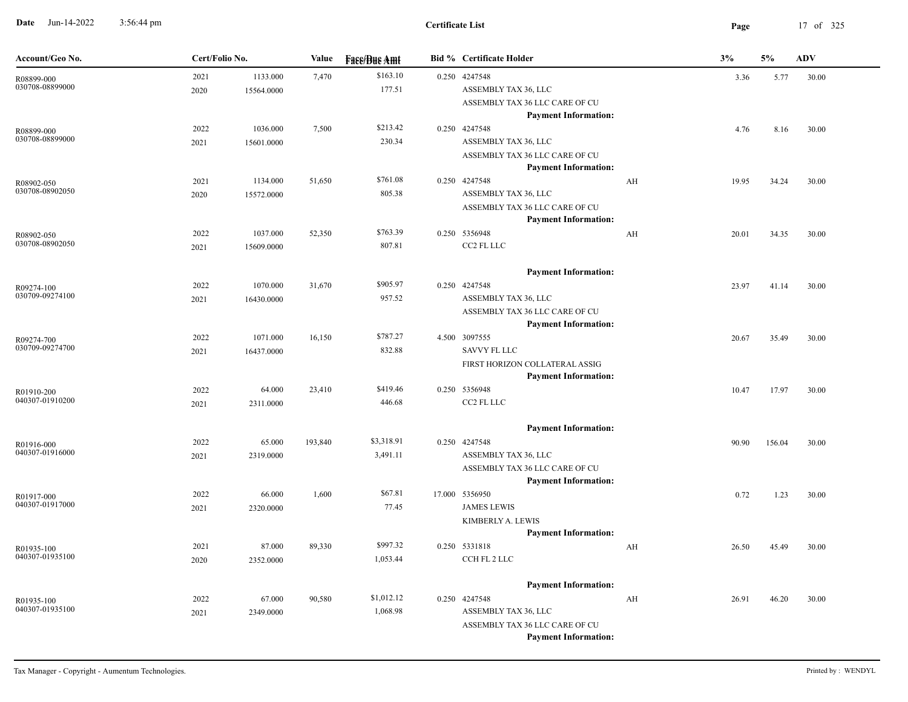# Certificate List

| Account/Geo No. | Cert/Folio No. | | Value | Face/Due Amt | Bid % | Certificate Holder | | 3% | 5% | ADV |
|---|---|---|---|---|---|---|---|---|---|---|
| R08899-000<br>030708-08899000 | 2021<br>2020 | 1133.000<br>15564.0000 | 7,470 | $163.10<br>177.51 | 0.250 | 4247548<br>ASSEMBLY TAX 36, LLC<br>ASSEMBLY TAX 36 LLC CARE OF CU<br>**Payment Information:** | | 3.36 | 5.77 | 30.00 |
| R08899-000<br>030708-08899000 | 2022<br>2021 | 1036.000<br>15601.0000 | 7,500 | $213.42<br>230.34 | 0.250 | 4247548<br>ASSEMBLY TAX 36, LLC<br>ASSEMBLY TAX 36 LLC CARE OF CU<br>**Payment Information:** | | 4.76 | 8.16 | 30.00 |
| R08902-050<br>030708-08902050 | 2021<br>2020 | 1134.000<br>15572.0000 | 51,650 | $761.08<br>805.38 | 0.250 | 4247548<br>ASSEMBLY TAX 36, LLC<br>ASSEMBLY TAX 36 LLC CARE OF CU<br>**Payment Information:** | AH | 19.95 | 34.24 | 30.00 |
| R08902-050<br>030708-08902050 | 2022<br>2021 | 1037.000<br>15609.0000 | 52,350 | $763.39<br>807.81 | 0.250 | 5356948<br>CC2 FL LLC<br>**Payment Information:** | AH | 20.01 | 34.35 | 30.00 |
| R09274-100<br>030709-09274100 | 2022<br>2021 | 1070.000<br>16430.0000 | 31,670 | $905.97<br>957.52 | 0.250 | 4247548<br>ASSEMBLY TAX 36, LLC<br>ASSEMBLY TAX 36 LLC CARE OF CU<br>**Payment Information:** | | 23.97 | 41.14 | 30.00 |
| R09274-700<br>030709-09274700 | 2022<br>2021 | 1071.000<br>16437.0000 | 16,150 | $787.27<br>832.88 | 4.500 | 3097555<br>SAVVY FL LLC<br>FIRST HORIZON COLLATERAL ASSIG<br>**Payment Information:** | | 20.67 | 35.49 | 30.00 |
| R01910-200<br>040307-01910200 | 2022<br>2021 | 64.000<br>2311.0000 | 23,410 | $419.46<br>446.68 | 0.250 | 5356948<br>CC2 FL LLC<br>**Payment Information:** | | 10.47 | 17.97 | 30.00 |
| R01916-000<br>040307-01916000 | 2022<br>2021 | 65.000<br>2319.0000 | 193,840 | $3,318.91<br>3,491.11 | 0.250 | 4247548<br>ASSEMBLY TAX 36, LLC<br>ASSEMBLY TAX 36 LLC CARE OF CU<br>**Payment Information:** | | 90.90 | 156.04 | 30.00 |
| R01917-000<br>040307-01917000 | 2022<br>2021 | 66.000<br>2320.0000 | 1,600 | $67.81<br>77.45 | 17.000 | 5356950<br>JAMES LEWIS<br>KIMBERLY A. LEWIS<br>**Payment Information:** | | 0.72 | 1.23 | 30.00 |
| R01935-100<br>040307-01935100 | 2021<br>2020 | 87.000<br>2352.0000 | 89,330 | $997.32<br>1,053.44 | 0.250 | 5331818<br>CCH FL 2 LLC<br>**Payment Information:** | AH | 26.50 | 45.49 | 30.00 |
| R01935-100<br>040307-01935100 | 2022<br>2021 | 67.000<br>2349.0000 | 90,580 | $1,012.12<br>1,068.98 | 0.250 | 4247548<br>ASSEMBLY TAX 36, LLC<br>ASSEMBLY TAX 36 LLC CARE OF CU<br>**Payment Information:** | AH | 26.91 | 46.20 | 30.00 |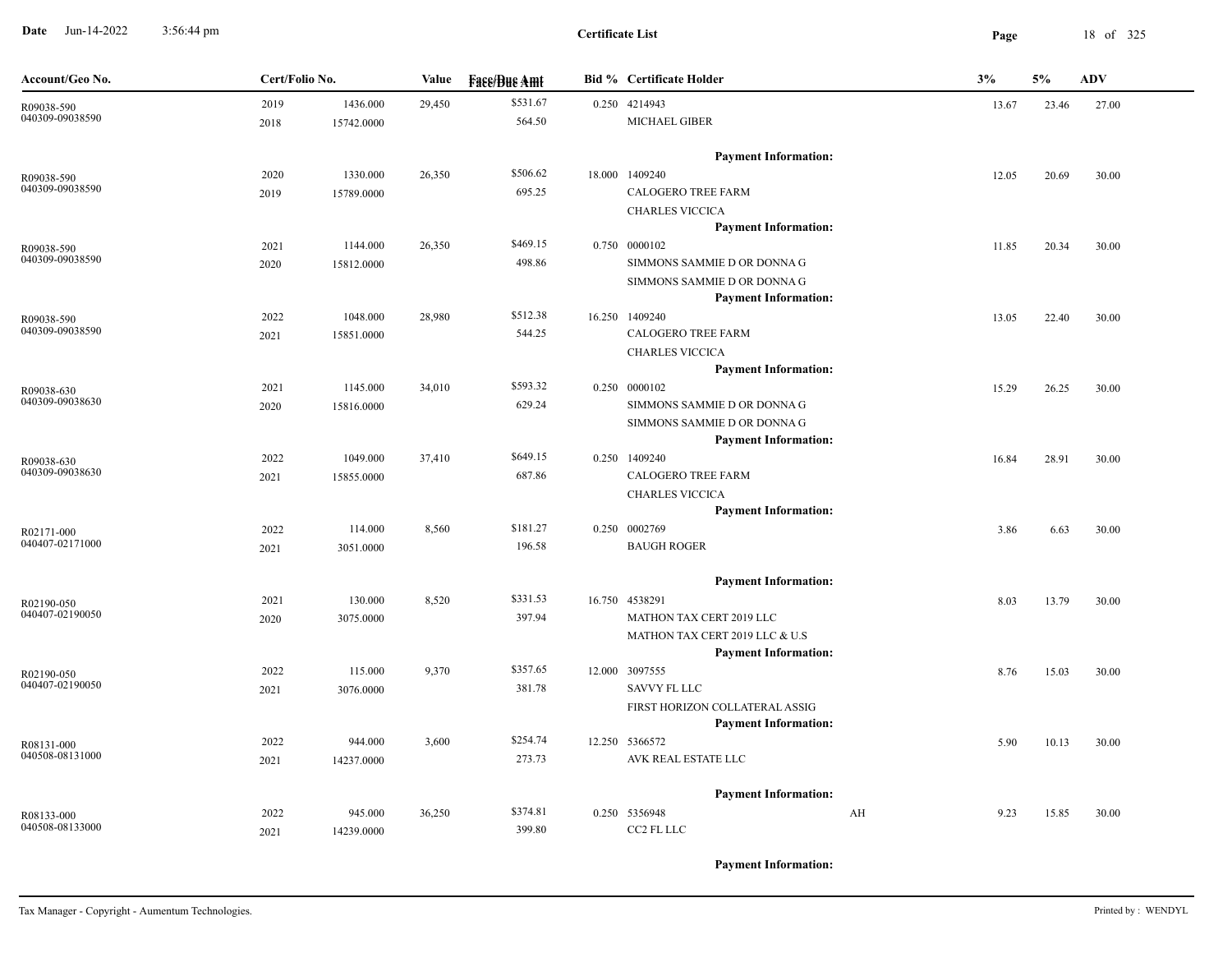# Certificate List

| Account/Geo No. | Cert/Folio No. | | Value | Face/Due Amt | Bid % | Certificate Holder | | 3% | 5% | ADV |
|---|---|---|---|---|---|---|---|---|---|---|
| R09038-590 040309-09038590 | 2019 2018 | 1436.000 15742.0000 | 29,450 | $531.67 564.50 | 0.250 | 4214943 MICHAEL GIBER | | 13.67 | 23.46 | 27.00 |
| | | | | | | Payment Information: | | | | |
| R09038-590 040309-09038590 | 2020 2019 | 1330.000 15789.0000 | 26,350 | $506.62 695.25 | 18.000 | 1409240 CALOGERO TREE FARM CHARLES VICCICA | | 12.05 | 20.69 | 30.00 |
| | | | | | | Payment Information: | | | | |
| R09038-590 040309-09038590 | 2021 2020 | 1144.000 15812.0000 | 26,350 | $469.15 498.86 | 0.750 | 0000102 SIMMONS SAMMIE D OR DONNA G SIMMONS SAMMIE D OR DONNA G | | 11.85 | 20.34 | 30.00 |
| | | | | | | Payment Information: | | | | |
| R09038-590 040309-09038590 | 2022 2021 | 1048.000 15851.0000 | 28,980 | $512.38 544.25 | 16.250 | 1409240 CALOGERO TREE FARM CHARLES VICCICA | | 13.05 | 22.40 | 30.00 |
| | | | | | | Payment Information: | | | | |
| R09038-630 040309-09038630 | 2021 2020 | 1145.000 15816.0000 | 34,010 | $593.32 629.24 | 0.250 | 0000102 SIMMONS SAMMIE D OR DONNA G SIMMONS SAMMIE D OR DONNA G | | 15.29 | 26.25 | 30.00 |
| | | | | | | Payment Information: | | | | |
| R09038-630 040309-09038630 | 2022 2021 | 1049.000 15855.0000 | 37,410 | $649.15 687.86 | 0.250 | 1409240 CALOGERO TREE FARM CHARLES VICCICA | | 16.84 | 28.91 | 30.00 |
| | | | | | | Payment Information: | | | | |
| R02171-000 040407-02171000 | 2022 2021 | 114.000 3051.0000 | 8,560 | $181.27 196.58 | 0.250 | 0002769 BAUGH ROGER | | 3.86 | 6.63 | 30.00 |
| | | | | | | Payment Information: | | | | |
| R02190-050 040407-02190050 | 2021 2020 | 130.000 3075.0000 | 8,520 | $331.53 397.94 | 16.750 | 4538291 MATHON TAX CERT 2019 LLC MATHON TAX CERT 2019 LLC & U.S | | 8.03 | 13.79 | 30.00 |
| | | | | | | Payment Information: | | | | |
| R02190-050 040407-02190050 | 2022 2021 | 115.000 3076.0000 | 9,370 | $357.65 381.78 | 12.000 | 3097555 SAVVY FL LLC FIRST HORIZON COLLATERAL ASSIG | | 8.76 | 15.03 | 30.00 |
| | | | | | | Payment Information: | | | | |
| R08131-000 040508-08131000 | 2022 2021 | 944.000 14237.0000 | 3,600 | $254.74 273.73 | 12.250 | 5366572 AVK REAL ESTATE LLC | | 5.90 | 10.13 | 30.00 |
| | | | | | | Payment Information: | | | | |
| R08133-000 040508-08133000 | 2022 2021 | 945.000 14239.0000 | 36,250 | $374.81 399.80 | 0.250 | 5356948 CC2 FL LLC | AH | 9.23 | 15.85 | 30.00 |
| | | | | | | Payment Information: | | | | |

Tax Manager - Copyright - Aumentum Technologies. Printed by : WENDYL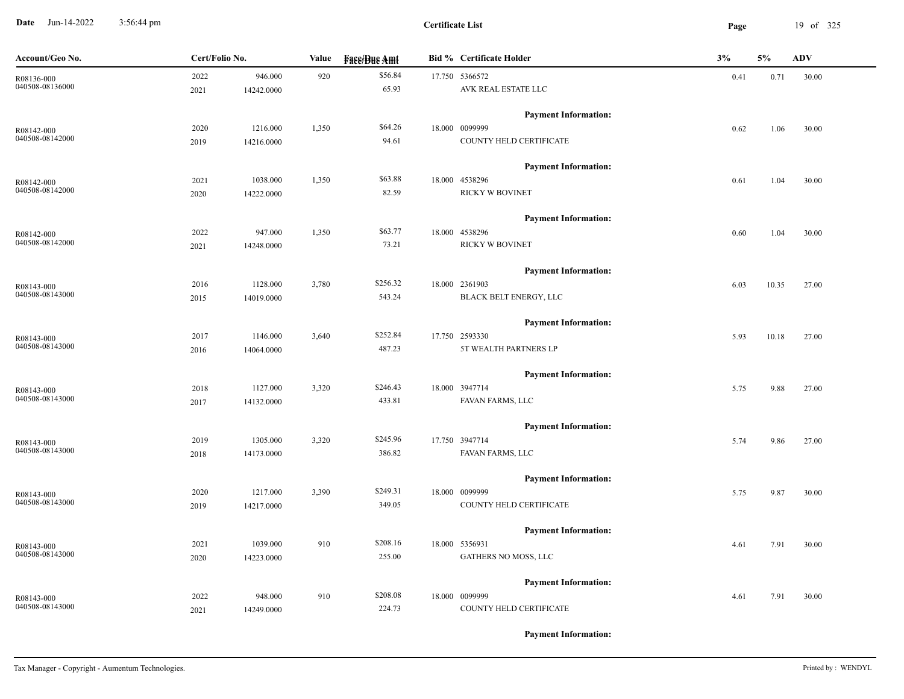# Certificate List

| Account/Geo No. | Cert/Folio No. | | Value | Face/Due Amt | Bid % | Certificate Holder | 3% | 5% | ADV |
|---|---|---|---|---|---|---|---|---|---|
| R08136-000 | 2022 | 946.000 | 920 | $56.84 | 17.750 | 5366572 | 0.41 | 0.71 | 30.00 |
| 040508-08136000 | 2021 | 14242.0000 | | 65.93 | | AVK REAL ESTATE LLC | | | |
| | | | | | | **Payment Information:** | | | |
| R08142-000 | 2020 | 1216.000 | 1,350 | $64.26 | 18.000 | 0099999 | 0.62 | 1.06 | 30.00 |
| 040508-08142000 | 2019 | 14216.0000 | | 94.61 | | COUNTY HELD CERTIFICATE | | | |
| | | | | | | **Payment Information:** | | | |
| R08142-000 | 2021 | 1038.000 | 1,350 | $63.88 | 18.000 | 4538296 | 0.61 | 1.04 | 30.00 |
| 040508-08142000 | 2020 | 14222.0000 | | 82.59 | | RICKY W BOVINET | | | |
| | | | | | | **Payment Information:** | | | |
| R08142-000 | 2022 | 947.000 | 1,350 | $63.77 | 18.000 | 4538296 | 0.60 | 1.04 | 30.00 |
| 040508-08142000 | 2021 | 14248.0000 | | 73.21 | | RICKY W BOVINET | | | |
| | | | | | | **Payment Information:** | | | |
| R08143-000 | 2016 | 1128.000 | 3,780 | $256.32 | 18.000 | 2361903 | 6.03 | 10.35 | 27.00 |
| 040508-08143000 | 2015 | 14019.0000 | | 543.24 | | BLACK BELT ENERGY, LLC | | | |
| | | | | | | **Payment Information:** | | | |
| R08143-000 | 2017 | 1146.000 | 3,640 | $252.84 | 17.750 | 2593330 | 5.93 | 10.18 | 27.00 |
| 040508-08143000 | 2016 | 14064.0000 | | 487.23 | | 5T WEALTH PARTNERS LP | | | |
| | | | | | | **Payment Information:** | | | |
| R08143-000 | 2018 | 1127.000 | 3,320 | $246.43 | 18.000 | 3947714 | 5.75 | 9.88 | 27.00 |
| 040508-08143000 | 2017 | 14132.0000 | | 433.81 | | FAVAN FARMS, LLC | | | |
| | | | | | | **Payment Information:** | | | |
| R08143-000 | 2019 | 1305.000 | 3,320 | $245.96 | 17.750 | 3947714 | 5.74 | 9.86 | 27.00 |
| 040508-08143000 | 2018 | 14173.0000 | | 386.82 | | FAVAN FARMS, LLC | | | |
| | | | | | | **Payment Information:** | | | |
| R08143-000 | 2020 | 1217.000 | 3,390 | $249.31 | 18.000 | 0099999 | 5.75 | 9.87 | 30.00 |
| 040508-08143000 | 2019 | 14217.0000 | | 349.05 | | COUNTY HELD CERTIFICATE | | | |
| | | | | | | **Payment Information:** | | | |
| R08143-000 | 2021 | 1039.000 | 910 | $208.16 | 18.000 | 5356931 | 4.61 | 7.91 | 30.00 |
| 040508-08143000 | 2020 | 14223.0000 | | 255.00 | | GATHERS NO MOSS, LLC | | | |
| | | | | | | **Payment Information:** | | | |
| R08143-000 | 2022 | 948.000 | 910 | $208.08 | 18.000 | 0099999 | 4.61 | 7.91 | 30.00 |
| 040508-08143000 | 2021 | 14249.0000 | | 224.73 | | COUNTY HELD CERTIFICATE | | | |
| | | | | | | **Payment Information:** | | | |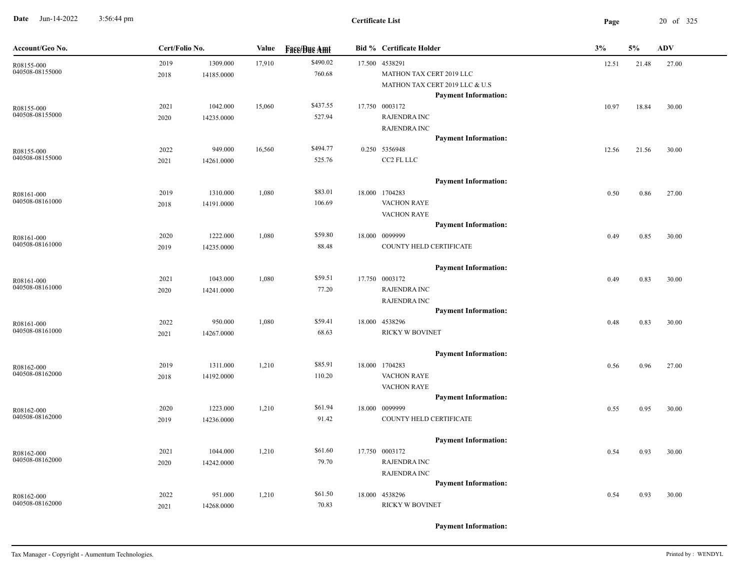**Certificate List**

| Account/Geo No. | Cert/Folio No. | | Value | Face/Due Amt | Bid % | Certificate Holder | 3% | 5% | ADV |
|---|---|---|---|---|---|---|---|---|---|
| R08155-000 | 2019 | 1309.000 | 17,910 | $490.02 | 17.500 | 4538291 | 12.51 | 21.48 | 27.00 |
| 040508-08155000 | 2018 | 14185.0000 | | 760.68 | | MATHON TAX CERT 2019 LLC | | | |
| | | | | | | MATHON TAX CERT 2019 LLC & U.S | | | |
| | | | | | | **Payment Information:** | | | |
| R08155-000 | 2021 | 1042.000 | 15,060 | $437.55 | 17.750 | 0003172 | 10.97 | 18.84 | 30.00 |
| 040508-08155000 | 2020 | 14235.0000 | | 527.94 | | RAJENDRA INC | | | |
| | | | | | | RAJENDRA INC | | | |
| | | | | | | **Payment Information:** | | | |
| R08155-000 | 2022 | 949.000 | 16,560 | $494.77 | 0.250 | 5356948 | 12.56 | 21.56 | 30.00 |
| 040508-08155000 | 2021 | 14261.0000 | | 525.76 | | CC2 FL LLC | | | |
| | | | | | | **Payment Information:** | | | |
| R08161-000 | 2019 | 1310.000 | 1,080 | $83.01 | 18.000 | 1704283 | 0.50 | 0.86 | 27.00 |
| 040508-08161000 | 2018 | 14191.0000 | | 106.69 | | VACHON RAYE | | | |
| | | | | | | VACHON RAYE | | | |
| | | | | | | **Payment Information:** | | | |
| R08161-000 | 2020 | 1222.000 | 1,080 | $59.80 | 18.000 | 0099999 | 0.49 | 0.85 | 30.00 |
| 040508-08161000 | 2019 | 14235.0000 | | 88.48 | | COUNTY HELD CERTIFICATE | | | |
| | | | | | | **Payment Information:** | | | |
| R08161-000 | 2021 | 1043.000 | 1,080 | $59.51 | 17.750 | 0003172 | 0.49 | 0.83 | 30.00 |
| 040508-08161000 | 2020 | 14241.0000 | | 77.20 | | RAJENDRA INC | | | |
| | | | | | | RAJENDRA INC | | | |
| | | | | | | **Payment Information:** | | | |
| R08161-000 | 2022 | 950.000 | 1,080 | $59.41 | 18.000 | 4538296 | 0.48 | 0.83 | 30.00 |
| 040508-08161000 | 2021 | 14267.0000 | | 68.63 | | RICKY W BOVINET | | | |
| | | | | | | **Payment Information:** | | | |
| R08162-000 | 2019 | 1311.000 | 1,210 | $85.91 | 18.000 | 1704283 | 0.56 | 0.96 | 27.00 |
| 040508-08162000 | 2018 | 14192.0000 | | 110.20 | | VACHON RAYE | | | |
| | | | | | | VACHON RAYE | | | |
| | | | | | | **Payment Information:** | | | |
| R08162-000 | 2020 | 1223.000 | 1,210 | $61.94 | 18.000 | 0099999 | 0.55 | 0.95 | 30.00 |
| 040508-08162000 | 2019 | 14236.0000 | | 91.42 | | COUNTY HELD CERTIFICATE | | | |
| | | | | | | **Payment Information:** | | | |
| R08162-000 | 2021 | 1044.000 | 1,210 | $61.60 | 17.750 | 0003172 | 0.54 | 0.93 | 30.00 |
| 040508-08162000 | 2020 | 14242.0000 | | 79.70 | | RAJENDRA INC | | | |
| | | | | | | RAJENDRA INC | | | |
| | | | | | | **Payment Information:** | | | |
| R08162-000 | 2022 | 951.000 | 1,210 | $61.50 | 18.000 | 4538296 | 0.54 | 0.93 | 30.00 |
| 040508-08162000 | 2021 | 14268.0000 | | 70.83 | | RICKY W BOVINET | | | |
| | | | | | | **Payment Information:** | | | |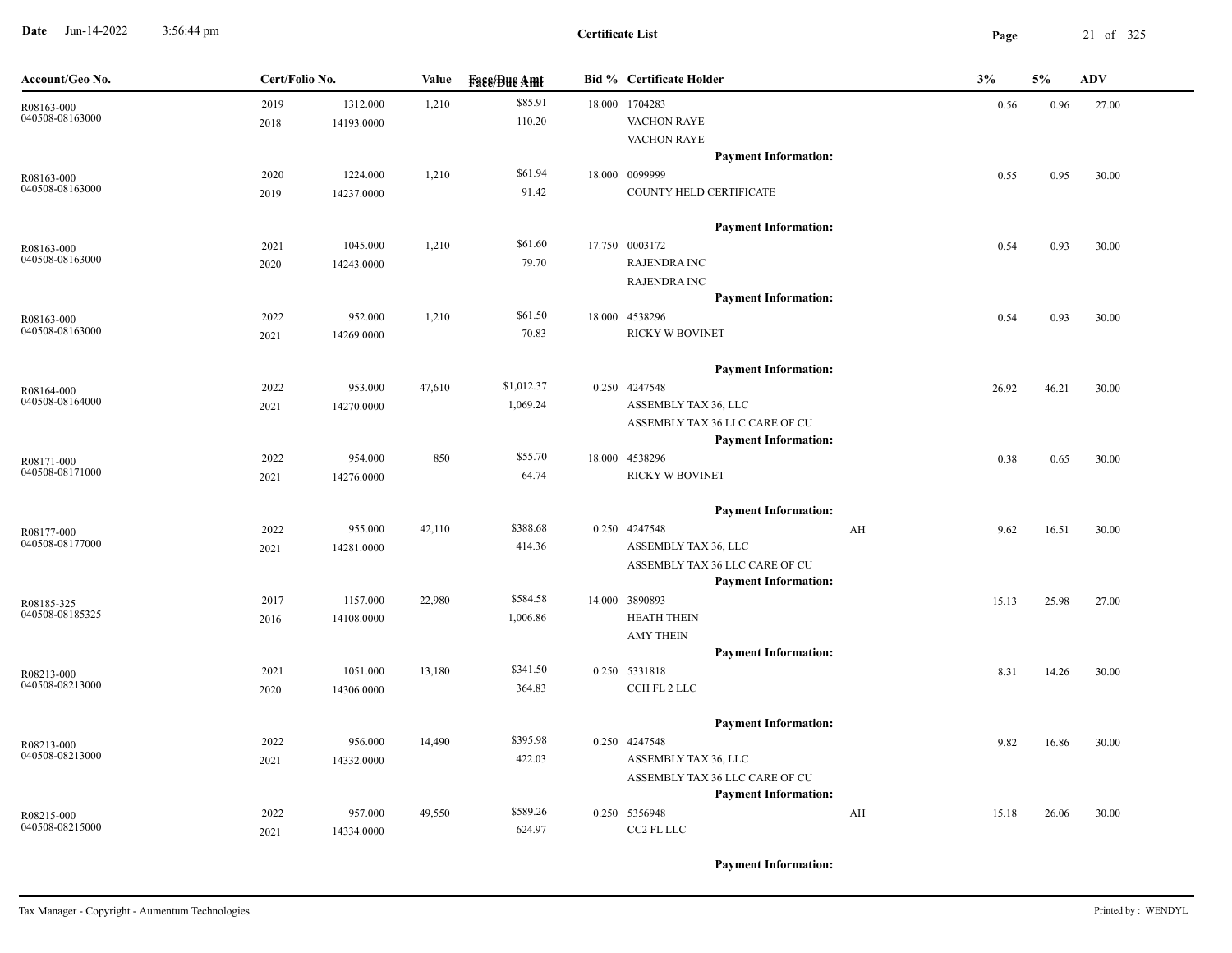**Certificate List**

Date Jun-14-2022 3:56:44 pm

| Account/Geo No. | Cert/Folio No. | | Value | Face/Due Amt | Bid % | Certificate Holder | | 3% | 5% | ADV |
|---|---|---|---|---|---|---|---|---|---|---|
| R08163-000<br>040508-08163000 | 2019<br>2018 | 1312.000<br>14193.0000 | 1,210 | $85.91<br>110.20 | 18.000 | 1704283<br>VACHON RAYE<br>VACHON RAYE<br>**Payment Information:** | | 0.56 | 0.96 | 27.00 |
| R08163-000<br>040508-08163000 | 2020<br>2019 | 1224.000<br>14237.0000 | 1,210 | $61.94<br>91.42 | 18.000 | 0099999<br>COUNTY HELD CERTIFICATE<br>**Payment Information:** | | 0.55 | 0.95 | 30.00 |
| R08163-000<br>040508-08163000 | 2021<br>2020 | 1045.000<br>14243.0000 | 1,210 | $61.60<br>79.70 | 17.750 | 0003172<br>RAJENDRA INC<br>RAJENDRA INC<br>**Payment Information:** | | 0.54 | 0.93 | 30.00 |
| R08163-000<br>040508-08163000 | 2022<br>2021 | 952.000<br>14269.0000 | 1,210 | $61.50<br>70.83 | 18.000 | 4538296<br>RICKY W BOVINET<br>**Payment Information:** | | 0.54 | 0.93 | 30.00 |
| R08164-000<br>040508-08164000 | 2022<br>2021 | 953.000<br>14270.0000 | 47,610 | $1,012.37<br>1,069.24 | 0.250 | 4247548<br>ASSEMBLY TAX 36, LLC<br>ASSEMBLY TAX 36 LLC CARE OF CU<br>**Payment Information:** | | 26.92 | 46.21 | 30.00 |
| R08171-000<br>040508-08171000 | 2022<br>2021 | 954.000<br>14276.0000 | 850 | $55.70<br>64.74 | 18.000 | 4538296<br>RICKY W BOVINET<br>**Payment Information:** | | 0.38 | 0.65 | 30.00 |
| R08177-000<br>040508-08177000 | 2022<br>2021 | 955.000<br>14281.0000 | 42,110 | $388.68<br>414.36 | 0.250 | 4247548<br>ASSEMBLY TAX 36, LLC<br>ASSEMBLY TAX 36 LLC CARE OF CU<br>**Payment Information:** | AH | 9.62 | 16.51 | 30.00 |
| R08185-325<br>040508-08185325 | 2017<br>2016 | 1157.000<br>14108.0000 | 22,980 | $584.58<br>1,006.86 | 14.000 | 3890893<br>HEATH THEIN<br>AMY THEIN<br>**Payment Information:** | | 15.13 | 25.98 | 27.00 |
| R08213-000<br>040508-08213000 | 2021<br>2020 | 1051.000<br>14306.0000 | 13,180 | $341.50<br>364.83 | 0.250 | 5331818<br>CCH FL 2 LLC<br>**Payment Information:** | | 8.31 | 14.26 | 30.00 |
| R08213-000<br>040508-08213000 | 2022<br>2021 | 956.000<br>14332.0000 | 14,490 | $395.98<br>422.03 | 0.250 | 4247548<br>ASSEMBLY TAX 36, LLC<br>ASSEMBLY TAX 36 LLC CARE OF CU<br>**Payment Information:** | | 9.82 | 16.86 | 30.00 |
| R08215-000<br>040508-08215000 | 2022<br>2021 | 957.000<br>14334.0000 | 49,550 | $589.26<br>624.97 | 0.250 | 5356948<br>CC2 FL LLC<br>**Payment Information:** | AH | 15.18 | 26.06 | 30.00 |

Tax Manager - Copyright - Aumentum Technologies. Printed by : WENDYL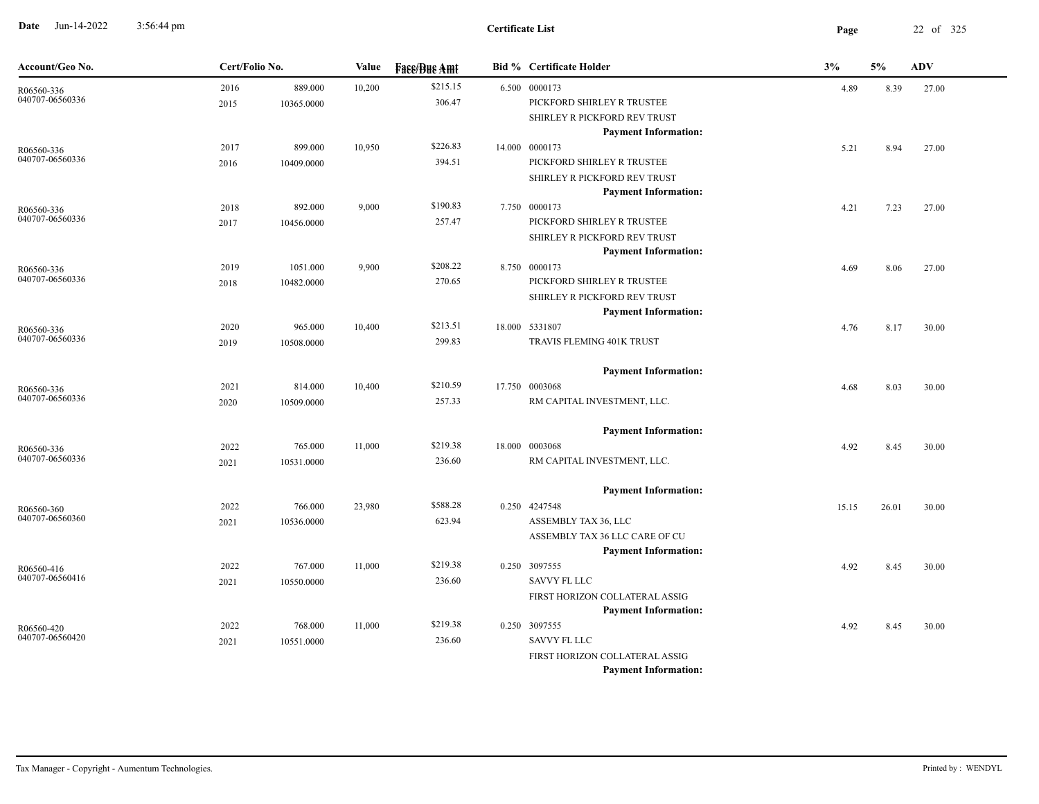| Account/Geo No. | Cert/Folio No. | | Value | Face/Due Amt | Bid % | Certificate Holder | 3% | 5% | ADV |
|---|---|---|---|---|---|---|---|---|---|
| R06560-336 040707-06560336 | 2016 2015 | 889.000 10365.0000 | 10,200 | $215.15 306.47 | 6.500 | 0000173 PICKFORD SHIRLEY R TRUSTEE SHIRLEY R PICKFORD REV TRUST **Payment Information:** | 4.89 | 8.39 | 27.00 |
| R06560-336 040707-06560336 | 2017 2016 | 899.000 10409.0000 | 10,950 | $226.83 394.51 | 14.000 | 0000173 PICKFORD SHIRLEY R TRUSTEE SHIRLEY R PICKFORD REV TRUST **Payment Information:** | 5.21 | 8.94 | 27.00 |
| R06560-336 040707-06560336 | 2018 2017 | 892.000 10456.0000 | 9,000 | $190.83 257.47 | 7.750 | 0000173 PICKFORD SHIRLEY R TRUSTEE SHIRLEY R PICKFORD REV TRUST **Payment Information:** | 4.21 | 7.23 | 27.00 |
| R06560-336 040707-06560336 | 2019 2018 | 1051.000 10482.0000 | 9,900 | $208.22 270.65 | 8.750 | 0000173 PICKFORD SHIRLEY R TRUSTEE SHIRLEY R PICKFORD REV TRUST **Payment Information:** | 4.69 | 8.06 | 27.00 |
| R06560-336 040707-06560336 | 2020 2019 | 965.000 10508.0000 | 10,400 | $213.51 299.83 | 18.000 | 5331807 TRAVIS FLEMING 401K TRUST **Payment Information:** | 4.76 | 8.17 | 30.00 |
| R06560-336 040707-06560336 | 2021 2020 | 814.000 10509.0000 | 10,400 | $210.59 257.33 | 17.750 | 0003068 RM CAPITAL INVESTMENT, LLC. **Payment Information:** | 4.68 | 8.03 | 30.00 |
| R06560-336 040707-06560336 | 2022 2021 | 765.000 10531.0000 | 11,000 | $219.38 236.60 | 18.000 | 0003068 RM CAPITAL INVESTMENT, LLC. **Payment Information:** | 4.92 | 8.45 | 30.00 |
| R06560-360 040707-06560360 | 2022 2021 | 766.000 10536.0000 | 23,980 | $588.28 623.94 | 0.250 | 4247548 ASSEMBLY TAX 36, LLC ASSEMBLY TAX 36 LLC CARE OF CU **Payment Information:** | 15.15 | 26.01 | 30.00 |
| R06560-416 040707-06560416 | 2022 2021 | 767.000 10550.0000 | 11,000 | $219.38 236.60 | 0.250 | 3097555 SAVVY FL LLC FIRST HORIZON COLLATERAL ASSIG **Payment Information:** | 4.92 | 8.45 | 30.00 |
| R06560-420 040707-06560420 | 2022 2021 | 768.000 10551.0000 | 11,000 | $219.38 236.60 | 0.250 | 3097555 SAVVY FL LLC FIRST HORIZON COLLATERAL ASSIG **Payment Information:** | 4.92 | 8.45 | 30.00 |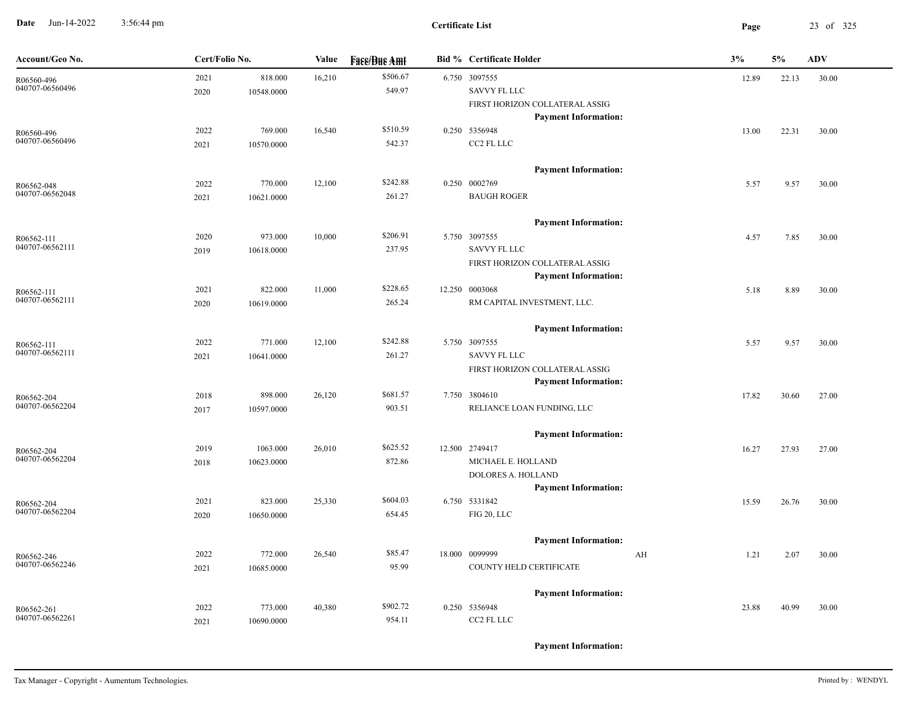**Certificate List**

Date Jun-14-2022 3:56:44 pm

| Account/Geo No. | Cert/Folio No. | | Value | Face/Due Amt | Bid % | Certificate Holder | | 3% | 5% | ADV |
|---|---|---|---|---|---|---|---|---|---|---|
| R06560-496 040707-06560496 | 2021 2020 | 818.000 10548.0000 | 16,210 | $506.67 549.97 | 6.750 | 3097555 SAVVY FL LLC FIRST HORIZON COLLATERAL ASSIG **Payment Information:** | | 12.89 | 22.13 | 30.00 |
| R06560-496 040707-06560496 | 2022 2021 | 769.000 10570.0000 | 16,540 | $510.59 542.37 | 0.250 | 5356948 CC2 FL LLC **Payment Information:** | | 13.00 | 22.31 | 30.00 |
| R06562-048 040707-06562048 | 2022 2021 | 770.000 10621.0000 | 12,100 | $242.88 261.27 | 0.250 | 0002769 BAUGH ROGER **Payment Information:** | | 5.57 | 9.57 | 30.00 |
| R06562-111 040707-06562111 | 2020 2019 | 973.000 10618.0000 | 10,000 | $206.91 237.95 | 5.750 | 3097555 SAVVY FL LLC FIRST HORIZON COLLATERAL ASSIG **Payment Information:** | | 4.57 | 7.85 | 30.00 |
| R06562-111 040707-06562111 | 2021 2020 | 822.000 10619.0000 | 11,000 | $228.65 265.24 | 12.250 | 0003068 RM CAPITAL INVESTMENT, LLC. **Payment Information:** | | 5.18 | 8.89 | 30.00 |
| R06562-111 040707-06562111 | 2022 2021 | 771.000 10641.0000 | 12,100 | $242.88 261.27 | 5.750 | 3097555 SAVVY FL LLC FIRST HORIZON COLLATERAL ASSIG **Payment Information:** | | 5.57 | 9.57 | 30.00 |
| R06562-204 040707-06562204 | 2018 2017 | 898.000 10597.0000 | 26,120 | $681.57 903.51 | 7.750 | 3804610 RELIANCE LOAN FUNDING, LLC **Payment Information:** | | 17.82 | 30.60 | 27.00 |
| R06562-204 040707-06562204 | 2019 2018 | 1063.000 10623.0000 | 26,010 | $625.52 872.86 | 12.500 | 2749417 MICHAEL E. HOLLAND DOLORES A. HOLLAND **Payment Information:** | | 16.27 | 27.93 | 27.00 |
| R06562-204 040707-06562204 | 2021 2020 | 823.000 10650.0000 | 25,330 | $604.03 654.45 | 6.750 | 5331842 FIG 20, LLC **Payment Information:** | | 15.59 | 26.76 | 30.00 |
| R06562-246 040707-06562246 | 2022 2021 | 772.000 10685.0000 | 26,540 | $85.47 95.99 | 18.000 | 0099999 COUNTY HELD CERTIFICATE **Payment Information:** | AH | 1.21 | 2.07 | 30.00 |
| R06562-261 040707-06562261 | 2022 2021 | 773.000 10690.0000 | 40,380 | $902.72 954.11 | 0.250 | 5356948 CC2 FL LLC **Payment Information:** | | 23.88 | 40.99 | 30.00 |

Tax Manager - Copyright - Aumentum Technologies. Printed by : WENDYL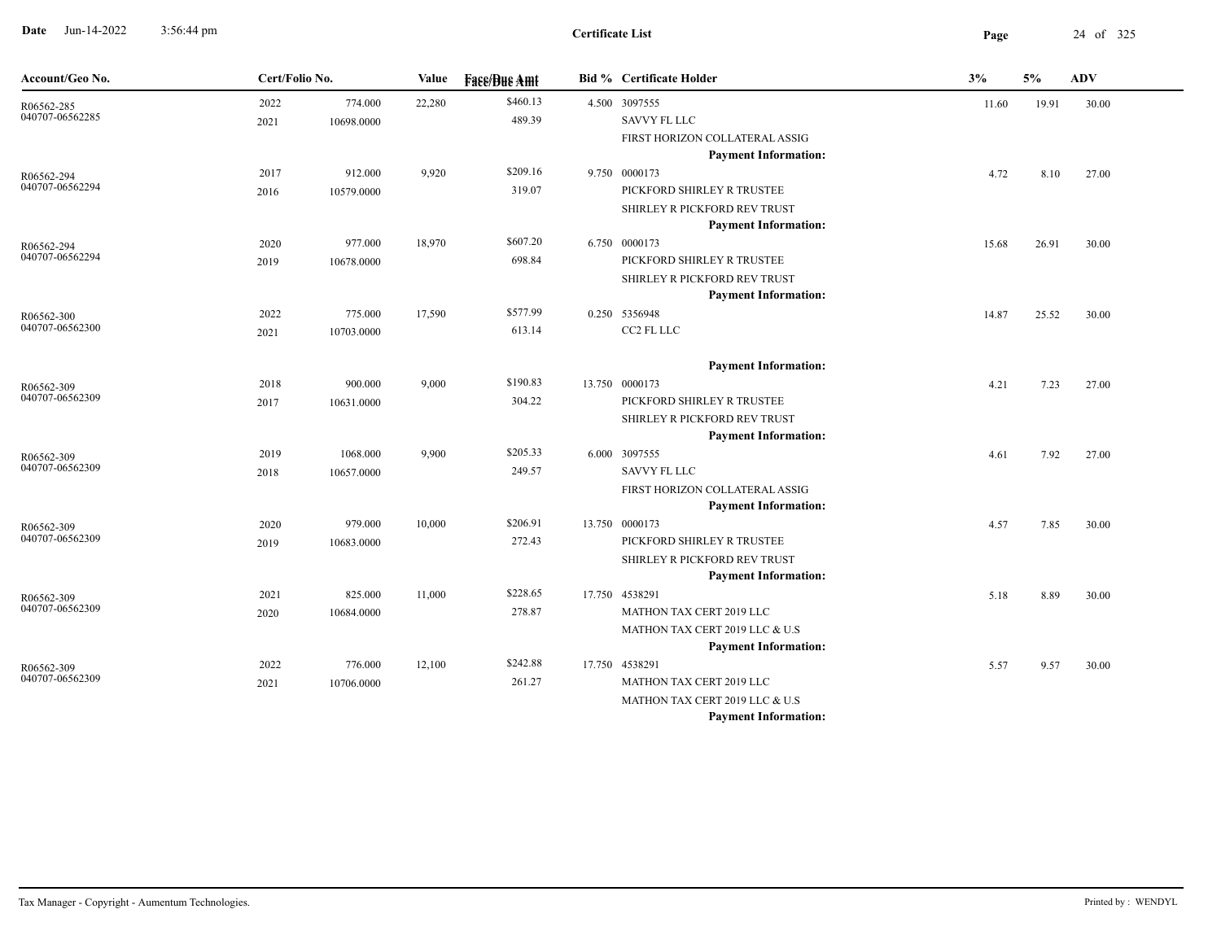# Certificate List

Date Jun-14-2022 3:56:44 pm

| Account/Geo No. | Cert/Folio No. | | Value | Face/Due Amt | Bid % | Certificate Holder | 3% | 5% | ADV |
|---|---|---|---|---|---|---|---|---|---|
| R06562-285 | 2022 | 774.000 | 22,280 | $460.13 | 4.500 | 3097555 | 11.60 | 19.91 | 30.00 |
| 040707-06562285 | 2021 | 10698.0000 | | 489.39 | | SAVVY FL LLC | | | |
| | | | | | | FIRST HORIZON COLLATERAL ASSIG | | | |
| | | | | | | **Payment Information:** | | | |
| R06562-294 | 2017 | 912.000 | 9,920 | $209.16 | 9.750 | 0000173 | 4.72 | 8.10 | 27.00 |
| 040707-06562294 | 2016 | 10579.0000 | | 319.07 | | PICKFORD SHIRLEY R TRUSTEE | | | |
| | | | | | | SHIRLEY R PICKFORD REV TRUST | | | |
| | | | | | | **Payment Information:** | | | |
| R06562-294 | 2020 | 977.000 | 18,970 | $607.20 | 6.750 | 0000173 | 15.68 | 26.91 | 30.00 |
| 040707-06562294 | 2019 | 10678.0000 | | 698.84 | | PICKFORD SHIRLEY R TRUSTEE | | | |
| | | | | | | SHIRLEY R PICKFORD REV TRUST | | | |
| | | | | | | **Payment Information:** | | | |
| R06562-300 | 2022 | 775.000 | 17,590 | $577.99 | 0.250 | 5356948 | 14.87 | 25.52 | 30.00 |
| 040707-06562300 | 2021 | 10703.0000 | | 613.14 | | CC2 FL LLC | | | |
| | | | | | | **Payment Information:** | | | |
| R06562-309 | 2018 | 900.000 | 9,000 | $190.83 | 13.750 | 0000173 | 4.21 | 7.23 | 27.00 |
| 040707-06562309 | 2017 | 10631.0000 | | 304.22 | | PICKFORD SHIRLEY R TRUSTEE | | | |
| | | | | | | SHIRLEY R PICKFORD REV TRUST | | | |
| | | | | | | **Payment Information:** | | | |
| R06562-309 | 2019 | 1068.000 | 9,900 | $205.33 | 6.000 | 3097555 | 4.61 | 7.92 | 27.00 |
| 040707-06562309 | 2018 | 10657.0000 | | 249.57 | | SAVVY FL LLC | | | |
| | | | | | | FIRST HORIZON COLLATERAL ASSIG | | | |
| | | | | | | **Payment Information:** | | | |
| R06562-309 | 2020 | 979.000 | 10,000 | $206.91 | 13.750 | 0000173 | 4.57 | 7.85 | 30.00 |
| 040707-06562309 | 2019 | 10683.0000 | | 272.43 | | PICKFORD SHIRLEY R TRUSTEE | | | |
| | | | | | | SHIRLEY R PICKFORD REV TRUST | | | |
| | | | | | | **Payment Information:** | | | |
| R06562-309 | 2021 | 825.000 | 11,000 | $228.65 | 17.750 | 4538291 | 5.18 | 8.89 | 30.00 |
| 040707-06562309 | 2020 | 10684.0000 | | 278.87 | | MATHON TAX CERT 2019 LLC | | | |
| | | | | | | MATHON TAX CERT 2019 LLC & U.S | | | |
| | | | | | | **Payment Information:** | | | |
| R06562-309 | 2022 | 776.000 | 12,100 | $242.88 | 17.750 | 4538291 | 5.57 | 9.57 | 30.00 |
| 040707-06562309 | 2021 | 10706.0000 | | 261.27 | | MATHON TAX CERT 2019 LLC | | | |
| | | | | | | MATHON TAX CERT 2019 LLC & U.S | | | |
| | | | | | | **Payment Information:** | | | |

Tax Manager - Copyright - Aumentum Technologies. Printed by : WENDYL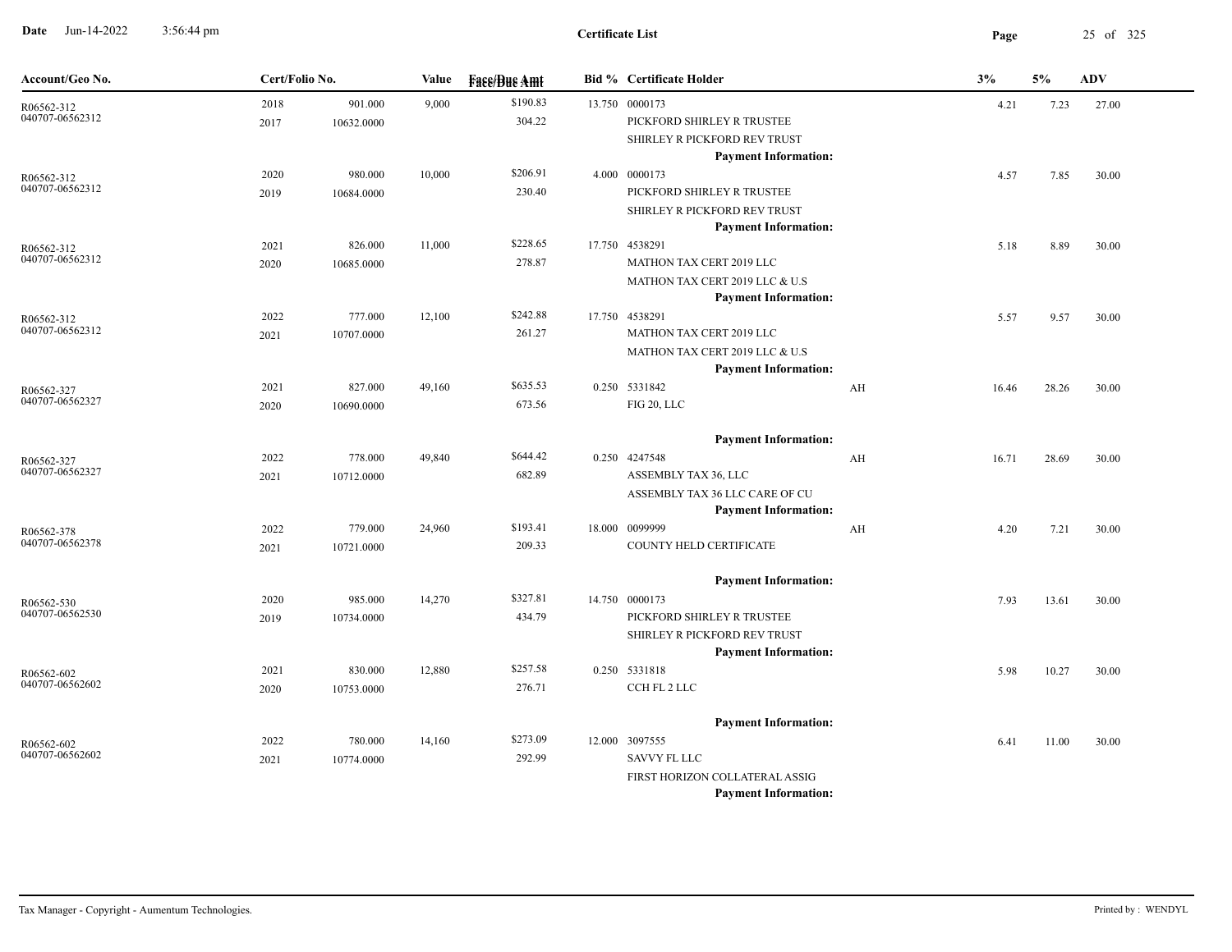**Certificate List**

| Account/Geo No. | Cert/Folio No. | | Value | Face/Due Amt | Bid % | Certificate Holder | | 3% | 5% | ADV |
|---|---|---|---|---|---|---|---|---|---|---|
| R06562-312 | 2018 | 901.000 | 9,000 | $190.83 | 13.750 | 0000173 | | 4.21 | 7.23 | 27.00 |
| 040707-06562312 | 2017 | 10632.0000 | | 304.22 | | PICKFORD SHIRLEY R TRUSTEE | | | | |
| | | | | | | SHIRLEY R PICKFORD REV TRUST | | | | |
| | | | | | | **Payment Information:** | | | | |
| R06562-312 | 2020 | 980.000 | 10,000 | $206.91 | 4.000 | 0000173 | | 4.57 | 7.85 | 30.00 |
| 040707-06562312 | 2019 | 10684.0000 | | 230.40 | | PICKFORD SHIRLEY R TRUSTEE | | | | |
| | | | | | | SHIRLEY R PICKFORD REV TRUST | | | | |
| | | | | | | **Payment Information:** | | | | |
| R06562-312 | 2021 | 826.000 | 11,000 | $228.65 | 17.750 | 4538291 | | 5.18 | 8.89 | 30.00 |
| 040707-06562312 | 2020 | 10685.0000 | | 278.87 | | MATHON TAX CERT 2019 LLC | | | | |
| | | | | | | MATHON TAX CERT 2019 LLC & U.S | | | | |
| | | | | | | **Payment Information:** | | | | |
| R06562-312 | 2022 | 777.000 | 12,100 | $242.88 | 17.750 | 4538291 | | 5.57 | 9.57 | 30.00 |
| 040707-06562312 | 2021 | 10707.0000 | | 261.27 | | MATHON TAX CERT 2019 LLC | | | | |
| | | | | | | MATHON TAX CERT 2019 LLC & U.S | | | | |
| | | | | | | **Payment Information:** | | | | |
| R06562-327 | 2021 | 827.000 | 49,160 | $635.53 | 0.250 | 5331842 | AH | 16.46 | 28.26 | 30.00 |
| 040707-06562327 | 2020 | 10690.0000 | | 673.56 | | FIG 20, LLC | | | | |
| | | | | | | **Payment Information:** | | | | |
| R06562-327 | 2022 | 778.000 | 49,840 | $644.42 | 0.250 | 4247548 | AH | 16.71 | 28.69 | 30.00 |
| 040707-06562327 | 2021 | 10712.0000 | | 682.89 | | ASSEMBLY TAX 36, LLC | | | | |
| | | | | | | ASSEMBLY TAX 36 LLC CARE OF CU | | | | |
| | | | | | | **Payment Information:** | | | | |
| R06562-378 | 2022 | 779.000 | 24,960 | $193.41 | 18.000 | 0099999 | AH | 4.20 | 7.21 | 30.00 |
| 040707-06562378 | 2021 | 10721.0000 | | 209.33 | | COUNTY HELD CERTIFICATE | | | | |
| | | | | | | **Payment Information:** | | | | |
| R06562-530 | 2020 | 985.000 | 14,270 | $327.81 | 14.750 | 0000173 | | 7.93 | 13.61 | 30.00 |
| 040707-06562530 | 2019 | 10734.0000 | | 434.79 | | PICKFORD SHIRLEY R TRUSTEE | | | | |
| | | | | | | SHIRLEY R PICKFORD REV TRUST | | | | |
| | | | | | | **Payment Information:** | | | | |
| R06562-602 | 2021 | 830.000 | 12,880 | $257.58 | 0.250 | 5331818 | | 5.98 | 10.27 | 30.00 |
| 040707-06562602 | 2020 | 10753.0000 | | 276.71 | | CCH FL 2 LLC | | | | |
| | | | | | | **Payment Information:** | | | | |
| R06562-602 | 2022 | 780.000 | 14,160 | $273.09 | 12.000 | 3097555 | | 6.41 | 11.00 | 30.00 |
| 040707-06562602 | 2021 | 10774.0000 | | 292.99 | | SAVVY FL LLC | | | | |
| | | | | | | FIRST HORIZON COLLATERAL ASSIG | | | | |
| | | | | | | **Payment Information:** | | | | |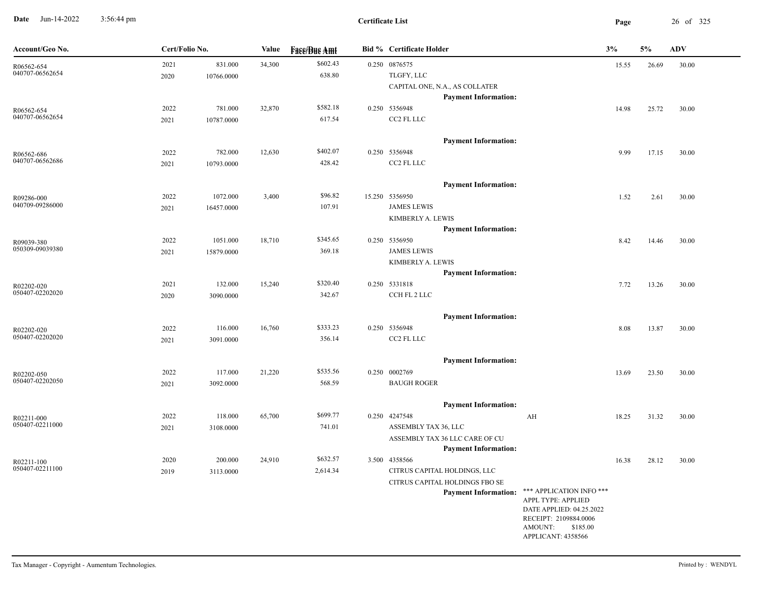**Certificate List**

| Account/Geo No. | Cert/Folio No. | | Value | Face/Due Amt | Bid % | Certificate Holder | | 3% | 5% | ADV |
|---|---|---|---|---|---|---|---|---|---|---|
| R06562-654 | 2021 | 831.000 | 34,300 | $602.43 | 0.250 | 0876575 | | 15.55 | 26.69 | 30.00 |
| 040707-06562654 | 2020 | 10766.0000 | | 638.80 | | TLGFY, LLC | | | | |
| | | | | | | CAPITAL ONE, N.A., AS COLLATER | | | | |
| | | | | | | **Payment Information:** | | | | |
| R06562-654 | 2022 | 781.000 | 32,870 | $582.18 | 0.250 | 5356948 | | 14.98 | 25.72 | 30.00 |
| 040707-06562654 | 2021 | 10787.0000 | | 617.54 | | CC2 FL LLC | | | | |
| | | | | | | **Payment Information:** | | | | |
| R06562-686 | 2022 | 782.000 | 12,630 | $402.07 | 0.250 | 5356948 | | 9.99 | 17.15 | 30.00 |
| 040707-06562686 | 2021 | 10793.0000 | | 428.42 | | CC2 FL LLC | | | | |
| | | | | | | **Payment Information:** | | | | |
| R09286-000 | 2022 | 1072.000 | 3,400 | $96.82 | 15.250 | 5356950 | | 1.52 | 2.61 | 30.00 |
| 040709-09286000 | 2021 | 16457.0000 | | 107.91 | | JAMES LEWIS | | | | |
| | | | | | | KIMBERLY A. LEWIS | | | | |
| | | | | | | **Payment Information:** | | | | |
| R09039-380 | 2022 | 1051.000 | 18,710 | $345.65 | 0.250 | 5356950 | | 8.42 | 14.46 | 30.00 |
| 050309-09039380 | 2021 | 15879.0000 | | 369.18 | | JAMES LEWIS | | | | |
| | | | | | | KIMBERLY A. LEWIS | | | | |
| | | | | | | **Payment Information:** | | | | |
| R02202-020 | 2021 | 132.000 | 15,240 | $320.40 | 0.250 | 5331818 | | 7.72 | 13.26 | 30.00 |
| 050407-02202020 | 2020 | 3090.0000 | | 342.67 | | CCH FL 2 LLC | | | | |
| | | | | | | **Payment Information:** | | | | |
| R02202-020 | 2022 | 116.000 | 16,760 | $333.23 | 0.250 | 5356948 | | 8.08 | 13.87 | 30.00 |
| 050407-02202020 | 2021 | 3091.0000 | | 356.14 | | CC2 FL LLC | | | | |
| | | | | | | **Payment Information:** | | | | |
| R02202-050 | 2022 | 117.000 | 21,220 | $535.56 | 0.250 | 0002769 | | 13.69 | 23.50 | 30.00 |
| 050407-02202050 | 2021 | 3092.0000 | | 568.59 | | BAUGH ROGER | | | | |
| | | | | | | **Payment Information:** | | | | |
| R02211-000 | 2022 | 118.000 | 65,700 | $699.77 | 0.250 | 4247548 | AH | 18.25 | 31.32 | 30.00 |
| 050407-02211000 | 2021 | 3108.0000 | | 741.01 | | ASSEMBLY TAX 36, LLC | | | | |
| | | | | | | ASSEMBLY TAX 36 LLC CARE OF CU | | | | |
| | | | | | | **Payment Information:** | | | | |
| R02211-100 | 2020 | 200.000 | 24,910 | $632.57 | 3.500 | 4358566 | | 16.38 | 28.12 | 30.00 |
| 050407-02211100 | 2019 | 3113.0000 | | 2,614.34 | | CITRUS CAPITAL HOLDINGS, LLC | | | | |
| | | | | | | CITRUS CAPITAL HOLDINGS FBO SE | | | | |
| | | | | | | **Payment Information:** | \*\*\* APPLICATION INFO \*\*\*<br>APPL TYPE: APPLIED<br>DATE APPLIED: 04.25.2022<br>RECEIPT: 2109884.0006<br>AMOUNT: $185.00<br>APPLICANT: 4358566 | | | |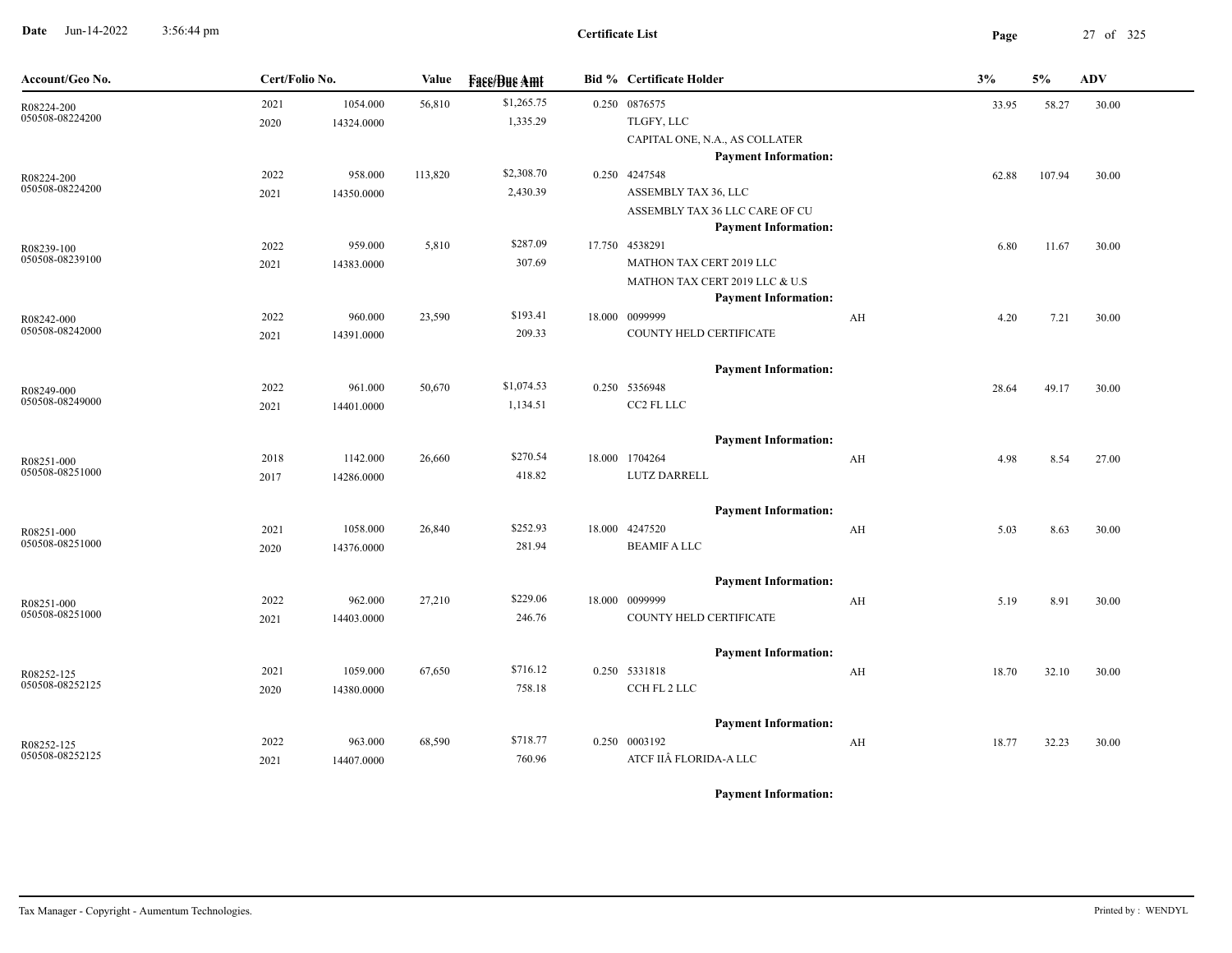# Certificate List

| Account/Geo No. | Cert/Folio No. | | Value | Face/Due Amt | Bid % | Certificate Holder | | 3% | 5% | ADV |
|---|---|---|---|---|---|---|---|---|---|---|
| R08224-200<br>050508-08224200 | 2021<br>2020 | 1054.000<br>14324.0000 | 56,810 | $1,265.75<br>1,335.29 | 0.250 | 0876575<br>TLGFY, LLC<br>CAPITAL ONE, N.A., AS COLLATER<br>**Payment Information:** | | 33.95 | 58.27 | 30.00 |
| R08224-200<br>050508-08224200 | 2022<br>2021 | 958.000<br>14350.0000 | 113,820 | $2,308.70<br>2,430.39 | 0.250 | 4247548<br>ASSEMBLY TAX 36, LLC<br>ASSEMBLY TAX 36 LLC CARE OF CU<br>**Payment Information:** | | 62.88 | 107.94 | 30.00 |
| R08239-100<br>050508-08239100 | 2022<br>2021 | 959.000<br>14383.0000 | 5,810 | $287.09<br>307.69 | 17.750 | 4538291<br>MATHON TAX CERT 2019 LLC<br>MATHON TAX CERT 2019 LLC & U.S<br>**Payment Information:** | | 6.80 | 11.67 | 30.00 |
| R08242-000<br>050508-08242000 | 2022<br>2021 | 960.000<br>14391.0000 | 23,590 | $193.41<br>209.33 | 18.000 | 0099999<br>COUNTY HELD CERTIFICATE<br>**Payment Information:** | AH | 4.20 | 7.21 | 30.00 |
| R08249-000<br>050508-08249000 | 2022<br>2021 | 961.000<br>14401.0000 | 50,670 | $1,074.53<br>1,134.51 | 0.250 | 5356948<br>CC2 FL LLC<br>**Payment Information:** | | 28.64 | 49.17 | 30.00 |
| R08251-000<br>050508-08251000 | 2018<br>2017 | 1142.000<br>14286.0000 | 26,660 | $270.54<br>418.82 | 18.000 | 1704264<br>LUTZ DARRELL<br>**Payment Information:** | AH | 4.98 | 8.54 | 27.00 |
| R08251-000<br>050508-08251000 | 2021<br>2020 | 1058.000<br>14376.0000 | 26,840 | $252.93<br>281.94 | 18.000 | 4247520<br>BEAMIF A LLC<br>**Payment Information:** | AH | 5.03 | 8.63 | 30.00 |
| R08251-000<br>050508-08251000 | 2022<br>2021 | 962.000<br>14403.0000 | 27,210 | $229.06<br>246.76 | 18.000 | 0099999<br>COUNTY HELD CERTIFICATE<br>**Payment Information:** | AH | 5.19 | 8.91 | 30.00 |
| R08252-125<br>050508-08252125 | 2021<br>2020 | 1059.000<br>14380.0000 | 67,650 | $716.12<br>758.18 | 0.250 | 5331818<br>CCH FL 2 LLC<br>**Payment Information:** | AH | 18.70 | 32.10 | 30.00 |
| R08252-125<br>050508-08252125 | 2022<br>2021 | 963.000<br>14407.0000 | 68,590 | $718.77<br>760.96 | 0.250 | 0003192<br>ATCF IIÂ FLORIDA-A LLC<br>**Payment Information:** | AH | 18.77 | 32.23 | 30.00 |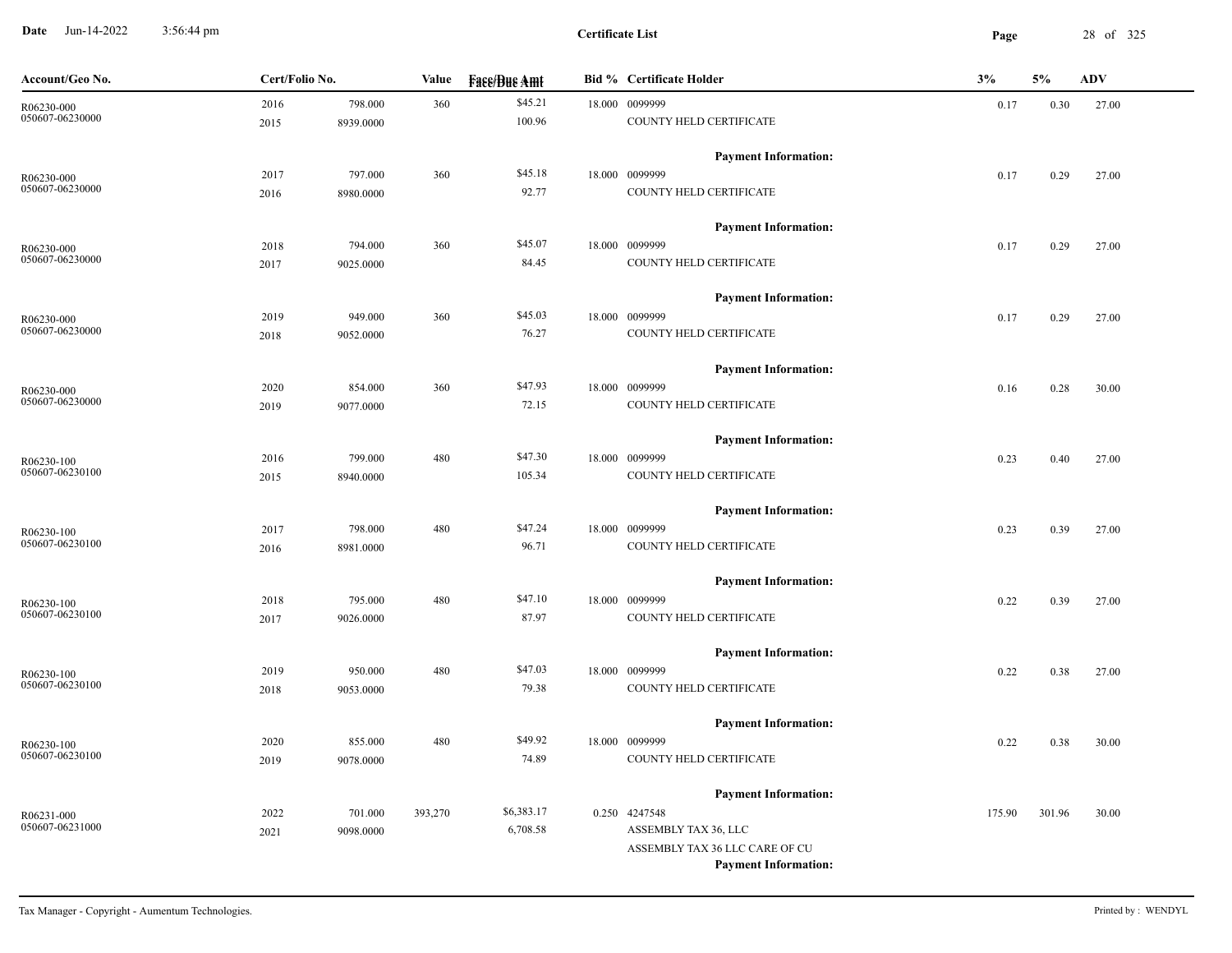# Certificate List

Date Jun-14-2022 3:56:44 pm

| Account/Geo No. | Cert/Folio No. | | Value | Face/Due Amt | Bid % | Certificate Holder | 3% | 5% | ADV |
|---|---|---|---|---|---|---|---|---|---|
| R06230-000 | 2016 | 798.000 | 360 | $45.21 | 18.000 | 0099999 | 0.17 | 0.30 | 27.00 |
| 050607-06230000 | 2015 | 8939.0000 | | 100.96 | | COUNTY HELD CERTIFICATE | | | |
| | | | | | | **Payment Information:** | | | |
| R06230-000 | 2017 | 797.000 | 360 | $45.18 | 18.000 | 0099999 | 0.17 | 0.29 | 27.00 |
| 050607-06230000 | 2016 | 8980.0000 | | 92.77 | | COUNTY HELD CERTIFICATE | | | |
| | | | | | | **Payment Information:** | | | |
| R06230-000 | 2018 | 794.000 | 360 | $45.07 | 18.000 | 0099999 | 0.17 | 0.29 | 27.00 |
| 050607-06230000 | 2017 | 9025.0000 | | 84.45 | | COUNTY HELD CERTIFICATE | | | |
| | | | | | | **Payment Information:** | | | |
| R06230-000 | 2019 | 949.000 | 360 | $45.03 | 18.000 | 0099999 | 0.17 | 0.29 | 27.00 |
| 050607-06230000 | 2018 | 9052.0000 | | 76.27 | | COUNTY HELD CERTIFICATE | | | |
| | | | | | | **Payment Information:** | | | |
| R06230-000 | 2020 | 854.000 | 360 | $47.93 | 18.000 | 0099999 | 0.16 | 0.28 | 30.00 |
| 050607-06230000 | 2019 | 9077.0000 | | 72.15 | | COUNTY HELD CERTIFICATE | | | |
| | | | | | | **Payment Information:** | | | |
| R06230-100 | 2016 | 799.000 | 480 | $47.30 | 18.000 | 0099999 | 0.23 | 0.40 | 27.00 |
| 050607-06230100 | 2015 | 8940.0000 | | 105.34 | | COUNTY HELD CERTIFICATE | | | |
| | | | | | | **Payment Information:** | | | |
| R06230-100 | 2017 | 798.000 | 480 | $47.24 | 18.000 | 0099999 | 0.23 | 0.39 | 27.00 |
| 050607-06230100 | 2016 | 8981.0000 | | 96.71 | | COUNTY HELD CERTIFICATE | | | |
| | | | | | | **Payment Information:** | | | |
| R06230-100 | 2018 | 795.000 | 480 | $47.10 | 18.000 | 0099999 | 0.22 | 0.39 | 27.00 |
| 050607-06230100 | 2017 | 9026.0000 | | 87.97 | | COUNTY HELD CERTIFICATE | | | |
| | | | | | | **Payment Information:** | | | |
| R06230-100 | 2019 | 950.000 | 480 | $47.03 | 18.000 | 0099999 | 0.22 | 0.38 | 27.00 |
| 050607-06230100 | 2018 | 9053.0000 | | 79.38 | | COUNTY HELD CERTIFICATE | | | |
| | | | | | | **Payment Information:** | | | |
| R06230-100 | 2020 | 855.000 | 480 | $49.92 | 18.000 | 0099999 | 0.22 | 0.38 | 30.00 |
| 050607-06230100 | 2019 | 9078.0000 | | 74.89 | | COUNTY HELD CERTIFICATE | | | |
| | | | | | | **Payment Information:** | | | |
| R06231-000 | 2022 | 701.000 | 393,270 | $6,383.17 | 0.250 | 4247548 | 175.90 | 301.96 | 30.00 |
| 050607-06231000 | 2021 | 9098.0000 | | 6,708.58 | | ASSEMBLY TAX 36, LLC | | | |
| | | | | | | ASSEMBLY TAX 36 LLC CARE OF CU | | | |
| | | | | | | **Payment Information:** | | | |

Tax Manager - Copyright - Aumentum Technologies. Printed by : WENDYL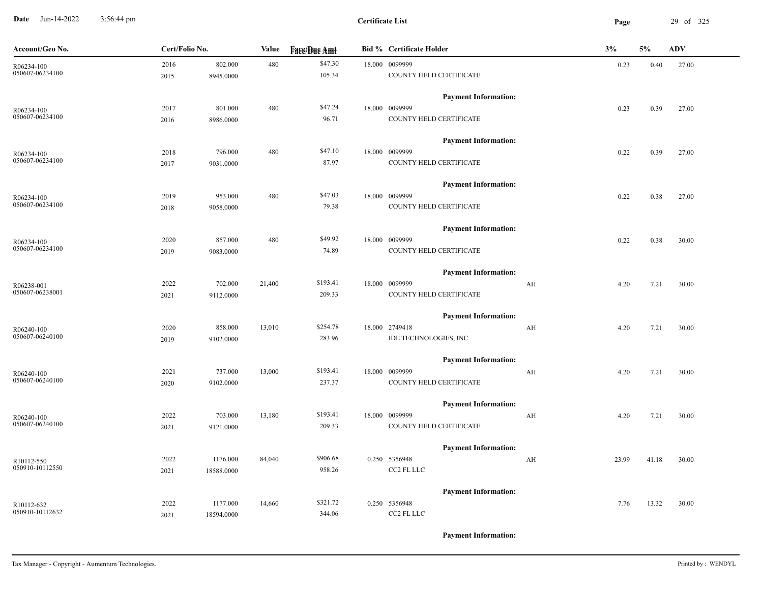**Certificate List**

| Account/Geo No. | Cert/Folio No. | | Value | Face/Due Amt | Bid % | Certificate Holder | | 3% | 5% | ADV |
|---|---|---|---|---|---|---|---|---|---|---|
| R06234-100 | 2016 | 802.000 | 480 | $47.30 | 18.000 | 0099999 | | 0.23 | 0.40 | 27.00 |
| 050607-06234100 | 2015 | 8945.0000 | | 105.34 | | COUNTY HELD CERTIFICATE | | | | |
| | | | | | | Payment Information: | | | | |
| R06234-100 | 2017 | 801.000 | 480 | $47.24 | 18.000 | 0099999 | | 0.23 | 0.39 | 27.00 |
| 050607-06234100 | 2016 | 8986.0000 | | 96.71 | | COUNTY HELD CERTIFICATE | | | | |
| | | | | | | Payment Information: | | | | |
| R06234-100 | 2018 | 796.000 | 480 | $47.10 | 18.000 | 0099999 | | 0.22 | 0.39 | 27.00 |
| 050607-06234100 | 2017 | 9031.0000 | | 87.97 | | COUNTY HELD CERTIFICATE | | | | |
| | | | | | | Payment Information: | | | | |
| R06234-100 | 2019 | 953.000 | 480 | $47.03 | 18.000 | 0099999 | | 0.22 | 0.38 | 27.00 |
| 050607-06234100 | 2018 | 9058.0000 | | 79.38 | | COUNTY HELD CERTIFICATE | | | | |
| | | | | | | Payment Information: | | | | |
| R06234-100 | 2020 | 857.000 | 480 | $49.92 | 18.000 | 0099999 | | 0.22 | 0.38 | 30.00 |
| 050607-06234100 | 2019 | 9083.0000 | | 74.89 | | COUNTY HELD CERTIFICATE | | | | |
| | | | | | | Payment Information: | | | | |
| R06238-001 | 2022 | 702.000 | 21,400 | $193.41 | 18.000 | 0099999 | AH | 4.20 | 7.21 | 30.00 |
| 050607-06238001 | 2021 | 9112.0000 | | 209.33 | | COUNTY HELD CERTIFICATE | | | | |
| | | | | | | Payment Information: | | | | |
| R06240-100 | 2020 | 858.000 | 13,010 | $254.78 | 18.000 | 2749418 | AH | 4.20 | 7.21 | 30.00 |
| 050607-06240100 | 2019 | 9102.0000 | | 283.96 | | IDE TECHNOLOGIES, INC | | | | |
| | | | | | | Payment Information: | | | | |
| R06240-100 | 2021 | 737.000 | 13,000 | $193.41 | 18.000 | 0099999 | AH | 4.20 | 7.21 | 30.00 |
| 050607-06240100 | 2020 | 9102.0000 | | 237.37 | | COUNTY HELD CERTIFICATE | | | | |
| | | | | | | Payment Information: | | | | |
| R06240-100 | 2022 | 703.000 | 13,180 | $193.41 | 18.000 | 0099999 | AH | 4.20 | 7.21 | 30.00 |
| 050607-06240100 | 2021 | 9121.0000 | | 209.33 | | COUNTY HELD CERTIFICATE | | | | |
| | | | | | | Payment Information: | | | | |
| R10112-550 | 2022 | 1176.000 | 84,040 | $906.68 | 0.250 | 5356948 | AH | 23.99 | 41.18 | 30.00 |
| 050910-10112550 | 2021 | 18588.0000 | | 958.26 | | CC2 FL LLC | | | | |
| | | | | | | Payment Information: | | | | |
| R10112-632 | 2022 | 1177.000 | 14,660 | $321.72 | 0.250 | 5356948 | | 7.76 | 13.32 | 30.00 |
| 050910-10112632 | 2021 | 18594.0000 | | 344.06 | | CC2 FL LLC | | | | |
| | | | | | | Payment Information: | | | | |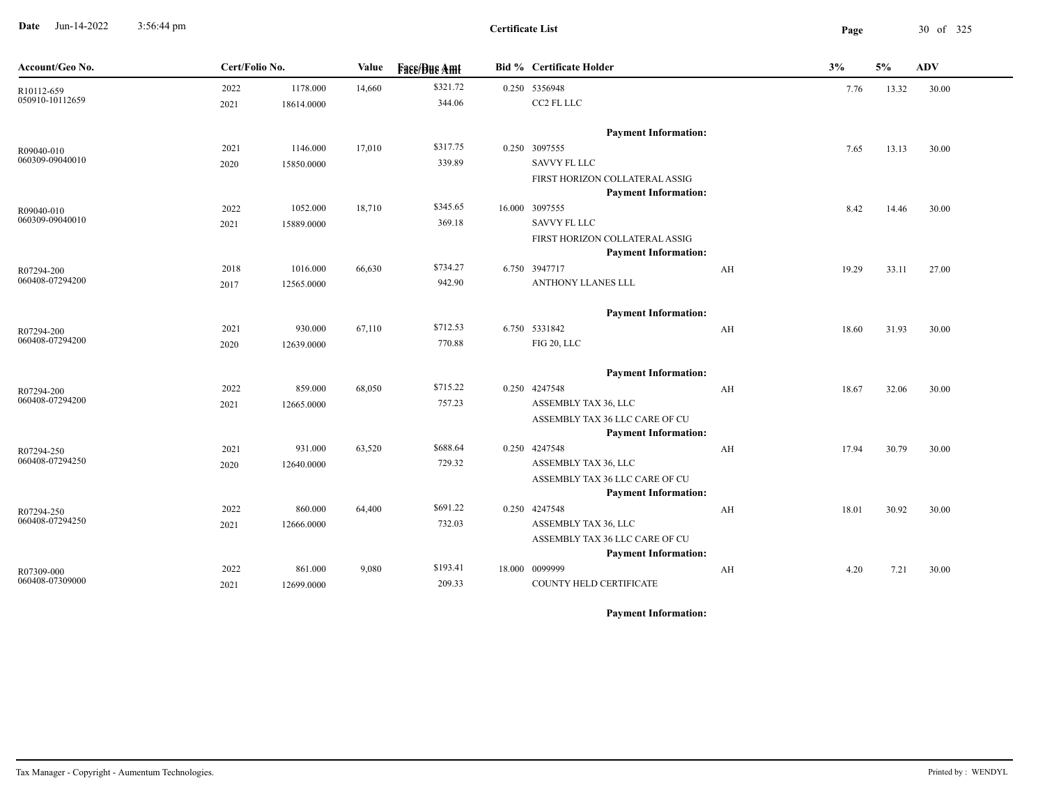**Certificate List**

| Account/Geo No. | Cert/Folio No. | | Value | Face/Due Amt | Bid % | Certificate Holder | | 3% | 5% | ADV |
|---|---|---|---|---|---|---|---|---|---|---|
| R10112-659 | 2022 | 1178.000 | 14,660 | $321.72 | 0.250 | 5356948 | | 7.76 | 13.32 | 30.00 |
| 050910-10112659 | 2021 | 18614.0000 | | 344.06 | | CC2 FL LLC | | | | |
| | | | | | | **Payment Information:** | | | | |
| R09040-010 | 2021 | 1146.000 | 17,010 | $317.75 | 0.250 | 3097555 | | 7.65 | 13.13 | 30.00 |
| 060309-09040010 | 2020 | 15850.0000 | | 339.89 | | SAVVY FL LLC | | | | |
| | | | | | | FIRST HORIZON COLLATERAL ASSIG | | | | |
| | | | | | | **Payment Information:** | | | | |
| R09040-010 | 2022 | 1052.000 | 18,710 | $345.65 | 16.000 | 3097555 | | 8.42 | 14.46 | 30.00 |
| 060309-09040010 | 2021 | 15889.0000 | | 369.18 | | SAVVY FL LLC | | | | |
| | | | | | | FIRST HORIZON COLLATERAL ASSIG | | | | |
| | | | | | | **Payment Information:** | | | | |
| R07294-200 | 2018 | 1016.000 | 66,630 | $734.27 | 6.750 | 3947717 | AH | 19.29 | 33.11 | 27.00 |
| 060408-07294200 | 2017 | 12565.0000 | | 942.90 | | ANTHONY LLANES LLL | | | | |
| | | | | | | **Payment Information:** | | | | |
| R07294-200 | 2021 | 930.000 | 67,110 | $712.53 | 6.750 | 5331842 | AH | 18.60 | 31.93 | 30.00 |
| 060408-07294200 | 2020 | 12639.0000 | | 770.88 | | FIG 20, LLC | | | | |
| | | | | | | **Payment Information:** | | | | |
| R07294-200 | 2022 | 859.000 | 68,050 | $715.22 | 0.250 | 4247548 | AH | 18.67 | 32.06 | 30.00 |
| 060408-07294200 | 2021 | 12665.0000 | | 757.23 | | ASSEMBLY TAX 36, LLC | | | | |
| | | | | | | ASSEMBLY TAX 36 LLC CARE OF CU | | | | |
| | | | | | | **Payment Information:** | | | | |
| R07294-250 | 2021 | 931.000 | 63,520 | $688.64 | 0.250 | 4247548 | AH | 17.94 | 30.79 | 30.00 |
| 060408-07294250 | 2020 | 12640.0000 | | 729.32 | | ASSEMBLY TAX 36, LLC | | | | |
| | | | | | | ASSEMBLY TAX 36 LLC CARE OF CU | | | | |
| | | | | | | **Payment Information:** | | | | |
| R07294-250 | 2022 | 860.000 | 64,400 | $691.22 | 0.250 | 4247548 | AH | 18.01 | 30.92 | 30.00 |
| 060408-07294250 | 2021 | 12666.0000 | | 732.03 | | ASSEMBLY TAX 36, LLC | | | | |
| | | | | | | ASSEMBLY TAX 36 LLC CARE OF CU | | | | |
| | | | | | | **Payment Information:** | | | | |
| R07309-000 | 2022 | 861.000 | 9,080 | $193.41 | 18.000 | 0099999 | AH | 4.20 | 7.21 | 30.00 |
| 060408-07309000 | 2021 | 12699.0000 | | 209.33 | | COUNTY HELD CERTIFICATE | | | | |
| | | | | | | **Payment Information:** | | | | |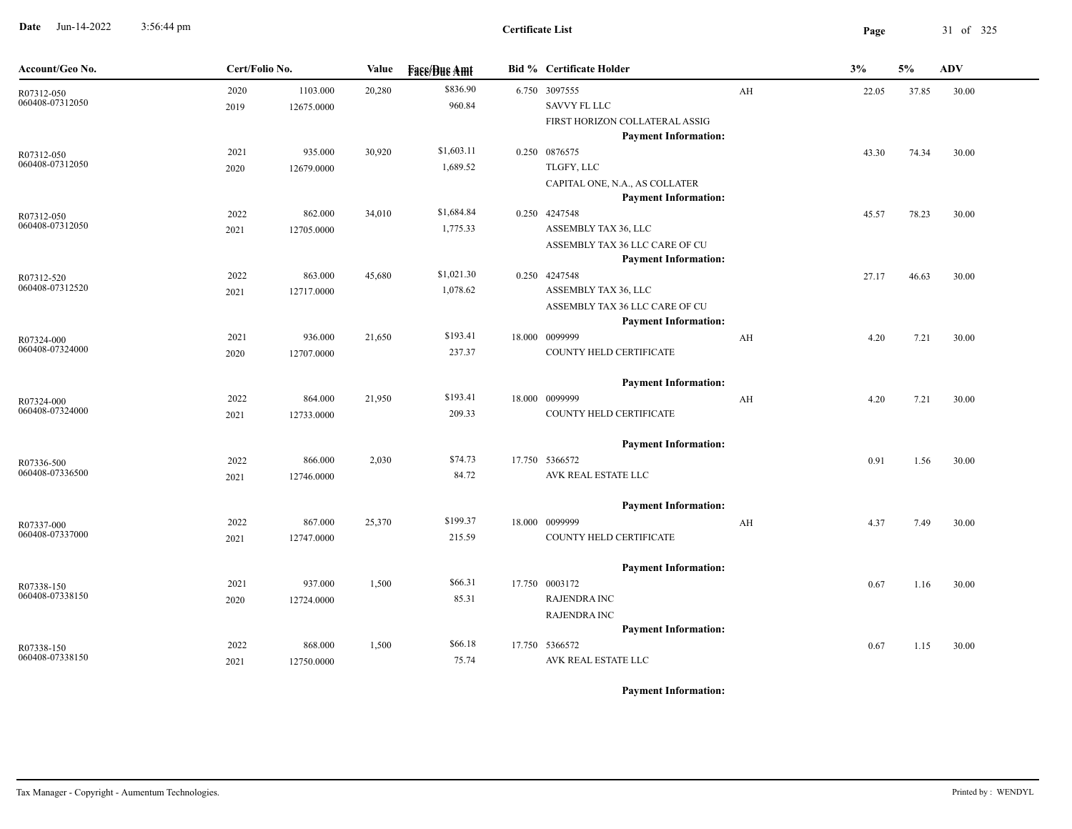# Certificate List

Date Jun-14-2022 3:56:44 pm

| Account/Geo No. | Cert/Folio No. | | Value | Face/Due Amt | Bid % | Certificate Holder | | 3% | 5% | ADV |
|---|---|---|---|---|---|---|---|---|---|---|
| R07312-050 | 2020 | 1103.000 | 20,280 | $836.90 | 6.750 | 3097555 | AH | 22.05 | 37.85 | 30.00 |
| 060408-07312050 | 2019 | 12675.0000 | | 960.84 | | SAVVY FL LLC | | | | |
| | | | | | | FIRST HORIZON COLLATERAL ASSIG | | | | |
| | | | | | | **Payment Information:** | | | | |
| R07312-050 | 2021 | 935.000 | 30,920 | $1,603.11 | 0.250 | 0876575 | | 43.30 | 74.34 | 30.00 |
| 060408-07312050 | 2020 | 12679.0000 | | 1,689.52 | | TLGFY, LLC | | | | |
| | | | | | | CAPITAL ONE, N.A., AS COLLATER | | | | |
| | | | | | | **Payment Information:** | | | | |
| R07312-050 | 2022 | 862.000 | 34,010 | $1,684.84 | 0.250 | 4247548 | | 45.57 | 78.23 | 30.00 |
| 060408-07312050 | 2021 | 12705.0000 | | 1,775.33 | | ASSEMBLY TAX 36, LLC | | | | |
| | | | | | | ASSEMBLY TAX 36 LLC CARE OF CU | | | | |
| | | | | | | **Payment Information:** | | | | |
| R07312-520 | 2022 | 863.000 | 45,680 | $1,021.30 | 0.250 | 4247548 | | 27.17 | 46.63 | 30.00 |
| 060408-07312520 | 2021 | 12717.0000 | | 1,078.62 | | ASSEMBLY TAX 36, LLC | | | | |
| | | | | | | ASSEMBLY TAX 36 LLC CARE OF CU | | | | |
| | | | | | | **Payment Information:** | | | | |
| R07324-000 | 2021 | 936.000 | 21,650 | $193.41 | 18.000 | 0099999 | AH | 4.20 | 7.21 | 30.00 |
| 060408-07324000 | 2020 | 12707.0000 | | 237.37 | | COUNTY HELD CERTIFICATE | | | | |
| | | | | | | **Payment Information:** | | | | |
| R07324-000 | 2022 | 864.000 | 21,950 | $193.41 | 18.000 | 0099999 | AH | 4.20 | 7.21 | 30.00 |
| 060408-07324000 | 2021 | 12733.0000 | | 209.33 | | COUNTY HELD CERTIFICATE | | | | |
| | | | | | | **Payment Information:** | | | | |
| R07336-500 | 2022 | 866.000 | 2,030 | $74.73 | 17.750 | 5366572 | | 0.91 | 1.56 | 30.00 |
| 060408-07336500 | 2021 | 12746.0000 | | 84.72 | | AVK REAL ESTATE LLC | | | | |
| | | | | | | **Payment Information:** | | | | |
| R07337-000 | 2022 | 867.000 | 25,370 | $199.37 | 18.000 | 0099999 | AH | 4.37 | 7.49 | 30.00 |
| 060408-07337000 | 2021 | 12747.0000 | | 215.59 | | COUNTY HELD CERTIFICATE | | | | |
| | | | | | | **Payment Information:** | | | | |
| R07338-150 | 2021 | 937.000 | 1,500 | $66.31 | 17.750 | 0003172 | | 0.67 | 1.16 | 30.00 |
| 060408-07338150 | 2020 | 12724.0000 | | 85.31 | | RAJENDRA INC | | | | |
| | | | | | | RAJENDRA INC | | | | |
| | | | | | | **Payment Information:** | | | | |
| R07338-150 | 2022 | 868.000 | 1,500 | $66.18 | 17.750 | 5366572 | | 0.67 | 1.15 | 30.00 |
| 060408-07338150 | 2021 | 12750.0000 | | 75.74 | | AVK REAL ESTATE LLC | | | | |
| | | | | | | **Payment Information:** | | | | |

Tax Manager - Copyright - Aumentum Technologies. Printed by : WENDYL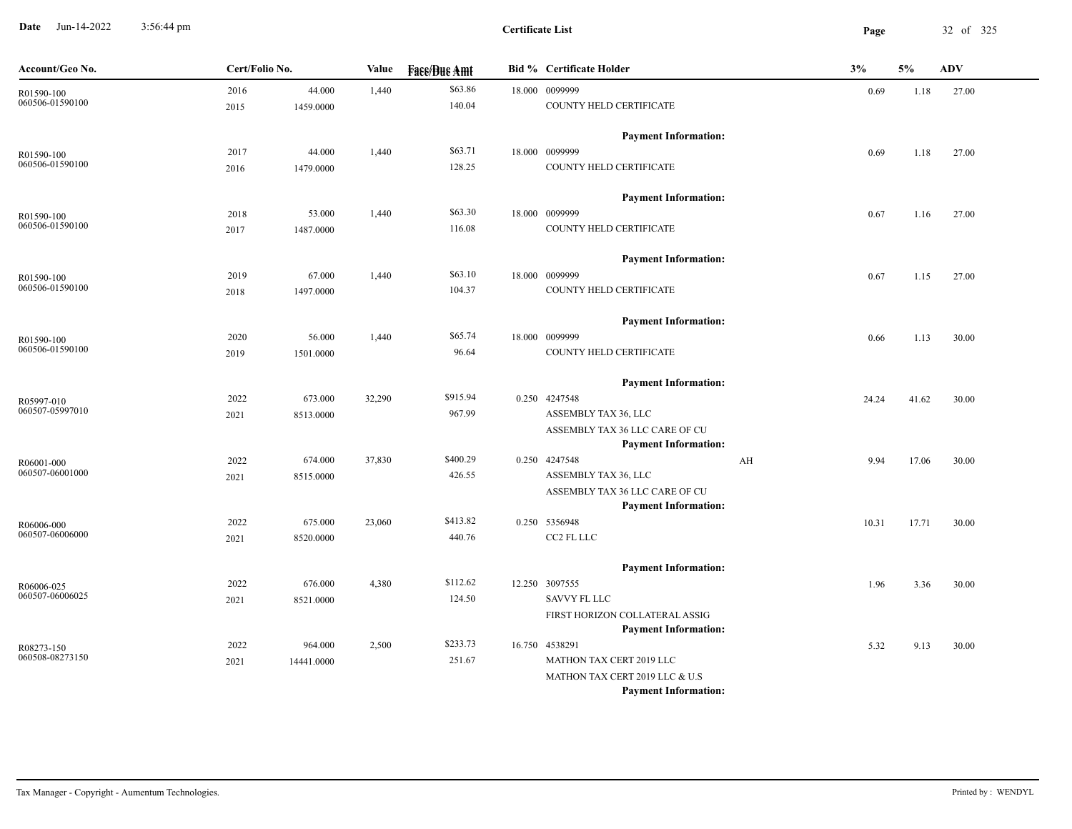**Certificate List**

| Account/Geo No. | Cert/Folio No. | | Value | Face/Due Amt | Bid % | Certificate Holder | | 3% | 5% | ADV |
|---|---|---|---|---|---|---|---|---|---|---|
| R01590-100 | 2016 | 44.000 | 1,440 | $63.86 | 18.000 | 0099999 | | 0.69 | 1.18 | 27.00 |
| 060506-01590100 | 2015 | 1459.0000 | | 140.04 | | COUNTY HELD CERTIFICATE | | | | |
| | | | | | | **Payment Information:** | | | | |
| R01590-100 | 2017 | 44.000 | 1,440 | $63.71 | 18.000 | 0099999 | | 0.69 | 1.18 | 27.00 |
| 060506-01590100 | 2016 | 1479.0000 | | 128.25 | | COUNTY HELD CERTIFICATE | | | | |
| | | | | | | **Payment Information:** | | | | |
| R01590-100 | 2018 | 53.000 | 1,440 | $63.30 | 18.000 | 0099999 | | 0.67 | 1.16 | 27.00 |
| 060506-01590100 | 2017 | 1487.0000 | | 116.08 | | COUNTY HELD CERTIFICATE | | | | |
| | | | | | | **Payment Information:** | | | | |
| R01590-100 | 2019 | 67.000 | 1,440 | $63.10 | 18.000 | 0099999 | | 0.67 | 1.15 | 27.00 |
| 060506-01590100 | 2018 | 1497.0000 | | 104.37 | | COUNTY HELD CERTIFICATE | | | | |
| | | | | | | **Payment Information:** | | | | |
| R01590-100 | 2020 | 56.000 | 1,440 | $65.74 | 18.000 | 0099999 | | 0.66 | 1.13 | 30.00 |
| 060506-01590100 | 2019 | 1501.0000 | | 96.64 | | COUNTY HELD CERTIFICATE | | | | |
| | | | | | | **Payment Information:** | | | | |
| R05997-010 | 2022 | 673.000 | 32,290 | $915.94 | 0.250 | 4247548 | | 24.24 | 41.62 | 30.00 |
| 060507-05997010 | 2021 | 8513.0000 | | 967.99 | | ASSEMBLY TAX 36, LLC | | | | |
| | | | | | | ASSEMBLY TAX 36 LLC CARE OF CU | | | | |
| | | | | | | **Payment Information:** | | | | |
| R06001-000 | 2022 | 674.000 | 37,830 | $400.29 | 0.250 | 4247548 | AH | 9.94 | 17.06 | 30.00 |
| 060507-06001000 | 2021 | 8515.0000 | | 426.55 | | ASSEMBLY TAX 36, LLC | | | | |
| | | | | | | ASSEMBLY TAX 36 LLC CARE OF CU | | | | |
| | | | | | | **Payment Information:** | | | | |
| R06006-000 | 2022 | 675.000 | 23,060 | $413.82 | 0.250 | 5356948 | | 10.31 | 17.71 | 30.00 |
| 060507-06006000 | 2021 | 8520.0000 | | 440.76 | | CC2 FL LLC | | | | |
| | | | | | | **Payment Information:** | | | | |
| R06006-025 | 2022 | 676.000 | 4,380 | $112.62 | 12.250 | 3097555 | | 1.96 | 3.36 | 30.00 |
| 060507-06006025 | 2021 | 8521.0000 | | 124.50 | | SAVVY FL LLC | | | | |
| | | | | | | FIRST HORIZON COLLATERAL ASSIG | | | | |
| | | | | | | **Payment Information:** | | | | |
| R08273-150 | 2022 | 964.000 | 2,500 | $233.73 | 16.750 | 4538291 | | 5.32 | 9.13 | 30.00 |
| 060508-08273150 | 2021 | 14441.0000 | | 251.67 | | MATHON TAX CERT 2019 LLC | | | | |
| | | | | | | MATHON TAX CERT 2019 LLC & U.S | | | | |
| | | | | | | **Payment Information:** | | | | |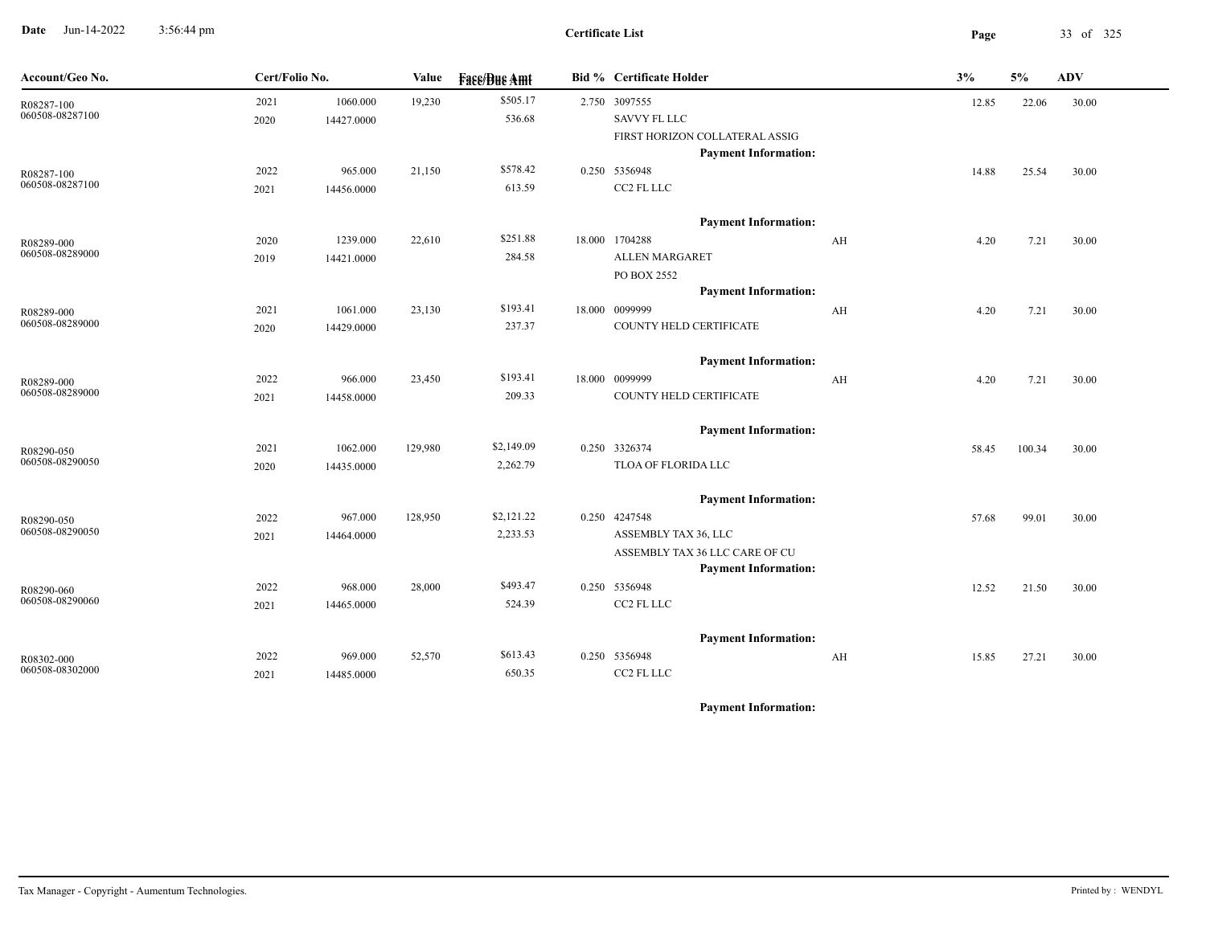**Certificate List**

Date Jun-14-2022 3:56:44 pm

| Account/Geo No. | Cert/Folio No. | | Value | Face/Due Amt | Bid % | Certificate Holder | | 3% | 5% | ADV |
|---|---|---|---|---|---|---|---|---|---|---|
| R08287-100<br>060508-08287100 | 2021<br>2020 | 1060.000<br>14427.0000 | 19,230 | $505.17<br>536.68 | 2.750 | 3097555<br>SAVVY FL LLC<br>FIRST HORIZON COLLATERAL ASSIG<br>**Payment Information:** | | 12.85 | 22.06 | 30.00 |
| R08287-100<br>060508-08287100 | 2022<br>2021 | 965.000<br>14456.0000 | 21,150 | $578.42<br>613.59 | 0.250 | 5356948<br>CC2 FL LLC<br>**Payment Information:** | | 14.88 | 25.54 | 30.00 |
| R08289-000<br>060508-08289000 | 2020<br>2019 | 1239.000<br>14421.0000 | 22,610 | $251.88<br>284.58 | 18.000 | 1704288<br>ALLEN MARGARET<br>PO BOX 2552<br>**Payment Information:** | AH | 4.20 | 7.21 | 30.00 |
| R08289-000<br>060508-08289000 | 2021<br>2020 | 1061.000<br>14429.0000 | 23,130 | $193.41<br>237.37 | 18.000 | 0099999<br>COUNTY HELD CERTIFICATE<br>**Payment Information:** | AH | 4.20 | 7.21 | 30.00 |
| R08289-000<br>060508-08289000 | 2022<br>2021 | 966.000<br>14458.0000 | 23,450 | $193.41<br>209.33 | 18.000 | 0099999<br>COUNTY HELD CERTIFICATE<br>**Payment Information:** | AH | 4.20 | 7.21 | 30.00 |
| R08290-050<br>060508-08290050 | 2021<br>2020 | 1062.000<br>14435.0000 | 129,980 | $2,149.09<br>2,262.79 | 0.250 | 3326374<br>TLOA OF FLORIDA LLC<br>**Payment Information:** | | 58.45 | 100.34 | 30.00 |
| R08290-050<br>060508-08290050 | 2022<br>2021 | 967.000<br>14464.0000 | 128,950 | $2,121.22<br>2,233.53 | 0.250 | 4247548<br>ASSEMBLY TAX 36, LLC<br>ASSEMBLY TAX 36 LLC CARE OF CU<br>**Payment Information:** | | 57.68 | 99.01 | 30.00 |
| R08290-060<br>060508-08290060 | 2022<br>2021 | 968.000<br>14465.0000 | 28,000 | $493.47<br>524.39 | 0.250 | 5356948<br>CC2 FL LLC<br>**Payment Information:** | | 12.52 | 21.50 | 30.00 |
| R08302-000<br>060508-08302000 | 2022<br>2021 | 969.000<br>14485.0000 | 52,570 | $613.43<br>650.35 | 0.250 | 5356948<br>CC2 FL LLC<br>**Payment Information:** | AH | 15.85 | 27.21 | 30.00 |

Tax Manager - Copyright - Aumentum Technologies.

Printed by : WENDYL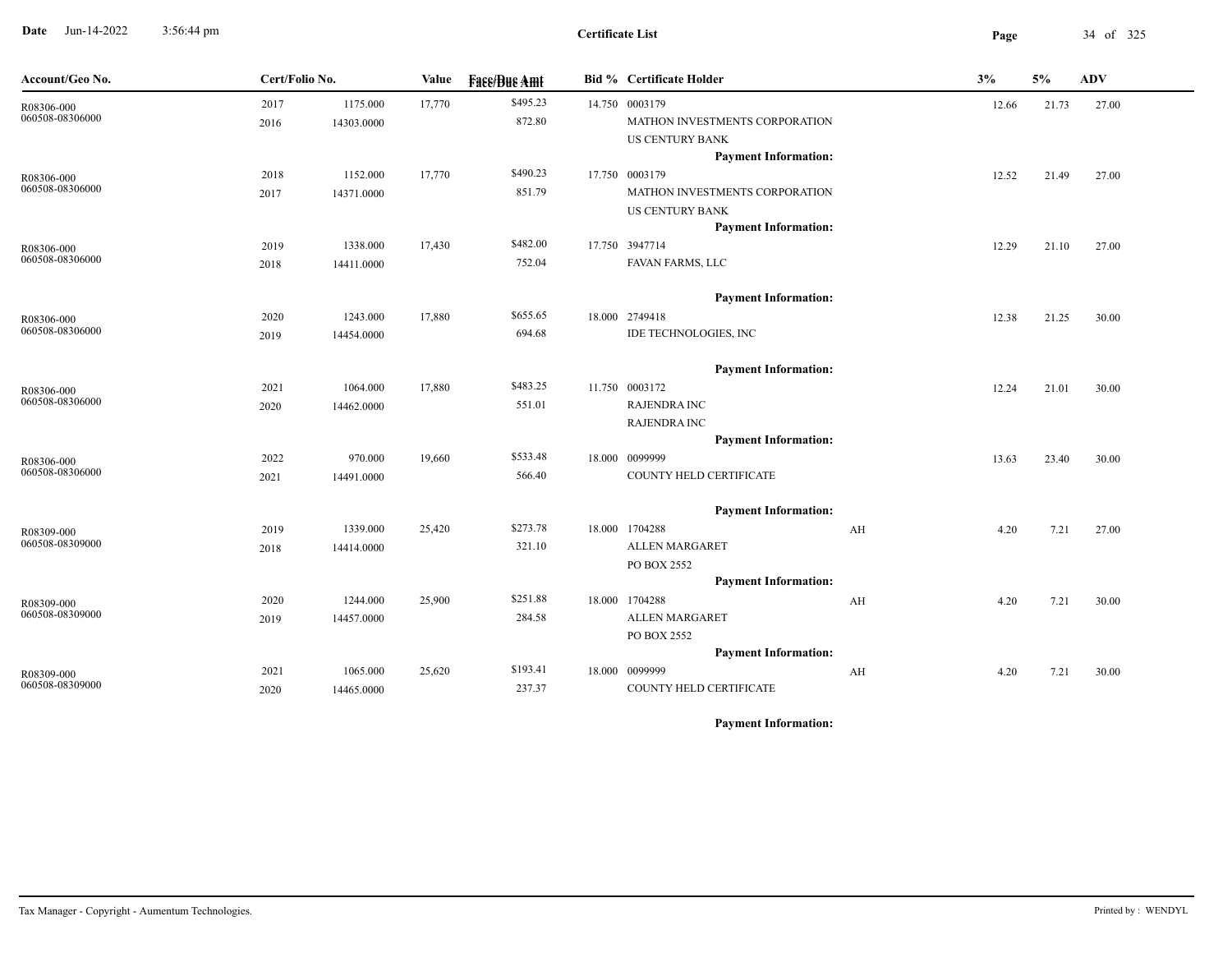# Certificate List

Date Jun-14-2022 3:56:44 pm

| Account/Geo No. | Cert/Folio No. | | Value | Face/Due Amt | Bid % | Certificate Holder | | 3% | 5% | ADV |
|---|---|---|---|---|---|---|---|---|---|---|
| R08306-000<br>060508-08306000 | 2017<br>2016 | 1175.000<br>14303.0000 | 17,770 | $495.23<br>872.80 | 14.750 | 0003179<br>MATHON INVESTMENTS CORPORATION<br>US CENTURY BANK<br>**Payment Information:** | | 12.66 | 21.73 | 27.00 |
| R08306-000<br>060508-08306000 | 2018<br>2017 | 1152.000<br>14371.0000 | 17,770 | $490.23<br>851.79 | 17.750 | 0003179<br>MATHON INVESTMENTS CORPORATION<br>US CENTURY BANK<br>**Payment Information:** | | 12.52 | 21.49 | 27.00 |
| R08306-000<br>060508-08306000 | 2019<br>2018 | 1338.000<br>14411.0000 | 17,430 | $482.00<br>752.04 | 17.750 | 3947714<br>FAVAN FARMS, LLC<br>**Payment Information:** | | 12.29 | 21.10 | 27.00 |
| R08306-000<br>060508-08306000 | 2020<br>2019 | 1243.000<br>14454.0000 | 17,880 | $655.65<br>694.68 | 18.000 | 2749418<br>IDE TECHNOLOGIES, INC<br>**Payment Information:** | | 12.38 | 21.25 | 30.00 |
| R08306-000<br>060508-08306000 | 2021<br>2020 | 1064.000<br>14462.0000 | 17,880 | $483.25<br>551.01 | 11.750 | 0003172<br>RAJENDRA INC<br>RAJENDRA INC<br>**Payment Information:** | | 12.24 | 21.01 | 30.00 |
| R08306-000<br>060508-08306000 | 2022<br>2021 | 970.000<br>14491.0000 | 19,660 | $533.48<br>566.40 | 18.000 | 0099999<br>COUNTY HELD CERTIFICATE<br>**Payment Information:** | | 13.63 | 23.40 | 30.00 |
| R08309-000<br>060508-08309000 | 2019<br>2018 | 1339.000<br>14414.0000 | 25,420 | $273.78<br>321.10 | 18.000 | 1704288<br>ALLEN MARGARET<br>PO BOX 2552<br>**Payment Information:** | AH | 4.20 | 7.21 | 27.00 |
| R08309-000<br>060508-08309000 | 2020<br>2019 | 1244.000<br>14457.0000 | 25,900 | $251.88<br>284.58 | 18.000 | 1704288<br>ALLEN MARGARET<br>PO BOX 2552<br>**Payment Information:** | AH | 4.20 | 7.21 | 30.00 |
| R08309-000<br>060508-08309000 | 2021<br>2020 | 1065.000<br>14465.0000 | 25,620 | $193.41<br>237.37 | 18.000 | 0099999<br>COUNTY HELD CERTIFICATE<br>**Payment Information:** | AH | 4.20 | 7.21 | 30.00 |

Tax Manager - Copyright - Aumentum Technologies.

Printed by : WENDYL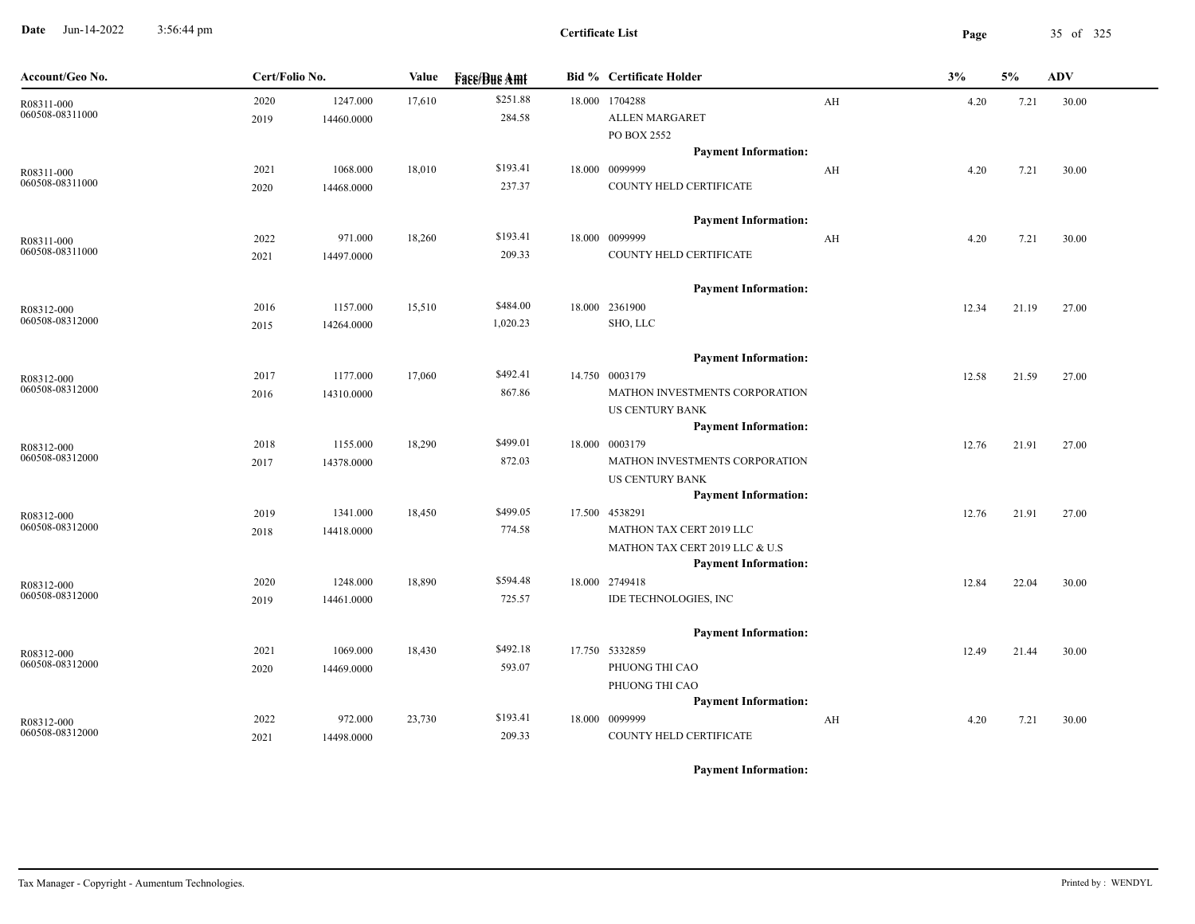# Certificate List

Date Jun-14-2022 3:56:44 pm

| Account/Geo No. | Cert/Folio No. | | Value | Face/Due Amt | Bid % | Certificate Holder | | 3% | 5% | ADV |
|---|---|---|---|---|---|---|---|---|---|---|
| R08311-000 060508-08311000 | 2020 2019 | 1247.000 14460.0000 | 17,610 | $251.88 284.58 | 18.000 | 1704288 ALLEN MARGARET PO BOX 2552 **Payment Information:** | AH | 4.20 | 7.21 | 30.00 |
| R08311-000 060508-08311000 | 2021 2020 | 1068.000 14468.0000 | 18,010 | $193.41 237.37 | 18.000 | 0099999 COUNTY HELD CERTIFICATE **Payment Information:** | AH | 4.20 | 7.21 | 30.00 |
| R08311-000 060508-08311000 | 2022 2021 | 971.000 14497.0000 | 18,260 | $193.41 209.33 | 18.000 | 0099999 COUNTY HELD CERTIFICATE **Payment Information:** | AH | 4.20 | 7.21 | 30.00 |
| R08312-000 060508-08312000 | 2016 2015 | 1157.000 14264.0000 | 15,510 | $484.00 1,020.23 | 18.000 | 2361900 SHO, LLC **Payment Information:** | | 12.34 | 21.19 | 27.00 |
| R08312-000 060508-08312000 | 2017 2016 | 1177.000 14310.0000 | 17,060 | $492.41 867.86 | 14.750 | 0003179 MATHON INVESTMENTS CORPORATION US CENTURY BANK **Payment Information:** | | 12.58 | 21.59 | 27.00 |
| R08312-000 060508-08312000 | 2018 2017 | 1155.000 14378.0000 | 18,290 | $499.01 872.03 | 18.000 | 0003179 MATHON INVESTMENTS CORPORATION US CENTURY BANK **Payment Information:** | | 12.76 | 21.91 | 27.00 |
| R08312-000 060508-08312000 | 2019 2018 | 1341.000 14418.0000 | 18,450 | $499.05 774.58 | 17.500 | 4538291 MATHON TAX CERT 2019 LLC MATHON TAX CERT 2019 LLC & U.S **Payment Information:** | | 12.76 | 21.91 | 27.00 |
| R08312-000 060508-08312000 | 2020 2019 | 1248.000 14461.0000 | 18,890 | $594.48 725.57 | 18.000 | 2749418 IDE TECHNOLOGIES, INC **Payment Information:** | | 12.84 | 22.04 | 30.00 |
| R08312-000 060508-08312000 | 2021 2020 | 1069.000 14469.0000 | 18,430 | $492.18 593.07 | 17.750 | 5332859 PHUONG THI CAO PHUONG THI CAO **Payment Information:** | | 12.49 | 21.44 | 30.00 |
| R08312-000 060508-08312000 | 2022 2021 | 972.000 14498.0000 | 23,730 | $193.41 209.33 | 18.000 | 0099999 COUNTY HELD CERTIFICATE **Payment Information:** | AH | 4.20 | 7.21 | 30.00 |

Tax Manager - Copyright - Aumentum Technologies. Printed by : WENDYL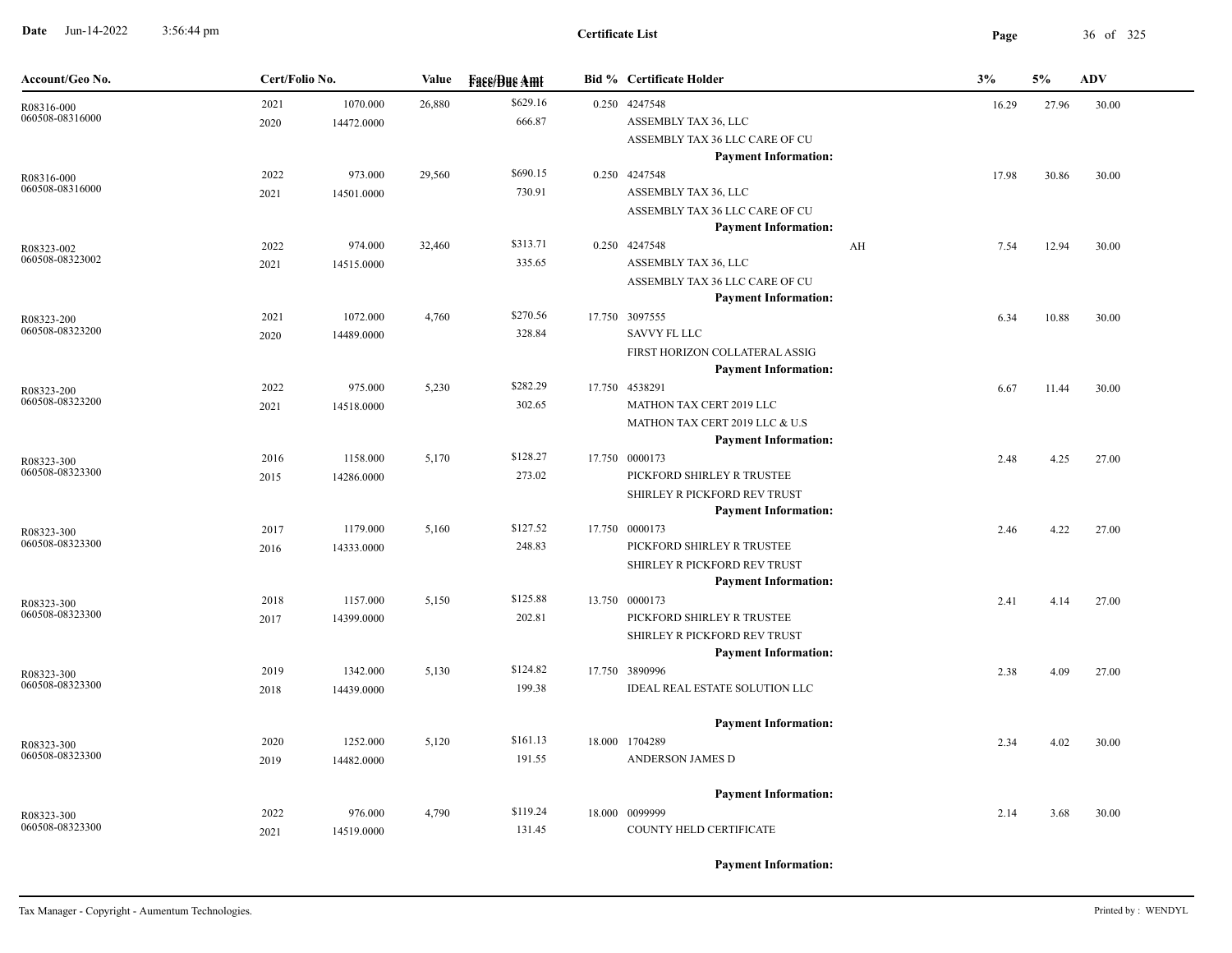# Certificate List

Date Jun-14-2022 3:56:44 pm

| Account/Geo No. | Cert/Folio No. | | Value | Face/Due Amt | Bid % | Certificate Holder | | 3% | 5% | ADV |
|---|---|---|---|---|---|---|---|---|---|---|
| R08316-000<br>060508-08316000 | 2021<br>2020 | 1070.000<br>14472.0000 | 26,880 | $629.16<br>666.87 | 0.250 | 4247548<br>ASSEMBLY TAX 36, LLC<br>ASSEMBLY TAX 36 LLC CARE OF CU<br>**Payment Information:** | | 16.29 | 27.96 | 30.00 |
| R08316-000<br>060508-08316000 | 2022<br>2021 | 973.000<br>14501.0000 | 29,560 | $690.15<br>730.91 | 0.250 | 4247548<br>ASSEMBLY TAX 36, LLC<br>ASSEMBLY TAX 36 LLC CARE OF CU<br>**Payment Information:** | | 17.98 | 30.86 | 30.00 |
| R08323-002<br>060508-08323002 | 2022<br>2021 | 974.000<br>14515.0000 | 32,460 | $313.71<br>335.65 | 0.250 | 4247548<br>ASSEMBLY TAX 36, LLC<br>ASSEMBLY TAX 36 LLC CARE OF CU<br>**Payment Information:** | AH | 7.54 | 12.94 | 30.00 |
| R08323-200<br>060508-08323200 | 2021<br>2020 | 1072.000<br>14489.0000 | 4,760 | $270.56<br>328.84 | 17.750 | 3097555<br>SAVVY FL LLC<br>FIRST HORIZON COLLATERAL ASSIG<br>**Payment Information:** | | 6.34 | 10.88 | 30.00 |
| R08323-200<br>060508-08323200 | 2022<br>2021 | 975.000<br>14518.0000 | 5,230 | $282.29<br>302.65 | 17.750 | 4538291<br>MATHON TAX CERT 2019 LLC<br>MATHON TAX CERT 2019 LLC & U.S<br>**Payment Information:** | | 6.67 | 11.44 | 30.00 |
| R08323-300<br>060508-08323300 | 2016<br>2015 | 1158.000<br>14286.0000 | 5,170 | $128.27<br>273.02 | 17.750 | 0000173<br>PICKFORD SHIRLEY R TRUSTEE<br>SHIRLEY R PICKFORD REV TRUST<br>**Payment Information:** | | 2.48 | 4.25 | 27.00 |
| R08323-300<br>060508-08323300 | 2017<br>2016 | 1179.000<br>14333.0000 | 5,160 | $127.52<br>248.83 | 17.750 | 0000173<br>PICKFORD SHIRLEY R TRUSTEE<br>SHIRLEY R PICKFORD REV TRUST<br>**Payment Information:** | | 2.46 | 4.22 | 27.00 |
| R08323-300<br>060508-08323300 | 2018<br>2017 | 1157.000<br>14399.0000 | 5,150 | $125.88<br>202.81 | 13.750 | 0000173<br>PICKFORD SHIRLEY R TRUSTEE<br>SHIRLEY R PICKFORD REV TRUST<br>**Payment Information:** | | 2.41 | 4.14 | 27.00 |
| R08323-300<br>060508-08323300 | 2019<br>2018 | 1342.000<br>14439.0000 | 5,130 | $124.82<br>199.38 | 17.750 | 3890996<br>IDEAL REAL ESTATE SOLUTION LLC<br>**Payment Information:** | | 2.38 | 4.09 | 27.00 |
| R08323-300<br>060508-08323300 | 2020<br>2019 | 1252.000<br>14482.0000 | 5,120 | $161.13<br>191.55 | 18.000 | 1704289<br>ANDERSON JAMES D<br>**Payment Information:** | | 2.34 | 4.02 | 30.00 |
| R08323-300<br>060508-08323300 | 2022<br>2021 | 976.000<br>14519.0000 | 4,790 | $119.24<br>131.45 | 18.000 | 0099999<br>COUNTY HELD CERTIFICATE<br>**Payment Information:** | | 2.14 | 3.68 | 30.00 |

Tax Manager - Copyright - Aumentum Technologies. Printed by : WENDYL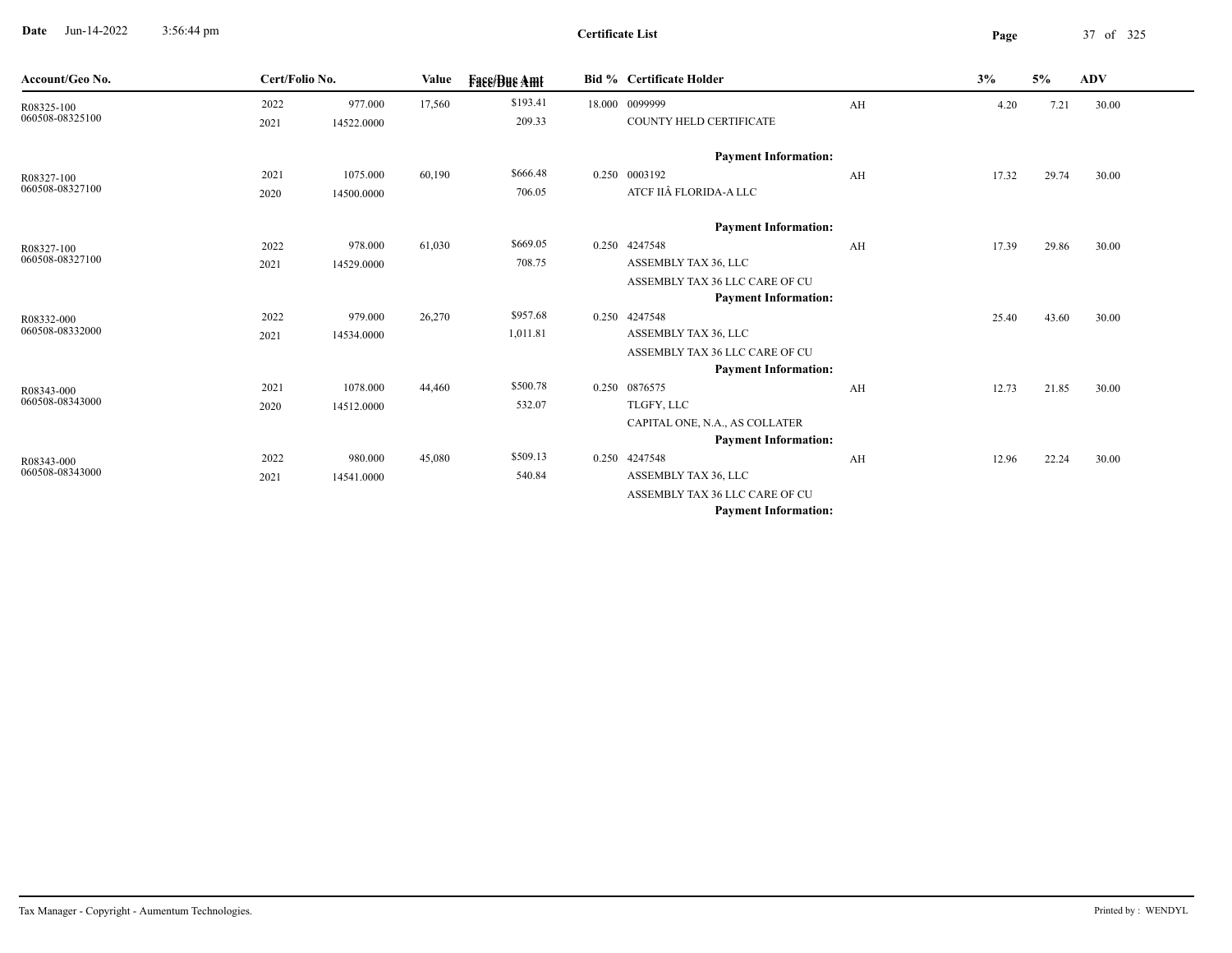**Certificate List**

| Account/Geo No. | Cert/Folio No. | | Value | Face/Due Amt | Bid % | Certificate Holder | | 3% | 5% | ADV |
|---|---|---|---|---|---|---|---|---|---|---|
| R08325-100 | 2022 | 977.000 | 17,560 | $193.41 | 18.000 | 0099999 | AH | 4.20 | 7.21 | 30.00 |
| 060508-08325100 | 2021 | 14522.0000 | | 209.33 | | COUNTY HELD CERTIFICATE | | | | |
| | | | | | | **Payment Information:** | | | | |
| R08327-100 | 2021 | 1075.000 | 60,190 | $666.48 | 0.250 | 0003192 | AH | 17.32 | 29.74 | 30.00 |
| 060508-08327100 | 2020 | 14500.0000 | | 706.05 | | ATCF IIÂ FLORIDA-A LLC | | | | |
| | | | | | | **Payment Information:** | | | | |
| R08327-100 | 2022 | 978.000 | 61,030 | $669.05 | 0.250 | 4247548 | AH | 17.39 | 29.86 | 30.00 |
| 060508-08327100 | 2021 | 14529.0000 | | 708.75 | | ASSEMBLY TAX 36, LLC | | | | |
| | | | | | | ASSEMBLY TAX 36 LLC CARE OF CU | | | | |
| | | | | | | **Payment Information:** | | | | |
| R08332-000 | 2022 | 979.000 | 26,270 | $957.68 | 0.250 | 4247548 | | 25.40 | 43.60 | 30.00 |
| 060508-08332000 | 2021 | 14534.0000 | | 1,011.81 | | ASSEMBLY TAX 36, LLC | | | | |
| | | | | | | ASSEMBLY TAX 36 LLC CARE OF CU | | | | |
| | | | | | | **Payment Information:** | | | | |
| R08343-000 | 2021 | 1078.000 | 44,460 | $500.78 | 0.250 | 0876575 | AH | 12.73 | 21.85 | 30.00 |
| 060508-08343000 | 2020 | 14512.0000 | | 532.07 | | TLGFY, LLC | | | | |
| | | | | | | CAPITAL ONE, N.A., AS COLLATER | | | | |
| | | | | | | **Payment Information:** | | | | |
| R08343-000 | 2022 | 980.000 | 45,080 | $509.13 | 0.250 | 4247548 | AH | 12.96 | 22.24 | 30.00 |
| 060508-08343000 | 2021 | 14541.0000 | | 540.84 | | ASSEMBLY TAX 36, LLC | | | | |
| | | | | | | ASSEMBLY TAX 36 LLC CARE OF CU | | | | |
| | | | | | | **Payment Information:** | | | | |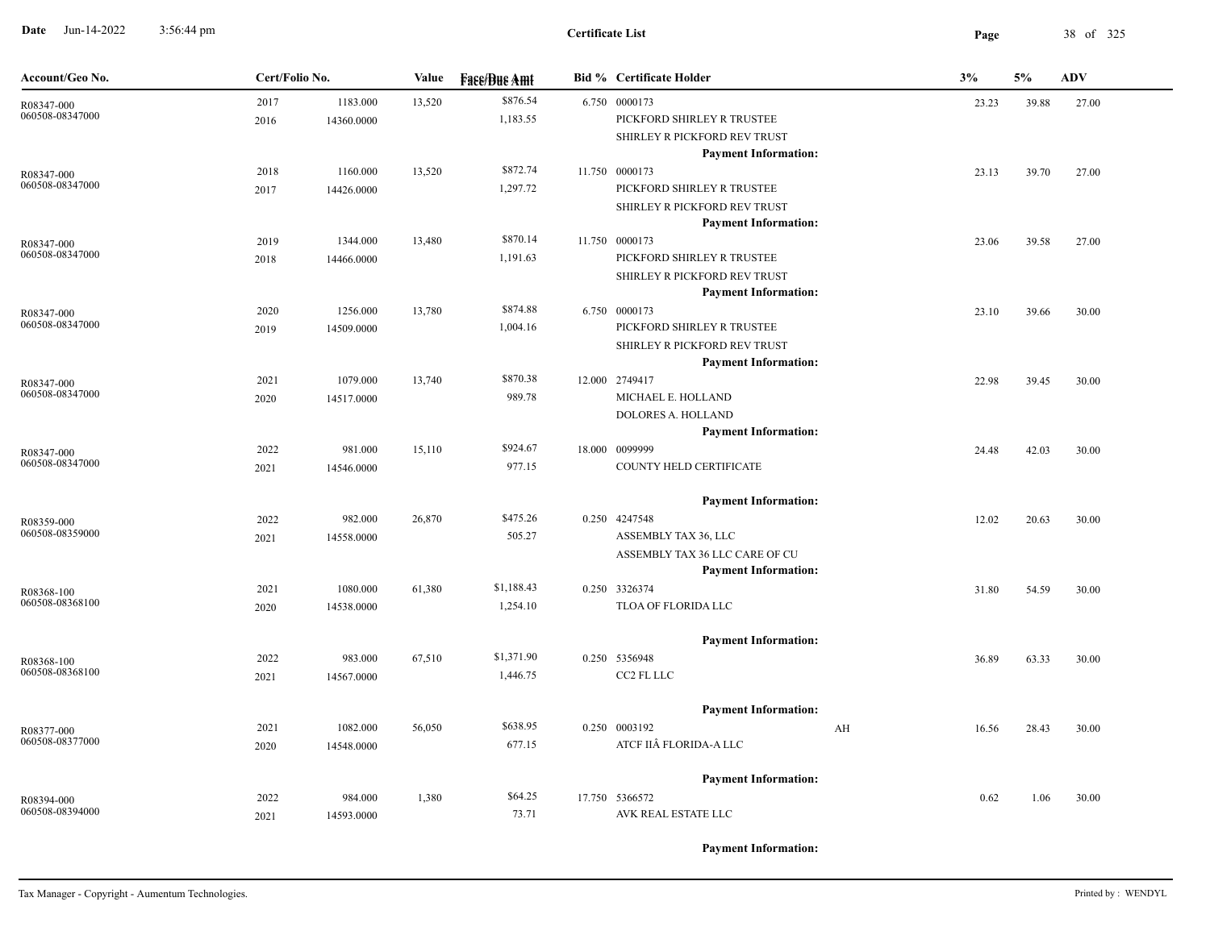**Certificate List**

Date Jun-14-2022 3:56:44 pm

| Account/Geo No. | Cert/Folio No. | | Value | Face/Due Amt | Bid % | Certificate Holder | | 3% | 5% | ADV |
|---|---|---|---|---|---|---|---|---|---|---|
| R08347-000<br>060508-08347000 | 2017<br>2016 | 1183.000<br>14360.0000 | 13,520 | $876.54<br>1,183.55 | 6.750 | 0000173<br>PICKFORD SHIRLEY R TRUSTEE<br>SHIRLEY R PICKFORD REV TRUST<br>**Payment Information:** | | 23.23 | 39.88 | 27.00 |
| R08347-000<br>060508-08347000 | 2018<br>2017 | 1160.000<br>14426.0000 | 13,520 | $872.74<br>1,297.72 | 11.750 | 0000173<br>PICKFORD SHIRLEY R TRUSTEE<br>SHIRLEY R PICKFORD REV TRUST<br>**Payment Information:** | | 23.13 | 39.70 | 27.00 |
| R08347-000<br>060508-08347000 | 2019<br>2018 | 1344.000<br>14466.0000 | 13,480 | $870.14<br>1,191.63 | 11.750 | 0000173<br>PICKFORD SHIRLEY R TRUSTEE<br>SHIRLEY R PICKFORD REV TRUST<br>**Payment Information:** | | 23.06 | 39.58 | 27.00 |
| R08347-000<br>060508-08347000 | 2020<br>2019 | 1256.000<br>14509.0000 | 13,780 | $874.88<br>1,004.16 | 6.750 | 0000173<br>PICKFORD SHIRLEY R TRUSTEE<br>SHIRLEY R PICKFORD REV TRUST<br>**Payment Information:** | | 23.10 | 39.66 | 30.00 |
| R08347-000<br>060508-08347000 | 2021<br>2020 | 1079.000<br>14517.0000 | 13,740 | $870.38<br>989.78 | 12.000 | 2749417<br>MICHAEL E. HOLLAND<br>DOLORES A. HOLLAND<br>**Payment Information:** | | 22.98 | 39.45 | 30.00 |
| R08347-000<br>060508-08347000 | 2022<br>2021 | 981.000<br>14546.0000 | 15,110 | $924.67<br>977.15 | 18.000 | 0099999<br>COUNTY HELD CERTIFICATE<br>**Payment Information:** | | 24.48 | 42.03 | 30.00 |
| R08359-000<br>060508-08359000 | 2022<br>2021 | 982.000<br>14558.0000 | 26,870 | $475.26<br>505.27 | 0.250 | 4247548<br>ASSEMBLY TAX 36, LLC<br>ASSEMBLY TAX 36 LLC CARE OF CU<br>**Payment Information:** | | 12.02 | 20.63 | 30.00 |
| R08368-100<br>060508-08368100 | 2021<br>2020 | 1080.000<br>14538.0000 | 61,380 | $1,188.43<br>1,254.10 | 0.250 | 3326374<br>TLOA OF FLORIDA LLC<br>**Payment Information:** | | 31.80 | 54.59 | 30.00 |
| R08368-100<br>060508-08368100 | 2022<br>2021 | 983.000<br>14567.0000 | 67,510 | $1,371.90<br>1,446.75 | 0.250 | 5356948<br>CC2 FL LLC<br>**Payment Information:** | | 36.89 | 63.33 | 30.00 |
| R08377-000<br>060508-08377000 | 2021<br>2020 | 1082.000<br>14548.0000 | 56,050 | $638.95<br>677.15 | 0.250 | 0003192<br>ATCF IIÂ FLORIDA-A LLC<br>**Payment Information:** | AH | 16.56 | 28.43 | 30.00 |
| R08394-000<br>060508-08394000 | 2022<br>2021 | 984.000<br>14593.0000 | 1,380 | $64.25<br>73.71 | 17.750 | 5366572<br>AVK REAL ESTATE LLC<br>**Payment Information:** | | 0.62 | 1.06 | 30.00 |

Tax Manager - Copyright - Aumentum Technologies.

Printed by : WENDYL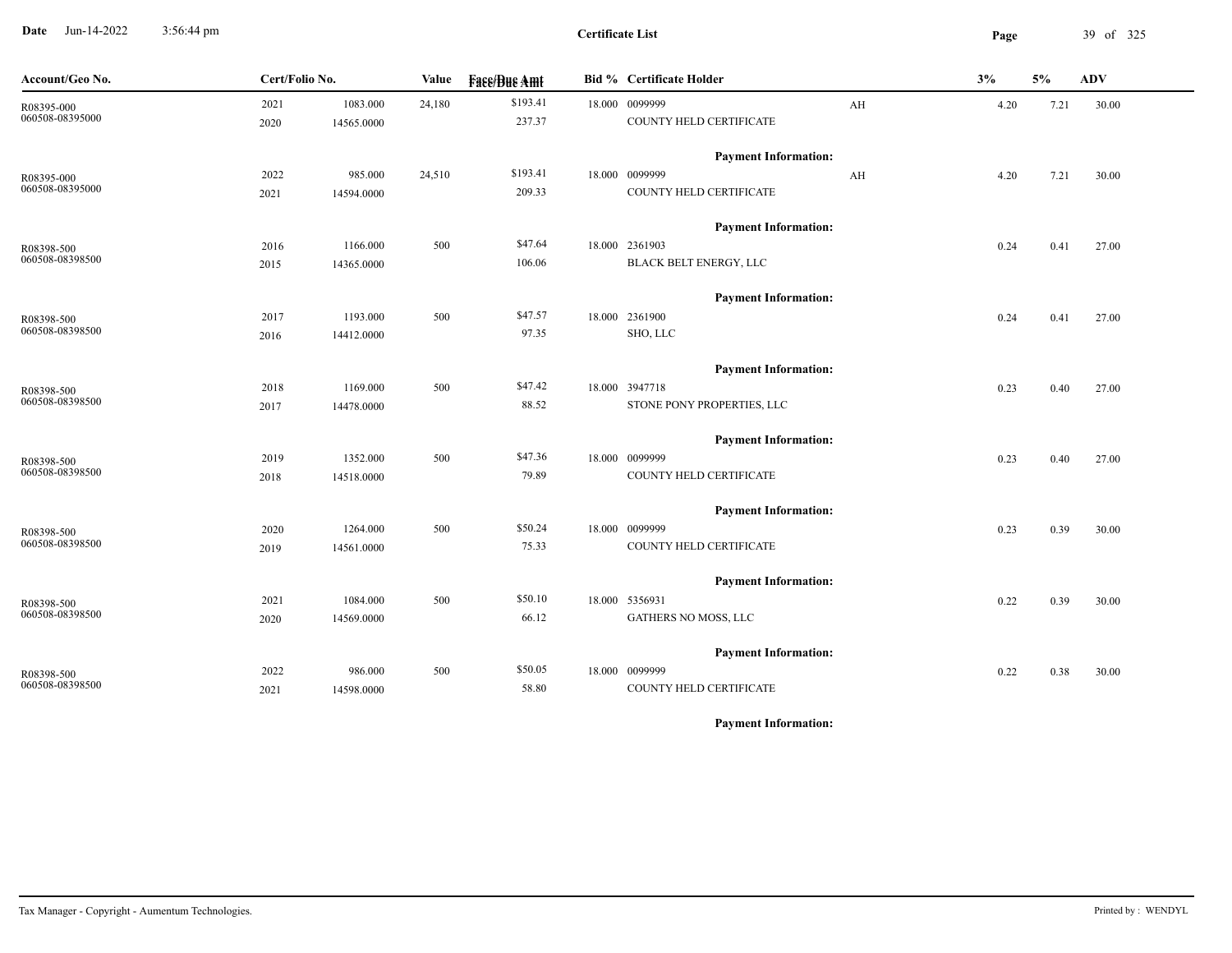# Certificate List

| Account/Geo No. | Cert/Folio No. | | Value | Face/Due Amt | Bid % | Certificate Holder | | 3% | 5% | ADV |
|---|---|---|---|---|---|---|---|---|---|---|
| R08395-000 060508-08395000 | 2021 2020 | 1083.000 14565.0000 | 24,180 | $193.41 237.37 | 18.000 | 0099999 COUNTY HELD CERTIFICATE | AH | 4.20 | 7.21 | 30.00 |
| | | | | | | **Payment Information:** | | | | |
| R08395-000 060508-08395000 | 2022 2021 | 985.000 14594.0000 | 24,510 | $193.41 209.33 | 18.000 | 0099999 COUNTY HELD CERTIFICATE | AH | 4.20 | 7.21 | 30.00 |
| | | | | | | **Payment Information:** | | | | |
| R08398-500 060508-08398500 | 2016 2015 | 1166.000 14365.0000 | 500 | $47.64 106.06 | 18.000 | 2361903 BLACK BELT ENERGY, LLC | | 0.24 | 0.41 | 27.00 |
| | | | | | | **Payment Information:** | | | | |
| R08398-500 060508-08398500 | 2017 2016 | 1193.000 14412.0000 | 500 | $47.57 97.35 | 18.000 | 2361900 SHO, LLC | | 0.24 | 0.41 | 27.00 |
| | | | | | | **Payment Information:** | | | | |
| R08398-500 060508-08398500 | 2018 2017 | 1169.000 14478.0000 | 500 | $47.42 88.52 | 18.000 | 3947718 STONE PONY PROPERTIES, LLC | | 0.23 | 0.40 | 27.00 |
| | | | | | | **Payment Information:** | | | | |
| R08398-500 060508-08398500 | 2019 2018 | 1352.000 14518.0000 | 500 | $47.36 79.89 | 18.000 | 0099999 COUNTY HELD CERTIFICATE | | 0.23 | 0.40 | 27.00 |
| | | | | | | **Payment Information:** | | | | |
| R08398-500 060508-08398500 | 2020 2019 | 1264.000 14561.0000 | 500 | $50.24 75.33 | 18.000 | 0099999 COUNTY HELD CERTIFICATE | | 0.23 | 0.39 | 30.00 |
| | | | | | | **Payment Information:** | | | | |
| R08398-500 060508-08398500 | 2021 2020 | 1084.000 14569.0000 | 500 | $50.10 66.12 | 18.000 | 5356931 GATHERS NO MOSS, LLC | | 0.22 | 0.39 | 30.00 |
| | | | | | | **Payment Information:** | | | | |
| R08398-500 060508-08398500 | 2022 2021 | 986.000 14598.0000 | 500 | $50.05 58.80 | 18.000 | 0099999 COUNTY HELD CERTIFICATE | | 0.22 | 0.38 | 30.00 |
| | | | | | | **Payment Information:** | | | | |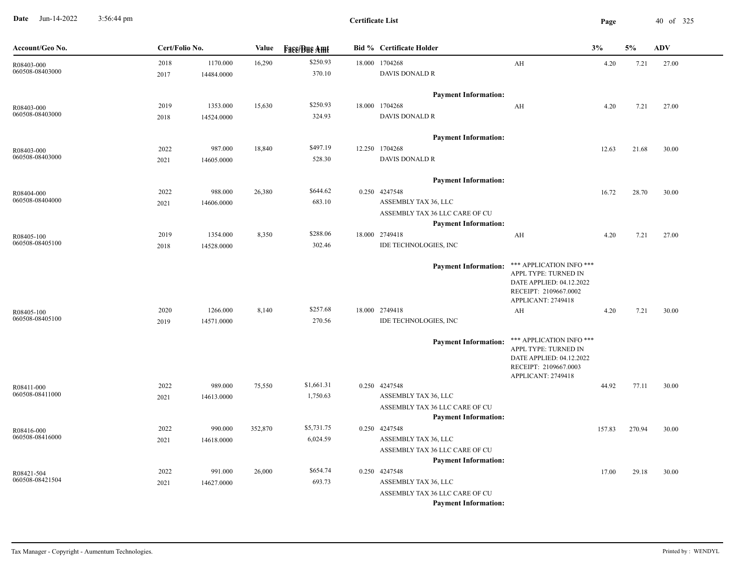**Certificate List**

Date Jun-14-2022 3:56:44 pm

| Account/Geo No. | Cert/Folio No. | | Value | Face/Due Amt | Bid % | Certificate Holder | | 3% | 5% | ADV |
|---|---|---|---|---|---|---|---|---|---|---|
| R08403-000 | 2018 | 1170.000 | 16,290 | $250.93 | 18.000 | 1704268 | AH | 4.20 | 7.21 | 27.00 |
| 060508-08403000 | 2017 | 14484.0000 | | 370.10 | | DAVIS DONALD R | | | | |
| | | | | | | **Payment Information:** | | | | |
| R08403-000 | 2019 | 1353.000 | 15,630 | $250.93 | 18.000 | 1704268 | AH | 4.20 | 7.21 | 27.00 |
| 060508-08403000 | 2018 | 14524.0000 | | 324.93 | | DAVIS DONALD R | | | | |
| | | | | | | **Payment Information:** | | | | |
| R08403-000 | 2022 | 987.000 | 18,840 | $497.19 | 12.250 | 1704268 | | 12.63 | 21.68 | 30.00 |
| 060508-08403000 | 2021 | 14605.0000 | | 528.30 | | DAVIS DONALD R | | | | |
| | | | | | | **Payment Information:** | | | | |
| R08404-000 | 2022 | 988.000 | 26,380 | $644.62 | 0.250 | 4247548 | | 16.72 | 28.70 | 30.00 |
| 060508-08404000 | 2021 | 14606.0000 | | 683.10 | | ASSEMBLY TAX 36, LLC | | | | |
| | | | | | | ASSEMBLY TAX 36 LLC CARE OF CU | | | | |
| | | | | | | **Payment Information:** | | | | |
| R08405-100 | 2019 | 1354.000 | 8,350 | $288.06 | 18.000 | 2749418 | AH | 4.20 | 7.21 | 27.00 |
| 060508-08405100 | 2018 | 14528.0000 | | 302.46 | | IDE TECHNOLOGIES, INC | | | | |
| | | | | | | **Payment Information:** | *** APPLICATION INFO *** APPL TYPE: TURNED IN DATE APPLIED: 04.12.2022 RECEIPT: 2109667.0002 APPLICANT: 2749418 | | | |
| R08405-100 | 2020 | 1266.000 | 8,140 | $257.68 | 18.000 | 2749418 | AH | 4.20 | 7.21 | 30.00 |
| 060508-08405100 | 2019 | 14571.0000 | | 270.56 | | IDE TECHNOLOGIES, INC | | | | |
| | | | | | | **Payment Information:** | *** APPLICATION INFO *** APPL TYPE: TURNED IN DATE APPLIED: 04.12.2022 RECEIPT: 2109667.0003 APPLICANT: 2749418 | | | |
| R08411-000 | 2022 | 989.000 | 75,550 | $1,661.31 | 0.250 | 4247548 | | 44.92 | 77.11 | 30.00 |
| 060508-08411000 | 2021 | 14613.0000 | | 1,750.63 | | ASSEMBLY TAX 36, LLC | | | | |
| | | | | | | ASSEMBLY TAX 36 LLC CARE OF CU | | | | |
| | | | | | | **Payment Information:** | | | | |
| R08416-000 | 2022 | 990.000 | 352,870 | $5,731.75 | 0.250 | 4247548 | | 157.83 | 270.94 | 30.00 |
| 060508-08416000 | 2021 | 14618.0000 | | 6,024.59 | | ASSEMBLY TAX 36, LLC | | | | |
| | | | | | | ASSEMBLY TAX 36 LLC CARE OF CU | | | | |
| | | | | | | **Payment Information:** | | | | |
| R08421-504 | 2022 | 991.000 | 26,000 | $654.74 | 0.250 | 4247548 | | 17.00 | 29.18 | 30.00 |
| 060508-08421504 | 2021 | 14627.0000 | | 693.73 | | ASSEMBLY TAX 36, LLC | | | | |
| | | | | | | ASSEMBLY TAX 36 LLC CARE OF CU | | | | |
| | | | | | | **Payment Information:** | | | | |

Tax Manager - Copyright - Aumentum Technologies. Printed by : WENDYL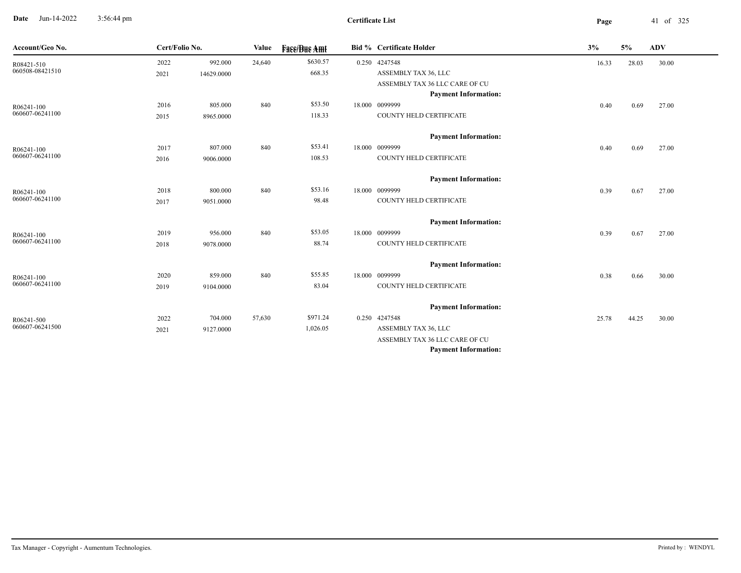**Date** Jun-14-2022 3:56:44 pm

**Certificate List**

| Account/Geo No. | Cert/Folio No. | | Value | Face/Due Amt | Bid % | Certificate Holder | 3% | 5% | ADV |
|---|---|---|---|---|---|---|---|---|---|
| R08421-510 | 2022 | 992.000 | 24,640 | $630.57 | 0.250 | 4247548 | 16.33 | 28.03 | 30.00 |
| 060508-08421510 | 2021 | 14629.0000 | | 668.35 | | ASSEMBLY TAX 36, LLC | | | |
| | | | | | | ASSEMBLY TAX 36 LLC CARE OF CU | | | |
| | | | | | | **Payment Information:** | | | |
| R06241-100 | 2016 | 805.000 | 840 | $53.50 | 18.000 | 0099999 | 0.40 | 0.69 | 27.00 |
| 060607-06241100 | 2015 | 8965.0000 | | 118.33 | | COUNTY HELD CERTIFICATE | | | |
| | | | | | | **Payment Information:** | | | |
| R06241-100 | 2017 | 807.000 | 840 | $53.41 | 18.000 | 0099999 | 0.40 | 0.69 | 27.00 |
| 060607-06241100 | 2016 | 9006.0000 | | 108.53 | | COUNTY HELD CERTIFICATE | | | |
| | | | | | | **Payment Information:** | | | |
| R06241-100 | 2018 | 800.000 | 840 | $53.16 | 18.000 | 0099999 | 0.39 | 0.67 | 27.00 |
| 060607-06241100 | 2017 | 9051.0000 | | 98.48 | | COUNTY HELD CERTIFICATE | | | |
| | | | | | | **Payment Information:** | | | |
| R06241-100 | 2019 | 956.000 | 840 | $53.05 | 18.000 | 0099999 | 0.39 | 0.67 | 27.00 |
| 060607-06241100 | 2018 | 9078.0000 | | 88.74 | | COUNTY HELD CERTIFICATE | | | |
| | | | | | | **Payment Information:** | | | |
| R06241-100 | 2020 | 859.000 | 840 | $55.85 | 18.000 | 0099999 | 0.38 | 0.66 | 30.00 |
| 060607-06241100 | 2019 | 9104.0000 | | 83.04 | | COUNTY HELD CERTIFICATE | | | |
| | | | | | | **Payment Information:** | | | |
| R06241-500 | 2022 | 704.000 | 57,630 | $971.24 | 0.250 | 4247548 | 25.78 | 44.25 | 30.00 |
| 060607-06241500 | 2021 | 9127.0000 | | 1,026.05 | | ASSEMBLY TAX 36, LLC | | | |
| | | | | | | ASSEMBLY TAX 36 LLC CARE OF CU | | | |
| | | | | | | **Payment Information:** | | | |

Tax Manager - Copyright - Aumentum Technologies. Printed by : WENDYL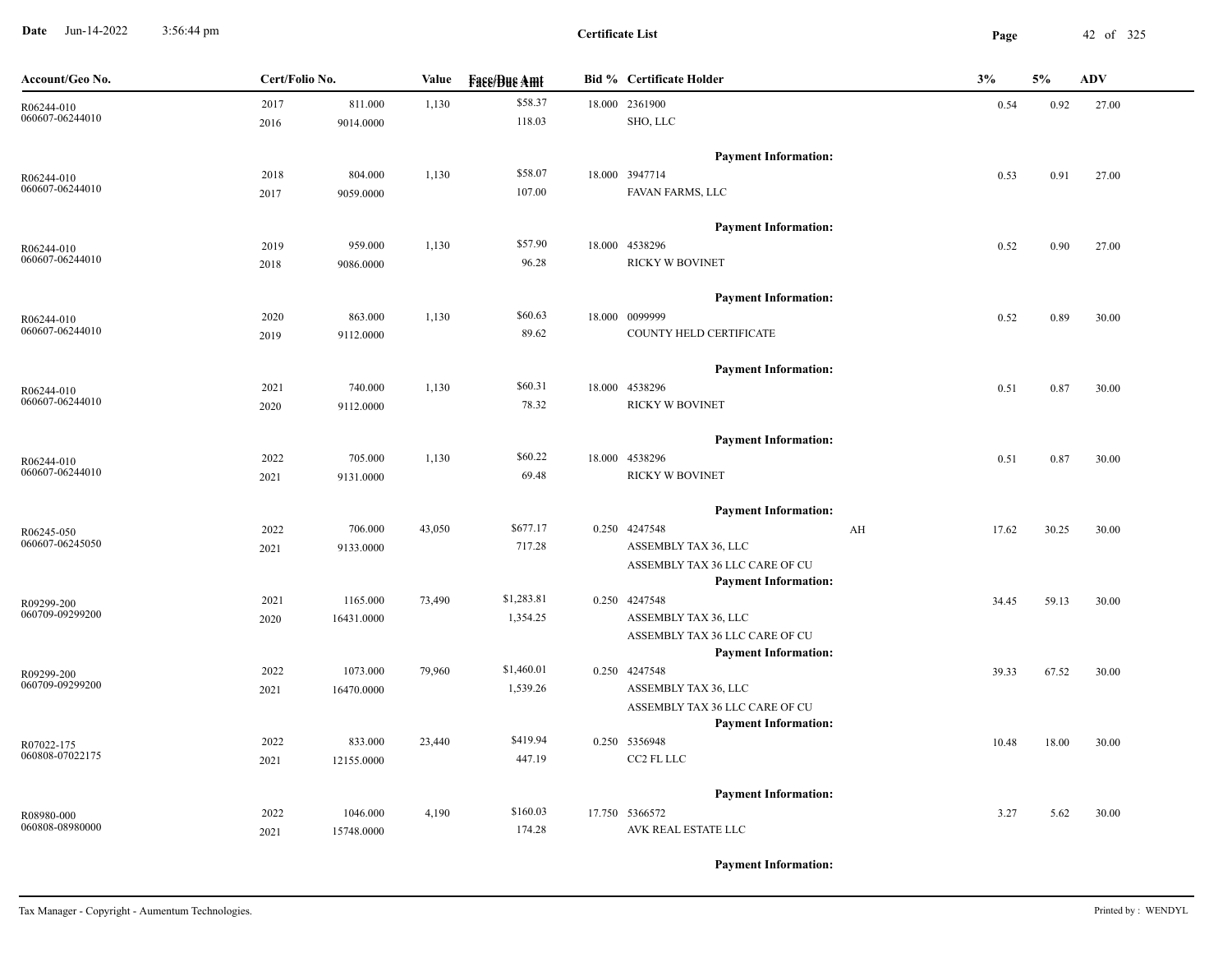# Certificate List

| Account/Geo No. | Cert/Folio No. | | Value | Face/Due Amt | Bid % | Certificate Holder | | 3% | 5% | ADV |
|---|---|---|---|---|---|---|---|---|---|---|
| R06244-010 | 2017 | 811.000 | 1,130 | $58.37 | 18.000 | 2361900 | | 0.54 | 0.92 | 27.00 |
| 060607-06244010 | 2016 | 9014.0000 | | 118.03 | | SHO, LLC | | | | |
| | | | | | | **Payment Information:** | | | | |
| R06244-010 | 2018 | 804.000 | 1,130 | $58.07 | 18.000 | 3947714 | | 0.53 | 0.91 | 27.00 |
| 060607-06244010 | 2017 | 9059.0000 | | 107.00 | | FAVAN FARMS, LLC | | | | |
| | | | | | | **Payment Information:** | | | | |
| R06244-010 | 2019 | 959.000 | 1,130 | $57.90 | 18.000 | 4538296 | | 0.52 | 0.90 | 27.00 |
| 060607-06244010 | 2018 | 9086.0000 | | 96.28 | | RICKY W BOVINET | | | | |
| | | | | | | **Payment Information:** | | | | |
| R06244-010 | 2020 | 863.000 | 1,130 | $60.63 | 18.000 | 0099999 | | 0.52 | 0.89 | 30.00 |
| 060607-06244010 | 2019 | 9112.0000 | | 89.62 | | COUNTY HELD CERTIFICATE | | | | |
| | | | | | | **Payment Information:** | | | | |
| R06244-010 | 2021 | 740.000 | 1,130 | $60.31 | 18.000 | 4538296 | | 0.51 | 0.87 | 30.00 |
| 060607-06244010 | 2020 | 9112.0000 | | 78.32 | | RICKY W BOVINET | | | | |
| | | | | | | **Payment Information:** | | | | |
| R06244-010 | 2022 | 705.000 | 1,130 | $60.22 | 18.000 | 4538296 | | 0.51 | 0.87 | 30.00 |
| 060607-06244010 | 2021 | 9131.0000 | | 69.48 | | RICKY W BOVINET | | | | |
| | | | | | | **Payment Information:** | | | | |
| R06245-050 | 2022 | 706.000 | 43,050 | $677.17 | 0.250 | 4247548 | AH | 17.62 | 30.25 | 30.00 |
| 060607-06245050 | 2021 | 9133.0000 | | 717.28 | | ASSEMBLY TAX 36, LLC | | | | |
| | | | | | | ASSEMBLY TAX 36 LLC CARE OF CU | | | | |
| | | | | | | **Payment Information:** | | | | |
| R09299-200 | 2021 | 1165.000 | 73,490 | $1,283.81 | 0.250 | 4247548 | | 34.45 | 59.13 | 30.00 |
| 060709-09299200 | 2020 | 16431.0000 | | 1,354.25 | | ASSEMBLY TAX 36, LLC | | | | |
| | | | | | | ASSEMBLY TAX 36 LLC CARE OF CU | | | | |
| | | | | | | **Payment Information:** | | | | |
| R09299-200 | 2022 | 1073.000 | 79,960 | $1,460.01 | 0.250 | 4247548 | | 39.33 | 67.52 | 30.00 |
| 060709-09299200 | 2021 | 16470.0000 | | 1,539.26 | | ASSEMBLY TAX 36, LLC | | | | |
| | | | | | | ASSEMBLY TAX 36 LLC CARE OF CU | | | | |
| | | | | | | **Payment Information:** | | | | |
| R07022-175 | 2022 | 833.000 | 23,440 | $419.94 | 0.250 | 5356948 | | 10.48 | 18.00 | 30.00 |
| 060808-07022175 | 2021 | 12155.0000 | | 447.19 | | CC2 FL LLC | | | | |
| | | | | | | **Payment Information:** | | | | |
| R08980-000 | 2022 | 1046.000 | 4,190 | $160.03 | 17.750 | 5366572 | | 3.27 | 5.62 | 30.00 |
| 060808-08980000 | 2021 | 15748.0000 | | 174.28 | | AVK REAL ESTATE LLC | | | | |
| | | | | | | **Payment Information:** | | | | |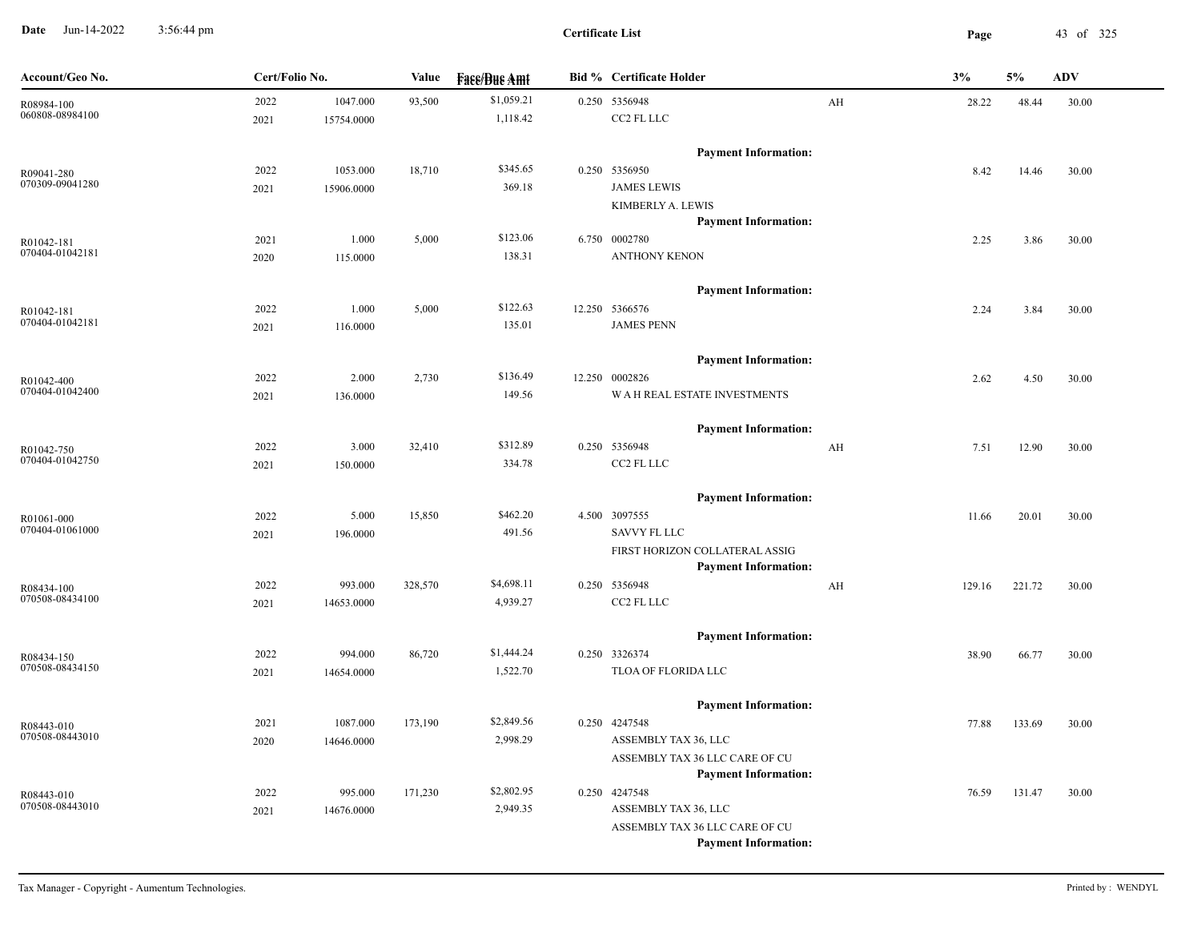**Certificate List**

| Account/Geo No. | Cert/Folio No. | | Value | Face/Due Amt | Bid % | Certificate Holder | | 3% | 5% | ADV |
|---|---|---|---|---|---|---|---|---|---|---|
| R08984-100<br>060808-08984100 | 2022<br>2021 | 1047.000<br>15754.0000 | 93,500 | $1,059.21<br>1,118.42 | 0.250 | 5356948<br>CC2 FL LLC | AH | 28.22 | 48.44 | 30.00 |
| | | | | | | **Payment Information:** | | | | |
| R09041-280<br>070309-09041280 | 2022<br>2021 | 1053.000<br>15906.0000 | 18,710 | $345.65<br>369.18 | 0.250 | 5356950<br>JAMES LEWIS<br>KIMBERLY A. LEWIS | | 8.42 | 14.46 | 30.00 |
| | | | | | | **Payment Information:** | | | | |
| R01042-181<br>070404-01042181 | 2021<br>2020 | 1.000<br>115.0000 | 5,000 | $123.06<br>138.31 | 6.750 | 0002780<br>ANTHONY KENON | | 2.25 | 3.86 | 30.00 |
| | | | | | | **Payment Information:** | | | | |
| R01042-181<br>070404-01042181 | 2022<br>2021 | 1.000<br>116.0000 | 5,000 | $122.63<br>135.01 | 12.250 | 5366576<br>JAMES PENN | | 2.24 | 3.84 | 30.00 |
| | | | | | | **Payment Information:** | | | | |
| R01042-400<br>070404-01042400 | 2022<br>2021 | 2.000<br>136.0000 | 2,730 | $136.49<br>149.56 | 12.250 | 0002826<br>W A H REAL ESTATE INVESTMENTS | | 2.62 | 4.50 | 30.00 |
| | | | | | | **Payment Information:** | | | | |
| R01042-750<br>070404-01042750 | 2022<br>2021 | 3.000<br>150.0000 | 32,410 | $312.89<br>334.78 | 0.250 | 5356948<br>CC2 FL LLC | AH | 7.51 | 12.90 | 30.00 |
| | | | | | | **Payment Information:** | | | | |
| R01061-000<br>070404-01061000 | 2022<br>2021 | 5.000<br>196.0000 | 15,850 | $462.20<br>491.56 | 4.500 | 3097555<br>SAVVY FL LLC<br>FIRST HORIZON COLLATERAL ASSIG | | 11.66 | 20.01 | 30.00 |
| | | | | | | **Payment Information:** | | | | |
| R08434-100<br>070508-08434100 | 2022<br>2021 | 993.000<br>14653.0000 | 328,570 | $4,698.11<br>4,939.27 | 0.250 | 5356948<br>CC2 FL LLC | AH | 129.16 | 221.72 | 30.00 |
| | | | | | | **Payment Information:** | | | | |
| R08434-150<br>070508-08434150 | 2022<br>2021 | 994.000<br>14654.0000 | 86,720 | $1,444.24<br>1,522.70 | 0.250 | 3326374<br>TLOA OF FLORIDA LLC | | 38.90 | 66.77 | 30.00 |
| | | | | | | **Payment Information:** | | | | |
| R08443-010<br>070508-08443010 | 2021<br>2020 | 1087.000<br>14646.0000 | 173,190 | $2,849.56<br>2,998.29 | 0.250 | 4247548<br>ASSEMBLY TAX 36, LLC<br>ASSEMBLY TAX 36 LLC CARE OF CU | | 77.88 | 133.69 | 30.00 |
| | | | | | | **Payment Information:** | | | | |
| R08443-010<br>070508-08443010 | 2022<br>2021 | 995.000<br>14676.0000 | 171,230 | $2,802.95<br>2,949.35 | 0.250 | 4247548<br>ASSEMBLY TAX 36, LLC<br>ASSEMBLY TAX 36 LLC CARE OF CU | | 76.59 | 131.47 | 30.00 |
| | | | | | | **Payment Information:** | | | | |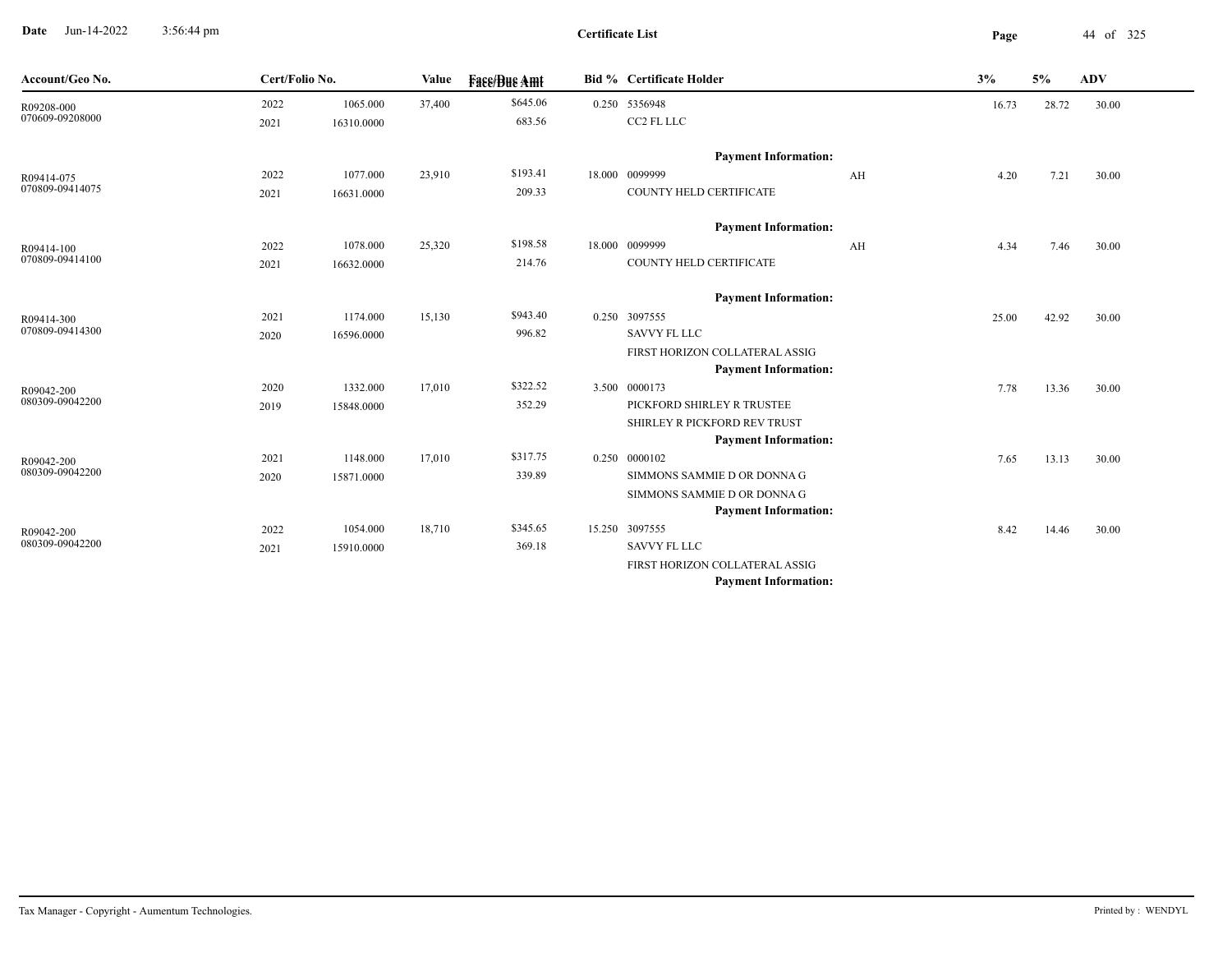**Date** Jun-14-2022 3:56:44 pm

# Certificate List

| Account/Geo No. | Cert/Folio No. | | Value | Face/Due Amt | Bid % | Certificate Holder | | 3% | 5% | ADV |
|---|---|---|---|---|---|---|---|---|---|---|
| R09208-000 | 2022 | 1065.000 | 37,400 | $645.06 | 0.250 | 5356948 | | 16.73 | 28.72 | 30.00 |
| 070609-09208000 | 2021 | 16310.0000 | | 683.56 | | CC2 FL LLC | | | | |
| | | | | | | **Payment Information:** | | | | |
| R09414-075 | 2022 | 1077.000 | 23,910 | $193.41 | 18.000 | 0099999 | AH | 4.20 | 7.21 | 30.00 |
| 070809-09414075 | 2021 | 16631.0000 | | 209.33 | | COUNTY HELD CERTIFICATE | | | | |
| | | | | | | **Payment Information:** | | | | |
| R09414-100 | 2022 | 1078.000 | 25,320 | $198.58 | 18.000 | 0099999 | AH | 4.34 | 7.46 | 30.00 |
| 070809-09414100 | 2021 | 16632.0000 | | 214.76 | | COUNTY HELD CERTIFICATE | | | | |
| | | | | | | **Payment Information:** | | | | |
| R09414-300 | 2021 | 1174.000 | 15,130 | $943.40 | 0.250 | 3097555 | | 25.00 | 42.92 | 30.00 |
| 070809-09414300 | 2020 | 16596.0000 | | 996.82 | | SAVVY FL LLC | | | | |
| | | | | | | FIRST HORIZON COLLATERAL ASSIG | | | | |
| | | | | | | **Payment Information:** | | | | |
| R09042-200 | 2020 | 1332.000 | 17,010 | $322.52 | 3.500 | 0000173 | | 7.78 | 13.36 | 30.00 |
| 080309-09042200 | 2019 | 15848.0000 | | 352.29 | | PICKFORD SHIRLEY R TRUSTEE | | | | |
| | | | | | | SHIRLEY R PICKFORD REV TRUST | | | | |
| | | | | | | **Payment Information:** | | | | |
| R09042-200 | 2021 | 1148.000 | 17,010 | $317.75 | 0.250 | 0000102 | | 7.65 | 13.13 | 30.00 |
| 080309-09042200 | 2020 | 15871.0000 | | 339.89 | | SIMMONS SAMMIE D OR DONNA G | | | | |
| | | | | | | SIMMONS SAMMIE D OR DONNA G | | | | |
| | | | | | | **Payment Information:** | | | | |
| R09042-200 | 2022 | 1054.000 | 18,710 | $345.65 | 15.250 | 3097555 | | 8.42 | 14.46 | 30.00 |
| 080309-09042200 | 2021 | 15910.0000 | | 369.18 | | SAVVY FL LLC | | | | |
| | | | | | | FIRST HORIZON COLLATERAL ASSIG | | | | |
| | | | | | | **Payment Information:** | | | | |

Tax Manager - Copyright - Aumentum Technologies. Printed by : WENDYL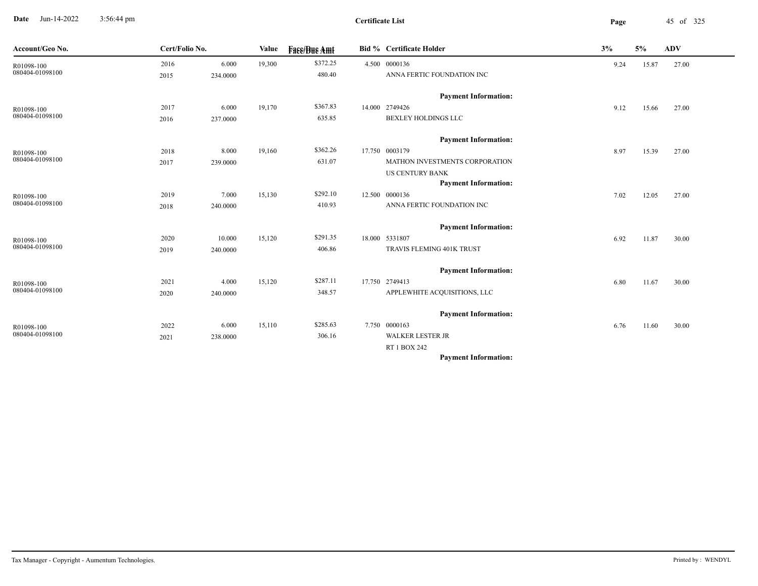**Certificate List**

| Account/Geo No. | Cert/Folio No. | | Value | Face/Due Amt | Bid % | Certificate Holder | 3% | 5% | ADV |
|---|---|---|---|---|---|---|---|---|---|
| R01098-100<br>080404-01098100 | 2016<br>2015 | 6.000<br>234.0000 | 19,300 | $372.25<br>480.40 | 4.500 | 0000136<br>ANNA FERTIC FOUNDATION INC<br>**Payment Information:** | 9.24 | 15.87 | 27.00 |
| R01098-100<br>080404-01098100 | 2017<br>2016 | 6.000<br>237.0000 | 19,170 | $367.83<br>635.85 | 14.000 | 2749426<br>BEXLEY HOLDINGS LLC<br>**Payment Information:** | 9.12 | 15.66 | 27.00 |
| R01098-100<br>080404-01098100 | 2018<br>2017 | 8.000<br>239.0000 | 19,160 | $362.26<br>631.07 | 17.750 | 0003179<br>MATHON INVESTMENTS CORPORATION<br>US CENTURY BANK<br>**Payment Information:** | 8.97 | 15.39 | 27.00 |
| R01098-100<br>080404-01098100 | 2019<br>2018 | 7.000<br>240.0000 | 15,130 | $292.10<br>410.93 | 12.500 | 0000136<br>ANNA FERTIC FOUNDATION INC<br>**Payment Information:** | 7.02 | 12.05 | 27.00 |
| R01098-100<br>080404-01098100 | 2020<br>2019 | 10.000<br>240.0000 | 15,120 | $291.35<br>406.86 | 18.000 | 5331807<br>TRAVIS FLEMING 401K TRUST<br>**Payment Information:** | 6.92 | 11.87 | 30.00 |
| R01098-100<br>080404-01098100 | 2021<br>2020 | 4.000<br>240.0000 | 15,120 | $287.11<br>348.57 | 17.750 | 2749413<br>APPLEWHITE ACQUISITIONS, LLC<br>**Payment Information:** | 6.80 | 11.67 | 30.00 |
| R01098-100<br>080404-01098100 | 2022<br>2021 | 6.000<br>238.0000 | 15,110 | $285.63<br>306.16 | 7.750 | 0000163<br>WALKER LESTER JR<br>RT 1 BOX 242<br>**Payment Information:** | 6.76 | 11.60 | 30.00 |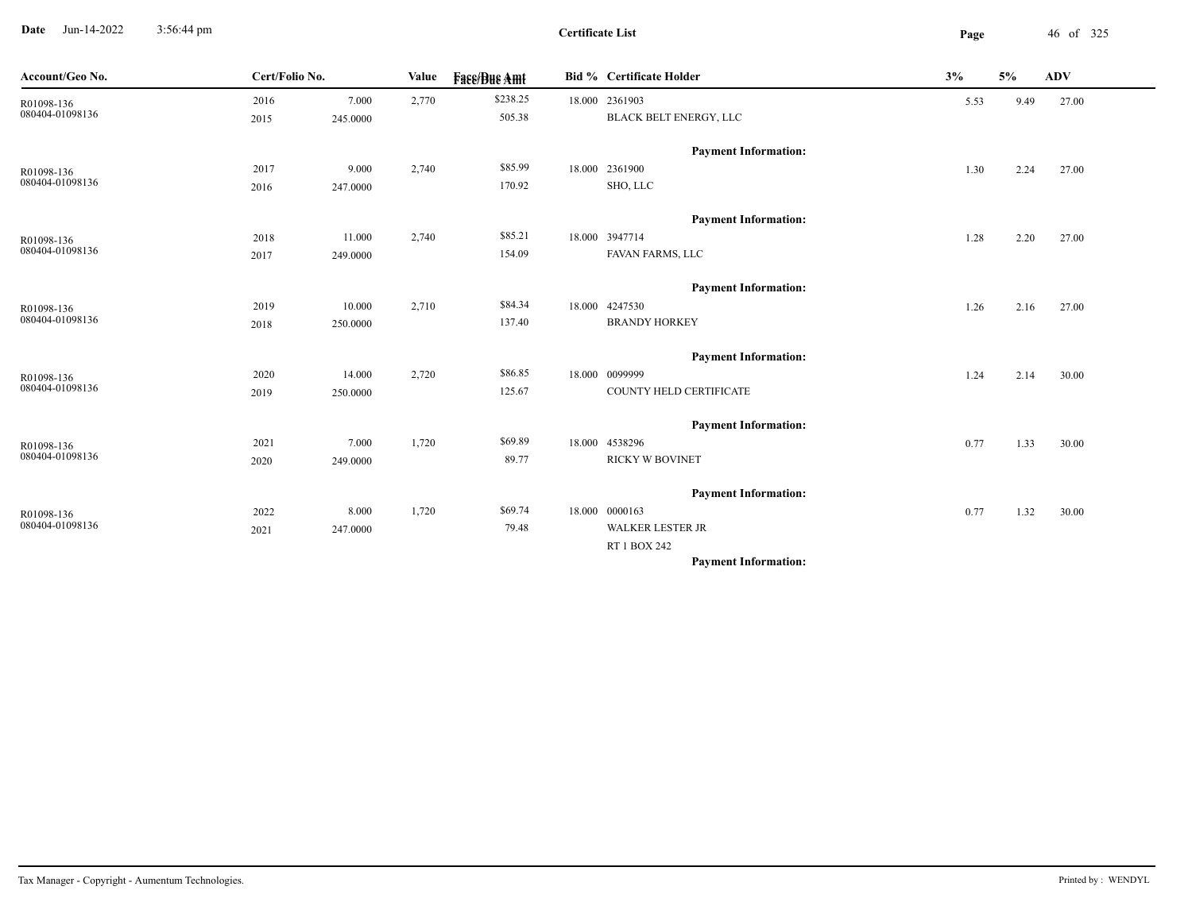**Certificate List**

| Account/Geo No. | Cert/Folio No. | | Value | Face/Due Amt | Bid % | Certificate Holder | 3% | 5% | ADV |
|---|---|---|---|---|---|---|---|---|---|
| R01098-136 | 2016 | 7.000 | 2,770 | $238.25 | 18.000 | 2361903 | 5.53 | 9.49 | 27.00 |
| 080404-01098136 | 2015 | 245.0000 | | 505.38 | | BLACK BELT ENERGY, LLC | | | |
| | | | | | | **Payment Information:** | | | |
| R01098-136 | 2017 | 9.000 | 2,740 | $85.99 | 18.000 | 2361900 | 1.30 | 2.24 | 27.00 |
| 080404-01098136 | 2016 | 247.0000 | | 170.92 | | SHO, LLC | | | |
| | | | | | | **Payment Information:** | | | |
| R01098-136 | 2018 | 11.000 | 2,740 | $85.21 | 18.000 | 3947714 | 1.28 | 2.20 | 27.00 |
| 080404-01098136 | 2017 | 249.0000 | | 154.09 | | FAVAN FARMS, LLC | | | |
| | | | | | | **Payment Information:** | | | |
| R01098-136 | 2019 | 10.000 | 2,710 | $84.34 | 18.000 | 4247530 | 1.26 | 2.16 | 27.00 |
| 080404-01098136 | 2018 | 250.0000 | | 137.40 | | BRANDY HORKEY | | | |
| | | | | | | **Payment Information:** | | | |
| R01098-136 | 2020 | 14.000 | 2,720 | $86.85 | 18.000 | 0099999 | 1.24 | 2.14 | 30.00 |
| 080404-01098136 | 2019 | 250.0000 | | 125.67 | | COUNTY HELD CERTIFICATE | | | |
| | | | | | | **Payment Information:** | | | |
| R01098-136 | 2021 | 7.000 | 1,720 | $69.89 | 18.000 | 4538296 | 0.77 | 1.33 | 30.00 |
| 080404-01098136 | 2020 | 249.0000 | | 89.77 | | RICKY W BOVINET | | | |
| | | | | | | **Payment Information:** | | | |
| R01098-136 | 2022 | 8.000 | 1,720 | $69.74 | 18.000 | 0000163 | 0.77 | 1.32 | 30.00 |
| 080404-01098136 | 2021 | 247.0000 | | 79.48 | | WALKER LESTER JR | | | |
| | | | | | | RT 1 BOX 242 | | | |
| | | | | | | **Payment Information:** | | | |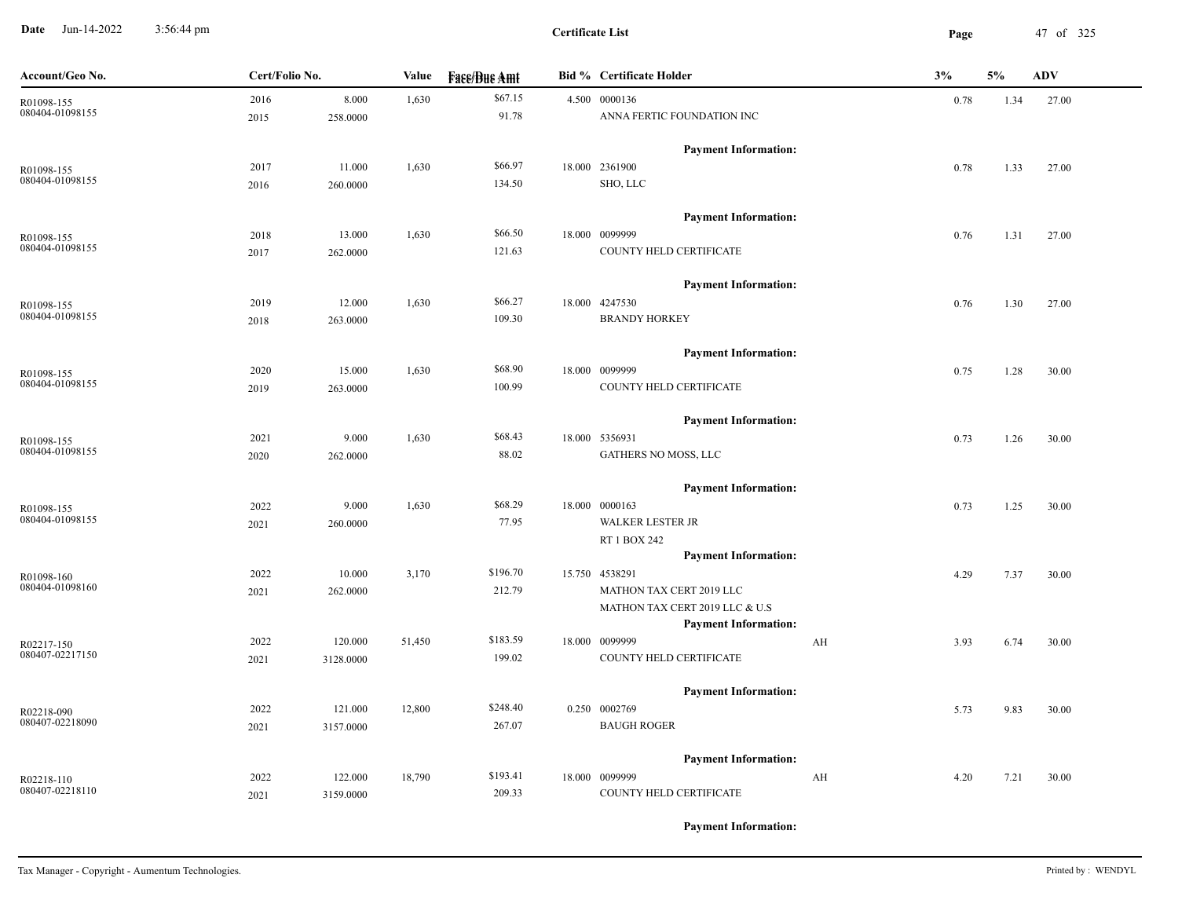**Certificate List**

| Account/Geo No. | Cert/Folio No. | | Value | Face/Due Amt | Bid % | Certificate Holder | | 3% | 5% | ADV |
|---|---|---|---|---|---|---|---|---|---|---|
| R01098-155<br>080404-01098155 | 2016<br>2015 | 8.000<br>258.0000 | 1,630 | $67.15<br>91.78 | 4.500 | 0000136<br>ANNA FERTIC FOUNDATION INC<br>**Payment Information:** | | 0.78 | 1.34 | 27.00 |
| R01098-155<br>080404-01098155 | 2017<br>2016 | 11.000<br>260.0000 | 1,630 | $66.97<br>134.50 | 18.000 | 2361900<br>SHO, LLC<br>**Payment Information:** | | 0.78 | 1.33 | 27.00 |
| R01098-155<br>080404-01098155 | 2018<br>2017 | 13.000<br>262.0000 | 1,630 | $66.50<br>121.63 | 18.000 | 0099999<br>COUNTY HELD CERTIFICATE<br>**Payment Information:** | | 0.76 | 1.31 | 27.00 |
| R01098-155<br>080404-01098155 | 2019<br>2018 | 12.000<br>263.0000 | 1,630 | $66.27<br>109.30 | 18.000 | 4247530<br>BRANDY HORKEY<br>**Payment Information:** | | 0.76 | 1.30 | 27.00 |
| R01098-155<br>080404-01098155 | 2020<br>2019 | 15.000<br>263.0000 | 1,630 | $68.90<br>100.99 | 18.000 | 0099999<br>COUNTY HELD CERTIFICATE<br>**Payment Information:** | | 0.75 | 1.28 | 30.00 |
| R01098-155<br>080404-01098155 | 2021<br>2020 | 9.000<br>262.0000 | 1,630 | $68.43<br>88.02 | 18.000 | 5356931<br>GATHERS NO MOSS, LLC<br>**Payment Information:** | | 0.73 | 1.26 | 30.00 |
| R01098-155<br>080404-01098155 | 2022<br>2021 | 9.000<br>260.0000 | 1,630 | $68.29<br>77.95 | 18.000 | 0000163<br>WALKER LESTER JR<br>RT 1 BOX 242<br>**Payment Information:** | | 0.73 | 1.25 | 30.00 |
| R01098-160<br>080404-01098160 | 2022<br>2021 | 10.000<br>262.0000 | 3,170 | $196.70<br>212.79 | 15.750 | 4538291<br>MATHON TAX CERT 2019 LLC<br>MATHON TAX CERT 2019 LLC & U.S<br>**Payment Information:** | | 4.29 | 7.37 | 30.00 |
| R02217-150<br>080407-02217150 | 2022<br>2021 | 120.000<br>3128.0000 | 51,450 | $183.59<br>199.02 | 18.000 | 0099999<br>COUNTY HELD CERTIFICATE<br>**Payment Information:** | AH | 3.93 | 6.74 | 30.00 |
| R02218-090<br>080407-02218090 | 2022<br>2021 | 121.000<br>3157.0000 | 12,800 | $248.40<br>267.07 | 0.250 | 0002769<br>BAUGH ROGER<br>**Payment Information:** | | 5.73 | 9.83 | 30.00 |
| R02218-110<br>080407-02218110 | 2022<br>2021 | 122.000<br>3159.0000 | 18,790 | $193.41<br>209.33 | 18.000 | 0099999<br>COUNTY HELD CERTIFICATE<br>**Payment Information:** | AH | 4.20 | 7.21 | 30.00 |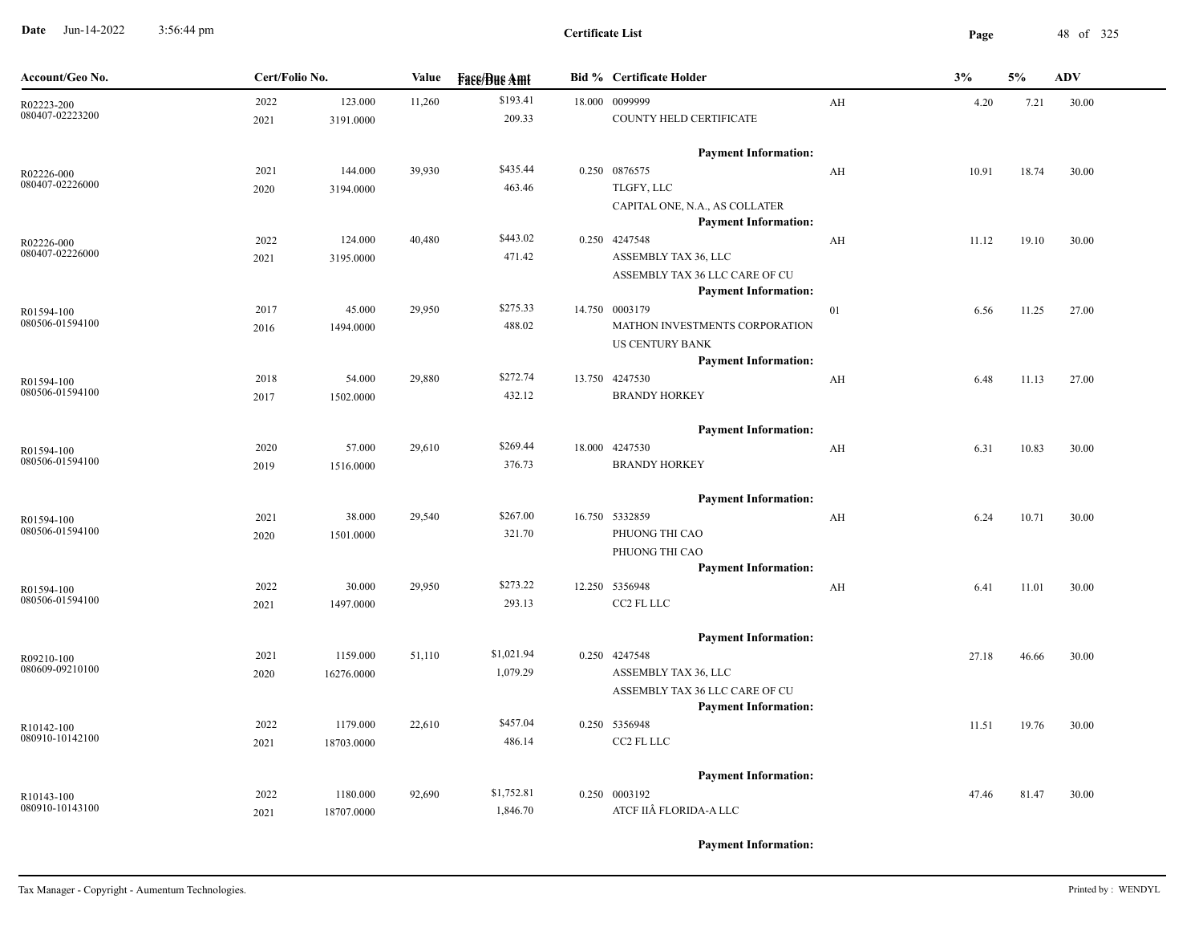# Certificate List

| Account/Geo No. | Cert/Folio No. | | Value | Face/Due Amt | Bid % | Certificate Holder | | 3% | 5% | ADV |
|---|---|---|---|---|---|---|---|---|---|---|
| R02223-200 | 2022 | 123.000 | 11,260 | $193.41 | 18.000 | 0099999 | AH | 4.20 | 7.21 | 30.00 |
| 080407-02223200 | 2021 | 3191.0000 | | 209.33 | | COUNTY HELD CERTIFICATE | | | | |
| | | | | | | **Payment Information:** | | | | |
| R02226-000 | 2021 | 144.000 | 39,930 | $435.44 | 0.250 | 0876575 | AH | 10.91 | 18.74 | 30.00 |
| 080407-02226000 | 2020 | 3194.0000 | | 463.46 | | TLGFY, LLC | | | | |
| | | | | | | CAPITAL ONE, N.A., AS COLLATER | | | | |
| | | | | | | **Payment Information:** | | | | |
| R02226-000 | 2022 | 124.000 | 40,480 | $443.02 | 0.250 | 4247548 | AH | 11.12 | 19.10 | 30.00 |
| 080407-02226000 | 2021 | 3195.0000 | | 471.42 | | ASSEMBLY TAX 36, LLC | | | | |
| | | | | | | ASSEMBLY TAX 36 LLC CARE OF CU | | | | |
| | | | | | | **Payment Information:** | | | | |
| R01594-100 | 2017 | 45.000 | 29,950 | $275.33 | 14.750 | 0003179 | 01 | 6.56 | 11.25 | 27.00 |
| 080506-01594100 | 2016 | 1494.0000 | | 488.02 | | MATHON INVESTMENTS CORPORATION | | | | |
| | | | | | | US CENTURY BANK | | | | |
| | | | | | | **Payment Information:** | | | | |
| R01594-100 | 2018 | 54.000 | 29,880 | $272.74 | 13.750 | 4247530 | AH | 6.48 | 11.13 | 27.00 |
| 080506-01594100 | 2017 | 1502.0000 | | 432.12 | | BRANDY HORKEY | | | | |
| | | | | | | **Payment Information:** | | | | |
| R01594-100 | 2020 | 57.000 | 29,610 | $269.44 | 18.000 | 4247530 | AH | 6.31 | 10.83 | 30.00 |
| 080506-01594100 | 2019 | 1516.0000 | | 376.73 | | BRANDY HORKEY | | | | |
| | | | | | | **Payment Information:** | | | | |
| R01594-100 | 2021 | 38.000 | 29,540 | $267.00 | 16.750 | 5332859 | AH | 6.24 | 10.71 | 30.00 |
| 080506-01594100 | 2020 | 1501.0000 | | 321.70 | | PHUONG THI CAO | | | | |
| | | | | | | PHUONG THI CAO | | | | |
| | | | | | | **Payment Information:** | | | | |
| R01594-100 | 2022 | 30.000 | 29,950 | $273.22 | 12.250 | 5356948 | AH | 6.41 | 11.01 | 30.00 |
| 080506-01594100 | 2021 | 1497.0000 | | 293.13 | | CC2 FL LLC | | | | |
| | | | | | | **Payment Information:** | | | | |
| R09210-100 | 2021 | 1159.000 | 51,110 | $1,021.94 | 0.250 | 4247548 | | 27.18 | 46.66 | 30.00 |
| 080609-09210100 | 2020 | 16276.0000 | | 1,079.29 | | ASSEMBLY TAX 36, LLC | | | | |
| | | | | | | ASSEMBLY TAX 36 LLC CARE OF CU | | | | |
| | | | | | | **Payment Information:** | | | | |
| R10142-100 | 2022 | 1179.000 | 22,610 | $457.04 | 0.250 | 5356948 | | 11.51 | 19.76 | 30.00 |
| 080910-10142100 | 2021 | 18703.0000 | | 486.14 | | CC2 FL LLC | | | | |
| | | | | | | **Payment Information:** | | | | |
| R10143-100 | 2022 | 1180.000 | 92,690 | $1,752.81 | 0.250 | 0003192 | | 47.46 | 81.47 | 30.00 |
| 080910-10143100 | 2021 | 18707.0000 | | 1,846.70 | | ATCF IIÂ FLORIDA-A LLC | | | | |
| | | | | | | **Payment Information:** | | | | |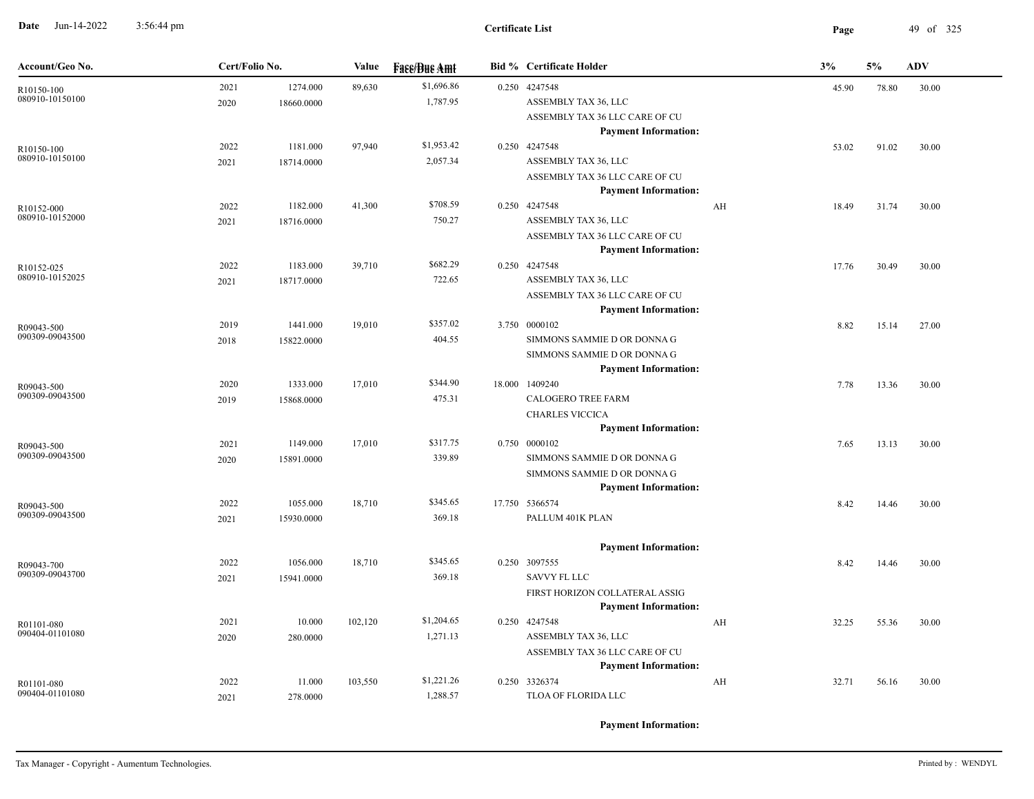# Certificate List

| Account/Geo No. | Cert/Folio No. | | Value | Face/Due Amt | Bid % | Certificate Holder | | 3% | 5% | ADV |
|---|---|---|---|---|---|---|---|---|---|---|
| R10150-100 080910-10150100 | 2021 2020 | 1274.000 18660.0000 | 89,630 | $1,696.86 1,787.95 | 0.250 | 4247548 ASSEMBLY TAX 36, LLC ASSEMBLY TAX 36 LLC CARE OF CU **Payment Information:** | | 45.90 | 78.80 | 30.00 |
| R10150-100 080910-10150100 | 2022 2021 | 1181.000 18714.0000 | 97,940 | $1,953.42 2,057.34 | 0.250 | 4247548 ASSEMBLY TAX 36, LLC ASSEMBLY TAX 36 LLC CARE OF CU **Payment Information:** | | 53.02 | 91.02 | 30.00 |
| R10152-000 080910-10152000 | 2022 2021 | 1182.000 18716.0000 | 41,300 | $708.59 750.27 | 0.250 | 4247548 ASSEMBLY TAX 36, LLC ASSEMBLY TAX 36 LLC CARE OF CU **Payment Information:** | AH | 18.49 | 31.74 | 30.00 |
| R10152-025 080910-10152025 | 2022 2021 | 1183.000 18717.0000 | 39,710 | $682.29 722.65 | 0.250 | 4247548 ASSEMBLY TAX 36, LLC ASSEMBLY TAX 36 LLC CARE OF CU **Payment Information:** | | 17.76 | 30.49 | 30.00 |
| R09043-500 090309-09043500 | 2019 2018 | 1441.000 15822.0000 | 19,010 | $357.02 404.55 | 3.750 | 0000102 SIMMONS SAMMIE D OR DONNA G SIMMONS SAMMIE D OR DONNA G **Payment Information:** | | 8.82 | 15.14 | 27.00 |
| R09043-500 090309-09043500 | 2020 2019 | 1333.000 15868.0000 | 17,010 | $344.90 475.31 | 18.000 | 1409240 CALOGERO TREE FARM CHARLES VICCICA **Payment Information:** | | 7.78 | 13.36 | 30.00 |
| R09043-500 090309-09043500 | 2021 2020 | 1149.000 15891.0000 | 17,010 | $317.75 339.89 | 0.750 | 0000102 SIMMONS SAMMIE D OR DONNA G SIMMONS SAMMIE D OR DONNA G **Payment Information:** | | 7.65 | 13.13 | 30.00 |
| R09043-500 090309-09043500 | 2022 2021 | 1055.000 15930.0000 | 18,710 | $345.65 369.18 | 17.750 | 5366574 PALLUM 401K PLAN **Payment Information:** | | 8.42 | 14.46 | 30.00 |
| R09043-700 090309-09043700 | 2022 2021 | 1056.000 15941.0000 | 18,710 | $345.65 369.18 | 0.250 | 3097555 SAVVY FL LLC FIRST HORIZON COLLATERAL ASSIG **Payment Information:** | | 8.42 | 14.46 | 30.00 |
| R01101-080 090404-01101080 | 2021 2020 | 10.000 280.0000 | 102,120 | $1,204.65 1,271.13 | 0.250 | 4247548 ASSEMBLY TAX 36, LLC ASSEMBLY TAX 36 LLC CARE OF CU **Payment Information:** | AH | 32.25 | 55.36 | 30.00 |
| R01101-080 090404-01101080 | 2022 2021 | 11.000 278.0000 | 103,550 | $1,221.26 1,288.57 | 0.250 | 3326374 TLOA OF FLORIDA LLC **Payment Information:** | AH | 32.71 | 56.16 | 30.00 |

Tax Manager - Copyright - Aumentum Technologies. Printed by : WENDYL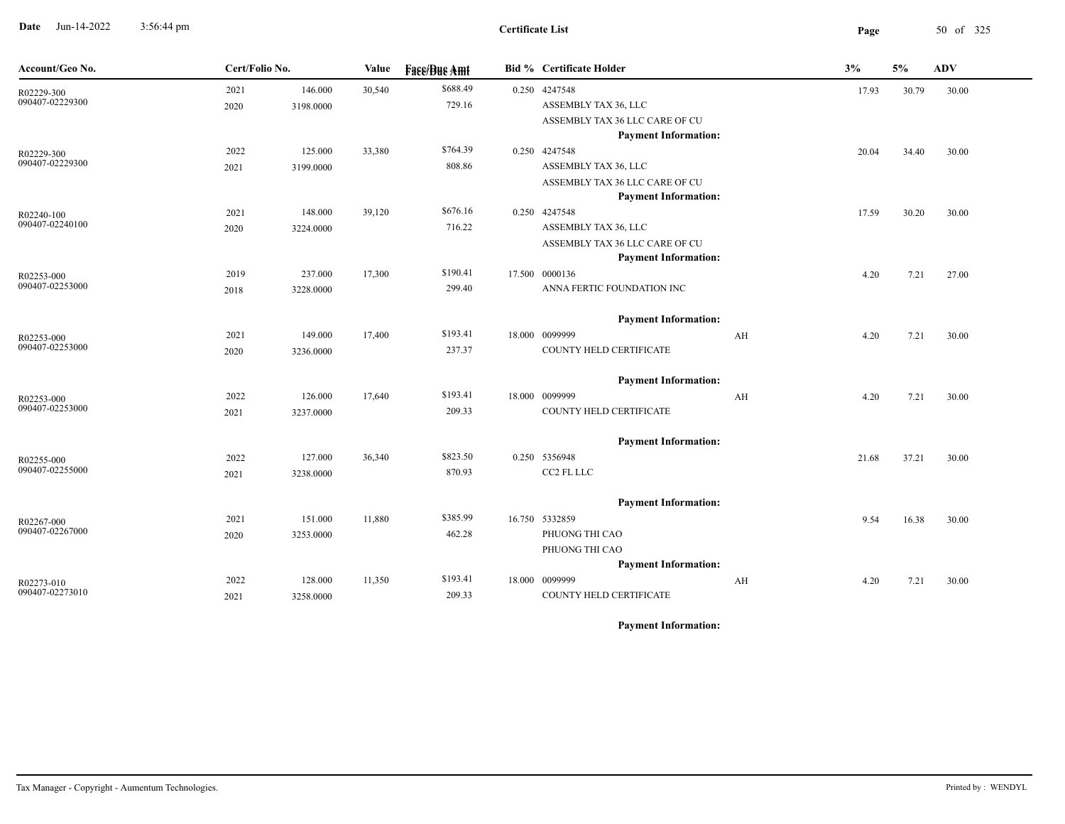**Certificate List**

| Account/Geo No. | Cert/Folio No. | | Value | Face/Due Amt | Bid % | Certificate Holder | | 3% | 5% | ADV |
|---|---|---|---|---|---|---|---|---|---|---|
| R02229-300 | 2021 | 146.000 | 30,540 | $688.49 | 0.250 | 4247548 | | 17.93 | 30.79 | 30.00 |
| 090407-02229300 | 2020 | 3198.0000 | | 729.16 | | ASSEMBLY TAX 36, LLC | | | | |
| | | | | | | ASSEMBLY TAX 36 LLC CARE OF CU | | | | |
| | | | | | | **Payment Information:** | | | | |
| R02229-300 | 2022 | 125.000 | 33,380 | $764.39 | 0.250 | 4247548 | | 20.04 | 34.40 | 30.00 |
| 090407-02229300 | 2021 | 3199.0000 | | 808.86 | | ASSEMBLY TAX 36, LLC | | | | |
| | | | | | | ASSEMBLY TAX 36 LLC CARE OF CU | | | | |
| | | | | | | **Payment Information:** | | | | |
| R02240-100 | 2021 | 148.000 | 39,120 | $676.16 | 0.250 | 4247548 | | 17.59 | 30.20 | 30.00 |
| 090407-02240100 | 2020 | 3224.0000 | | 716.22 | | ASSEMBLY TAX 36, LLC | | | | |
| | | | | | | ASSEMBLY TAX 36 LLC CARE OF CU | | | | |
| | | | | | | **Payment Information:** | | | | |
| R02253-000 | 2019 | 237.000 | 17,300 | $190.41 | 17.500 | 0000136 | | 4.20 | 7.21 | 27.00 |
| 090407-02253000 | 2018 | 3228.0000 | | 299.40 | | ANNA FERTIC FOUNDATION INC | | | | |
| | | | | | | **Payment Information:** | | | | |
| R02253-000 | 2021 | 149.000 | 17,400 | $193.41 | 18.000 | 0099999 | AH | 4.20 | 7.21 | 30.00 |
| 090407-02253000 | 2020 | 3236.0000 | | 237.37 | | COUNTY HELD CERTIFICATE | | | | |
| | | | | | | **Payment Information:** | | | | |
| R02253-000 | 2022 | 126.000 | 17,640 | $193.41 | 18.000 | 0099999 | AH | 4.20 | 7.21 | 30.00 |
| 090407-02253000 | 2021 | 3237.0000 | | 209.33 | | COUNTY HELD CERTIFICATE | | | | |
| | | | | | | **Payment Information:** | | | | |
| R02255-000 | 2022 | 127.000 | 36,340 | $823.50 | 0.250 | 5356948 | | 21.68 | 37.21 | 30.00 |
| 090407-02255000 | 2021 | 3238.0000 | | 870.93 | | CC2 FL LLC | | | | |
| | | | | | | **Payment Information:** | | | | |
| R02267-000 | 2021 | 151.000 | 11,880 | $385.99 | 16.750 | 5332859 | | 9.54 | 16.38 | 30.00 |
| 090407-02267000 | 2020 | 3253.0000 | | 462.28 | | PHUONG THI CAO | | | | |
| | | | | | | PHUONG THI CAO | | | | |
| | | | | | | **Payment Information:** | | | | |
| R02273-010 | 2022 | 128.000 | 11,350 | $193.41 | 18.000 | 0099999 | AH | 4.20 | 7.21 | 30.00 |
| 090407-02273010 | 2021 | 3258.0000 | | 209.33 | | COUNTY HELD CERTIFICATE | | | | |
| | | | | | | **Payment Information:** | | | | |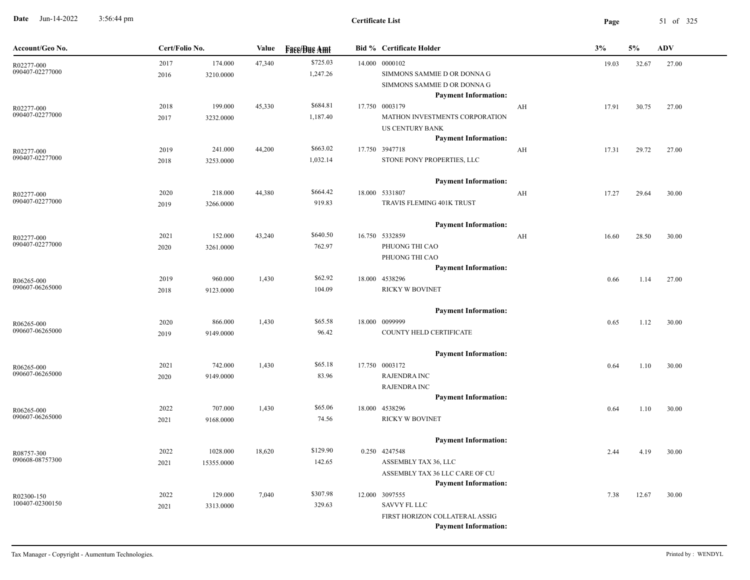# Certificate List

Date Jun-14-2022 3:56:44 pm

| Account/Geo No. | Cert/Folio No. | | Value | Face/Due Amt | Bid % | Certificate Holder | | 3% | 5% | ADV |
|---|---|---|---|---|---|---|---|---|---|---|
| R02277-000 090407-02277000 | 2017 2016 | 174.000 3210.0000 | 47,340 | $725.03 1,247.26 | 14.000 | 0000102 SIMMONS SAMMIE D OR DONNA G SIMMONS SAMMIE D OR DONNA G Payment Information: | | 19.03 | 32.67 | 27.00 |
| R02277-000 090407-02277000 | 2018 2017 | 199.000 3232.0000 | 45,330 | $684.81 1,187.40 | 17.750 | 0003179 MATHON INVESTMENTS CORPORATION US CENTURY BANK Payment Information: | AH | 17.91 | 30.75 | 27.00 |
| R02277-000 090407-02277000 | 2019 2018 | 241.000 3253.0000 | 44,200 | $663.02 1,032.14 | 17.750 | 3947718 STONE PONY PROPERTIES, LLC Payment Information: | AH | 17.31 | 29.72 | 27.00 |
| R02277-000 090407-02277000 | 2020 2019 | 218.000 3266.0000 | 44,380 | $664.42 919.83 | 18.000 | 5331807 TRAVIS FLEMING 401K TRUST Payment Information: | AH | 17.27 | 29.64 | 30.00 |
| R02277-000 090407-02277000 | 2021 2020 | 152.000 3261.0000 | 43,240 | $640.50 762.97 | 16.750 | 5332859 PHUONG THI CAO PHUONG THI CAO Payment Information: | AH | 16.60 | 28.50 | 30.00 |
| R06265-000 090607-06265000 | 2019 2018 | 960.000 9123.0000 | 1,430 | $62.92 104.09 | 18.000 | 4538296 RICKY W BOVINET Payment Information: | | 0.66 | 1.14 | 27.00 |
| R06265-000 090607-06265000 | 2020 2019 | 866.000 9149.0000 | 1,430 | $65.58 96.42 | 18.000 | 0099999 COUNTY HELD CERTIFICATE Payment Information: | | 0.65 | 1.12 | 30.00 |
| R06265-000 090607-06265000 | 2021 2020 | 742.000 9149.0000 | 1,430 | $65.18 83.96 | 17.750 | 0003172 RAJENDRA INC RAJENDRA INC Payment Information: | | 0.64 | 1.10 | 30.00 |
| R06265-000 090607-06265000 | 2022 2021 | 707.000 9168.0000 | 1,430 | $65.06 74.56 | 18.000 | 4538296 RICKY W BOVINET Payment Information: | | 0.64 | 1.10 | 30.00 |
| R08757-300 090608-08757300 | 2022 2021 | 1028.000 15355.0000 | 18,620 | $129.90 142.65 | 0.250 | 4247548 ASSEMBLY TAX 36, LLC ASSEMBLY TAX 36 LLC CARE OF CU Payment Information: | | 2.44 | 4.19 | 30.00 |
| R02300-150 100407-02300150 | 2022 2021 | 129.000 3313.0000 | 7,040 | $307.98 329.63 | 12.000 | 3097555 SAVVY FL LLC FIRST HORIZON COLLATERAL ASSIG Payment Information: | | 7.38 | 12.67 | 30.00 |

Tax Manager - Copyright - Aumentum Technologies.

Printed by : WENDYL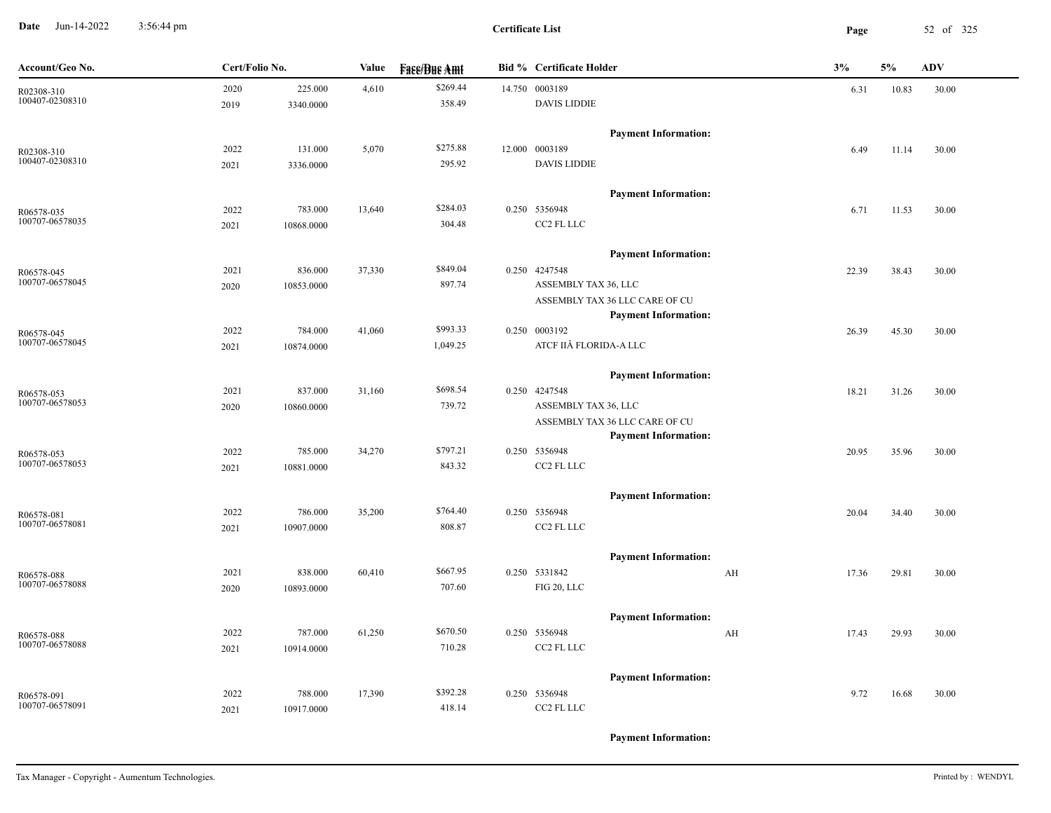# Certificate List

| Account/Geo No. | Cert/Folio No. | | Value | Face/Due Amt | Bid % | Certificate Holder | | 3% | 5% | ADV |
|---|---|---|---|---|---|---|---|---|---|---|
| R02308-310<br>100407-02308310 | 2020<br>2019 | 225.000<br>3340.0000 | 4,610 | $269.44<br>358.49 | 14.750 | 0003189<br>DAVIS LIDDIE | | 6.31 | 10.83 | 30.00 |
| | | | | | | **Payment Information:** | | | | |
| R02308-310<br>100407-02308310 | 2022<br>2021 | 131.000<br>3336.0000 | 5,070 | $275.88<br>295.92 | 12.000 | 0003189<br>DAVIS LIDDIE | | 6.49 | 11.14 | 30.00 |
| | | | | | | **Payment Information:** | | | | |
| R06578-035<br>100707-06578035 | 2022<br>2021 | 783.000<br>10868.0000 | 13,640 | $284.03<br>304.48 | 0.250 | 5356948<br>CC2 FL LLC | | 6.71 | 11.53 | 30.00 |
| | | | | | | **Payment Information:** | | | | |
| R06578-045<br>100707-06578045 | 2021<br>2020 | 836.000<br>10853.0000 | 37,330 | $849.04<br>897.74 | 0.250 | 4247548<br>ASSEMBLY TAX 36, LLC<br>ASSEMBLY TAX 36 LLC CARE OF CU | | 22.39 | 38.43 | 30.00 |
| | | | | | | **Payment Information:** | | | | |
| R06578-045<br>100707-06578045 | 2022<br>2021 | 784.000<br>10874.0000 | 41,060 | $993.33<br>1,049.25 | 0.250 | 0003192<br>ATCF IIÂ FLORIDA-A LLC | | 26.39 | 45.30 | 30.00 |
| | | | | | | **Payment Information:** | | | | |
| R06578-053<br>100707-06578053 | 2021<br>2020 | 837.000<br>10860.0000 | 31,160 | $698.54<br>739.72 | 0.250 | 4247548<br>ASSEMBLY TAX 36, LLC<br>ASSEMBLY TAX 36 LLC CARE OF CU | | 18.21 | 31.26 | 30.00 |
| | | | | | | **Payment Information:** | | | | |
| R06578-053<br>100707-06578053 | 2022<br>2021 | 785.000<br>10881.0000 | 34,270 | $797.21<br>843.32 | 0.250 | 5356948<br>CC2 FL LLC | | 20.95 | 35.96 | 30.00 |
| | | | | | | **Payment Information:** | | | | |
| R06578-081<br>100707-06578081 | 2022<br>2021 | 786.000<br>10907.0000 | 35,200 | $764.40<br>808.87 | 0.250 | 5356948<br>CC2 FL LLC | | 20.04 | 34.40 | 30.00 |
| | | | | | | **Payment Information:** | | | | |
| R06578-088<br>100707-06578088 | 2021<br>2020 | 838.000<br>10893.0000 | 60,410 | $667.95<br>707.60 | 0.250 | 5331842<br>FIG 20, LLC | AH | 17.36 | 29.81 | 30.00 |
| | | | | | | **Payment Information:** | | | | |
| R06578-088<br>100707-06578088 | 2022<br>2021 | 787.000<br>10914.0000 | 61,250 | $670.50<br>710.28 | 0.250 | 5356948<br>CC2 FL LLC | AH | 17.43 | 29.93 | 30.00 |
| | | | | | | **Payment Information:** | | | | |
| R06578-091<br>100707-06578091 | 2022<br>2021 | 788.000<br>10917.0000 | 17,390 | $392.28<br>418.14 | 0.250 | 5356948<br>CC2 FL LLC | | 9.72 | 16.68 | 30.00 |
| | | | | | | **Payment Information:** | | | | |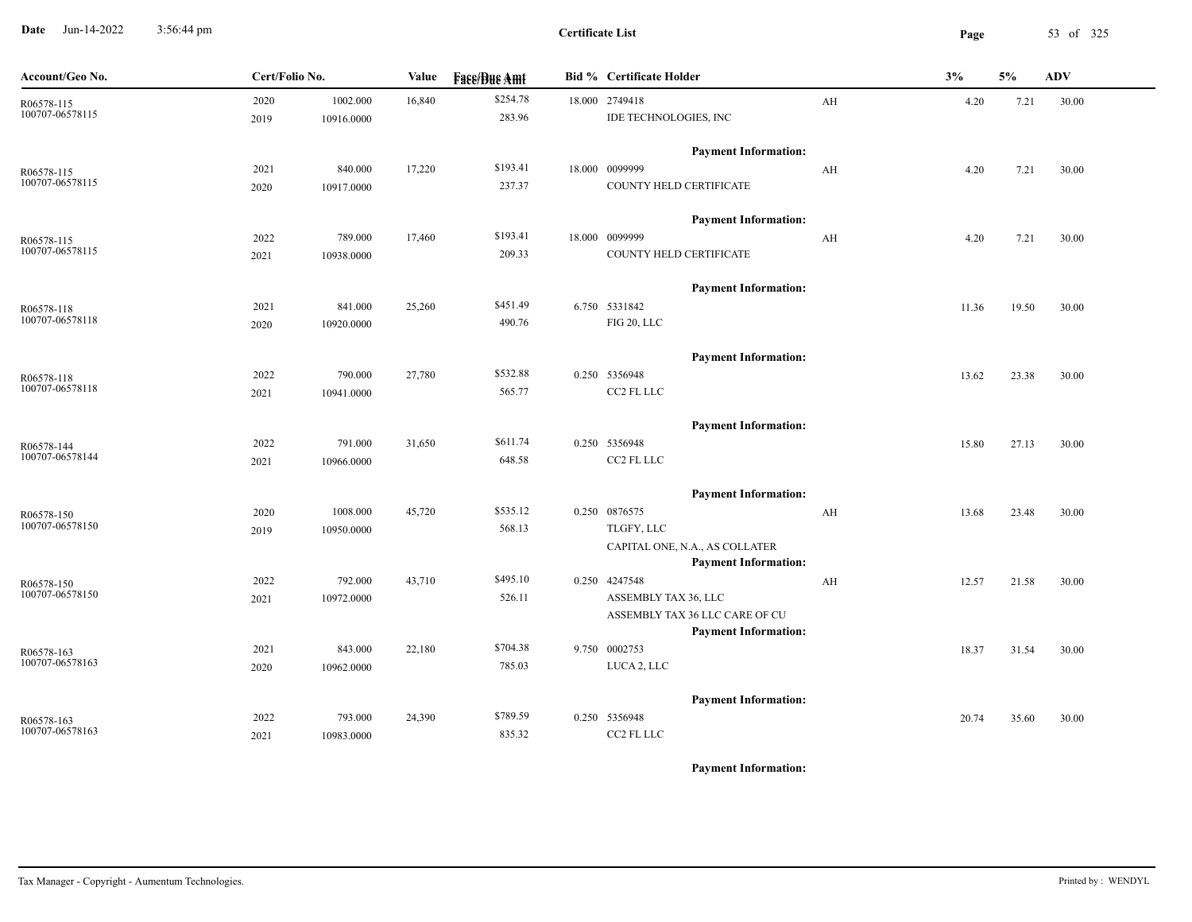# Certificate List

| Account/Geo No. | Cert/Folio No. | | Value | Face/Due Amt | Bid % | Certificate Holder | | 3% | 5% | ADV |
|---|---|---|---|---|---|---|---|---|---|---|
| R06578-115<br>100707-06578115 | 2020<br>2019 | 1002.000<br>10916.0000 | 16,840 | $254.78<br>283.96 | 18.000 | 2749418<br>IDE TECHNOLOGIES, INC | AH | 4.20 | 7.21 | 30.00 |
| | | | | | | **Payment Information:** | | | | |
| R06578-115<br>100707-06578115 | 2021<br>2020 | 840.000<br>10917.0000 | 17,220 | $193.41<br>237.37 | 18.000 | 0099999<br>COUNTY HELD CERTIFICATE | AH | 4.20 | 7.21 | 30.00 |
| | | | | | | **Payment Information:** | | | | |
| R06578-115<br>100707-06578115 | 2022<br>2021 | 789.000<br>10938.0000 | 17,460 | $193.41<br>209.33 | 18.000 | 0099999<br>COUNTY HELD CERTIFICATE | AH | 4.20 | 7.21 | 30.00 |
| | | | | | | **Payment Information:** | | | | |
| R06578-118<br>100707-06578118 | 2021<br>2020 | 841.000<br>10920.0000 | 25,260 | $451.49<br>490.76 | 6.750 | 5331842<br>FIG 20, LLC | | 11.36 | 19.50 | 30.00 |
| | | | | | | **Payment Information:** | | | | |
| R06578-118<br>100707-06578118 | 2022<br>2021 | 790.000<br>10941.0000 | 27,780 | $532.88<br>565.77 | 0.250 | 5356948<br>CC2 FL LLC | | 13.62 | 23.38 | 30.00 |
| | | | | | | **Payment Information:** | | | | |
| R06578-144<br>100707-06578144 | 2022<br>2021 | 791.000<br>10966.0000 | 31,650 | $611.74<br>648.58 | 0.250 | 5356948<br>CC2 FL LLC | | 15.80 | 27.13 | 30.00 |
| | | | | | | **Payment Information:** | | | | |
| R06578-150<br>100707-06578150 | 2020<br>2019 | 1008.000<br>10950.0000 | 45,720 | $535.12<br>568.13 | 0.250 | 0876575<br>TLGFY, LLC<br>CAPITAL ONE, N.A., AS COLLATER | AH | 13.68 | 23.48 | 30.00 |
| | | | | | | **Payment Information:** | | | | |
| R06578-150<br>100707-06578150 | 2022<br>2021 | 792.000<br>10972.0000 | 43,710 | $495.10<br>526.11 | 0.250 | 4247548<br>ASSEMBLY TAX 36, LLC<br>ASSEMBLY TAX 36 LLC CARE OF CU | AH | 12.57 | 21.58 | 30.00 |
| | | | | | | **Payment Information:** | | | | |
| R06578-163<br>100707-06578163 | 2021<br>2020 | 843.000<br>10962.0000 | 22,180 | $704.38<br>785.03 | 9.750 | 0002753<br>LUCA 2, LLC | | 18.37 | 31.54 | 30.00 |
| | | | | | | **Payment Information:** | | | | |
| R06578-163<br>100707-06578163 | 2022<br>2021 | 793.000<br>10983.0000 | 24,390 | $789.59<br>835.32 | 0.250 | 5356948<br>CC2 FL LLC | | 20.74 | 35.60 | 30.00 |
| | | | | | | **Payment Information:** | | | | |

Tax Manager - Copyright - Aumentum Technologies. Printed by : WENDYL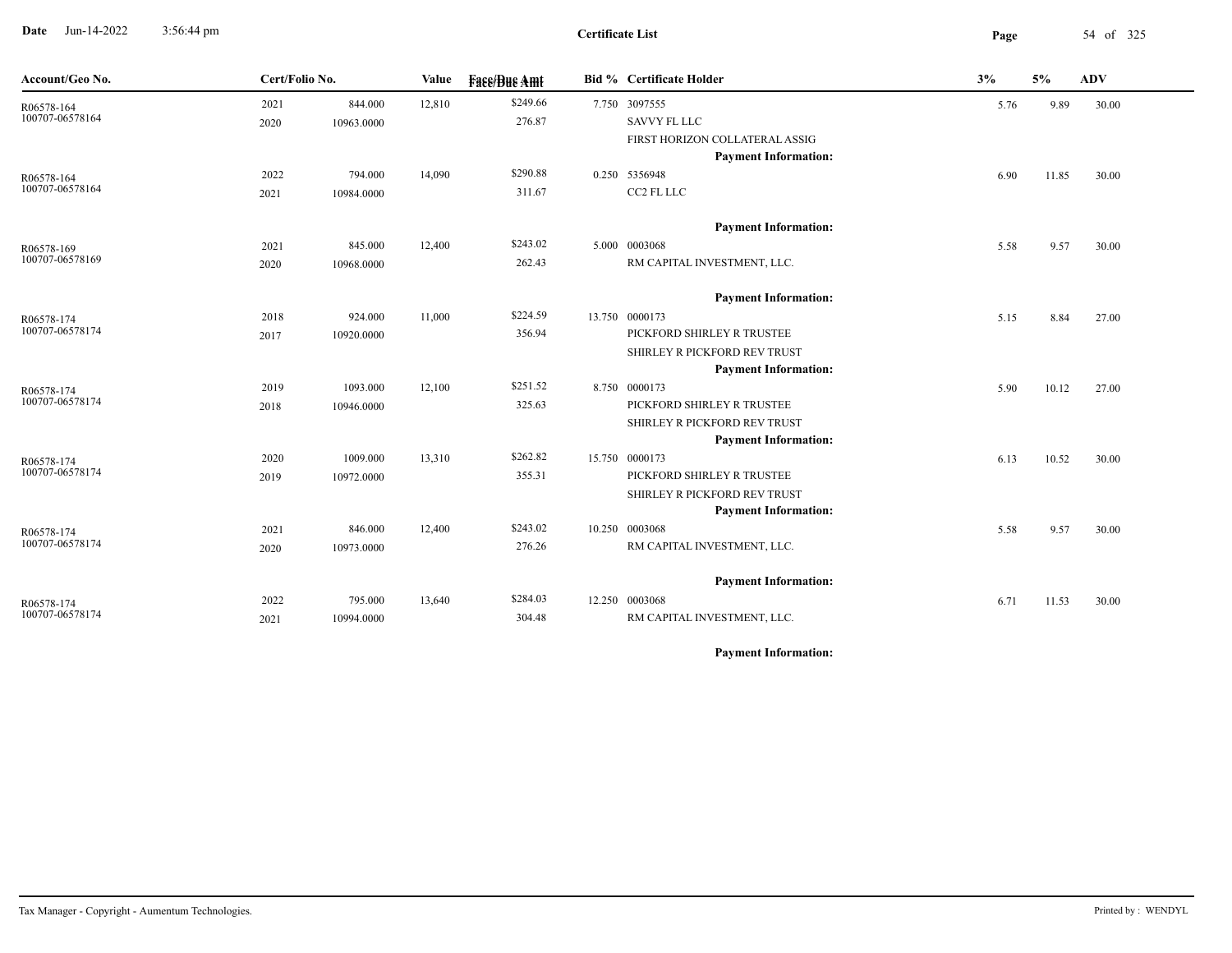# Certificate List

| Account/Geo No. | Cert/Folio No. | | Value | Face/Due Amt | Bid % | Certificate Holder | 3% | 5% | ADV |
|---|---|---|---|---|---|---|---|---|---|
| R06578-164<br>100707-06578164 | 2021<br>2020 | 844.000<br>10963.0000 | 12,810 | $249.66<br>276.87 | 7.750 | 3097555<br>SAVVY FL LLC<br>FIRST HORIZON COLLATERAL ASSIG<br>**Payment Information:** | 5.76 | 9.89 | 30.00 |
| R06578-164<br>100707-06578164 | 2022<br>2021 | 794.000<br>10984.0000 | 14,090 | $290.88<br>311.67 | 0.250 | 5356948<br>CC2 FL LLC<br>**Payment Information:** | 6.90 | 11.85 | 30.00 |
| R06578-169<br>100707-06578169 | 2021<br>2020 | 845.000<br>10968.0000 | 12,400 | $243.02<br>262.43 | 5.000 | 0003068<br>RM CAPITAL INVESTMENT, LLC.<br>**Payment Information:** | 5.58 | 9.57 | 30.00 |
| R06578-174<br>100707-06578174 | 2018<br>2017 | 924.000<br>10920.0000 | 11,000 | $224.59<br>356.94 | 13.750 | 0000173<br>PICKFORD SHIRLEY R TRUSTEE<br>SHIRLEY R PICKFORD REV TRUST<br>**Payment Information:** | 5.15 | 8.84 | 27.00 |
| R06578-174<br>100707-06578174 | 2019<br>2018 | 1093.000<br>10946.0000 | 12,100 | $251.52<br>325.63 | 8.750 | 0000173<br>PICKFORD SHIRLEY R TRUSTEE<br>SHIRLEY R PICKFORD REV TRUST<br>**Payment Information:** | 5.90 | 10.12 | 27.00 |
| R06578-174<br>100707-06578174 | 2020<br>2019 | 1009.000<br>10972.0000 | 13,310 | $262.82<br>355.31 | 15.750 | 0000173<br>PICKFORD SHIRLEY R TRUSTEE<br>SHIRLEY R PICKFORD REV TRUST<br>**Payment Information:** | 6.13 | 10.52 | 30.00 |
| R06578-174<br>100707-06578174 | 2021<br>2020 | 846.000<br>10973.0000 | 12,400 | $243.02<br>276.26 | 10.250 | 0003068<br>RM CAPITAL INVESTMENT, LLC.<br>**Payment Information:** | 5.58 | 9.57 | 30.00 |
| R06578-174<br>100707-06578174 | 2022<br>2021 | 795.000<br>10994.0000 | 13,640 | $284.03<br>304.48 | 12.250 | 0003068<br>RM CAPITAL INVESTMENT, LLC.<br>**Payment Information:** | 6.71 | 11.53 | 30.00 |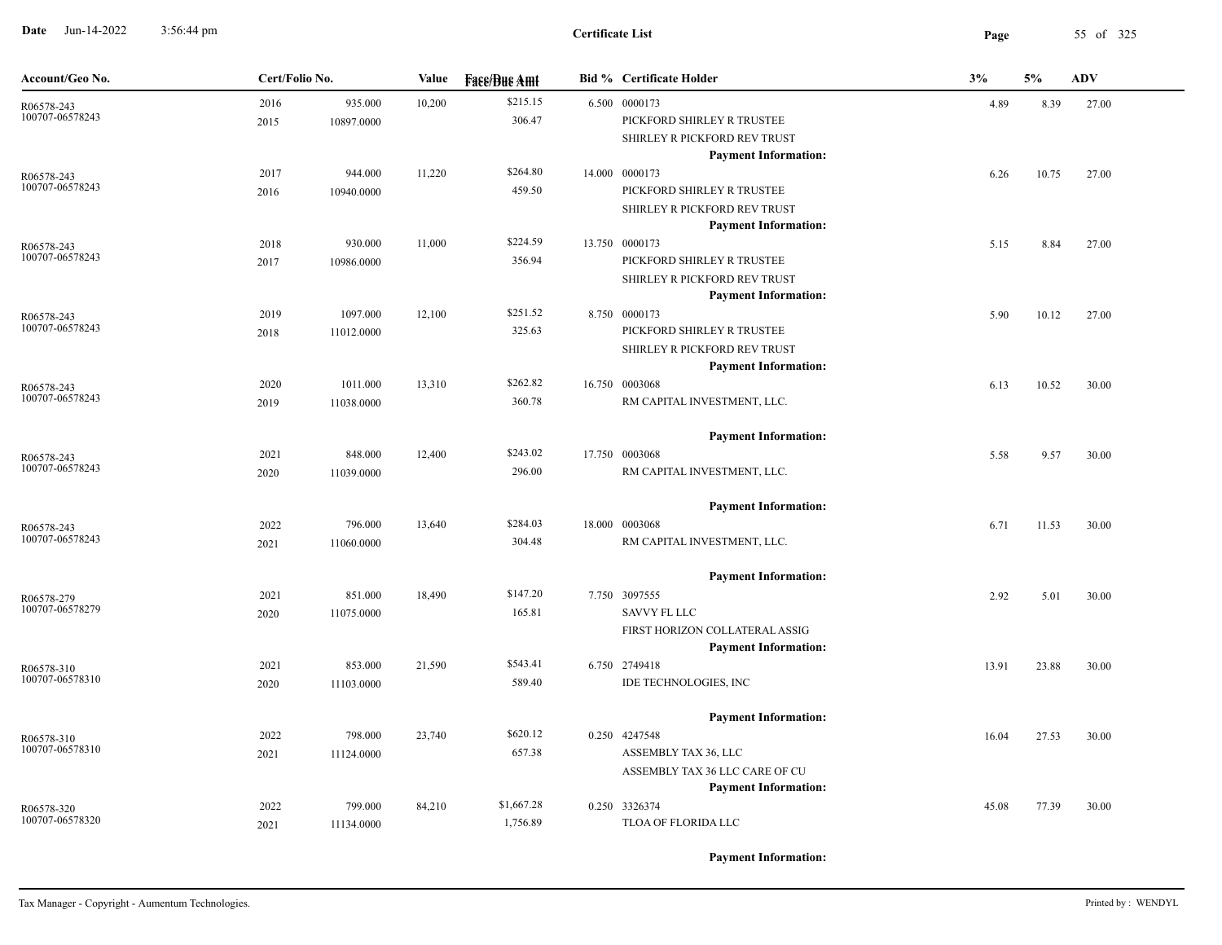**Certificate List**

| Account/Geo No. | Cert/Folio No. | | Value | Face/Due Amt | Bid % | Certificate Holder | 3% | 5% | ADV |
|---|---|---|---|---|---|---|---|---|---|
| R06578-243<br>100707-06578243 | 2016<br>2015 | 935.000<br>10897.0000 | 10,200 | $215.15<br>306.47 | 6.500 | 0000173<br>PICKFORD SHIRLEY R TRUSTEE<br>SHIRLEY R PICKFORD REV TRUST<br>**Payment Information:** | 4.89 | 8.39 | 27.00 |
| R06578-243<br>100707-06578243 | 2017<br>2016 | 944.000<br>10940.0000 | 11,220 | $264.80<br>459.50 | 14.000 | 0000173<br>PICKFORD SHIRLEY R TRUSTEE<br>SHIRLEY R PICKFORD REV TRUST<br>**Payment Information:** | 6.26 | 10.75 | 27.00 |
| R06578-243<br>100707-06578243 | 2018<br>2017 | 930.000<br>10986.0000 | 11,000 | $224.59<br>356.94 | 13.750 | 0000173<br>PICKFORD SHIRLEY R TRUSTEE<br>SHIRLEY R PICKFORD REV TRUST<br>**Payment Information:** | 5.15 | 8.84 | 27.00 |
| R06578-243<br>100707-06578243 | 2019<br>2018 | 1097.000<br>11012.0000 | 12,100 | $251.52<br>325.63 | 8.750 | 0000173<br>PICKFORD SHIRLEY R TRUSTEE<br>SHIRLEY R PICKFORD REV TRUST<br>**Payment Information:** | 5.90 | 10.12 | 27.00 |
| R06578-243<br>100707-06578243 | 2020<br>2019 | 1011.000<br>11038.0000 | 13,310 | $262.82<br>360.78 | 16.750 | 0003068<br>RM CAPITAL INVESTMENT, LLC.<br>**Payment Information:** | 6.13 | 10.52 | 30.00 |
| R06578-243<br>100707-06578243 | 2021<br>2020 | 848.000<br>11039.0000 | 12,400 | $243.02<br>296.00 | 17.750 | 0003068<br>RM CAPITAL INVESTMENT, LLC.<br>**Payment Information:** | 5.58 | 9.57 | 30.00 |
| R06578-243<br>100707-06578243 | 2022<br>2021 | 796.000<br>11060.0000 | 13,640 | $284.03<br>304.48 | 18.000 | 0003068<br>RM CAPITAL INVESTMENT, LLC.<br>**Payment Information:** | 6.71 | 11.53 | 30.00 |
| R06578-279<br>100707-06578279 | 2021<br>2020 | 851.000<br>11075.0000 | 18,490 | $147.20<br>165.81 | 7.750 | 3097555<br>SAVVY FL LLC<br>FIRST HORIZON COLLATERAL ASSIG<br>**Payment Information:** | 2.92 | 5.01 | 30.00 |
| R06578-310<br>100707-06578310 | 2021<br>2020 | 853.000<br>11103.0000 | 21,590 | $543.41<br>589.40 | 6.750 | 2749418<br>IDE TECHNOLOGIES, INC<br>**Payment Information:** | 13.91 | 23.88 | 30.00 |
| R06578-310<br>100707-06578310 | 2022<br>2021 | 798.000<br>11124.0000 | 23,740 | $620.12<br>657.38 | 0.250 | 4247548<br>ASSEMBLY TAX 36, LLC<br>ASSEMBLY TAX 36 LLC CARE OF CU<br>**Payment Information:** | 16.04 | 27.53 | 30.00 |
| R06578-320<br>100707-06578320 | 2022<br>2021 | 799.000<br>11134.0000 | 84,210 | $1,667.28<br>1,756.89 | 0.250 | 3326374<br>TLOA OF FLORIDA LLC<br>**Payment Information:** | 45.08 | 77.39 | 30.00 |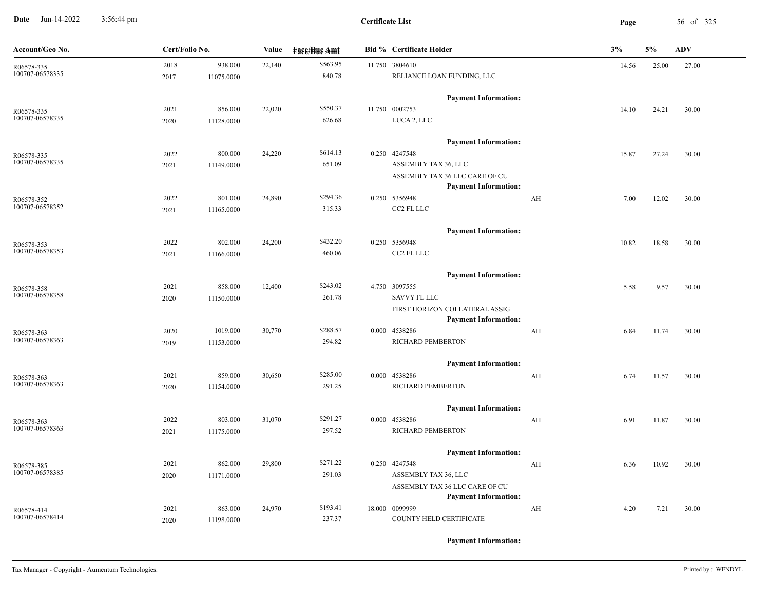**Certificate List**

| Account/Geo No. | Cert/Folio No. | | Value | Face/Due Amt | Bid % | Certificate Holder | | 3% | 5% | ADV |
|---|---|---|---|---|---|---|---|---|---|---|
| R06578-335<br>100707-06578335 | 2018<br>2017 | 938.000<br>11075.0000 | 22,140 | $563.95<br>840.78 | 11.750 | 3804610<br>RELIANCE LOAN FUNDING, LLC<br>**Payment Information:** | | 14.56 | 25.00 | 27.00 |
| R06578-335<br>100707-06578335 | 2021<br>2020 | 856.000<br>11128.0000 | 22,020 | $550.37<br>626.68 | 11.750 | 0002753<br>LUCA 2, LLC<br>**Payment Information:** | | 14.10 | 24.21 | 30.00 |
| R06578-335<br>100707-06578335 | 2022<br>2021 | 800.000<br>11149.0000 | 24,220 | $614.13<br>651.09 | 0.250 | 4247548<br>ASSEMBLY TAX 36, LLC<br>ASSEMBLY TAX 36 LLC CARE OF CU<br>**Payment Information:** | | 15.87 | 27.24 | 30.00 |
| R06578-352<br>100707-06578352 | 2022<br>2021 | 801.000<br>11165.0000 | 24,890 | $294.36<br>315.33 | 0.250 | 5356948<br>CC2 FL LLC<br>**Payment Information:** | AH | 7.00 | 12.02 | 30.00 |
| R06578-353<br>100707-06578353 | 2022<br>2021 | 802.000<br>11166.0000 | 24,200 | $432.20<br>460.06 | 0.250 | 5356948<br>CC2 FL LLC<br>**Payment Information:** | | 10.82 | 18.58 | 30.00 |
| R06578-358<br>100707-06578358 | 2021<br>2020 | 858.000<br>11150.0000 | 12,400 | $243.02<br>261.78 | 4.750 | 3097555<br>SAVVY FL LLC<br>FIRST HORIZON COLLATERAL ASSIG<br>**Payment Information:** | | 5.58 | 9.57 | 30.00 |
| R06578-363<br>100707-06578363 | 2020<br>2019 | 1019.000<br>11153.0000 | 30,770 | $288.57<br>294.82 | 0.000 | 4538286<br>RICHARD PEMBERTON<br>**Payment Information:** | AH | 6.84 | 11.74 | 30.00 |
| R06578-363<br>100707-06578363 | 2021<br>2020 | 859.000<br>11154.0000 | 30,650 | $285.00<br>291.25 | 0.000 | 4538286<br>RICHARD PEMBERTON<br>**Payment Information:** | AH | 6.74 | 11.57 | 30.00 |
| R06578-363<br>100707-06578363 | 2022<br>2021 | 803.000<br>11175.0000 | 31,070 | $291.27<br>297.52 | 0.000 | 4538286<br>RICHARD PEMBERTON<br>**Payment Information:** | AH | 6.91 | 11.87 | 30.00 |
| R06578-385<br>100707-06578385 | 2021<br>2020 | 862.000<br>11171.0000 | 29,800 | $271.22<br>291.03 | 0.250 | 4247548<br>ASSEMBLY TAX 36, LLC<br>ASSEMBLY TAX 36 LLC CARE OF CU<br>**Payment Information:** | AH | 6.36 | 10.92 | 30.00 |
| R06578-414<br>100707-06578414 | 2021<br>2020 | 863.000<br>11198.0000 | 24,970 | $193.41<br>237.37 | 18.000 | 0099999<br>COUNTY HELD CERTIFICATE<br>**Payment Information:** | AH | 4.20 | 7.21 | 30.00 |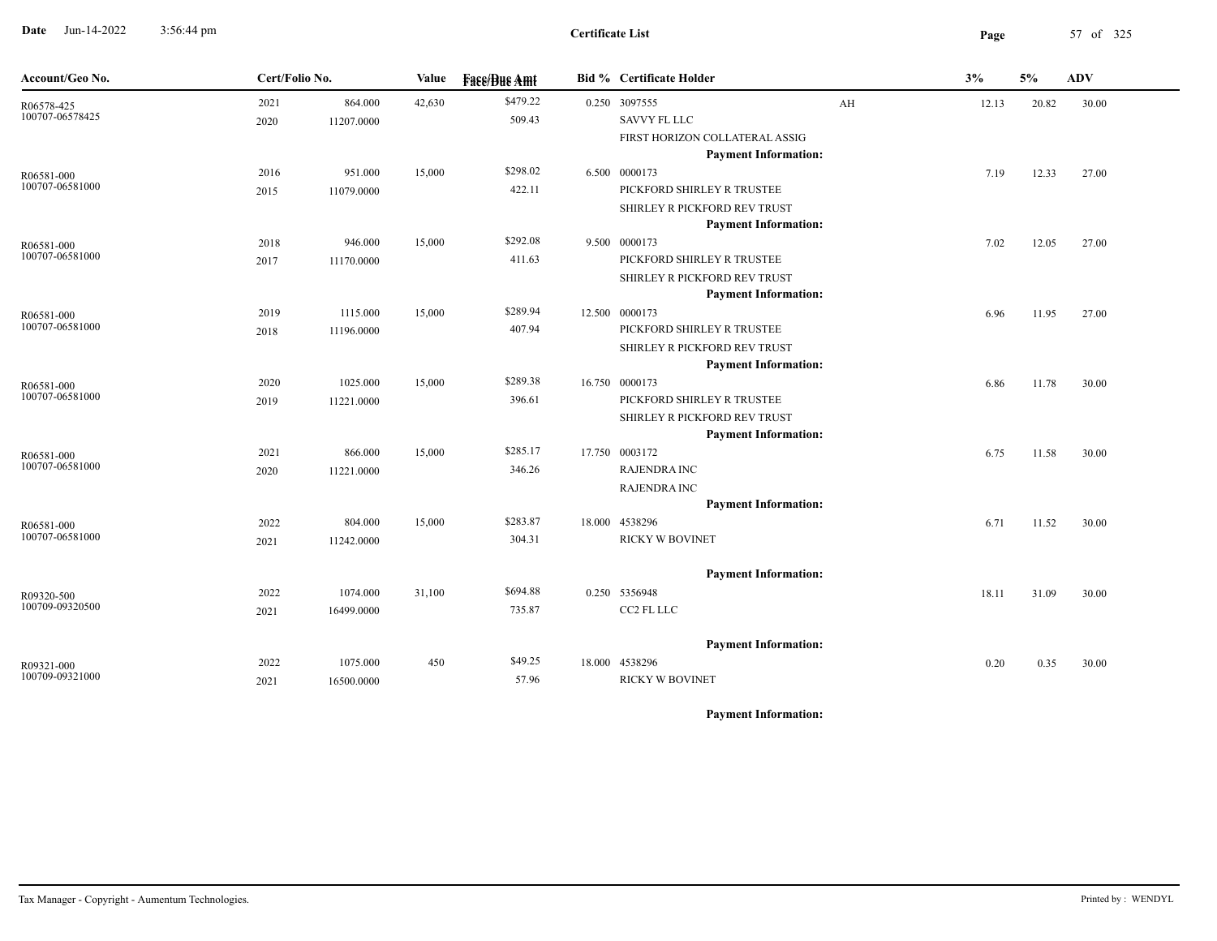**Certificate List**

| Account/Geo No. | Cert/Folio No. | | Value | Face/Due Amt | Bid % | Certificate Holder | | 3% | 5% | ADV |
|---|---|---|---|---|---|---|---|---|---|---|
| R06578-425<br>100707-06578425 | 2021<br>2020 | 864.000<br>11207.0000 | 42,630 | $479.22<br>509.43 | 0.250 | 3097555<br>SAVVY FL LLC<br>FIRST HORIZON COLLATERAL ASSIG<br>**Payment Information:** | AH | 12.13 | 20.82 | 30.00 |
| R06581-000<br>100707-06581000 | 2016<br>2015 | 951.000<br>11079.0000 | 15,000 | $298.02<br>422.11 | 6.500 | 0000173<br>PICKFORD SHIRLEY R TRUSTEE<br>SHIRLEY R PICKFORD REV TRUST<br>**Payment Information:** | | 7.19 | 12.33 | 27.00 |
| R06581-000<br>100707-06581000 | 2018<br>2017 | 946.000<br>11170.0000 | 15,000 | $292.08<br>411.63 | 9.500 | 0000173<br>PICKFORD SHIRLEY R TRUSTEE<br>SHIRLEY R PICKFORD REV TRUST<br>**Payment Information:** | | 7.02 | 12.05 | 27.00 |
| R06581-000<br>100707-06581000 | 2019<br>2018 | 1115.000<br>11196.0000 | 15,000 | $289.94<br>407.94 | 12.500 | 0000173<br>PICKFORD SHIRLEY R TRUSTEE<br>SHIRLEY R PICKFORD REV TRUST<br>**Payment Information:** | | 6.96 | 11.95 | 27.00 |
| R06581-000<br>100707-06581000 | 2020<br>2019 | 1025.000<br>11221.0000 | 15,000 | $289.38<br>396.61 | 16.750 | 0000173<br>PICKFORD SHIRLEY R TRUSTEE<br>SHIRLEY R PICKFORD REV TRUST<br>**Payment Information:** | | 6.86 | 11.78 | 30.00 |
| R06581-000<br>100707-06581000 | 2021<br>2020 | 866.000<br>11221.0000 | 15,000 | $285.17<br>346.26 | 17.750 | 0003172<br>RAJENDRA INC<br>RAJENDRA INC<br>**Payment Information:** | | 6.75 | 11.58 | 30.00 |
| R06581-000<br>100707-06581000 | 2022<br>2021 | 804.000<br>11242.0000 | 15,000 | $283.87<br>304.31 | 18.000 | 4538296<br>RICKY W BOVINET<br>**Payment Information:** | | 6.71 | 11.52 | 30.00 |
| R09320-500<br>100709-09320500 | 2022<br>2021 | 1074.000<br>16499.0000 | 31,100 | $694.88<br>735.87 | 0.250 | 5356948<br>CC2 FL LLC<br>**Payment Information:** | | 18.11 | 31.09 | 30.00 |
| R09321-000<br>100709-09321000 | 2022<br>2021 | 1075.000<br>16500.0000 | 450 | $49.25<br>57.96 | 18.000 | 4538296<br>RICKY W BOVINET<br>**Payment Information:** | | 0.20 | 0.35 | 30.00 |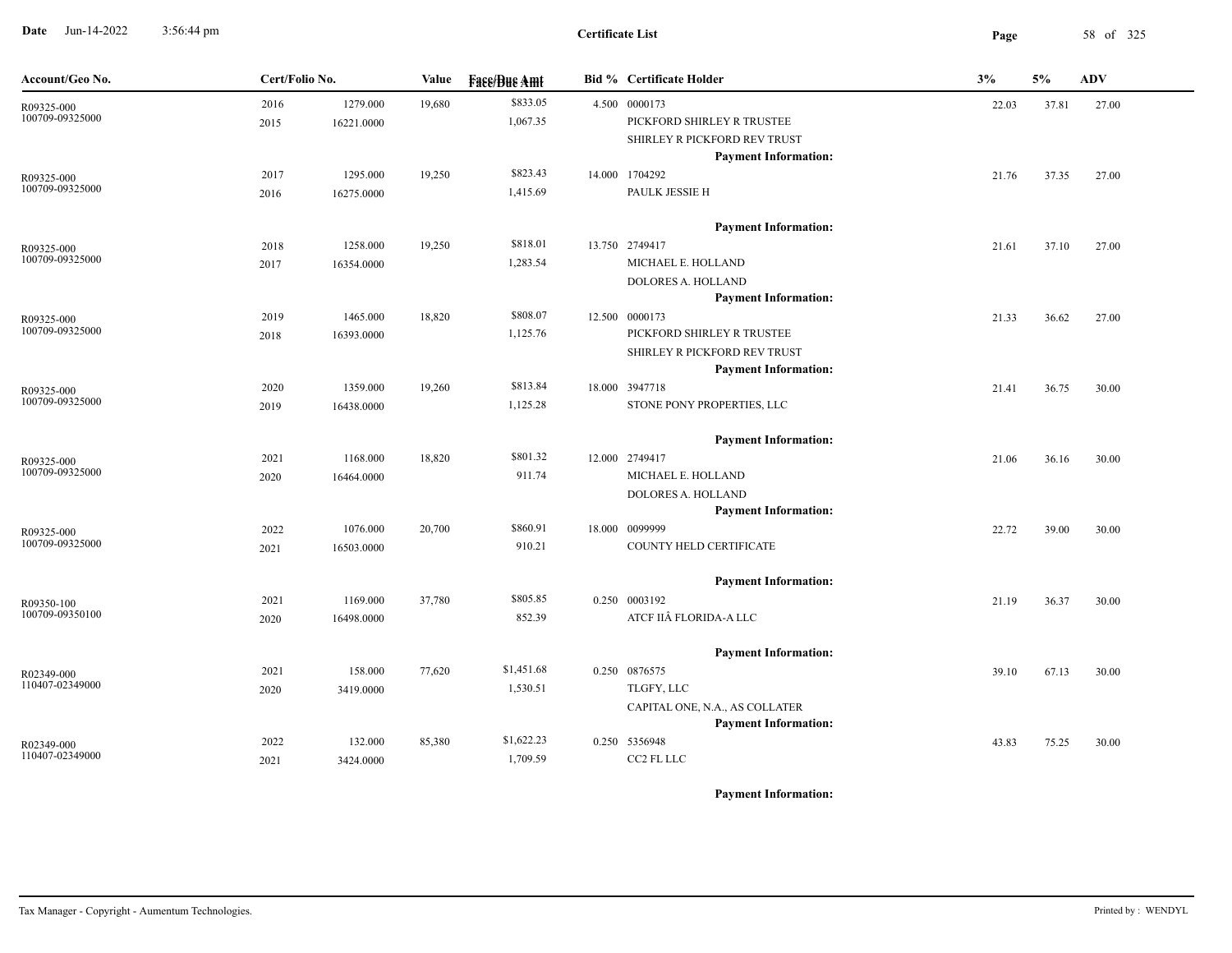**Date** Jun-14-2022 3:56:44 pm

**Certificate List**

| Account/Geo No. | Cert/Folio No. | | Value | Face/Due Amt | Bid % | Certificate Holder | 3% | 5% | ADV |
|---|---|---|---|---|---|---|---|---|---|
| R09325-000<br>100709-09325000 | 2016<br>2015 | 1279.000<br>16221.0000 | 19,680 | $833.05<br>1,067.35 | 4.500 | 0000173<br>PICKFORD SHIRLEY R TRUSTEE<br>SHIRLEY R PICKFORD REV TRUST<br>**Payment Information:** | 22.03 | 37.81 | 27.00 |
| R09325-000<br>100709-09325000 | 2017<br>2016 | 1295.000<br>16275.0000 | 19,250 | $823.43<br>1,415.69 | 14.000 | 1704292<br>PAULK JESSIE H<br>**Payment Information:** | 21.76 | 37.35 | 27.00 |
| R09325-000<br>100709-09325000 | 2018<br>2017 | 1258.000<br>16354.0000 | 19,250 | $818.01<br>1,283.54 | 13.750 | 2749417<br>MICHAEL E. HOLLAND<br>DOLORES A. HOLLAND<br>**Payment Information:** | 21.61 | 37.10 | 27.00 |
| R09325-000<br>100709-09325000 | 2019<br>2018 | 1465.000<br>16393.0000 | 18,820 | $808.07<br>1,125.76 | 12.500 | 0000173<br>PICKFORD SHIRLEY R TRUSTEE<br>SHIRLEY R PICKFORD REV TRUST<br>**Payment Information:** | 21.33 | 36.62 | 27.00 |
| R09325-000<br>100709-09325000 | 2020<br>2019 | 1359.000<br>16438.0000 | 19,260 | $813.84<br>1,125.28 | 18.000 | 3947718<br>STONE PONY PROPERTIES, LLC<br>**Payment Information:** | 21.41 | 36.75 | 30.00 |
| R09325-000<br>100709-09325000 | 2021<br>2020 | 1168.000<br>16464.0000 | 18,820 | $801.32<br>911.74 | 12.000 | 2749417<br>MICHAEL E. HOLLAND<br>DOLORES A. HOLLAND<br>**Payment Information:** | 21.06 | 36.16 | 30.00 |
| R09325-000<br>100709-09325000 | 2022<br>2021 | 1076.000<br>16503.0000 | 20,700 | $860.91<br>910.21 | 18.000 | 0099999<br>COUNTY HELD CERTIFICATE<br>**Payment Information:** | 22.72 | 39.00 | 30.00 |
| R09350-100<br>100709-09350100 | 2021<br>2020 | 1169.000<br>16498.0000 | 37,780 | $805.85<br>852.39 | 0.250 | 0003192<br>ATCF IIÂ FLORIDA-A LLC<br>**Payment Information:** | 21.19 | 36.37 | 30.00 |
| R02349-000<br>110407-02349000 | 2021<br>2020 | 158.000<br>3419.0000 | 77,620 | $1,451.68<br>1,530.51 | 0.250 | 0876575<br>TLGFY, LLC<br>CAPITAL ONE, N.A., AS COLLATER<br>**Payment Information:** | 39.10 | 67.13 | 30.00 |
| R02349-000<br>110407-02349000 | 2022<br>2021 | 132.000<br>3424.0000 | 85,380 | $1,622.23<br>1,709.59 | 0.250 | 5356948<br>CC2 FL LLC<br>**Payment Information:** | 43.83 | 75.25 | 30.00 |

Tax Manager - Copyright - Aumentum Technologies. Printed by : WENDYL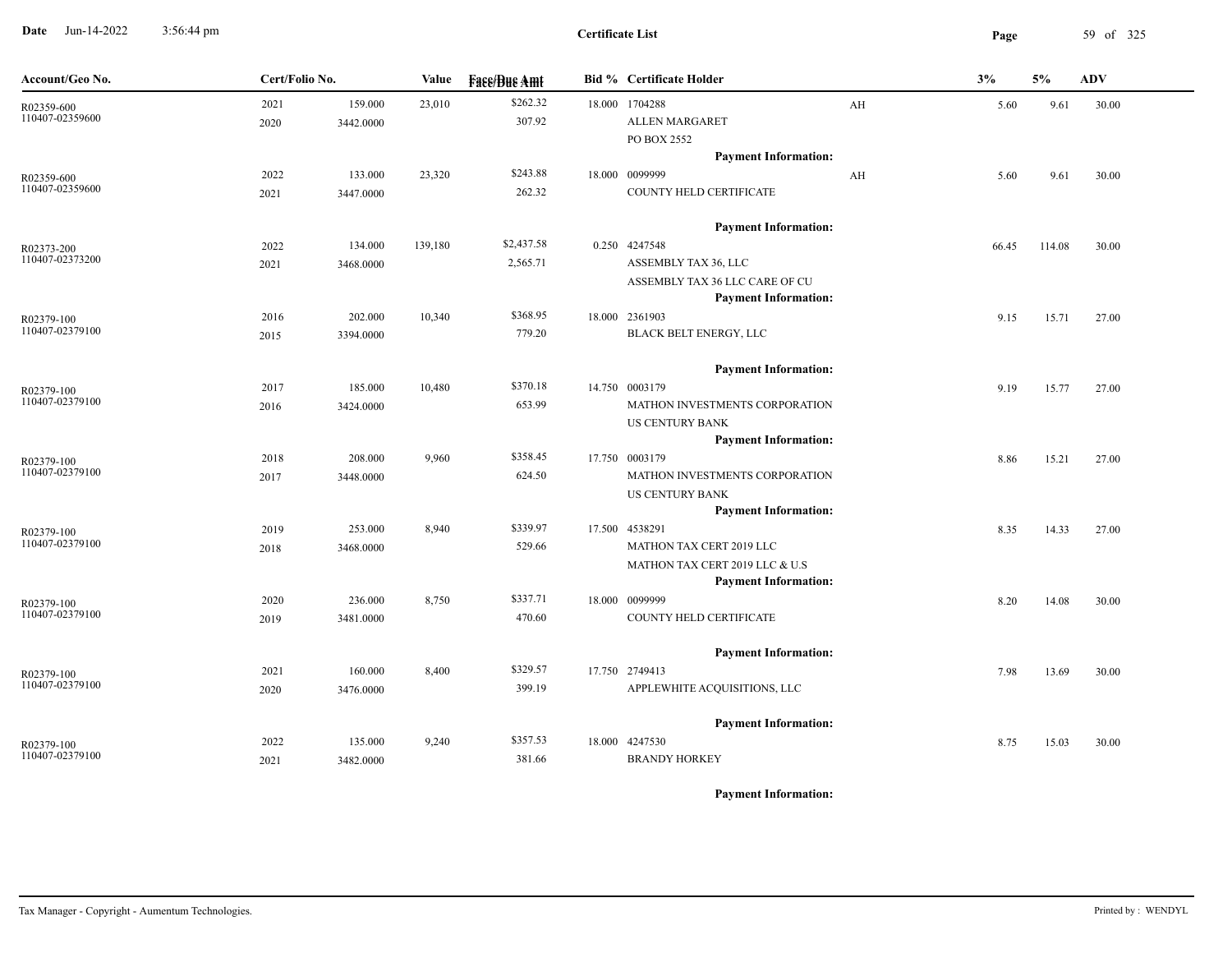# Certificate List

| Account/Geo No. | Cert/Folio No. | | Value | Face/Due Amt | Bid % | Certificate Holder | | 3% | 5% | ADV |
|---|---|---|---|---|---|---|---|---|---|---|
| R02359-600 110407-02359600 | 2021 2020 | 159.000 3442.0000 | 23,010 | $262.32 307.92 | 18.000 | 1704288 ALLEN MARGARET PO BOX 2552 **Payment Information:** | AH | 5.60 | 9.61 | 30.00 |
| R02359-600 110407-02359600 | 2022 2021 | 133.000 3447.0000 | 23,320 | $243.88 262.32 | 18.000 | 0099999 COUNTY HELD CERTIFICATE **Payment Information:** | AH | 5.60 | 9.61 | 30.00 |
| R02373-200 110407-02373200 | 2022 2021 | 134.000 3468.0000 | 139,180 | $2,437.58 2,565.71 | 0.250 | 4247548 ASSEMBLY TAX 36, LLC ASSEMBLY TAX 36 LLC CARE OF CU **Payment Information:** | | 66.45 | 114.08 | 30.00 |
| R02379-100 110407-02379100 | 2016 2015 | 202.000 3394.0000 | 10,340 | $368.95 779.20 | 18.000 | 2361903 BLACK BELT ENERGY, LLC **Payment Information:** | | 9.15 | 15.71 | 27.00 |
| R02379-100 110407-02379100 | 2017 2016 | 185.000 3424.0000 | 10,480 | $370.18 653.99 | 14.750 | 0003179 MATHON INVESTMENTS CORPORATION US CENTURY BANK **Payment Information:** | | 9.19 | 15.77 | 27.00 |
| R02379-100 110407-02379100 | 2018 2017 | 208.000 3448.0000 | 9,960 | $358.45 624.50 | 17.750 | 0003179 MATHON INVESTMENTS CORPORATION US CENTURY BANK **Payment Information:** | | 8.86 | 15.21 | 27.00 |
| R02379-100 110407-02379100 | 2019 2018 | 253.000 3468.0000 | 8,940 | $339.97 529.66 | 17.500 | 4538291 MATHON TAX CERT 2019 LLC MATHON TAX CERT 2019 LLC & U.S **Payment Information:** | | 8.35 | 14.33 | 27.00 |
| R02379-100 110407-02379100 | 2020 2019 | 236.000 3481.0000 | 8,750 | $337.71 470.60 | 18.000 | 0099999 COUNTY HELD CERTIFICATE **Payment Information:** | | 8.20 | 14.08 | 30.00 |
| R02379-100 110407-02379100 | 2021 2020 | 160.000 3476.0000 | 8,400 | $329.57 399.19 | 17.750 | 2749413 APPLEWHITE ACQUISITIONS, LLC **Payment Information:** | | 7.98 | 13.69 | 30.00 |
| R02379-100 110407-02379100 | 2022 2021 | 135.000 3482.0000 | 9,240 | $357.53 381.66 | 18.000 | 4247530 BRANDY HORKEY **Payment Information:** | | 8.75 | 15.03 | 30.00 |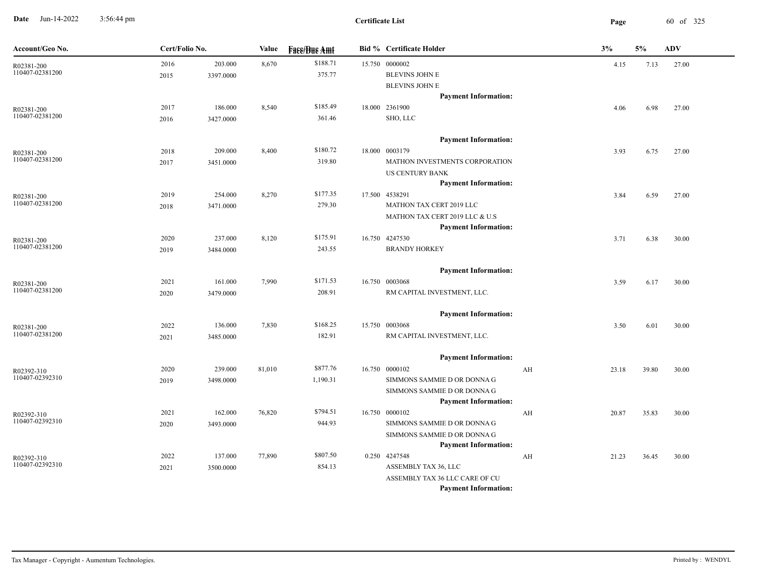# Certificate List

| Account/Geo No. | Cert/Folio No. | | Value | Face/Due Amt | Bid % | Certificate Holder | | 3% | 5% | ADV |
|---|---|---|---|---|---|---|---|---|---|---|
| R02381-200<br>110407-02381200 | 2016<br>2015 | 203.000<br>3397.0000 | 8,670 | $188.71<br>375.77 | 15.750 | 0000002<br>BLEVINS JOHN E<br>BLEVINS JOHN E<br>**Payment Information:** | | 4.15 | 7.13 | 27.00 |
| R02381-200<br>110407-02381200 | 2017<br>2016 | 186.000<br>3427.0000 | 8,540 | $185.49<br>361.46 | 18.000 | 2361900<br>SHO, LLC<br>**Payment Information:** | | 4.06 | 6.98 | 27.00 |
| R02381-200<br>110407-02381200 | 2018<br>2017 | 209.000<br>3451.0000 | 8,400 | $180.72<br>319.80 | 18.000 | 0003179<br>MATHON INVESTMENTS CORPORATION<br>US CENTURY BANK<br>**Payment Information:** | | 3.93 | 6.75 | 27.00 |
| R02381-200<br>110407-02381200 | 2019<br>2018 | 254.000<br>3471.0000 | 8,270 | $177.35<br>279.30 | 17.500 | 4538291<br>MATHON TAX CERT 2019 LLC<br>MATHON TAX CERT 2019 LLC & U.S<br>**Payment Information:** | | 3.84 | 6.59 | 27.00 |
| R02381-200<br>110407-02381200 | 2020<br>2019 | 237.000<br>3484.0000 | 8,120 | $175.91<br>243.55 | 16.750 | 4247530<br>BRANDY HORKEY<br>**Payment Information:** | | 3.71 | 6.38 | 30.00 |
| R02381-200<br>110407-02381200 | 2021<br>2020 | 161.000<br>3479.0000 | 7,990 | $171.53<br>208.91 | 16.750 | 0003068<br>RM CAPITAL INVESTMENT, LLC.<br>**Payment Information:** | | 3.59 | 6.17 | 30.00 |
| R02381-200<br>110407-02381200 | 2022<br>2021 | 136.000<br>3485.0000 | 7,830 | $168.25<br>182.91 | 15.750 | 0003068<br>RM CAPITAL INVESTMENT, LLC.<br>**Payment Information:** | | 3.50 | 6.01 | 30.00 |
| R02392-310<br>110407-02392310 | 2020<br>2019 | 239.000<br>3498.0000 | 81,010 | $877.76<br>1,190.31 | 16.750 | 0000102<br>SIMMONS SAMMIE D OR DONNA G<br>SIMMONS SAMMIE D OR DONNA G<br>**Payment Information:** | AH | 23.18 | 39.80 | 30.00 |
| R02392-310<br>110407-02392310 | 2021<br>2020 | 162.000<br>3493.0000 | 76,820 | $794.51<br>944.93 | 16.750 | 0000102<br>SIMMONS SAMMIE D OR DONNA G<br>SIMMONS SAMMIE D OR DONNA G<br>**Payment Information:** | AH | 20.87 | 35.83 | 30.00 |
| R02392-310<br>110407-02392310 | 2022<br>2021 | 137.000<br>3500.0000 | 77,890 | $807.50<br>854.13 | 0.250 | 4247548<br>ASSEMBLY TAX 36, LLC<br>ASSEMBLY TAX 36 LLC CARE OF CU<br>**Payment Information:** | AH | 21.23 | 36.45 | 30.00 |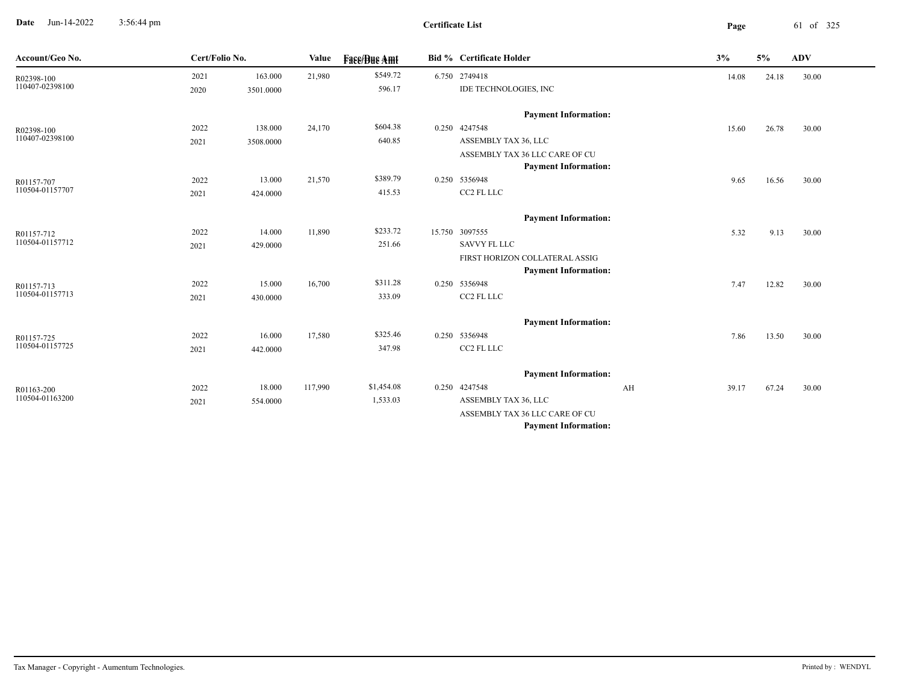**Certificate List**

| Account/Geo No. | Cert/Folio No. | | Value | Face/Due Amt | Bid % | Certificate Holder | | 3% | 5% | ADV |
|---|---|---|---|---|---|---|---|---|---|---|
| R02398-100 | 2021 | 163.000 | 21,980 | $549.72 | 6.750 | 2749418 | | 14.08 | 24.18 | 30.00 |
| 110407-02398100 | 2020 | 3501.0000 | | 596.17 | | IDE TECHNOLOGIES, INC | | | | |
| | | | | | | **Payment Information:** | | | | |
| R02398-100 | 2022 | 138.000 | 24,170 | $604.38 | 0.250 | 4247548 | | 15.60 | 26.78 | 30.00 |
| 110407-02398100 | 2021 | 3508.0000 | | 640.85 | | ASSEMBLY TAX 36, LLC | | | | |
| | | | | | | ASSEMBLY TAX 36 LLC CARE OF CU | | | | |
| | | | | | | **Payment Information:** | | | | |
| R01157-707 | 2022 | 13.000 | 21,570 | $389.79 | 0.250 | 5356948 | | 9.65 | 16.56 | 30.00 |
| 110504-01157707 | 2021 | 424.0000 | | 415.53 | | CC2 FL LLC | | | | |
| | | | | | | **Payment Information:** | | | | |
| R01157-712 | 2022 | 14.000 | 11,890 | $233.72 | 15.750 | 3097555 | | 5.32 | 9.13 | 30.00 |
| 110504-01157712 | 2021 | 429.0000 | | 251.66 | | SAVVY FL LLC | | | | |
| | | | | | | FIRST HORIZON COLLATERAL ASSIG | | | | |
| | | | | | | **Payment Information:** | | | | |
| R01157-713 | 2022 | 15.000 | 16,700 | $311.28 | 0.250 | 5356948 | | 7.47 | 12.82 | 30.00 |
| 110504-01157713 | 2021 | 430.0000 | | 333.09 | | CC2 FL LLC | | | | |
| | | | | | | **Payment Information:** | | | | |
| R01157-725 | 2022 | 16.000 | 17,580 | $325.46 | 0.250 | 5356948 | | 7.86 | 13.50 | 30.00 |
| 110504-01157725 | 2021 | 442.0000 | | 347.98 | | CC2 FL LLC | | | | |
| | | | | | | **Payment Information:** | | | | |
| R01163-200 | 2022 | 18.000 | 117,990 | $1,454.08 | 0.250 | 4247548 | AH | 39.17 | 67.24 | 30.00 |
| 110504-01163200 | 2021 | 554.0000 | | 1,533.03 | | ASSEMBLY TAX 36, LLC | | | | |
| | | | | | | ASSEMBLY TAX 36 LLC CARE OF CU | | | | |
| | | | | | | **Payment Information:** | | | | |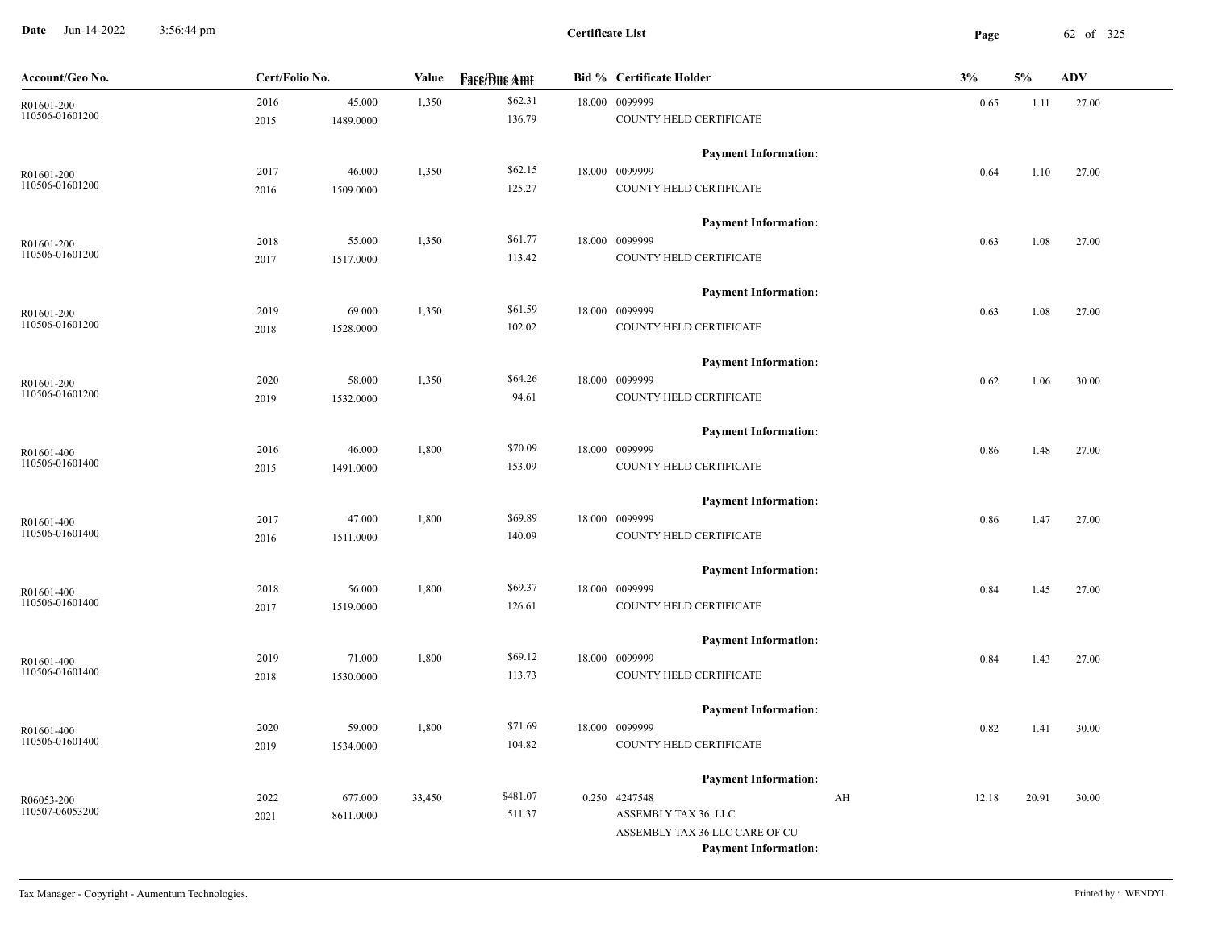**Certificate List**

| Account/Geo No. | Cert/Folio No. | | Value | Face/Due Amt | Bid % | Certificate Holder | | 3% | 5% | ADV |
|---|---|---|---|---|---|---|---|---|---|---|
| R01601-200 110506-01601200 | 2016 2015 | 45.000 1489.0000 | 1,350 | $62.31 136.79 | 18.000 | 0099999 COUNTY HELD CERTIFICATE | | 0.65 | 1.11 | 27.00 |
| | | | | | | **Payment Information:** | | | | |
| R01601-200 110506-01601200 | 2017 2016 | 46.000 1509.0000 | 1,350 | $62.15 125.27 | 18.000 | 0099999 COUNTY HELD CERTIFICATE | | 0.64 | 1.10 | 27.00 |
| | | | | | | **Payment Information:** | | | | |
| R01601-200 110506-01601200 | 2018 2017 | 55.000 1517.0000 | 1,350 | $61.77 113.42 | 18.000 | 0099999 COUNTY HELD CERTIFICATE | | 0.63 | 1.08 | 27.00 |
| | | | | | | **Payment Information:** | | | | |
| R01601-200 110506-01601200 | 2019 2018 | 69.000 1528.0000 | 1,350 | $61.59 102.02 | 18.000 | 0099999 COUNTY HELD CERTIFICATE | | 0.63 | 1.08 | 27.00 |
| | | | | | | **Payment Information:** | | | | |
| R01601-200 110506-01601200 | 2020 2019 | 58.000 1532.0000 | 1,350 | $64.26 94.61 | 18.000 | 0099999 COUNTY HELD CERTIFICATE | | 0.62 | 1.06 | 30.00 |
| | | | | | | **Payment Information:** | | | | |
| R01601-400 110506-01601400 | 2016 2015 | 46.000 1491.0000 | 1,800 | $70.09 153.09 | 18.000 | 0099999 COUNTY HELD CERTIFICATE | | 0.86 | 1.48 | 27.00 |
| | | | | | | **Payment Information:** | | | | |
| R01601-400 110506-01601400 | 2017 2016 | 47.000 1511.0000 | 1,800 | $69.89 140.09 | 18.000 | 0099999 COUNTY HELD CERTIFICATE | | 0.86 | 1.47 | 27.00 |
| | | | | | | **Payment Information:** | | | | |
| R01601-400 110506-01601400 | 2018 2017 | 56.000 1519.0000 | 1,800 | $69.37 126.61 | 18.000 | 0099999 COUNTY HELD CERTIFICATE | | 0.84 | 1.45 | 27.00 |
| | | | | | | **Payment Information:** | | | | |
| R01601-400 110506-01601400 | 2019 2018 | 71.000 1530.0000 | 1,800 | $69.12 113.73 | 18.000 | 0099999 COUNTY HELD CERTIFICATE | | 0.84 | 1.43 | 27.00 |
| | | | | | | **Payment Information:** | | | | |
| R01601-400 110506-01601400 | 2020 2019 | 59.000 1534.0000 | 1,800 | $71.69 104.82 | 18.000 | 0099999 COUNTY HELD CERTIFICATE | | 0.82 | 1.41 | 30.00 |
| | | | | | | **Payment Information:** | | | | |
| R06053-200 110507-06053200 | 2022 2021 | 677.000 8611.0000 | 33,450 | $481.07 511.37 | 0.250 | 4247548 ASSEMBLY TAX 36, LLC ASSEMBLY TAX 36 LLC CARE OF CU | AH | 12.18 | 20.91 | 30.00 |
| | | | | | | **Payment Information:** | | | | |

Tax Manager - Copyright - Aumentum Technologies.

Printed by : WENDYL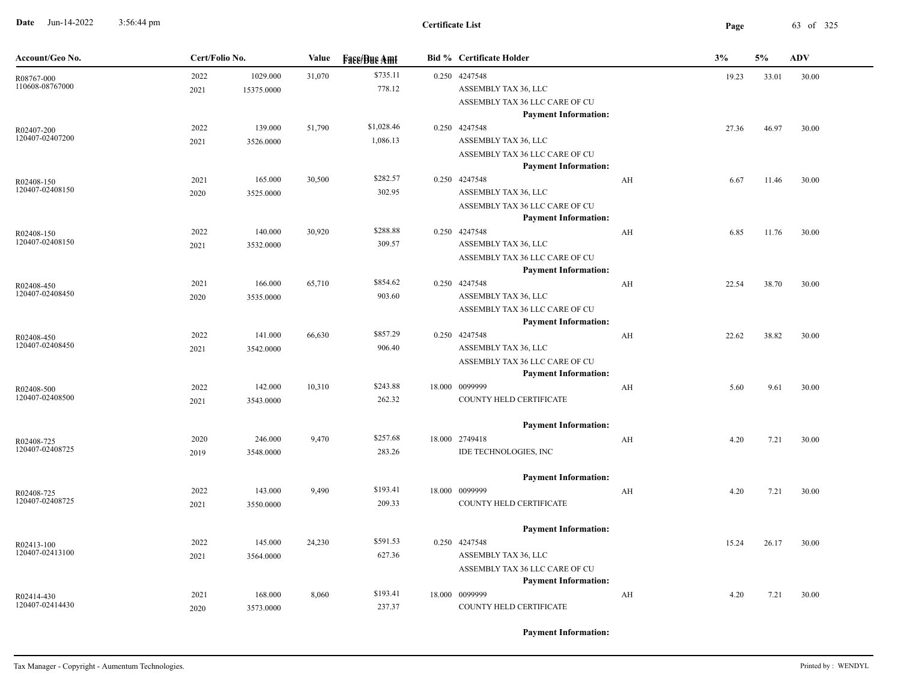## Certificate List

| Account/Geo No. | Cert/Folio No. | | Value | Face/Due Amt | Bid % | Certificate Holder | | 3% | 5% | ADV |
|---|---|---|---|---|---|---|---|---|---|---|
| R08767-000 | 2022 | 1029.000 | 31,070 | $735.11 | 0.250 | 4247548 | | 19.23 | 33.01 | 30.00 |
| 110608-08767000 | 2021 | 15375.0000 | | 778.12 | | ASSEMBLY TAX 36, LLC | | | | |
| | | | | | | ASSEMBLY TAX 36 LLC CARE OF CU | | | | |
| | | | | | | **Payment Information:** | | | | |
| R02407-200 | 2022 | 139.000 | 51,790 | $1,028.46 | 0.250 | 4247548 | | 27.36 | 46.97 | 30.00 |
| 120407-02407200 | 2021 | 3526.0000 | | 1,086.13 | | ASSEMBLY TAX 36, LLC | | | | |
| | | | | | | ASSEMBLY TAX 36 LLC CARE OF CU | | | | |
| | | | | | | **Payment Information:** | | | | |
| R02408-150 | 2021 | 165.000 | 30,500 | $282.57 | 0.250 | 4247548 | AH | 6.67 | 11.46 | 30.00 |
| 120407-02408150 | 2020 | 3525.0000 | | 302.95 | | ASSEMBLY TAX 36, LLC | | | | |
| | | | | | | ASSEMBLY TAX 36 LLC CARE OF CU | | | | |
| | | | | | | **Payment Information:** | | | | |
| R02408-150 | 2022 | 140.000 | 30,920 | $288.88 | 0.250 | 4247548 | AH | 6.85 | 11.76 | 30.00 |
| 120407-02408150 | 2021 | 3532.0000 | | 309.57 | | ASSEMBLY TAX 36, LLC | | | | |
| | | | | | | ASSEMBLY TAX 36 LLC CARE OF CU | | | | |
| | | | | | | **Payment Information:** | | | | |
| R02408-450 | 2021 | 166.000 | 65,710 | $854.62 | 0.250 | 4247548 | AH | 22.54 | 38.70 | 30.00 |
| 120407-02408450 | 2020 | 3535.0000 | | 903.60 | | ASSEMBLY TAX 36, LLC | | | | |
| | | | | | | ASSEMBLY TAX 36 LLC CARE OF CU | | | | |
| | | | | | | **Payment Information:** | | | | |
| R02408-450 | 2022 | 141.000 | 66,630 | $857.29 | 0.250 | 4247548 | AH | 22.62 | 38.82 | 30.00 |
| 120407-02408450 | 2021 | 3542.0000 | | 906.40 | | ASSEMBLY TAX 36, LLC | | | | |
| | | | | | | ASSEMBLY TAX 36 LLC CARE OF CU | | | | |
| | | | | | | **Payment Information:** | | | | |
| R02408-500 | 2022 | 142.000 | 10,310 | $243.88 | 18.000 | 0099999 | AH | 5.60 | 9.61 | 30.00 |
| 120407-02408500 | 2021 | 3543.0000 | | 262.32 | | COUNTY HELD CERTIFICATE | | | | |
| | | | | | | **Payment Information:** | | | | |
| R02408-725 | 2020 | 246.000 | 9,470 | $257.68 | 18.000 | 2749418 | AH | 4.20 | 7.21 | 30.00 |
| 120407-02408725 | 2019 | 3548.0000 | | 283.26 | | IDE TECHNOLOGIES, INC | | | | |
| | | | | | | **Payment Information:** | | | | |
| R02408-725 | 2022 | 143.000 | 9,490 | $193.41 | 18.000 | 0099999 | AH | 4.20 | 7.21 | 30.00 |
| 120407-02408725 | 2021 | 3550.0000 | | 209.33 | | COUNTY HELD CERTIFICATE | | | | |
| | | | | | | **Payment Information:** | | | | |
| R02413-100 | 2022 | 145.000 | 24,230 | $591.53 | 0.250 | 4247548 | | 15.24 | 26.17 | 30.00 |
| 120407-02413100 | 2021 | 3564.0000 | | 627.36 | | ASSEMBLY TAX 36, LLC | | | | |
| | | | | | | ASSEMBLY TAX 36 LLC CARE OF CU | | | | |
| | | | | | | **Payment Information:** | | | | |
| R02414-430 | 2021 | 168.000 | 8,060 | $193.41 | 18.000 | 0099999 | AH | 4.20 | 7.21 | 30.00 |
| 120407-02414430 | 2020 | 3573.0000 | | 237.37 | | COUNTY HELD CERTIFICATE | | | | |
| | | | | | | **Payment Information:** | | | | |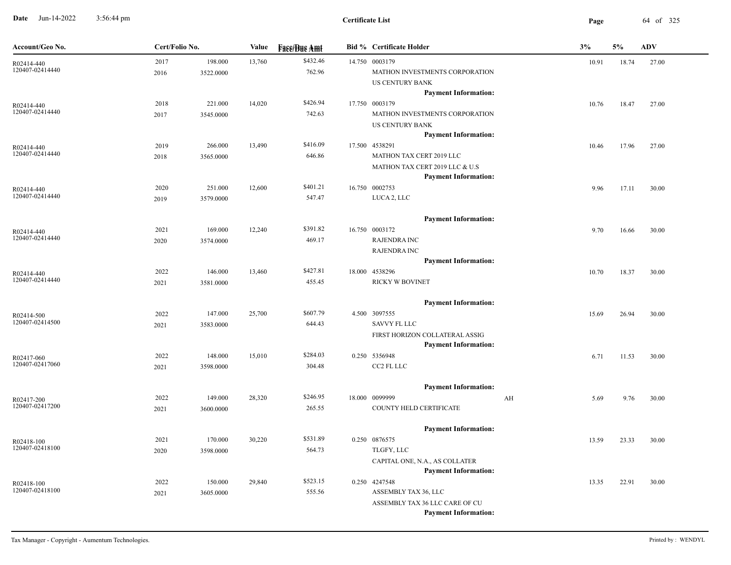# Certificate List

| Account/Geo No. | Cert/Folio No. | | Value | Face/Due Amt | Bid % | Certificate Holder | | 3% | 5% | ADV |
|---|---|---|---|---|---|---|---|---|---|---|
| R02414-440<br>120407-02414440 | 2017<br>2016 | 198.000<br>3522.0000 | 13,760 | $432.46<br>762.96 | 14.750 | 0003179<br>MATHON INVESTMENTS CORPORATION<br>US CENTURY BANK<br>**Payment Information:** | | 10.91 | 18.74 | 27.00 |
| R02414-440<br>120407-02414440 | 2018<br>2017 | 221.000<br>3545.0000 | 14,020 | $426.94<br>742.63 | 17.750 | 0003179<br>MATHON INVESTMENTS CORPORATION<br>US CENTURY BANK<br>**Payment Information:** | | 10.76 | 18.47 | 27.00 |
| R02414-440<br>120407-02414440 | 2019<br>2018 | 266.000<br>3565.0000 | 13,490 | $416.09<br>646.86 | 17.500 | 4538291<br>MATHON TAX CERT 2019 LLC<br>MATHON TAX CERT 2019 LLC & U.S<br>**Payment Information:** | | 10.46 | 17.96 | 27.00 |
| R02414-440<br>120407-02414440 | 2020<br>2019 | 251.000<br>3579.0000 | 12,600 | $401.21<br>547.47 | 16.750 | 0002753<br>LUCA 2, LLC<br>**Payment Information:** | | 9.96 | 17.11 | 30.00 |
| R02414-440<br>120407-02414440 | 2021<br>2020 | 169.000<br>3574.0000 | 12,240 | $391.82<br>469.17 | 16.750 | 0003172<br>RAJENDRA INC<br>RAJENDRA INC<br>**Payment Information:** | | 9.70 | 16.66 | 30.00 |
| R02414-440<br>120407-02414440 | 2022<br>2021 | 146.000<br>3581.0000 | 13,460 | $427.81<br>455.45 | 18.000 | 4538296<br>RICKY W BOVINET<br>**Payment Information:** | | 10.70 | 18.37 | 30.00 |
| R02414-500<br>120407-02414500 | 2022<br>2021 | 147.000<br>3583.0000 | 25,700 | $607.79<br>644.43 | 4.500 | 3097555<br>SAVVY FL LLC<br>FIRST HORIZON COLLATERAL ASSIG<br>**Payment Information:** | | 15.69 | 26.94 | 30.00 |
| R02417-060<br>120407-02417060 | 2022<br>2021 | 148.000<br>3598.0000 | 15,010 | $284.03<br>304.48 | 0.250 | 5356948<br>CC2 FL LLC<br>**Payment Information:** | | 6.71 | 11.53 | 30.00 |
| R02417-200<br>120407-02417200 | 2022<br>2021 | 149.000<br>3600.0000 | 28,320 | $246.95<br>265.55 | 18.000 | 0099999<br>COUNTY HELD CERTIFICATE<br>**Payment Information:** | AH | 5.69 | 9.76 | 30.00 |
| R02418-100<br>120407-02418100 | 2021<br>2020 | 170.000<br>3598.0000 | 30,220 | $531.89<br>564.73 | 0.250 | 0876575<br>TLGFY, LLC<br>CAPITAL ONE, N.A., AS COLLATER<br>**Payment Information:** | | 13.59 | 23.33 | 30.00 |
| R02418-100<br>120407-02418100 | 2022<br>2021 | 150.000<br>3605.0000 | 29,840 | $523.15<br>555.56 | 0.250 | 4247548<br>ASSEMBLY TAX 36, LLC<br>ASSEMBLY TAX 36 LLC CARE OF CU<br>**Payment Information:** | | 13.35 | 22.91 | 30.00 |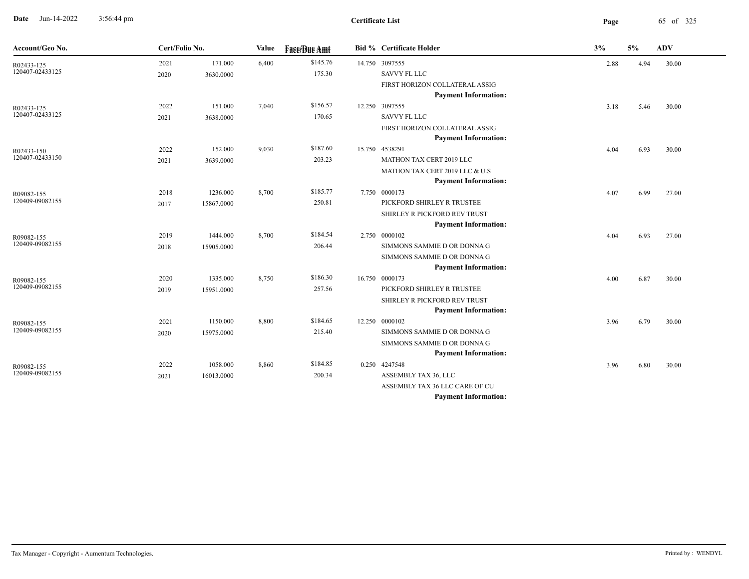# Certificate List

| Account/Geo No. | Cert/Folio No. | | Value | Face/Due Amt | Bid % | Certificate Holder | 3% | 5% | ADV |
|---|---|---|---|---|---|---|---|---|---|
| R02433-125 | 2021 | 171.000 | 6,400 | $145.76 | 14.750 | 3097555 | 2.88 | 4.94 | 30.00 |
| 120407-02433125 | 2020 | 3630.0000 | | 175.30 | | SAVVY FL LLC | | | |
| | | | | | | FIRST HORIZON COLLATERAL ASSIG | | | |
| | | | | | | **Payment Information:** | | | |
| R02433-125 | 2022 | 151.000 | 7,040 | $156.57 | 12.250 | 3097555 | 3.18 | 5.46 | 30.00 |
| 120407-02433125 | 2021 | 3638.0000 | | 170.65 | | SAVVY FL LLC | | | |
| | | | | | | FIRST HORIZON COLLATERAL ASSIG | | | |
| | | | | | | **Payment Information:** | | | |
| R02433-150 | 2022 | 152.000 | 9,030 | $187.60 | 15.750 | 4538291 | 4.04 | 6.93 | 30.00 |
| 120407-02433150 | 2021 | 3639.0000 | | 203.23 | | MATHON TAX CERT 2019 LLC | | | |
| | | | | | | MATHON TAX CERT 2019 LLC & U.S | | | |
| | | | | | | **Payment Information:** | | | |
| R09082-155 | 2018 | 1236.000 | 8,700 | $185.77 | 7.750 | 0000173 | 4.07 | 6.99 | 27.00 |
| 120409-09082155 | 2017 | 15867.0000 | | 250.81 | | PICKFORD SHIRLEY R TRUSTEE | | | |
| | | | | | | SHIRLEY R PICKFORD REV TRUST | | | |
| | | | | | | **Payment Information:** | | | |
| R09082-155 | 2019 | 1444.000 | 8,700 | $184.54 | 2.750 | 0000102 | 4.04 | 6.93 | 27.00 |
| 120409-09082155 | 2018 | 15905.0000 | | 206.44 | | SIMMONS SAMMIE D OR DONNA G | | | |
| | | | | | | SIMMONS SAMMIE D OR DONNA G | | | |
| | | | | | | **Payment Information:** | | | |
| R09082-155 | 2020 | 1335.000 | 8,750 | $186.30 | 16.750 | 0000173 | 4.00 | 6.87 | 30.00 |
| 120409-09082155 | 2019 | 15951.0000 | | 257.56 | | PICKFORD SHIRLEY R TRUSTEE | | | |
| | | | | | | SHIRLEY R PICKFORD REV TRUST | | | |
| | | | | | | **Payment Information:** | | | |
| R09082-155 | 2021 | 1150.000 | 8,800 | $184.65 | 12.250 | 0000102 | 3.96 | 6.79 | 30.00 |
| 120409-09082155 | 2020 | 15975.0000 | | 215.40 | | SIMMONS SAMMIE D OR DONNA G | | | |
| | | | | | | SIMMONS SAMMIE D OR DONNA G | | | |
| | | | | | | **Payment Information:** | | | |
| R09082-155 | 2022 | 1058.000 | 8,860 | $184.85 | 0.250 | 4247548 | 3.96 | 6.80 | 30.00 |
| 120409-09082155 | 2021 | 16013.0000 | | 200.34 | | ASSEMBLY TAX 36, LLC | | | |
| | | | | | | ASSEMBLY TAX 36 LLC CARE OF CU | | | |
| | | | | | | **Payment Information:** | | | |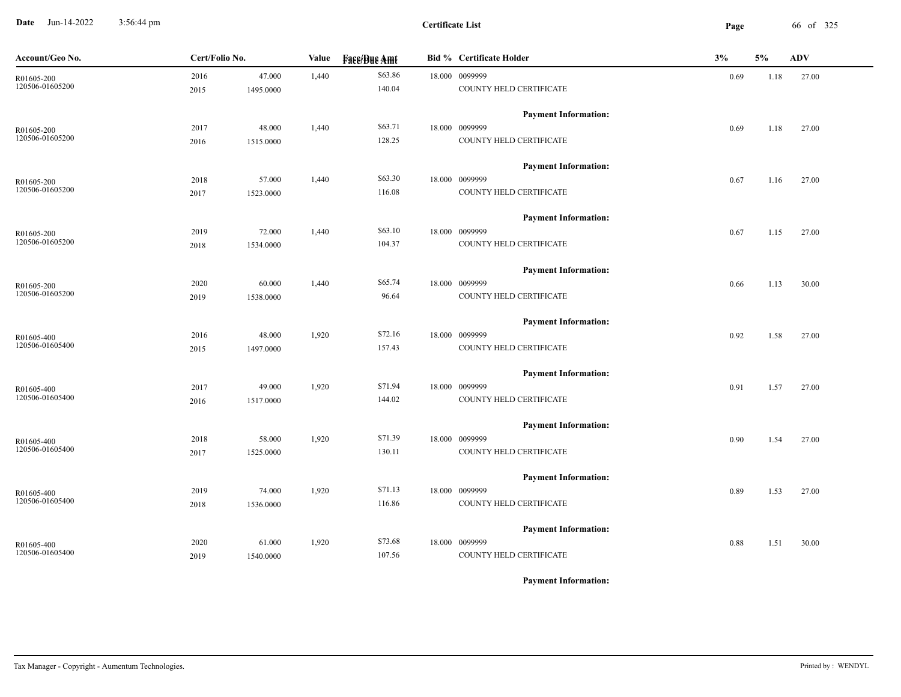**Certificate List**

| Account/Geo No. | Cert/Folio No. | | Value | Face/Due Amt | Bid % | Certificate Holder | 3% | 5% | ADV |
|---|---|---|---|---|---|---|---|---|---|
| R01605-200<br>120506-01605200 | 2016<br>2015 | 47.000<br>1495.0000 | 1,440 | $63.86<br>140.04 | 18.000 | 0099999<br>COUNTY HELD CERTIFICATE | 0.69 | 1.18 | 27.00 |
| | | | | | | **Payment Information:** | | | |
| R01605-200<br>120506-01605200 | 2017<br>2016 | 48.000<br>1515.0000 | 1,440 | $63.71<br>128.25 | 18.000 | 0099999<br>COUNTY HELD CERTIFICATE | 0.69 | 1.18 | 27.00 |
| | | | | | | **Payment Information:** | | | |
| R01605-200<br>120506-01605200 | 2018<br>2017 | 57.000<br>1523.0000 | 1,440 | $63.30<br>116.08 | 18.000 | 0099999<br>COUNTY HELD CERTIFICATE | 0.67 | 1.16 | 27.00 |
| | | | | | | **Payment Information:** | | | |
| R01605-200<br>120506-01605200 | 2019<br>2018 | 72.000<br>1534.0000 | 1,440 | $63.10<br>104.37 | 18.000 | 0099999<br>COUNTY HELD CERTIFICATE | 0.67 | 1.15 | 27.00 |
| | | | | | | **Payment Information:** | | | |
| R01605-200<br>120506-01605200 | 2020<br>2019 | 60.000<br>1538.0000 | 1,440 | $65.74<br>96.64 | 18.000 | 0099999<br>COUNTY HELD CERTIFICATE | 0.66 | 1.13 | 30.00 |
| | | | | | | **Payment Information:** | | | |
| R01605-400<br>120506-01605400 | 2016<br>2015 | 48.000<br>1497.0000 | 1,920 | $72.16<br>157.43 | 18.000 | 0099999<br>COUNTY HELD CERTIFICATE | 0.92 | 1.58 | 27.00 |
| | | | | | | **Payment Information:** | | | |
| R01605-400<br>120506-01605400 | 2017<br>2016 | 49.000<br>1517.0000 | 1,920 | $71.94<br>144.02 | 18.000 | 0099999<br>COUNTY HELD CERTIFICATE | 0.91 | 1.57 | 27.00 |
| | | | | | | **Payment Information:** | | | |
| R01605-400<br>120506-01605400 | 2018<br>2017 | 58.000<br>1525.0000 | 1,920 | $71.39<br>130.11 | 18.000 | 0099999<br>COUNTY HELD CERTIFICATE | 0.90 | 1.54 | 27.00 |
| | | | | | | **Payment Information:** | | | |
| R01605-400<br>120506-01605400 | 2019<br>2018 | 74.000<br>1536.0000 | 1,920 | $71.13<br>116.86 | 18.000 | 0099999<br>COUNTY HELD CERTIFICATE | 0.89 | 1.53 | 27.00 |
| | | | | | | **Payment Information:** | | | |
| R01605-400<br>120506-01605400 | 2020<br>2019 | 61.000<br>1540.0000 | 1,920 | $73.68<br>107.56 | 18.000 | 0099999<br>COUNTY HELD CERTIFICATE | 0.88 | 1.51 | 30.00 |
| | | | | | | **Payment Information:** | | | |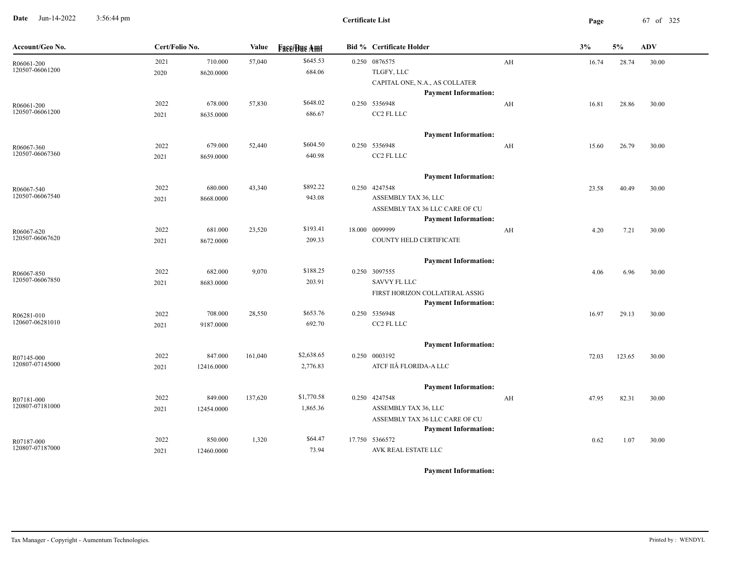# Certificate List

| Account/Geo No. | Cert/Folio No. | | Value | Face/Due Amt | Bid % | Certificate Holder | | 3% | 5% | ADV |
|---|---|---|---|---|---|---|---|---|---|---|
| R06061-200<br>120507-06061200 | 2021<br>2020 | 710.000<br>8620.0000 | 57,040 | $645.53<br>684.06 | 0.250 | 0876575<br>TLGFY, LLC<br>CAPITAL ONE, N.A., AS COLLATER<br>**Payment Information:** | AH | 16.74 | 28.74 | 30.00 |
| R06061-200<br>120507-06061200 | 2022<br>2021 | 678.000<br>8635.0000 | 57,830 | $648.02<br>686.67 | 0.250 | 5356948<br>CC2 FL LLC<br>**Payment Information:** | AH | 16.81 | 28.86 | 30.00 |
| R06067-360<br>120507-06067360 | 2022<br>2021 | 679.000<br>8659.0000 | 52,440 | $604.50<br>640.98 | 0.250 | 5356948<br>CC2 FL LLC<br>**Payment Information:** | AH | 15.60 | 26.79 | 30.00 |
| R06067-540<br>120507-06067540 | 2022<br>2021 | 680.000<br>8668.0000 | 43,340 | $892.22<br>943.08 | 0.250 | 4247548<br>ASSEMBLY TAX 36, LLC<br>ASSEMBLY TAX 36 LLC CARE OF CU<br>**Payment Information:** | | 23.58 | 40.49 | 30.00 |
| R06067-620<br>120507-06067620 | 2022<br>2021 | 681.000<br>8672.0000 | 23,520 | $193.41<br>209.33 | 18.000 | 0099999<br>COUNTY HELD CERTIFICATE<br>**Payment Information:** | AH | 4.20 | 7.21 | 30.00 |
| R06067-850<br>120507-06067850 | 2022<br>2021 | 682.000<br>8683.0000 | 9,070 | $188.25<br>203.91 | 0.250 | 3097555<br>SAVVY FL LLC<br>FIRST HORIZON COLLATERAL ASSIG<br>**Payment Information:** | | 4.06 | 6.96 | 30.00 |
| R06281-010<br>120607-06281010 | 2022<br>2021 | 708.000<br>9187.0000 | 28,550 | $653.76<br>692.70 | 0.250 | 5356948<br>CC2 FL LLC<br>**Payment Information:** | | 16.97 | 29.13 | 30.00 |
| R07145-000<br>120807-07145000 | 2022<br>2021 | 847.000<br>12416.0000 | 161,040 | $2,638.65<br>2,776.83 | 0.250 | 0003192<br>ATCF IIÂ FLORIDA-A LLC<br>**Payment Information:** | | 72.03 | 123.65 | 30.00 |
| R07181-000<br>120807-07181000 | 2022<br>2021 | 849.000<br>12454.0000 | 137,620 | $1,770.58<br>1,865.36 | 0.250 | 4247548<br>ASSEMBLY TAX 36, LLC<br>ASSEMBLY TAX 36 LLC CARE OF CU<br>**Payment Information:** | AH | 47.95 | 82.31 | 30.00 |
| R07187-000<br>120807-07187000 | 2022<br>2021 | 850.000<br>12460.0000 | 1,320 | $64.47<br>73.94 | 17.750 | 5366572<br>AVK REAL ESTATE LLC<br>**Payment Information:** | | 0.62 | 1.07 | 30.00 |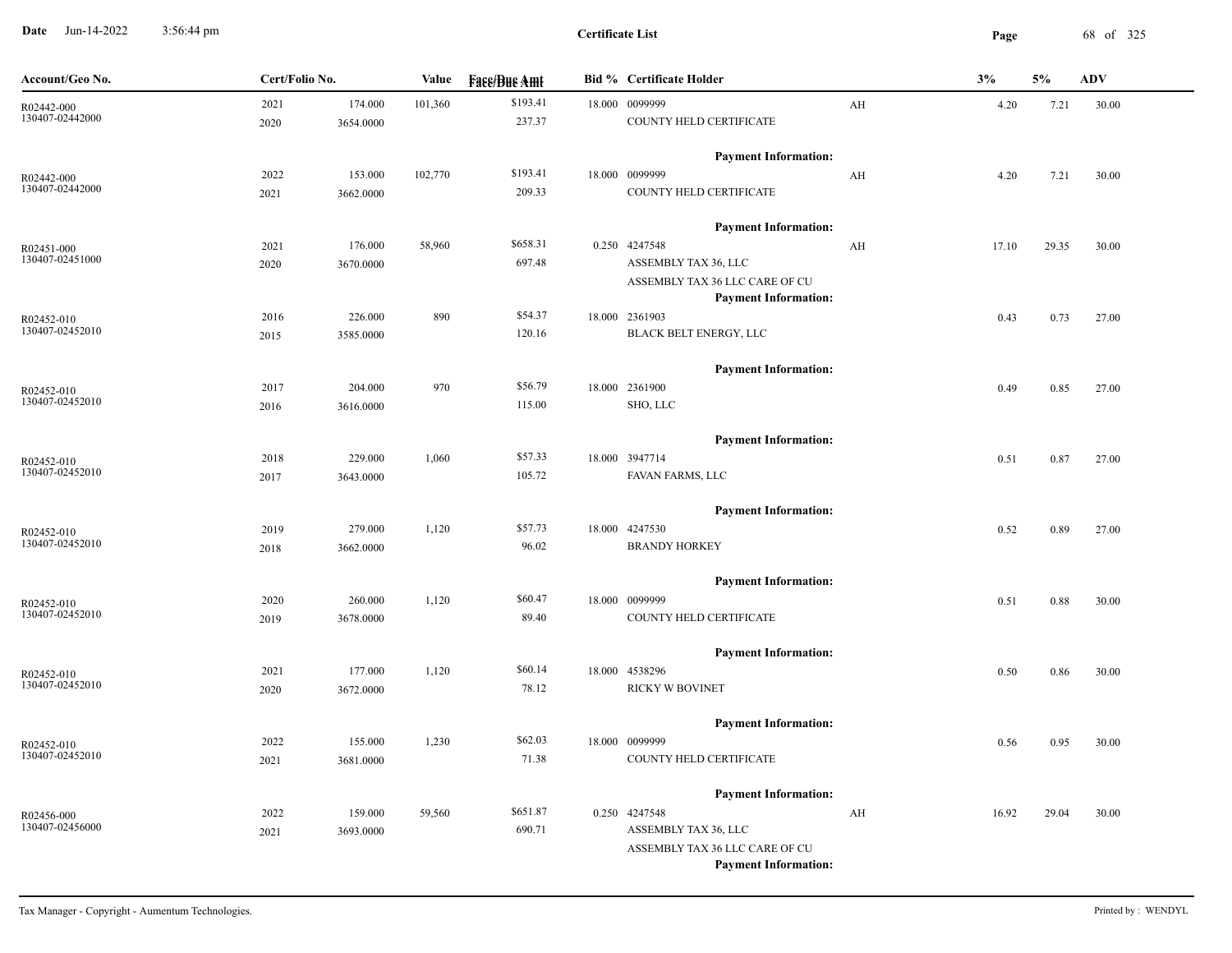**Certificate List**

| Account/Geo No. | Cert/Folio No. | | Value | Face/Due Amt | Bid % | Certificate Holder | | 3% | 5% | ADV |
|---|---|---|---|---|---|---|---|---|---|---|
| R02442-000<br>130407-02442000 | 2021<br>2020 | 174.000<br>3654.0000 | 101,360 | $193.41<br>237.37 | 18.000 | 0099999<br>COUNTY HELD CERTIFICATE<br>**Payment Information:** | AH | 4.20 | 7.21 | 30.00 |
| R02442-000<br>130407-02442000 | 2022<br>2021 | 153.000<br>3662.0000 | 102,770 | $193.41<br>209.33 | 18.000 | 0099999<br>COUNTY HELD CERTIFICATE<br>**Payment Information:** | AH | 4.20 | 7.21 | 30.00 |
| R02451-000<br>130407-02451000 | 2021<br>2020 | 176.000<br>3670.0000 | 58,960 | $658.31<br>697.48 | 0.250 | 4247548<br>ASSEMBLY TAX 36, LLC<br>ASSEMBLY TAX 36 LLC CARE OF CU<br>**Payment Information:** | AH | 17.10 | 29.35 | 30.00 |
| R02452-010<br>130407-02452010 | 2016<br>2015 | 226.000<br>3585.0000 | 890 | $54.37<br>120.16 | 18.000 | 2361903<br>BLACK BELT ENERGY, LLC<br>**Payment Information:** | | 0.43 | 0.73 | 27.00 |
| R02452-010<br>130407-02452010 | 2017<br>2016 | 204.000<br>3616.0000 | 970 | $56.79<br>115.00 | 18.000 | 2361900<br>SHO, LLC<br>**Payment Information:** | | 0.49 | 0.85 | 27.00 |
| R02452-010<br>130407-02452010 | 2018<br>2017 | 229.000<br>3643.0000 | 1,060 | $57.33<br>105.72 | 18.000 | 3947714<br>FAVAN FARMS, LLC<br>**Payment Information:** | | 0.51 | 0.87 | 27.00 |
| R02452-010<br>130407-02452010 | 2019<br>2018 | 279.000<br>3662.0000 | 1,120 | $57.73<br>96.02 | 18.000 | 4247530<br>BRANDY HORKEY<br>**Payment Information:** | | 0.52 | 0.89 | 27.00 |
| R02452-010<br>130407-02452010 | 2020<br>2019 | 260.000<br>3678.0000 | 1,120 | $60.47<br>89.40 | 18.000 | 0099999<br>COUNTY HELD CERTIFICATE<br>**Payment Information:** | | 0.51 | 0.88 | 30.00 |
| R02452-010<br>130407-02452010 | 2021<br>2020 | 177.000<br>3672.0000 | 1,120 | $60.14<br>78.12 | 18.000 | 4538296<br>RICKY W BOVINET<br>**Payment Information:** | | 0.50 | 0.86 | 30.00 |
| R02452-010<br>130407-02452010 | 2022<br>2021 | 155.000<br>3681.0000 | 1,230 | $62.03<br>71.38 | 18.000 | 0099999<br>COUNTY HELD CERTIFICATE<br>**Payment Information:** | | 0.56 | 0.95 | 30.00 |
| R02456-000<br>130407-02456000 | 2022<br>2021 | 159.000<br>3693.0000 | 59,560 | $651.87<br>690.71 | 0.250 | 4247548<br>ASSEMBLY TAX 36, LLC<br>ASSEMBLY TAX 36 LLC CARE OF CU<br>**Payment Information:** | AH | 16.92 | 29.04 | 30.00 |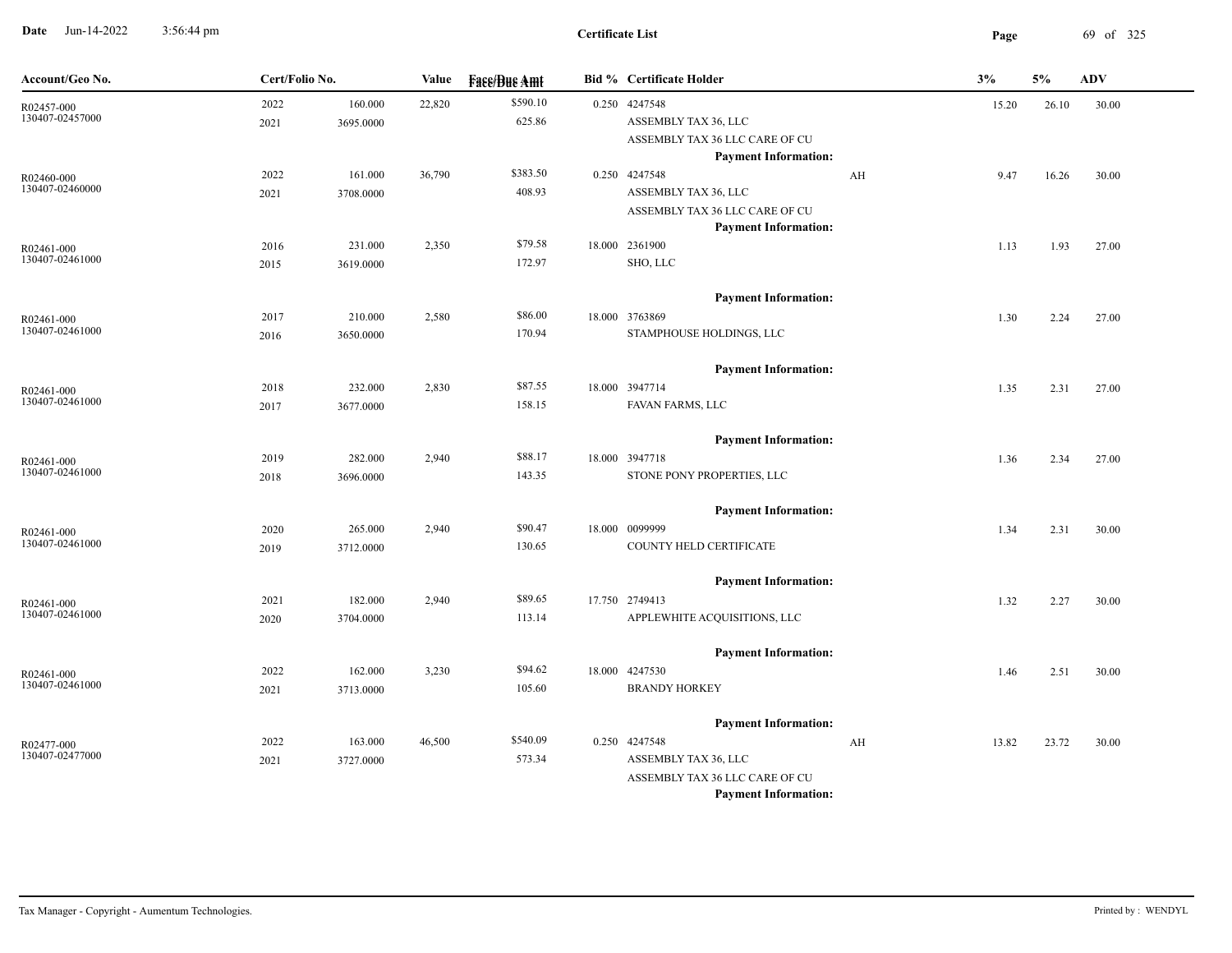# Certificate List

| Account/Geo No. | Cert/Folio No. | | Value | Face/Due Amt | Bid % | Certificate Holder | | 3% | 5% | ADV |
|---|---|---|---|---|---|---|---|---|---|---|
| R02457-000<br>130407-02457000 | 2022<br>2021 | 160.000<br>3695.0000 | 22,820 | $590.10<br>625.86 | 0.250 | 4247548<br>ASSEMBLY TAX 36, LLC<br>ASSEMBLY TAX 36 LLC CARE OF CU<br>**Payment Information:** | | 15.20 | 26.10 | 30.00 |
| R02460-000<br>130407-02460000 | 2022<br>2021 | 161.000<br>3708.0000 | 36,790 | $383.50<br>408.93 | 0.250 | 4247548<br>ASSEMBLY TAX 36, LLC<br>ASSEMBLY TAX 36 LLC CARE OF CU<br>**Payment Information:** | AH | 9.47 | 16.26 | 30.00 |
| R02461-000<br>130407-02461000 | 2016<br>2015 | 231.000<br>3619.0000 | 2,350 | $79.58<br>172.97 | 18.000 | 2361900<br>SHO, LLC<br>**Payment Information:** | | 1.13 | 1.93 | 27.00 |
| R02461-000<br>130407-02461000 | 2017<br>2016 | 210.000<br>3650.0000 | 2,580 | $86.00<br>170.94 | 18.000 | 3763869<br>STAMPHOUSE HOLDINGS, LLC<br>**Payment Information:** | | 1.30 | 2.24 | 27.00 |
| R02461-000<br>130407-02461000 | 2018<br>2017 | 232.000<br>3677.0000 | 2,830 | $87.55<br>158.15 | 18.000 | 3947714<br>FAVAN FARMS, LLC<br>**Payment Information:** | | 1.35 | 2.31 | 27.00 |
| R02461-000<br>130407-02461000 | 2019<br>2018 | 282.000<br>3696.0000 | 2,940 | $88.17<br>143.35 | 18.000 | 3947718<br>STONE PONY PROPERTIES, LLC<br>**Payment Information:** | | 1.36 | 2.34 | 27.00 |
| R02461-000<br>130407-02461000 | 2020<br>2019 | 265.000<br>3712.0000 | 2,940 | $90.47<br>130.65 | 18.000 | 0099999<br>COUNTY HELD CERTIFICATE<br>**Payment Information:** | | 1.34 | 2.31 | 30.00 |
| R02461-000<br>130407-02461000 | 2021<br>2020 | 182.000<br>3704.0000 | 2,940 | $89.65<br>113.14 | 17.750 | 2749413<br>APPLEWHITE ACQUISITIONS, LLC<br>**Payment Information:** | | 1.32 | 2.27 | 30.00 |
| R02461-000<br>130407-02461000 | 2022<br>2021 | 162.000<br>3713.0000 | 3,230 | $94.62<br>105.60 | 18.000 | 4247530<br>BRANDY HORKEY<br>**Payment Information:** | | 1.46 | 2.51 | 30.00 |
| R02477-000<br>130407-02477000 | 2022<br>2021 | 163.000<br>3727.0000 | 46,500 | $540.09<br>573.34 | 0.250 | 4247548<br>ASSEMBLY TAX 36, LLC<br>ASSEMBLY TAX 36 LLC CARE OF CU<br>**Payment Information:** | AH | 13.82 | 23.72 | 30.00 |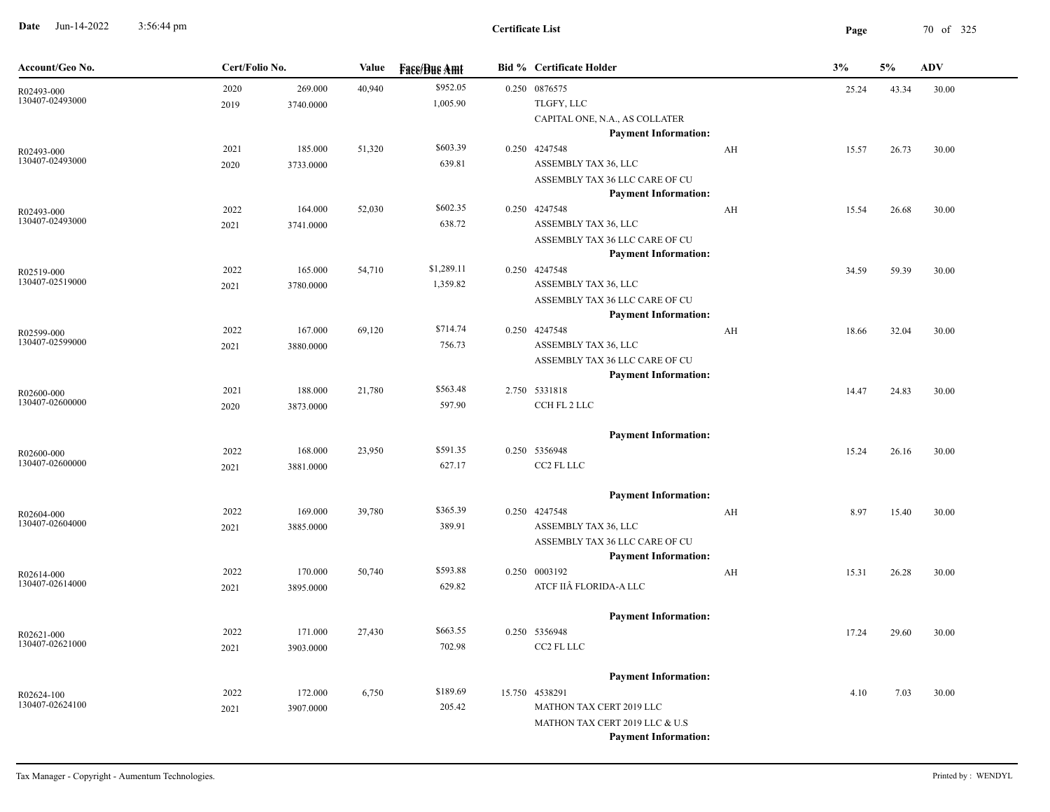**Certificate List**

| Account/Geo No. | Cert/Folio No. | | Value | Face/Due Amt | Bid % | Certificate Holder | | 3% | 5% | ADV |
|---|---|---|---|---|---|---|---|---|---|---|
| R02493-000<br>130407-02493000 | 2020<br>2019 | 269.000<br>3740.0000 | 40,940 | $952.05<br>1,005.90 | 0.250 | 0876575<br>TLGFY, LLC<br>CAPITAL ONE, N.A., AS COLLATER<br>**Payment Information:** | | 25.24 | 43.34 | 30.00 |
| R02493-000<br>130407-02493000 | 2021<br>2020 | 185.000<br>3733.0000 | 51,320 | $603.39<br>639.81 | 0.250 | 4247548<br>ASSEMBLY TAX 36, LLC<br>ASSEMBLY TAX 36 LLC CARE OF CU<br>**Payment Information:** | AH | 15.57 | 26.73 | 30.00 |
| R02493-000<br>130407-02493000 | 2022<br>2021 | 164.000<br>3741.0000 | 52,030 | $602.35<br>638.72 | 0.250 | 4247548<br>ASSEMBLY TAX 36, LLC<br>ASSEMBLY TAX 36 LLC CARE OF CU<br>**Payment Information:** | AH | 15.54 | 26.68 | 30.00 |
| R02519-000<br>130407-02519000 | 2022<br>2021 | 165.000<br>3780.0000 | 54,710 | $1,289.11<br>1,359.82 | 0.250 | 4247548<br>ASSEMBLY TAX 36, LLC<br>ASSEMBLY TAX 36 LLC CARE OF CU<br>**Payment Information:** | | 34.59 | 59.39 | 30.00 |
| R02599-000<br>130407-02599000 | 2022<br>2021 | 167.000<br>3880.0000 | 69,120 | $714.74<br>756.73 | 0.250 | 4247548<br>ASSEMBLY TAX 36, LLC<br>ASSEMBLY TAX 36 LLC CARE OF CU<br>**Payment Information:** | AH | 18.66 | 32.04 | 30.00 |
| R02600-000<br>130407-02600000 | 2021<br>2020 | 188.000<br>3873.0000 | 21,780 | $563.48<br>597.90 | 2.750 | 5331818<br>CCH FL 2 LLC<br>**Payment Information:** | | 14.47 | 24.83 | 30.00 |
| R02600-000<br>130407-02600000 | 2022<br>2021 | 168.000<br>3881.0000 | 23,950 | $591.35<br>627.17 | 0.250 | 5356948<br>CC2 FL LLC<br>**Payment Information:** | | 15.24 | 26.16 | 30.00 |
| R02604-000<br>130407-02604000 | 2022<br>2021 | 169.000<br>3885.0000 | 39,780 | $365.39<br>389.91 | 0.250 | 4247548<br>ASSEMBLY TAX 36, LLC<br>ASSEMBLY TAX 36 LLC CARE OF CU<br>**Payment Information:** | AH | 8.97 | 15.40 | 30.00 |
| R02614-000<br>130407-02614000 | 2022<br>2021 | 170.000<br>3895.0000 | 50,740 | $593.88<br>629.82 | 0.250 | 0003192<br>ATCF IIÂ FLORIDA-A LLC<br>**Payment Information:** | AH | 15.31 | 26.28 | 30.00 |
| R02621-000<br>130407-02621000 | 2022<br>2021 | 171.000<br>3903.0000 | 27,430 | $663.55<br>702.98 | 0.250 | 5356948<br>CC2 FL LLC<br>**Payment Information:** | | 17.24 | 29.60 | 30.00 |
| R02624-100<br>130407-02624100 | 2022<br>2021 | 172.000<br>3907.0000 | 6,750 | $189.69<br>205.42 | 15.750 | 4538291<br>MATHON TAX CERT 2019 LLC<br>MATHON TAX CERT 2019 LLC & U.S<br>**Payment Information:** | | 4.10 | 7.03 | 30.00 |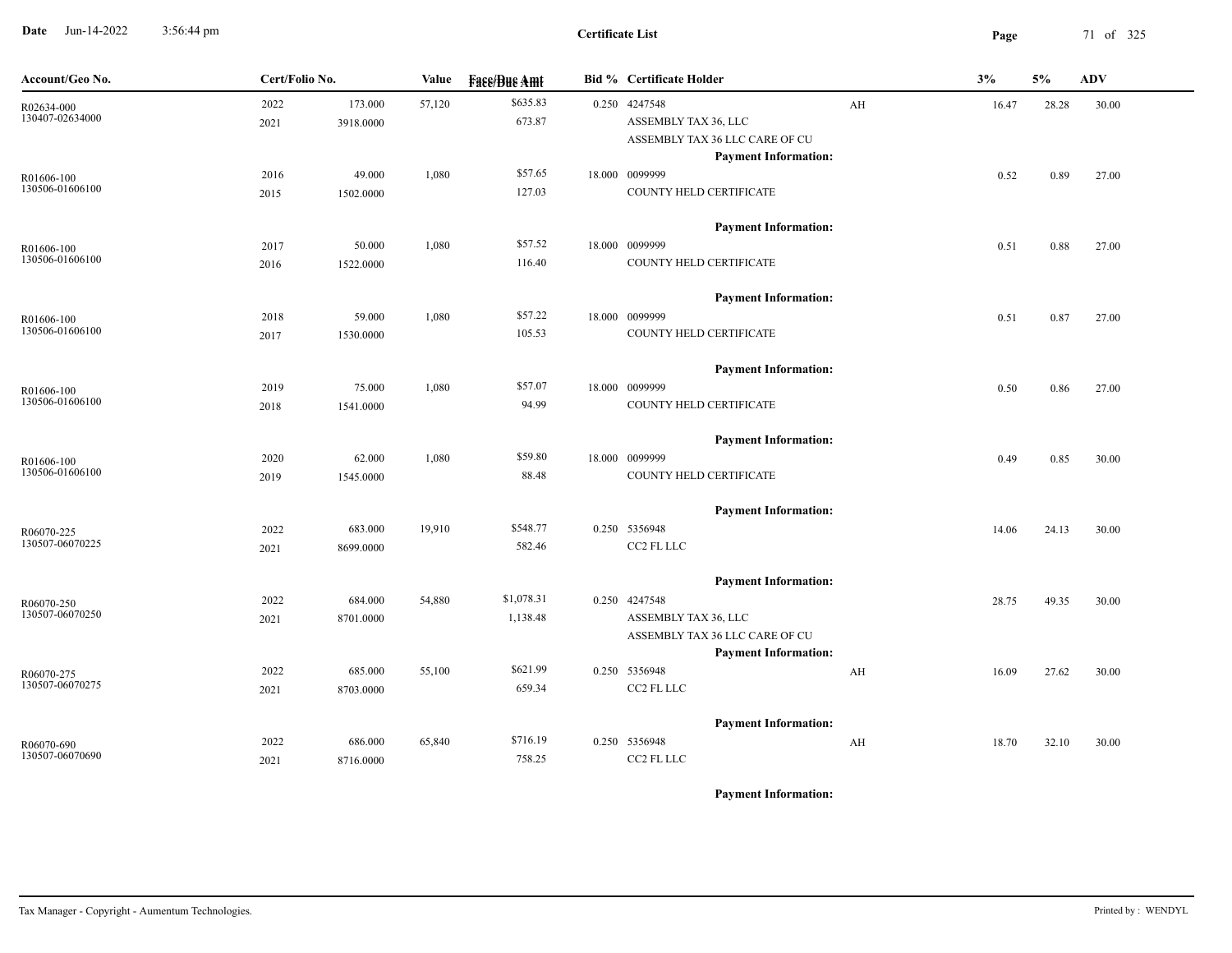**Certificate List**

| Account/Geo No. | Cert/Folio No. | | Value | Face/Due Amt | Bid % | Certificate Holder | | 3% | 5% | ADV |
|---|---|---|---|---|---|---|---|---|---|---|
| R02634-000<br>130407-02634000 | 2022<br>2021 | 173.000<br>3918.0000 | 57,120 | $635.83<br>673.87 | 0.250 | 4247548<br>ASSEMBLY TAX 36, LLC<br>ASSEMBLY TAX 36 LLC CARE OF CU<br>**Payment Information:** | AH | 16.47 | 28.28 | 30.00 |
| R01606-100<br>130506-01606100 | 2016<br>2015 | 49.000<br>1502.0000 | 1,080 | $57.65<br>127.03 | 18.000 | 0099999<br>COUNTY HELD CERTIFICATE<br>**Payment Information:** | | 0.52 | 0.89 | 27.00 |
| R01606-100<br>130506-01606100 | 2017<br>2016 | 50.000<br>1522.0000 | 1,080 | $57.52<br>116.40 | 18.000 | 0099999<br>COUNTY HELD CERTIFICATE<br>**Payment Information:** | | 0.51 | 0.88 | 27.00 |
| R01606-100<br>130506-01606100 | 2018<br>2017 | 59.000<br>1530.0000 | 1,080 | $57.22<br>105.53 | 18.000 | 0099999<br>COUNTY HELD CERTIFICATE<br>**Payment Information:** | | 0.51 | 0.87 | 27.00 |
| R01606-100<br>130506-01606100 | 2019<br>2018 | 75.000<br>1541.0000 | 1,080 | $57.07<br>94.99 | 18.000 | 0099999<br>COUNTY HELD CERTIFICATE<br>**Payment Information:** | | 0.50 | 0.86 | 27.00 |
| R01606-100<br>130506-01606100 | 2020<br>2019 | 62.000<br>1545.0000 | 1,080 | $59.80<br>88.48 | 18.000 | 0099999<br>COUNTY HELD CERTIFICATE<br>**Payment Information:** | | 0.49 | 0.85 | 30.00 |
| R06070-225<br>130507-06070225 | 2022<br>2021 | 683.000<br>8699.0000 | 19,910 | $548.77<br>582.46 | 0.250 | 5356948<br>CC2 FL LLC<br>**Payment Information:** | | 14.06 | 24.13 | 30.00 |
| R06070-250<br>130507-06070250 | 2022<br>2021 | 684.000<br>8701.0000 | 54,880 | $1,078.31<br>1,138.48 | 0.250 | 4247548<br>ASSEMBLY TAX 36, LLC<br>ASSEMBLY TAX 36 LLC CARE OF CU<br>**Payment Information:** | | 28.75 | 49.35 | 30.00 |
| R06070-275<br>130507-06070275 | 2022<br>2021 | 685.000<br>8703.0000 | 55,100 | $621.99<br>659.34 | 0.250 | 5356948<br>CC2 FL LLC<br>**Payment Information:** | AH | 16.09 | 27.62 | 30.00 |
| R06070-690<br>130507-06070690 | 2022<br>2021 | 686.000<br>8716.0000 | 65,840 | $716.19<br>758.25 | 0.250 | 5356948<br>CC2 FL LLC<br>**Payment Information:** | AH | 18.70 | 32.10 | 30.00 |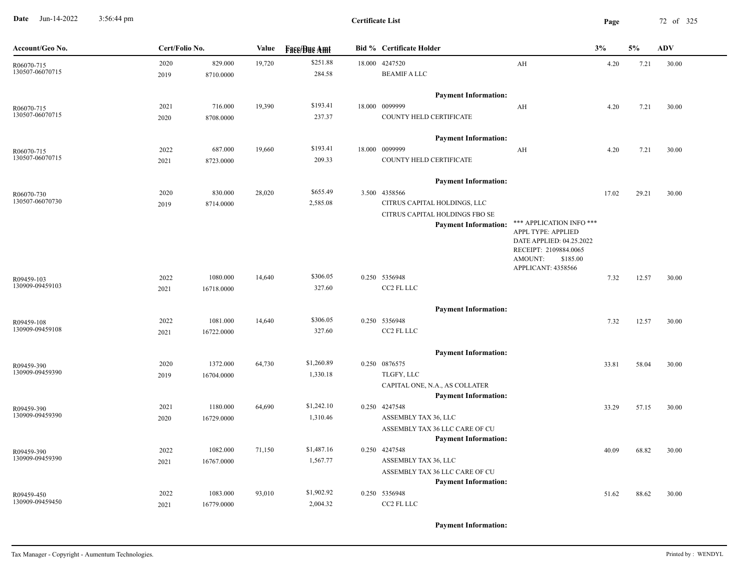# Certificate List

| Account/Geo No. | Cert/Folio No. | | Value | Face/Due Amt | Bid % | Certificate Holder | | 3% | 5% | ADV |
|---|---|---|---|---|---|---|---|---|---|---|
| R06070-715 | 2020 | 829.000 | 19,720 | $251.88 | 18.000 | 4247520 | AH | 4.20 | 7.21 | 30.00 |
| 130507-06070715 | 2019 | 8710.0000 | | 284.58 | | BEAMIF A LLC | | | | |
| | | | | | | **Payment Information:** | | | | |
| R06070-715 | 2021 | 716.000 | 19,390 | $193.41 | 18.000 | 0099999 | AH | 4.20 | 7.21 | 30.00 |
| 130507-06070715 | 2020 | 8708.0000 | | 237.37 | | COUNTY HELD CERTIFICATE | | | | |
| | | | | | | **Payment Information:** | | | | |
| R06070-715 | 2022 | 687.000 | 19,660 | $193.41 | 18.000 | 0099999 | AH | 4.20 | 7.21 | 30.00 |
| 130507-06070715 | 2021 | 8723.0000 | | 209.33 | | COUNTY HELD CERTIFICATE | | | | |
| | | | | | | **Payment Information:** | | | | |
| R06070-730 | 2020 | 830.000 | 28,020 | $655.49 | 3.500 | 4358566 | | 17.02 | 29.21 | 30.00 |
| 130507-06070730 | 2019 | 8714.0000 | | 2,585.08 | | CITRUS CAPITAL HOLDINGS, LLC | | | | |
| | | | | | | CITRUS CAPITAL HOLDINGS FBO SE | | | | |
| | | | | | | **Payment Information:** | *** APPLICATION INFO *** APPL TYPE: APPLIED DATE APPLIED: 04.25.2022 RECEIPT: 2109884.0065 AMOUNT: $185.00 APPLICANT: 4358566 | | | |
| R09459-103 | 2022 | 1080.000 | 14,640 | $306.05 | 0.250 | 5356948 | | 7.32 | 12.57 | 30.00 |
| 130909-09459103 | 2021 | 16718.0000 | | 327.60 | | CC2 FL LLC | | | | |
| | | | | | | **Payment Information:** | | | | |
| R09459-108 | 2022 | 1081.000 | 14,640 | $306.05 | 0.250 | 5356948 | | 7.32 | 12.57 | 30.00 |
| 130909-09459108 | 2021 | 16722.0000 | | 327.60 | | CC2 FL LLC | | | | |
| | | | | | | **Payment Information:** | | | | |
| R09459-390 | 2020 | 1372.000 | 64,730 | $1,260.89 | 0.250 | 0876575 | | 33.81 | 58.04 | 30.00 |
| 130909-09459390 | 2019 | 16704.0000 | | 1,330.18 | | TLGFY, LLC | | | | |
| | | | | | | CAPITAL ONE, N.A., AS COLLATER | | | | |
| | | | | | | **Payment Information:** | | | | |
| R09459-390 | 2021 | 1180.000 | 64,690 | $1,242.10 | 0.250 | 4247548 | | 33.29 | 57.15 | 30.00 |
| 130909-09459390 | 2020 | 16729.0000 | | 1,310.46 | | ASSEMBLY TAX 36, LLC | | | | |
| | | | | | | ASSEMBLY TAX 36 LLC CARE OF CU | | | | |
| | | | | | | **Payment Information:** | | | | |
| R09459-390 | 2022 | 1082.000 | 71,150 | $1,487.16 | 0.250 | 4247548 | | 40.09 | 68.82 | 30.00 |
| 130909-09459390 | 2021 | 16767.0000 | | 1,567.77 | | ASSEMBLY TAX 36, LLC | | | | |
| | | | | | | ASSEMBLY TAX 36 LLC CARE OF CU | | | | |
| | | | | | | **Payment Information:** | | | | |
| R09459-450 | 2022 | 1083.000 | 93,010 | $1,902.92 | 0.250 | 5356948 | | 51.62 | 88.62 | 30.00 |
| 130909-09459450 | 2021 | 16779.0000 | | 2,004.32 | | CC2 FL LLC | | | | |
| | | | | | | **Payment Information:** | | | | |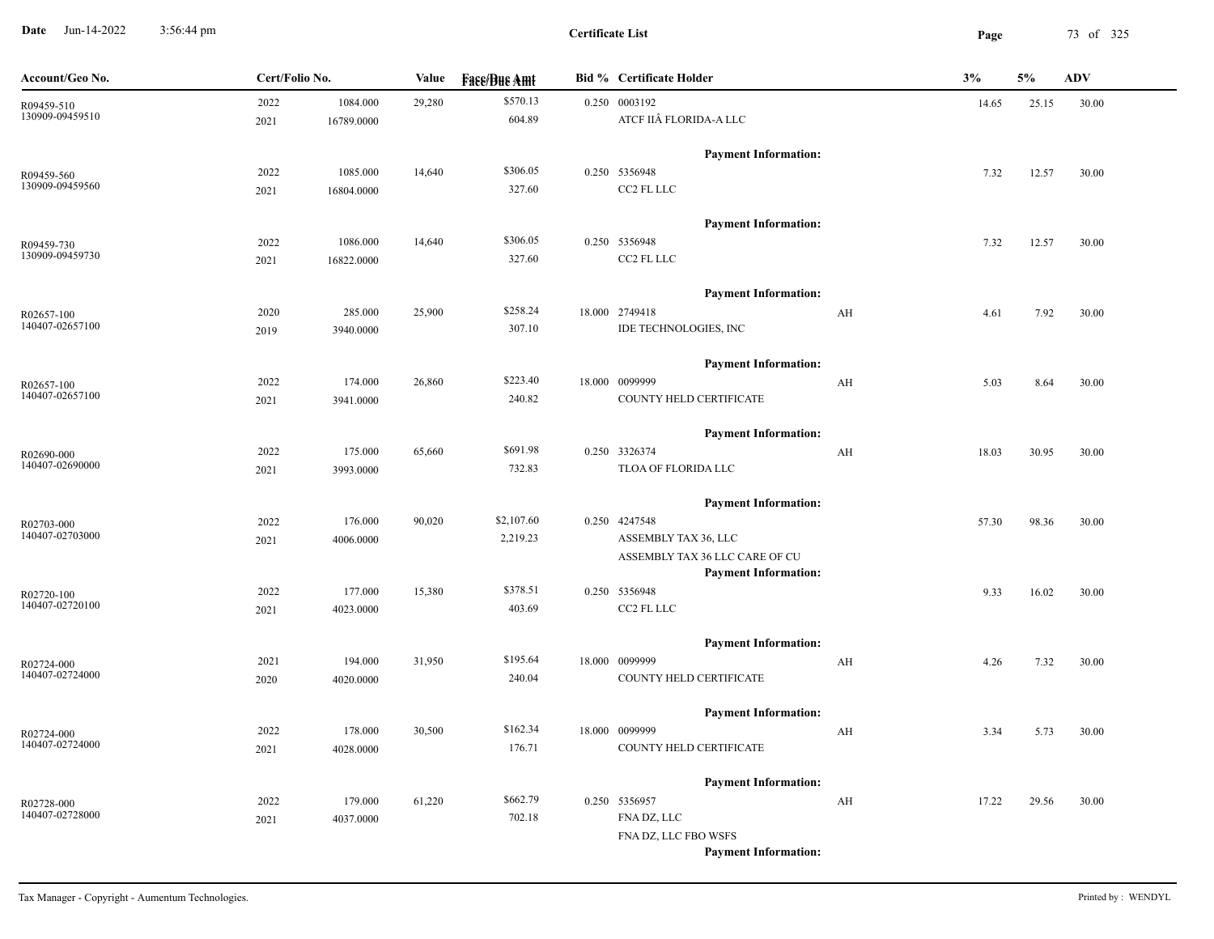# Certificate List

Date Jun-14-2022 3:56:44 pm

| Account/Geo No. | Cert/Folio No. | | Value | Face/Due Amt | Bid % | Certificate Holder | | 3% | 5% | ADV |
|---|---|---|---|---|---|---|---|---|---|---|
| R09459-510<br>130909-09459510 | 2022<br>2021 | 1084.000<br>16789.0000 | 29,280 | $570.13<br>604.89 | 0.250 | 0003192<br>ATCF IIÂ FLORIDA-A LLC<br>**Payment Information:** | | 14.65 | 25.15 | 30.00 |
| R09459-560<br>130909-09459560 | 2022<br>2021 | 1085.000<br>16804.0000 | 14,640 | $306.05<br>327.60 | 0.250 | 5356948<br>CC2 FL LLC<br>**Payment Information:** | | 7.32 | 12.57 | 30.00 |
| R09459-730<br>130909-09459730 | 2022<br>2021 | 1086.000<br>16822.0000 | 14,640 | $306.05<br>327.60 | 0.250 | 5356948<br>CC2 FL LLC<br>**Payment Information:** | | 7.32 | 12.57 | 30.00 |
| R02657-100<br>140407-02657100 | 2020<br>2019 | 285.000<br>3940.0000 | 25,900 | $258.24<br>307.10 | 18.000 | 2749418<br>IDE TECHNOLOGIES, INC<br>**Payment Information:** | AH | 4.61 | 7.92 | 30.00 |
| R02657-100<br>140407-02657100 | 2022<br>2021 | 174.000<br>3941.0000 | 26,860 | $223.40<br>240.82 | 18.000 | 0099999<br>COUNTY HELD CERTIFICATE<br>**Payment Information:** | AH | 5.03 | 8.64 | 30.00 |
| R02690-000<br>140407-02690000 | 2022<br>2021 | 175.000<br>3993.0000 | 65,660 | $691.98<br>732.83 | 0.250 | 3326374<br>TLOA OF FLORIDA LLC<br>**Payment Information:** | AH | 18.03 | 30.95 | 30.00 |
| R02703-000<br>140407-02703000 | 2022<br>2021 | 176.000<br>4006.0000 | 90,020 | $2,107.60<br>2,219.23 | 0.250 | 4247548<br>ASSEMBLY TAX 36, LLC<br>ASSEMBLY TAX 36 LLC CARE OF CU<br>**Payment Information:** | | 57.30 | 98.36 | 30.00 |
| R02720-100<br>140407-02720100 | 2022<br>2021 | 177.000<br>4023.0000 | 15,380 | $378.51<br>403.69 | 0.250 | 5356948<br>CC2 FL LLC<br>**Payment Information:** | | 9.33 | 16.02 | 30.00 |
| R02724-000<br>140407-02724000 | 2021<br>2020 | 194.000<br>4020.0000 | 31,950 | $195.64<br>240.04 | 18.000 | 0099999<br>COUNTY HELD CERTIFICATE<br>**Payment Information:** | AH | 4.26 | 7.32 | 30.00 |
| R02724-000<br>140407-02724000 | 2022<br>2021 | 178.000<br>4028.0000 | 30,500 | $162.34<br>176.71 | 18.000 | 0099999<br>COUNTY HELD CERTIFICATE<br>**Payment Information:** | AH | 3.34 | 5.73 | 30.00 |
| R02728-000<br>140407-02728000 | 2022<br>2021 | 179.000<br>4037.0000 | 61,220 | $662.79<br>702.18 | 0.250 | 5356957<br>FNA DZ, LLC<br>FNA DZ, LLC FBO WSFS<br>**Payment Information:** | AH | 17.22 | 29.56 | 30.00 |

Tax Manager - Copyright - Aumentum Technologies. Printed by : WENDYL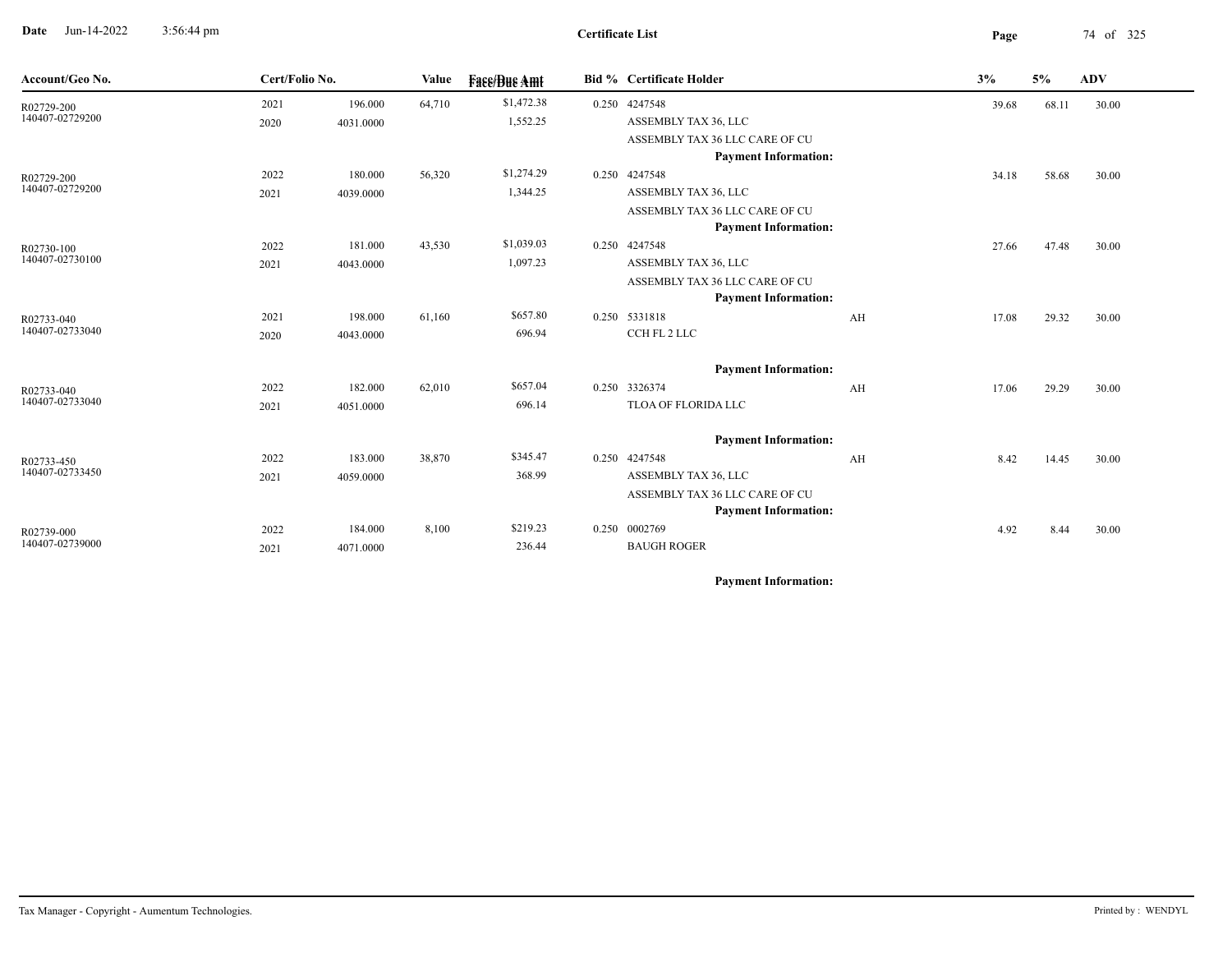**Certificate List**

| Account/Geo No. | Cert/Folio No. | | Value | Face/Due Amt | Bid % | Certificate Holder | | 3% | 5% | ADV |
|---|---|---|---|---|---|---|---|---|---|---|
| R02729-200 | 2021 | 196.000 | 64,710 | $1,472.38 | 0.250 | 4247548 | | 39.68 | 68.11 | 30.00 |
| 140407-02729200 | 2020 | 4031.0000 | | 1,552.25 | | ASSEMBLY TAX 36, LLC | | | | |
| | | | | | | ASSEMBLY TAX 36 LLC CARE OF CU | | | | |
| | | | | | | **Payment Information:** | | | | |
| R02729-200 | 2022 | 180.000 | 56,320 | $1,274.29 | 0.250 | 4247548 | | 34.18 | 58.68 | 30.00 |
| 140407-02729200 | 2021 | 4039.0000 | | 1,344.25 | | ASSEMBLY TAX 36, LLC | | | | |
| | | | | | | ASSEMBLY TAX 36 LLC CARE OF CU | | | | |
| | | | | | | **Payment Information:** | | | | |
| R02730-100 | 2022 | 181.000 | 43,530 | $1,039.03 | 0.250 | 4247548 | | 27.66 | 47.48 | 30.00 |
| 140407-02730100 | 2021 | 4043.0000 | | 1,097.23 | | ASSEMBLY TAX 36, LLC | | | | |
| | | | | | | ASSEMBLY TAX 36 LLC CARE OF CU | | | | |
| | | | | | | **Payment Information:** | | | | |
| R02733-040 | 2021 | 198.000 | 61,160 | $657.80 | 0.250 | 5331818 | AH | 17.08 | 29.32 | 30.00 |
| 140407-02733040 | 2020 | 4043.0000 | | 696.94 | | CCH FL 2 LLC | | | | |
| | | | | | | **Payment Information:** | | | | |
| R02733-040 | 2022 | 182.000 | 62,010 | $657.04 | 0.250 | 3326374 | AH | 17.06 | 29.29 | 30.00 |
| 140407-02733040 | 2021 | 4051.0000 | | 696.14 | | TLOA OF FLORIDA LLC | | | | |
| | | | | | | **Payment Information:** | | | | |
| R02733-450 | 2022 | 183.000 | 38,870 | $345.47 | 0.250 | 4247548 | AH | 8.42 | 14.45 | 30.00 |
| 140407-02733450 | 2021 | 4059.0000 | | 368.99 | | ASSEMBLY TAX 36, LLC | | | | |
| | | | | | | ASSEMBLY TAX 36 LLC CARE OF CU | | | | |
| | | | | | | **Payment Information:** | | | | |
| R02739-000 | 2022 | 184.000 | 8,100 | $219.23 | 0.250 | 0002769 | | 4.92 | 8.44 | 30.00 |
| 140407-02739000 | 2021 | 4071.0000 | | 236.44 | | BAUGH ROGER | | | | |
| | | | | | | **Payment Information:** | | | | |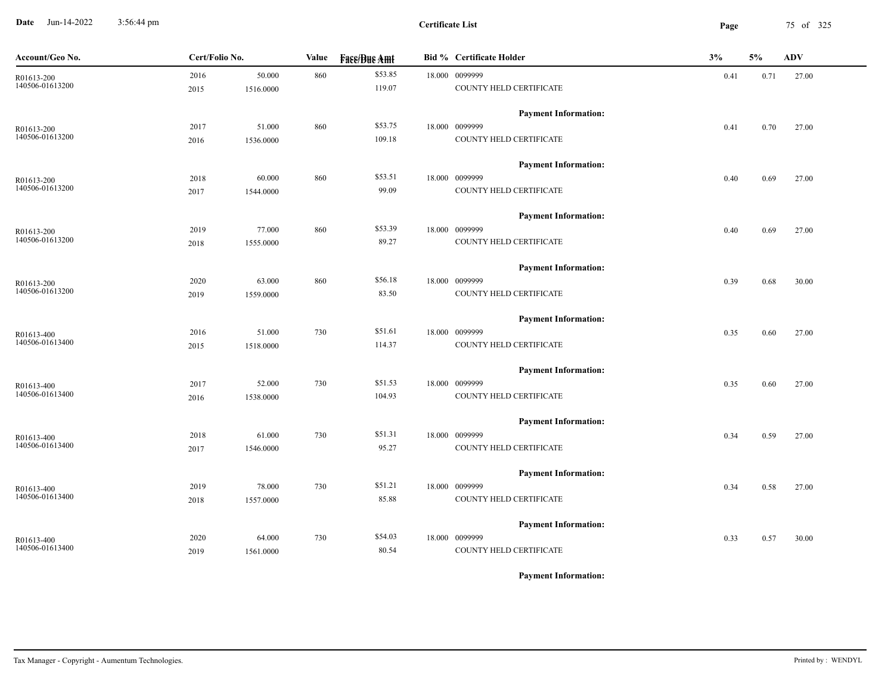**Date** Jun-14-2022 3:56:44 pm

**Certificate List**

| Account/Geo No. | Cert/Folio No. | | Value | Face/Due Amt | Bid % | Certificate Holder | 3% | 5% | ADV |
|---|---|---|---|---|---|---|---|---|---|
| R01613-200 | 2016 | 50.000 | 860 | $53.85 | 18.000 | 0099999 | 0.41 | 0.71 | 27.00 |
| 140506-01613200 | 2015 | 1516.0000 | | 119.07 | | COUNTY HELD CERTIFICATE | | | |
| | | | | | | **Payment Information:** | | | |
| R01613-200 | 2017 | 51.000 | 860 | $53.75 | 18.000 | 0099999 | 0.41 | 0.70 | 27.00 |
| 140506-01613200 | 2016 | 1536.0000 | | 109.18 | | COUNTY HELD CERTIFICATE | | | |
| | | | | | | **Payment Information:** | | | |
| R01613-200 | 2018 | 60.000 | 860 | $53.51 | 18.000 | 0099999 | 0.40 | 0.69 | 27.00 |
| 140506-01613200 | 2017 | 1544.0000 | | 99.09 | | COUNTY HELD CERTIFICATE | | | |
| | | | | | | **Payment Information:** | | | |
| R01613-200 | 2019 | 77.000 | 860 | $53.39 | 18.000 | 0099999 | 0.40 | 0.69 | 27.00 |
| 140506-01613200 | 2018 | 1555.0000 | | 89.27 | | COUNTY HELD CERTIFICATE | | | |
| | | | | | | **Payment Information:** | | | |
| R01613-200 | 2020 | 63.000 | 860 | $56.18 | 18.000 | 0099999 | 0.39 | 0.68 | 30.00 |
| 140506-01613200 | 2019 | 1559.0000 | | 83.50 | | COUNTY HELD CERTIFICATE | | | |
| | | | | | | **Payment Information:** | | | |
| R01613-400 | 2016 | 51.000 | 730 | $51.61 | 18.000 | 0099999 | 0.35 | 0.60 | 27.00 |
| 140506-01613400 | 2015 | 1518.0000 | | 114.37 | | COUNTY HELD CERTIFICATE | | | |
| | | | | | | **Payment Information:** | | | |
| R01613-400 | 2017 | 52.000 | 730 | $51.53 | 18.000 | 0099999 | 0.35 | 0.60 | 27.00 |
| 140506-01613400 | 2016 | 1538.0000 | | 104.93 | | COUNTY HELD CERTIFICATE | | | |
| | | | | | | **Payment Information:** | | | |
| R01613-400 | 2018 | 61.000 | 730 | $51.31 | 18.000 | 0099999 | 0.34 | 0.59 | 27.00 |
| 140506-01613400 | 2017 | 1546.0000 | | 95.27 | | COUNTY HELD CERTIFICATE | | | |
| | | | | | | **Payment Information:** | | | |
| R01613-400 | 2019 | 78.000 | 730 | $51.21 | 18.000 | 0099999 | 0.34 | 0.58 | 27.00 |
| 140506-01613400 | 2018 | 1557.0000 | | 85.88 | | COUNTY HELD CERTIFICATE | | | |
| | | | | | | **Payment Information:** | | | |
| R01613-400 | 2020 | 64.000 | 730 | $54.03 | 18.000 | 0099999 | 0.33 | 0.57 | 30.00 |
| 140506-01613400 | 2019 | 1561.0000 | | 80.54 | | COUNTY HELD CERTIFICATE | | | |
| | | | | | | **Payment Information:** | | | |

Tax Manager - Copyright - Aumentum Technologies. Printed by : WENDYL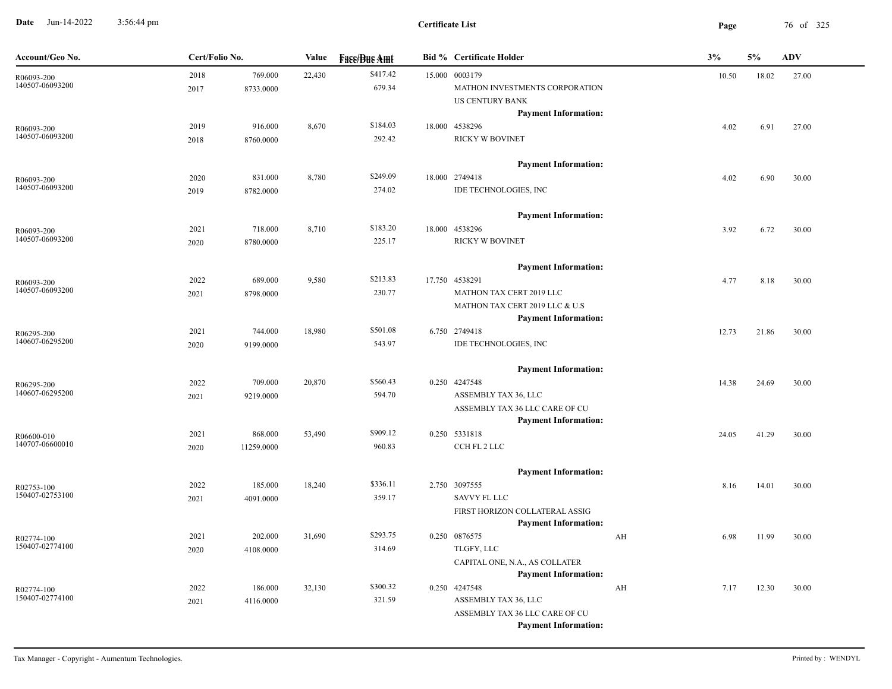# Certificate List

| Account/Geo No. | Cert/Folio No. | | Value | Face/Due Amt | Bid % | Certificate Holder | | 3% | 5% | ADV |
|---|---|---|---|---|---|---|---|---|---|---|
| R06093-200<br>140507-06093200 | 2018<br>2017 | 769.000<br>8733.0000 | 22,430 | $417.42<br>679.34 | 15.000 | 0003179<br>MATHON INVESTMENTS CORPORATION<br>US CENTURY BANK<br>**Payment Information:** | | 10.50 | 18.02 | 27.00 |
| R06093-200<br>140507-06093200 | 2019<br>2018 | 916.000<br>8760.0000 | 8,670 | $184.03<br>292.42 | 18.000 | 4538296<br>RICKY W BOVINET<br>**Payment Information:** | | 4.02 | 6.91 | 27.00 |
| R06093-200<br>140507-06093200 | 2020<br>2019 | 831.000<br>8782.0000 | 8,780 | $249.09<br>274.02 | 18.000 | 2749418<br>IDE TECHNOLOGIES, INC<br>**Payment Information:** | | 4.02 | 6.90 | 30.00 |
| R06093-200<br>140507-06093200 | 2021<br>2020 | 718.000<br>8780.0000 | 8,710 | $183.20<br>225.17 | 18.000 | 4538296<br>RICKY W BOVINET<br>**Payment Information:** | | 3.92 | 6.72 | 30.00 |
| R06093-200<br>140507-06093200 | 2022<br>2021 | 689.000<br>8798.0000 | 9,580 | $213.83<br>230.77 | 17.750 | 4538291<br>MATHON TAX CERT 2019 LLC<br>MATHON TAX CERT 2019 LLC & U.S<br>**Payment Information:** | | 4.77 | 8.18 | 30.00 |
| R06295-200<br>140607-06295200 | 2021<br>2020 | 744.000<br>9199.0000 | 18,980 | $501.08<br>543.97 | 6.750 | 2749418<br>IDE TECHNOLOGIES, INC<br>**Payment Information:** | | 12.73 | 21.86 | 30.00 |
| R06295-200<br>140607-06295200 | 2022<br>2021 | 709.000<br>9219.0000 | 20,870 | $560.43<br>594.70 | 0.250 | 4247548<br>ASSEMBLY TAX 36, LLC<br>ASSEMBLY TAX 36 LLC CARE OF CU<br>**Payment Information:** | | 14.38 | 24.69 | 30.00 |
| R06600-010<br>140707-06600010 | 2021<br>2020 | 868.000<br>11259.0000 | 53,490 | $909.12<br>960.83 | 0.250 | 5331818<br>CCH FL 2 LLC<br>**Payment Information:** | | 24.05 | 41.29 | 30.00 |
| R02753-100<br>150407-02753100 | 2022<br>2021 | 185.000<br>4091.0000 | 18,240 | $336.11<br>359.17 | 2.750 | 3097555<br>SAVVY FL LLC<br>FIRST HORIZON COLLATERAL ASSIG<br>**Payment Information:** | | 8.16 | 14.01 | 30.00 |
| R02774-100<br>150407-02774100 | 2021<br>2020 | 202.000<br>4108.0000 | 31,690 | $293.75<br>314.69 | 0.250 | 0876575<br>TLGFY, LLC<br>CAPITAL ONE, N.A., AS COLLATER<br>**Payment Information:** | AH | 6.98 | 11.99 | 30.00 |
| R02774-100<br>150407-02774100 | 2022<br>2021 | 186.000<br>4116.0000 | 32,130 | $300.32<br>321.59 | 0.250 | 4247548<br>ASSEMBLY TAX 36, LLC<br>ASSEMBLY TAX 36 LLC CARE OF CU<br>**Payment Information:** | AH | 7.17 | 12.30 | 30.00 |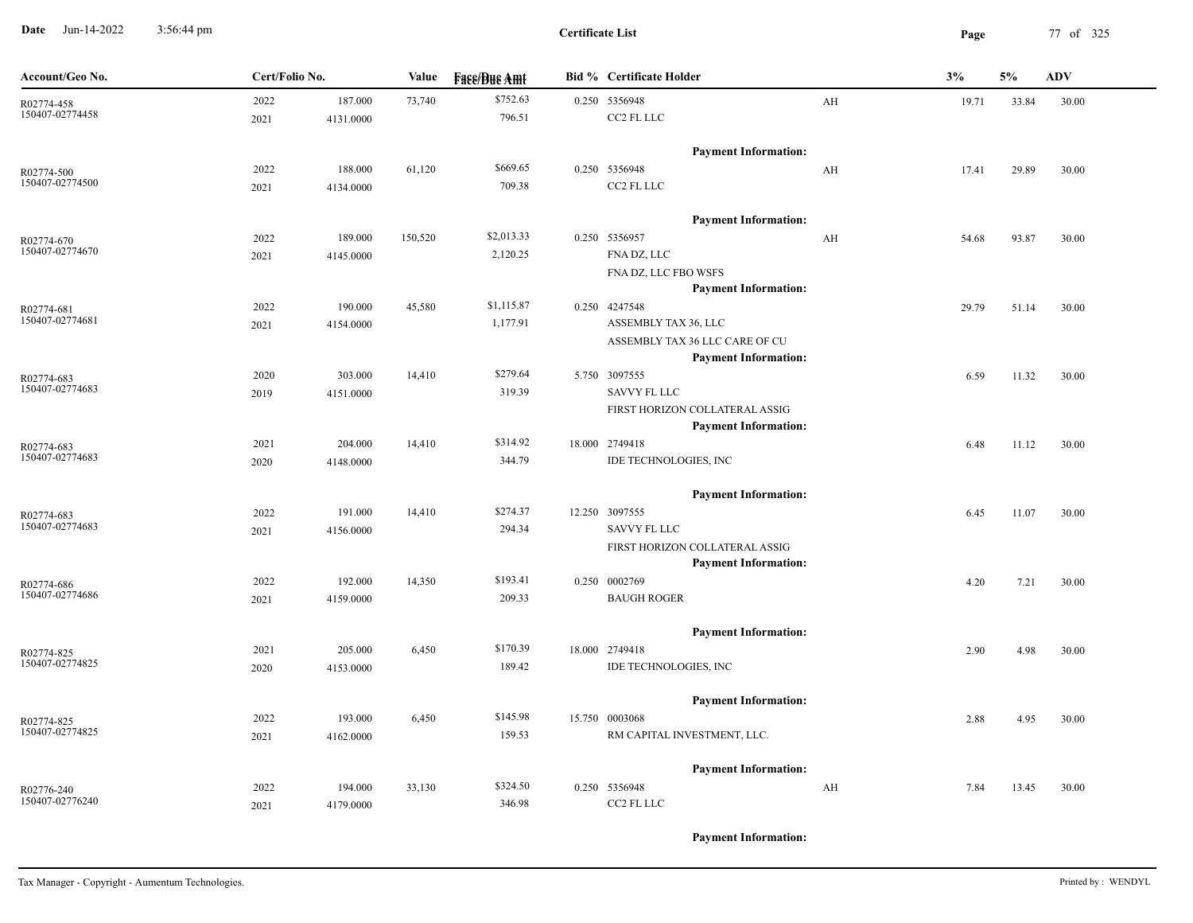**Certificate List**

| Account/Geo No. | Cert/Folio No. | | Value | Face/Due Amt | Bid % | Certificate Holder | | 3% | 5% | ADV |
|---|---|---|---|---|---|---|---|---|---|---|
| R02774-458 150407-02774458 | 2022 2021 | 187.000 4131.0000 | 73,740 | $752.63 796.51 | 0.250 | 5356948 CC2 FL LLC | AH | 19.71 | 33.84 | 30.00 |
| | | | | | | **Payment Information:** | | | | |
| R02774-500 150407-02774500 | 2022 2021 | 188.000 4134.0000 | 61,120 | $669.65 709.38 | 0.250 | 5356948 CC2 FL LLC | AH | 17.41 | 29.89 | 30.00 |
| | | | | | | **Payment Information:** | | | | |
| R02774-670 150407-02774670 | 2022 2021 | 189.000 4145.0000 | 150,520 | $2,013.33 2,120.25 | 0.250 | 5356957 FNA DZ, LLC FNA DZ, LLC FBO WSFS | AH | 54.68 | 93.87 | 30.00 |
| | | | | | | **Payment Information:** | | | | |
| R02774-681 150407-02774681 | 2022 2021 | 190.000 4154.0000 | 45,580 | $1,115.87 1,177.91 | 0.250 | 4247548 ASSEMBLY TAX 36, LLC ASSEMBLY TAX 36 LLC CARE OF CU | | 29.79 | 51.14 | 30.00 |
| | | | | | | **Payment Information:** | | | | |
| R02774-683 150407-02774683 | 2020 2019 | 303.000 4151.0000 | 14,410 | $279.64 319.39 | 5.750 | 3097555 SAVVY FL LLC FIRST HORIZON COLLATERAL ASSIG | | 6.59 | 11.32 | 30.00 |
| | | | | | | **Payment Information:** | | | | |
| R02774-683 150407-02774683 | 2021 2020 | 204.000 4148.0000 | 14,410 | $314.92 344.79 | 18.000 | 2749418 IDE TECHNOLOGIES, INC | | 6.48 | 11.12 | 30.00 |
| | | | | | | **Payment Information:** | | | | |
| R02774-683 150407-02774683 | 2022 2021 | 191.000 4156.0000 | 14,410 | $274.37 294.34 | 12.250 | 3097555 SAVVY FL LLC FIRST HORIZON COLLATERAL ASSIG | | 6.45 | 11.07 | 30.00 |
| | | | | | | **Payment Information:** | | | | |
| R02774-686 150407-02774686 | 2022 2021 | 192.000 4159.0000 | 14,350 | $193.41 209.33 | 0.250 | 0002769 BAUGH ROGER | | 4.20 | 7.21 | 30.00 |
| | | | | | | **Payment Information:** | | | | |
| R02774-825 150407-02774825 | 2021 2020 | 205.000 4153.0000 | 6,450 | $170.39 189.42 | 18.000 | 2749418 IDE TECHNOLOGIES, INC | | 2.90 | 4.98 | 30.00 |
| | | | | | | **Payment Information:** | | | | |
| R02774-825 150407-02774825 | 2022 2021 | 193.000 4162.0000 | 6,450 | $145.98 159.53 | 15.750 | 0003068 RM CAPITAL INVESTMENT, LLC. | | 2.88 | 4.95 | 30.00 |
| | | | | | | **Payment Information:** | | | | |
| R02776-240 150407-02776240 | 2022 2021 | 194.000 4179.0000 | 33,130 | $324.50 346.98 | 0.250 | 5356948 CC2 FL LLC | AH | 7.84 | 13.45 | 30.00 |
| | | | | | | **Payment Information:** | | | | |

Tax Manager - Copyright - Aumentum Technologies.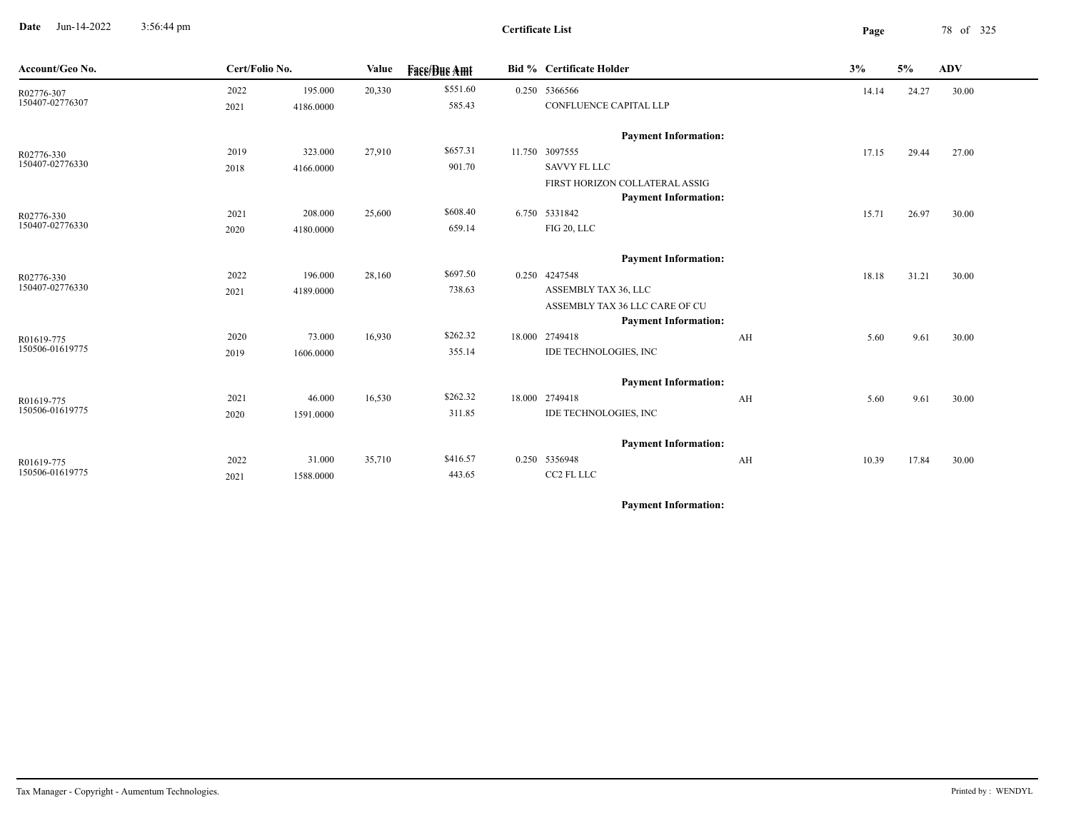# Certificate List

**Date** Jun-14-2022 3:56:44 pm

| Account/Geo No. | Cert/Folio No. | | Value | Face/Due Amt | Bid % | Certificate Holder | | 3% | 5% | ADV |
|---|---|---|---|---|---|---|---|---|---|---|
| R02776-307 | 2022 | 195.000 | 20,330 | $551.60 | 0.250 | 5366566 | | 14.14 | 24.27 | 30.00 |
| 150407-02776307 | 2021 | 4186.0000 | | 585.43 | | CONFLUENCE CAPITAL LLP | | | | |
| | | | | | | **Payment Information:** | | | | |
| R02776-330 | 2019 | 323.000 | 27,910 | $657.31 | 11.750 | 3097555 | | 17.15 | 29.44 | 27.00 |
| 150407-02776330 | 2018 | 4166.0000 | | 901.70 | | SAVVY FL LLC | | | | |
| | | | | | | FIRST HORIZON COLLATERAL ASSIG | | | | |
| | | | | | | **Payment Information:** | | | | |
| R02776-330 | 2021 | 208.000 | 25,600 | $608.40 | 6.750 | 5331842 | | 15.71 | 26.97 | 30.00 |
| 150407-02776330 | 2020 | 4180.0000 | | 659.14 | | FIG 20, LLC | | | | |
| | | | | | | **Payment Information:** | | | | |
| R02776-330 | 2022 | 196.000 | 28,160 | $697.50 | 0.250 | 4247548 | | 18.18 | 31.21 | 30.00 |
| 150407-02776330 | 2021 | 4189.0000 | | 738.63 | | ASSEMBLY TAX 36, LLC | | | | |
| | | | | | | ASSEMBLY TAX 36 LLC CARE OF CU | | | | |
| | | | | | | **Payment Information:** | | | | |
| R01619-775 | 2020 | 73.000 | 16,930 | $262.32 | 18.000 | 2749418 | AH | 5.60 | 9.61 | 30.00 |
| 150506-01619775 | 2019 | 1606.0000 | | 355.14 | | IDE TECHNOLOGIES, INC | | | | |
| | | | | | | **Payment Information:** | | | | |
| R01619-775 | 2021 | 46.000 | 16,530 | $262.32 | 18.000 | 2749418 | AH | 5.60 | 9.61 | 30.00 |
| 150506-01619775 | 2020 | 1591.0000 | | 311.85 | | IDE TECHNOLOGIES, INC | | | | |
| | | | | | | **Payment Information:** | | | | |
| R01619-775 | 2022 | 31.000 | 35,710 | $416.57 | 0.250 | 5356948 | AH | 10.39 | 17.84 | 30.00 |
| 150506-01619775 | 2021 | 1588.0000 | | 443.65 | | CC2 FL LLC | | | | |
| | | | | | | **Payment Information:** | | | | |

Tax Manager - Copyright - Aumentum Technologies. Printed by : WENDYL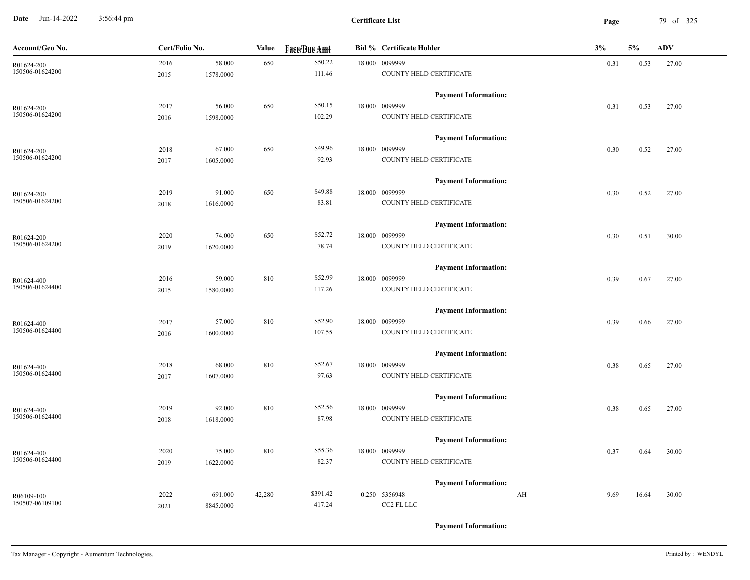**Certificate List**

| Account/Geo No. | Cert/Folio No. | | Value | Face/Due Amt | Bid % | Certificate Holder | | 3% | 5% | ADV |
|---|---|---|---|---|---|---|---|---|---|---|
| R01624-200 | 2016 | 58.000 | 650 | $50.22 | 18.000 | 0099999 | | 0.31 | 0.53 | 27.00 |
| 150506-01624200 | 2015 | 1578.0000 | | 111.46 | | COUNTY HELD CERTIFICATE | | | | |
| | | | | | | **Payment Information:** | | | | |
| R01624-200 | 2017 | 56.000 | 650 | $50.15 | 18.000 | 0099999 | | 0.31 | 0.53 | 27.00 |
| 150506-01624200 | 2016 | 1598.0000 | | 102.29 | | COUNTY HELD CERTIFICATE | | | | |
| | | | | | | **Payment Information:** | | | | |
| R01624-200 | 2018 | 67.000 | 650 | $49.96 | 18.000 | 0099999 | | 0.30 | 0.52 | 27.00 |
| 150506-01624200 | 2017 | 1605.0000 | | 92.93 | | COUNTY HELD CERTIFICATE | | | | |
| | | | | | | **Payment Information:** | | | | |
| R01624-200 | 2019 | 91.000 | 650 | $49.88 | 18.000 | 0099999 | | 0.30 | 0.52 | 27.00 |
| 150506-01624200 | 2018 | 1616.0000 | | 83.81 | | COUNTY HELD CERTIFICATE | | | | |
| | | | | | | **Payment Information:** | | | | |
| R01624-200 | 2020 | 74.000 | 650 | $52.72 | 18.000 | 0099999 | | 0.30 | 0.51 | 30.00 |
| 150506-01624200 | 2019 | 1620.0000 | | 78.74 | | COUNTY HELD CERTIFICATE | | | | |
| | | | | | | **Payment Information:** | | | | |
| R01624-400 | 2016 | 59.000 | 810 | $52.99 | 18.000 | 0099999 | | 0.39 | 0.67 | 27.00 |
| 150506-01624400 | 2015 | 1580.0000 | | 117.26 | | COUNTY HELD CERTIFICATE | | | | |
| | | | | | | **Payment Information:** | | | | |
| R01624-400 | 2017 | 57.000 | 810 | $52.90 | 18.000 | 0099999 | | 0.39 | 0.66 | 27.00 |
| 150506-01624400 | 2016 | 1600.0000 | | 107.55 | | COUNTY HELD CERTIFICATE | | | | |
| | | | | | | **Payment Information:** | | | | |
| R01624-400 | 2018 | 68.000 | 810 | $52.67 | 18.000 | 0099999 | | 0.38 | 0.65 | 27.00 |
| 150506-01624400 | 2017 | 1607.0000 | | 97.63 | | COUNTY HELD CERTIFICATE | | | | |
| | | | | | | **Payment Information:** | | | | |
| R01624-400 | 2019 | 92.000 | 810 | $52.56 | 18.000 | 0099999 | | 0.38 | 0.65 | 27.00 |
| 150506-01624400 | 2018 | 1618.0000 | | 87.98 | | COUNTY HELD CERTIFICATE | | | | |
| | | | | | | **Payment Information:** | | | | |
| R01624-400 | 2020 | 75.000 | 810 | $55.36 | 18.000 | 0099999 | | 0.37 | 0.64 | 30.00 |
| 150506-01624400 | 2019 | 1622.0000 | | 82.37 | | COUNTY HELD CERTIFICATE | | | | |
| | | | | | | **Payment Information:** | | | | |
| R06109-100 | 2022 | 691.000 | 42,280 | $391.42 | 0.250 | 5356948 | AH | 9.69 | 16.64 | 30.00 |
| 150507-06109100 | 2021 | 8845.0000 | | 417.24 | | CC2 FL LLC | | | | |
| | | | | | | **Payment Information:** | | | | |

Tax Manager - Copyright - Aumentum Technologies.

Printed by : WENDYL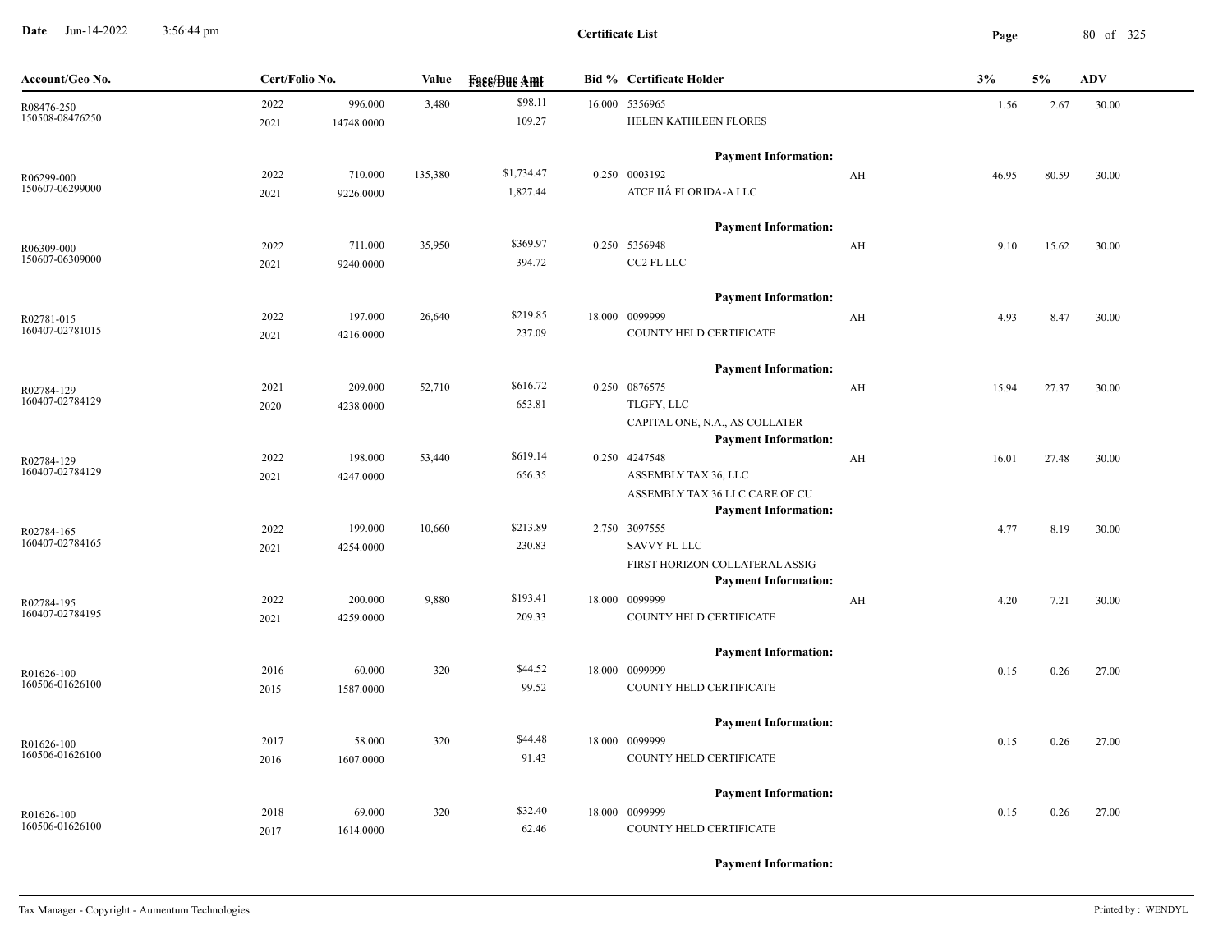**Date** Jun-14-2022 3:56:44 pm

**Certificate List**

| Account/Geo No. | Cert/Folio No. | | Value | Face/Due Amt | Bid % | Certificate Holder | | 3% | 5% | ADV |
|---|---|---|---|---|---|---|---|---|---|---|
| R08476-250 | 2022 | 996.000 | 3,480 | $98.11 | 16.000 | 5356965 | | 1.56 | 2.67 | 30.00 |
| 150508-08476250 | 2021 | 14748.0000 | | 109.27 | | HELEN KATHLEEN FLORES | | | | |
| | | | | | | **Payment Information:** | | | | |
| R06299-000 | 2022 | 710.000 | 135,380 | $1,734.47 | 0.250 | 0003192 | AH | 46.95 | 80.59 | 30.00 |
| 150607-06299000 | 2021 | 9226.0000 | | 1,827.44 | | ATCF IIÂ FLORIDA-A LLC | | | | |
| | | | | | | **Payment Information:** | | | | |
| R06309-000 | 2022 | 711.000 | 35,950 | $369.97 | 0.250 | 5356948 | AH | 9.10 | 15.62 | 30.00 |
| 150607-06309000 | 2021 | 9240.0000 | | 394.72 | | CC2 FL LLC | | | | |
| | | | | | | **Payment Information:** | | | | |
| R02781-015 | 2022 | 197.000 | 26,640 | $219.85 | 18.000 | 0099999 | AH | 4.93 | 8.47 | 30.00 |
| 160407-02781015 | 2021 | 4216.0000 | | 237.09 | | COUNTY HELD CERTIFICATE | | | | |
| | | | | | | **Payment Information:** | | | | |
| R02784-129 | 2021 | 209.000 | 52,710 | $616.72 | 0.250 | 0876575 | AH | 15.94 | 27.37 | 30.00 |
| 160407-02784129 | 2020 | 4238.0000 | | 653.81 | | TLGFY, LLC | | | | |
| | | | | | | CAPITAL ONE, N.A., AS COLLATER | | | | |
| | | | | | | **Payment Information:** | | | | |
| R02784-129 | 2022 | 198.000 | 53,440 | $619.14 | 0.250 | 4247548 | AH | 16.01 | 27.48 | 30.00 |
| 160407-02784129 | 2021 | 4247.0000 | | 656.35 | | ASSEMBLY TAX 36, LLC | | | | |
| | | | | | | ASSEMBLY TAX 36 LLC CARE OF CU | | | | |
| | | | | | | **Payment Information:** | | | | |
| R02784-165 | 2022 | 199.000 | 10,660 | $213.89 | 2.750 | 3097555 | | 4.77 | 8.19 | 30.00 |
| 160407-02784165 | 2021 | 4254.0000 | | 230.83 | | SAVVY FL LLC | | | | |
| | | | | | | FIRST HORIZON COLLATERAL ASSIG | | | | |
| | | | | | | **Payment Information:** | | | | |
| R02784-195 | 2022 | 200.000 | 9,880 | $193.41 | 18.000 | 0099999 | AH | 4.20 | 7.21 | 30.00 |
| 160407-02784195 | 2021 | 4259.0000 | | 209.33 | | COUNTY HELD CERTIFICATE | | | | |
| | | | | | | **Payment Information:** | | | | |
| R01626-100 | 2016 | 60.000 | 320 | $44.52 | 18.000 | 0099999 | | 0.15 | 0.26 | 27.00 |
| 160506-01626100 | 2015 | 1587.0000 | | 99.52 | | COUNTY HELD CERTIFICATE | | | | |
| | | | | | | **Payment Information:** | | | | |
| R01626-100 | 2017 | 58.000 | 320 | $44.48 | 18.000 | 0099999 | | 0.15 | 0.26 | 27.00 |
| 160506-01626100 | 2016 | 1607.0000 | | 91.43 | | COUNTY HELD CERTIFICATE | | | | |
| | | | | | | **Payment Information:** | | | | |
| R01626-100 | 2018 | 69.000 | 320 | $32.40 | 18.000 | 0099999 | | 0.15 | 0.26 | 27.00 |
| 160506-01626100 | 2017 | 1614.0000 | | 62.46 | | COUNTY HELD CERTIFICATE | | | | |
| | | | | | | **Payment Information:** | | | | |

Tax Manager - Copyright - Aumentum Technologies. Printed by : WENDYL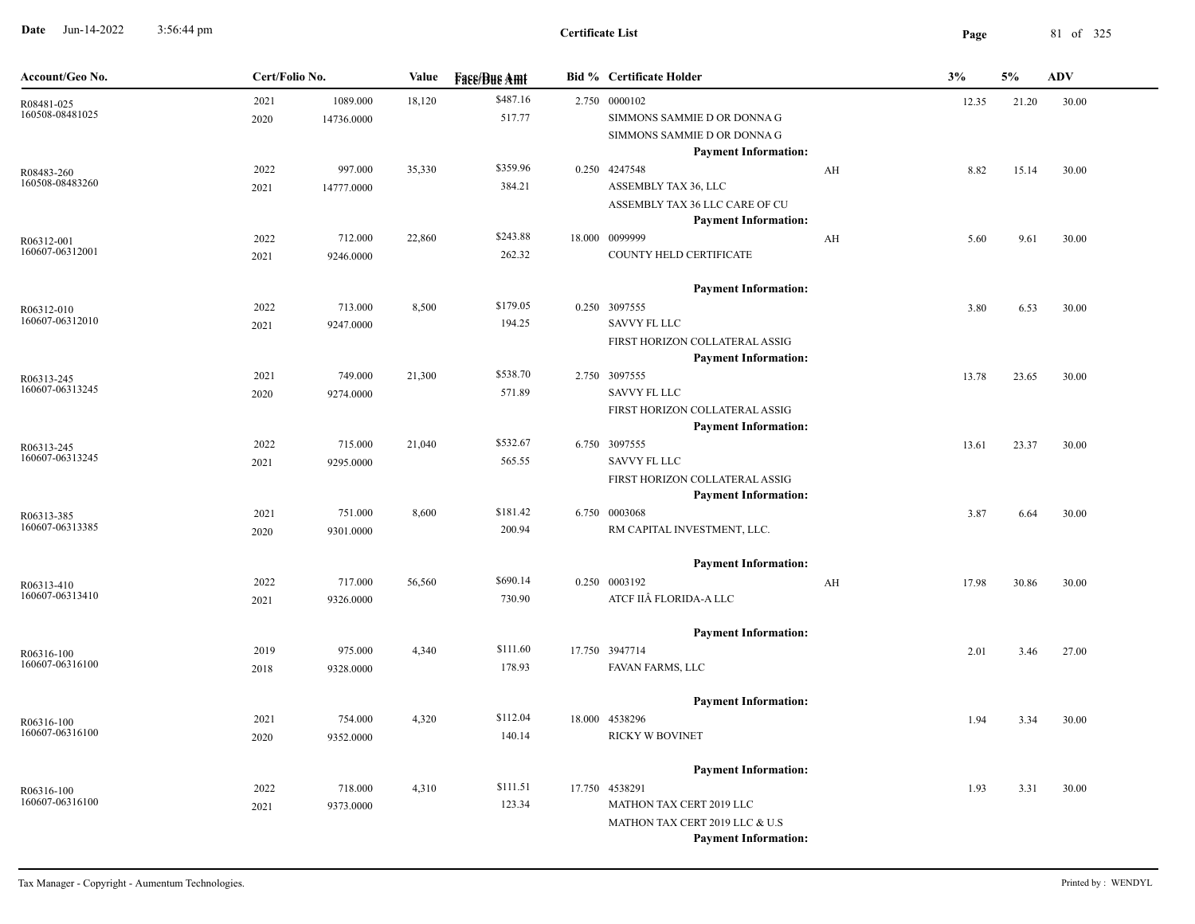**Certificate List**

| Account/Geo No. | Cert/Folio No. | | Value | Face/Due Amt | Bid % | Certificate Holder | | 3% | 5% | ADV |
|---|---|---|---|---|---|---|---|---|---|---|
| R08481-025<br>160508-08481025 | 2021<br>2020 | 1089.000<br>14736.0000 | 18,120 | $487.16<br>517.77 | 2.750 | 0000102<br>SIMMONS SAMMIE D OR DONNA G<br>SIMMONS SAMMIE D OR DONNA G<br>**Payment Information:** | | 12.35 | 21.20 | 30.00 |
| R08483-260<br>160508-08483260 | 2022<br>2021 | 997.000<br>14777.0000 | 35,330 | $359.96<br>384.21 | 0.250 | 4247548<br>ASSEMBLY TAX 36, LLC<br>ASSEMBLY TAX 36 LLC CARE OF CU<br>**Payment Information:** | AH | 8.82 | 15.14 | 30.00 |
| R06312-001<br>160607-06312001 | 2022<br>2021 | 712.000<br>9246.0000 | 22,860 | $243.88<br>262.32 | 18.000 | 0099999<br>COUNTY HELD CERTIFICATE<br>**Payment Information:** | AH | 5.60 | 9.61 | 30.00 |
| R06312-010<br>160607-06312010 | 2022<br>2021 | 713.000<br>9247.0000 | 8,500 | $179.05<br>194.25 | 0.250 | 3097555<br>SAVVY FL LLC<br>FIRST HORIZON COLLATERAL ASSIG<br>**Payment Information:** | | 3.80 | 6.53 | 30.00 |
| R06313-245<br>160607-06313245 | 2021<br>2020 | 749.000<br>9274.0000 | 21,300 | $538.70<br>571.89 | 2.750 | 3097555<br>SAVVY FL LLC<br>FIRST HORIZON COLLATERAL ASSIG<br>**Payment Information:** | | 13.78 | 23.65 | 30.00 |
| R06313-245<br>160607-06313245 | 2022<br>2021 | 715.000<br>9295.0000 | 21,040 | $532.67<br>565.55 | 6.750 | 3097555<br>SAVVY FL LLC<br>FIRST HORIZON COLLATERAL ASSIG<br>**Payment Information:** | | 13.61 | 23.37 | 30.00 |
| R06313-385<br>160607-06313385 | 2021<br>2020 | 751.000<br>9301.0000 | 8,600 | $181.42<br>200.94 | 6.750 | 0003068<br>RM CAPITAL INVESTMENT, LLC.<br>**Payment Information:** | | 3.87 | 6.64 | 30.00 |
| R06313-410<br>160607-06313410 | 2022<br>2021 | 717.000<br>9326.0000 | 56,560 | $690.14<br>730.90 | 0.250 | 0003192<br>ATCF IIÂ FLORIDA-A LLC<br>**Payment Information:** | AH | 17.98 | 30.86 | 30.00 |
| R06316-100<br>160607-06316100 | 2019<br>2018 | 975.000<br>9328.0000 | 4,340 | $111.60<br>178.93 | 17.750 | 3947714<br>FAVAN FARMS, LLC<br>**Payment Information:** | | 2.01 | 3.46 | 27.00 |
| R06316-100<br>160607-06316100 | 2021<br>2020 | 754.000<br>9352.0000 | 4,320 | $112.04<br>140.14 | 18.000 | 4538296<br>RICKY W BOVINET<br>**Payment Information:** | | 1.94 | 3.34 | 30.00 |
| R06316-100<br>160607-06316100 | 2022<br>2021 | 718.000<br>9373.0000 | 4,310 | $111.51<br>123.34 | 17.750 | 4538291<br>MATHON TAX CERT 2019 LLC<br>MATHON TAX CERT 2019 LLC & U.S<br>**Payment Information:** | | 1.93 | 3.31 | 30.00 |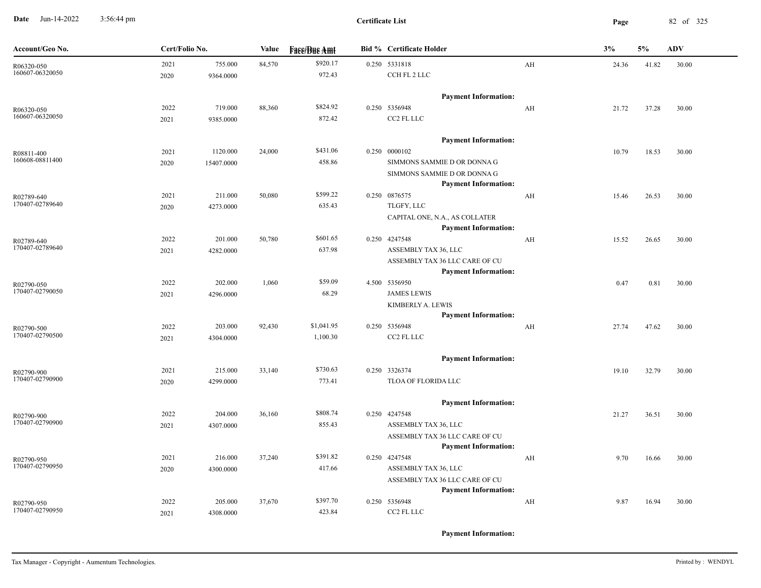# Certificate List

| Account/Geo No. | Cert/Folio No. | | Value | Face/Due Amt | Bid % | Certificate Holder | | 3% | 5% | ADV |
|---|---|---|---|---|---|---|---|---|---|---|
| R06320-050<br>160607-06320050 | 2021<br>2020 | 755.000<br>9364.0000 | 84,570 | $920.17<br>972.43 | 0.250 | 5331818<br>CCH FL 2 LLC<br>**Payment Information:** | AH | 24.36 | 41.82 | 30.00 |
| R06320-050<br>160607-06320050 | 2022<br>2021 | 719.000<br>9385.0000 | 88,360 | $824.92<br>872.42 | 0.250 | 5356948<br>CC2 FL LLC<br>**Payment Information:** | AH | 21.72 | 37.28 | 30.00 |
| R08811-400<br>160608-08811400 | 2021<br>2020 | 1120.000<br>15407.0000 | 24,000 | $431.06<br>458.86 | 0.250 | 0000102<br>SIMMONS SAMMIE D OR DONNA G<br>SIMMONS SAMMIE D OR DONNA G<br>**Payment Information:** | | 10.79 | 18.53 | 30.00 |
| R02789-640<br>170407-02789640 | 2021<br>2020 | 211.000<br>4273.0000 | 50,080 | $599.22<br>635.43 | 0.250 | 0876575<br>TLGFY, LLC<br>CAPITAL ONE, N.A., AS COLLATER<br>**Payment Information:** | AH | 15.46 | 26.53 | 30.00 |
| R02789-640<br>170407-02789640 | 2022<br>2021 | 201.000<br>4282.0000 | 50,780 | $601.65<br>637.98 | 0.250 | 4247548<br>ASSEMBLY TAX 36, LLC<br>ASSEMBLY TAX 36 LLC CARE OF CU<br>**Payment Information:** | AH | 15.52 | 26.65 | 30.00 |
| R02790-050<br>170407-02790050 | 2022<br>2021 | 202.000<br>4296.0000 | 1,060 | $59.09<br>68.29 | 4.500 | 5356950<br>JAMES LEWIS<br>KIMBERLY A. LEWIS<br>**Payment Information:** | | 0.47 | 0.81 | 30.00 |
| R02790-500<br>170407-02790500 | 2022<br>2021 | 203.000<br>4304.0000 | 92,430 | $1,041.95<br>1,100.30 | 0.250 | 5356948<br>CC2 FL LLC<br>**Payment Information:** | AH | 27.74 | 47.62 | 30.00 |
| R02790-900<br>170407-02790900 | 2021<br>2020 | 215.000<br>4299.0000 | 33,140 | $730.63<br>773.41 | 0.250 | 3326374<br>TLOA OF FLORIDA LLC<br>**Payment Information:** | | 19.10 | 32.79 | 30.00 |
| R02790-900<br>170407-02790900 | 2022<br>2021 | 204.000<br>4307.0000 | 36,160 | $808.74<br>855.43 | 0.250 | 4247548<br>ASSEMBLY TAX 36, LLC<br>ASSEMBLY TAX 36 LLC CARE OF CU<br>**Payment Information:** | | 21.27 | 36.51 | 30.00 |
| R02790-950<br>170407-02790950 | 2021<br>2020 | 216.000<br>4300.0000 | 37,240 | $391.82<br>417.66 | 0.250 | 4247548<br>ASSEMBLY TAX 36, LLC<br>ASSEMBLY TAX 36 LLC CARE OF CU<br>**Payment Information:** | AH | 9.70 | 16.66 | 30.00 |
| R02790-950<br>170407-02790950 | 2022<br>2021 | 205.000<br>4308.0000 | 37,670 | $397.70<br>423.84 | 0.250 | 5356948<br>CC2 FL LLC<br>**Payment Information:** | AH | 9.87 | 16.94 | 30.00 |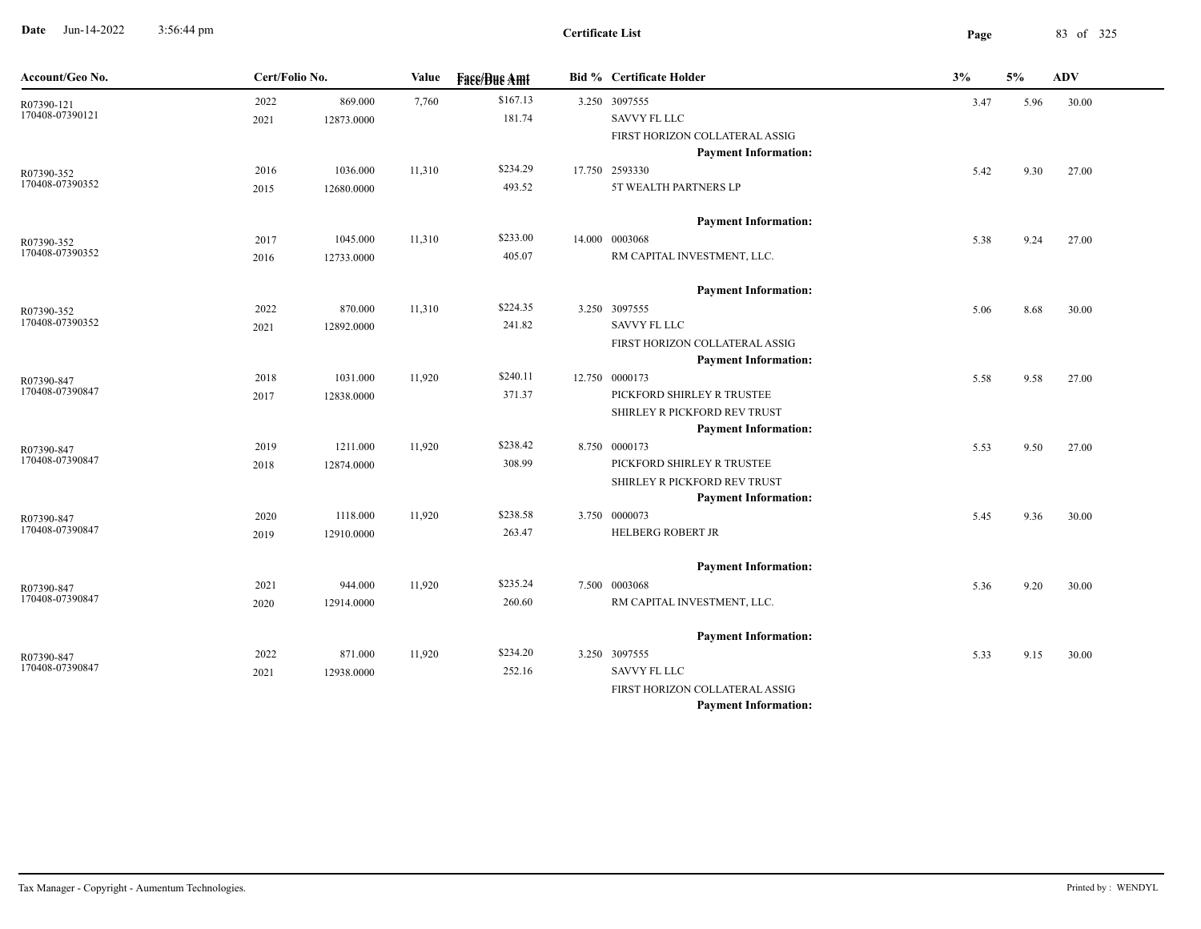| Account/Geo No. | Cert/Folio No. | | Value | Face/Due Amt | Bid % | Certificate Holder | 3% | 5% | ADV |
|---|---|---|---|---|---|---|---|---|---|
| R07390-121<br>170408-07390121 | 2022<br>2021 | 869.000<br>12873.0000 | 7,760 | $167.13<br>181.74 | 3.250 | 3097555<br>SAVVY FL LLC<br>FIRST HORIZON COLLATERAL ASSIG<br>**Payment Information:** | 3.47 | 5.96 | 30.00 |
| R07390-352<br>170408-07390352 | 2016<br>2015 | 1036.000<br>12680.0000 | 11,310 | $234.29<br>493.52 | 17.750 | 2593330<br>5T WEALTH PARTNERS LP<br>**Payment Information:** | 5.42 | 9.30 | 27.00 |
| R07390-352<br>170408-07390352 | 2017<br>2016 | 1045.000<br>12733.0000 | 11,310 | $233.00<br>405.07 | 14.000 | 0003068<br>RM CAPITAL INVESTMENT, LLC.<br>**Payment Information:** | 5.38 | 9.24 | 27.00 |
| R07390-352<br>170408-07390352 | 2022<br>2021 | 870.000<br>12892.0000 | 11,310 | $224.35<br>241.82 | 3.250 | 3097555<br>SAVVY FL LLC<br>FIRST HORIZON COLLATERAL ASSIG<br>**Payment Information:** | 5.06 | 8.68 | 30.00 |
| R07390-847<br>170408-07390847 | 2018<br>2017 | 1031.000<br>12838.0000 | 11,920 | $240.11<br>371.37 | 12.750 | 0000173<br>PICKFORD SHIRLEY R TRUSTEE<br>SHIRLEY R PICKFORD REV TRUST<br>**Payment Information:** | 5.58 | 9.58 | 27.00 |
| R07390-847<br>170408-07390847 | 2019<br>2018 | 1211.000<br>12874.0000 | 11,920 | $238.42<br>308.99 | 8.750 | 0000173<br>PICKFORD SHIRLEY R TRUSTEE<br>SHIRLEY R PICKFORD REV TRUST<br>**Payment Information:** | 5.53 | 9.50 | 27.00 |
| R07390-847<br>170408-07390847 | 2020<br>2019 | 1118.000<br>12910.0000 | 11,920 | $238.58<br>263.47 | 3.750 | 0000073<br>HELBERG ROBERT JR<br>**Payment Information:** | 5.45 | 9.36 | 30.00 |
| R07390-847<br>170408-07390847 | 2021<br>2020 | 944.000<br>12914.0000 | 11,920 | $235.24<br>260.60 | 7.500 | 0003068<br>RM CAPITAL INVESTMENT, LLC.<br>**Payment Information:** | 5.36 | 9.20 | 30.00 |
| R07390-847<br>170408-07390847 | 2022<br>2021 | 871.000<br>12938.0000 | 11,920 | $234.20<br>252.16 | 3.250 | 3097555<br>SAVVY FL LLC<br>FIRST HORIZON COLLATERAL ASSIG<br>**Payment Information:** | 5.33 | 9.15 | 30.00 |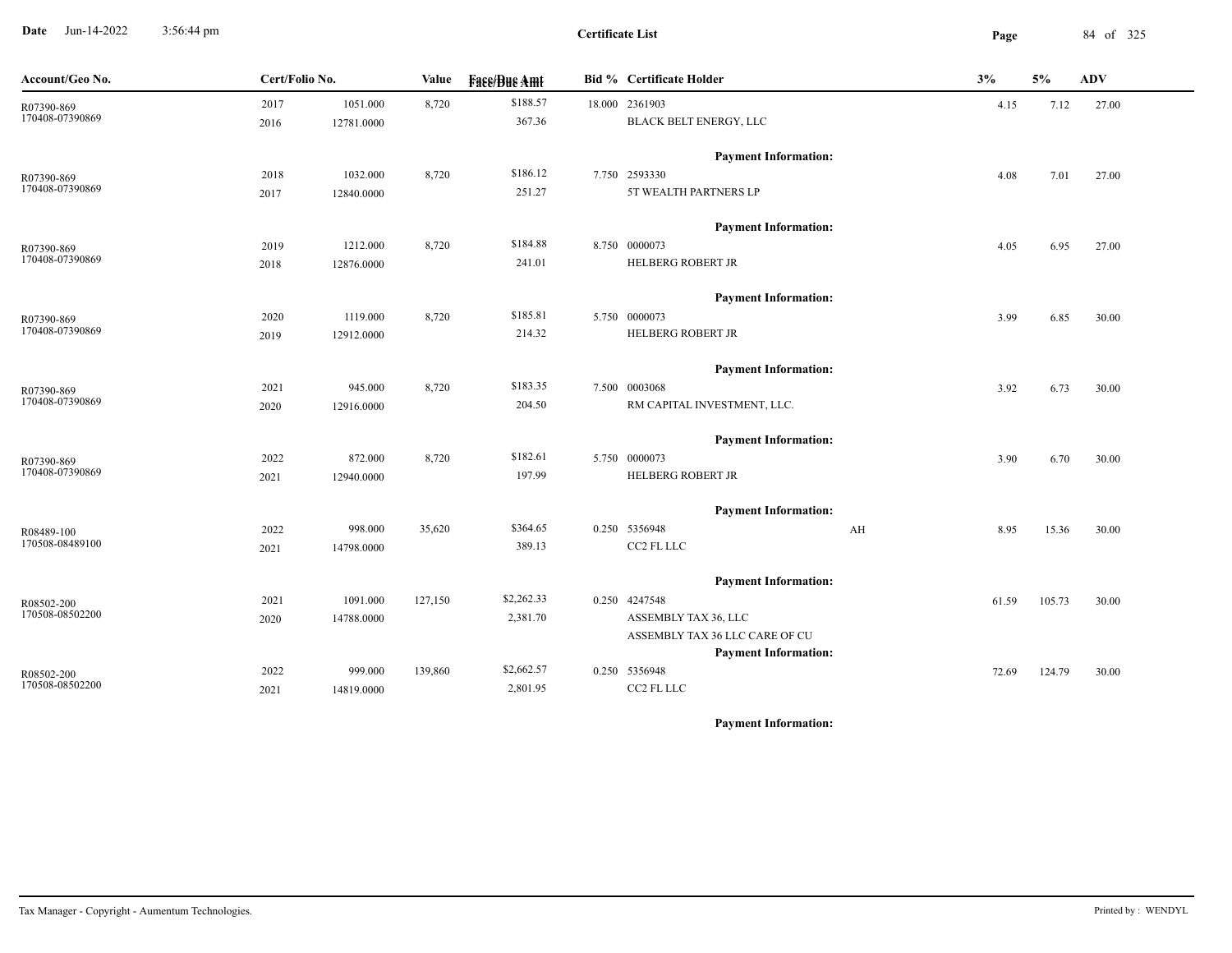**Date** Jun-14-2022 3:56:44 pm

**Certificate List**

| Account/Geo No. | Cert/Folio No. | | Value | Face/Due Amt | Bid % | Certificate Holder | | 3% | 5% | ADV |
|---|---|---|---|---|---|---|---|---|---|---|
| R07390-869 | 2017 | 1051.000 | 8,720 | $188.57 | 18.000 | 2361903 | | 4.15 | 7.12 | 27.00 |
| 170408-07390869 | 2016 | 12781.0000 | | 367.36 | | BLACK BELT ENERGY, LLC | | | | |
| | | | | | | **Payment Information:** | | | | |
| R07390-869 | 2018 | 1032.000 | 8,720 | $186.12 | 7.750 | 2593330 | | 4.08 | 7.01 | 27.00 |
| 170408-07390869 | 2017 | 12840.0000 | | 251.27 | | 5T WEALTH PARTNERS LP | | | | |
| | | | | | | **Payment Information:** | | | | |
| R07390-869 | 2019 | 1212.000 | 8,720 | $184.88 | 8.750 | 0000073 | | 4.05 | 6.95 | 27.00 |
| 170408-07390869 | 2018 | 12876.0000 | | 241.01 | | HELBERG ROBERT JR | | | | |
| | | | | | | **Payment Information:** | | | | |
| R07390-869 | 2020 | 1119.000 | 8,720 | $185.81 | 5.750 | 0000073 | | 3.99 | 6.85 | 30.00 |
| 170408-07390869 | 2019 | 12912.0000 | | 214.32 | | HELBERG ROBERT JR | | | | |
| | | | | | | **Payment Information:** | | | | |
| R07390-869 | 2021 | 945.000 | 8,720 | $183.35 | 7.500 | 0003068 | | 3.92 | 6.73 | 30.00 |
| 170408-07390869 | 2020 | 12916.0000 | | 204.50 | | RM CAPITAL INVESTMENT, LLC. | | | | |
| | | | | | | **Payment Information:** | | | | |
| R07390-869 | 2022 | 872.000 | 8,720 | $182.61 | 5.750 | 0000073 | | 3.90 | 6.70 | 30.00 |
| 170408-07390869 | 2021 | 12940.0000 | | 197.99 | | HELBERG ROBERT JR | | | | |
| | | | | | | **Payment Information:** | | | | |
| R08489-100 | 2022 | 998.000 | 35,620 | $364.65 | 0.250 | 5356948 | AH | 8.95 | 15.36 | 30.00 |
| 170508-08489100 | 2021 | 14798.0000 | | 389.13 | | CC2 FL LLC | | | | |
| | | | | | | **Payment Information:** | | | | |
| R08502-200 | 2021 | 1091.000 | 127,150 | $2,262.33 | 0.250 | 4247548 | | 61.59 | 105.73 | 30.00 |
| 170508-08502200 | 2020 | 14788.0000 | | 2,381.70 | | ASSEMBLY TAX 36, LLC | | | | |
| | | | | | | ASSEMBLY TAX 36 LLC CARE OF CU | | | | |
| | | | | | | **Payment Information:** | | | | |
| R08502-200 | 2022 | 999.000 | 139,860 | $2,662.57 | 0.250 | 5356948 | | 72.69 | 124.79 | 30.00 |
| 170508-08502200 | 2021 | 14819.0000 | | 2,801.95 | | CC2 FL LLC | | | | |
| | | | | | | **Payment Information:** | | | | |

Tax Manager - Copyright - Aumentum Technologies. Printed by : WENDYL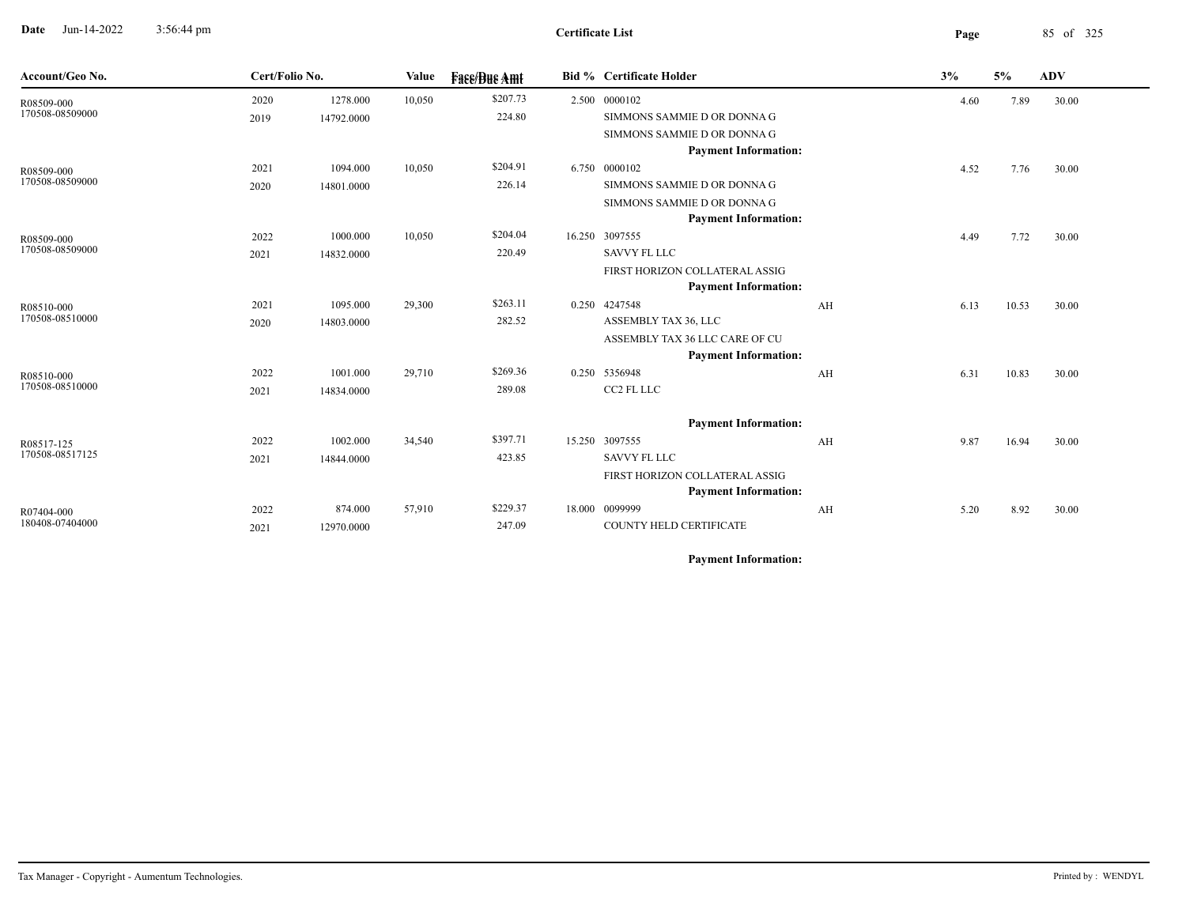## Certificate List

Date Jun-14-2022 3:56:44 pm

| Account/Geo No. | Cert/Folio No. | | Value | Face/Due Amt | Bid % | Certificate Holder | | 3% | 5% | ADV |
|---|---|---|---|---|---|---|---|---|---|---|
| R08509-000 | 2020 | 1278.000 | 10,050 | $207.73 | 2.500 | 0000102 | | 4.60 | 7.89 | 30.00 |
| 170508-08509000 | 2019 | 14792.0000 | | 224.80 | | SIMMONS SAMMIE D OR DONNA G | | | | |
| | | | | | | SIMMONS SAMMIE D OR DONNA G | | | | |
| | | | | | | **Payment Information:** | | | | |
| R08509-000 | 2021 | 1094.000 | 10,050 | $204.91 | 6.750 | 0000102 | | 4.52 | 7.76 | 30.00 |
| 170508-08509000 | 2020 | 14801.0000 | | 226.14 | | SIMMONS SAMMIE D OR DONNA G | | | | |
| | | | | | | SIMMONS SAMMIE D OR DONNA G | | | | |
| | | | | | | **Payment Information:** | | | | |
| R08509-000 | 2022 | 1000.000 | 10,050 | $204.04 | 16.250 | 3097555 | | 4.49 | 7.72 | 30.00 |
| 170508-08509000 | 2021 | 14832.0000 | | 220.49 | | SAVVY FL LLC | | | | |
| | | | | | | FIRST HORIZON COLLATERAL ASSIG | | | | |
| | | | | | | **Payment Information:** | | | | |
| R08510-000 | 2021 | 1095.000 | 29,300 | $263.11 | 0.250 | 4247548 | AH | 6.13 | 10.53 | 30.00 |
| 170508-08510000 | 2020 | 14803.0000 | | 282.52 | | ASSEMBLY TAX 36, LLC | | | | |
| | | | | | | ASSEMBLY TAX 36 LLC CARE OF CU | | | | |
| | | | | | | **Payment Information:** | | | | |
| R08510-000 | 2022 | 1001.000 | 29,710 | $269.36 | 0.250 | 5356948 | AH | 6.31 | 10.83 | 30.00 |
| 170508-08510000 | 2021 | 14834.0000 | | 289.08 | | CC2 FL LLC | | | | |
| | | | | | | **Payment Information:** | | | | |
| R08517-125 | 2022 | 1002.000 | 34,540 | $397.71 | 15.250 | 3097555 | AH | 9.87 | 16.94 | 30.00 |
| 170508-08517125 | 2021 | 14844.0000 | | 423.85 | | SAVVY FL LLC | | | | |
| | | | | | | FIRST HORIZON COLLATERAL ASSIG | | | | |
| | | | | | | **Payment Information:** | | | | |
| R07404-000 | 2022 | 874.000 | 57,910 | $229.37 | 18.000 | 0099999 | AH | 5.20 | 8.92 | 30.00 |
| 180408-07404000 | 2021 | 12970.0000 | | 247.09 | | COUNTY HELD CERTIFICATE | | | | |
| | | | | | | **Payment Information:** | | | | |

Tax Manager - Copyright - Aumentum Technologies. Printed by : WENDYL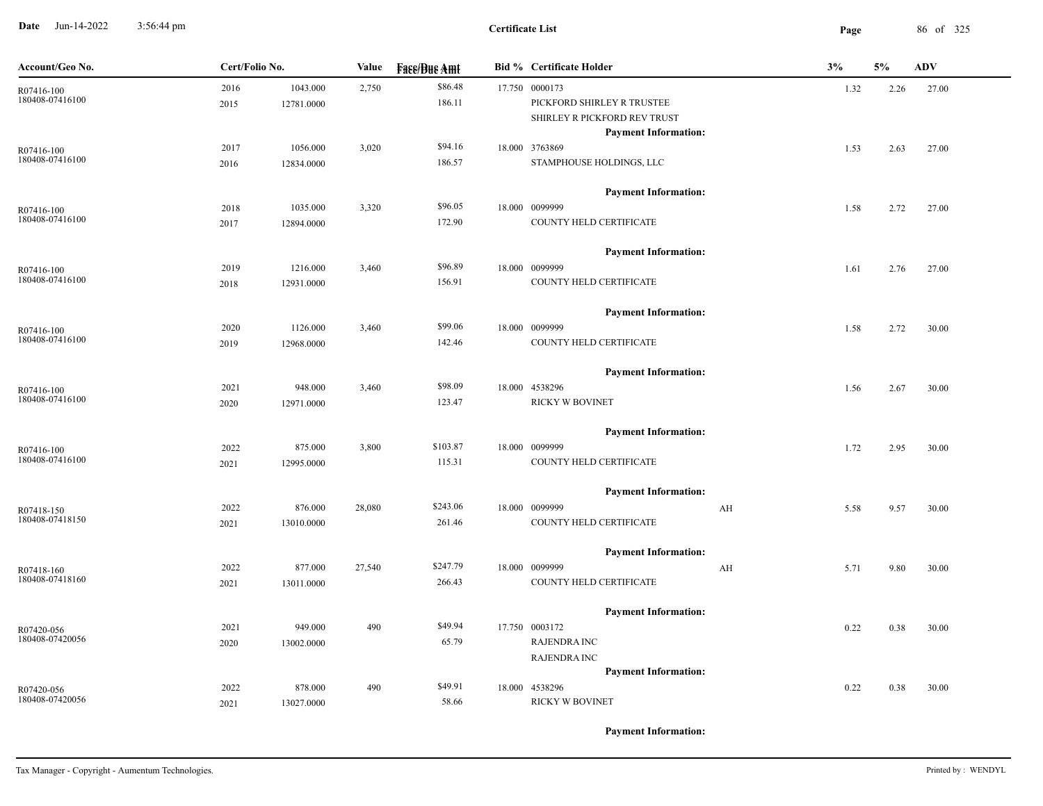**Certificate List**

| Account/Geo No. | Cert/Folio No. | | Value | Face/Due Amt | Bid % | Certificate Holder | | 3% | 5% | ADV |
|---|---|---|---|---|---|---|---|---|---|---|
| R07416-100<br>180408-07416100 | 2016<br>2015 | 1043.000<br>12781.0000 | 2,750 | $86.48<br>186.11 | 17.750 | 0000173<br>PICKFORD SHIRLEY R TRUSTEE<br>SHIRLEY R PICKFORD REV TRUST<br>**Payment Information:** | | 1.32 | 2.26 | 27.00 |
| R07416-100<br>180408-07416100 | 2017<br>2016 | 1056.000<br>12834.0000 | 3,020 | $94.16<br>186.57 | 18.000 | 3763869<br>STAMPHOUSE HOLDINGS, LLC<br>**Payment Information:** | | 1.53 | 2.63 | 27.00 |
| R07416-100<br>180408-07416100 | 2018<br>2017 | 1035.000<br>12894.0000 | 3,320 | $96.05<br>172.90 | 18.000 | 0099999<br>COUNTY HELD CERTIFICATE<br>**Payment Information:** | | 1.58 | 2.72 | 27.00 |
| R07416-100<br>180408-07416100 | 2019<br>2018 | 1216.000<br>12931.0000 | 3,460 | $96.89<br>156.91 | 18.000 | 0099999<br>COUNTY HELD CERTIFICATE<br>**Payment Information:** | | 1.61 | 2.76 | 27.00 |
| R07416-100<br>180408-07416100 | 2020<br>2019 | 1126.000<br>12968.0000 | 3,460 | $99.06<br>142.46 | 18.000 | 0099999<br>COUNTY HELD CERTIFICATE<br>**Payment Information:** | | 1.58 | 2.72 | 30.00 |
| R07416-100<br>180408-07416100 | 2021<br>2020 | 948.000<br>12971.0000 | 3,460 | $98.09<br>123.47 | 18.000 | 4538296<br>RICKY W BOVINET<br>**Payment Information:** | | 1.56 | 2.67 | 30.00 |
| R07416-100<br>180408-07416100 | 2022<br>2021 | 875.000<br>12995.0000 | 3,800 | $103.87<br>115.31 | 18.000 | 0099999<br>COUNTY HELD CERTIFICATE<br>**Payment Information:** | | 1.72 | 2.95 | 30.00 |
| R07418-150<br>180408-07418150 | 2022<br>2021 | 876.000<br>13010.0000 | 28,080 | $243.06<br>261.46 | 18.000 | 0099999<br>COUNTY HELD CERTIFICATE<br>**Payment Information:** | AH | 5.58 | 9.57 | 30.00 |
| R07418-160<br>180408-07418160 | 2022<br>2021 | 877.000<br>13011.0000 | 27,540 | $247.79<br>266.43 | 18.000 | 0099999<br>COUNTY HELD CERTIFICATE<br>**Payment Information:** | AH | 5.71 | 9.80 | 30.00 |
| R07420-056<br>180408-07420056 | 2021<br>2020 | 949.000<br>13002.0000 | 490 | $49.94<br>65.79 | 17.750 | 0003172<br>RAJENDRA INC<br>RAJENDRA INC<br>**Payment Information:** | | 0.22 | 0.38 | 30.00 |
| R07420-056<br>180408-07420056 | 2022<br>2021 | 878.000<br>13027.0000 | 490 | $49.91<br>58.66 | 18.000 | 4538296<br>RICKY W BOVINET<br>**Payment Information:** | | 0.22 | 0.38 | 30.00 |

Tax Manager - Copyright - Aumentum Technologies. Printed by : WENDYL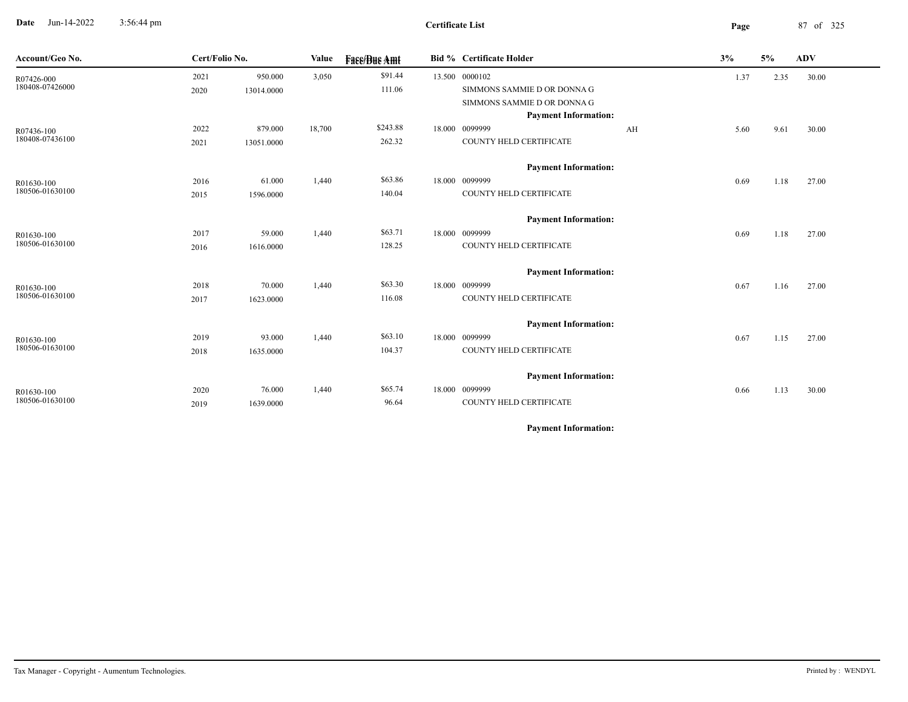**Certificate List**

| Account/Geo No. | Cert/Folio No. | | Value | Face/Due Amt | Bid % | Certificate Holder | | 3% | 5% | ADV |
|---|---|---|---|---|---|---|---|---|---|---|
| R07426-000 | 2021 | 950.000 | 3,050 | $91.44 | 13.500 | 0000102 | | 1.37 | 2.35 | 30.00 |
| 180408-07426000 | 2020 | 13014.0000 | | 111.06 | | SIMMONS SAMMIE D OR DONNA G | | | | |
| | | | | | | SIMMONS SAMMIE D OR DONNA G | | | | |
| | | | | | | **Payment Information:** | | | | |
| R07436-100 | 2022 | 879.000 | 18,700 | $243.88 | 18.000 | 0099999 | AH | 5.60 | 9.61 | 30.00 |
| 180408-07436100 | 2021 | 13051.0000 | | 262.32 | | COUNTY HELD CERTIFICATE | | | | |
| | | | | | | **Payment Information:** | | | | |
| R01630-100 | 2016 | 61.000 | 1,440 | $63.86 | 18.000 | 0099999 | | 0.69 | 1.18 | 27.00 |
| 180506-01630100 | 2015 | 1596.0000 | | 140.04 | | COUNTY HELD CERTIFICATE | | | | |
| | | | | | | **Payment Information:** | | | | |
| R01630-100 | 2017 | 59.000 | 1,440 | $63.71 | 18.000 | 0099999 | | 0.69 | 1.18 | 27.00 |
| 180506-01630100 | 2016 | 1616.0000 | | 128.25 | | COUNTY HELD CERTIFICATE | | | | |
| | | | | | | **Payment Information:** | | | | |
| R01630-100 | 2018 | 70.000 | 1,440 | $63.30 | 18.000 | 0099999 | | 0.67 | 1.16 | 27.00 |
| 180506-01630100 | 2017 | 1623.0000 | | 116.08 | | COUNTY HELD CERTIFICATE | | | | |
| | | | | | | **Payment Information:** | | | | |
| R01630-100 | 2019 | 93.000 | 1,440 | $63.10 | 18.000 | 0099999 | | 0.67 | 1.15 | 27.00 |
| 180506-01630100 | 2018 | 1635.0000 | | 104.37 | | COUNTY HELD CERTIFICATE | | | | |
| | | | | | | **Payment Information:** | | | | |
| R01630-100 | 2020 | 76.000 | 1,440 | $65.74 | 18.000 | 0099999 | | 0.66 | 1.13 | 30.00 |
| 180506-01630100 | 2019 | 1639.0000 | | 96.64 | | COUNTY HELD CERTIFICATE | | | | |
| | | | | | | **Payment Information:** | | | | |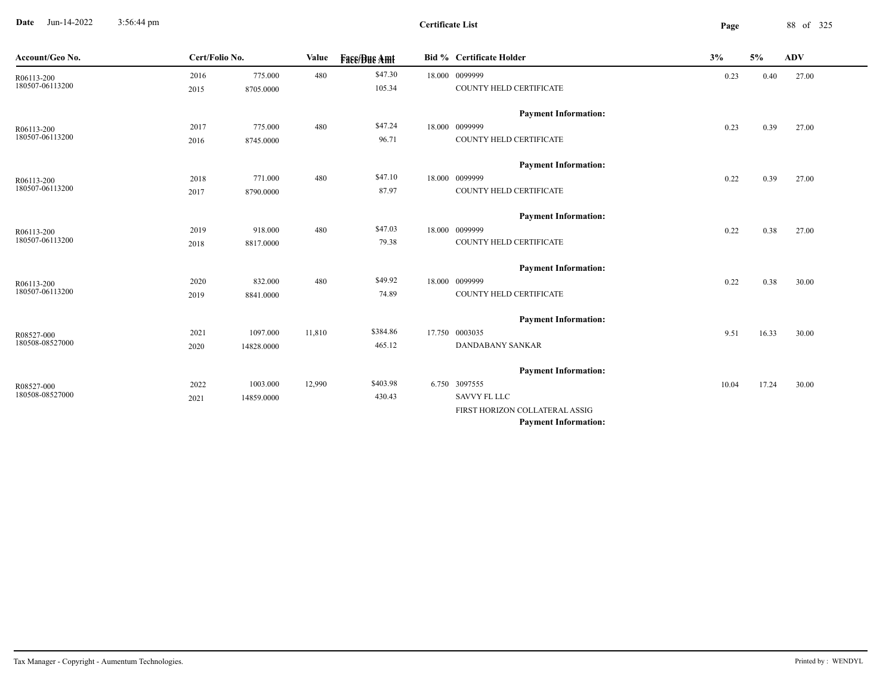# Certificate List

| Account/Geo No. | Cert/Folio No. | | Value | Face/Due Amt | Bid % | Certificate Holder | 3% | 5% | ADV |
|---|---|---|---|---|---|---|---|---|---|
| R06113-200 | 2016 | 775.000 | 480 | $47.30 | 18.000 | 0099999 | 0.23 | 0.40 | 27.00 |
| 180507-06113200 | 2015 | 8705.0000 | | 105.34 | | COUNTY HELD CERTIFICATE | | | |
| | | | | | | **Payment Information:** | | | |
| R06113-200 | 2017 | 775.000 | 480 | $47.24 | 18.000 | 0099999 | 0.23 | 0.39 | 27.00 |
| 180507-06113200 | 2016 | 8745.0000 | | 96.71 | | COUNTY HELD CERTIFICATE | | | |
| | | | | | | **Payment Information:** | | | |
| R06113-200 | 2018 | 771.000 | 480 | $47.10 | 18.000 | 0099999 | 0.22 | 0.39 | 27.00 |
| 180507-06113200 | 2017 | 8790.0000 | | 87.97 | | COUNTY HELD CERTIFICATE | | | |
| | | | | | | **Payment Information:** | | | |
| R06113-200 | 2019 | 918.000 | 480 | $47.03 | 18.000 | 0099999 | 0.22 | 0.38 | 27.00 |
| 180507-06113200 | 2018 | 8817.0000 | | 79.38 | | COUNTY HELD CERTIFICATE | | | |
| | | | | | | **Payment Information:** | | | |
| R06113-200 | 2020 | 832.000 | 480 | $49.92 | 18.000 | 0099999 | 0.22 | 0.38 | 30.00 |
| 180507-06113200 | 2019 | 8841.0000 | | 74.89 | | COUNTY HELD CERTIFICATE | | | |
| | | | | | | **Payment Information:** | | | |
| R08527-000 | 2021 | 1097.000 | 11,810 | $384.86 | 17.750 | 0003035 | 9.51 | 16.33 | 30.00 |
| 180508-08527000 | 2020 | 14828.0000 | | 465.12 | | DANDABANY SANKAR | | | |
| | | | | | | **Payment Information:** | | | |
| R08527-000 | 2022 | 1003.000 | 12,990 | $403.98 | 6.750 | 3097555 | 10.04 | 17.24 | 30.00 |
| 180508-08527000 | 2021 | 14859.0000 | | 430.43 | | SAVVY FL LLC | | | |
| | | | | | | FIRST HORIZON COLLATERAL ASSIG | | | |
| | | | | | | **Payment Information:** | | | |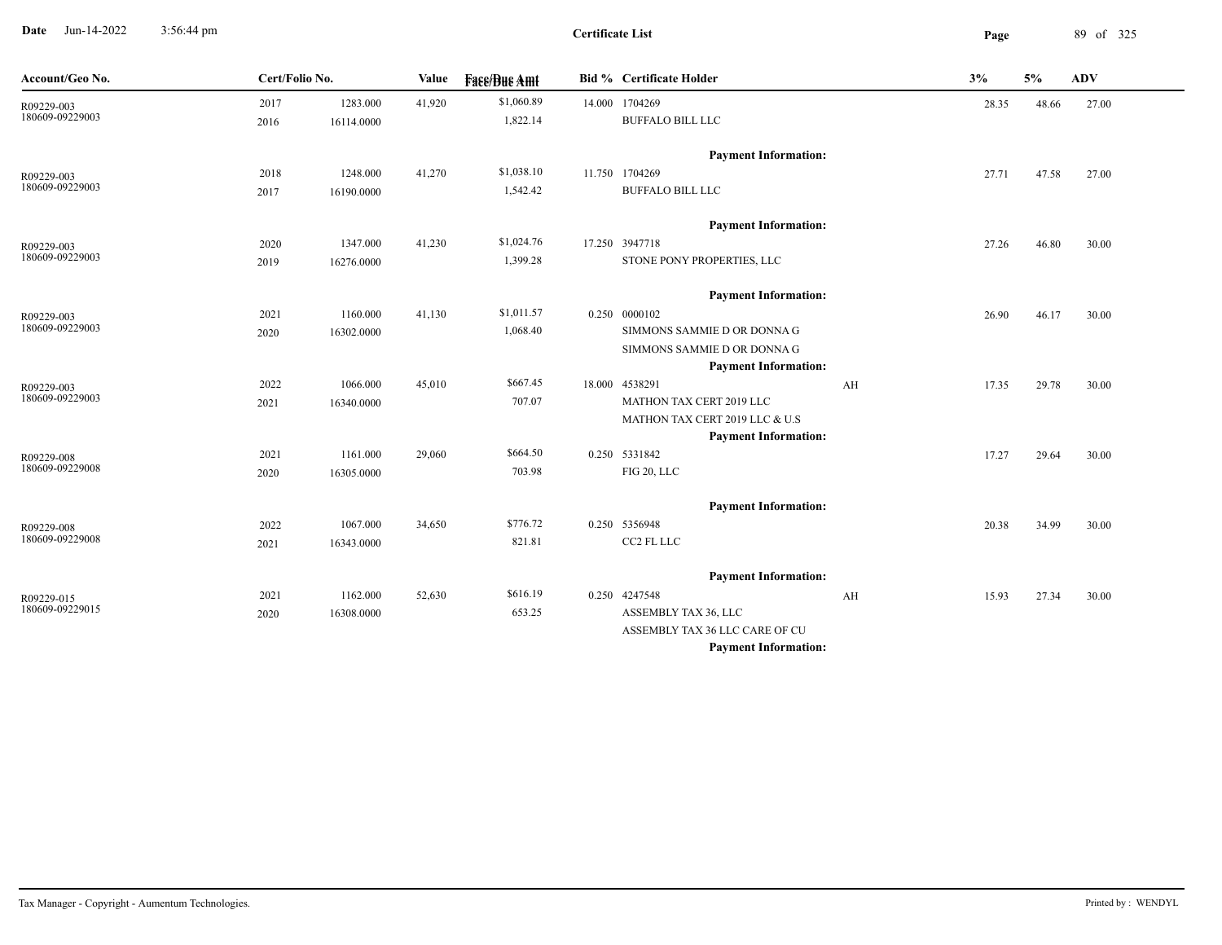**Certificate List**

| Account/Geo No. | Cert/Folio No. | | Value | Face/Due Amt | Bid % | Certificate Holder | | 3% | 5% | ADV |
|---|---|---|---|---|---|---|---|---|---|---|
| R09229-003 | 2017 | 1283.000 | 41,920 | $1,060.89 | 14.000 | 1704269 | | 28.35 | 48.66 | 27.00 |
| 180609-09229003 | 2016 | 16114.0000 | | 1,822.14 | | BUFFALO BILL LLC | | | | |
| | | | | | | **Payment Information:** | | | | |
| R09229-003 | 2018 | 1248.000 | 41,270 | $1,038.10 | 11.750 | 1704269 | | 27.71 | 47.58 | 27.00 |
| 180609-09229003 | 2017 | 16190.0000 | | 1,542.42 | | BUFFALO BILL LLC | | | | |
| | | | | | | **Payment Information:** | | | | |
| R09229-003 | 2020 | 1347.000 | 41,230 | $1,024.76 | 17.250 | 3947718 | | 27.26 | 46.80 | 30.00 |
| 180609-09229003 | 2019 | 16276.0000 | | 1,399.28 | | STONE PONY PROPERTIES, LLC | | | | |
| | | | | | | **Payment Information:** | | | | |
| R09229-003 | 2021 | 1160.000 | 41,130 | $1,011.57 | 0.250 | 0000102 | | 26.90 | 46.17 | 30.00 |
| 180609-09229003 | 2020 | 16302.0000 | | 1,068.40 | | SIMMONS SAMMIE D OR DONNA G | | | | |
| | | | | | | SIMMONS SAMMIE D OR DONNA G | | | | |
| | | | | | | **Payment Information:** | | | | |
| R09229-003 | 2022 | 1066.000 | 45,010 | $667.45 | 18.000 | 4538291 | AH | 17.35 | 29.78 | 30.00 |
| 180609-09229003 | 2021 | 16340.0000 | | 707.07 | | MATHON TAX CERT 2019 LLC | | | | |
| | | | | | | MATHON TAX CERT 2019 LLC & U.S | | | | |
| | | | | | | **Payment Information:** | | | | |
| R09229-008 | 2021 | 1161.000 | 29,060 | $664.50 | 0.250 | 5331842 | | 17.27 | 29.64 | 30.00 |
| 180609-09229008 | 2020 | 16305.0000 | | 703.98 | | FIG 20, LLC | | | | |
| | | | | | | **Payment Information:** | | | | |
| R09229-008 | 2022 | 1067.000 | 34,650 | $776.72 | 0.250 | 5356948 | | 20.38 | 34.99 | 30.00 |
| 180609-09229008 | 2021 | 16343.0000 | | 821.81 | | CC2 FL LLC | | | | |
| | | | | | | **Payment Information:** | | | | |
| R09229-015 | 2021 | 1162.000 | 52,630 | $616.19 | 0.250 | 4247548 | AH | 15.93 | 27.34 | 30.00 |
| 180609-09229015 | 2020 | 16308.0000 | | 653.25 | | ASSEMBLY TAX 36, LLC | | | | |
| | | | | | | ASSEMBLY TAX 36 LLC CARE OF CU | | | | |
| | | | | | | **Payment Information:** | | | | |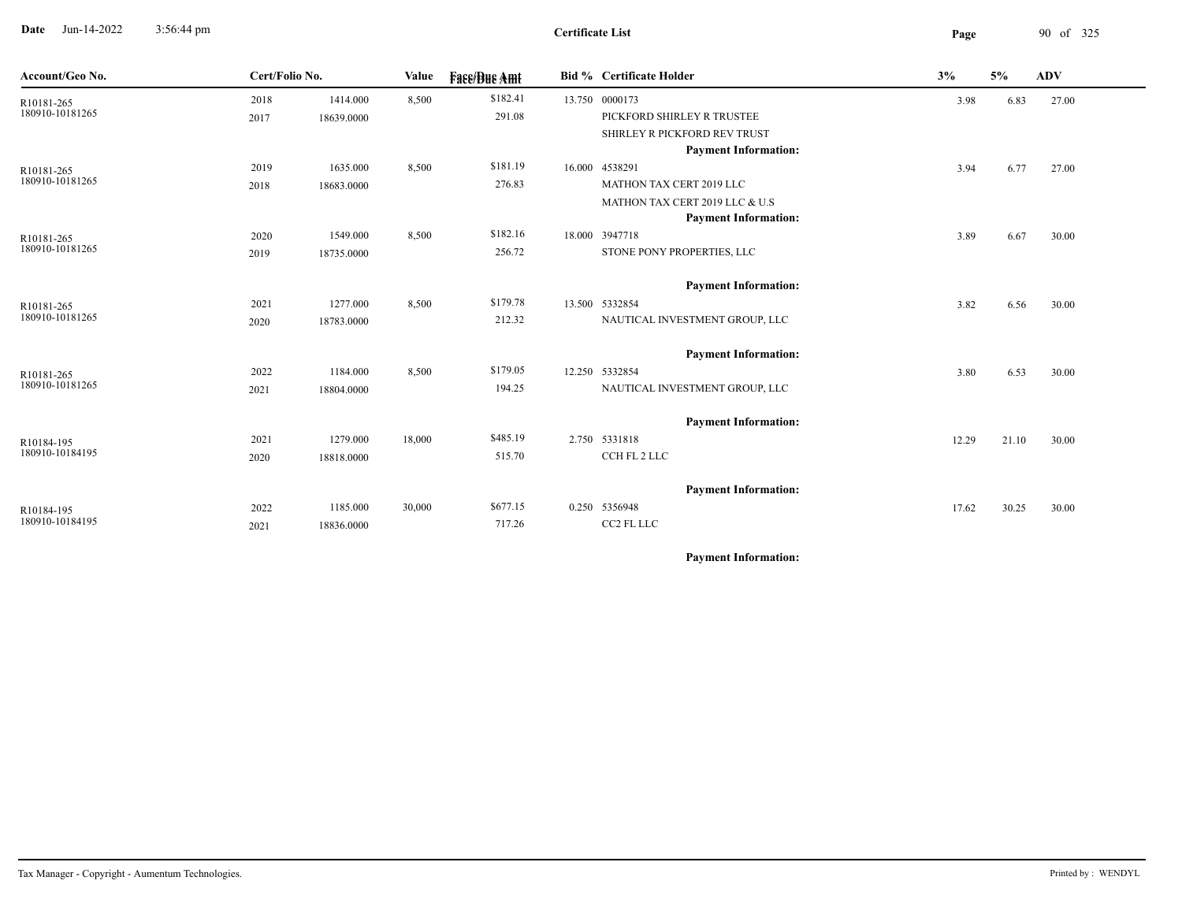**Certificate List**

| Account/Geo No. | Cert/Folio No. | | Value | Face/Due Amt | Bid % | Certificate Holder | 3% | 5% | ADV |
|---|---|---|---|---|---|---|---|---|---|
| R10181-265 | 2018 | 1414.000 | 8,500 | $182.41 | 13.750 | 0000173 | 3.98 | 6.83 | 27.00 |
| 180910-10181265 | 2017 | 18639.0000 | | 291.08 | | PICKFORD SHIRLEY R TRUSTEE | | | |
| | | | | | | SHIRLEY R PICKFORD REV TRUST | | | |
| | | | | | | **Payment Information:** | | | |
| R10181-265 | 2019 | 1635.000 | 8,500 | $181.19 | 16.000 | 4538291 | 3.94 | 6.77 | 27.00 |
| 180910-10181265 | 2018 | 18683.0000 | | 276.83 | | MATHON TAX CERT 2019 LLC | | | |
| | | | | | | MATHON TAX CERT 2019 LLC & U.S | | | |
| | | | | | | **Payment Information:** | | | |
| R10181-265 | 2020 | 1549.000 | 8,500 | $182.16 | 18.000 | 3947718 | 3.89 | 6.67 | 30.00 |
| 180910-10181265 | 2019 | 18735.0000 | | 256.72 | | STONE PONY PROPERTIES, LLC | | | |
| | | | | | | **Payment Information:** | | | |
| R10181-265 | 2021 | 1277.000 | 8,500 | $179.78 | 13.500 | 5332854 | 3.82 | 6.56 | 30.00 |
| 180910-10181265 | 2020 | 18783.0000 | | 212.32 | | NAUTICAL INVESTMENT GROUP, LLC | | | |
| | | | | | | **Payment Information:** | | | |
| R10181-265 | 2022 | 1184.000 | 8,500 | $179.05 | 12.250 | 5332854 | 3.80 | 6.53 | 30.00 |
| 180910-10181265 | 2021 | 18804.0000 | | 194.25 | | NAUTICAL INVESTMENT GROUP, LLC | | | |
| | | | | | | **Payment Information:** | | | |
| R10184-195 | 2021 | 1279.000 | 18,000 | $485.19 | 2.750 | 5331818 | 12.29 | 21.10 | 30.00 |
| 180910-10184195 | 2020 | 18818.0000 | | 515.70 | | CCH FL 2 LLC | | | |
| | | | | | | **Payment Information:** | | | |
| R10184-195 | 2022 | 1185.000 | 30,000 | $677.15 | 0.250 | 5356948 | 17.62 | 30.25 | 30.00 |
| 180910-10184195 | 2021 | 18836.0000 | | 717.26 | | CC2 FL LLC | | | |
| | | | | | | **Payment Information:** | | | |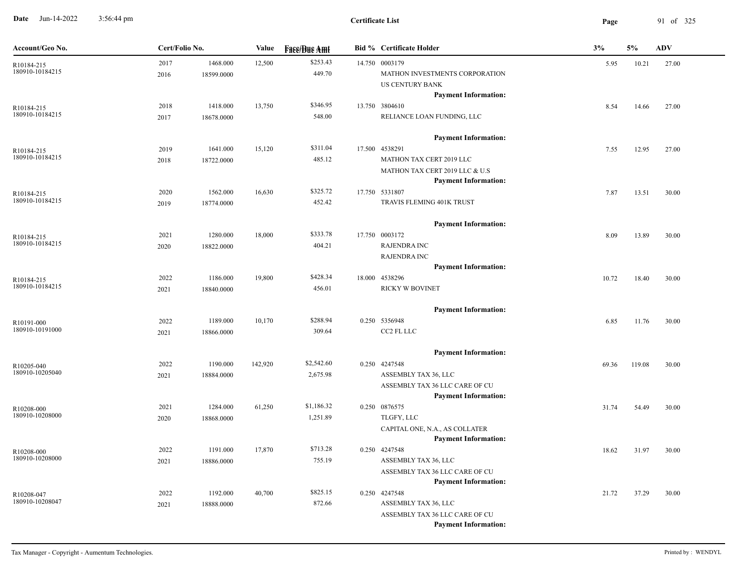# Certificate List

Date Jun-14-2022 3:56:44 pm

| Account/Geo No. | Cert/Folio No. | | Value | Face/Due Amt | Bid % | Certificate Holder | 3% | 5% | ADV |
|---|---|---|---|---|---|---|---|---|---|
| R10184-215 180910-10184215 | 2017 2016 | 1468.000 18599.0000 | 12,500 | $253.43 449.70 | 14.750 | 0003179 MATHON INVESTMENTS CORPORATION US CENTURY BANK **Payment Information:** | 5.95 | 10.21 | 27.00 |
| R10184-215 180910-10184215 | 2018 2017 | 1418.000 18678.0000 | 13,750 | $346.95 548.00 | 13.750 | 3804610 RELIANCE LOAN FUNDING, LLC **Payment Information:** | 8.54 | 14.66 | 27.00 |
| R10184-215 180910-10184215 | 2019 2018 | 1641.000 18722.0000 | 15,120 | $311.04 485.12 | 17.500 | 4538291 MATHON TAX CERT 2019 LLC MATHON TAX CERT 2019 LLC & U.S **Payment Information:** | 7.55 | 12.95 | 27.00 |
| R10184-215 180910-10184215 | 2020 2019 | 1562.000 18774.0000 | 16,630 | $325.72 452.42 | 17.750 | 5331807 TRAVIS FLEMING 401K TRUST **Payment Information:** | 7.87 | 13.51 | 30.00 |
| R10184-215 180910-10184215 | 2021 2020 | 1280.000 18822.0000 | 18,000 | $333.78 404.21 | 17.750 | 0003172 RAJENDRA INC RAJENDRA INC **Payment Information:** | 8.09 | 13.89 | 30.00 |
| R10184-215 180910-10184215 | 2022 2021 | 1186.000 18840.0000 | 19,800 | $428.34 456.01 | 18.000 | 4538296 RICKY W BOVINET **Payment Information:** | 10.72 | 18.40 | 30.00 |
| R10191-000 180910-10191000 | 2022 2021 | 1189.000 18866.0000 | 10,170 | $288.94 309.64 | 0.250 | 5356948 CC2 FL LLC **Payment Information:** | 6.85 | 11.76 | 30.00 |
| R10205-040 180910-10205040 | 2022 2021 | 1190.000 18884.0000 | 142,920 | $2,542.60 2,675.98 | 0.250 | 4247548 ASSEMBLY TAX 36, LLC ASSEMBLY TAX 36 LLC CARE OF CU **Payment Information:** | 69.36 | 119.08 | 30.00 |
| R10208-000 180910-10208000 | 2021 2020 | 1284.000 18868.0000 | 61,250 | $1,186.32 1,251.89 | 0.250 | 0876575 TLGFY, LLC CAPITAL ONE, N.A., AS COLLATER **Payment Information:** | 31.74 | 54.49 | 30.00 |
| R10208-000 180910-10208000 | 2022 2021 | 1191.000 18886.0000 | 17,870 | $713.28 755.19 | 0.250 | 4247548 ASSEMBLY TAX 36, LLC ASSEMBLY TAX 36 LLC CARE OF CU **Payment Information:** | 18.62 | 31.97 | 30.00 |
| R10208-047 180910-10208047 | 2022 2021 | 1192.000 18888.0000 | 40,700 | $825.15 872.66 | 0.250 | 4247548 ASSEMBLY TAX 36, LLC ASSEMBLY TAX 36 LLC CARE OF CU **Payment Information:** | 21.72 | 37.29 | 30.00 |

Tax Manager - Copyright - Aumentum Technologies.

Printed by : WENDYL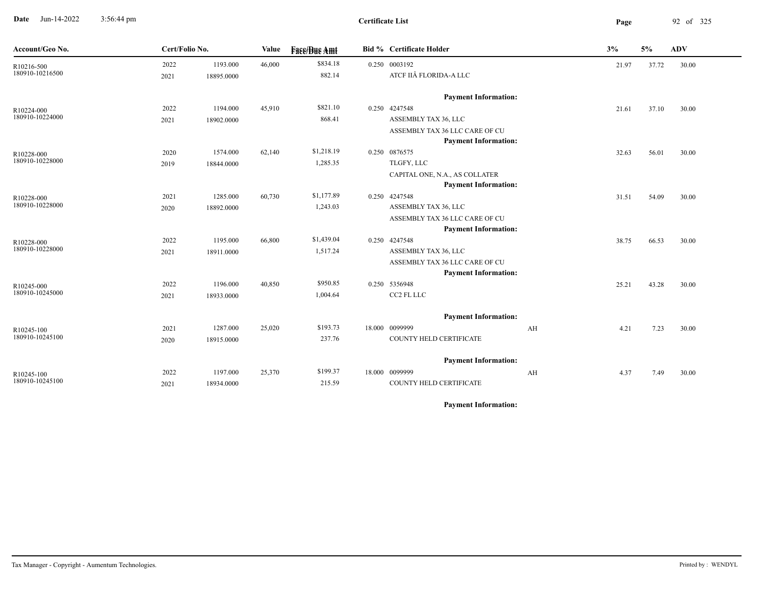# Certificate List

| Account/Geo No. | Cert/Folio No. | | Value | Face/Due Amt | Bid % | Certificate Holder | | 3% | 5% | ADV |
|---|---|---|---|---|---|---|---|---|---|---|
| R10216-500 | 2022 | 1193.000 | 46,000 | $834.18 | 0.250 | 0003192 | | 21.97 | 37.72 | 30.00 |
| 180910-10216500 | 2021 | 18895.0000 | | 882.14 | | ATCF IIÂ FLORIDA-A LLC | | | | |
| | | | | | | **Payment Information:** | | | | |
| R10224-000 | 2022 | 1194.000 | 45,910 | $821.10 | 0.250 | 4247548 | | 21.61 | 37.10 | 30.00 |
| 180910-10224000 | 2021 | 18902.0000 | | 868.41 | | ASSEMBLY TAX 36, LLC | | | | |
| | | | | | | ASSEMBLY TAX 36 LLC CARE OF CU | | | | |
| | | | | | | **Payment Information:** | | | | |
| R10228-000 | 2020 | 1574.000 | 62,140 | $1,218.19 | 0.250 | 0876575 | | 32.63 | 56.01 | 30.00 |
| 180910-10228000 | 2019 | 18844.0000 | | 1,285.35 | | TLGFY, LLC | | | | |
| | | | | | | CAPITAL ONE, N.A., AS COLLATER | | | | |
| | | | | | | **Payment Information:** | | | | |
| R10228-000 | 2021 | 1285.000 | 60,730 | $1,177.89 | 0.250 | 4247548 | | 31.51 | 54.09 | 30.00 |
| 180910-10228000 | 2020 | 18892.0000 | | 1,243.03 | | ASSEMBLY TAX 36, LLC | | | | |
| | | | | | | ASSEMBLY TAX 36 LLC CARE OF CU | | | | |
| | | | | | | **Payment Information:** | | | | |
| R10228-000 | 2022 | 1195.000 | 66,800 | $1,439.04 | 0.250 | 4247548 | | 38.75 | 66.53 | 30.00 |
| 180910-10228000 | 2021 | 18911.0000 | | 1,517.24 | | ASSEMBLY TAX 36, LLC | | | | |
| | | | | | | ASSEMBLY TAX 36 LLC CARE OF CU | | | | |
| | | | | | | **Payment Information:** | | | | |
| R10245-000 | 2022 | 1196.000 | 40,850 | $950.85 | 0.250 | 5356948 | | 25.21 | 43.28 | 30.00 |
| 180910-10245000 | 2021 | 18933.0000 | | 1,004.64 | | CC2 FL LLC | | | | |
| | | | | | | **Payment Information:** | | | | |
| R10245-100 | 2021 | 1287.000 | 25,020 | $193.73 | 18.000 | 0099999 | AH | 4.21 | 7.23 | 30.00 |
| 180910-10245100 | 2020 | 18915.0000 | | 237.76 | | COUNTY HELD CERTIFICATE | | | | |
| | | | | | | **Payment Information:** | | | | |
| R10245-100 | 2022 | 1197.000 | 25,370 | $199.37 | 18.000 | 0099999 | AH | 4.37 | 7.49 | 30.00 |
| 180910-10245100 | 2021 | 18934.0000 | | 215.59 | | COUNTY HELD CERTIFICATE | | | | |
| | | | | | | **Payment Information:** | | | | |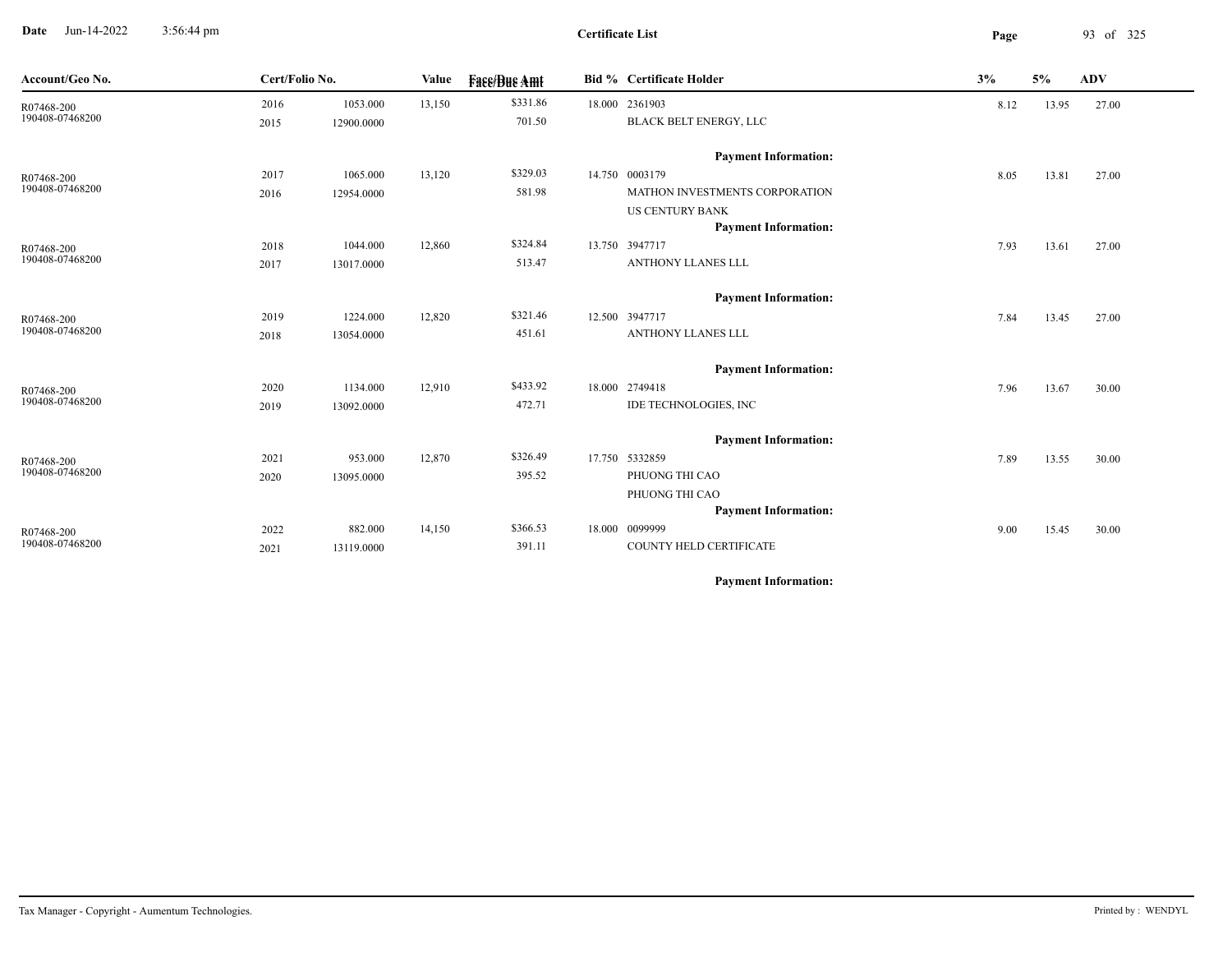**Certificate List**

| Account/Geo No. | Cert/Folio No. | | Value | Face/Due Amt | Bid % | Certificate Holder | 3% | 5% | ADV |
|---|---|---|---|---|---|---|---|---|---|
| R07468-200 | 2016 | 1053.000 | 13,150 | $331.86 | 18.000 | 2361903 | 8.12 | 13.95 | 27.00 |
| 190408-07468200 | 2015 | 12900.0000 | | 701.50 | | BLACK BELT ENERGY, LLC | | | |
| | | | | | | **Payment Information:** | | | |
| R07468-200 | 2017 | 1065.000 | 13,120 | $329.03 | 14.750 | 0003179 | 8.05 | 13.81 | 27.00 |
| 190408-07468200 | 2016 | 12954.0000 | | 581.98 | | MATHON INVESTMENTS CORPORATION | | | |
| | | | | | | US CENTURY BANK | | | |
| | | | | | | **Payment Information:** | | | |
| R07468-200 | 2018 | 1044.000 | 12,860 | $324.84 | 13.750 | 3947717 | 7.93 | 13.61 | 27.00 |
| 190408-07468200 | 2017 | 13017.0000 | | 513.47 | | ANTHONY LLANES LLL | | | |
| | | | | | | **Payment Information:** | | | |
| R07468-200 | 2019 | 1224.000 | 12,820 | $321.46 | 12.500 | 3947717 | 7.84 | 13.45 | 27.00 |
| 190408-07468200 | 2018 | 13054.0000 | | 451.61 | | ANTHONY LLANES LLL | | | |
| | | | | | | **Payment Information:** | | | |
| R07468-200 | 2020 | 1134.000 | 12,910 | $433.92 | 18.000 | 2749418 | 7.96 | 13.67 | 30.00 |
| 190408-07468200 | 2019 | 13092.0000 | | 472.71 | | IDE TECHNOLOGIES, INC | | | |
| | | | | | | **Payment Information:** | | | |
| R07468-200 | 2021 | 953.000 | 12,870 | $326.49 | 17.750 | 5332859 | 7.89 | 13.55 | 30.00 |
| 190408-07468200 | 2020 | 13095.0000 | | 395.52 | | PHUONG THI CAO | | | |
| | | | | | | PHUONG THI CAO | | | |
| | | | | | | **Payment Information:** | | | |
| R07468-200 | 2022 | 882.000 | 14,150 | $366.53 | 18.000 | 0099999 | 9.00 | 15.45 | 30.00 |
| 190408-07468200 | 2021 | 13119.0000 | | 391.11 | | COUNTY HELD CERTIFICATE | | | |
| | | | | | | **Payment Information:** | | | |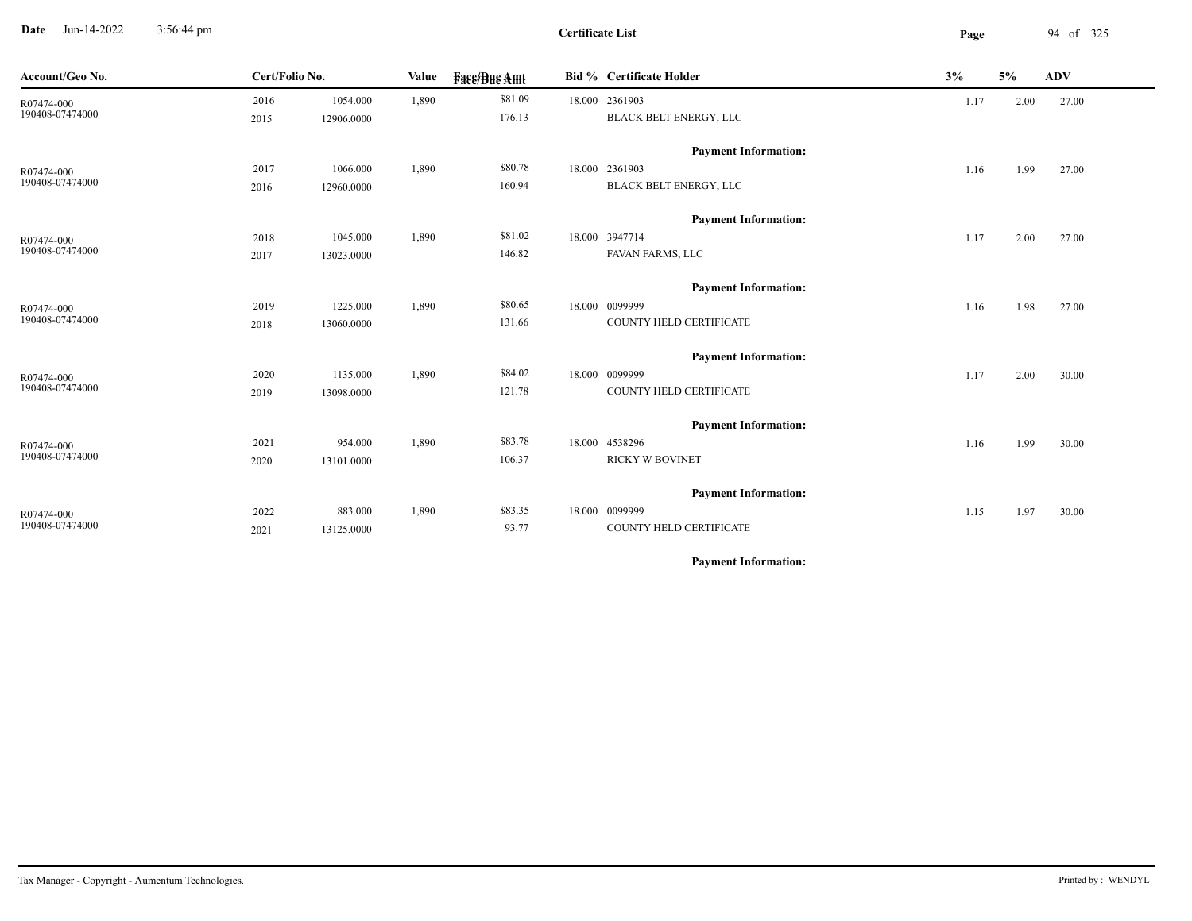# Certificate List

Date Jun-14-2022 3:56:44 pm

| Account/Geo No. | Cert/Folio No. | | Value | Face/Due Amt | Bid % | Certificate Holder | 3% | 5% | ADV |
|---|---|---|---|---|---|---|---|---|---|
| R07474-000 | 2016 | 1054.000 | 1,890 | $81.09 | 18.000 | 2361903 | 1.17 | 2.00 | 27.00 |
| 190408-07474000 | 2015 | 12906.0000 | | 176.13 | | BLACK BELT ENERGY, LLC | | | |
| | | | | | | **Payment Information:** | | | |
| R07474-000 | 2017 | 1066.000 | 1,890 | $80.78 | 18.000 | 2361903 | 1.16 | 1.99 | 27.00 |
| 190408-07474000 | 2016 | 12960.0000 | | 160.94 | | BLACK BELT ENERGY, LLC | | | |
| | | | | | | **Payment Information:** | | | |
| R07474-000 | 2018 | 1045.000 | 1,890 | $81.02 | 18.000 | 3947714 | 1.17 | 2.00 | 27.00 |
| 190408-07474000 | 2017 | 13023.0000 | | 146.82 | | FAVAN FARMS, LLC | | | |
| | | | | | | **Payment Information:** | | | |
| R07474-000 | 2019 | 1225.000 | 1,890 | $80.65 | 18.000 | 0099999 | 1.16 | 1.98 | 27.00 |
| 190408-07474000 | 2018 | 13060.0000 | | 131.66 | | COUNTY HELD CERTIFICATE | | | |
| | | | | | | **Payment Information:** | | | |
| R07474-000 | 2020 | 1135.000 | 1,890 | $84.02 | 18.000 | 0099999 | 1.17 | 2.00 | 30.00 |
| 190408-07474000 | 2019 | 13098.0000 | | 121.78 | | COUNTY HELD CERTIFICATE | | | |
| | | | | | | **Payment Information:** | | | |
| R07474-000 | 2021 | 954.000 | 1,890 | $83.78 | 18.000 | 4538296 | 1.16 | 1.99 | 30.00 |
| 190408-07474000 | 2020 | 13101.0000 | | 106.37 | | RICKY W BOVINET | | | |
| | | | | | | **Payment Information:** | | | |
| R07474-000 | 2022 | 883.000 | 1,890 | $83.35 | 18.000 | 0099999 | 1.15 | 1.97 | 30.00 |
| 190408-07474000 | 2021 | 13125.0000 | | 93.77 | | COUNTY HELD CERTIFICATE | | | |
| | | | | | | **Payment Information:** | | | |

Tax Manager - Copyright - Aumentum Technologies. Printed by : WENDYL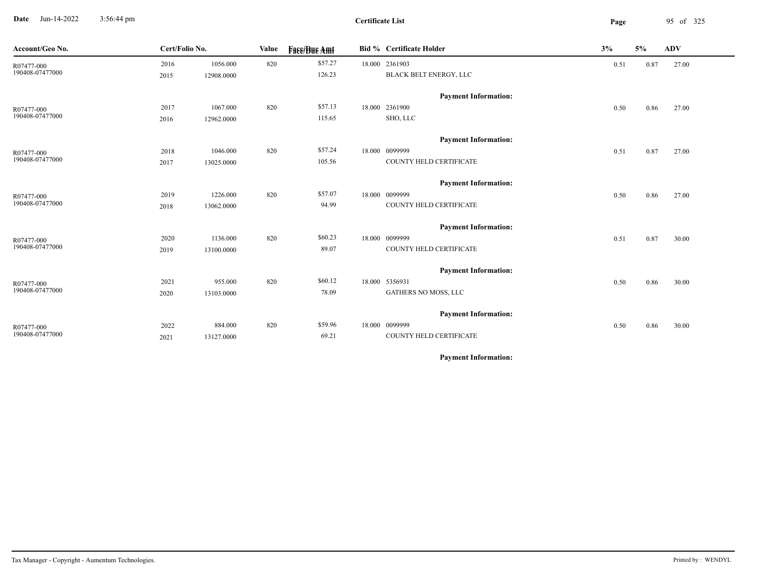# Certificate List

Date Jun-14-2022 3:56:44 pm

| Account/Geo No. | Cert/Folio No. | | Value | Face/Due Amt | Bid % | Certificate Holder | 3% | 5% | ADV |
|---|---|---|---|---|---|---|---|---|---|
| R07477-000 | 2016 | 1056.000 | 820 | $57.27 | 18.000 | 2361903 | 0.51 | 0.87 | 27.00 |
| 190408-07477000 | 2015 | 12908.0000 | | 126.23 | | BLACK BELT ENERGY, LLC | | | |
| | | | | | | **Payment Information:** | | | |
| R07477-000 | 2017 | 1067.000 | 820 | $57.13 | 18.000 | 2361900 | 0.50 | 0.86 | 27.00 |
| 190408-07477000 | 2016 | 12962.0000 | | 115.65 | | SHO, LLC | | | |
| | | | | | | **Payment Information:** | | | |
| R07477-000 | 2018 | 1046.000 | 820 | $57.24 | 18.000 | 0099999 | 0.51 | 0.87 | 27.00 |
| 190408-07477000 | 2017 | 13025.0000 | | 105.56 | | COUNTY HELD CERTIFICATE | | | |
| | | | | | | **Payment Information:** | | | |
| R07477-000 | 2019 | 1226.000 | 820 | $57.07 | 18.000 | 0099999 | 0.50 | 0.86 | 27.00 |
| 190408-07477000 | 2018 | 13062.0000 | | 94.99 | | COUNTY HELD CERTIFICATE | | | |
| | | | | | | **Payment Information:** | | | |
| R07477-000 | 2020 | 1136.000 | 820 | $60.23 | 18.000 | 0099999 | 0.51 | 0.87 | 30.00 |
| 190408-07477000 | 2019 | 13100.0000 | | 89.07 | | COUNTY HELD CERTIFICATE | | | |
| | | | | | | **Payment Information:** | | | |
| R07477-000 | 2021 | 955.000 | 820 | $60.12 | 18.000 | 5356931 | 0.50 | 0.86 | 30.00 |
| 190408-07477000 | 2020 | 13103.0000 | | 78.09 | | GATHERS NO MOSS, LLC | | | |
| | | | | | | **Payment Information:** | | | |
| R07477-000 | 2022 | 884.000 | 820 | $59.96 | 18.000 | 0099999 | 0.50 | 0.86 | 30.00 |
| 190408-07477000 | 2021 | 13127.0000 | | 69.21 | | COUNTY HELD CERTIFICATE | | | |
| | | | | | | **Payment Information:** | | | |

Tax Manager - Copyright - Aumentum Technologies. Printed by : WENDYL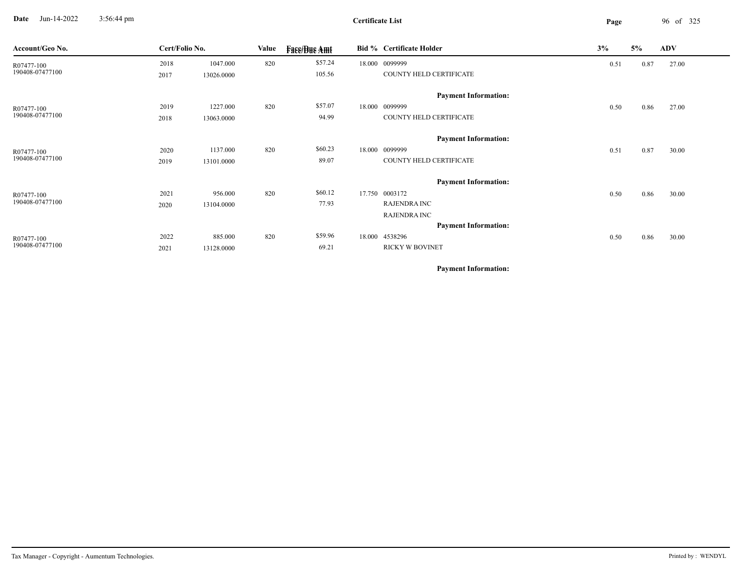**Certificate List**

| Account/Geo No. | Cert/Folio No. | | Value | Face/Due Amt | Bid % | Certificate Holder | 3% | 5% | ADV |
|---|---|---|---|---|---|---|---|---|---|
| R07477-100<br>190408-07477100 | 2018<br>2017 | 1047.000<br>13026.0000 | 820 | $57.24<br>105.56 | 18.000 | 0099999<br>COUNTY HELD CERTIFICATE | 0.51 | 0.87 | 27.00 |
| | | | | | | **Payment Information:** | | | |
| R07477-100<br>190408-07477100 | 2019<br>2018 | 1227.000<br>13063.0000 | 820 | $57.07<br>94.99 | 18.000 | 0099999<br>COUNTY HELD CERTIFICATE | 0.50 | 0.86 | 27.00 |
| | | | | | | **Payment Information:** | | | |
| R07477-100<br>190408-07477100 | 2020<br>2019 | 1137.000<br>13101.0000 | 820 | $60.23<br>89.07 | 18.000 | 0099999<br>COUNTY HELD CERTIFICATE | 0.51 | 0.87 | 30.00 |
| | | | | | | **Payment Information:** | | | |
| R07477-100<br>190408-07477100 | 2021<br>2020 | 956.000<br>13104.0000 | 820 | $60.12<br>77.93 | 17.750 | 0003172<br>RAJENDRA INC<br>RAJENDRA INC | 0.50 | 0.86 | 30.00 |
| | | | | | | **Payment Information:** | | | |
| R07477-100<br>190408-07477100 | 2022<br>2021 | 885.000<br>13128.0000 | 820 | $59.96<br>69.21 | 18.000 | 4538296<br>RICKY W BOVINET | 0.50 | 0.86 | 30.00 |
| | | | | | | **Payment Information:** | | | |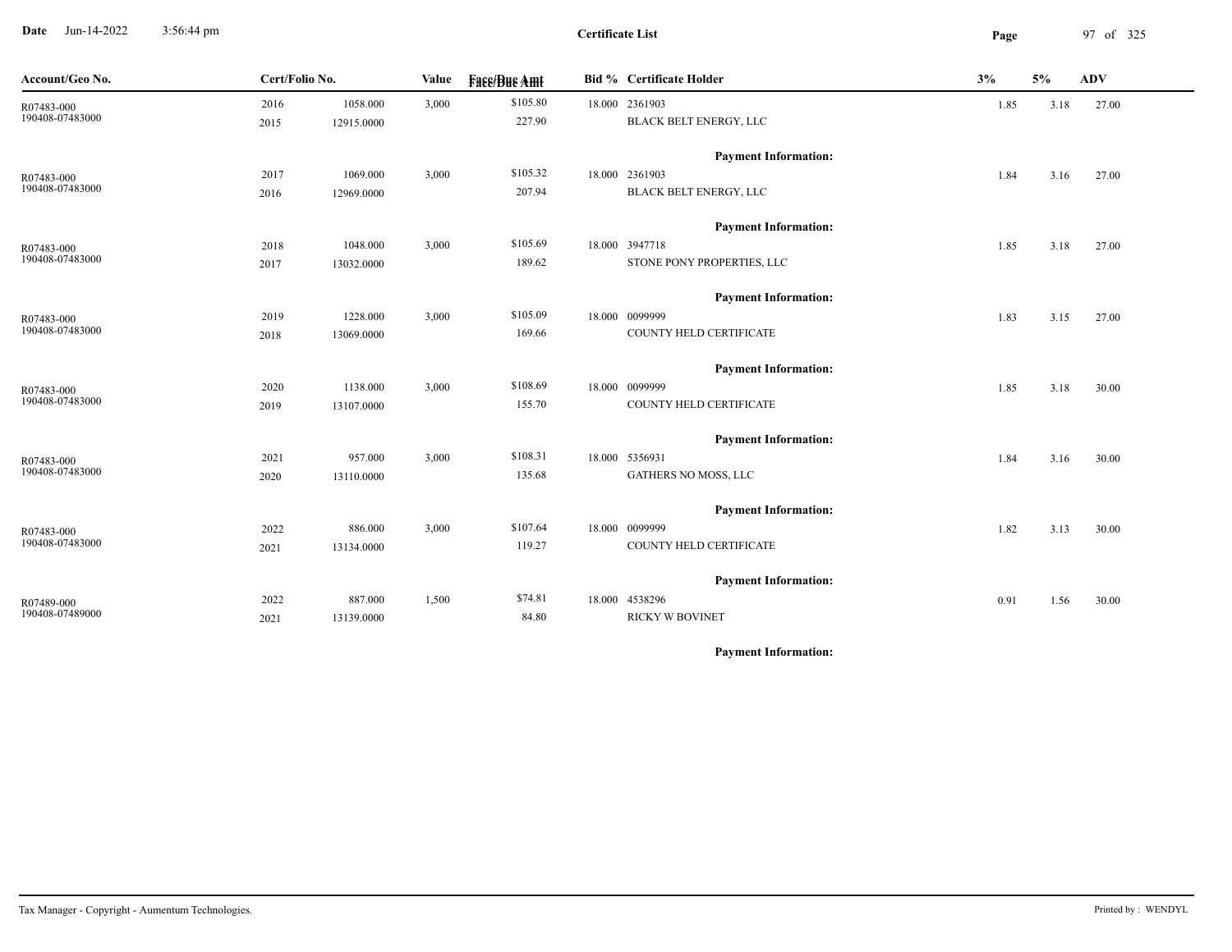# Certificate List

Date Jun-14-2022 3:56:44 pm

| Account/Geo No. | Cert/Folio No. | | Value | Face/Due Amt | Bid % | Certificate Holder | 3% | 5% | ADV |
|---|---|---|---|---|---|---|---|---|---|
| R07483-000 | 2016 | 1058.000 | 3,000 | $105.80 | 18.000 | 2361903 | 1.85 | 3.18 | 27.00 |
| 190408-07483000 | 2015 | 12915.0000 | | 227.90 | | BLACK BELT ENERGY, LLC | | | |
| | | | | | | **Payment Information:** | | | |
| R07483-000 | 2017 | 1069.000 | 3,000 | $105.32 | 18.000 | 2361903 | 1.84 | 3.16 | 27.00 |
| 190408-07483000 | 2016 | 12969.0000 | | 207.94 | | BLACK BELT ENERGY, LLC | | | |
| | | | | | | **Payment Information:** | | | |
| R07483-000 | 2018 | 1048.000 | 3,000 | $105.69 | 18.000 | 3947718 | 1.85 | 3.18 | 27.00 |
| 190408-07483000 | 2017 | 13032.0000 | | 189.62 | | STONE PONY PROPERTIES, LLC | | | |
| | | | | | | **Payment Information:** | | | |
| R07483-000 | 2019 | 1228.000 | 3,000 | $105.09 | 18.000 | 0099999 | 1.83 | 3.15 | 27.00 |
| 190408-07483000 | 2018 | 13069.0000 | | 169.66 | | COUNTY HELD CERTIFICATE | | | |
| | | | | | | **Payment Information:** | | | |
| R07483-000 | 2020 | 1138.000 | 3,000 | $108.69 | 18.000 | 0099999 | 1.85 | 3.18 | 30.00 |
| 190408-07483000 | 2019 | 13107.0000 | | 155.70 | | COUNTY HELD CERTIFICATE | | | |
| | | | | | | **Payment Information:** | | | |
| R07483-000 | 2021 | 957.000 | 3,000 | $108.31 | 18.000 | 5356931 | 1.84 | 3.16 | 30.00 |
| 190408-07483000 | 2020 | 13110.0000 | | 135.68 | | GATHERS NO MOSS, LLC | | | |
| | | | | | | **Payment Information:** | | | |
| R07483-000 | 2022 | 886.000 | 3,000 | $107.64 | 18.000 | 0099999 | 1.82 | 3.13 | 30.00 |
| 190408-07483000 | 2021 | 13134.0000 | | 119.27 | | COUNTY HELD CERTIFICATE | | | |
| | | | | | | **Payment Information:** | | | |
| R07489-000 | 2022 | 887.000 | 1,500 | $74.81 | 18.000 | 4538296 | 0.91 | 1.56 | 30.00 |
| 190408-07489000 | 2021 | 13139.0000 | | 84.80 | | RICKY W BOVINET | | | |
| | | | | | | **Payment Information:** | | | |

Tax Manager - Copyright - Aumentum Technologies.

Printed by : WENDYL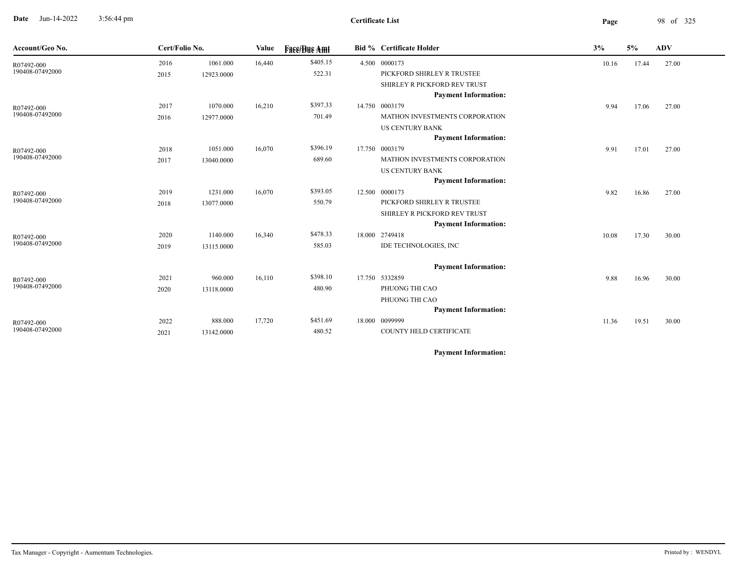**Date** Jun-14-2022 3:56:44 pm

**Certificate List**

| Account/Geo No. | Cert/Folio No. | | Value | Face/Due Amt | Bid % | Certificate Holder | 3% | 5% | ADV |
|---|---|---|---|---|---|---|---|---|---|
| R07492-000<br>190408-07492000 | 2016<br>2015 | 1061.000<br>12923.0000 | 16,440 | $405.15<br>522.31 | 4.500 | 0000173<br>PICKFORD SHIRLEY R TRUSTEE<br>SHIRLEY R PICKFORD REV TRUST<br>**Payment Information:** | 10.16 | 17.44 | 27.00 |
| R07492-000<br>190408-07492000 | 2017<br>2016 | 1070.000<br>12977.0000 | 16,210 | $397.33<br>701.49 | 14.750 | 0003179<br>MATHON INVESTMENTS CORPORATION<br>US CENTURY BANK<br>**Payment Information:** | 9.94 | 17.06 | 27.00 |
| R07492-000<br>190408-07492000 | 2018<br>2017 | 1051.000<br>13040.0000 | 16,070 | $396.19<br>689.60 | 17.750 | 0003179<br>MATHON INVESTMENTS CORPORATION<br>US CENTURY BANK<br>**Payment Information:** | 9.91 | 17.01 | 27.00 |
| R07492-000<br>190408-07492000 | 2019<br>2018 | 1231.000<br>13077.0000 | 16,070 | $393.05<br>550.79 | 12.500 | 0000173<br>PICKFORD SHIRLEY R TRUSTEE<br>SHIRLEY R PICKFORD REV TRUST<br>**Payment Information:** | 9.82 | 16.86 | 27.00 |
| R07492-000<br>190408-07492000 | 2020<br>2019 | 1140.000<br>13115.0000 | 16,340 | $478.33<br>585.03 | 18.000 | 2749418<br>IDE TECHNOLOGIES, INC<br>**Payment Information:** | 10.08 | 17.30 | 30.00 |
| R07492-000<br>190408-07492000 | 2021<br>2020 | 960.000<br>13118.0000 | 16,110 | $398.10<br>480.90 | 17.750 | 5332859<br>PHUONG THI CAO<br>PHUONG THI CAO<br>**Payment Information:** | 9.88 | 16.96 | 30.00 |
| R07492-000<br>190408-07492000 | 2022<br>2021 | 888.000<br>13142.0000 | 17,720 | $451.69<br>480.52 | 18.000 | 0099999<br>COUNTY HELD CERTIFICATE<br>**Payment Information:** | 11.36 | 19.51 | 30.00 |

Tax Manager - Copyright - Aumentum Technologies. Printed by : WENDYL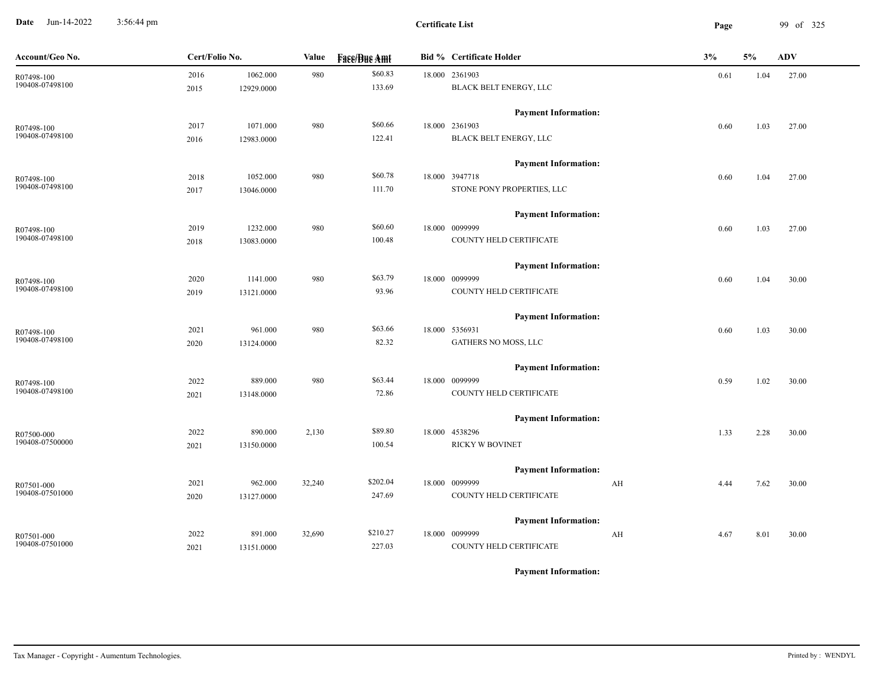**Certificate List**

| Account/Geo No. | Cert/Folio No. | | Value | Face/Due Amt | Bid % | Certificate Holder | | 3% | 5% | ADV |
|---|---|---|---|---|---|---|---|---|---|---|
| R07498-100<br>190408-07498100 | 2016<br>2015 | 1062.000<br>12929.0000 | 980 | $60.83<br>133.69 | 18.000 | 2361903<br>BLACK BELT ENERGY, LLC | | 0.61 | 1.04 | 27.00 |
| | | | | | | **Payment Information:** | | | | |
| R07498-100<br>190408-07498100 | 2017<br>2016 | 1071.000<br>12983.0000 | 980 | $60.66<br>122.41 | 18.000 | 2361903<br>BLACK BELT ENERGY, LLC | | 0.60 | 1.03 | 27.00 |
| | | | | | | **Payment Information:** | | | | |
| R07498-100<br>190408-07498100 | 2018<br>2017 | 1052.000<br>13046.0000 | 980 | $60.78<br>111.70 | 18.000 | 3947718<br>STONE PONY PROPERTIES, LLC | | 0.60 | 1.04 | 27.00 |
| | | | | | | **Payment Information:** | | | | |
| R07498-100<br>190408-07498100 | 2019<br>2018 | 1232.000<br>13083.0000 | 980 | $60.60<br>100.48 | 18.000 | 0099999<br>COUNTY HELD CERTIFICATE | | 0.60 | 1.03 | 27.00 |
| | | | | | | **Payment Information:** | | | | |
| R07498-100<br>190408-07498100 | 2020<br>2019 | 1141.000<br>13121.0000 | 980 | $63.79<br>93.96 | 18.000 | 0099999<br>COUNTY HELD CERTIFICATE | | 0.60 | 1.04 | 30.00 |
| | | | | | | **Payment Information:** | | | | |
| R07498-100<br>190408-07498100 | 2021<br>2020 | 961.000<br>13124.0000 | 980 | $63.66<br>82.32 | 18.000 | 5356931<br>GATHERS NO MOSS, LLC | | 0.60 | 1.03 | 30.00 |
| | | | | | | **Payment Information:** | | | | |
| R07498-100<br>190408-07498100 | 2022<br>2021 | 889.000<br>13148.0000 | 980 | $63.44<br>72.86 | 18.000 | 0099999<br>COUNTY HELD CERTIFICATE | | 0.59 | 1.02 | 30.00 |
| | | | | | | **Payment Information:** | | | | |
| R07500-000<br>190408-07500000 | 2022<br>2021 | 890.000<br>13150.0000 | 2,130 | $89.80<br>100.54 | 18.000 | 4538296<br>RICKY W BOVINET | | 1.33 | 2.28 | 30.00 |
| | | | | | | **Payment Information:** | | | | |
| R07501-000<br>190408-07501000 | 2021<br>2020 | 962.000<br>13127.0000 | 32,240 | $202.04<br>247.69 | 18.000 | 0099999<br>COUNTY HELD CERTIFICATE | AH | 4.44 | 7.62 | 30.00 |
| | | | | | | **Payment Information:** | | | | |
| R07501-000<br>190408-07501000 | 2022<br>2021 | 891.000<br>13151.0000 | 32,690 | $210.27<br>227.03 | 18.000 | 0099999<br>COUNTY HELD CERTIFICATE | AH | 4.67 | 8.01 | 30.00 |
| | | | | | | **Payment Information:** | | | | |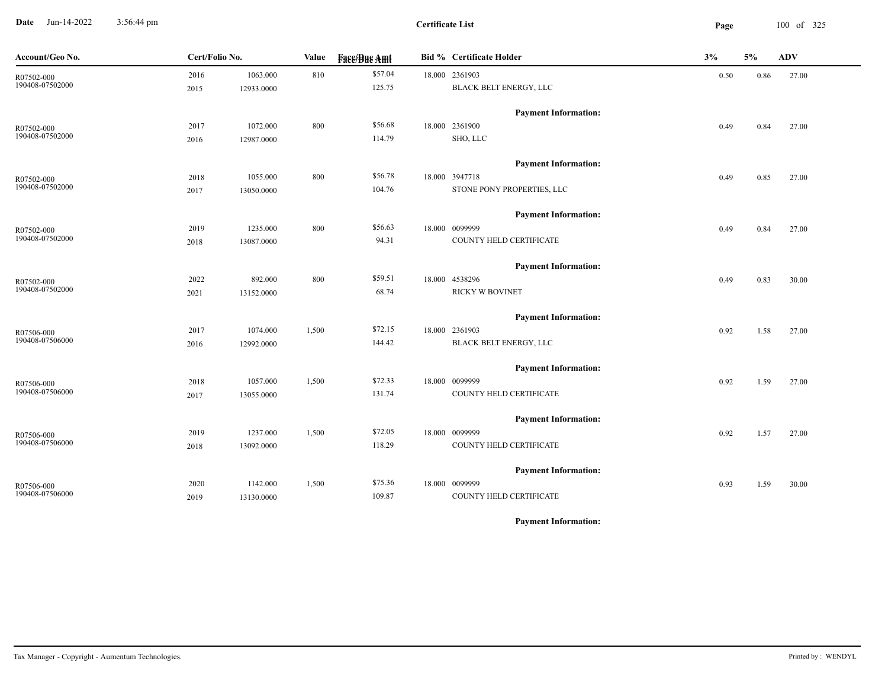**Date** Jun-14-2022 3:56:44 pm

**Certificate List**

| Account/Geo No. | Cert/Folio No. | | Value | Face/Due Amt | Bid % | Certificate Holder | 3% | 5% | ADV |
|---|---|---|---|---|---|---|---|---|---|
| R07502-000 | 2016 | 1063.000 | 810 | $57.04 | 18.000 | 2361903 | 0.50 | 0.86 | 27.00 |
| 190408-07502000 | 2015 | 12933.0000 | | 125.75 | | BLACK BELT ENERGY, LLC | | | |
| | | | | | | **Payment Information:** | | | |
| R07502-000 | 2017 | 1072.000 | 800 | $56.68 | 18.000 | 2361900 | 0.49 | 0.84 | 27.00 |
| 190408-07502000 | 2016 | 12987.0000 | | 114.79 | | SHO, LLC | | | |
| | | | | | | **Payment Information:** | | | |
| R07502-000 | 2018 | 1055.000 | 800 | $56.78 | 18.000 | 3947718 | 0.49 | 0.85 | 27.00 |
| 190408-07502000 | 2017 | 13050.0000 | | 104.76 | | STONE PONY PROPERTIES, LLC | | | |
| | | | | | | **Payment Information:** | | | |
| R07502-000 | 2019 | 1235.000 | 800 | $56.63 | 18.000 | 0099999 | 0.49 | 0.84 | 27.00 |
| 190408-07502000 | 2018 | 13087.0000 | | 94.31 | | COUNTY HELD CERTIFICATE | | | |
| | | | | | | **Payment Information:** | | | |
| R07502-000 | 2022 | 892.000 | 800 | $59.51 | 18.000 | 4538296 | 0.49 | 0.83 | 30.00 |
| 190408-07502000 | 2021 | 13152.0000 | | 68.74 | | RICKY W BOVINET | | | |
| | | | | | | **Payment Information:** | | | |
| R07506-000 | 2017 | 1074.000 | 1,500 | $72.15 | 18.000 | 2361903 | 0.92 | 1.58 | 27.00 |
| 190408-07506000 | 2016 | 12992.0000 | | 144.42 | | BLACK BELT ENERGY, LLC | | | |
| | | | | | | **Payment Information:** | | | |
| R07506-000 | 2018 | 1057.000 | 1,500 | $72.33 | 18.000 | 0099999 | 0.92 | 1.59 | 27.00 |
| 190408-07506000 | 2017 | 13055.0000 | | 131.74 | | COUNTY HELD CERTIFICATE | | | |
| | | | | | | **Payment Information:** | | | |
| R07506-000 | 2019 | 1237.000 | 1,500 | $72.05 | 18.000 | 0099999 | 0.92 | 1.57 | 27.00 |
| 190408-07506000 | 2018 | 13092.0000 | | 118.29 | | COUNTY HELD CERTIFICATE | | | |
| | | | | | | **Payment Information:** | | | |
| R07506-000 | 2020 | 1142.000 | 1,500 | $75.36 | 18.000 | 0099999 | 0.93 | 1.59 | 30.00 |
| 190408-07506000 | 2019 | 13130.0000 | | 109.87 | | COUNTY HELD CERTIFICATE | | | |
| | | | | | | **Payment Information:** | | | |

Tax Manager - Copyright - Aumentum Technologies. Printed by : WENDYL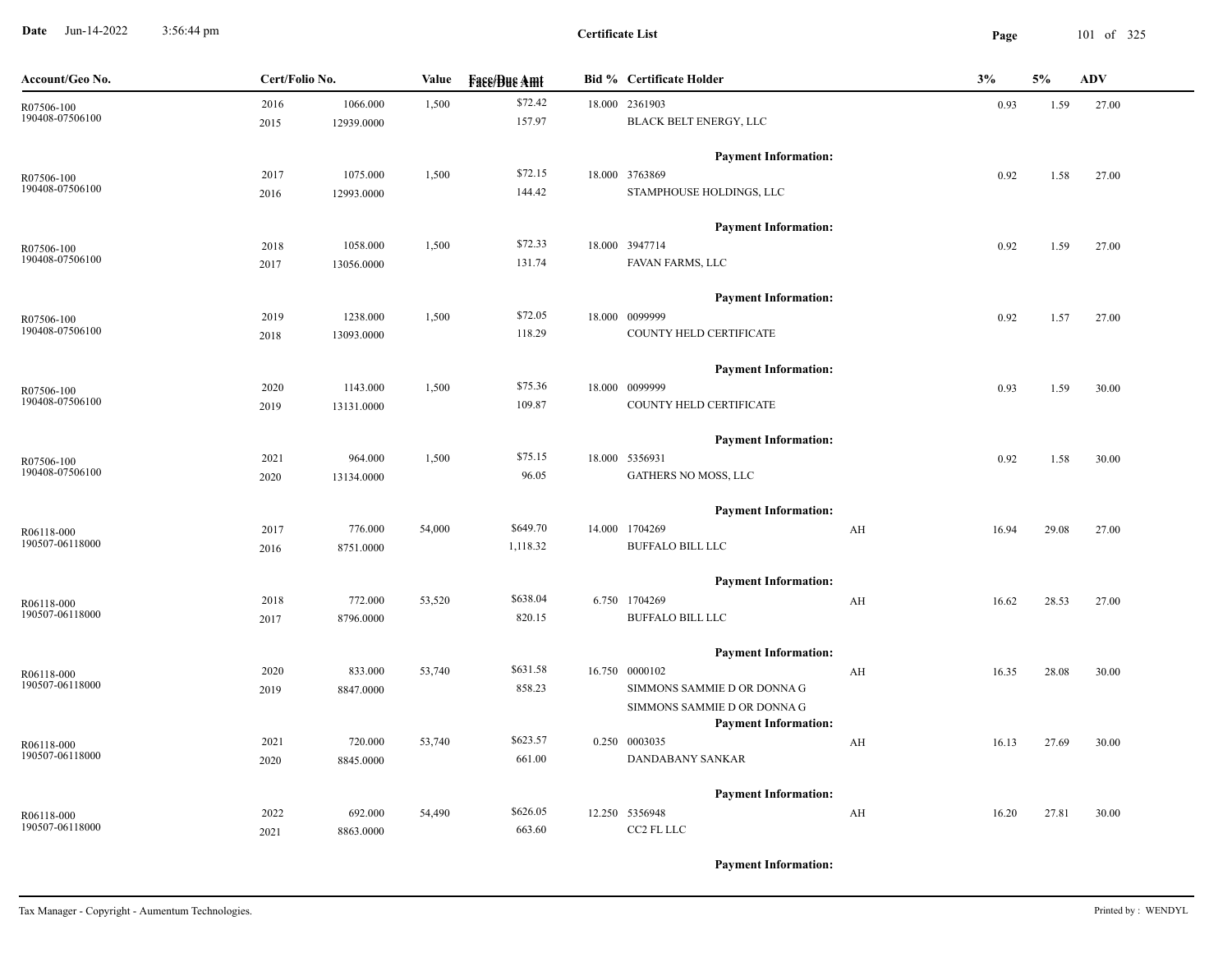**Certificate List**

| Account/Geo No. | Cert/Folio No. | | Value | Face/Due Amt | Bid % | Certificate Holder | | 3% | 5% | ADV |
|---|---|---|---|---|---|---|---|---|---|---|
| R07506-100 | 2016 | 1066.000 | 1,500 | $72.42 | 18.000 | 2361903 | | 0.93 | 1.59 | 27.00 |
| 190408-07506100 | 2015 | 12939.0000 | | 157.97 | | BLACK BELT ENERGY, LLC | | | | |
| | | | | | | **Payment Information:** | | | | |
| R07506-100 | 2017 | 1075.000 | 1,500 | $72.15 | 18.000 | 3763869 | | 0.92 | 1.58 | 27.00 |
| 190408-07506100 | 2016 | 12993.0000 | | 144.42 | | STAMPHOUSE HOLDINGS, LLC | | | | |
| | | | | | | **Payment Information:** | | | | |
| R07506-100 | 2018 | 1058.000 | 1,500 | $72.33 | 18.000 | 3947714 | | 0.92 | 1.59 | 27.00 |
| 190408-07506100 | 2017 | 13056.0000 | | 131.74 | | FAVAN FARMS, LLC | | | | |
| | | | | | | **Payment Information:** | | | | |
| R07506-100 | 2019 | 1238.000 | 1,500 | $72.05 | 18.000 | 0099999 | | 0.92 | 1.57 | 27.00 |
| 190408-07506100 | 2018 | 13093.0000 | | 118.29 | | COUNTY HELD CERTIFICATE | | | | |
| | | | | | | **Payment Information:** | | | | |
| R07506-100 | 2020 | 1143.000 | 1,500 | $75.36 | 18.000 | 0099999 | | 0.93 | 1.59 | 30.00 |
| 190408-07506100 | 2019 | 13131.0000 | | 109.87 | | COUNTY HELD CERTIFICATE | | | | |
| | | | | | | **Payment Information:** | | | | |
| R07506-100 | 2021 | 964.000 | 1,500 | $75.15 | 18.000 | 5356931 | | 0.92 | 1.58 | 30.00 |
| 190408-07506100 | 2020 | 13134.0000 | | 96.05 | | GATHERS NO MOSS, LLC | | | | |
| | | | | | | **Payment Information:** | | | | |
| R06118-000 | 2017 | 776.000 | 54,000 | $649.70 | 14.000 | 1704269 | AH | 16.94 | 29.08 | 27.00 |
| 190507-06118000 | 2016 | 8751.0000 | | 1,118.32 | | BUFFALO BILL LLC | | | | |
| | | | | | | **Payment Information:** | | | | |
| R06118-000 | 2018 | 772.000 | 53,520 | $638.04 | 6.750 | 1704269 | AH | 16.62 | 28.53 | 27.00 |
| 190507-06118000 | 2017 | 8796.0000 | | 820.15 | | BUFFALO BILL LLC | | | | |
| | | | | | | **Payment Information:** | | | | |
| R06118-000 | 2020 | 833.000 | 53,740 | $631.58 | 16.750 | 0000102 | AH | 16.35 | 28.08 | 30.00 |
| 190507-06118000 | 2019 | 8847.0000 | | 858.23 | | SIMMONS SAMMIE D OR DONNA G | | | | |
| | | | | | | SIMMONS SAMMIE D OR DONNA G | | | | |
| | | | | | | **Payment Information:** | | | | |
| R06118-000 | 2021 | 720.000 | 53,740 | $623.57 | 0.250 | 0003035 | AH | 16.13 | 27.69 | 30.00 |
| 190507-06118000 | 2020 | 8845.0000 | | 661.00 | | DANDABANY SANKAR | | | | |
| | | | | | | **Payment Information:** | | | | |
| R06118-000 | 2022 | 692.000 | 54,490 | $626.05 | 12.250 | 5356948 | AH | 16.20 | 27.81 | 30.00 |
| 190507-06118000 | 2021 | 8863.0000 | | 663.60 | | CC2 FL LLC | | | | |
| | | | | | | **Payment Information:** | | | | |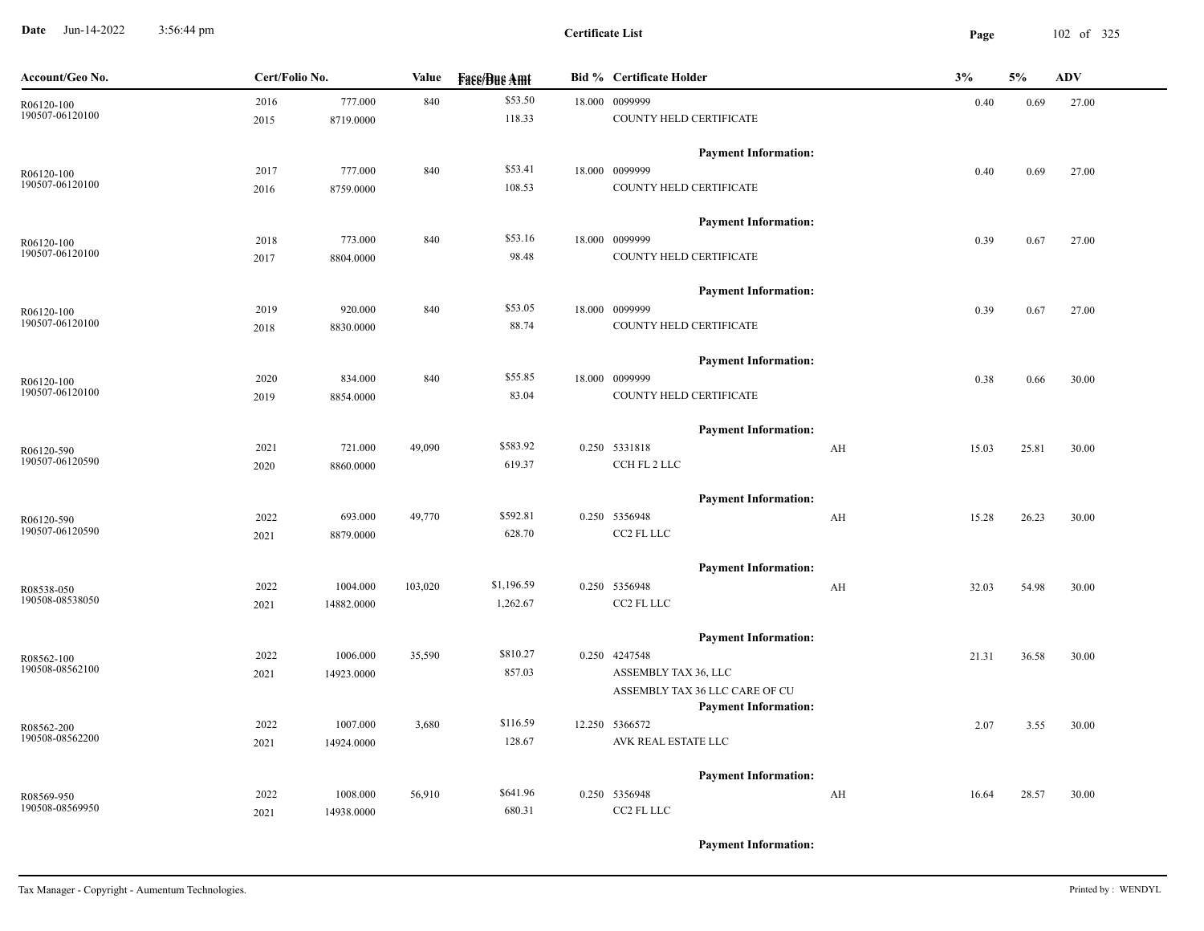**Certificate List**

| Account/Geo No. | Cert/Folio No. | | Value | Face/Due Amt | Bid % | Certificate Holder | | 3% | 5% | ADV |
|---|---|---|---|---|---|---|---|---|---|---|
| R06120-100 | 2016 | 777.000 | 840 | $53.50 | 18.000 | 0099999 | | 0.40 | 0.69 | 27.00 |
| 190507-06120100 | 2015 | 8719.0000 | | 118.33 | | COUNTY HELD CERTIFICATE | | | | |
| | | | | | | **Payment Information:** | | | | |
| R06120-100 | 2017 | 777.000 | 840 | $53.41 | 18.000 | 0099999 | | 0.40 | 0.69 | 27.00 |
| 190507-06120100 | 2016 | 8759.0000 | | 108.53 | | COUNTY HELD CERTIFICATE | | | | |
| | | | | | | **Payment Information:** | | | | |
| R06120-100 | 2018 | 773.000 | 840 | $53.16 | 18.000 | 0099999 | | 0.39 | 0.67 | 27.00 |
| 190507-06120100 | 2017 | 8804.0000 | | 98.48 | | COUNTY HELD CERTIFICATE | | | | |
| | | | | | | **Payment Information:** | | | | |
| R06120-100 | 2019 | 920.000 | 840 | $53.05 | 18.000 | 0099999 | | 0.39 | 0.67 | 27.00 |
| 190507-06120100 | 2018 | 8830.0000 | | 88.74 | | COUNTY HELD CERTIFICATE | | | | |
| | | | | | | **Payment Information:** | | | | |
| R06120-100 | 2020 | 834.000 | 840 | $55.85 | 18.000 | 0099999 | | 0.38 | 0.66 | 30.00 |
| 190507-06120100 | 2019 | 8854.0000 | | 83.04 | | COUNTY HELD CERTIFICATE | | | | |
| | | | | | | **Payment Information:** | | | | |
| R06120-590 | 2021 | 721.000 | 49,090 | $583.92 | 0.250 | 5331818 | AH | 15.03 | 25.81 | 30.00 |
| 190507-06120590 | 2020 | 8860.0000 | | 619.37 | | CCH FL 2 LLC | | | | |
| | | | | | | **Payment Information:** | | | | |
| R06120-590 | 2022 | 693.000 | 49,770 | $592.81 | 0.250 | 5356948 | AH | 15.28 | 26.23 | 30.00 |
| 190507-06120590 | 2021 | 8879.0000 | | 628.70 | | CC2 FL LLC | | | | |
| | | | | | | **Payment Information:** | | | | |
| R08538-050 | 2022 | 1004.000 | 103,020 | $1,196.59 | 0.250 | 5356948 | AH | 32.03 | 54.98 | 30.00 |
| 190508-08538050 | 2021 | 14882.0000 | | 1,262.67 | | CC2 FL LLC | | | | |
| | | | | | | **Payment Information:** | | | | |
| R08562-100 | 2022 | 1006.000 | 35,590 | $810.27 | 0.250 | 4247548 | | 21.31 | 36.58 | 30.00 |
| 190508-08562100 | 2021 | 14923.0000 | | 857.03 | | ASSEMBLY TAX 36, LLC | | | | |
| | | | | | | ASSEMBLY TAX 36 LLC CARE OF CU | | | | |
| | | | | | | **Payment Information:** | | | | |
| R08562-200 | 2022 | 1007.000 | 3,680 | $116.59 | 12.250 | 5366572 | | 2.07 | 3.55 | 30.00 |
| 190508-08562200 | 2021 | 14924.0000 | | 128.67 | | AVK REAL ESTATE LLC | | | | |
| | | | | | | **Payment Information:** | | | | |
| R08569-950 | 2022 | 1008.000 | 56,910 | $641.96 | 0.250 | 5356948 | AH | 16.64 | 28.57 | 30.00 |
| 190508-08569950 | 2021 | 14938.0000 | | 680.31 | | CC2 FL LLC | | | | |
| | | | | | | **Payment Information:** | | | | |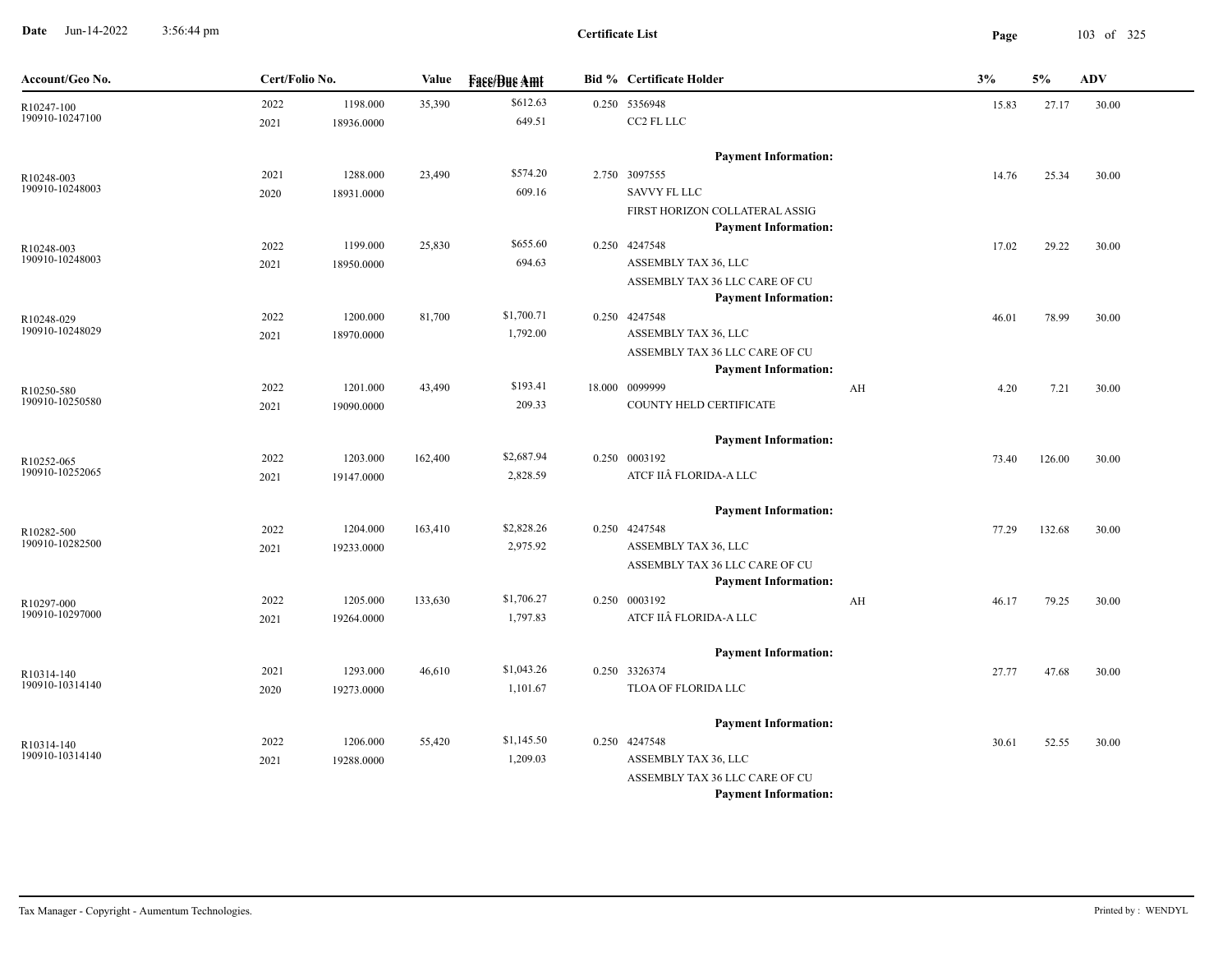# Certificate List

| Account/Geo No. | Cert/Folio No. | | Value | Face/Due Amt | Bid % | Certificate Holder | | 3% | 5% | ADV |
|---|---|---|---|---|---|---|---|---|---|---|
| R10247-100<br>190910-10247100 | 2022<br>2021 | 1198.000<br>18936.0000 | 35,390 | $612.63<br>649.51 | 0.250 | 5356948<br>CC2 FL LLC<br>**Payment Information:** | | 15.83 | 27.17 | 30.00 |
| R10248-003<br>190910-10248003 | 2021<br>2020 | 1288.000<br>18931.0000 | 23,490 | $574.20<br>609.16 | 2.750 | 3097555<br>SAVVY FL LLC<br>FIRST HORIZON COLLATERAL ASSIG<br>**Payment Information:** | | 14.76 | 25.34 | 30.00 |
| R10248-003<br>190910-10248003 | 2022<br>2021 | 1199.000<br>18950.0000 | 25,830 | $655.60<br>694.63 | 0.250 | 4247548<br>ASSEMBLY TAX 36, LLC<br>ASSEMBLY TAX 36 LLC CARE OF CU<br>**Payment Information:** | | 17.02 | 29.22 | 30.00 |
| R10248-029<br>190910-10248029 | 2022<br>2021 | 1200.000<br>18970.0000 | 81,700 | $1,700.71<br>1,792.00 | 0.250 | 4247548<br>ASSEMBLY TAX 36, LLC<br>ASSEMBLY TAX 36 LLC CARE OF CU<br>**Payment Information:** | | 46.01 | 78.99 | 30.00 |
| R10250-580<br>190910-10250580 | 2022<br>2021 | 1201.000<br>19090.0000 | 43,490 | $193.41<br>209.33 | 18.000 | 0099999<br>COUNTY HELD CERTIFICATE<br>**Payment Information:** | AH | 4.20 | 7.21 | 30.00 |
| R10252-065<br>190910-10252065 | 2022<br>2021 | 1203.000<br>19147.0000 | 162,400 | $2,687.94<br>2,828.59 | 0.250 | 0003192<br>ATCF IIÂ FLORIDA-A LLC<br>**Payment Information:** | | 73.40 | 126.00 | 30.00 |
| R10282-500<br>190910-10282500 | 2022<br>2021 | 1204.000<br>19233.0000 | 163,410 | $2,828.26<br>2,975.92 | 0.250 | 4247548<br>ASSEMBLY TAX 36, LLC<br>ASSEMBLY TAX 36 LLC CARE OF CU<br>**Payment Information:** | | 77.29 | 132.68 | 30.00 |
| R10297-000<br>190910-10297000 | 2022<br>2021 | 1205.000<br>19264.0000 | 133,630 | $1,706.27<br>1,797.83 | 0.250 | 0003192<br>ATCF IIÂ FLORIDA-A LLC<br>**Payment Information:** | AH | 46.17 | 79.25 | 30.00 |
| R10314-140<br>190910-10314140 | 2021<br>2020 | 1293.000<br>19273.0000 | 46,610 | $1,043.26<br>1,101.67 | 0.250 | 3326374<br>TLOA OF FLORIDA LLC<br>**Payment Information:** | | 27.77 | 47.68 | 30.00 |
| R10314-140<br>190910-10314140 | 2022<br>2021 | 1206.000<br>19288.0000 | 55,420 | $1,145.50<br>1,209.03 | 0.250 | 4247548<br>ASSEMBLY TAX 36, LLC<br>ASSEMBLY TAX 36 LLC CARE OF CU<br>**Payment Information:** | | 30.61 | 52.55 | 30.00 |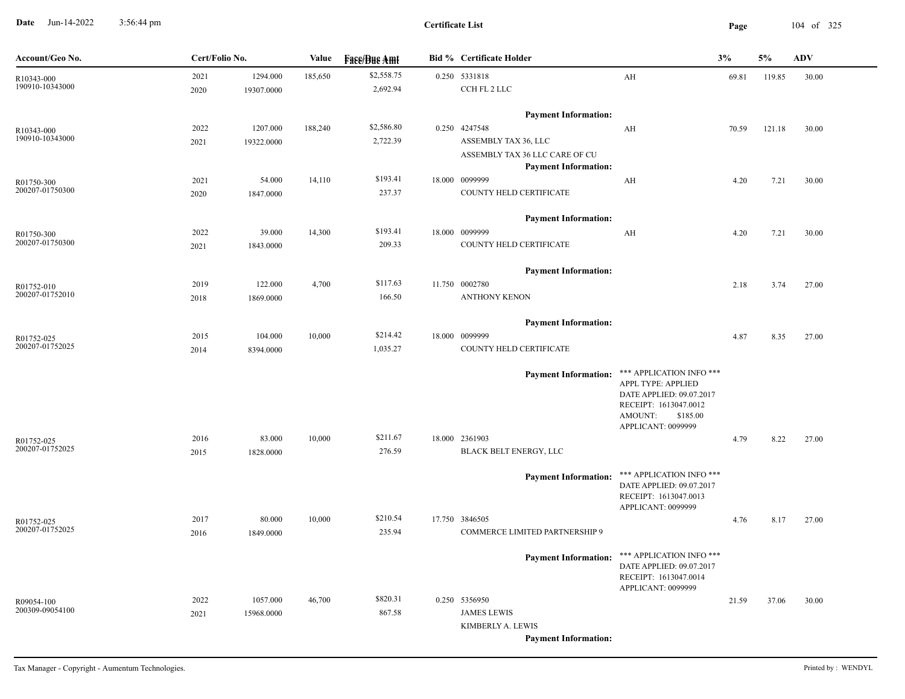# Certificate List

| Account/Geo No. | Cert/Folio No. | | Value | Face/Due Amt | Bid % | Certificate Holder | | 3% | 5% | ADV |
|---|---|---|---|---|---|---|---|---|---|---|
| R10343-000 | 2021 | 1294.000 | 185,650 | $2,558.75 | 0.250 | 5331818 | AH | 69.81 | 119.85 | 30.00 |
| 190910-10343000 | 2020 | 19307.0000 | | 2,692.94 | | CCH FL 2 LLC | | | | |
| | | | | | | **Payment Information:** | | | | |
| R10343-000 | 2022 | 1207.000 | 188,240 | $2,586.80 | 0.250 | 4247548 | AH | 70.59 | 121.18 | 30.00 |
| 190910-10343000 | 2021 | 19322.0000 | | 2,722.39 | | ASSEMBLY TAX 36, LLC | | | | |
| | | | | | | ASSEMBLY TAX 36 LLC CARE OF CU | | | | |
| | | | | | | **Payment Information:** | | | | |
| R01750-300 | 2021 | 54.000 | 14,110 | $193.41 | 18.000 | 0099999 | AH | 4.20 | 7.21 | 30.00 |
| 200207-01750300 | 2020 | 1847.0000 | | 237.37 | | COUNTY HELD CERTIFICATE | | | | |
| | | | | | | **Payment Information:** | | | | |
| R01750-300 | 2022 | 39.000 | 14,300 | $193.41 | 18.000 | 0099999 | AH | 4.20 | 7.21 | 30.00 |
| 200207-01750300 | 2021 | 1843.0000 | | 209.33 | | COUNTY HELD CERTIFICATE | | | | |
| | | | | | | **Payment Information:** | | | | |
| R01752-010 | 2019 | 122.000 | 4,700 | $117.63 | 11.750 | 0002780 | | 2.18 | 3.74 | 27.00 |
| 200207-01752010 | 2018 | 1869.0000 | | 166.50 | | ANTHONY KENON | | | | |
| | | | | | | **Payment Information:** | | | | |
| R01752-025 | 2015 | 104.000 | 10,000 | $214.42 | 18.000 | 0099999 | | 4.87 | 8.35 | 27.00 |
| 200207-01752025 | 2014 | 8394.0000 | | 1,035.27 | | COUNTY HELD CERTIFICATE | | | | |
| | | | | | | **Payment Information:** | *** APPLICATION INFO *** APPL TYPE: APPLIED DATE APPLIED: 09.07.2017 RECEIPT: 1613047.0012 AMOUNT: $185.00 APPLICANT: 0099999 | | | |
| R01752-025 | 2016 | 83.000 | 10,000 | $211.67 | 18.000 | 2361903 | | 4.79 | 8.22 | 27.00 |
| 200207-01752025 | 2015 | 1828.0000 | | 276.59 | | BLACK BELT ENERGY, LLC | | | | |
| | | | | | | **Payment Information:** | *** APPLICATION INFO *** DATE APPLIED: 09.07.2017 RECEIPT: 1613047.0013 APPLICANT: 0099999 | | | |
| R01752-025 | 2017 | 80.000 | 10,000 | $210.54 | 17.750 | 3846505 | | 4.76 | 8.17 | 27.00 |
| 200207-01752025 | 2016 | 1849.0000 | | 235.94 | | COMMERCE LIMITED PARTNERSHIP 9 | | | | |
| | | | | | | **Payment Information:** | *** APPLICATION INFO *** DATE APPLIED: 09.07.2017 RECEIPT: 1613047.0014 APPLICANT: 0099999 | | | |
| R09054-100 | 2022 | 1057.000 | 46,700 | $820.31 | 0.250 | 5356950 | | 21.59 | 37.06 | 30.00 |
| 200309-09054100 | 2021 | 15968.0000 | | 867.58 | | JAMES LEWIS | | | | |
| | | | | | | KIMBERLY A. LEWIS | | | | |
| | | | | | | **Payment Information:** | | | | |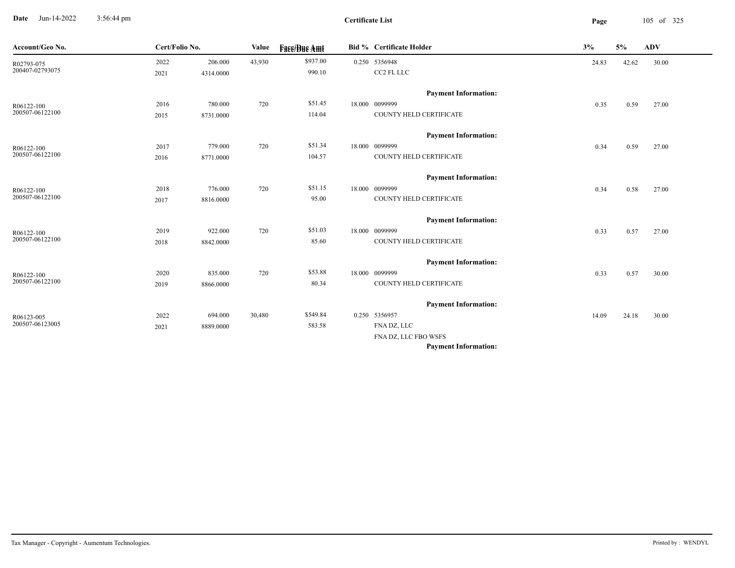**Certificate List**

Date Jun-14-2022 3:56:44 pm

| Account/Geo No. | Cert/Folio No. | | Value | Face/Due Amt | Bid % | Certificate Holder | 3% | 5% | ADV |
|---|---|---|---|---|---|---|---|---|---|
| R02793-075 | 2022 | 206.000 | 43,930 | $937.00 | 0.250 | 5356948 | 24.83 | 42.62 | 30.00 |
| 200407-02793075 | 2021 | 4314.0000 | | 990.10 | | CC2 FL LLC | | | |
| | | | | | | **Payment Information:** | | | |
| R06122-100 | 2016 | 780.000 | 720 | $51.45 | 18.000 | 0099999 | 0.35 | 0.59 | 27.00 |
| 200507-06122100 | 2015 | 8731.0000 | | 114.04 | | COUNTY HELD CERTIFICATE | | | |
| | | | | | | **Payment Information:** | | | |
| R06122-100 | 2017 | 779.000 | 720 | $51.34 | 18.000 | 0099999 | 0.34 | 0.59 | 27.00 |
| 200507-06122100 | 2016 | 8771.0000 | | 104.57 | | COUNTY HELD CERTIFICATE | | | |
| | | | | | | **Payment Information:** | | | |
| R06122-100 | 2018 | 776.000 | 720 | $51.15 | 18.000 | 0099999 | 0.34 | 0.58 | 27.00 |
| 200507-06122100 | 2017 | 8816.0000 | | 95.00 | | COUNTY HELD CERTIFICATE | | | |
| | | | | | | **Payment Information:** | | | |
| R06122-100 | 2019 | 922.000 | 720 | $51.03 | 18.000 | 0099999 | 0.33 | 0.57 | 27.00 |
| 200507-06122100 | 2018 | 8842.0000 | | 85.60 | | COUNTY HELD CERTIFICATE | | | |
| | | | | | | **Payment Information:** | | | |
| R06122-100 | 2020 | 835.000 | 720 | $53.88 | 18.000 | 0099999 | 0.33 | 0.57 | 30.00 |
| 200507-06122100 | 2019 | 8866.0000 | | 80.34 | | COUNTY HELD CERTIFICATE | | | |
| | | | | | | **Payment Information:** | | | |
| R06123-005 | 2022 | 694.000 | 30,480 | $549.84 | 0.250 | 5356957 | 14.09 | 24.18 | 30.00 |
| 200507-06123005 | 2021 | 8889.0000 | | 583.58 | | FNA DZ, LLC | | | |
| | | | | | | FNA DZ, LLC FBO WSFS | | | |
| | | | | | | **Payment Information:** | | | |

Tax Manager - Copyright - Aumentum Technologies.

Printed by : WENDYL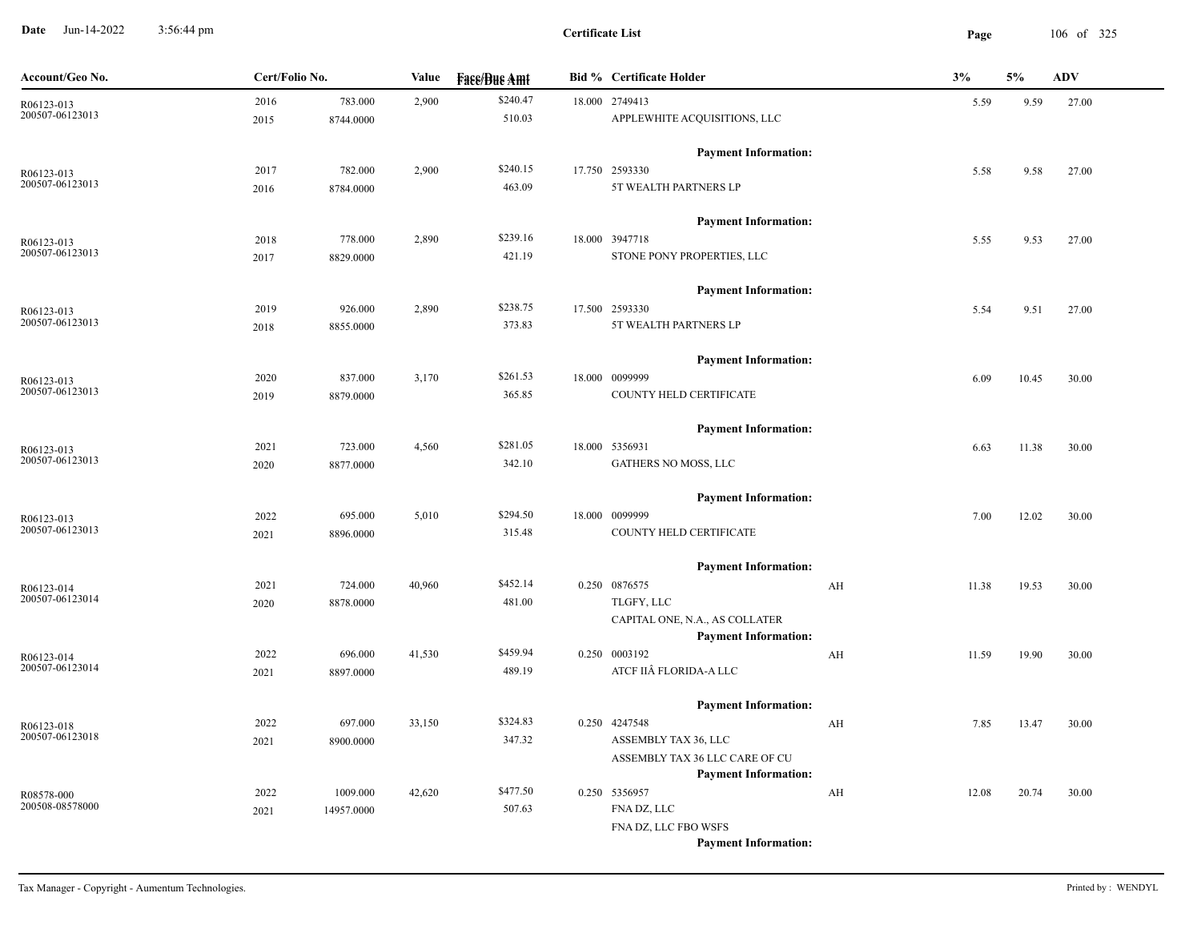# Certificate List

| Account/Geo No. | Cert/Folio No. | | Value | Face/Due Amt | Bid % | Certificate Holder | | 3% | 5% | ADV |
|---|---|---|---|---|---|---|---|---|---|---|
| R06123-013 | 2016 | 783.000 | 2,900 | $240.47 | 18.000 | 2749413 | | 5.59 | 9.59 | 27.00 |
| 200507-06123013 | 2015 | 8744.0000 | | 510.03 | | APPLEWHITE ACQUISITIONS, LLC | | | | |
| | | | | | | **Payment Information:** | | | | |
| R06123-013 | 2017 | 782.000 | 2,900 | $240.15 | 17.750 | 2593330 | | 5.58 | 9.58 | 27.00 |
| 200507-06123013 | 2016 | 8784.0000 | | 463.09 | | 5T WEALTH PARTNERS LP | | | | |
| | | | | | | **Payment Information:** | | | | |
| R06123-013 | 2018 | 778.000 | 2,890 | $239.16 | 18.000 | 3947718 | | 5.55 | 9.53 | 27.00 |
| 200507-06123013 | 2017 | 8829.0000 | | 421.19 | | STONE PONY PROPERTIES, LLC | | | | |
| | | | | | | **Payment Information:** | | | | |
| R06123-013 | 2019 | 926.000 | 2,890 | $238.75 | 17.500 | 2593330 | | 5.54 | 9.51 | 27.00 |
| 200507-06123013 | 2018 | 8855.0000 | | 373.83 | | 5T WEALTH PARTNERS LP | | | | |
| | | | | | | **Payment Information:** | | | | |
| R06123-013 | 2020 | 837.000 | 3,170 | $261.53 | 18.000 | 0099999 | | 6.09 | 10.45 | 30.00 |
| 200507-06123013 | 2019 | 8879.0000 | | 365.85 | | COUNTY HELD CERTIFICATE | | | | |
| | | | | | | **Payment Information:** | | | | |
| R06123-013 | 2021 | 723.000 | 4,560 | $281.05 | 18.000 | 5356931 | | 6.63 | 11.38 | 30.00 |
| 200507-06123013 | 2020 | 8877.0000 | | 342.10 | | GATHERS NO MOSS, LLC | | | | |
| | | | | | | **Payment Information:** | | | | |
| R06123-013 | 2022 | 695.000 | 5,010 | $294.50 | 18.000 | 0099999 | | 7.00 | 12.02 | 30.00 |
| 200507-06123013 | 2021 | 8896.0000 | | 315.48 | | COUNTY HELD CERTIFICATE | | | | |
| | | | | | | **Payment Information:** | | | | |
| R06123-014 | 2021 | 724.000 | 40,960 | $452.14 | 0.250 | 0876575 | AH | 11.38 | 19.53 | 30.00 |
| 200507-06123014 | 2020 | 8878.0000 | | 481.00 | | TLGFY, LLC | | | | |
| | | | | | | CAPITAL ONE, N.A., AS COLLATER | | | | |
| | | | | | | **Payment Information:** | | | | |
| R06123-014 | 2022 | 696.000 | 41,530 | $459.94 | 0.250 | 0003192 | AH | 11.59 | 19.90 | 30.00 |
| 200507-06123014 | 2021 | 8897.0000 | | 489.19 | | ATCF IIÂ FLORIDA-A LLC | | | | |
| | | | | | | **Payment Information:** | | | | |
| R06123-018 | 2022 | 697.000 | 33,150 | $324.83 | 0.250 | 4247548 | AH | 7.85 | 13.47 | 30.00 |
| 200507-06123018 | 2021 | 8900.0000 | | 347.32 | | ASSEMBLY TAX 36, LLC | | | | |
| | | | | | | ASSEMBLY TAX 36 LLC CARE OF CU | | | | |
| | | | | | | **Payment Information:** | | | | |
| R08578-000 | 2022 | 1009.000 | 42,620 | $477.50 | 0.250 | 5356957 | AH | 12.08 | 20.74 | 30.00 |
| 200508-08578000 | 2021 | 14957.0000 | | 507.63 | | FNA DZ, LLC | | | | |
| | | | | | | FNA DZ, LLC FBO WSFS | | | | |
| | | | | | | **Payment Information:** | | | | |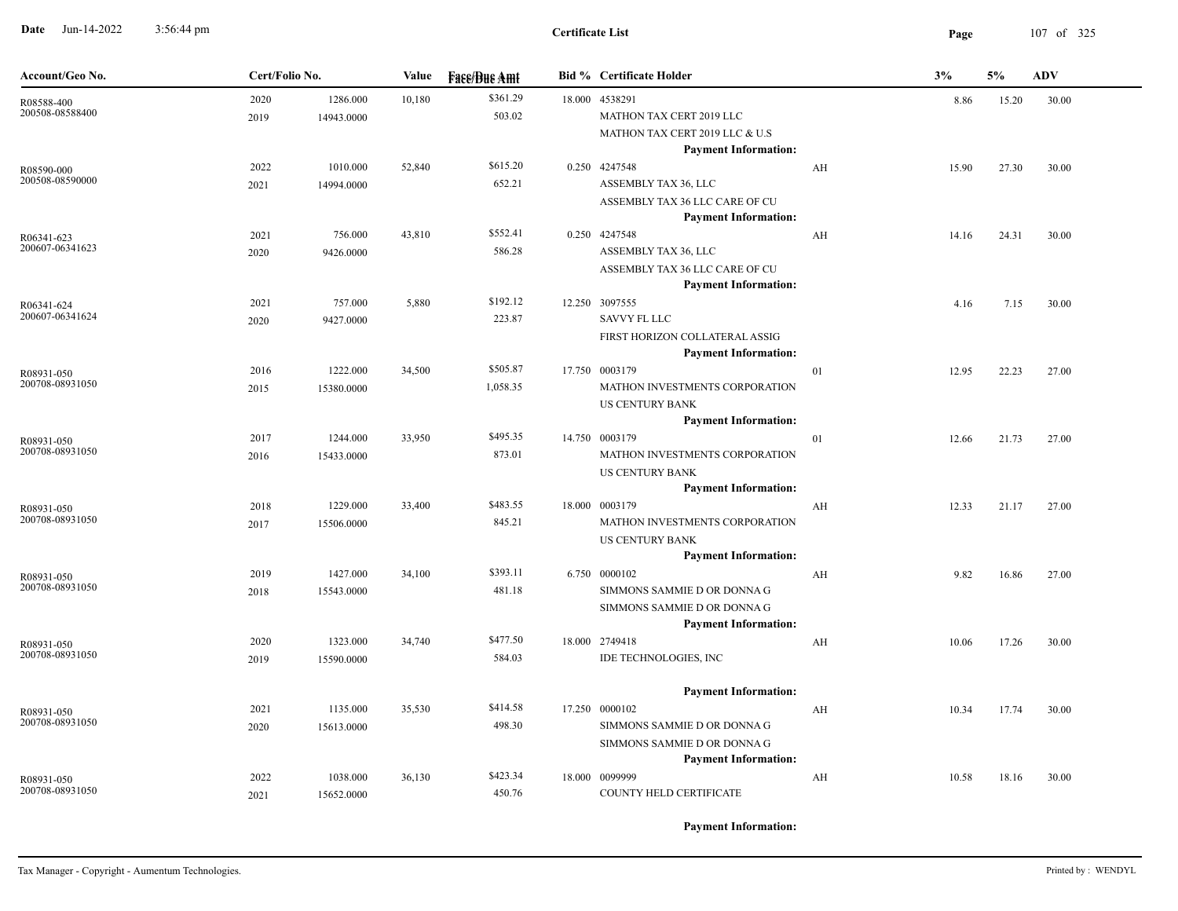**Date** Jun-14-2022 3:56:44 pm

**Certificate List**

| Account/Geo No. | Cert/Folio No. | | Value | Face/Due Amt | Bid % | Certificate Holder | | 3% | 5% | ADV |
|---|---|---|---|---|---|---|---|---|---|---|
| R08588-400<br>200508-08588400 | 2020<br>2019 | 1286.000<br>14943.0000 | 10,180 | $361.29<br>503.02 | 18.000 | 4538291<br>MATHON TAX CERT 2019 LLC<br>MATHON TAX CERT 2019 LLC & U.S<br>**Payment Information:** | | 8.86 | 15.20 | 30.00 |
| R08590-000<br>200508-08590000 | 2022<br>2021 | 1010.000<br>14994.0000 | 52,840 | $615.20<br>652.21 | 0.250 | 4247548<br>ASSEMBLY TAX 36, LLC<br>ASSEMBLY TAX 36 LLC CARE OF CU<br>**Payment Information:** | AH | 15.90 | 27.30 | 30.00 |
| R06341-623<br>200607-06341623 | 2021<br>2020 | 756.000<br>9426.0000 | 43,810 | $552.41<br>586.28 | 0.250 | 4247548<br>ASSEMBLY TAX 36, LLC<br>ASSEMBLY TAX 36 LLC CARE OF CU<br>**Payment Information:** | AH | 14.16 | 24.31 | 30.00 |
| R06341-624<br>200607-06341624 | 2021<br>2020 | 757.000<br>9427.0000 | 5,880 | $192.12<br>223.87 | 12.250 | 3097555<br>SAVVY FL LLC<br>FIRST HORIZON COLLATERAL ASSIG<br>**Payment Information:** | | 4.16 | 7.15 | 30.00 |
| R08931-050<br>200708-08931050 | 2016<br>2015 | 1222.000<br>15380.0000 | 34,500 | $505.87<br>1,058.35 | 17.750 | 0003179<br>MATHON INVESTMENTS CORPORATION<br>US CENTURY BANK<br>**Payment Information:** | 01 | 12.95 | 22.23 | 27.00 |
| R08931-050<br>200708-08931050 | 2017<br>2016 | 1244.000<br>15433.0000 | 33,950 | $495.35<br>873.01 | 14.750 | 0003179<br>MATHON INVESTMENTS CORPORATION<br>US CENTURY BANK<br>**Payment Information:** | 01 | 12.66 | 21.73 | 27.00 |
| R08931-050<br>200708-08931050 | 2018<br>2017 | 1229.000<br>15506.0000 | 33,400 | $483.55<br>845.21 | 18.000 | 0003179<br>MATHON INVESTMENTS CORPORATION<br>US CENTURY BANK<br>**Payment Information:** | AH | 12.33 | 21.17 | 27.00 |
| R08931-050<br>200708-08931050 | 2019<br>2018 | 1427.000<br>15543.0000 | 34,100 | $393.11<br>481.18 | 6.750 | 0000102<br>SIMMONS SAMMIE D OR DONNA G<br>SIMMONS SAMMIE D OR DONNA G<br>**Payment Information:** | AH | 9.82 | 16.86 | 27.00 |
| R08931-050<br>200708-08931050 | 2020<br>2019 | 1323.000<br>15590.0000 | 34,740 | $477.50<br>584.03 | 18.000 | 2749418<br>IDE TECHNOLOGIES, INC<br>**Payment Information:** | AH | 10.06 | 17.26 | 30.00 |
| R08931-050<br>200708-08931050 | 2021<br>2020 | 1135.000<br>15613.0000 | 35,530 | $414.58<br>498.30 | 17.250 | 0000102<br>SIMMONS SAMMIE D OR DONNA G<br>SIMMONS SAMMIE D OR DONNA G<br>**Payment Information:** | AH | 10.34 | 17.74 | 30.00 |
| R08931-050<br>200708-08931050 | 2022<br>2021 | 1038.000<br>15652.0000 | 36,130 | $423.34<br>450.76 | 18.000 | 0099999<br>COUNTY HELD CERTIFICATE<br>**Payment Information:** | AH | 10.58 | 18.16 | 30.00 |

Tax Manager - Copyright - Aumentum Technologies. Printed by : WENDYL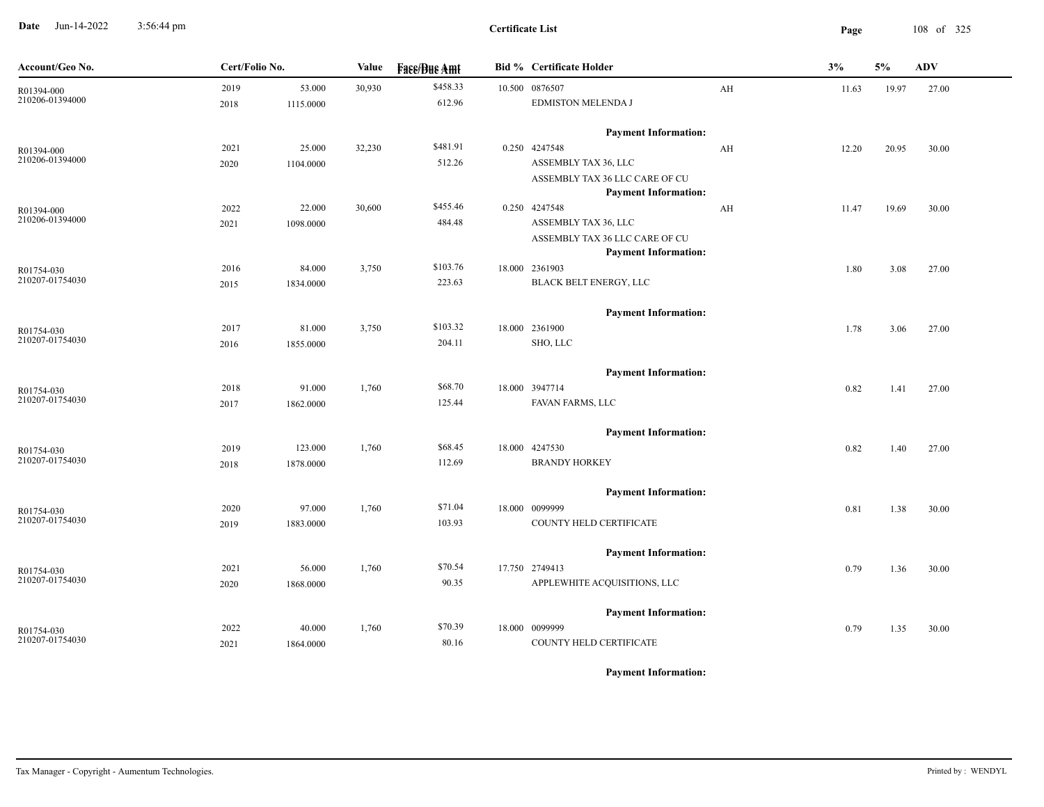# Certificate List

| Account/Geo No. | Cert/Folio No. | | Value | Face/Due Amt | Bid % | Certificate Holder | | 3% | 5% | ADV |
|---|---|---|---|---|---|---|---|---|---|---|
| R01394-000<br>210206-01394000 | 2019<br>2018 | 53.000<br>1115.0000 | 30,930 | $458.33<br>612.96 | 10.500 | 0876507<br>EDMISTON MELENDA J<br>**Payment Information:** | AH | 11.63 | 19.97 | 27.00 |
| R01394-000<br>210206-01394000 | 2021<br>2020 | 25.000<br>1104.0000 | 32,230 | $481.91<br>512.26 | 0.250 | 4247548<br>ASSEMBLY TAX 36, LLC<br>ASSEMBLY TAX 36 LLC CARE OF CU<br>**Payment Information:** | AH | 12.20 | 20.95 | 30.00 |
| R01394-000<br>210206-01394000 | 2022<br>2021 | 22.000<br>1098.0000 | 30,600 | $455.46<br>484.48 | 0.250 | 4247548<br>ASSEMBLY TAX 36, LLC<br>ASSEMBLY TAX 36 LLC CARE OF CU<br>**Payment Information:** | AH | 11.47 | 19.69 | 30.00 |
| R01754-030<br>210207-01754030 | 2016<br>2015 | 84.000<br>1834.0000 | 3,750 | $103.76<br>223.63 | 18.000 | 2361903<br>BLACK BELT ENERGY, LLC<br>**Payment Information:** | | 1.80 | 3.08 | 27.00 |
| R01754-030<br>210207-01754030 | 2017<br>2016 | 81.000<br>1855.0000 | 3,750 | $103.32<br>204.11 | 18.000 | 2361900<br>SHO, LLC<br>**Payment Information:** | | 1.78 | 3.06 | 27.00 |
| R01754-030<br>210207-01754030 | 2018<br>2017 | 91.000<br>1862.0000 | 1,760 | $68.70<br>125.44 | 18.000 | 3947714<br>FAVAN FARMS, LLC<br>**Payment Information:** | | 0.82 | 1.41 | 27.00 |
| R01754-030<br>210207-01754030 | 2019<br>2018 | 123.000<br>1878.0000 | 1,760 | $68.45<br>112.69 | 18.000 | 4247530<br>BRANDY HORKEY<br>**Payment Information:** | | 0.82 | 1.40 | 27.00 |
| R01754-030<br>210207-01754030 | 2020<br>2019 | 97.000<br>1883.0000 | 1,760 | $71.04<br>103.93 | 18.000 | 0099999<br>COUNTY HELD CERTIFICATE<br>**Payment Information:** | | 0.81 | 1.38 | 30.00 |
| R01754-030<br>210207-01754030 | 2021<br>2020 | 56.000<br>1868.0000 | 1,760 | $70.54<br>90.35 | 17.750 | 2749413<br>APPLEWHITE ACQUISITIONS, LLC<br>**Payment Information:** | | 0.79 | 1.36 | 30.00 |
| R01754-030<br>210207-01754030 | 2022<br>2021 | 40.000<br>1864.0000 | 1,760 | $70.39<br>80.16 | 18.000 | 0099999<br>COUNTY HELD CERTIFICATE<br>**Payment Information:** | | 0.79 | 1.35 | 30.00 |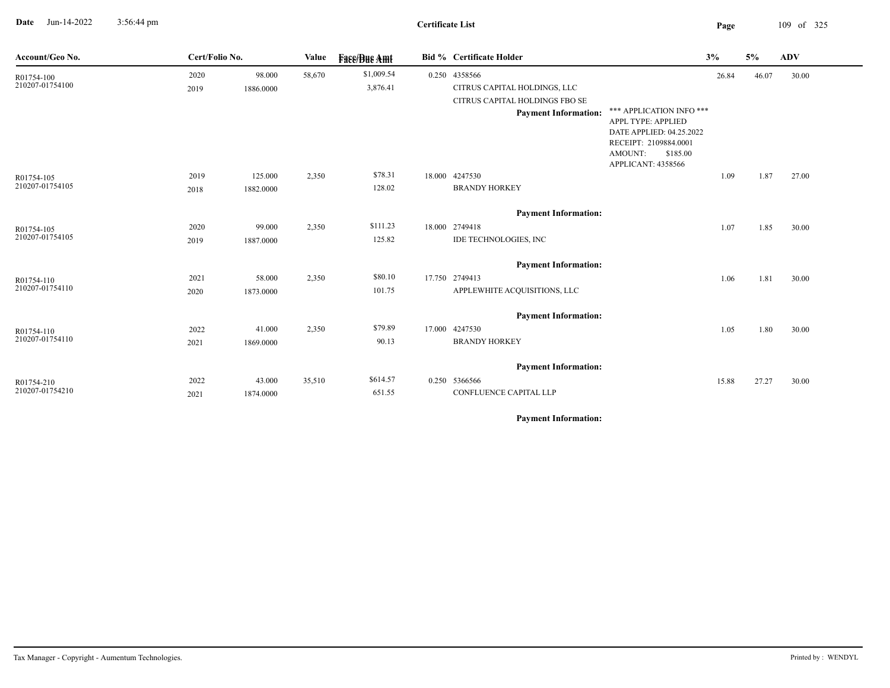**Certificate List**

| Account/Geo No. | Cert/Folio No. | | Value | Face/Due Amt | Bid % | Certificate Holder | | 3% | 5% | ADV |
|---|---|---|---|---|---|---|---|---|---|---|
| R01754-100 | 2020 | 98.000 | 58,670 | $1,009.54 | 0.250 | 4358566 | | 26.84 | 46.07 | 30.00 |
| 210207-01754100 | 2019 | 1886.0000 | | 3,876.41 | | CITRUS CAPITAL HOLDINGS, LLC | | | | |
| | | | | | | CITRUS CAPITAL HOLDINGS FBO SE | | | | |
| | | | | | | **Payment Information:** | *** APPLICATION INFO *** APPL TYPE: APPLIED DATE APPLIED: 04.25.2022 RECEIPT: 2109884.0001 AMOUNT: $185.00 APPLICANT: 4358566 | | | |
| R01754-105 | 2019 | 125.000 | 2,350 | $78.31 | 18.000 | 4247530 | | 1.09 | 1.87 | 27.00 |
| 210207-01754105 | 2018 | 1882.0000 | | 128.02 | | BRANDY HORKEY | | | | |
| | | | | | | **Payment Information:** | | | | |
| R01754-105 | 2020 | 99.000 | 2,350 | $111.23 | 18.000 | 2749418 | | 1.07 | 1.85 | 30.00 |
| 210207-01754105 | 2019 | 1887.0000 | | 125.82 | | IDE TECHNOLOGIES, INC | | | | |
| | | | | | | **Payment Information:** | | | | |
| R01754-110 | 2021 | 58.000 | 2,350 | $80.10 | 17.750 | 2749413 | | 1.06 | 1.81 | 30.00 |
| 210207-01754110 | 2020 | 1873.0000 | | 101.75 | | APPLEWHITE ACQUISITIONS, LLC | | | | |
| | | | | | | **Payment Information:** | | | | |
| R01754-110 | 2022 | 41.000 | 2,350 | $79.89 | 17.000 | 4247530 | | 1.05 | 1.80 | 30.00 |
| 210207-01754110 | 2021 | 1869.0000 | | 90.13 | | BRANDY HORKEY | | | | |
| | | | | | | **Payment Information:** | | | | |
| R01754-210 | 2022 | 43.000 | 35,510 | $614.57 | 0.250 | 5366566 | | 15.88 | 27.27 | 30.00 |
| 210207-01754210 | 2021 | 1874.0000 | | 651.55 | | CONFLUENCE CAPITAL LLP | | | | |
| | | | | | | **Payment Information:** | | | | |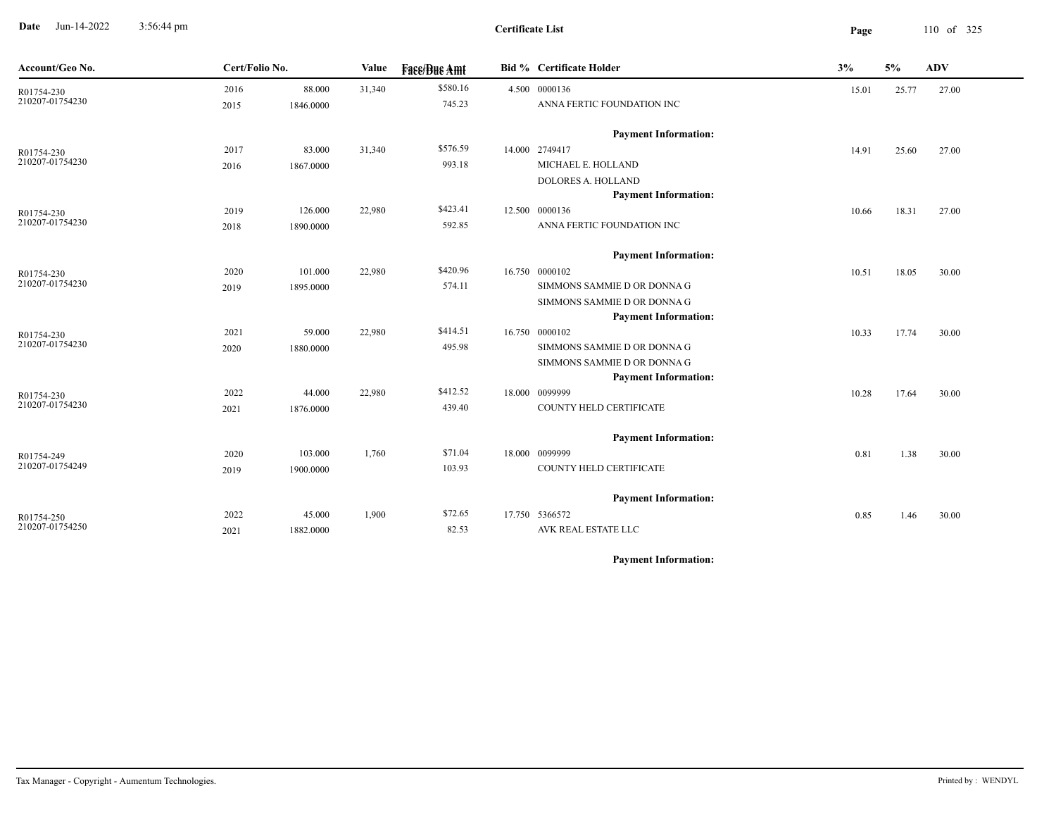**Certificate List**

| Account/Geo No. | Cert/Folio No. | | Value | Face/Due Amt | Bid % | Certificate Holder | 3% | 5% | ADV |
|---|---|---|---|---|---|---|---|---|---|
| R01754-230 210207-01754230 | 2016 2015 | 88.000 1846.0000 | 31,340 | $580.16 745.23 | 4.500 | 0000136 ANNA FERTIC FOUNDATION INC | 15.01 | 25.77 | 27.00 |
| | | | | | | **Payment Information:** | | | |
| R01754-230 210207-01754230 | 2017 2016 | 83.000 1867.0000 | 31,340 | $576.59 993.18 | 14.000 | 2749417 MICHAEL E. HOLLAND DOLORES A. HOLLAND | 14.91 | 25.60 | 27.00 |
| | | | | | | **Payment Information:** | | | |
| R01754-230 210207-01754230 | 2019 2018 | 126.000 1890.0000 | 22,980 | $423.41 592.85 | 12.500 | 0000136 ANNA FERTIC FOUNDATION INC | 10.66 | 18.31 | 27.00 |
| | | | | | | **Payment Information:** | | | |
| R01754-230 210207-01754230 | 2020 2019 | 101.000 1895.0000 | 22,980 | $420.96 574.11 | 16.750 | 0000102 SIMMONS SAMMIE D OR DONNA G SIMMONS SAMMIE D OR DONNA G | 10.51 | 18.05 | 30.00 |
| | | | | | | **Payment Information:** | | | |
| R01754-230 210207-01754230 | 2021 2020 | 59.000 1880.0000 | 22,980 | $414.51 495.98 | 16.750 | 0000102 SIMMONS SAMMIE D OR DONNA G SIMMONS SAMMIE D OR DONNA G | 10.33 | 17.74 | 30.00 |
| | | | | | | **Payment Information:** | | | |
| R01754-230 210207-01754230 | 2022 2021 | 44.000 1876.0000 | 22,980 | $412.52 439.40 | 18.000 | 0099999 COUNTY HELD CERTIFICATE | 10.28 | 17.64 | 30.00 |
| | | | | | | **Payment Information:** | | | |
| R01754-249 210207-01754249 | 2020 2019 | 103.000 1900.0000 | 1,760 | $71.04 103.93 | 18.000 | 0099999 COUNTY HELD CERTIFICATE | 0.81 | 1.38 | 30.00 |
| | | | | | | **Payment Information:** | | | |
| R01754-250 210207-01754250 | 2022 2021 | 45.000 1882.0000 | 1,900 | $72.65 82.53 | 17.750 | 5366572 AVK REAL ESTATE LLC | 0.85 | 1.46 | 30.00 |
| | | | | | | **Payment Information:** | | | |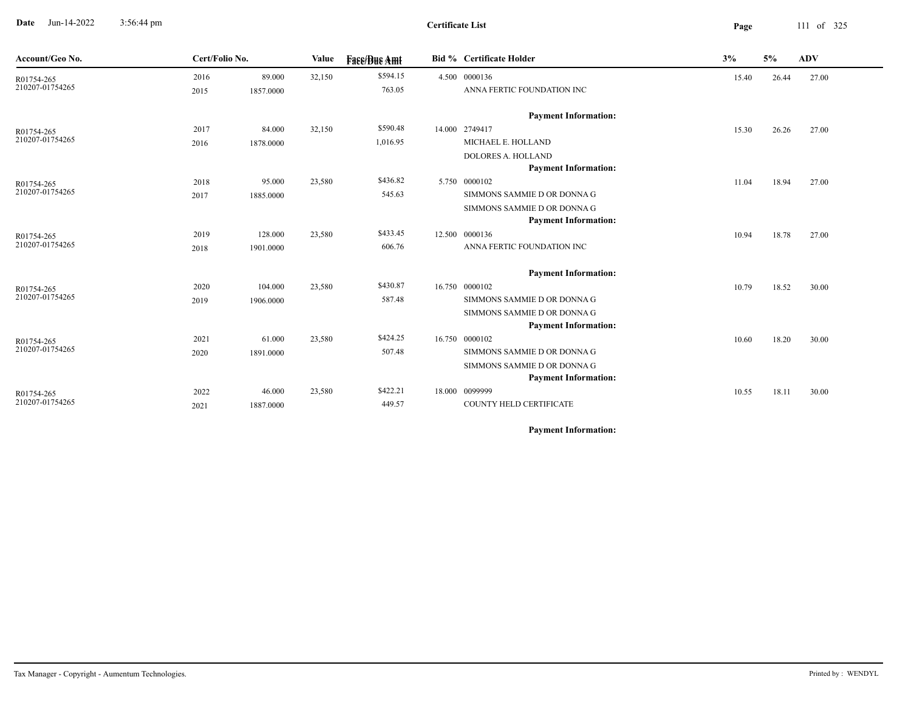## Certificate List

Date Jun-14-2022 3:56:44 pm

| Account/Geo No. | Cert/Folio No. | | Value | Face/Due Amt | Bid % | Certificate Holder | 3% | 5% | ADV |
|---|---|---|---|---|---|---|---|---|---|
| R01754-265<br>210207-01754265 | 2016<br>2015 | 89.000<br>1857.0000 | 32,150 | $594.15<br>763.05 | 4.500 | 0000136<br>ANNA FERTIC FOUNDATION INC<br>**Payment Information:** | 15.40 | 26.44 | 27.00 |
| R01754-265<br>210207-01754265 | 2017<br>2016 | 84.000<br>1878.0000 | 32,150 | $590.48<br>1,016.95 | 14.000 | 2749417<br>MICHAEL E. HOLLAND<br>DOLORES A. HOLLAND<br>**Payment Information:** | 15.30 | 26.26 | 27.00 |
| R01754-265<br>210207-01754265 | 2018<br>2017 | 95.000<br>1885.0000 | 23,580 | $436.82<br>545.63 | 5.750 | 0000102<br>SIMMONS SAMMIE D OR DONNA G<br>SIMMONS SAMMIE D OR DONNA G<br>**Payment Information:** | 11.04 | 18.94 | 27.00 |
| R01754-265<br>210207-01754265 | 2019<br>2018 | 128.000<br>1901.0000 | 23,580 | $433.45<br>606.76 | 12.500 | 0000136<br>ANNA FERTIC FOUNDATION INC<br>**Payment Information:** | 10.94 | 18.78 | 27.00 |
| R01754-265<br>210207-01754265 | 2020<br>2019 | 104.000<br>1906.0000 | 23,580 | $430.87<br>587.48 | 16.750 | 0000102<br>SIMMONS SAMMIE D OR DONNA G<br>SIMMONS SAMMIE D OR DONNA G<br>**Payment Information:** | 10.79 | 18.52 | 30.00 |
| R01754-265<br>210207-01754265 | 2021<br>2020 | 61.000<br>1891.0000 | 23,580 | $424.25<br>507.48 | 16.750 | 0000102<br>SIMMONS SAMMIE D OR DONNA G<br>SIMMONS SAMMIE D OR DONNA G<br>**Payment Information:** | 10.60 | 18.20 | 30.00 |
| R01754-265<br>210207-01754265 | 2022<br>2021 | 46.000<br>1887.0000 | 23,580 | $422.21<br>449.57 | 18.000 | 0099999<br>COUNTY HELD CERTIFICATE<br>**Payment Information:** | 10.55 | 18.11 | 30.00 |

Tax Manager - Copyright - Aumentum Technologies. Printed by : WENDYL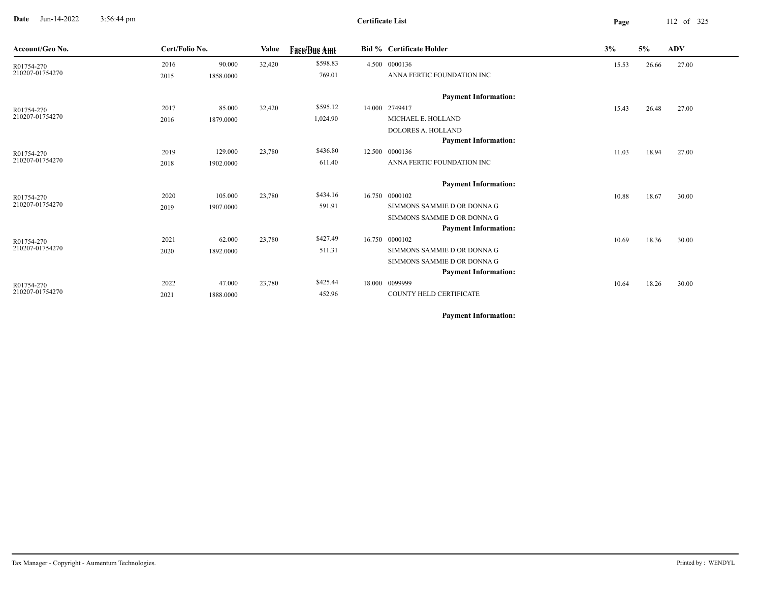# Certificate List

Date Jun-14-2022 3:56:44 pm

| Account/Geo No. | Cert/Folio No. | | Value | Face/Due Amt | Bid % | Certificate Holder | 3% | 5% | ADV |
|---|---|---|---|---|---|---|---|---|---|
| R01754-270 | 2016 | 90.000 | 32,420 | $598.83 | 4.500 | 0000136 | 15.53 | 26.66 | 27.00 |
| 210207-01754270 | 2015 | 1858.0000 | | 769.01 | | ANNA FERTIC FOUNDATION INC | | | |
| | | | | | | **Payment Information:** | | | |
| R01754-270 | 2017 | 85.000 | 32,420 | $595.12 | 14.000 | 2749417 | 15.43 | 26.48 | 27.00 |
| 210207-01754270 | 2016 | 1879.0000 | | 1,024.90 | | MICHAEL E. HOLLAND | | | |
| | | | | | | DOLORES A. HOLLAND | | | |
| | | | | | | **Payment Information:** | | | |
| R01754-270 | 2019 | 129.000 | 23,780 | $436.80 | 12.500 | 0000136 | 11.03 | 18.94 | 27.00 |
| 210207-01754270 | 2018 | 1902.0000 | | 611.40 | | ANNA FERTIC FOUNDATION INC | | | |
| | | | | | | **Payment Information:** | | | |
| R01754-270 | 2020 | 105.000 | 23,780 | $434.16 | 16.750 | 0000102 | 10.88 | 18.67 | 30.00 |
| 210207-01754270 | 2019 | 1907.0000 | | 591.91 | | SIMMONS SAMMIE D OR DONNA G | | | |
| | | | | | | SIMMONS SAMMIE D OR DONNA G | | | |
| | | | | | | **Payment Information:** | | | |
| R01754-270 | 2021 | 62.000 | 23,780 | $427.49 | 16.750 | 0000102 | 10.69 | 18.36 | 30.00 |
| 210207-01754270 | 2020 | 1892.0000 | | 511.31 | | SIMMONS SAMMIE D OR DONNA G | | | |
| | | | | | | SIMMONS SAMMIE D OR DONNA G | | | |
| | | | | | | **Payment Information:** | | | |
| R01754-270 | 2022 | 47.000 | 23,780 | $425.44 | 18.000 | 0099999 | 10.64 | 18.26 | 30.00 |
| 210207-01754270 | 2021 | 1888.0000 | | 452.96 | | COUNTY HELD CERTIFICATE | | | |
| | | | | | | **Payment Information:** | | | |

Tax Manager - Copyright - Aumentum Technologies. Printed by : WENDYL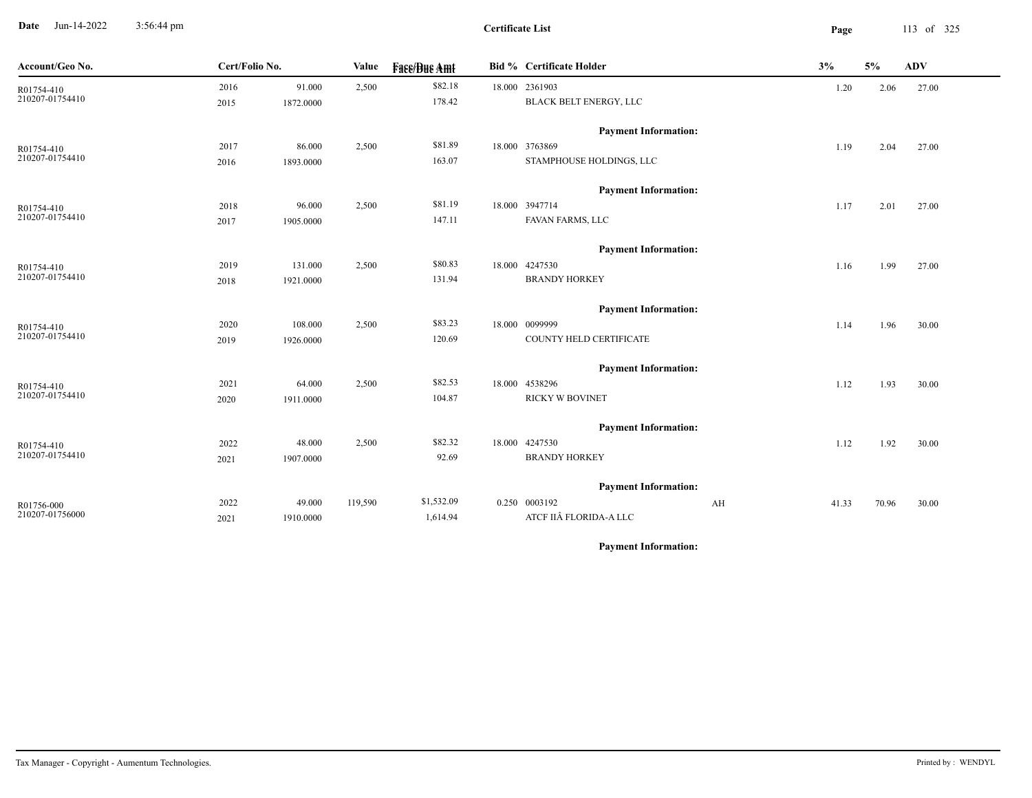**Certificate List**

| Account/Geo No. | Cert/Folio No. | | Value | Face/Due Amt | Bid % | Certificate Holder | | 3% | 5% | ADV |
|---|---|---|---|---|---|---|---|---|---|---|
| R01754-410 | 2016 | 91.000 | 2,500 | $82.18 | 18.000 | 2361903 | | 1.20 | 2.06 | 27.00 |
| 210207-01754410 | 2015 | 1872.0000 | | 178.42 | | BLACK BELT ENERGY, LLC | | | | |
| | | | | | | **Payment Information:** | | | | |
| R01754-410 | 2017 | 86.000 | 2,500 | $81.89 | 18.000 | 3763869 | | 1.19 | 2.04 | 27.00 |
| 210207-01754410 | 2016 | 1893.0000 | | 163.07 | | STAMPHOUSE HOLDINGS, LLC | | | | |
| | | | | | | **Payment Information:** | | | | |
| R01754-410 | 2018 | 96.000 | 2,500 | $81.19 | 18.000 | 3947714 | | 1.17 | 2.01 | 27.00 |
| 210207-01754410 | 2017 | 1905.0000 | | 147.11 | | FAVAN FARMS, LLC | | | | |
| | | | | | | **Payment Information:** | | | | |
| R01754-410 | 2019 | 131.000 | 2,500 | $80.83 | 18.000 | 4247530 | | 1.16 | 1.99 | 27.00 |
| 210207-01754410 | 2018 | 1921.0000 | | 131.94 | | BRANDY HORKEY | | | | |
| | | | | | | **Payment Information:** | | | | |
| R01754-410 | 2020 | 108.000 | 2,500 | $83.23 | 18.000 | 0099999 | | 1.14 | 1.96 | 30.00 |
| 210207-01754410 | 2019 | 1926.0000 | | 120.69 | | COUNTY HELD CERTIFICATE | | | | |
| | | | | | | **Payment Information:** | | | | |
| R01754-410 | 2021 | 64.000 | 2,500 | $82.53 | 18.000 | 4538296 | | 1.12 | 1.93 | 30.00 |
| 210207-01754410 | 2020 | 1911.0000 | | 104.87 | | RICKY W BOVINET | | | | |
| | | | | | | **Payment Information:** | | | | |
| R01754-410 | 2022 | 48.000 | 2,500 | $82.32 | 18.000 | 4247530 | | 1.12 | 1.92 | 30.00 |
| 210207-01754410 | 2021 | 1907.0000 | | 92.69 | | BRANDY HORKEY | | | | |
| | | | | | | **Payment Information:** | | | | |
| R01756-000 | 2022 | 49.000 | 119,590 | $1,532.09 | 0.250 | 0003192 | AH | 41.33 | 70.96 | 30.00 |
| 210207-01756000 | 2021 | 1910.0000 | | 1,614.94 | | ATCF IIÂ FLORIDA-A LLC | | | | |
| | | | | | | **Payment Information:** | | | | |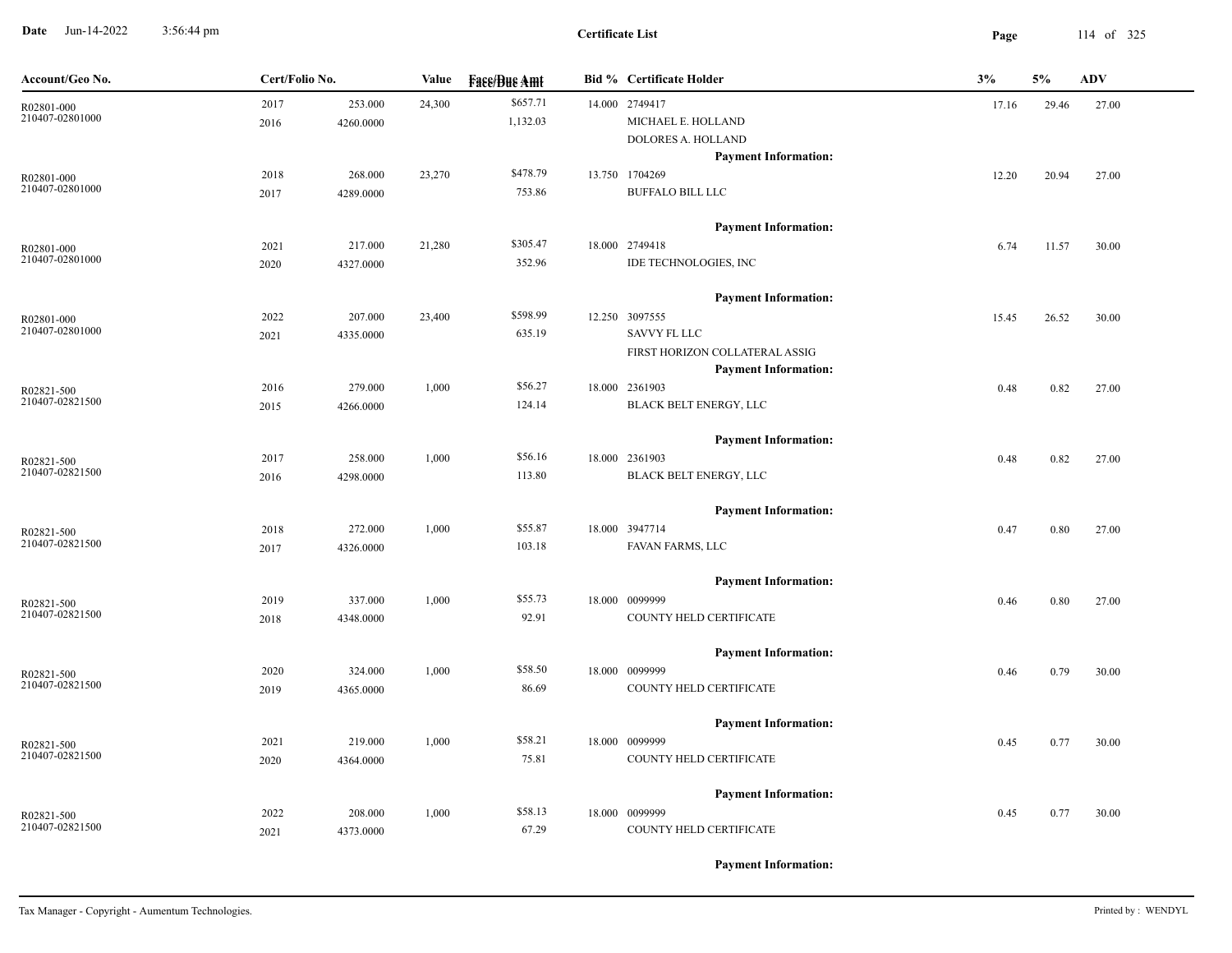# Certificate List

| Account/Geo No. | Cert/Folio No. | | Value | Face/Due Amt | Bid % | Certificate Holder | 3% | 5% | ADV |
|---|---|---|---|---|---|---|---|---|---|
| R02801-000<br>210407-02801000 | 2017<br>2016 | 253.000<br>4260.0000 | 24,300 | $657.71<br>1,132.03 | 14.000 | 2749417<br>MICHAEL E. HOLLAND<br>DOLORES A. HOLLAND<br>**Payment Information:** | 17.16 | 29.46 | 27.00 |
| R02801-000<br>210407-02801000 | 2018<br>2017 | 268.000<br>4289.0000 | 23,270 | $478.79<br>753.86 | 13.750 | 1704269<br>BUFFALO BILL LLC<br>**Payment Information:** | 12.20 | 20.94 | 27.00 |
| R02801-000<br>210407-02801000 | 2021<br>2020 | 217.000<br>4327.0000 | 21,280 | $305.47<br>352.96 | 18.000 | 2749418<br>IDE TECHNOLOGIES, INC<br>**Payment Information:** | 6.74 | 11.57 | 30.00 |
| R02801-000<br>210407-02801000 | 2022<br>2021 | 207.000<br>4335.0000 | 23,400 | $598.99<br>635.19 | 12.250 | 3097555<br>SAVVY FL LLC<br>FIRST HORIZON COLLATERAL ASSIG<br>**Payment Information:** | 15.45 | 26.52 | 30.00 |
| R02821-500<br>210407-02821500 | 2016<br>2015 | 279.000<br>4266.0000 | 1,000 | $56.27<br>124.14 | 18.000 | 2361903<br>BLACK BELT ENERGY, LLC<br>**Payment Information:** | 0.48 | 0.82 | 27.00 |
| R02821-500<br>210407-02821500 | 2017<br>2016 | 258.000<br>4298.0000 | 1,000 | $56.16<br>113.80 | 18.000 | 2361903<br>BLACK BELT ENERGY, LLC<br>**Payment Information:** | 0.48 | 0.82 | 27.00 |
| R02821-500<br>210407-02821500 | 2018<br>2017 | 272.000<br>4326.0000 | 1,000 | $55.87<br>103.18 | 18.000 | 3947714<br>FAVAN FARMS, LLC<br>**Payment Information:** | 0.47 | 0.80 | 27.00 |
| R02821-500<br>210407-02821500 | 2019<br>2018 | 337.000<br>4348.0000 | 1,000 | $55.73<br>92.91 | 18.000 | 0099999<br>COUNTY HELD CERTIFICATE<br>**Payment Information:** | 0.46 | 0.80 | 27.00 |
| R02821-500<br>210407-02821500 | 2020<br>2019 | 324.000<br>4365.0000 | 1,000 | $58.50<br>86.69 | 18.000 | 0099999<br>COUNTY HELD CERTIFICATE<br>**Payment Information:** | 0.46 | 0.79 | 30.00 |
| R02821-500<br>210407-02821500 | 2021<br>2020 | 219.000<br>4364.0000 | 1,000 | $58.21<br>75.81 | 18.000 | 0099999<br>COUNTY HELD CERTIFICATE<br>**Payment Information:** | 0.45 | 0.77 | 30.00 |
| R02821-500<br>210407-02821500 | 2022<br>2021 | 208.000<br>4373.0000 | 1,000 | $58.13<br>67.29 | 18.000 | 0099999<br>COUNTY HELD CERTIFICATE<br>**Payment Information:** | 0.45 | 0.77 | 30.00 |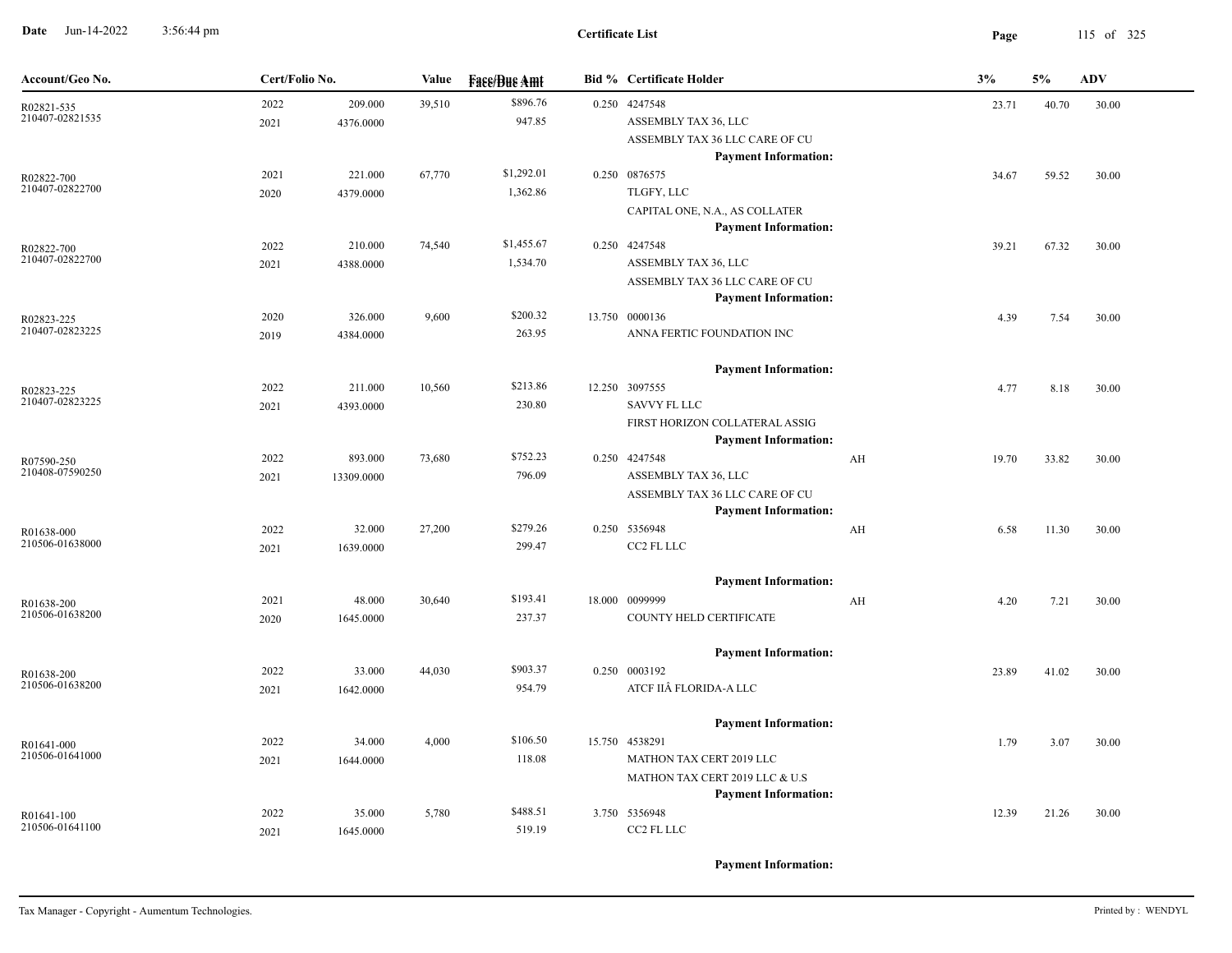**Certificate List**

| Account/Geo No. | Cert/Folio No. | | Value | Face/Due Amt | Bid % | Certificate Holder | | 3% | 5% | ADV |
|---|---|---|---|---|---|---|---|---|---|---|
| R02821-535<br>210407-02821535 | 2022<br>2021 | 209.000<br>4376.0000 | 39,510 | $896.76<br>947.85 | 0.250 | 4247548<br>ASSEMBLY TAX 36, LLC<br>ASSEMBLY TAX 36 LLC CARE OF CU<br>**Payment Information:** | | 23.71 | 40.70 | 30.00 |
| R02822-700<br>210407-02822700 | 2021<br>2020 | 221.000<br>4379.0000 | 67,770 | $1,292.01<br>1,362.86 | 0.250 | 0876575<br>TLGFY, LLC<br>CAPITAL ONE, N.A., AS COLLATER<br>**Payment Information:** | | 34.67 | 59.52 | 30.00 |
| R02822-700<br>210407-02822700 | 2022<br>2021 | 210.000<br>4388.0000 | 74,540 | $1,455.67<br>1,534.70 | 0.250 | 4247548<br>ASSEMBLY TAX 36, LLC<br>ASSEMBLY TAX 36 LLC CARE OF CU<br>**Payment Information:** | | 39.21 | 67.32 | 30.00 |
| R02823-225<br>210407-02823225 | 2020<br>2019 | 326.000<br>4384.0000 | 9,600 | $200.32<br>263.95 | 13.750 | 0000136<br>ANNA FERTIC FOUNDATION INC<br>**Payment Information:** | | 4.39 | 7.54 | 30.00 |
| R02823-225<br>210407-02823225 | 2022<br>2021 | 211.000<br>4393.0000 | 10,560 | $213.86<br>230.80 | 12.250 | 3097555<br>SAVVY FL LLC<br>FIRST HORIZON COLLATERAL ASSIG<br>**Payment Information:** | | 4.77 | 8.18 | 30.00 |
| R07590-250<br>210408-07590250 | 2022<br>2021 | 893.000<br>13309.0000 | 73,680 | $752.23<br>796.09 | 0.250 | 4247548<br>ASSEMBLY TAX 36, LLC<br>ASSEMBLY TAX 36 LLC CARE OF CU<br>**Payment Information:** | AH | 19.70 | 33.82 | 30.00 |
| R01638-000<br>210506-01638000 | 2022<br>2021 | 32.000<br>1639.0000 | 27,200 | $279.26<br>299.47 | 0.250 | 5356948<br>CC2 FL LLC<br>**Payment Information:** | AH | 6.58 | 11.30 | 30.00 |
| R01638-200<br>210506-01638200 | 2021<br>2020 | 48.000<br>1645.0000 | 30,640 | $193.41<br>237.37 | 18.000 | 0099999<br>COUNTY HELD CERTIFICATE<br>**Payment Information:** | AH | 4.20 | 7.21 | 30.00 |
| R01638-200<br>210506-01638200 | 2022<br>2021 | 33.000<br>1642.0000 | 44,030 | $903.37<br>954.79 | 0.250 | 0003192<br>ATCF IIÂ FLORIDA-A LLC<br>**Payment Information:** | | 23.89 | 41.02 | 30.00 |
| R01641-000<br>210506-01641000 | 2022<br>2021 | 34.000<br>1644.0000 | 4,000 | $106.50<br>118.08 | 15.750 | 4538291<br>MATHON TAX CERT 2019 LLC<br>MATHON TAX CERT 2019 LLC & U.S<br>**Payment Information:** | | 1.79 | 3.07 | 30.00 |
| R01641-100<br>210506-01641100 | 2022<br>2021 | 35.000<br>1645.0000 | 5,780 | $488.51<br>519.19 | 3.750 | 5356948<br>CC2 FL LLC<br>**Payment Information:** | | 12.39 | 21.26 | 30.00 |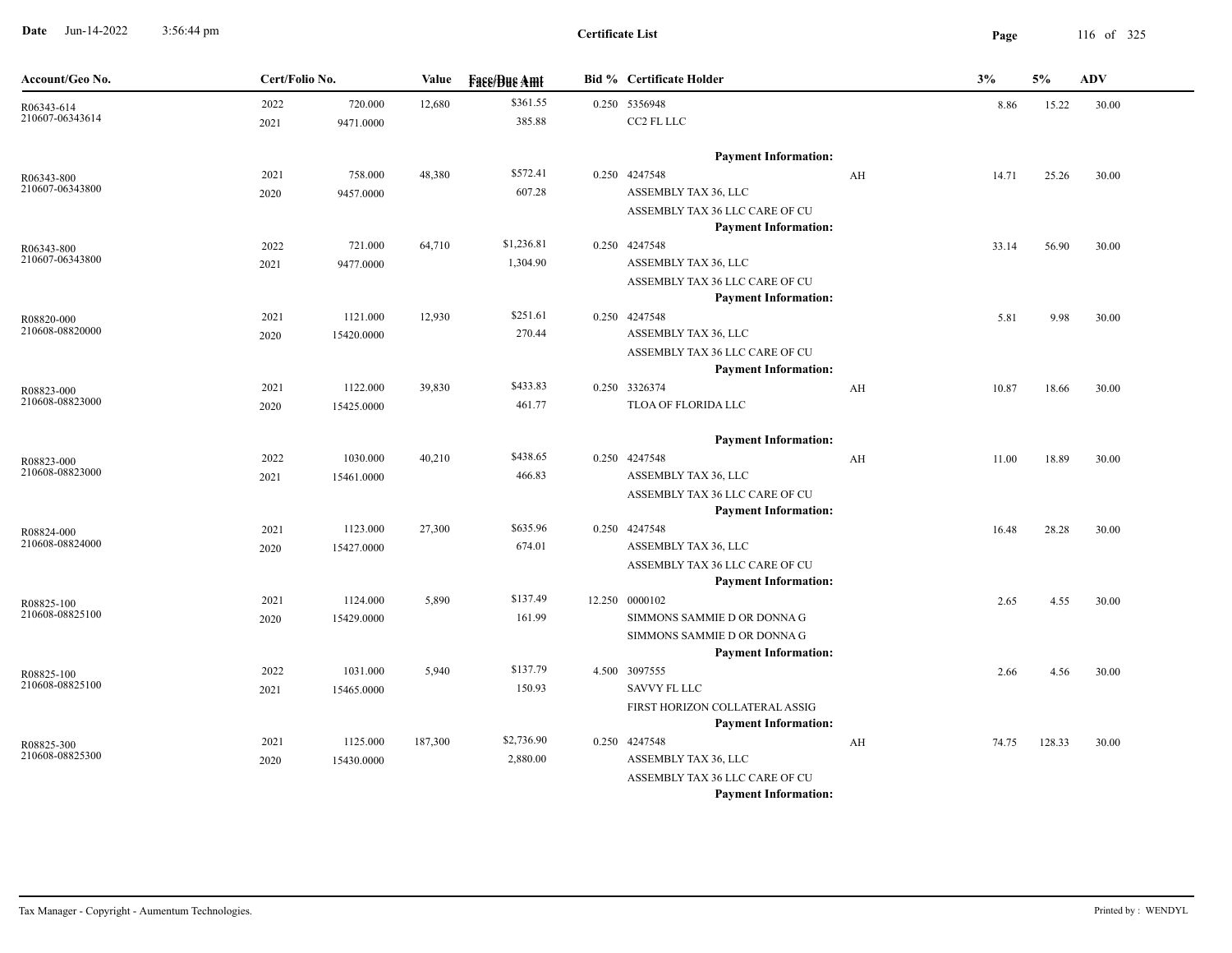## Certificate List

Date Jun-14-2022 3:56:44 pm

| Account/Geo No. | Cert/Folio No. | | Value | Face/Due Amt | Bid % | Certificate Holder | | 3% | 5% | ADV |
|---|---|---|---|---|---|---|---|---|---|---|
| R06343-614 | 2022 | 720.000 | 12,680 | $361.55 | 0.250 | 5356948 | | 8.86 | 15.22 | 30.00 |
| 210607-06343614 | 2021 | 9471.0000 | | 385.88 | | CC2 FL LLC | | | | |
| | | | | | | **Payment Information:** | | | | |
| R06343-800 | 2021 | 758.000 | 48,380 | $572.41 | 0.250 | 4247548 | AH | 14.71 | 25.26 | 30.00 |
| 210607-06343800 | 2020 | 9457.0000 | | 607.28 | | ASSEMBLY TAX 36, LLC | | | | |
| | | | | | | ASSEMBLY TAX 36 LLC CARE OF CU | | | | |
| | | | | | | **Payment Information:** | | | | |
| R06343-800 | 2022 | 721.000 | 64,710 | $1,236.81 | 0.250 | 4247548 | | 33.14 | 56.90 | 30.00 |
| 210607-06343800 | 2021 | 9477.0000 | | 1,304.90 | | ASSEMBLY TAX 36, LLC | | | | |
| | | | | | | ASSEMBLY TAX 36 LLC CARE OF CU | | | | |
| | | | | | | **Payment Information:** | | | | |
| R08820-000 | 2021 | 1121.000 | 12,930 | $251.61 | 0.250 | 4247548 | | 5.81 | 9.98 | 30.00 |
| 210608-08820000 | 2020 | 15420.0000 | | 270.44 | | ASSEMBLY TAX 36, LLC | | | | |
| | | | | | | ASSEMBLY TAX 36 LLC CARE OF CU | | | | |
| | | | | | | **Payment Information:** | | | | |
| R08823-000 | 2021 | 1122.000 | 39,830 | $433.83 | 0.250 | 3326374 | AH | 10.87 | 18.66 | 30.00 |
| 210608-08823000 | 2020 | 15425.0000 | | 461.77 | | TLOA OF FLORIDA LLC | | | | |
| | | | | | | **Payment Information:** | | | | |
| R08823-000 | 2022 | 1030.000 | 40,210 | $438.65 | 0.250 | 4247548 | AH | 11.00 | 18.89 | 30.00 |
| 210608-08823000 | 2021 | 15461.0000 | | 466.83 | | ASSEMBLY TAX 36, LLC | | | | |
| | | | | | | ASSEMBLY TAX 36 LLC CARE OF CU | | | | |
| | | | | | | **Payment Information:** | | | | |
| R08824-000 | 2021 | 1123.000 | 27,300 | $635.96 | 0.250 | 4247548 | | 16.48 | 28.28 | 30.00 |
| 210608-08824000 | 2020 | 15427.0000 | | 674.01 | | ASSEMBLY TAX 36, LLC | | | | |
| | | | | | | ASSEMBLY TAX 36 LLC CARE OF CU | | | | |
| | | | | | | **Payment Information:** | | | | |
| R08825-100 | 2021 | 1124.000 | 5,890 | $137.49 | 12.250 | 0000102 | | 2.65 | 4.55 | 30.00 |
| 210608-08825100 | 2020 | 15429.0000 | | 161.99 | | SIMMONS SAMMIE D OR DONNA G | | | | |
| | | | | | | SIMMONS SAMMIE D OR DONNA G | | | | |
| | | | | | | **Payment Information:** | | | | |
| R08825-100 | 2022 | 1031.000 | 5,940 | $137.79 | 4.500 | 3097555 | | 2.66 | 4.56 | 30.00 |
| 210608-08825100 | 2021 | 15465.0000 | | 150.93 | | SAVVY FL LLC | | | | |
| | | | | | | FIRST HORIZON COLLATERAL ASSIG | | | | |
| | | | | | | **Payment Information:** | | | | |
| R08825-300 | 2021 | 1125.000 | 187,300 | $2,736.90 | 0.250 | 4247548 | AH | 74.75 | 128.33 | 30.00 |
| 210608-08825300 | 2020 | 15430.0000 | | 2,880.00 | | ASSEMBLY TAX 36, LLC | | | | |
| | | | | | | ASSEMBLY TAX 36 LLC CARE OF CU | | | | |
| | | | | | | **Payment Information:** | | | | |

Tax Manager - Copyright - Aumentum Technologies.

Printed by : WENDYL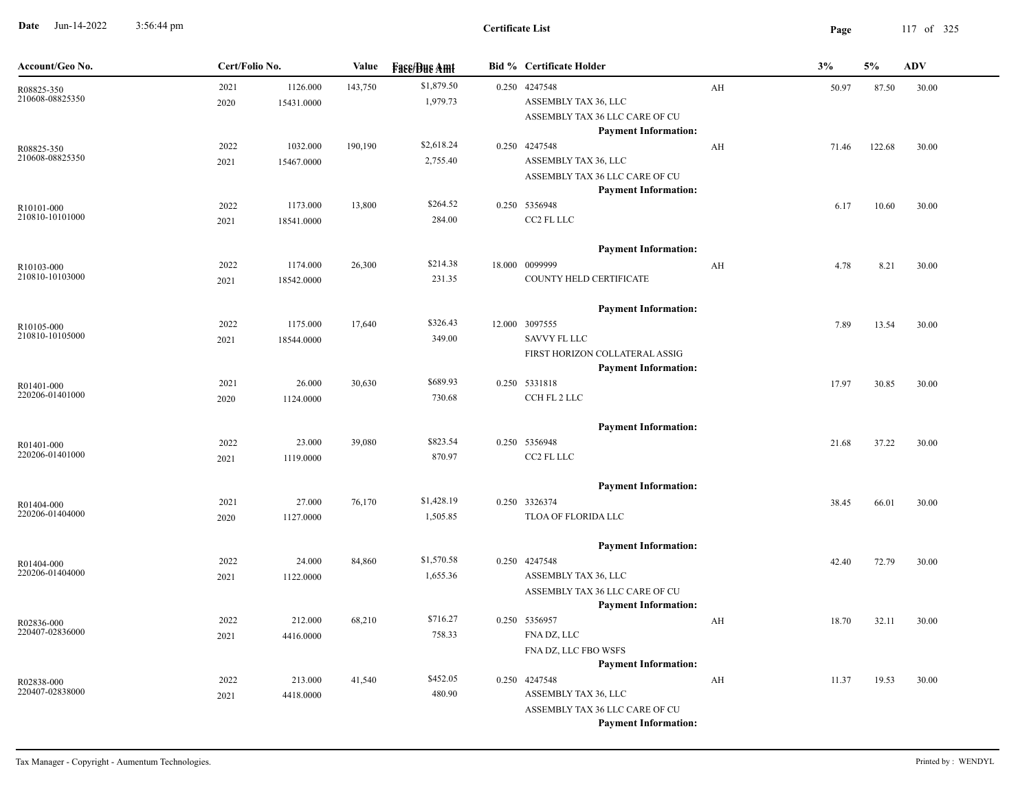# Certificate List

Date Jun-14-2022 3:56:44 pm

| Account/Geo No. | Cert/Folio No. | | Value | Face/Due Amt | Bid % | Certificate Holder | | 3% | 5% | ADV |
|---|---|---|---|---|---|---|---|---|---|---|
| R08825-350<br>210608-08825350 | 2021<br>2020 | 1126.000<br>15431.0000 | 143,750 | $1,879.50<br>1,979.73 | 0.250 | 4247548<br>ASSEMBLY TAX 36, LLC<br>ASSEMBLY TAX 36 LLC CARE OF CU<br>**Payment Information:** | AH | 50.97 | 87.50 | 30.00 |
| R08825-350<br>210608-08825350 | 2022<br>2021 | 1032.000<br>15467.0000 | 190,190 | $2,618.24<br>2,755.40 | 0.250 | 4247548<br>ASSEMBLY TAX 36, LLC<br>ASSEMBLY TAX 36 LLC CARE OF CU<br>**Payment Information:** | AH | 71.46 | 122.68 | 30.00 |
| R10101-000<br>210810-10101000 | 2022<br>2021 | 1173.000<br>18541.0000 | 13,800 | $264.52<br>284.00 | 0.250 | 5356948<br>CC2 FL LLC<br>**Payment Information:** | | 6.17 | 10.60 | 30.00 |
| R10103-000<br>210810-10103000 | 2022<br>2021 | 1174.000<br>18542.0000 | 26,300 | $214.38<br>231.35 | 18.000 | 0099999<br>COUNTY HELD CERTIFICATE<br>**Payment Information:** | AH | 4.78 | 8.21 | 30.00 |
| R10105-000<br>210810-10105000 | 2022<br>2021 | 1175.000<br>18544.0000 | 17,640 | $326.43<br>349.00 | 12.000 | 3097555<br>SAVVY FL LLC<br>FIRST HORIZON COLLATERAL ASSIG<br>**Payment Information:** | | 7.89 | 13.54 | 30.00 |
| R01401-000<br>220206-01401000 | 2021<br>2020 | 26.000<br>1124.0000 | 30,630 | $689.93<br>730.68 | 0.250 | 5331818<br>CCH FL 2 LLC<br>**Payment Information:** | | 17.97 | 30.85 | 30.00 |
| R01401-000<br>220206-01401000 | 2022<br>2021 | 23.000<br>1119.0000 | 39,080 | $823.54<br>870.97 | 0.250 | 5356948<br>CC2 FL LLC<br>**Payment Information:** | | 21.68 | 37.22 | 30.00 |
| R01404-000<br>220206-01404000 | 2021<br>2020 | 27.000<br>1127.0000 | 76,170 | $1,428.19<br>1,505.85 | 0.250 | 3326374<br>TLOA OF FLORIDA LLC<br>**Payment Information:** | | 38.45 | 66.01 | 30.00 |
| R01404-000<br>220206-01404000 | 2022<br>2021 | 24.000<br>1122.0000 | 84,860 | $1,570.58<br>1,655.36 | 0.250 | 4247548<br>ASSEMBLY TAX 36, LLC<br>ASSEMBLY TAX 36 LLC CARE OF CU<br>**Payment Information:** | | 42.40 | 72.79 | 30.00 |
| R02836-000<br>220407-02836000 | 2022<br>2021 | 212.000<br>4416.0000 | 68,210 | $716.27<br>758.33 | 0.250 | 5356957<br>FNA DZ, LLC<br>FNA DZ, LLC FBO WSFS<br>**Payment Information:** | AH | 18.70 | 32.11 | 30.00 |
| R02838-000<br>220407-02838000 | 2022<br>2021 | 213.000<br>4418.0000 | 41,540 | $452.05<br>480.90 | 0.250 | 4247548<br>ASSEMBLY TAX 36, LLC<br>ASSEMBLY TAX 36 LLC CARE OF CU<br>**Payment Information:** | AH | 11.37 | 19.53 | 30.00 |

Tax Manager - Copyright - Aumentum Technologies. Printed by : WENDYL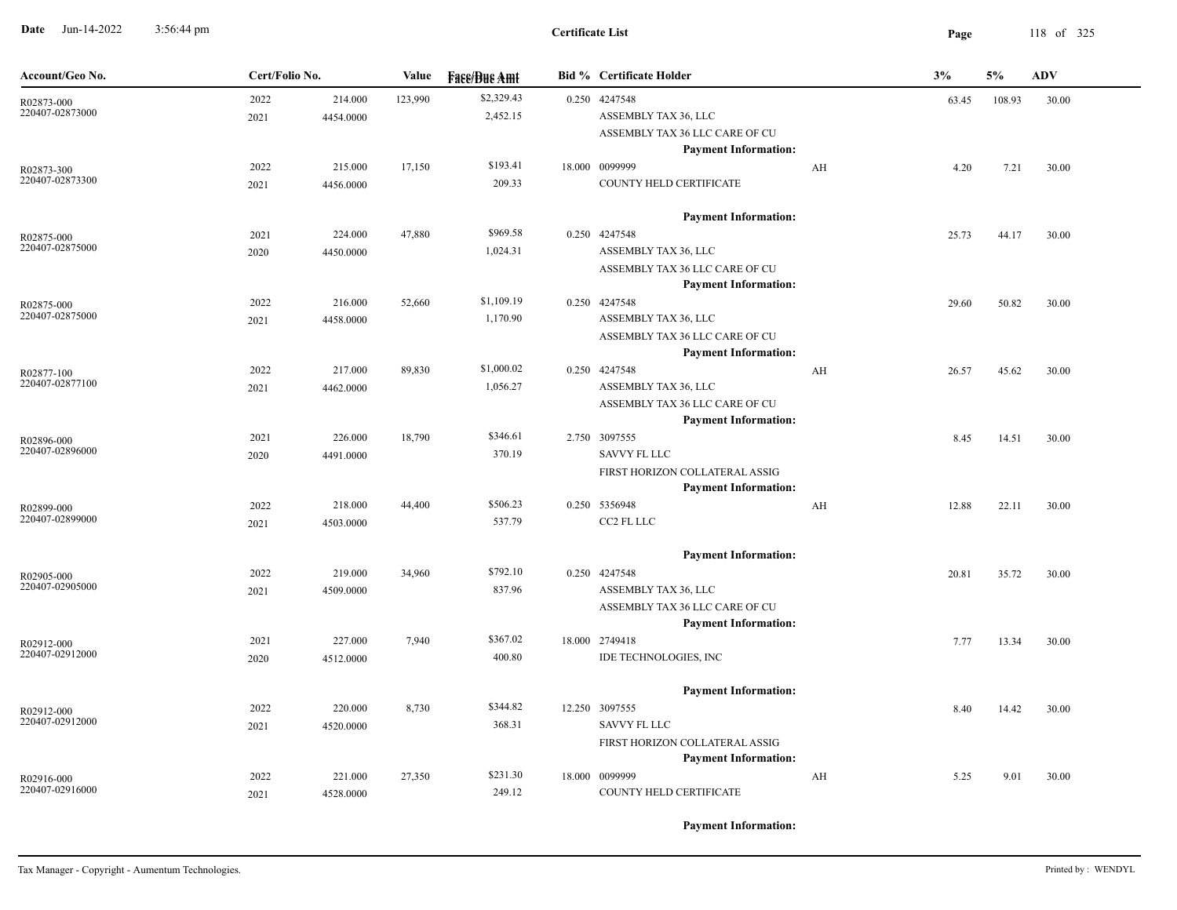**Certificate List**

| Account/Geo No. | Cert/Folio No. | | Value | Face/Due Amt | Bid % | Certificate Holder | | 3% | 5% | ADV |
|---|---|---|---|---|---|---|---|---|---|---|
| R02873-000 | 2022 | 214.000 | 123,990 | $2,329.43 | 0.250 | 4247548 | | 63.45 | 108.93 | 30.00 |
| 220407-02873000 | 2021 | 4454.0000 | | 2,452.15 | | ASSEMBLY TAX 36, LLC | | | | |
| | | | | | | ASSEMBLY TAX 36 LLC CARE OF CU | | | | |
| | | | | | | **Payment Information:** | | | | |
| R02873-300 | 2022 | 215.000 | 17,150 | $193.41 | 18.000 | 0099999 | AH | 4.20 | 7.21 | 30.00 |
| 220407-02873300 | 2021 | 4456.0000 | | 209.33 | | COUNTY HELD CERTIFICATE | | | | |
| | | | | | | **Payment Information:** | | | | |
| R02875-000 | 2021 | 224.000 | 47,880 | $969.58 | 0.250 | 4247548 | | 25.73 | 44.17 | 30.00 |
| 220407-02875000 | 2020 | 4450.0000 | | 1,024.31 | | ASSEMBLY TAX 36, LLC | | | | |
| | | | | | | ASSEMBLY TAX 36 LLC CARE OF CU | | | | |
| | | | | | | **Payment Information:** | | | | |
| R02875-000 | 2022 | 216.000 | 52,660 | $1,109.19 | 0.250 | 4247548 | | 29.60 | 50.82 | 30.00 |
| 220407-02875000 | 2021 | 4458.0000 | | 1,170.90 | | ASSEMBLY TAX 36, LLC | | | | |
| | | | | | | ASSEMBLY TAX 36 LLC CARE OF CU | | | | |
| | | | | | | **Payment Information:** | | | | |
| R02877-100 | 2022 | 217.000 | 89,830 | $1,000.02 | 0.250 | 4247548 | AH | 26.57 | 45.62 | 30.00 |
| 220407-02877100 | 2021 | 4462.0000 | | 1,056.27 | | ASSEMBLY TAX 36, LLC | | | | |
| | | | | | | ASSEMBLY TAX 36 LLC CARE OF CU | | | | |
| | | | | | | **Payment Information:** | | | | |
| R02896-000 | 2021 | 226.000 | 18,790 | $346.61 | 2.750 | 3097555 | | 8.45 | 14.51 | 30.00 |
| 220407-02896000 | 2020 | 4491.0000 | | 370.19 | | SAVVY FL LLC | | | | |
| | | | | | | FIRST HORIZON COLLATERAL ASSIG | | | | |
| | | | | | | **Payment Information:** | | | | |
| R02899-000 | 2022 | 218.000 | 44,400 | $506.23 | 0.250 | 5356948 | AH | 12.88 | 22.11 | 30.00 |
| 220407-02899000 | 2021 | 4503.0000 | | 537.79 | | CC2 FL LLC | | | | |
| | | | | | | **Payment Information:** | | | | |
| R02905-000 | 2022 | 219.000 | 34,960 | $792.10 | 0.250 | 4247548 | | 20.81 | 35.72 | 30.00 |
| 220407-02905000 | 2021 | 4509.0000 | | 837.96 | | ASSEMBLY TAX 36, LLC | | | | |
| | | | | | | ASSEMBLY TAX 36 LLC CARE OF CU | | | | |
| | | | | | | **Payment Information:** | | | | |
| R02912-000 | 2021 | 227.000 | 7,940 | $367.02 | 18.000 | 2749418 | | 7.77 | 13.34 | 30.00 |
| 220407-02912000 | 2020 | 4512.0000 | | 400.80 | | IDE TECHNOLOGIES, INC | | | | |
| | | | | | | **Payment Information:** | | | | |
| R02912-000 | 2022 | 220.000 | 8,730 | $344.82 | 12.250 | 3097555 | | 8.40 | 14.42 | 30.00 |
| 220407-02912000 | 2021 | 4520.0000 | | 368.31 | | SAVVY FL LLC | | | | |
| | | | | | | FIRST HORIZON COLLATERAL ASSIG | | | | |
| | | | | | | **Payment Information:** | | | | |
| R02916-000 | 2022 | 221.000 | 27,350 | $231.30 | 18.000 | 0099999 | AH | 5.25 | 9.01 | 30.00 |
| 220407-02916000 | 2021 | 4528.0000 | | 249.12 | | COUNTY HELD CERTIFICATE | | | | |
| | | | | | | **Payment Information:** | | | | |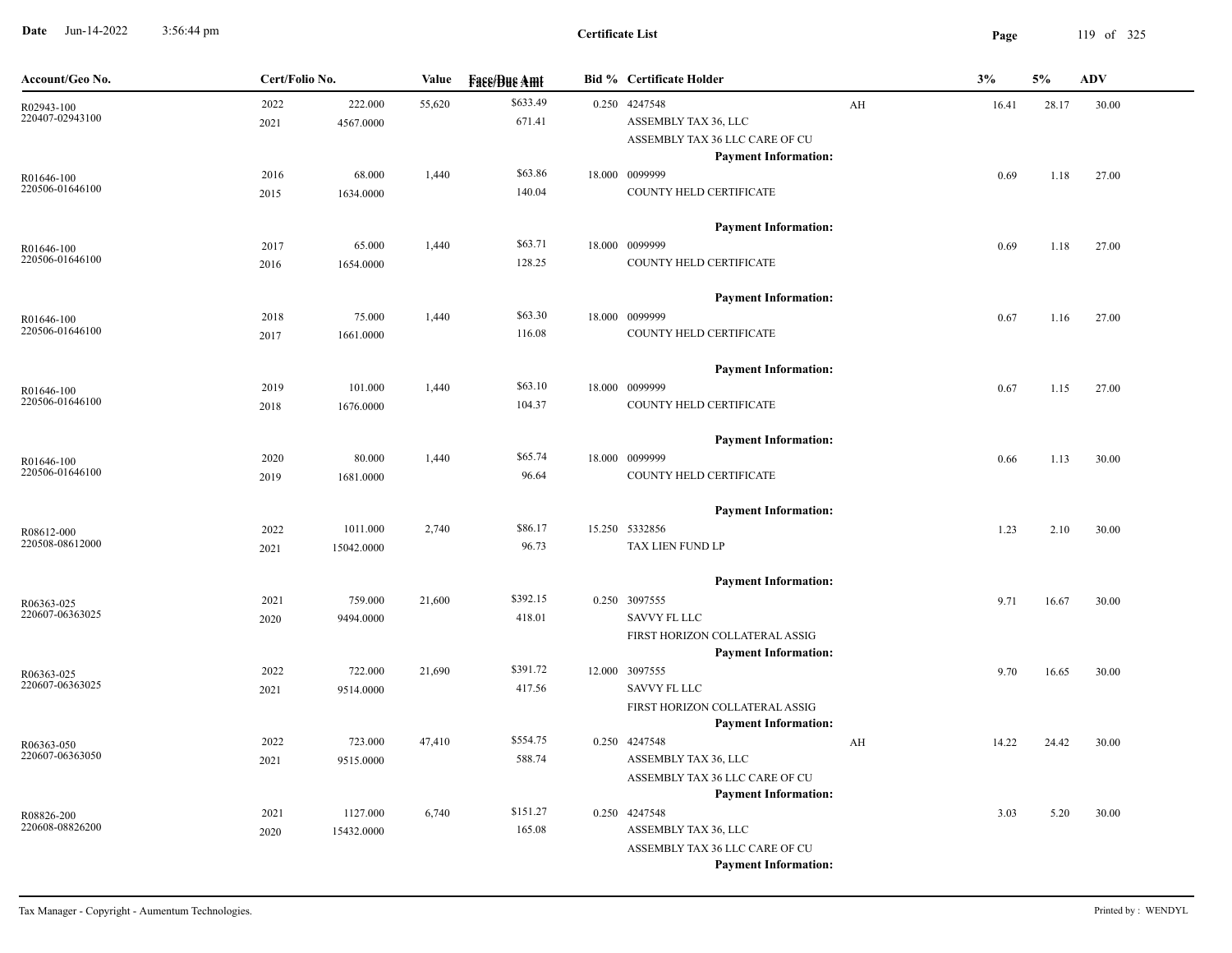# Certificate List

| Account/Geo No. | Cert/Folio No. | | Value | Face/Due Amt | Bid % | Certificate Holder | | 3% | 5% | ADV |
|---|---|---|---|---|---|---|---|---|---|---|
| R02943-100<br>220407-02943100 | 2022<br>2021 | 222.000<br>4567.0000 | 55,620 | $633.49<br>671.41 | 0.250 | 4247548<br>ASSEMBLY TAX 36, LLC<br>ASSEMBLY TAX 36 LLC CARE OF CU<br>**Payment Information:** | AH | 16.41 | 28.17 | 30.00 |
| R01646-100<br>220506-01646100 | 2016<br>2015 | 68.000<br>1634.0000 | 1,440 | $63.86<br>140.04 | 18.000 | 0099999<br>COUNTY HELD CERTIFICATE<br>**Payment Information:** | | 0.69 | 1.18 | 27.00 |
| R01646-100<br>220506-01646100 | 2017<br>2016 | 65.000<br>1654.0000 | 1,440 | $63.71<br>128.25 | 18.000 | 0099999<br>COUNTY HELD CERTIFICATE<br>**Payment Information:** | | 0.69 | 1.18 | 27.00 |
| R01646-100<br>220506-01646100 | 2018<br>2017 | 75.000<br>1661.0000 | 1,440 | $63.30<br>116.08 | 18.000 | 0099999<br>COUNTY HELD CERTIFICATE<br>**Payment Information:** | | 0.67 | 1.16 | 27.00 |
| R01646-100<br>220506-01646100 | 2019<br>2018 | 101.000<br>1676.0000 | 1,440 | $63.10<br>104.37 | 18.000 | 0099999<br>COUNTY HELD CERTIFICATE<br>**Payment Information:** | | 0.67 | 1.15 | 27.00 |
| R01646-100<br>220506-01646100 | 2020<br>2019 | 80.000<br>1681.0000 | 1,440 | $65.74<br>96.64 | 18.000 | 0099999<br>COUNTY HELD CERTIFICATE<br>**Payment Information:** | | 0.66 | 1.13 | 30.00 |
| R08612-000<br>220508-08612000 | 2022<br>2021 | 1011.000<br>15042.0000 | 2,740 | $86.17<br>96.73 | 15.250 | 5332856<br>TAX LIEN FUND LP<br>**Payment Information:** | | 1.23 | 2.10 | 30.00 |
| R06363-025<br>220607-06363025 | 2021<br>2020 | 759.000<br>9494.0000 | 21,600 | $392.15<br>418.01 | 0.250 | 3097555<br>SAVVY FL LLC<br>FIRST HORIZON COLLATERAL ASSIG<br>**Payment Information:** | | 9.71 | 16.67 | 30.00 |
| R06363-025<br>220607-06363025 | 2022<br>2021 | 722.000<br>9514.0000 | 21,690 | $391.72<br>417.56 | 12.000 | 3097555<br>SAVVY FL LLC<br>FIRST HORIZON COLLATERAL ASSIG<br>**Payment Information:** | | 9.70 | 16.65 | 30.00 |
| R06363-050<br>220607-06363050 | 2022<br>2021 | 723.000<br>9515.0000 | 47,410 | $554.75<br>588.74 | 0.250 | 4247548<br>ASSEMBLY TAX 36, LLC<br>ASSEMBLY TAX 36 LLC CARE OF CU<br>**Payment Information:** | AH | 14.22 | 24.42 | 30.00 |
| R08826-200<br>220608-08826200 | 2021<br>2020 | 1127.000<br>15432.0000 | 6,740 | $151.27<br>165.08 | 0.250 | 4247548<br>ASSEMBLY TAX 36, LLC<br>ASSEMBLY TAX 36 LLC CARE OF CU<br>**Payment Information:** | | 3.03 | 5.20 | 30.00 |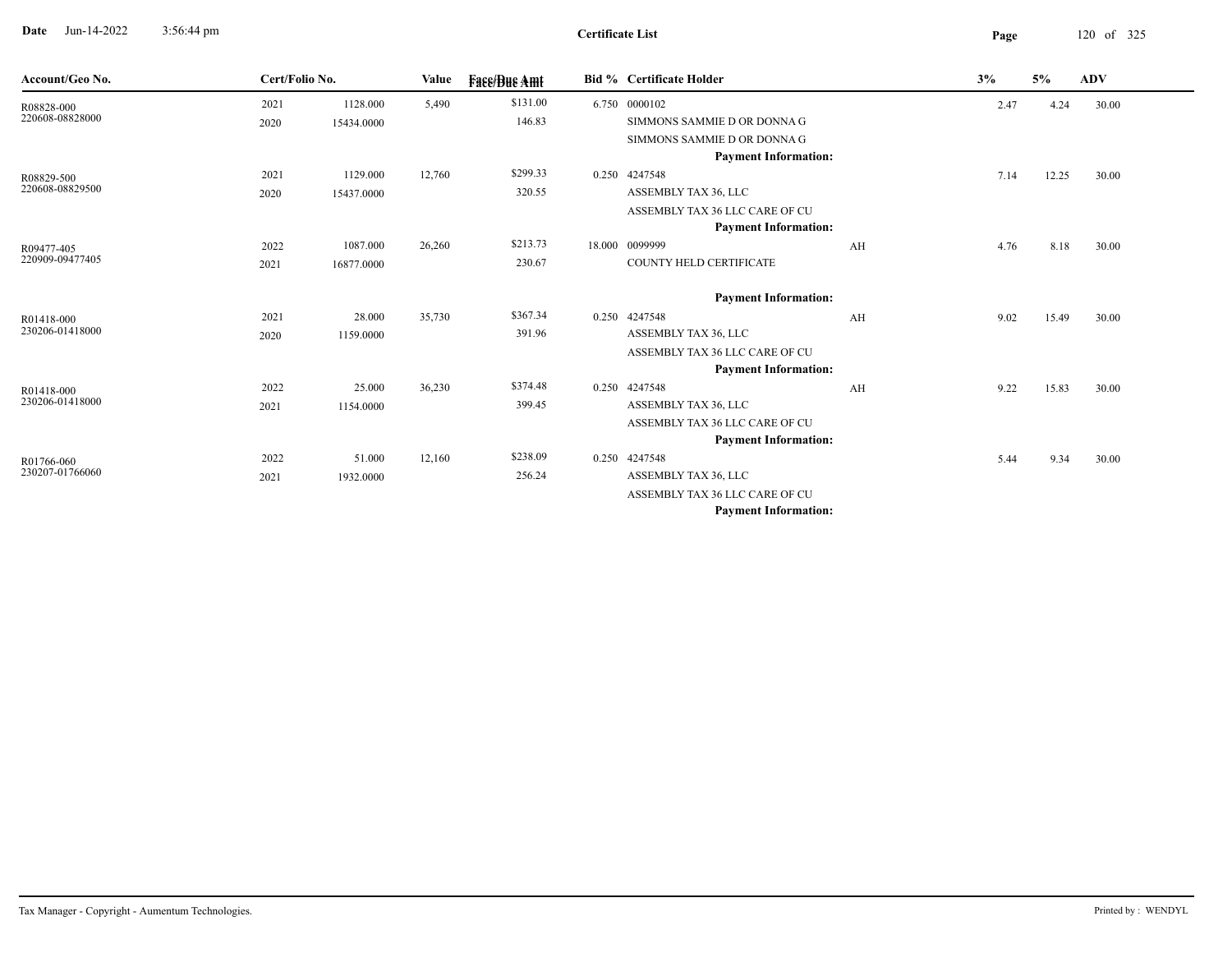**Certificate List**

Date Jun-14-2022 3:56:44 pm

| Account/Geo No. | Cert/Folio No. | | Value | Face/Due Amt | Bid % | Certificate Holder | | 3% | 5% | ADV |
|---|---|---|---|---|---|---|---|---|---|---|
| R08828-000 | 2021 | 1128.000 | 5,490 | $131.00 | 6.750 | 0000102 | | 2.47 | 4.24 | 30.00 |
| 220608-08828000 | 2020 | 15434.0000 | | 146.83 | | SIMMONS SAMMIE D OR DONNA G | | | | |
| | | | | | | SIMMONS SAMMIE D OR DONNA G | | | | |
| | | | | | | **Payment Information:** | | | | |
| R08829-500 | 2021 | 1129.000 | 12,760 | $299.33 | 0.250 | 4247548 | | 7.14 | 12.25 | 30.00 |
| 220608-08829500 | 2020 | 15437.0000 | | 320.55 | | ASSEMBLY TAX 36, LLC | | | | |
| | | | | | | ASSEMBLY TAX 36 LLC CARE OF CU | | | | |
| | | | | | | **Payment Information:** | | | | |
| R09477-405 | 2022 | 1087.000 | 26,260 | $213.73 | 18.000 | 0099999 | AH | 4.76 | 8.18 | 30.00 |
| 220909-09477405 | 2021 | 16877.0000 | | 230.67 | | COUNTY HELD CERTIFICATE | | | | |
| | | | | | | **Payment Information:** | | | | |
| R01418-000 | 2021 | 28.000 | 35,730 | $367.34 | 0.250 | 4247548 | AH | 9.02 | 15.49 | 30.00 |
| 230206-01418000 | 2020 | 1159.0000 | | 391.96 | | ASSEMBLY TAX 36, LLC | | | | |
| | | | | | | ASSEMBLY TAX 36 LLC CARE OF CU | | | | |
| | | | | | | **Payment Information:** | | | | |
| R01418-000 | 2022 | 25.000 | 36,230 | $374.48 | 0.250 | 4247548 | AH | 9.22 | 15.83 | 30.00 |
| 230206-01418000 | 2021 | 1154.0000 | | 399.45 | | ASSEMBLY TAX 36, LLC | | | | |
| | | | | | | ASSEMBLY TAX 36 LLC CARE OF CU | | | | |
| | | | | | | **Payment Information:** | | | | |
| R01766-060 | 2022 | 51.000 | 12,160 | $238.09 | 0.250 | 4247548 | | 5.44 | 9.34 | 30.00 |
| 230207-01766060 | 2021 | 1932.0000 | | 256.24 | | ASSEMBLY TAX 36, LLC | | | | |
| | | | | | | ASSEMBLY TAX 36 LLC CARE OF CU | | | | |
| | | | | | | **Payment Information:** | | | | |

Tax Manager - Copyright - Aumentum Technologies. Printed by : WENDYL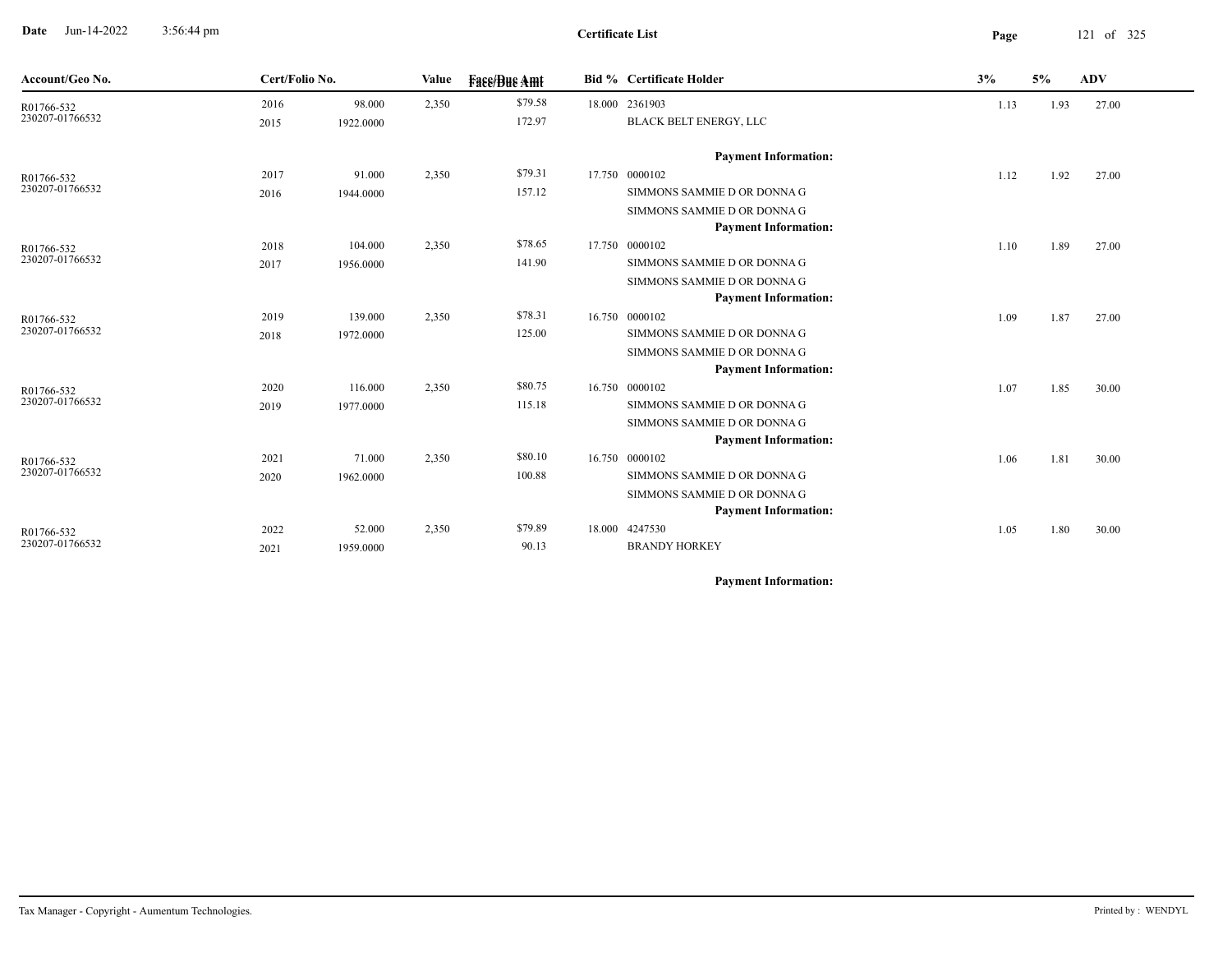| Account/Geo No. | Cert/Folio No. | | Value | Face/Due Amt | Bid % | Certificate Holder | 3% | 5% | ADV |
|---|---|---|---|---|---|---|---|---|---|
| R01766-532 | 2016 | 98.000 | 2,350 | $79.58 | 18.000 | 2361903 | 1.13 | 1.93 | 27.00 |
| 230207-01766532 | 2015 | 1922.0000 | | 172.97 | | BLACK BELT ENERGY, LLC | | | |
| | | | | | | **Payment Information:** | | | |
| R01766-532 | 2017 | 91.000 | 2,350 | $79.31 | 17.750 | 0000102 | 1.12 | 1.92 | 27.00 |
| 230207-01766532 | 2016 | 1944.0000 | | 157.12 | | SIMMONS SAMMIE D OR DONNA G | | | |
| | | | | | | SIMMONS SAMMIE D OR DONNA G | | | |
| | | | | | | **Payment Information:** | | | |
| R01766-532 | 2018 | 104.000 | 2,350 | $78.65 | 17.750 | 0000102 | 1.10 | 1.89 | 27.00 |
| 230207-01766532 | 2017 | 1956.0000 | | 141.90 | | SIMMONS SAMMIE D OR DONNA G | | | |
| | | | | | | SIMMONS SAMMIE D OR DONNA G | | | |
| | | | | | | **Payment Information:** | | | |
| R01766-532 | 2019 | 139.000 | 2,350 | $78.31 | 16.750 | 0000102 | 1.09 | 1.87 | 27.00 |
| 230207-01766532 | 2018 | 1972.0000 | | 125.00 | | SIMMONS SAMMIE D OR DONNA G | | | |
| | | | | | | SIMMONS SAMMIE D OR DONNA G | | | |
| | | | | | | **Payment Information:** | | | |
| R01766-532 | 2020 | 116.000 | 2,350 | $80.75 | 16.750 | 0000102 | 1.07 | 1.85 | 30.00 |
| 230207-01766532 | 2019 | 1977.0000 | | 115.18 | | SIMMONS SAMMIE D OR DONNA G | | | |
| | | | | | | SIMMONS SAMMIE D OR DONNA G | | | |
| | | | | | | **Payment Information:** | | | |
| R01766-532 | 2021 | 71.000 | 2,350 | $80.10 | 16.750 | 0000102 | 1.06 | 1.81 | 30.00 |
| 230207-01766532 | 2020 | 1962.0000 | | 100.88 | | SIMMONS SAMMIE D OR DONNA G | | | |
| | | | | | | SIMMONS SAMMIE D OR DONNA G | | | |
| | | | | | | **Payment Information:** | | | |
| R01766-532 | 2022 | 52.000 | 2,350 | $79.89 | 18.000 | 4247530 | 1.05 | 1.80 | 30.00 |
| 230207-01766532 | 2021 | 1959.0000 | | 90.13 | | BRANDY HORKEY | | | |
| | | | | | | **Payment Information:** | | | |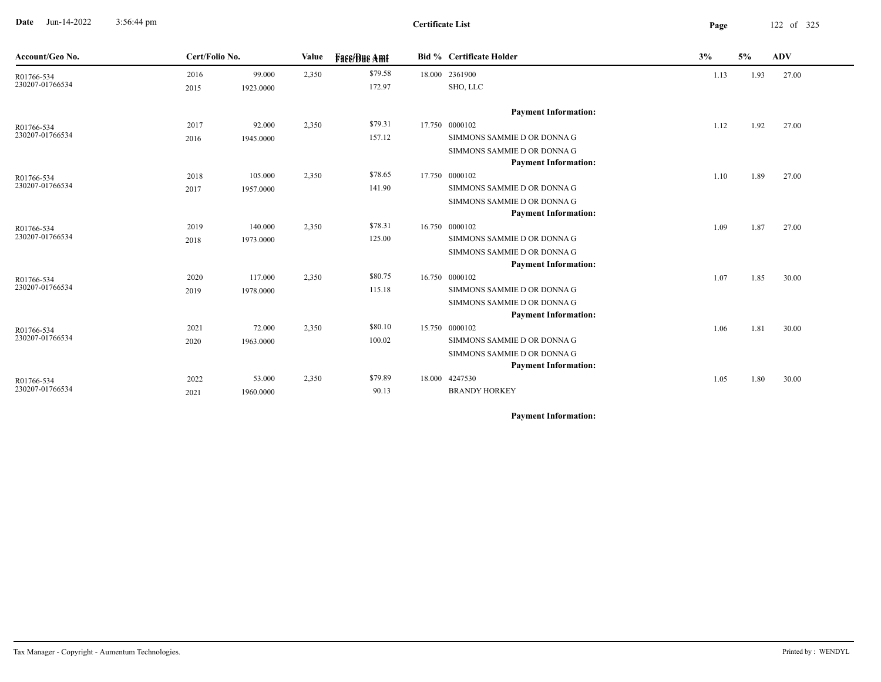**Certificate List**

| Account/Geo No. | Cert/Folio No. | | Value | Face/Due Amt | Bid % | Certificate Holder | 3% | 5% | ADV |
|---|---|---|---|---|---|---|---|---|---|
| R01766-534 | 2016 | 99.000 | 2,350 | $79.58 | 18.000 | 2361900 | 1.13 | 1.93 | 27.00 |
| 230207-01766534 | 2015 | 1923.0000 | | 172.97 | | SHO, LLC | | | |
| | | | | | | **Payment Information:** | | | |
| R01766-534 | 2017 | 92.000 | 2,350 | $79.31 | 17.750 | 0000102 | 1.12 | 1.92 | 27.00 |
| 230207-01766534 | 2016 | 1945.0000 | | 157.12 | | SIMMONS SAMMIE D OR DONNA G | | | |
| | | | | | | SIMMONS SAMMIE D OR DONNA G | | | |
| | | | | | | **Payment Information:** | | | |
| R01766-534 | 2018 | 105.000 | 2,350 | $78.65 | 17.750 | 0000102 | 1.10 | 1.89 | 27.00 |
| 230207-01766534 | 2017 | 1957.0000 | | 141.90 | | SIMMONS SAMMIE D OR DONNA G | | | |
| | | | | | | SIMMONS SAMMIE D OR DONNA G | | | |
| | | | | | | **Payment Information:** | | | |
| R01766-534 | 2019 | 140.000 | 2,350 | $78.31 | 16.750 | 0000102 | 1.09 | 1.87 | 27.00 |
| 230207-01766534 | 2018 | 1973.0000 | | 125.00 | | SIMMONS SAMMIE D OR DONNA G | | | |
| | | | | | | SIMMONS SAMMIE D OR DONNA G | | | |
| | | | | | | **Payment Information:** | | | |
| R01766-534 | 2020 | 117.000 | 2,350 | $80.75 | 16.750 | 0000102 | 1.07 | 1.85 | 30.00 |
| 230207-01766534 | 2019 | 1978.0000 | | 115.18 | | SIMMONS SAMMIE D OR DONNA G | | | |
| | | | | | | SIMMONS SAMMIE D OR DONNA G | | | |
| | | | | | | **Payment Information:** | | | |
| R01766-534 | 2021 | 72.000 | 2,350 | $80.10 | 15.750 | 0000102 | 1.06 | 1.81 | 30.00 |
| 230207-01766534 | 2020 | 1963.0000 | | 100.02 | | SIMMONS SAMMIE D OR DONNA G | | | |
| | | | | | | SIMMONS SAMMIE D OR DONNA G | | | |
| | | | | | | **Payment Information:** | | | |
| R01766-534 | 2022 | 53.000 | 2,350 | $79.89 | 18.000 | 4247530 | 1.05 | 1.80 | 30.00 |
| 230207-01766534 | 2021 | 1960.0000 | | 90.13 | | BRANDY HORKEY | | | |
| | | | | | | **Payment Information:** | | | |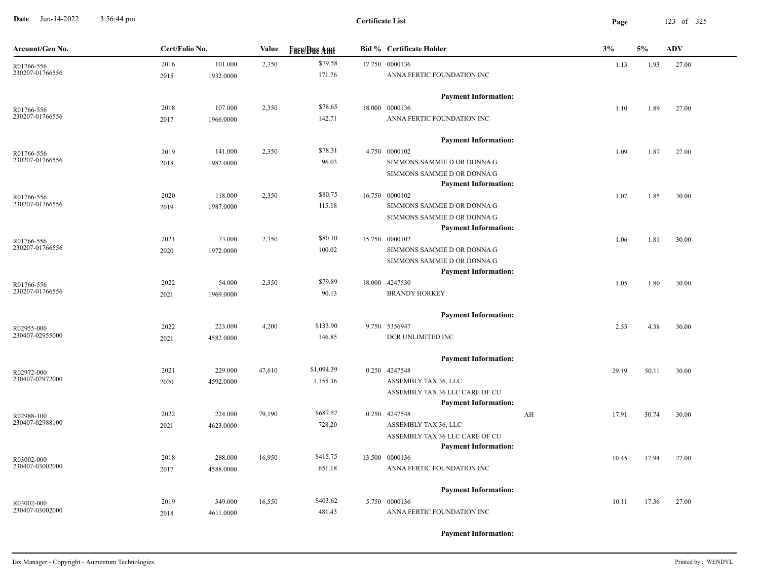**Date** Jun-14-2022 3:56:44 pm

**Certificate List**

| Account/Geo No. | Cert/Folio No. | | Value | Face/Due Amt | Bid % | Certificate Holder | | 3% | 5% | ADV |
|---|---|---|---|---|---|---|---|---|---|---|
| R01766-556<br>230207-01766556 | 2016<br>2015 | 101.000<br>1932.0000 | 2,350 | $79.58<br>171.76 | 17.750 | 0000136<br>ANNA FERTIC FOUNDATION INC<br>**Payment Information:** | | 1.13 | 1.93 | 27.00 |
| R01766-556<br>230207-01766556 | 2018<br>2017 | 107.000<br>1966.0000 | 2,350 | $78.65<br>142.71 | 18.000 | 0000136<br>ANNA FERTIC FOUNDATION INC<br>**Payment Information:** | | 1.10 | 1.89 | 27.00 |
| R01766-556<br>230207-01766556 | 2019<br>2018 | 141.000<br>1982.0000 | 2,350 | $78.31<br>96.03 | 4.750 | 0000102<br>SIMMONS SAMMIE D OR DONNA G<br>SIMMONS SAMMIE D OR DONNA G<br>**Payment Information:** | | 1.09 | 1.87 | 27.00 |
| R01766-556<br>230207-01766556 | 2020<br>2019 | 118.000<br>1987.0000 | 2,350 | $80.75<br>115.18 | 16.750 | 0000102<br>SIMMONS SAMMIE D OR DONNA G<br>SIMMONS SAMMIE D OR DONNA G<br>**Payment Information:** | | 1.07 | 1.85 | 30.00 |
| R01766-556<br>230207-01766556 | 2021<br>2020 | 73.000<br>1972.0000 | 2,350 | $80.10<br>100.02 | 15.750 | 0000102<br>SIMMONS SAMMIE D OR DONNA G<br>SIMMONS SAMMIE D OR DONNA G<br>**Payment Information:** | | 1.06 | 1.81 | 30.00 |
| R01766-556<br>230207-01766556 | 2022<br>2021 | 54.000<br>1969.0000 | 2,350 | $79.89<br>90.13 | 18.000 | 4247530<br>BRANDY HORKEY<br>**Payment Information:** | | 1.05 | 1.80 | 30.00 |
| R02955-000<br>230407-02955000 | 2022<br>2021 | 223.000<br>4582.0000 | 4,200 | $133.90<br>146.85 | 9.750 | 5356947<br>DCR UNLIMITED INC<br>**Payment Information:** | | 2.55 | 4.38 | 30.00 |
| R02972-000<br>230407-02972000 | 2021<br>2020 | 229.000<br>4592.0000 | 47,610 | $1,094.39<br>1,155.36 | 0.250 | 4247548<br>ASSEMBLY TAX 36, LLC<br>ASSEMBLY TAX 36 LLC CARE OF CU<br>**Payment Information:** | | 29.19 | 50.11 | 30.00 |
| R02988-100<br>230407-02988100 | 2022<br>2021 | 224.000<br>4623.0000 | 79,190 | $687.57<br>728.20 | 0.250 | 4247548<br>ASSEMBLY TAX 36, LLC<br>ASSEMBLY TAX 36 LLC CARE OF CU<br>**Payment Information:** | AH | 17.91 | 30.74 | 30.00 |
| R03002-000<br>230407-03002000 | 2018<br>2017 | 288.000<br>4588.0000 | 16,950 | $415.75<br>651.18 | 13.500 | 0000136<br>ANNA FERTIC FOUNDATION INC<br>**Payment Information:** | | 10.45 | 17.94 | 27.00 |
| R03002-000<br>230407-03002000 | 2019<br>2018 | 349.000<br>4611.0000 | 16,550 | $403.62<br>481.43 | 5.750 | 0000136<br>ANNA FERTIC FOUNDATION INC<br>**Payment Information:** | | 10.11 | 17.36 | 27.00 |

Tax Manager - Copyright - Aumentum Technologies. Printed by : WENDYL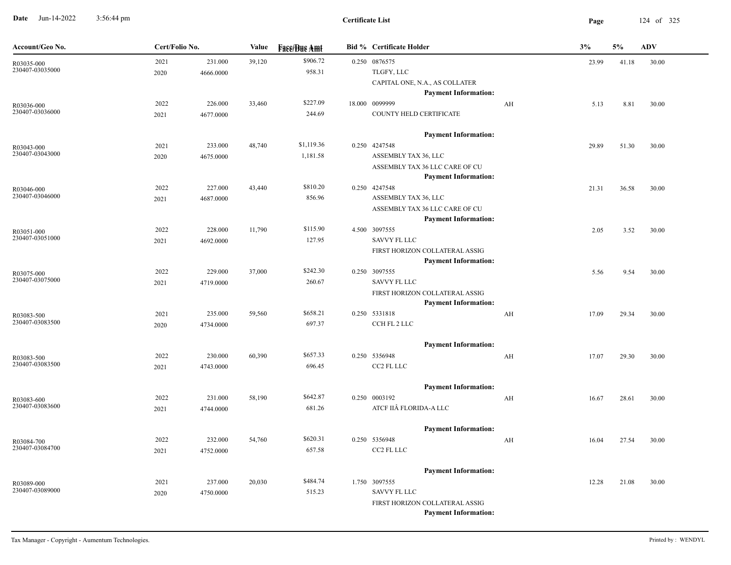**Certificate List**

| Account/Geo No. | Cert/Folio No. | | Value | Face/Due Amt | Bid % | Certificate Holder | | 3% | 5% | ADV |
|---|---|---|---|---|---|---|---|---|---|---|
| R03035-000 | 2021 | 231.000 | 39,120 | $906.72 | 0.250 | 0876575 | | 23.99 | 41.18 | 30.00 |
| 230407-03035000 | 2020 | 4666.0000 | | 958.31 | | TLGFY, LLC | | | | |
| | | | | | | CAPITAL ONE, N.A., AS COLLATER | | | | |
| | | | | | | **Payment Information:** | | | | |
| R03036-000 | 2022 | 226.000 | 33,460 | $227.09 | 18.000 | 0099999 | AH | 5.13 | 8.81 | 30.00 |
| 230407-03036000 | 2021 | 4677.0000 | | 244.69 | | COUNTY HELD CERTIFICATE | | | | |
| | | | | | | **Payment Information:** | | | | |
| R03043-000 | 2021 | 233.000 | 48,740 | $1,119.36 | 0.250 | 4247548 | | 29.89 | 51.30 | 30.00 |
| 230407-03043000 | 2020 | 4675.0000 | | 1,181.58 | | ASSEMBLY TAX 36, LLC | | | | |
| | | | | | | ASSEMBLY TAX 36 LLC CARE OF CU | | | | |
| | | | | | | **Payment Information:** | | | | |
| R03046-000 | 2022 | 227.000 | 43,440 | $810.20 | 0.250 | 4247548 | | 21.31 | 36.58 | 30.00 |
| 230407-03046000 | 2021 | 4687.0000 | | 856.96 | | ASSEMBLY TAX 36, LLC | | | | |
| | | | | | | ASSEMBLY TAX 36 LLC CARE OF CU | | | | |
| | | | | | | **Payment Information:** | | | | |
| R03051-000 | 2022 | 228.000 | 11,790 | $115.90 | 4.500 | 3097555 | | 2.05 | 3.52 | 30.00 |
| 230407-03051000 | 2021 | 4692.0000 | | 127.95 | | SAVVY FL LLC | | | | |
| | | | | | | FIRST HORIZON COLLATERAL ASSIG | | | | |
| | | | | | | **Payment Information:** | | | | |
| R03075-000 | 2022 | 229.000 | 37,000 | $242.30 | 0.250 | 3097555 | | 5.56 | 9.54 | 30.00 |
| 230407-03075000 | 2021 | 4719.0000 | | 260.67 | | SAVVY FL LLC | | | | |
| | | | | | | FIRST HORIZON COLLATERAL ASSIG | | | | |
| | | | | | | **Payment Information:** | | | | |
| R03083-500 | 2021 | 235.000 | 59,560 | $658.21 | 0.250 | 5331818 | AH | 17.09 | 29.34 | 30.00 |
| 230407-03083500 | 2020 | 4734.0000 | | 697.37 | | CCH FL 2 LLC | | | | |
| | | | | | | **Payment Information:** | | | | |
| R03083-500 | 2022 | 230.000 | 60,390 | $657.33 | 0.250 | 5356948 | AH | 17.07 | 29.30 | 30.00 |
| 230407-03083500 | 2021 | 4743.0000 | | 696.45 | | CC2 FL LLC | | | | |
| | | | | | | **Payment Information:** | | | | |
| R03083-600 | 2022 | 231.000 | 58,190 | $642.87 | 0.250 | 0003192 | AH | 16.67 | 28.61 | 30.00 |
| 230407-03083600 | 2021 | 4744.0000 | | 681.26 | | ATCF IIÂ FLORIDA-A LLC | | | | |
| | | | | | | **Payment Information:** | | | | |
| R03084-700 | 2022 | 232.000 | 54,760 | $620.31 | 0.250 | 5356948 | AH | 16.04 | 27.54 | 30.00 |
| 230407-03084700 | 2021 | 4752.0000 | | 657.58 | | CC2 FL LLC | | | | |
| | | | | | | **Payment Information:** | | | | |
| R03089-000 | 2021 | 237.000 | 20,030 | $484.74 | 1.750 | 3097555 | | 12.28 | 21.08 | 30.00 |
| 230407-03089000 | 2020 | 4750.0000 | | 515.23 | | SAVVY FL LLC | | | | |
| | | | | | | FIRST HORIZON COLLATERAL ASSIG | | | | |
| | | | | | | **Payment Information:** | | | | |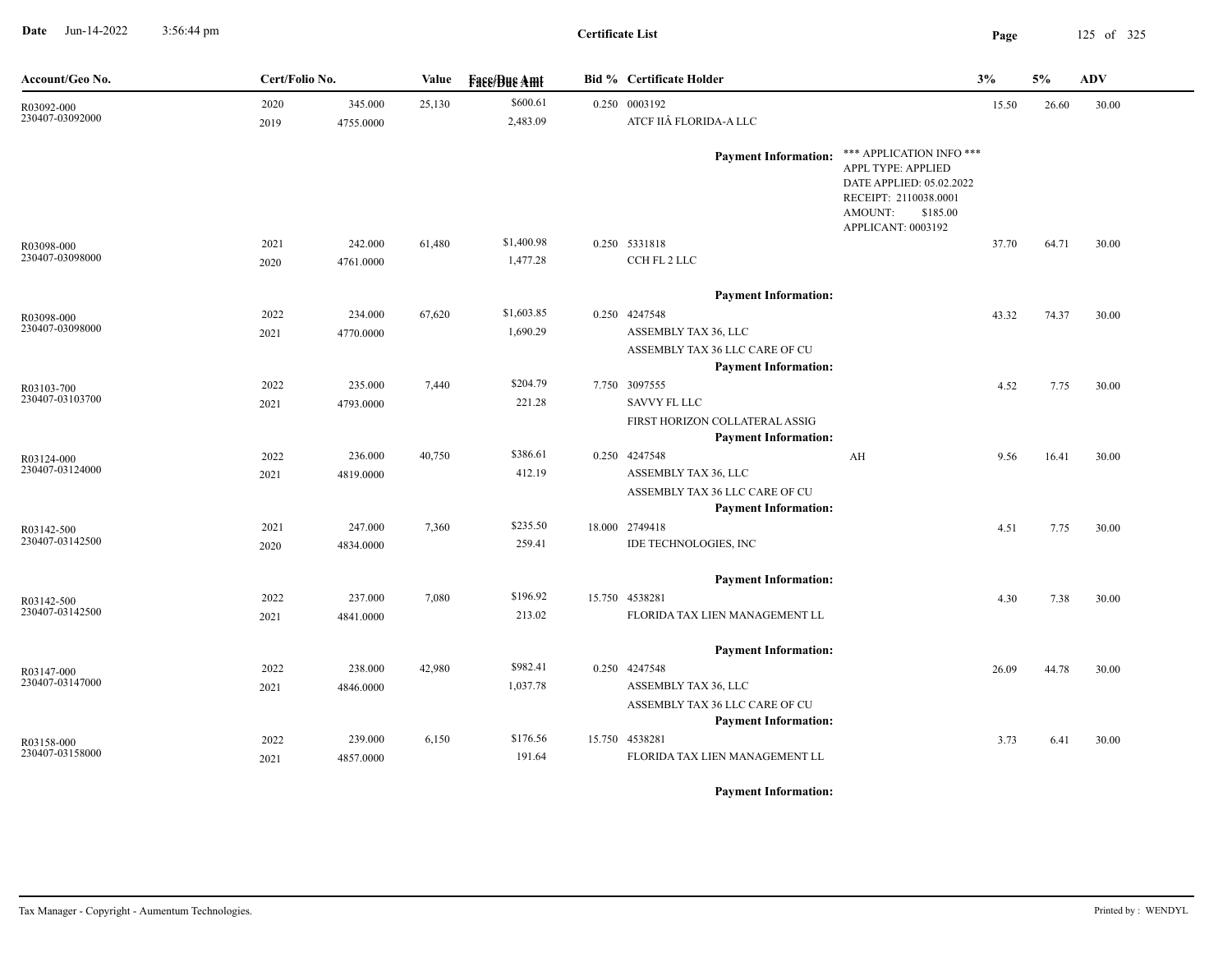# Certificate List

Date Jun-14-2022 3:56:44 pm

| Account/Geo No. | Cert/Folio No. | | Value | Face/Due Amt | Bid % | Certificate Holder | | 3% | 5% | ADV |
|---|---|---|---|---|---|---|---|---|---|---|
| R03092-000 | 2020 | 345.000 | 25,130 | $600.61 | 0.250 | 0003192 | | 15.50 | 26.60 | 30.00 |
| 230407-03092000 | 2019 | 4755.0000 | | 2,483.09 | | ATCF IIÂ FLORIDA-A LLC | | | | |
| | | | | | | **Payment Information:** | *** APPLICATION INFO *** APPL TYPE: APPLIED DATE APPLIED: 05.02.2022 RECEIPT: 2110038.0001 AMOUNT: $185.00 APPLICANT: 0003192 | | | |
| R03098-000 | 2021 | 242.000 | 61,480 | $1,400.98 | 0.250 | 5331818 | | 37.70 | 64.71 | 30.00 |
| 230407-03098000 | 2020 | 4761.0000 | | 1,477.28 | | CCH FL 2 LLC | | | | |
| | | | | | | **Payment Information:** | | | | |
| R03098-000 | 2022 | 234.000 | 67,620 | $1,603.85 | 0.250 | 4247548 | | 43.32 | 74.37 | 30.00 |
| 230407-03098000 | 2021 | 4770.0000 | | 1,690.29 | | ASSEMBLY TAX 36, LLC | | | | |
| | | | | | | ASSEMBLY TAX 36 LLC CARE OF CU | | | | |
| | | | | | | **Payment Information:** | | | | |
| R03103-700 | 2022 | 235.000 | 7,440 | $204.79 | 7.750 | 3097555 | | 4.52 | 7.75 | 30.00 |
| 230407-03103700 | 2021 | 4793.0000 | | 221.28 | | SAVVY FL LLC | | | | |
| | | | | | | FIRST HORIZON COLLATERAL ASSIG | | | | |
| | | | | | | **Payment Information:** | | | | |
| R03124-000 | 2022 | 236.000 | 40,750 | $386.61 | 0.250 | 4247548 | AH | 9.56 | 16.41 | 30.00 |
| 230407-03124000 | 2021 | 4819.0000 | | 412.19 | | ASSEMBLY TAX 36, LLC | | | | |
| | | | | | | ASSEMBLY TAX 36 LLC CARE OF CU | | | | |
| | | | | | | **Payment Information:** | | | | |
| R03142-500 | 2021 | 247.000 | 7,360 | $235.50 | 18.000 | 2749418 | | 4.51 | 7.75 | 30.00 |
| 230407-03142500 | 2020 | 4834.0000 | | 259.41 | | IDE TECHNOLOGIES, INC | | | | |
| | | | | | | **Payment Information:** | | | | |
| R03142-500 | 2022 | 237.000 | 7,080 | $196.92 | 15.750 | 4538281 | | 4.30 | 7.38 | 30.00 |
| 230407-03142500 | 2021 | 4841.0000 | | 213.02 | | FLORIDA TAX LIEN MANAGEMENT LL | | | | |
| | | | | | | **Payment Information:** | | | | |
| R03147-000 | 2022 | 238.000 | 42,980 | $982.41 | 0.250 | 4247548 | | 26.09 | 44.78 | 30.00 |
| 230407-03147000 | 2021 | 4846.0000 | | 1,037.78 | | ASSEMBLY TAX 36, LLC | | | | |
| | | | | | | ASSEMBLY TAX 36 LLC CARE OF CU | | | | |
| | | | | | | **Payment Information:** | | | | |
| R03158-000 | 2022 | 239.000 | 6,150 | $176.56 | 15.750 | 4538281 | | 3.73 | 6.41 | 30.00 |
| 230407-03158000 | 2021 | 4857.0000 | | 191.64 | | FLORIDA TAX LIEN MANAGEMENT LL | | | | |
| | | | | | | **Payment Information:** | | | | |

Tax Manager - Copyright - Aumentum Technologies. Printed by : WENDYL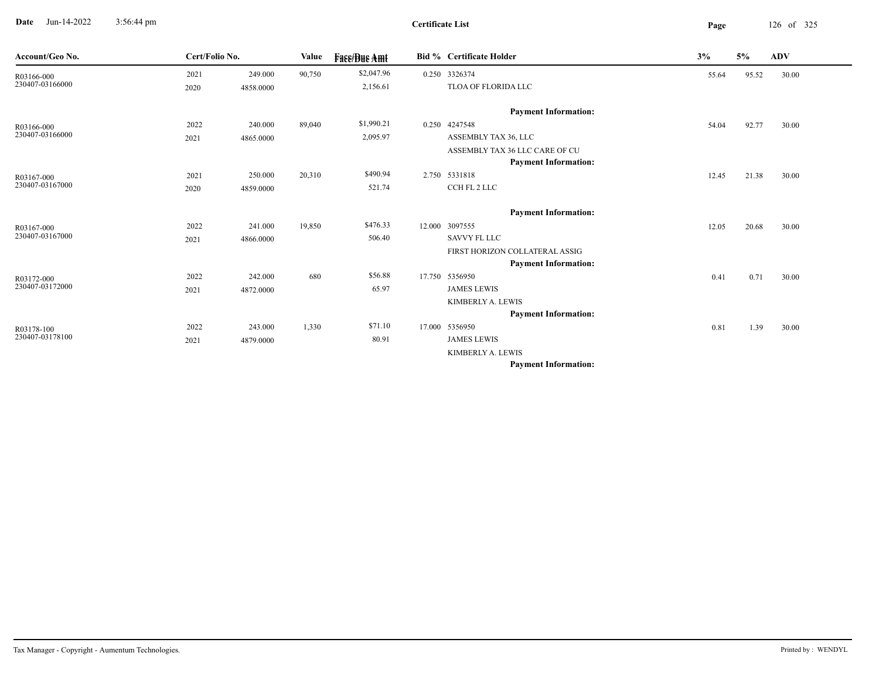**Certificate List**

**Date** Jun-14-2022 3:56:44 pm

| Account/Geo No. | Cert/Folio No. | | Value | Face/Due Amt | Bid % | Certificate Holder | 3% | 5% | ADV |
|---|---|---|---|---|---|---|---|---|---|
| R03166-000 | 2021 | 249.000 | 90,750 | $2,047.96 | 0.250 | 3326374 | 55.64 | 95.52 | 30.00 |
| 230407-03166000 | 2020 | 4858.0000 | | 2,156.61 | | TLOA OF FLORIDA LLC | | | |
| | | | | | | **Payment Information:** | | | |
| R03166-000 | 2022 | 240.000 | 89,040 | $1,990.21 | 0.250 | 4247548 | 54.04 | 92.77 | 30.00 |
| 230407-03166000 | 2021 | 4865.0000 | | 2,095.97 | | ASSEMBLY TAX 36, LLC | | | |
| | | | | | | ASSEMBLY TAX 36 LLC CARE OF CU | | | |
| | | | | | | **Payment Information:** | | | |
| R03167-000 | 2021 | 250.000 | 20,310 | $490.94 | 2.750 | 5331818 | 12.45 | 21.38 | 30.00 |
| 230407-03167000 | 2020 | 4859.0000 | | 521.74 | | CCH FL 2 LLC | | | |
| | | | | | | **Payment Information:** | | | |
| R03167-000 | 2022 | 241.000 | 19,850 | $476.33 | 12.000 | 3097555 | 12.05 | 20.68 | 30.00 |
| 230407-03167000 | 2021 | 4866.0000 | | 506.40 | | SAVVY FL LLC | | | |
| | | | | | | FIRST HORIZON COLLATERAL ASSIG | | | |
| | | | | | | **Payment Information:** | | | |
| R03172-000 | 2022 | 242.000 | 680 | $56.88 | 17.750 | 5356950 | 0.41 | 0.71 | 30.00 |
| 230407-03172000 | 2021 | 4872.0000 | | 65.97 | | JAMES LEWIS | | | |
| | | | | | | KIMBERLY A. LEWIS | | | |
| | | | | | | **Payment Information:** | | | |
| R03178-100 | 2022 | 243.000 | 1,330 | $71.10 | 17.000 | 5356950 | 0.81 | 1.39 | 30.00 |
| 230407-03178100 | 2021 | 4879.0000 | | 80.91 | | JAMES LEWIS | | | |
| | | | | | | KIMBERLY A. LEWIS | | | |
| | | | | | | **Payment Information:** | | | |

Tax Manager - Copyright - Aumentum Technologies.

Printed by : WENDYL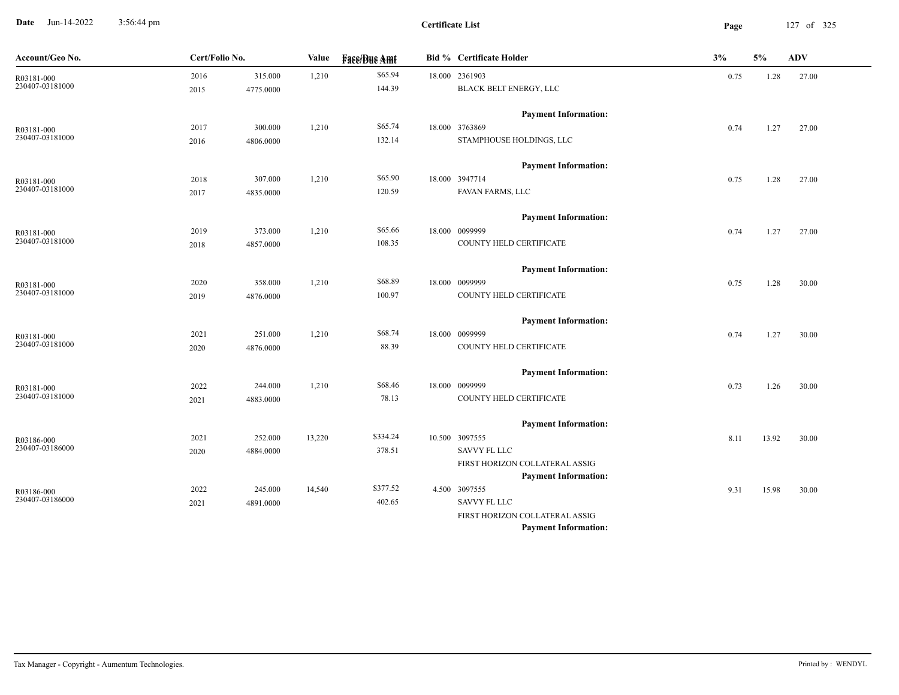**Date** Jun-14-2022 3:56:44 pm

**Certificate List**

| Account/Geo No. | Cert/Folio No. | | Value | Face/Due Amt | Bid % | Certificate Holder | 3% | 5% | ADV |
|---|---|---|---|---|---|---|---|---|---|
| R03181-000 | 2016 | 315.000 | 1,210 | $65.94 | 18.000 | 2361903 | 0.75 | 1.28 | 27.00 |
| 230407-03181000 | 2015 | 4775.0000 | | 144.39 | | BLACK BELT ENERGY, LLC | | | |
| | | | | | | **Payment Information:** | | | |
| R03181-000 | 2017 | 300.000 | 1,210 | $65.74 | 18.000 | 3763869 | 0.74 | 1.27 | 27.00 |
| 230407-03181000 | 2016 | 4806.0000 | | 132.14 | | STAMPHOUSE HOLDINGS, LLC | | | |
| | | | | | | **Payment Information:** | | | |
| R03181-000 | 2018 | 307.000 | 1,210 | $65.90 | 18.000 | 3947714 | 0.75 | 1.28 | 27.00 |
| 230407-03181000 | 2017 | 4835.0000 | | 120.59 | | FAVAN FARMS, LLC | | | |
| | | | | | | **Payment Information:** | | | |
| R03181-000 | 2019 | 373.000 | 1,210 | $65.66 | 18.000 | 0099999 | 0.74 | 1.27 | 27.00 |
| 230407-03181000 | 2018 | 4857.0000 | | 108.35 | | COUNTY HELD CERTIFICATE | | | |
| | | | | | | **Payment Information:** | | | |
| R03181-000 | 2020 | 358.000 | 1,210 | $68.89 | 18.000 | 0099999 | 0.75 | 1.28 | 30.00 |
| 230407-03181000 | 2019 | 4876.0000 | | 100.97 | | COUNTY HELD CERTIFICATE | | | |
| | | | | | | **Payment Information:** | | | |
| R03181-000 | 2021 | 251.000 | 1,210 | $68.74 | 18.000 | 0099999 | 0.74 | 1.27 | 30.00 |
| 230407-03181000 | 2020 | 4876.0000 | | 88.39 | | COUNTY HELD CERTIFICATE | | | |
| | | | | | | **Payment Information:** | | | |
| R03181-000 | 2022 | 244.000 | 1,210 | $68.46 | 18.000 | 0099999 | 0.73 | 1.26 | 30.00 |
| 230407-03181000 | 2021 | 4883.0000 | | 78.13 | | COUNTY HELD CERTIFICATE | | | |
| | | | | | | **Payment Information:** | | | |
| R03186-000 | 2021 | 252.000 | 13,220 | $334.24 | 10.500 | 3097555 | 8.11 | 13.92 | 30.00 |
| 230407-03186000 | 2020 | 4884.0000 | | 378.51 | | SAVVY FL LLC | | | |
| | | | | | | FIRST HORIZON COLLATERAL ASSIG | | | |
| | | | | | | **Payment Information:** | | | |
| R03186-000 | 2022 | 245.000 | 14,540 | $377.52 | 4.500 | 3097555 | 9.31 | 15.98 | 30.00 |
| 230407-03186000 | 2021 | 4891.0000 | | 402.65 | | SAVVY FL LLC | | | |
| | | | | | | FIRST HORIZON COLLATERAL ASSIG | | | |
| | | | | | | **Payment Information:** | | | |

Tax Manager - Copyright - Aumentum Technologies. Printed by : WENDYL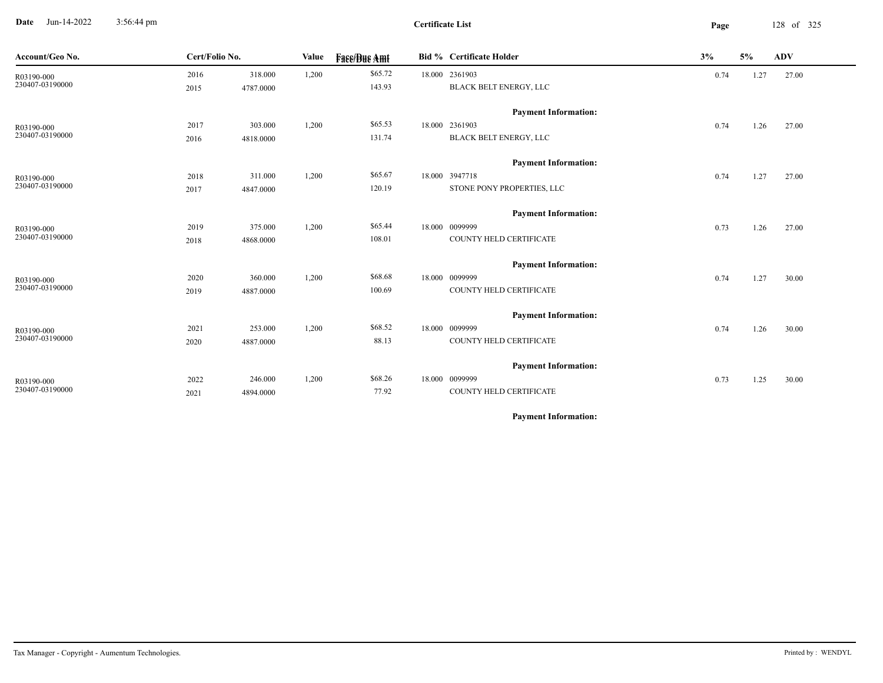# Certificate List

Date Jun-14-2022 3:56:44 pm

| Account/Geo No. | Cert/Folio No. | | Value | Face/Due Amt | Bid % | Certificate Holder | 3% | 5% | ADV |
|---|---|---|---|---|---|---|---|---|---|
| R03190-000 | 2016 | 318.000 | 1,200 | $65.72 | 18.000 | 2361903 | 0.74 | 1.27 | 27.00 |
| 230407-03190000 | 2015 | 4787.0000 | | 143.93 | | BLACK BELT ENERGY, LLC | | | |
| | | | | | | **Payment Information:** | | | |
| R03190-000 | 2017 | 303.000 | 1,200 | $65.53 | 18.000 | 2361903 | 0.74 | 1.26 | 27.00 |
| 230407-03190000 | 2016 | 4818.0000 | | 131.74 | | BLACK BELT ENERGY, LLC | | | |
| | | | | | | **Payment Information:** | | | |
| R03190-000 | 2018 | 311.000 | 1,200 | $65.67 | 18.000 | 3947718 | 0.74 | 1.27 | 27.00 |
| 230407-03190000 | 2017 | 4847.0000 | | 120.19 | | STONE PONY PROPERTIES, LLC | | | |
| | | | | | | **Payment Information:** | | | |
| R03190-000 | 2019 | 375.000 | 1,200 | $65.44 | 18.000 | 0099999 | 0.73 | 1.26 | 27.00 |
| 230407-03190000 | 2018 | 4868.0000 | | 108.01 | | COUNTY HELD CERTIFICATE | | | |
| | | | | | | **Payment Information:** | | | |
| R03190-000 | 2020 | 360.000 | 1,200 | $68.68 | 18.000 | 0099999 | 0.74 | 1.27 | 30.00 |
| 230407-03190000 | 2019 | 4887.0000 | | 100.69 | | COUNTY HELD CERTIFICATE | | | |
| | | | | | | **Payment Information:** | | | |
| R03190-000 | 2021 | 253.000 | 1,200 | $68.52 | 18.000 | 0099999 | 0.74 | 1.26 | 30.00 |
| 230407-03190000 | 2020 | 4887.0000 | | 88.13 | | COUNTY HELD CERTIFICATE | | | |
| | | | | | | **Payment Information:** | | | |
| R03190-000 | 2022 | 246.000 | 1,200 | $68.26 | 18.000 | 0099999 | 0.73 | 1.25 | 30.00 |
| 230407-03190000 | 2021 | 4894.0000 | | 77.92 | | COUNTY HELD CERTIFICATE | | | |
| | | | | | | **Payment Information:** | | | |

Tax Manager - Copyright - Aumentum Technologies. Printed by : WENDYL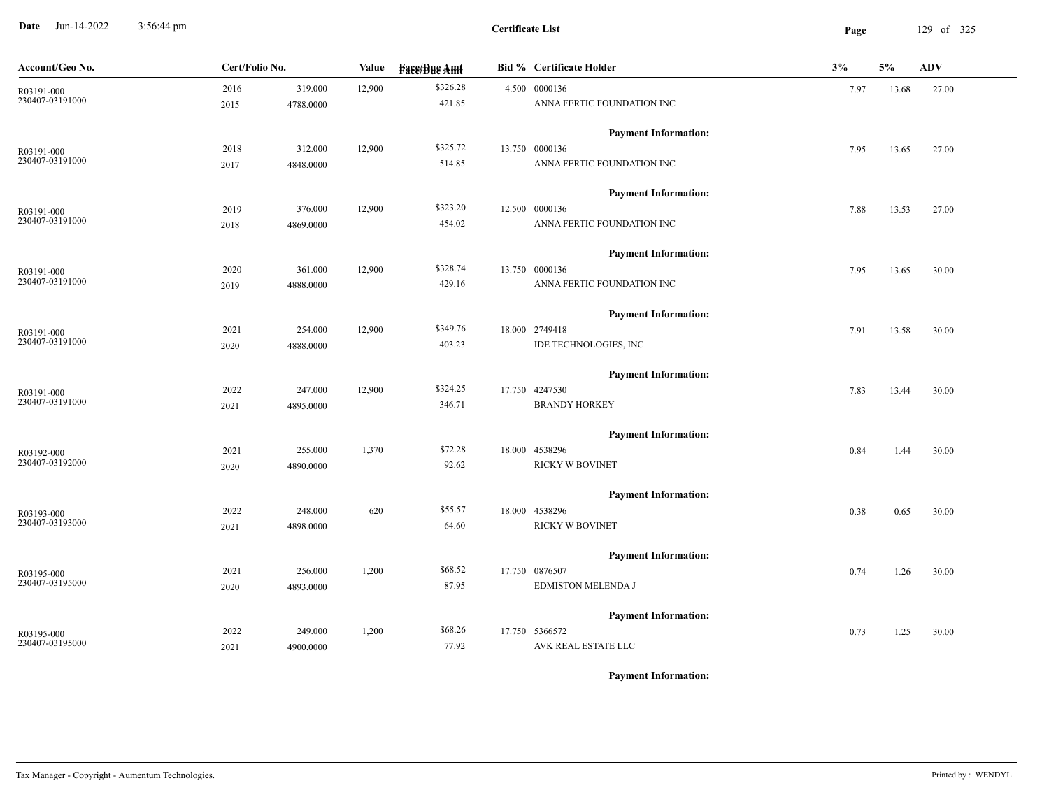# Certificate List

| Account/Geo No. | Cert/Folio No. | | Value | Face/Due Amt | Bid % | Certificate Holder | 3% | 5% | ADV |
|---|---|---|---|---|---|---|---|---|---|
| R03191-000<br>230407-03191000 | 2016<br>2015 | 319.000<br>4788.0000 | 12,900 | $326.28<br>421.85 | 4.500 | 0000136<br>ANNA FERTIC FOUNDATION INC | 7.97 | 13.68 | 27.00 |
| | | | | | | **Payment Information:** | | | |
| R03191-000<br>230407-03191000 | 2018<br>2017 | 312.000<br>4848.0000 | 12,900 | $325.72<br>514.85 | 13.750 | 0000136<br>ANNA FERTIC FOUNDATION INC | 7.95 | 13.65 | 27.00 |
| | | | | | | **Payment Information:** | | | |
| R03191-000<br>230407-03191000 | 2019<br>2018 | 376.000<br>4869.0000 | 12,900 | $323.20<br>454.02 | 12.500 | 0000136<br>ANNA FERTIC FOUNDATION INC | 7.88 | 13.53 | 27.00 |
| | | | | | | **Payment Information:** | | | |
| R03191-000<br>230407-03191000 | 2020<br>2019 | 361.000<br>4888.0000 | 12,900 | $328.74<br>429.16 | 13.750 | 0000136<br>ANNA FERTIC FOUNDATION INC | 7.95 | 13.65 | 30.00 |
| | | | | | | **Payment Information:** | | | |
| R03191-000<br>230407-03191000 | 2021<br>2020 | 254.000<br>4888.0000 | 12,900 | $349.76<br>403.23 | 18.000 | 2749418<br>IDE TECHNOLOGIES, INC | 7.91 | 13.58 | 30.00 |
| | | | | | | **Payment Information:** | | | |
| R03191-000<br>230407-03191000 | 2022<br>2021 | 247.000<br>4895.0000 | 12,900 | $324.25<br>346.71 | 17.750 | 4247530<br>BRANDY HORKEY | 7.83 | 13.44 | 30.00 |
| | | | | | | **Payment Information:** | | | |
| R03192-000<br>230407-03192000 | 2021<br>2020 | 255.000<br>4890.0000 | 1,370 | $72.28<br>92.62 | 18.000 | 4538296<br>RICKY W BOVINET | 0.84 | 1.44 | 30.00 |
| | | | | | | **Payment Information:** | | | |
| R03193-000<br>230407-03193000 | 2022<br>2021 | 248.000<br>4898.0000 | 620 | $55.57<br>64.60 | 18.000 | 4538296<br>RICKY W BOVINET | 0.38 | 0.65 | 30.00 |
| | | | | | | **Payment Information:** | | | |
| R03195-000<br>230407-03195000 | 2021<br>2020 | 256.000<br>4893.0000 | 1,200 | $68.52<br>87.95 | 17.750 | 0876507<br>EDMISTON MELENDA J | 0.74 | 1.26 | 30.00 |
| | | | | | | **Payment Information:** | | | |
| R03195-000<br>230407-03195000 | 2022<br>2021 | 249.000<br>4900.0000 | 1,200 | $68.26<br>77.92 | 17.750 | 5366572<br>AVK REAL ESTATE LLC | 0.73 | 1.25 | 30.00 |
| | | | | | | **Payment Information:** | | | |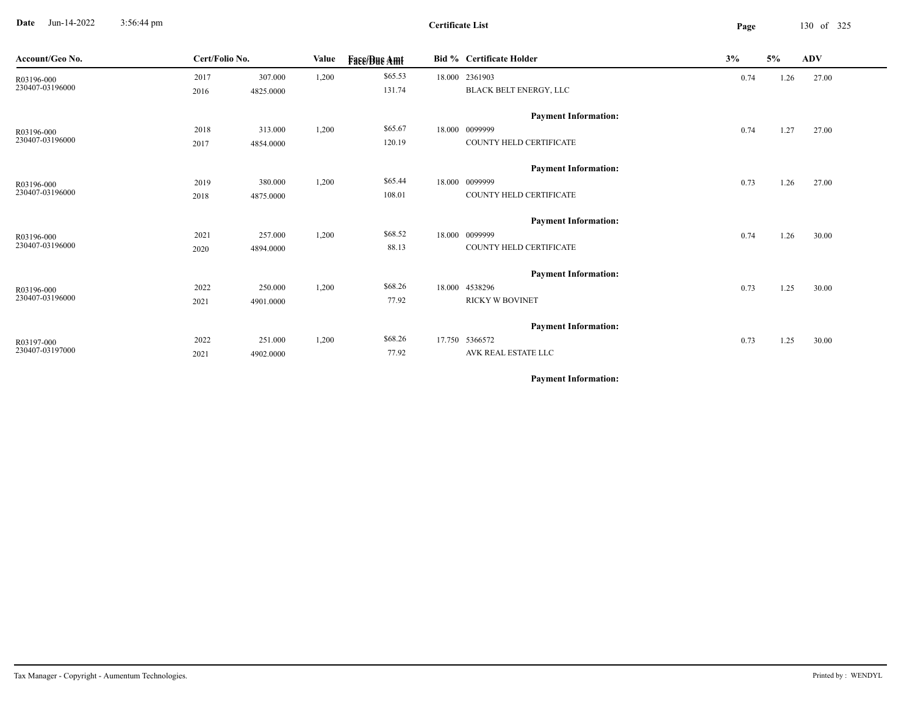# Certificate List

| Account/Geo No. | Cert/Folio No. | | Value | Face/Due Amt | Bid % | Certificate Holder | 3% | 5% | ADV |
|---|---|---|---|---|---|---|---|---|---|
| R03196-000 | 2017 | 307.000 | 1,200 | $65.53 | 18.000 | 2361903 | 0.74 | 1.26 | 27.00 |
| 230407-03196000 | 2016 | 4825.0000 | | 131.74 | | BLACK BELT ENERGY, LLC | | | |
| | | | | | | **Payment Information:** | | | |
| R03196-000 | 2018 | 313.000 | 1,200 | $65.67 | 18.000 | 0099999 | 0.74 | 1.27 | 27.00 |
| 230407-03196000 | 2017 | 4854.0000 | | 120.19 | | COUNTY HELD CERTIFICATE | | | |
| | | | | | | **Payment Information:** | | | |
| R03196-000 | 2019 | 380.000 | 1,200 | $65.44 | 18.000 | 0099999 | 0.73 | 1.26 | 27.00 |
| 230407-03196000 | 2018 | 4875.0000 | | 108.01 | | COUNTY HELD CERTIFICATE | | | |
| | | | | | | **Payment Information:** | | | |
| R03196-000 | 2021 | 257.000 | 1,200 | $68.52 | 18.000 | 0099999 | 0.74 | 1.26 | 30.00 |
| 230407-03196000 | 2020 | 4894.0000 | | 88.13 | | COUNTY HELD CERTIFICATE | | | |
| | | | | | | **Payment Information:** | | | |
| R03196-000 | 2022 | 250.000 | 1,200 | $68.26 | 18.000 | 4538296 | 0.73 | 1.25 | 30.00 |
| 230407-03196000 | 2021 | 4901.0000 | | 77.92 | | RICKY W BOVINET | | | |
| | | | | | | **Payment Information:** | | | |
| R03197-000 | 2022 | 251.000 | 1,200 | $68.26 | 17.750 | 5366572 | 0.73 | 1.25 | 30.00 |
| 230407-03197000 | 2021 | 4902.0000 | | 77.92 | | AVK REAL ESTATE LLC | | | |
| | | | | | | **Payment Information:** | | | |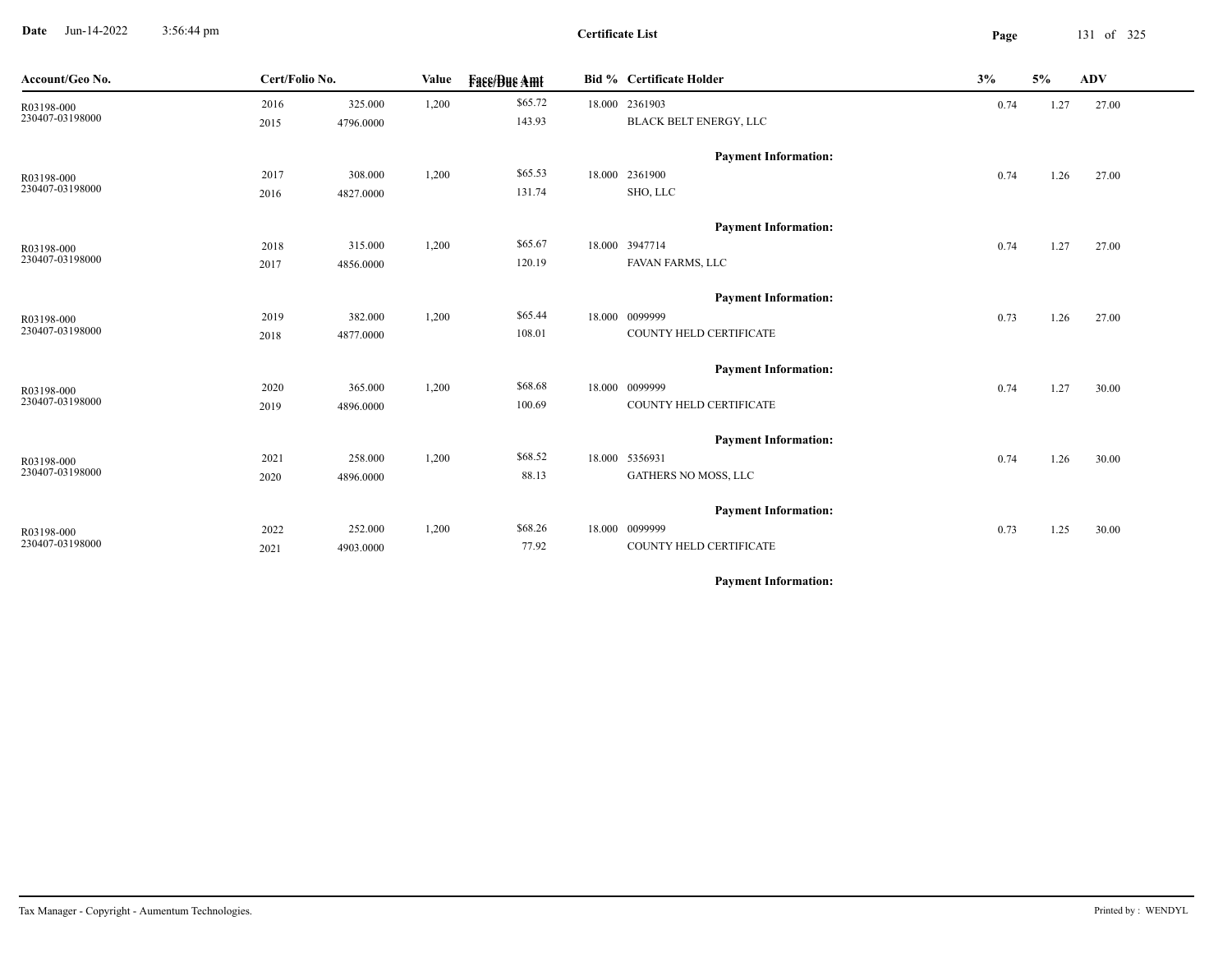**Certificate List**

| Account/Geo No. | Cert/Folio No. | | Value | Face/Due Amt | Bid % | Certificate Holder | 3% | 5% | ADV |
|---|---|---|---|---|---|---|---|---|---|
| R03198-000 | 2016 | 325.000 | 1,200 | $65.72 | 18.000 | 2361903 | 0.74 | 1.27 | 27.00 |
| 230407-03198000 | 2015 | 4796.0000 | | 143.93 | | BLACK BELT ENERGY, LLC | | | |
| | | | | | | **Payment Information:** | | | |
| R03198-000 | 2017 | 308.000 | 1,200 | $65.53 | 18.000 | 2361900 | 0.74 | 1.26 | 27.00 |
| 230407-03198000 | 2016 | 4827.0000 | | 131.74 | | SHO, LLC | | | |
| | | | | | | **Payment Information:** | | | |
| R03198-000 | 2018 | 315.000 | 1,200 | $65.67 | 18.000 | 3947714 | 0.74 | 1.27 | 27.00 |
| 230407-03198000 | 2017 | 4856.0000 | | 120.19 | | FAVAN FARMS, LLC | | | |
| | | | | | | **Payment Information:** | | | |
| R03198-000 | 2019 | 382.000 | 1,200 | $65.44 | 18.000 | 0099999 | 0.73 | 1.26 | 27.00 |
| 230407-03198000 | 2018 | 4877.0000 | | 108.01 | | COUNTY HELD CERTIFICATE | | | |
| | | | | | | **Payment Information:** | | | |
| R03198-000 | 2020 | 365.000 | 1,200 | $68.68 | 18.000 | 0099999 | 0.74 | 1.27 | 30.00 |
| 230407-03198000 | 2019 | 4896.0000 | | 100.69 | | COUNTY HELD CERTIFICATE | | | |
| | | | | | | **Payment Information:** | | | |
| R03198-000 | 2021 | 258.000 | 1,200 | $68.52 | 18.000 | 5356931 | 0.74 | 1.26 | 30.00 |
| 230407-03198000 | 2020 | 4896.0000 | | 88.13 | | GATHERS NO MOSS, LLC | | | |
| | | | | | | **Payment Information:** | | | |
| R03198-000 | 2022 | 252.000 | 1,200 | $68.26 | 18.000 | 0099999 | 0.73 | 1.25 | 30.00 |
| 230407-03198000 | 2021 | 4903.0000 | | 77.92 | | COUNTY HELD CERTIFICATE | | | |
| | | | | | | **Payment Information:** | | | |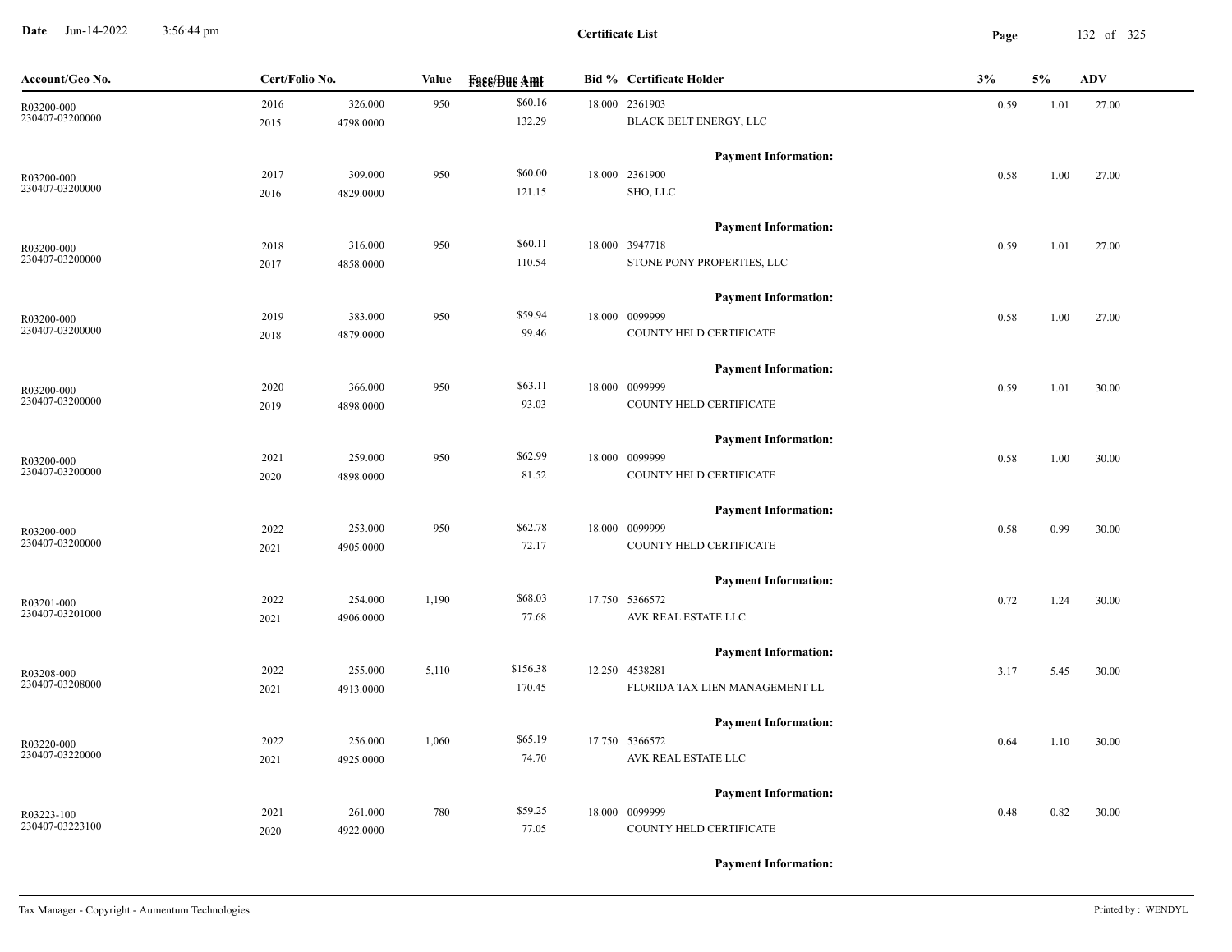**Certificate List**

| Account/Geo No. | Cert/Folio No. | | Value | Face/Due Amt | Bid % | Certificate Holder | 3% | 5% | ADV |
|---|---|---|---|---|---|---|---|---|---|
| R03200-000<br>230407-03200000 | 2016<br>2015 | 326.000<br>4798.0000 | 950 | $60.16<br>132.29 | 18.000 | 2361903<br>BLACK BELT ENERGY, LLC<br>**Payment Information:** | 0.59 | 1.01 | 27.00 |
| R03200-000<br>230407-03200000 | 2017<br>2016 | 309.000<br>4829.0000 | 950 | $60.00<br>121.15 | 18.000 | 2361900<br>SHO, LLC<br>**Payment Information:** | 0.58 | 1.00 | 27.00 |
| R03200-000<br>230407-03200000 | 2018<br>2017 | 316.000<br>4858.0000 | 950 | $60.11<br>110.54 | 18.000 | 3947718<br>STONE PONY PROPERTIES, LLC<br>**Payment Information:** | 0.59 | 1.01 | 27.00 |
| R03200-000<br>230407-03200000 | 2019<br>2018 | 383.000<br>4879.0000 | 950 | $59.94<br>99.46 | 18.000 | 0099999<br>COUNTY HELD CERTIFICATE<br>**Payment Information:** | 0.58 | 1.00 | 27.00 |
| R03200-000<br>230407-03200000 | 2020<br>2019 | 366.000<br>4898.0000 | 950 | $63.11<br>93.03 | 18.000 | 0099999<br>COUNTY HELD CERTIFICATE<br>**Payment Information:** | 0.59 | 1.01 | 30.00 |
| R03200-000<br>230407-03200000 | 2021<br>2020 | 259.000<br>4898.0000 | 950 | $62.99<br>81.52 | 18.000 | 0099999<br>COUNTY HELD CERTIFICATE<br>**Payment Information:** | 0.58 | 1.00 | 30.00 |
| R03200-000<br>230407-03200000 | 2022<br>2021 | 253.000<br>4905.0000 | 950 | $62.78<br>72.17 | 18.000 | 0099999<br>COUNTY HELD CERTIFICATE<br>**Payment Information:** | 0.58 | 0.99 | 30.00 |
| R03201-000<br>230407-03201000 | 2022<br>2021 | 254.000<br>4906.0000 | 1,190 | $68.03<br>77.68 | 17.750 | 5366572<br>AVK REAL ESTATE LLC<br>**Payment Information:** | 0.72 | 1.24 | 30.00 |
| R03208-000<br>230407-03208000 | 2022<br>2021 | 255.000<br>4913.0000 | 5,110 | $156.38<br>170.45 | 12.250 | 4538281<br>FLORIDA TAX LIEN MANAGEMENT LL<br>**Payment Information:** | 3.17 | 5.45 | 30.00 |
| R03220-000<br>230407-03220000 | 2022<br>2021 | 256.000<br>4925.0000 | 1,060 | $65.19<br>74.70 | 17.750 | 5366572<br>AVK REAL ESTATE LLC<br>**Payment Information:** | 0.64 | 1.10 | 30.00 |
| R03223-100<br>230407-03223100 | 2021<br>2020 | 261.000<br>4922.0000 | 780 | $59.25<br>77.05 | 18.000 | 0099999<br>COUNTY HELD CERTIFICATE<br>**Payment Information:** | 0.48 | 0.82 | 30.00 |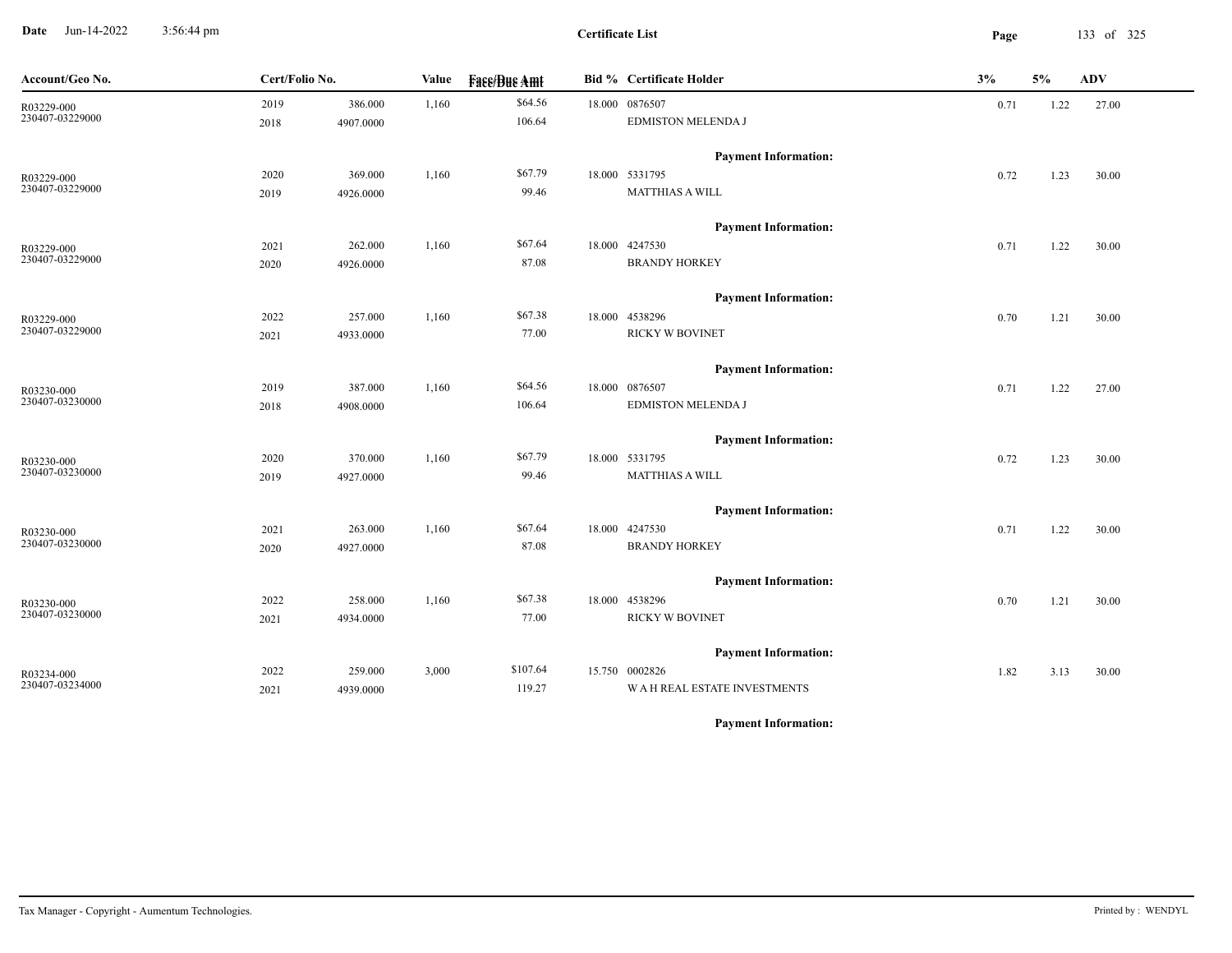# Certificate List

| Account/Geo No. | Cert/Folio No. | | Value | Face/Due Amt | Bid % | Certificate Holder | 3% | 5% | ADV |
|---|---|---|---|---|---|---|---|---|---|
| R03229-000<br>230407-03229000 | 2019<br>2018 | 386.000<br>4907.0000 | 1,160 | $64.56<br>106.64 | 18.000 | 0876507<br>EDMISTON MELENDA J | 0.71 | 1.22 | 27.00 |
| | | | | | | **Payment Information:** | | | |
| R03229-000<br>230407-03229000 | 2020<br>2019 | 369.000<br>4926.0000 | 1,160 | $67.79<br>99.46 | 18.000 | 5331795<br>MATTHIAS A WILL | 0.72 | 1.23 | 30.00 |
| | | | | | | **Payment Information:** | | | |
| R03229-000<br>230407-03229000 | 2021<br>2020 | 262.000<br>4926.0000 | 1,160 | $67.64<br>87.08 | 18.000 | 4247530<br>BRANDY HORKEY | 0.71 | 1.22 | 30.00 |
| | | | | | | **Payment Information:** | | | |
| R03229-000<br>230407-03229000 | 2022<br>2021 | 257.000<br>4933.0000 | 1,160 | $67.38<br>77.00 | 18.000 | 4538296<br>RICKY W BOVINET | 0.70 | 1.21 | 30.00 |
| | | | | | | **Payment Information:** | | | |
| R03230-000<br>230407-03230000 | 2019<br>2018 | 387.000<br>4908.0000 | 1,160 | $64.56<br>106.64 | 18.000 | 0876507<br>EDMISTON MELENDA J | 0.71 | 1.22 | 27.00 |
| | | | | | | **Payment Information:** | | | |
| R03230-000<br>230407-03230000 | 2020<br>2019 | 370.000<br>4927.0000 | 1,160 | $67.79<br>99.46 | 18.000 | 5331795<br>MATTHIAS A WILL | 0.72 | 1.23 | 30.00 |
| | | | | | | **Payment Information:** | | | |
| R03230-000<br>230407-03230000 | 2021<br>2020 | 263.000<br>4927.0000 | 1,160 | $67.64<br>87.08 | 18.000 | 4247530<br>BRANDY HORKEY | 0.71 | 1.22 | 30.00 |
| | | | | | | **Payment Information:** | | | |
| R03230-000<br>230407-03230000 | 2022<br>2021 | 258.000<br>4934.0000 | 1,160 | $67.38<br>77.00 | 18.000 | 4538296<br>RICKY W BOVINET | 0.70 | 1.21 | 30.00 |
| | | | | | | **Payment Information:** | | | |
| R03234-000<br>230407-03234000 | 2022<br>2021 | 259.000<br>4939.0000 | 3,000 | $107.64<br>119.27 | 15.750 | 0002826<br>W A H REAL ESTATE INVESTMENTS | 1.82 | 3.13 | 30.00 |
| | | | | | | **Payment Information:** | | | |

Tax Manager - Copyright - Aumentum Technologies.

Printed by : WENDYL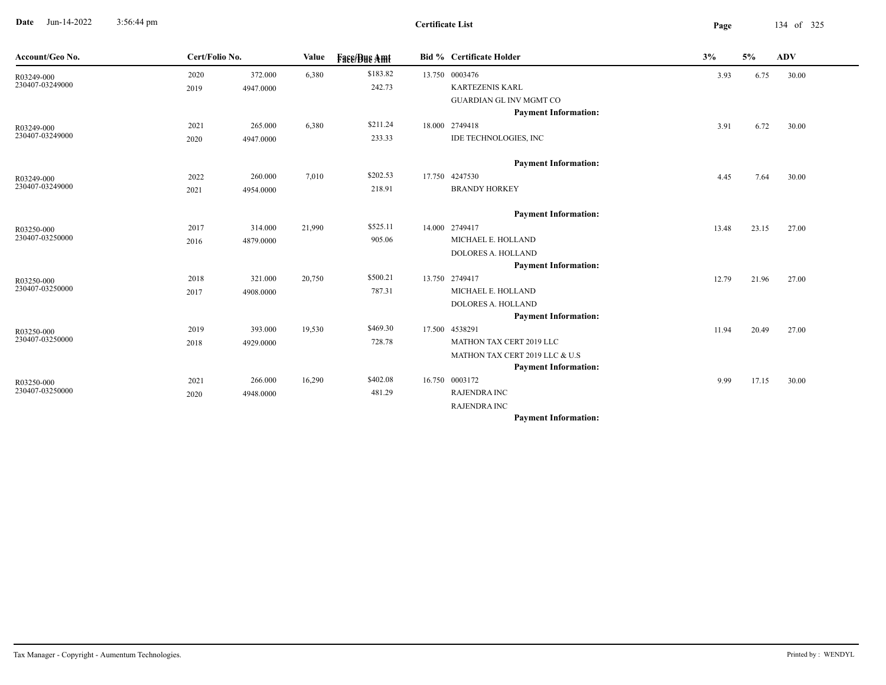| Account/Geo No. | Cert/Folio No. | | Value | Face/Due Amt | Bid % | Certificate Holder | 3% | 5% | ADV |
|---|---|---|---|---|---|---|---|---|---|
| R03249-000 | 2020 | 372.000 | 6,380 | $183.82 | 13.750 | 0003476 | 3.93 | 6.75 | 30.00 |
| 230407-03249000 | 2019 | 4947.0000 | | 242.73 | | KARTEZENIS KARL | | | |
| | | | | | | GUARDIAN GL INV MGMT CO | | | |
| | | | | | | **Payment Information:** | | | |
| R03249-000 | 2021 | 265.000 | 6,380 | $211.24 | 18.000 | 2749418 | 3.91 | 6.72 | 30.00 |
| 230407-03249000 | 2020 | 4947.0000 | | 233.33 | | IDE TECHNOLOGIES, INC | | | |
| | | | | | | **Payment Information:** | | | |
| R03249-000 | 2022 | 260.000 | 7,010 | $202.53 | 17.750 | 4247530 | 4.45 | 7.64 | 30.00 |
| 230407-03249000 | 2021 | 4954.0000 | | 218.91 | | BRANDY HORKEY | | | |
| | | | | | | **Payment Information:** | | | |
| R03250-000 | 2017 | 314.000 | 21,990 | $525.11 | 14.000 | 2749417 | 13.48 | 23.15 | 27.00 |
| 230407-03250000 | 2016 | 4879.0000 | | 905.06 | | MICHAEL E. HOLLAND | | | |
| | | | | | | DOLORES A. HOLLAND | | | |
| | | | | | | **Payment Information:** | | | |
| R03250-000 | 2018 | 321.000 | 20,750 | $500.21 | 13.750 | 2749417 | 12.79 | 21.96 | 27.00 |
| 230407-03250000 | 2017 | 4908.0000 | | 787.31 | | MICHAEL E. HOLLAND | | | |
| | | | | | | DOLORES A. HOLLAND | | | |
| | | | | | | **Payment Information:** | | | |
| R03250-000 | 2019 | 393.000 | 19,530 | $469.30 | 17.500 | 4538291 | 11.94 | 20.49 | 27.00 |
| 230407-03250000 | 2018 | 4929.0000 | | 728.78 | | MATHON TAX CERT 2019 LLC | | | |
| | | | | | | MATHON TAX CERT 2019 LLC & U.S | | | |
| | | | | | | **Payment Information:** | | | |
| R03250-000 | 2021 | 266.000 | 16,290 | $402.08 | 16.750 | 0003172 | 9.99 | 17.15 | 30.00 |
| 230407-03250000 | 2020 | 4948.0000 | | 481.29 | | RAJENDRA INC | | | |
| | | | | | | RAJENDRA INC | | | |
| | | | | | | **Payment Information:** | | | |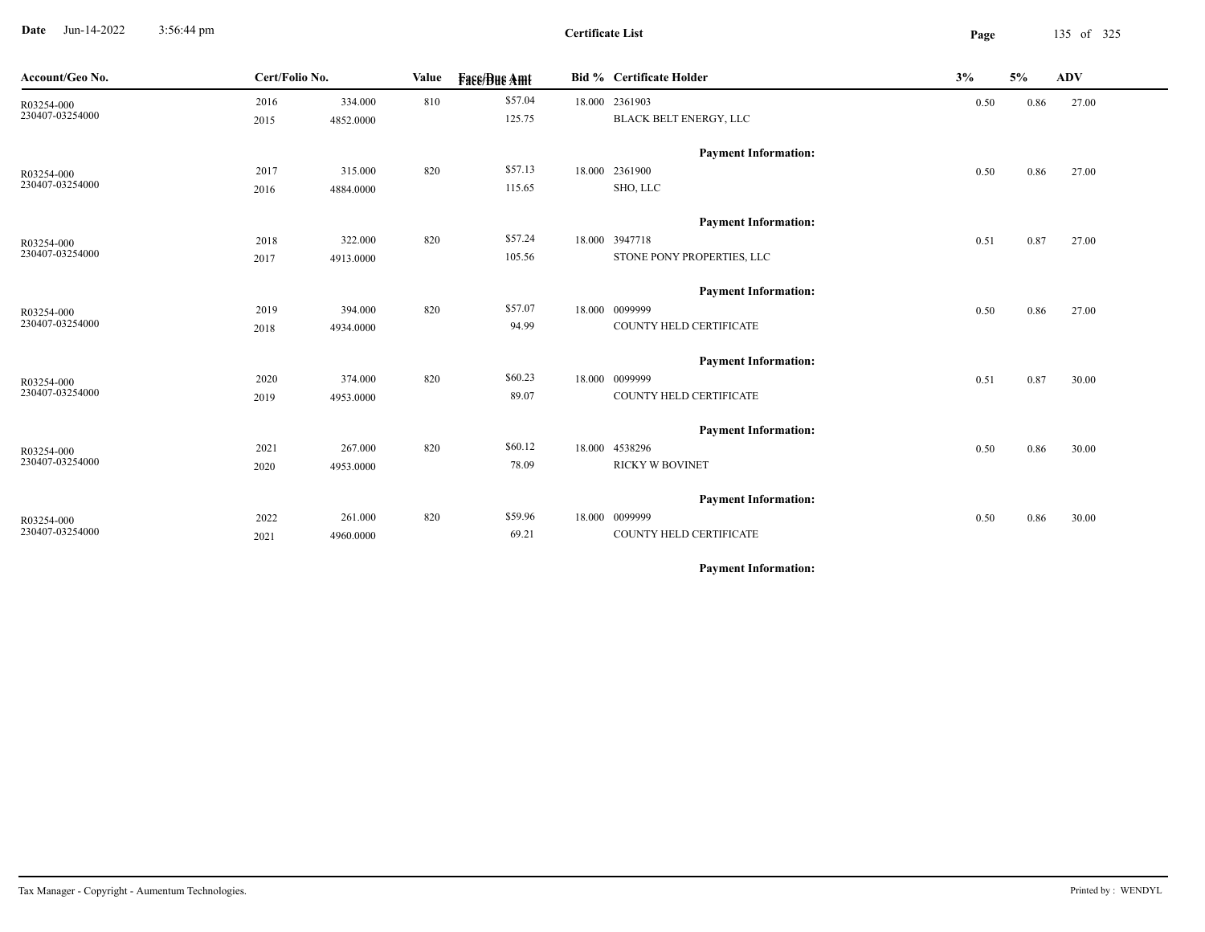# Certificate List

| Account/Geo No. | Cert/Folio No. | | Value | Face/Due Amt | Bid % | Certificate Holder | 3% | 5% | ADV |
|---|---|---|---|---|---|---|---|---|---|
| R03254-000 | 2016 | 334.000 | 810 | $57.04 | 18.000 | 2361903 | 0.50 | 0.86 | 27.00 |
| 230407-03254000 | 2015 | 4852.0000 | | 125.75 | | BLACK BELT ENERGY, LLC | | | |
| | | | | | | **Payment Information:** | | | |
| R03254-000 | 2017 | 315.000 | 820 | $57.13 | 18.000 | 2361900 | 0.50 | 0.86 | 27.00 |
| 230407-03254000 | 2016 | 4884.0000 | | 115.65 | | SHO, LLC | | | |
| | | | | | | **Payment Information:** | | | |
| R03254-000 | 2018 | 322.000 | 820 | $57.24 | 18.000 | 3947718 | 0.51 | 0.87 | 27.00 |
| 230407-03254000 | 2017 | 4913.0000 | | 105.56 | | STONE PONY PROPERTIES, LLC | | | |
| | | | | | | **Payment Information:** | | | |
| R03254-000 | 2019 | 394.000 | 820 | $57.07 | 18.000 | 0099999 | 0.50 | 0.86 | 27.00 |
| 230407-03254000 | 2018 | 4934.0000 | | 94.99 | | COUNTY HELD CERTIFICATE | | | |
| | | | | | | **Payment Information:** | | | |
| R03254-000 | 2020 | 374.000 | 820 | $60.23 | 18.000 | 0099999 | 0.51 | 0.87 | 30.00 |
| 230407-03254000 | 2019 | 4953.0000 | | 89.07 | | COUNTY HELD CERTIFICATE | | | |
| | | | | | | **Payment Information:** | | | |
| R03254-000 | 2021 | 267.000 | 820 | $60.12 | 18.000 | 4538296 | 0.50 | 0.86 | 30.00 |
| 230407-03254000 | 2020 | 4953.0000 | | 78.09 | | RICKY W BOVINET | | | |
| | | | | | | **Payment Information:** | | | |
| R03254-000 | 2022 | 261.000 | 820 | $59.96 | 18.000 | 0099999 | 0.50 | 0.86 | 30.00 |
| 230407-03254000 | 2021 | 4960.0000 | | 69.21 | | COUNTY HELD CERTIFICATE | | | |
| | | | | | | **Payment Information:** | | | |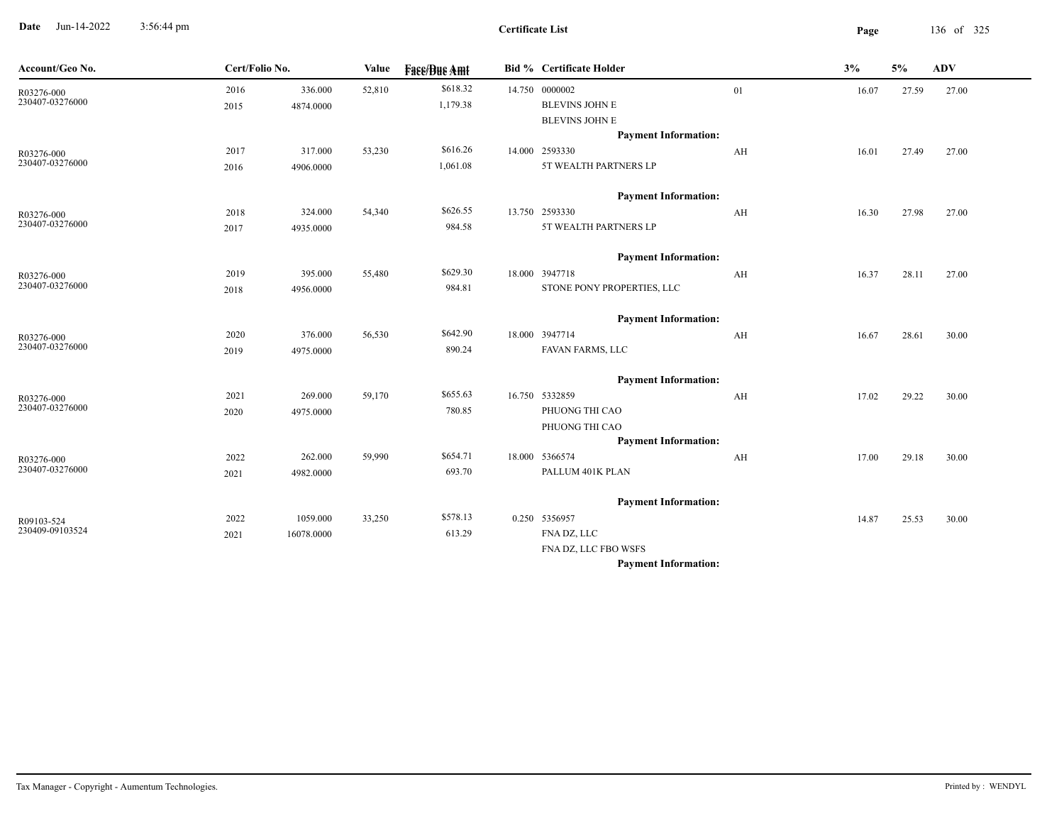**Certificate List**

| Account/Geo No. | Cert/Folio No. | | Value | Face/Due Amt | Bid % | Certificate Holder | | 3% | 5% | ADV |
|---|---|---|---|---|---|---|---|---|---|---|
| R03276-000<br>230407-03276000 | 2016<br>2015 | 336.000<br>4874.0000 | 52,810 | $618.32<br>1,179.38 | 14.750 | 0000002<br>BLEVINS JOHN E<br>BLEVINS JOHN E<br>**Payment Information:** | 01 | 16.07 | 27.59 | 27.00 |
| R03276-000<br>230407-03276000 | 2017<br>2016 | 317.000<br>4906.0000 | 53,230 | $616.26<br>1,061.08 | 14.000 | 2593330<br>5T WEALTH PARTNERS LP<br>**Payment Information:** | AH | 16.01 | 27.49 | 27.00 |
| R03276-000<br>230407-03276000 | 2018<br>2017 | 324.000<br>4935.0000 | 54,340 | $626.55<br>984.58 | 13.750 | 2593330<br>5T WEALTH PARTNERS LP<br>**Payment Information:** | AH | 16.30 | 27.98 | 27.00 |
| R03276-000<br>230407-03276000 | 2019<br>2018 | 395.000<br>4956.0000 | 55,480 | $629.30<br>984.81 | 18.000 | 3947718<br>STONE PONY PROPERTIES, LLC<br>**Payment Information:** | AH | 16.37 | 28.11 | 27.00 |
| R03276-000<br>230407-03276000 | 2020<br>2019 | 376.000<br>4975.0000 | 56,530 | $642.90<br>890.24 | 18.000 | 3947714<br>FAVAN FARMS, LLC<br>**Payment Information:** | AH | 16.67 | 28.61 | 30.00 |
| R03276-000<br>230407-03276000 | 2021<br>2020 | 269.000<br>4975.0000 | 59,170 | $655.63<br>780.85 | 16.750 | 5332859<br>PHUONG THI CAO<br>PHUONG THI CAO<br>**Payment Information:** | AH | 17.02 | 29.22 | 30.00 |
| R03276-000<br>230407-03276000 | 2022<br>2021 | 262.000<br>4982.0000 | 59,990 | $654.71<br>693.70 | 18.000 | 5366574<br>PALLUM 401K PLAN<br>**Payment Information:** | AH | 17.00 | 29.18 | 30.00 |
| R09103-524<br>230409-09103524 | 2022<br>2021 | 1059.000<br>16078.0000 | 33,250 | $578.13<br>613.29 | 0.250 | 5356957<br>FNA DZ, LLC<br>FNA DZ, LLC FBO WSFS<br>**Payment Information:** | | 14.87 | 25.53 | 30.00 |

Tax Manager - Copyright - Aumentum Technologies. Printed by : WENDYL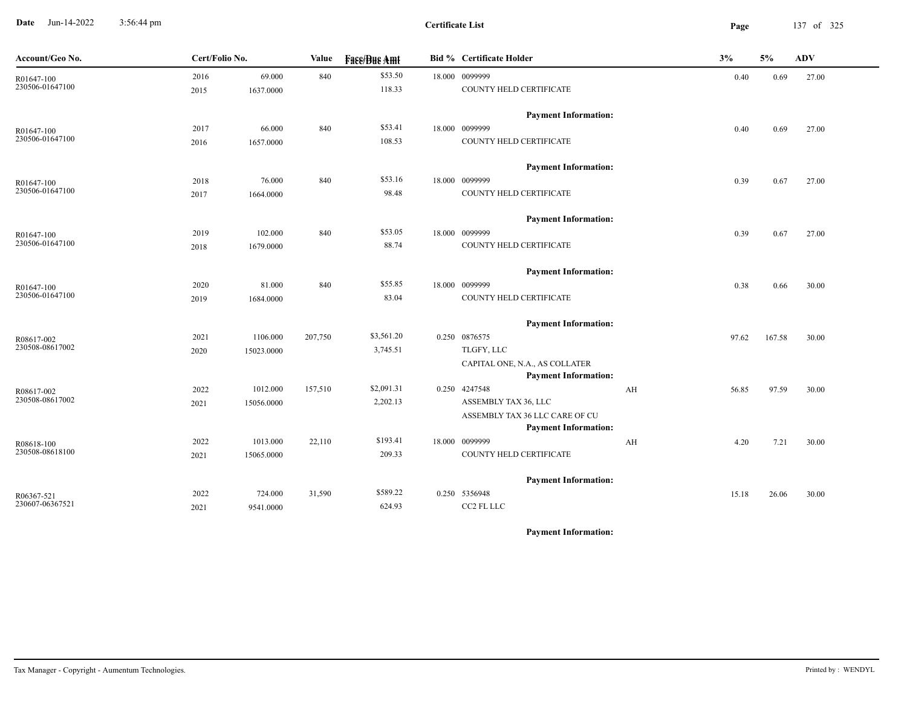**Certificate List**

| Account/Geo No. | Cert/Folio No. | | Value | Face/Due Amt | Bid % | Certificate Holder | | 3% | 5% | ADV |
|---|---|---|---|---|---|---|---|---|---|---|
| R01647-100 | 2016 | 69.000 | 840 | $53.50 | 18.000 | 0099999 | | 0.40 | 0.69 | 27.00 |
| 230506-01647100 | 2015 | 1637.0000 | | 118.33 | | COUNTY HELD CERTIFICATE | | | | |
| | | | | | | **Payment Information:** | | | | |
| R01647-100 | 2017 | 66.000 | 840 | $53.41 | 18.000 | 0099999 | | 0.40 | 0.69 | 27.00 |
| 230506-01647100 | 2016 | 1657.0000 | | 108.53 | | COUNTY HELD CERTIFICATE | | | | |
| | | | | | | **Payment Information:** | | | | |
| R01647-100 | 2018 | 76.000 | 840 | $53.16 | 18.000 | 0099999 | | 0.39 | 0.67 | 27.00 |
| 230506-01647100 | 2017 | 1664.0000 | | 98.48 | | COUNTY HELD CERTIFICATE | | | | |
| | | | | | | **Payment Information:** | | | | |
| R01647-100 | 2019 | 102.000 | 840 | $53.05 | 18.000 | 0099999 | | 0.39 | 0.67 | 27.00 |
| 230506-01647100 | 2018 | 1679.0000 | | 88.74 | | COUNTY HELD CERTIFICATE | | | | |
| | | | | | | **Payment Information:** | | | | |
| R01647-100 | 2020 | 81.000 | 840 | $55.85 | 18.000 | 0099999 | | 0.38 | 0.66 | 30.00 |
| 230506-01647100 | 2019 | 1684.0000 | | 83.04 | | COUNTY HELD CERTIFICATE | | | | |
| | | | | | | **Payment Information:** | | | | |
| R08617-002 | 2021 | 1106.000 | 207,750 | $3,561.20 | 0.250 | 0876575 | | 97.62 | 167.58 | 30.00 |
| 230508-08617002 | 2020 | 15023.0000 | | 3,745.51 | | TLGFY, LLC | | | | |
| | | | | | | CAPITAL ONE, N.A., AS COLLATER | | | | |
| | | | | | | **Payment Information:** | | | | |
| R08617-002 | 2022 | 1012.000 | 157,510 | $2,091.31 | 0.250 | 4247548 | AH | 56.85 | 97.59 | 30.00 |
| 230508-08617002 | 2021 | 15056.0000 | | 2,202.13 | | ASSEMBLY TAX 36, LLC | | | | |
| | | | | | | ASSEMBLY TAX 36 LLC CARE OF CU | | | | |
| | | | | | | **Payment Information:** | | | | |
| R08618-100 | 2022 | 1013.000 | 22,110 | $193.41 | 18.000 | 0099999 | AH | 4.20 | 7.21 | 30.00 |
| 230508-08618100 | 2021 | 15065.0000 | | 209.33 | | COUNTY HELD CERTIFICATE | | | | |
| | | | | | | **Payment Information:** | | | | |
| R06367-521 | 2022 | 724.000 | 31,590 | $589.22 | 0.250 | 5356948 | | 15.18 | 26.06 | 30.00 |
| 230607-06367521 | 2021 | 9541.0000 | | 624.93 | | CC2 FL LLC | | | | |
| | | | | | | **Payment Information:** | | | | |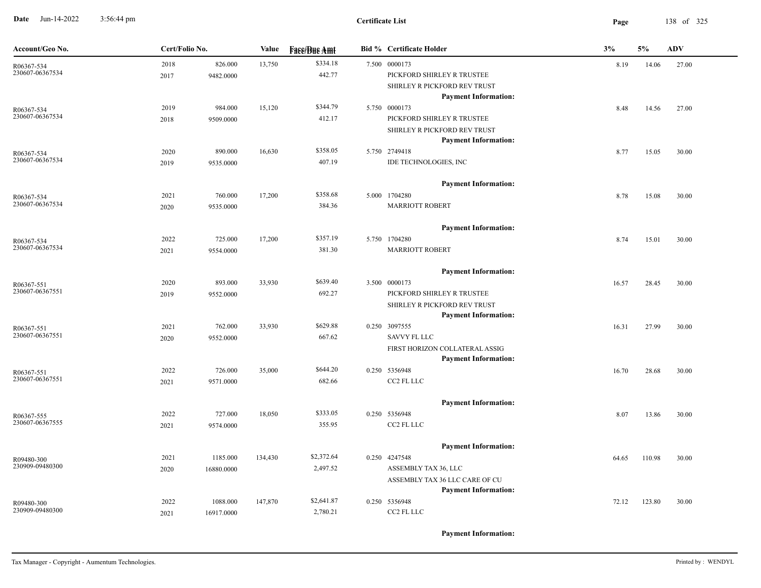**Certificate List**

Date Jun-14-2022 3:56:44 pm

| Account/Geo No. | Cert/Folio No. | | Value | Face/Due Amt | Bid % | Certificate Holder | 3% | 5% | ADV |
|---|---|---|---|---|---|---|---|---|---|
| R06367-534<br>230607-06367534 | 2018<br>2017 | 826.000<br>9482.0000 | 13,750 | $334.18<br>442.77 | 7.500 | 0000173<br>PICKFORD SHIRLEY R TRUSTEE<br>SHIRLEY R PICKFORD REV TRUST<br>**Payment Information:** | 8.19 | 14.06 | 27.00 |
| R06367-534<br>230607-06367534 | 2019<br>2018 | 984.000<br>9509.0000 | 15,120 | $344.79<br>412.17 | 5.750 | 0000173<br>PICKFORD SHIRLEY R TRUSTEE<br>SHIRLEY R PICKFORD REV TRUST<br>**Payment Information:** | 8.48 | 14.56 | 27.00 |
| R06367-534<br>230607-06367534 | 2020<br>2019 | 890.000<br>9535.0000 | 16,630 | $358.05<br>407.19 | 5.750 | 2749418<br>IDE TECHNOLOGIES, INC<br>**Payment Information:** | 8.77 | 15.05 | 30.00 |
| R06367-534<br>230607-06367534 | 2021<br>2020 | 760.000<br>9535.0000 | 17,200 | $358.68<br>384.36 | 5.000 | 1704280<br>MARRIOTT ROBERT<br>**Payment Information:** | 8.78 | 15.08 | 30.00 |
| R06367-534<br>230607-06367534 | 2022<br>2021 | 725.000<br>9554.0000 | 17,200 | $357.19<br>381.30 | 5.750 | 1704280<br>MARRIOTT ROBERT<br>**Payment Information:** | 8.74 | 15.01 | 30.00 |
| R06367-551<br>230607-06367551 | 2020<br>2019 | 893.000<br>9552.0000 | 33,930 | $639.40<br>692.27 | 3.500 | 0000173<br>PICKFORD SHIRLEY R TRUSTEE<br>SHIRLEY R PICKFORD REV TRUST<br>**Payment Information:** | 16.57 | 28.45 | 30.00 |
| R06367-551<br>230607-06367551 | 2021<br>2020 | 762.000<br>9552.0000 | 33,930 | $629.88<br>667.62 | 0.250 | 3097555<br>SAVVY FL LLC<br>FIRST HORIZON COLLATERAL ASSIG<br>**Payment Information:** | 16.31 | 27.99 | 30.00 |
| R06367-551<br>230607-06367551 | 2022<br>2021 | 726.000<br>9571.0000 | 35,000 | $644.20<br>682.66 | 0.250 | 5356948<br>CC2 FL LLC<br>**Payment Information:** | 16.70 | 28.68 | 30.00 |
| R06367-555<br>230607-06367555 | 2022<br>2021 | 727.000<br>9574.0000 | 18,050 | $333.05<br>355.95 | 0.250 | 5356948<br>CC2 FL LLC<br>**Payment Information:** | 8.07 | 13.86 | 30.00 |
| R09480-300<br>230909-09480300 | 2021<br>2020 | 1185.000<br>16880.0000 | 134,430 | $2,372.64<br>2,497.52 | 0.250 | 4247548<br>ASSEMBLY TAX 36, LLC<br>ASSEMBLY TAX 36 LLC CARE OF CU<br>**Payment Information:** | 64.65 | 110.98 | 30.00 |
| R09480-300<br>230909-09480300 | 2022<br>2021 | 1088.000<br>16917.0000 | 147,870 | $2,641.87<br>2,780.21 | 0.250 | 5356948<br>CC2 FL LLC<br>**Payment Information:** | 72.12 | 123.80 | 30.00 |

Tax Manager - Copyright - Aumentum Technologies. Printed by : WENDYL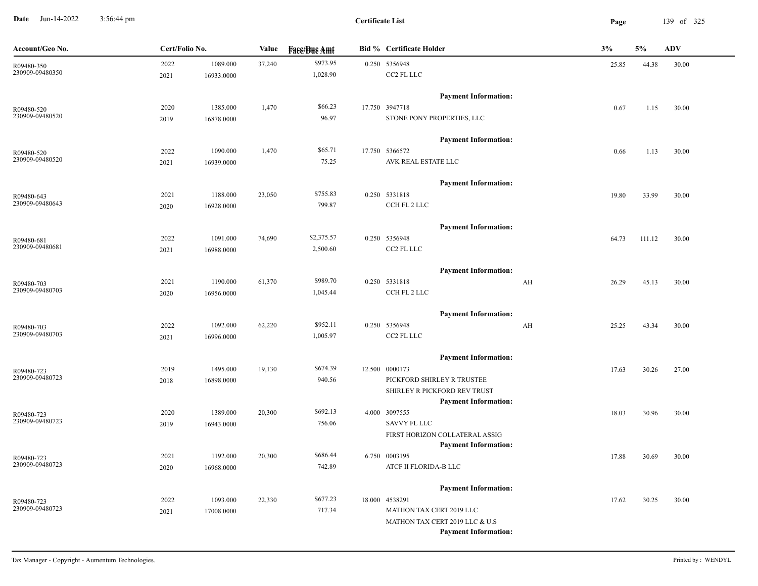**Certificate List**

| Account/Geo No. | Cert/Folio No. | | Value | Face/Due Amt | Bid % | Certificate Holder | | 3% | 5% | ADV |
|---|---|---|---|---|---|---|---|---|---|---|
| R09480-350<br>230909-09480350 | 2022<br>2021 | 1089.000<br>16933.0000 | 37,240 | $973.95<br>1,028.90 | 0.250 | 5356948<br>CC2 FL LLC<br>**Payment Information:** | | 25.85 | 44.38 | 30.00 |
| R09480-520<br>230909-09480520 | 2020<br>2019 | 1385.000<br>16878.0000 | 1,470 | $66.23<br>96.97 | 17.750 | 3947718<br>STONE PONY PROPERTIES, LLC<br>**Payment Information:** | | 0.67 | 1.15 | 30.00 |
| R09480-520<br>230909-09480520 | 2022<br>2021 | 1090.000<br>16939.0000 | 1,470 | $65.71<br>75.25 | 17.750 | 5366572<br>AVK REAL ESTATE LLC<br>**Payment Information:** | | 0.66 | 1.13 | 30.00 |
| R09480-643<br>230909-09480643 | 2021<br>2020 | 1188.000<br>16928.0000 | 23,050 | $755.83<br>799.87 | 0.250 | 5331818<br>CCH FL 2 LLC<br>**Payment Information:** | | 19.80 | 33.99 | 30.00 |
| R09480-681<br>230909-09480681 | 2022<br>2021 | 1091.000<br>16988.0000 | 74,690 | $2,375.57<br>2,500.60 | 0.250 | 5356948<br>CC2 FL LLC<br>**Payment Information:** | | 64.73 | 111.12 | 30.00 |
| R09480-703<br>230909-09480703 | 2021<br>2020 | 1190.000<br>16956.0000 | 61,370 | $989.70<br>1,045.44 | 0.250 | 5331818<br>CCH FL 2 LLC<br>**Payment Information:** | AH | 26.29 | 45.13 | 30.00 |
| R09480-703<br>230909-09480703 | 2022<br>2021 | 1092.000<br>16996.0000 | 62,220 | $952.11<br>1,005.97 | 0.250 | 5356948<br>CC2 FL LLC<br>**Payment Information:** | AH | 25.25 | 43.34 | 30.00 |
| R09480-723<br>230909-09480723 | 2019<br>2018 | 1495.000<br>16898.0000 | 19,130 | $674.39<br>940.56 | 12.500 | 0000173<br>PICKFORD SHIRLEY R TRUSTEE<br>SHIRLEY R PICKFORD REV TRUST<br>**Payment Information:** | | 17.63 | 30.26 | 27.00 |
| R09480-723<br>230909-09480723 | 2020<br>2019 | 1389.000<br>16943.0000 | 20,300 | $692.13<br>756.06 | 4.000 | 3097555<br>SAVVY FL LLC<br>FIRST HORIZON COLLATERAL ASSIG<br>**Payment Information:** | | 18.03 | 30.96 | 30.00 |
| R09480-723<br>230909-09480723 | 2021<br>2020 | 1192.000<br>16968.0000 | 20,300 | $686.44<br>742.89 | 6.750 | 0003195<br>ATCF II FLORIDA-B LLC<br>**Payment Information:** | | 17.88 | 30.69 | 30.00 |
| R09480-723<br>230909-09480723 | 2022<br>2021 | 1093.000<br>17008.0000 | 22,330 | $677.23<br>717.34 | 18.000 | 4538291<br>MATHON TAX CERT 2019 LLC<br>MATHON TAX CERT 2019 LLC & U.S<br>**Payment Information:** | | 17.62 | 30.25 | 30.00 |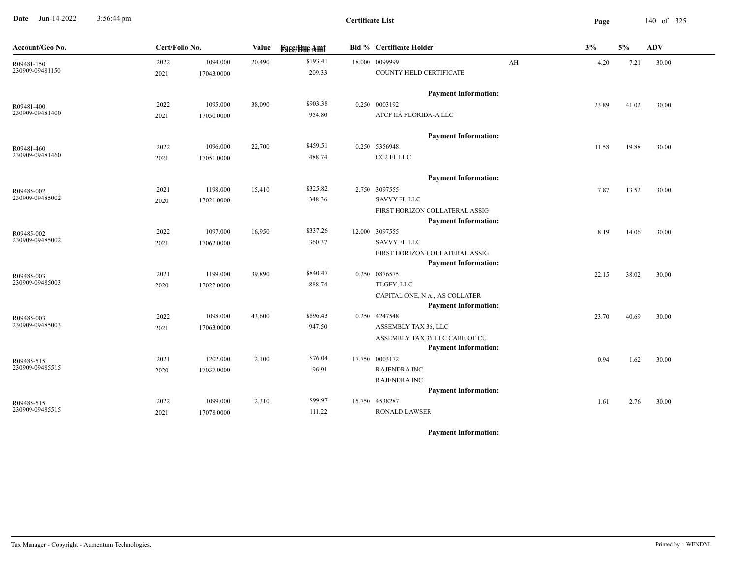**Certificate List**

| Account/Geo No. | Cert/Folio No. | | Value | Face/Due Amt | Bid % | Certificate Holder | | 3% | 5% | ADV |
|---|---|---|---|---|---|---|---|---|---|---|
| R09481-150<br>230909-09481150 | 2022<br>2021 | 1094.000<br>17043.0000 | 20,490 | $193.41<br>209.33 | 18.000 | 0099999<br>COUNTY HELD CERTIFICATE | AH | 4.20 | 7.21 | 30.00 |
| | | | | | | **Payment Information:** | | | | |
| R09481-400<br>230909-09481400 | 2022<br>2021 | 1095.000<br>17050.0000 | 38,090 | $903.38<br>954.80 | 0.250 | 0003192<br>ATCF IIÂ FLORIDA-A LLC | | 23.89 | 41.02 | 30.00 |
| | | | | | | **Payment Information:** | | | | |
| R09481-460<br>230909-09481460 | 2022<br>2021 | 1096.000<br>17051.0000 | 22,700 | $459.51<br>488.74 | 0.250 | 5356948<br>CC2 FL LLC | | 11.58 | 19.88 | 30.00 |
| | | | | | | **Payment Information:** | | | | |
| R09485-002<br>230909-09485002 | 2021<br>2020 | 1198.000<br>17021.0000 | 15,410 | $325.82<br>348.36 | 2.750 | 3097555<br>SAVVY FL LLC<br>FIRST HORIZON COLLATERAL ASSIG | | 7.87 | 13.52 | 30.00 |
| | | | | | | **Payment Information:** | | | | |
| R09485-002<br>230909-09485002 | 2022<br>2021 | 1097.000<br>17062.0000 | 16,950 | $337.26<br>360.37 | 12.000 | 3097555<br>SAVVY FL LLC<br>FIRST HORIZON COLLATERAL ASSIG | | 8.19 | 14.06 | 30.00 |
| | | | | | | **Payment Information:** | | | | |
| R09485-003<br>230909-09485003 | 2021<br>2020 | 1199.000<br>17022.0000 | 39,890 | $840.47<br>888.74 | 0.250 | 0876575<br>TLGFY, LLC<br>CAPITAL ONE, N.A., AS COLLATER | | 22.15 | 38.02 | 30.00 |
| | | | | | | **Payment Information:** | | | | |
| R09485-003<br>230909-09485003 | 2022<br>2021 | 1098.000<br>17063.0000 | 43,600 | $896.43<br>947.50 | 0.250 | 4247548<br>ASSEMBLY TAX 36, LLC<br>ASSEMBLY TAX 36 LLC CARE OF CU | | 23.70 | 40.69 | 30.00 |
| | | | | | | **Payment Information:** | | | | |
| R09485-515<br>230909-09485515 | 2021<br>2020 | 1202.000<br>17037.0000 | 2,100 | $76.04<br>96.91 | 17.750 | 0003172<br>RAJENDRA INC<br>RAJENDRA INC | | 0.94 | 1.62 | 30.00 |
| | | | | | | **Payment Information:** | | | | |
| R09485-515<br>230909-09485515 | 2022<br>2021 | 1099.000<br>17078.0000 | 2,310 | $99.97<br>111.22 | 15.750 | 4538287<br>RONALD LAWSER | | 1.61 | 2.76 | 30.00 |
| | | | | | | **Payment Information:** | | | | |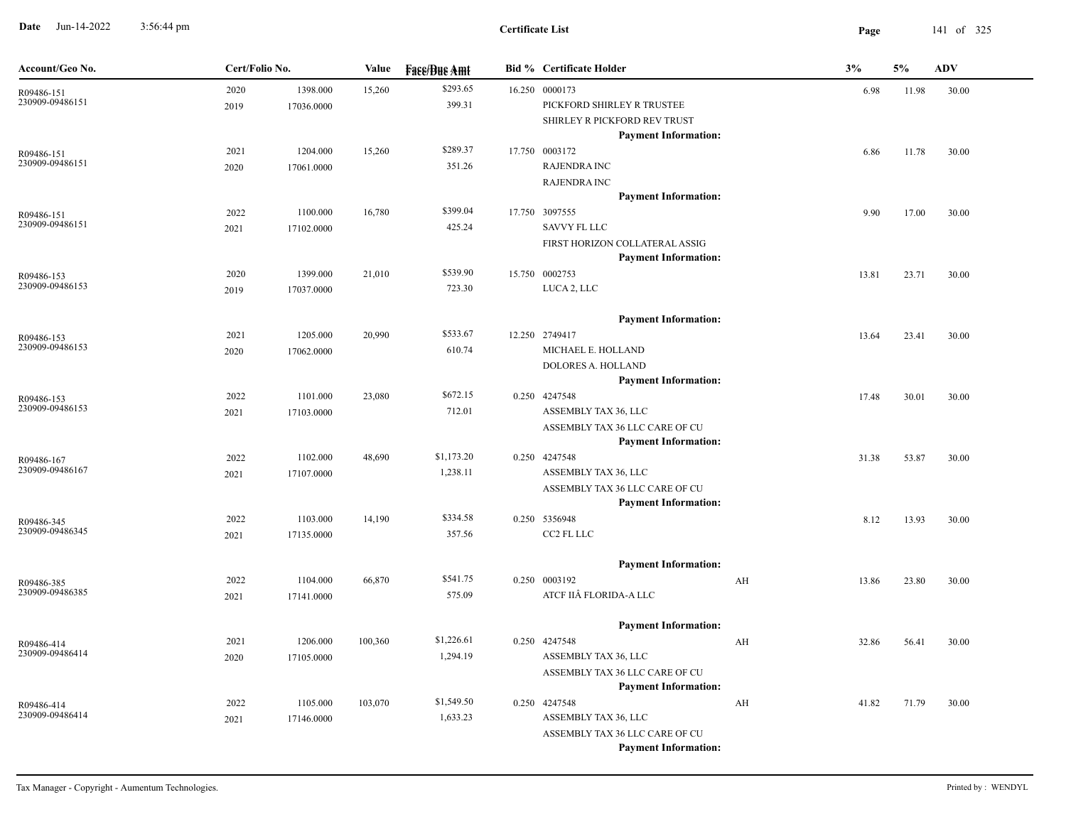**Certificate List**

Date Jun-14-2022 3:56:44 pm

| Account/Geo No. | Cert/Folio No. | | Value | Face/Due Amt | Bid % | Certificate Holder | | 3% | 5% | ADV |
|---|---|---|---|---|---|---|---|---|---|---|
| R09486-151 230909-09486151 | 2020 2019 | 1398.000 17036.0000 | 15,260 | $293.65 399.31 | 16.250 | 0000173 PICKFORD SHIRLEY R TRUSTEE SHIRLEY R PICKFORD REV TRUST **Payment Information:** | | 6.98 | 11.98 | 30.00 |
| R09486-151 230909-09486151 | 2021 2020 | 1204.000 17061.0000 | 15,260 | $289.37 351.26 | 17.750 | 0003172 RAJENDRA INC RAJENDRA INC **Payment Information:** | | 6.86 | 11.78 | 30.00 |
| R09486-151 230909-09486151 | 2022 2021 | 1100.000 17102.0000 | 16,780 | $399.04 425.24 | 17.750 | 3097555 SAVVY FL LLC FIRST HORIZON COLLATERAL ASSIG **Payment Information:** | | 9.90 | 17.00 | 30.00 |
| R09486-153 230909-09486153 | 2020 2019 | 1399.000 17037.0000 | 21,010 | $539.90 723.30 | 15.750 | 0002753 LUCA 2, LLC **Payment Information:** | | 13.81 | 23.71 | 30.00 |
| R09486-153 230909-09486153 | 2021 2020 | 1205.000 17062.0000 | 20,990 | $533.67 610.74 | 12.250 | 2749417 MICHAEL E. HOLLAND DOLORES A. HOLLAND **Payment Information:** | | 13.64 | 23.41 | 30.00 |
| R09486-153 230909-09486153 | 2022 2021 | 1101.000 17103.0000 | 23,080 | $672.15 712.01 | 0.250 | 4247548 ASSEMBLY TAX 36, LLC ASSEMBLY TAX 36 LLC CARE OF CU **Payment Information:** | | 17.48 | 30.01 | 30.00 |
| R09486-167 230909-09486167 | 2022 2021 | 1102.000 17107.0000 | 48,690 | $1,173.20 1,238.11 | 0.250 | 4247548 ASSEMBLY TAX 36, LLC ASSEMBLY TAX 36 LLC CARE OF CU **Payment Information:** | | 31.38 | 53.87 | 30.00 |
| R09486-345 230909-09486345 | 2022 2021 | 1103.000 17135.0000 | 14,190 | $334.58 357.56 | 0.250 | 5356948 CC2 FL LLC **Payment Information:** | | 8.12 | 13.93 | 30.00 |
| R09486-385 230909-09486385 | 2022 2021 | 1104.000 17141.0000 | 66,870 | $541.75 575.09 | 0.250 | 0003192 ATCF IIÂ FLORIDA-A LLC **Payment Information:** | AH | 13.86 | 23.80 | 30.00 |
| R09486-414 230909-09486414 | 2021 2020 | 1206.000 17105.0000 | 100,360 | $1,226.61 1,294.19 | 0.250 | 4247548 ASSEMBLY TAX 36, LLC ASSEMBLY TAX 36 LLC CARE OF CU **Payment Information:** | AH | 32.86 | 56.41 | 30.00 |
| R09486-414 230909-09486414 | 2022 2021 | 1105.000 17146.0000 | 103,070 | $1,549.50 1,633.23 | 0.250 | 4247548 ASSEMBLY TAX 36, LLC ASSEMBLY TAX 36 LLC CARE OF CU **Payment Information:** | AH | 41.82 | 71.79 | 30.00 |

Tax Manager - Copyright - Aumentum Technologies. Printed by : WENDYL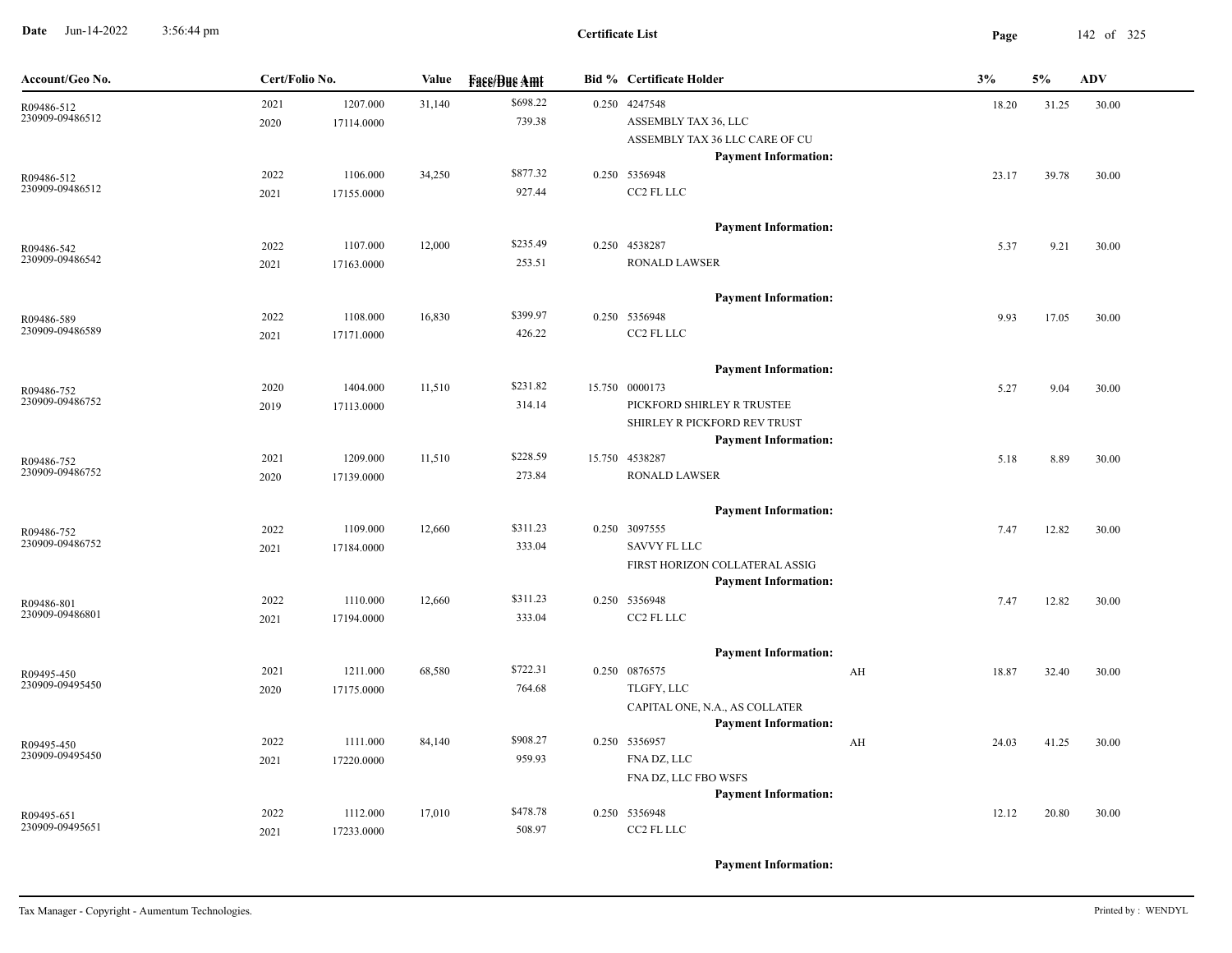**Certificate List**

Date Jun-14-2022 3:56:44 pm

| Account/Geo No. | Cert/Folio No. | | Value | Face/Due Amt | Bid % | Certificate Holder | | 3% | 5% | ADV |
|---|---|---|---|---|---|---|---|---|---|---|
| R09486-512<br>230909-09486512 | 2021<br>2020 | 1207.000<br>17114.0000 | 31,140 | $698.22<br>739.38 | 0.250 | 4247548<br>ASSEMBLY TAX 36, LLC<br>ASSEMBLY TAX 36 LLC CARE OF CU<br>**Payment Information:** | | 18.20 | 31.25 | 30.00 |
| R09486-512<br>230909-09486512 | 2022<br>2021 | 1106.000<br>17155.0000 | 34,250 | $877.32<br>927.44 | 0.250 | 5356948<br>CC2 FL LLC<br>**Payment Information:** | | 23.17 | 39.78 | 30.00 |
| R09486-542<br>230909-09486542 | 2022<br>2021 | 1107.000<br>17163.0000 | 12,000 | $235.49<br>253.51 | 0.250 | 4538287<br>RONALD LAWSER<br>**Payment Information:** | | 5.37 | 9.21 | 30.00 |
| R09486-589<br>230909-09486589 | 2022<br>2021 | 1108.000<br>17171.0000 | 16,830 | $399.97<br>426.22 | 0.250 | 5356948<br>CC2 FL LLC<br>**Payment Information:** | | 9.93 | 17.05 | 30.00 |
| R09486-752<br>230909-09486752 | 2020<br>2019 | 1404.000<br>17113.0000 | 11,510 | $231.82<br>314.14 | 15.750 | 0000173<br>PICKFORD SHIRLEY R TRUSTEE<br>SHIRLEY R PICKFORD REV TRUST<br>**Payment Information:** | | 5.27 | 9.04 | 30.00 |
| R09486-752<br>230909-09486752 | 2021<br>2020 | 1209.000<br>17139.0000 | 11,510 | $228.59<br>273.84 | 15.750 | 4538287<br>RONALD LAWSER<br>**Payment Information:** | | 5.18 | 8.89 | 30.00 |
| R09486-752<br>230909-09486752 | 2022<br>2021 | 1109.000<br>17184.0000 | 12,660 | $311.23<br>333.04 | 0.250 | 3097555<br>SAVVY FL LLC<br>FIRST HORIZON COLLATERAL ASSIG<br>**Payment Information:** | | 7.47 | 12.82 | 30.00 |
| R09486-801<br>230909-09486801 | 2022<br>2021 | 1110.000<br>17194.0000 | 12,660 | $311.23<br>333.04 | 0.250 | 5356948<br>CC2 FL LLC<br>**Payment Information:** | | 7.47 | 12.82 | 30.00 |
| R09495-450<br>230909-09495450 | 2021<br>2020 | 1211.000<br>17175.0000 | 68,580 | $722.31<br>764.68 | 0.250 | 0876575<br>TLGFY, LLC<br>CAPITAL ONE, N.A., AS COLLATER<br>**Payment Information:** | AH | 18.87 | 32.40 | 30.00 |
| R09495-450<br>230909-09495450 | 2022<br>2021 | 1111.000<br>17220.0000 | 84,140 | $908.27<br>959.93 | 0.250 | 5356957<br>FNA DZ, LLC<br>FNA DZ, LLC FBO WSFS<br>**Payment Information:** | AH | 24.03 | 41.25 | 30.00 |
| R09495-651<br>230909-09495651 | 2022<br>2021 | 1112.000<br>17233.0000 | 17,010 | $478.78<br>508.97 | 0.250 | 5356948<br>CC2 FL LLC<br>**Payment Information:** | | 12.12 | 20.80 | 30.00 |

Tax Manager - Copyright - Aumentum Technologies. Printed by : WENDYL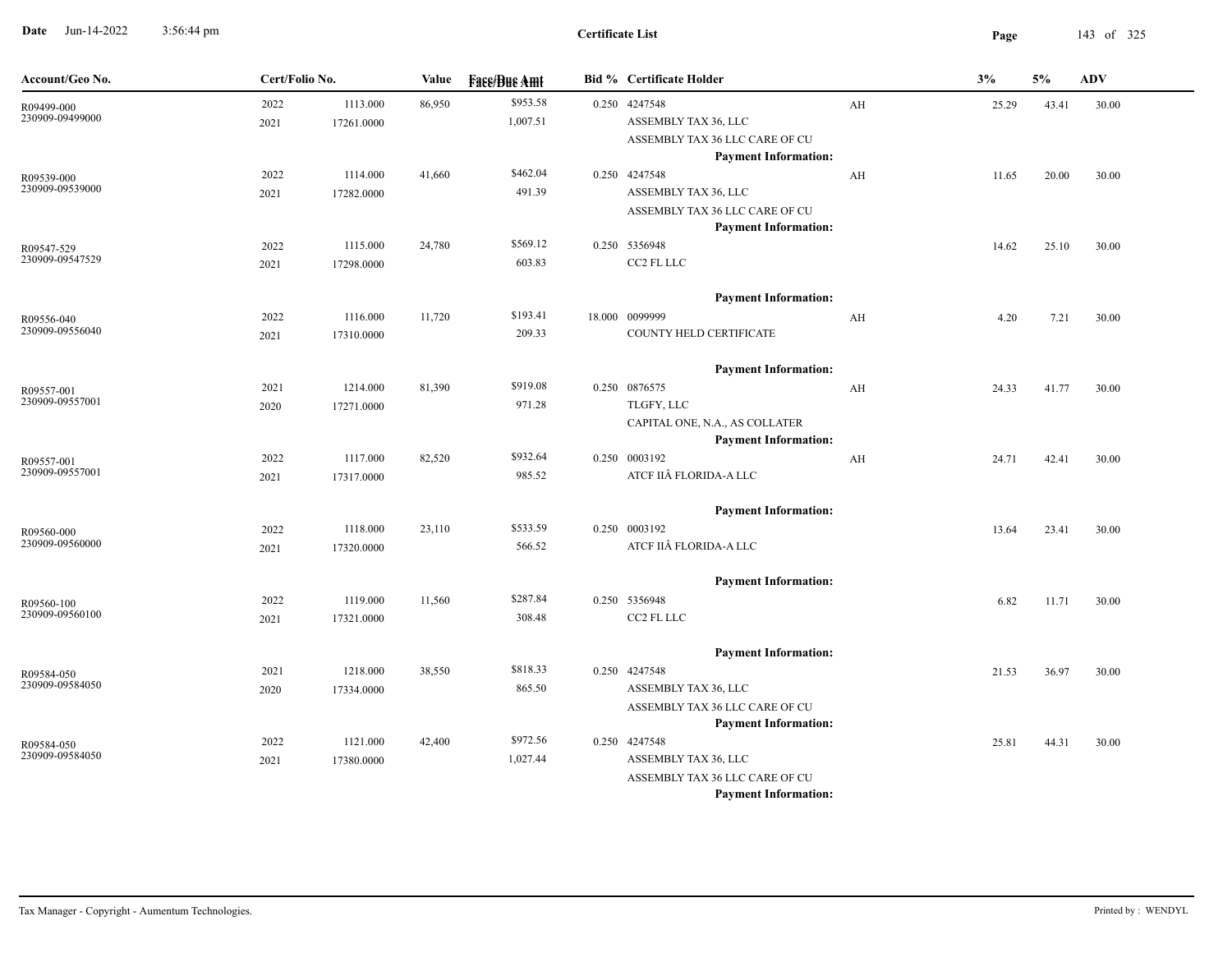**Date** Jun-14-2022 3:56:44 pm

**Certificate List**

| Account/Geo No. | Cert/Folio No. | | Value | Face/Due Amt | Bid % | Certificate Holder | | 3% | 5% | ADV |
|---|---|---|---|---|---|---|---|---|---|---|
| R09499-000 | 2022 | 1113.000 | 86,950 | $953.58 | 0.250 | 4247548 | AH | 25.29 | 43.41 | 30.00 |
| 230909-09499000 | 2021 | 17261.0000 | | 1,007.51 | | ASSEMBLY TAX 36, LLC | | | | |
| | | | | | | ASSEMBLY TAX 36 LLC CARE OF CU | | | | |
| | | | | | | **Payment Information:** | | | | |
| R09539-000 | 2022 | 1114.000 | 41,660 | $462.04 | 0.250 | 4247548 | AH | 11.65 | 20.00 | 30.00 |
| 230909-09539000 | 2021 | 17282.0000 | | 491.39 | | ASSEMBLY TAX 36, LLC | | | | |
| | | | | | | ASSEMBLY TAX 36 LLC CARE OF CU | | | | |
| | | | | | | **Payment Information:** | | | | |
| R09547-529 | 2022 | 1115.000 | 24,780 | $569.12 | 0.250 | 5356948 | | 14.62 | 25.10 | 30.00 |
| 230909-09547529 | 2021 | 17298.0000 | | 603.83 | | CC2 FL LLC | | | | |
| | | | | | | **Payment Information:** | | | | |
| R09556-040 | 2022 | 1116.000 | 11,720 | $193.41 | 18.000 | 0099999 | AH | 4.20 | 7.21 | 30.00 |
| 230909-09556040 | 2021 | 17310.0000 | | 209.33 | | COUNTY HELD CERTIFICATE | | | | |
| | | | | | | **Payment Information:** | | | | |
| R09557-001 | 2021 | 1214.000 | 81,390 | $919.08 | 0.250 | 0876575 | AH | 24.33 | 41.77 | 30.00 |
| 230909-09557001 | 2020 | 17271.0000 | | 971.28 | | TLGFY, LLC | | | | |
| | | | | | | CAPITAL ONE, N.A., AS COLLATER | | | | |
| | | | | | | **Payment Information:** | | | | |
| R09557-001 | 2022 | 1117.000 | 82,520 | $932.64 | 0.250 | 0003192 | AH | 24.71 | 42.41 | 30.00 |
| 230909-09557001 | 2021 | 17317.0000 | | 985.52 | | ATCF IIÂ FLORIDA-A LLC | | | | |
| | | | | | | **Payment Information:** | | | | |
| R09560-000 | 2022 | 1118.000 | 23,110 | $533.59 | 0.250 | 0003192 | | 13.64 | 23.41 | 30.00 |
| 230909-09560000 | 2021 | 17320.0000 | | 566.52 | | ATCF IIÂ FLORIDA-A LLC | | | | |
| | | | | | | **Payment Information:** | | | | |
| R09560-100 | 2022 | 1119.000 | 11,560 | $287.84 | 0.250 | 5356948 | | 6.82 | 11.71 | 30.00 |
| 230909-09560100 | 2021 | 17321.0000 | | 308.48 | | CC2 FL LLC | | | | |
| | | | | | | **Payment Information:** | | | | |
| R09584-050 | 2021 | 1218.000 | 38,550 | $818.33 | 0.250 | 4247548 | | 21.53 | 36.97 | 30.00 |
| 230909-09584050 | 2020 | 17334.0000 | | 865.50 | | ASSEMBLY TAX 36, LLC | | | | |
| | | | | | | ASSEMBLY TAX 36 LLC CARE OF CU | | | | |
| | | | | | | **Payment Information:** | | | | |
| R09584-050 | 2022 | 1121.000 | 42,400 | $972.56 | 0.250 | 4247548 | | 25.81 | 44.31 | 30.00 |
| 230909-09584050 | 2021 | 17380.0000 | | 1,027.44 | | ASSEMBLY TAX 36, LLC | | | | |
| | | | | | | ASSEMBLY TAX 36 LLC CARE OF CU | | | | |
| | | | | | | **Payment Information:** | | | | |

Tax Manager - Copyright - Aumentum Technologies. Printed by : WENDYL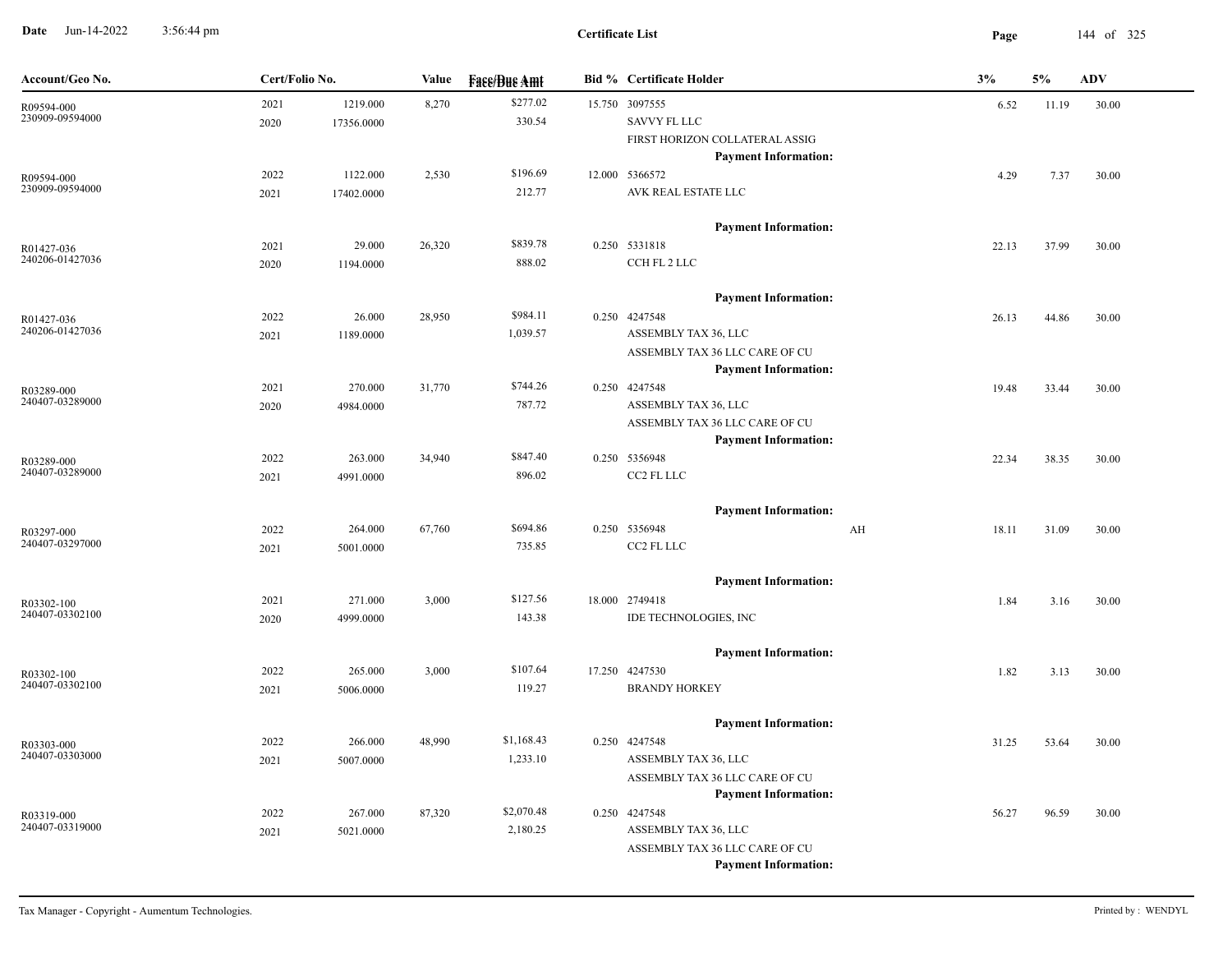**Date** Jun-14-2022 3:56:44 pm

**Certificate List**

| Account/Geo No. | Cert/Folio No. | | Value | Face/Due Amt | Bid % | Certificate Holder | | 3% | 5% | ADV |
|---|---|---|---|---|---|---|---|---|---|---|
| R09594-000<br>230909-09594000 | 2021<br>2020 | 1219.000<br>17356.0000 | 8,270 | $277.02<br>330.54 | 15.750 | 3097555<br>SAVVY FL LLC<br>FIRST HORIZON COLLATERAL ASSIG<br>**Payment Information:** | | 6.52 | 11.19 | 30.00 |
| R09594-000<br>230909-09594000 | 2022<br>2021 | 1122.000<br>17402.0000 | 2,530 | $196.69<br>212.77 | 12.000 | 5366572<br>AVK REAL ESTATE LLC<br>**Payment Information:** | | 4.29 | 7.37 | 30.00 |
| R01427-036<br>240206-01427036 | 2021<br>2020 | 29.000<br>1194.0000 | 26,320 | $839.78<br>888.02 | 0.250 | 5331818<br>CCH FL 2 LLC<br>**Payment Information:** | | 22.13 | 37.99 | 30.00 |
| R01427-036<br>240206-01427036 | 2022<br>2021 | 26.000<br>1189.0000 | 28,950 | $984.11<br>1,039.57 | 0.250 | 4247548<br>ASSEMBLY TAX 36, LLC<br>ASSEMBLY TAX 36 LLC CARE OF CU<br>**Payment Information:** | | 26.13 | 44.86 | 30.00 |
| R03289-000<br>240407-03289000 | 2021<br>2020 | 270.000<br>4984.0000 | 31,770 | $744.26<br>787.72 | 0.250 | 4247548<br>ASSEMBLY TAX 36, LLC<br>ASSEMBLY TAX 36 LLC CARE OF CU<br>**Payment Information:** | | 19.48 | 33.44 | 30.00 |
| R03289-000<br>240407-03289000 | 2022<br>2021 | 263.000<br>4991.0000 | 34,940 | $847.40<br>896.02 | 0.250 | 5356948<br>CC2 FL LLC<br>**Payment Information:** | | 22.34 | 38.35 | 30.00 |
| R03297-000<br>240407-03297000 | 2022<br>2021 | 264.000<br>5001.0000 | 67,760 | $694.86<br>735.85 | 0.250 | 5356948<br>CC2 FL LLC<br>**Payment Information:** | AH | 18.11 | 31.09 | 30.00 |
| R03302-100<br>240407-03302100 | 2021<br>2020 | 271.000<br>4999.0000 | 3,000 | $127.56<br>143.38 | 18.000 | 2749418<br>IDE TECHNOLOGIES, INC<br>**Payment Information:** | | 1.84 | 3.16 | 30.00 |
| R03302-100<br>240407-03302100 | 2022<br>2021 | 265.000<br>5006.0000 | 3,000 | $107.64<br>119.27 | 17.250 | 4247530<br>BRANDY HORKEY<br>**Payment Information:** | | 1.82 | 3.13 | 30.00 |
| R03303-000<br>240407-03303000 | 2022<br>2021 | 266.000<br>5007.0000 | 48,990 | $1,168.43<br>1,233.10 | 0.250 | 4247548<br>ASSEMBLY TAX 36, LLC<br>ASSEMBLY TAX 36 LLC CARE OF CU<br>**Payment Information:** | | 31.25 | 53.64 | 30.00 |
| R03319-000<br>240407-03319000 | 2022<br>2021 | 267.000<br>5021.0000 | 87,320 | $2,070.48<br>2,180.25 | 0.250 | 4247548<br>ASSEMBLY TAX 36, LLC<br>ASSEMBLY TAX 36 LLC CARE OF CU<br>**Payment Information:** | | 56.27 | 96.59 | 30.00 |

Tax Manager - Copyright - Aumentum Technologies. Printed by : WENDYL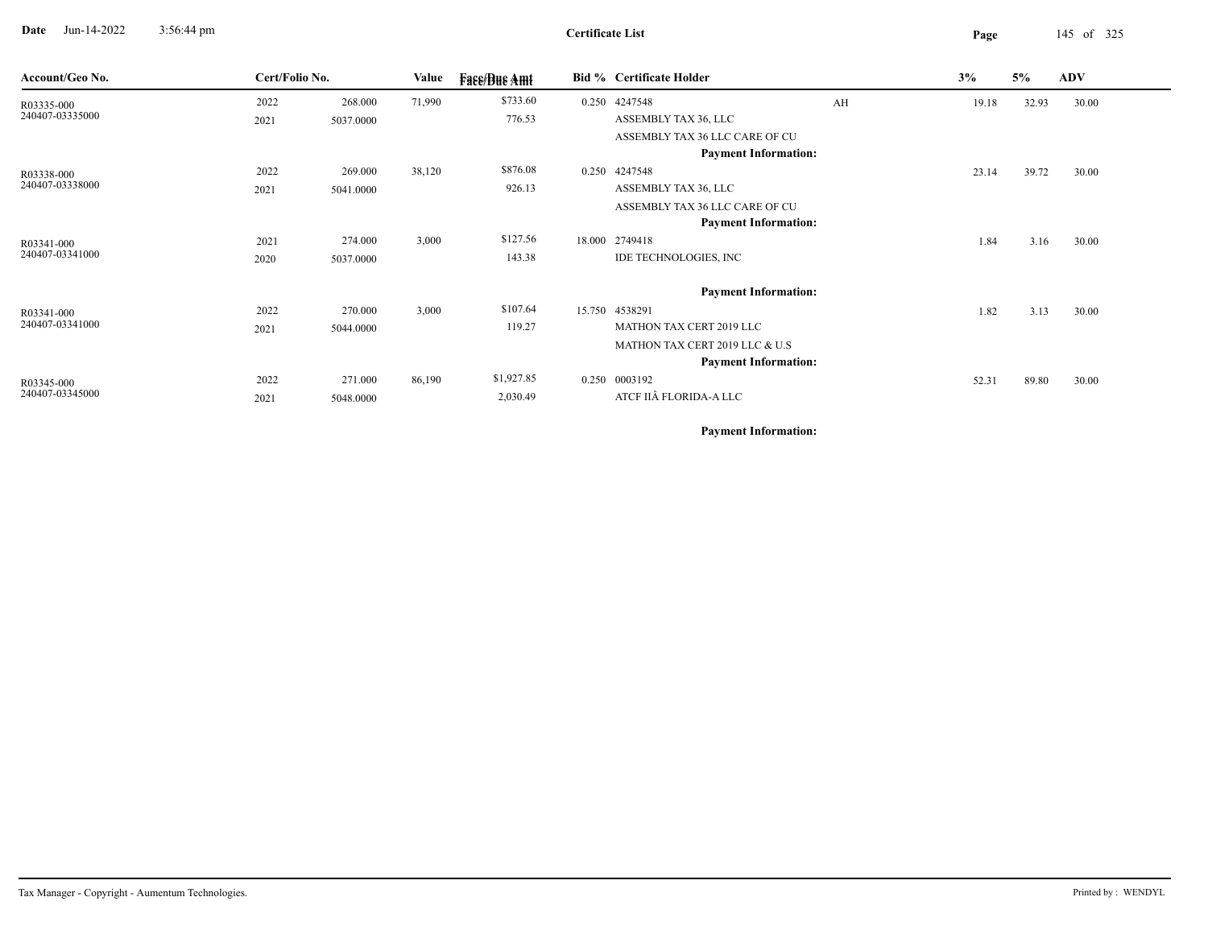# Certificate List

Date Jun-14-2022 3:56:44 pm

| Account/Geo No. | Cert/Folio No. | | Value | Face/Due Amt | Bid % | Certificate Holder | | 3% | 5% | ADV |
|---|---|---|---|---|---|---|---|---|---|---|
| R03335-000 | 2022 | 268.000 | 71,990 | $733.60 | 0.250 | 4247548 | AH | 19.18 | 32.93 | 30.00 |
| 240407-03335000 | 2021 | 5037.0000 | | 776.53 | | ASSEMBLY TAX 36, LLC | | | | |
| | | | | | | ASSEMBLY TAX 36 LLC CARE OF CU | | | | |
| | | | | | | **Payment Information:** | | | | |
| R03338-000 | 2022 | 269.000 | 38,120 | $876.08 | 0.250 | 4247548 | | 23.14 | 39.72 | 30.00 |
| 240407-03338000 | 2021 | 5041.0000 | | 926.13 | | ASSEMBLY TAX 36, LLC | | | | |
| | | | | | | ASSEMBLY TAX 36 LLC CARE OF CU | | | | |
| | | | | | | **Payment Information:** | | | | |
| R03341-000 | 2021 | 274.000 | 3,000 | $127.56 | 18.000 | 2749418 | | 1.84 | 3.16 | 30.00 |
| 240407-03341000 | 2020 | 5037.0000 | | 143.38 | | IDE TECHNOLOGIES, INC | | | | |
| | | | | | | **Payment Information:** | | | | |
| R03341-000 | 2022 | 270.000 | 3,000 | $107.64 | 15.750 | 4538291 | | 1.82 | 3.13 | 30.00 |
| 240407-03341000 | 2021 | 5044.0000 | | 119.27 | | MATHON TAX CERT 2019 LLC | | | | |
| | | | | | | MATHON TAX CERT 2019 LLC & U.S | | | | |
| | | | | | | **Payment Information:** | | | | |
| R03345-000 | 2022 | 271.000 | 86,190 | $1,927.85 | 0.250 | 0003192 | | 52.31 | 89.80 | 30.00 |
| 240407-03345000 | 2021 | 5048.0000 | | 2,030.49 | | ATCF IIÂ FLORIDA-A LLC | | | | |
| | | | | | | **Payment Information:** | | | | |

Tax Manager - Copyright - Aumentum Technologies.

Printed by : WENDYL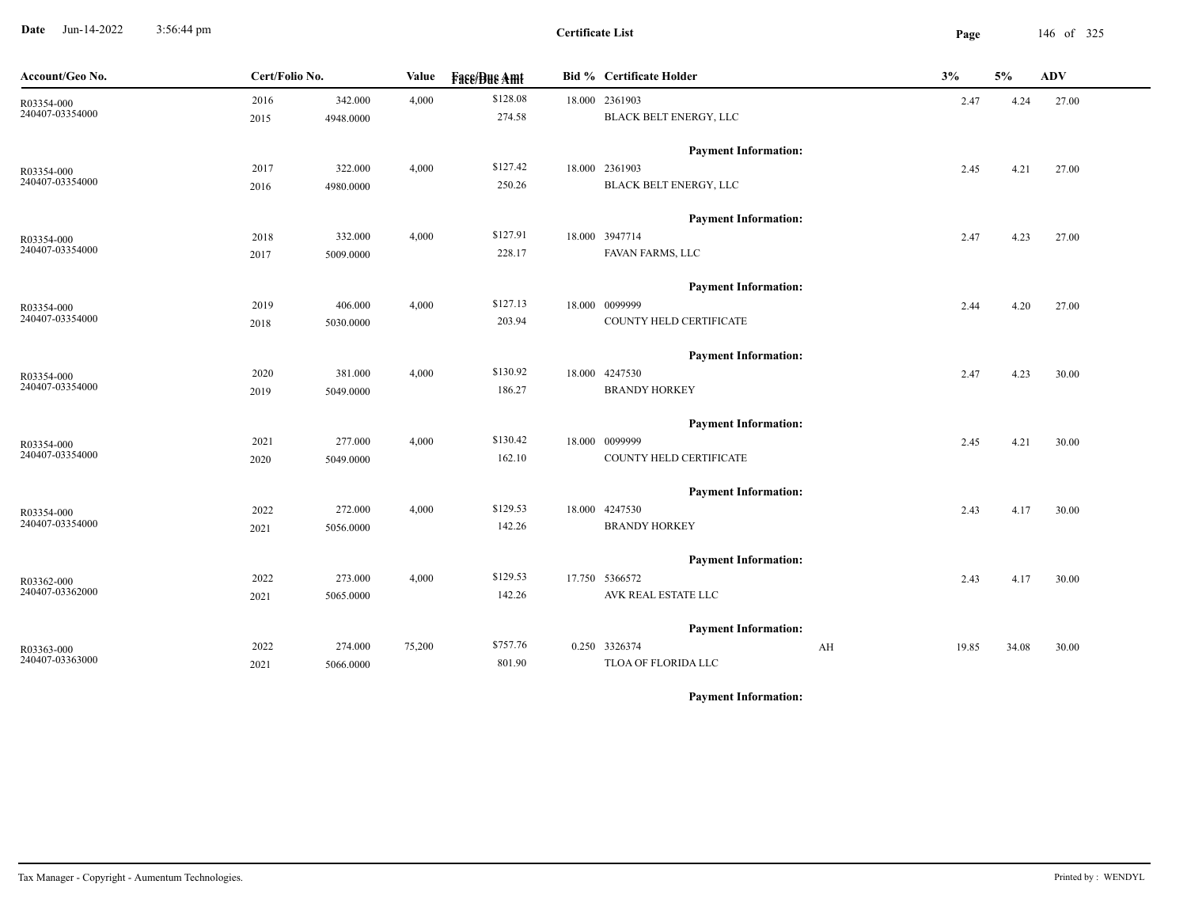**Certificate List**

Date Jun-14-2022 3:56:44 pm

| Account/Geo No. | Cert/Folio No. | | Value | Face/Due Amt | Bid % | Certificate Holder | | 3% | 5% | ADV |
|---|---|---|---|---|---|---|---|---|---|---|
| R03354-000 | 2016 | 342.000 | 4,000 | $128.08 | 18.000 | 2361903 | | 2.47 | 4.24 | 27.00 |
| 240407-03354000 | 2015 | 4948.0000 | | 274.58 | | BLACK BELT ENERGY, LLC | | | | |
| | | | | | | **Payment Information:** | | | | |
| R03354-000 | 2017 | 322.000 | 4,000 | $127.42 | 18.000 | 2361903 | | 2.45 | 4.21 | 27.00 |
| 240407-03354000 | 2016 | 4980.0000 | | 250.26 | | BLACK BELT ENERGY, LLC | | | | |
| | | | | | | **Payment Information:** | | | | |
| R03354-000 | 2018 | 332.000 | 4,000 | $127.91 | 18.000 | 3947714 | | 2.47 | 4.23 | 27.00 |
| 240407-03354000 | 2017 | 5009.0000 | | 228.17 | | FAVAN FARMS, LLC | | | | |
| | | | | | | **Payment Information:** | | | | |
| R03354-000 | 2019 | 406.000 | 4,000 | $127.13 | 18.000 | 0099999 | | 2.44 | 4.20 | 27.00 |
| 240407-03354000 | 2018 | 5030.0000 | | 203.94 | | COUNTY HELD CERTIFICATE | | | | |
| | | | | | | **Payment Information:** | | | | |
| R03354-000 | 2020 | 381.000 | 4,000 | $130.92 | 18.000 | 4247530 | | 2.47 | 4.23 | 30.00 |
| 240407-03354000 | 2019 | 5049.0000 | | 186.27 | | BRANDY HORKEY | | | | |
| | | | | | | **Payment Information:** | | | | |
| R03354-000 | 2021 | 277.000 | 4,000 | $130.42 | 18.000 | 0099999 | | 2.45 | 4.21 | 30.00 |
| 240407-03354000 | 2020 | 5049.0000 | | 162.10 | | COUNTY HELD CERTIFICATE | | | | |
| | | | | | | **Payment Information:** | | | | |
| R03354-000 | 2022 | 272.000 | 4,000 | $129.53 | 18.000 | 4247530 | | 2.43 | 4.17 | 30.00 |
| 240407-03354000 | 2021 | 5056.0000 | | 142.26 | | BRANDY HORKEY | | | | |
| | | | | | | **Payment Information:** | | | | |
| R03362-000 | 2022 | 273.000 | 4,000 | $129.53 | 17.750 | 5366572 | | 2.43 | 4.17 | 30.00 |
| 240407-03362000 | 2021 | 5065.0000 | | 142.26 | | AVK REAL ESTATE LLC | | | | |
| | | | | | | **Payment Information:** | | | | |
| R03363-000 | 2022 | 274.000 | 75,200 | $757.76 | 0.250 | 3326374 | AH | 19.85 | 34.08 | 30.00 |
| 240407-03363000 | 2021 | 5066.0000 | | 801.90 | | TLOA OF FLORIDA LLC | | | | |
| | | | | | | **Payment Information:** | | | | |

Tax Manager - Copyright - Aumentum Technologies. Printed by : WENDYL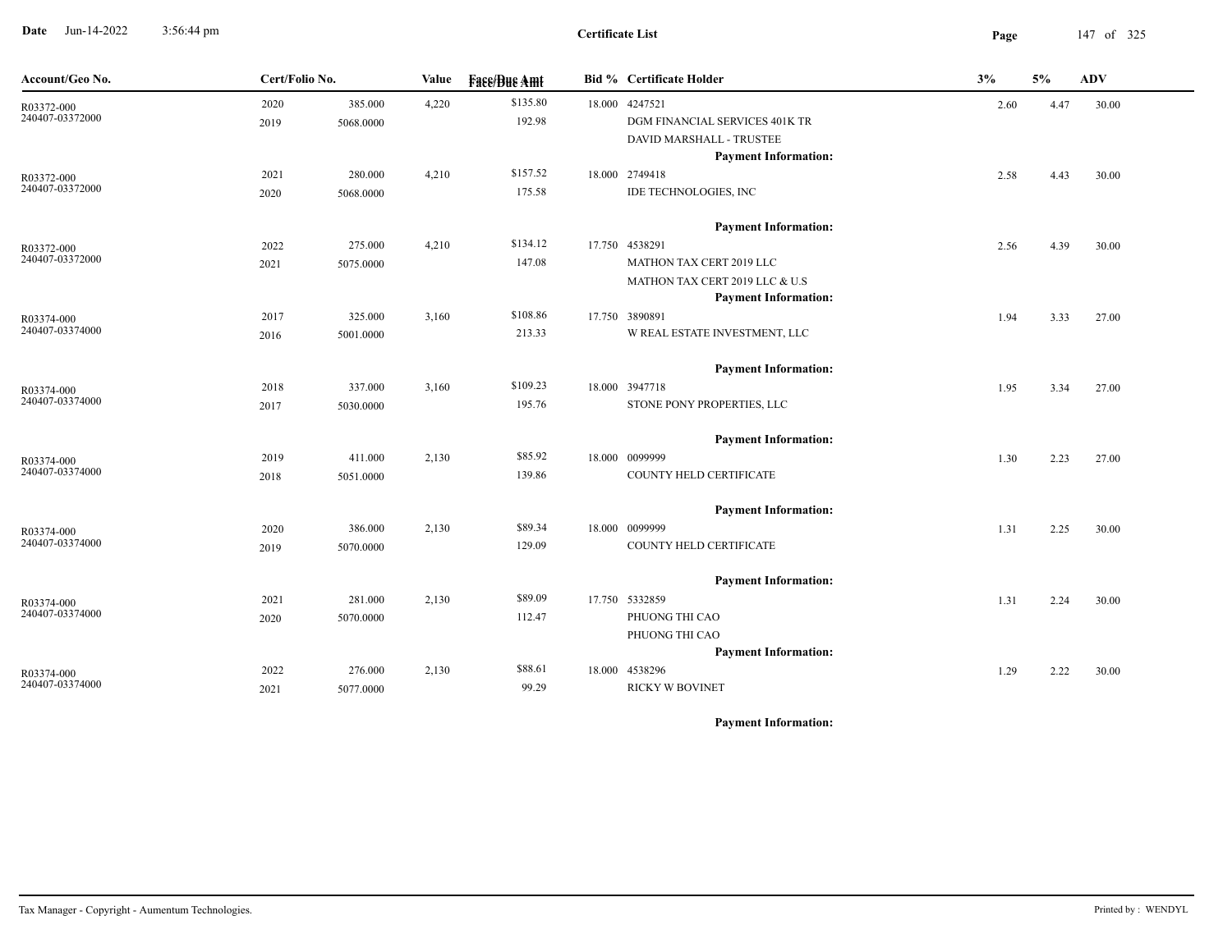**Certificate List**

| Account/Geo No. | Cert/Folio No. | | Value | Face/Due Amt | Bid % | Certificate Holder | 3% | 5% | ADV |
|---|---|---|---|---|---|---|---|---|---|
| R03372-000<br>240407-03372000 | 2020<br>2019 | 385.000<br>5068.0000 | 4,220 | $135.80<br>192.98 | 18.000 | 4247521<br>DGM FINANCIAL SERVICES 401K TR<br>DAVID MARSHALL - TRUSTEE<br>**Payment Information:** | 2.60 | 4.47 | 30.00 |
| R03372-000<br>240407-03372000 | 2021<br>2020 | 280.000<br>5068.0000 | 4,210 | $157.52<br>175.58 | 18.000 | 2749418<br>IDE TECHNOLOGIES, INC<br>**Payment Information:** | 2.58 | 4.43 | 30.00 |
| R03372-000<br>240407-03372000 | 2022<br>2021 | 275.000<br>5075.0000 | 4,210 | $134.12<br>147.08 | 17.750 | 4538291<br>MATHON TAX CERT 2019 LLC<br>MATHON TAX CERT 2019 LLC & U.S<br>**Payment Information:** | 2.56 | 4.39 | 30.00 |
| R03374-000<br>240407-03374000 | 2017<br>2016 | 325.000<br>5001.0000 | 3,160 | $108.86<br>213.33 | 17.750 | 3890891<br>W REAL ESTATE INVESTMENT, LLC<br>**Payment Information:** | 1.94 | 3.33 | 27.00 |
| R03374-000<br>240407-03374000 | 2018<br>2017 | 337.000<br>5030.0000 | 3,160 | $109.23<br>195.76 | 18.000 | 3947718<br>STONE PONY PROPERTIES, LLC<br>**Payment Information:** | 1.95 | 3.34 | 27.00 |
| R03374-000<br>240407-03374000 | 2019<br>2018 | 411.000<br>5051.0000 | 2,130 | $85.92<br>139.86 | 18.000 | 0099999<br>COUNTY HELD CERTIFICATE<br>**Payment Information:** | 1.30 | 2.23 | 27.00 |
| R03374-000<br>240407-03374000 | 2020<br>2019 | 386.000<br>5070.0000 | 2,130 | $89.34<br>129.09 | 18.000 | 0099999<br>COUNTY HELD CERTIFICATE<br>**Payment Information:** | 1.31 | 2.25 | 30.00 |
| R03374-000<br>240407-03374000 | 2021<br>2020 | 281.000<br>5070.0000 | 2,130 | $89.09<br>112.47 | 17.750 | 5332859<br>PHUONG THI CAO<br>PHUONG THI CAO<br>**Payment Information:** | 1.31 | 2.24 | 30.00 |
| R03374-000<br>240407-03374000 | 2022<br>2021 | 276.000<br>5077.0000 | 2,130 | $88.61<br>99.29 | 18.000 | 4538296<br>RICKY W BOVINET<br>**Payment Information:** | 1.29 | 2.22 | 30.00 |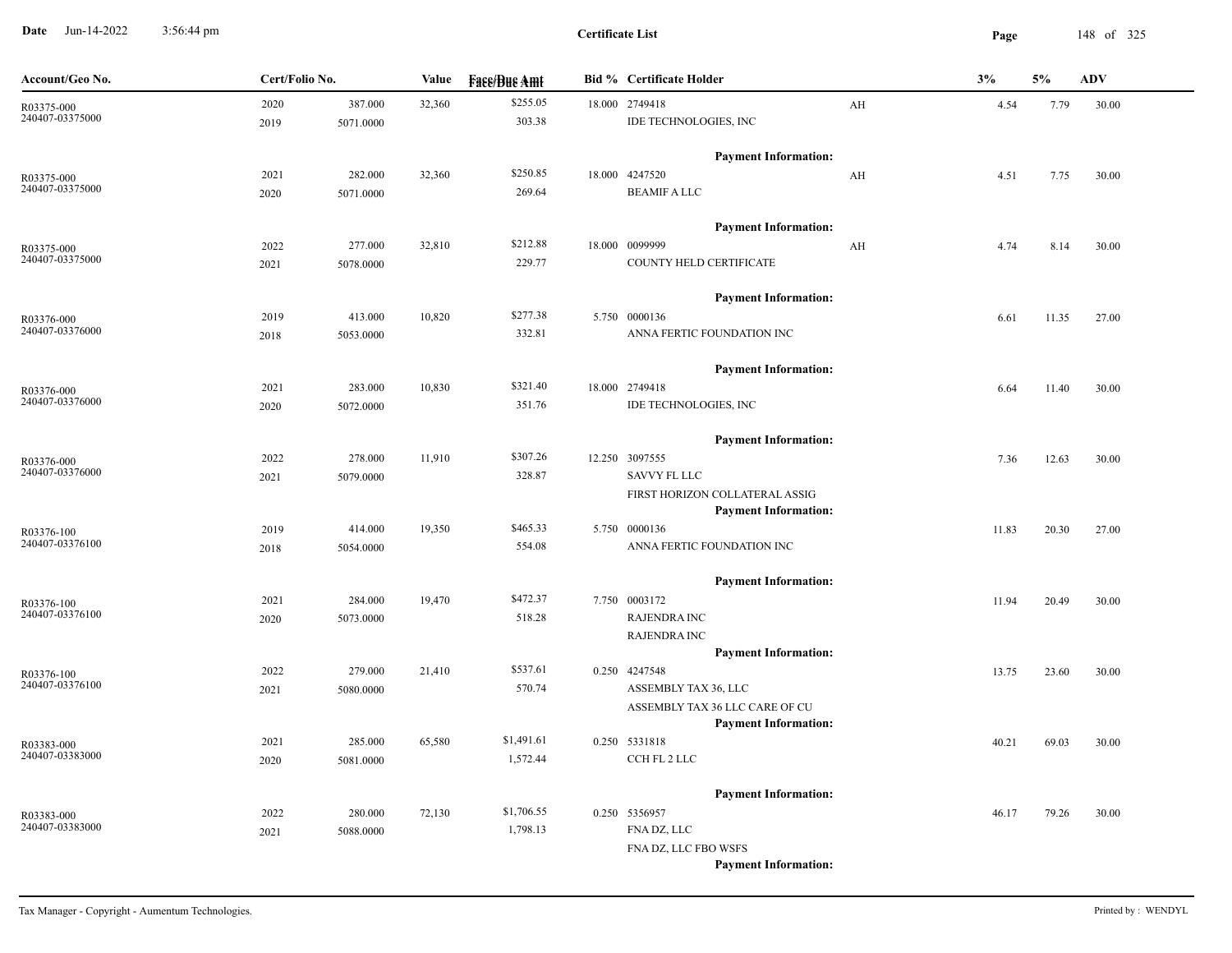# Certificate List

| Account/Geo No. | Cert/Folio No. | | Value | Face/Due Amt | Bid % | Certificate Holder | | 3% | 5% | ADV |
|---|---|---|---|---|---|---|---|---|---|---|
| R03375-000<br>240407-03375000 | 2020<br>2019 | 387.000<br>5071.0000 | 32,360 | $255.05<br>303.38 | 18.000 | 2749418<br>IDE TECHNOLOGIES, INC<br>**Payment Information:** | AH | 4.54 | 7.79 | 30.00 |
| R03375-000<br>240407-03375000 | 2021<br>2020 | 282.000<br>5071.0000 | 32,360 | $250.85<br>269.64 | 18.000 | 4247520<br>BEAMIF A LLC<br>**Payment Information:** | AH | 4.51 | 7.75 | 30.00 |
| R03375-000<br>240407-03375000 | 2022<br>2021 | 277.000<br>5078.0000 | 32,810 | $212.88<br>229.77 | 18.000 | 0099999<br>COUNTY HELD CERTIFICATE<br>**Payment Information:** | AH | 4.74 | 8.14 | 30.00 |
| R03376-000<br>240407-03376000 | 2019<br>2018 | 413.000<br>5053.0000 | 10,820 | $277.38<br>332.81 | 5.750 | 0000136<br>ANNA FERTIC FOUNDATION INC<br>**Payment Information:** | | 6.61 | 11.35 | 27.00 |
| R03376-000<br>240407-03376000 | 2021<br>2020 | 283.000<br>5072.0000 | 10,830 | $321.40<br>351.76 | 18.000 | 2749418<br>IDE TECHNOLOGIES, INC<br>**Payment Information:** | | 6.64 | 11.40 | 30.00 |
| R03376-000<br>240407-03376000 | 2022<br>2021 | 278.000<br>5079.0000 | 11,910 | $307.26<br>328.87 | 12.250 | 3097555<br>SAVVY FL LLC<br>FIRST HORIZON COLLATERAL ASSIG<br>**Payment Information:** | | 7.36 | 12.63 | 30.00 |
| R03376-100<br>240407-03376100 | 2019<br>2018 | 414.000<br>5054.0000 | 19,350 | $465.33<br>554.08 | 5.750 | 0000136<br>ANNA FERTIC FOUNDATION INC<br>**Payment Information:** | | 11.83 | 20.30 | 27.00 |
| R03376-100<br>240407-03376100 | 2021<br>2020 | 284.000<br>5073.0000 | 19,470 | $472.37<br>518.28 | 7.750 | 0003172<br>RAJENDRA INC<br>RAJENDRA INC<br>**Payment Information:** | | 11.94 | 20.49 | 30.00 |
| R03376-100<br>240407-03376100 | 2022<br>2021 | 279.000<br>5080.0000 | 21,410 | $537.61<br>570.74 | 0.250 | 4247548<br>ASSEMBLY TAX 36, LLC<br>ASSEMBLY TAX 36 LLC CARE OF CU<br>**Payment Information:** | | 13.75 | 23.60 | 30.00 |
| R03383-000<br>240407-03383000 | 2021<br>2020 | 285.000<br>5081.0000 | 65,580 | $1,491.61<br>1,572.44 | 0.250 | 5331818<br>CCH FL 2 LLC<br>**Payment Information:** | | 40.21 | 69.03 | 30.00 |
| R03383-000<br>240407-03383000 | 2022<br>2021 | 280.000<br>5088.0000 | 72,130 | $1,706.55<br>1,798.13 | 0.250 | 5356957<br>FNA DZ, LLC<br>FNA DZ, LLC FBO WSFS<br>**Payment Information:** | | 46.17 | 79.26 | 30.00 |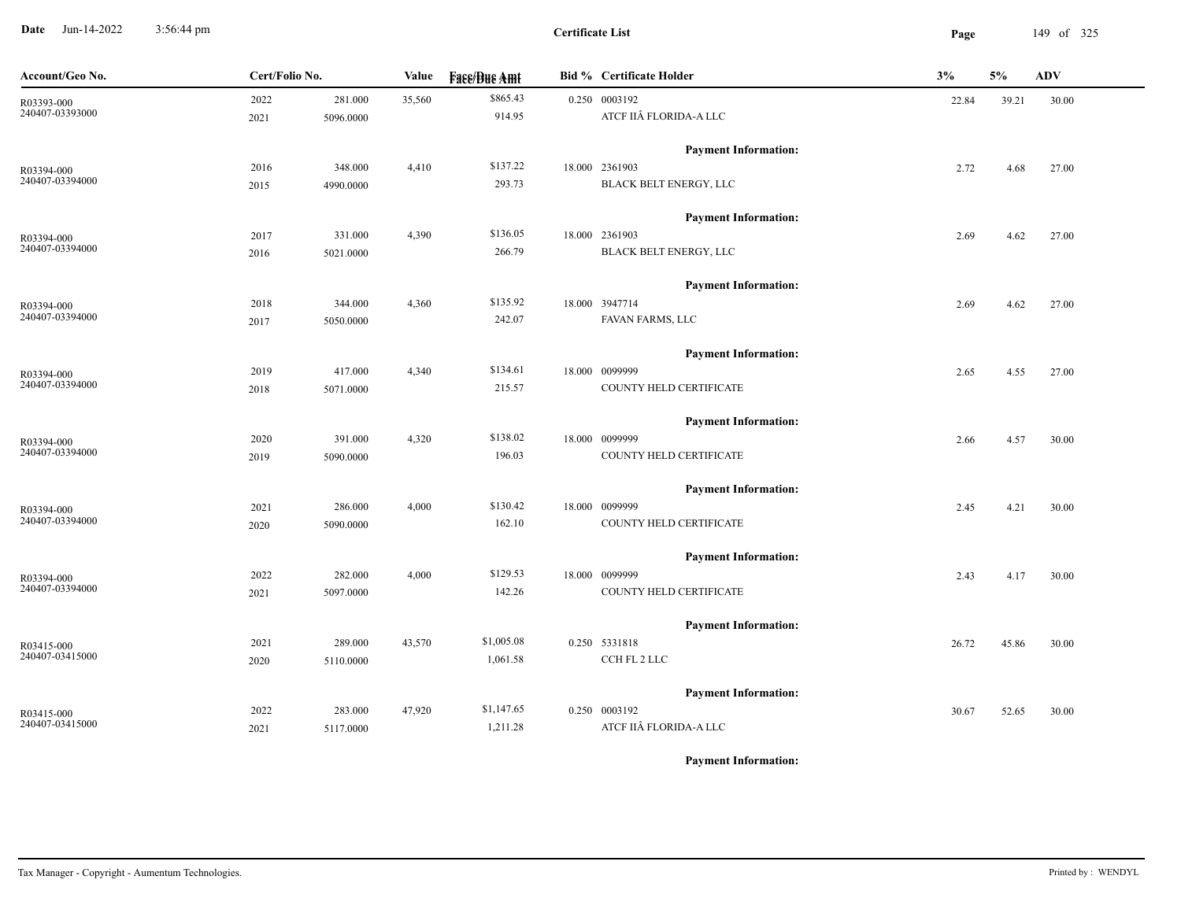# Certificate List

Date Jun-14-2022 3:56:44 pm

| Account/Geo No. | Cert/Folio No. | | Value | Face/Due Amt | Bid % | Certificate Holder | 3% | 5% | ADV |
|---|---|---|---|---|---|---|---|---|---|
| R03393-000<br>240407-03393000 | 2022<br>2021 | 281.000<br>5096.0000 | 35,560 | $865.43<br>914.95 | 0.250 | 0003192<br>ATCF IIÂ FLORIDA-A LLC | 22.84 | 39.21 | 30.00 |
| | | | | | | **Payment Information:** | | | |
| R03394-000<br>240407-03394000 | 2016<br>2015 | 348.000<br>4990.0000 | 4,410 | $137.22<br>293.73 | 18.000 | 2361903<br>BLACK BELT ENERGY, LLC | 2.72 | 4.68 | 27.00 |
| | | | | | | **Payment Information:** | | | |
| R03394-000<br>240407-03394000 | 2017<br>2016 | 331.000<br>5021.0000 | 4,390 | $136.05<br>266.79 | 18.000 | 2361903<br>BLACK BELT ENERGY, LLC | 2.69 | 4.62 | 27.00 |
| | | | | | | **Payment Information:** | | | |
| R03394-000<br>240407-03394000 | 2018<br>2017 | 344.000<br>5050.0000 | 4,360 | $135.92<br>242.07 | 18.000 | 3947714<br>FAVAN FARMS, LLC | 2.69 | 4.62 | 27.00 |
| | | | | | | **Payment Information:** | | | |
| R03394-000<br>240407-03394000 | 2019<br>2018 | 417.000<br>5071.0000 | 4,340 | $134.61<br>215.57 | 18.000 | 0099999<br>COUNTY HELD CERTIFICATE | 2.65 | 4.55 | 27.00 |
| | | | | | | **Payment Information:** | | | |
| R03394-000<br>240407-03394000 | 2020<br>2019 | 391.000<br>5090.0000 | 4,320 | $138.02<br>196.03 | 18.000 | 0099999<br>COUNTY HELD CERTIFICATE | 2.66 | 4.57 | 30.00 |
| | | | | | | **Payment Information:** | | | |
| R03394-000<br>240407-03394000 | 2021<br>2020 | 286.000<br>5090.0000 | 4,000 | $130.42<br>162.10 | 18.000 | 0099999<br>COUNTY HELD CERTIFICATE | 2.45 | 4.21 | 30.00 |
| | | | | | | **Payment Information:** | | | |
| R03394-000<br>240407-03394000 | 2022<br>2021 | 282.000<br>5097.0000 | 4,000 | $129.53<br>142.26 | 18.000 | 0099999<br>COUNTY HELD CERTIFICATE | 2.43 | 4.17 | 30.00 |
| | | | | | | **Payment Information:** | | | |
| R03415-000<br>240407-03415000 | 2021<br>2020 | 289.000<br>5110.0000 | 43,570 | $1,005.08<br>1,061.58 | 0.250 | 5331818<br>CCH FL 2 LLC | 26.72 | 45.86 | 30.00 |
| | | | | | | **Payment Information:** | | | |
| R03415-000<br>240407-03415000 | 2022<br>2021 | 283.000<br>5117.0000 | 47,920 | $1,147.65<br>1,211.28 | 0.250 | 0003192<br>ATCF IIÂ FLORIDA-A LLC | 30.67 | 52.65 | 30.00 |
| | | | | | | **Payment Information:** | | | |

Tax Manager - Copyright - Aumentum Technologies. Printed by : WENDYL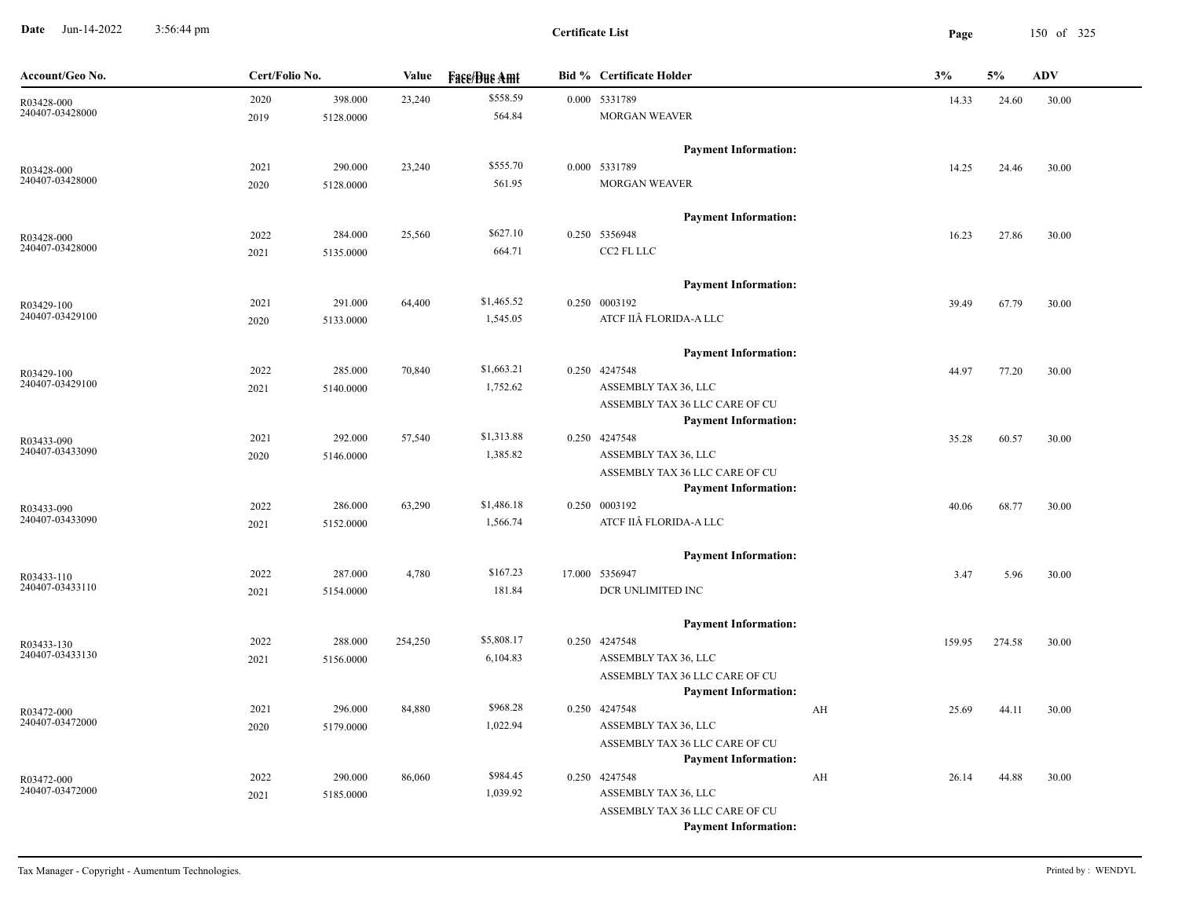# Certificate List

Date Jun-14-2022 3:56:44 pm

| Account/Geo No. | Cert/Folio No. | | Value | Face/Due Amt | Bid % | Certificate Holder | | 3% | 5% | ADV |
|---|---|---|---|---|---|---|---|---|---|---|
| R03428-000 240407-03428000 | 2020 2019 | 398.000 5128.0000 | 23,240 | $558.59 564.84 | 0.000 | 5331789 MORGAN WEAVER Payment Information: | | 14.33 | 24.60 | 30.00 |
| R03428-000 240407-03428000 | 2021 2020 | 290.000 5128.0000 | 23,240 | $555.70 561.95 | 0.000 | 5331789 MORGAN WEAVER Payment Information: | | 14.25 | 24.46 | 30.00 |
| R03428-000 240407-03428000 | 2022 2021 | 284.000 5135.0000 | 25,560 | $627.10 664.71 | 0.250 | 5356948 CC2 FL LLC Payment Information: | | 16.23 | 27.86 | 30.00 |
| R03429-100 240407-03429100 | 2021 2020 | 291.000 5133.0000 | 64,400 | $1,465.52 1,545.05 | 0.250 | 0003192 ATCF IIÂ FLORIDA-A LLC Payment Information: | | 39.49 | 67.79 | 30.00 |
| R03429-100 240407-03429100 | 2022 2021 | 285.000 5140.0000 | 70,840 | $1,663.21 1,752.62 | 0.250 | 4247548 ASSEMBLY TAX 36, LLC ASSEMBLY TAX 36 LLC CARE OF CU Payment Information: | | 44.97 | 77.20 | 30.00 |
| R03433-090 240407-03433090 | 2021 2020 | 292.000 5146.0000 | 57,540 | $1,313.88 1,385.82 | 0.250 | 4247548 ASSEMBLY TAX 36, LLC ASSEMBLY TAX 36 LLC CARE OF CU Payment Information: | | 35.28 | 60.57 | 30.00 |
| R03433-090 240407-03433090 | 2022 2021 | 286.000 5152.0000 | 63,290 | $1,486.18 1,566.74 | 0.250 | 0003192 ATCF IIÂ FLORIDA-A LLC Payment Information: | | 40.06 | 68.77 | 30.00 |
| R03433-110 240407-03433110 | 2022 2021 | 287.000 5154.0000 | 4,780 | $167.23 181.84 | 17.000 | 5356947 DCR UNLIMITED INC Payment Information: | | 3.47 | 5.96 | 30.00 |
| R03433-130 240407-03433130 | 2022 2021 | 288.000 5156.0000 | 254,250 | $5,808.17 6,104.83 | 0.250 | 4247548 ASSEMBLY TAX 36, LLC ASSEMBLY TAX 36 LLC CARE OF CU Payment Information: | | 159.95 | 274.58 | 30.00 |
| R03472-000 240407-03472000 | 2021 2020 | 296.000 5179.0000 | 84,880 | $968.28 1,022.94 | 0.250 | 4247548 ASSEMBLY TAX 36, LLC ASSEMBLY TAX 36 LLC CARE OF CU Payment Information: | AH | 25.69 | 44.11 | 30.00 |
| R03472-000 240407-03472000 | 2022 2021 | 290.000 5185.0000 | 86,060 | $984.45 1,039.92 | 0.250 | 4247548 ASSEMBLY TAX 36, LLC ASSEMBLY TAX 36 LLC CARE OF CU Payment Information: | AH | 26.14 | 44.88 | 30.00 |

Tax Manager - Copyright - Aumentum Technologies. Printed by : WENDYL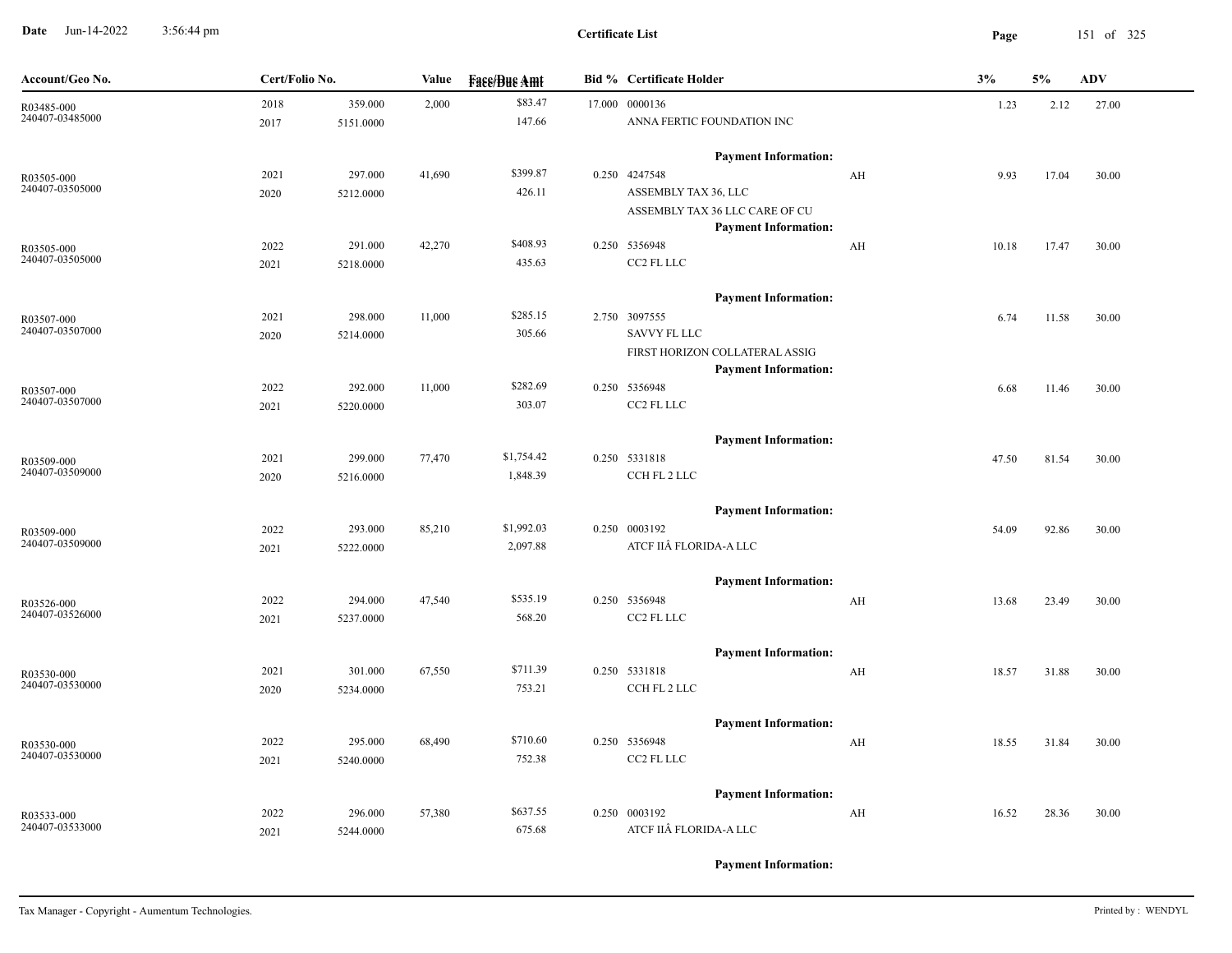**Certificate List**

Date Jun-14-2022 3:56:44 pm

| Account/Geo No. | Cert/Folio No. | | Value | Face/Due Amt | Bid % | Certificate Holder | | 3% | 5% | ADV |
|---|---|---|---|---|---|---|---|---|---|---|
| R03485-000<br>240407-03485000 | 2018<br>2017 | 359.000<br>5151.0000 | 2,000 | $83.47<br>147.66 | 17.000 | 0000136<br>ANNA FERTIC FOUNDATION INC | | 1.23 | 2.12 | 27.00 |
| | | | | | | Payment Information: | | | | |
| R03505-000<br>240407-03505000 | 2021<br>2020 | 297.000<br>5212.0000 | 41,690 | $399.87<br>426.11 | 0.250 | 4247548<br>ASSEMBLY TAX 36, LLC<br>ASSEMBLY TAX 36 LLC CARE OF CU | AH | 9.93 | 17.04 | 30.00 |
| | | | | | | Payment Information: | | | | |
| R03505-000<br>240407-03505000 | 2022<br>2021 | 291.000<br>5218.0000 | 42,270 | $408.93<br>435.63 | 0.250 | 5356948<br>CC2 FL LLC | AH | 10.18 | 17.47 | 30.00 |
| | | | | | | Payment Information: | | | | |
| R03507-000<br>240407-03507000 | 2021<br>2020 | 298.000<br>5214.0000 | 11,000 | $285.15<br>305.66 | 2.750 | 3097555<br>SAVVY FL LLC<br>FIRST HORIZON COLLATERAL ASSIG | | 6.74 | 11.58 | 30.00 |
| | | | | | | Payment Information: | | | | |
| R03507-000<br>240407-03507000 | 2022<br>2021 | 292.000<br>5220.0000 | 11,000 | $282.69<br>303.07 | 0.250 | 5356948<br>CC2 FL LLC | | 6.68 | 11.46 | 30.00 |
| | | | | | | Payment Information: | | | | |
| R03509-000<br>240407-03509000 | 2021<br>2020 | 299.000<br>5216.0000 | 77,470 | $1,754.42<br>1,848.39 | 0.250 | 5331818<br>CCH FL 2 LLC | | 47.50 | 81.54 | 30.00 |
| | | | | | | Payment Information: | | | | |
| R03509-000<br>240407-03509000 | 2022<br>2021 | 293.000<br>5222.0000 | 85,210 | $1,992.03<br>2,097.88 | 0.250 | 0003192<br>ATCF IIÂ FLORIDA-A LLC | | 54.09 | 92.86 | 30.00 |
| | | | | | | Payment Information: | | | | |
| R03526-000<br>240407-03526000 | 2022<br>2021 | 294.000<br>5237.0000 | 47,540 | $535.19<br>568.20 | 0.250 | 5356948<br>CC2 FL LLC | AH | 13.68 | 23.49 | 30.00 |
| | | | | | | Payment Information: | | | | |
| R03530-000<br>240407-03530000 | 2021<br>2020 | 301.000<br>5234.0000 | 67,550 | $711.39<br>753.21 | 0.250 | 5331818<br>CCH FL 2 LLC | AH | 18.57 | 31.88 | 30.00 |
| | | | | | | Payment Information: | | | | |
| R03530-000<br>240407-03530000 | 2022<br>2021 | 295.000<br>5240.0000 | 68,490 | $710.60<br>752.38 | 0.250 | 5356948<br>CC2 FL LLC | AH | 18.55 | 31.84 | 30.00 |
| | | | | | | Payment Information: | | | | |
| R03533-000<br>240407-03533000 | 2022<br>2021 | 296.000<br>5244.0000 | 57,380 | $637.55<br>675.68 | 0.250 | 0003192<br>ATCF IIÂ FLORIDA-A LLC | AH | 16.52 | 28.36 | 30.00 |
| | | | | | | Payment Information: | | | | |

Tax Manager - Copyright - Aumentum Technologies. Printed by : WENDYL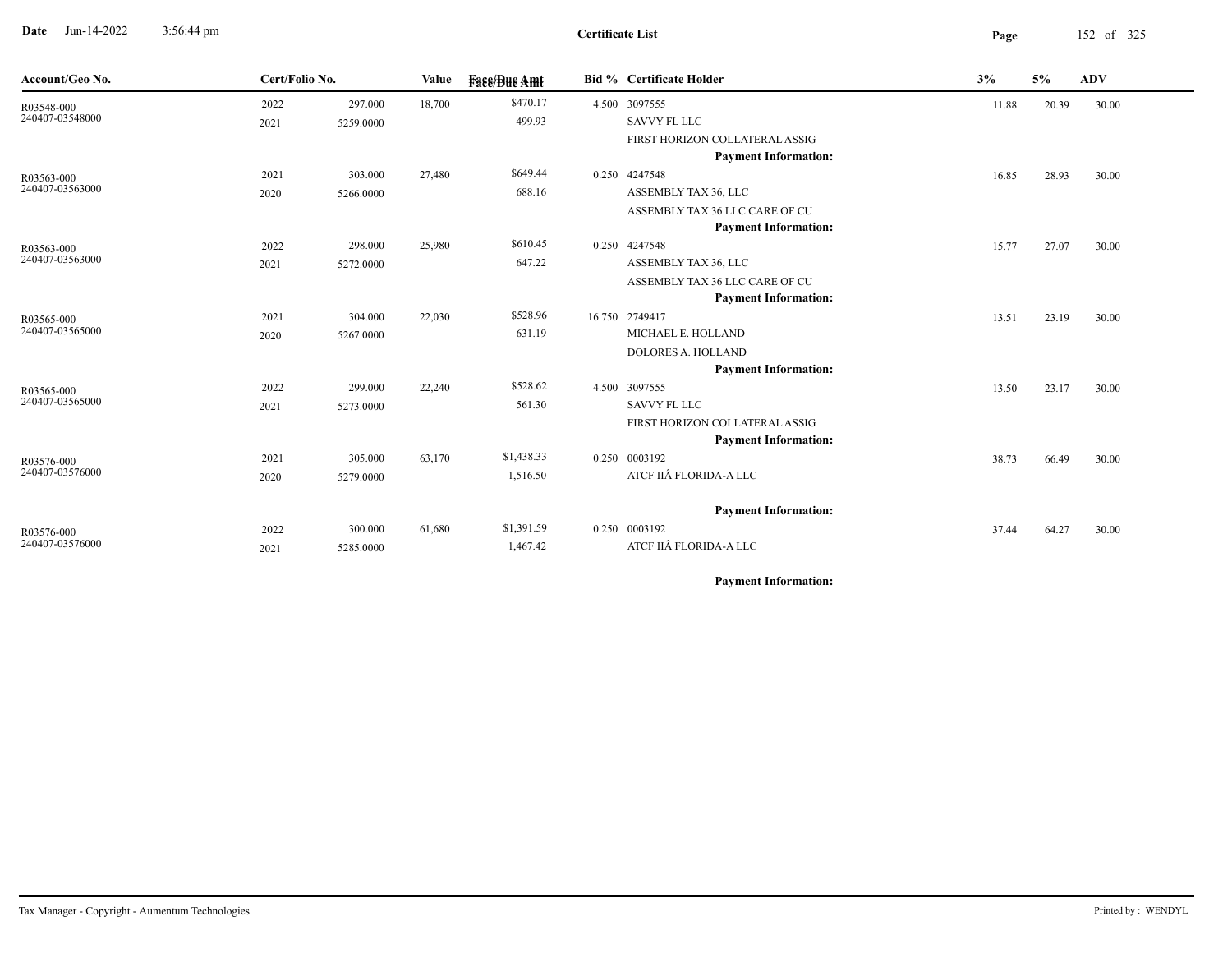**Certificate List**

| Account/Geo No. | Cert/Folio No. | | Value | Face/Due Amt | Bid % | Certificate Holder | 3% | 5% | ADV |
|---|---|---|---|---|---|---|---|---|---|
| R03548-000 | 2022 | 297.000 | 18,700 | $470.17 | 4.500 | 3097555 | 11.88 | 20.39 | 30.00 |
| 240407-03548000 | 2021 | 5259.0000 | | 499.93 | | SAVVY FL LLC | | | |
| | | | | | | FIRST HORIZON COLLATERAL ASSIG | | | |
| | | | | | | **Payment Information:** | | | |
| R03563-000 | 2021 | 303.000 | 27,480 | $649.44 | 0.250 | 4247548 | 16.85 | 28.93 | 30.00 |
| 240407-03563000 | 2020 | 5266.0000 | | 688.16 | | ASSEMBLY TAX 36, LLC | | | |
| | | | | | | ASSEMBLY TAX 36 LLC CARE OF CU | | | |
| | | | | | | **Payment Information:** | | | |
| R03563-000 | 2022 | 298.000 | 25,980 | $610.45 | 0.250 | 4247548 | 15.77 | 27.07 | 30.00 |
| 240407-03563000 | 2021 | 5272.0000 | | 647.22 | | ASSEMBLY TAX 36, LLC | | | |
| | | | | | | ASSEMBLY TAX 36 LLC CARE OF CU | | | |
| | | | | | | **Payment Information:** | | | |
| R03565-000 | 2021 | 304.000 | 22,030 | $528.96 | 16.750 | 2749417 | 13.51 | 23.19 | 30.00 |
| 240407-03565000 | 2020 | 5267.0000 | | 631.19 | | MICHAEL E. HOLLAND | | | |
| | | | | | | DOLORES A. HOLLAND | | | |
| | | | | | | **Payment Information:** | | | |
| R03565-000 | 2022 | 299.000 | 22,240 | $528.62 | 4.500 | 3097555 | 13.50 | 23.17 | 30.00 |
| 240407-03565000 | 2021 | 5273.0000 | | 561.30 | | SAVVY FL LLC | | | |
| | | | | | | FIRST HORIZON COLLATERAL ASSIG | | | |
| | | | | | | **Payment Information:** | | | |
| R03576-000 | 2021 | 305.000 | 63,170 | $1,438.33 | 0.250 | 0003192 | 38.73 | 66.49 | 30.00 |
| 240407-03576000 | 2020 | 5279.0000 | | 1,516.50 | | ATCF IIÂ FLORIDA-A LLC | | | |
| | | | | | | **Payment Information:** | | | |
| R03576-000 | 2022 | 300.000 | 61,680 | $1,391.59 | 0.250 | 0003192 | 37.44 | 64.27 | 30.00 |
| 240407-03576000 | 2021 | 5285.0000 | | 1,467.42 | | ATCF IIÂ FLORIDA-A LLC | | | |
| | | | | | | **Payment Information:** | | | |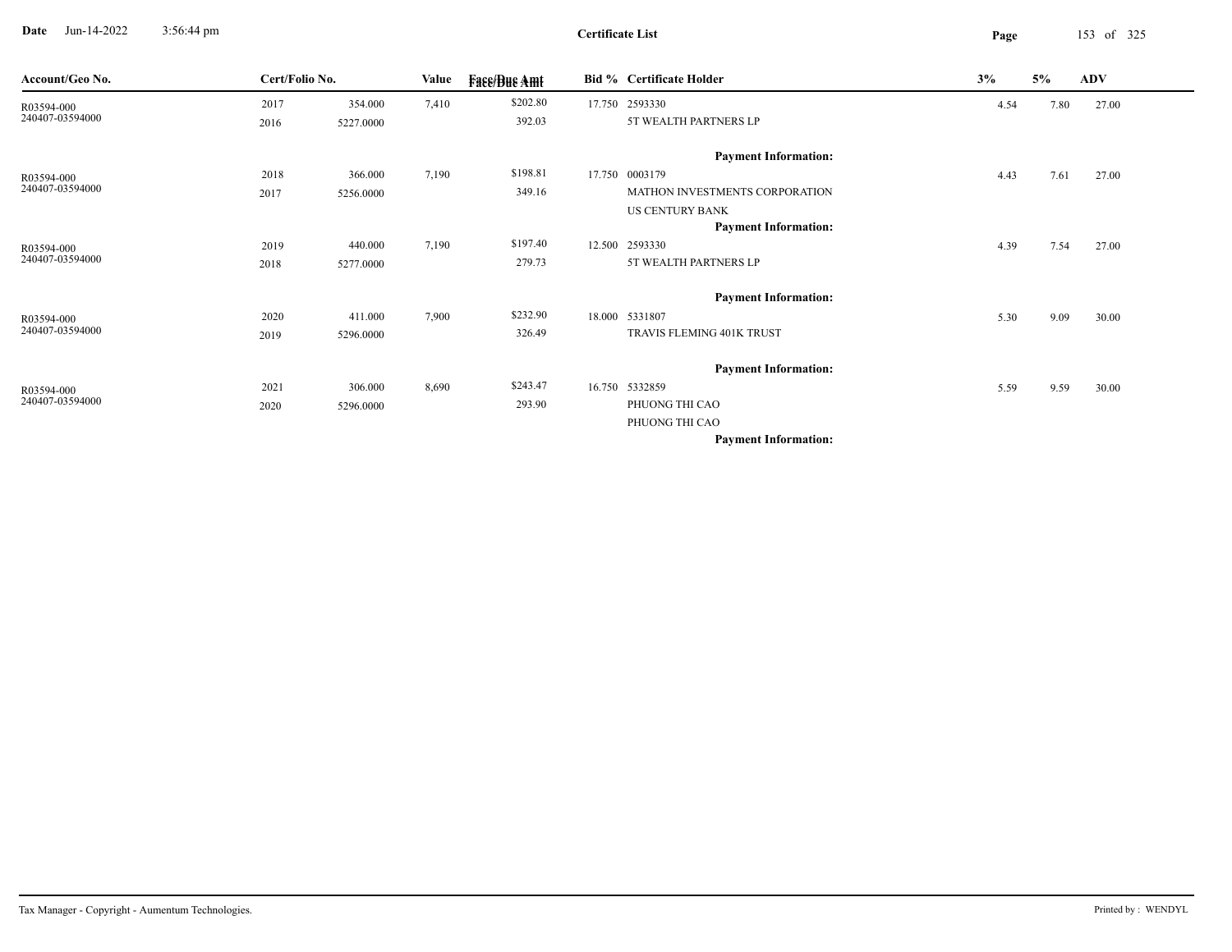**Certificate List**

| Account/Geo No. | Cert/Folio No. | | Value | Face/Due Amt | Bid % | Certificate Holder | 3% | 5% | ADV |
|---|---|---|---|---|---|---|---|---|---|
| R03594-000 | 2017 | 354.000 | 7,410 | $202.80 | 17.750 | 2593330 | 4.54 | 7.80 | 27.00 |
| 240407-03594000 | 2016 | 5227.0000 | | 392.03 | | 5T WEALTH PARTNERS LP | | | |
| | | | | | | **Payment Information:** | | | |
| R03594-000 | 2018 | 366.000 | 7,190 | $198.81 | 17.750 | 0003179 | 4.43 | 7.61 | 27.00 |
| 240407-03594000 | 2017 | 5256.0000 | | 349.16 | | MATHON INVESTMENTS CORPORATION | | | |
| | | | | | | US CENTURY BANK | | | |
| | | | | | | **Payment Information:** | | | |
| R03594-000 | 2019 | 440.000 | 7,190 | $197.40 | 12.500 | 2593330 | 4.39 | 7.54 | 27.00 |
| 240407-03594000 | 2018 | 5277.0000 | | 279.73 | | 5T WEALTH PARTNERS LP | | | |
| | | | | | | **Payment Information:** | | | |
| R03594-000 | 2020 | 411.000 | 7,900 | $232.90 | 18.000 | 5331807 | 5.30 | 9.09 | 30.00 |
| 240407-03594000 | 2019 | 5296.0000 | | 326.49 | | TRAVIS FLEMING 401K TRUST | | | |
| | | | | | | **Payment Information:** | | | |
| R03594-000 | 2021 | 306.000 | 8,690 | $243.47 | 16.750 | 5332859 | 5.59 | 9.59 | 30.00 |
| 240407-03594000 | 2020 | 5296.0000 | | 293.90 | | PHUONG THI CAO | | | |
| | | | | | | PHUONG THI CAO | | | |
| | | | | | | **Payment Information:** | | | |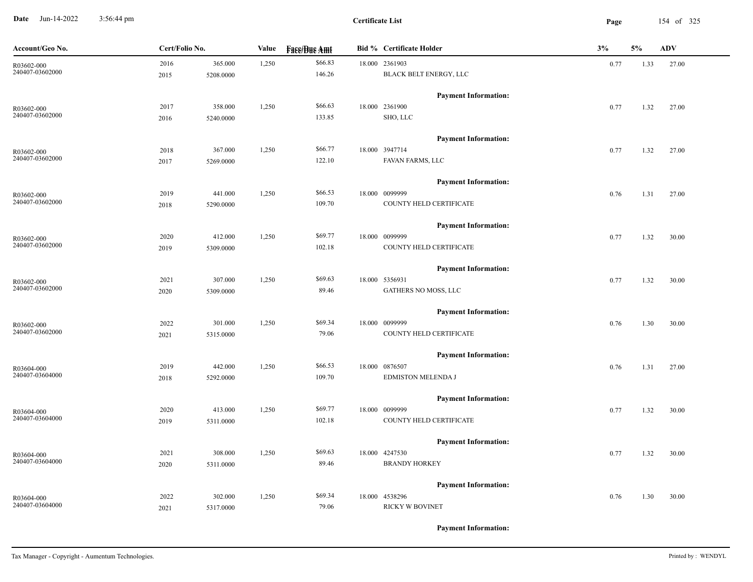**Certificate List**

| Account/Geo No. | Cert/Folio No. | | Value | Face/Due Amt | Bid % | Certificate Holder | 3% | 5% | ADV |
|---|---|---|---|---|---|---|---|---|---|
| R03602-000<br>240407-03602000 | 2016<br>2015 | 365.000<br>5208.0000 | 1,250 | $66.83<br>146.26 | 18.000 | 2361903<br>BLACK BELT ENERGY, LLC | 0.77 | 1.33 | 27.00 |
| | | | | | | **Payment Information:** | | | |
| R03602-000<br>240407-03602000 | 2017<br>2016 | 358.000<br>5240.0000 | 1,250 | $66.63<br>133.85 | 18.000 | 2361900<br>SHO, LLC | 0.77 | 1.32 | 27.00 |
| | | | | | | **Payment Information:** | | | |
| R03602-000<br>240407-03602000 | 2018<br>2017 | 367.000<br>5269.0000 | 1,250 | $66.77<br>122.10 | 18.000 | 3947714<br>FAVAN FARMS, LLC | 0.77 | 1.32 | 27.00 |
| | | | | | | **Payment Information:** | | | |
| R03602-000<br>240407-03602000 | 2019<br>2018 | 441.000<br>5290.0000 | 1,250 | $66.53<br>109.70 | 18.000 | 0099999<br>COUNTY HELD CERTIFICATE | 0.76 | 1.31 | 27.00 |
| | | | | | | **Payment Information:** | | | |
| R03602-000<br>240407-03602000 | 2020<br>2019 | 412.000<br>5309.0000 | 1,250 | $69.77<br>102.18 | 18.000 | 0099999<br>COUNTY HELD CERTIFICATE | 0.77 | 1.32 | 30.00 |
| | | | | | | **Payment Information:** | | | |
| R03602-000<br>240407-03602000 | 2021<br>2020 | 307.000<br>5309.0000 | 1,250 | $69.63<br>89.46 | 18.000 | 5356931<br>GATHERS NO MOSS, LLC | 0.77 | 1.32 | 30.00 |
| | | | | | | **Payment Information:** | | | |
| R03602-000<br>240407-03602000 | 2022<br>2021 | 301.000<br>5315.0000 | 1,250 | $69.34<br>79.06 | 18.000 | 0099999<br>COUNTY HELD CERTIFICATE | 0.76 | 1.30 | 30.00 |
| | | | | | | **Payment Information:** | | | |
| R03604-000<br>240407-03604000 | 2019<br>2018 | 442.000<br>5292.0000 | 1,250 | $66.53<br>109.70 | 18.000 | 0876507<br>EDMISTON MELENDA J | 0.76 | 1.31 | 27.00 |
| | | | | | | **Payment Information:** | | | |
| R03604-000<br>240407-03604000 | 2020<br>2019 | 413.000<br>5311.0000 | 1,250 | $69.77<br>102.18 | 18.000 | 0099999<br>COUNTY HELD CERTIFICATE | 0.77 | 1.32 | 30.00 |
| | | | | | | **Payment Information:** | | | |
| R03604-000<br>240407-03604000 | 2021<br>2020 | 308.000<br>5311.0000 | 1,250 | $69.63<br>89.46 | 18.000 | 4247530<br>BRANDY HORKEY | 0.77 | 1.32 | 30.00 |
| | | | | | | **Payment Information:** | | | |
| R03604-000<br>240407-03604000 | 2022<br>2021 | 302.000<br>5317.0000 | 1,250 | $69.34<br>79.06 | 18.000 | 4538296<br>RICKY W BOVINET | 0.76 | 1.30 | 30.00 |
| | | | | | | **Payment Information:** | | | |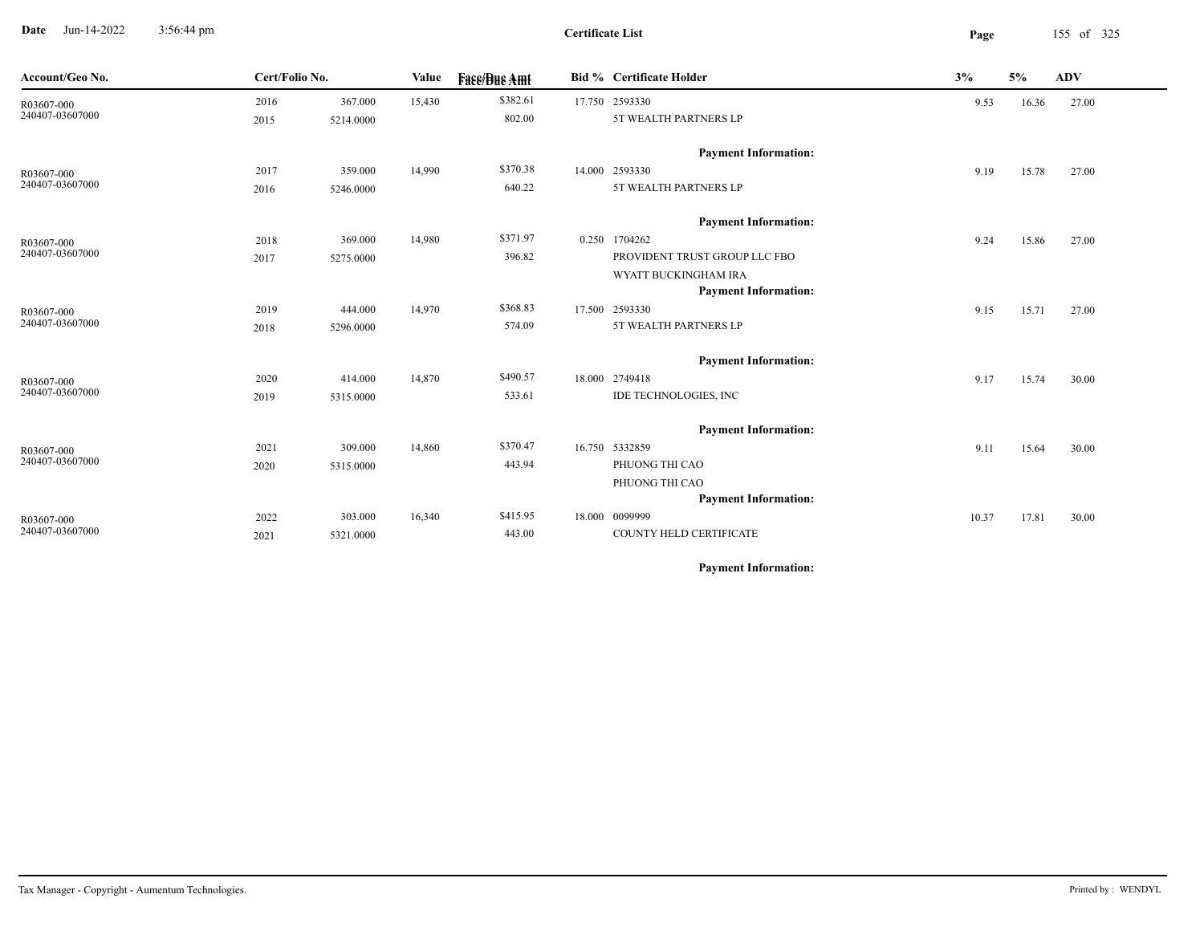**Certificate List**

**Date** Jun-14-2022 3:56:44 pm

| Account/Geo No. | Cert/Folio No. | | Value | Face/Due Amt | Bid % | Certificate Holder | 3% | 5% | ADV |
|---|---|---|---|---|---|---|---|---|---|
| R03607-000 | 2016 | 367.000 | 15,430 | $382.61 | 17.750 | 2593330 | 9.53 | 16.36 | 27.00 |
| 240407-03607000 | 2015 | 5214.0000 | | 802.00 | | 5T WEALTH PARTNERS LP | | | |
| | | | | | | **Payment Information:** | | | |
| R03607-000 | 2017 | 359.000 | 14,990 | $370.38 | 14.000 | 2593330 | 9.19 | 15.78 | 27.00 |
| 240407-03607000 | 2016 | 5246.0000 | | 640.22 | | 5T WEALTH PARTNERS LP | | | |
| | | | | | | **Payment Information:** | | | |
| R03607-000 | 2018 | 369.000 | 14,980 | $371.97 | 0.250 | 1704262 | 9.24 | 15.86 | 27.00 |
| 240407-03607000 | 2017 | 5275.0000 | | 396.82 | | PROVIDENT TRUST GROUP LLC FBO | | | |
| | | | | | | WYATT BUCKINGHAM IRA | | | |
| | | | | | | **Payment Information:** | | | |
| R03607-000 | 2019 | 444.000 | 14,970 | $368.83 | 17.500 | 2593330 | 9.15 | 15.71 | 27.00 |
| 240407-03607000 | 2018 | 5296.0000 | | 574.09 | | 5T WEALTH PARTNERS LP | | | |
| | | | | | | **Payment Information:** | | | |
| R03607-000 | 2020 | 414.000 | 14,870 | $490.57 | 18.000 | 2749418 | 9.17 | 15.74 | 30.00 |
| 240407-03607000 | 2019 | 5315.0000 | | 533.61 | | IDE TECHNOLOGIES, INC | | | |
| | | | | | | **Payment Information:** | | | |
| R03607-000 | 2021 | 309.000 | 14,860 | $370.47 | 16.750 | 5332859 | 9.11 | 15.64 | 30.00 |
| 240407-03607000 | 2020 | 5315.0000 | | 443.94 | | PHUONG THI CAO | | | |
| | | | | | | PHUONG THI CAO | | | |
| | | | | | | **Payment Information:** | | | |
| R03607-000 | 2022 | 303.000 | 16,340 | $415.95 | 18.000 | 0099999 | 10.37 | 17.81 | 30.00 |
| 240407-03607000 | 2021 | 5321.0000 | | 443.00 | | COUNTY HELD CERTIFICATE | | | |
| | | | | | | **Payment Information:** | | | |

Tax Manager - Copyright - Aumentum Technologies.

Printed by : WENDYL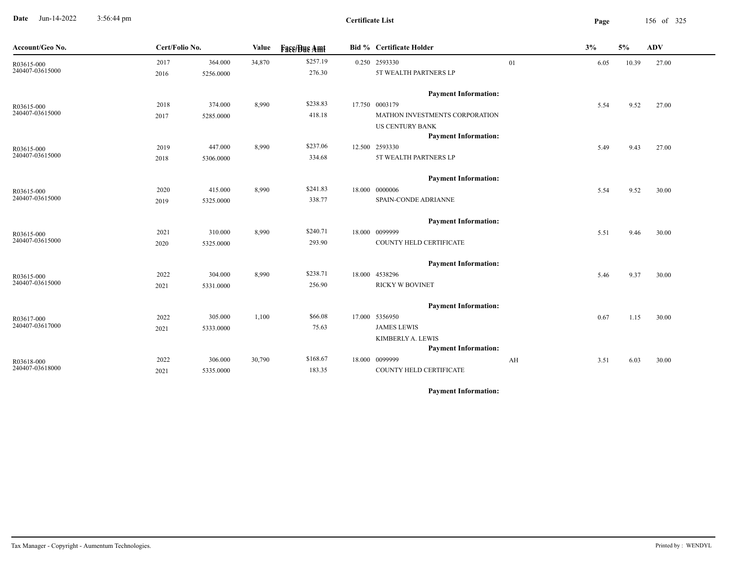**Certificate List**

Date Jun-14-2022 3:56:44 pm

| Account/Geo No. | Cert/Folio No. | | Value | Face/Due Amt | Bid % | Certificate Holder | | 3% | 5% | ADV |
|---|---|---|---|---|---|---|---|---|---|---|
| R03615-000 240407-03615000 | 2017 2016 | 364.000 5256.0000 | 34,870 | $257.19 276.30 | 0.250 | 2593330 5T WEALTH PARTNERS LP | 01 | 6.05 | 10.39 | 27.00 |
| | | | | | | **Payment Information:** | | | | |
| R03615-000 240407-03615000 | 2018 2017 | 374.000 5285.0000 | 8,990 | $238.83 418.18 | 17.750 | 0003179 MATHON INVESTMENTS CORPORATION US CENTURY BANK | | 5.54 | 9.52 | 27.00 |
| | | | | | | **Payment Information:** | | | | |
| R03615-000 240407-03615000 | 2019 2018 | 447.000 5306.0000 | 8,990 | $237.06 334.68 | 12.500 | 2593330 5T WEALTH PARTNERS LP | | 5.49 | 9.43 | 27.00 |
| | | | | | | **Payment Information:** | | | | |
| R03615-000 240407-03615000 | 2020 2019 | 415.000 5325.0000 | 8,990 | $241.83 338.77 | 18.000 | 0000006 SPAIN-CONDE ADRIANNE | | 5.54 | 9.52 | 30.00 |
| | | | | | | **Payment Information:** | | | | |
| R03615-000 240407-03615000 | 2021 2020 | 310.000 5325.0000 | 8,990 | $240.71 293.90 | 18.000 | 0099999 COUNTY HELD CERTIFICATE | | 5.51 | 9.46 | 30.00 |
| | | | | | | **Payment Information:** | | | | |
| R03615-000 240407-03615000 | 2022 2021 | 304.000 5331.0000 | 8,990 | $238.71 256.90 | 18.000 | 4538296 RICKY W BOVINET | | 5.46 | 9.37 | 30.00 |
| | | | | | | **Payment Information:** | | | | |
| R03617-000 240407-03617000 | 2022 2021 | 305.000 5333.0000 | 1,100 | $66.08 75.63 | 17.000 | 5356950 JAMES LEWIS KIMBERLY A. LEWIS | | 0.67 | 1.15 | 30.00 |
| | | | | | | **Payment Information:** | | | | |
| R03618-000 240407-03618000 | 2022 2021 | 306.000 5335.0000 | 30,790 | $168.67 183.35 | 18.000 | 0099999 COUNTY HELD CERTIFICATE | AH | 3.51 | 6.03 | 30.00 |
| | | | | | | **Payment Information:** | | | | |

Tax Manager - Copyright - Aumentum Technologies. Printed by : WENDYL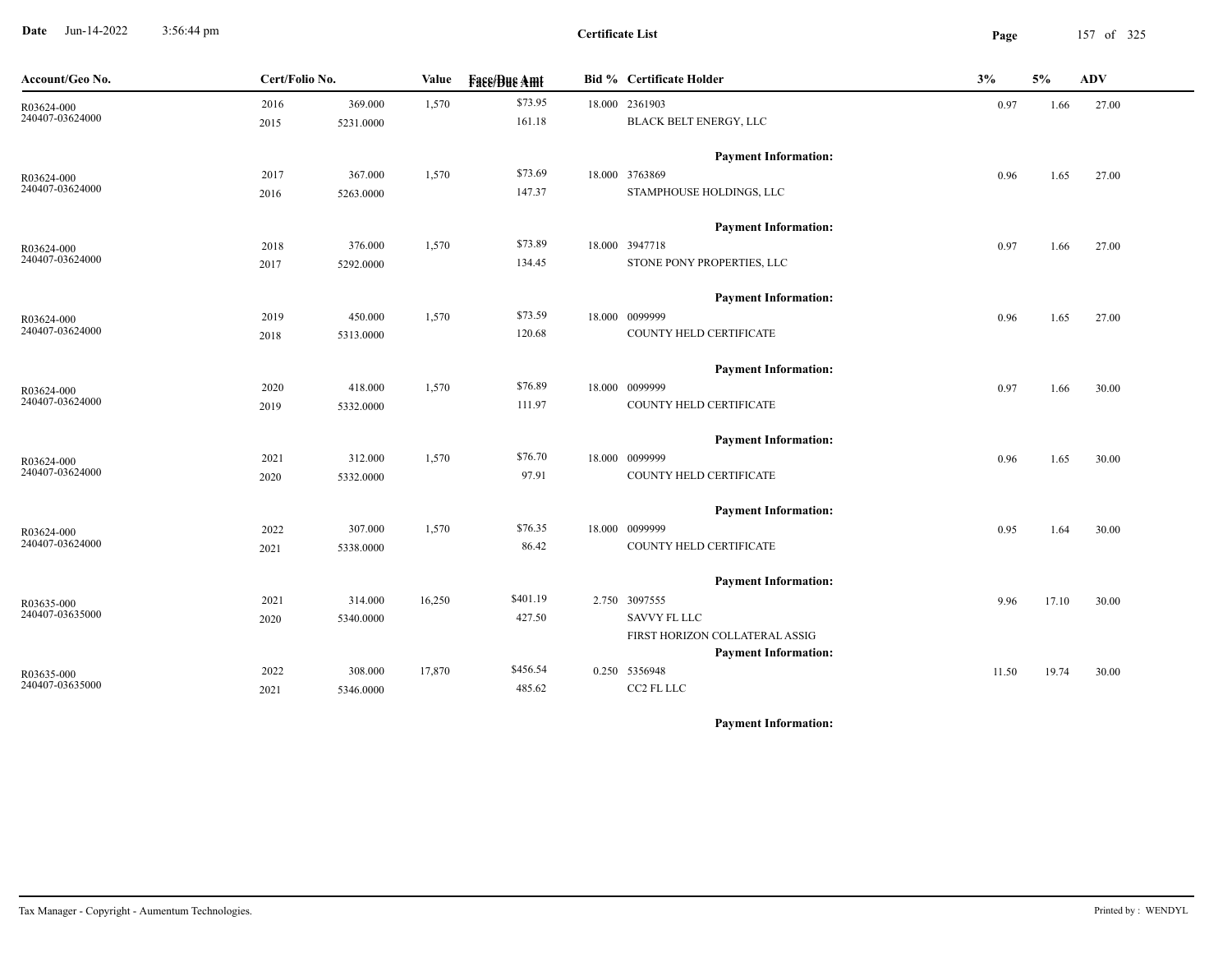**Date** Jun-14-2022 3:56:44 pm

**Certificate List**

| Account/Geo No. | Cert/Folio No. | | Value | Face/Due Amt | Bid % | Certificate Holder | 3% | 5% | ADV |
|---|---|---|---|---|---|---|---|---|---|
| R03624-000 240407-03624000 | 2016 2015 | 369.000 5231.0000 | 1,570 | $73.95 161.18 | 18.000 | 2361903 BLACK BELT ENERGY, LLC | 0.97 | 1.66 | 27.00 |
| | | | | | | **Payment Information:** | | | |
| R03624-000 240407-03624000 | 2017 2016 | 367.000 5263.0000 | 1,570 | $73.69 147.37 | 18.000 | 3763869 STAMPHOUSE HOLDINGS, LLC | 0.96 | 1.65 | 27.00 |
| | | | | | | **Payment Information:** | | | |
| R03624-000 240407-03624000 | 2018 2017 | 376.000 5292.0000 | 1,570 | $73.89 134.45 | 18.000 | 3947718 STONE PONY PROPERTIES, LLC | 0.97 | 1.66 | 27.00 |
| | | | | | | **Payment Information:** | | | |
| R03624-000 240407-03624000 | 2019 2018 | 450.000 5313.0000 | 1,570 | $73.59 120.68 | 18.000 | 0099999 COUNTY HELD CERTIFICATE | 0.96 | 1.65 | 27.00 |
| | | | | | | **Payment Information:** | | | |
| R03624-000 240407-03624000 | 2020 2019 | 418.000 5332.0000 | 1,570 | $76.89 111.97 | 18.000 | 0099999 COUNTY HELD CERTIFICATE | 0.97 | 1.66 | 30.00 |
| | | | | | | **Payment Information:** | | | |
| R03624-000 240407-03624000 | 2021 2020 | 312.000 5332.0000 | 1,570 | $76.70 97.91 | 18.000 | 0099999 COUNTY HELD CERTIFICATE | 0.96 | 1.65 | 30.00 |
| | | | | | | **Payment Information:** | | | |
| R03624-000 240407-03624000 | 2022 2021 | 307.000 5338.0000 | 1,570 | $76.35 86.42 | 18.000 | 0099999 COUNTY HELD CERTIFICATE | 0.95 | 1.64 | 30.00 |
| | | | | | | **Payment Information:** | | | |
| R03635-000 240407-03635000 | 2021 2020 | 314.000 5340.0000 | 16,250 | $401.19 427.50 | 2.750 | 3097555 SAVVY FL LLC FIRST HORIZON COLLATERAL ASSIG | 9.96 | 17.10 | 30.00 |
| | | | | | | **Payment Information:** | | | |
| R03635-000 240407-03635000 | 2022 2021 | 308.000 5346.0000 | 17,870 | $456.54 485.62 | 0.250 | 5356948 CC2 FL LLC | 11.50 | 19.74 | 30.00 |
| | | | | | | **Payment Information:** | | | |

Tax Manager - Copyright - Aumentum Technologies. Printed by : WENDYL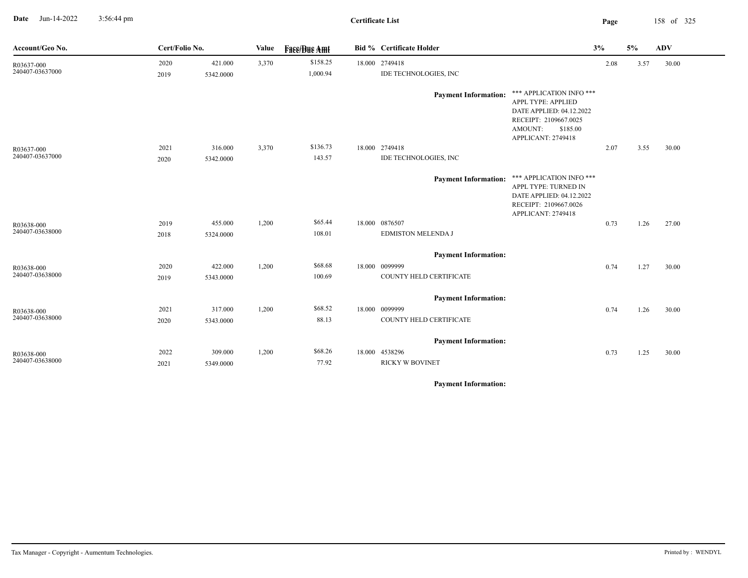# Certificate List

| Account/Geo No. | Cert/Folio No. | | Value | Face/Due Amt | Bid % | Certificate Holder | 3% | 5% | ADV |
|---|---|---|---|---|---|---|---|---|---|
| R03637-000 | 2020 | 421.000 | 3,370 | $158.25 | 18.000 | 2749418 | 2.08 | 3.57 | 30.00 |
| 240407-03637000 | 2019 | 5342.0000 | | 1,000.94 | | IDE TECHNOLOGIES, INC | | | |
| | | | | | | **Payment Information:** *** APPLICATION INFO *** APPL TYPE: APPLIED DATE APPLIED: 04.12.2022 RECEIPT: 2109667.0025 AMOUNT: $185.00 APPLICANT: 2749418 | | | |
| R03637-000 | 2021 | 316.000 | 3,370 | $136.73 | 18.000 | 2749418 | 2.07 | 3.55 | 30.00 |
| 240407-03637000 | 2020 | 5342.0000 | | 143.57 | | IDE TECHNOLOGIES, INC | | | |
| | | | | | | **Payment Information:** *** APPLICATION INFO *** APPL TYPE: TURNED IN DATE APPLIED: 04.12.2022 RECEIPT: 2109667.0026 APPLICANT: 2749418 | | | |
| R03638-000 | 2019 | 455.000 | 1,200 | $65.44 | 18.000 | 0876507 | 0.73 | 1.26 | 27.00 |
| 240407-03638000 | 2018 | 5324.0000 | | 108.01 | | EDMISTON MELENDA J | | | |
| | | | | | | **Payment Information:** | | | |
| R03638-000 | 2020 | 422.000 | 1,200 | $68.68 | 18.000 | 0099999 | 0.74 | 1.27 | 30.00 |
| 240407-03638000 | 2019 | 5343.0000 | | 100.69 | | COUNTY HELD CERTIFICATE | | | |
| | | | | | | **Payment Information:** | | | |
| R03638-000 | 2021 | 317.000 | 1,200 | $68.52 | 18.000 | 0099999 | 0.74 | 1.26 | 30.00 |
| 240407-03638000 | 2020 | 5343.0000 | | 88.13 | | COUNTY HELD CERTIFICATE | | | |
| | | | | | | **Payment Information:** | | | |
| R03638-000 | 2022 | 309.000 | 1,200 | $68.26 | 18.000 | 4538296 | 0.73 | 1.25 | 30.00 |
| 240407-03638000 | 2021 | 5349.0000 | | 77.92 | | RICKY W BOVINET | | | |
| | | | | | | **Payment Information:** | | | |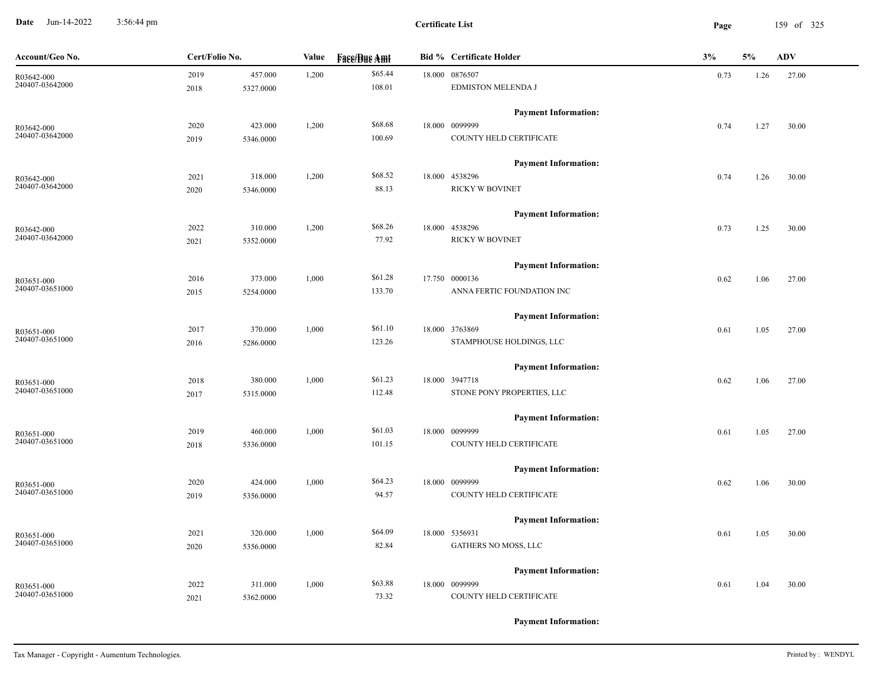# Certificate List

Date Jun-14-2022 3:56:44 pm

| Account/Geo No. | Cert/Folio No. | | Value | Face/Due Amt | Bid % | Certificate Holder | 3% | 5% | ADV |
|---|---|---|---|---|---|---|---|---|---|
| R03642-000 | 2019 | 457.000 | 1,200 | $65.44 | 18.000 | 0876507 | 0.73 | 1.26 | 27.00 |
| 240407-03642000 | 2018 | 5327.0000 | | 108.01 | | EDMISTON MELENDA J | | | |
| | | | | | | **Payment Information:** | | | |
| R03642-000 | 2020 | 423.000 | 1,200 | $68.68 | 18.000 | 0099999 | 0.74 | 1.27 | 30.00 |
| 240407-03642000 | 2019 | 5346.0000 | | 100.69 | | COUNTY HELD CERTIFICATE | | | |
| | | | | | | **Payment Information:** | | | |
| R03642-000 | 2021 | 318.000 | 1,200 | $68.52 | 18.000 | 4538296 | 0.74 | 1.26 | 30.00 |
| 240407-03642000 | 2020 | 5346.0000 | | 88.13 | | RICKY W BOVINET | | | |
| | | | | | | **Payment Information:** | | | |
| R03642-000 | 2022 | 310.000 | 1,200 | $68.26 | 18.000 | 4538296 | 0.73 | 1.25 | 30.00 |
| 240407-03642000 | 2021 | 5352.0000 | | 77.92 | | RICKY W BOVINET | | | |
| | | | | | | **Payment Information:** | | | |
| R03651-000 | 2016 | 373.000 | 1,000 | $61.28 | 17.750 | 0000136 | 0.62 | 1.06 | 27.00 |
| 240407-03651000 | 2015 | 5254.0000 | | 133.70 | | ANNA FERTIC FOUNDATION INC | | | |
| | | | | | | **Payment Information:** | | | |
| R03651-000 | 2017 | 370.000 | 1,000 | $61.10 | 18.000 | 3763869 | 0.61 | 1.05 | 27.00 |
| 240407-03651000 | 2016 | 5286.0000 | | 123.26 | | STAMPHOUSE HOLDINGS, LLC | | | |
| | | | | | | **Payment Information:** | | | |
| R03651-000 | 2018 | 380.000 | 1,000 | $61.23 | 18.000 | 3947718 | 0.62 | 1.06 | 27.00 |
| 240407-03651000 | 2017 | 5315.0000 | | 112.48 | | STONE PONY PROPERTIES, LLC | | | |
| | | | | | | **Payment Information:** | | | |
| R03651-000 | 2019 | 460.000 | 1,000 | $61.03 | 18.000 | 0099999 | 0.61 | 1.05 | 27.00 |
| 240407-03651000 | 2018 | 5336.0000 | | 101.15 | | COUNTY HELD CERTIFICATE | | | |
| | | | | | | **Payment Information:** | | | |
| R03651-000 | 2020 | 424.000 | 1,000 | $64.23 | 18.000 | 0099999 | 0.62 | 1.06 | 30.00 |
| 240407-03651000 | 2019 | 5356.0000 | | 94.57 | | COUNTY HELD CERTIFICATE | | | |
| | | | | | | **Payment Information:** | | | |
| R03651-000 | 2021 | 320.000 | 1,000 | $64.09 | 18.000 | 5356931 | 0.61 | 1.05 | 30.00 |
| 240407-03651000 | 2020 | 5356.0000 | | 82.84 | | GATHERS NO MOSS, LLC | | | |
| | | | | | | **Payment Information:** | | | |
| R03651-000 | 2022 | 311.000 | 1,000 | $63.88 | 18.000 | 0099999 | 0.61 | 1.04 | 30.00 |
| 240407-03651000 | 2021 | 5362.0000 | | 73.32 | | COUNTY HELD CERTIFICATE | | | |
| | | | | | | **Payment Information:** | | | |

Tax Manager - Copyright - Aumentum Technologies. Printed by : WENDYL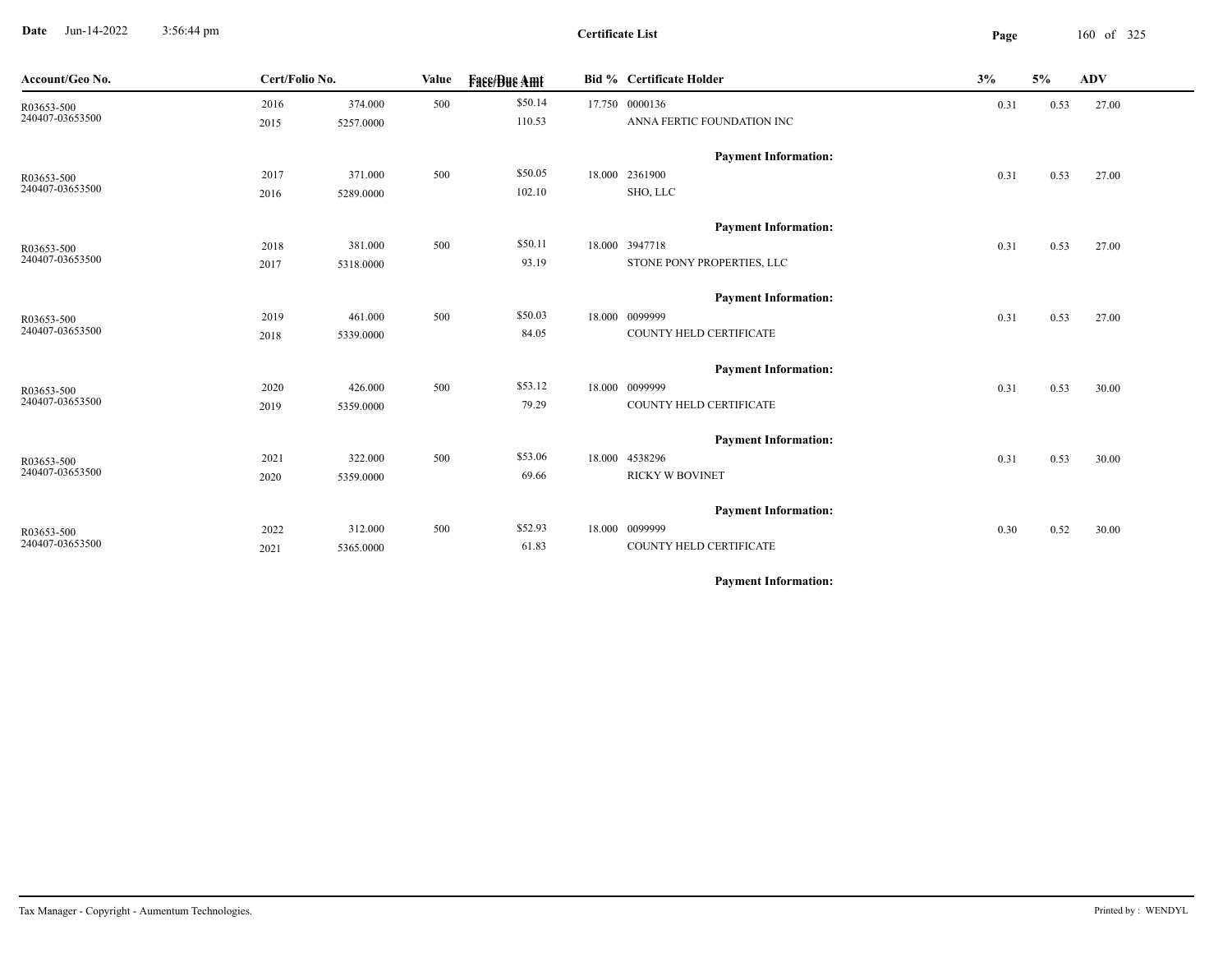**Certificate List**

Date Jun-14-2022 3:56:44 pm

| Account/Geo No. | Cert/Folio No. | | Value | Face/Due Amt | Bid % | Certificate Holder | 3% | 5% | ADV |
|---|---|---|---|---|---|---|---|---|---|
| R03653-500 | 2016 | 374.000 | 500 | $50.14 | 17.750 | 0000136 | 0.31 | 0.53 | 27.00 |
| 240407-03653500 | 2015 | 5257.0000 | | 110.53 | | ANNA FERTIC FOUNDATION INC | | | |
| | | | | | | **Payment Information:** | | | |
| R03653-500 | 2017 | 371.000 | 500 | $50.05 | 18.000 | 2361900 | 0.31 | 0.53 | 27.00 |
| 240407-03653500 | 2016 | 5289.0000 | | 102.10 | | SHO, LLC | | | |
| | | | | | | **Payment Information:** | | | |
| R03653-500 | 2018 | 381.000 | 500 | $50.11 | 18.000 | 3947718 | 0.31 | 0.53 | 27.00 |
| 240407-03653500 | 2017 | 5318.0000 | | 93.19 | | STONE PONY PROPERTIES, LLC | | | |
| | | | | | | **Payment Information:** | | | |
| R03653-500 | 2019 | 461.000 | 500 | $50.03 | 18.000 | 0099999 | 0.31 | 0.53 | 27.00 |
| 240407-03653500 | 2018 | 5339.0000 | | 84.05 | | COUNTY HELD CERTIFICATE | | | |
| | | | | | | **Payment Information:** | | | |
| R03653-500 | 2020 | 426.000 | 500 | $53.12 | 18.000 | 0099999 | 0.31 | 0.53 | 30.00 |
| 240407-03653500 | 2019 | 5359.0000 | | 79.29 | | COUNTY HELD CERTIFICATE | | | |
| | | | | | | **Payment Information:** | | | |
| R03653-500 | 2021 | 322.000 | 500 | $53.06 | 18.000 | 4538296 | 0.31 | 0.53 | 30.00 |
| 240407-03653500 | 2020 | 5359.0000 | | 69.66 | | RICKY W BOVINET | | | |
| | | | | | | **Payment Information:** | | | |
| R03653-500 | 2022 | 312.000 | 500 | $52.93 | 18.000 | 0099999 | 0.30 | 0.52 | 30.00 |
| 240407-03653500 | 2021 | 5365.0000 | | 61.83 | | COUNTY HELD CERTIFICATE | | | |
| | | | | | | **Payment Information:** | | | |

Tax Manager - Copyright - Aumentum Technologies. Printed by : WENDYL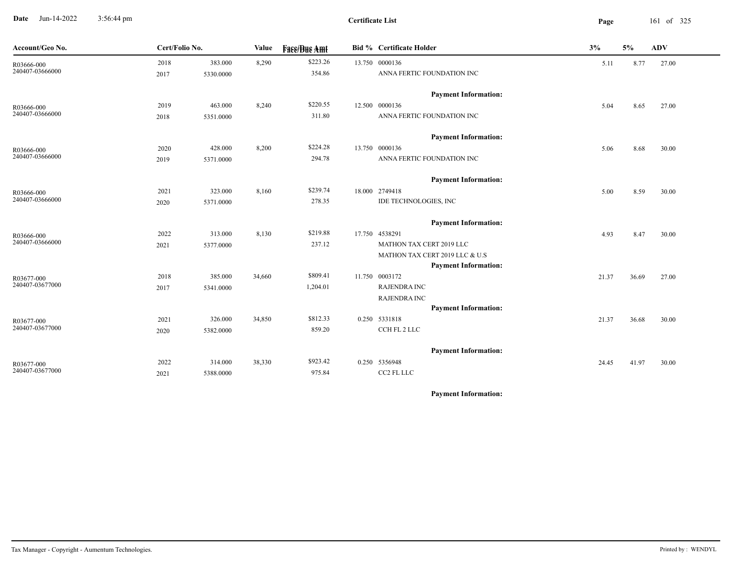# Certificate List

| Account/Geo No. | Cert/Folio No. | | Value | Face/Due Amt | Bid % | Certificate Holder | 3% | 5% | ADV |
|---|---|---|---|---|---|---|---|---|---|
| R03666-000 | 2018 | 383.000 | 8,290 | $223.26 | 13.750 | 0000136 | 5.11 | 8.77 | 27.00 |
| 240407-03666000 | 2017 | 5330.0000 | | 354.86 | | ANNA FERTIC FOUNDATION INC | | | |
| | | | | | | **Payment Information:** | | | |
| R03666-000 | 2019 | 463.000 | 8,240 | $220.55 | 12.500 | 0000136 | 5.04 | 8.65 | 27.00 |
| 240407-03666000 | 2018 | 5351.0000 | | 311.80 | | ANNA FERTIC FOUNDATION INC | | | |
| | | | | | | **Payment Information:** | | | |
| R03666-000 | 2020 | 428.000 | 8,200 | $224.28 | 13.750 | 0000136 | 5.06 | 8.68 | 30.00 |
| 240407-03666000 | 2019 | 5371.0000 | | 294.78 | | ANNA FERTIC FOUNDATION INC | | | |
| | | | | | | **Payment Information:** | | | |
| R03666-000 | 2021 | 323.000 | 8,160 | $239.74 | 18.000 | 2749418 | 5.00 | 8.59 | 30.00 |
| 240407-03666000 | 2020 | 5371.0000 | | 278.35 | | IDE TECHNOLOGIES, INC | | | |
| | | | | | | **Payment Information:** | | | |
| R03666-000 | 2022 | 313.000 | 8,130 | $219.88 | 17.750 | 4538291 | 4.93 | 8.47 | 30.00 |
| 240407-03666000 | 2021 | 5377.0000 | | 237.12 | | MATHON TAX CERT 2019 LLC | | | |
| | | | | | | MATHON TAX CERT 2019 LLC & U.S | | | |
| | | | | | | **Payment Information:** | | | |
| R03677-000 | 2018 | 385.000 | 34,660 | $809.41 | 11.750 | 0003172 | 21.37 | 36.69 | 27.00 |
| 240407-03677000 | 2017 | 5341.0000 | | 1,204.01 | | RAJENDRA INC | | | |
| | | | | | | RAJENDRA INC | | | |
| | | | | | | **Payment Information:** | | | |
| R03677-000 | 2021 | 326.000 | 34,850 | $812.33 | 0.250 | 5331818 | 21.37 | 36.68 | 30.00 |
| 240407-03677000 | 2020 | 5382.0000 | | 859.20 | | CCH FL 2 LLC | | | |
| | | | | | | **Payment Information:** | | | |
| R03677-000 | 2022 | 314.000 | 38,330 | $923.42 | 0.250 | 5356948 | 24.45 | 41.97 | 30.00 |
| 240407-03677000 | 2021 | 5388.0000 | | 975.84 | | CC2 FL LLC | | | |
| | | | | | | **Payment Information:** | | | |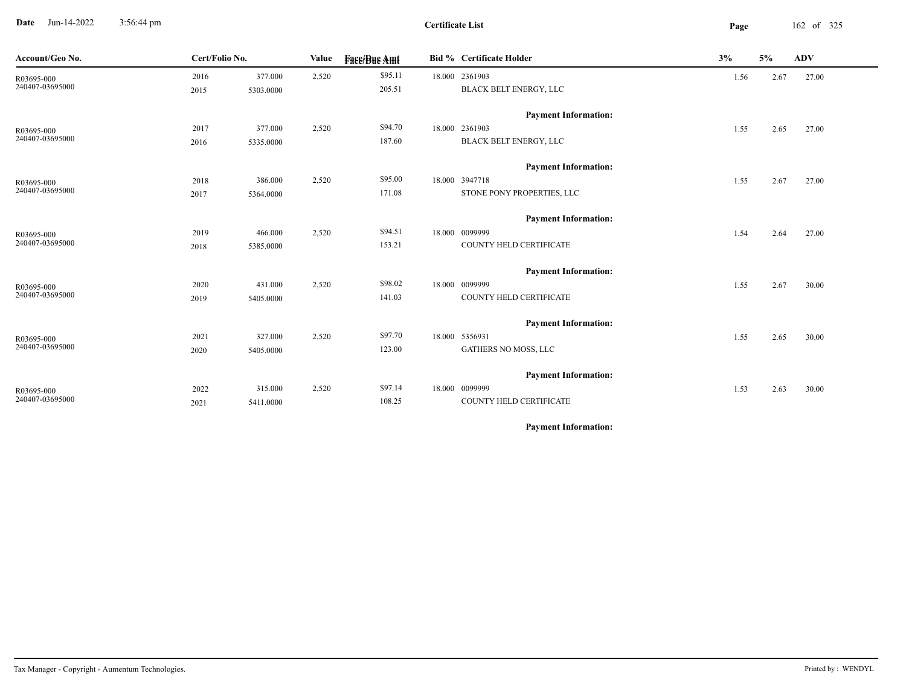# Certificate List

Date Jun-14-2022 3:56:44 pm

| Account/Geo No. | Cert/Folio No. | | Value | Face/Due Amt | Bid % | Certificate Holder | 3% | 5% | ADV |
|---|---|---|---|---|---|---|---|---|---|
| R03695-000 | 2016 | 377.000 | 2,520 | $95.11 | 18.000 | 2361903 | 1.56 | 2.67 | 27.00 |
| 240407-03695000 | 2015 | 5303.0000 | | 205.51 | | BLACK BELT ENERGY, LLC | | | |
| | | | | | | **Payment Information:** | | | |
| R03695-000 | 2017 | 377.000 | 2,520 | $94.70 | 18.000 | 2361903 | 1.55 | 2.65 | 27.00 |
| 240407-03695000 | 2016 | 5335.0000 | | 187.60 | | BLACK BELT ENERGY, LLC | | | |
| | | | | | | **Payment Information:** | | | |
| R03695-000 | 2018 | 386.000 | 2,520 | $95.00 | 18.000 | 3947718 | 1.55 | 2.67 | 27.00 |
| 240407-03695000 | 2017 | 5364.0000 | | 171.08 | | STONE PONY PROPERTIES, LLC | | | |
| | | | | | | **Payment Information:** | | | |
| R03695-000 | 2019 | 466.000 | 2,520 | $94.51 | 18.000 | 0099999 | 1.54 | 2.64 | 27.00 |
| 240407-03695000 | 2018 | 5385.0000 | | 153.21 | | COUNTY HELD CERTIFICATE | | | |
| | | | | | | **Payment Information:** | | | |
| R03695-000 | 2020 | 431.000 | 2,520 | $98.02 | 18.000 | 0099999 | 1.55 | 2.67 | 30.00 |
| 240407-03695000 | 2019 | 5405.0000 | | 141.03 | | COUNTY HELD CERTIFICATE | | | |
| | | | | | | **Payment Information:** | | | |
| R03695-000 | 2021 | 327.000 | 2,520 | $97.70 | 18.000 | 5356931 | 1.55 | 2.65 | 30.00 |
| 240407-03695000 | 2020 | 5405.0000 | | 123.00 | | GATHERS NO MOSS, LLC | | | |
| | | | | | | **Payment Information:** | | | |
| R03695-000 | 2022 | 315.000 | 2,520 | $97.14 | 18.000 | 0099999 | 1.53 | 2.63 | 30.00 |
| 240407-03695000 | 2021 | 5411.0000 | | 108.25 | | COUNTY HELD CERTIFICATE | | | |
| | | | | | | **Payment Information:** | | | |

Tax Manager - Copyright - Aumentum Technologies.

Printed by : WENDYL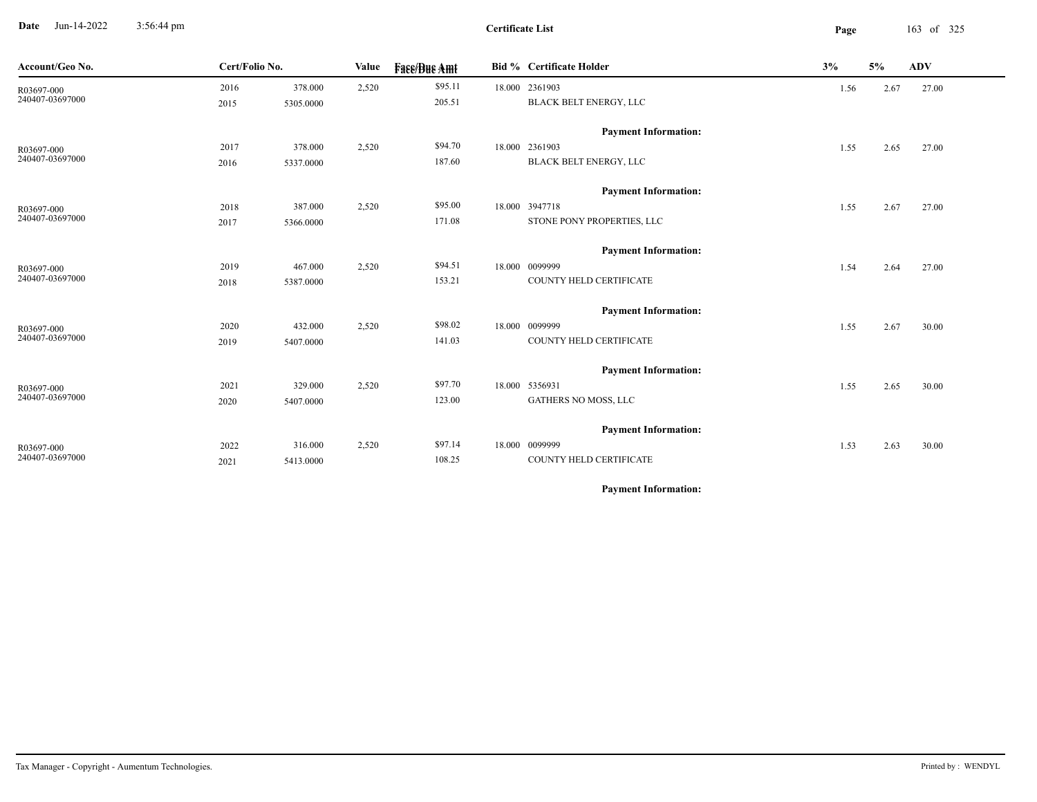**Date** Jun-14-2022 3:56:44 pm

**Certificate List**

| Account/Geo No. | Cert/Folio No. | | Value | Face/Due Amt | Bid % | Certificate Holder | 3% | 5% | ADV |
|---|---|---|---|---|---|---|---|---|---|
| R03697-000 | 2016 | 378.000 | 2,520 | $95.11 | 18.000 | 2361903 | 1.56 | 2.67 | 27.00 |
| 240407-03697000 | 2015 | 5305.0000 | | 205.51 | | BLACK BELT ENERGY, LLC | | | |
| | | | | | | **Payment Information:** | | | |
| R03697-000 | 2017 | 378.000 | 2,520 | $94.70 | 18.000 | 2361903 | 1.55 | 2.65 | 27.00 |
| 240407-03697000 | 2016 | 5337.0000 | | 187.60 | | BLACK BELT ENERGY, LLC | | | |
| | | | | | | **Payment Information:** | | | |
| R03697-000 | 2018 | 387.000 | 2,520 | $95.00 | 18.000 | 3947718 | 1.55 | 2.67 | 27.00 |
| 240407-03697000 | 2017 | 5366.0000 | | 171.08 | | STONE PONY PROPERTIES, LLC | | | |
| | | | | | | **Payment Information:** | | | |
| R03697-000 | 2019 | 467.000 | 2,520 | $94.51 | 18.000 | 0099999 | 1.54 | 2.64 | 27.00 |
| 240407-03697000 | 2018 | 5387.0000 | | 153.21 | | COUNTY HELD CERTIFICATE | | | |
| | | | | | | **Payment Information:** | | | |
| R03697-000 | 2020 | 432.000 | 2,520 | $98.02 | 18.000 | 0099999 | 1.55 | 2.67 | 30.00 |
| 240407-03697000 | 2019 | 5407.0000 | | 141.03 | | COUNTY HELD CERTIFICATE | | | |
| | | | | | | **Payment Information:** | | | |
| R03697-000 | 2021 | 329.000 | 2,520 | $97.70 | 18.000 | 5356931 | 1.55 | 2.65 | 30.00 |
| 240407-03697000 | 2020 | 5407.0000 | | 123.00 | | GATHERS NO MOSS, LLC | | | |
| | | | | | | **Payment Information:** | | | |
| R03697-000 | 2022 | 316.000 | 2,520 | $97.14 | 18.000 | 0099999 | 1.53 | 2.63 | 30.00 |
| 240407-03697000 | 2021 | 5413.0000 | | 108.25 | | COUNTY HELD CERTIFICATE | | | |
| | | | | | | **Payment Information:** | | | |

Tax Manager - Copyright - Aumentum Technologies.

Printed by : WENDYL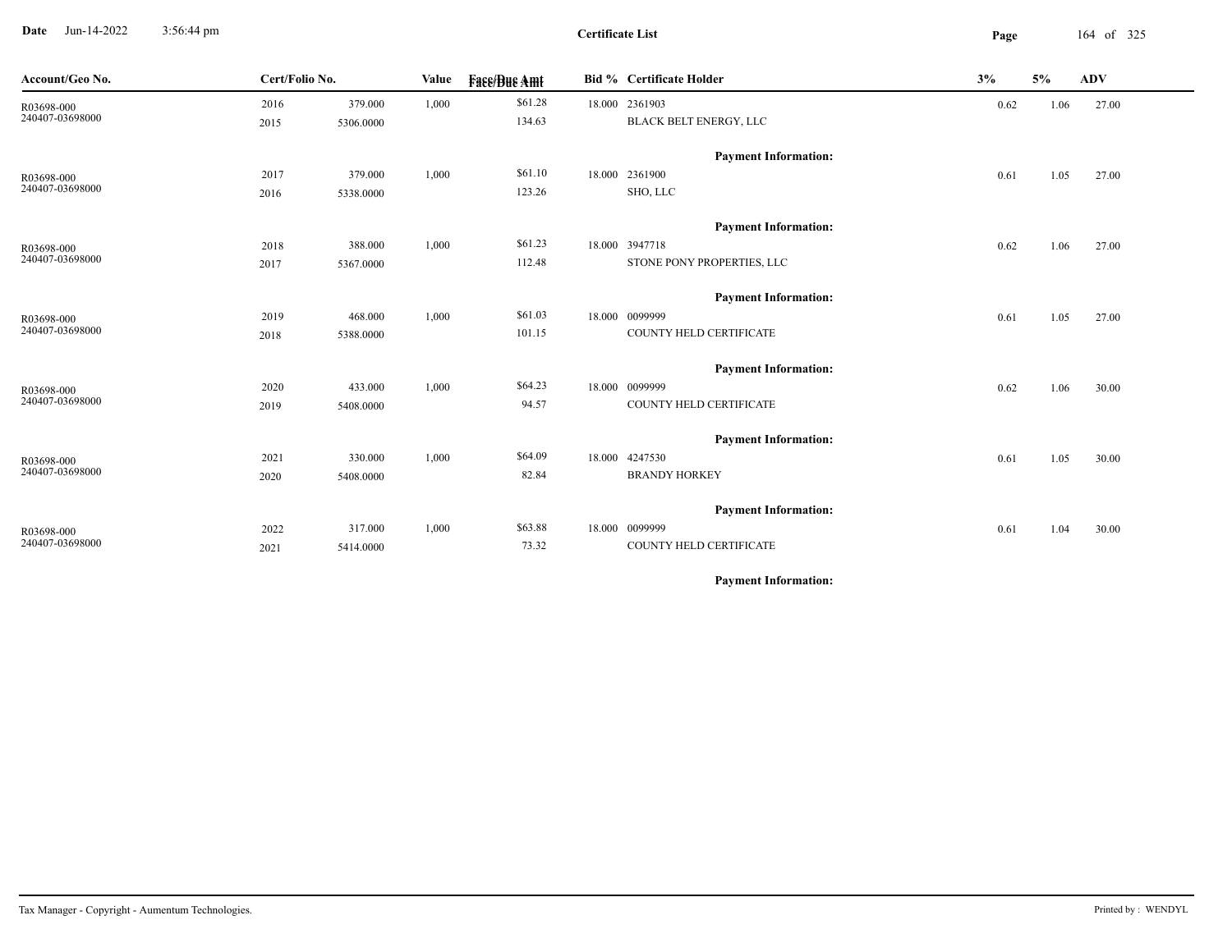**Certificate List**

| Account/Geo No. | Cert/Folio No. | | Value | Face/Due Amt | Bid % | Certificate Holder | 3% | 5% | ADV |
|---|---|---|---|---|---|---|---|---|---|
| R03698-000 | 2016 | 379.000 | 1,000 | $61.28 | 18.000 | 2361903 | 0.62 | 1.06 | 27.00 |
| 240407-03698000 | 2015 | 5306.0000 | | 134.63 | | BLACK BELT ENERGY, LLC | | | |
| | | | | | | **Payment Information:** | | | |
| R03698-000 | 2017 | 379.000 | 1,000 | $61.10 | 18.000 | 2361900 | 0.61 | 1.05 | 27.00 |
| 240407-03698000 | 2016 | 5338.0000 | | 123.26 | | SHO, LLC | | | |
| | | | | | | **Payment Information:** | | | |
| R03698-000 | 2018 | 388.000 | 1,000 | $61.23 | 18.000 | 3947718 | 0.62 | 1.06 | 27.00 |
| 240407-03698000 | 2017 | 5367.0000 | | 112.48 | | STONE PONY PROPERTIES, LLC | | | |
| | | | | | | **Payment Information:** | | | |
| R03698-000 | 2019 | 468.000 | 1,000 | $61.03 | 18.000 | 0099999 | 0.61 | 1.05 | 27.00 |
| 240407-03698000 | 2018 | 5388.0000 | | 101.15 | | COUNTY HELD CERTIFICATE | | | |
| | | | | | | **Payment Information:** | | | |
| R03698-000 | 2020 | 433.000 | 1,000 | $64.23 | 18.000 | 0099999 | 0.62 | 1.06 | 30.00 |
| 240407-03698000 | 2019 | 5408.0000 | | 94.57 | | COUNTY HELD CERTIFICATE | | | |
| | | | | | | **Payment Information:** | | | |
| R03698-000 | 2021 | 330.000 | 1,000 | $64.09 | 18.000 | 4247530 | 0.61 | 1.05 | 30.00 |
| 240407-03698000 | 2020 | 5408.0000 | | 82.84 | | BRANDY HORKEY | | | |
| | | | | | | **Payment Information:** | | | |
| R03698-000 | 2022 | 317.000 | 1,000 | $63.88 | 18.000 | 0099999 | 0.61 | 1.04 | 30.00 |
| 240407-03698000 | 2021 | 5414.0000 | | 73.32 | | COUNTY HELD CERTIFICATE | | | |
| | | | | | | **Payment Information:** | | | |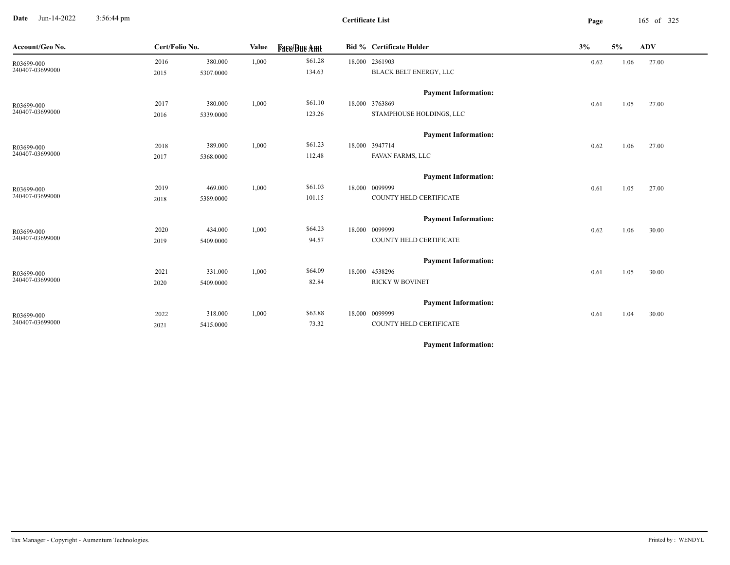**Certificate List**

Date Jun-14-2022 3:56:44 pm

| Account/Geo No. | Cert/Folio No. | | Value | Face/Due Amt | Bid % | Certificate Holder | 3% | 5% | ADV |
|---|---|---|---|---|---|---|---|---|---|
| R03699-000 | 2016 | 380.000 | 1,000 | $61.28 | 18.000 | 2361903 | 0.62 | 1.06 | 27.00 |
| 240407-03699000 | 2015 | 5307.0000 | | 134.63 | | BLACK BELT ENERGY, LLC | | | |
| | | | | | | **Payment Information:** | | | |
| R03699-000 | 2017 | 380.000 | 1,000 | $61.10 | 18.000 | 3763869 | 0.61 | 1.05 | 27.00 |
| 240407-03699000 | 2016 | 5339.0000 | | 123.26 | | STAMPHOUSE HOLDINGS, LLC | | | |
| | | | | | | **Payment Information:** | | | |
| R03699-000 | 2018 | 389.000 | 1,000 | $61.23 | 18.000 | 3947714 | 0.62 | 1.06 | 27.00 |
| 240407-03699000 | 2017 | 5368.0000 | | 112.48 | | FAVAN FARMS, LLC | | | |
| | | | | | | **Payment Information:** | | | |
| R03699-000 | 2019 | 469.000 | 1,000 | $61.03 | 18.000 | 0099999 | 0.61 | 1.05 | 27.00 |
| 240407-03699000 | 2018 | 5389.0000 | | 101.15 | | COUNTY HELD CERTIFICATE | | | |
| | | | | | | **Payment Information:** | | | |
| R03699-000 | 2020 | 434.000 | 1,000 | $64.23 | 18.000 | 0099999 | 0.62 | 1.06 | 30.00 |
| 240407-03699000 | 2019 | 5409.0000 | | 94.57 | | COUNTY HELD CERTIFICATE | | | |
| | | | | | | **Payment Information:** | | | |
| R03699-000 | 2021 | 331.000 | 1,000 | $64.09 | 18.000 | 4538296 | 0.61 | 1.05 | 30.00 |
| 240407-03699000 | 2020 | 5409.0000 | | 82.84 | | RICKY W BOVINET | | | |
| | | | | | | **Payment Information:** | | | |
| R03699-000 | 2022 | 318.000 | 1,000 | $63.88 | 18.000 | 0099999 | 0.61 | 1.04 | 30.00 |
| 240407-03699000 | 2021 | 5415.0000 | | 73.32 | | COUNTY HELD CERTIFICATE | | | |
| | | | | | | **Payment Information:** | | | |

Tax Manager - Copyright - Aumentum Technologies. Printed by : WENDYL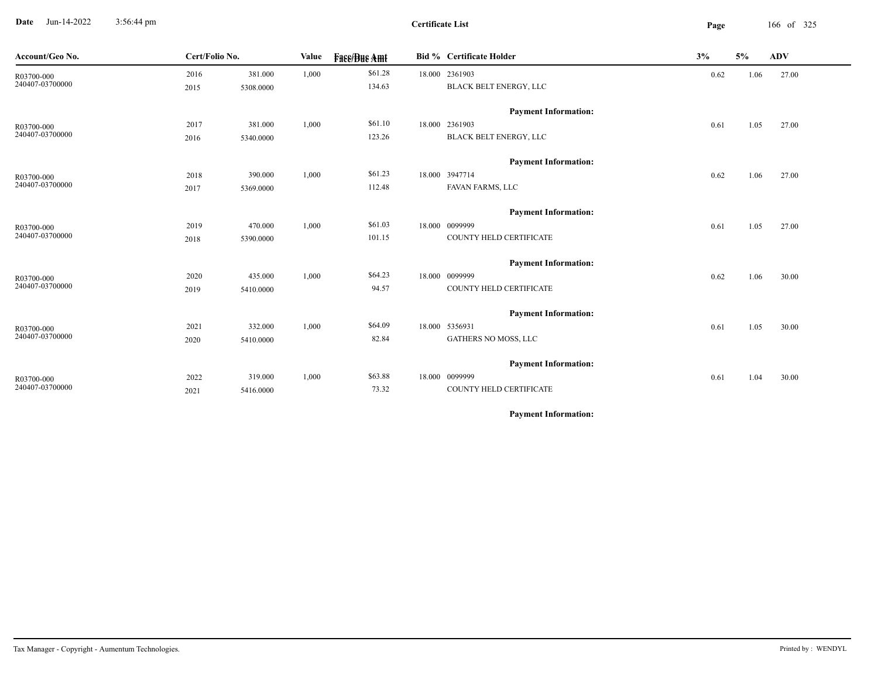**Date** Jun-14-2022 3:56:44 pm

**Certificate List**

| Account/Geo No. | Cert/Folio No. | | Value | Face/Due Amt | Bid % | Certificate Holder | 3% | 5% | ADV |
|---|---|---|---|---|---|---|---|---|---|
| R03700-000 | 2016 | 381.000 | 1,000 | $61.28 | 18.000 | 2361903 | 0.62 | 1.06 | 27.00 |
| 240407-03700000 | 2015 | 5308.0000 | | 134.63 | | BLACK BELT ENERGY, LLC | | | |
| | | | | | | **Payment Information:** | | | |
| R03700-000 | 2017 | 381.000 | 1,000 | $61.10 | 18.000 | 2361903 | 0.61 | 1.05 | 27.00 |
| 240407-03700000 | 2016 | 5340.0000 | | 123.26 | | BLACK BELT ENERGY, LLC | | | |
| | | | | | | **Payment Information:** | | | |
| R03700-000 | 2018 | 390.000 | 1,000 | $61.23 | 18.000 | 3947714 | 0.62 | 1.06 | 27.00 |
| 240407-03700000 | 2017 | 5369.0000 | | 112.48 | | FAVAN FARMS, LLC | | | |
| | | | | | | **Payment Information:** | | | |
| R03700-000 | 2019 | 470.000 | 1,000 | $61.03 | 18.000 | 0099999 | 0.61 | 1.05 | 27.00 |
| 240407-03700000 | 2018 | 5390.0000 | | 101.15 | | COUNTY HELD CERTIFICATE | | | |
| | | | | | | **Payment Information:** | | | |
| R03700-000 | 2020 | 435.000 | 1,000 | $64.23 | 18.000 | 0099999 | 0.62 | 1.06 | 30.00 |
| 240407-03700000 | 2019 | 5410.0000 | | 94.57 | | COUNTY HELD CERTIFICATE | | | |
| | | | | | | **Payment Information:** | | | |
| R03700-000 | 2021 | 332.000 | 1,000 | $64.09 | 18.000 | 5356931 | 0.61 | 1.05 | 30.00 |
| 240407-03700000 | 2020 | 5410.0000 | | 82.84 | | GATHERS NO MOSS, LLC | | | |
| | | | | | | **Payment Information:** | | | |
| R03700-000 | 2022 | 319.000 | 1,000 | $63.88 | 18.000 | 0099999 | 0.61 | 1.04 | 30.00 |
| 240407-03700000 | 2021 | 5416.0000 | | 73.32 | | COUNTY HELD CERTIFICATE | | | |
| | | | | | | **Payment Information:** | | | |

Tax Manager - Copyright - Aumentum Technologies. Printed by : WENDYL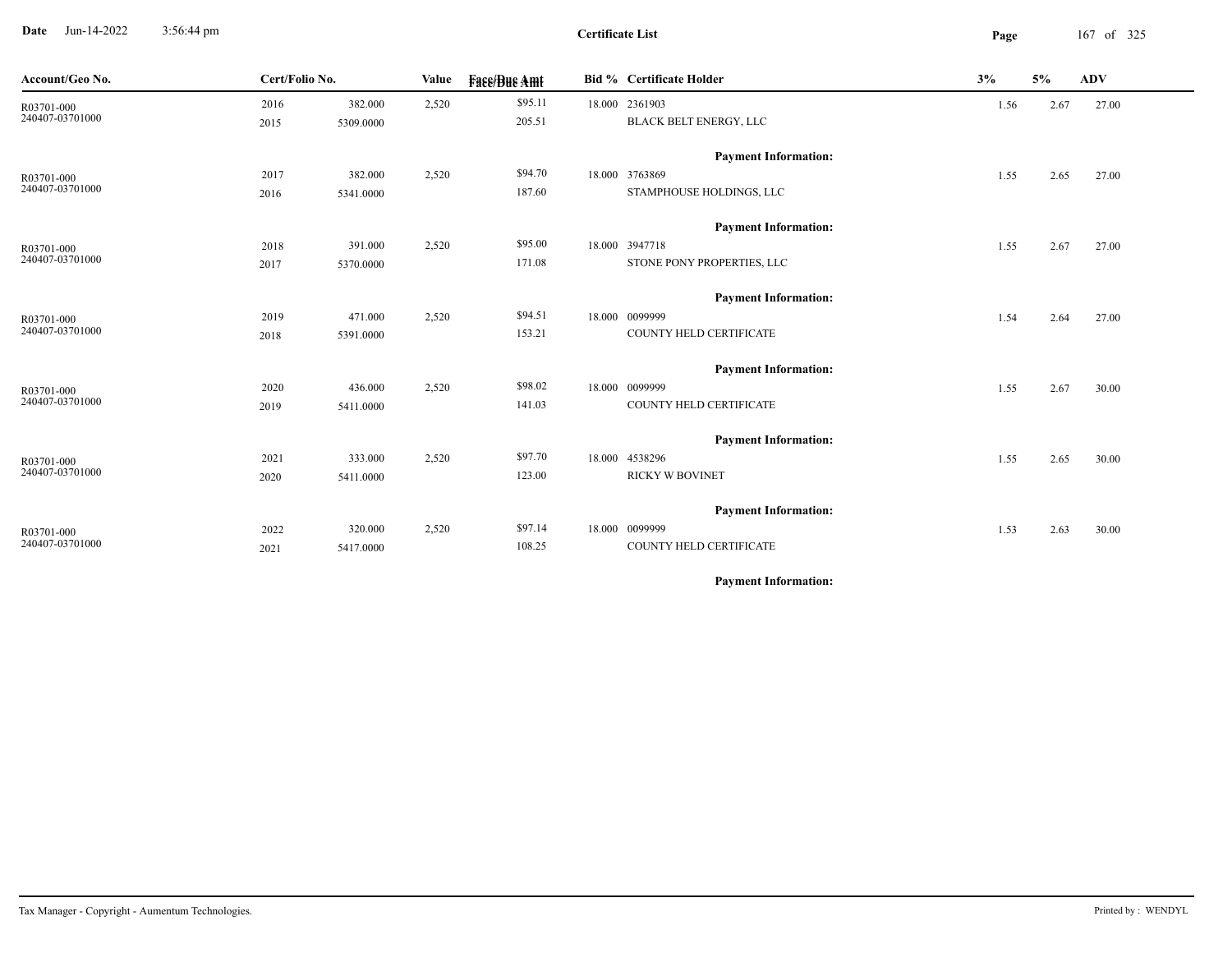**Certificate List**

| Account/Geo No. | Cert/Folio No. | | Value | Face/Due Amt | Bid % | Certificate Holder | 3% | 5% | ADV |
|---|---|---|---|---|---|---|---|---|---|
| R03701-000 | 2016 | 382.000 | 2,520 | $95.11 | 18.000 | 2361903 | 1.56 | 2.67 | 27.00 |
| 240407-03701000 | 2015 | 5309.0000 | | 205.51 | | BLACK BELT ENERGY, LLC | | | |
| | | | | | | **Payment Information:** | | | |
| R03701-000 | 2017 | 382.000 | 2,520 | $94.70 | 18.000 | 3763869 | 1.55 | 2.65 | 27.00 |
| 240407-03701000 | 2016 | 5341.0000 | | 187.60 | | STAMPHOUSE HOLDINGS, LLC | | | |
| | | | | | | **Payment Information:** | | | |
| R03701-000 | 2018 | 391.000 | 2,520 | $95.00 | 18.000 | 3947718 | 1.55 | 2.67 | 27.00 |
| 240407-03701000 | 2017 | 5370.0000 | | 171.08 | | STONE PONY PROPERTIES, LLC | | | |
| | | | | | | **Payment Information:** | | | |
| R03701-000 | 2019 | 471.000 | 2,520 | $94.51 | 18.000 | 0099999 | 1.54 | 2.64 | 27.00 |
| 240407-03701000 | 2018 | 5391.0000 | | 153.21 | | COUNTY HELD CERTIFICATE | | | |
| | | | | | | **Payment Information:** | | | |
| R03701-000 | 2020 | 436.000 | 2,520 | $98.02 | 18.000 | 0099999 | 1.55 | 2.67 | 30.00 |
| 240407-03701000 | 2019 | 5411.0000 | | 141.03 | | COUNTY HELD CERTIFICATE | | | |
| | | | | | | **Payment Information:** | | | |
| R03701-000 | 2021 | 333.000 | 2,520 | $97.70 | 18.000 | 4538296 | 1.55 | 2.65 | 30.00 |
| 240407-03701000 | 2020 | 5411.0000 | | 123.00 | | RICKY W BOVINET | | | |
| | | | | | | **Payment Information:** | | | |
| R03701-000 | 2022 | 320.000 | 2,520 | $97.14 | 18.000 | 0099999 | 1.53 | 2.63 | 30.00 |
| 240407-03701000 | 2021 | 5417.0000 | | 108.25 | | COUNTY HELD CERTIFICATE | | | |
| | | | | | | **Payment Information:** | | | |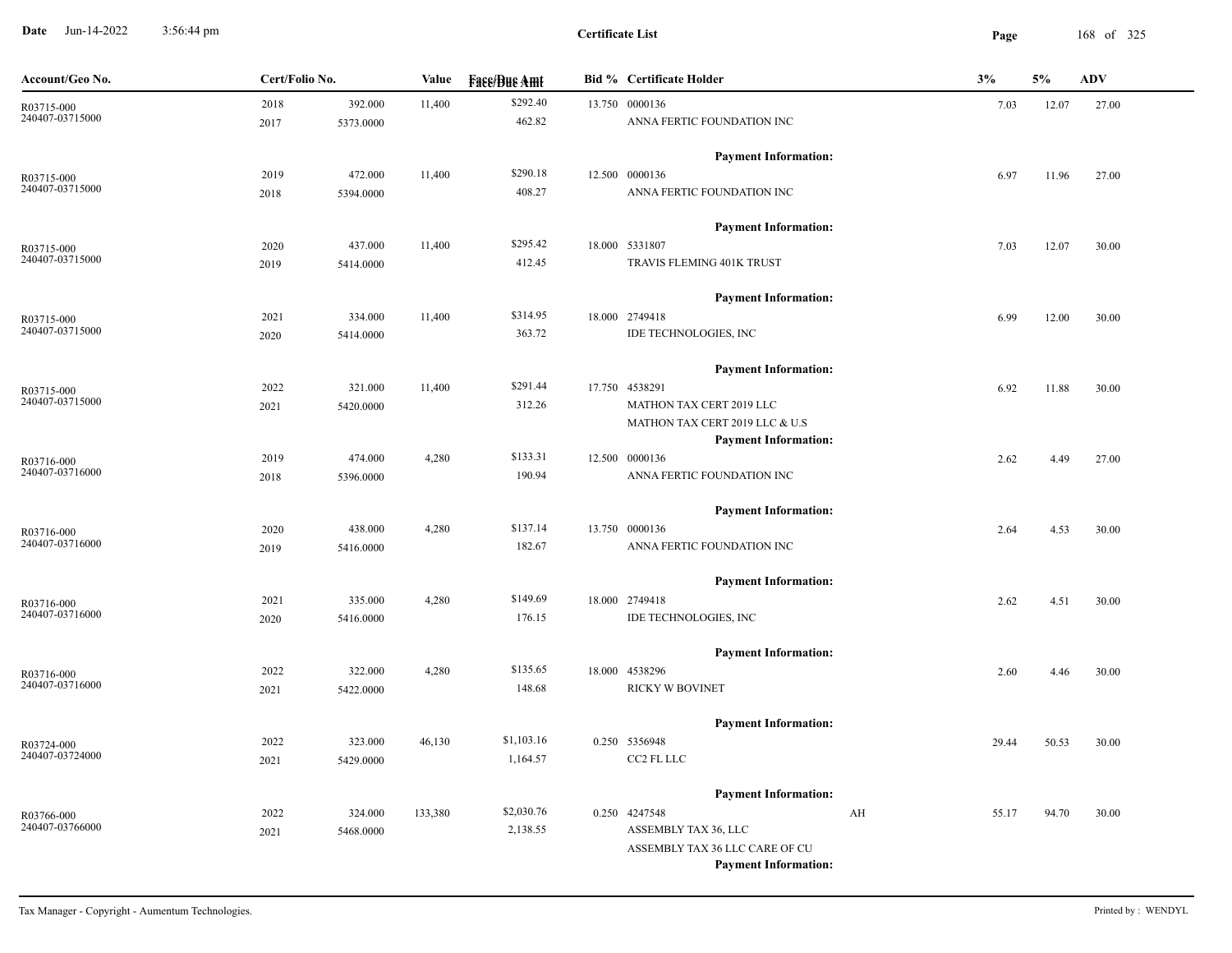**Certificate List**

Date Jun-14-2022 3:56:44 pm

| Account/Geo No. | Cert/Folio No. | | Value | Face/Due Amt | Bid % | Certificate Holder | | 3% | 5% | ADV |
|---|---|---|---|---|---|---|---|---|---|---|
| R03715-000 240407-03715000 | 2018 2017 | 392.000 5373.0000 | 11,400 | $292.40 462.82 | 13.750 | 0000136 ANNA FERTIC FOUNDATION INC | | 7.03 | 12.07 | 27.00 |
| | | | | | | Payment Information: | | | | |
| R03715-000 240407-03715000 | 2019 2018 | 472.000 5394.0000 | 11,400 | $290.18 408.27 | 12.500 | 0000136 ANNA FERTIC FOUNDATION INC | | 6.97 | 11.96 | 27.00 |
| | | | | | | Payment Information: | | | | |
| R03715-000 240407-03715000 | 2020 2019 | 437.000 5414.0000 | 11,400 | $295.42 412.45 | 18.000 | 5331807 TRAVIS FLEMING 401K TRUST | | 7.03 | 12.07 | 30.00 |
| | | | | | | Payment Information: | | | | |
| R03715-000 240407-03715000 | 2021 2020 | 334.000 5414.0000 | 11,400 | $314.95 363.72 | 18.000 | 2749418 IDE TECHNOLOGIES, INC | | 6.99 | 12.00 | 30.00 |
| | | | | | | Payment Information: | | | | |
| R03715-000 240407-03715000 | 2022 2021 | 321.000 5420.0000 | 11,400 | $291.44 312.26 | 17.750 | 4538291 MATHON TAX CERT 2019 LLC MATHON TAX CERT 2019 LLC & U.S | | 6.92 | 11.88 | 30.00 |
| | | | | | | Payment Information: | | | | |
| R03716-000 240407-03716000 | 2019 2018 | 474.000 5396.0000 | 4,280 | $133.31 190.94 | 12.500 | 0000136 ANNA FERTIC FOUNDATION INC | | 2.62 | 4.49 | 27.00 |
| | | | | | | Payment Information: | | | | |
| R03716-000 240407-03716000 | 2020 2019 | 438.000 5416.0000 | 4,280 | $137.14 182.67 | 13.750 | 0000136 ANNA FERTIC FOUNDATION INC | | 2.64 | 4.53 | 30.00 |
| | | | | | | Payment Information: | | | | |
| R03716-000 240407-03716000 | 2021 2020 | 335.000 5416.0000 | 4,280 | $149.69 176.15 | 18.000 | 2749418 IDE TECHNOLOGIES, INC | | 2.62 | 4.51 | 30.00 |
| | | | | | | Payment Information: | | | | |
| R03716-000 240407-03716000 | 2022 2021 | 322.000 5422.0000 | 4,280 | $135.65 148.68 | 18.000 | 4538296 RICKY W BOVINET | | 2.60 | 4.46 | 30.00 |
| | | | | | | Payment Information: | | | | |
| R03724-000 240407-03724000 | 2022 2021 | 323.000 5429.0000 | 46,130 | $1,103.16 1,164.57 | 0.250 | 5356948 CC2 FL LLC | | 29.44 | 50.53 | 30.00 |
| | | | | | | Payment Information: | | | | |
| R03766-000 240407-03766000 | 2022 2021 | 324.000 5468.0000 | 133,380 | $2,030.76 2,138.55 | 0.250 | 4247548 ASSEMBLY TAX 36, LLC ASSEMBLY TAX 36 LLC CARE OF CU | AH | 55.17 | 94.70 | 30.00 |
| | | | | | | Payment Information: | | | | |

Tax Manager - Copyright - Aumentum Technologies. Printed by : WENDYL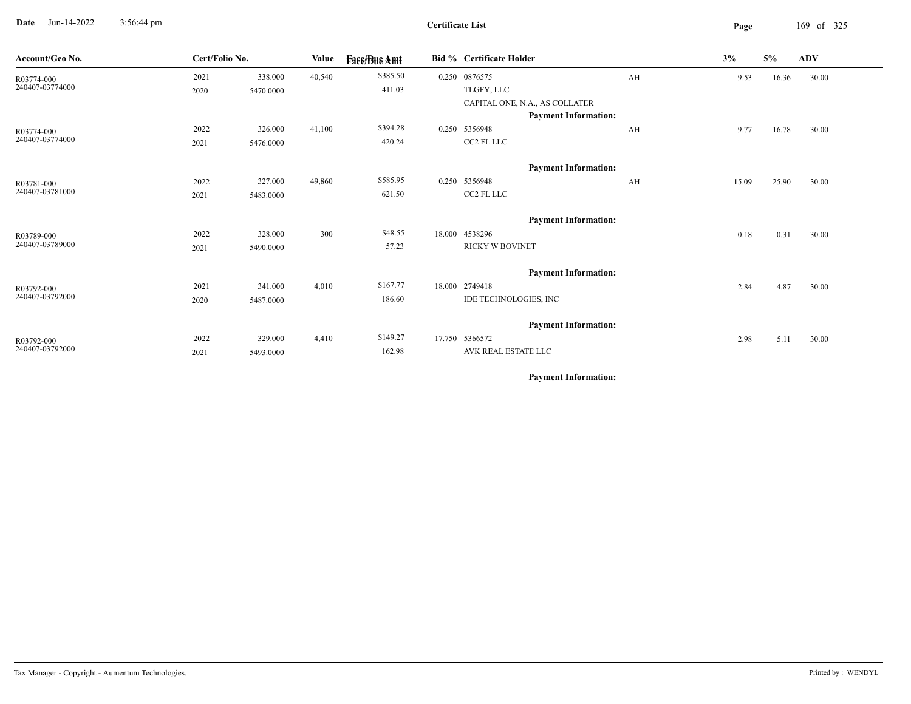# Certificate List

| Account/Geo No. | Cert/Folio No. | | Value | Face/Due Amt | Bid % | Certificate Holder | | 3% | 5% | ADV |
|---|---|---|---|---|---|---|---|---|---|---|
| R03774-000 | 2021 | 338.000 | 40,540 | $385.50 | 0.250 | 0876575 | AH | 9.53 | 16.36 | 30.00 |
| 240407-03774000 | 2020 | 5470.0000 | | 411.03 | | TLGFY, LLC | | | | |
| | | | | | | CAPITAL ONE, N.A., AS COLLATER | | | | |
| | | | | | | **Payment Information:** | | | | |
| R03774-000 | 2022 | 326.000 | 41,100 | $394.28 | 0.250 | 5356948 | AH | 9.77 | 16.78 | 30.00 |
| 240407-03774000 | 2021 | 5476.0000 | | 420.24 | | CC2 FL LLC | | | | |
| | | | | | | **Payment Information:** | | | | |
| R03781-000 | 2022 | 327.000 | 49,860 | $585.95 | 0.250 | 5356948 | AH | 15.09 | 25.90 | 30.00 |
| 240407-03781000 | 2021 | 5483.0000 | | 621.50 | | CC2 FL LLC | | | | |
| | | | | | | **Payment Information:** | | | | |
| R03789-000 | 2022 | 328.000 | 300 | $48.55 | 18.000 | 4538296 | | 0.18 | 0.31 | 30.00 |
| 240407-03789000 | 2021 | 5490.0000 | | 57.23 | | RICKY W BOVINET | | | | |
| | | | | | | **Payment Information:** | | | | |
| R03792-000 | 2021 | 341.000 | 4,010 | $167.77 | 18.000 | 2749418 | | 2.84 | 4.87 | 30.00 |
| 240407-03792000 | 2020 | 5487.0000 | | 186.60 | | IDE TECHNOLOGIES, INC | | | | |
| | | | | | | **Payment Information:** | | | | |
| R03792-000 | 2022 | 329.000 | 4,410 | $149.27 | 17.750 | 5366572 | | 2.98 | 5.11 | 30.00 |
| 240407-03792000 | 2021 | 5493.0000 | | 162.98 | | AVK REAL ESTATE LLC | | | | |
| | | | | | | **Payment Information:** | | | | |

Tax Manager - Copyright - Aumentum Technologies. Printed by : WENDYL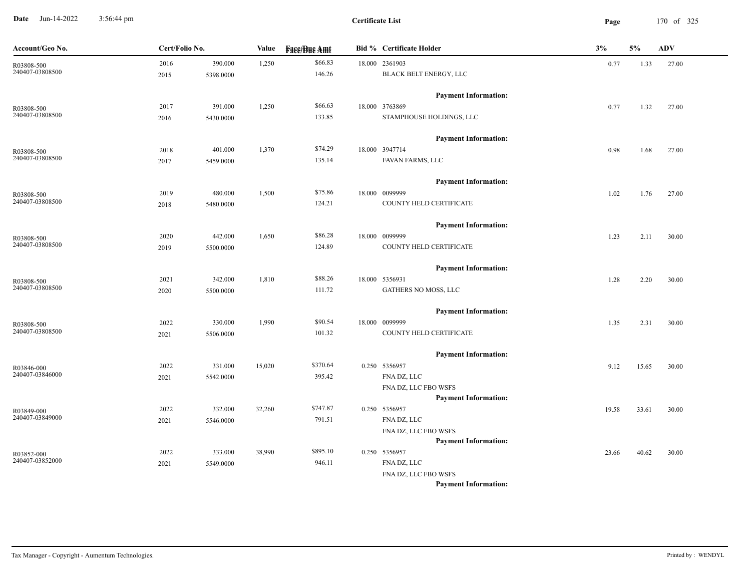**Certificate List**

Date Jun-14-2022 3:56:44 pm

| Account/Geo No. | Cert/Folio No. | | Value | Face/Due Amt | Bid % | Certificate Holder | 3% | 5% | ADV |
|---|---|---|---|---|---|---|---|---|---|
| R03808-500 | 2016 | 390.000 | 1,250 | $66.83 | 18.000 | 2361903 | 0.77 | 1.33 | 27.00 |
| 240407-03808500 | 2015 | 5398.0000 | | 146.26 | | BLACK BELT ENERGY, LLC | | | |
| | | | | | | **Payment Information:** | | | |
| R03808-500 | 2017 | 391.000 | 1,250 | $66.63 | 18.000 | 3763869 | 0.77 | 1.32 | 27.00 |
| 240407-03808500 | 2016 | 5430.0000 | | 133.85 | | STAMPHOUSE HOLDINGS, LLC | | | |
| | | | | | | **Payment Information:** | | | |
| R03808-500 | 2018 | 401.000 | 1,370 | $74.29 | 18.000 | 3947714 | 0.98 | 1.68 | 27.00 |
| 240407-03808500 | 2017 | 5459.0000 | | 135.14 | | FAVAN FARMS, LLC | | | |
| | | | | | | **Payment Information:** | | | |
| R03808-500 | 2019 | 480.000 | 1,500 | $75.86 | 18.000 | 0099999 | 1.02 | 1.76 | 27.00 |
| 240407-03808500 | 2018 | 5480.0000 | | 124.21 | | COUNTY HELD CERTIFICATE | | | |
| | | | | | | **Payment Information:** | | | |
| R03808-500 | 2020 | 442.000 | 1,650 | $86.28 | 18.000 | 0099999 | 1.23 | 2.11 | 30.00 |
| 240407-03808500 | 2019 | 5500.0000 | | 124.89 | | COUNTY HELD CERTIFICATE | | | |
| | | | | | | **Payment Information:** | | | |
| R03808-500 | 2021 | 342.000 | 1,810 | $88.26 | 18.000 | 5356931 | 1.28 | 2.20 | 30.00 |
| 240407-03808500 | 2020 | 5500.0000 | | 111.72 | | GATHERS NO MOSS, LLC | | | |
| | | | | | | **Payment Information:** | | | |
| R03808-500 | 2022 | 330.000 | 1,990 | $90.54 | 18.000 | 0099999 | 1.35 | 2.31 | 30.00 |
| 240407-03808500 | 2021 | 5506.0000 | | 101.32 | | COUNTY HELD CERTIFICATE | | | |
| | | | | | | **Payment Information:** | | | |
| R03846-000 | 2022 | 331.000 | 15,020 | $370.64 | 0.250 | 5356957 | 9.12 | 15.65 | 30.00 |
| 240407-03846000 | 2021 | 5542.0000 | | 395.42 | | FNA DZ, LLC | | | |
| | | | | | | FNA DZ, LLC FBO WSFS | | | |
| | | | | | | **Payment Information:** | | | |
| R03849-000 | 2022 | 332.000 | 32,260 | $747.87 | 0.250 | 5356957 | 19.58 | 33.61 | 30.00 |
| 240407-03849000 | 2021 | 5546.0000 | | 791.51 | | FNA DZ, LLC | | | |
| | | | | | | FNA DZ, LLC FBO WSFS | | | |
| | | | | | | **Payment Information:** | | | |
| R03852-000 | 2022 | 333.000 | 38,990 | $895.10 | 0.250 | 5356957 | 23.66 | 40.62 | 30.00 |
| 240407-03852000 | 2021 | 5549.0000 | | 946.11 | | FNA DZ, LLC | | | |
| | | | | | | FNA DZ, LLC FBO WSFS | | | |
| | | | | | | **Payment Information:** | | | |

Tax Manager - Copyright - Aumentum Technologies. Printed by : WENDYL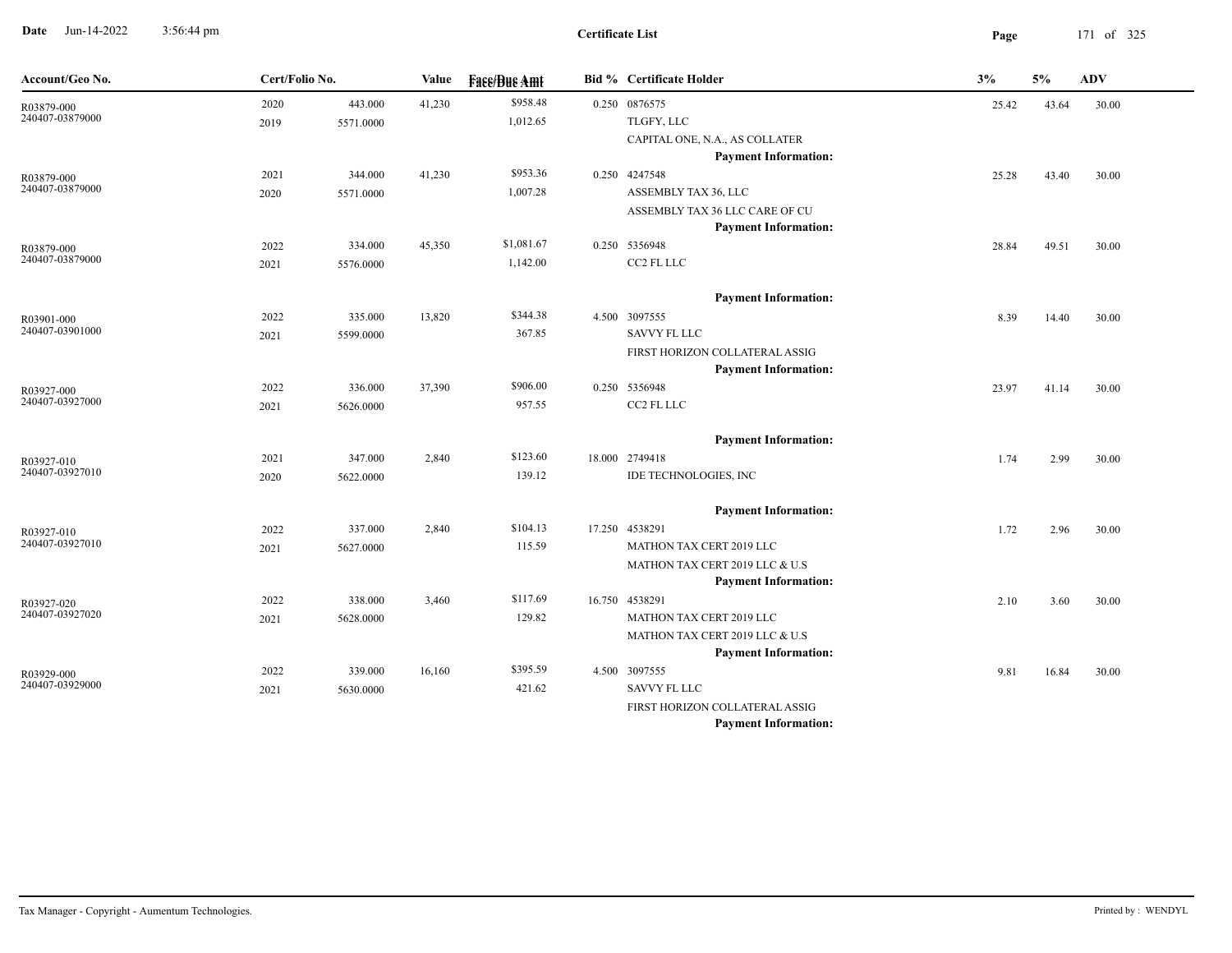**Certificate List**

| Account/Geo No. | Cert/Folio No. | | Value | Face/Due Amt | Bid % | Certificate Holder | 3% | 5% | ADV |
|---|---|---|---|---|---|---|---|---|---|
| R03879-000 | 2020 | 443.000 | 41,230 | $958.48 | 0.250 | 0876575 | 25.42 | 43.64 | 30.00 |
| 240407-03879000 | 2019 | 5571.0000 | | 1,012.65 | | TLGFY, LLC | | | |
| | | | | | | CAPITAL ONE, N.A., AS COLLATER | | | |
| | | | | | | **Payment Information:** | | | |
| R03879-000 | 2021 | 344.000 | 41,230 | $953.36 | 0.250 | 4247548 | 25.28 | 43.40 | 30.00 |
| 240407-03879000 | 2020 | 5571.0000 | | 1,007.28 | | ASSEMBLY TAX 36, LLC | | | |
| | | | | | | ASSEMBLY TAX 36 LLC CARE OF CU | | | |
| | | | | | | **Payment Information:** | | | |
| R03879-000 | 2022 | 334.000 | 45,350 | $1,081.67 | 0.250 | 5356948 | 28.84 | 49.51 | 30.00 |
| 240407-03879000 | 2021 | 5576.0000 | | 1,142.00 | | CC2 FL LLC | | | |
| | | | | | | **Payment Information:** | | | |
| R03901-000 | 2022 | 335.000 | 13,820 | $344.38 | 4.500 | 3097555 | 8.39 | 14.40 | 30.00 |
| 240407-03901000 | 2021 | 5599.0000 | | 367.85 | | SAVVY FL LLC | | | |
| | | | | | | FIRST HORIZON COLLATERAL ASSIG | | | |
| | | | | | | **Payment Information:** | | | |
| R03927-000 | 2022 | 336.000 | 37,390 | $906.00 | 0.250 | 5356948 | 23.97 | 41.14 | 30.00 |
| 240407-03927000 | 2021 | 5626.0000 | | 957.55 | | CC2 FL LLC | | | |
| | | | | | | **Payment Information:** | | | |
| R03927-010 | 2021 | 347.000 | 2,840 | $123.60 | 18.000 | 2749418 | 1.74 | 2.99 | 30.00 |
| 240407-03927010 | 2020 | 5622.0000 | | 139.12 | | IDE TECHNOLOGIES, INC | | | |
| | | | | | | **Payment Information:** | | | |
| R03927-010 | 2022 | 337.000 | 2,840 | $104.13 | 17.250 | 4538291 | 1.72 | 2.96 | 30.00 |
| 240407-03927010 | 2021 | 5627.0000 | | 115.59 | | MATHON TAX CERT 2019 LLC | | | |
| | | | | | | MATHON TAX CERT 2019 LLC & U.S | | | |
| | | | | | | **Payment Information:** | | | |
| R03927-020 | 2022 | 338.000 | 3,460 | $117.69 | 16.750 | 4538291 | 2.10 | 3.60 | 30.00 |
| 240407-03927020 | 2021 | 5628.0000 | | 129.82 | | MATHON TAX CERT 2019 LLC | | | |
| | | | | | | MATHON TAX CERT 2019 LLC & U.S | | | |
| | | | | | | **Payment Information:** | | | |
| R03929-000 | 2022 | 339.000 | 16,160 | $395.59 | 4.500 | 3097555 | 9.81 | 16.84 | 30.00 |
| 240407-03929000 | 2021 | 5630.0000 | | 421.62 | | SAVVY FL LLC | | | |
| | | | | | | FIRST HORIZON COLLATERAL ASSIG | | | |
| | | | | | | **Payment Information:** | | | |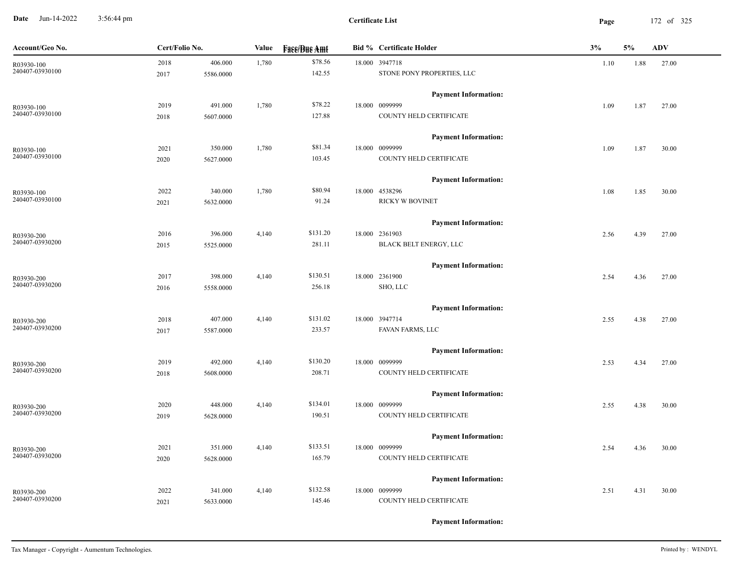**Date** Jun-14-2022 3:56:44 pm

**Certificate List**

| Account/Geo No. | Cert/Folio No. | | Value | Face/Due Amt | Bid % | Certificate Holder | 3% | 5% | ADV |
|---|---|---|---|---|---|---|---|---|---|
| R03930-100 | 2018 | 406.000 | 1,780 | $78.56 | 18.000 | 3947718 | 1.10 | 1.88 | 27.00 |
| 240407-03930100 | 2017 | 5586.0000 | | 142.55 | | STONE PONY PROPERTIES, LLC | | | |
| | | | | | | **Payment Information:** | | | |
| R03930-100 | 2019 | 491.000 | 1,780 | $78.22 | 18.000 | 0099999 | 1.09 | 1.87 | 27.00 |
| 240407-03930100 | 2018 | 5607.0000 | | 127.88 | | COUNTY HELD CERTIFICATE | | | |
| | | | | | | **Payment Information:** | | | |
| R03930-100 | 2021 | 350.000 | 1,780 | $81.34 | 18.000 | 0099999 | 1.09 | 1.87 | 30.00 |
| 240407-03930100 | 2020 | 5627.0000 | | 103.45 | | COUNTY HELD CERTIFICATE | | | |
| | | | | | | **Payment Information:** | | | |
| R03930-100 | 2022 | 340.000 | 1,780 | $80.94 | 18.000 | 4538296 | 1.08 | 1.85 | 30.00 |
| 240407-03930100 | 2021 | 5632.0000 | | 91.24 | | RICKY W BOVINET | | | |
| | | | | | | **Payment Information:** | | | |
| R03930-200 | 2016 | 396.000 | 4,140 | $131.20 | 18.000 | 2361903 | 2.56 | 4.39 | 27.00 |
| 240407-03930200 | 2015 | 5525.0000 | | 281.11 | | BLACK BELT ENERGY, LLC | | | |
| | | | | | | **Payment Information:** | | | |
| R03930-200 | 2017 | 398.000 | 4,140 | $130.51 | 18.000 | 2361900 | 2.54 | 4.36 | 27.00 |
| 240407-03930200 | 2016 | 5558.0000 | | 256.18 | | SHO, LLC | | | |
| | | | | | | **Payment Information:** | | | |
| R03930-200 | 2018 | 407.000 | 4,140 | $131.02 | 18.000 | 3947714 | 2.55 | 4.38 | 27.00 |
| 240407-03930200 | 2017 | 5587.0000 | | 233.57 | | FAVAN FARMS, LLC | | | |
| | | | | | | **Payment Information:** | | | |
| R03930-200 | 2019 | 492.000 | 4,140 | $130.20 | 18.000 | 0099999 | 2.53 | 4.34 | 27.00 |
| 240407-03930200 | 2018 | 5608.0000 | | 208.71 | | COUNTY HELD CERTIFICATE | | | |
| | | | | | | **Payment Information:** | | | |
| R03930-200 | 2020 | 448.000 | 4,140 | $134.01 | 18.000 | 0099999 | 2.55 | 4.38 | 30.00 |
| 240407-03930200 | 2019 | 5628.0000 | | 190.51 | | COUNTY HELD CERTIFICATE | | | |
| | | | | | | **Payment Information:** | | | |
| R03930-200 | 2021 | 351.000 | 4,140 | $133.51 | 18.000 | 0099999 | 2.54 | 4.36 | 30.00 |
| 240407-03930200 | 2020 | 5628.0000 | | 165.79 | | COUNTY HELD CERTIFICATE | | | |
| | | | | | | **Payment Information:** | | | |
| R03930-200 | 2022 | 341.000 | 4,140 | $132.58 | 18.000 | 0099999 | 2.51 | 4.31 | 30.00 |
| 240407-03930200 | 2021 | 5633.0000 | | 145.46 | | COUNTY HELD CERTIFICATE | | | |
| | | | | | | **Payment Information:** | | | |

Tax Manager - Copyright - Aumentum Technologies.

Printed by : WENDYL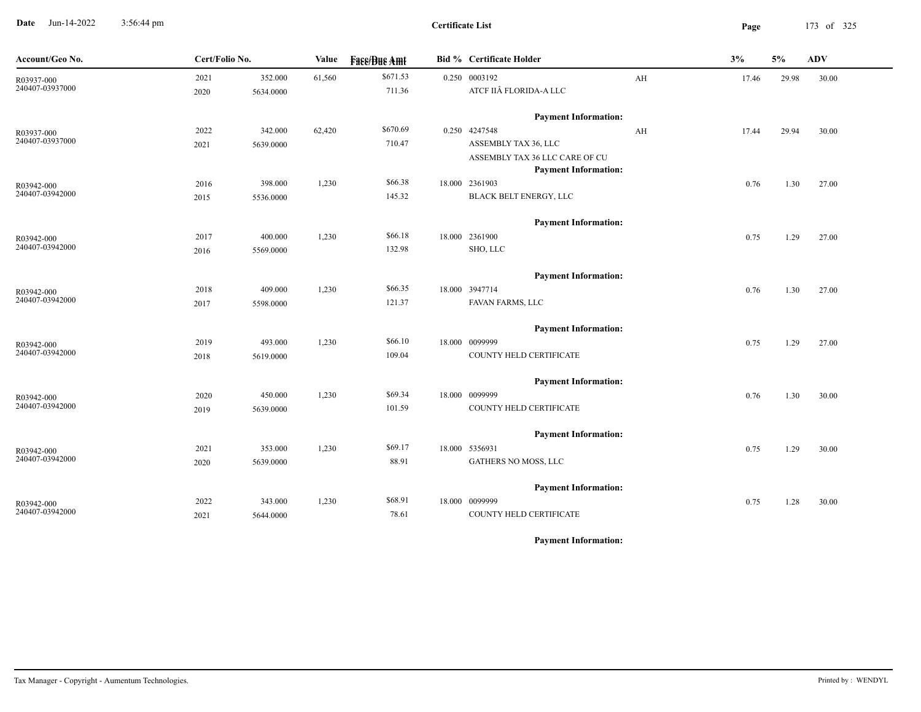**Certificate List**

| Account/Geo No. | Cert/Folio No. | | Value | Face/Due Amt | Bid % | Certificate Holder | | 3% | 5% | ADV |
|---|---|---|---|---|---|---|---|---|---|---|
| R03937-000 | 2021 | 352.000 | 61,560 | $671.53 | 0.250 | 0003192 | AH | 17.46 | 29.98 | 30.00 |
| 240407-03937000 | 2020 | 5634.0000 | | 711.36 | | ATCF IIÂ FLORIDA-A LLC | | | | |
| | | | | | | **Payment Information:** | | | | |
| R03937-000 | 2022 | 342.000 | 62,420 | $670.69 | 0.250 | 4247548 | AH | 17.44 | 29.94 | 30.00 |
| 240407-03937000 | 2021 | 5639.0000 | | 710.47 | | ASSEMBLY TAX 36, LLC | | | | |
| | | | | | | ASSEMBLY TAX 36 LLC CARE OF CU | | | | |
| | | | | | | **Payment Information:** | | | | |
| R03942-000 | 2016 | 398.000 | 1,230 | $66.38 | 18.000 | 2361903 | | 0.76 | 1.30 | 27.00 |
| 240407-03942000 | 2015 | 5536.0000 | | 145.32 | | BLACK BELT ENERGY, LLC | | | | |
| | | | | | | **Payment Information:** | | | | |
| R03942-000 | 2017 | 400.000 | 1,230 | $66.18 | 18.000 | 2361900 | | 0.75 | 1.29 | 27.00 |
| 240407-03942000 | 2016 | 5569.0000 | | 132.98 | | SHO, LLC | | | | |
| | | | | | | **Payment Information:** | | | | |
| R03942-000 | 2018 | 409.000 | 1,230 | $66.35 | 18.000 | 3947714 | | 0.76 | 1.30 | 27.00 |
| 240407-03942000 | 2017 | 5598.0000 | | 121.37 | | FAVAN FARMS, LLC | | | | |
| | | | | | | **Payment Information:** | | | | |
| R03942-000 | 2019 | 493.000 | 1,230 | $66.10 | 18.000 | 0099999 | | 0.75 | 1.29 | 27.00 |
| 240407-03942000 | 2018 | 5619.0000 | | 109.04 | | COUNTY HELD CERTIFICATE | | | | |
| | | | | | | **Payment Information:** | | | | |
| R03942-000 | 2020 | 450.000 | 1,230 | $69.34 | 18.000 | 0099999 | | 0.76 | 1.30 | 30.00 |
| 240407-03942000 | 2019 | 5639.0000 | | 101.59 | | COUNTY HELD CERTIFICATE | | | | |
| | | | | | | **Payment Information:** | | | | |
| R03942-000 | 2021 | 353.000 | 1,230 | $69.17 | 18.000 | 5356931 | | 0.75 | 1.29 | 30.00 |
| 240407-03942000 | 2020 | 5639.0000 | | 88.91 | | GATHERS NO MOSS, LLC | | | | |
| | | | | | | **Payment Information:** | | | | |
| R03942-000 | 2022 | 343.000 | 1,230 | $68.91 | 18.000 | 0099999 | | 0.75 | 1.28 | 30.00 |
| 240407-03942000 | 2021 | 5644.0000 | | 78.61 | | COUNTY HELD CERTIFICATE | | | | |
| | | | | | | **Payment Information:** | | | | |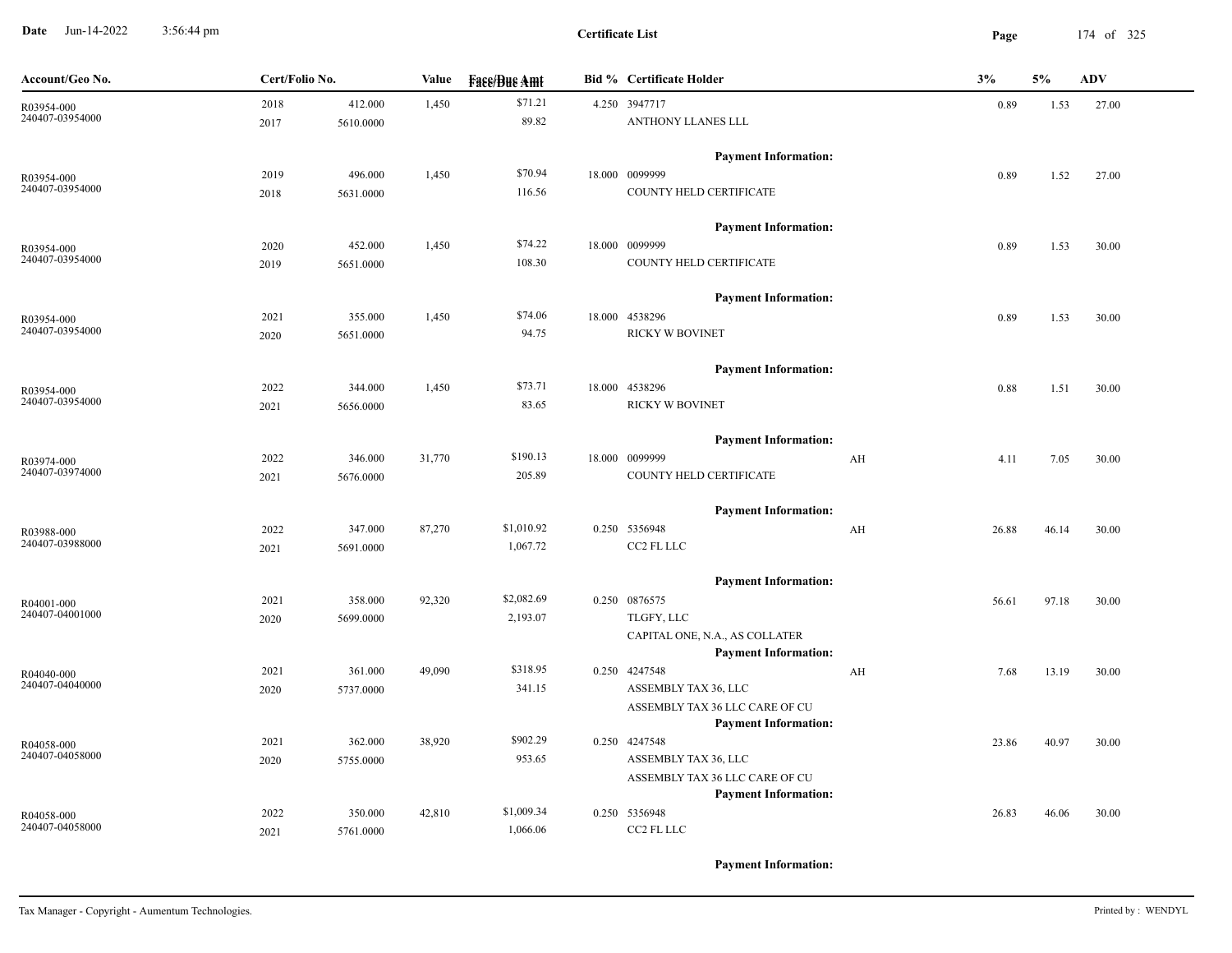# Certificate List

| Account/Geo No. | Cert/Folio No. | | Value | Face/Due Amt | Bid % | Certificate Holder | | 3% | 5% | ADV |
|---|---|---|---|---|---|---|---|---|---|---|
| R03954-000 | 2018 | 412.000 | 1,450 | $71.21 | 4.250 | 3947717 | | 0.89 | 1.53 | 27.00 |
| 240407-03954000 | 2017 | 5610.0000 | | 89.82 | | ANTHONY LLANES LLL | | | | |
| | | | | | | **Payment Information:** | | | | |
| R03954-000 | 2019 | 496.000 | 1,450 | $70.94 | 18.000 | 0099999 | | 0.89 | 1.52 | 27.00 |
| 240407-03954000 | 2018 | 5631.0000 | | 116.56 | | COUNTY HELD CERTIFICATE | | | | |
| | | | | | | **Payment Information:** | | | | |
| R03954-000 | 2020 | 452.000 | 1,450 | $74.22 | 18.000 | 0099999 | | 0.89 | 1.53 | 30.00 |
| 240407-03954000 | 2019 | 5651.0000 | | 108.30 | | COUNTY HELD CERTIFICATE | | | | |
| | | | | | | **Payment Information:** | | | | |
| R03954-000 | 2021 | 355.000 | 1,450 | $74.06 | 18.000 | 4538296 | | 0.89 | 1.53 | 30.00 |
| 240407-03954000 | 2020 | 5651.0000 | | 94.75 | | RICKY W BOVINET | | | | |
| | | | | | | **Payment Information:** | | | | |
| R03954-000 | 2022 | 344.000 | 1,450 | $73.71 | 18.000 | 4538296 | | 0.88 | 1.51 | 30.00 |
| 240407-03954000 | 2021 | 5656.0000 | | 83.65 | | RICKY W BOVINET | | | | |
| | | | | | | **Payment Information:** | | | | |
| R03974-000 | 2022 | 346.000 | 31,770 | $190.13 | 18.000 | 0099999 | AH | 4.11 | 7.05 | 30.00 |
| 240407-03974000 | 2021 | 5676.0000 | | 205.89 | | COUNTY HELD CERTIFICATE | | | | |
| | | | | | | **Payment Information:** | | | | |
| R03988-000 | 2022 | 347.000 | 87,270 | $1,010.92 | 0.250 | 5356948 | AH | 26.88 | 46.14 | 30.00 |
| 240407-03988000 | 2021 | 5691.0000 | | 1,067.72 | | CC2 FL LLC | | | | |
| | | | | | | **Payment Information:** | | | | |
| R04001-000 | 2021 | 358.000 | 92,320 | $2,082.69 | 0.250 | 0876575 | | 56.61 | 97.18 | 30.00 |
| 240407-04001000 | 2020 | 5699.0000 | | 2,193.07 | | TLGFY, LLC | | | | |
| | | | | | | CAPITAL ONE, N.A., AS COLLATER | | | | |
| | | | | | | **Payment Information:** | | | | |
| R04040-000 | 2021 | 361.000 | 49,090 | $318.95 | 0.250 | 4247548 | AH | 7.68 | 13.19 | 30.00 |
| 240407-04040000 | 2020 | 5737.0000 | | 341.15 | | ASSEMBLY TAX 36, LLC | | | | |
| | | | | | | ASSEMBLY TAX 36 LLC CARE OF CU | | | | |
| | | | | | | **Payment Information:** | | | | |
| R04058-000 | 2021 | 362.000 | 38,920 | $902.29 | 0.250 | 4247548 | | 23.86 | 40.97 | 30.00 |
| 240407-04058000 | 2020 | 5755.0000 | | 953.65 | | ASSEMBLY TAX 36, LLC | | | | |
| | | | | | | ASSEMBLY TAX 36 LLC CARE OF CU | | | | |
| | | | | | | **Payment Information:** | | | | |
| R04058-000 | 2022 | 350.000 | 42,810 | $1,009.34 | 0.250 | 5356948 | | 26.83 | 46.06 | 30.00 |
| 240407-04058000 | 2021 | 5761.0000 | | 1,066.06 | | CC2 FL LLC | | | | |
| | | | | | | **Payment Information:** | | | | |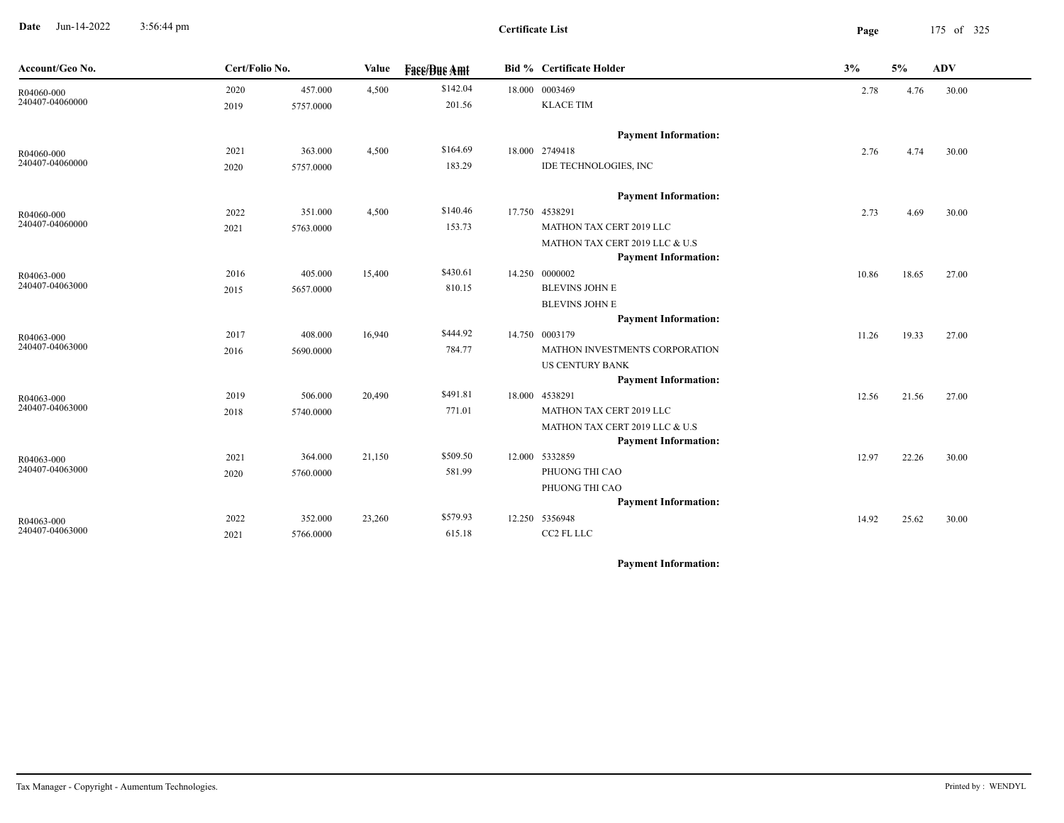# Certificate List

Date Jun-14-2022 3:56:44 pm

| Account/Geo No. | Cert/Folio No. | | Value | Face/Due Amt | Bid % | Certificate Holder | 3% | 5% | ADV |
|---|---|---|---|---|---|---|---|---|---|
| R04060-000 240407-04060000 | 2020 2019 | 457.000 5757.0000 | 4,500 | $142.04 201.56 | 18.000 | 0003469 KLACE TIM | 2.78 | 4.76 | 30.00 |
| | | | | | | **Payment Information:** | | | |
| R04060-000 240407-04060000 | 2021 2020 | 363.000 5757.0000 | 4,500 | $164.69 183.29 | 18.000 | 2749418 IDE TECHNOLOGIES, INC | 2.76 | 4.74 | 30.00 |
| | | | | | | **Payment Information:** | | | |
| R04060-000 240407-04060000 | 2022 2021 | 351.000 5763.0000 | 4,500 | $140.46 153.73 | 17.750 | 4538291 MATHON TAX CERT 2019 LLC MATHON TAX CERT 2019 LLC & U.S | 2.73 | 4.69 | 30.00 |
| | | | | | | **Payment Information:** | | | |
| R04063-000 240407-04063000 | 2016 2015 | 405.000 5657.0000 | 15,400 | $430.61 810.15 | 14.250 | 0000002 BLEVINS JOHN E BLEVINS JOHN E | 10.86 | 18.65 | 27.00 |
| | | | | | | **Payment Information:** | | | |
| R04063-000 240407-04063000 | 2017 2016 | 408.000 5690.0000 | 16,940 | $444.92 784.77 | 14.750 | 0003179 MATHON INVESTMENTS CORPORATION US CENTURY BANK | 11.26 | 19.33 | 27.00 |
| | | | | | | **Payment Information:** | | | |
| R04063-000 240407-04063000 | 2019 2018 | 506.000 5740.0000 | 20,490 | $491.81 771.01 | 18.000 | 4538291 MATHON TAX CERT 2019 LLC MATHON TAX CERT 2019 LLC & U.S | 12.56 | 21.56 | 27.00 |
| | | | | | | **Payment Information:** | | | |
| R04063-000 240407-04063000 | 2021 2020 | 364.000 5760.0000 | 21,150 | $509.50 581.99 | 12.000 | 5332859 PHUONG THI CAO PHUONG THI CAO | 12.97 | 22.26 | 30.00 |
| | | | | | | **Payment Information:** | | | |
| R04063-000 240407-04063000 | 2022 2021 | 352.000 5766.0000 | 23,260 | $579.93 615.18 | 12.250 | 5356948 CC2 FL LLC | 14.92 | 25.62 | 30.00 |
| | | | | | | **Payment Information:** | | | |

Tax Manager - Copyright - Aumentum Technologies. Printed by : WENDYL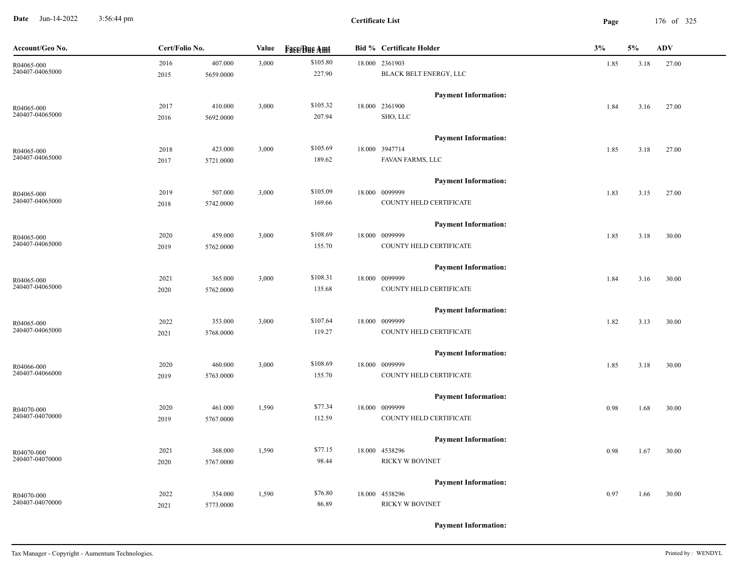**Date** Jun-14-2022 3:56:44 pm

**Certificate List**

| Account/Geo No. | Cert/Folio No. | | Value | Face/Due Amt | Bid % | Certificate Holder | 3% | 5% | ADV |
|---|---|---|---|---|---|---|---|---|---|
| R04065-000<br>240407-04065000 | 2016<br>2015 | 407.000<br>5659.0000 | 3,000 | $105.80<br>227.90 | 18.000 | 2361903<br>BLACK BELT ENERGY, LLC<br><br>**Payment Information:** | 1.85 | 3.18 | 27.00 |
| R04065-000<br>240407-04065000 | 2017<br>2016 | 410.000<br>5692.0000 | 3,000 | $105.32<br>207.94 | 18.000 | 2361900<br>SHO, LLC<br><br>**Payment Information:** | 1.84 | 3.16 | 27.00 |
| R04065-000<br>240407-04065000 | 2018<br>2017 | 423.000<br>5721.0000 | 3,000 | $105.69<br>189.62 | 18.000 | 3947714<br>FAVAN FARMS, LLC<br><br>**Payment Information:** | 1.85 | 3.18 | 27.00 |
| R04065-000<br>240407-04065000 | 2019<br>2018 | 507.000<br>5742.0000 | 3,000 | $105.09<br>169.66 | 18.000 | 0099999<br>COUNTY HELD CERTIFICATE<br><br>**Payment Information:** | 1.83 | 3.15 | 27.00 |
| R04065-000<br>240407-04065000 | 2020<br>2019 | 459.000<br>5762.0000 | 3,000 | $108.69<br>155.70 | 18.000 | 0099999<br>COUNTY HELD CERTIFICATE<br><br>**Payment Information:** | 1.85 | 3.18 | 30.00 |
| R04065-000<br>240407-04065000 | 2021<br>2020 | 365.000<br>5762.0000 | 3,000 | $108.31<br>135.68 | 18.000 | 0099999<br>COUNTY HELD CERTIFICATE<br><br>**Payment Information:** | 1.84 | 3.16 | 30.00 |
| R04065-000<br>240407-04065000 | 2022<br>2021 | 353.000<br>5768.0000 | 3,000 | $107.64<br>119.27 | 18.000 | 0099999<br>COUNTY HELD CERTIFICATE<br><br>**Payment Information:** | 1.82 | 3.13 | 30.00 |
| R04066-000<br>240407-04066000 | 2020<br>2019 | 460.000<br>5763.0000 | 3,000 | $108.69<br>155.70 | 18.000 | 0099999<br>COUNTY HELD CERTIFICATE<br><br>**Payment Information:** | 1.85 | 3.18 | 30.00 |
| R04070-000<br>240407-04070000 | 2020<br>2019 | 461.000<br>5767.0000 | 1,590 | $77.34<br>112.59 | 18.000 | 0099999<br>COUNTY HELD CERTIFICATE<br><br>**Payment Information:** | 0.98 | 1.68 | 30.00 |
| R04070-000<br>240407-04070000 | 2021<br>2020 | 368.000<br>5767.0000 | 1,590 | $77.15<br>98.44 | 18.000 | 4538296<br>RICKY W BOVINET<br><br>**Payment Information:** | 0.98 | 1.67 | 30.00 |
| R04070-000<br>240407-04070000 | 2022<br>2021 | 354.000<br>5773.0000 | 1,590 | $76.80<br>86.89 | 18.000 | 4538296<br>RICKY W BOVINET<br><br>**Payment Information:** | 0.97 | 1.66 | 30.00 |

Tax Manager - Copyright - Aumentum Technologies. Printed by : WENDYL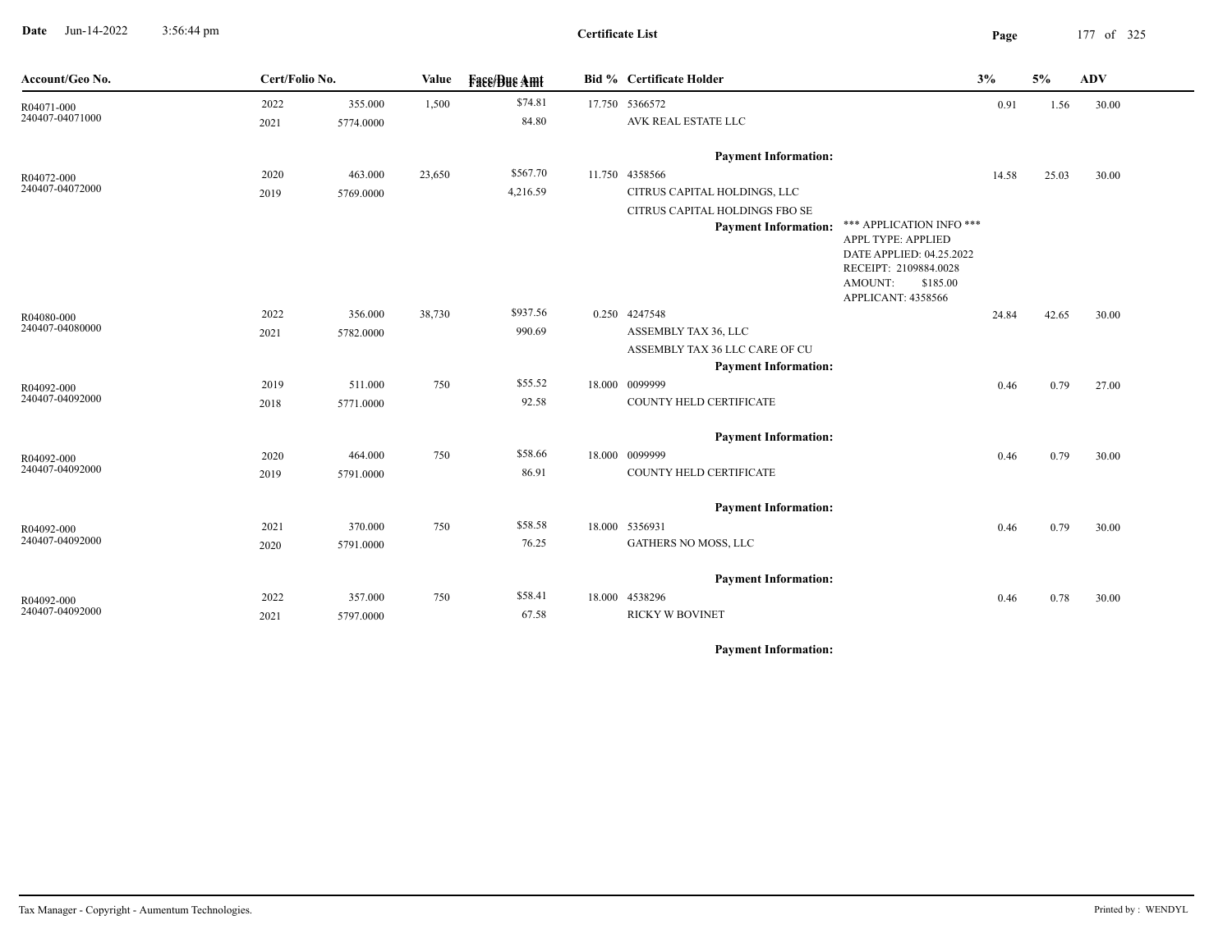**Date** Jun-14-2022 3:56:44 pm

**Certificate List**

| Account/Geo No. | Cert/Folio No. | | Value | Face/Due Amt | Bid % | Certificate Holder | | 3% | 5% | ADV |
|---|---|---|---|---|---|---|---|---|---|---|
| R04071-000 | 2022 | 355.000 | 1,500 | $74.81 | 17.750 | 5366572 | | 0.91 | 1.56 | 30.00 |
| 240407-04071000 | 2021 | 5774.0000 | | 84.80 | | AVK REAL ESTATE LLC | | | | |
| | | | | | | **Payment Information:** | | | | |
| R04072-000 | 2020 | 463.000 | 23,650 | $567.70 | 11.750 | 4358566 | | 14.58 | 25.03 | 30.00 |
| 240407-04072000 | 2019 | 5769.0000 | | 4,216.59 | | CITRUS CAPITAL HOLDINGS, LLC | | | | |
| | | | | | | CITRUS CAPITAL HOLDINGS FBO SE | | | | |
| | | | | | | **Payment Information:** | \*\*\* APPLICATION INFO \*\*\*<br>APPL TYPE: APPLIED<br>DATE APPLIED: 04.25.2022<br>RECEIPT: 2109884.0028<br>AMOUNT: $185.00<br>APPLICANT: 4358566 | | | |
| R04080-000 | 2022 | 356.000 | 38,730 | $937.56 | 0.250 | 4247548 | | 24.84 | 42.65 | 30.00 |
| 240407-04080000 | 2021 | 5782.0000 | | 990.69 | | ASSEMBLY TAX 36, LLC | | | | |
| | | | | | | ASSEMBLY TAX 36 LLC CARE OF CU | | | | |
| | | | | | | **Payment Information:** | | | | |
| R04092-000 | 2019 | 511.000 | 750 | $55.52 | 18.000 | 0099999 | | 0.46 | 0.79 | 27.00 |
| 240407-04092000 | 2018 | 5771.0000 | | 92.58 | | COUNTY HELD CERTIFICATE | | | | |
| | | | | | | **Payment Information:** | | | | |
| R04092-000 | 2020 | 464.000 | 750 | $58.66 | 18.000 | 0099999 | | 0.46 | 0.79 | 30.00 |
| 240407-04092000 | 2019 | 5791.0000 | | 86.91 | | COUNTY HELD CERTIFICATE | | | | |
| | | | | | | **Payment Information:** | | | | |
| R04092-000 | 2021 | 370.000 | 750 | $58.58 | 18.000 | 5356931 | | 0.46 | 0.79 | 30.00 |
| 240407-04092000 | 2020 | 5791.0000 | | 76.25 | | GATHERS NO MOSS, LLC | | | | |
| | | | | | | **Payment Information:** | | | | |
| R04092-000 | 2022 | 357.000 | 750 | $58.41 | 18.000 | 4538296 | | 0.46 | 0.78 | 30.00 |
| 240407-04092000 | 2021 | 5797.0000 | | 67.58 | | RICKY W BOVINET | | | | |
| | | | | | | **Payment Information:** | | | | |

Tax Manager - Copyright - Aumentum Technologies. Printed by : WENDYL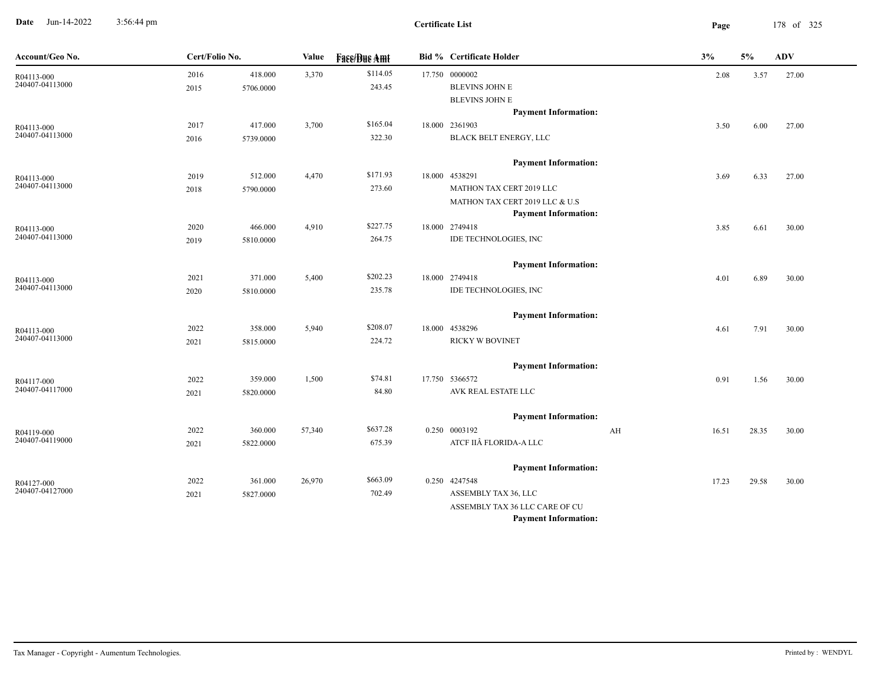# Certificate List

Date Jun-14-2022 3:56:44 pm

| Account/Geo No. | Cert/Folio No. | | Value | Face/Due Amt | Bid % | Certificate Holder | | 3% | 5% | ADV |
|---|---|---|---|---|---|---|---|---|---|---|
| R04113-000 | 2016 | 418.000 | 3,370 | $114.05 | 17.750 | 0000002 | | 2.08 | 3.57 | 27.00 |
| 240407-04113000 | 2015 | 5706.0000 | | 243.45 | | BLEVINS JOHN E | | | | |
| | | | | | | BLEVINS JOHN E | | | | |
| | | | | | | **Payment Information:** | | | | |
| R04113-000 | 2017 | 417.000 | 3,700 | $165.04 | 18.000 | 2361903 | | 3.50 | 6.00 | 27.00 |
| 240407-04113000 | 2016 | 5739.0000 | | 322.30 | | BLACK BELT ENERGY, LLC | | | | |
| | | | | | | **Payment Information:** | | | | |
| R04113-000 | 2019 | 512.000 | 4,470 | $171.93 | 18.000 | 4538291 | | 3.69 | 6.33 | 27.00 |
| 240407-04113000 | 2018 | 5790.0000 | | 273.60 | | MATHON TAX CERT 2019 LLC | | | | |
| | | | | | | MATHON TAX CERT 2019 LLC & U.S | | | | |
| | | | | | | **Payment Information:** | | | | |
| R04113-000 | 2020 | 466.000 | 4,910 | $227.75 | 18.000 | 2749418 | | 3.85 | 6.61 | 30.00 |
| 240407-04113000 | 2019 | 5810.0000 | | 264.75 | | IDE TECHNOLOGIES, INC | | | | |
| | | | | | | **Payment Information:** | | | | |
| R04113-000 | 2021 | 371.000 | 5,400 | $202.23 | 18.000 | 2749418 | | 4.01 | 6.89 | 30.00 |
| 240407-04113000 | 2020 | 5810.0000 | | 235.78 | | IDE TECHNOLOGIES, INC | | | | |
| | | | | | | **Payment Information:** | | | | |
| R04113-000 | 2022 | 358.000 | 5,940 | $208.07 | 18.000 | 4538296 | | 4.61 | 7.91 | 30.00 |
| 240407-04113000 | 2021 | 5815.0000 | | 224.72 | | RICKY W BOVINET | | | | |
| | | | | | | **Payment Information:** | | | | |
| R04117-000 | 2022 | 359.000 | 1,500 | $74.81 | 17.750 | 5366572 | | 0.91 | 1.56 | 30.00 |
| 240407-04117000 | 2021 | 5820.0000 | | 84.80 | | AVK REAL ESTATE LLC | | | | |
| | | | | | | **Payment Information:** | | | | |
| R04119-000 | 2022 | 360.000 | 57,340 | $637.28 | 0.250 | 0003192 | AH | 16.51 | 28.35 | 30.00 |
| 240407-04119000 | 2021 | 5822.0000 | | 675.39 | | ATCF IIÂ FLORIDA-A LLC | | | | |
| | | | | | | **Payment Information:** | | | | |
| R04127-000 | 2022 | 361.000 | 26,970 | $663.09 | 0.250 | 4247548 | | 17.23 | 29.58 | 30.00 |
| 240407-04127000 | 2021 | 5827.0000 | | 702.49 | | ASSEMBLY TAX 36, LLC | | | | |
| | | | | | | ASSEMBLY TAX 36 LLC CARE OF CU | | | | |
| | | | | | | **Payment Information:** | | | | |

Tax Manager - Copyright - Aumentum Technologies. Printed by : WENDYL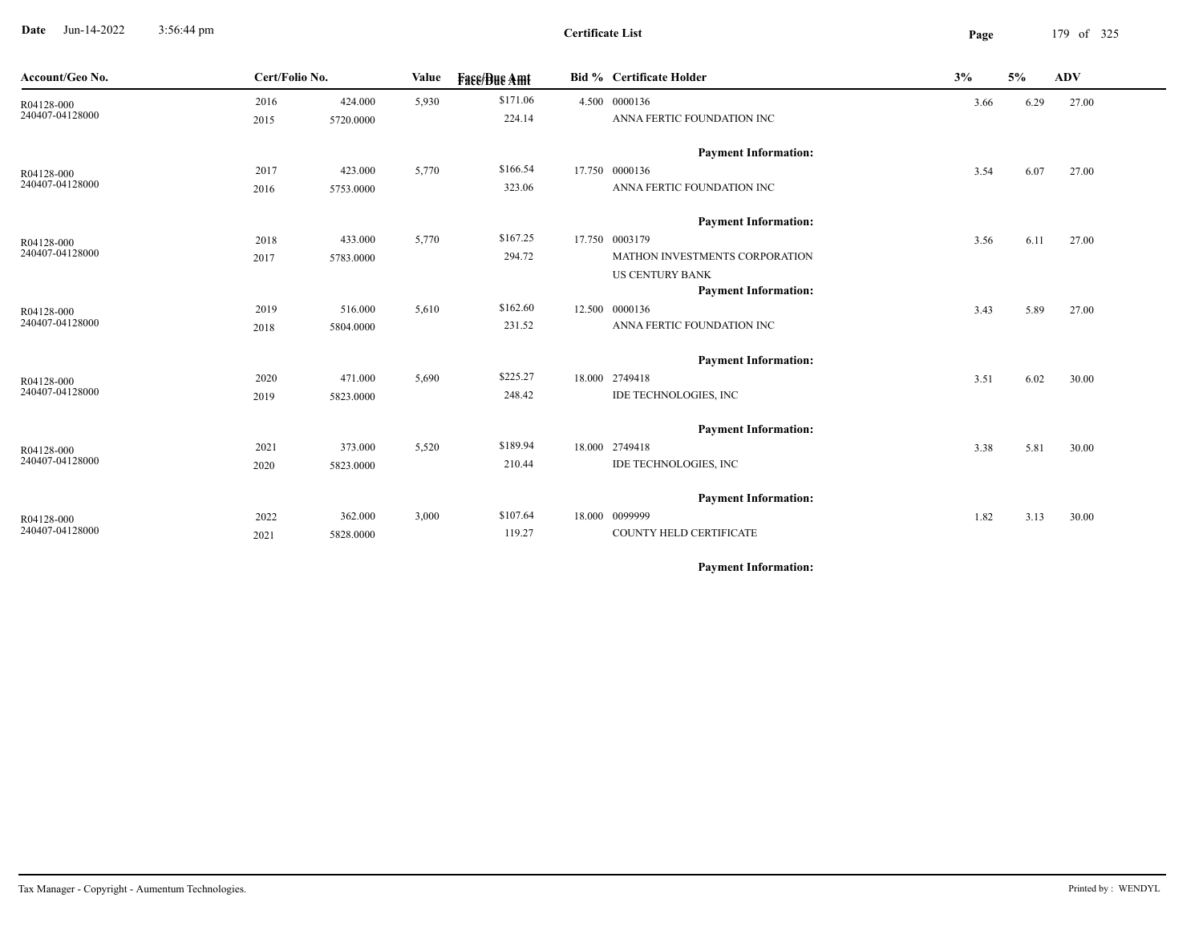**Certificate List**

Date Jun-14-2022 3:56:44 pm

| Account/Geo No. | Cert/Folio No. | | Value | Face/Due Amt | Bid % | Certificate Holder | 3% | 5% | ADV |
|---|---|---|---|---|---|---|---|---|---|
| R04128-000<br>240407-04128000 | 2016<br>2015 | 424.000<br>5720.0000 | 5,930 | $171.06<br>224.14 | 4.500 | 0000136<br>ANNA FERTIC FOUNDATION INC | 3.66 | 6.29 | 27.00 |
| | | | | | | **Payment Information:** | | | |
| R04128-000<br>240407-04128000 | 2017<br>2016 | 423.000<br>5753.0000 | 5,770 | $166.54<br>323.06 | 17.750 | 0000136<br>ANNA FERTIC FOUNDATION INC | 3.54 | 6.07 | 27.00 |
| | | | | | | **Payment Information:** | | | |
| R04128-000<br>240407-04128000 | 2018<br>2017 | 433.000<br>5783.0000 | 5,770 | $167.25<br>294.72 | 17.750 | 0003179<br>MATHON INVESTMENTS CORPORATION<br>US CENTURY BANK | 3.56 | 6.11 | 27.00 |
| | | | | | | **Payment Information:** | | | |
| R04128-000<br>240407-04128000 | 2019<br>2018 | 516.000<br>5804.0000 | 5,610 | $162.60<br>231.52 | 12.500 | 0000136<br>ANNA FERTIC FOUNDATION INC | 3.43 | 5.89 | 27.00 |
| | | | | | | **Payment Information:** | | | |
| R04128-000<br>240407-04128000 | 2020<br>2019 | 471.000<br>5823.0000 | 5,690 | $225.27<br>248.42 | 18.000 | 2749418<br>IDE TECHNOLOGIES, INC | 3.51 | 6.02 | 30.00 |
| | | | | | | **Payment Information:** | | | |
| R04128-000<br>240407-04128000 | 2021<br>2020 | 373.000<br>5823.0000 | 5,520 | $189.94<br>210.44 | 18.000 | 2749418<br>IDE TECHNOLOGIES, INC | 3.38 | 5.81 | 30.00 |
| | | | | | | **Payment Information:** | | | |
| R04128-000<br>240407-04128000 | 2022<br>2021 | 362.000<br>5828.0000 | 3,000 | $107.64<br>119.27 | 18.000 | 0099999<br>COUNTY HELD CERTIFICATE | 1.82 | 3.13 | 30.00 |
| | | | | | | **Payment Information:** | | | |

Tax Manager - Copyright - Aumentum Technologies.

Printed by : WENDYL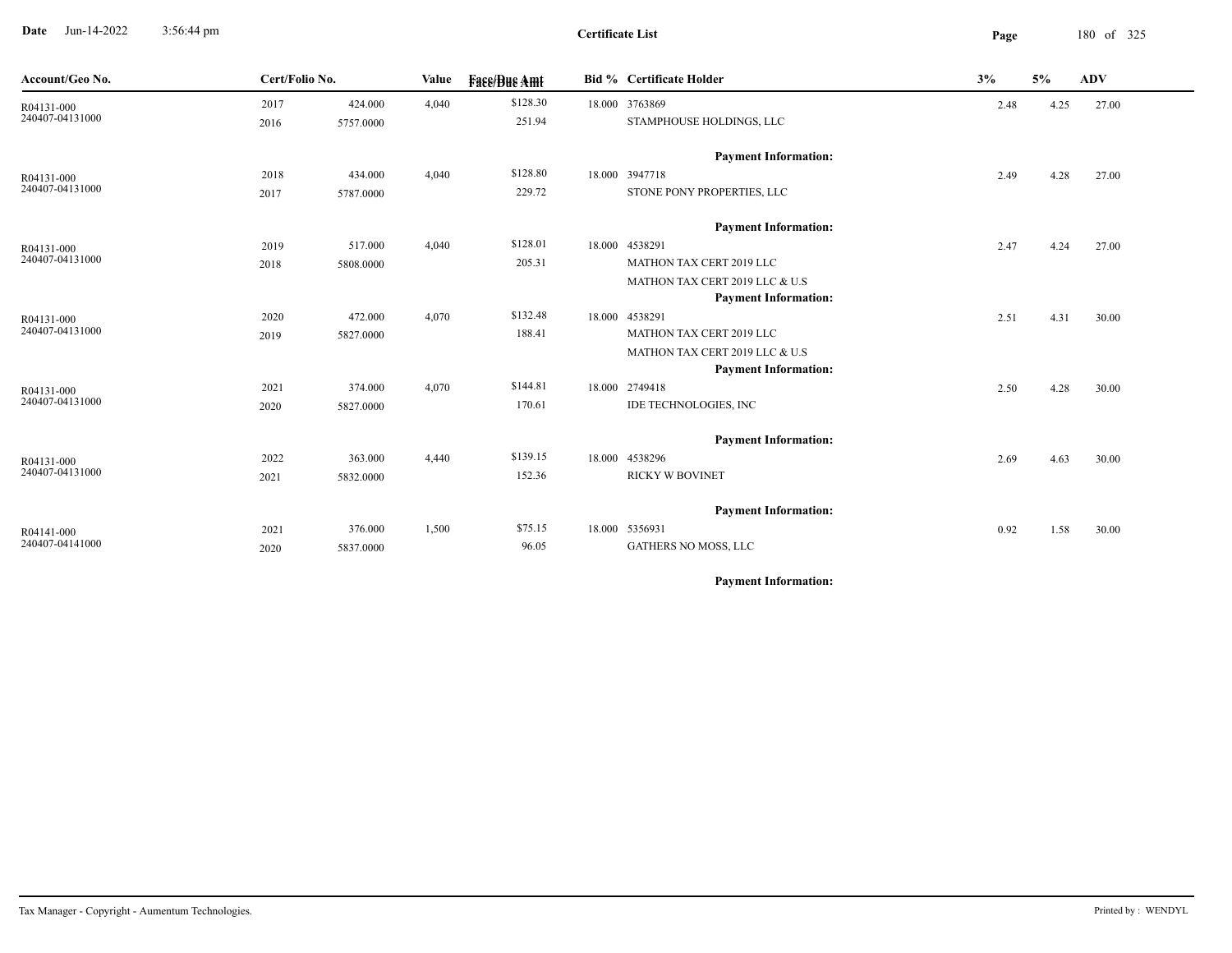**Certificate List**

Date Jun-14-2022 3:56:44 pm

| Account/Geo No. | Cert/Folio No. | | Value | Face/Due Amt | Bid % | Certificate Holder | 3% | 5% | ADV |
|---|---|---|---|---|---|---|---|---|---|
| R04131-000 | 2017 | 424.000 | 4,040 | $128.30 | 18.000 | 3763869 | 2.48 | 4.25 | 27.00 |
| 240407-04131000 | 2016 | 5757.0000 | | 251.94 | | STAMPHOUSE HOLDINGS, LLC | | | |
| | | | | | | **Payment Information:** | | | |
| R04131-000 | 2018 | 434.000 | 4,040 | $128.80 | 18.000 | 3947718 | 2.49 | 4.28 | 27.00 |
| 240407-04131000 | 2017 | 5787.0000 | | 229.72 | | STONE PONY PROPERTIES, LLC | | | |
| | | | | | | **Payment Information:** | | | |
| R04131-000 | 2019 | 517.000 | 4,040 | $128.01 | 18.000 | 4538291 | 2.47 | 4.24 | 27.00 |
| 240407-04131000 | 2018 | 5808.0000 | | 205.31 | | MATHON TAX CERT 2019 LLC | | | |
| | | | | | | MATHON TAX CERT 2019 LLC & U.S | | | |
| | | | | | | **Payment Information:** | | | |
| R04131-000 | 2020 | 472.000 | 4,070 | $132.48 | 18.000 | 4538291 | 2.51 | 4.31 | 30.00 |
| 240407-04131000 | 2019 | 5827.0000 | | 188.41 | | MATHON TAX CERT 2019 LLC | | | |
| | | | | | | MATHON TAX CERT 2019 LLC & U.S | | | |
| | | | | | | **Payment Information:** | | | |
| R04131-000 | 2021 | 374.000 | 4,070 | $144.81 | 18.000 | 2749418 | 2.50 | 4.28 | 30.00 |
| 240407-04131000 | 2020 | 5827.0000 | | 170.61 | | IDE TECHNOLOGIES, INC | | | |
| | | | | | | **Payment Information:** | | | |
| R04131-000 | 2022 | 363.000 | 4,440 | $139.15 | 18.000 | 4538296 | 2.69 | 4.63 | 30.00 |
| 240407-04131000 | 2021 | 5832.0000 | | 152.36 | | RICKY W BOVINET | | | |
| | | | | | | **Payment Information:** | | | |
| R04141-000 | 2021 | 376.000 | 1,500 | $75.15 | 18.000 | 5356931 | 0.92 | 1.58 | 30.00 |
| 240407-04141000 | 2020 | 5837.0000 | | 96.05 | | GATHERS NO MOSS, LLC | | | |
| | | | | | | **Payment Information:** | | | |

Tax Manager - Copyright - Aumentum Technologies. Printed by : WENDYL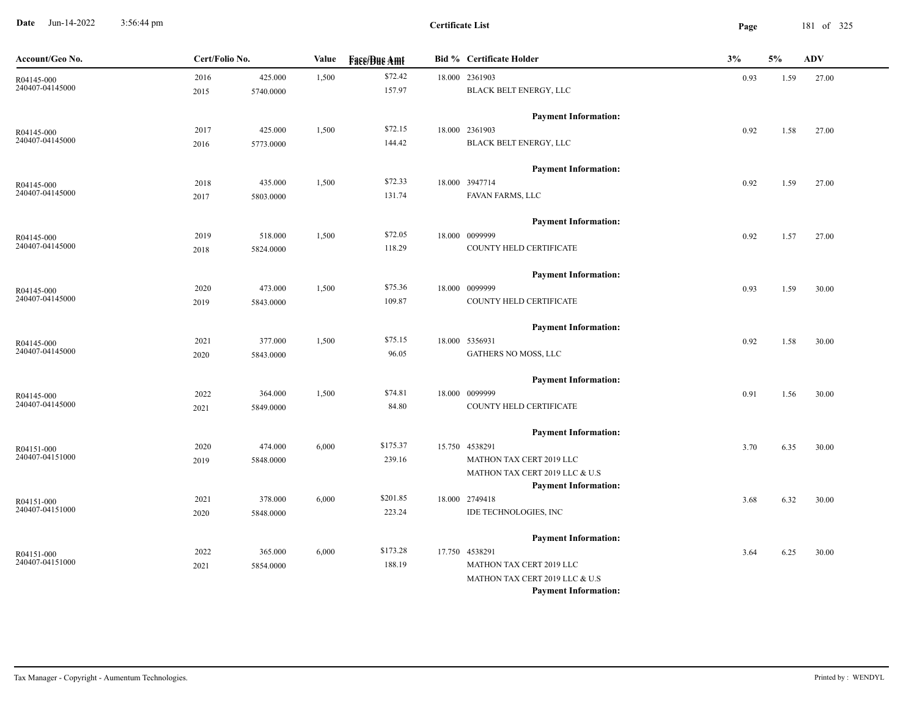**Certificate List**

Date Jun-14-2022 3:56:44 pm

| Account/Geo No. | Cert/Folio No. | | Value | Face/Due Amt | Bid % | Certificate Holder | 3% | 5% | ADV |
|---|---|---|---|---|---|---|---|---|---|
| R04145-000 240407-04145000 | 2016 2015 | 425.000 5740.0000 | 1,500 | $72.42 157.97 | 18.000 | 2361903 BLACK BELT ENERGY, LLC **Payment Information:** | 0.93 | 1.59 | 27.00 |
| R04145-000 240407-04145000 | 2017 2016 | 425.000 5773.0000 | 1,500 | $72.15 144.42 | 18.000 | 2361903 BLACK BELT ENERGY, LLC **Payment Information:** | 0.92 | 1.58 | 27.00 |
| R04145-000 240407-04145000 | 2018 2017 | 435.000 5803.0000 | 1,500 | $72.33 131.74 | 18.000 | 3947714 FAVAN FARMS, LLC **Payment Information:** | 0.92 | 1.59 | 27.00 |
| R04145-000 240407-04145000 | 2019 2018 | 518.000 5824.0000 | 1,500 | $72.05 118.29 | 18.000 | 0099999 COUNTY HELD CERTIFICATE **Payment Information:** | 0.92 | 1.57 | 27.00 |
| R04145-000 240407-04145000 | 2020 2019 | 473.000 5843.0000 | 1,500 | $75.36 109.87 | 18.000 | 0099999 COUNTY HELD CERTIFICATE **Payment Information:** | 0.93 | 1.59 | 30.00 |
| R04145-000 240407-04145000 | 2021 2020 | 377.000 5843.0000 | 1,500 | $75.15 96.05 | 18.000 | 5356931 GATHERS NO MOSS, LLC **Payment Information:** | 0.92 | 1.58 | 30.00 |
| R04145-000 240407-04145000 | 2022 2021 | 364.000 5849.0000 | 1,500 | $74.81 84.80 | 18.000 | 0099999 COUNTY HELD CERTIFICATE **Payment Information:** | 0.91 | 1.56 | 30.00 |
| R04151-000 240407-04151000 | 2020 2019 | 474.000 5848.0000 | 6,000 | $175.37 239.16 | 15.750 | 4538291 MATHON TAX CERT 2019 LLC MATHON TAX CERT 2019 LLC & U.S **Payment Information:** | 3.70 | 6.35 | 30.00 |
| R04151-000 240407-04151000 | 2021 2020 | 378.000 5848.0000 | 6,000 | $201.85 223.24 | 18.000 | 2749418 IDE TECHNOLOGIES, INC **Payment Information:** | 3.68 | 6.32 | 30.00 |
| R04151-000 240407-04151000 | 2022 2021 | 365.000 5854.0000 | 6,000 | $173.28 188.19 | 17.750 | 4538291 MATHON TAX CERT 2019 LLC MATHON TAX CERT 2019 LLC & U.S **Payment Information:** | 3.64 | 6.25 | 30.00 |

Tax Manager - Copyright - Aumentum Technologies.

Printed by : WENDYL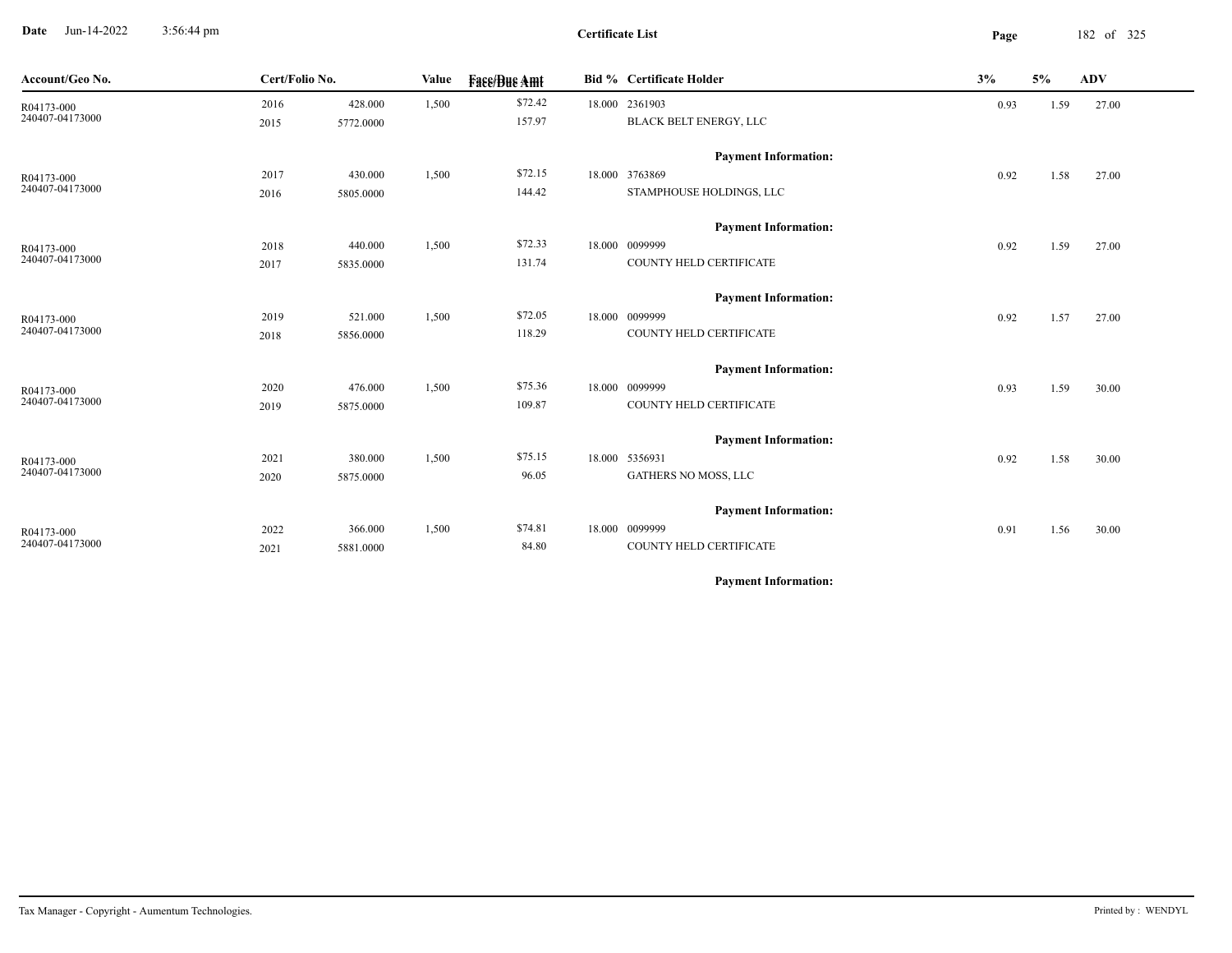# Certificate List

Date Jun-14-2022 3:56:44 pm

| Account/Geo No. | Cert/Folio No. | | Value | Face/Due Amt | Bid % | Certificate Holder | 3% | 5% | ADV |
|---|---|---|---|---|---|---|---|---|---|
| R04173-000 | 2016 | 428.000 | 1,500 | $72.42 | 18.000 | 2361903 | 0.93 | 1.59 | 27.00 |
| 240407-04173000 | 2015 | 5772.0000 | | 157.97 | | BLACK BELT ENERGY, LLC | | | |
| | | | | | | **Payment Information:** | | | |
| R04173-000 | 2017 | 430.000 | 1,500 | $72.15 | 18.000 | 3763869 | 0.92 | 1.58 | 27.00 |
| 240407-04173000 | 2016 | 5805.0000 | | 144.42 | | STAMPHOUSE HOLDINGS, LLC | | | |
| | | | | | | **Payment Information:** | | | |
| R04173-000 | 2018 | 440.000 | 1,500 | $72.33 | 18.000 | 0099999 | 0.92 | 1.59 | 27.00 |
| 240407-04173000 | 2017 | 5835.0000 | | 131.74 | | COUNTY HELD CERTIFICATE | | | |
| | | | | | | **Payment Information:** | | | |
| R04173-000 | 2019 | 521.000 | 1,500 | $72.05 | 18.000 | 0099999 | 0.92 | 1.57 | 27.00 |
| 240407-04173000 | 2018 | 5856.0000 | | 118.29 | | COUNTY HELD CERTIFICATE | | | |
| | | | | | | **Payment Information:** | | | |
| R04173-000 | 2020 | 476.000 | 1,500 | $75.36 | 18.000 | 0099999 | 0.93 | 1.59 | 30.00 |
| 240407-04173000 | 2019 | 5875.0000 | | 109.87 | | COUNTY HELD CERTIFICATE | | | |
| | | | | | | **Payment Information:** | | | |
| R04173-000 | 2021 | 380.000 | 1,500 | $75.15 | 18.000 | 5356931 | 0.92 | 1.58 | 30.00 |
| 240407-04173000 | 2020 | 5875.0000 | | 96.05 | | GATHERS NO MOSS, LLC | | | |
| | | | | | | **Payment Information:** | | | |
| R04173-000 | 2022 | 366.000 | 1,500 | $74.81 | 18.000 | 0099999 | 0.91 | 1.56 | 30.00 |
| 240407-04173000 | 2021 | 5881.0000 | | 84.80 | | COUNTY HELD CERTIFICATE | | | |
| | | | | | | **Payment Information:** | | | |

Tax Manager - Copyright - Aumentum Technologies. Printed by : WENDYL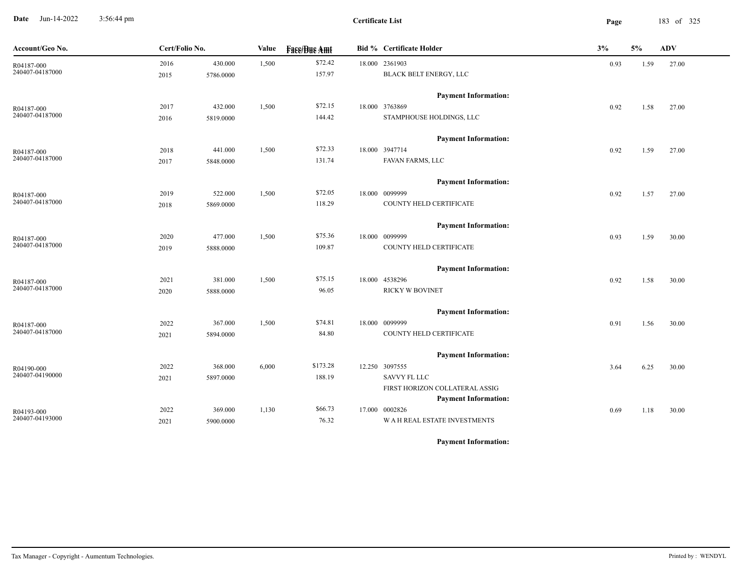**Certificate List**

| Account/Geo No. | Cert/Folio No. | | Value | Face/Due Amt | Bid % | Certificate Holder | 3% | 5% | ADV |
|---|---|---|---|---|---|---|---|---|---|
| R04187-000 | 2016 | 430.000 | 1,500 | $72.42 | 18.000 | 2361903 | 0.93 | 1.59 | 27.00 |
| 240407-04187000 | 2015 | 5786.0000 | | 157.97 | | BLACK BELT ENERGY, LLC | | | |
| | | | | | | **Payment Information:** | | | |
| R04187-000 | 2017 | 432.000 | 1,500 | $72.15 | 18.000 | 3763869 | 0.92 | 1.58 | 27.00 |
| 240407-04187000 | 2016 | 5819.0000 | | 144.42 | | STAMPHOUSE HOLDINGS, LLC | | | |
| | | | | | | **Payment Information:** | | | |
| R04187-000 | 2018 | 441.000 | 1,500 | $72.33 | 18.000 | 3947714 | 0.92 | 1.59 | 27.00 |
| 240407-04187000 | 2017 | 5848.0000 | | 131.74 | | FAVAN FARMS, LLC | | | |
| | | | | | | **Payment Information:** | | | |
| R04187-000 | 2019 | 522.000 | 1,500 | $72.05 | 18.000 | 0099999 | 0.92 | 1.57 | 27.00 |
| 240407-04187000 | 2018 | 5869.0000 | | 118.29 | | COUNTY HELD CERTIFICATE | | | |
| | | | | | | **Payment Information:** | | | |
| R04187-000 | 2020 | 477.000 | 1,500 | $75.36 | 18.000 | 0099999 | 0.93 | 1.59 | 30.00 |
| 240407-04187000 | 2019 | 5888.0000 | | 109.87 | | COUNTY HELD CERTIFICATE | | | |
| | | | | | | **Payment Information:** | | | |
| R04187-000 | 2021 | 381.000 | 1,500 | $75.15 | 18.000 | 4538296 | 0.92 | 1.58 | 30.00 |
| 240407-04187000 | 2020 | 5888.0000 | | 96.05 | | RICKY W BOVINET | | | |
| | | | | | | **Payment Information:** | | | |
| R04187-000 | 2022 | 367.000 | 1,500 | $74.81 | 18.000 | 0099999 | 0.91 | 1.56 | 30.00 |
| 240407-04187000 | 2021 | 5894.0000 | | 84.80 | | COUNTY HELD CERTIFICATE | | | |
| | | | | | | **Payment Information:** | | | |
| R04190-000 | 2022 | 368.000 | 6,000 | $173.28 | 12.250 | 3097555 | 3.64 | 6.25 | 30.00 |
| 240407-04190000 | 2021 | 5897.0000 | | 188.19 | | SAVVY FL LLC | | | |
| | | | | | | FIRST HORIZON COLLATERAL ASSIG | | | |
| | | | | | | **Payment Information:** | | | |
| R04193-000 | 2022 | 369.000 | 1,130 | $66.73 | 17.000 | 0002826 | 0.69 | 1.18 | 30.00 |
| 240407-04193000 | 2021 | 5900.0000 | | 76.32 | | W A H REAL ESTATE INVESTMENTS | | | |
| | | | | | | **Payment Information:** | | | |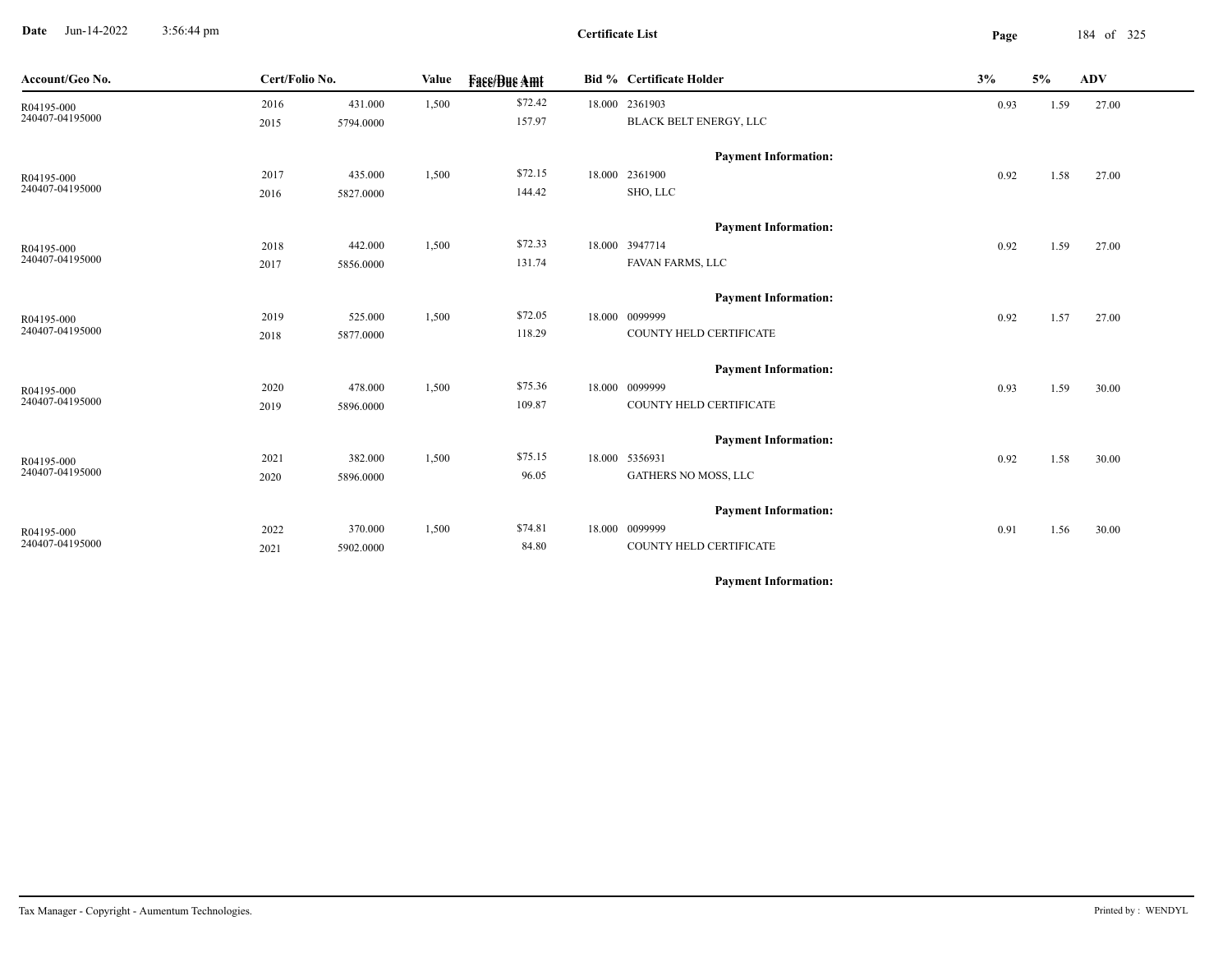**Certificate List**

Date Jun-14-2022 3:56:44 pm

| Account/Geo No. | Cert/Folio No. | | Value | Face/Due Amt | Bid % | Certificate Holder | 3% | 5% | ADV |
|---|---|---|---|---|---|---|---|---|---|
| R04195-000<br>240407-04195000 | 2016<br>2015 | 431.000<br>5794.0000 | 1,500 | $72.42<br>157.97 | 18.000 | 2361903<br>BLACK BELT ENERGY, LLC | 0.93 | 1.59 | 27.00 |
| | | | | | | **Payment Information:** | | | |
| R04195-000<br>240407-04195000 | 2017<br>2016 | 435.000<br>5827.0000 | 1,500 | $72.15<br>144.42 | 18.000 | 2361900<br>SHO, LLC | 0.92 | 1.58 | 27.00 |
| | | | | | | **Payment Information:** | | | |
| R04195-000<br>240407-04195000 | 2018<br>2017 | 442.000<br>5856.0000 | 1,500 | $72.33<br>131.74 | 18.000 | 3947714<br>FAVAN FARMS, LLC | 0.92 | 1.59 | 27.00 |
| | | | | | | **Payment Information:** | | | |
| R04195-000<br>240407-04195000 | 2019<br>2018 | 525.000<br>5877.0000 | 1,500 | $72.05<br>118.29 | 18.000 | 0099999<br>COUNTY HELD CERTIFICATE | 0.92 | 1.57 | 27.00 |
| | | | | | | **Payment Information:** | | | |
| R04195-000<br>240407-04195000 | 2020<br>2019 | 478.000<br>5896.0000 | 1,500 | $75.36<br>109.87 | 18.000 | 0099999<br>COUNTY HELD CERTIFICATE | 0.93 | 1.59 | 30.00 |
| | | | | | | **Payment Information:** | | | |
| R04195-000<br>240407-04195000 | 2021<br>2020 | 382.000<br>5896.0000 | 1,500 | $75.15<br>96.05 | 18.000 | 5356931<br>GATHERS NO MOSS, LLC | 0.92 | 1.58 | 30.00 |
| | | | | | | **Payment Information:** | | | |
| R04195-000<br>240407-04195000 | 2022<br>2021 | 370.000<br>5902.0000 | 1,500 | $74.81<br>84.80 | 18.000 | 0099999<br>COUNTY HELD CERTIFICATE | 0.91 | 1.56 | 30.00 |
| | | | | | | **Payment Information:** | | | |

Tax Manager - Copyright - Aumentum Technologies.

Printed by : WENDYL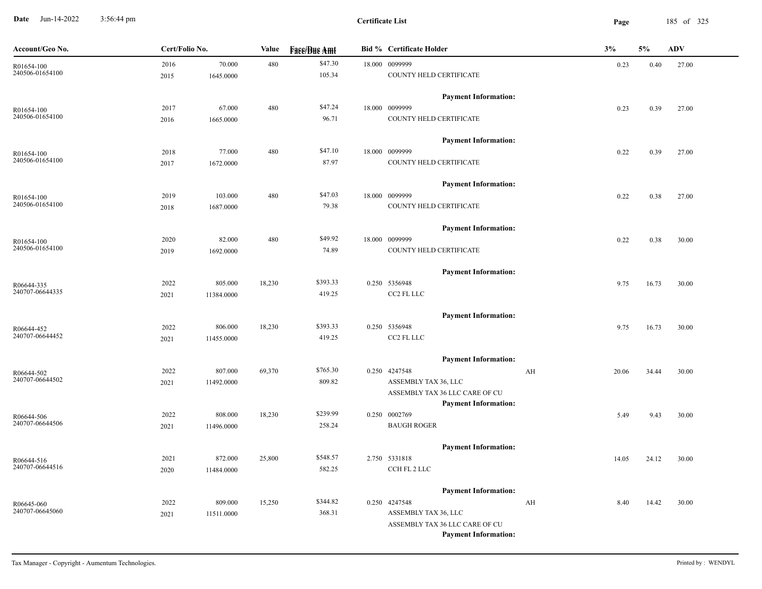**Date** Jun-14-2022 3:56:44 pm

**Certificate List**

| Account/Geo No. | Cert/Folio No. | | Value | Face/Due Amt | Bid % | Certificate Holder | | 3% | 5% | ADV |
|---|---|---|---|---|---|---|---|---|---|---|
| R01654-100 | 2016 | 70.000 | 480 | $47.30 | 18.000 | 0099999 | | 0.23 | 0.40 | 27.00 |
| 240506-01654100 | 2015 | 1645.0000 | | 105.34 | | COUNTY HELD CERTIFICATE | | | | |
| | | | | | | **Payment Information:** | | | | |
| R01654-100 | 2017 | 67.000 | 480 | $47.24 | 18.000 | 0099999 | | 0.23 | 0.39 | 27.00 |
| 240506-01654100 | 2016 | 1665.0000 | | 96.71 | | COUNTY HELD CERTIFICATE | | | | |
| | | | | | | **Payment Information:** | | | | |
| R01654-100 | 2018 | 77.000 | 480 | $47.10 | 18.000 | 0099999 | | 0.22 | 0.39 | 27.00 |
| 240506-01654100 | 2017 | 1672.0000 | | 87.97 | | COUNTY HELD CERTIFICATE | | | | |
| | | | | | | **Payment Information:** | | | | |
| R01654-100 | 2019 | 103.000 | 480 | $47.03 | 18.000 | 0099999 | | 0.22 | 0.38 | 27.00 |
| 240506-01654100 | 2018 | 1687.0000 | | 79.38 | | COUNTY HELD CERTIFICATE | | | | |
| | | | | | | **Payment Information:** | | | | |
| R01654-100 | 2020 | 82.000 | 480 | $49.92 | 18.000 | 0099999 | | 0.22 | 0.38 | 30.00 |
| 240506-01654100 | 2019 | 1692.0000 | | 74.89 | | COUNTY HELD CERTIFICATE | | | | |
| | | | | | | **Payment Information:** | | | | |
| R06644-335 | 2022 | 805.000 | 18,230 | $393.33 | 0.250 | 5356948 | | 9.75 | 16.73 | 30.00 |
| 240707-06644335 | 2021 | 11384.0000 | | 419.25 | | CC2 FL LLC | | | | |
| | | | | | | **Payment Information:** | | | | |
| R06644-452 | 2022 | 806.000 | 18,230 | $393.33 | 0.250 | 5356948 | | 9.75 | 16.73 | 30.00 |
| 240707-06644452 | 2021 | 11455.0000 | | 419.25 | | CC2 FL LLC | | | | |
| | | | | | | **Payment Information:** | | | | |
| R06644-502 | 2022 | 807.000 | 69,370 | $765.30 | 0.250 | 4247548 | AH | 20.06 | 34.44 | 30.00 |
| 240707-06644502 | 2021 | 11492.0000 | | 809.82 | | ASSEMBLY TAX 36, LLC | | | | |
| | | | | | | ASSEMBLY TAX 36 LLC CARE OF CU | | | | |
| | | | | | | **Payment Information:** | | | | |
| R06644-506 | 2022 | 808.000 | 18,230 | $239.99 | 0.250 | 0002769 | | 5.49 | 9.43 | 30.00 |
| 240707-06644506 | 2021 | 11496.0000 | | 258.24 | | BAUGH ROGER | | | | |
| | | | | | | **Payment Information:** | | | | |
| R06644-516 | 2021 | 872.000 | 25,800 | $548.57 | 2.750 | 5331818 | | 14.05 | 24.12 | 30.00 |
| 240707-06644516 | 2020 | 11484.0000 | | 582.25 | | CCH FL 2 LLC | | | | |
| | | | | | | **Payment Information:** | | | | |
| R06645-060 | 2022 | 809.000 | 15,250 | $344.82 | 0.250 | 4247548 | AH | 8.40 | 14.42 | 30.00 |
| 240707-06645060 | 2021 | 11511.0000 | | 368.31 | | ASSEMBLY TAX 36, LLC | | | | |
| | | | | | | ASSEMBLY TAX 36 LLC CARE OF CU | | | | |
| | | | | | | **Payment Information:** | | | | |

Tax Manager - Copyright - Aumentum Technologies. Printed by : WENDYL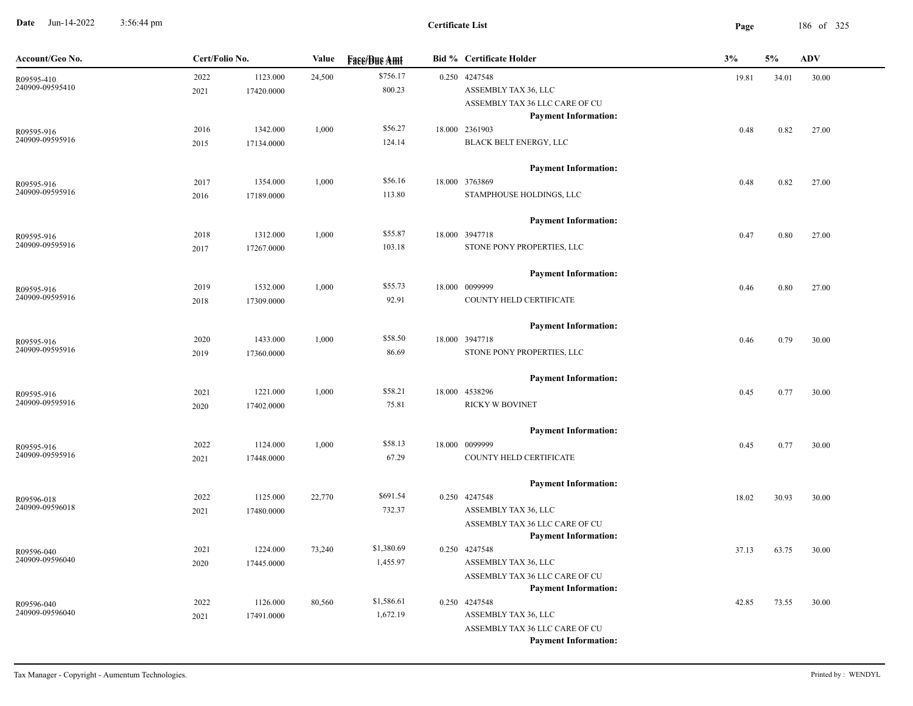**Certificate List**

| Account/Geo No. | Cert/Folio No. | | Value | Face/Due Amt | Bid % | Certificate Holder | 3% | 5% | ADV |
|---|---|---|---|---|---|---|---|---|---|
| R09595-410<br>240909-09595410 | 2022<br>2021 | 1123.000<br>17420.0000 | 24,500 | $756.17<br>800.23 | 0.250 | 4247548<br>ASSEMBLY TAX 36, LLC<br>ASSEMBLY TAX 36 LLC CARE OF CU<br>**Payment Information:** | 19.81 | 34.01 | 30.00 |
| R09595-916<br>240909-09595916 | 2016<br>2015 | 1342.000<br>17134.0000 | 1,000 | $56.27<br>124.14 | 18.000 | 2361903<br>BLACK BELT ENERGY, LLC<br>**Payment Information:** | 0.48 | 0.82 | 27.00 |
| R09595-916<br>240909-09595916 | 2017<br>2016 | 1354.000<br>17189.0000 | 1,000 | $56.16<br>113.80 | 18.000 | 3763869<br>STAMPHOUSE HOLDINGS, LLC<br>**Payment Information:** | 0.48 | 0.82 | 27.00 |
| R09595-916<br>240909-09595916 | 2018<br>2017 | 1312.000<br>17267.0000 | 1,000 | $55.87<br>103.18 | 18.000 | 3947718<br>STONE PONY PROPERTIES, LLC<br>**Payment Information:** | 0.47 | 0.80 | 27.00 |
| R09595-916<br>240909-09595916 | 2019<br>2018 | 1532.000<br>17309.0000 | 1,000 | $55.73<br>92.91 | 18.000 | 0099999<br>COUNTY HELD CERTIFICATE<br>**Payment Information:** | 0.46 | 0.80 | 27.00 |
| R09595-916<br>240909-09595916 | 2020<br>2019 | 1433.000<br>17360.0000 | 1,000 | $58.50<br>86.69 | 18.000 | 3947718<br>STONE PONY PROPERTIES, LLC<br>**Payment Information:** | 0.46 | 0.79 | 30.00 |
| R09595-916<br>240909-09595916 | 2021<br>2020 | 1221.000<br>17402.0000 | 1,000 | $58.21<br>75.81 | 18.000 | 4538296<br>RICKY W BOVINET<br>**Payment Information:** | 0.45 | 0.77 | 30.00 |
| R09595-916<br>240909-09595916 | 2022<br>2021 | 1124.000<br>17448.0000 | 1,000 | $58.13<br>67.29 | 18.000 | 0099999<br>COUNTY HELD CERTIFICATE<br>**Payment Information:** | 0.45 | 0.77 | 30.00 |
| R09596-018<br>240909-09596018 | 2022<br>2021 | 1125.000<br>17480.0000 | 22,770 | $691.54<br>732.37 | 0.250 | 4247548<br>ASSEMBLY TAX 36, LLC<br>ASSEMBLY TAX 36 LLC CARE OF CU<br>**Payment Information:** | 18.02 | 30.93 | 30.00 |
| R09596-040<br>240909-09596040 | 2021<br>2020 | 1224.000<br>17445.0000 | 73,240 | $1,380.69<br>1,455.97 | 0.250 | 4247548<br>ASSEMBLY TAX 36, LLC<br>ASSEMBLY TAX 36 LLC CARE OF CU<br>**Payment Information:** | 37.13 | 63.75 | 30.00 |
| R09596-040<br>240909-09596040 | 2022<br>2021 | 1126.000<br>17491.0000 | 80,560 | $1,586.61<br>1,672.19 | 0.250 | 4247548<br>ASSEMBLY TAX 36, LLC<br>ASSEMBLY TAX 36 LLC CARE OF CU<br>**Payment Information:** | 42.85 | 73.55 | 30.00 |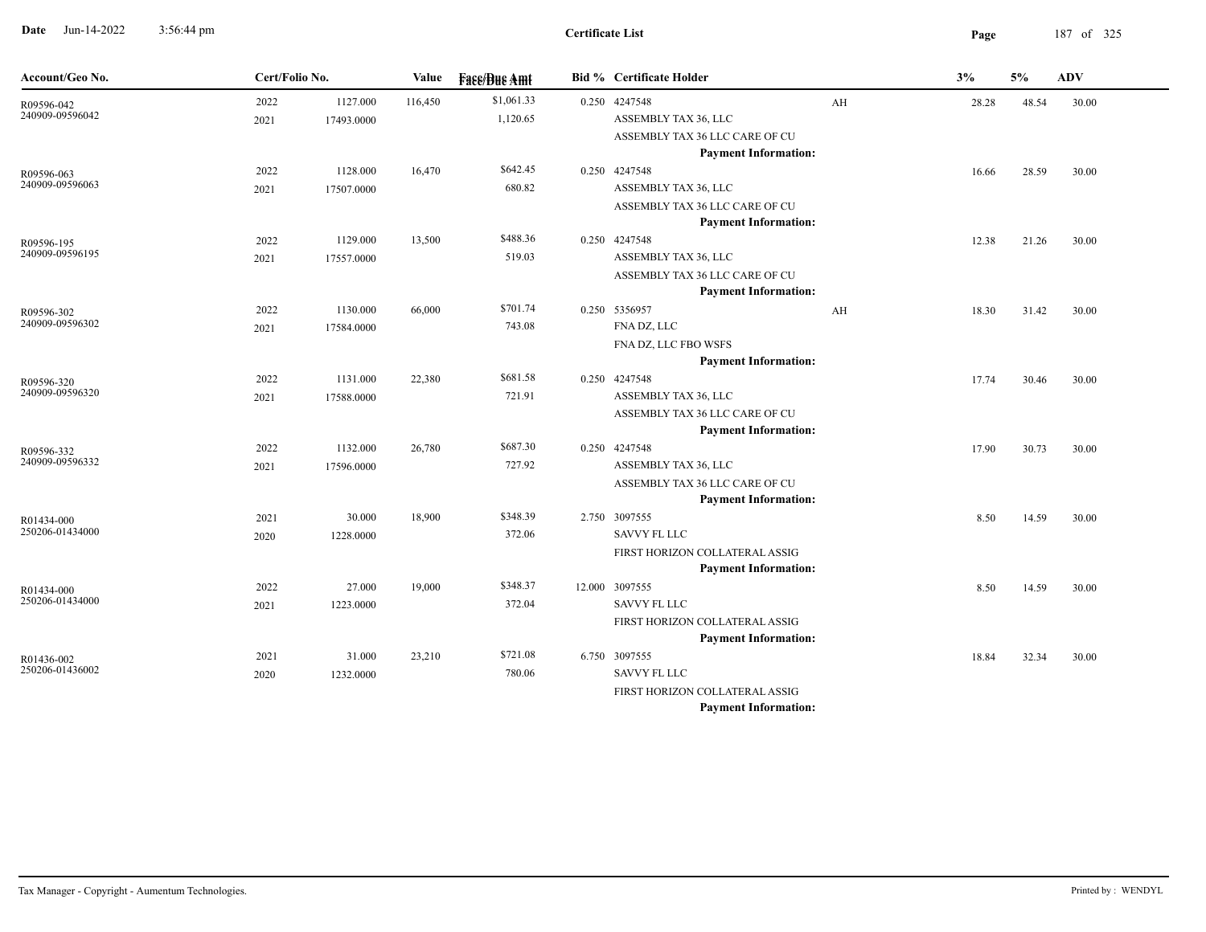# Certificate List

Date Jun-14-2022 3:56:44 pm

| Account/Geo No. | Cert/Folio No. | | Value | Face/Due Amt | Bid % | Certificate Holder | | 3% | 5% | ADV |
|---|---|---|---|---|---|---|---|---|---|---|
| R09596-042 | 2022 | 1127.000 | 116,450 | $1,061.33 | 0.250 | 4247548 | AH | 28.28 | 48.54 | 30.00 |
| 240909-09596042 | 2021 | 17493.0000 | | 1,120.65 | | ASSEMBLY TAX 36, LLC | | | | |
| | | | | | | ASSEMBLY TAX 36 LLC CARE OF CU | | | | |
| | | | | | | **Payment Information:** | | | | |
| R09596-063 | 2022 | 1128.000 | 16,470 | $642.45 | 0.250 | 4247548 | | 16.66 | 28.59 | 30.00 |
| 240909-09596063 | 2021 | 17507.0000 | | 680.82 | | ASSEMBLY TAX 36, LLC | | | | |
| | | | | | | ASSEMBLY TAX 36 LLC CARE OF CU | | | | |
| | | | | | | **Payment Information:** | | | | |
| R09596-195 | 2022 | 1129.000 | 13,500 | $488.36 | 0.250 | 4247548 | | 12.38 | 21.26 | 30.00 |
| 240909-09596195 | 2021 | 17557.0000 | | 519.03 | | ASSEMBLY TAX 36, LLC | | | | |
| | | | | | | ASSEMBLY TAX 36 LLC CARE OF CU | | | | |
| | | | | | | **Payment Information:** | | | | |
| R09596-302 | 2022 | 1130.000 | 66,000 | $701.74 | 0.250 | 5356957 | AH | 18.30 | 31.42 | 30.00 |
| 240909-09596302 | 2021 | 17584.0000 | | 743.08 | | FNA DZ, LLC | | | | |
| | | | | | | FNA DZ, LLC FBO WSFS | | | | |
| | | | | | | **Payment Information:** | | | | |
| R09596-320 | 2022 | 1131.000 | 22,380 | $681.58 | 0.250 | 4247548 | | 17.74 | 30.46 | 30.00 |
| 240909-09596320 | 2021 | 17588.0000 | | 721.91 | | ASSEMBLY TAX 36, LLC | | | | |
| | | | | | | ASSEMBLY TAX 36 LLC CARE OF CU | | | | |
| | | | | | | **Payment Information:** | | | | |
| R09596-332 | 2022 | 1132.000 | 26,780 | $687.30 | 0.250 | 4247548 | | 17.90 | 30.73 | 30.00 |
| 240909-09596332 | 2021 | 17596.0000 | | 727.92 | | ASSEMBLY TAX 36, LLC | | | | |
| | | | | | | ASSEMBLY TAX 36 LLC CARE OF CU | | | | |
| | | | | | | **Payment Information:** | | | | |
| R01434-000 | 2021 | 30.000 | 18,900 | $348.39 | 2.750 | 3097555 | | 8.50 | 14.59 | 30.00 |
| 250206-01434000 | 2020 | 1228.0000 | | 372.06 | | SAVVY FL LLC | | | | |
| | | | | | | FIRST HORIZON COLLATERAL ASSIG | | | | |
| | | | | | | **Payment Information:** | | | | |
| R01434-000 | 2022 | 27.000 | 19,000 | $348.37 | 12.000 | 3097555 | | 8.50 | 14.59 | 30.00 |
| 250206-01434000 | 2021 | 1223.0000 | | 372.04 | | SAVVY FL LLC | | | | |
| | | | | | | FIRST HORIZON COLLATERAL ASSIG | | | | |
| | | | | | | **Payment Information:** | | | | |
| R01436-002 | 2021 | 31.000 | 23,210 | $721.08 | 6.750 | 3097555 | | 18.84 | 32.34 | 30.00 |
| 250206-01436002 | 2020 | 1232.0000 | | 780.06 | | SAVVY FL LLC | | | | |
| | | | | | | FIRST HORIZON COLLATERAL ASSIG | | | | |
| | | | | | | **Payment Information:** | | | | |

Tax Manager - Copyright - Aumentum Technologies. Printed by : WENDYL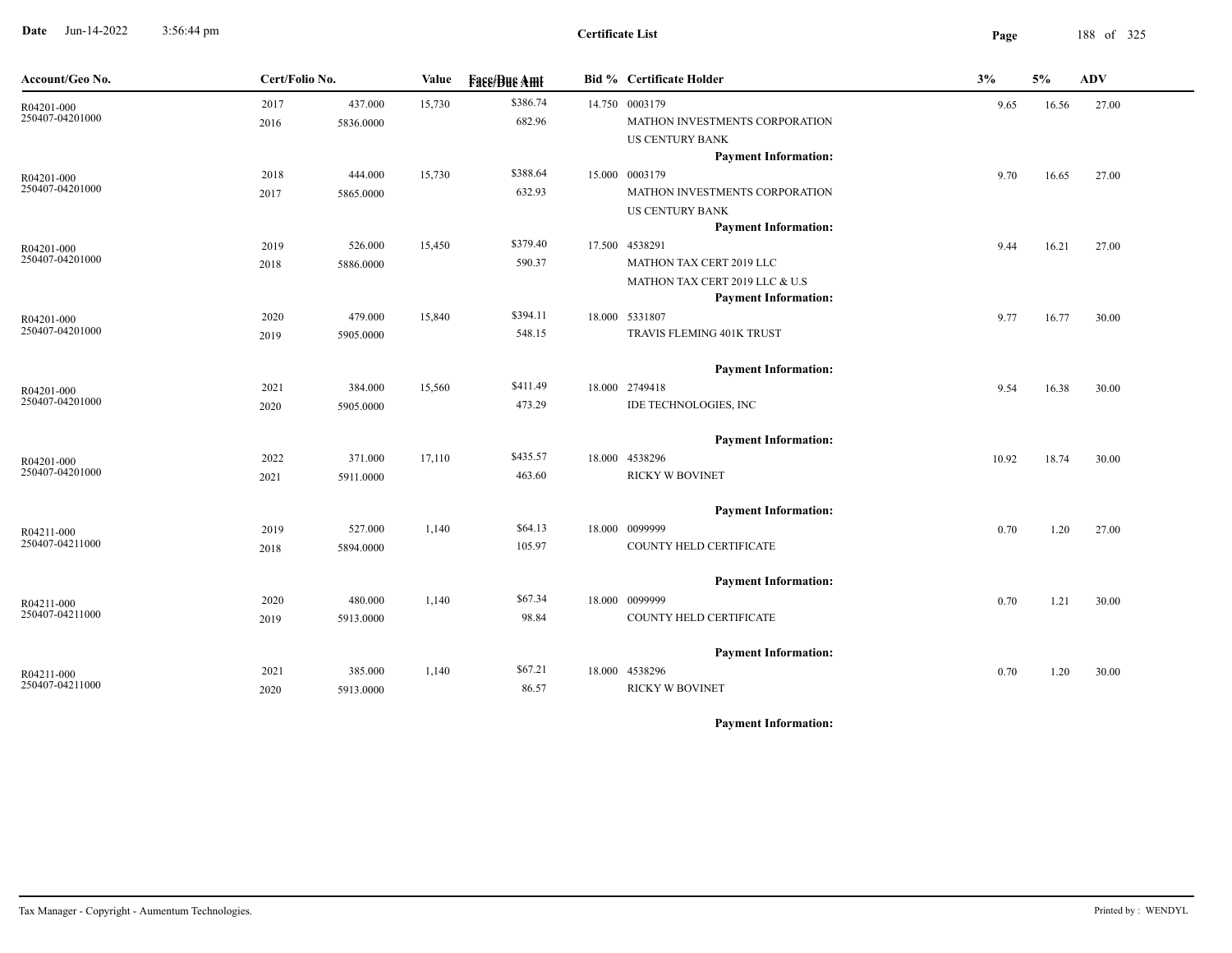**Date** Jun-14-2022 3:56:44 pm

**Certificate List**

| Account/Geo No. | Cert/Folio No. | | Value | Face/Due Amt | Bid % | Certificate Holder | 3% | 5% | ADV |
|---|---|---|---|---|---|---|---|---|---|
| R04201-000<br>250407-04201000 | 2017<br>2016 | 437.000<br>5836.0000 | 15,730 | $386.74<br>682.96 | 14.750 | 0003179<br>MATHON INVESTMENTS CORPORATION<br>US CENTURY BANK<br>**Payment Information:** | 9.65 | 16.56 | 27.00 |
| R04201-000<br>250407-04201000 | 2018<br>2017 | 444.000<br>5865.0000 | 15,730 | $388.64<br>632.93 | 15.000 | 0003179<br>MATHON INVESTMENTS CORPORATION<br>US CENTURY BANK<br>**Payment Information:** | 9.70 | 16.65 | 27.00 |
| R04201-000<br>250407-04201000 | 2019<br>2018 | 526.000<br>5886.0000 | 15,450 | $379.40<br>590.37 | 17.500 | 4538291<br>MATHON TAX CERT 2019 LLC<br>MATHON TAX CERT 2019 LLC & U.S<br>**Payment Information:** | 9.44 | 16.21 | 27.00 |
| R04201-000<br>250407-04201000 | 2020<br>2019 | 479.000<br>5905.0000 | 15,840 | $394.11<br>548.15 | 18.000 | 5331807<br>TRAVIS FLEMING 401K TRUST<br>**Payment Information:** | 9.77 | 16.77 | 30.00 |
| R04201-000<br>250407-04201000 | 2021<br>2020 | 384.000<br>5905.0000 | 15,560 | $411.49<br>473.29 | 18.000 | 2749418<br>IDE TECHNOLOGIES, INC<br>**Payment Information:** | 9.54 | 16.38 | 30.00 |
| R04201-000<br>250407-04201000 | 2022<br>2021 | 371.000<br>5911.0000 | 17,110 | $435.57<br>463.60 | 18.000 | 4538296<br>RICKY W BOVINET<br>**Payment Information:** | 10.92 | 18.74 | 30.00 |
| R04211-000<br>250407-04211000 | 2019<br>2018 | 527.000<br>5894.0000 | 1,140 | $64.13<br>105.97 | 18.000 | 0099999<br>COUNTY HELD CERTIFICATE<br>**Payment Information:** | 0.70 | 1.20 | 27.00 |
| R04211-000<br>250407-04211000 | 2020<br>2019 | 480.000<br>5913.0000 | 1,140 | $67.34<br>98.84 | 18.000 | 0099999<br>COUNTY HELD CERTIFICATE<br>**Payment Information:** | 0.70 | 1.21 | 30.00 |
| R04211-000<br>250407-04211000 | 2021<br>2020 | 385.000<br>5913.0000 | 1,140 | $67.21<br>86.57 | 18.000 | 4538296<br>RICKY W BOVINET<br>**Payment Information:** | 0.70 | 1.20 | 30.00 |

Tax Manager - Copyright - Aumentum Technologies. Printed by : WENDYL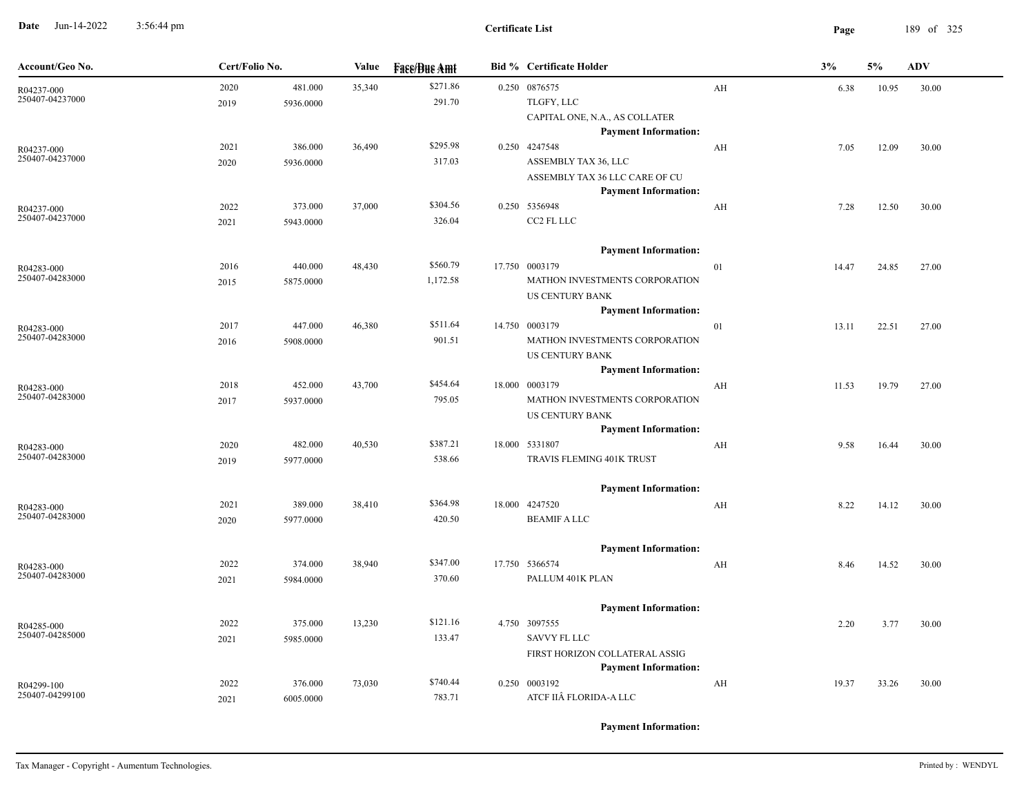**Date** Jun-14-2022 3:56:44 pm

**Certificate List**

| Account/Geo No. | Cert/Folio No. | | Value | Face/Due Amt | Bid % | Certificate Holder | | 3% | 5% | ADV |
|---|---|---|---|---|---|---|---|---|---|---|
| R04237-000<br>250407-04237000 | 2020<br>2019 | 481.000<br>5936.0000 | 35,340 | $271.86<br>291.70 | 0.250 | 0876575<br>TLGFY, LLC<br>CAPITAL ONE, N.A., AS COLLATER<br>**Payment Information:** | AH | 6.38 | 10.95 | 30.00 |
| R04237-000<br>250407-04237000 | 2021<br>2020 | 386.000<br>5936.0000 | 36,490 | $295.98<br>317.03 | 0.250 | 4247548<br>ASSEMBLY TAX 36, LLC<br>ASSEMBLY TAX 36 LLC CARE OF CU<br>**Payment Information:** | AH | 7.05 | 12.09 | 30.00 |
| R04237-000<br>250407-04237000 | 2022<br>2021 | 373.000<br>5943.0000 | 37,000 | $304.56<br>326.04 | 0.250 | 5356948<br>CC2 FL LLC<br>**Payment Information:** | AH | 7.28 | 12.50 | 30.00 |
| R04283-000<br>250407-04283000 | 2016<br>2015 | 440.000<br>5875.0000 | 48,430 | $560.79<br>1,172.58 | 17.750 | 0003179<br>MATHON INVESTMENTS CORPORATION<br>US CENTURY BANK<br>**Payment Information:** | 01 | 14.47 | 24.85 | 27.00 |
| R04283-000<br>250407-04283000 | 2017<br>2016 | 447.000<br>5908.0000 | 46,380 | $511.64<br>901.51 | 14.750 | 0003179<br>MATHON INVESTMENTS CORPORATION<br>US CENTURY BANK<br>**Payment Information:** | 01 | 13.11 | 22.51 | 27.00 |
| R04283-000<br>250407-04283000 | 2018<br>2017 | 452.000<br>5937.0000 | 43,700 | $454.64<br>795.05 | 18.000 | 0003179<br>MATHON INVESTMENTS CORPORATION<br>US CENTURY BANK<br>**Payment Information:** | AH | 11.53 | 19.79 | 27.00 |
| R04283-000<br>250407-04283000 | 2020<br>2019 | 482.000<br>5977.0000 | 40,530 | $387.21<br>538.66 | 18.000 | 5331807<br>TRAVIS FLEMING 401K TRUST<br>**Payment Information:** | AH | 9.58 | 16.44 | 30.00 |
| R04283-000<br>250407-04283000 | 2021<br>2020 | 389.000<br>5977.0000 | 38,410 | $364.98<br>420.50 | 18.000 | 4247520<br>BEAMIF A LLC<br>**Payment Information:** | AH | 8.22 | 14.12 | 30.00 |
| R04283-000<br>250407-04283000 | 2022<br>2021 | 374.000<br>5984.0000 | 38,940 | $347.00<br>370.60 | 17.750 | 5366574<br>PALLUM 401K PLAN<br>**Payment Information:** | AH | 8.46 | 14.52 | 30.00 |
| R04285-000<br>250407-04285000 | 2022<br>2021 | 375.000<br>5985.0000 | 13,230 | $121.16<br>133.47 | 4.750 | 3097555<br>SAVVY FL LLC<br>FIRST HORIZON COLLATERAL ASSIG<br>**Payment Information:** | | 2.20 | 3.77 | 30.00 |
| R04299-100<br>250407-04299100 | 2022<br>2021 | 376.000<br>6005.0000 | 73,030 | $740.44<br>783.71 | 0.250 | 0003192<br>ATCF IIÂ FLORIDA-A LLC<br>**Payment Information:** | AH | 19.37 | 33.26 | 30.00 |

Tax Manager - Copyright - Aumentum Technologies. Printed by : WENDYL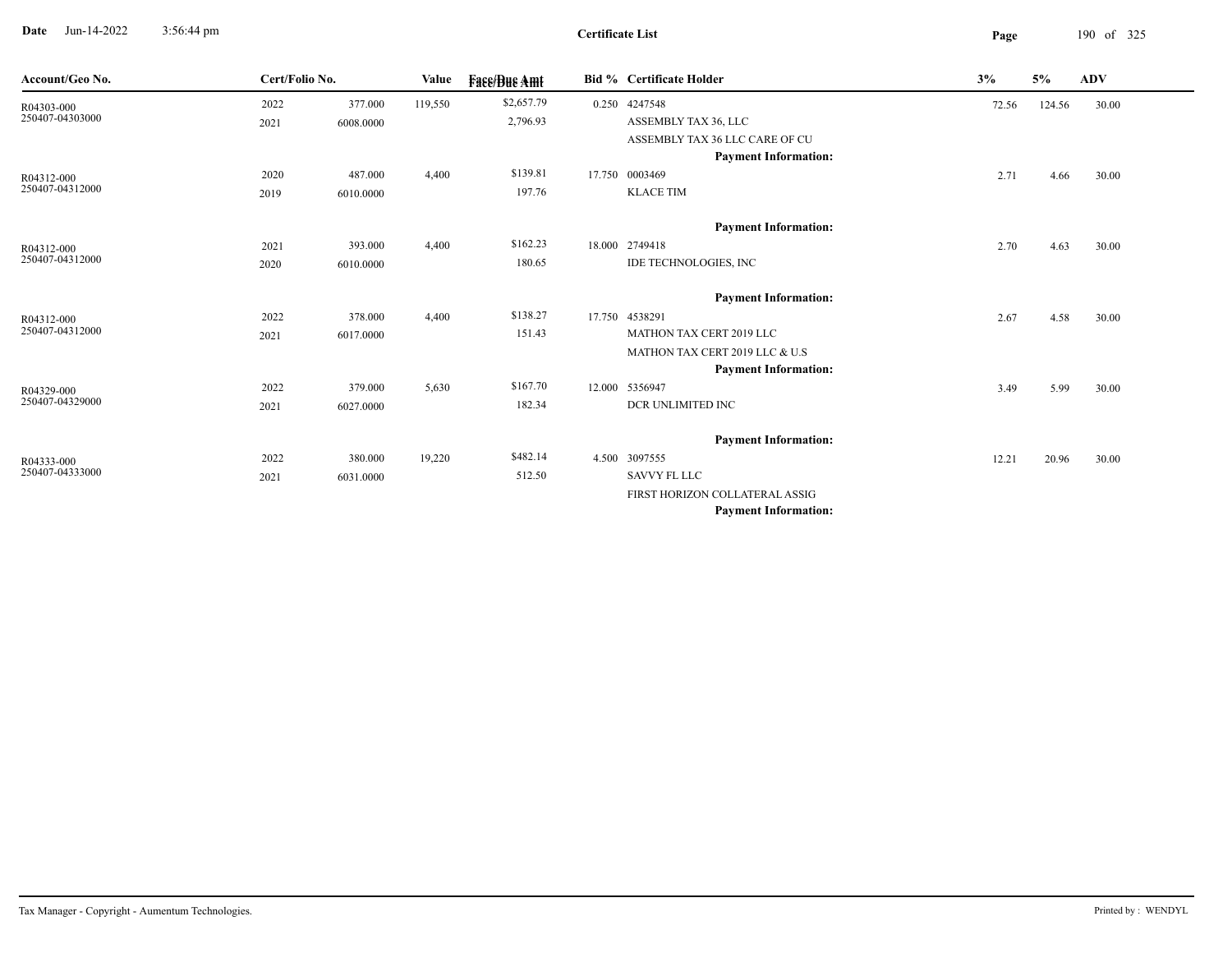# Certificate List

| Account/Geo No. | Cert/Folio No. | | Value | Face/Due Amt | Bid % | Certificate Holder | 3% | 5% | ADV |
|---|---|---|---|---|---|---|---|---|---|
| R04303-000 | 2022 | 377.000 | 119,550 | $2,657.79 | 0.250 | 4247548 | 72.56 | 124.56 | 30.00 |
| 250407-04303000 | 2021 | 6008.0000 | | 2,796.93 | | ASSEMBLY TAX 36, LLC | | | |
| | | | | | | ASSEMBLY TAX 36 LLC CARE OF CU | | | |
| | | | | | | **Payment Information:** | | | |
| R04312-000 | 2020 | 487.000 | 4,400 | $139.81 | 17.750 | 0003469 | 2.71 | 4.66 | 30.00 |
| 250407-04312000 | 2019 | 6010.0000 | | 197.76 | | KLACE TIM | | | |
| | | | | | | **Payment Information:** | | | |
| R04312-000 | 2021 | 393.000 | 4,400 | $162.23 | 18.000 | 2749418 | 2.70 | 4.63 | 30.00 |
| 250407-04312000 | 2020 | 6010.0000 | | 180.65 | | IDE TECHNOLOGIES, INC | | | |
| | | | | | | **Payment Information:** | | | |
| R04312-000 | 2022 | 378.000 | 4,400 | $138.27 | 17.750 | 4538291 | 2.67 | 4.58 | 30.00 |
| 250407-04312000 | 2021 | 6017.0000 | | 151.43 | | MATHON TAX CERT 2019 LLC | | | |
| | | | | | | MATHON TAX CERT 2019 LLC & U.S | | | |
| | | | | | | **Payment Information:** | | | |
| R04329-000 | 2022 | 379.000 | 5,630 | $167.70 | 12.000 | 5356947 | 3.49 | 5.99 | 30.00 |
| 250407-04329000 | 2021 | 6027.0000 | | 182.34 | | DCR UNLIMITED INC | | | |
| | | | | | | **Payment Information:** | | | |
| R04333-000 | 2022 | 380.000 | 19,220 | $482.14 | 4.500 | 3097555 | 12.21 | 20.96 | 30.00 |
| 250407-04333000 | 2021 | 6031.0000 | | 512.50 | | SAVVY FL LLC | | | |
| | | | | | | FIRST HORIZON COLLATERAL ASSIG | | | |
| | | | | | | **Payment Information:** | | | |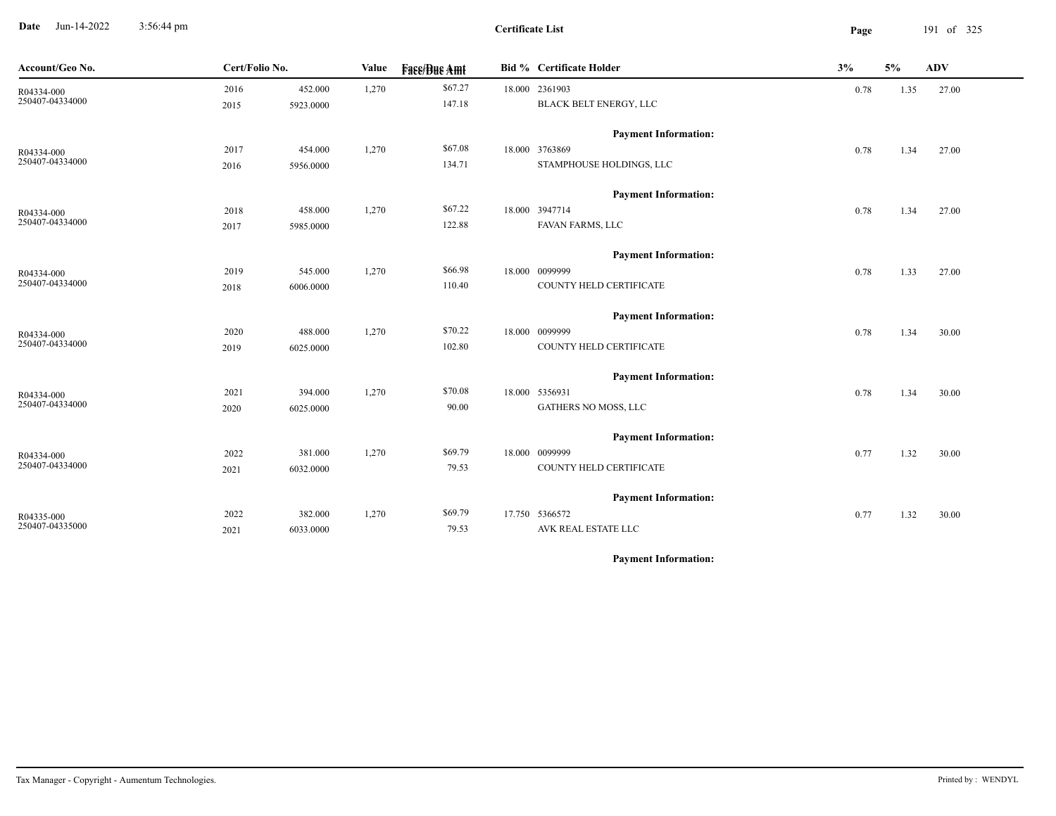**Certificate List**

| Account/Geo No. | Cert/Folio No. | | Value | Face/Due Amt | Bid % | Certificate Holder | 3% | 5% | ADV |
|---|---|---|---|---|---|---|---|---|---|
| R04334-000 | 2016 | 452.000 | 1,270 | $67.27 | 18.000 | 2361903 | 0.78 | 1.35 | 27.00 |
| 250407-04334000 | 2015 | 5923.0000 | | 147.18 | | BLACK BELT ENERGY, LLC | | | |
| | | | | | | **Payment Information:** | | | |
| R04334-000 | 2017 | 454.000 | 1,270 | $67.08 | 18.000 | 3763869 | 0.78 | 1.34 | 27.00 |
| 250407-04334000 | 2016 | 5956.0000 | | 134.71 | | STAMPHOUSE HOLDINGS, LLC | | | |
| | | | | | | **Payment Information:** | | | |
| R04334-000 | 2018 | 458.000 | 1,270 | $67.22 | 18.000 | 3947714 | 0.78 | 1.34 | 27.00 |
| 250407-04334000 | 2017 | 5985.0000 | | 122.88 | | FAVAN FARMS, LLC | | | |
| | | | | | | **Payment Information:** | | | |
| R04334-000 | 2019 | 545.000 | 1,270 | $66.98 | 18.000 | 0099999 | 0.78 | 1.33 | 27.00 |
| 250407-04334000 | 2018 | 6006.0000 | | 110.40 | | COUNTY HELD CERTIFICATE | | | |
| | | | | | | **Payment Information:** | | | |
| R04334-000 | 2020 | 488.000 | 1,270 | $70.22 | 18.000 | 0099999 | 0.78 | 1.34 | 30.00 |
| 250407-04334000 | 2019 | 6025.0000 | | 102.80 | | COUNTY HELD CERTIFICATE | | | |
| | | | | | | **Payment Information:** | | | |
| R04334-000 | 2021 | 394.000 | 1,270 | $70.08 | 18.000 | 5356931 | 0.78 | 1.34 | 30.00 |
| 250407-04334000 | 2020 | 6025.0000 | | 90.00 | | GATHERS NO MOSS, LLC | | | |
| | | | | | | **Payment Information:** | | | |
| R04334-000 | 2022 | 381.000 | 1,270 | $69.79 | 18.000 | 0099999 | 0.77 | 1.32 | 30.00 |
| 250407-04334000 | 2021 | 6032.0000 | | 79.53 | | COUNTY HELD CERTIFICATE | | | |
| | | | | | | **Payment Information:** | | | |
| R04335-000 | 2022 | 382.000 | 1,270 | $69.79 | 17.750 | 5366572 | 0.77 | 1.32 | 30.00 |
| 250407-04335000 | 2021 | 6033.0000 | | 79.53 | | AVK REAL ESTATE LLC | | | |
| | | | | | | **Payment Information:** | | | |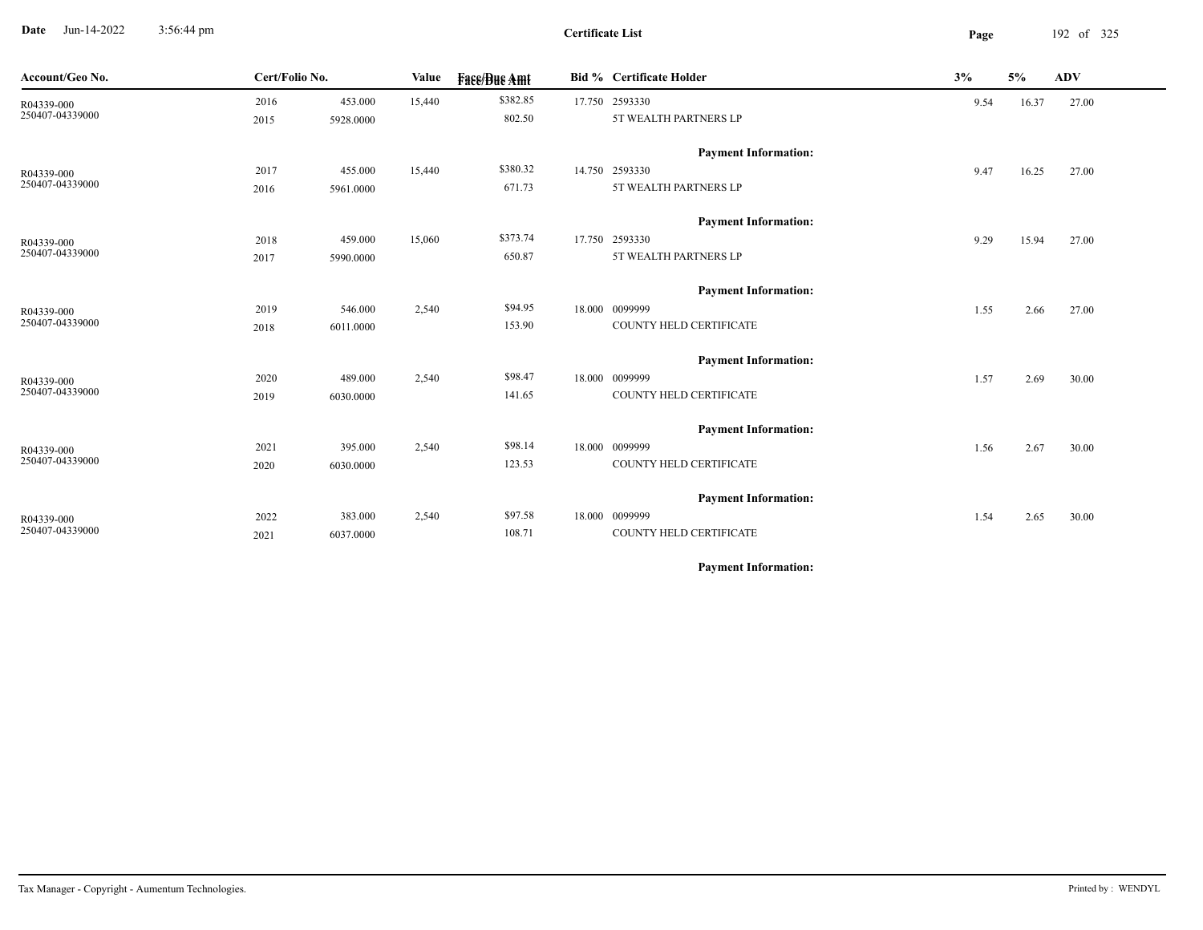**Certificate List**

| Account/Geo No. | Cert/Folio No. | | Value | Face/Due Amt | Bid % | Certificate Holder | 3% | 5% | ADV |
|---|---|---|---|---|---|---|---|---|---|
| R04339-000 | 2016 | 453.000 | 15,440 | $382.85 | 17.750 | 2593330 | 9.54 | 16.37 | 27.00 |
| 250407-04339000 | 2015 | 5928.0000 | | 802.50 | | 5T WEALTH PARTNERS LP | | | |
| | | | | | | **Payment Information:** | | | |
| R04339-000 | 2017 | 455.000 | 15,440 | $380.32 | 14.750 | 2593330 | 9.47 | 16.25 | 27.00 |
| 250407-04339000 | 2016 | 5961.0000 | | 671.73 | | 5T WEALTH PARTNERS LP | | | |
| | | | | | | **Payment Information:** | | | |
| R04339-000 | 2018 | 459.000 | 15,060 | $373.74 | 17.750 | 2593330 | 9.29 | 15.94 | 27.00 |
| 250407-04339000 | 2017 | 5990.0000 | | 650.87 | | 5T WEALTH PARTNERS LP | | | |
| | | | | | | **Payment Information:** | | | |
| R04339-000 | 2019 | 546.000 | 2,540 | $94.95 | 18.000 | 0099999 | 1.55 | 2.66 | 27.00 |
| 250407-04339000 | 2018 | 6011.0000 | | 153.90 | | COUNTY HELD CERTIFICATE | | | |
| | | | | | | **Payment Information:** | | | |
| R04339-000 | 2020 | 489.000 | 2,540 | $98.47 | 18.000 | 0099999 | 1.57 | 2.69 | 30.00 |
| 250407-04339000 | 2019 | 6030.0000 | | 141.65 | | COUNTY HELD CERTIFICATE | | | |
| | | | | | | **Payment Information:** | | | |
| R04339-000 | 2021 | 395.000 | 2,540 | $98.14 | 18.000 | 0099999 | 1.56 | 2.67 | 30.00 |
| 250407-04339000 | 2020 | 6030.0000 | | 123.53 | | COUNTY HELD CERTIFICATE | | | |
| | | | | | | **Payment Information:** | | | |
| R04339-000 | 2022 | 383.000 | 2,540 | $97.58 | 18.000 | 0099999 | 1.54 | 2.65 | 30.00 |
| 250407-04339000 | 2021 | 6037.0000 | | 108.71 | | COUNTY HELD CERTIFICATE | | | |
| | | | | | | **Payment Information:** | | | |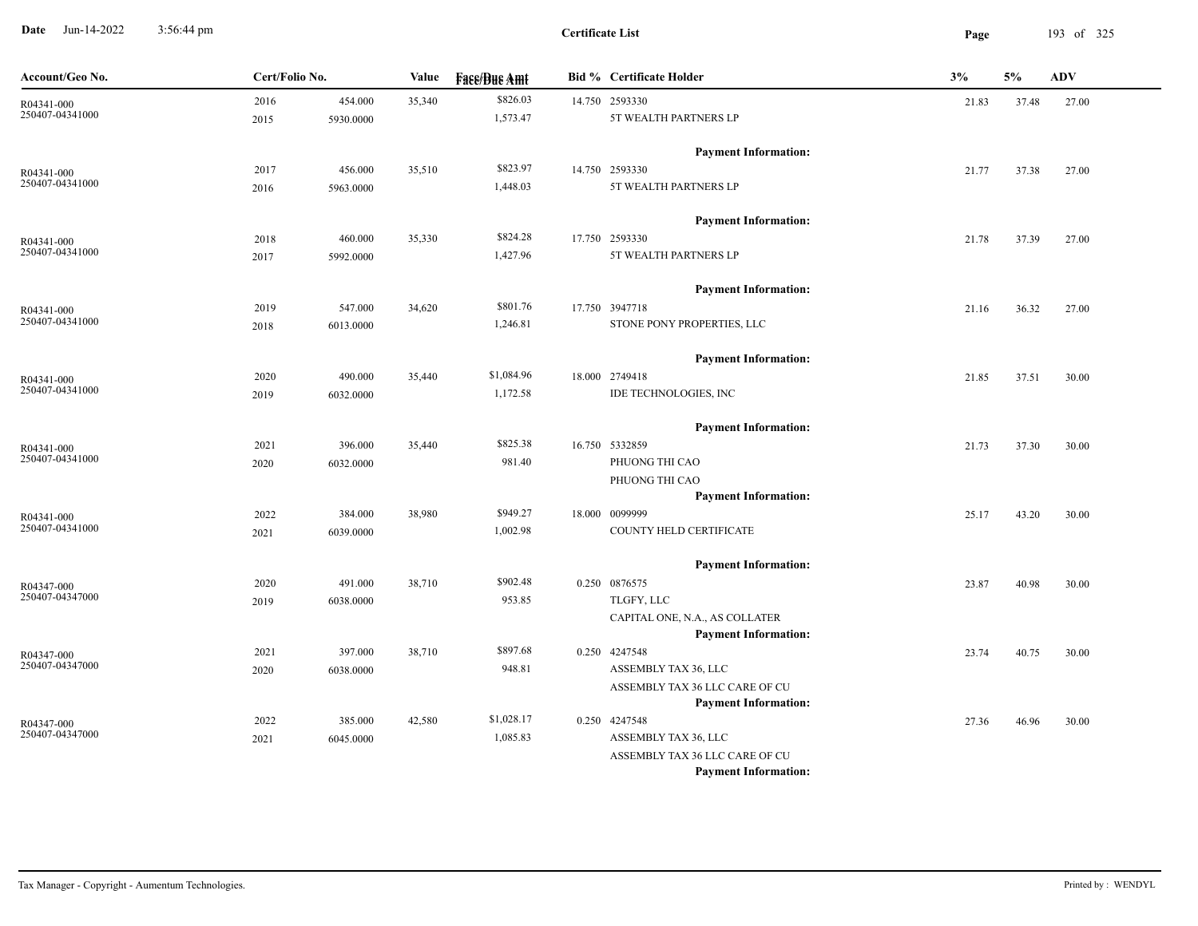**Certificate List**

Date Jun-14-2022 3:56:44 pm

| Account/Geo No. | Cert/Folio No. | | Value | Face/Due Amt | Bid % | Certificate Holder | 3% | 5% | ADV |
|---|---|---|---|---|---|---|---|---|---|
| R04341-000<br>250407-04341000 | 2016<br>2015 | 454.000<br>5930.0000 | 35,340 | $826.03<br>1,573.47 | 14.750 | 2593330<br>5T WEALTH PARTNERS LP<br>**Payment Information:** | 21.83 | 37.48 | 27.00 |
| R04341-000<br>250407-04341000 | 2017<br>2016 | 456.000<br>5963.0000 | 35,510 | $823.97<br>1,448.03 | 14.750 | 2593330<br>5T WEALTH PARTNERS LP<br>**Payment Information:** | 21.77 | 37.38 | 27.00 |
| R04341-000<br>250407-04341000 | 2018<br>2017 | 460.000<br>5992.0000 | 35,330 | $824.28<br>1,427.96 | 17.750 | 2593330<br>5T WEALTH PARTNERS LP<br>**Payment Information:** | 21.78 | 37.39 | 27.00 |
| R04341-000<br>250407-04341000 | 2019<br>2018 | 547.000<br>6013.0000 | 34,620 | $801.76<br>1,246.81 | 17.750 | 3947718<br>STONE PONY PROPERTIES, LLC<br>**Payment Information:** | 21.16 | 36.32 | 27.00 |
| R04341-000<br>250407-04341000 | 2020<br>2019 | 490.000<br>6032.0000 | 35,440 | $1,084.96<br>1,172.58 | 18.000 | 2749418<br>IDE TECHNOLOGIES, INC<br>**Payment Information:** | 21.85 | 37.51 | 30.00 |
| R04341-000<br>250407-04341000 | 2021<br>2020 | 396.000<br>6032.0000 | 35,440 | $825.38<br>981.40 | 16.750 | 5332859<br>PHUONG THI CAO<br>PHUONG THI CAO<br>**Payment Information:** | 21.73 | 37.30 | 30.00 |
| R04341-000<br>250407-04341000 | 2022<br>2021 | 384.000<br>6039.0000 | 38,980 | $949.27<br>1,002.98 | 18.000 | 0099999<br>COUNTY HELD CERTIFICATE<br>**Payment Information:** | 25.17 | 43.20 | 30.00 |
| R04347-000<br>250407-04347000 | 2020<br>2019 | 491.000<br>6038.0000 | 38,710 | $902.48<br>953.85 | 0.250 | 0876575<br>TLGFY, LLC<br>CAPITAL ONE, N.A., AS COLLATER<br>**Payment Information:** | 23.87 | 40.98 | 30.00 |
| R04347-000<br>250407-04347000 | 2021<br>2020 | 397.000<br>6038.0000 | 38,710 | $897.68<br>948.81 | 0.250 | 4247548<br>ASSEMBLY TAX 36, LLC<br>ASSEMBLY TAX 36 LLC CARE OF CU<br>**Payment Information:** | 23.74 | 40.75 | 30.00 |
| R04347-000<br>250407-04347000 | 2022<br>2021 | 385.000<br>6045.0000 | 42,580 | $1,028.17<br>1,085.83 | 0.250 | 4247548<br>ASSEMBLY TAX 36, LLC<br>ASSEMBLY TAX 36 LLC CARE OF CU<br>**Payment Information:** | 27.36 | 46.96 | 30.00 |

Tax Manager - Copyright - Aumentum Technologies. Printed by : WENDYL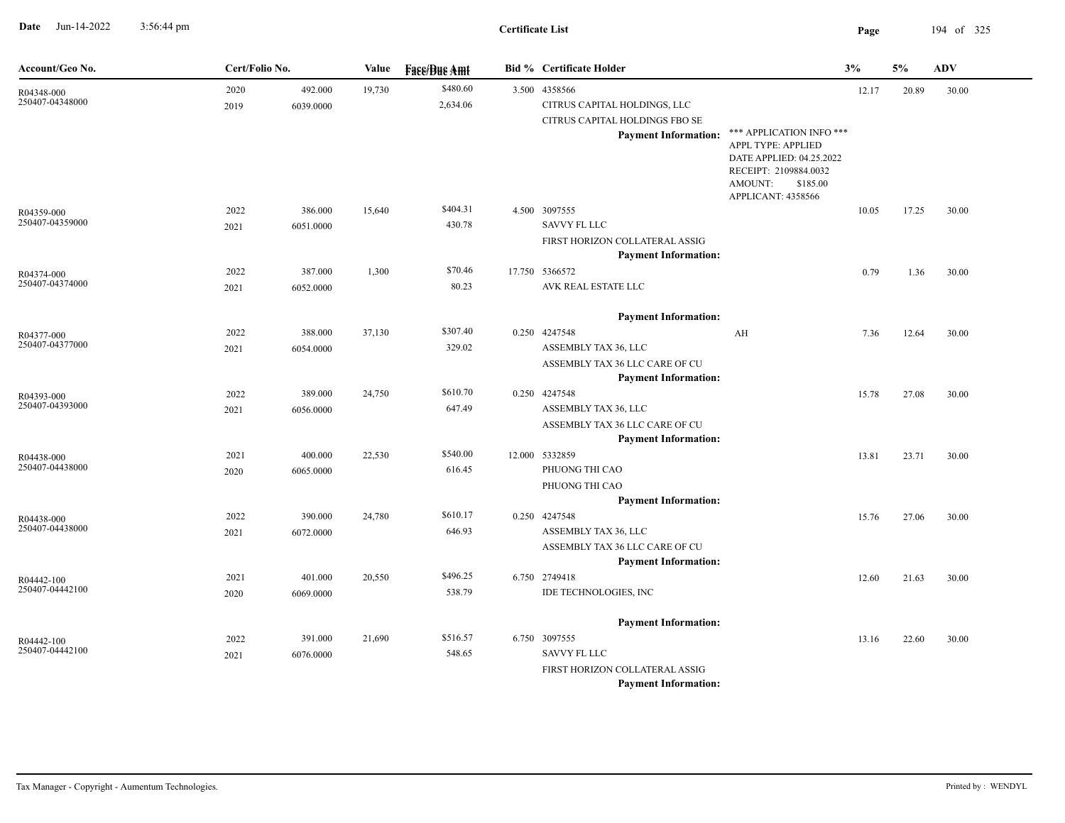**Certificate List**

Date Jun-14-2022 3:56:44 pm

| Account/Geo No. | Cert/Folio No. | | Value | Face/Due Amt | Bid % | Certificate Holder | | 3% | 5% | ADV |
|---|---|---|---|---|---|---|---|---|---|---|
| R04348-000 | 2020 | 492.000 | 19,730 | $480.60 | 3.500 | 4358566 | | 12.17 | 20.89 | 30.00 |
| 250407-04348000 | 2019 | 6039.0000 | | 2,634.06 | | CITRUS CAPITAL HOLDINGS, LLC | | | | |
| | | | | | | CITRUS CAPITAL HOLDINGS FBO SE | | | | |
| | | | | | | **Payment Information:** | *** APPLICATION INFO *** APPL TYPE: APPLIED DATE APPLIED: 04.25.2022 RECEIPT: 2109884.0032 AMOUNT: $185.00 APPLICANT: 4358566 | | | |
| R04359-000 | 2022 | 386.000 | 15,640 | $404.31 | 4.500 | 3097555 | | 10.05 | 17.25 | 30.00 |
| 250407-04359000 | 2021 | 6051.0000 | | 430.78 | | SAVVY FL LLC | | | | |
| | | | | | | FIRST HORIZON COLLATERAL ASSIG | | | | |
| | | | | | | **Payment Information:** | | | | |
| R04374-000 | 2022 | 387.000 | 1,300 | $70.46 | 17.750 | 5366572 | | 0.79 | 1.36 | 30.00 |
| 250407-04374000 | 2021 | 6052.0000 | | 80.23 | | AVK REAL ESTATE LLC | | | | |
| | | | | | | **Payment Information:** | | | | |
| R04377-000 | 2022 | 388.000 | 37,130 | $307.40 | 0.250 | 4247548 | AH | 7.36 | 12.64 | 30.00 |
| 250407-04377000 | 2021 | 6054.0000 | | 329.02 | | ASSEMBLY TAX 36, LLC | | | | |
| | | | | | | ASSEMBLY TAX 36 LLC CARE OF CU | | | | |
| | | | | | | **Payment Information:** | | | | |
| R04393-000 | 2022 | 389.000 | 24,750 | $610.70 | 0.250 | 4247548 | | 15.78 | 27.08 | 30.00 |
| 250407-04393000 | 2021 | 6056.0000 | | 647.49 | | ASSEMBLY TAX 36, LLC | | | | |
| | | | | | | ASSEMBLY TAX 36 LLC CARE OF CU | | | | |
| | | | | | | **Payment Information:** | | | | |
| R04438-000 | 2021 | 400.000 | 22,530 | $540.00 | 12.000 | 5332859 | | 13.81 | 23.71 | 30.00 |
| 250407-04438000 | 2020 | 6065.0000 | | 616.45 | | PHUONG THI CAO | | | | |
| | | | | | | PHUONG THI CAO | | | | |
| | | | | | | **Payment Information:** | | | | |
| R04438-000 | 2022 | 390.000 | 24,780 | $610.17 | 0.250 | 4247548 | | 15.76 | 27.06 | 30.00 |
| 250407-04438000 | 2021 | 6072.0000 | | 646.93 | | ASSEMBLY TAX 36, LLC | | | | |
| | | | | | | ASSEMBLY TAX 36 LLC CARE OF CU | | | | |
| | | | | | | **Payment Information:** | | | | |
| R04442-100 | 2021 | 401.000 | 20,550 | $496.25 | 6.750 | 2749418 | | 12.60 | 21.63 | 30.00 |
| 250407-04442100 | 2020 | 6069.0000 | | 538.79 | | IDE TECHNOLOGIES, INC | | | | |
| | | | | | | **Payment Information:** | | | | |
| R04442-100 | 2022 | 391.000 | 21,690 | $516.57 | 6.750 | 3097555 | | 13.16 | 22.60 | 30.00 |
| 250407-04442100 | 2021 | 6076.0000 | | 548.65 | | SAVVY FL LLC | | | | |
| | | | | | | FIRST HORIZON COLLATERAL ASSIG | | | | |
| | | | | | | **Payment Information:** | | | | |

Tax Manager - Copyright - Aumentum Technologies. Printed by : WENDYL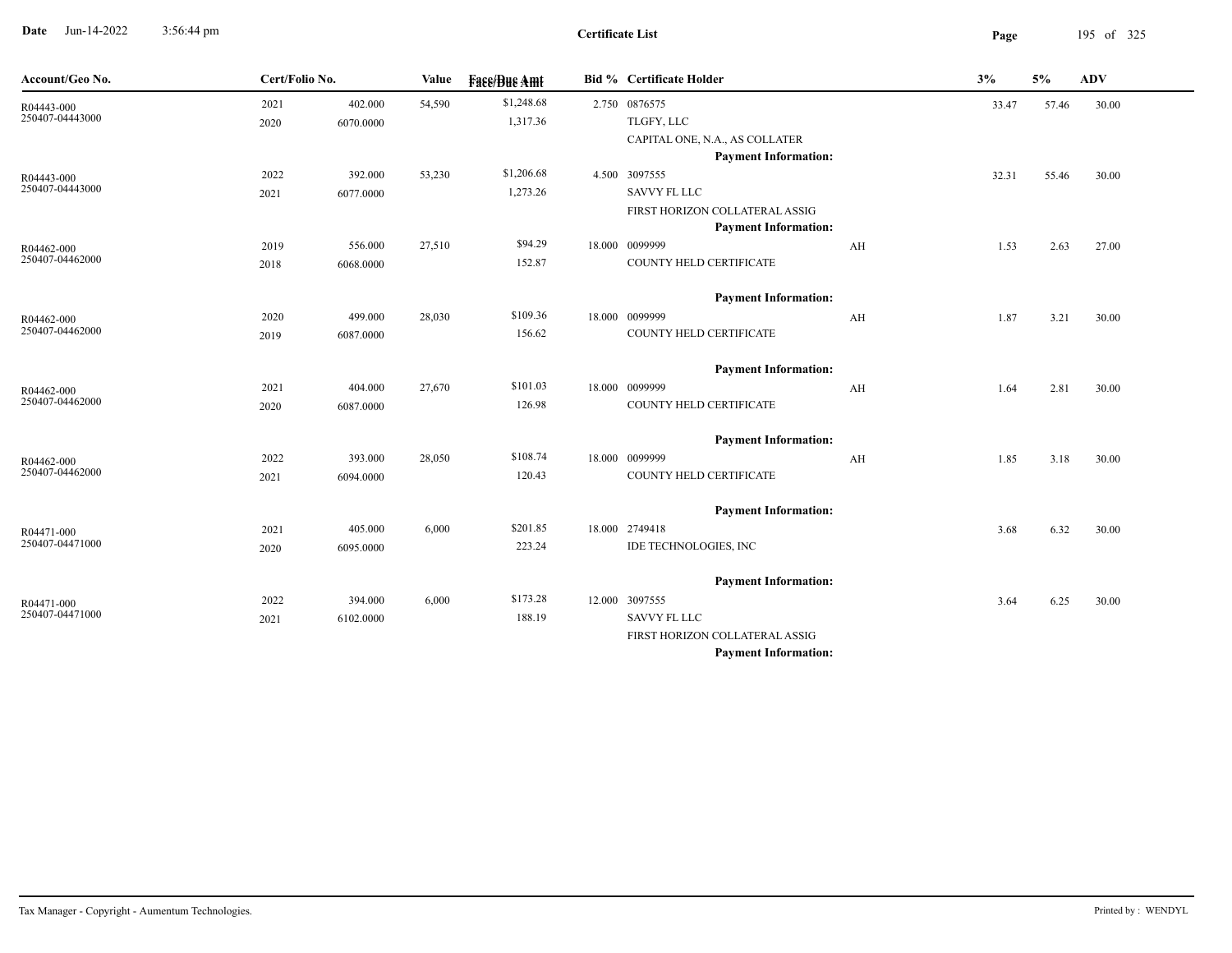# Certificate List

**Date** Jun-14-2022 3:56:44 pm

| Account/Geo No. | Cert/Folio No. | | Value | Face/Due Amt | Bid % | Certificate Holder | | 3% | 5% | ADV |
|---|---|---|---|---|---|---|---|---|---|---|
| R04443-000<br>250407-04443000 | 2021<br>2020 | 402.000<br>6070.0000 | 54,590 | $1,248.68<br>1,317.36 | 2.750 | 0876575<br>TLGFY, LLC<br>CAPITAL ONE, N.A., AS COLLATER<br>**Payment Information:** | | 33.47 | 57.46 | 30.00 |
| R04443-000<br>250407-04443000 | 2022<br>2021 | 392.000<br>6077.0000 | 53,230 | $1,206.68<br>1,273.26 | 4.500 | 3097555<br>SAVVY FL LLC<br>FIRST HORIZON COLLATERAL ASSIG<br>**Payment Information:** | | 32.31 | 55.46 | 30.00 |
| R04462-000<br>250407-04462000 | 2019<br>2018 | 556.000<br>6068.0000 | 27,510 | $94.29<br>152.87 | 18.000 | 0099999<br>COUNTY HELD CERTIFICATE<br>**Payment Information:** | AH | 1.53 | 2.63 | 27.00 |
| R04462-000<br>250407-04462000 | 2020<br>2019 | 499.000<br>6087.0000 | 28,030 | $109.36<br>156.62 | 18.000 | 0099999<br>COUNTY HELD CERTIFICATE<br>**Payment Information:** | AH | 1.87 | 3.21 | 30.00 |
| R04462-000<br>250407-04462000 | 2021<br>2020 | 404.000<br>6087.0000 | 27,670 | $101.03<br>126.98 | 18.000 | 0099999<br>COUNTY HELD CERTIFICATE<br>**Payment Information:** | AH | 1.64 | 2.81 | 30.00 |
| R04462-000<br>250407-04462000 | 2022<br>2021 | 393.000<br>6094.0000 | 28,050 | $108.74<br>120.43 | 18.000 | 0099999<br>COUNTY HELD CERTIFICATE<br>**Payment Information:** | AH | 1.85 | 3.18 | 30.00 |
| R04471-000<br>250407-04471000 | 2021<br>2020 | 405.000<br>6095.0000 | 6,000 | $201.85<br>223.24 | 18.000 | 2749418<br>IDE TECHNOLOGIES, INC<br>**Payment Information:** | | 3.68 | 6.32 | 30.00 |
| R04471-000<br>250407-04471000 | 2022<br>2021 | 394.000<br>6102.0000 | 6,000 | $173.28<br>188.19 | 12.000 | 3097555<br>SAVVY FL LLC<br>FIRST HORIZON COLLATERAL ASSIG<br>**Payment Information:** | | 3.64 | 6.25 | 30.00 |

Tax Manager - Copyright - Aumentum Technologies. Printed by : WENDYL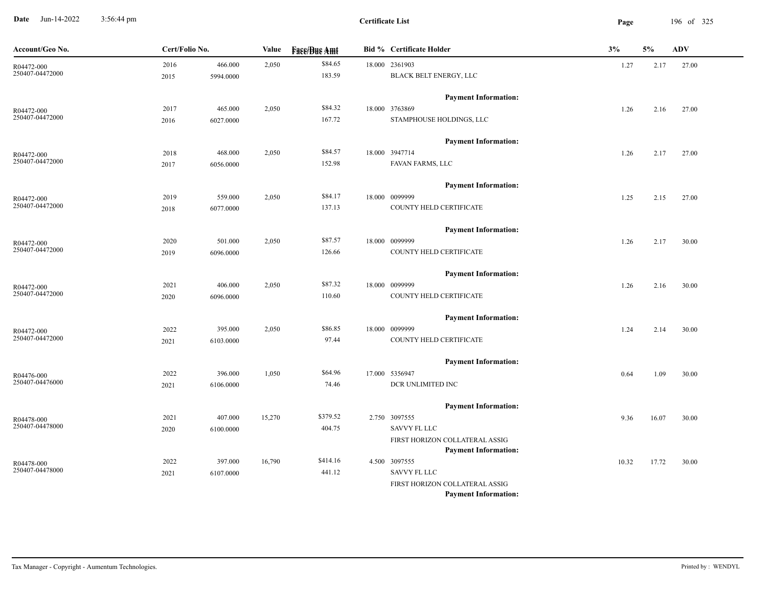**Date** Jun-14-2022 3:56:44 pm

**Certificate List**

| Account/Geo No. | Cert/Folio No. | | Value | Face/Due Amt | Bid % | Certificate Holder | 3% | 5% | ADV |
|---|---|---|---|---|---|---|---|---|---|
| R04472-000 | 2016 | 466.000 | 2,050 | $84.65 | 18.000 | 2361903 | 1.27 | 2.17 | 27.00 |
| 250407-04472000 | 2015 | 5994.0000 | | 183.59 | | BLACK BELT ENERGY, LLC | | | |
| | | | | | | **Payment Information:** | | | |
| R04472-000 | 2017 | 465.000 | 2,050 | $84.32 | 18.000 | 3763869 | 1.26 | 2.16 | 27.00 |
| 250407-04472000 | 2016 | 6027.0000 | | 167.72 | | STAMPHOUSE HOLDINGS, LLC | | | |
| | | | | | | **Payment Information:** | | | |
| R04472-000 | 2018 | 468.000 | 2,050 | $84.57 | 18.000 | 3947714 | 1.26 | 2.17 | 27.00 |
| 250407-04472000 | 2017 | 6056.0000 | | 152.98 | | FAVAN FARMS, LLC | | | |
| | | | | | | **Payment Information:** | | | |
| R04472-000 | 2019 | 559.000 | 2,050 | $84.17 | 18.000 | 0099999 | 1.25 | 2.15 | 27.00 |
| 250407-04472000 | 2018 | 6077.0000 | | 137.13 | | COUNTY HELD CERTIFICATE | | | |
| | | | | | | **Payment Information:** | | | |
| R04472-000 | 2020 | 501.000 | 2,050 | $87.57 | 18.000 | 0099999 | 1.26 | 2.17 | 30.00 |
| 250407-04472000 | 2019 | 6096.0000 | | 126.66 | | COUNTY HELD CERTIFICATE | | | |
| | | | | | | **Payment Information:** | | | |
| R04472-000 | 2021 | 406.000 | 2,050 | $87.32 | 18.000 | 0099999 | 1.26 | 2.16 | 30.00 |
| 250407-04472000 | 2020 | 6096.0000 | | 110.60 | | COUNTY HELD CERTIFICATE | | | |
| | | | | | | **Payment Information:** | | | |
| R04472-000 | 2022 | 395.000 | 2,050 | $86.85 | 18.000 | 0099999 | 1.24 | 2.14 | 30.00 |
| 250407-04472000 | 2021 | 6103.0000 | | 97.44 | | COUNTY HELD CERTIFICATE | | | |
| | | | | | | **Payment Information:** | | | |
| R04476-000 | 2022 | 396.000 | 1,050 | $64.96 | 17.000 | 5356947 | 0.64 | 1.09 | 30.00 |
| 250407-04476000 | 2021 | 6106.0000 | | 74.46 | | DCR UNLIMITED INC | | | |
| | | | | | | **Payment Information:** | | | |
| R04478-000 | 2021 | 407.000 | 15,270 | $379.52 | 2.750 | 3097555 | 9.36 | 16.07 | 30.00 |
| 250407-04478000 | 2020 | 6100.0000 | | 404.75 | | SAVVY FL LLC | | | |
| | | | | | | FIRST HORIZON COLLATERAL ASSIG | | | |
| | | | | | | **Payment Information:** | | | |
| R04478-000 | 2022 | 397.000 | 16,790 | $414.16 | 4.500 | 3097555 | 10.32 | 17.72 | 30.00 |
| 250407-04478000 | 2021 | 6107.0000 | | 441.12 | | SAVVY FL LLC | | | |
| | | | | | | FIRST HORIZON COLLATERAL ASSIG | | | |
| | | | | | | **Payment Information:** | | | |

Tax Manager - Copyright - Aumentum Technologies. Printed by : WENDYL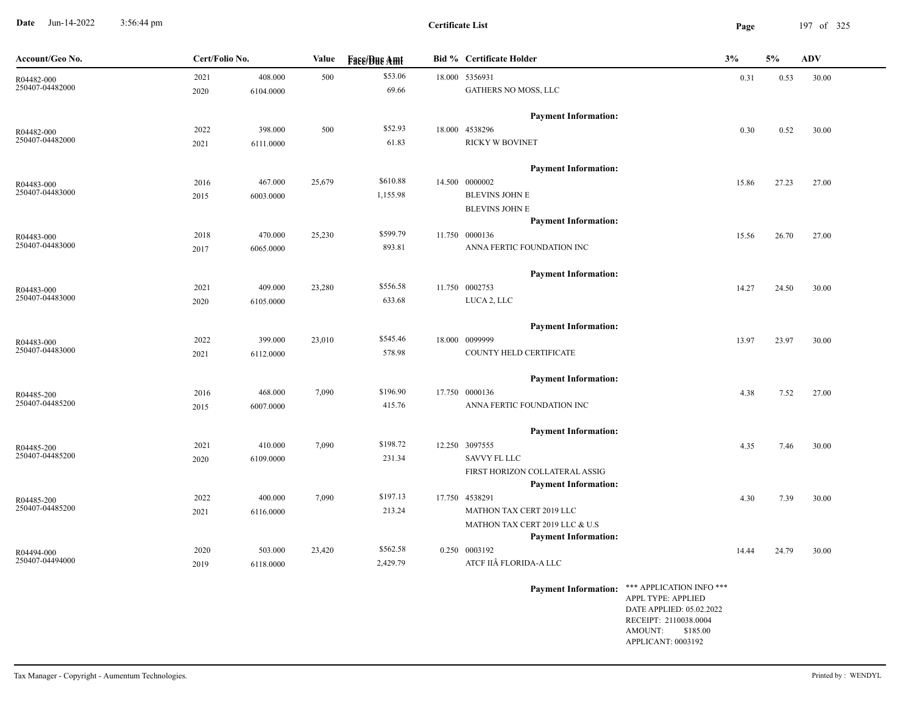Date Jun-14-2022 3:56:44 pm

**Certificate List**

| Account/Geo No. | Cert/Folio No. | | Value | Face/Due Amt | Bid % | Certificate Holder | 3% | 5% | ADV |
|---|---|---|---|---|---|---|---|---|---|
| R04482-000 | 2021 | 408.000 | 500 | $53.06 | 18.000 | 5356931 | 0.31 | 0.53 | 30.00 |
| 250407-04482000 | 2020 | 6104.0000 | | 69.66 | | GATHERS NO MOSS, LLC | | | |
| | | | | | | **Payment Information:** | | | |
| R04482-000 | 2022 | 398.000 | 500 | $52.93 | 18.000 | 4538296 | 0.30 | 0.52 | 30.00 |
| 250407-04482000 | 2021 | 6111.0000 | | 61.83 | | RICKY W BOVINET | | | |
| | | | | | | **Payment Information:** | | | |
| R04483-000 | 2016 | 467.000 | 25,679 | $610.88 | 14.500 | 0000002 | 15.86 | 27.23 | 27.00 |
| 250407-04483000 | 2015 | 6003.0000 | | 1,155.98 | | BLEVINS JOHN E | | | |
| | | | | | | BLEVINS JOHN E | | | |
| | | | | | | **Payment Information:** | | | |
| R04483-000 | 2018 | 470.000 | 25,230 | $599.79 | 11.750 | 0000136 | 15.56 | 26.70 | 27.00 |
| 250407-04483000 | 2017 | 6065.0000 | | 893.81 | | ANNA FERTIC FOUNDATION INC | | | |
| | | | | | | **Payment Information:** | | | |
| R04483-000 | 2021 | 409.000 | 23,280 | $556.58 | 11.750 | 0002753 | 14.27 | 24.50 | 30.00 |
| 250407-04483000 | 2020 | 6105.0000 | | 633.68 | | LUCA 2, LLC | | | |
| | | | | | | **Payment Information:** | | | |
| R04483-000 | 2022 | 399.000 | 23,010 | $545.46 | 18.000 | 0099999 | 13.97 | 23.97 | 30.00 |
| 250407-04483000 | 2021 | 6112.0000 | | 578.98 | | COUNTY HELD CERTIFICATE | | | |
| | | | | | | **Payment Information:** | | | |
| R04485-200 | 2016 | 468.000 | 7,090 | $196.90 | 17.750 | 0000136 | 4.38 | 7.52 | 27.00 |
| 250407-04485200 | 2015 | 6007.0000 | | 415.76 | | ANNA FERTIC FOUNDATION INC | | | |
| | | | | | | **Payment Information:** | | | |
| R04485-200 | 2021 | 410.000 | 7,090 | $198.72 | 12.250 | 3097555 | 4.35 | 7.46 | 30.00 |
| 250407-04485200 | 2020 | 6109.0000 | | 231.34 | | SAVVY FL LLC | | | |
| | | | | | | FIRST HORIZON COLLATERAL ASSIG | | | |
| | | | | | | **Payment Information:** | | | |
| R04485-200 | 2022 | 400.000 | 7,090 | $197.13 | 17.750 | 4538291 | 4.30 | 7.39 | 30.00 |
| 250407-04485200 | 2021 | 6116.0000 | | 213.24 | | MATHON TAX CERT 2019 LLC | | | |
| | | | | | | MATHON TAX CERT 2019 LLC & U.S | | | |
| | | | | | | **Payment Information:** | | | |
| R04494-000 | 2020 | 503.000 | 23,420 | $562.58 | 0.250 | 0003192 | 14.44 | 24.79 | 30.00 |
| 250407-04494000 | 2019 | 6118.0000 | | 2,429.79 | | ATCF IIÂ FLORIDA-A LLC | | | |
| | | | | | | **Payment Information:** *** APPLICATION INFO *** APPL TYPE: APPLIED DATE APPLIED: 05.02.2022 RECEIPT: 2110038.0004 AMOUNT: $185.00 APPLICANT: 0003192 | | | |

Tax Manager - Copyright - Aumentum Technologies. Printed by : WENDYL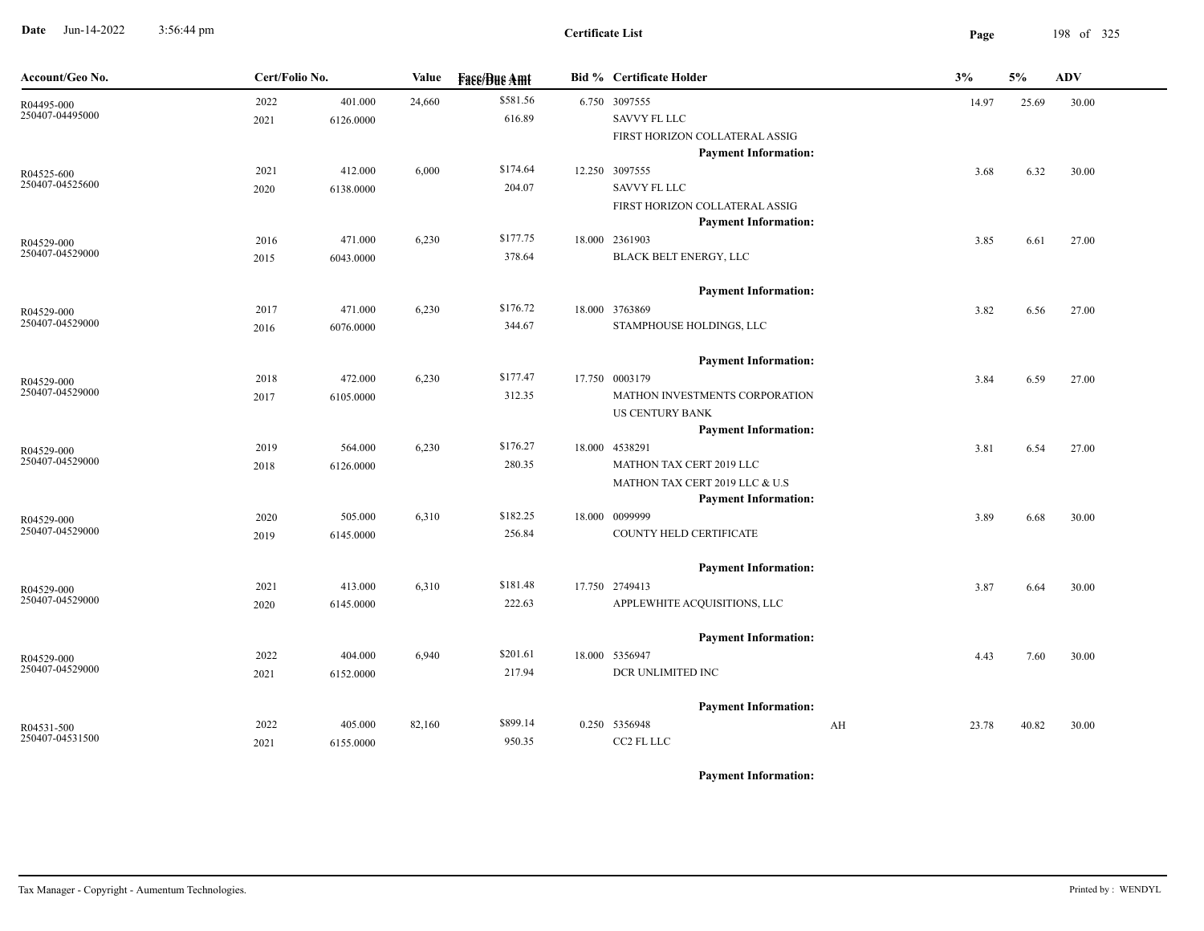# Certificate List

| Account/Geo No. | Cert/Folio No. | | Value | Face/Due Amt | Bid % | Certificate Holder | | 3% | 5% | ADV |
|---|---|---|---|---|---|---|---|---|---|---|
| R04495-000 | 2022 | 401.000 | 24,660 | $581.56 | 6.750 | 3097555 | | 14.97 | 25.69 | 30.00 |
| 250407-04495000 | 2021 | 6126.0000 | | 616.89 | | SAVVY FL LLC | | | | |
| | | | | | | FIRST HORIZON COLLATERAL ASSIG | | | | |
| | | | | | | **Payment Information:** | | | | |
| R04525-600 | 2021 | 412.000 | 6,000 | $174.64 | 12.250 | 3097555 | | 3.68 | 6.32 | 30.00 |
| 250407-04525600 | 2020 | 6138.0000 | | 204.07 | | SAVVY FL LLC | | | | |
| | | | | | | FIRST HORIZON COLLATERAL ASSIG | | | | |
| | | | | | | **Payment Information:** | | | | |
| R04529-000 | 2016 | 471.000 | 6,230 | $177.75 | 18.000 | 2361903 | | 3.85 | 6.61 | 27.00 |
| 250407-04529000 | 2015 | 6043.0000 | | 378.64 | | BLACK BELT ENERGY, LLC | | | | |
| | | | | | | **Payment Information:** | | | | |
| R04529-000 | 2017 | 471.000 | 6,230 | $176.72 | 18.000 | 3763869 | | 3.82 | 6.56 | 27.00 |
| 250407-04529000 | 2016 | 6076.0000 | | 344.67 | | STAMPHOUSE HOLDINGS, LLC | | | | |
| | | | | | | **Payment Information:** | | | | |
| R04529-000 | 2018 | 472.000 | 6,230 | $177.47 | 17.750 | 0003179 | | 3.84 | 6.59 | 27.00 |
| 250407-04529000 | 2017 | 6105.0000 | | 312.35 | | MATHON INVESTMENTS CORPORATION | | | | |
| | | | | | | US CENTURY BANK | | | | |
| | | | | | | **Payment Information:** | | | | |
| R04529-000 | 2019 | 564.000 | 6,230 | $176.27 | 18.000 | 4538291 | | 3.81 | 6.54 | 27.00 |
| 250407-04529000 | 2018 | 6126.0000 | | 280.35 | | MATHON TAX CERT 2019 LLC | | | | |
| | | | | | | MATHON TAX CERT 2019 LLC & U.S | | | | |
| | | | | | | **Payment Information:** | | | | |
| R04529-000 | 2020 | 505.000 | 6,310 | $182.25 | 18.000 | 0099999 | | 3.89 | 6.68 | 30.00 |
| 250407-04529000 | 2019 | 6145.0000 | | 256.84 | | COUNTY HELD CERTIFICATE | | | | |
| | | | | | | **Payment Information:** | | | | |
| R04529-000 | 2021 | 413.000 | 6,310 | $181.48 | 17.750 | 2749413 | | 3.87 | 6.64 | 30.00 |
| 250407-04529000 | 2020 | 6145.0000 | | 222.63 | | APPLEWHITE ACQUISITIONS, LLC | | | | |
| | | | | | | **Payment Information:** | | | | |
| R04529-000 | 2022 | 404.000 | 6,940 | $201.61 | 18.000 | 5356947 | | 4.43 | 7.60 | 30.00 |
| 250407-04529000 | 2021 | 6152.0000 | | 217.94 | | DCR UNLIMITED INC | | | | |
| | | | | | | **Payment Information:** | | | | |
| R04531-500 | 2022 | 405.000 | 82,160 | $899.14 | 0.250 | 5356948 | AH | 23.78 | 40.82 | 30.00 |
| 250407-04531500 | 2021 | 6155.0000 | | 950.35 | | CC2 FL LLC | | | | |
| | | | | | | **Payment Information:** | | | | |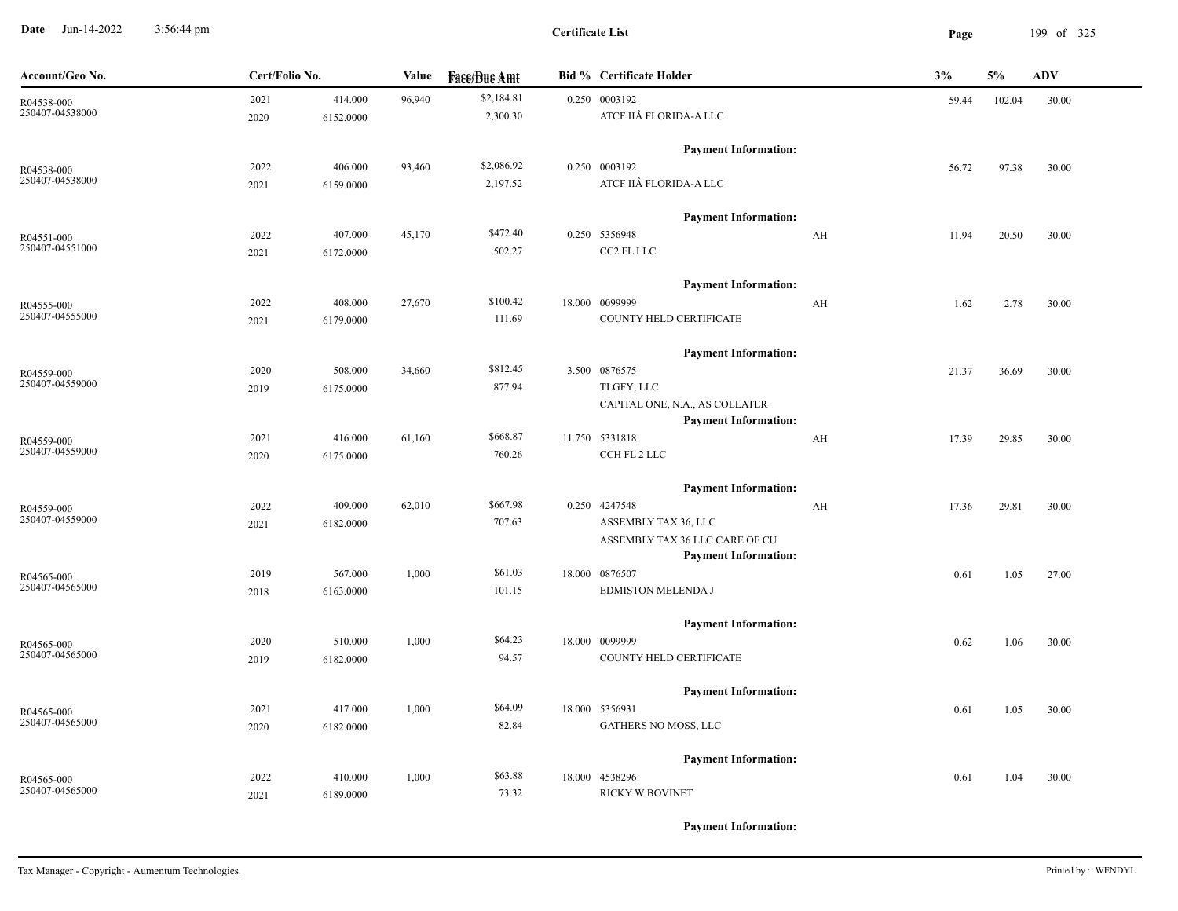**Certificate List**

| Account/Geo No. | Cert/Folio No. | | Value | Face/Due Amt | Bid % | Certificate Holder | | 3% | 5% | ADV |
|---|---|---|---|---|---|---|---|---|---|---|
| R04538-000<br>250407-04538000 | 2021<br>2020 | 414.000<br>6152.0000 | 96,940 | $2,184.81<br>2,300.30 | 0.250 | 0003192<br>ATCF IIÂ FLORIDA-A LLC<br>**Payment Information:** | | 59.44 | 102.04 | 30.00 |
| R04538-000<br>250407-04538000 | 2022<br>2021 | 406.000<br>6159.0000 | 93,460 | $2,086.92<br>2,197.52 | 0.250 | 0003192<br>ATCF IIÂ FLORIDA-A LLC<br>**Payment Information:** | | 56.72 | 97.38 | 30.00 |
| R04551-000<br>250407-04551000 | 2022<br>2021 | 407.000<br>6172.0000 | 45,170 | $472.40<br>502.27 | 0.250 | 5356948<br>CC2 FL LLC<br>**Payment Information:** | AH | 11.94 | 20.50 | 30.00 |
| R04555-000<br>250407-04555000 | 2022<br>2021 | 408.000<br>6179.0000 | 27,670 | $100.42<br>111.69 | 18.000 | 0099999<br>COUNTY HELD CERTIFICATE<br>**Payment Information:** | AH | 1.62 | 2.78 | 30.00 |
| R04559-000<br>250407-04559000 | 2020<br>2019 | 508.000<br>6175.0000 | 34,660 | $812.45<br>877.94 | 3.500 | 0876575<br>TLGFY, LLC<br>CAPITAL ONE, N.A., AS COLLATER<br>**Payment Information:** | | 21.37 | 36.69 | 30.00 |
| R04559-000<br>250407-04559000 | 2021<br>2020 | 416.000<br>6175.0000 | 61,160 | $668.87<br>760.26 | 11.750 | 5331818<br>CCH FL 2 LLC<br>**Payment Information:** | AH | 17.39 | 29.85 | 30.00 |
| R04559-000<br>250407-04559000 | 2022<br>2021 | 409.000<br>6182.0000 | 62,010 | $667.98<br>707.63 | 0.250 | 4247548<br>ASSEMBLY TAX 36, LLC<br>ASSEMBLY TAX 36 LLC CARE OF CU<br>**Payment Information:** | AH | 17.36 | 29.81 | 30.00 |
| R04565-000<br>250407-04565000 | 2019<br>2018 | 567.000<br>6163.0000 | 1,000 | $61.03<br>101.15 | 18.000 | 0876507<br>EDMISTON MELENDA J<br>**Payment Information:** | | 0.61 | 1.05 | 27.00 |
| R04565-000<br>250407-04565000 | 2020<br>2019 | 510.000<br>6182.0000 | 1,000 | $64.23<br>94.57 | 18.000 | 0099999<br>COUNTY HELD CERTIFICATE<br>**Payment Information:** | | 0.62 | 1.06 | 30.00 |
| R04565-000<br>250407-04565000 | 2021<br>2020 | 417.000<br>6182.0000 | 1,000 | $64.09<br>82.84 | 18.000 | 5356931<br>GATHERS NO MOSS, LLC<br>**Payment Information:** | | 0.61 | 1.05 | 30.00 |
| R04565-000<br>250407-04565000 | 2022<br>2021 | 410.000<br>6189.0000 | 1,000 | $63.88<br>73.32 | 18.000 | 4538296<br>RICKY W BOVINET<br>**Payment Information:** | | 0.61 | 1.04 | 30.00 |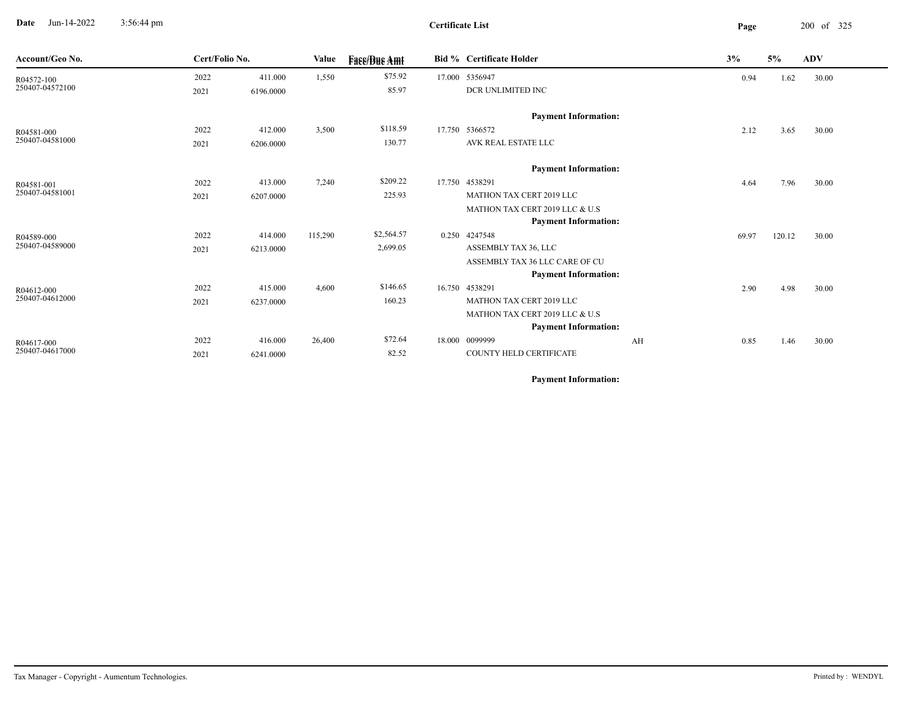**Date** Jun-14-2022 3:56:44 pm

**Certificate List**

| Account/Geo No. | Cert/Folio No. | | Value | Face/Due Amt | Bid % | Certificate Holder | | 3% | 5% | ADV |
|---|---|---|---|---|---|---|---|---|---|---|
| R04572-100 | 2022 | 411.000 | 1,550 | $75.92 | 17.000 | 5356947 | | 0.94 | 1.62 | 30.00 |
| 250407-04572100 | 2021 | 6196.0000 | | 85.97 | | DCR UNLIMITED INC | | | | |
| | | | | | | **Payment Information:** | | | | |
| R04581-000 | 2022 | 412.000 | 3,500 | $118.59 | 17.750 | 5366572 | | 2.12 | 3.65 | 30.00 |
| 250407-04581000 | 2021 | 6206.0000 | | 130.77 | | AVK REAL ESTATE LLC | | | | |
| | | | | | | **Payment Information:** | | | | |
| R04581-001 | 2022 | 413.000 | 7,240 | $209.22 | 17.750 | 4538291 | | 4.64 | 7.96 | 30.00 |
| 250407-04581001 | 2021 | 6207.0000 | | 225.93 | | MATHON TAX CERT 2019 LLC | | | | |
| | | | | | | MATHON TAX CERT 2019 LLC & U.S | | | | |
| | | | | | | **Payment Information:** | | | | |
| R04589-000 | 2022 | 414.000 | 115,290 | $2,564.57 | 0.250 | 4247548 | | 69.97 | 120.12 | 30.00 |
| 250407-04589000 | 2021 | 6213.0000 | | 2,699.05 | | ASSEMBLY TAX 36, LLC | | | | |
| | | | | | | ASSEMBLY TAX 36 LLC CARE OF CU | | | | |
| | | | | | | **Payment Information:** | | | | |
| R04612-000 | 2022 | 415.000 | 4,600 | $146.65 | 16.750 | 4538291 | | 2.90 | 4.98 | 30.00 |
| 250407-04612000 | 2021 | 6237.0000 | | 160.23 | | MATHON TAX CERT 2019 LLC | | | | |
| | | | | | | MATHON TAX CERT 2019 LLC & U.S | | | | |
| | | | | | | **Payment Information:** | | | | |
| R04617-000 | 2022 | 416.000 | 26,400 | $72.64 | 18.000 | 0099999 | AH | 0.85 | 1.46 | 30.00 |
| 250407-04617000 | 2021 | 6241.0000 | | 82.52 | | COUNTY HELD CERTIFICATE | | | | |
| | | | | | | **Payment Information:** | | | | |

Tax Manager - Copyright - Aumentum Technologies. Printed by : WENDYL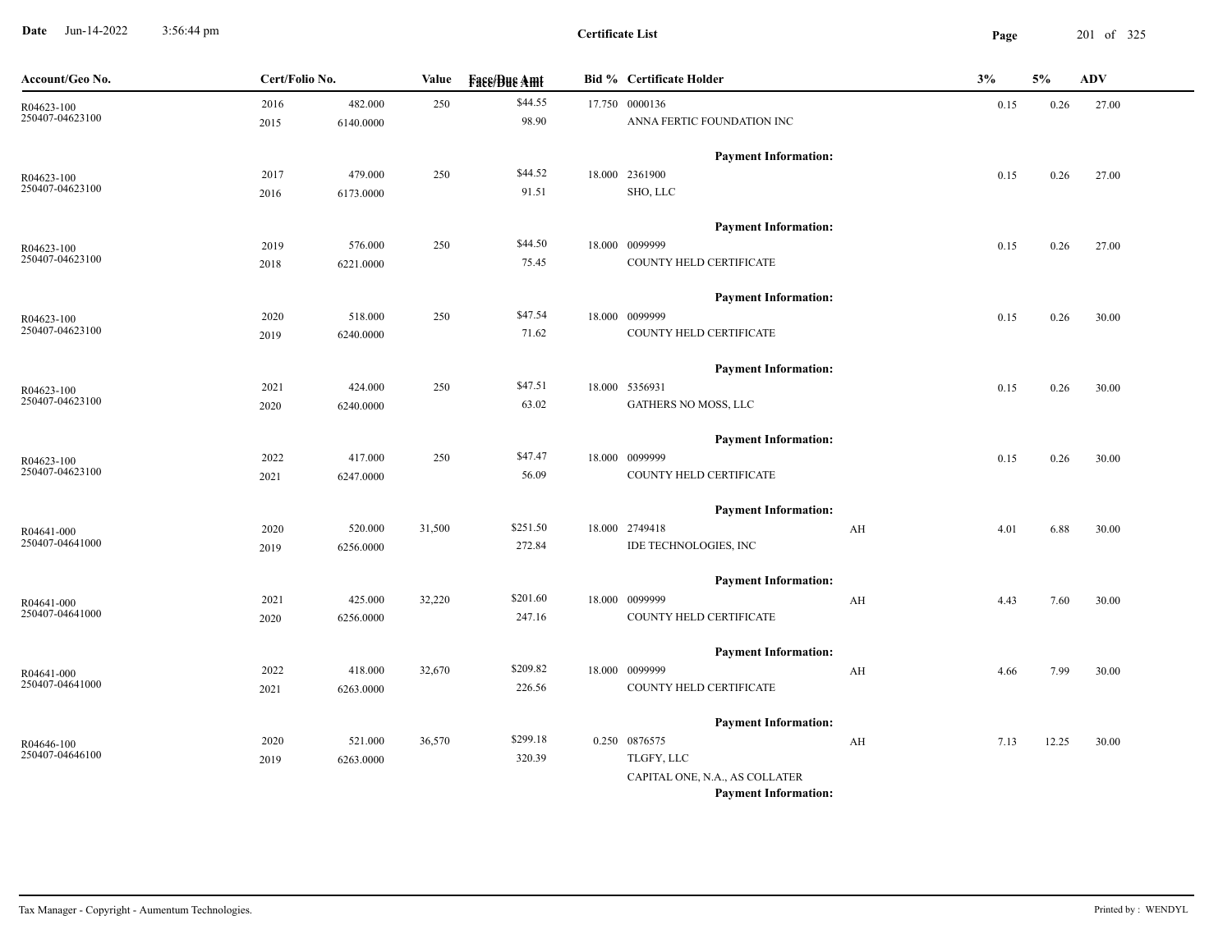# Certificate List

Date Jun-14-2022 3:56:44 pm

| Account/Geo No. | Cert/Folio No. | | Value | Face/Due Amt | Bid % | Certificate Holder | | 3% | 5% | ADV |
|---|---|---|---|---|---|---|---|---|---|---|
| R04623-100 | 2016 | 482.000 | 250 | $44.55 | 17.750 | 0000136 | | 0.15 | 0.26 | 27.00 |
| 250407-04623100 | 2015 | 6140.0000 | | 98.90 | | ANNA FERTIC FOUNDATION INC | | | | |
| | | | | | | Payment Information: | | | | |
| R04623-100 | 2017 | 479.000 | 250 | $44.52 | 18.000 | 2361900 | | 0.15 | 0.26 | 27.00 |
| 250407-04623100 | 2016 | 6173.0000 | | 91.51 | | SHO, LLC | | | | |
| | | | | | | Payment Information: | | | | |
| R04623-100 | 2019 | 576.000 | 250 | $44.50 | 18.000 | 0099999 | | 0.15 | 0.26 | 27.00 |
| 250407-04623100 | 2018 | 6221.0000 | | 75.45 | | COUNTY HELD CERTIFICATE | | | | |
| | | | | | | Payment Information: | | | | |
| R04623-100 | 2020 | 518.000 | 250 | $47.54 | 18.000 | 0099999 | | 0.15 | 0.26 | 30.00 |
| 250407-04623100 | 2019 | 6240.0000 | | 71.62 | | COUNTY HELD CERTIFICATE | | | | |
| | | | | | | Payment Information: | | | | |
| R04623-100 | 2021 | 424.000 | 250 | $47.51 | 18.000 | 5356931 | | 0.15 | 0.26 | 30.00 |
| 250407-04623100 | 2020 | 6240.0000 | | 63.02 | | GATHERS NO MOSS, LLC | | | | |
| | | | | | | Payment Information: | | | | |
| R04623-100 | 2022 | 417.000 | 250 | $47.47 | 18.000 | 0099999 | | 0.15 | 0.26 | 30.00 |
| 250407-04623100 | 2021 | 6247.0000 | | 56.09 | | COUNTY HELD CERTIFICATE | | | | |
| | | | | | | Payment Information: | | | | |
| R04641-000 | 2020 | 520.000 | 31,500 | $251.50 | 18.000 | 2749418 | AH | 4.01 | 6.88 | 30.00 |
| 250407-04641000 | 2019 | 6256.0000 | | 272.84 | | IDE TECHNOLOGIES, INC | | | | |
| | | | | | | Payment Information: | | | | |
| R04641-000 | 2021 | 425.000 | 32,220 | $201.60 | 18.000 | 0099999 | AH | 4.43 | 7.60 | 30.00 |
| 250407-04641000 | 2020 | 6256.0000 | | 247.16 | | COUNTY HELD CERTIFICATE | | | | |
| | | | | | | Payment Information: | | | | |
| R04641-000 | 2022 | 418.000 | 32,670 | $209.82 | 18.000 | 0099999 | AH | 4.66 | 7.99 | 30.00 |
| 250407-04641000 | 2021 | 6263.0000 | | 226.56 | | COUNTY HELD CERTIFICATE | | | | |
| | | | | | | Payment Information: | | | | |
| R04646-100 | 2020 | 521.000 | 36,570 | $299.18 | 0.250 | 0876575 | AH | 7.13 | 12.25 | 30.00 |
| 250407-04646100 | 2019 | 6263.0000 | | 320.39 | | TLGFY, LLC | | | | |
| | | | | | | CAPITAL ONE, N.A., AS COLLATER | | | | |
| | | | | | | Payment Information: | | | | |

Tax Manager - Copyright - Aumentum Technologies.

Printed by : WENDYL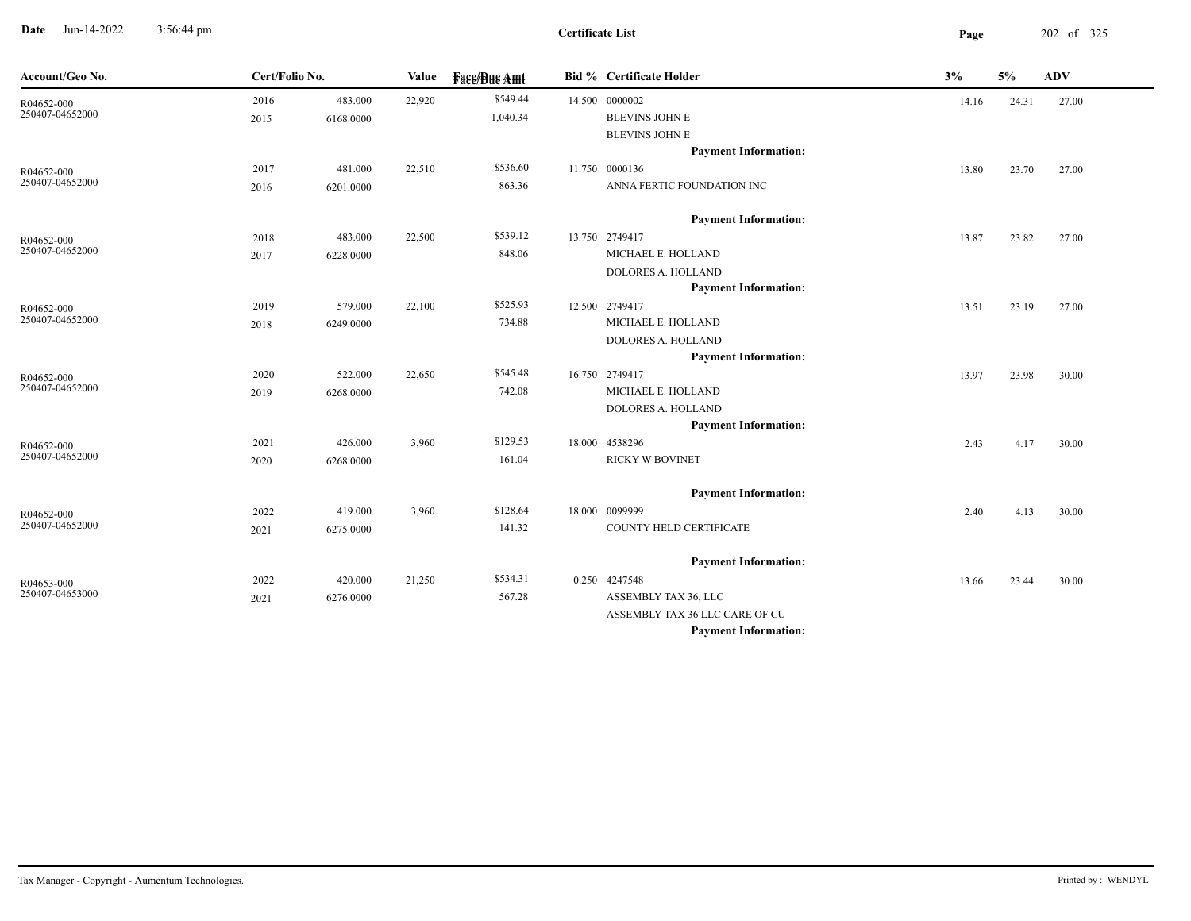**Certificate List**

| Account/Geo No. | Cert/Folio No. | | Value | Face/Due Amt | Bid % | Certificate Holder | 3% | 5% | ADV |
|---|---|---|---|---|---|---|---|---|---|
| R04652-000 | 2016 | 483.000 | 22,920 | $549.44 | 14.500 | 0000002 | 14.16 | 24.31 | 27.00 |
| 250407-04652000 | 2015 | 6168.0000 | | 1,040.34 | | BLEVINS JOHN E | | | |
| | | | | | | BLEVINS JOHN E | | | |
| | | | | | | **Payment Information:** | | | |
| R04652-000 | 2017 | 481.000 | 22,510 | $536.60 | 11.750 | 0000136 | 13.80 | 23.70 | 27.00 |
| 250407-04652000 | 2016 | 6201.0000 | | 863.36 | | ANNA FERTIC FOUNDATION INC | | | |
| | | | | | | **Payment Information:** | | | |
| R04652-000 | 2018 | 483.000 | 22,500 | $539.12 | 13.750 | 2749417 | 13.87 | 23.82 | 27.00 |
| 250407-04652000 | 2017 | 6228.0000 | | 848.06 | | MICHAEL E. HOLLAND | | | |
| | | | | | | DOLORES A. HOLLAND | | | |
| | | | | | | **Payment Information:** | | | |
| R04652-000 | 2019 | 579.000 | 22,100 | $525.93 | 12.500 | 2749417 | 13.51 | 23.19 | 27.00 |
| 250407-04652000 | 2018 | 6249.0000 | | 734.88 | | MICHAEL E. HOLLAND | | | |
| | | | | | | DOLORES A. HOLLAND | | | |
| | | | | | | **Payment Information:** | | | |
| R04652-000 | 2020 | 522.000 | 22,650 | $545.48 | 16.750 | 2749417 | 13.97 | 23.98 | 30.00 |
| 250407-04652000 | 2019 | 6268.0000 | | 742.08 | | MICHAEL E. HOLLAND | | | |
| | | | | | | DOLORES A. HOLLAND | | | |
| | | | | | | **Payment Information:** | | | |
| R04652-000 | 2021 | 426.000 | 3,960 | $129.53 | 18.000 | 4538296 | 2.43 | 4.17 | 30.00 |
| 250407-04652000 | 2020 | 6268.0000 | | 161.04 | | RICKY W BOVINET | | | |
| | | | | | | **Payment Information:** | | | |
| R04652-000 | 2022 | 419.000 | 3,960 | $128.64 | 18.000 | 0099999 | 2.40 | 4.13 | 30.00 |
| 250407-04652000 | 2021 | 6275.0000 | | 141.32 | | COUNTY HELD CERTIFICATE | | | |
| | | | | | | **Payment Information:** | | | |
| R04653-000 | 2022 | 420.000 | 21,250 | $534.31 | 0.250 | 4247548 | 13.66 | 23.44 | 30.00 |
| 250407-04653000 | 2021 | 6276.0000 | | 567.28 | | ASSEMBLY TAX 36, LLC | | | |
| | | | | | | ASSEMBLY TAX 36 LLC CARE OF CU | | | |
| | | | | | | **Payment Information:** | | | |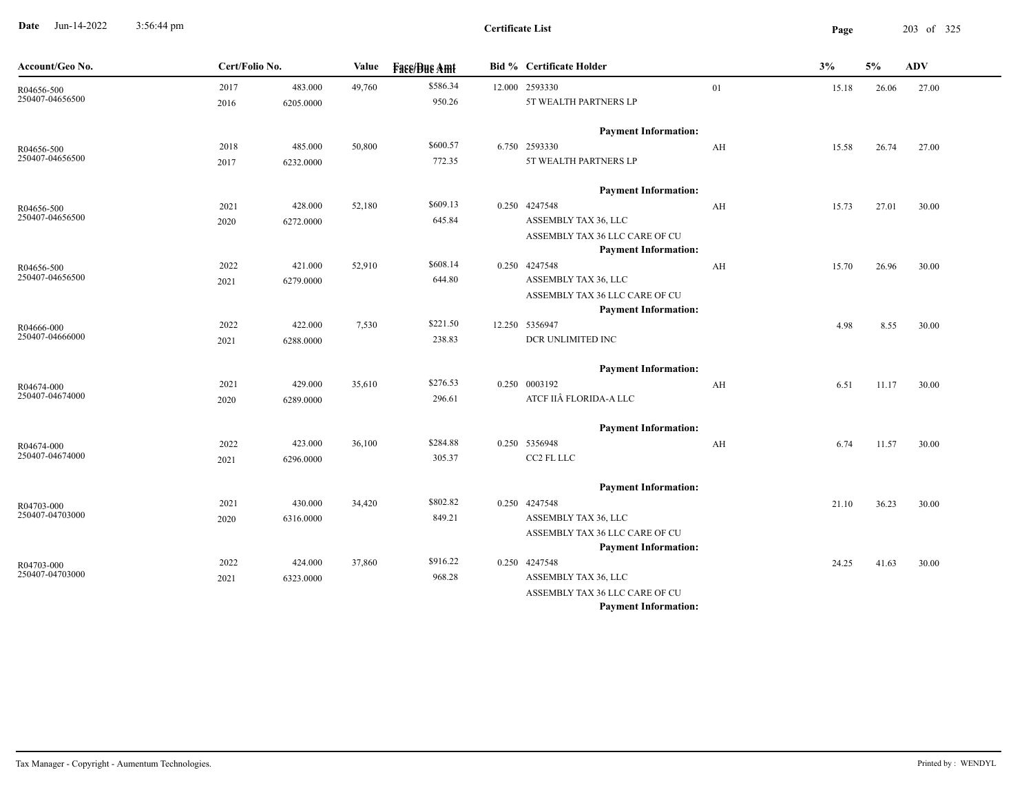Date Jun-14-2022 3:56:44 pm

**Certificate List**

| Account/Geo No. | Cert/Folio No. | | Value | Face/Due Amt | Bid % | Certificate Holder | | 3% | 5% | ADV |
|---|---|---|---|---|---|---|---|---|---|---|
| R04656-500<br>250407-04656500 | 2017<br>2016 | 483.000<br>6205.0000 | 49,760 | $586.34<br>950.26 | 12.000 | 2593330<br>5T WEALTH PARTNERS LP<br>**Payment Information:** | 01 | 15.18 | 26.06 | 27.00 |
| R04656-500<br>250407-04656500 | 2018<br>2017 | 485.000<br>6232.0000 | 50,800 | $600.57<br>772.35 | 6.750 | 2593330<br>5T WEALTH PARTNERS LP<br>**Payment Information:** | AH | 15.58 | 26.74 | 27.00 |
| R04656-500<br>250407-04656500 | 2021<br>2020 | 428.000<br>6272.0000 | 52,180 | $609.13<br>645.84 | 0.250 | 4247548<br>ASSEMBLY TAX 36, LLC<br>ASSEMBLY TAX 36 LLC CARE OF CU<br>**Payment Information:** | AH | 15.73 | 27.01 | 30.00 |
| R04656-500<br>250407-04656500 | 2022<br>2021 | 421.000<br>6279.0000 | 52,910 | $608.14<br>644.80 | 0.250 | 4247548<br>ASSEMBLY TAX 36, LLC<br>ASSEMBLY TAX 36 LLC CARE OF CU<br>**Payment Information:** | AH | 15.70 | 26.96 | 30.00 |
| R04666-000<br>250407-04666000 | 2022<br>2021 | 422.000<br>6288.0000 | 7,530 | $221.50<br>238.83 | 12.250 | 5356947<br>DCR UNLIMITED INC<br>**Payment Information:** | | 4.98 | 8.55 | 30.00 |
| R04674-000<br>250407-04674000 | 2021<br>2020 | 429.000<br>6289.0000 | 35,610 | $276.53<br>296.61 | 0.250 | 0003192<br>ATCF IIÂ FLORIDA-A LLC<br>**Payment Information:** | AH | 6.51 | 11.17 | 30.00 |
| R04674-000<br>250407-04674000 | 2022<br>2021 | 423.000<br>6296.0000 | 36,100 | $284.88<br>305.37 | 0.250 | 5356948<br>CC2 FL LLC<br>**Payment Information:** | AH | 6.74 | 11.57 | 30.00 |
| R04703-000<br>250407-04703000 | 2021<br>2020 | 430.000<br>6316.0000 | 34,420 | $802.82<br>849.21 | 0.250 | 4247548<br>ASSEMBLY TAX 36, LLC<br>ASSEMBLY TAX 36 LLC CARE OF CU<br>**Payment Information:** | | 21.10 | 36.23 | 30.00 |
| R04703-000<br>250407-04703000 | 2022<br>2021 | 424.000<br>6323.0000 | 37,860 | $916.22<br>968.28 | 0.250 | 4247548<br>ASSEMBLY TAX 36, LLC<br>ASSEMBLY TAX 36 LLC CARE OF CU<br>**Payment Information:** | | 24.25 | 41.63 | 30.00 |

Tax Manager - Copyright - Aumentum Technologies. Printed by : WENDYL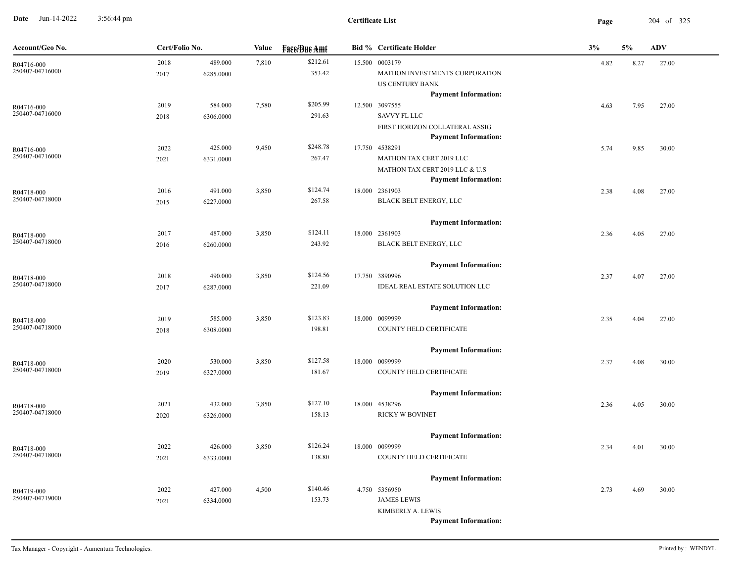# Certificate List

| Account/Geo No. | Cert/Folio No. | | Value | Face/Due Amt | Bid % | Certificate Holder | 3% | 5% | ADV |
|---|---|---|---|---|---|---|---|---|---|
| R04716-000<br>250407-04716000 | 2018<br>2017 | 489.000<br>6285.0000 | 7,810 | $212.61<br>353.42 | 15.500 | 0003179<br>MATHON INVESTMENTS CORPORATION<br>US CENTURY BANK<br>**Payment Information:** | 4.82 | 8.27 | 27.00 |
| R04716-000<br>250407-04716000 | 2019<br>2018 | 584.000<br>6306.0000 | 7,580 | $205.99<br>291.63 | 12.500 | 3097555<br>SAVVY FL LLC<br>FIRST HORIZON COLLATERAL ASSIG<br>**Payment Information:** | 4.63 | 7.95 | 27.00 |
| R04716-000<br>250407-04716000 | 2022<br>2021 | 425.000<br>6331.0000 | 9,450 | $248.78<br>267.47 | 17.750 | 4538291<br>MATHON TAX CERT 2019 LLC<br>MATHON TAX CERT 2019 LLC & U.S<br>**Payment Information:** | 5.74 | 9.85 | 30.00 |
| R04718-000<br>250407-04718000 | 2016<br>2015 | 491.000<br>6227.0000 | 3,850 | $124.74<br>267.58 | 18.000 | 2361903<br>BLACK BELT ENERGY, LLC<br>**Payment Information:** | 2.38 | 4.08 | 27.00 |
| R04718-000<br>250407-04718000 | 2017<br>2016 | 487.000<br>6260.0000 | 3,850 | $124.11<br>243.92 | 18.000 | 2361903<br>BLACK BELT ENERGY, LLC<br>**Payment Information:** | 2.36 | 4.05 | 27.00 |
| R04718-000<br>250407-04718000 | 2018<br>2017 | 490.000<br>6287.0000 | 3,850 | $124.56<br>221.09 | 17.750 | 3890996<br>IDEAL REAL ESTATE SOLUTION LLC<br>**Payment Information:** | 2.37 | 4.07 | 27.00 |
| R04718-000<br>250407-04718000 | 2019<br>2018 | 585.000<br>6308.0000 | 3,850 | $123.83<br>198.81 | 18.000 | 0099999<br>COUNTY HELD CERTIFICATE<br>**Payment Information:** | 2.35 | 4.04 | 27.00 |
| R04718-000<br>250407-04718000 | 2020<br>2019 | 530.000<br>6327.0000 | 3,850 | $127.58<br>181.67 | 18.000 | 0099999<br>COUNTY HELD CERTIFICATE<br>**Payment Information:** | 2.37 | 4.08 | 30.00 |
| R04718-000<br>250407-04718000 | 2021<br>2020 | 432.000<br>6326.0000 | 3,850 | $127.10<br>158.13 | 18.000 | 4538296<br>RICKY W BOVINET<br>**Payment Information:** | 2.36 | 4.05 | 30.00 |
| R04718-000<br>250407-04718000 | 2022<br>2021 | 426.000<br>6333.0000 | 3,850 | $126.24<br>138.80 | 18.000 | 0099999<br>COUNTY HELD CERTIFICATE<br>**Payment Information:** | 2.34 | 4.01 | 30.00 |
| R04719-000<br>250407-04719000 | 2022<br>2021 | 427.000<br>6334.0000 | 4,500 | $140.46<br>153.73 | 4.750 | 5356950<br>JAMES LEWIS<br>KIMBERLY A. LEWIS<br>**Payment Information:** | 2.73 | 4.69 | 30.00 |

Tax Manager - Copyright - Aumentum Technologies.

Printed by : WENDYL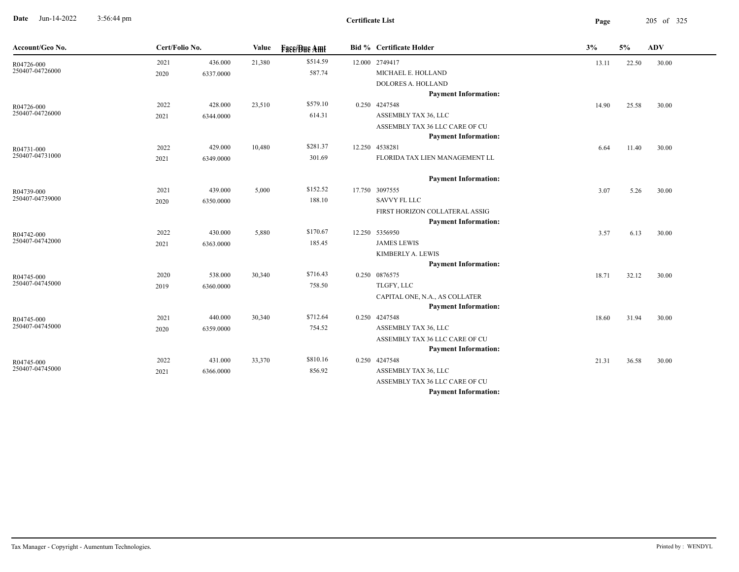| Account/Geo No. | Cert/Folio No. | | Value | Face/Due Amt | Bid % | Certificate Holder | 3% | 5% | ADV |
|---|---|---|---|---|---|---|---|---|---|
| R04726-000 250407-04726000 | 2021 2020 | 436.000 6337.0000 | 21,380 | $514.59 587.74 | 12.000 | 2749417 MICHAEL E. HOLLAND DOLORES A. HOLLAND **Payment Information:** | 13.11 | 22.50 | 30.00 |
| R04726-000 250407-04726000 | 2022 2021 | 428.000 6344.0000 | 23,510 | $579.10 614.31 | 0.250 | 4247548 ASSEMBLY TAX 36, LLC ASSEMBLY TAX 36 LLC CARE OF CU **Payment Information:** | 14.90 | 25.58 | 30.00 |
| R04731-000 250407-04731000 | 2022 2021 | 429.000 6349.0000 | 10,480 | $281.37 301.69 | 12.250 | 4538281 FLORIDA TAX LIEN MANAGEMENT LL **Payment Information:** | 6.64 | 11.40 | 30.00 |
| R04739-000 250407-04739000 | 2021 2020 | 439.000 6350.0000 | 5,000 | $152.52 188.10 | 17.750 | 3097555 SAVVY FL LLC FIRST HORIZON COLLATERAL ASSIG **Payment Information:** | 3.07 | 5.26 | 30.00 |
| R04742-000 250407-04742000 | 2022 2021 | 430.000 6363.0000 | 5,880 | $170.67 185.45 | 12.250 | 5356950 JAMES LEWIS KIMBERLY A. LEWIS **Payment Information:** | 3.57 | 6.13 | 30.00 |
| R04745-000 250407-04745000 | 2020 2019 | 538.000 6360.0000 | 30,340 | $716.43 758.50 | 0.250 | 0876575 TLGFY, LLC CAPITAL ONE, N.A., AS COLLATER **Payment Information:** | 18.71 | 32.12 | 30.00 |
| R04745-000 250407-04745000 | 2021 2020 | 440.000 6359.0000 | 30,340 | $712.64 754.52 | 0.250 | 4247548 ASSEMBLY TAX 36, LLC ASSEMBLY TAX 36 LLC CARE OF CU **Payment Information:** | 18.60 | 31.94 | 30.00 |
| R04745-000 250407-04745000 | 2022 2021 | 431.000 6366.0000 | 33,370 | $810.16 856.92 | 0.250 | 4247548 ASSEMBLY TAX 36, LLC ASSEMBLY TAX 36 LLC CARE OF CU **Payment Information:** | 21.31 | 36.58 | 30.00 |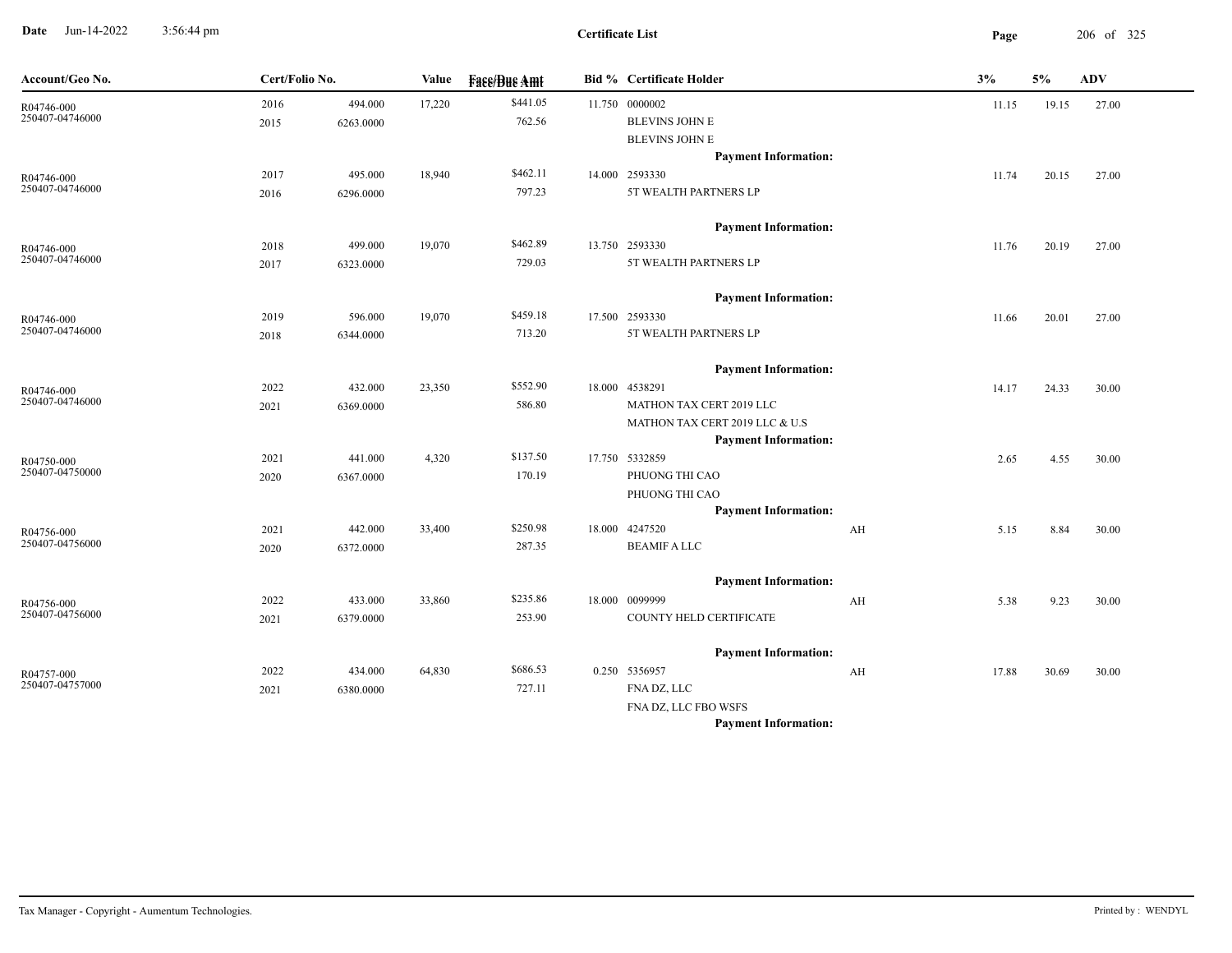**Date** Jun-14-2022 3:56:44 pm

**Certificate List**

| Account/Geo No. | Cert/Folio No. | | Value | Face/Due Amt | Bid % | Certificate Holder | | 3% | 5% | ADV |
|---|---|---|---|---|---|---|---|---|---|---|
| R04746-000<br>250407-04746000 | 2016<br>2015 | 494.000<br>6263.0000 | 17,220 | $441.05<br>762.56 | 11.750 | 0000002<br>BLEVINS JOHN E<br>BLEVINS JOHN E<br>**Payment Information:** | | 11.15 | 19.15 | 27.00 |
| R04746-000<br>250407-04746000 | 2017<br>2016 | 495.000<br>6296.0000 | 18,940 | $462.11<br>797.23 | 14.000 | 2593330<br>5T WEALTH PARTNERS LP<br>**Payment Information:** | | 11.74 | 20.15 | 27.00 |
| R04746-000<br>250407-04746000 | 2018<br>2017 | 499.000<br>6323.0000 | 19,070 | $462.89<br>729.03 | 13.750 | 2593330<br>5T WEALTH PARTNERS LP<br>**Payment Information:** | | 11.76 | 20.19 | 27.00 |
| R04746-000<br>250407-04746000 | 2019<br>2018 | 596.000<br>6344.0000 | 19,070 | $459.18<br>713.20 | 17.500 | 2593330<br>5T WEALTH PARTNERS LP<br>**Payment Information:** | | 11.66 | 20.01 | 27.00 |
| R04746-000<br>250407-04746000 | 2022<br>2021 | 432.000<br>6369.0000 | 23,350 | $552.90<br>586.80 | 18.000 | 4538291<br>MATHON TAX CERT 2019 LLC<br>MATHON TAX CERT 2019 LLC & U.S<br>**Payment Information:** | | 14.17 | 24.33 | 30.00 |
| R04750-000<br>250407-04750000 | 2021<br>2020 | 441.000<br>6367.0000 | 4,320 | $137.50<br>170.19 | 17.750 | 5332859<br>PHUONG THI CAO<br>PHUONG THI CAO<br>**Payment Information:** | | 2.65 | 4.55 | 30.00 |
| R04756-000<br>250407-04756000 | 2021<br>2020 | 442.000<br>6372.0000 | 33,400 | $250.98<br>287.35 | 18.000 | 4247520<br>BEAMIF A LLC<br>**Payment Information:** | AH | 5.15 | 8.84 | 30.00 |
| R04756-000<br>250407-04756000 | 2022<br>2021 | 433.000<br>6379.0000 | 33,860 | $235.86<br>253.90 | 18.000 | 0099999<br>COUNTY HELD CERTIFICATE<br>**Payment Information:** | AH | 5.38 | 9.23 | 30.00 |
| R04757-000<br>250407-04757000 | 2022<br>2021 | 434.000<br>6380.0000 | 64,830 | $686.53<br>727.11 | 0.250 | 5356957<br>FNA DZ, LLC<br>FNA DZ, LLC FBO WSFS<br>**Payment Information:** | AH | 17.88 | 30.69 | 30.00 |

Tax Manager - Copyright - Aumentum Technologies. Printed by : WENDYL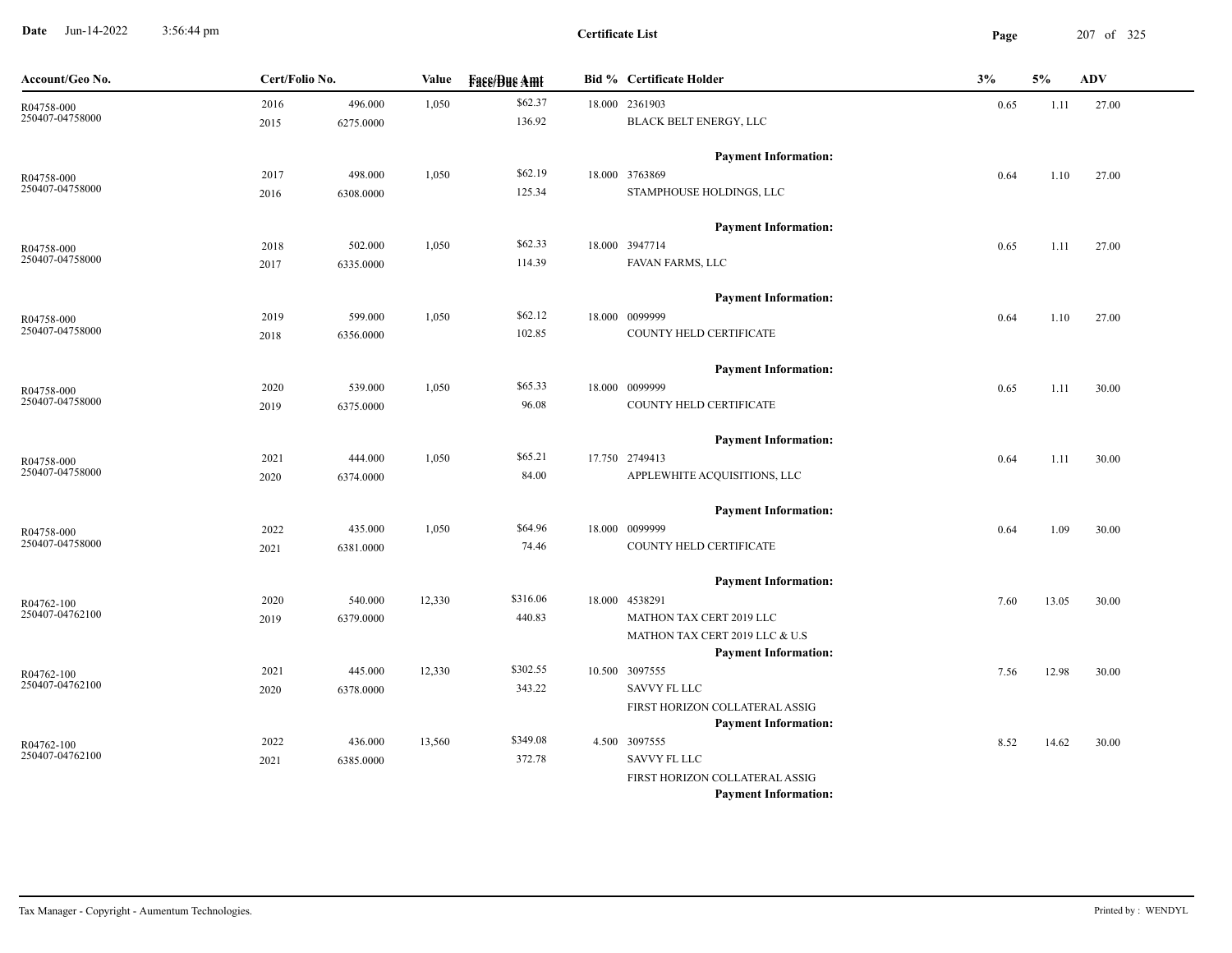Date Jun-14-2022 3:56:44 pm

**Certificate List**

| Account/Geo No. | Cert/Folio No. | | Value | Face/Due Amt | Bid % | Certificate Holder | 3% | 5% | ADV |
|---|---|---|---|---|---|---|---|---|---|
| R04758-000 | 2016 | 496.000 | 1,050 | $62.37 | 18.000 | 2361903 | 0.65 | 1.11 | 27.00 |
| 250407-04758000 | 2015 | 6275.0000 | | 136.92 | | BLACK BELT ENERGY, LLC | | | |
| | | | | | | **Payment Information:** | | | |
| R04758-000 | 2017 | 498.000 | 1,050 | $62.19 | 18.000 | 3763869 | 0.64 | 1.10 | 27.00 |
| 250407-04758000 | 2016 | 6308.0000 | | 125.34 | | STAMPHOUSE HOLDINGS, LLC | | | |
| | | | | | | **Payment Information:** | | | |
| R04758-000 | 2018 | 502.000 | 1,050 | $62.33 | 18.000 | 3947714 | 0.65 | 1.11 | 27.00 |
| 250407-04758000 | 2017 | 6335.0000 | | 114.39 | | FAVAN FARMS, LLC | | | |
| | | | | | | **Payment Information:** | | | |
| R04758-000 | 2019 | 599.000 | 1,050 | $62.12 | 18.000 | 0099999 | 0.64 | 1.10 | 27.00 |
| 250407-04758000 | 2018 | 6356.0000 | | 102.85 | | COUNTY HELD CERTIFICATE | | | |
| | | | | | | **Payment Information:** | | | |
| R04758-000 | 2020 | 539.000 | 1,050 | $65.33 | 18.000 | 0099999 | 0.65 | 1.11 | 30.00 |
| 250407-04758000 | 2019 | 6375.0000 | | 96.08 | | COUNTY HELD CERTIFICATE | | | |
| | | | | | | **Payment Information:** | | | |
| R04758-000 | 2021 | 444.000 | 1,050 | $65.21 | 17.750 | 2749413 | 0.64 | 1.11 | 30.00 |
| 250407-04758000 | 2020 | 6374.0000 | | 84.00 | | APPLEWHITE ACQUISITIONS, LLC | | | |
| | | | | | | **Payment Information:** | | | |
| R04758-000 | 2022 | 435.000 | 1,050 | $64.96 | 18.000 | 0099999 | 0.64 | 1.09 | 30.00 |
| 250407-04758000 | 2021 | 6381.0000 | | 74.46 | | COUNTY HELD CERTIFICATE | | | |
| | | | | | | **Payment Information:** | | | |
| R04762-100 | 2020 | 540.000 | 12,330 | $316.06 | 18.000 | 4538291 | 7.60 | 13.05 | 30.00 |
| 250407-04762100 | 2019 | 6379.0000 | | 440.83 | | MATHON TAX CERT 2019 LLC | | | |
| | | | | | | MATHON TAX CERT 2019 LLC & U.S | | | |
| | | | | | | **Payment Information:** | | | |
| R04762-100 | 2021 | 445.000 | 12,330 | $302.55 | 10.500 | 3097555 | 7.56 | 12.98 | 30.00 |
| 250407-04762100 | 2020 | 6378.0000 | | 343.22 | | SAVVY FL LLC | | | |
| | | | | | | FIRST HORIZON COLLATERAL ASSIG | | | |
| | | | | | | **Payment Information:** | | | |
| R04762-100 | 2022 | 436.000 | 13,560 | $349.08 | 4.500 | 3097555 | 8.52 | 14.62 | 30.00 |
| 250407-04762100 | 2021 | 6385.0000 | | 372.78 | | SAVVY FL LLC | | | |
| | | | | | | FIRST HORIZON COLLATERAL ASSIG | | | |
| | | | | | | **Payment Information:** | | | |

Tax Manager - Copyright - Aumentum Technologies. Printed by : WENDYL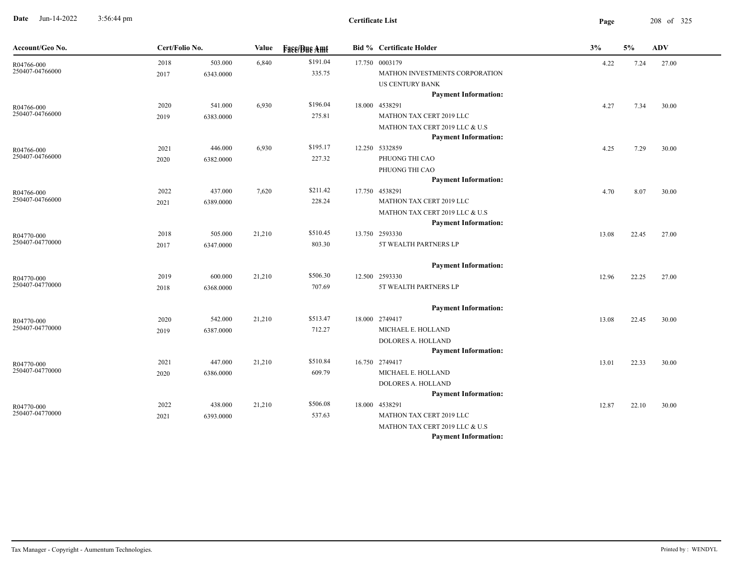**Date** Jun-14-2022 3:56:44 pm

**Certificate List**

| Account/Geo No. | Cert/Folio No. | | Value | Face/Due Amt | Bid % | Certificate Holder | 3% | 5% | ADV |
|---|---|---|---|---|---|---|---|---|---|
| R04766-000<br>250407-04766000 | 2018<br>2017 | 503.000<br>6343.0000 | 6,840 | $191.04<br>335.75 | 17.750 | 0003179<br>MATHON INVESTMENTS CORPORATION<br>US CENTURY BANK<br>**Payment Information:** | 4.22 | 7.24 | 27.00 |
| R04766-000<br>250407-04766000 | 2020<br>2019 | 541.000<br>6383.0000 | 6,930 | $196.04<br>275.81 | 18.000 | 4538291<br>MATHON TAX CERT 2019 LLC<br>MATHON TAX CERT 2019 LLC & U.S<br>**Payment Information:** | 4.27 | 7.34 | 30.00 |
| R04766-000<br>250407-04766000 | 2021<br>2020 | 446.000<br>6382.0000 | 6,930 | $195.17<br>227.32 | 12.250 | 5332859<br>PHUONG THI CAO<br>PHUONG THI CAO<br>**Payment Information:** | 4.25 | 7.29 | 30.00 |
| R04766-000<br>250407-04766000 | 2022<br>2021 | 437.000<br>6389.0000 | 7,620 | $211.42<br>228.24 | 17.750 | 4538291<br>MATHON TAX CERT 2019 LLC<br>MATHON TAX CERT 2019 LLC & U.S<br>**Payment Information:** | 4.70 | 8.07 | 30.00 |
| R04770-000<br>250407-04770000 | 2018<br>2017 | 505.000<br>6347.0000 | 21,210 | $510.45<br>803.30 | 13.750 | 2593330<br>5T WEALTH PARTNERS LP<br>**Payment Information:** | 13.08 | 22.45 | 27.00 |
| R04770-000<br>250407-04770000 | 2019<br>2018 | 600.000<br>6368.0000 | 21,210 | $506.30<br>707.69 | 12.500 | 2593330<br>5T WEALTH PARTNERS LP<br>**Payment Information:** | 12.96 | 22.25 | 27.00 |
| R04770-000<br>250407-04770000 | 2020<br>2019 | 542.000<br>6387.0000 | 21,210 | $513.47<br>712.27 | 18.000 | 2749417<br>MICHAEL E. HOLLAND<br>DOLORES A. HOLLAND<br>**Payment Information:** | 13.08 | 22.45 | 30.00 |
| R04770-000<br>250407-04770000 | 2021<br>2020 | 447.000<br>6386.0000 | 21,210 | $510.84<br>609.79 | 16.750 | 2749417<br>MICHAEL E. HOLLAND<br>DOLORES A. HOLLAND<br>**Payment Information:** | 13.01 | 22.33 | 30.00 |
| R04770-000<br>250407-04770000 | 2022<br>2021 | 438.000<br>6393.0000 | 21,210 | $506.08<br>537.63 | 18.000 | 4538291<br>MATHON TAX CERT 2019 LLC<br>MATHON TAX CERT 2019 LLC & U.S<br>**Payment Information:** | 12.87 | 22.10 | 30.00 |

Tax Manager - Copyright - Aumentum Technologies. Printed by : WENDYL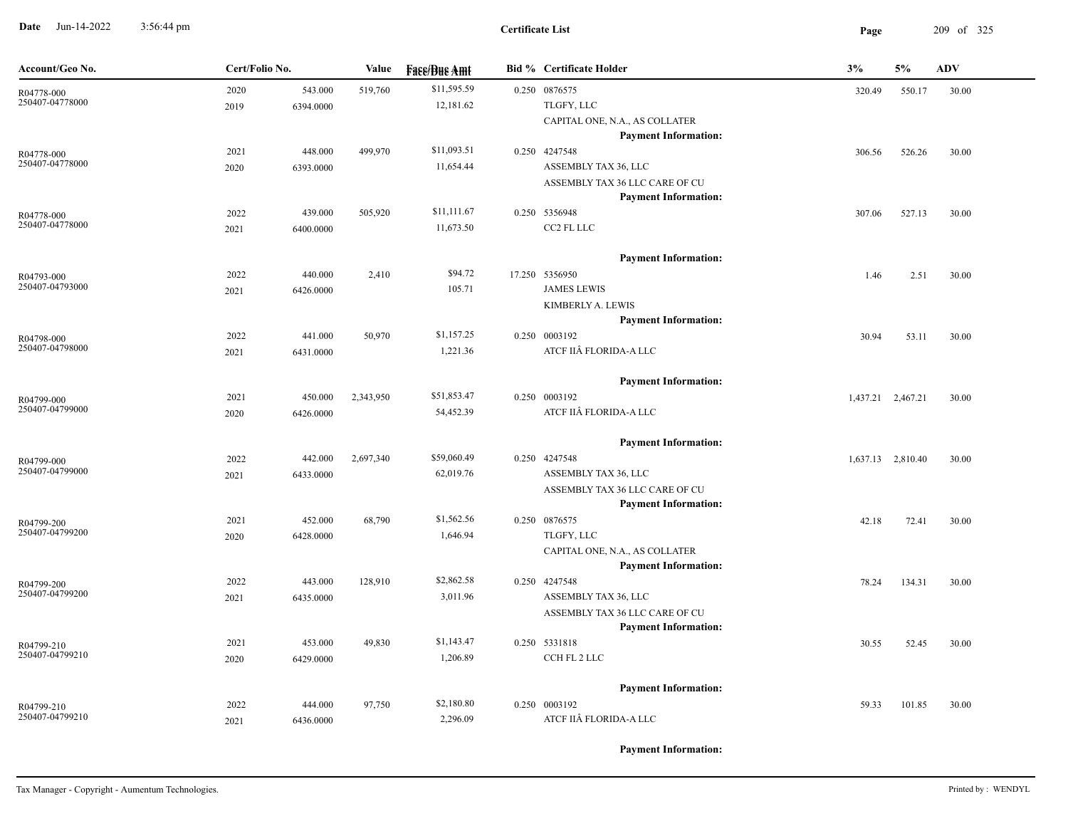**Certificate List**

| Account/Geo No. | Cert/Folio No. | | Value | Face/Due Amt | Bid % | Certificate Holder | 3% | 5% | ADV |
|---|---|---|---|---|---|---|---|---|---|
| R04778-000 | 2020 | 543.000 | 519,760 | $11,595.59 | 0.250 | 0876575 | 320.49 | 550.17 | 30.00 |
| 250407-04778000 | 2019 | 6394.0000 | | 12,181.62 | | TLGFY, LLC | | | |
| | | | | | | CAPITAL ONE, N.A., AS COLLATER | | | |
| | | | | | | **Payment Information:** | | | |
| R04778-000 | 2021 | 448.000 | 499,970 | $11,093.51 | 0.250 | 4247548 | 306.56 | 526.26 | 30.00 |
| 250407-04778000 | 2020 | 6393.0000 | | 11,654.44 | | ASSEMBLY TAX 36, LLC | | | |
| | | | | | | ASSEMBLY TAX 36 LLC CARE OF CU | | | |
| | | | | | | **Payment Information:** | | | |
| R04778-000 | 2022 | 439.000 | 505,920 | $11,111.67 | 0.250 | 5356948 | 307.06 | 527.13 | 30.00 |
| 250407-04778000 | 2021 | 6400.0000 | | 11,673.50 | | CC2 FL LLC | | | |
| | | | | | | **Payment Information:** | | | |
| R04793-000 | 2022 | 440.000 | 2,410 | $94.72 | 17.250 | 5356950 | 1.46 | 2.51 | 30.00 |
| 250407-04793000 | 2021 | 6426.0000 | | 105.71 | | JAMES LEWIS | | | |
| | | | | | | KIMBERLY A. LEWIS | | | |
| | | | | | | **Payment Information:** | | | |
| R04798-000 | 2022 | 441.000 | 50,970 | $1,157.25 | 0.250 | 0003192 | 30.94 | 53.11 | 30.00 |
| 250407-04798000 | 2021 | 6431.0000 | | 1,221.36 | | ATCF IIÂ FLORIDA-A LLC | | | |
| | | | | | | **Payment Information:** | | | |
| R04799-000 | 2021 | 450.000 | 2,343,950 | $51,853.47 | 0.250 | 0003192 | 1,437.21 | 2,467.21 | 30.00 |
| 250407-04799000 | 2020 | 6426.0000 | | 54,452.39 | | ATCF IIÂ FLORIDA-A LLC | | | |
| | | | | | | **Payment Information:** | | | |
| R04799-000 | 2022 | 442.000 | 2,697,340 | $59,060.49 | 0.250 | 4247548 | 1,637.13 | 2,810.40 | 30.00 |
| 250407-04799000 | 2021 | 6433.0000 | | 62,019.76 | | ASSEMBLY TAX 36, LLC | | | |
| | | | | | | ASSEMBLY TAX 36 LLC CARE OF CU | | | |
| | | | | | | **Payment Information:** | | | |
| R04799-200 | 2021 | 452.000 | 68,790 | $1,562.56 | 0.250 | 0876575 | 42.18 | 72.41 | 30.00 |
| 250407-04799200 | 2020 | 6428.0000 | | 1,646.94 | | TLGFY, LLC | | | |
| | | | | | | CAPITAL ONE, N.A., AS COLLATER | | | |
| | | | | | | **Payment Information:** | | | |
| R04799-200 | 2022 | 443.000 | 128,910 | $2,862.58 | 0.250 | 4247548 | 78.24 | 134.31 | 30.00 |
| 250407-04799200 | 2021 | 6435.0000 | | 3,011.96 | | ASSEMBLY TAX 36, LLC | | | |
| | | | | | | ASSEMBLY TAX 36 LLC CARE OF CU | | | |
| | | | | | | **Payment Information:** | | | |
| R04799-210 | 2021 | 453.000 | 49,830 | $1,143.47 | 0.250 | 5331818 | 30.55 | 52.45 | 30.00 |
| 250407-04799210 | 2020 | 6429.0000 | | 1,206.89 | | CCH FL 2 LLC | | | |
| | | | | | | **Payment Information:** | | | |
| R04799-210 | 2022 | 444.000 | 97,750 | $2,180.80 | 0.250 | 0003192 | 59.33 | 101.85 | 30.00 |
| 250407-04799210 | 2021 | 6436.0000 | | 2,296.09 | | ATCF IIÂ FLORIDA-A LLC | | | |
| | | | | | | **Payment Information:** | | | |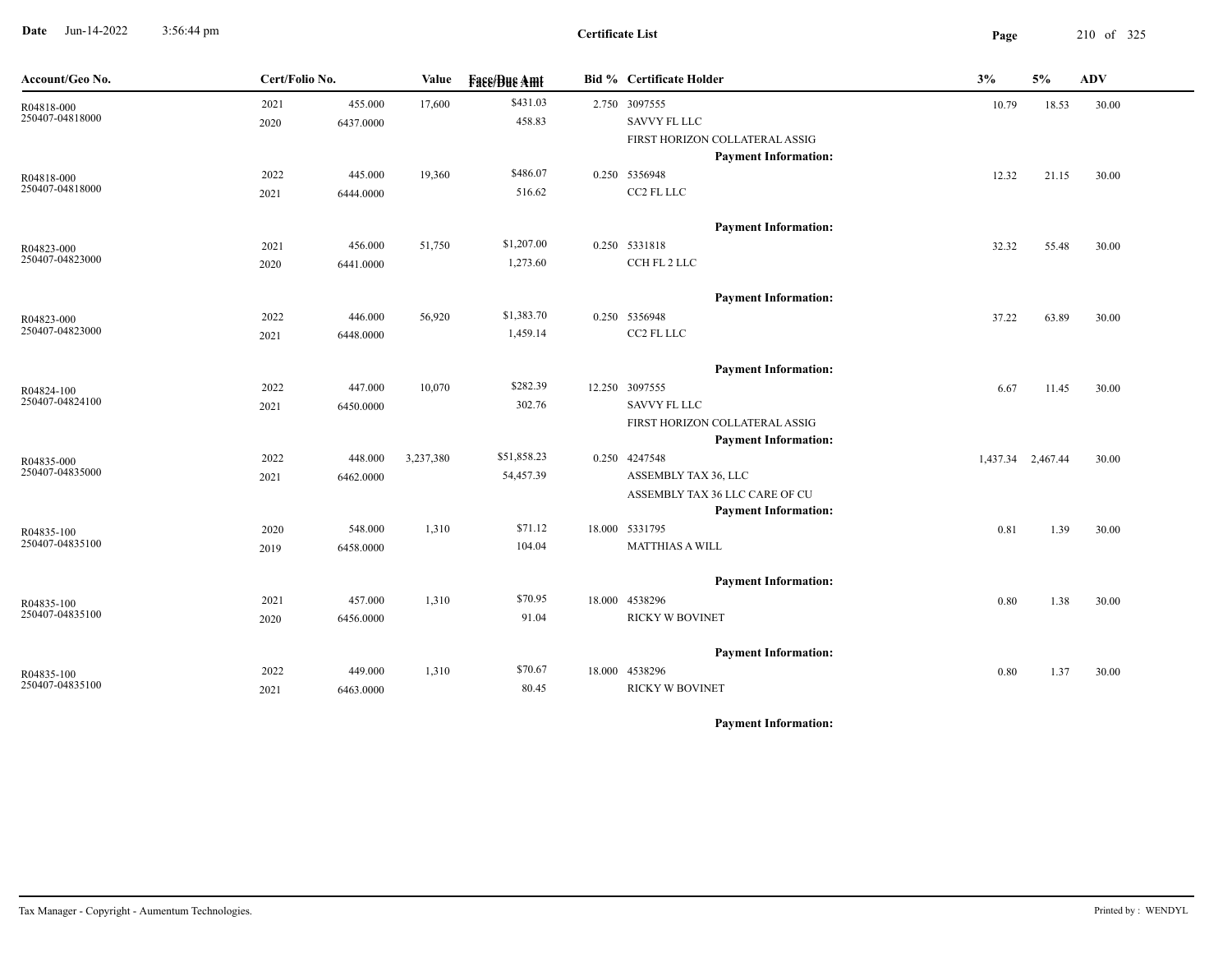**Date** Jun-14-2022 3:56:44 pm

**Certificate List**

| Account/Geo No. | Cert/Folio No. | | Value | Face/Due Amt | Bid % | Certificate Holder | 3% | 5% | ADV |
|---|---|---|---|---|---|---|---|---|---|
| R04818-000<br>250407-04818000 | 2021<br>2020 | 455.000<br>6437.0000 | 17,600 | $431.03<br>458.83 | 2.750 | 3097555<br>SAVVY FL LLC<br>FIRST HORIZON COLLATERAL ASSIG<br>**Payment Information:** | 10.79 | 18.53 | 30.00 |
| R04818-000<br>250407-04818000 | 2022<br>2021 | 445.000<br>6444.0000 | 19,360 | $486.07<br>516.62 | 0.250 | 5356948<br>CC2 FL LLC<br>**Payment Information:** | 12.32 | 21.15 | 30.00 |
| R04823-000<br>250407-04823000 | 2021<br>2020 | 456.000<br>6441.0000 | 51,750 | $1,207.00<br>1,273.60 | 0.250 | 5331818<br>CCH FL 2 LLC<br>**Payment Information:** | 32.32 | 55.48 | 30.00 |
| R04823-000<br>250407-04823000 | 2022<br>2021 | 446.000<br>6448.0000 | 56,920 | $1,383.70<br>1,459.14 | 0.250 | 5356948<br>CC2 FL LLC<br>**Payment Information:** | 37.22 | 63.89 | 30.00 |
| R04824-100<br>250407-04824100 | 2022<br>2021 | 447.000<br>6450.0000 | 10,070 | $282.39<br>302.76 | 12.250 | 3097555<br>SAVVY FL LLC<br>FIRST HORIZON COLLATERAL ASSIG<br>**Payment Information:** | 6.67 | 11.45 | 30.00 |
| R04835-000<br>250407-04835000 | 2022<br>2021 | 448.000<br>6462.0000 | 3,237,380 | $51,858.23<br>54,457.39 | 0.250 | 4247548<br>ASSEMBLY TAX 36, LLC<br>ASSEMBLY TAX 36 LLC CARE OF CU<br>**Payment Information:** | 1,437.34 | 2,467.44 | 30.00 |
| R04835-100<br>250407-04835100 | 2020<br>2019 | 548.000<br>6458.0000 | 1,310 | $71.12<br>104.04 | 18.000 | 5331795<br>MATTHIAS A WILL<br>**Payment Information:** | 0.81 | 1.39 | 30.00 |
| R04835-100<br>250407-04835100 | 2021<br>2020 | 457.000<br>6456.0000 | 1,310 | $70.95<br>91.04 | 18.000 | 4538296<br>RICKY W BOVINET<br>**Payment Information:** | 0.80 | 1.38 | 30.00 |
| R04835-100<br>250407-04835100 | 2022<br>2021 | 449.000<br>6463.0000 | 1,310 | $70.67<br>80.45 | 18.000 | 4538296<br>RICKY W BOVINET<br>**Payment Information:** | 0.80 | 1.37 | 30.00 |

Tax Manager - Copyright - Aumentum Technologies. Printed by : WENDYL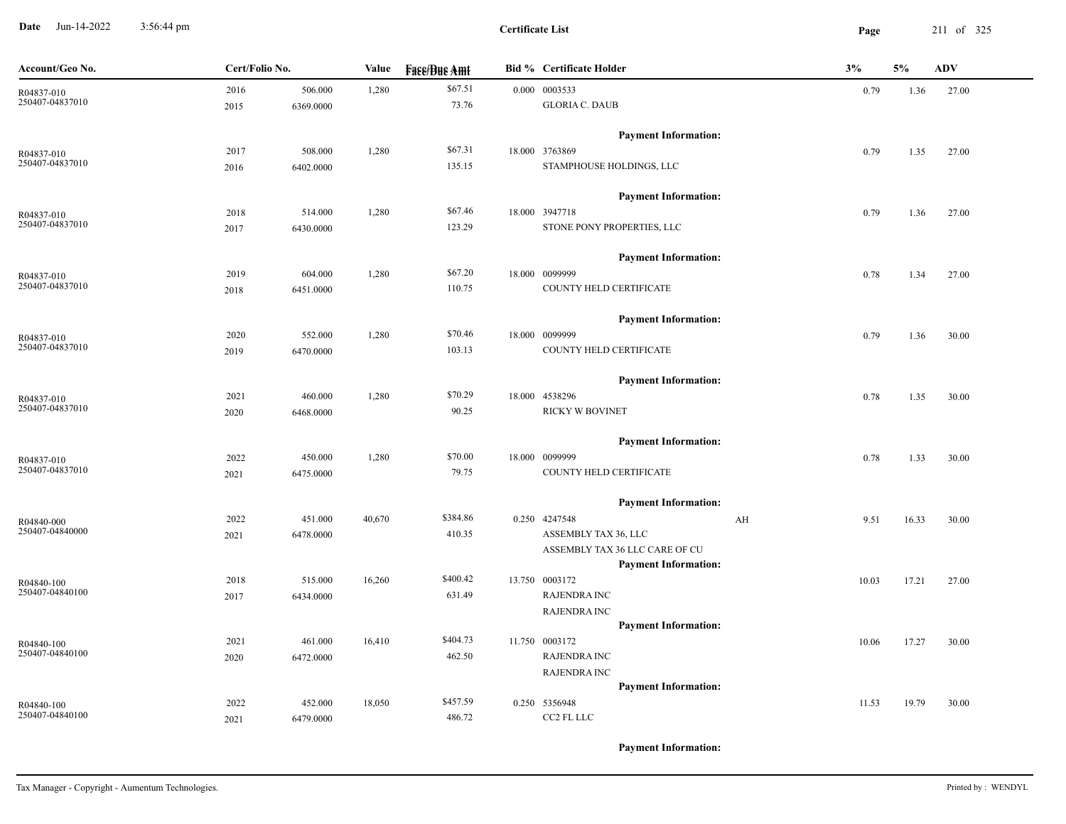**Certificate List**

Date Jun-14-2022 3:56:44 pm

| Account/Geo No. | Cert/Folio No. | | Value | Face/Due Amt | Bid % | Certificate Holder | | 3% | 5% | ADV |
|---|---|---|---|---|---|---|---|---|---|---|
| R04837-010<br>250407-04837010 | 2016<br>2015 | 506.000<br>6369.0000 | 1,280 | $67.51<br>73.76 | 0.000 | 0003533<br>GLORIA C. DAUB | | 0.79 | 1.36 | 27.00 |
| | | | | | | **Payment Information:** | | | | |
| R04837-010<br>250407-04837010 | 2017<br>2016 | 508.000<br>6402.0000 | 1,280 | $67.31<br>135.15 | 18.000 | 3763869<br>STAMPHOUSE HOLDINGS, LLC | | 0.79 | 1.35 | 27.00 |
| | | | | | | **Payment Information:** | | | | |
| R04837-010<br>250407-04837010 | 2018<br>2017 | 514.000<br>6430.0000 | 1,280 | $67.46<br>123.29 | 18.000 | 3947718<br>STONE PONY PROPERTIES, LLC | | 0.79 | 1.36 | 27.00 |
| | | | | | | **Payment Information:** | | | | |
| R04837-010<br>250407-04837010 | 2019<br>2018 | 604.000<br>6451.0000 | 1,280 | $67.20<br>110.75 | 18.000 | 0099999<br>COUNTY HELD CERTIFICATE | | 0.78 | 1.34 | 27.00 |
| | | | | | | **Payment Information:** | | | | |
| R04837-010<br>250407-04837010 | 2020<br>2019 | 552.000<br>6470.0000 | 1,280 | $70.46<br>103.13 | 18.000 | 0099999<br>COUNTY HELD CERTIFICATE | | 0.79 | 1.36 | 30.00 |
| | | | | | | **Payment Information:** | | | | |
| R04837-010<br>250407-04837010 | 2021<br>2020 | 460.000<br>6468.0000 | 1,280 | $70.29<br>90.25 | 18.000 | 4538296<br>RICKY W BOVINET | | 0.78 | 1.35 | 30.00 |
| | | | | | | **Payment Information:** | | | | |
| R04837-010<br>250407-04837010 | 2022<br>2021 | 450.000<br>6475.0000 | 1,280 | $70.00<br>79.75 | 18.000 | 0099999<br>COUNTY HELD CERTIFICATE | | 0.78 | 1.33 | 30.00 |
| | | | | | | **Payment Information:** | | | | |
| R04840-000<br>250407-04840000 | 2022<br>2021 | 451.000<br>6478.0000 | 40,670 | $384.86<br>410.35 | 0.250 | 4247548<br>ASSEMBLY TAX 36, LLC<br>ASSEMBLY TAX 36 LLC CARE OF CU | AH | 9.51 | 16.33 | 30.00 |
| | | | | | | **Payment Information:** | | | | |
| R04840-100<br>250407-04840100 | 2018<br>2017 | 515.000<br>6434.0000 | 16,260 | $400.42<br>631.49 | 13.750 | 0003172<br>RAJENDRA INC<br>RAJENDRA INC | | 10.03 | 17.21 | 27.00 |
| | | | | | | **Payment Information:** | | | | |
| R04840-100<br>250407-04840100 | 2021<br>2020 | 461.000<br>6472.0000 | 16,410 | $404.73<br>462.50 | 11.750 | 0003172<br>RAJENDRA INC<br>RAJENDRA INC | | 10.06 | 17.27 | 30.00 |
| | | | | | | **Payment Information:** | | | | |
| R04840-100<br>250407-04840100 | 2022<br>2021 | 452.000<br>6479.0000 | 18,050 | $457.59<br>486.72 | 0.250 | 5356948<br>CC2 FL LLC | | 11.53 | 19.79 | 30.00 |
| | | | | | | **Payment Information:** | | | | |

Tax Manager - Copyright - Aumentum Technologies.

Printed by : WENDYL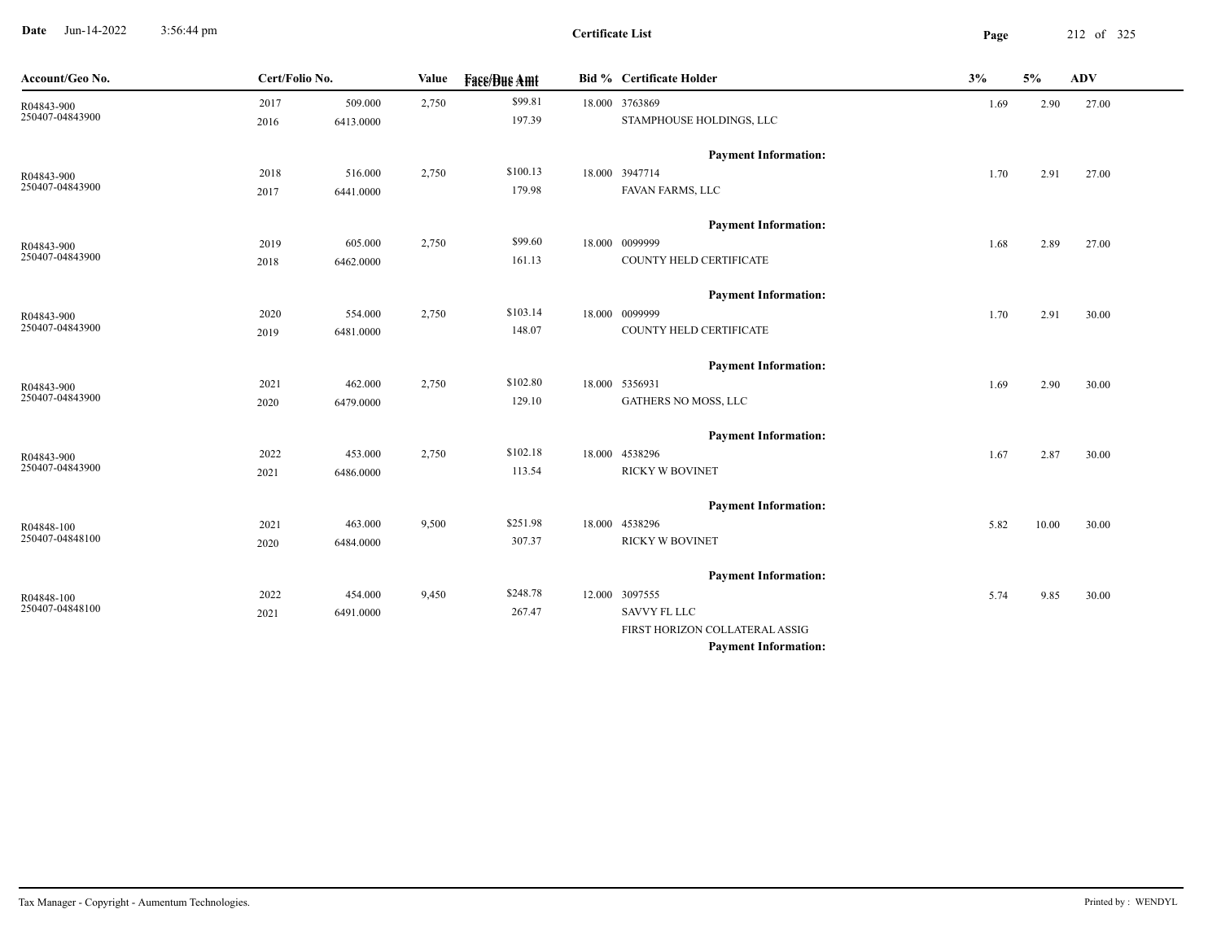# Certificate List

Date Jun-14-2022 3:56:44 pm

| Account/Geo No. | Cert/Folio No. | | Value | Face/Due Amt | Bid % | Certificate Holder | 3% | 5% | ADV |
|---|---|---|---|---|---|---|---|---|---|
| R04843-900<br>250407-04843900 | 2017<br>2016 | 509.000<br>6413.0000 | 2,750 | $99.81<br>197.39 | 18.000 | 3763869<br>STAMPHOUSE HOLDINGS, LLC<br>**Payment Information:** | 1.69 | 2.90 | 27.00 |
| R04843-900<br>250407-04843900 | 2018<br>2017 | 516.000<br>6441.0000 | 2,750 | $100.13<br>179.98 | 18.000 | 3947714<br>FAVAN FARMS, LLC<br>**Payment Information:** | 1.70 | 2.91 | 27.00 |
| R04843-900<br>250407-04843900 | 2019<br>2018 | 605.000<br>6462.0000 | 2,750 | $99.60<br>161.13 | 18.000 | 0099999<br>COUNTY HELD CERTIFICATE<br>**Payment Information:** | 1.68 | 2.89 | 27.00 |
| R04843-900<br>250407-04843900 | 2020<br>2019 | 554.000<br>6481.0000 | 2,750 | $103.14<br>148.07 | 18.000 | 0099999<br>COUNTY HELD CERTIFICATE<br>**Payment Information:** | 1.70 | 2.91 | 30.00 |
| R04843-900<br>250407-04843900 | 2021<br>2020 | 462.000<br>6479.0000 | 2,750 | $102.80<br>129.10 | 18.000 | 5356931<br>GATHERS NO MOSS, LLC<br>**Payment Information:** | 1.69 | 2.90 | 30.00 |
| R04843-900<br>250407-04843900 | 2022<br>2021 | 453.000<br>6486.0000 | 2,750 | $102.18<br>113.54 | 18.000 | 4538296<br>RICKY W BOVINET<br>**Payment Information:** | 1.67 | 2.87 | 30.00 |
| R04848-100<br>250407-04848100 | 2021<br>2020 | 463.000<br>6484.0000 | 9,500 | $251.98<br>307.37 | 18.000 | 4538296<br>RICKY W BOVINET<br>**Payment Information:** | 5.82 | 10.00 | 30.00 |
| R04848-100<br>250407-04848100 | 2022<br>2021 | 454.000<br>6491.0000 | 9,450 | $248.78<br>267.47 | 12.000 | 3097555<br>SAVVY FL LLC<br>FIRST HORIZON COLLATERAL ASSIG<br>**Payment Information:** | 5.74 | 9.85 | 30.00 |

Tax Manager - Copyright - Aumentum Technologies.

Printed by : WENDYL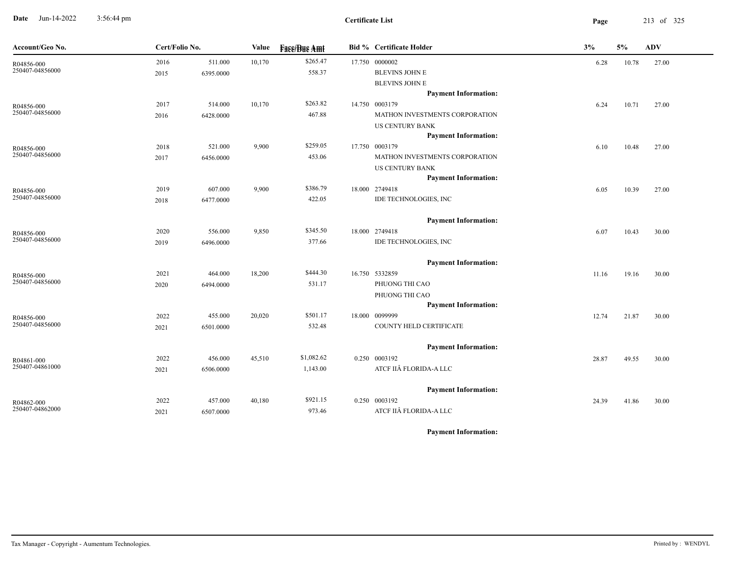# Certificate List

| Account/Geo No. | Cert/Folio No. | | Value | Face/Due Amt | Bid % | Certificate Holder | 3% | 5% | ADV |
|---|---|---|---|---|---|---|---|---|---|
| R04856-000 | 2016 | 511.000 | 10,170 | $265.47 | 17.750 | 0000002 | 6.28 | 10.78 | 27.00 |
| 250407-04856000 | 2015 | 6395.0000 | | 558.37 | | BLEVINS JOHN E | | | |
| | | | | | | BLEVINS JOHN E | | | |
| | | | | | | **Payment Information:** | | | |
| R04856-000 | 2017 | 514.000 | 10,170 | $263.82 | 14.750 | 0003179 | 6.24 | 10.71 | 27.00 |
| 250407-04856000 | 2016 | 6428.0000 | | 467.88 | | MATHON INVESTMENTS CORPORATION | | | |
| | | | | | | US CENTURY BANK | | | |
| | | | | | | **Payment Information:** | | | |
| R04856-000 | 2018 | 521.000 | 9,900 | $259.05 | 17.750 | 0003179 | 6.10 | 10.48 | 27.00 |
| 250407-04856000 | 2017 | 6456.0000 | | 453.06 | | MATHON INVESTMENTS CORPORATION | | | |
| | | | | | | US CENTURY BANK | | | |
| | | | | | | **Payment Information:** | | | |
| R04856-000 | 2019 | 607.000 | 9,900 | $386.79 | 18.000 | 2749418 | 6.05 | 10.39 | 27.00 |
| 250407-04856000 | 2018 | 6477.0000 | | 422.05 | | IDE TECHNOLOGIES, INC | | | |
| | | | | | | **Payment Information:** | | | |
| R04856-000 | 2020 | 556.000 | 9,850 | $345.50 | 18.000 | 2749418 | 6.07 | 10.43 | 30.00 |
| 250407-04856000 | 2019 | 6496.0000 | | 377.66 | | IDE TECHNOLOGIES, INC | | | |
| | | | | | | **Payment Information:** | | | |
| R04856-000 | 2021 | 464.000 | 18,200 | $444.30 | 16.750 | 5332859 | 11.16 | 19.16 | 30.00 |
| 250407-04856000 | 2020 | 6494.0000 | | 531.17 | | PHUONG THI CAO | | | |
| | | | | | | PHUONG THI CAO | | | |
| | | | | | | **Payment Information:** | | | |
| R04856-000 | 2022 | 455.000 | 20,020 | $501.17 | 18.000 | 0099999 | 12.74 | 21.87 | 30.00 |
| 250407-04856000 | 2021 | 6501.0000 | | 532.48 | | COUNTY HELD CERTIFICATE | | | |
| | | | | | | **Payment Information:** | | | |
| R04861-000 | 2022 | 456.000 | 45,510 | $1,082.62 | 0.250 | 0003192 | 28.87 | 49.55 | 30.00 |
| 250407-04861000 | 2021 | 6506.0000 | | 1,143.00 | | ATCF IIÂ FLORIDA-A LLC | | | |
| | | | | | | **Payment Information:** | | | |
| R04862-000 | 2022 | 457.000 | 40,180 | $921.15 | 0.250 | 0003192 | 24.39 | 41.86 | 30.00 |
| 250407-04862000 | 2021 | 6507.0000 | | 973.46 | | ATCF IIÂ FLORIDA-A LLC | | | |
| | | | | | | **Payment Information:** | | | |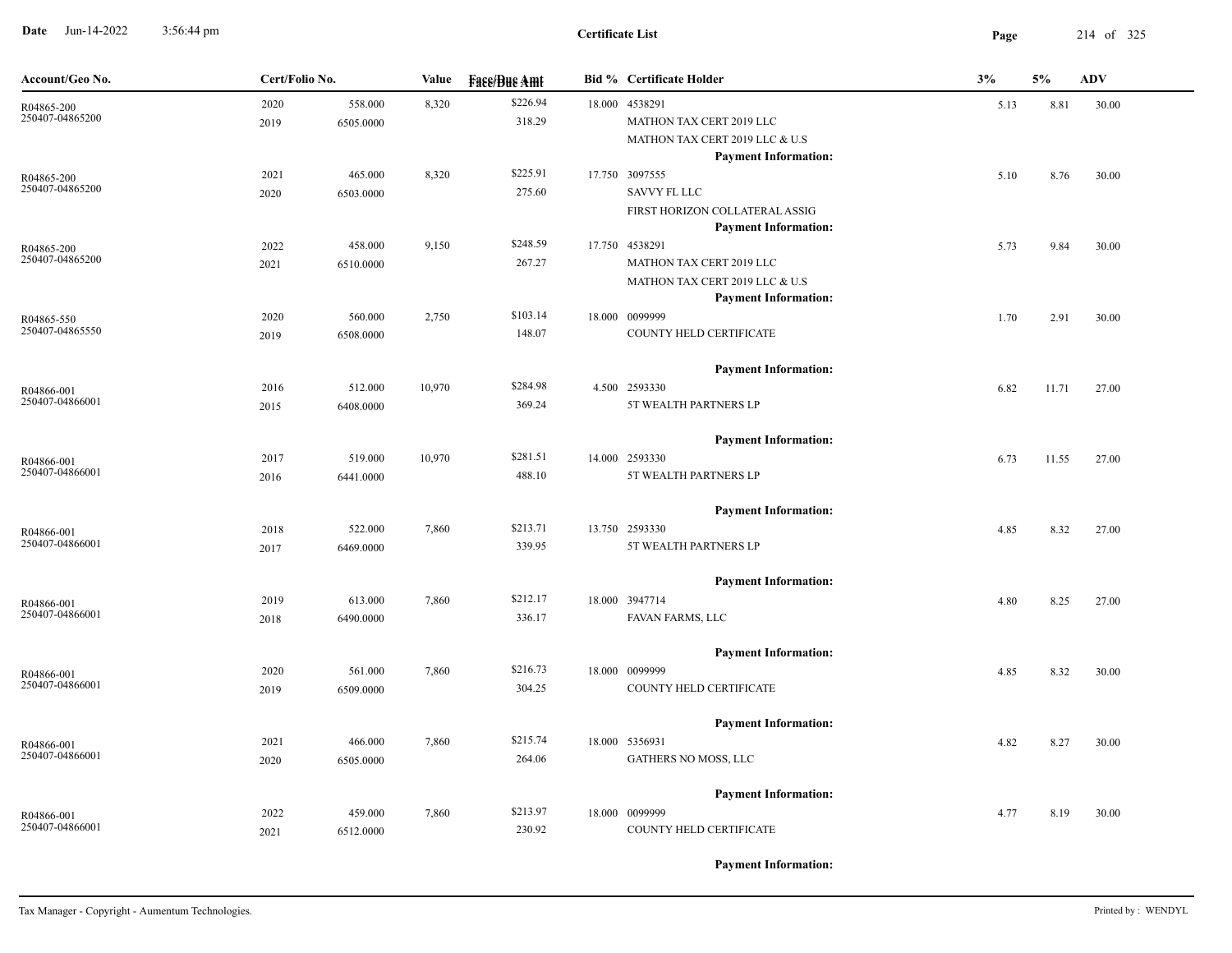**Certificate List**

Date Jun-14-2022 3:56:44 pm

| Account/Geo No. | Cert/Folio No. | | Value | Face/Due Amt | Bid % | Certificate Holder | 3% | 5% | ADV |
|---|---|---|---|---|---|---|---|---|---|
| R04865-200 250407-04865200 | 2020 / 2019 | 558.000 / 6505.0000 | 8,320 | $226.94 / 318.29 | 18.000 | 4538291 MATHON TAX CERT 2019 LLC MATHON TAX CERT 2019 LLC & U.S **Payment Information:** | 5.13 | 8.81 | 30.00 |
| R04865-200 250407-04865200 | 2021 / 2020 | 465.000 / 6503.0000 | 8,320 | $225.91 / 275.60 | 17.750 | 3097555 SAVVY FL LLC FIRST HORIZON COLLATERAL ASSIG **Payment Information:** | 5.10 | 8.76 | 30.00 |
| R04865-200 250407-04865200 | 2022 / 2021 | 458.000 / 6510.0000 | 9,150 | $248.59 / 267.27 | 17.750 | 4538291 MATHON TAX CERT 2019 LLC MATHON TAX CERT 2019 LLC & U.S **Payment Information:** | 5.73 | 9.84 | 30.00 |
| R04865-550 250407-04865550 | 2020 / 2019 | 560.000 / 6508.0000 | 2,750 | $103.14 / 148.07 | 18.000 | 0099999 COUNTY HELD CERTIFICATE **Payment Information:** | 1.70 | 2.91 | 30.00 |
| R04866-001 250407-04866001 | 2016 / 2015 | 512.000 / 6408.0000 | 10,970 | $284.98 / 369.24 | 4.500 | 2593330 5T WEALTH PARTNERS LP **Payment Information:** | 6.82 | 11.71 | 27.00 |
| R04866-001 250407-04866001 | 2017 / 2016 | 519.000 / 6441.0000 | 10,970 | $281.51 / 488.10 | 14.000 | 2593330 5T WEALTH PARTNERS LP **Payment Information:** | 6.73 | 11.55 | 27.00 |
| R04866-001 250407-04866001 | 2018 / 2017 | 522.000 / 6469.0000 | 7,860 | $213.71 / 339.95 | 13.750 | 2593330 5T WEALTH PARTNERS LP **Payment Information:** | 4.85 | 8.32 | 27.00 |
| R04866-001 250407-04866001 | 2019 / 2018 | 613.000 / 6490.0000 | 7,860 | $212.17 / 336.17 | 18.000 | 3947714 FAVAN FARMS, LLC **Payment Information:** | 4.80 | 8.25 | 27.00 |
| R04866-001 250407-04866001 | 2020 / 2019 | 561.000 / 6509.0000 | 7,860 | $216.73 / 304.25 | 18.000 | 0099999 COUNTY HELD CERTIFICATE **Payment Information:** | 4.85 | 8.32 | 30.00 |
| R04866-001 250407-04866001 | 2021 / 2020 | 466.000 / 6505.0000 | 7,860 | $215.74 / 264.06 | 18.000 | 5356931 GATHERS NO MOSS, LLC **Payment Information:** | 4.82 | 8.27 | 30.00 |
| R04866-001 250407-04866001 | 2022 / 2021 | 459.000 / 6512.0000 | 7,860 | $213.97 / 230.92 | 18.000 | 0099999 COUNTY HELD CERTIFICATE **Payment Information:** | 4.77 | 8.19 | 30.00 |

Tax Manager - Copyright - Aumentum Technologies. Printed by : WENDYL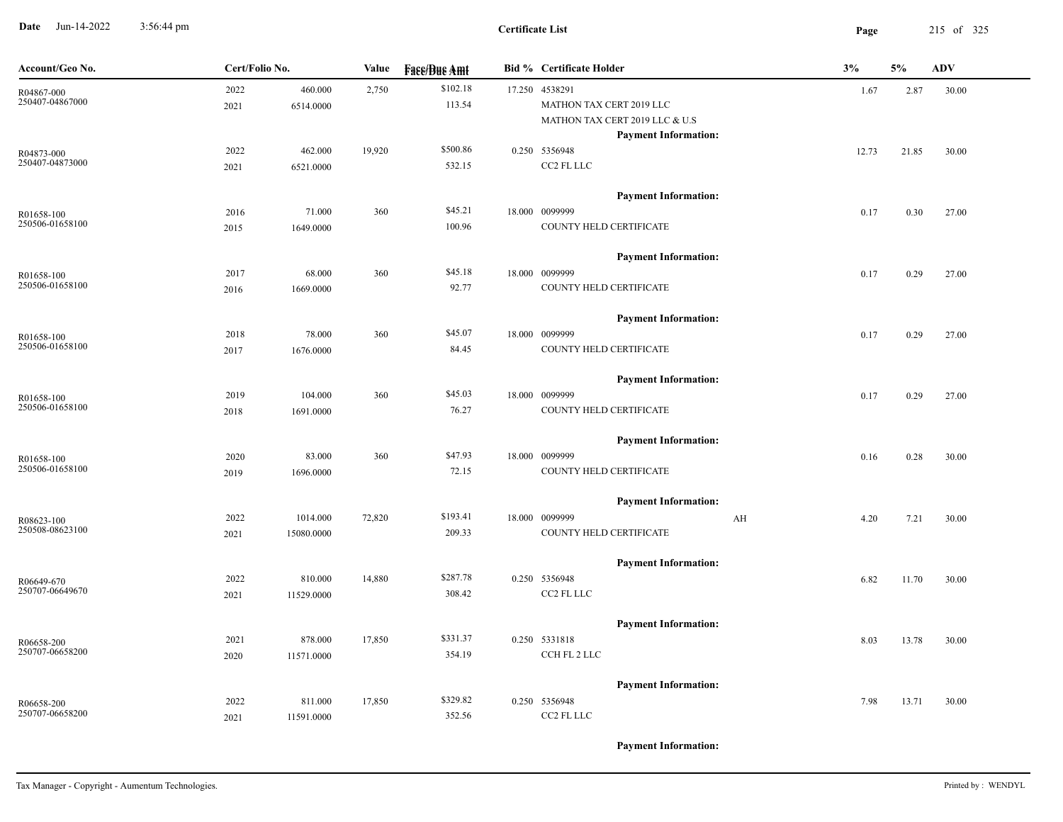**Date** Jun-14-2022 3:56:44 pm

**Certificate List**

| Account/Geo No. | Cert/Folio No. | | Value | Face/Due Amt | Bid % | Certificate Holder | | 3% | 5% | ADV |
|---|---|---|---|---|---|---|---|---|---|---|
| R04867-000<br>250407-04867000 | 2022<br>2021 | 460.000<br>6514.0000 | 2,750 | $102.18<br>113.54 | 17.250 | 4538291<br>MATHON TAX CERT 2019 LLC<br>MATHON TAX CERT 2019 LLC & U.S<br>**Payment Information:** | | 1.67 | 2.87 | 30.00 |
| R04873-000<br>250407-04873000 | 2022<br>2021 | 462.000<br>6521.0000 | 19,920 | $500.86<br>532.15 | 0.250 | 5356948<br>CC2 FL LLC<br>**Payment Information:** | | 12.73 | 21.85 | 30.00 |
| R01658-100<br>250506-01658100 | 2016<br>2015 | 71.000<br>1649.0000 | 360 | $45.21<br>100.96 | 18.000 | 0099999<br>COUNTY HELD CERTIFICATE<br>**Payment Information:** | | 0.17 | 0.30 | 27.00 |
| R01658-100<br>250506-01658100 | 2017<br>2016 | 68.000<br>1669.0000 | 360 | $45.18<br>92.77 | 18.000 | 0099999<br>COUNTY HELD CERTIFICATE<br>**Payment Information:** | | 0.17 | 0.29 | 27.00 |
| R01658-100<br>250506-01658100 | 2018<br>2017 | 78.000<br>1676.0000 | 360 | $45.07<br>84.45 | 18.000 | 0099999<br>COUNTY HELD CERTIFICATE<br>**Payment Information:** | | 0.17 | 0.29 | 27.00 |
| R01658-100<br>250506-01658100 | 2019<br>2018 | 104.000<br>1691.0000 | 360 | $45.03<br>76.27 | 18.000 | 0099999<br>COUNTY HELD CERTIFICATE<br>**Payment Information:** | | 0.17 | 0.29 | 27.00 |
| R01658-100<br>250506-01658100 | 2020<br>2019 | 83.000<br>1696.0000 | 360 | $47.93<br>72.15 | 18.000 | 0099999<br>COUNTY HELD CERTIFICATE<br>**Payment Information:** | | 0.16 | 0.28 | 30.00 |
| R08623-100<br>250508-08623100 | 2022<br>2021 | 1014.000<br>15080.0000 | 72,820 | $193.41<br>209.33 | 18.000 | 0099999<br>COUNTY HELD CERTIFICATE<br>**Payment Information:** | AH | 4.20 | 7.21 | 30.00 |
| R06649-670<br>250707-06649670 | 2022<br>2021 | 810.000<br>11529.0000 | 14,880 | $287.78<br>308.42 | 0.250 | 5356948<br>CC2 FL LLC<br>**Payment Information:** | | 6.82 | 11.70 | 30.00 |
| R06658-200<br>250707-06658200 | 2021<br>2020 | 878.000<br>11571.0000 | 17,850 | $331.37<br>354.19 | 0.250 | 5331818<br>CCH FL 2 LLC<br>**Payment Information:** | | 8.03 | 13.78 | 30.00 |
| R06658-200<br>250707-06658200 | 2022<br>2021 | 811.000<br>11591.0000 | 17,850 | $329.82<br>352.56 | 0.250 | 5356948<br>CC2 FL LLC<br>**Payment Information:** | | 7.98 | 13.71 | 30.00 |

Tax Manager - Copyright - Aumentum Technologies. Printed by : WENDYL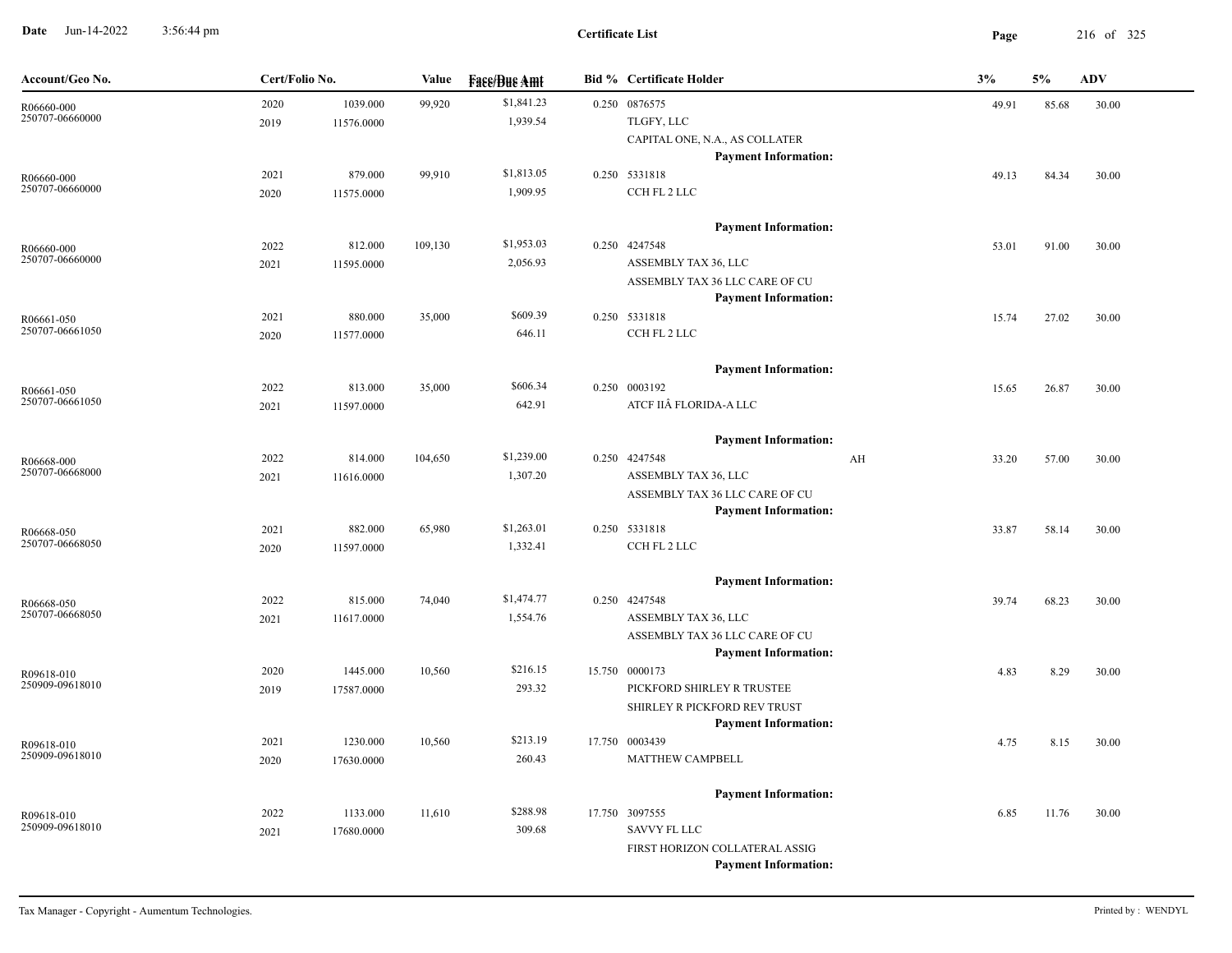**Certificate List**

| Account/Geo No. | Cert/Folio No. | | Value | Face/Due Amt | Bid % | Certificate Holder | | 3% | 5% | ADV |
|---|---|---|---|---|---|---|---|---|---|---|
| R06660-000<br>250707-06660000 | 2020<br>2019 | 1039.000<br>11576.0000 | 99,920 | $1,841.23<br>1,939.54 | 0.250 | 0876575<br>TLGFY, LLC<br>CAPITAL ONE, N.A., AS COLLATER<br>**Payment Information:** | | 49.91 | 85.68 | 30.00 |
| R06660-000<br>250707-06660000 | 2021<br>2020 | 879.000<br>11575.0000 | 99,910 | $1,813.05<br>1,909.95 | 0.250 | 5331818<br>CCH FL 2 LLC<br>**Payment Information:** | | 49.13 | 84.34 | 30.00 |
| R06660-000<br>250707-06660000 | 2022<br>2021 | 812.000<br>11595.0000 | 109,130 | $1,953.03<br>2,056.93 | 0.250 | 4247548<br>ASSEMBLY TAX 36, LLC<br>ASSEMBLY TAX 36 LLC CARE OF CU<br>**Payment Information:** | | 53.01 | 91.00 | 30.00 |
| R06661-050<br>250707-06661050 | 2021<br>2020 | 880.000<br>11577.0000 | 35,000 | $609.39<br>646.11 | 0.250 | 5331818<br>CCH FL 2 LLC<br>**Payment Information:** | | 15.74 | 27.02 | 30.00 |
| R06661-050<br>250707-06661050 | 2022<br>2021 | 813.000<br>11597.0000 | 35,000 | $606.34<br>642.91 | 0.250 | 0003192<br>ATCF IIÂ FLORIDA-A LLC<br>**Payment Information:** | | 15.65 | 26.87 | 30.00 |
| R06668-000<br>250707-06668000 | 2022<br>2021 | 814.000<br>11616.0000 | 104,650 | $1,239.00<br>1,307.20 | 0.250 | 4247548<br>ASSEMBLY TAX 36, LLC<br>ASSEMBLY TAX 36 LLC CARE OF CU<br>**Payment Information:** | AH | 33.20 | 57.00 | 30.00 |
| R06668-050<br>250707-06668050 | 2021<br>2020 | 882.000<br>11597.0000 | 65,980 | $1,263.01<br>1,332.41 | 0.250 | 5331818<br>CCH FL 2 LLC<br>**Payment Information:** | | 33.87 | 58.14 | 30.00 |
| R06668-050<br>250707-06668050 | 2022<br>2021 | 815.000<br>11617.0000 | 74,040 | $1,474.77<br>1,554.76 | 0.250 | 4247548<br>ASSEMBLY TAX 36, LLC<br>ASSEMBLY TAX 36 LLC CARE OF CU<br>**Payment Information:** | | 39.74 | 68.23 | 30.00 |
| R09618-010<br>250909-09618010 | 2020<br>2019 | 1445.000<br>17587.0000 | 10,560 | $216.15<br>293.32 | 15.750 | 0000173<br>PICKFORD SHIRLEY R TRUSTEE<br>SHIRLEY R PICKFORD REV TRUST<br>**Payment Information:** | | 4.83 | 8.29 | 30.00 |
| R09618-010<br>250909-09618010 | 2021<br>2020 | 1230.000<br>17630.0000 | 10,560 | $213.19<br>260.43 | 17.750 | 0003439<br>MATTHEW CAMPBELL<br>**Payment Information:** | | 4.75 | 8.15 | 30.00 |
| R09618-010<br>250909-09618010 | 2022<br>2021 | 1133.000<br>17680.0000 | 11,610 | $288.98<br>309.68 | 17.750 | 3097555<br>SAVVY FL LLC<br>FIRST HORIZON COLLATERAL ASSIG<br>**Payment Information:** | | 6.85 | 11.76 | 30.00 |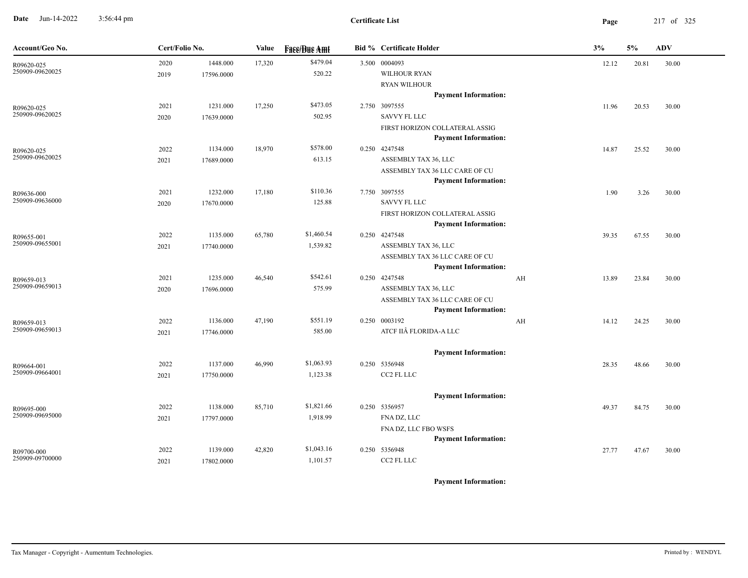**Certificate List**

| Account/Geo No. | Cert/Folio No. | | Value | Face/Due Amt | Bid % | Certificate Holder | | 3% | 5% | ADV |
|---|---|---|---|---|---|---|---|---|---|---|
| R09620-025 | 2020 | 1448.000 | 17,320 | $479.04 | 3.500 | 0004093 | | 12.12 | 20.81 | 30.00 |
| 250909-09620025 | 2019 | 17596.0000 | | 520.22 | | WILHOUR RYAN | | | | |
| | | | | | | RYAN WILHOUR | | | | |
| | | | | | | **Payment Information:** | | | | |
| R09620-025 | 2021 | 1231.000 | 17,250 | $473.05 | 2.750 | 3097555 | | 11.96 | 20.53 | 30.00 |
| 250909-09620025 | 2020 | 17639.0000 | | 502.95 | | SAVVY FL LLC | | | | |
| | | | | | | FIRST HORIZON COLLATERAL ASSIG | | | | |
| | | | | | | **Payment Information:** | | | | |
| R09620-025 | 2022 | 1134.000 | 18,970 | $578.00 | 0.250 | 4247548 | | 14.87 | 25.52 | 30.00 |
| 250909-09620025 | 2021 | 17689.0000 | | 613.15 | | ASSEMBLY TAX 36, LLC | | | | |
| | | | | | | ASSEMBLY TAX 36 LLC CARE OF CU | | | | |
| | | | | | | **Payment Information:** | | | | |
| R09636-000 | 2021 | 1232.000 | 17,180 | $110.36 | 7.750 | 3097555 | | 1.90 | 3.26 | 30.00 |
| 250909-09636000 | 2020 | 17670.0000 | | 125.88 | | SAVVY FL LLC | | | | |
| | | | | | | FIRST HORIZON COLLATERAL ASSIG | | | | |
| | | | | | | **Payment Information:** | | | | |
| R09655-001 | 2022 | 1135.000 | 65,780 | $1,460.54 | 0.250 | 4247548 | | 39.35 | 67.55 | 30.00 |
| 250909-09655001 | 2021 | 17740.0000 | | 1,539.82 | | ASSEMBLY TAX 36, LLC | | | | |
| | | | | | | ASSEMBLY TAX 36 LLC CARE OF CU | | | | |
| | | | | | | **Payment Information:** | | | | |
| R09659-013 | 2021 | 1235.000 | 46,540 | $542.61 | 0.250 | 4247548 | AH | 13.89 | 23.84 | 30.00 |
| 250909-09659013 | 2020 | 17696.0000 | | 575.99 | | ASSEMBLY TAX 36, LLC | | | | |
| | | | | | | ASSEMBLY TAX 36 LLC CARE OF CU | | | | |
| | | | | | | **Payment Information:** | | | | |
| R09659-013 | 2022 | 1136.000 | 47,190 | $551.19 | 0.250 | 0003192 | AH | 14.12 | 24.25 | 30.00 |
| 250909-09659013 | 2021 | 17746.0000 | | 585.00 | | ATCF IIÂ FLORIDA-A LLC | | | | |
| | | | | | | **Payment Information:** | | | | |
| R09664-001 | 2022 | 1137.000 | 46,990 | $1,063.93 | 0.250 | 5356948 | | 28.35 | 48.66 | 30.00 |
| 250909-09664001 | 2021 | 17750.0000 | | 1,123.38 | | CC2 FL LLC | | | | |
| | | | | | | **Payment Information:** | | | | |
| R09695-000 | 2022 | 1138.000 | 85,710 | $1,821.66 | 0.250 | 5356957 | | 49.37 | 84.75 | 30.00 |
| 250909-09695000 | 2021 | 17797.0000 | | 1,918.99 | | FNA DZ, LLC | | | | |
| | | | | | | FNA DZ, LLC FBO WSFS | | | | |
| | | | | | | **Payment Information:** | | | | |
| R09700-000 | 2022 | 1139.000 | 42,820 | $1,043.16 | 0.250 | 5356948 | | 27.77 | 47.67 | 30.00 |
| 250909-09700000 | 2021 | 17802.0000 | | 1,101.57 | | CC2 FL LLC | | | | |
| | | | | | | **Payment Information:** | | | | |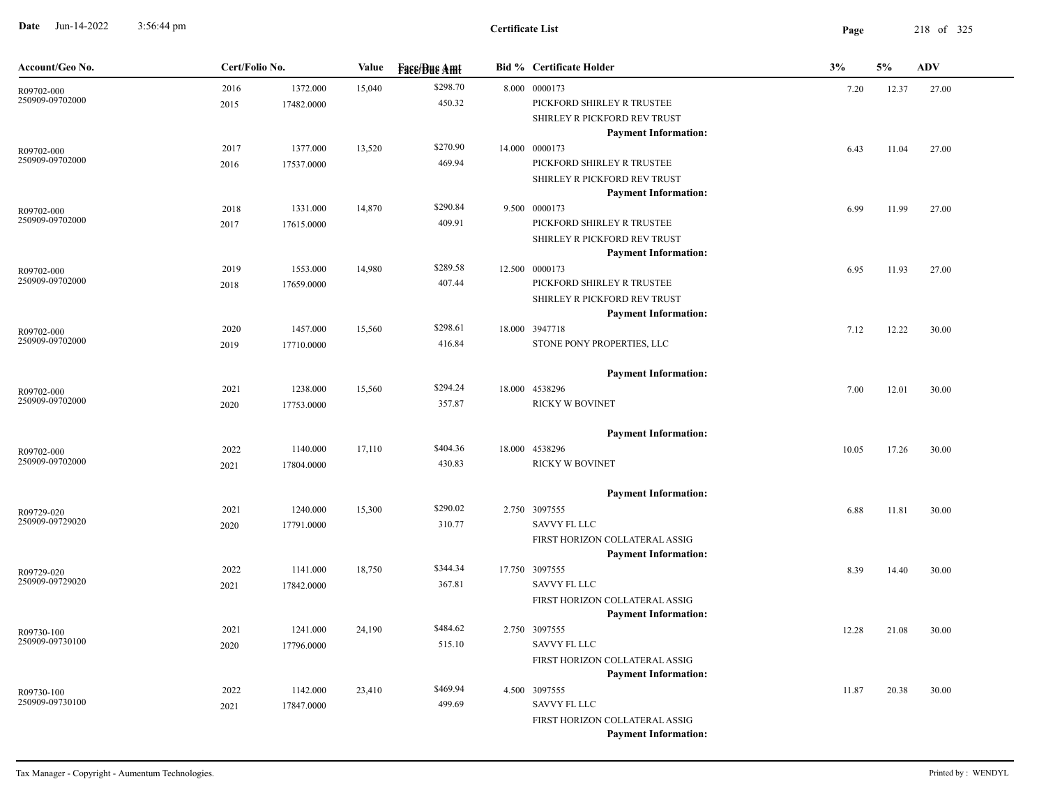**Certificate List**

| Account/Geo No. | Cert/Folio No. | | Value | Face/Due Amt | Bid % | Certificate Holder | 3% | 5% | ADV |
|---|---|---|---|---|---|---|---|---|---|
| R09702-000<br>250909-09702000 | 2016<br>2015 | 1372.000<br>17482.0000 | 15,040 | $298.70<br>450.32 | 8.000 | 0000173<br>PICKFORD SHIRLEY R TRUSTEE<br>SHIRLEY R PICKFORD REV TRUST<br>**Payment Information:** | 7.20 | 12.37 | 27.00 |
| R09702-000<br>250909-09702000 | 2017<br>2016 | 1377.000<br>17537.0000 | 13,520 | $270.90<br>469.94 | 14.000 | 0000173<br>PICKFORD SHIRLEY R TRUSTEE<br>SHIRLEY R PICKFORD REV TRUST<br>**Payment Information:** | 6.43 | 11.04 | 27.00 |
| R09702-000<br>250909-09702000 | 2018<br>2017 | 1331.000<br>17615.0000 | 14,870 | $290.84<br>409.91 | 9.500 | 0000173<br>PICKFORD SHIRLEY R TRUSTEE<br>SHIRLEY R PICKFORD REV TRUST<br>**Payment Information:** | 6.99 | 11.99 | 27.00 |
| R09702-000<br>250909-09702000 | 2019<br>2018 | 1553.000<br>17659.0000 | 14,980 | $289.58<br>407.44 | 12.500 | 0000173<br>PICKFORD SHIRLEY R TRUSTEE<br>SHIRLEY R PICKFORD REV TRUST<br>**Payment Information:** | 6.95 | 11.93 | 27.00 |
| R09702-000<br>250909-09702000 | 2020<br>2019 | 1457.000<br>17710.0000 | 15,560 | $298.61<br>416.84 | 18.000 | 3947718<br>STONE PONY PROPERTIES, LLC<br>**Payment Information:** | 7.12 | 12.22 | 30.00 |
| R09702-000<br>250909-09702000 | 2021<br>2020 | 1238.000<br>17753.0000 | 15,560 | $294.24<br>357.87 | 18.000 | 4538296<br>RICKY W BOVINET<br>**Payment Information:** | 7.00 | 12.01 | 30.00 |
| R09702-000<br>250909-09702000 | 2022<br>2021 | 1140.000<br>17804.0000 | 17,110 | $404.36<br>430.83 | 18.000 | 4538296<br>RICKY W BOVINET<br>**Payment Information:** | 10.05 | 17.26 | 30.00 |
| R09729-020<br>250909-09729020 | 2021<br>2020 | 1240.000<br>17791.0000 | 15,300 | $290.02<br>310.77 | 2.750 | 3097555<br>SAVVY FL LLC<br>FIRST HORIZON COLLATERAL ASSIG<br>**Payment Information:** | 6.88 | 11.81 | 30.00 |
| R09729-020<br>250909-09729020 | 2022<br>2021 | 1141.000<br>17842.0000 | 18,750 | $344.34<br>367.81 | 17.750 | 3097555<br>SAVVY FL LLC<br>FIRST HORIZON COLLATERAL ASSIG<br>**Payment Information:** | 8.39 | 14.40 | 30.00 |
| R09730-100<br>250909-09730100 | 2021<br>2020 | 1241.000<br>17796.0000 | 24,190 | $484.62<br>515.10 | 2.750 | 3097555<br>SAVVY FL LLC<br>FIRST HORIZON COLLATERAL ASSIG<br>**Payment Information:** | 12.28 | 21.08 | 30.00 |
| R09730-100<br>250909-09730100 | 2022<br>2021 | 1142.000<br>17847.0000 | 23,410 | $469.94<br>499.69 | 4.500 | 3097555<br>SAVVY FL LLC<br>FIRST HORIZON COLLATERAL ASSIG<br>**Payment Information:** | 11.87 | 20.38 | 30.00 |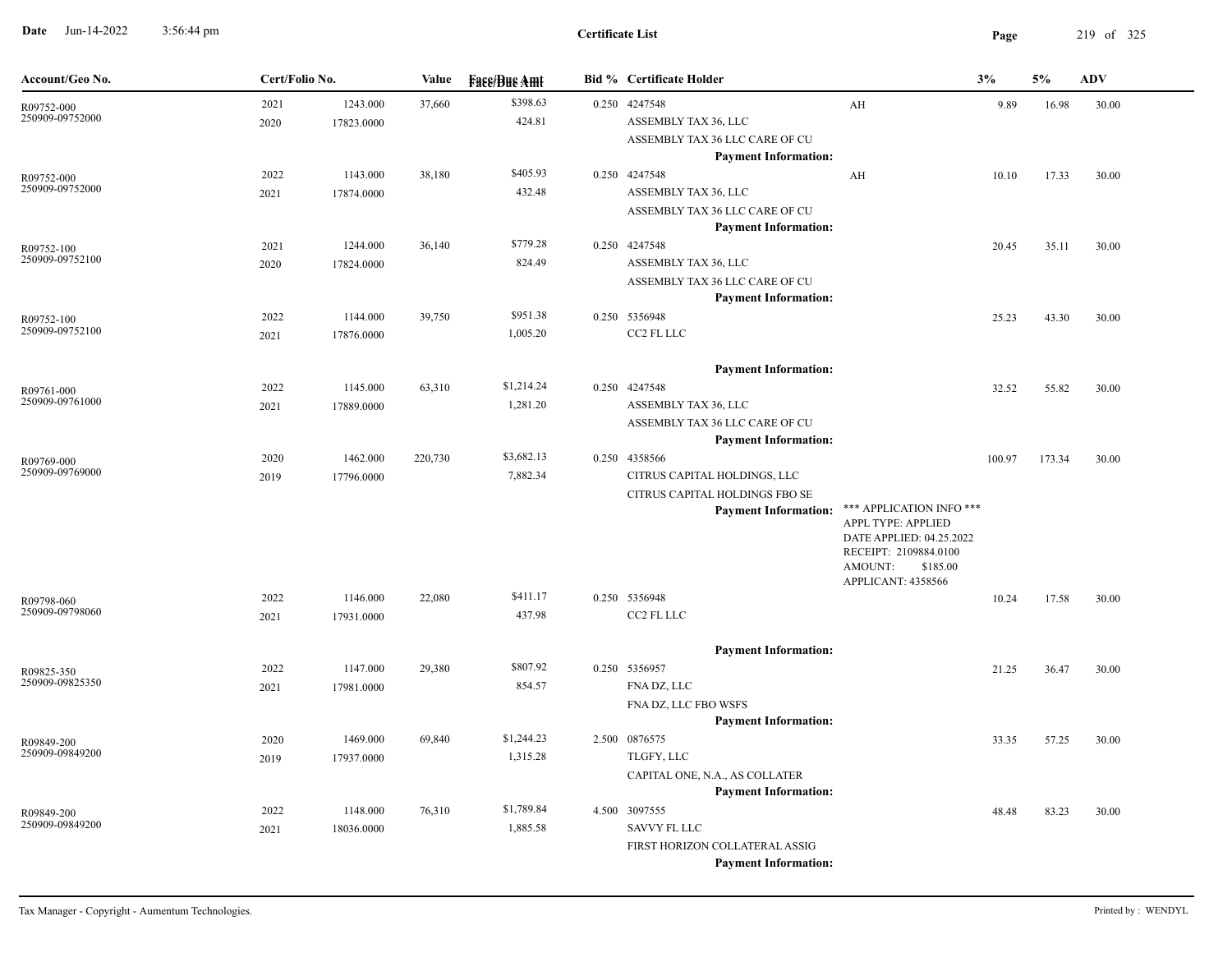**Certificate List**

| Account/Geo No. | Cert/Folio No. | | Value | Face/Due Amt | Bid % | Certificate Holder | | 3% | 5% | ADV |
|---|---|---|---|---|---|---|---|---|---|---|
| R09752-000<br>250909-09752000 | 2021<br>2020 | 1243.000<br>17823.0000 | 37,660 | $398.63<br>424.81 | 0.250 | 4247548<br>ASSEMBLY TAX 36, LLC<br>ASSEMBLY TAX 36 LLC CARE OF CU<br>**Payment Information:** | AH | 9.89 | 16.98 | 30.00 |
| R09752-000<br>250909-09752000 | 2022<br>2021 | 1143.000<br>17874.0000 | 38,180 | $405.93<br>432.48 | 0.250 | 4247548<br>ASSEMBLY TAX 36, LLC<br>ASSEMBLY TAX 36 LLC CARE OF CU<br>**Payment Information:** | AH | 10.10 | 17.33 | 30.00 |
| R09752-100<br>250909-09752100 | 2021<br>2020 | 1244.000<br>17824.0000 | 36,140 | $779.28<br>824.49 | 0.250 | 4247548<br>ASSEMBLY TAX 36, LLC<br>ASSEMBLY TAX 36 LLC CARE OF CU<br>**Payment Information:** | | 20.45 | 35.11 | 30.00 |
| R09752-100<br>250909-09752100 | 2022<br>2021 | 1144.000<br>17876.0000 | 39,750 | $951.38<br>1,005.20 | 0.250 | 5356948<br>CC2 FL LLC<br>**Payment Information:** | | 25.23 | 43.30 | 30.00 |
| R09761-000<br>250909-09761000 | 2022<br>2021 | 1145.000<br>17889.0000 | 63,310 | $1,214.24<br>1,281.20 | 0.250 | 4247548<br>ASSEMBLY TAX 36, LLC<br>ASSEMBLY TAX 36 LLC CARE OF CU<br>**Payment Information:** | | 32.52 | 55.82 | 30.00 |
| R09769-000<br>250909-09769000 | 2020<br>2019 | 1462.000<br>17796.0000 | 220,730 | $3,682.13<br>7,882.34 | 0.250 | 4358566<br>CITRUS CAPITAL HOLDINGS, LLC<br>CITRUS CAPITAL HOLDINGS FBO SE<br>**Payment Information:** | *** APPLICATION INFO ***<br>APPL TYPE: APPLIED<br>DATE APPLIED: 04.25.2022<br>RECEIPT: 2109884.0100<br>AMOUNT: $185.00<br>APPLICANT: 4358566 | 100.97 | 173.34 | 30.00 |
| R09798-060<br>250909-09798060 | 2022<br>2021 | 1146.000<br>17931.0000 | 22,080 | $411.17<br>437.98 | 0.250 | 5356948<br>CC2 FL LLC<br>**Payment Information:** | | 10.24 | 17.58 | 30.00 |
| R09825-350<br>250909-09825350 | 2022<br>2021 | 1147.000<br>17981.0000 | 29,380 | $807.92<br>854.57 | 0.250 | 5356957<br>FNA DZ, LLC<br>FNA DZ, LLC FBO WSFS<br>**Payment Information:** | | 21.25 | 36.47 | 30.00 |
| R09849-200<br>250909-09849200 | 2020<br>2019 | 1469.000<br>17937.0000 | 69,840 | $1,244.23<br>1,315.28 | 2.500 | 0876575<br>TLGFY, LLC<br>CAPITAL ONE, N.A., AS COLLATER<br>**Payment Information:** | | 33.35 | 57.25 | 30.00 |
| R09849-200<br>250909-09849200 | 2022<br>2021 | 1148.000<br>18036.0000 | 76,310 | $1,789.84<br>1,885.58 | 4.500 | 3097555<br>SAVVY FL LLC<br>FIRST HORIZON COLLATERAL ASSIG<br>**Payment Information:** | | 48.48 | 83.23 | 30.00 |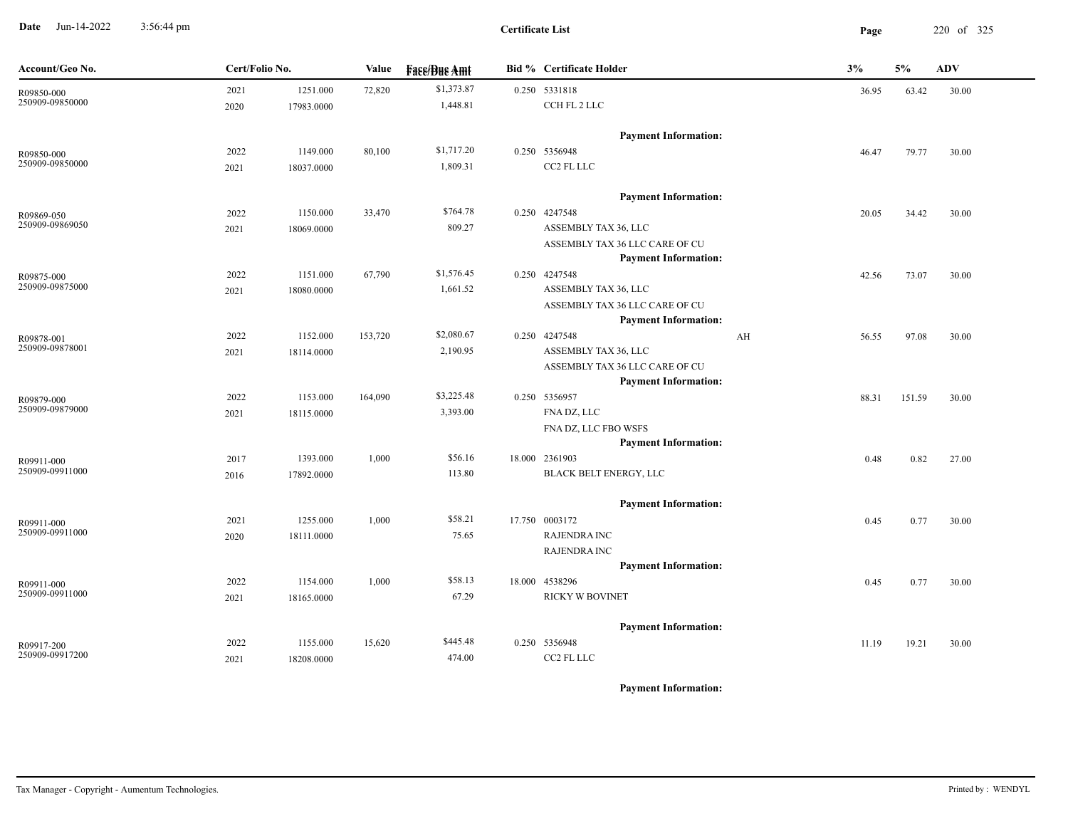# Certificate List

Date Jun-14-2022 3:56:44 pm

| Account/Geo No. | Cert/Folio No. | | Value | Face/Due Amt | Bid % | Certificate Holder | | 3% | 5% | ADV |
|---|---|---|---|---|---|---|---|---|---|---|
| R09850-000<br>250909-09850000 | 2021<br>2020 | 1251.000<br>17983.0000 | 72,820 | $1,373.87<br>1,448.81 | 0.250 | 5331818<br>CCH FL 2 LLC | | 36.95 | 63.42 | 30.00 |
| | | | | | | Payment Information: | | | | |
| R09850-000<br>250909-09850000 | 2022<br>2021 | 1149.000<br>18037.0000 | 80,100 | $1,717.20<br>1,809.31 | 0.250 | 5356948<br>CC2 FL LLC | | 46.47 | 79.77 | 30.00 |
| | | | | | | Payment Information: | | | | |
| R09869-050<br>250909-09869050 | 2022<br>2021 | 1150.000<br>18069.0000 | 33,470 | $764.78<br>809.27 | 0.250 | 4247548<br>ASSEMBLY TAX 36, LLC<br>ASSEMBLY TAX 36 LLC CARE OF CU | | 20.05 | 34.42 | 30.00 |
| | | | | | | Payment Information: | | | | |
| R09875-000<br>250909-09875000 | 2022<br>2021 | 1151.000<br>18080.0000 | 67,790 | $1,576.45<br>1,661.52 | 0.250 | 4247548<br>ASSEMBLY TAX 36, LLC<br>ASSEMBLY TAX 36 LLC CARE OF CU | | 42.56 | 73.07 | 30.00 |
| | | | | | | Payment Information: | | | | |
| R09878-001<br>250909-09878001 | 2022<br>2021 | 1152.000<br>18114.0000 | 153,720 | $2,080.67<br>2,190.95 | 0.250 | 4247548<br>ASSEMBLY TAX 36, LLC<br>ASSEMBLY TAX 36 LLC CARE OF CU | AH | 56.55 | 97.08 | 30.00 |
| | | | | | | Payment Information: | | | | |
| R09879-000<br>250909-09879000 | 2022<br>2021 | 1153.000<br>18115.0000 | 164,090 | $3,225.48<br>3,393.00 | 0.250 | 5356957<br>FNA DZ, LLC<br>FNA DZ, LLC FBO WSFS | | 88.31 | 151.59 | 30.00 |
| | | | | | | Payment Information: | | | | |
| R09911-000<br>250909-09911000 | 2017<br>2016 | 1393.000<br>17892.0000 | 1,000 | $56.16<br>113.80 | 18.000 | 2361903<br>BLACK BELT ENERGY, LLC | | 0.48 | 0.82 | 27.00 |
| | | | | | | Payment Information: | | | | |
| R09911-000<br>250909-09911000 | 2021<br>2020 | 1255.000<br>18111.0000 | 1,000 | $58.21<br>75.65 | 17.750 | 0003172<br>RAJENDRA INC<br>RAJENDRA INC | | 0.45 | 0.77 | 30.00 |
| | | | | | | Payment Information: | | | | |
| R09911-000<br>250909-09911000 | 2022<br>2021 | 1154.000<br>18165.0000 | 1,000 | $58.13<br>67.29 | 18.000 | 4538296<br>RICKY W BOVINET | | 0.45 | 0.77 | 30.00 |
| | | | | | | Payment Information: | | | | |
| R09917-200<br>250909-09917200 | 2022<br>2021 | 1155.000<br>18208.0000 | 15,620 | $445.48<br>474.00 | 0.250 | 5356948<br>CC2 FL LLC | | 11.19 | 19.21 | 30.00 |
| | | | | | | Payment Information: | | | | |

Tax Manager - Copyright - Aumentum Technologies. Printed by : WENDYL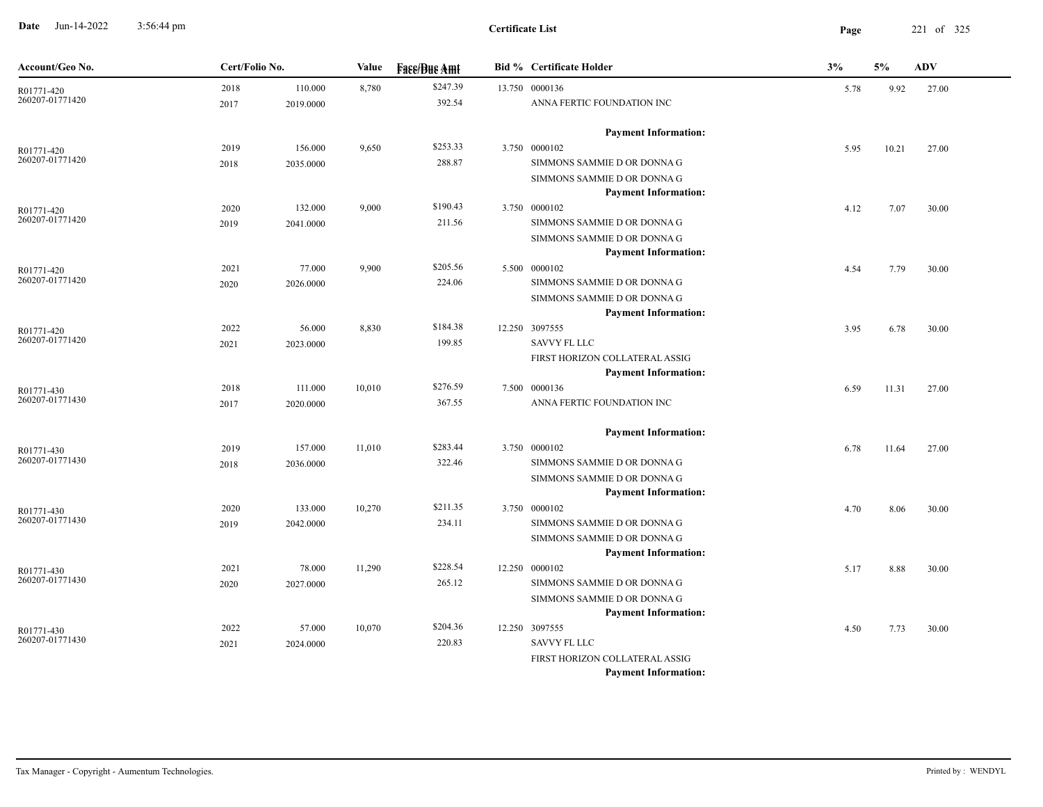**Certificate List**

Date Jun-14-2022 3:56:44 pm

| Account/Geo No. | Cert/Folio No. | | Value | Face/Due Amt | Bid % | Certificate Holder | 3% | 5% | ADV |
|---|---|---|---|---|---|---|---|---|---|
| R01771-420 | 2018 | 110.000 | 8,780 | $247.39 | 13.750 | 0000136 | 5.78 | 9.92 | 27.00 |
| 260207-01771420 | 2017 | 2019.0000 | | 392.54 | | ANNA FERTIC FOUNDATION INC | | | |
| | | | | | | **Payment Information:** | | | |
| R01771-420 | 2019 | 156.000 | 9,650 | $253.33 | 3.750 | 0000102 | 5.95 | 10.21 | 27.00 |
| 260207-01771420 | 2018 | 2035.0000 | | 288.87 | | SIMMONS SAMMIE D OR DONNA G | | | |
| | | | | | | SIMMONS SAMMIE D OR DONNA G | | | |
| | | | | | | **Payment Information:** | | | |
| R01771-420 | 2020 | 132.000 | 9,000 | $190.43 | 3.750 | 0000102 | 4.12 | 7.07 | 30.00 |
| 260207-01771420 | 2019 | 2041.0000 | | 211.56 | | SIMMONS SAMMIE D OR DONNA G | | | |
| | | | | | | SIMMONS SAMMIE D OR DONNA G | | | |
| | | | | | | **Payment Information:** | | | |
| R01771-420 | 2021 | 77.000 | 9,900 | $205.56 | 5.500 | 0000102 | 4.54 | 7.79 | 30.00 |
| 260207-01771420 | 2020 | 2026.0000 | | 224.06 | | SIMMONS SAMMIE D OR DONNA G | | | |
| | | | | | | SIMMONS SAMMIE D OR DONNA G | | | |
| | | | | | | **Payment Information:** | | | |
| R01771-420 | 2022 | 56.000 | 8,830 | $184.38 | 12.250 | 3097555 | 3.95 | 6.78 | 30.00 |
| 260207-01771420 | 2021 | 2023.0000 | | 199.85 | | SAVVY FL LLC | | | |
| | | | | | | FIRST HORIZON COLLATERAL ASSIG | | | |
| | | | | | | **Payment Information:** | | | |
| R01771-430 | 2018 | 111.000 | 10,010 | $276.59 | 7.500 | 0000136 | 6.59 | 11.31 | 27.00 |
| 260207-01771430 | 2017 | 2020.0000 | | 367.55 | | ANNA FERTIC FOUNDATION INC | | | |
| | | | | | | **Payment Information:** | | | |
| R01771-430 | 2019 | 157.000 | 11,010 | $283.44 | 3.750 | 0000102 | 6.78 | 11.64 | 27.00 |
| 260207-01771430 | 2018 | 2036.0000 | | 322.46 | | SIMMONS SAMMIE D OR DONNA G | | | |
| | | | | | | SIMMONS SAMMIE D OR DONNA G | | | |
| | | | | | | **Payment Information:** | | | |
| R01771-430 | 2020 | 133.000 | 10,270 | $211.35 | 3.750 | 0000102 | 4.70 | 8.06 | 30.00 |
| 260207-01771430 | 2019 | 2042.0000 | | 234.11 | | SIMMONS SAMMIE D OR DONNA G | | | |
| | | | | | | SIMMONS SAMMIE D OR DONNA G | | | |
| | | | | | | **Payment Information:** | | | |
| R01771-430 | 2021 | 78.000 | 11,290 | $228.54 | 12.250 | 0000102 | 5.17 | 8.88 | 30.00 |
| 260207-01771430 | 2020 | 2027.0000 | | 265.12 | | SIMMONS SAMMIE D OR DONNA G | | | |
| | | | | | | SIMMONS SAMMIE D OR DONNA G | | | |
| | | | | | | **Payment Information:** | | | |
| R01771-430 | 2022 | 57.000 | 10,070 | $204.36 | 12.250 | 3097555 | 4.50 | 7.73 | 30.00 |
| 260207-01771430 | 2021 | 2024.0000 | | 220.83 | | SAVVY FL LLC | | | |
| | | | | | | FIRST HORIZON COLLATERAL ASSIG | | | |
| | | | | | | **Payment Information:** | | | |

Tax Manager - Copyright - Aumentum Technologies.

Printed by : WENDYL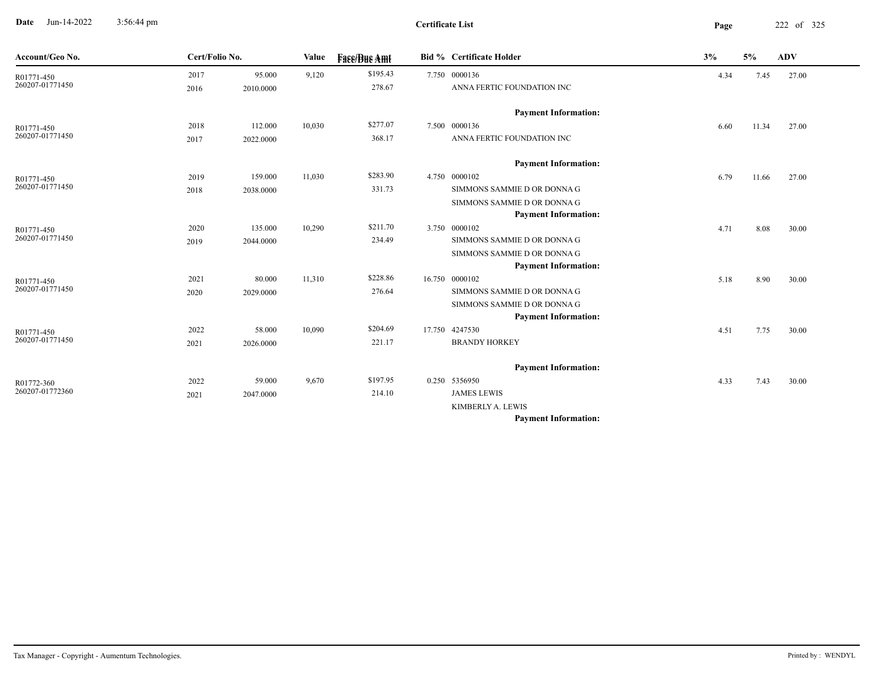**Certificate List**

| Account/Geo No. | Cert/Folio No. | | Value | Face/Due Amt | Bid % | Certificate Holder | 3% | 5% | ADV |
|---|---|---|---|---|---|---|---|---|---|
| R01771-450 | 2017 | 95.000 | 9,120 | $195.43 | 7.750 | 0000136 | 4.34 | 7.45 | 27.00 |
| 260207-01771450 | 2016 | 2010.0000 | | 278.67 | | ANNA FERTIC FOUNDATION INC | | | |
| | | | | | | **Payment Information:** | | | |
| R01771-450 | 2018 | 112.000 | 10,030 | $277.07 | 7.500 | 0000136 | 6.60 | 11.34 | 27.00 |
| 260207-01771450 | 2017 | 2022.0000 | | 368.17 | | ANNA FERTIC FOUNDATION INC | | | |
| | | | | | | **Payment Information:** | | | |
| R01771-450 | 2019 | 159.000 | 11,030 | $283.90 | 4.750 | 0000102 | 6.79 | 11.66 | 27.00 |
| 260207-01771450 | 2018 | 2038.0000 | | 331.73 | | SIMMONS SAMMIE D OR DONNA G | | | |
| | | | | | | SIMMONS SAMMIE D OR DONNA G | | | |
| | | | | | | **Payment Information:** | | | |
| R01771-450 | 2020 | 135.000 | 10,290 | $211.70 | 3.750 | 0000102 | 4.71 | 8.08 | 30.00 |
| 260207-01771450 | 2019 | 2044.0000 | | 234.49 | | SIMMONS SAMMIE D OR DONNA G | | | |
| | | | | | | SIMMONS SAMMIE D OR DONNA G | | | |
| | | | | | | **Payment Information:** | | | |
| R01771-450 | 2021 | 80.000 | 11,310 | $228.86 | 16.750 | 0000102 | 5.18 | 8.90 | 30.00 |
| 260207-01771450 | 2020 | 2029.0000 | | 276.64 | | SIMMONS SAMMIE D OR DONNA G | | | |
| | | | | | | SIMMONS SAMMIE D OR DONNA G | | | |
| | | | | | | **Payment Information:** | | | |
| R01771-450 | 2022 | 58.000 | 10,090 | $204.69 | 17.750 | 4247530 | 4.51 | 7.75 | 30.00 |
| 260207-01771450 | 2021 | 2026.0000 | | 221.17 | | BRANDY HORKEY | | | |
| | | | | | | **Payment Information:** | | | |
| R01772-360 | 2022 | 59.000 | 9,670 | $197.95 | 0.250 | 5356950 | 4.33 | 7.43 | 30.00 |
| 260207-01772360 | 2021 | 2047.0000 | | 214.10 | | JAMES LEWIS | | | |
| | | | | | | KIMBERLY A. LEWIS | | | |
| | | | | | | **Payment Information:** | | | |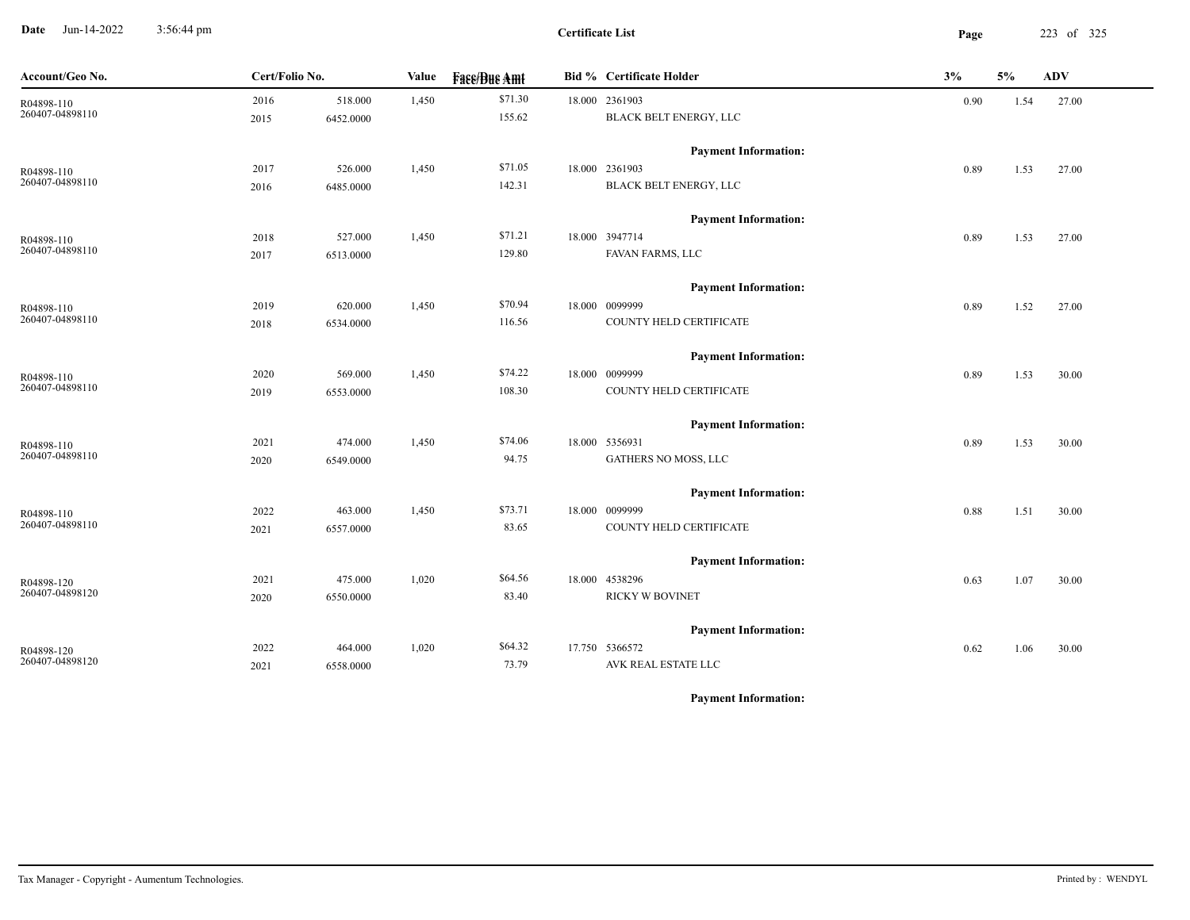# Certificate List

Date Jun-14-2022 3:56:44 pm

| Account/Geo No. | Cert/Folio No. | | Value | Face/Due Amt | Bid % | Certificate Holder | 3% | 5% | ADV |
|---|---|---|---|---|---|---|---|---|---|
| R04898-110 | 2016 | 518.000 | 1,450 | $71.30 | 18.000 | 2361903 | 0.90 | 1.54 | 27.00 |
| 260407-04898110 | 2015 | 6452.0000 | | 155.62 | | BLACK BELT ENERGY, LLC | | | |
| | | | | | | **Payment Information:** | | | |
| R04898-110 | 2017 | 526.000 | 1,450 | $71.05 | 18.000 | 2361903 | 0.89 | 1.53 | 27.00 |
| 260407-04898110 | 2016 | 6485.0000 | | 142.31 | | BLACK BELT ENERGY, LLC | | | |
| | | | | | | **Payment Information:** | | | |
| R04898-110 | 2018 | 527.000 | 1,450 | $71.21 | 18.000 | 3947714 | 0.89 | 1.53 | 27.00 |
| 260407-04898110 | 2017 | 6513.0000 | | 129.80 | | FAVAN FARMS, LLC | | | |
| | | | | | | **Payment Information:** | | | |
| R04898-110 | 2019 | 620.000 | 1,450 | $70.94 | 18.000 | 0099999 | 0.89 | 1.52 | 27.00 |
| 260407-04898110 | 2018 | 6534.0000 | | 116.56 | | COUNTY HELD CERTIFICATE | | | |
| | | | | | | **Payment Information:** | | | |
| R04898-110 | 2020 | 569.000 | 1,450 | $74.22 | 18.000 | 0099999 | 0.89 | 1.53 | 30.00 |
| 260407-04898110 | 2019 | 6553.0000 | | 108.30 | | COUNTY HELD CERTIFICATE | | | |
| | | | | | | **Payment Information:** | | | |
| R04898-110 | 2021 | 474.000 | 1,450 | $74.06 | 18.000 | 5356931 | 0.89 | 1.53 | 30.00 |
| 260407-04898110 | 2020 | 6549.0000 | | 94.75 | | GATHERS NO MOSS, LLC | | | |
| | | | | | | **Payment Information:** | | | |
| R04898-110 | 2022 | 463.000 | 1,450 | $73.71 | 18.000 | 0099999 | 0.88 | 1.51 | 30.00 |
| 260407-04898110 | 2021 | 6557.0000 | | 83.65 | | COUNTY HELD CERTIFICATE | | | |
| | | | | | | **Payment Information:** | | | |
| R04898-120 | 2021 | 475.000 | 1,020 | $64.56 | 18.000 | 4538296 | 0.63 | 1.07 | 30.00 |
| 260407-04898120 | 2020 | 6550.0000 | | 83.40 | | RICKY W BOVINET | | | |
| | | | | | | **Payment Information:** | | | |
| R04898-120 | 2022 | 464.000 | 1,020 | $64.32 | 17.750 | 5366572 | 0.62 | 1.06 | 30.00 |
| 260407-04898120 | 2021 | 6558.0000 | | 73.79 | | AVK REAL ESTATE LLC | | | |
| | | | | | | **Payment Information:** | | | |

Tax Manager - Copyright - Aumentum Technologies. Printed by : WENDYL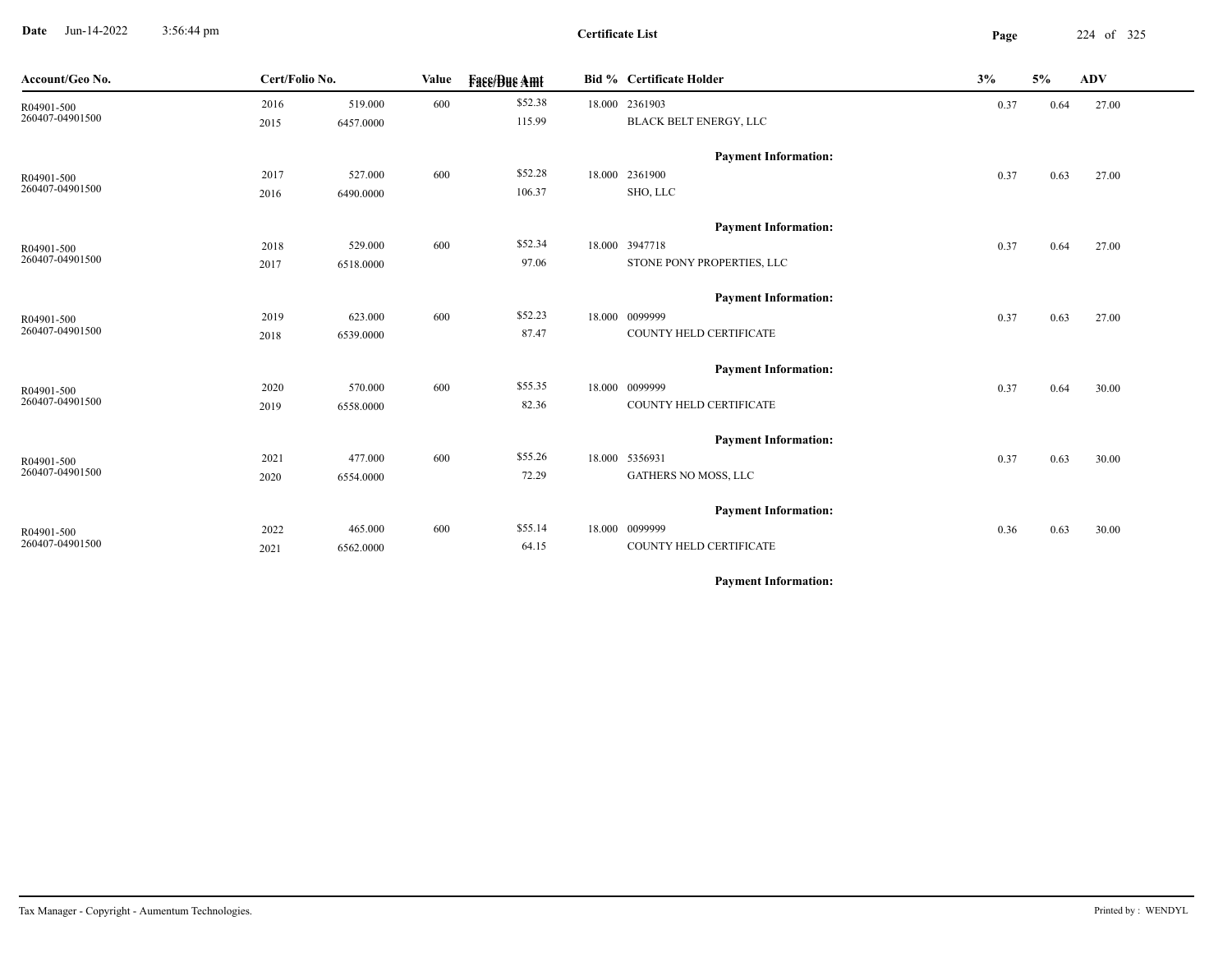Date Jun-14-2022 3:56:44 pm

**Certificate List**

| Account/Geo No. | Cert/Folio No. | | Value | Face/Due Amt | Bid % | Certificate Holder | 3% | 5% | ADV |
|---|---|---|---|---|---|---|---|---|---|
| R04901-500 | 2016 | 519.000 | 600 | $52.38 | 18.000 | 2361903 | 0.37 | 0.64 | 27.00 |
| 260407-04901500 | 2015 | 6457.0000 | | 115.99 | | BLACK BELT ENERGY, LLC | | | |
| | | | | | | **Payment Information:** | | | |
| R04901-500 | 2017 | 527.000 | 600 | $52.28 | 18.000 | 2361900 | 0.37 | 0.63 | 27.00 |
| 260407-04901500 | 2016 | 6490.0000 | | 106.37 | | SHO, LLC | | | |
| | | | | | | **Payment Information:** | | | |
| R04901-500 | 2018 | 529.000 | 600 | $52.34 | 18.000 | 3947718 | 0.37 | 0.64 | 27.00 |
| 260407-04901500 | 2017 | 6518.0000 | | 97.06 | | STONE PONY PROPERTIES, LLC | | | |
| | | | | | | **Payment Information:** | | | |
| R04901-500 | 2019 | 623.000 | 600 | $52.23 | 18.000 | 0099999 | 0.37 | 0.63 | 27.00 |
| 260407-04901500 | 2018 | 6539.0000 | | 87.47 | | COUNTY HELD CERTIFICATE | | | |
| | | | | | | **Payment Information:** | | | |
| R04901-500 | 2020 | 570.000 | 600 | $55.35 | 18.000 | 0099999 | 0.37 | 0.64 | 30.00 |
| 260407-04901500 | 2019 | 6558.0000 | | 82.36 | | COUNTY HELD CERTIFICATE | | | |
| | | | | | | **Payment Information:** | | | |
| R04901-500 | 2021 | 477.000 | 600 | $55.26 | 18.000 | 5356931 | 0.37 | 0.63 | 30.00 |
| 260407-04901500 | 2020 | 6554.0000 | | 72.29 | | GATHERS NO MOSS, LLC | | | |
| | | | | | | **Payment Information:** | | | |
| R04901-500 | 2022 | 465.000 | 600 | $55.14 | 18.000 | 0099999 | 0.36 | 0.63 | 30.00 |
| 260407-04901500 | 2021 | 6562.0000 | | 64.15 | | COUNTY HELD CERTIFICATE | | | |
| | | | | | | **Payment Information:** | | | |

Tax Manager - Copyright - Aumentum Technologies. Printed by : WENDYL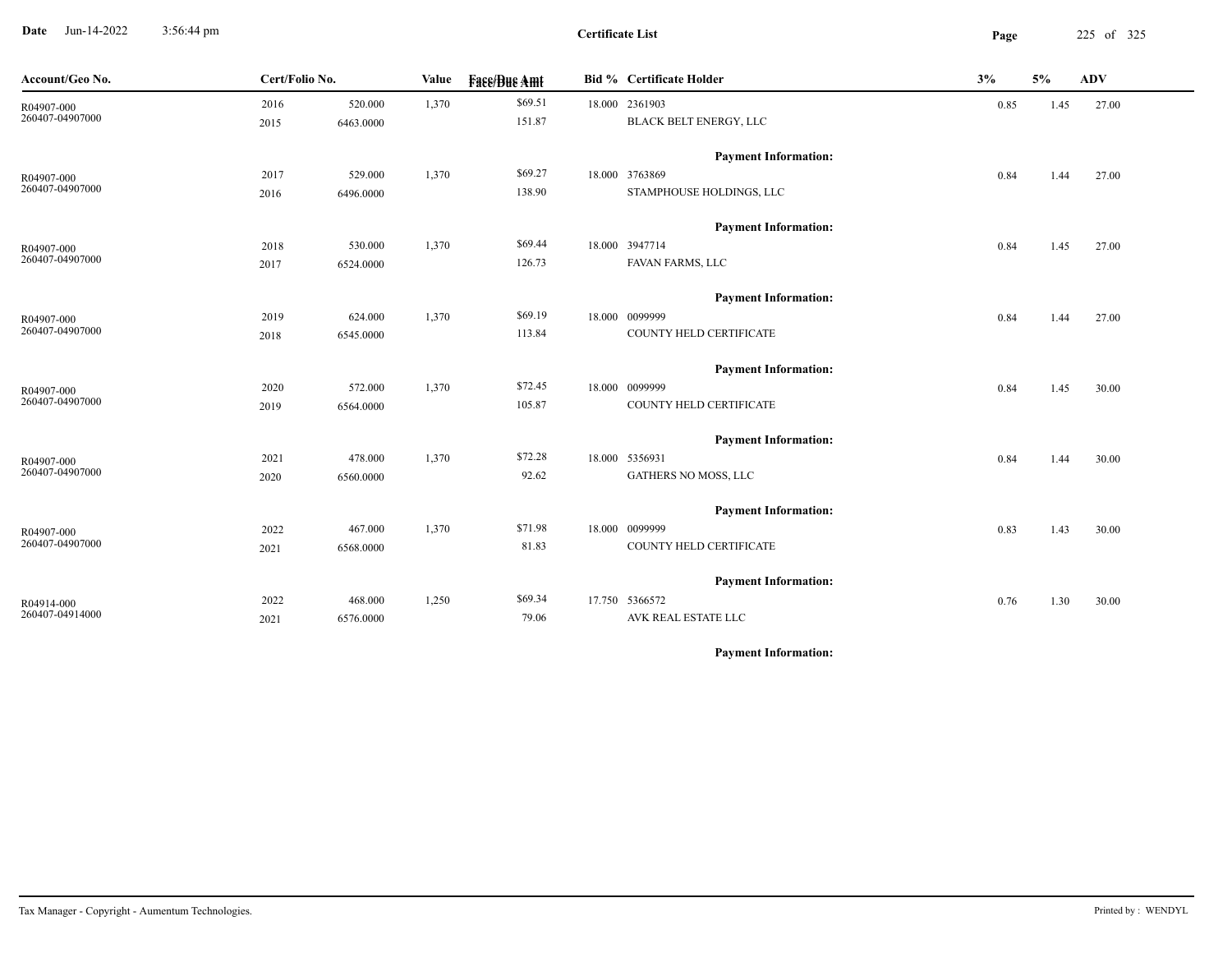**Certificate List**

Date Jun-14-2022 3:56:44 pm

| Account/Geo No. | Cert/Folio No. | | Value | Face/Due Amt | Bid % | Certificate Holder | 3% | 5% | ADV |
|---|---|---|---|---|---|---|---|---|---|
| R04907-000 | 2016 | 520.000 | 1,370 | $69.51 | 18.000 | 2361903 | 0.85 | 1.45 | 27.00 |
| 260407-04907000 | 2015 | 6463.0000 | | 151.87 | | BLACK BELT ENERGY, LLC | | | |
| | | | | | | **Payment Information:** | | | |
| R04907-000 | 2017 | 529.000 | 1,370 | $69.27 | 18.000 | 3763869 | 0.84 | 1.44 | 27.00 |
| 260407-04907000 | 2016 | 6496.0000 | | 138.90 | | STAMPHOUSE HOLDINGS, LLC | | | |
| | | | | | | **Payment Information:** | | | |
| R04907-000 | 2018 | 530.000 | 1,370 | $69.44 | 18.000 | 3947714 | 0.84 | 1.45 | 27.00 |
| 260407-04907000 | 2017 | 6524.0000 | | 126.73 | | FAVAN FARMS, LLC | | | |
| | | | | | | **Payment Information:** | | | |
| R04907-000 | 2019 | 624.000 | 1,370 | $69.19 | 18.000 | 0099999 | 0.84 | 1.44 | 27.00 |
| 260407-04907000 | 2018 | 6545.0000 | | 113.84 | | COUNTY HELD CERTIFICATE | | | |
| | | | | | | **Payment Information:** | | | |
| R04907-000 | 2020 | 572.000 | 1,370 | $72.45 | 18.000 | 0099999 | 0.84 | 1.45 | 30.00 |
| 260407-04907000 | 2019 | 6564.0000 | | 105.87 | | COUNTY HELD CERTIFICATE | | | |
| | | | | | | **Payment Information:** | | | |
| R04907-000 | 2021 | 478.000 | 1,370 | $72.28 | 18.000 | 5356931 | 0.84 | 1.44 | 30.00 |
| 260407-04907000 | 2020 | 6560.0000 | | 92.62 | | GATHERS NO MOSS, LLC | | | |
| | | | | | | **Payment Information:** | | | |
| R04907-000 | 2022 | 467.000 | 1,370 | $71.98 | 18.000 | 0099999 | 0.83 | 1.43 | 30.00 |
| 260407-04907000 | 2021 | 6568.0000 | | 81.83 | | COUNTY HELD CERTIFICATE | | | |
| | | | | | | **Payment Information:** | | | |
| R04914-000 | 2022 | 468.000 | 1,250 | $69.34 | 17.750 | 5366572 | 0.76 | 1.30 | 30.00 |
| 260407-04914000 | 2021 | 6576.0000 | | 79.06 | | AVK REAL ESTATE LLC | | | |
| | | | | | | **Payment Information:** | | | |

Tax Manager - Copyright - Aumentum Technologies.

Printed by : WENDYL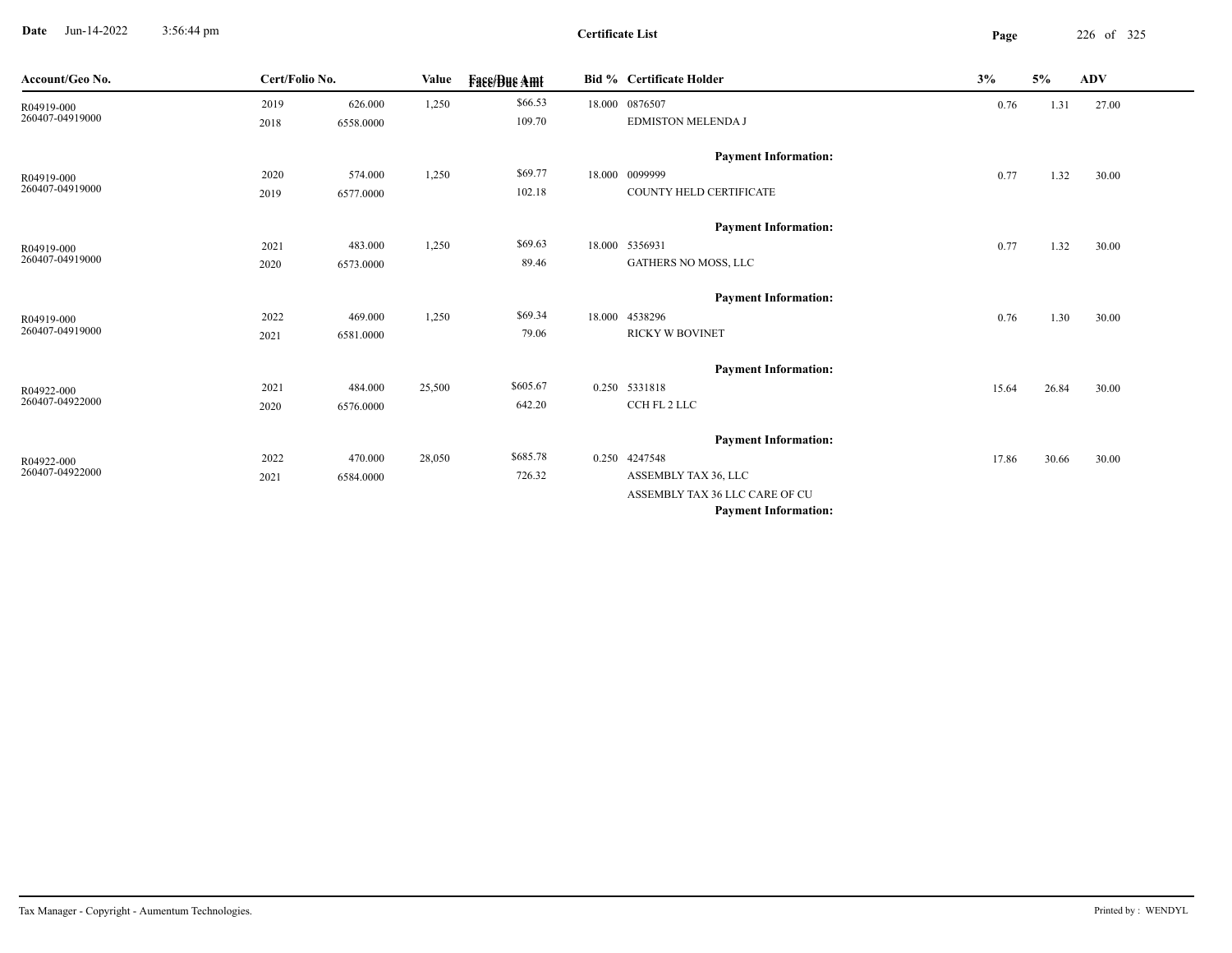**Date** Jun-14-2022 3:56:44 pm

**Certificate List**

| Account/Geo No. | Cert/Folio No. | | Value | Face/Due Amt | Bid % | Certificate Holder | 3% | 5% | ADV |
|---|---|---|---|---|---|---|---|---|---|
| R04919-000 | 2019 | 626.000 | 1,250 | $66.53 | 18.000 | 0876507 | 0.76 | 1.31 | 27.00 |
| 260407-04919000 | 2018 | 6558.0000 | | 109.70 | | EDMISTON MELENDA J | | | |
| | | | | | | **Payment Information:** | | | |
| R04919-000 | 2020 | 574.000 | 1,250 | $69.77 | 18.000 | 0099999 | 0.77 | 1.32 | 30.00 |
| 260407-04919000 | 2019 | 6577.0000 | | 102.18 | | COUNTY HELD CERTIFICATE | | | |
| | | | | | | **Payment Information:** | | | |
| R04919-000 | 2021 | 483.000 | 1,250 | $69.63 | 18.000 | 5356931 | 0.77 | 1.32 | 30.00 |
| 260407-04919000 | 2020 | 6573.0000 | | 89.46 | | GATHERS NO MOSS, LLC | | | |
| | | | | | | **Payment Information:** | | | |
| R04919-000 | 2022 | 469.000 | 1,250 | $69.34 | 18.000 | 4538296 | 0.76 | 1.30 | 30.00 |
| 260407-04919000 | 2021 | 6581.0000 | | 79.06 | | RICKY W BOVINET | | | |
| | | | | | | **Payment Information:** | | | |
| R04922-000 | 2021 | 484.000 | 25,500 | $605.67 | 0.250 | 5331818 | 15.64 | 26.84 | 30.00 |
| 260407-04922000 | 2020 | 6576.0000 | | 642.20 | | CCH FL 2 LLC | | | |
| | | | | | | **Payment Information:** | | | |
| R04922-000 | 2022 | 470.000 | 28,050 | $685.78 | 0.250 | 4247548 | 17.86 | 30.66 | 30.00 |
| 260407-04922000 | 2021 | 6584.0000 | | 726.32 | | ASSEMBLY TAX 36, LLC | | | |
| | | | | | | ASSEMBLY TAX 36 LLC CARE OF CU | | | |
| | | | | | | **Payment Information:** | | | |

Tax Manager - Copyright - Aumentum Technologies. Printed by : WENDYL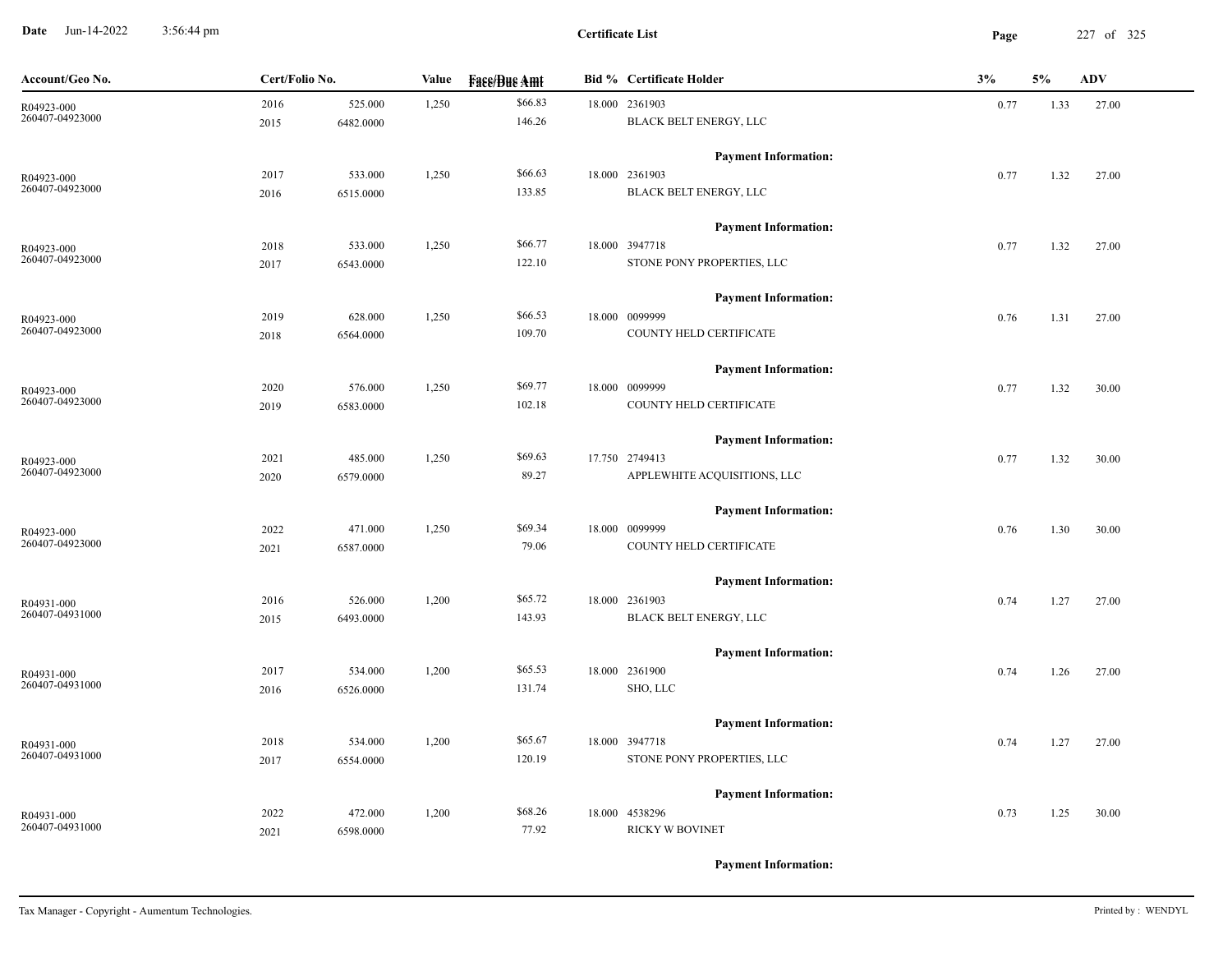**Certificate List**

Date Jun-14-2022 3:56:44 pm

| Account/Geo No. | Cert/Folio No. | | Value | Face/Due Amt | Bid % | Certificate Holder | 3% | 5% | ADV |
|---|---|---|---|---|---|---|---|---|---|
| R04923-000 | 2016 | 525.000 | 1,250 | $66.83 | 18.000 | 2361903 | 0.77 | 1.33 | 27.00 |
| 260407-04923000 | 2015 | 6482.0000 | | 146.26 | | BLACK BELT ENERGY, LLC | | | |
| | | | | | | **Payment Information:** | | | |
| R04923-000 | 2017 | 533.000 | 1,250 | $66.63 | 18.000 | 2361903 | 0.77 | 1.32 | 27.00 |
| 260407-04923000 | 2016 | 6515.0000 | | 133.85 | | BLACK BELT ENERGY, LLC | | | |
| | | | | | | **Payment Information:** | | | |
| R04923-000 | 2018 | 533.000 | 1,250 | $66.77 | 18.000 | 3947718 | 0.77 | 1.32 | 27.00 |
| 260407-04923000 | 2017 | 6543.0000 | | 122.10 | | STONE PONY PROPERTIES, LLC | | | |
| | | | | | | **Payment Information:** | | | |
| R04923-000 | 2019 | 628.000 | 1,250 | $66.53 | 18.000 | 0099999 | 0.76 | 1.31 | 27.00 |
| 260407-04923000 | 2018 | 6564.0000 | | 109.70 | | COUNTY HELD CERTIFICATE | | | |
| | | | | | | **Payment Information:** | | | |
| R04923-000 | 2020 | 576.000 | 1,250 | $69.77 | 18.000 | 0099999 | 0.77 | 1.32 | 30.00 |
| 260407-04923000 | 2019 | 6583.0000 | | 102.18 | | COUNTY HELD CERTIFICATE | | | |
| | | | | | | **Payment Information:** | | | |
| R04923-000 | 2021 | 485.000 | 1,250 | $69.63 | 17.750 | 2749413 | 0.77 | 1.32 | 30.00 |
| 260407-04923000 | 2020 | 6579.0000 | | 89.27 | | APPLEWHITE ACQUISITIONS, LLC | | | |
| | | | | | | **Payment Information:** | | | |
| R04923-000 | 2022 | 471.000 | 1,250 | $69.34 | 18.000 | 0099999 | 0.76 | 1.30 | 30.00 |
| 260407-04923000 | 2021 | 6587.0000 | | 79.06 | | COUNTY HELD CERTIFICATE | | | |
| | | | | | | **Payment Information:** | | | |
| R04931-000 | 2016 | 526.000 | 1,200 | $65.72 | 18.000 | 2361903 | 0.74 | 1.27 | 27.00 |
| 260407-04931000 | 2015 | 6493.0000 | | 143.93 | | BLACK BELT ENERGY, LLC | | | |
| | | | | | | **Payment Information:** | | | |
| R04931-000 | 2017 | 534.000 | 1,200 | $65.53 | 18.000 | 2361900 | 0.74 | 1.26 | 27.00 |
| 260407-04931000 | 2016 | 6526.0000 | | 131.74 | | SHO, LLC | | | |
| | | | | | | **Payment Information:** | | | |
| R04931-000 | 2018 | 534.000 | 1,200 | $65.67 | 18.000 | 3947718 | 0.74 | 1.27 | 27.00 |
| 260407-04931000 | 2017 | 6554.0000 | | 120.19 | | STONE PONY PROPERTIES, LLC | | | |
| | | | | | | **Payment Information:** | | | |
| R04931-000 | 2022 | 472.000 | 1,200 | $68.26 | 18.000 | 4538296 | 0.73 | 1.25 | 30.00 |
| 260407-04931000 | 2021 | 6598.0000 | | 77.92 | | RICKY W BOVINET | | | |
| | | | | | | **Payment Information:** | | | |

Tax Manager - Copyright - Aumentum Technologies. Printed by : WENDYL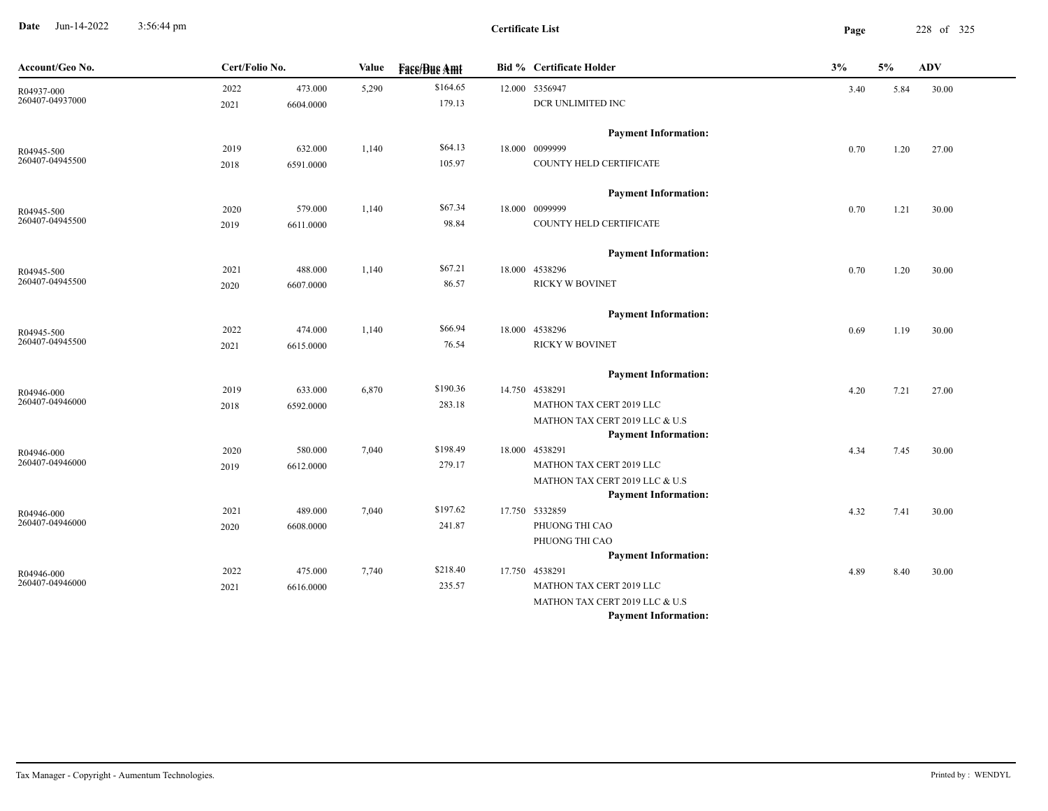# Certificate List

| Account/Geo No. | Cert/Folio No. | | Value | Face/Due Amt | Bid % | Certificate Holder | 3% | 5% | ADV |
|---|---|---|---|---|---|---|---|---|---|
| R04937-000<br>260407-04937000 | 2022<br>2021 | 473.000<br>6604.0000 | 5,290 | $164.65<br>179.13 | 12.000 | 5356947<br>DCR UNLIMITED INC<br>**Payment Information:** | 3.40 | 5.84 | 30.00 |
| R04945-500<br>260407-04945500 | 2019<br>2018 | 632.000<br>6591.0000 | 1,140 | $64.13<br>105.97 | 18.000 | 0099999<br>COUNTY HELD CERTIFICATE<br>**Payment Information:** | 0.70 | 1.20 | 27.00 |
| R04945-500<br>260407-04945500 | 2020<br>2019 | 579.000<br>6611.0000 | 1,140 | $67.34<br>98.84 | 18.000 | 0099999<br>COUNTY HELD CERTIFICATE<br>**Payment Information:** | 0.70 | 1.21 | 30.00 |
| R04945-500<br>260407-04945500 | 2021<br>2020 | 488.000<br>6607.0000 | 1,140 | $67.21<br>86.57 | 18.000 | 4538296<br>RICKY W BOVINET<br>**Payment Information:** | 0.70 | 1.20 | 30.00 |
| R04945-500<br>260407-04945500 | 2022<br>2021 | 474.000<br>6615.0000 | 1,140 | $66.94<br>76.54 | 18.000 | 4538296<br>RICKY W BOVINET<br>**Payment Information:** | 0.69 | 1.19 | 30.00 |
| R04946-000<br>260407-04946000 | 2019<br>2018 | 633.000<br>6592.0000 | 6,870 | $190.36<br>283.18 | 14.750 | 4538291<br>MATHON TAX CERT 2019 LLC<br>MATHON TAX CERT 2019 LLC & U.S<br>**Payment Information:** | 4.20 | 7.21 | 27.00 |
| R04946-000<br>260407-04946000 | 2020<br>2019 | 580.000<br>6612.0000 | 7,040 | $198.49<br>279.17 | 18.000 | 4538291<br>MATHON TAX CERT 2019 LLC<br>MATHON TAX CERT 2019 LLC & U.S<br>**Payment Information:** | 4.34 | 7.45 | 30.00 |
| R04946-000<br>260407-04946000 | 2021<br>2020 | 489.000<br>6608.0000 | 7,040 | $197.62<br>241.87 | 17.750 | 5332859<br>PHUONG THI CAO<br>PHUONG THI CAO<br>**Payment Information:** | 4.32 | 7.41 | 30.00 |
| R04946-000<br>260407-04946000 | 2022<br>2021 | 475.000<br>6616.0000 | 7,740 | $218.40<br>235.57 | 17.750 | 4538291<br>MATHON TAX CERT 2019 LLC<br>MATHON TAX CERT 2019 LLC & U.S<br>**Payment Information:** | 4.89 | 8.40 | 30.00 |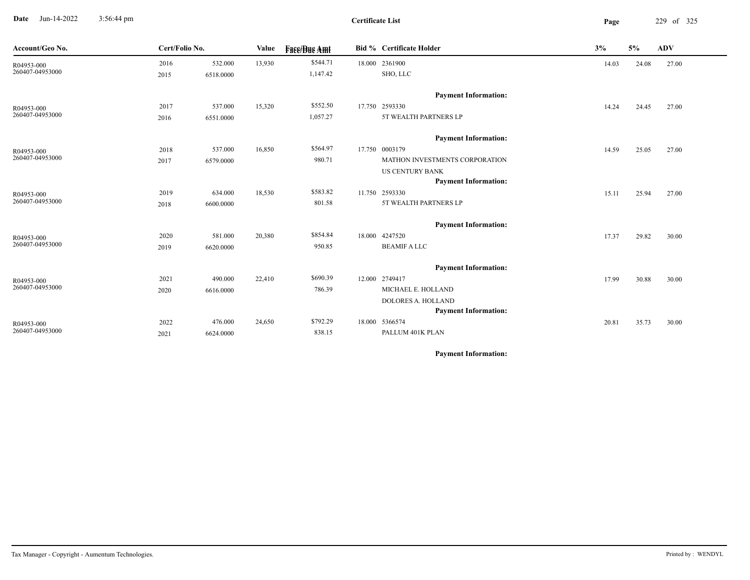**Certificate List**

Date Jun-14-2022 3:56:44 pm

| Account/Geo No. | Cert/Folio No. | | Value | Face/Due Amt | Bid % | Certificate Holder | 3% | 5% | ADV |
|---|---|---|---|---|---|---|---|---|---|
| R04953-000 | 2016 | 532.000 | 13,930 | $544.71 | 18.000 | 2361900 | 14.03 | 24.08 | 27.00 |
| 260407-04953000 | 2015 | 6518.0000 | | 1,147.42 | | SHO, LLC | | | |
| | | | | | | **Payment Information:** | | | |
| R04953-000 | 2017 | 537.000 | 15,320 | $552.50 | 17.750 | 2593330 | 14.24 | 24.45 | 27.00 |
| 260407-04953000 | 2016 | 6551.0000 | | 1,057.27 | | 5T WEALTH PARTNERS LP | | | |
| | | | | | | **Payment Information:** | | | |
| R04953-000 | 2018 | 537.000 | 16,850 | $564.97 | 17.750 | 0003179 | 14.59 | 25.05 | 27.00 |
| 260407-04953000 | 2017 | 6579.0000 | | 980.71 | | MATHON INVESTMENTS CORPORATION | | | |
| | | | | | | US CENTURY BANK | | | |
| | | | | | | **Payment Information:** | | | |
| R04953-000 | 2019 | 634.000 | 18,530 | $583.82 | 11.750 | 2593330 | 15.11 | 25.94 | 27.00 |
| 260407-04953000 | 2018 | 6600.0000 | | 801.58 | | 5T WEALTH PARTNERS LP | | | |
| | | | | | | **Payment Information:** | | | |
| R04953-000 | 2020 | 581.000 | 20,380 | $854.84 | 18.000 | 4247520 | 17.37 | 29.82 | 30.00 |
| 260407-04953000 | 2019 | 6620.0000 | | 950.85 | | BEAMIF A LLC | | | |
| | | | | | | **Payment Information:** | | | |
| R04953-000 | 2021 | 490.000 | 22,410 | $690.39 | 12.000 | 2749417 | 17.99 | 30.88 | 30.00 |
| 260407-04953000 | 2020 | 6616.0000 | | 786.39 | | MICHAEL E. HOLLAND | | | |
| | | | | | | DOLORES A. HOLLAND | | | |
| | | | | | | **Payment Information:** | | | |
| R04953-000 | 2022 | 476.000 | 24,650 | $792.29 | 18.000 | 5366574 | 20.81 | 35.73 | 30.00 |
| 260407-04953000 | 2021 | 6624.0000 | | 838.15 | | PALLUM 401K PLAN | | | |
| | | | | | | **Payment Information:** | | | |

Tax Manager - Copyright - Aumentum Technologies. Printed by : WENDYL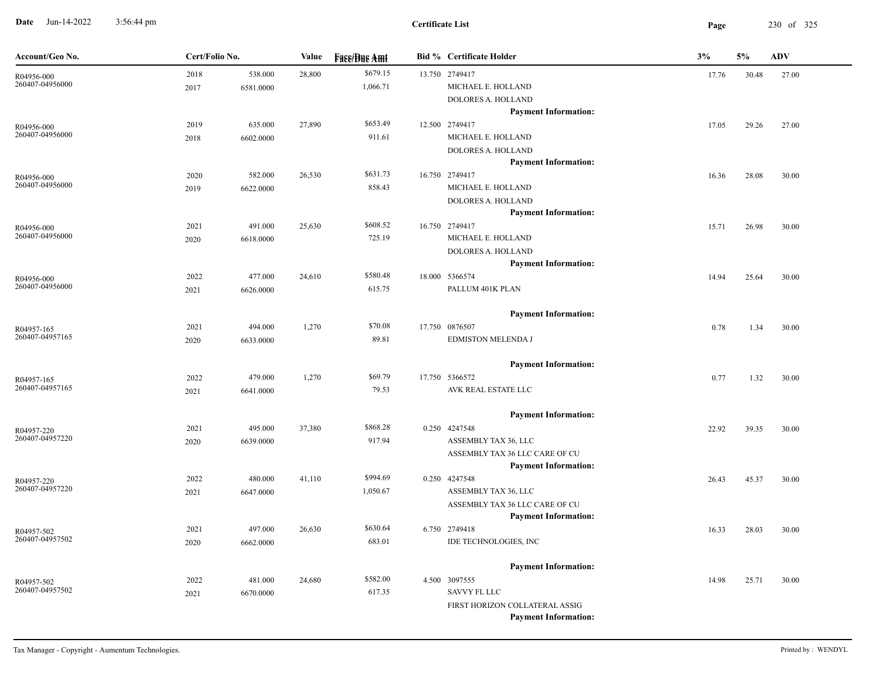**Certificate List**

Date Jun-14-2022 3:56:44 pm

| Account/Geo No. | Cert/Folio No. | | Value | Face/Due Amt | Bid % | Certificate Holder | 3% | 5% | ADV |
|---|---|---|---|---|---|---|---|---|---|
| R04956-000<br>260407-04956000 | 2018<br>2017 | 538.000<br>6581.0000 | 28,800 | $679.15<br>1,066.71 | 13.750 | 2749417<br>MICHAEL E. HOLLAND<br>DOLORES A. HOLLAND<br>**Payment Information:** | 17.76 | 30.48 | 27.00 |
| R04956-000<br>260407-04956000 | 2019<br>2018 | 635.000<br>6602.0000 | 27,890 | $653.49<br>911.61 | 12.500 | 2749417<br>MICHAEL E. HOLLAND<br>DOLORES A. HOLLAND<br>**Payment Information:** | 17.05 | 29.26 | 27.00 |
| R04956-000<br>260407-04956000 | 2020<br>2019 | 582.000<br>6622.0000 | 26,530 | $631.73<br>858.43 | 16.750 | 2749417<br>MICHAEL E. HOLLAND<br>DOLORES A. HOLLAND<br>**Payment Information:** | 16.36 | 28.08 | 30.00 |
| R04956-000<br>260407-04956000 | 2021<br>2020 | 491.000<br>6618.0000 | 25,630 | $608.52<br>725.19 | 16.750 | 2749417<br>MICHAEL E. HOLLAND<br>DOLORES A. HOLLAND<br>**Payment Information:** | 15.71 | 26.98 | 30.00 |
| R04956-000<br>260407-04956000 | 2022<br>2021 | 477.000<br>6626.0000 | 24,610 | $580.48<br>615.75 | 18.000 | 5366574<br>PALLUM 401K PLAN<br>**Payment Information:** | 14.94 | 25.64 | 30.00 |
| R04957-165<br>260407-04957165 | 2021<br>2020 | 494.000<br>6633.0000 | 1,270 | $70.08<br>89.81 | 17.750 | 0876507<br>EDMISTON MELENDA J<br>**Payment Information:** | 0.78 | 1.34 | 30.00 |
| R04957-165<br>260407-04957165 | 2022<br>2021 | 479.000<br>6641.0000 | 1,270 | $69.79<br>79.53 | 17.750 | 5366572<br>AVK REAL ESTATE LLC<br>**Payment Information:** | 0.77 | 1.32 | 30.00 |
| R04957-220<br>260407-04957220 | 2021<br>2020 | 495.000<br>6639.0000 | 37,380 | $868.28<br>917.94 | 0.250 | 4247548<br>ASSEMBLY TAX 36, LLC<br>ASSEMBLY TAX 36 LLC CARE OF CU<br>**Payment Information:** | 22.92 | 39.35 | 30.00 |
| R04957-220<br>260407-04957220 | 2022<br>2021 | 480.000<br>6647.0000 | 41,110 | $994.69<br>1,050.67 | 0.250 | 4247548<br>ASSEMBLY TAX 36, LLC<br>ASSEMBLY TAX 36 LLC CARE OF CU<br>**Payment Information:** | 26.43 | 45.37 | 30.00 |
| R04957-502<br>260407-04957502 | 2021<br>2020 | 497.000<br>6662.0000 | 26,630 | $630.64<br>683.01 | 6.750 | 2749418<br>IDE TECHNOLOGIES, INC<br>**Payment Information:** | 16.33 | 28.03 | 30.00 |
| R04957-502<br>260407-04957502 | 2022<br>2021 | 481.000<br>6670.0000 | 24,680 | $582.00<br>617.35 | 4.500 | 3097555<br>SAVVY FL LLC<br>FIRST HORIZON COLLATERAL ASSIG<br>**Payment Information:** | 14.98 | 25.71 | 30.00 |

Tax Manager - Copyright - Aumentum Technologies. Printed by : WENDYL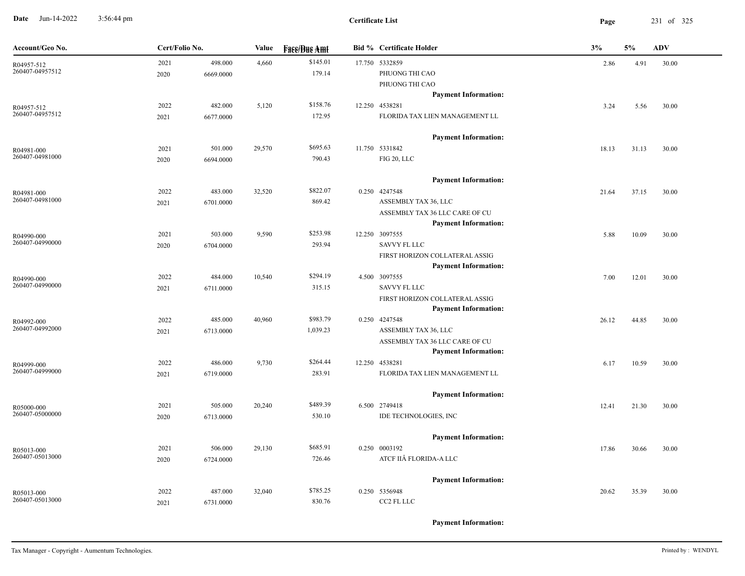# Certificate List

**Date** Jun-14-2022 3:56:44 pm

| Account/Geo No. | Cert/Folio No. | | Value | Face/Due Amt | Bid % | Certificate Holder | 3% | 5% | ADV |
|---|---|---|---|---|---|---|---|---|---|
| R04957-512 | 2021 | 498.000 | 4,660 | $145.01 | 17.750 | 5332859 | 2.86 | 4.91 | 30.00 |
| 260407-04957512 | 2020 | 6669.0000 | | 179.14 | | PHUONG THI CAO | | | |
| | | | | | | PHUONG THI CAO | | | |
| | | | | | | **Payment Information:** | | | |
| R04957-512 | 2022 | 482.000 | 5,120 | $158.76 | 12.250 | 4538281 | 3.24 | 5.56 | 30.00 |
| 260407-04957512 | 2021 | 6677.0000 | | 172.95 | | FLORIDA TAX LIEN MANAGEMENT LL | | | |
| | | | | | | **Payment Information:** | | | |
| R04981-000 | 2021 | 501.000 | 29,570 | $695.63 | 11.750 | 5331842 | 18.13 | 31.13 | 30.00 |
| 260407-04981000 | 2020 | 6694.0000 | | 790.43 | | FIG 20, LLC | | | |
| | | | | | | **Payment Information:** | | | |
| R04981-000 | 2022 | 483.000 | 32,520 | $822.07 | 0.250 | 4247548 | 21.64 | 37.15 | 30.00 |
| 260407-04981000 | 2021 | 6701.0000 | | 869.42 | | ASSEMBLY TAX 36, LLC | | | |
| | | | | | | ASSEMBLY TAX 36 LLC CARE OF CU | | | |
| | | | | | | **Payment Information:** | | | |
| R04990-000 | 2021 | 503.000 | 9,590 | $253.98 | 12.250 | 3097555 | 5.88 | 10.09 | 30.00 |
| 260407-04990000 | 2020 | 6704.0000 | | 293.94 | | SAVVY FL LLC | | | |
| | | | | | | FIRST HORIZON COLLATERAL ASSIG | | | |
| | | | | | | **Payment Information:** | | | |
| R04990-000 | 2022 | 484.000 | 10,540 | $294.19 | 4.500 | 3097555 | 7.00 | 12.01 | 30.00 |
| 260407-04990000 | 2021 | 6711.0000 | | 315.15 | | SAVVY FL LLC | | | |
| | | | | | | FIRST HORIZON COLLATERAL ASSIG | | | |
| | | | | | | **Payment Information:** | | | |
| R04992-000 | 2022 | 485.000 | 40,960 | $983.79 | 0.250 | 4247548 | 26.12 | 44.85 | 30.00 |
| 260407-04992000 | 2021 | 6713.0000 | | 1,039.23 | | ASSEMBLY TAX 36, LLC | | | |
| | | | | | | ASSEMBLY TAX 36 LLC CARE OF CU | | | |
| | | | | | | **Payment Information:** | | | |
| R04999-000 | 2022 | 486.000 | 9,730 | $264.44 | 12.250 | 4538281 | 6.17 | 10.59 | 30.00 |
| 260407-04999000 | 2021 | 6719.0000 | | 283.91 | | FLORIDA TAX LIEN MANAGEMENT LL | | | |
| | | | | | | **Payment Information:** | | | |
| R05000-000 | 2021 | 505.000 | 20,240 | $489.39 | 6.500 | 2749418 | 12.41 | 21.30 | 30.00 |
| 260407-05000000 | 2020 | 6713.0000 | | 530.10 | | IDE TECHNOLOGIES, INC | | | |
| | | | | | | **Payment Information:** | | | |
| R05013-000 | 2021 | 506.000 | 29,130 | $685.91 | 0.250 | 0003192 | 17.86 | 30.66 | 30.00 |
| 260407-05013000 | 2020 | 6724.0000 | | 726.46 | | ATCF IIÂ FLORIDA-A LLC | | | |
| | | | | | | **Payment Information:** | | | |
| R05013-000 | 2022 | 487.000 | 32,040 | $785.25 | 0.250 | 5356948 | 20.62 | 35.39 | 30.00 |
| 260407-05013000 | 2021 | 6731.0000 | | 830.76 | | CC2 FL LLC | | | |
| | | | | | | **Payment Information:** | | | |

Tax Manager - Copyright - Aumentum Technologies. Printed by : WENDYL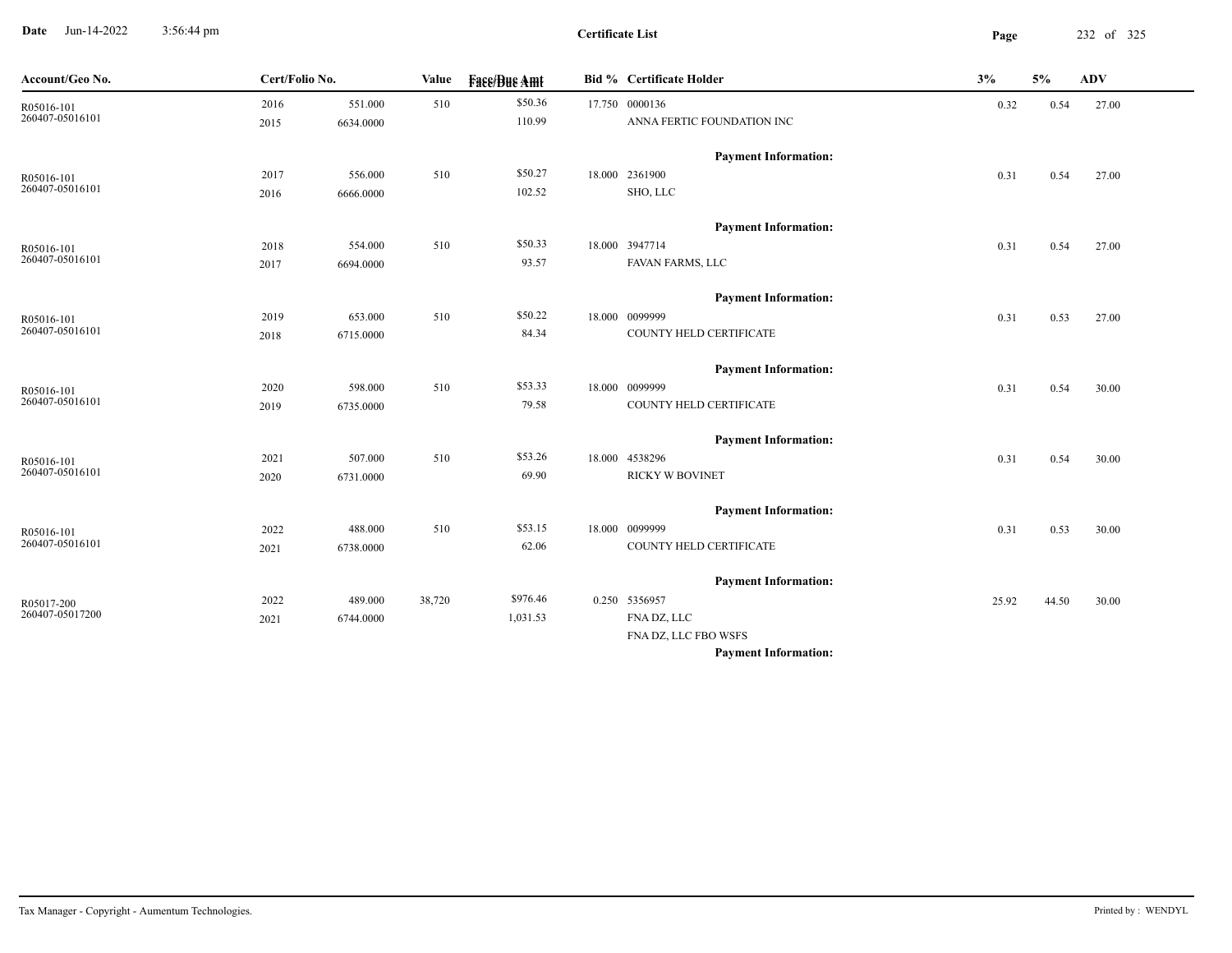# Certificate List

Date Jun-14-2022 3:56:44 pm

| Account/Geo No. | Cert/Folio No. | | Value | Face/Due Amt | Bid % | Certificate Holder | 3% | 5% | ADV |
|---|---|---|---|---|---|---|---|---|---|
| R05016-101 | 2016 | 551.000 | 510 | $50.36 | 17.750 | 0000136 | 0.32 | 0.54 | 27.00 |
| 260407-05016101 | 2015 | 6634.0000 | | 110.99 | | ANNA FERTIC FOUNDATION INC | | | |
| | | | | | | **Payment Information:** | | | |
| R05016-101 | 2017 | 556.000 | 510 | $50.27 | 18.000 | 2361900 | 0.31 | 0.54 | 27.00 |
| 260407-05016101 | 2016 | 6666.0000 | | 102.52 | | SHO, LLC | | | |
| | | | | | | **Payment Information:** | | | |
| R05016-101 | 2018 | 554.000 | 510 | $50.33 | 18.000 | 3947714 | 0.31 | 0.54 | 27.00 |
| 260407-05016101 | 2017 | 6694.0000 | | 93.57 | | FAVAN FARMS, LLC | | | |
| | | | | | | **Payment Information:** | | | |
| R05016-101 | 2019 | 653.000 | 510 | $50.22 | 18.000 | 0099999 | 0.31 | 0.53 | 27.00 |
| 260407-05016101 | 2018 | 6715.0000 | | 84.34 | | COUNTY HELD CERTIFICATE | | | |
| | | | | | | **Payment Information:** | | | |
| R05016-101 | 2020 | 598.000 | 510 | $53.33 | 18.000 | 0099999 | 0.31 | 0.54 | 30.00 |
| 260407-05016101 | 2019 | 6735.0000 | | 79.58 | | COUNTY HELD CERTIFICATE | | | |
| | | | | | | **Payment Information:** | | | |
| R05016-101 | 2021 | 507.000 | 510 | $53.26 | 18.000 | 4538296 | 0.31 | 0.54 | 30.00 |
| 260407-05016101 | 2020 | 6731.0000 | | 69.90 | | RICKY W BOVINET | | | |
| | | | | | | **Payment Information:** | | | |
| R05016-101 | 2022 | 488.000 | 510 | $53.15 | 18.000 | 0099999 | 0.31 | 0.53 | 30.00 |
| 260407-05016101 | 2021 | 6738.0000 | | 62.06 | | COUNTY HELD CERTIFICATE | | | |
| | | | | | | **Payment Information:** | | | |
| R05017-200 | 2022 | 489.000 | 38,720 | $976.46 | 0.250 | 5356957 | 25.92 | 44.50 | 30.00 |
| 260407-05017200 | 2021 | 6744.0000 | | 1,031.53 | | FNA DZ, LLC | | | |
| | | | | | | FNA DZ, LLC FBO WSFS | | | |
| | | | | | | **Payment Information:** | | | |

Tax Manager - Copyright - Aumentum Technologies.

Printed by : WENDYL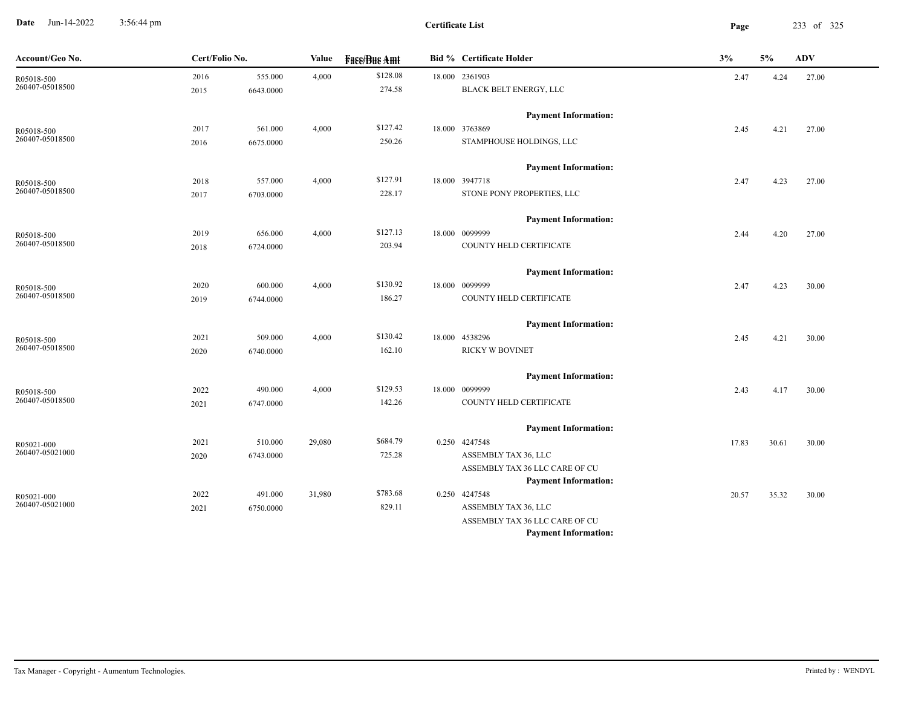**Certificate List**

**Date** Jun-14-2022 3:56:44 pm

| Account/Geo No. | Cert/Folio No. | | Value | Face/Due Amt | Bid % | Certificate Holder | 3% | 5% | ADV |
|---|---|---|---|---|---|---|---|---|---|
| R05018-500<br>260407-05018500 | 2016<br>2015 | 555.000<br>6643.0000 | 4,000 | $128.08<br>274.58 | 18.000 | 2361903<br>BLACK BELT ENERGY, LLC<br>**Payment Information:** | 2.47 | 4.24 | 27.00 |
| R05018-500<br>260407-05018500 | 2017<br>2016 | 561.000<br>6675.0000 | 4,000 | $127.42<br>250.26 | 18.000 | 3763869<br>STAMPHOUSE HOLDINGS, LLC<br>**Payment Information:** | 2.45 | 4.21 | 27.00 |
| R05018-500<br>260407-05018500 | 2018<br>2017 | 557.000<br>6703.0000 | 4,000 | $127.91<br>228.17 | 18.000 | 3947718<br>STONE PONY PROPERTIES, LLC<br>**Payment Information:** | 2.47 | 4.23 | 27.00 |
| R05018-500<br>260407-05018500 | 2019<br>2018 | 656.000<br>6724.0000 | 4,000 | $127.13<br>203.94 | 18.000 | 0099999<br>COUNTY HELD CERTIFICATE<br>**Payment Information:** | 2.44 | 4.20 | 27.00 |
| R05018-500<br>260407-05018500 | 2020<br>2019 | 600.000<br>6744.0000 | 4,000 | $130.92<br>186.27 | 18.000 | 0099999<br>COUNTY HELD CERTIFICATE<br>**Payment Information:** | 2.47 | 4.23 | 30.00 |
| R05018-500<br>260407-05018500 | 2021<br>2020 | 509.000<br>6740.0000 | 4,000 | $130.42<br>162.10 | 18.000 | 4538296<br>RICKY W BOVINET<br>**Payment Information:** | 2.45 | 4.21 | 30.00 |
| R05018-500<br>260407-05018500 | 2022<br>2021 | 490.000<br>6747.0000 | 4,000 | $129.53<br>142.26 | 18.000 | 0099999<br>COUNTY HELD CERTIFICATE<br>**Payment Information:** | 2.43 | 4.17 | 30.00 |
| R05021-000<br>260407-05021000 | 2021<br>2020 | 510.000<br>6743.0000 | 29,080 | $684.79<br>725.28 | 0.250 | 4247548<br>ASSEMBLY TAX 36, LLC<br>ASSEMBLY TAX 36 LLC CARE OF CU<br>**Payment Information:** | 17.83 | 30.61 | 30.00 |
| R05021-000<br>260407-05021000 | 2022<br>2021 | 491.000<br>6750.0000 | 31,980 | $783.68<br>829.11 | 0.250 | 4247548<br>ASSEMBLY TAX 36, LLC<br>ASSEMBLY TAX 36 LLC CARE OF CU<br>**Payment Information:** | 20.57 | 35.32 | 30.00 |

Tax Manager - Copyright - Aumentum Technologies. Printed by : WENDYL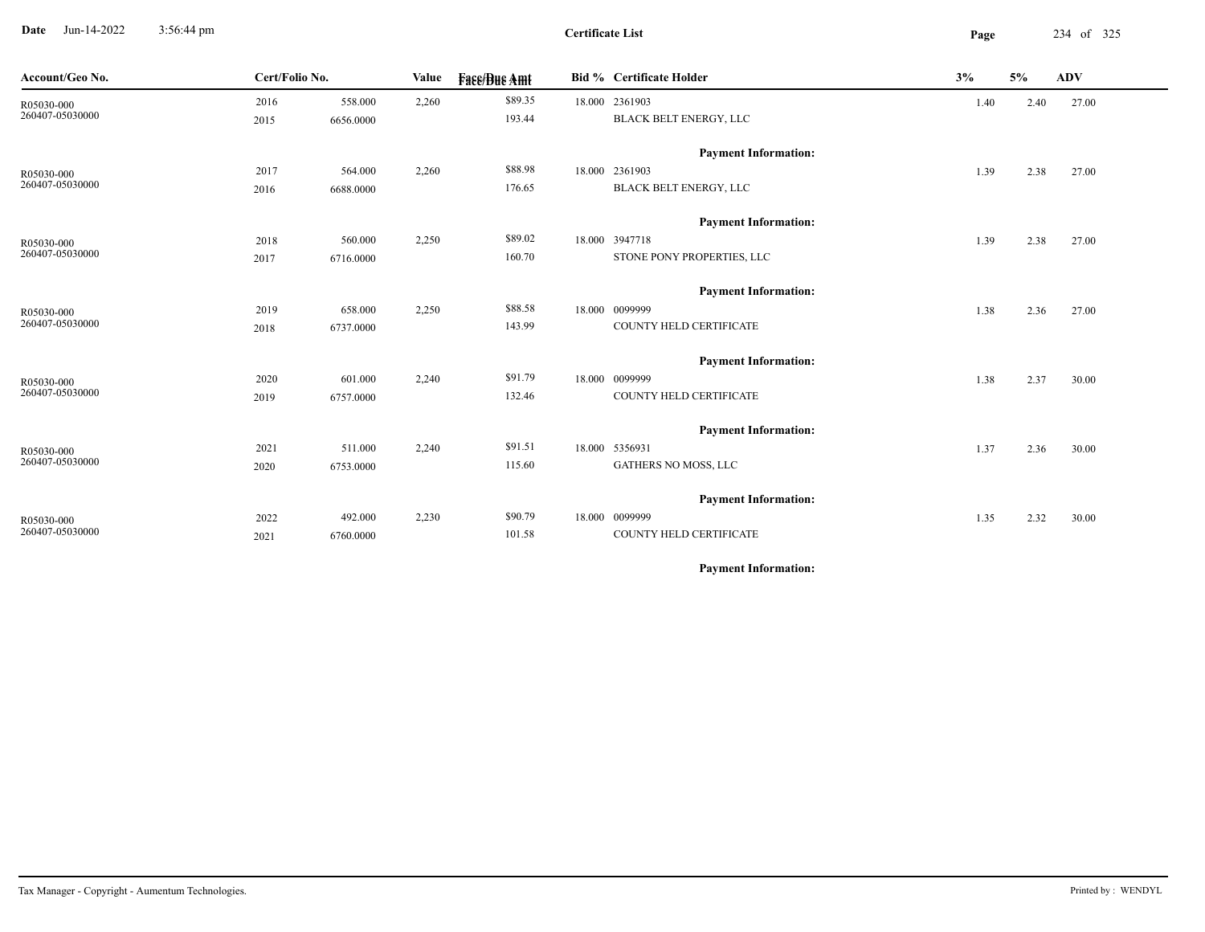**Certificate List**

Date Jun-14-2022 3:56:44 pm

| Account/Geo No. | Cert/Folio No. | | Value | Face/Due Amt | Bid % | Certificate Holder | 3% | 5% | ADV |
|---|---|---|---|---|---|---|---|---|---|
| R05030-000 | 2016 | 558.000 | 2,260 | $89.35 | 18.000 | 2361903 | 1.40 | 2.40 | 27.00 |
| 260407-05030000 | 2015 | 6656.0000 | | 193.44 | | BLACK BELT ENERGY, LLC | | | |
| | | | | | | **Payment Information:** | | | |
| R05030-000 | 2017 | 564.000 | 2,260 | $88.98 | 18.000 | 2361903 | 1.39 | 2.38 | 27.00 |
| 260407-05030000 | 2016 | 6688.0000 | | 176.65 | | BLACK BELT ENERGY, LLC | | | |
| | | | | | | **Payment Information:** | | | |
| R05030-000 | 2018 | 560.000 | 2,250 | $89.02 | 18.000 | 3947718 | 1.39 | 2.38 | 27.00 |
| 260407-05030000 | 2017 | 6716.0000 | | 160.70 | | STONE PONY PROPERTIES, LLC | | | |
| | | | | | | **Payment Information:** | | | |
| R05030-000 | 2019 | 658.000 | 2,250 | $88.58 | 18.000 | 0099999 | 1.38 | 2.36 | 27.00 |
| 260407-05030000 | 2018 | 6737.0000 | | 143.99 | | COUNTY HELD CERTIFICATE | | | |
| | | | | | | **Payment Information:** | | | |
| R05030-000 | 2020 | 601.000 | 2,240 | $91.79 | 18.000 | 0099999 | 1.38 | 2.37 | 30.00 |
| 260407-05030000 | 2019 | 6757.0000 | | 132.46 | | COUNTY HELD CERTIFICATE | | | |
| | | | | | | **Payment Information:** | | | |
| R05030-000 | 2021 | 511.000 | 2,240 | $91.51 | 18.000 | 5356931 | 1.37 | 2.36 | 30.00 |
| 260407-05030000 | 2020 | 6753.0000 | | 115.60 | | GATHERS NO MOSS, LLC | | | |
| | | | | | | **Payment Information:** | | | |
| R05030-000 | 2022 | 492.000 | 2,230 | $90.79 | 18.000 | 0099999 | 1.35 | 2.32 | 30.00 |
| 260407-05030000 | 2021 | 6760.0000 | | 101.58 | | COUNTY HELD CERTIFICATE | | | |
| | | | | | | **Payment Information:** | | | |

Tax Manager - Copyright - Aumentum Technologies. Printed by : WENDYL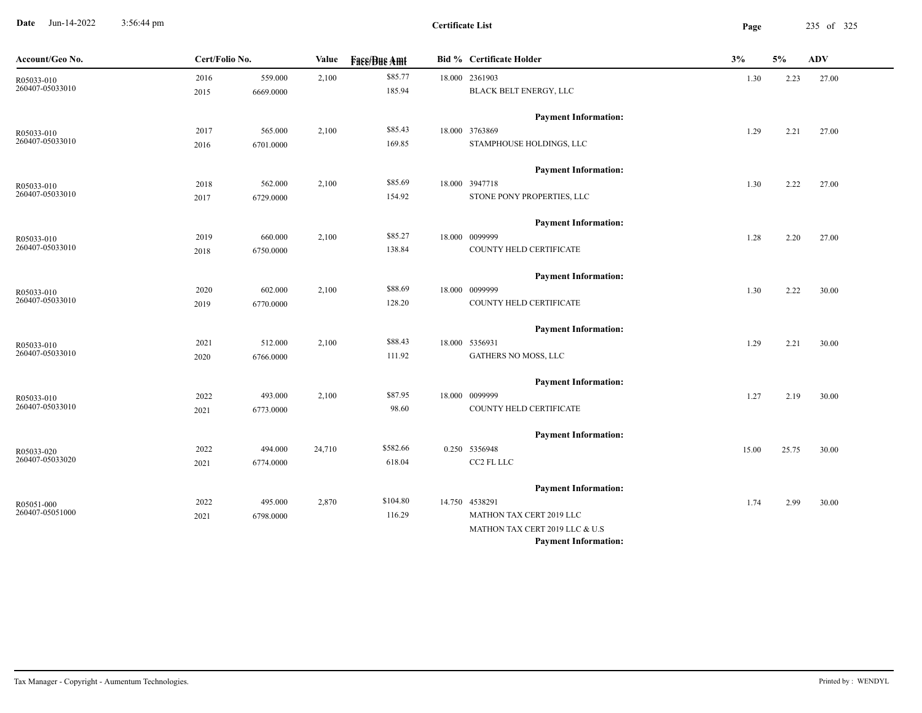**Certificate List**

| Account/Geo No. | Cert/Folio No. | | Value | Face/Due Amt | Bid % | Certificate Holder | 3% | 5% | ADV |
|---|---|---|---|---|---|---|---|---|---|
| R05033-010<br>260407-05033010 | 2016<br>2015 | 559.000<br>6669.0000 | 2,100 | $85.77<br>185.94 | 18.000 | 2361903<br>BLACK BELT ENERGY, LLC<br>**Payment Information:** | 1.30 | 2.23 | 27.00 |
| R05033-010<br>260407-05033010 | 2017<br>2016 | 565.000<br>6701.0000 | 2,100 | $85.43<br>169.85 | 18.000 | 3763869<br>STAMPHOUSE HOLDINGS, LLC<br>**Payment Information:** | 1.29 | 2.21 | 27.00 |
| R05033-010<br>260407-05033010 | 2018<br>2017 | 562.000<br>6729.0000 | 2,100 | $85.69<br>154.92 | 18.000 | 3947718<br>STONE PONY PROPERTIES, LLC<br>**Payment Information:** | 1.30 | 2.22 | 27.00 |
| R05033-010<br>260407-05033010 | 2019<br>2018 | 660.000<br>6750.0000 | 2,100 | $85.27<br>138.84 | 18.000 | 0099999<br>COUNTY HELD CERTIFICATE<br>**Payment Information:** | 1.28 | 2.20 | 27.00 |
| R05033-010<br>260407-05033010 | 2020<br>2019 | 602.000<br>6770.0000 | 2,100 | $88.69<br>128.20 | 18.000 | 0099999<br>COUNTY HELD CERTIFICATE<br>**Payment Information:** | 1.30 | 2.22 | 30.00 |
| R05033-010<br>260407-05033010 | 2021<br>2020 | 512.000<br>6766.0000 | 2,100 | $88.43<br>111.92 | 18.000 | 5356931<br>GATHERS NO MOSS, LLC<br>**Payment Information:** | 1.29 | 2.21 | 30.00 |
| R05033-010<br>260407-05033010 | 2022<br>2021 | 493.000<br>6773.0000 | 2,100 | $87.95<br>98.60 | 18.000 | 0099999<br>COUNTY HELD CERTIFICATE<br>**Payment Information:** | 1.27 | 2.19 | 30.00 |
| R05033-020<br>260407-05033020 | 2022<br>2021 | 494.000<br>6774.0000 | 24,710 | $582.66<br>618.04 | 0.250 | 5356948<br>CC2 FL LLC<br>**Payment Information:** | 15.00 | 25.75 | 30.00 |
| R05051-000<br>260407-05051000 | 2022<br>2021 | 495.000<br>6798.0000 | 2,870 | $104.80<br>116.29 | 14.750 | 4538291<br>MATHON TAX CERT 2019 LLC<br>MATHON TAX CERT 2019 LLC & U.S<br>**Payment Information:** | 1.74 | 2.99 | 30.00 |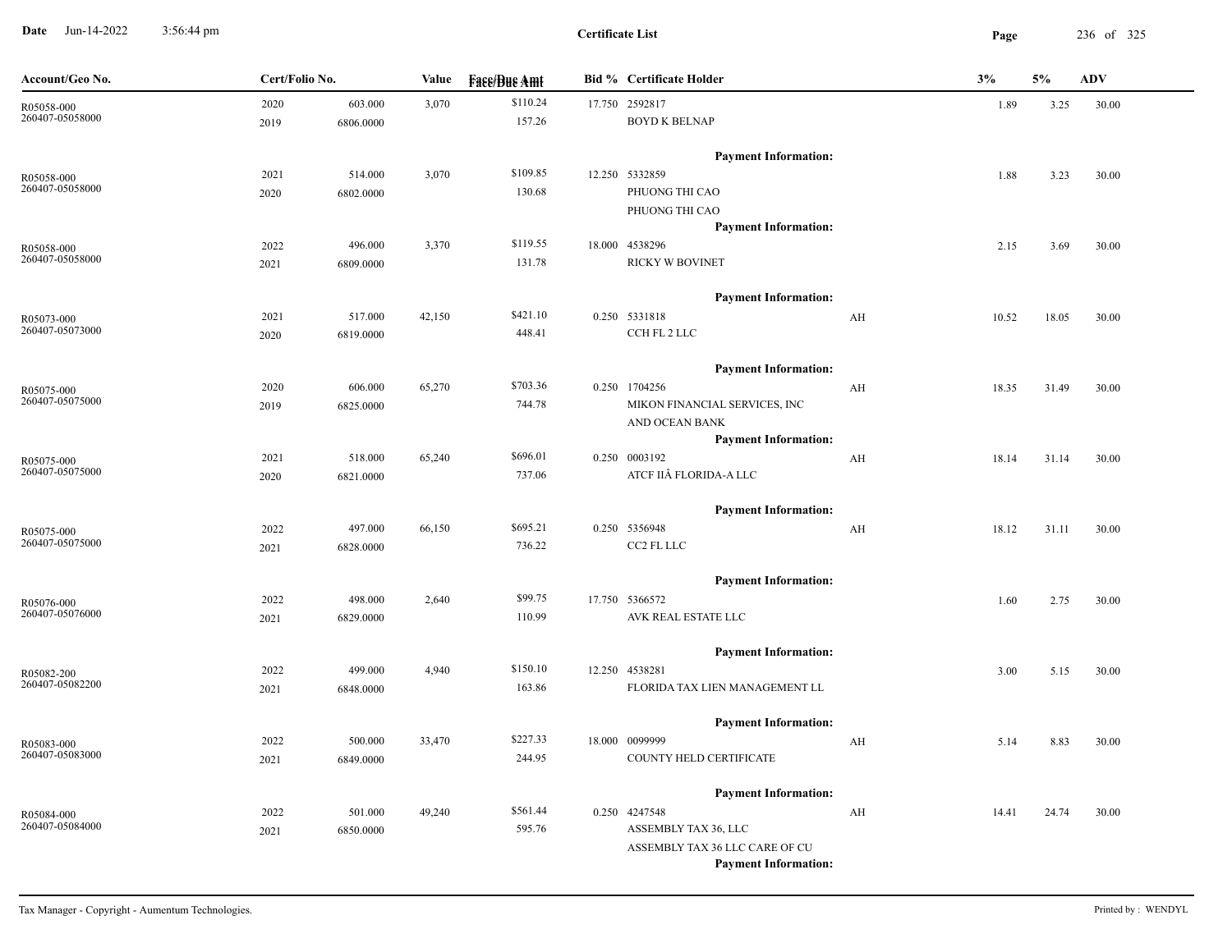# Certificate List

| Account/Geo No. | Cert/Folio No. | | Value | Face/Due Amt | Bid % | Certificate Holder | | 3% | 5% | ADV |
|---|---|---|---|---|---|---|---|---|---|---|
| R05058-000<br>260407-05058000 | 2020<br>2019 | 603.000<br>6806.0000 | 3,070 | $110.24<br>157.26 | 17.750 | 2592817<br>BOYD K BELNAP | | 1.89 | 3.25 | 30.00 |
| | | | | | | Payment Information: | | | | |
| R05058-000<br>260407-05058000 | 2021<br>2020 | 514.000<br>6802.0000 | 3,070 | $109.85<br>130.68 | 12.250 | 5332859<br>PHUONG THI CAO<br>PHUONG THI CAO | | 1.88 | 3.23 | 30.00 |
| | | | | | | Payment Information: | | | | |
| R05058-000<br>260407-05058000 | 2022<br>2021 | 496.000<br>6809.0000 | 3,370 | $119.55<br>131.78 | 18.000 | 4538296<br>RICKY W BOVINET | | 2.15 | 3.69 | 30.00 |
| | | | | | | Payment Information: | | | | |
| R05073-000<br>260407-05073000 | 2021<br>2020 | 517.000<br>6819.0000 | 42,150 | $421.10<br>448.41 | 0.250 | 5331818<br>CCH FL 2 LLC | AH | 10.52 | 18.05 | 30.00 |
| | | | | | | Payment Information: | | | | |
| R05075-000<br>260407-05075000 | 2020<br>2019 | 606.000<br>6825.0000 | 65,270 | $703.36<br>744.78 | 0.250 | 1704256<br>MIKON FINANCIAL SERVICES, INC<br>AND OCEAN BANK | AH | 18.35 | 31.49 | 30.00 |
| | | | | | | Payment Information: | | | | |
| R05075-000<br>260407-05075000 | 2021<br>2020 | 518.000<br>6821.0000 | 65,240 | $696.01<br>737.06 | 0.250 | 0003192<br>ATCF IIÂ FLORIDA-A LLC | AH | 18.14 | 31.14 | 30.00 |
| | | | | | | Payment Information: | | | | |
| R05075-000<br>260407-05075000 | 2022<br>2021 | 497.000<br>6828.0000 | 66,150 | $695.21<br>736.22 | 0.250 | 5356948<br>CC2 FL LLC | AH | 18.12 | 31.11 | 30.00 |
| | | | | | | Payment Information: | | | | |
| R05076-000<br>260407-05076000 | 2022<br>2021 | 498.000<br>6829.0000 | 2,640 | $99.75<br>110.99 | 17.750 | 5366572<br>AVK REAL ESTATE LLC | | 1.60 | 2.75 | 30.00 |
| | | | | | | Payment Information: | | | | |
| R05082-200<br>260407-05082200 | 2022<br>2021 | 499.000<br>6848.0000 | 4,940 | $150.10<br>163.86 | 12.250 | 4538281<br>FLORIDA TAX LIEN MANAGEMENT LL | | 3.00 | 5.15 | 30.00 |
| | | | | | | Payment Information: | | | | |
| R05083-000<br>260407-05083000 | 2022<br>2021 | 500.000<br>6849.0000 | 33,470 | $227.33<br>244.95 | 18.000 | 0099999<br>COUNTY HELD CERTIFICATE | AH | 5.14 | 8.83 | 30.00 |
| | | | | | | Payment Information: | | | | |
| R05084-000<br>260407-05084000 | 2022<br>2021 | 501.000<br>6850.0000 | 49,240 | $561.44<br>595.76 | 0.250 | 4247548<br>ASSEMBLY TAX 36, LLC<br>ASSEMBLY TAX 36 LLC CARE OF CU | AH | 14.41 | 24.74 | 30.00 |
| | | | | | | Payment Information: | | | | |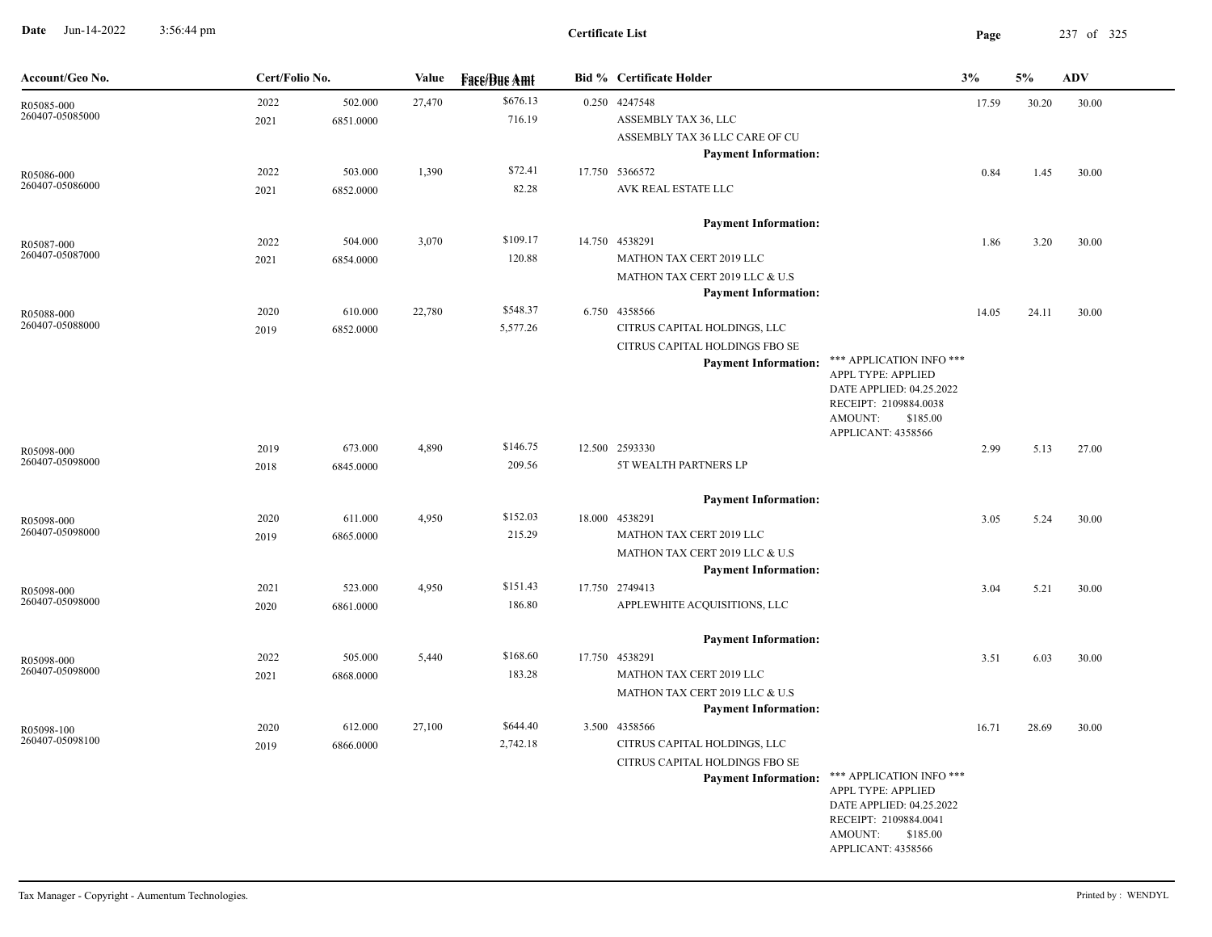# Certificate List

| Account/Geo No. | Cert/Folio No. | | Value | Face/Due Amt | Bid % | Certificate Holder | | 3% | 5% | ADV |
|---|---|---|---|---|---|---|---|---|---|---|
| R05085-000 | 2022 | 502.000 | 27,470 | $676.13 | 0.250 | 4247548 | | 17.59 | 30.20 | 30.00 |
| 260407-05085000 | 2021 | 6851.0000 | | 716.19 | | ASSEMBLY TAX 36, LLC | | | | |
| | | | | | | ASSEMBLY TAX 36 LLC CARE OF CU | | | | |
| | | | | | | **Payment Information:** | | | | |
| R05086-000 | 2022 | 503.000 | 1,390 | $72.41 | 17.750 | 5366572 | | 0.84 | 1.45 | 30.00 |
| 260407-05086000 | 2021 | 6852.0000 | | 82.28 | | AVK REAL ESTATE LLC | | | | |
| | | | | | | **Payment Information:** | | | | |
| R05087-000 | 2022 | 504.000 | 3,070 | $109.17 | 14.750 | 4538291 | | 1.86 | 3.20 | 30.00 |
| 260407-05087000 | 2021 | 6854.0000 | | 120.88 | | MATHON TAX CERT 2019 LLC | | | | |
| | | | | | | MATHON TAX CERT 2019 LLC & U.S | | | | |
| | | | | | | **Payment Information:** | | | | |
| R05088-000 | 2020 | 610.000 | 22,780 | $548.37 | 6.750 | 4358566 | | 14.05 | 24.11 | 30.00 |
| 260407-05088000 | 2019 | 6852.0000 | | 5,577.26 | | CITRUS CAPITAL HOLDINGS, LLC | | | | |
| | | | | | | CITRUS CAPITAL HOLDINGS FBO SE | | | | |
| | | | | | | **Payment Information:** | *** APPLICATION INFO *** APPL TYPE: APPLIED DATE APPLIED: 04.25.2022 RECEIPT: 2109884.0038 AMOUNT: $185.00 APPLICANT: 4358566 | | | |
| R05098-000 | 2019 | 673.000 | 4,890 | $146.75 | 12.500 | 2593330 | | 2.99 | 5.13 | 27.00 |
| 260407-05098000 | 2018 | 6845.0000 | | 209.56 | | 5T WEALTH PARTNERS LP | | | | |
| | | | | | | **Payment Information:** | | | | |
| R05098-000 | 2020 | 611.000 | 4,950 | $152.03 | 18.000 | 4538291 | | 3.05 | 5.24 | 30.00 |
| 260407-05098000 | 2019 | 6865.0000 | | 215.29 | | MATHON TAX CERT 2019 LLC | | | | |
| | | | | | | MATHON TAX CERT 2019 LLC & U.S | | | | |
| | | | | | | **Payment Information:** | | | | |
| R05098-000 | 2021 | 523.000 | 4,950 | $151.43 | 17.750 | 2749413 | | 3.04 | 5.21 | 30.00 |
| 260407-05098000 | 2020 | 6861.0000 | | 186.80 | | APPLEWHITE ACQUISITIONS, LLC | | | | |
| | | | | | | **Payment Information:** | | | | |
| R05098-000 | 2022 | 505.000 | 5,440 | $168.60 | 17.750 | 4538291 | | 3.51 | 6.03 | 30.00 |
| 260407-05098000 | 2021 | 6868.0000 | | 183.28 | | MATHON TAX CERT 2019 LLC | | | | |
| | | | | | | MATHON TAX CERT 2019 LLC & U.S | | | | |
| | | | | | | **Payment Information:** | | | | |
| R05098-100 | 2020 | 612.000 | 27,100 | $644.40 | 3.500 | 4358566 | | 16.71 | 28.69 | 30.00 |
| 260407-05098100 | 2019 | 6866.0000 | | 2,742.18 | | CITRUS CAPITAL HOLDINGS, LLC | | | | |
| | | | | | | CITRUS CAPITAL HOLDINGS FBO SE | | | | |
| | | | | | | **Payment Information:** | *** APPLICATION INFO *** APPL TYPE: APPLIED DATE APPLIED: 04.25.2022 RECEIPT: 2109884.0041 AMOUNT: $185.00 APPLICANT: 4358566 | | | |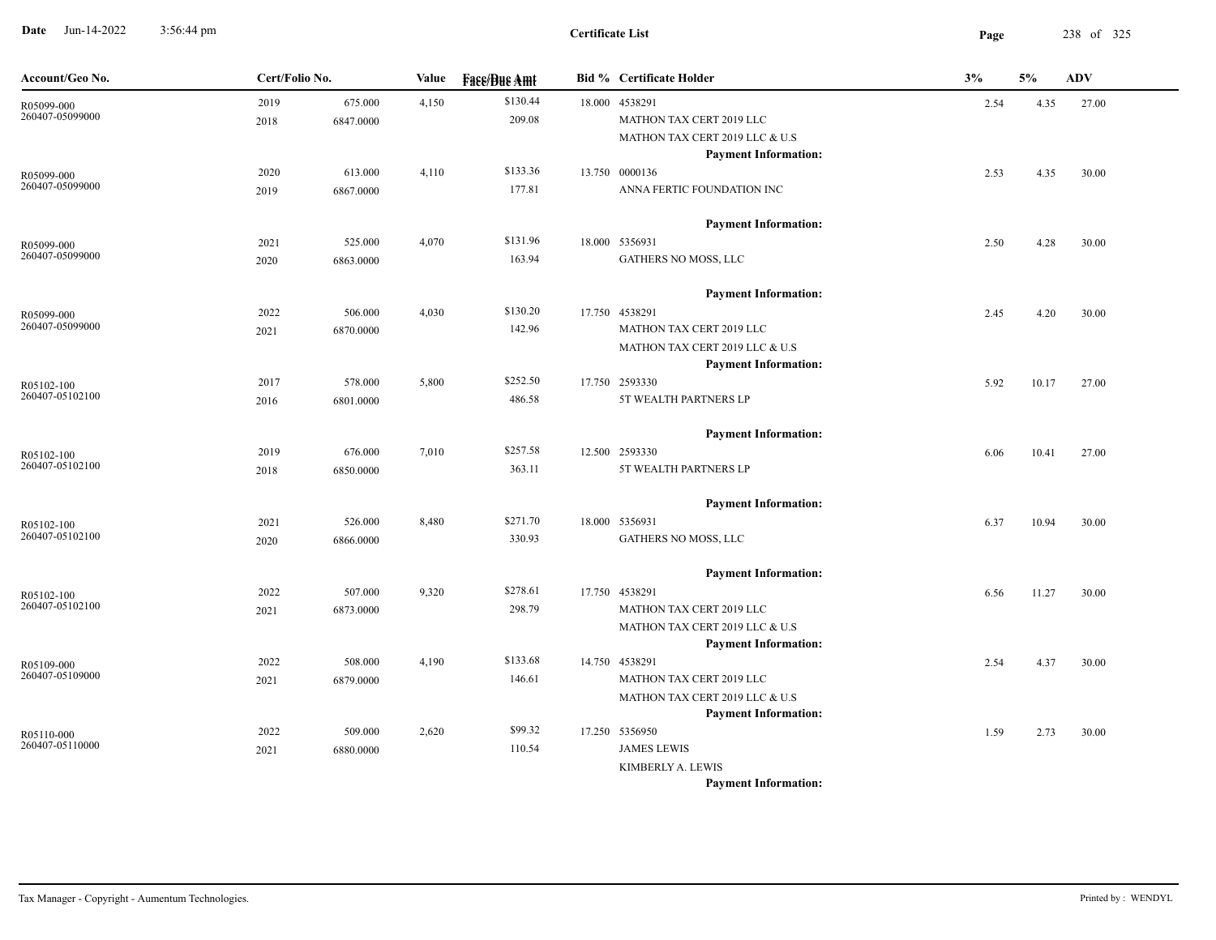**Certificate List**

| Account/Geo No. | Cert/Folio No. | | Value | Face/Due Amt | Bid % | Certificate Holder | 3% | 5% | ADV |
|---|---|---|---|---|---|---|---|---|---|
| R05099-000<br>260407-05099000 | 2019<br>2018 | 675.000<br>6847.0000 | 4,150 | $130.44<br>209.08 | 18.000 | 4538291<br>MATHON TAX CERT 2019 LLC<br>MATHON TAX CERT 2019 LLC & U.S<br>**Payment Information:** | 2.54 | 4.35 | 27.00 |
| R05099-000<br>260407-05099000 | 2020<br>2019 | 613.000<br>6867.0000 | 4,110 | $133.36<br>177.81 | 13.750 | 0000136<br>ANNA FERTIC FOUNDATION INC<br>**Payment Information:** | 2.53 | 4.35 | 30.00 |
| R05099-000<br>260407-05099000 | 2021<br>2020 | 525.000<br>6863.0000 | 4,070 | $131.96<br>163.94 | 18.000 | 5356931<br>GATHERS NO MOSS, LLC<br>**Payment Information:** | 2.50 | 4.28 | 30.00 |
| R05099-000<br>260407-05099000 | 2022<br>2021 | 506.000<br>6870.0000 | 4,030 | $130.20<br>142.96 | 17.750 | 4538291<br>MATHON TAX CERT 2019 LLC<br>MATHON TAX CERT 2019 LLC & U.S<br>**Payment Information:** | 2.45 | 4.20 | 30.00 |
| R05102-100<br>260407-05102100 | 2017<br>2016 | 578.000<br>6801.0000 | 5,800 | $252.50<br>486.58 | 17.750 | 2593330<br>5T WEALTH PARTNERS LP<br>**Payment Information:** | 5.92 | 10.17 | 27.00 |
| R05102-100<br>260407-05102100 | 2019<br>2018 | 676.000<br>6850.0000 | 7,010 | $257.58<br>363.11 | 12.500 | 2593330<br>5T WEALTH PARTNERS LP<br>**Payment Information:** | 6.06 | 10.41 | 27.00 |
| R05102-100<br>260407-05102100 | 2021<br>2020 | 526.000<br>6866.0000 | 8,480 | $271.70<br>330.93 | 18.000 | 5356931<br>GATHERS NO MOSS, LLC<br>**Payment Information:** | 6.37 | 10.94 | 30.00 |
| R05102-100<br>260407-05102100 | 2022<br>2021 | 507.000<br>6873.0000 | 9,320 | $278.61<br>298.79 | 17.750 | 4538291<br>MATHON TAX CERT 2019 LLC<br>MATHON TAX CERT 2019 LLC & U.S<br>**Payment Information:** | 6.56 | 11.27 | 30.00 |
| R05109-000<br>260407-05109000 | 2022<br>2021 | 508.000<br>6879.0000 | 4,190 | $133.68<br>146.61 | 14.750 | 4538291<br>MATHON TAX CERT 2019 LLC<br>MATHON TAX CERT 2019 LLC & U.S<br>**Payment Information:** | 2.54 | 4.37 | 30.00 |
| R05110-000<br>260407-05110000 | 2022<br>2021 | 509.000<br>6880.0000 | 2,620 | $99.32<br>110.54 | 17.250 | 5356950<br>JAMES LEWIS<br>KIMBERLY A. LEWIS<br>**Payment Information:** | 1.59 | 2.73 | 30.00 |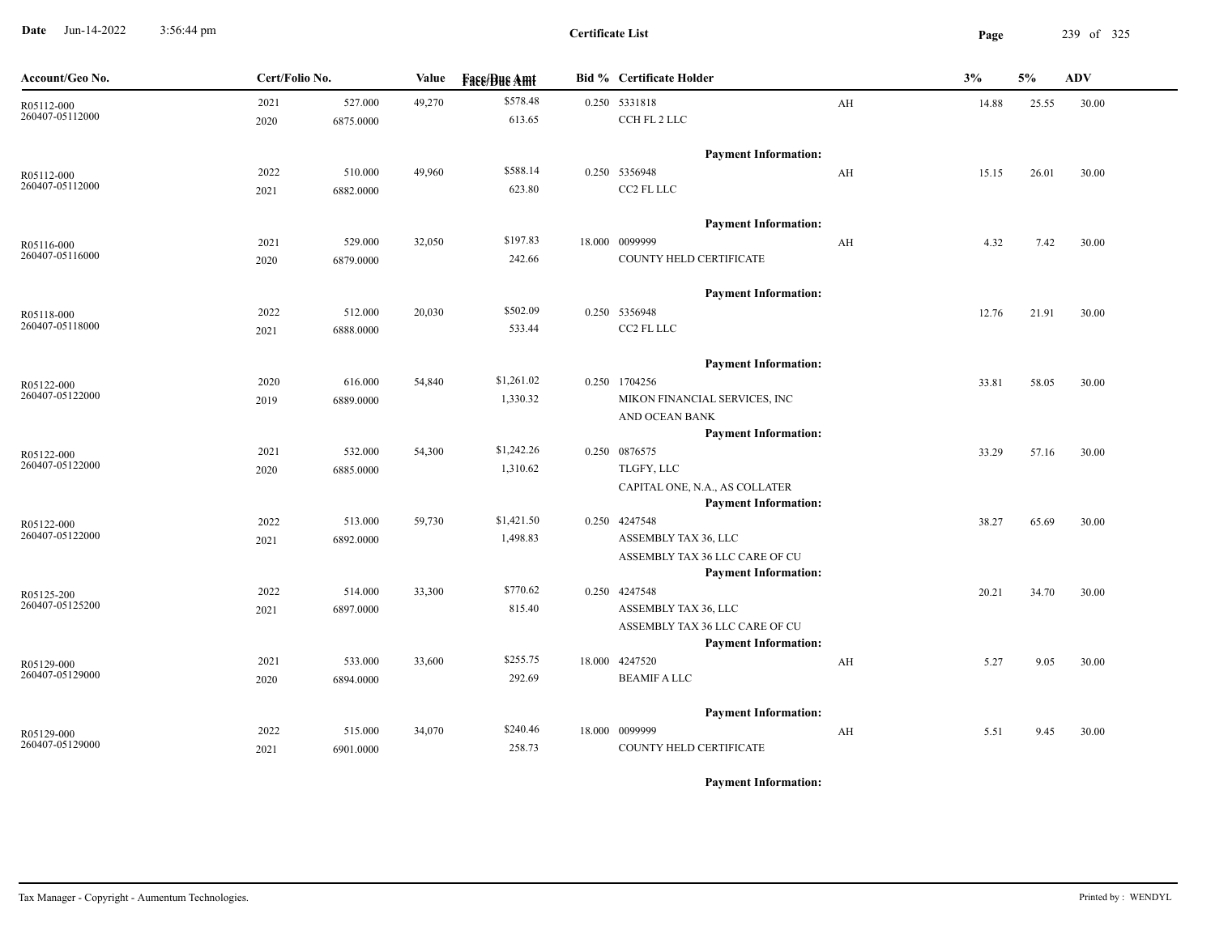**Certificate List**

| Account/Geo No. | Cert/Folio No. | | Value | Face/Due Amt | Bid % | Certificate Holder | | 3% | 5% | ADV |
|---|---|---|---|---|---|---|---|---|---|---|
| R05112-000 260407-05112000 | 2021 2020 | 527.000 6875.0000 | 49,270 | $578.48 613.65 | 0.250 | 5331818 CCH FL 2 LLC | AH | 14.88 | 25.55 | 30.00 |
| | | | | | | **Payment Information:** | | | | |
| R05112-000 260407-05112000 | 2022 2021 | 510.000 6882.0000 | 49,960 | $588.14 623.80 | 0.250 | 5356948 CC2 FL LLC | AH | 15.15 | 26.01 | 30.00 |
| | | | | | | **Payment Information:** | | | | |
| R05116-000 260407-05116000 | 2021 2020 | 529.000 6879.0000 | 32,050 | $197.83 242.66 | 18.000 | 0099999 COUNTY HELD CERTIFICATE | AH | 4.32 | 7.42 | 30.00 |
| | | | | | | **Payment Information:** | | | | |
| R05118-000 260407-05118000 | 2022 2021 | 512.000 6888.0000 | 20,030 | $502.09 533.44 | 0.250 | 5356948 CC2 FL LLC | | 12.76 | 21.91 | 30.00 |
| | | | | | | **Payment Information:** | | | | |
| R05122-000 260407-05122000 | 2020 2019 | 616.000 6889.0000 | 54,840 | $1,261.02 1,330.32 | 0.250 | 1704256 MIKON FINANCIAL SERVICES, INC AND OCEAN BANK | | 33.81 | 58.05 | 30.00 |
| | | | | | | **Payment Information:** | | | | |
| R05122-000 260407-05122000 | 2021 2020 | 532.000 6885.0000 | 54,300 | $1,242.26 1,310.62 | 0.250 | 0876575 TLGFY, LLC CAPITAL ONE, N.A., AS COLLATER | | 33.29 | 57.16 | 30.00 |
| | | | | | | **Payment Information:** | | | | |
| R05122-000 260407-05122000 | 2022 2021 | 513.000 6892.0000 | 59,730 | $1,421.50 1,498.83 | 0.250 | 4247548 ASSEMBLY TAX 36, LLC ASSEMBLY TAX 36 LLC CARE OF CU | | 38.27 | 65.69 | 30.00 |
| | | | | | | **Payment Information:** | | | | |
| R05125-200 260407-05125200 | 2022 2021 | 514.000 6897.0000 | 33,300 | $770.62 815.40 | 0.250 | 4247548 ASSEMBLY TAX 36, LLC ASSEMBLY TAX 36 LLC CARE OF CU | | 20.21 | 34.70 | 30.00 |
| | | | | | | **Payment Information:** | | | | |
| R05129-000 260407-05129000 | 2021 2020 | 533.000 6894.0000 | 33,600 | $255.75 292.69 | 18.000 | 4247520 BEAMIF A LLC | AH | 5.27 | 9.05 | 30.00 |
| | | | | | | **Payment Information:** | | | | |
| R05129-000 260407-05129000 | 2022 2021 | 515.000 6901.0000 | 34,070 | $240.46 258.73 | 18.000 | 0099999 COUNTY HELD CERTIFICATE | AH | 5.51 | 9.45 | 30.00 |
| | | | | | | **Payment Information:** | | | | |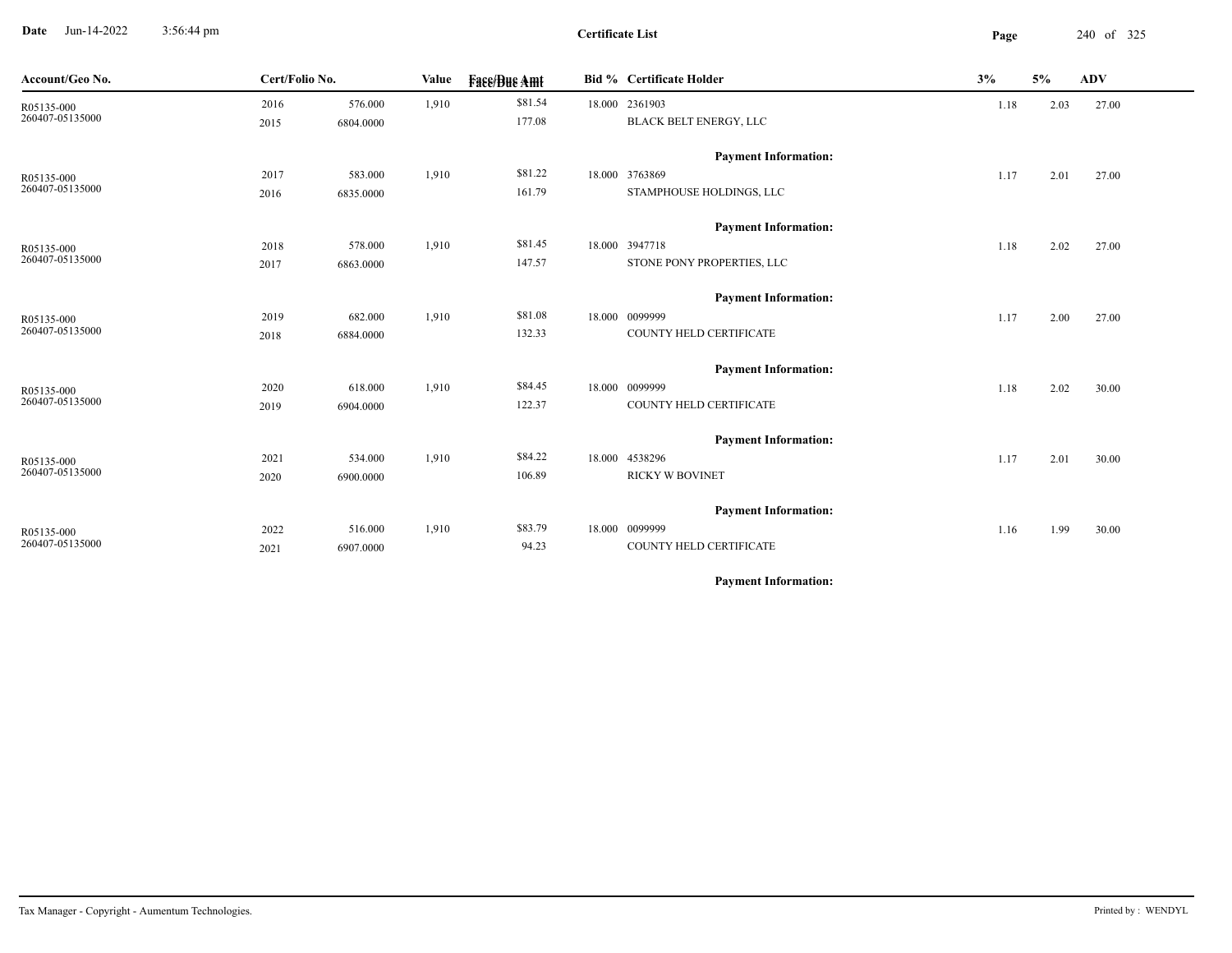**Date** Jun-14-2022 3:56:44 pm

**Certificate List**

| Account/Geo No. | Cert/Folio No. | | Value | Face/Due Amt | Bid % | Certificate Holder | 3% | 5% | ADV |
|---|---|---|---|---|---|---|---|---|---|
| R05135-000 | 2016 | 576.000 | 1,910 | $81.54 | 18.000 | 2361903 | 1.18 | 2.03 | 27.00 |
| 260407-05135000 | 2015 | 6804.0000 | | 177.08 | | BLACK BELT ENERGY, LLC | | | |
| | | | | | | **Payment Information:** | | | |
| R05135-000 | 2017 | 583.000 | 1,910 | $81.22 | 18.000 | 3763869 | 1.17 | 2.01 | 27.00 |
| 260407-05135000 | 2016 | 6835.0000 | | 161.79 | | STAMPHOUSE HOLDINGS, LLC | | | |
| | | | | | | **Payment Information:** | | | |
| R05135-000 | 2018 | 578.000 | 1,910 | $81.45 | 18.000 | 3947718 | 1.18 | 2.02 | 27.00 |
| 260407-05135000 | 2017 | 6863.0000 | | 147.57 | | STONE PONY PROPERTIES, LLC | | | |
| | | | | | | **Payment Information:** | | | |
| R05135-000 | 2019 | 682.000 | 1,910 | $81.08 | 18.000 | 0099999 | 1.17 | 2.00 | 27.00 |
| 260407-05135000 | 2018 | 6884.0000 | | 132.33 | | COUNTY HELD CERTIFICATE | | | |
| | | | | | | **Payment Information:** | | | |
| R05135-000 | 2020 | 618.000 | 1,910 | $84.45 | 18.000 | 0099999 | 1.18 | 2.02 | 30.00 |
| 260407-05135000 | 2019 | 6904.0000 | | 122.37 | | COUNTY HELD CERTIFICATE | | | |
| | | | | | | **Payment Information:** | | | |
| R05135-000 | 2021 | 534.000 | 1,910 | $84.22 | 18.000 | 4538296 | 1.17 | 2.01 | 30.00 |
| 260407-05135000 | 2020 | 6900.0000 | | 106.89 | | RICKY W BOVINET | | | |
| | | | | | | **Payment Information:** | | | |
| R05135-000 | 2022 | 516.000 | 1,910 | $83.79 | 18.000 | 0099999 | 1.16 | 1.99 | 30.00 |
| 260407-05135000 | 2021 | 6907.0000 | | 94.23 | | COUNTY HELD CERTIFICATE | | | |
| | | | | | | **Payment Information:** | | | |

Tax Manager - Copyright - Aumentum Technologies.

Printed by : WENDYL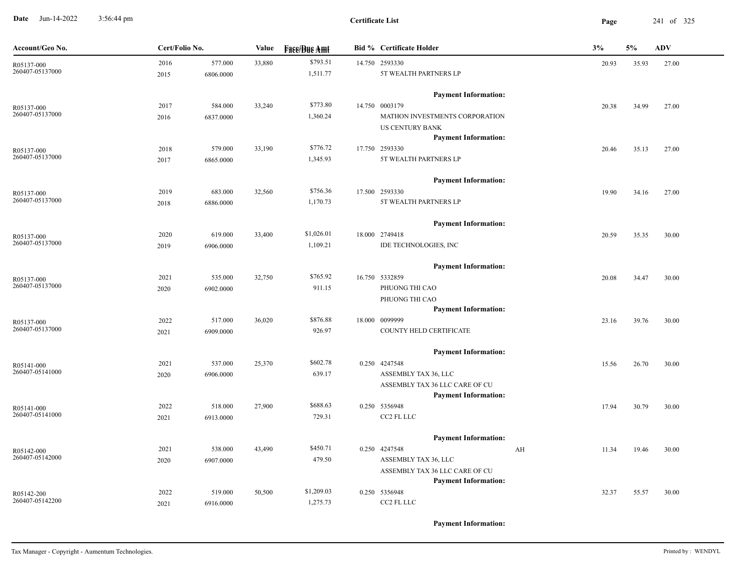# Certificate List

| Account/Geo No. | Cert/Folio No. | | Value | Face/Due Amt | Bid % | Certificate Holder | | 3% | 5% | ADV |
|---|---|---|---|---|---|---|---|---|---|---|
| R05137-000 260407-05137000 | 2016 2015 | 577.000 6806.0000 | 33,880 | $793.51 1,511.77 | 14.750 | 2593330 5T WEALTH PARTNERS LP | | 20.93 | 35.93 | 27.00 |
| | | | | | | **Payment Information:** | | | | |
| R05137-000 260407-05137000 | 2017 2016 | 584.000 6837.0000 | 33,240 | $773.80 1,360.24 | 14.750 | 0003179 MATHON INVESTMENTS CORPORATION US CENTURY BANK | | 20.38 | 34.99 | 27.00 |
| | | | | | | **Payment Information:** | | | | |
| R05137-000 260407-05137000 | 2018 2017 | 579.000 6865.0000 | 33,190 | $776.72 1,345.93 | 17.750 | 2593330 5T WEALTH PARTNERS LP | | 20.46 | 35.13 | 27.00 |
| | | | | | | **Payment Information:** | | | | |
| R05137-000 260407-05137000 | 2019 2018 | 683.000 6886.0000 | 32,560 | $756.36 1,170.73 | 17.500 | 2593330 5T WEALTH PARTNERS LP | | 19.90 | 34.16 | 27.00 |
| | | | | | | **Payment Information:** | | | | |
| R05137-000 260407-05137000 | 2020 2019 | 619.000 6906.0000 | 33,400 | $1,026.01 1,109.21 | 18.000 | 2749418 IDE TECHNOLOGIES, INC | | 20.59 | 35.35 | 30.00 |
| | | | | | | **Payment Information:** | | | | |
| R05137-000 260407-05137000 | 2021 2020 | 535.000 6902.0000 | 32,750 | $765.92 911.15 | 16.750 | 5332859 PHUONG THI CAO PHUONG THI CAO | | 20.08 | 34.47 | 30.00 |
| | | | | | | **Payment Information:** | | | | |
| R05137-000 260407-05137000 | 2022 2021 | 517.000 6909.0000 | 36,020 | $876.88 926.97 | 18.000 | 0099999 COUNTY HELD CERTIFICATE | | 23.16 | 39.76 | 30.00 |
| | | | | | | **Payment Information:** | | | | |
| R05141-000 260407-05141000 | 2021 2020 | 537.000 6906.0000 | 25,370 | $602.78 639.17 | 0.250 | 4247548 ASSEMBLY TAX 36, LLC ASSEMBLY TAX 36 LLC CARE OF CU | | 15.56 | 26.70 | 30.00 |
| | | | | | | **Payment Information:** | | | | |
| R05141-000 260407-05141000 | 2022 2021 | 518.000 6913.0000 | 27,900 | $688.63 729.31 | 0.250 | 5356948 CC2 FL LLC | | 17.94 | 30.79 | 30.00 |
| | | | | | | **Payment Information:** | | | | |
| R05142-000 260407-05142000 | 2021 2020 | 538.000 6907.0000 | 43,490 | $450.71 479.50 | 0.250 | 4247548 ASSEMBLY TAX 36, LLC ASSEMBLY TAX 36 LLC CARE OF CU | AH | 11.34 | 19.46 | 30.00 |
| | | | | | | **Payment Information:** | | | | |
| R05142-200 260407-05142200 | 2022 2021 | 519.000 6916.0000 | 50,500 | $1,209.03 1,275.73 | 0.250 | 5356948 CC2 FL LLC | | 32.37 | 55.57 | 30.00 |
| | | | | | | **Payment Information:** | | | | |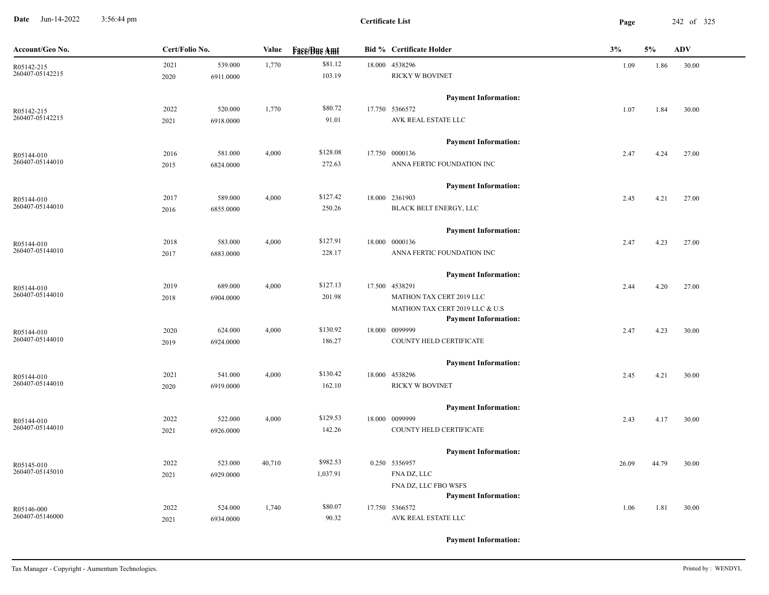**Certificate List**

| Account/Geo No. | Cert/Folio No. | | Value | Face/Due Amt | Bid % | Certificate Holder | 3% | 5% | ADV |
|---|---|---|---|---|---|---|---|---|---|
| R05142-215<br>260407-05142215 | 2021<br>2020 | 539.000<br>6911.0000 | 1,770 | $81.12<br>103.19 | 18.000 | 4538296<br>RICKY W BOVINET | 1.09 | 1.86 | 30.00 |
| | | | | | | **Payment Information:** | | | |
| R05142-215<br>260407-05142215 | 2022<br>2021 | 520.000<br>6918.0000 | 1,770 | $80.72<br>91.01 | 17.750 | 5366572<br>AVK REAL ESTATE LLC | 1.07 | 1.84 | 30.00 |
| | | | | | | **Payment Information:** | | | |
| R05144-010<br>260407-05144010 | 2016<br>2015 | 581.000<br>6824.0000 | 4,000 | $128.08<br>272.63 | 17.750 | 0000136<br>ANNA FERTIC FOUNDATION INC | 2.47 | 4.24 | 27.00 |
| | | | | | | **Payment Information:** | | | |
| R05144-010<br>260407-05144010 | 2017<br>2016 | 589.000<br>6855.0000 | 4,000 | $127.42<br>250.26 | 18.000 | 2361903<br>BLACK BELT ENERGY, LLC | 2.45 | 4.21 | 27.00 |
| | | | | | | **Payment Information:** | | | |
| R05144-010<br>260407-05144010 | 2018<br>2017 | 583.000<br>6883.0000 | 4,000 | $127.91<br>228.17 | 18.000 | 0000136<br>ANNA FERTIC FOUNDATION INC | 2.47 | 4.23 | 27.00 |
| | | | | | | **Payment Information:** | | | |
| R05144-010<br>260407-05144010 | 2019<br>2018 | 689.000<br>6904.0000 | 4,000 | $127.13<br>201.98 | 17.500 | 4538291<br>MATHON TAX CERT 2019 LLC<br>MATHON TAX CERT 2019 LLC & U.S | 2.44 | 4.20 | 27.00 |
| | | | | | | **Payment Information:** | | | |
| R05144-010<br>260407-05144010 | 2020<br>2019 | 624.000<br>6924.0000 | 4,000 | $130.92<br>186.27 | 18.000 | 0099999<br>COUNTY HELD CERTIFICATE | 2.47 | 4.23 | 30.00 |
| | | | | | | **Payment Information:** | | | |
| R05144-010<br>260407-05144010 | 2021<br>2020 | 541.000<br>6919.0000 | 4,000 | $130.42<br>162.10 | 18.000 | 4538296<br>RICKY W BOVINET | 2.45 | 4.21 | 30.00 |
| | | | | | | **Payment Information:** | | | |
| R05144-010<br>260407-05144010 | 2022<br>2021 | 522.000<br>6926.0000 | 4,000 | $129.53<br>142.26 | 18.000 | 0099999<br>COUNTY HELD CERTIFICATE | 2.43 | 4.17 | 30.00 |
| | | | | | | **Payment Information:** | | | |
| R05145-010<br>260407-05145010 | 2022<br>2021 | 523.000<br>6929.0000 | 40,710 | $982.53<br>1,037.91 | 0.250 | 5356957<br>FNA DZ, LLC<br>FNA DZ, LLC FBO WSFS | 26.09 | 44.79 | 30.00 |
| | | | | | | **Payment Information:** | | | |
| R05146-000<br>260407-05146000 | 2022<br>2021 | 524.000<br>6934.0000 | 1,740 | $80.07<br>90.32 | 17.750 | 5366572<br>AVK REAL ESTATE LLC | 1.06 | 1.81 | 30.00 |
| | | | | | | **Payment Information:** | | | |

Tax Manager - Copyright - Aumentum Technologies. Printed by : WENDYL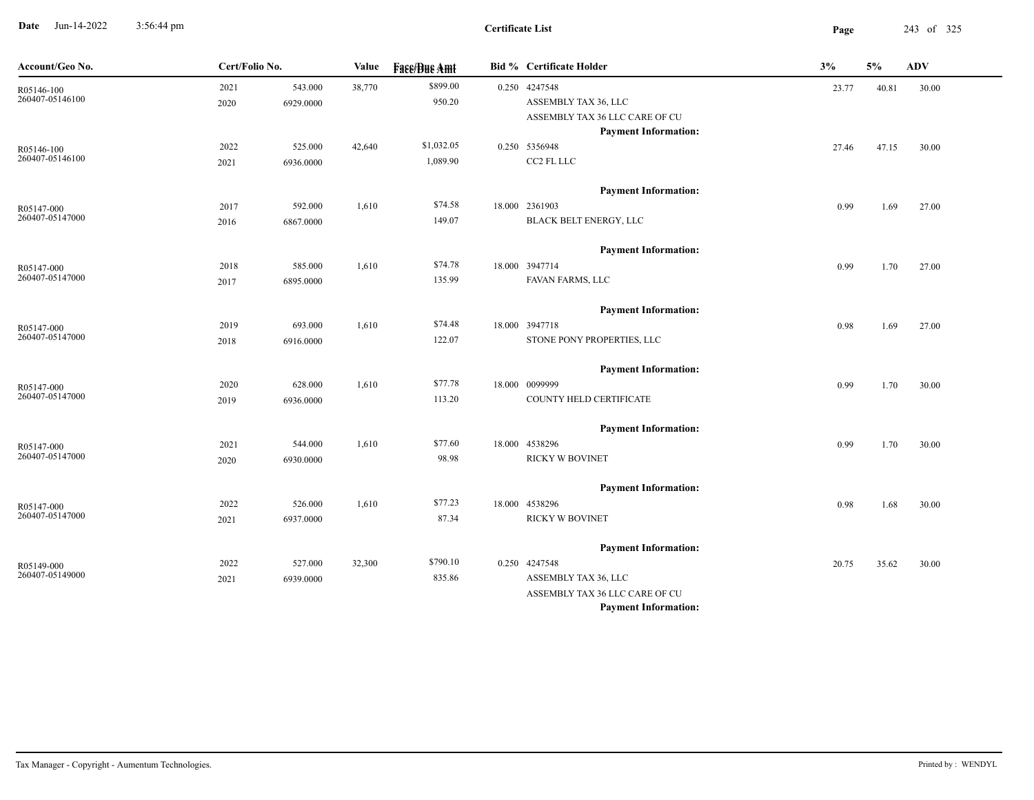**Certificate List**

**Date** Jun-14-2022 3:56:44 pm

| Account/Geo No. | Cert/Folio No. | | Value | Face/Due Amt | Bid % | Certificate Holder | 3% | 5% | ADV |
|---|---|---|---|---|---|---|---|---|---|
| R05146-100<br>260407-05146100 | 2021<br>2020 | 543.000<br>6929.0000 | 38,770 | $899.00<br>950.20 | 0.250 | 4247548<br>ASSEMBLY TAX 36, LLC<br>ASSEMBLY TAX 36 LLC CARE OF CU<br>**Payment Information:** | 23.77 | 40.81 | 30.00 |
| R05146-100<br>260407-05146100 | 2022<br>2021 | 525.000<br>6936.0000 | 42,640 | $1,032.05<br>1,089.90 | 0.250 | 5356948<br>CC2 FL LLC<br>**Payment Information:** | 27.46 | 47.15 | 30.00 |
| R05147-000<br>260407-05147000 | 2017<br>2016 | 592.000<br>6867.0000 | 1,610 | $74.58<br>149.07 | 18.000 | 2361903<br>BLACK BELT ENERGY, LLC<br>**Payment Information:** | 0.99 | 1.69 | 27.00 |
| R05147-000<br>260407-05147000 | 2018<br>2017 | 585.000<br>6895.0000 | 1,610 | $74.78<br>135.99 | 18.000 | 3947714<br>FAVAN FARMS, LLC<br>**Payment Information:** | 0.99 | 1.70 | 27.00 |
| R05147-000<br>260407-05147000 | 2019<br>2018 | 693.000<br>6916.0000 | 1,610 | $74.48<br>122.07 | 18.000 | 3947718<br>STONE PONY PROPERTIES, LLC<br>**Payment Information:** | 0.98 | 1.69 | 27.00 |
| R05147-000<br>260407-05147000 | 2020<br>2019 | 628.000<br>6936.0000 | 1,610 | $77.78<br>113.20 | 18.000 | 0099999<br>COUNTY HELD CERTIFICATE<br>**Payment Information:** | 0.99 | 1.70 | 30.00 |
| R05147-000<br>260407-05147000 | 2021<br>2020 | 544.000<br>6930.0000 | 1,610 | $77.60<br>98.98 | 18.000 | 4538296<br>RICKY W BOVINET<br>**Payment Information:** | 0.99 | 1.70 | 30.00 |
| R05147-000<br>260407-05147000 | 2022<br>2021 | 526.000<br>6937.0000 | 1,610 | $77.23<br>87.34 | 18.000 | 4538296<br>RICKY W BOVINET<br>**Payment Information:** | 0.98 | 1.68 | 30.00 |
| R05149-000<br>260407-05149000 | 2022<br>2021 | 527.000<br>6939.0000 | 32,300 | $790.10<br>835.86 | 0.250 | 4247548<br>ASSEMBLY TAX 36, LLC<br>ASSEMBLY TAX 36 LLC CARE OF CU<br>**Payment Information:** | 20.75 | 35.62 | 30.00 |

Tax Manager - Copyright - Aumentum Technologies.

Printed by : WENDYL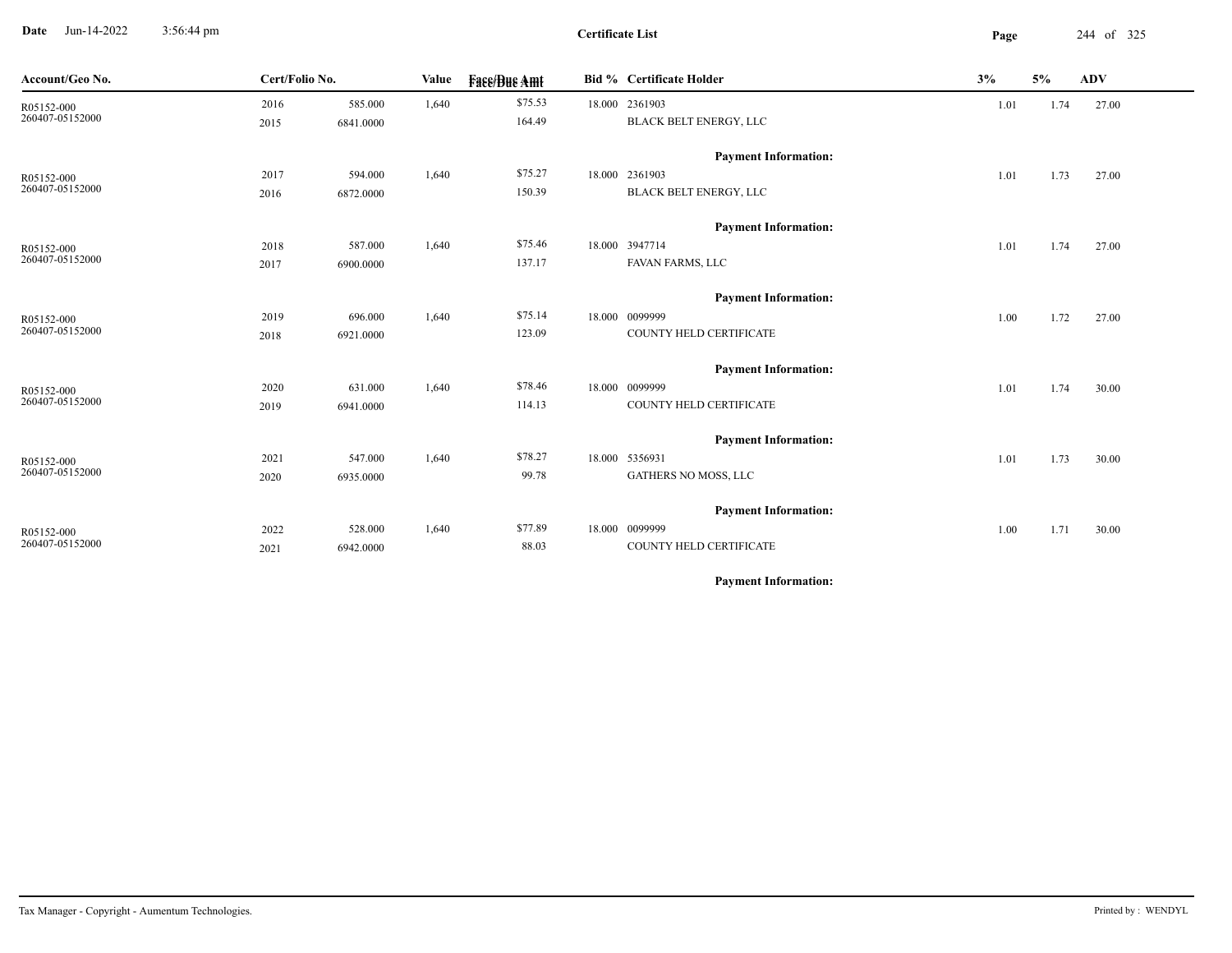**Certificate List**

| Account/Geo No. | Cert/Folio No. | | Value | Face/Due Amt | Bid % | Certificate Holder | 3% | 5% | ADV |
|---|---|---|---|---|---|---|---|---|---|
| R05152-000<br>260407-05152000 | 2016<br>2015 | 585.000<br>6841.0000 | 1,640 | $75.53<br>164.49 | 18.000 | 2361903<br>BLACK BELT ENERGY, LLC | 1.01 | 1.74 | 27.00 |
| | | | | | | **Payment Information:** | | | |
| R05152-000<br>260407-05152000 | 2017<br>2016 | 594.000<br>6872.0000 | 1,640 | $75.27<br>150.39 | 18.000 | 2361903<br>BLACK BELT ENERGY, LLC | 1.01 | 1.73 | 27.00 |
| | | | | | | **Payment Information:** | | | |
| R05152-000<br>260407-05152000 | 2018<br>2017 | 587.000<br>6900.0000 | 1,640 | $75.46<br>137.17 | 18.000 | 3947714<br>FAVAN FARMS, LLC | 1.01 | 1.74 | 27.00 |
| | | | | | | **Payment Information:** | | | |
| R05152-000<br>260407-05152000 | 2019<br>2018 | 696.000<br>6921.0000 | 1,640 | $75.14<br>123.09 | 18.000 | 0099999<br>COUNTY HELD CERTIFICATE | 1.00 | 1.72 | 27.00 |
| | | | | | | **Payment Information:** | | | |
| R05152-000<br>260407-05152000 | 2020<br>2019 | 631.000<br>6941.0000 | 1,640 | $78.46<br>114.13 | 18.000 | 0099999<br>COUNTY HELD CERTIFICATE | 1.01 | 1.74 | 30.00 |
| | | | | | | **Payment Information:** | | | |
| R05152-000<br>260407-05152000 | 2021<br>2020 | 547.000<br>6935.0000 | 1,640 | $78.27<br>99.78 | 18.000 | 5356931<br>GATHERS NO MOSS, LLC | 1.01 | 1.73 | 30.00 |
| | | | | | | **Payment Information:** | | | |
| R05152-000<br>260407-05152000 | 2022<br>2021 | 528.000<br>6942.0000 | 1,640 | $77.89<br>88.03 | 18.000 | 0099999<br>COUNTY HELD CERTIFICATE | 1.00 | 1.71 | 30.00 |
| | | | | | | **Payment Information:** | | | |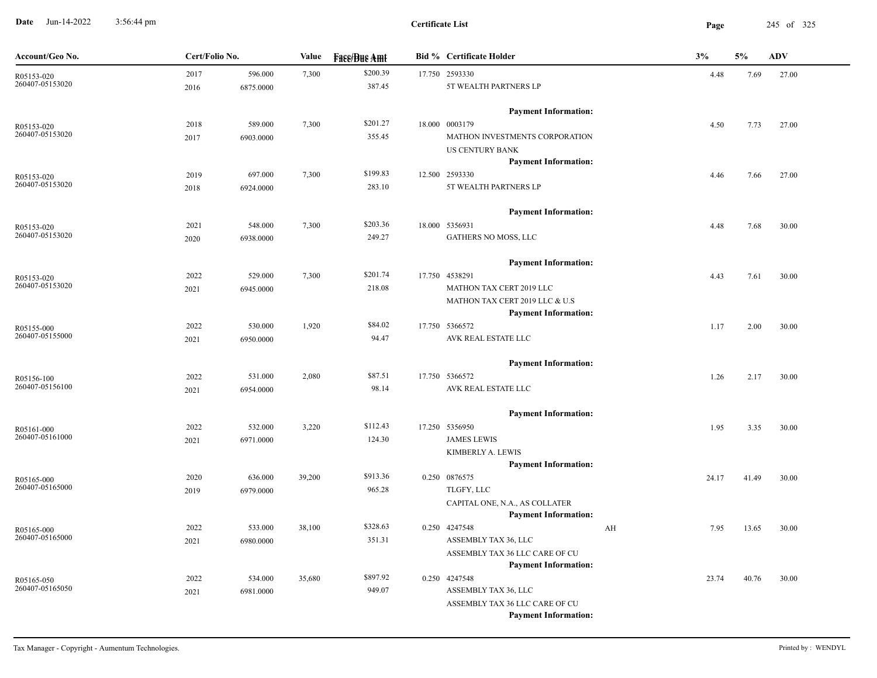**Certificate List**

| Account/Geo No. | Cert/Folio No. | | Value | Face/Due Amt | Bid % | Certificate Holder | | 3% | 5% | ADV |
|---|---|---|---|---|---|---|---|---|---|---|
| R05153-020 | 2017 | 596.000 | 7,300 | $200.39 | 17.750 | 2593330 | | 4.48 | 7.69 | 27.00 |
| 260407-05153020 | 2016 | 6875.0000 | | 387.45 | | 5T WEALTH PARTNERS LP | | | | |
| | | | | | | **Payment Information:** | | | | |
| R05153-020 | 2018 | 589.000 | 7,300 | $201.27 | 18.000 | 0003179 | | 4.50 | 7.73 | 27.00 |
| 260407-05153020 | 2017 | 6903.0000 | | 355.45 | | MATHON INVESTMENTS CORPORATION | | | | |
| | | | | | | US CENTURY BANK | | | | |
| | | | | | | **Payment Information:** | | | | |
| R05153-020 | 2019 | 697.000 | 7,300 | $199.83 | 12.500 | 2593330 | | 4.46 | 7.66 | 27.00 |
| 260407-05153020 | 2018 | 6924.0000 | | 283.10 | | 5T WEALTH PARTNERS LP | | | | |
| | | | | | | **Payment Information:** | | | | |
| R05153-020 | 2021 | 548.000 | 7,300 | $203.36 | 18.000 | 5356931 | | 4.48 | 7.68 | 30.00 |
| 260407-05153020 | 2020 | 6938.0000 | | 249.27 | | GATHERS NO MOSS, LLC | | | | |
| | | | | | | **Payment Information:** | | | | |
| R05153-020 | 2022 | 529.000 | 7,300 | $201.74 | 17.750 | 4538291 | | 4.43 | 7.61 | 30.00 |
| 260407-05153020 | 2021 | 6945.0000 | | 218.08 | | MATHON TAX CERT 2019 LLC | | | | |
| | | | | | | MATHON TAX CERT 2019 LLC & U.S | | | | |
| | | | | | | **Payment Information:** | | | | |
| R05155-000 | 2022 | 530.000 | 1,920 | $84.02 | 17.750 | 5366572 | | 1.17 | 2.00 | 30.00 |
| 260407-05155000 | 2021 | 6950.0000 | | 94.47 | | AVK REAL ESTATE LLC | | | | |
| | | | | | | **Payment Information:** | | | | |
| R05156-100 | 2022 | 531.000 | 2,080 | $87.51 | 17.750 | 5366572 | | 1.26 | 2.17 | 30.00 |
| 260407-05156100 | 2021 | 6954.0000 | | 98.14 | | AVK REAL ESTATE LLC | | | | |
| | | | | | | **Payment Information:** | | | | |
| R05161-000 | 2022 | 532.000 | 3,220 | $112.43 | 17.250 | 5356950 | | 1.95 | 3.35 | 30.00 |
| 260407-05161000 | 2021 | 6971.0000 | | 124.30 | | JAMES LEWIS | | | | |
| | | | | | | KIMBERLY A. LEWIS | | | | |
| | | | | | | **Payment Information:** | | | | |
| R05165-000 | 2020 | 636.000 | 39,200 | $913.36 | 0.250 | 0876575 | | 24.17 | 41.49 | 30.00 |
| 260407-05165000 | 2019 | 6979.0000 | | 965.28 | | TLGFY, LLC | | | | |
| | | | | | | CAPITAL ONE, N.A., AS COLLATER | | | | |
| | | | | | | **Payment Information:** | | | | |
| R05165-000 | 2022 | 533.000 | 38,100 | $328.63 | 0.250 | 4247548 | AH | 7.95 | 13.65 | 30.00 |
| 260407-05165000 | 2021 | 6980.0000 | | 351.31 | | ASSEMBLY TAX 36, LLC | | | | |
| | | | | | | ASSEMBLY TAX 36 LLC CARE OF CU | | | | |
| | | | | | | **Payment Information:** | | | | |
| R05165-050 | 2022 | 534.000 | 35,680 | $897.92 | 0.250 | 4247548 | | 23.74 | 40.76 | 30.00 |
| 260407-05165050 | 2021 | 6981.0000 | | 949.07 | | ASSEMBLY TAX 36, LLC | | | | |
| | | | | | | ASSEMBLY TAX 36 LLC CARE OF CU | | | | |
| | | | | | | **Payment Information:** | | | | |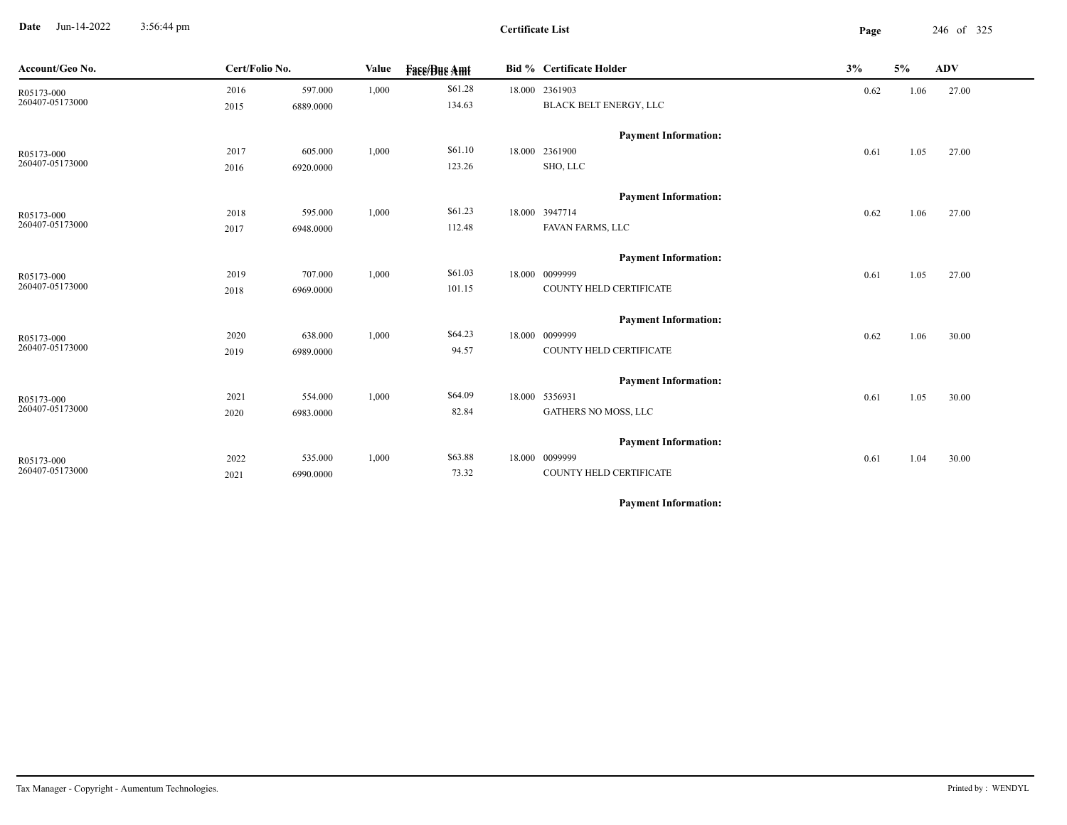**Certificate List**

Date Jun-14-2022 3:56:44 pm

| Account/Geo No. | Cert/Folio No. | | Value | Face/Due Amt | Bid % | Certificate Holder | 3% | 5% | ADV |
|---|---|---|---|---|---|---|---|---|---|
| R05173-000 | 2016 | 597.000 | 1,000 | $61.28 | 18.000 | 2361903 | 0.62 | 1.06 | 27.00 |
| 260407-05173000 | 2015 | 6889.0000 | | 134.63 | | BLACK BELT ENERGY, LLC | | | |
| | | | | | | **Payment Information:** | | | |
| R05173-000 | 2017 | 605.000 | 1,000 | $61.10 | 18.000 | 2361900 | 0.61 | 1.05 | 27.00 |
| 260407-05173000 | 2016 | 6920.0000 | | 123.26 | | SHO, LLC | | | |
| | | | | | | **Payment Information:** | | | |
| R05173-000 | 2018 | 595.000 | 1,000 | $61.23 | 18.000 | 3947714 | 0.62 | 1.06 | 27.00 |
| 260407-05173000 | 2017 | 6948.0000 | | 112.48 | | FAVAN FARMS, LLC | | | |
| | | | | | | **Payment Information:** | | | |
| R05173-000 | 2019 | 707.000 | 1,000 | $61.03 | 18.000 | 0099999 | 0.61 | 1.05 | 27.00 |
| 260407-05173000 | 2018 | 6969.0000 | | 101.15 | | COUNTY HELD CERTIFICATE | | | |
| | | | | | | **Payment Information:** | | | |
| R05173-000 | 2020 | 638.000 | 1,000 | $64.23 | 18.000 | 0099999 | 0.62 | 1.06 | 30.00 |
| 260407-05173000 | 2019 | 6989.0000 | | 94.57 | | COUNTY HELD CERTIFICATE | | | |
| | | | | | | **Payment Information:** | | | |
| R05173-000 | 2021 | 554.000 | 1,000 | $64.09 | 18.000 | 5356931 | 0.61 | 1.05 | 30.00 |
| 260407-05173000 | 2020 | 6983.0000 | | 82.84 | | GATHERS NO MOSS, LLC | | | |
| | | | | | | **Payment Information:** | | | |
| R05173-000 | 2022 | 535.000 | 1,000 | $63.88 | 18.000 | 0099999 | 0.61 | 1.04 | 30.00 |
| 260407-05173000 | 2021 | 6990.0000 | | 73.32 | | COUNTY HELD CERTIFICATE | | | |
| | | | | | | **Payment Information:** | | | |

Tax Manager - Copyright - Aumentum Technologies.

Printed by : WENDYL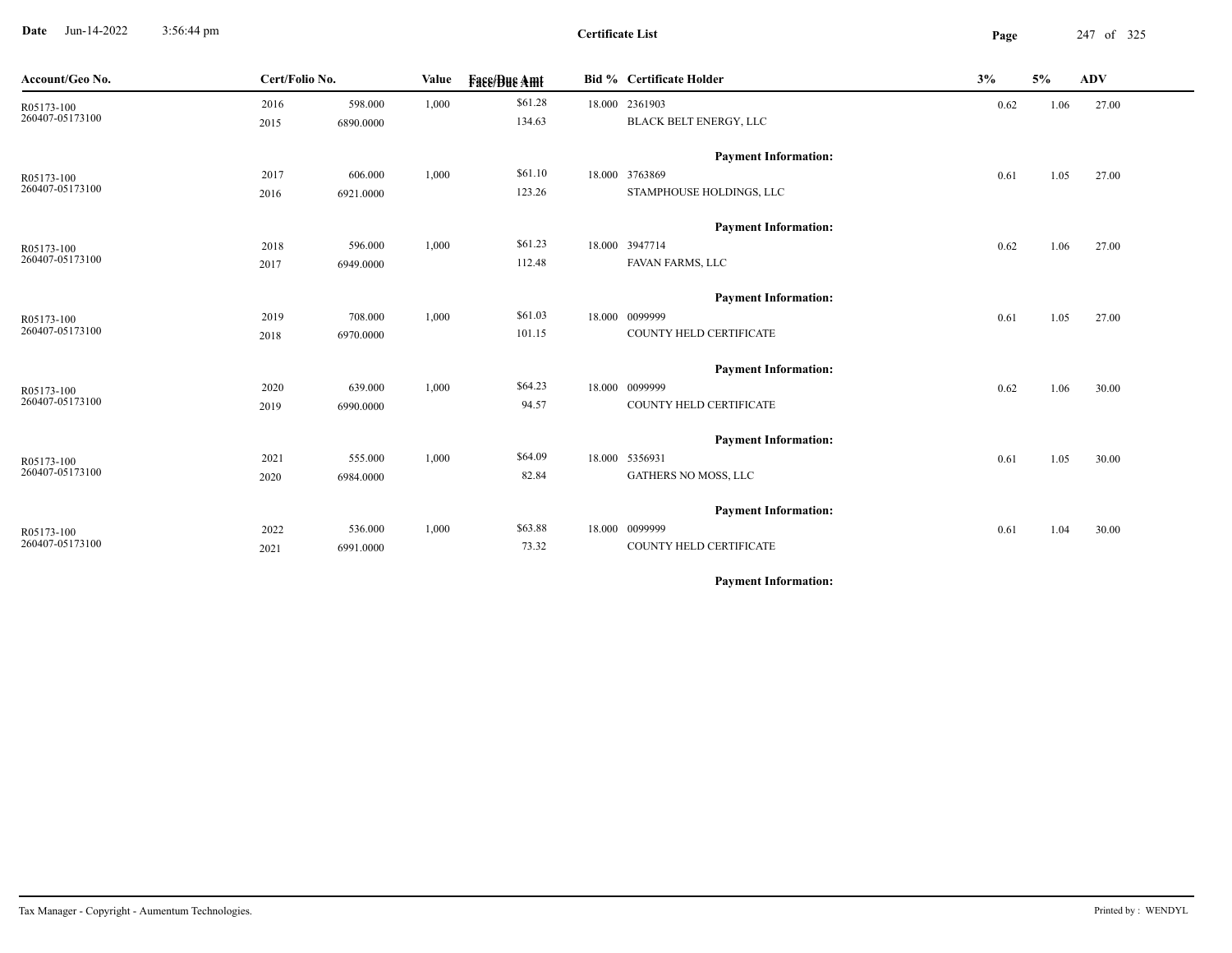**Certificate List**

| Account/Geo No. | Cert/Folio No. | | Value | Face/Due Amt | Bid % | Certificate Holder | 3% | 5% | ADV |
|---|---|---|---|---|---|---|---|---|---|
| R05173-100<br>260407-05173100 | 2016<br>2015 | 598.000<br>6890.0000 | 1,000 | $61.28<br>134.63 | 18.000 | 2361903<br>BLACK BELT ENERGY, LLC | 0.62 | 1.06 | 27.00 |
| | | | | | | **Payment Information:** | | | |
| R05173-100<br>260407-05173100 | 2017<br>2016 | 606.000<br>6921.0000 | 1,000 | $61.10<br>123.26 | 18.000 | 3763869<br>STAMPHOUSE HOLDINGS, LLC | 0.61 | 1.05 | 27.00 |
| | | | | | | **Payment Information:** | | | |
| R05173-100<br>260407-05173100 | 2018<br>2017 | 596.000<br>6949.0000 | 1,000 | $61.23<br>112.48 | 18.000 | 3947714<br>FAVAN FARMS, LLC | 0.62 | 1.06 | 27.00 |
| | | | | | | **Payment Information:** | | | |
| R05173-100<br>260407-05173100 | 2019<br>2018 | 708.000<br>6970.0000 | 1,000 | $61.03<br>101.15 | 18.000 | 0099999<br>COUNTY HELD CERTIFICATE | 0.61 | 1.05 | 27.00 |
| | | | | | | **Payment Information:** | | | |
| R05173-100<br>260407-05173100 | 2020<br>2019 | 639.000<br>6990.0000 | 1,000 | $64.23<br>94.57 | 18.000 | 0099999<br>COUNTY HELD CERTIFICATE | 0.62 | 1.06 | 30.00 |
| | | | | | | **Payment Information:** | | | |
| R05173-100<br>260407-05173100 | 2021<br>2020 | 555.000<br>6984.0000 | 1,000 | $64.09<br>82.84 | 18.000 | 5356931<br>GATHERS NO MOSS, LLC | 0.61 | 1.05 | 30.00 |
| | | | | | | **Payment Information:** | | | |
| R05173-100<br>260407-05173100 | 2022<br>2021 | 536.000<br>6991.0000 | 1,000 | $63.88<br>73.32 | 18.000 | 0099999<br>COUNTY HELD CERTIFICATE | 0.61 | 1.04 | 30.00 |
| | | | | | | **Payment Information:** | | | |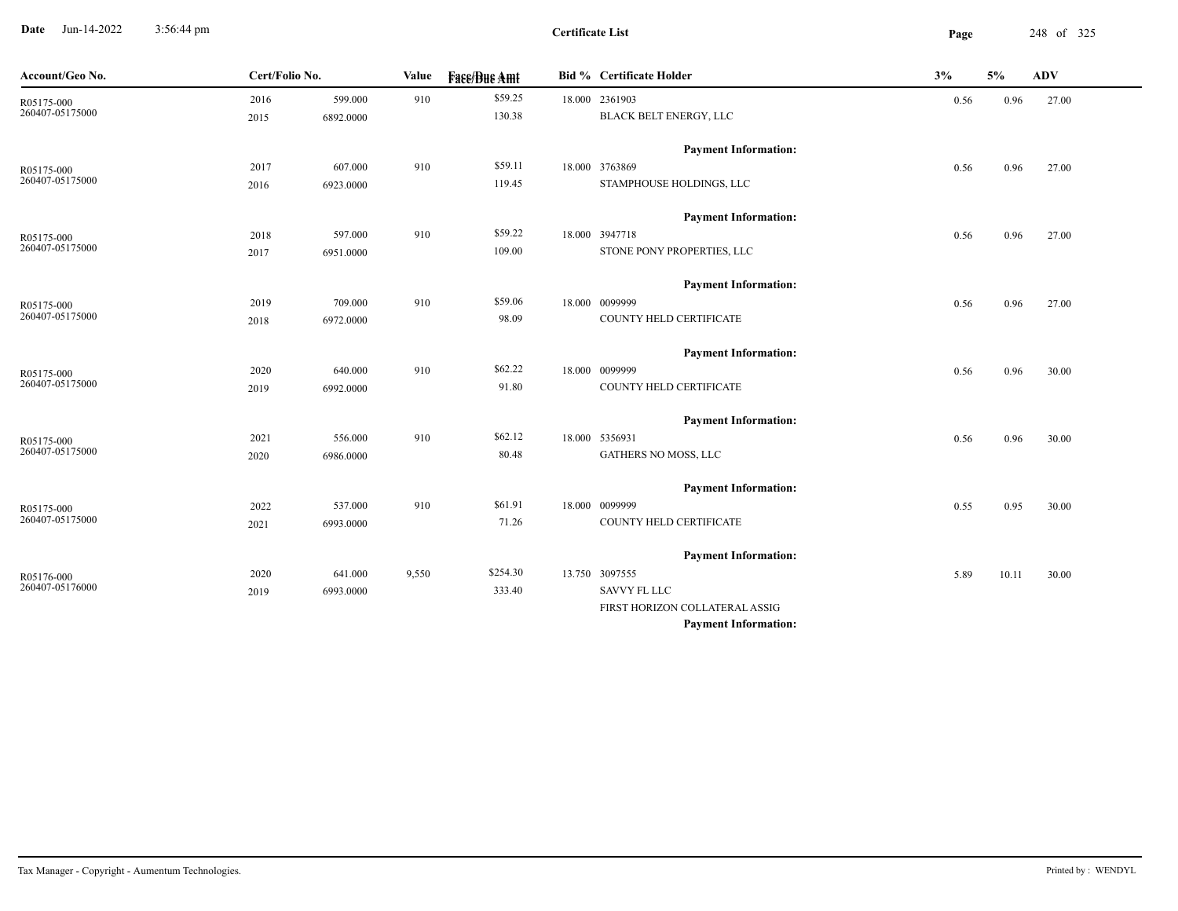**Certificate List**

Date Jun-14-2022 3:56:44 pm

| Account/Geo No. | Cert/Folio No. | | Value | Face/Due Amt | Bid % | Certificate Holder | 3% | 5% | ADV |
|---|---|---|---|---|---|---|---|---|---|
| R05175-000<br>260407-05175000 | 2016<br>2015 | 599.000<br>6892.0000 | 910 | $59.25<br>130.38 | 18.000 | 2361903<br>BLACK BELT ENERGY, LLC<br>**Payment Information:** | 0.56 | 0.96 | 27.00 |
| R05175-000<br>260407-05175000 | 2017<br>2016 | 607.000<br>6923.0000 | 910 | $59.11<br>119.45 | 18.000 | 3763869<br>STAMPHOUSE HOLDINGS, LLC<br>**Payment Information:** | 0.56 | 0.96 | 27.00 |
| R05175-000<br>260407-05175000 | 2018<br>2017 | 597.000<br>6951.0000 | 910 | $59.22<br>109.00 | 18.000 | 3947718<br>STONE PONY PROPERTIES, LLC<br>**Payment Information:** | 0.56 | 0.96 | 27.00 |
| R05175-000<br>260407-05175000 | 2019<br>2018 | 709.000<br>6972.0000 | 910 | $59.06<br>98.09 | 18.000 | 0099999<br>COUNTY HELD CERTIFICATE<br>**Payment Information:** | 0.56 | 0.96 | 27.00 |
| R05175-000<br>260407-05175000 | 2020<br>2019 | 640.000<br>6992.0000 | 910 | $62.22<br>91.80 | 18.000 | 0099999<br>COUNTY HELD CERTIFICATE<br>**Payment Information:** | 0.56 | 0.96 | 30.00 |
| R05175-000<br>260407-05175000 | 2021<br>2020 | 556.000<br>6986.0000 | 910 | $62.12<br>80.48 | 18.000 | 5356931<br>GATHERS NO MOSS, LLC<br>**Payment Information:** | 0.56 | 0.96 | 30.00 |
| R05175-000<br>260407-05175000 | 2022<br>2021 | 537.000<br>6993.0000 | 910 | $61.91<br>71.26 | 18.000 | 0099999<br>COUNTY HELD CERTIFICATE<br>**Payment Information:** | 0.55 | 0.95 | 30.00 |
| R05176-000<br>260407-05176000 | 2020<br>2019 | 641.000<br>6993.0000 | 9,550 | $254.30<br>333.40 | 13.750 | 3097555<br>SAVVY FL LLC<br>FIRST HORIZON COLLATERAL ASSIG<br>**Payment Information:** | 5.89 | 10.11 | 30.00 |

Tax Manager - Copyright - Aumentum Technologies. Printed by : WENDYL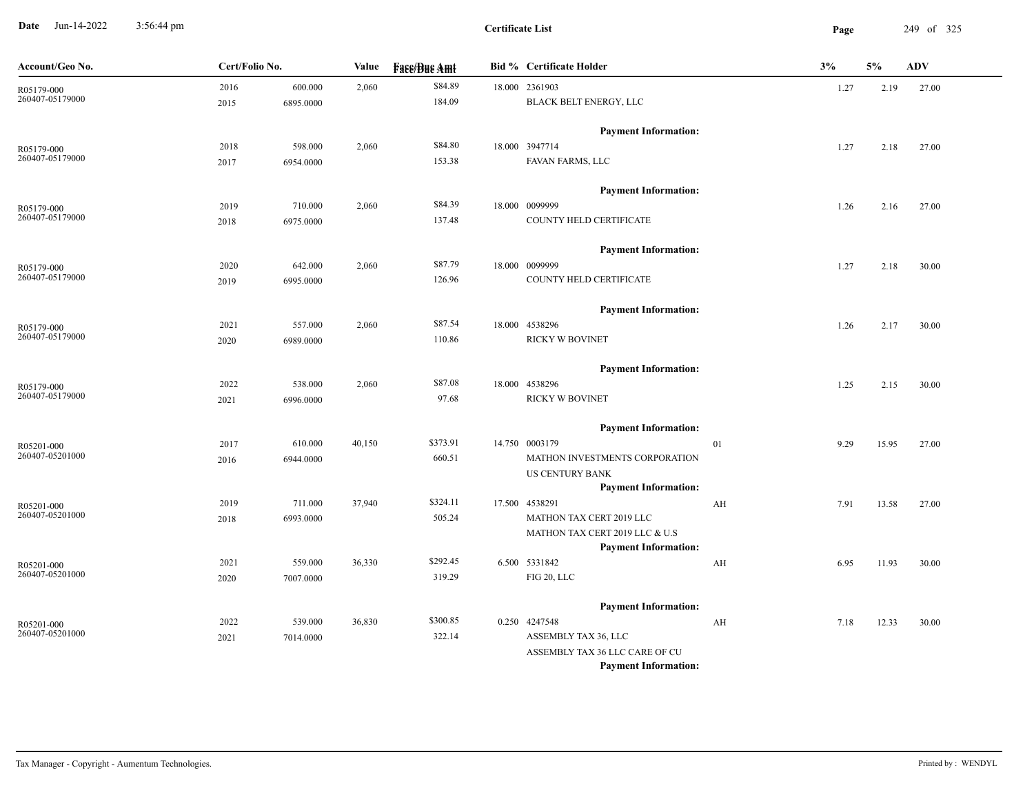**Certificate List**

| Account/Geo No. | Cert/Folio No. | | Value | Face/Due Amt | Bid % | Certificate Holder | | 3% | 5% | ADV |
|---|---|---|---|---|---|---|---|---|---|---|
| R05179-000<br>260407-05179000 | 2016<br>2015 | 600.000<br>6895.0000 | 2,060 | $84.89<br>184.09 | 18.000 | 2361903<br>BLACK BELT ENERGY, LLC<br>**Payment Information:** | | 1.27 | 2.19 | 27.00 |
| R05179-000<br>260407-05179000 | 2018<br>2017 | 598.000<br>6954.0000 | 2,060 | $84.80<br>153.38 | 18.000 | 3947714<br>FAVAN FARMS, LLC<br>**Payment Information:** | | 1.27 | 2.18 | 27.00 |
| R05179-000<br>260407-05179000 | 2019<br>2018 | 710.000<br>6975.0000 | 2,060 | $84.39<br>137.48 | 18.000 | 0099999<br>COUNTY HELD CERTIFICATE<br>**Payment Information:** | | 1.26 | 2.16 | 27.00 |
| R05179-000<br>260407-05179000 | 2020<br>2019 | 642.000<br>6995.0000 | 2,060 | $87.79<br>126.96 | 18.000 | 0099999<br>COUNTY HELD CERTIFICATE<br>**Payment Information:** | | 1.27 | 2.18 | 30.00 |
| R05179-000<br>260407-05179000 | 2021<br>2020 | 557.000<br>6989.0000 | 2,060 | $87.54<br>110.86 | 18.000 | 4538296<br>RICKY W BOVINET<br>**Payment Information:** | | 1.26 | 2.17 | 30.00 |
| R05179-000<br>260407-05179000 | 2022<br>2021 | 538.000<br>6996.0000 | 2,060 | $87.08<br>97.68 | 18.000 | 4538296<br>RICKY W BOVINET<br>**Payment Information:** | | 1.25 | 2.15 | 30.00 |
| R05201-000<br>260407-05201000 | 2017<br>2016 | 610.000<br>6944.0000 | 40,150 | $373.91<br>660.51 | 14.750 | 0003179<br>MATHON INVESTMENTS CORPORATION<br>US CENTURY BANK<br>**Payment Information:** | 01 | 9.29 | 15.95 | 27.00 |
| R05201-000<br>260407-05201000 | 2019<br>2018 | 711.000<br>6993.0000 | 37,940 | $324.11<br>505.24 | 17.500 | 4538291<br>MATHON TAX CERT 2019 LLC<br>MATHON TAX CERT 2019 LLC & U.S<br>**Payment Information:** | AH | 7.91 | 13.58 | 27.00 |
| R05201-000<br>260407-05201000 | 2021<br>2020 | 559.000<br>7007.0000 | 36,330 | $292.45<br>319.29 | 6.500 | 5331842<br>FIG 20, LLC<br>**Payment Information:** | AH | 6.95 | 11.93 | 30.00 |
| R05201-000<br>260407-05201000 | 2022<br>2021 | 539.000<br>7014.0000 | 36,830 | $300.85<br>322.14 | 0.250 | 4247548<br>ASSEMBLY TAX 36, LLC<br>ASSEMBLY TAX 36 LLC CARE OF CU<br>**Payment Information:** | AH | 7.18 | 12.33 | 30.00 |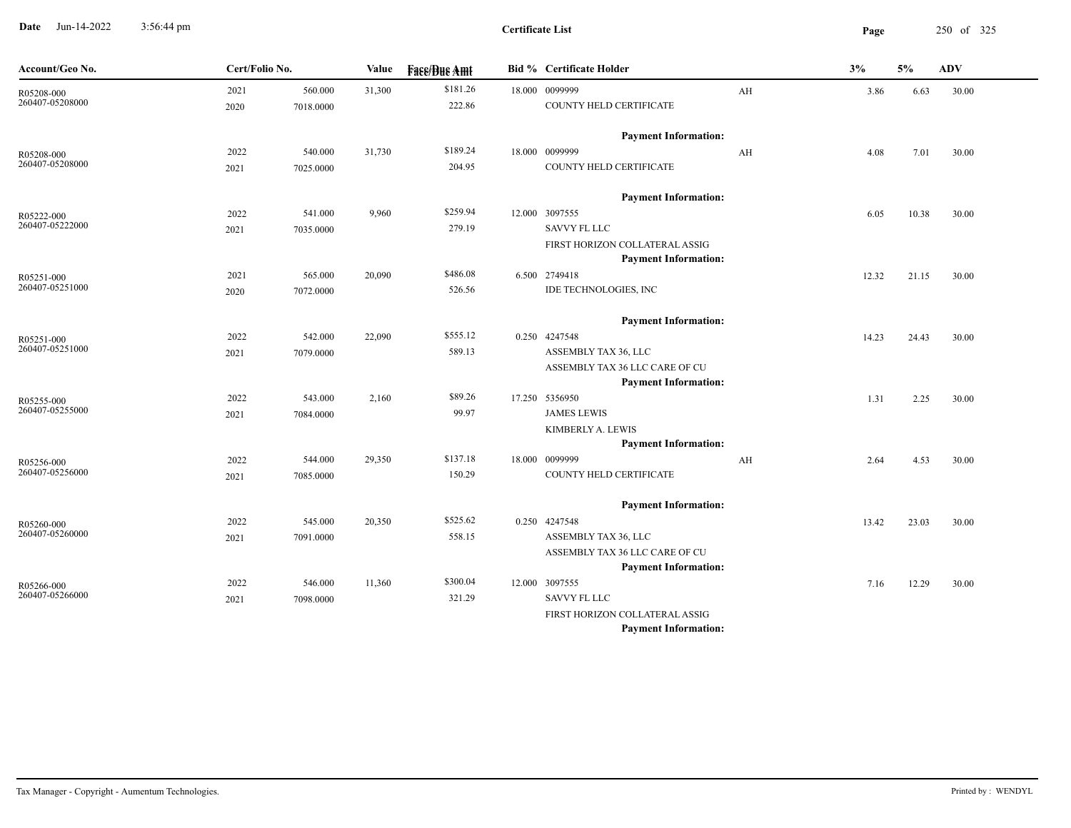**Certificate List**

| Account/Geo No. | Cert/Folio No. | | Value | Face/Due Amt | Bid % | Certificate Holder | | 3% | 5% | ADV |
|---|---|---|---|---|---|---|---|---|---|---|
| R05208-000 | 2021 | 560.000 | 31,300 | $181.26 | 18.000 | 0099999 | AH | 3.86 | 6.63 | 30.00 |
| 260407-05208000 | 2020 | 7018.0000 | | 222.86 | | COUNTY HELD CERTIFICATE | | | | |
| | | | | | | **Payment Information:** | | | | |
| R05208-000 | 2022 | 540.000 | 31,730 | $189.24 | 18.000 | 0099999 | AH | 4.08 | 7.01 | 30.00 |
| 260407-05208000 | 2021 | 7025.0000 | | 204.95 | | COUNTY HELD CERTIFICATE | | | | |
| | | | | | | **Payment Information:** | | | | |
| R05222-000 | 2022 | 541.000 | 9,960 | $259.94 | 12.000 | 3097555 | | 6.05 | 10.38 | 30.00 |
| 260407-05222000 | 2021 | 7035.0000 | | 279.19 | | SAVVY FL LLC | | | | |
| | | | | | | FIRST HORIZON COLLATERAL ASSIG | | | | |
| | | | | | | **Payment Information:** | | | | |
| R05251-000 | 2021 | 565.000 | 20,090 | $486.08 | 6.500 | 2749418 | | 12.32 | 21.15 | 30.00 |
| 260407-05251000 | 2020 | 7072.0000 | | 526.56 | | IDE TECHNOLOGIES, INC | | | | |
| | | | | | | **Payment Information:** | | | | |
| R05251-000 | 2022 | 542.000 | 22,090 | $555.12 | 0.250 | 4247548 | | 14.23 | 24.43 | 30.00 |
| 260407-05251000 | 2021 | 7079.0000 | | 589.13 | | ASSEMBLY TAX 36, LLC | | | | |
| | | | | | | ASSEMBLY TAX 36 LLC CARE OF CU | | | | |
| | | | | | | **Payment Information:** | | | | |
| R05255-000 | 2022 | 543.000 | 2,160 | $89.26 | 17.250 | 5356950 | | 1.31 | 2.25 | 30.00 |
| 260407-05255000 | 2021 | 7084.0000 | | 99.97 | | JAMES LEWIS | | | | |
| | | | | | | KIMBERLY A. LEWIS | | | | |
| | | | | | | **Payment Information:** | | | | |
| R05256-000 | 2022 | 544.000 | 29,350 | $137.18 | 18.000 | 0099999 | AH | 2.64 | 4.53 | 30.00 |
| 260407-05256000 | 2021 | 7085.0000 | | 150.29 | | COUNTY HELD CERTIFICATE | | | | |
| | | | | | | **Payment Information:** | | | | |
| R05260-000 | 2022 | 545.000 | 20,350 | $525.62 | 0.250 | 4247548 | | 13.42 | 23.03 | 30.00 |
| 260407-05260000 | 2021 | 7091.0000 | | 558.15 | | ASSEMBLY TAX 36, LLC | | | | |
| | | | | | | ASSEMBLY TAX 36 LLC CARE OF CU | | | | |
| | | | | | | **Payment Information:** | | | | |
| R05266-000 | 2022 | 546.000 | 11,360 | $300.04 | 12.000 | 3097555 | | 7.16 | 12.29 | 30.00 |
| 260407-05266000 | 2021 | 7098.0000 | | 321.29 | | SAVVY FL LLC | | | | |
| | | | | | | FIRST HORIZON COLLATERAL ASSIG | | | | |
| | | | | | | **Payment Information:** | | | | |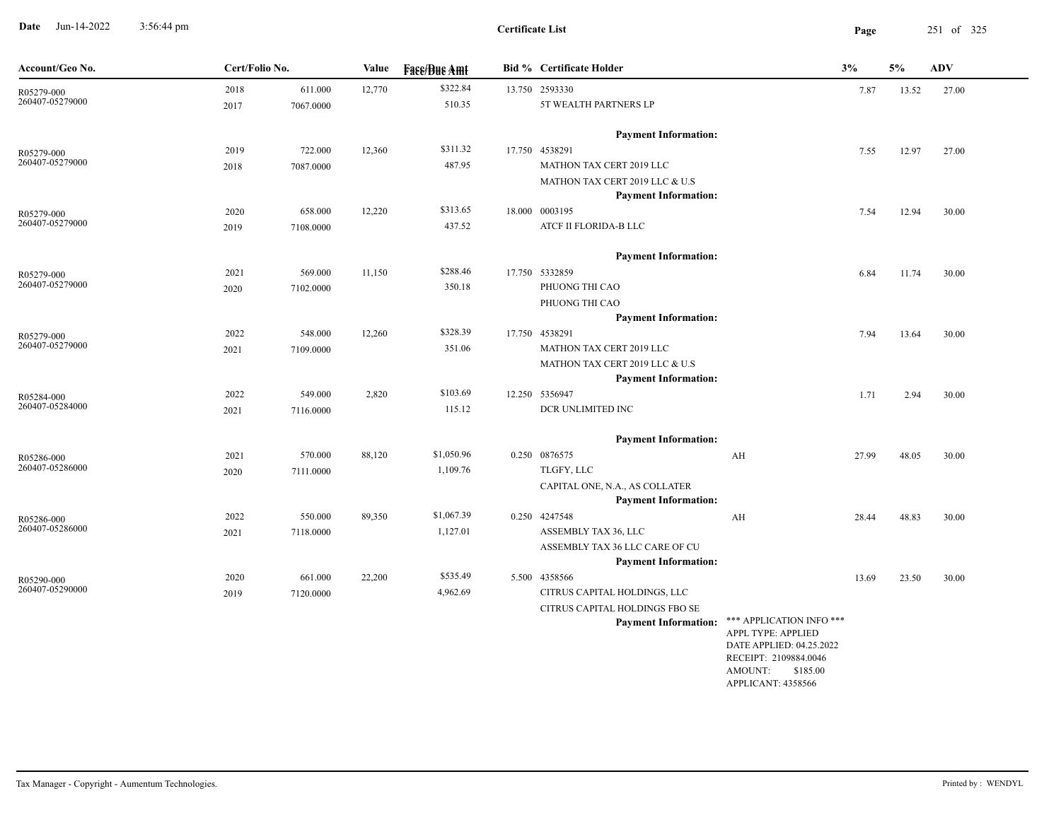**Date** Jun-14-2022 3:56:44 pm

**Certificate List**

| Account/Geo No. | Cert/Folio No. | | Value | Face/Due Amt | Bid % | Certificate Holder | | 3% | 5% | ADV |
|---|---|---|---|---|---|---|---|---|---|---|
| R05279-000 | 2018 | 611.000 | 12,770 | $322.84 | 13.750 | 2593330 | | 7.87 | 13.52 | 27.00 |
| 260407-05279000 | 2017 | 7067.0000 | | 510.35 | | 5T WEALTH PARTNERS LP | | | | |
| | | | | | | **Payment Information:** | | | | |
| R05279-000 | 2019 | 722.000 | 12,360 | $311.32 | 17.750 | 4538291 | | 7.55 | 12.97 | 27.00 |
| 260407-05279000 | 2018 | 7087.0000 | | 487.95 | | MATHON TAX CERT 2019 LLC | | | | |
| | | | | | | MATHON TAX CERT 2019 LLC & U.S | | | | |
| | | | | | | **Payment Information:** | | | | |
| R05279-000 | 2020 | 658.000 | 12,220 | $313.65 | 18.000 | 0003195 | | 7.54 | 12.94 | 30.00 |
| 260407-05279000 | 2019 | 7108.0000 | | 437.52 | | ATCF II FLORIDA-B LLC | | | | |
| | | | | | | **Payment Information:** | | | | |
| R05279-000 | 2021 | 569.000 | 11,150 | $288.46 | 17.750 | 5332859 | | 6.84 | 11.74 | 30.00 |
| 260407-05279000 | 2020 | 7102.0000 | | 350.18 | | PHUONG THI CAO | | | | |
| | | | | | | PHUONG THI CAO | | | | |
| | | | | | | **Payment Information:** | | | | |
| R05279-000 | 2022 | 548.000 | 12,260 | $328.39 | 17.750 | 4538291 | | 7.94 | 13.64 | 30.00 |
| 260407-05279000 | 2021 | 7109.0000 | | 351.06 | | MATHON TAX CERT 2019 LLC | | | | |
| | | | | | | MATHON TAX CERT 2019 LLC & U.S | | | | |
| | | | | | | **Payment Information:** | | | | |
| R05284-000 | 2022 | 549.000 | 2,820 | $103.69 | 12.250 | 5356947 | | 1.71 | 2.94 | 30.00 |
| 260407-05284000 | 2021 | 7116.0000 | | 115.12 | | DCR UNLIMITED INC | | | | |
| | | | | | | **Payment Information:** | | | | |
| R05286-000 | 2021 | 570.000 | 88,120 | $1,050.96 | 0.250 | 0876575 | AH | 27.99 | 48.05 | 30.00 |
| 260407-05286000 | 2020 | 7111.0000 | | 1,109.76 | | TLGFY, LLC | | | | |
| | | | | | | CAPITAL ONE, N.A., AS COLLATER | | | | |
| | | | | | | **Payment Information:** | | | | |
| R05286-000 | 2022 | 550.000 | 89,350 | $1,067.39 | 0.250 | 4247548 | AH | 28.44 | 48.83 | 30.00 |
| 260407-05286000 | 2021 | 7118.0000 | | 1,127.01 | | ASSEMBLY TAX 36, LLC | | | | |
| | | | | | | ASSEMBLY TAX 36 LLC CARE OF CU | | | | |
| | | | | | | **Payment Information:** | | | | |
| R05290-000 | 2020 | 661.000 | 22,200 | $535.49 | 5.500 | 4358566 | | 13.69 | 23.50 | 30.00 |
| 260407-05290000 | 2019 | 7120.0000 | | 4,962.69 | | CITRUS CAPITAL HOLDINGS, LLC | | | | |
| | | | | | | CITRUS CAPITAL HOLDINGS FBO SE | | | | |
| | | | | | | **Payment Information:** | *** APPLICATION INFO *** APPL TYPE: APPLIED DATE APPLIED: 04.25.2022 RECEIPT: 2109884.0046 AMOUNT: $185.00 APPLICANT: 4358566 | | | |

Tax Manager - Copyright - Aumentum Technologies. Printed by : WENDYL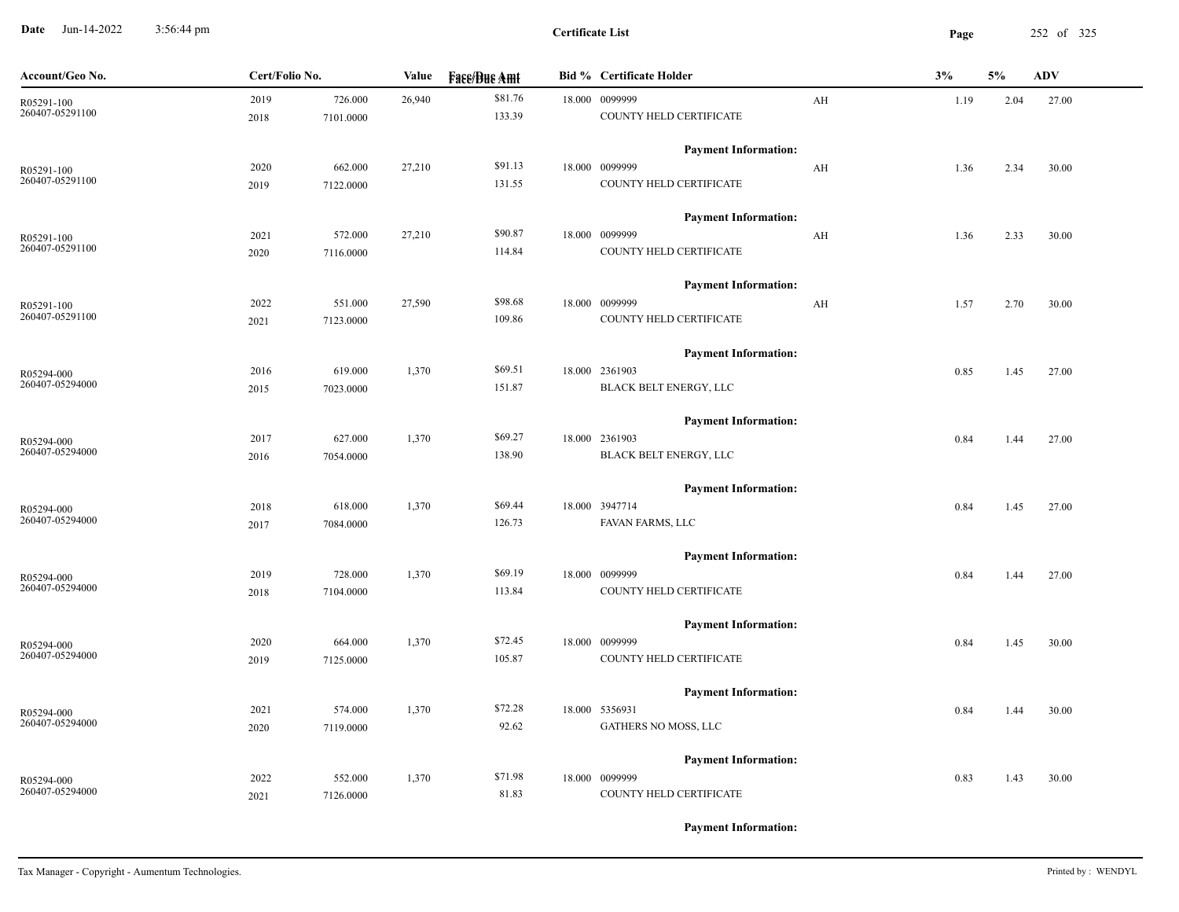## Certificate List

| Account/Geo No. | Cert/Folio No. | | Value | Face/Due Amt | Bid % | Certificate Holder | | 3% | 5% | ADV |
|---|---|---|---|---|---|---|---|---|---|---|
| R05291-100 | 2019 | 726.000 | 26,940 | $81.76 | 18.000 | 0099999 | AH | 1.19 | 2.04 | 27.00 |
| 260407-05291100 | 2018 | 7101.0000 | | 133.39 | | COUNTY HELD CERTIFICATE | | | | |
| | | | | | | **Payment Information:** | | | | |
| R05291-100 | 2020 | 662.000 | 27,210 | $91.13 | 18.000 | 0099999 | AH | 1.36 | 2.34 | 30.00 |
| 260407-05291100 | 2019 | 7122.0000 | | 131.55 | | COUNTY HELD CERTIFICATE | | | | |
| | | | | | | **Payment Information:** | | | | |
| R05291-100 | 2021 | 572.000 | 27,210 | $90.87 | 18.000 | 0099999 | AH | 1.36 | 2.33 | 30.00 |
| 260407-05291100 | 2020 | 7116.0000 | | 114.84 | | COUNTY HELD CERTIFICATE | | | | |
| | | | | | | **Payment Information:** | | | | |
| R05291-100 | 2022 | 551.000 | 27,590 | $98.68 | 18.000 | 0099999 | AH | 1.57 | 2.70 | 30.00 |
| 260407-05291100 | 2021 | 7123.0000 | | 109.86 | | COUNTY HELD CERTIFICATE | | | | |
| | | | | | | **Payment Information:** | | | | |
| R05294-000 | 2016 | 619.000 | 1,370 | $69.51 | 18.000 | 2361903 | | 0.85 | 1.45 | 27.00 |
| 260407-05294000 | 2015 | 7023.0000 | | 151.87 | | BLACK BELT ENERGY, LLC | | | | |
| | | | | | | **Payment Information:** | | | | |
| R05294-000 | 2017 | 627.000 | 1,370 | $69.27 | 18.000 | 2361903 | | 0.84 | 1.44 | 27.00 |
| 260407-05294000 | 2016 | 7054.0000 | | 138.90 | | BLACK BELT ENERGY, LLC | | | | |
| | | | | | | **Payment Information:** | | | | |
| R05294-000 | 2018 | 618.000 | 1,370 | $69.44 | 18.000 | 3947714 | | 0.84 | 1.45 | 27.00 |
| 260407-05294000 | 2017 | 7084.0000 | | 126.73 | | FAVAN FARMS, LLC | | | | |
| | | | | | | **Payment Information:** | | | | |
| R05294-000 | 2019 | 728.000 | 1,370 | $69.19 | 18.000 | 0099999 | | 0.84 | 1.44 | 27.00 |
| 260407-05294000 | 2018 | 7104.0000 | | 113.84 | | COUNTY HELD CERTIFICATE | | | | |
| | | | | | | **Payment Information:** | | | | |
| R05294-000 | 2020 | 664.000 | 1,370 | $72.45 | 18.000 | 0099999 | | 0.84 | 1.45 | 30.00 |
| 260407-05294000 | 2019 | 7125.0000 | | 105.87 | | COUNTY HELD CERTIFICATE | | | | |
| | | | | | | **Payment Information:** | | | | |
| R05294-000 | 2021 | 574.000 | 1,370 | $72.28 | 18.000 | 5356931 | | 0.84 | 1.44 | 30.00 |
| 260407-05294000 | 2020 | 7119.0000 | | 92.62 | | GATHERS NO MOSS, LLC | | | | |
| | | | | | | **Payment Information:** | | | | |
| R05294-000 | 2022 | 552.000 | 1,370 | $71.98 | 18.000 | 0099999 | | 0.83 | 1.43 | 30.00 |
| 260407-05294000 | 2021 | 7126.0000 | | 81.83 | | COUNTY HELD CERTIFICATE | | | | |
| | | | | | | **Payment Information:** | | | | |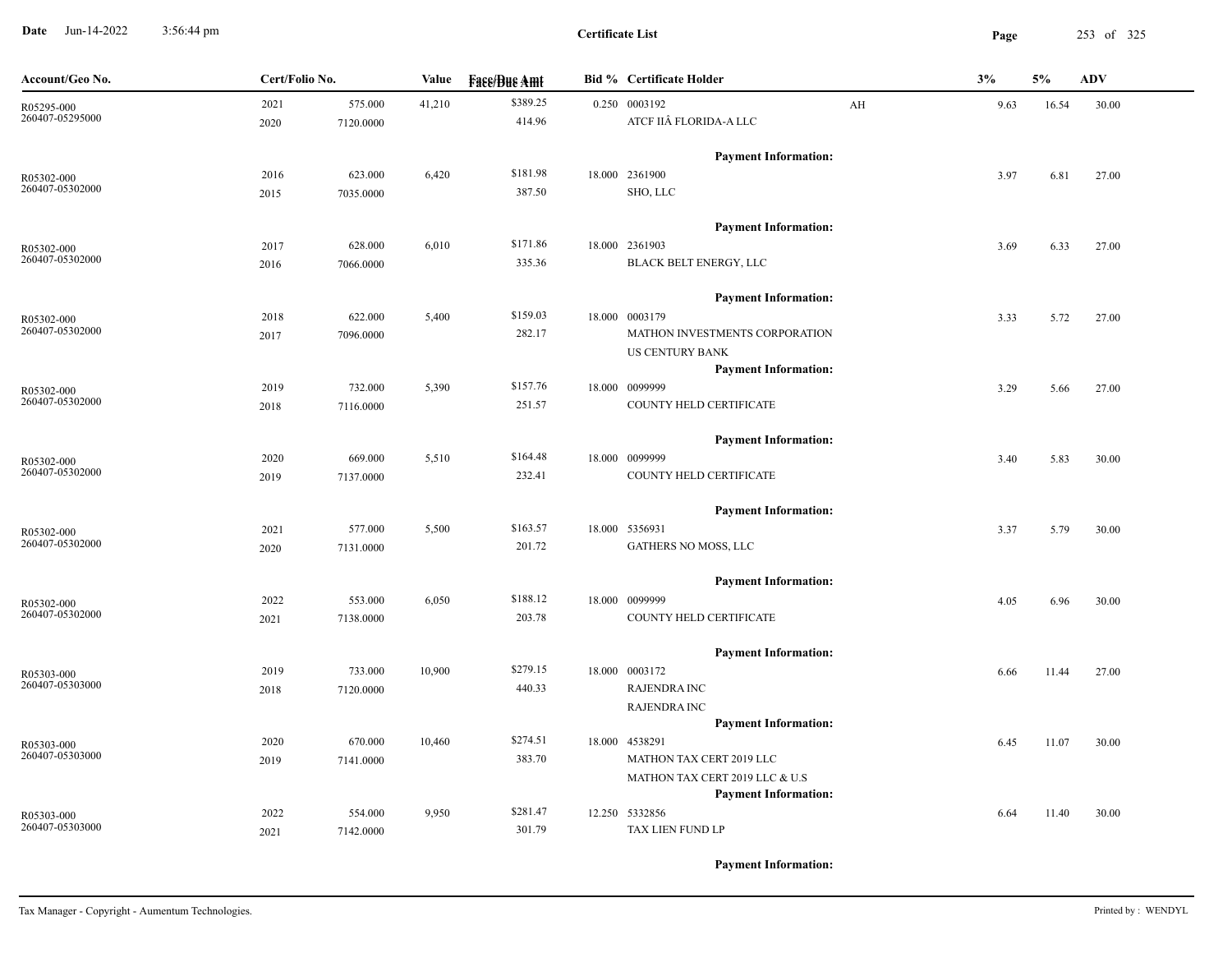**Certificate List**

Date Jun-14-2022 3:56:44 pm

| Account/Geo No. | Cert/Folio No. | | Value | Face/Due Amt | Bid % | Certificate Holder | | 3% | 5% | ADV |
|---|---|---|---|---|---|---|---|---|---|---|
| R05295-000 | 2021 | 575.000 | 41,210 | $389.25 | 0.250 | 0003192 | AH | 9.63 | 16.54 | 30.00 |
| 260407-05295000 | 2020 | 7120.0000 | | 414.96 | | ATCF IIÂ FLORIDA-A LLC | | | | |
| | | | | | | **Payment Information:** | | | | |
| R05302-000 | 2016 | 623.000 | 6,420 | $181.98 | 18.000 | 2361900 | | 3.97 | 6.81 | 27.00 |
| 260407-05302000 | 2015 | 7035.0000 | | 387.50 | | SHO, LLC | | | | |
| | | | | | | **Payment Information:** | | | | |
| R05302-000 | 2017 | 628.000 | 6,010 | $171.86 | 18.000 | 2361903 | | 3.69 | 6.33 | 27.00 |
| 260407-05302000 | 2016 | 7066.0000 | | 335.36 | | BLACK BELT ENERGY, LLC | | | | |
| | | | | | | **Payment Information:** | | | | |
| R05302-000 | 2018 | 622.000 | 5,400 | $159.03 | 18.000 | 0003179 | | 3.33 | 5.72 | 27.00 |
| 260407-05302000 | 2017 | 7096.0000 | | 282.17 | | MATHON INVESTMENTS CORPORATION | | | | |
| | | | | | | US CENTURY BANK | | | | |
| | | | | | | **Payment Information:** | | | | |
| R05302-000 | 2019 | 732.000 | 5,390 | $157.76 | 18.000 | 0099999 | | 3.29 | 5.66 | 27.00 |
| 260407-05302000 | 2018 | 7116.0000 | | 251.57 | | COUNTY HELD CERTIFICATE | | | | |
| | | | | | | **Payment Information:** | | | | |
| R05302-000 | 2020 | 669.000 | 5,510 | $164.48 | 18.000 | 0099999 | | 3.40 | 5.83 | 30.00 |
| 260407-05302000 | 2019 | 7137.0000 | | 232.41 | | COUNTY HELD CERTIFICATE | | | | |
| | | | | | | **Payment Information:** | | | | |
| R05302-000 | 2021 | 577.000 | 5,500 | $163.57 | 18.000 | 5356931 | | 3.37 | 5.79 | 30.00 |
| 260407-05302000 | 2020 | 7131.0000 | | 201.72 | | GATHERS NO MOSS, LLC | | | | |
| | | | | | | **Payment Information:** | | | | |
| R05302-000 | 2022 | 553.000 | 6,050 | $188.12 | 18.000 | 0099999 | | 4.05 | 6.96 | 30.00 |
| 260407-05302000 | 2021 | 7138.0000 | | 203.78 | | COUNTY HELD CERTIFICATE | | | | |
| | | | | | | **Payment Information:** | | | | |
| R05303-000 | 2019 | 733.000 | 10,900 | $279.15 | 18.000 | 0003172 | | 6.66 | 11.44 | 27.00 |
| 260407-05303000 | 2018 | 7120.0000 | | 440.33 | | RAJENDRA INC | | | | |
| | | | | | | RAJENDRA INC | | | | |
| | | | | | | **Payment Information:** | | | | |
| R05303-000 | 2020 | 670.000 | 10,460 | $274.51 | 18.000 | 4538291 | | 6.45 | 11.07 | 30.00 |
| 260407-05303000 | 2019 | 7141.0000 | | 383.70 | | MATHON TAX CERT 2019 LLC | | | | |
| | | | | | | MATHON TAX CERT 2019 LLC & U.S | | | | |
| | | | | | | **Payment Information:** | | | | |
| R05303-000 | 2022 | 554.000 | 9,950 | $281.47 | 12.250 | 5332856 | | 6.64 | 11.40 | 30.00 |
| 260407-05303000 | 2021 | 7142.0000 | | 301.79 | | TAX LIEN FUND LP | | | | |
| | | | | | | **Payment Information:** | | | | |

Tax Manager - Copyright - Aumentum Technologies. Printed by : WENDYL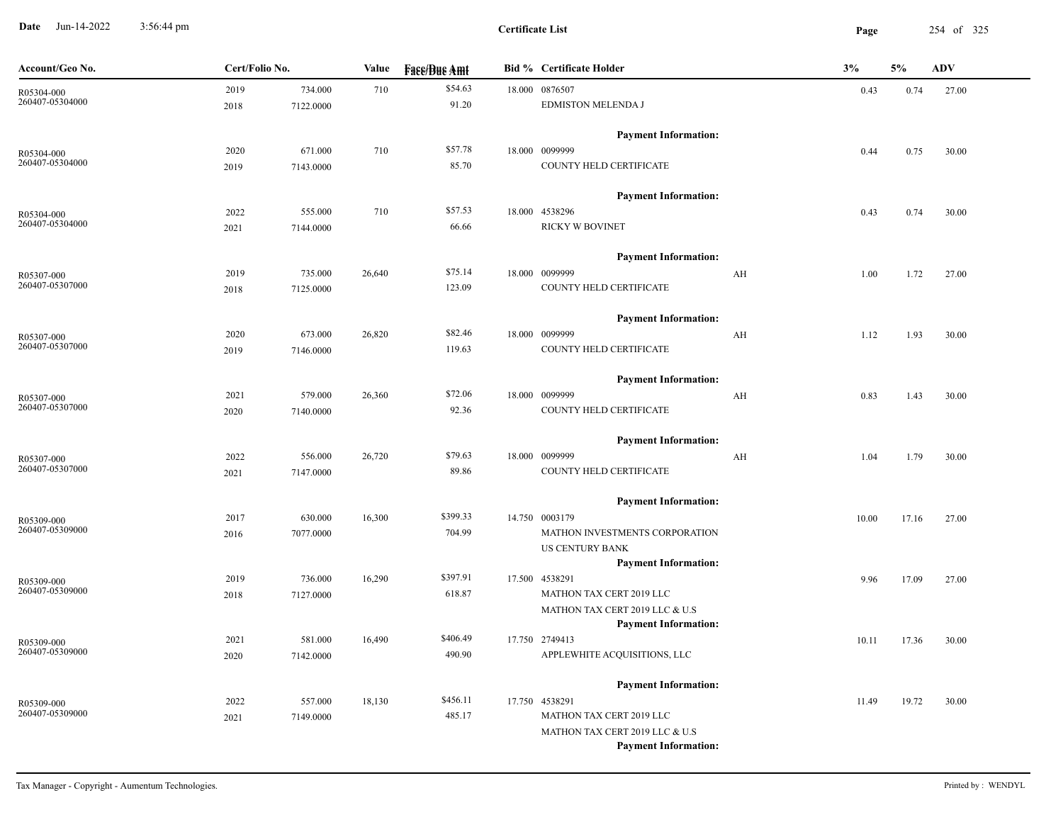**Date** Jun-14-2022 3:56:44 pm

**Certificate List**

| Account/Geo No. | Cert/Folio No. | | Value | Face/Due Amt | Bid % | Certificate Holder | | 3% | 5% | ADV |
|---|---|---|---|---|---|---|---|---|---|---|
| R05304-000<br>260407-05304000 | 2019<br>2018 | 734.000<br>7122.0000 | 710 | $54.63<br>91.20 | 18.000 | 0876507<br>EDMISTON MELENDA J<br>**Payment Information:** | | 0.43 | 0.74 | 27.00 |
| R05304-000<br>260407-05304000 | 2020<br>2019 | 671.000<br>7143.0000 | 710 | $57.78<br>85.70 | 18.000 | 0099999<br>COUNTY HELD CERTIFICATE<br>**Payment Information:** | | 0.44 | 0.75 | 30.00 |
| R05304-000<br>260407-05304000 | 2022<br>2021 | 555.000<br>7144.0000 | 710 | $57.53<br>66.66 | 18.000 | 4538296<br>RICKY W BOVINET<br>**Payment Information:** | | 0.43 | 0.74 | 30.00 |
| R05307-000<br>260407-05307000 | 2019<br>2018 | 735.000<br>7125.0000 | 26,640 | $75.14<br>123.09 | 18.000 | 0099999<br>COUNTY HELD CERTIFICATE<br>**Payment Information:** | AH | 1.00 | 1.72 | 27.00 |
| R05307-000<br>260407-05307000 | 2020<br>2019 | 673.000<br>7146.0000 | 26,820 | $82.46<br>119.63 | 18.000 | 0099999<br>COUNTY HELD CERTIFICATE<br>**Payment Information:** | AH | 1.12 | 1.93 | 30.00 |
| R05307-000<br>260407-05307000 | 2021<br>2020 | 579.000<br>7140.0000 | 26,360 | $72.06<br>92.36 | 18.000 | 0099999<br>COUNTY HELD CERTIFICATE<br>**Payment Information:** | AH | 0.83 | 1.43 | 30.00 |
| R05307-000<br>260407-05307000 | 2022<br>2021 | 556.000<br>7147.0000 | 26,720 | $79.63<br>89.86 | 18.000 | 0099999<br>COUNTY HELD CERTIFICATE<br>**Payment Information:** | AH | 1.04 | 1.79 | 30.00 |
| R05309-000<br>260407-05309000 | 2017<br>2016 | 630.000<br>7077.0000 | 16,300 | $399.33<br>704.99 | 14.750 | 0003179<br>MATHON INVESTMENTS CORPORATION<br>US CENTURY BANK<br>**Payment Information:** | | 10.00 | 17.16 | 27.00 |
| R05309-000<br>260407-05309000 | 2019<br>2018 | 736.000<br>7127.0000 | 16,290 | $397.91<br>618.87 | 17.500 | 4538291<br>MATHON TAX CERT 2019 LLC<br>MATHON TAX CERT 2019 LLC & U.S<br>**Payment Information:** | | 9.96 | 17.09 | 27.00 |
| R05309-000<br>260407-05309000 | 2021<br>2020 | 581.000<br>7142.0000 | 16,490 | $406.49<br>490.90 | 17.750 | 2749413<br>APPLEWHITE ACQUISITIONS, LLC<br>**Payment Information:** | | 10.11 | 17.36 | 30.00 |
| R05309-000<br>260407-05309000 | 2022<br>2021 | 557.000<br>7149.0000 | 18,130 | $456.11<br>485.17 | 17.750 | 4538291<br>MATHON TAX CERT 2019 LLC<br>MATHON TAX CERT 2019 LLC & U.S<br>**Payment Information:** | | 11.49 | 19.72 | 30.00 |

Tax Manager - Copyright - Aumentum Technologies. Printed by : WENDYL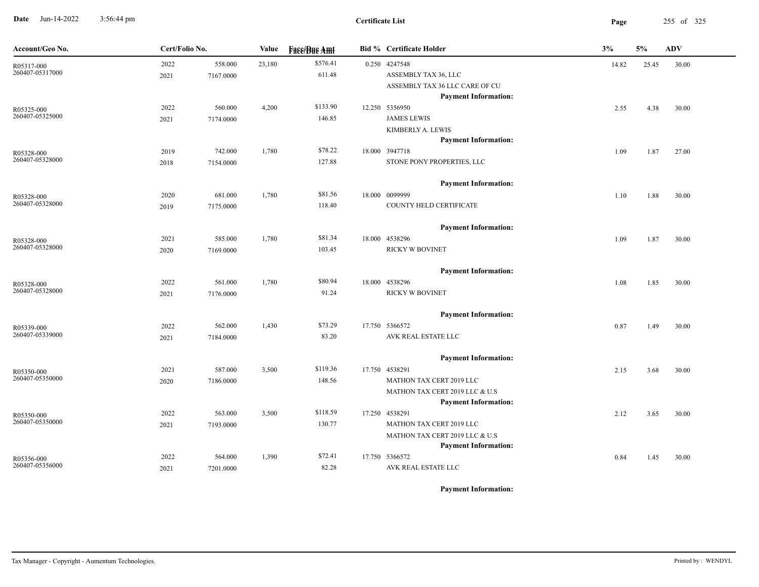**Certificate List**

**Date** Jun-14-2022 3:56:44 pm

| Account/Geo No. | Cert/Folio No. | | Value | Face/Due Amt | Bid % | Certificate Holder | 3% | 5% | ADV |
|---|---|---|---|---|---|---|---|---|---|
| R05317-000 | 2022 | 558.000 | 23,180 | $576.41 | 0.250 | 4247548 | 14.82 | 25.45 | 30.00 |
| 260407-05317000 | 2021 | 7167.0000 | | 611.48 | | ASSEMBLY TAX 36, LLC | | | |
| | | | | | | ASSEMBLY TAX 36 LLC CARE OF CU | | | |
| | | | | | | **Payment Information:** | | | |
| R05325-000 | 2022 | 560.000 | 4,200 | $133.90 | 12.250 | 5356950 | 2.55 | 4.38 | 30.00 |
| 260407-05325000 | 2021 | 7174.0000 | | 146.85 | | JAMES LEWIS | | | |
| | | | | | | KIMBERLY A. LEWIS | | | |
| | | | | | | **Payment Information:** | | | |
| R05328-000 | 2019 | 742.000 | 1,780 | $78.22 | 18.000 | 3947718 | 1.09 | 1.87 | 27.00 |
| 260407-05328000 | 2018 | 7154.0000 | | 127.88 | | STONE PONY PROPERTIES, LLC | | | |
| | | | | | | **Payment Information:** | | | |
| R05328-000 | 2020 | 681.000 | 1,780 | $81.56 | 18.000 | 0099999 | 1.10 | 1.88 | 30.00 |
| 260407-05328000 | 2019 | 7175.0000 | | 118.40 | | COUNTY HELD CERTIFICATE | | | |
| | | | | | | **Payment Information:** | | | |
| R05328-000 | 2021 | 585.000 | 1,780 | $81.34 | 18.000 | 4538296 | 1.09 | 1.87 | 30.00 |
| 260407-05328000 | 2020 | 7169.0000 | | 103.45 | | RICKY W BOVINET | | | |
| | | | | | | **Payment Information:** | | | |
| R05328-000 | 2022 | 561.000 | 1,780 | $80.94 | 18.000 | 4538296 | 1.08 | 1.85 | 30.00 |
| 260407-05328000 | 2021 | 7176.0000 | | 91.24 | | RICKY W BOVINET | | | |
| | | | | | | **Payment Information:** | | | |
| R05339-000 | 2022 | 562.000 | 1,430 | $73.29 | 17.750 | 5366572 | 0.87 | 1.49 | 30.00 |
| 260407-05339000 | 2021 | 7184.0000 | | 83.20 | | AVK REAL ESTATE LLC | | | |
| | | | | | | **Payment Information:** | | | |
| R05350-000 | 2021 | 587.000 | 3,500 | $119.36 | 17.750 | 4538291 | 2.15 | 3.68 | 30.00 |
| 260407-05350000 | 2020 | 7186.0000 | | 148.56 | | MATHON TAX CERT 2019 LLC | | | |
| | | | | | | MATHON TAX CERT 2019 LLC & U.S | | | |
| | | | | | | **Payment Information:** | | | |
| R05350-000 | 2022 | 563.000 | 3,500 | $118.59 | 17.250 | 4538291 | 2.12 | 3.65 | 30.00 |
| 260407-05350000 | 2021 | 7193.0000 | | 130.77 | | MATHON TAX CERT 2019 LLC | | | |
| | | | | | | MATHON TAX CERT 2019 LLC & U.S | | | |
| | | | | | | **Payment Information:** | | | |
| R05356-000 | 2022 | 564.000 | 1,390 | $72.41 | 17.750 | 5366572 | 0.84 | 1.45 | 30.00 |
| 260407-05356000 | 2021 | 7201.0000 | | 82.28 | | AVK REAL ESTATE LLC | | | |
| | | | | | | **Payment Information:** | | | |

Tax Manager - Copyright - Aumentum Technologies.

Printed by : WENDYL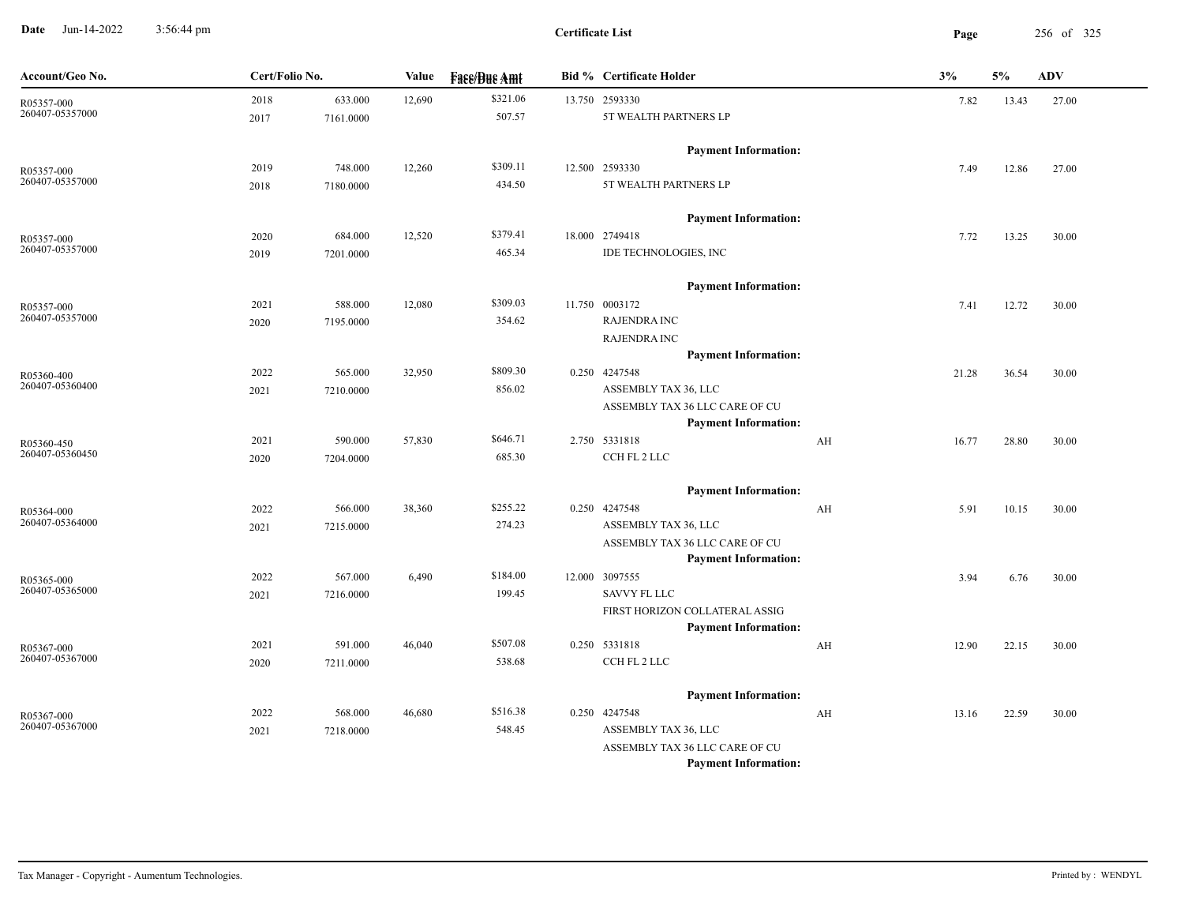**Date** Jun-14-2022 3:56:44 pm

**Certificate List**

| Account/Geo No. | Cert/Folio No. | | Value | Face/Due Amt | Bid % | Certificate Holder | | 3% | 5% | ADV |
|---|---|---|---|---|---|---|---|---|---|---|
| R05357-000<br>260407-05357000 | 2018<br>2017 | 633.000<br>7161.0000 | 12,690 | $321.06<br>507.57 | 13.750 | 2593330<br>5T WEALTH PARTNERS LP<br>**Payment Information:** | | 7.82 | 13.43 | 27.00 |
| R05357-000<br>260407-05357000 | 2019<br>2018 | 748.000<br>7180.0000 | 12,260 | $309.11<br>434.50 | 12.500 | 2593330<br>5T WEALTH PARTNERS LP<br>**Payment Information:** | | 7.49 | 12.86 | 27.00 |
| R05357-000<br>260407-05357000 | 2020<br>2019 | 684.000<br>7201.0000 | 12,520 | $379.41<br>465.34 | 18.000 | 2749418<br>IDE TECHNOLOGIES, INC<br>**Payment Information:** | | 7.72 | 13.25 | 30.00 |
| R05357-000<br>260407-05357000 | 2021<br>2020 | 588.000<br>7195.0000 | 12,080 | $309.03<br>354.62 | 11.750 | 0003172<br>RAJENDRA INC<br>RAJENDRA INC<br>**Payment Information:** | | 7.41 | 12.72 | 30.00 |
| R05360-400<br>260407-05360400 | 2022<br>2021 | 565.000<br>7210.0000 | 32,950 | $809.30<br>856.02 | 0.250 | 4247548<br>ASSEMBLY TAX 36, LLC<br>ASSEMBLY TAX 36 LLC CARE OF CU<br>**Payment Information:** | | 21.28 | 36.54 | 30.00 |
| R05360-450<br>260407-05360450 | 2021<br>2020 | 590.000<br>7204.0000 | 57,830 | $646.71<br>685.30 | 2.750 | 5331818<br>CCH FL 2 LLC<br>**Payment Information:** | AH | 16.77 | 28.80 | 30.00 |
| R05364-000<br>260407-05364000 | 2022<br>2021 | 566.000<br>7215.0000 | 38,360 | $255.22<br>274.23 | 0.250 | 4247548<br>ASSEMBLY TAX 36, LLC<br>ASSEMBLY TAX 36 LLC CARE OF CU<br>**Payment Information:** | AH | 5.91 | 10.15 | 30.00 |
| R05365-000<br>260407-05365000 | 2022<br>2021 | 567.000<br>7216.0000 | 6,490 | $184.00<br>199.45 | 12.000 | 3097555<br>SAVVY FL LLC<br>FIRST HORIZON COLLATERAL ASSIG<br>**Payment Information:** | | 3.94 | 6.76 | 30.00 |
| R05367-000<br>260407-05367000 | 2021<br>2020 | 591.000<br>7211.0000 | 46,040 | $507.08<br>538.68 | 0.250 | 5331818<br>CCH FL 2 LLC<br>**Payment Information:** | AH | 12.90 | 22.15 | 30.00 |
| R05367-000<br>260407-05367000 | 2022<br>2021 | 568.000<br>7218.0000 | 46,680 | $516.38<br>548.45 | 0.250 | 4247548<br>ASSEMBLY TAX 36, LLC<br>ASSEMBLY TAX 36 LLC CARE OF CU<br>**Payment Information:** | AH | 13.16 | 22.59 | 30.00 |

Tax Manager - Copyright - Aumentum Technologies. Printed by : WENDYL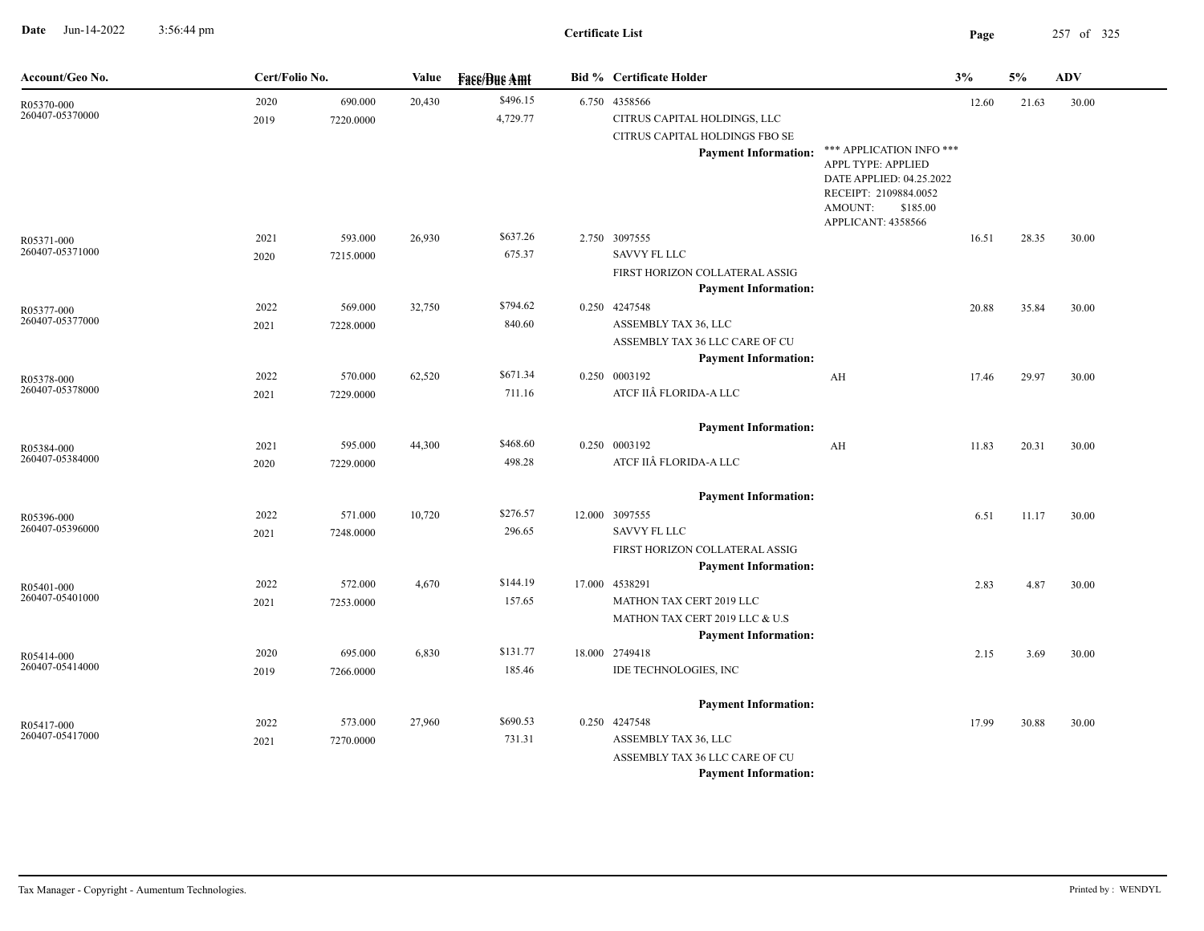# Certificate List

| Account/Geo No. | Cert/Folio No. | | Value | Face/Due Amt | Bid % | Certificate Holder | | 3% | 5% | ADV |
|---|---|---|---|---|---|---|---|---|---|---|
| R05370-000 | 2020 | 690.000 | 20,430 | $496.15 | 6.750 | 4358566 | | 12.60 | 21.63 | 30.00 |
| 260407-05370000 | 2019 | 7220.0000 | | 4,729.77 | | CITRUS CAPITAL HOLDINGS, LLC | | | | |
| | | | | | | CITRUS CAPITAL HOLDINGS FBO SE | | | | |
| | | | | | | **Payment Information:** | *** APPLICATION INFO *** APPL TYPE: APPLIED DATE APPLIED: 04.25.2022 RECEIPT: 2109884.0052 AMOUNT: $185.00 APPLICANT: 4358566 | | | |
| R05371-000 | 2021 | 593.000 | 26,930 | $637.26 | 2.750 | 3097555 | | 16.51 | 28.35 | 30.00 |
| 260407-05371000 | 2020 | 7215.0000 | | 675.37 | | SAVVY FL LLC | | | | |
| | | | | | | FIRST HORIZON COLLATERAL ASSIG | | | | |
| | | | | | | **Payment Information:** | | | | |
| R05377-000 | 2022 | 569.000 | 32,750 | $794.62 | 0.250 | 4247548 | | 20.88 | 35.84 | 30.00 |
| 260407-05377000 | 2021 | 7228.0000 | | 840.60 | | ASSEMBLY TAX 36, LLC | | | | |
| | | | | | | ASSEMBLY TAX 36 LLC CARE OF CU | | | | |
| | | | | | | **Payment Information:** | | | | |
| R05378-000 | 2022 | 570.000 | 62,520 | $671.34 | 0.250 | 0003192 | AH | 17.46 | 29.97 | 30.00 |
| 260407-05378000 | 2021 | 7229.0000 | | 711.16 | | ATCF IIÂ FLORIDA-A LLC | | | | |
| | | | | | | **Payment Information:** | | | | |
| R05384-000 | 2021 | 595.000 | 44,300 | $468.60 | 0.250 | 0003192 | AH | 11.83 | 20.31 | 30.00 |
| 260407-05384000 | 2020 | 7229.0000 | | 498.28 | | ATCF IIÂ FLORIDA-A LLC | | | | |
| | | | | | | **Payment Information:** | | | | |
| R05396-000 | 2022 | 571.000 | 10,720 | $276.57 | 12.000 | 3097555 | | 6.51 | 11.17 | 30.00 |
| 260407-05396000 | 2021 | 7248.0000 | | 296.65 | | SAVVY FL LLC | | | | |
| | | | | | | FIRST HORIZON COLLATERAL ASSIG | | | | |
| | | | | | | **Payment Information:** | | | | |
| R05401-000 | 2022 | 572.000 | 4,670 | $144.19 | 17.000 | 4538291 | | 2.83 | 4.87 | 30.00 |
| 260407-05401000 | 2021 | 7253.0000 | | 157.65 | | MATHON TAX CERT 2019 LLC | | | | |
| | | | | | | MATHON TAX CERT 2019 LLC & U.S | | | | |
| | | | | | | **Payment Information:** | | | | |
| R05414-000 | 2020 | 695.000 | 6,830 | $131.77 | 18.000 | 2749418 | | 2.15 | 3.69 | 30.00 |
| 260407-05414000 | 2019 | 7266.0000 | | 185.46 | | IDE TECHNOLOGIES, INC | | | | |
| | | | | | | **Payment Information:** | | | | |
| R05417-000 | 2022 | 573.000 | 27,960 | $690.53 | 0.250 | 4247548 | | 17.99 | 30.88 | 30.00 |
| 260407-05417000 | 2021 | 7270.0000 | | 731.31 | | ASSEMBLY TAX 36, LLC | | | | |
| | | | | | | ASSEMBLY TAX 36 LLC CARE OF CU | | | | |
| | | | | | | **Payment Information:** | | | | |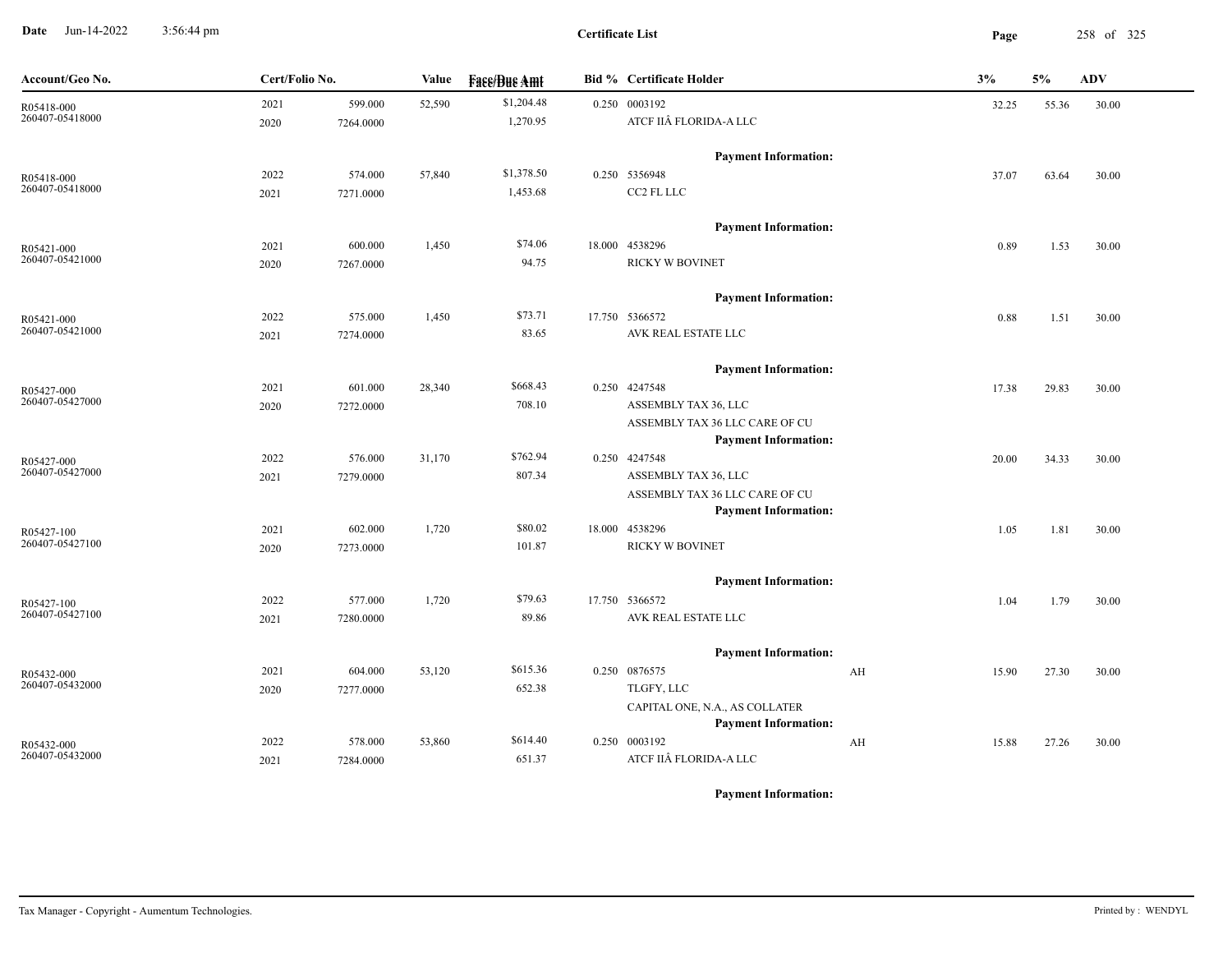# Certificate List

Date Jun-14-2022 3:56:44 pm

| Account/Geo No. | Cert/Folio No. | | Value | Face/Due Amt | Bid % | Certificate Holder | | 3% | 5% | ADV |
|---|---|---|---|---|---|---|---|---|---|---|
| R05418-000 | 2021 | 599.000 | 52,590 | $1,204.48 | 0.250 | 0003192 | | 32.25 | 55.36 | 30.00 |
| 260407-05418000 | 2020 | 7264.0000 | | 1,270.95 | | ATCF IIÂ FLORIDA-A LLC | | | | |
| | | | | | | **Payment Information:** | | | | |
| R05418-000 | 2022 | 574.000 | 57,840 | $1,378.50 | 0.250 | 5356948 | | 37.07 | 63.64 | 30.00 |
| 260407-05418000 | 2021 | 7271.0000 | | 1,453.68 | | CC2 FL LLC | | | | |
| | | | | | | **Payment Information:** | | | | |
| R05421-000 | 2021 | 600.000 | 1,450 | $74.06 | 18.000 | 4538296 | | 0.89 | 1.53 | 30.00 |
| 260407-05421000 | 2020 | 7267.0000 | | 94.75 | | RICKY W BOVINET | | | | |
| | | | | | | **Payment Information:** | | | | |
| R05421-000 | 2022 | 575.000 | 1,450 | $73.71 | 17.750 | 5366572 | | 0.88 | 1.51 | 30.00 |
| 260407-05421000 | 2021 | 7274.0000 | | 83.65 | | AVK REAL ESTATE LLC | | | | |
| | | | | | | **Payment Information:** | | | | |
| R05427-000 | 2021 | 601.000 | 28,340 | $668.43 | 0.250 | 4247548 | | 17.38 | 29.83 | 30.00 |
| 260407-05427000 | 2020 | 7272.0000 | | 708.10 | | ASSEMBLY TAX 36, LLC | | | | |
| | | | | | | ASSEMBLY TAX 36 LLC CARE OF CU | | | | |
| | | | | | | **Payment Information:** | | | | |
| R05427-000 | 2022 | 576.000 | 31,170 | $762.94 | 0.250 | 4247548 | | 20.00 | 34.33 | 30.00 |
| 260407-05427000 | 2021 | 7279.0000 | | 807.34 | | ASSEMBLY TAX 36, LLC | | | | |
| | | | | | | ASSEMBLY TAX 36 LLC CARE OF CU | | | | |
| | | | | | | **Payment Information:** | | | | |
| R05427-100 | 2021 | 602.000 | 1,720 | $80.02 | 18.000 | 4538296 | | 1.05 | 1.81 | 30.00 |
| 260407-05427100 | 2020 | 7273.0000 | | 101.87 | | RICKY W BOVINET | | | | |
| | | | | | | **Payment Information:** | | | | |
| R05427-100 | 2022 | 577.000 | 1,720 | $79.63 | 17.750 | 5366572 | | 1.04 | 1.79 | 30.00 |
| 260407-05427100 | 2021 | 7280.0000 | | 89.86 | | AVK REAL ESTATE LLC | | | | |
| | | | | | | **Payment Information:** | | | | |
| R05432-000 | 2021 | 604.000 | 53,120 | $615.36 | 0.250 | 0876575 | AH | 15.90 | 27.30 | 30.00 |
| 260407-05432000 | 2020 | 7277.0000 | | 652.38 | | TLGFY, LLC | | | | |
| | | | | | | CAPITAL ONE, N.A., AS COLLATER | | | | |
| | | | | | | **Payment Information:** | | | | |
| R05432-000 | 2022 | 578.000 | 53,860 | $614.40 | 0.250 | 0003192 | AH | 15.88 | 27.26 | 30.00 |
| 260407-05432000 | 2021 | 7284.0000 | | 651.37 | | ATCF IIÂ FLORIDA-A LLC | | | | |
| | | | | | | **Payment Information:** | | | | |

Tax Manager - Copyright - Aumentum Technologies. Printed by : WENDYL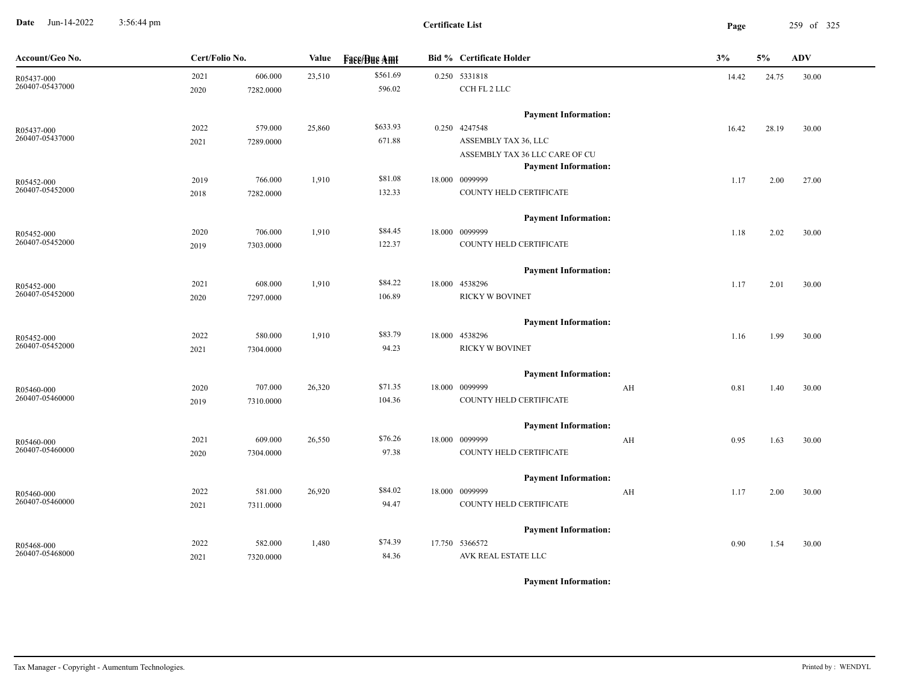**Certificate List**

| Account/Geo No. | Cert/Folio No. | | Value | Face/Due Amt | Bid % | Certificate Holder | | 3% | 5% | ADV |
|---|---|---|---|---|---|---|---|---|---|---|
| R05437-000<br>260407-05437000 | 2021<br>2020 | 606.000<br>7282.0000 | 23,510 | $561.69<br>596.02 | 0.250 | 5331818<br>CCH FL 2 LLC | | 14.42 | 24.75 | 30.00 |
| | | | | | | **Payment Information:** | | | | |
| R05437-000<br>260407-05437000 | 2022<br>2021 | 579.000<br>7289.0000 | 25,860 | $633.93<br>671.88 | 0.250 | 4247548<br>ASSEMBLY TAX 36, LLC<br>ASSEMBLY TAX 36 LLC CARE OF CU | | 16.42 | 28.19 | 30.00 |
| | | | | | | **Payment Information:** | | | | |
| R05452-000<br>260407-05452000 | 2019<br>2018 | 766.000<br>7282.0000 | 1,910 | $81.08<br>132.33 | 18.000 | 0099999<br>COUNTY HELD CERTIFICATE | | 1.17 | 2.00 | 27.00 |
| | | | | | | **Payment Information:** | | | | |
| R05452-000<br>260407-05452000 | 2020<br>2019 | 706.000<br>7303.0000 | 1,910 | $84.45<br>122.37 | 18.000 | 0099999<br>COUNTY HELD CERTIFICATE | | 1.18 | 2.02 | 30.00 |
| | | | | | | **Payment Information:** | | | | |
| R05452-000<br>260407-05452000 | 2021<br>2020 | 608.000<br>7297.0000 | 1,910 | $84.22<br>106.89 | 18.000 | 4538296<br>RICKY W BOVINET | | 1.17 | 2.01 | 30.00 |
| | | | | | | **Payment Information:** | | | | |
| R05452-000<br>260407-05452000 | 2022<br>2021 | 580.000<br>7304.0000 | 1,910 | $83.79<br>94.23 | 18.000 | 4538296<br>RICKY W BOVINET | | 1.16 | 1.99 | 30.00 |
| | | | | | | **Payment Information:** | | | | |
| R05460-000<br>260407-05460000 | 2020<br>2019 | 707.000<br>7310.0000 | 26,320 | $71.35<br>104.36 | 18.000 | 0099999<br>COUNTY HELD CERTIFICATE | AH | 0.81 | 1.40 | 30.00 |
| | | | | | | **Payment Information:** | | | | |
| R05460-000<br>260407-05460000 | 2021<br>2020 | 609.000<br>7304.0000 | 26,550 | $76.26<br>97.38 | 18.000 | 0099999<br>COUNTY HELD CERTIFICATE | AH | 0.95 | 1.63 | 30.00 |
| | | | | | | **Payment Information:** | | | | |
| R05460-000<br>260407-05460000 | 2022<br>2021 | 581.000<br>7311.0000 | 26,920 | $84.02<br>94.47 | 18.000 | 0099999<br>COUNTY HELD CERTIFICATE | AH | 1.17 | 2.00 | 30.00 |
| | | | | | | **Payment Information:** | | | | |
| R05468-000<br>260407-05468000 | 2022<br>2021 | 582.000<br>7320.0000 | 1,480 | $74.39<br>84.36 | 17.750 | 5366572<br>AVK REAL ESTATE LLC | | 0.90 | 1.54 | 30.00 |
| | | | | | | **Payment Information:** | | | | |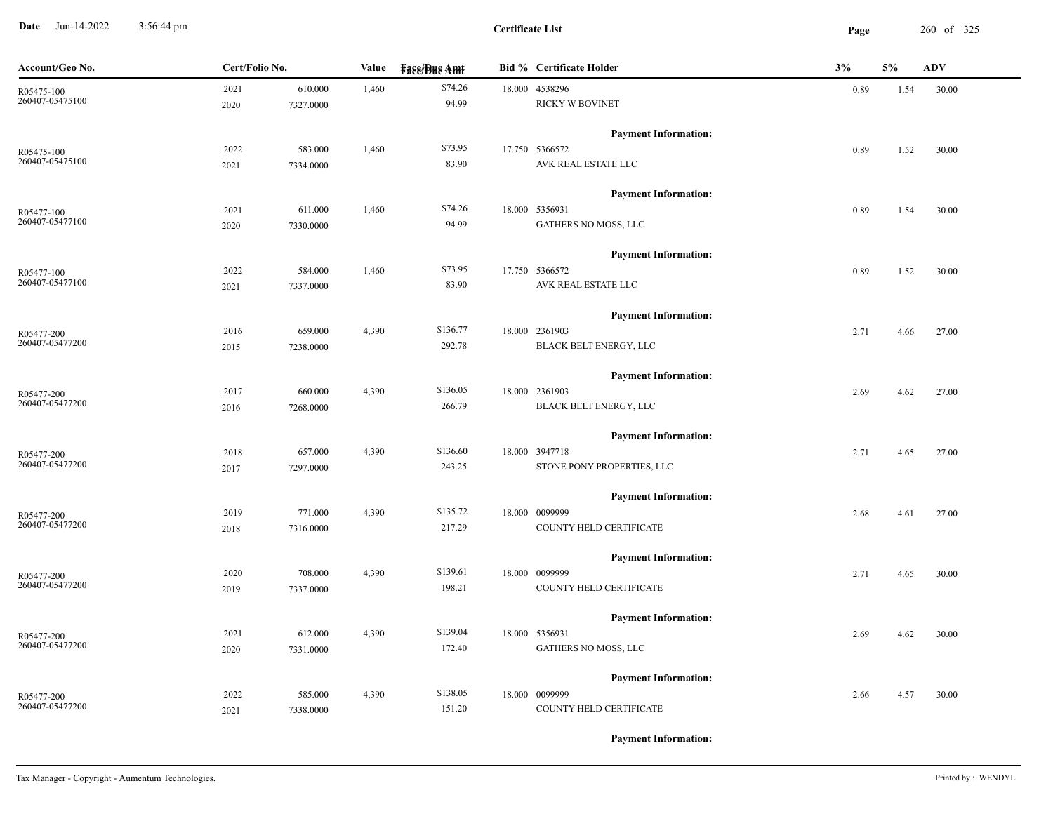**Certificate List**

| Account/Geo No. | Cert/Folio No. | | Value | Face/Due Amt | Bid % | Certificate Holder | 3% | 5% | ADV |
|---|---|---|---|---|---|---|---|---|---|
| R05475-100 260407-05475100 | 2021 2020 | 610.000 7327.0000 | 1,460 | $74.26 94.99 | 18.000 | 4538296 RICKY W BOVINET | 0.89 | 1.54 | 30.00 |
| | | | | | | **Payment Information:** | | | |
| R05475-100 260407-05475100 | 2022 2021 | 583.000 7334.0000 | 1,460 | $73.95 83.90 | 17.750 | 5366572 AVK REAL ESTATE LLC | 0.89 | 1.52 | 30.00 |
| | | | | | | **Payment Information:** | | | |
| R05477-100 260407-05477100 | 2021 2020 | 611.000 7330.0000 | 1,460 | $74.26 94.99 | 18.000 | 5356931 GATHERS NO MOSS, LLC | 0.89 | 1.54 | 30.00 |
| | | | | | | **Payment Information:** | | | |
| R05477-100 260407-05477100 | 2022 2021 | 584.000 7337.0000 | 1,460 | $73.95 83.90 | 17.750 | 5366572 AVK REAL ESTATE LLC | 0.89 | 1.52 | 30.00 |
| | | | | | | **Payment Information:** | | | |
| R05477-200 260407-05477200 | 2016 2015 | 659.000 7238.0000 | 4,390 | $136.77 292.78 | 18.000 | 2361903 BLACK BELT ENERGY, LLC | 2.71 | 4.66 | 27.00 |
| | | | | | | **Payment Information:** | | | |
| R05477-200 260407-05477200 | 2017 2016 | 660.000 7268.0000 | 4,390 | $136.05 266.79 | 18.000 | 2361903 BLACK BELT ENERGY, LLC | 2.69 | 4.62 | 27.00 |
| | | | | | | **Payment Information:** | | | |
| R05477-200 260407-05477200 | 2018 2017 | 657.000 7297.0000 | 4,390 | $136.60 243.25 | 18.000 | 3947718 STONE PONY PROPERTIES, LLC | 2.71 | 4.65 | 27.00 |
| | | | | | | **Payment Information:** | | | |
| R05477-200 260407-05477200 | 2019 2018 | 771.000 7316.0000 | 4,390 | $135.72 217.29 | 18.000 | 0099999 COUNTY HELD CERTIFICATE | 2.68 | 4.61 | 27.00 |
| | | | | | | **Payment Information:** | | | |
| R05477-200 260407-05477200 | 2020 2019 | 708.000 7337.0000 | 4,390 | $139.61 198.21 | 18.000 | 0099999 COUNTY HELD CERTIFICATE | 2.71 | 4.65 | 30.00 |
| | | | | | | **Payment Information:** | | | |
| R05477-200 260407-05477200 | 2021 2020 | 612.000 7331.0000 | 4,390 | $139.04 172.40 | 18.000 | 5356931 GATHERS NO MOSS, LLC | 2.69 | 4.62 | 30.00 |
| | | | | | | **Payment Information:** | | | |
| R05477-200 260407-05477200 | 2022 2021 | 585.000 7338.0000 | 4,390 | $138.05 151.20 | 18.000 | 0099999 COUNTY HELD CERTIFICATE | 2.66 | 4.57 | 30.00 |
| | | | | | | **Payment Information:** | | | |

Tax Manager - Copyright - Aumentum Technologies.

Printed by : WENDYL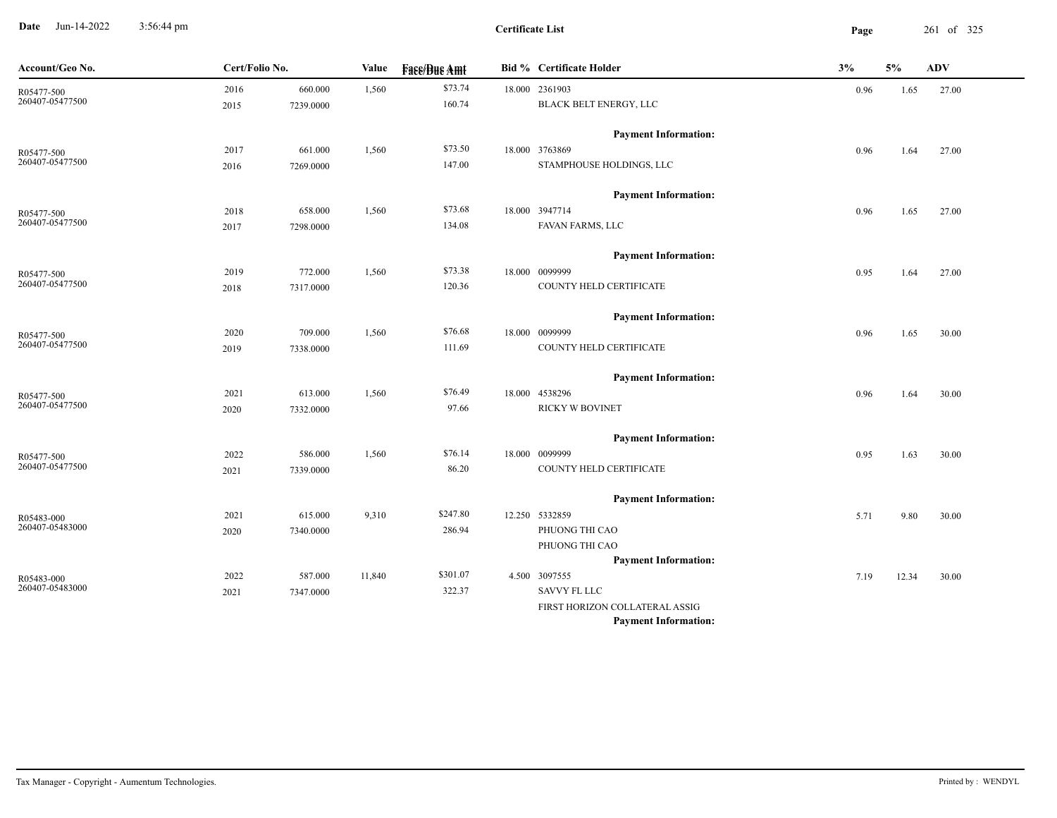**Certificate List**

Date Jun-14-2022 3:56:44 pm

| Account/Geo No. | Cert/Folio No. | | Value | Face/Due Amt | Bid % | Certificate Holder | 3% | 5% | ADV |
|---|---|---|---|---|---|---|---|---|---|
| R05477-500<br>260407-05477500 | 2016<br>2015 | 660.000<br>7239.0000 | 1,560 | $73.74<br>160.74 | 18.000 | 2361903<br>BLACK BELT ENERGY, LLC<br>**Payment Information:** | 0.96 | 1.65 | 27.00 |
| R05477-500<br>260407-05477500 | 2017<br>2016 | 661.000<br>7269.0000 | 1,560 | $73.50<br>147.00 | 18.000 | 3763869<br>STAMPHOUSE HOLDINGS, LLC<br>**Payment Information:** | 0.96 | 1.64 | 27.00 |
| R05477-500<br>260407-05477500 | 2018<br>2017 | 658.000<br>7298.0000 | 1,560 | $73.68<br>134.08 | 18.000 | 3947714<br>FAVAN FARMS, LLC<br>**Payment Information:** | 0.96 | 1.65 | 27.00 |
| R05477-500<br>260407-05477500 | 2019<br>2018 | 772.000<br>7317.0000 | 1,560 | $73.38<br>120.36 | 18.000 | 0099999<br>COUNTY HELD CERTIFICATE<br>**Payment Information:** | 0.95 | 1.64 | 27.00 |
| R05477-500<br>260407-05477500 | 2020<br>2019 | 709.000<br>7338.0000 | 1,560 | $76.68<br>111.69 | 18.000 | 0099999<br>COUNTY HELD CERTIFICATE<br>**Payment Information:** | 0.96 | 1.65 | 30.00 |
| R05477-500<br>260407-05477500 | 2021<br>2020 | 613.000<br>7332.0000 | 1,560 | $76.49<br>97.66 | 18.000 | 4538296<br>RICKY W BOVINET<br>**Payment Information:** | 0.96 | 1.64 | 30.00 |
| R05477-500<br>260407-05477500 | 2022<br>2021 | 586.000<br>7339.0000 | 1,560 | $76.14<br>86.20 | 18.000 | 0099999<br>COUNTY HELD CERTIFICATE<br>**Payment Information:** | 0.95 | 1.63 | 30.00 |
| R05483-000<br>260407-05483000 | 2021<br>2020 | 615.000<br>7340.0000 | 9,310 | $247.80<br>286.94 | 12.250 | 5332859<br>PHUONG THI CAO<br>PHUONG THI CAO<br>**Payment Information:** | 5.71 | 9.80 | 30.00 |
| R05483-000<br>260407-05483000 | 2022<br>2021 | 587.000<br>7347.0000 | 11,840 | $301.07<br>322.37 | 4.500 | 3097555<br>SAVVY FL LLC<br>FIRST HORIZON COLLATERAL ASSIG<br>**Payment Information:** | 7.19 | 12.34 | 30.00 |

Tax Manager - Copyright - Aumentum Technologies. Printed by : WENDYL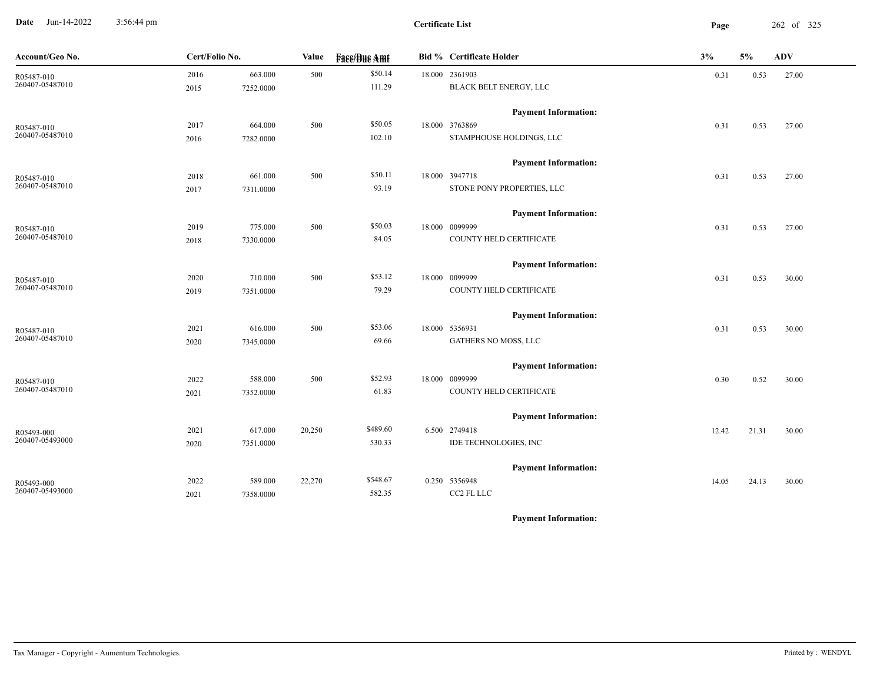**Certificate List**

| Account/Geo No. | Cert/Folio No. | | Value | Face/Due Amt | Bid % | Certificate Holder | 3% | 5% | ADV |
|---|---|---|---|---|---|---|---|---|---|
| R05487-010<br>260407-05487010 | 2016<br>2015 | 663.000<br>7252.0000 | 500 | $50.14<br>111.29 | 18.000 | 2361903<br>BLACK BELT ENERGY, LLC | 0.31 | 0.53 | 27.00 |
| | | | | | | **Payment Information:** | | | |
| R05487-010<br>260407-05487010 | 2017<br>2016 | 664.000<br>7282.0000 | 500 | $50.05<br>102.10 | 18.000 | 3763869<br>STAMPHOUSE HOLDINGS, LLC | 0.31 | 0.53 | 27.00 |
| | | | | | | **Payment Information:** | | | |
| R05487-010<br>260407-05487010 | 2018<br>2017 | 661.000<br>7311.0000 | 500 | $50.11<br>93.19 | 18.000 | 3947718<br>STONE PONY PROPERTIES, LLC | 0.31 | 0.53 | 27.00 |
| | | | | | | **Payment Information:** | | | |
| R05487-010<br>260407-05487010 | 2019<br>2018 | 775.000<br>7330.0000 | 500 | $50.03<br>84.05 | 18.000 | 0099999<br>COUNTY HELD CERTIFICATE | 0.31 | 0.53 | 27.00 |
| | | | | | | **Payment Information:** | | | |
| R05487-010<br>260407-05487010 | 2020<br>2019 | 710.000<br>7351.0000 | 500 | $53.12<br>79.29 | 18.000 | 0099999<br>COUNTY HELD CERTIFICATE | 0.31 | 0.53 | 30.00 |
| | | | | | | **Payment Information:** | | | |
| R05487-010<br>260407-05487010 | 2021<br>2020 | 616.000<br>7345.0000 | 500 | $53.06<br>69.66 | 18.000 | 5356931<br>GATHERS NO MOSS, LLC | 0.31 | 0.53 | 30.00 |
| | | | | | | **Payment Information:** | | | |
| R05487-010<br>260407-05487010 | 2022<br>2021 | 588.000<br>7352.0000 | 500 | $52.93<br>61.83 | 18.000 | 0099999<br>COUNTY HELD CERTIFICATE | 0.30 | 0.52 | 30.00 |
| | | | | | | **Payment Information:** | | | |
| R05493-000<br>260407-05493000 | 2021<br>2020 | 617.000<br>7351.0000 | 20,250 | $489.60<br>530.33 | 6.500 | 2749418<br>IDE TECHNOLOGIES, INC | 12.42 | 21.31 | 30.00 |
| | | | | | | **Payment Information:** | | | |
| R05493-000<br>260407-05493000 | 2022<br>2021 | 589.000<br>7358.0000 | 22,270 | $548.67<br>582.35 | 0.250 | 5356948<br>CC2 FL LLC | 14.05 | 24.13 | 30.00 |
| | | | | | | **Payment Information:** | | | |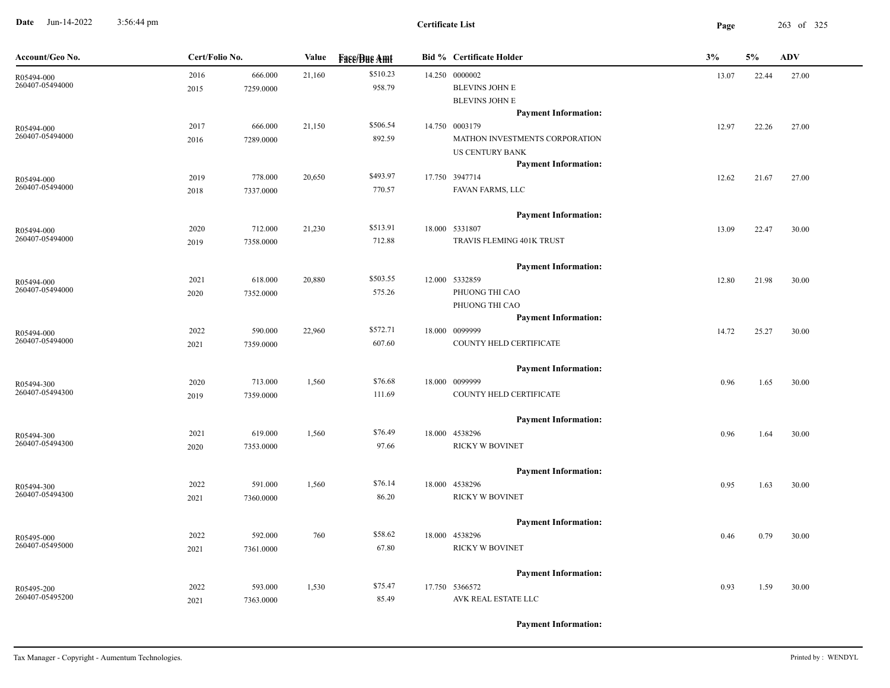**Certificate List**

| Account/Geo No. | Cert/Folio No. | | Value | Face/Due Amt | Bid % | Certificate Holder | 3% | 5% | ADV |
|---|---|---|---|---|---|---|---|---|---|
| R05494-000<br>260407-05494000 | 2016<br>2015 | 666.000<br>7259.0000 | 21,160 | $510.23<br>958.79 | 14.250 | 0000002<br>BLEVINS JOHN E<br>BLEVINS JOHN E<br>**Payment Information:** | 13.07 | 22.44 | 27.00 |
| R05494-000<br>260407-05494000 | 2017<br>2016 | 666.000<br>7289.0000 | 21,150 | $506.54<br>892.59 | 14.750 | 0003179<br>MATHON INVESTMENTS CORPORATION<br>US CENTURY BANK<br>**Payment Information:** | 12.97 | 22.26 | 27.00 |
| R05494-000<br>260407-05494000 | 2019<br>2018 | 778.000<br>7337.0000 | 20,650 | $493.97<br>770.57 | 17.750 | 3947714<br>FAVAN FARMS, LLC<br>**Payment Information:** | 12.62 | 21.67 | 27.00 |
| R05494-000<br>260407-05494000 | 2020<br>2019 | 712.000<br>7358.0000 | 21,230 | $513.91<br>712.88 | 18.000 | 5331807<br>TRAVIS FLEMING 401K TRUST<br>**Payment Information:** | 13.09 | 22.47 | 30.00 |
| R05494-000<br>260407-05494000 | 2021<br>2020 | 618.000<br>7352.0000 | 20,880 | $503.55<br>575.26 | 12.000 | 5332859<br>PHUONG THI CAO<br>PHUONG THI CAO<br>**Payment Information:** | 12.80 | 21.98 | 30.00 |
| R05494-000<br>260407-05494000 | 2022<br>2021 | 590.000<br>7359.0000 | 22,960 | $572.71<br>607.60 | 18.000 | 0099999<br>COUNTY HELD CERTIFICATE<br>**Payment Information:** | 14.72 | 25.27 | 30.00 |
| R05494-300<br>260407-05494300 | 2020<br>2019 | 713.000<br>7359.0000 | 1,560 | $76.68<br>111.69 | 18.000 | 0099999<br>COUNTY HELD CERTIFICATE<br>**Payment Information:** | 0.96 | 1.65 | 30.00 |
| R05494-300<br>260407-05494300 | 2021<br>2020 | 619.000<br>7353.0000 | 1,560 | $76.49<br>97.66 | 18.000 | 4538296<br>RICKY W BOVINET<br>**Payment Information:** | 0.96 | 1.64 | 30.00 |
| R05494-300<br>260407-05494300 | 2022<br>2021 | 591.000<br>7360.0000 | 1,560 | $76.14<br>86.20 | 18.000 | 4538296<br>RICKY W BOVINET<br>**Payment Information:** | 0.95 | 1.63 | 30.00 |
| R05495-000<br>260407-05495000 | 2022<br>2021 | 592.000<br>7361.0000 | 760 | $58.62<br>67.80 | 18.000 | 4538296<br>RICKY W BOVINET<br>**Payment Information:** | 0.46 | 0.79 | 30.00 |
| R05495-200<br>260407-05495200 | 2022<br>2021 | 593.000<br>7363.0000 | 1,530 | $75.47<br>85.49 | 17.750 | 5366572<br>AVK REAL ESTATE LLC<br>**Payment Information:** | 0.93 | 1.59 | 30.00 |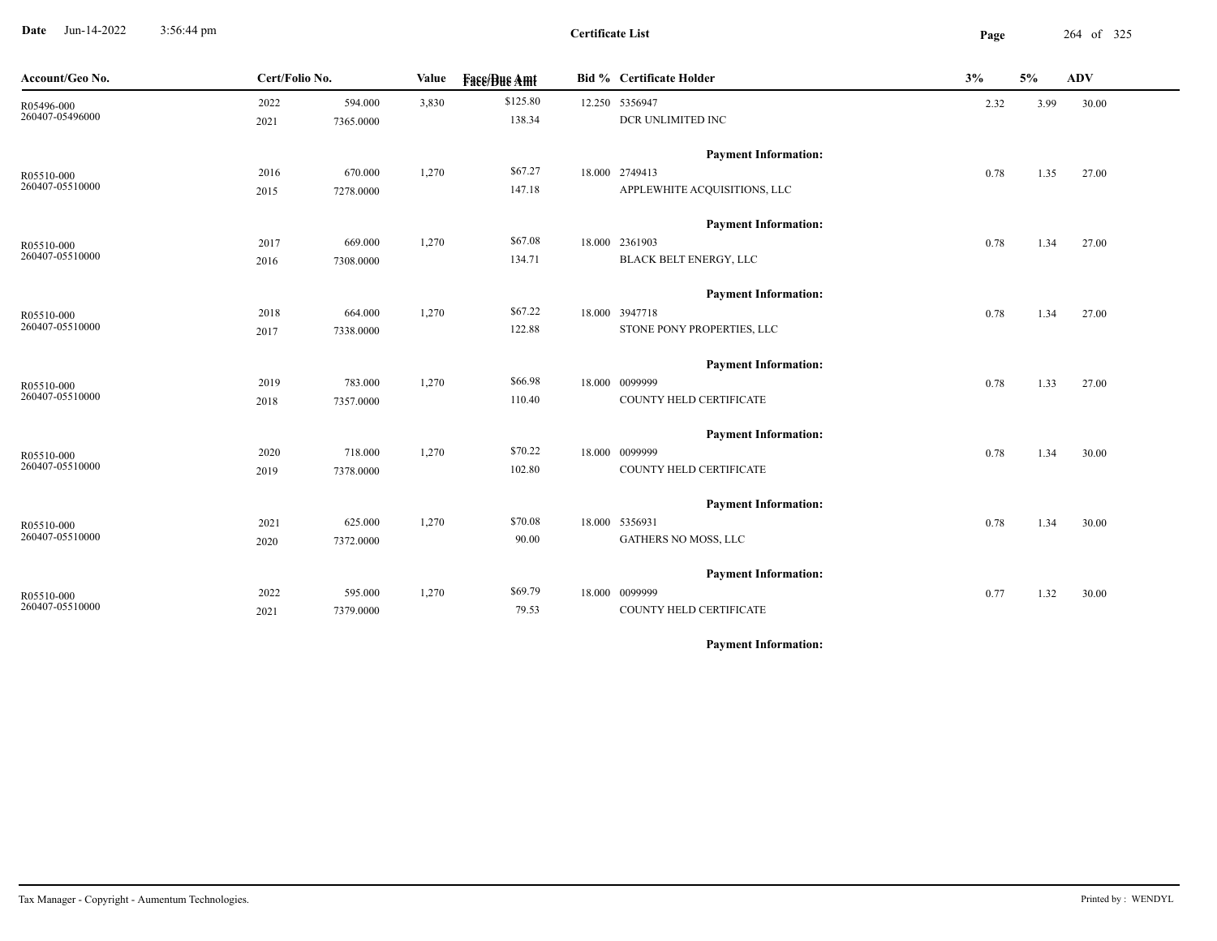**Certificate List**

| Account/Geo No. | Cert/Folio No. | | Value | Face/Due Amt | Bid % | Certificate Holder | 3% | 5% | ADV |
|---|---|---|---|---|---|---|---|---|---|
| R05496-000 | 2022 | 594.000 | 3,830 | $125.80 | 12.250 | 5356947 | 2.32 | 3.99 | 30.00 |
| 260407-05496000 | 2021 | 7365.0000 | | 138.34 | | DCR UNLIMITED INC | | | |
| | | | | | | **Payment Information:** | | | |
| R05510-000 | 2016 | 670.000 | 1,270 | $67.27 | 18.000 | 2749413 | 0.78 | 1.35 | 27.00 |
| 260407-05510000 | 2015 | 7278.0000 | | 147.18 | | APPLEWHITE ACQUISITIONS, LLC | | | |
| | | | | | | **Payment Information:** | | | |
| R05510-000 | 2017 | 669.000 | 1,270 | $67.08 | 18.000 | 2361903 | 0.78 | 1.34 | 27.00 |
| 260407-05510000 | 2016 | 7308.0000 | | 134.71 | | BLACK BELT ENERGY, LLC | | | |
| | | | | | | **Payment Information:** | | | |
| R05510-000 | 2018 | 664.000 | 1,270 | $67.22 | 18.000 | 3947718 | 0.78 | 1.34 | 27.00 |
| 260407-05510000 | 2017 | 7338.0000 | | 122.88 | | STONE PONY PROPERTIES, LLC | | | |
| | | | | | | **Payment Information:** | | | |
| R05510-000 | 2019 | 783.000 | 1,270 | $66.98 | 18.000 | 0099999 | 0.78 | 1.33 | 27.00 |
| 260407-05510000 | 2018 | 7357.0000 | | 110.40 | | COUNTY HELD CERTIFICATE | | | |
| | | | | | | **Payment Information:** | | | |
| R05510-000 | 2020 | 718.000 | 1,270 | $70.22 | 18.000 | 0099999 | 0.78 | 1.34 | 30.00 |
| 260407-05510000 | 2019 | 7378.0000 | | 102.80 | | COUNTY HELD CERTIFICATE | | | |
| | | | | | | **Payment Information:** | | | |
| R05510-000 | 2021 | 625.000 | 1,270 | $70.08 | 18.000 | 5356931 | 0.78 | 1.34 | 30.00 |
| 260407-05510000 | 2020 | 7372.0000 | | 90.00 | | GATHERS NO MOSS, LLC | | | |
| | | | | | | **Payment Information:** | | | |
| R05510-000 | 2022 | 595.000 | 1,270 | $69.79 | 18.000 | 0099999 | 0.77 | 1.32 | 30.00 |
| 260407-05510000 | 2021 | 7379.0000 | | 79.53 | | COUNTY HELD CERTIFICATE | | | |
| | | | | | | **Payment Information:** | | | |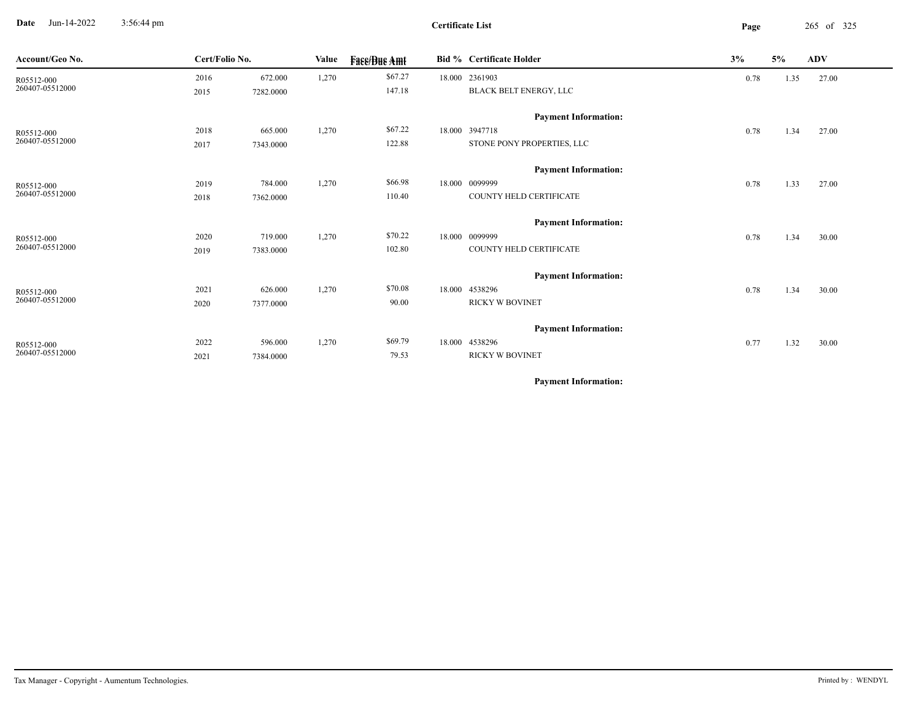**Certificate List**

| Account/Geo No. | Cert/Folio No. | | Value | Face/Due Amt | Bid % | Certificate Holder | 3% | 5% | ADV |
|---|---|---|---|---|---|---|---|---|---|
| R05512-000 | 2016 | 672.000 | 1,270 | $67.27 | 18.000 | 2361903 | 0.78 | 1.35 | 27.00 |
| 260407-05512000 | 2015 | 7282.0000 | | 147.18 | | BLACK BELT ENERGY, LLC | | | |
| | | | | | | **Payment Information:** | | | |
| R05512-000 | 2018 | 665.000 | 1,270 | $67.22 | 18.000 | 3947718 | 0.78 | 1.34 | 27.00 |
| 260407-05512000 | 2017 | 7343.0000 | | 122.88 | | STONE PONY PROPERTIES, LLC | | | |
| | | | | | | **Payment Information:** | | | |
| R05512-000 | 2019 | 784.000 | 1,270 | $66.98 | 18.000 | 0099999 | 0.78 | 1.33 | 27.00 |
| 260407-05512000 | 2018 | 7362.0000 | | 110.40 | | COUNTY HELD CERTIFICATE | | | |
| | | | | | | **Payment Information:** | | | |
| R05512-000 | 2020 | 719.000 | 1,270 | $70.22 | 18.000 | 0099999 | 0.78 | 1.34 | 30.00 |
| 260407-05512000 | 2019 | 7383.0000 | | 102.80 | | COUNTY HELD CERTIFICATE | | | |
| | | | | | | **Payment Information:** | | | |
| R05512-000 | 2021 | 626.000 | 1,270 | $70.08 | 18.000 | 4538296 | 0.78 | 1.34 | 30.00 |
| 260407-05512000 | 2020 | 7377.0000 | | 90.00 | | RICKY W BOVINET | | | |
| | | | | | | **Payment Information:** | | | |
| R05512-000 | 2022 | 596.000 | 1,270 | $69.79 | 18.000 | 4538296 | 0.77 | 1.32 | 30.00 |
| 260407-05512000 | 2021 | 7384.0000 | | 79.53 | | RICKY W BOVINET | | | |
| | | | | | | **Payment Information:** | | | |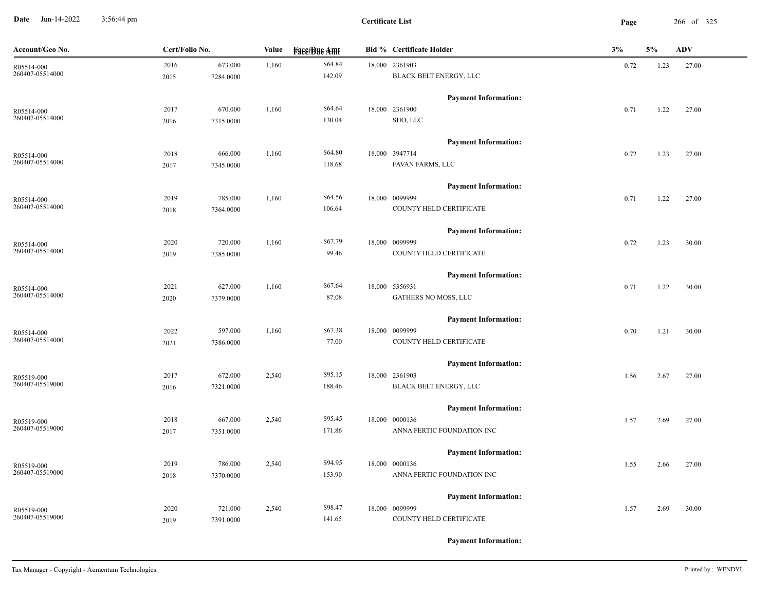# Certificate List

Date Jun-14-2022 3:56:44 pm

| Account/Geo No. | Cert/Folio No. | | Value | Face/Due Amt | Bid % | Certificate Holder | 3% | 5% | ADV |
|---|---|---|---|---|---|---|---|---|---|
| R05514-000<br>260407-05514000 | 2016<br>2015 | 673.000<br>7284.0000 | 1,160 | $64.84<br>142.09 | 18.000 | 2361903<br>BLACK BELT ENERGY, LLC | 0.72 | 1.23 | 27.00 |
| | | | | | | **Payment Information:** | | | |
| R05514-000<br>260407-05514000 | 2017<br>2016 | 670.000<br>7315.0000 | 1,160 | $64.64<br>130.04 | 18.000 | 2361900<br>SHO, LLC | 0.71 | 1.22 | 27.00 |
| | | | | | | **Payment Information:** | | | |
| R05514-000<br>260407-05514000 | 2018<br>2017 | 666.000<br>7345.0000 | 1,160 | $64.80<br>118.68 | 18.000 | 3947714<br>FAVAN FARMS, LLC | 0.72 | 1.23 | 27.00 |
| | | | | | | **Payment Information:** | | | |
| R05514-000<br>260407-05514000 | 2019<br>2018 | 785.000<br>7364.0000 | 1,160 | $64.56<br>106.64 | 18.000 | 0099999<br>COUNTY HELD CERTIFICATE | 0.71 | 1.22 | 27.00 |
| | | | | | | **Payment Information:** | | | |
| R05514-000<br>260407-05514000 | 2020<br>2019 | 720.000<br>7385.0000 | 1,160 | $67.79<br>99.46 | 18.000 | 0099999<br>COUNTY HELD CERTIFICATE | 0.72 | 1.23 | 30.00 |
| | | | | | | **Payment Information:** | | | |
| R05514-000<br>260407-05514000 | 2021<br>2020 | 627.000<br>7379.0000 | 1,160 | $67.64<br>87.08 | 18.000 | 5356931<br>GATHERS NO MOSS, LLC | 0.71 | 1.22 | 30.00 |
| | | | | | | **Payment Information:** | | | |
| R05514-000<br>260407-05514000 | 2022<br>2021 | 597.000<br>7386.0000 | 1,160 | $67.38<br>77.00 | 18.000 | 0099999<br>COUNTY HELD CERTIFICATE | 0.70 | 1.21 | 30.00 |
| | | | | | | **Payment Information:** | | | |
| R05519-000<br>260407-05519000 | 2017<br>2016 | 672.000<br>7321.0000 | 2,540 | $95.15<br>188.46 | 18.000 | 2361903<br>BLACK BELT ENERGY, LLC | 1.56 | 2.67 | 27.00 |
| | | | | | | **Payment Information:** | | | |
| R05519-000<br>260407-05519000 | 2018<br>2017 | 667.000<br>7351.0000 | 2,540 | $95.45<br>171.86 | 18.000 | 0000136<br>ANNA FERTIC FOUNDATION INC | 1.57 | 2.69 | 27.00 |
| | | | | | | **Payment Information:** | | | |
| R05519-000<br>260407-05519000 | 2019<br>2018 | 786.000<br>7370.0000 | 2,540 | $94.95<br>153.90 | 18.000 | 0000136<br>ANNA FERTIC FOUNDATION INC | 1.55 | 2.66 | 27.00 |
| | | | | | | **Payment Information:** | | | |
| R05519-000<br>260407-05519000 | 2020<br>2019 | 721.000<br>7391.0000 | 2,540 | $98.47<br>141.65 | 18.000 | 0099999<br>COUNTY HELD CERTIFICATE | 1.57 | 2.69 | 30.00 |
| | | | | | | **Payment Information:** | | | |

Tax Manager - Copyright - Aumentum Technologies. Printed by : WENDYL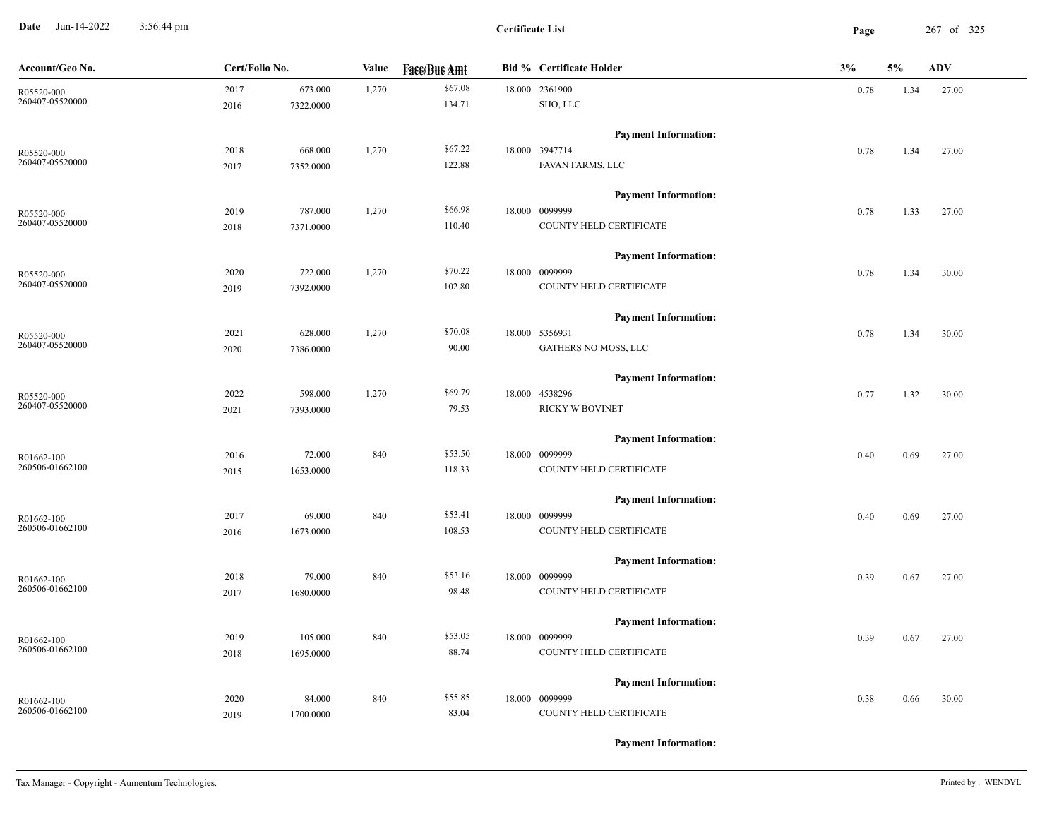**Certificate List**

Date Jun-14-2022 3:56:44 pm

| Account/Geo No. | Cert/Folio No. | | Value | Face/Due Amt | Bid % | Certificate Holder | 3% | 5% | ADV |
|---|---|---|---|---|---|---|---|---|---|
| R05520-000 | 2017 | 673.000 | 1,270 | $67.08 | 18.000 | 2361900 | 0.78 | 1.34 | 27.00 |
| 260407-05520000 | 2016 | 7322.0000 | | 134.71 | | SHO, LLC | | | |
| | | | | | | **Payment Information:** | | | |
| R05520-000 | 2018 | 668.000 | 1,270 | $67.22 | 18.000 | 3947714 | 0.78 | 1.34 | 27.00 |
| 260407-05520000 | 2017 | 7352.0000 | | 122.88 | | FAVAN FARMS, LLC | | | |
| | | | | | | **Payment Information:** | | | |
| R05520-000 | 2019 | 787.000 | 1,270 | $66.98 | 18.000 | 0099999 | 0.78 | 1.33 | 27.00 |
| 260407-05520000 | 2018 | 7371.0000 | | 110.40 | | COUNTY HELD CERTIFICATE | | | |
| | | | | | | **Payment Information:** | | | |
| R05520-000 | 2020 | 722.000 | 1,270 | $70.22 | 18.000 | 0099999 | 0.78 | 1.34 | 30.00 |
| 260407-05520000 | 2019 | 7392.0000 | | 102.80 | | COUNTY HELD CERTIFICATE | | | |
| | | | | | | **Payment Information:** | | | |
| R05520-000 | 2021 | 628.000 | 1,270 | $70.08 | 18.000 | 5356931 | 0.78 | 1.34 | 30.00 |
| 260407-05520000 | 2020 | 7386.0000 | | 90.00 | | GATHERS NO MOSS, LLC | | | |
| | | | | | | **Payment Information:** | | | |
| R05520-000 | 2022 | 598.000 | 1,270 | $69.79 | 18.000 | 4538296 | 0.77 | 1.32 | 30.00 |
| 260407-05520000 | 2021 | 7393.0000 | | 79.53 | | RICKY W BOVINET | | | |
| | | | | | | **Payment Information:** | | | |
| R01662-100 | 2016 | 72.000 | 840 | $53.50 | 18.000 | 0099999 | 0.40 | 0.69 | 27.00 |
| 260506-01662100 | 2015 | 1653.0000 | | 118.33 | | COUNTY HELD CERTIFICATE | | | |
| | | | | | | **Payment Information:** | | | |
| R01662-100 | 2017 | 69.000 | 840 | $53.41 | 18.000 | 0099999 | 0.40 | 0.69 | 27.00 |
| 260506-01662100 | 2016 | 1673.0000 | | 108.53 | | COUNTY HELD CERTIFICATE | | | |
| | | | | | | **Payment Information:** | | | |
| R01662-100 | 2018 | 79.000 | 840 | $53.16 | 18.000 | 0099999 | 0.39 | 0.67 | 27.00 |
| 260506-01662100 | 2017 | 1680.0000 | | 98.48 | | COUNTY HELD CERTIFICATE | | | |
| | | | | | | **Payment Information:** | | | |
| R01662-100 | 2019 | 105.000 | 840 | $53.05 | 18.000 | 0099999 | 0.39 | 0.67 | 27.00 |
| 260506-01662100 | 2018 | 1695.0000 | | 88.74 | | COUNTY HELD CERTIFICATE | | | |
| | | | | | | **Payment Information:** | | | |
| R01662-100 | 2020 | 84.000 | 840 | $55.85 | 18.000 | 0099999 | 0.38 | 0.66 | 30.00 |
| 260506-01662100 | 2019 | 1700.0000 | | 83.04 | | COUNTY HELD CERTIFICATE | | | |
| | | | | | | **Payment Information:** | | | |

Tax Manager - Copyright - Aumentum Technologies.

Printed by : WENDYL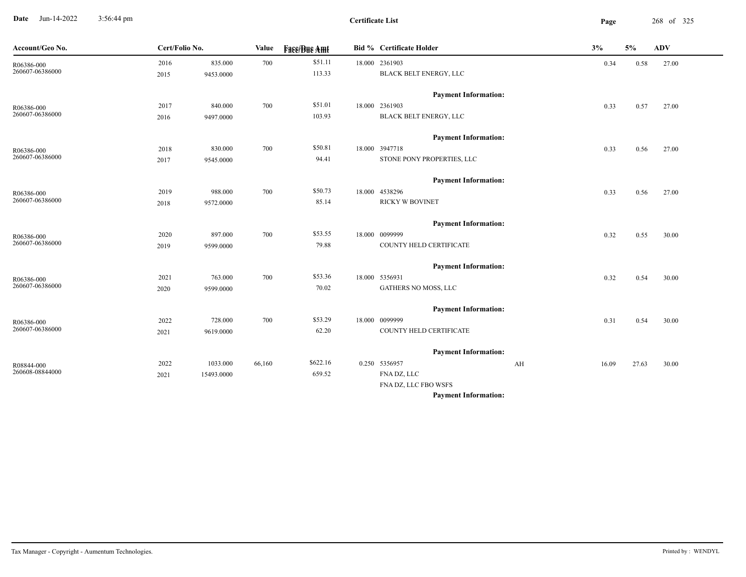**Certificate List**

| Account/Geo No. | Cert/Folio No. | | Value | Face/Due Amt | Bid % | Certificate Holder | | 3% | 5% | ADV |
|---|---|---|---|---|---|---|---|---|---|---|
| R06386-000 | 2016 | 835.000 | 700 | $51.11 | 18.000 | 2361903 | | 0.34 | 0.58 | 27.00 |
| 260607-06386000 | 2015 | 9453.0000 | | 113.33 | | BLACK BELT ENERGY, LLC | | | | |
| | | | | | | **Payment Information:** | | | | |
| R06386-000 | 2017 | 840.000 | 700 | $51.01 | 18.000 | 2361903 | | 0.33 | 0.57 | 27.00 |
| 260607-06386000 | 2016 | 9497.0000 | | 103.93 | | BLACK BELT ENERGY, LLC | | | | |
| | | | | | | **Payment Information:** | | | | |
| R06386-000 | 2018 | 830.000 | 700 | $50.81 | 18.000 | 3947718 | | 0.33 | 0.56 | 27.00 |
| 260607-06386000 | 2017 | 9545.0000 | | 94.41 | | STONE PONY PROPERTIES, LLC | | | | |
| | | | | | | **Payment Information:** | | | | |
| R06386-000 | 2019 | 988.000 | 700 | $50.73 | 18.000 | 4538296 | | 0.33 | 0.56 | 27.00 |
| 260607-06386000 | 2018 | 9572.0000 | | 85.14 | | RICKY W BOVINET | | | | |
| | | | | | | **Payment Information:** | | | | |
| R06386-000 | 2020 | 897.000 | 700 | $53.55 | 18.000 | 0099999 | | 0.32 | 0.55 | 30.00 |
| 260607-06386000 | 2019 | 9599.0000 | | 79.88 | | COUNTY HELD CERTIFICATE | | | | |
| | | | | | | **Payment Information:** | | | | |
| R06386-000 | 2021 | 763.000 | 700 | $53.36 | 18.000 | 5356931 | | 0.32 | 0.54 | 30.00 |
| 260607-06386000 | 2020 | 9599.0000 | | 70.02 | | GATHERS NO MOSS, LLC | | | | |
| | | | | | | **Payment Information:** | | | | |
| R06386-000 | 2022 | 728.000 | 700 | $53.29 | 18.000 | 0099999 | | 0.31 | 0.54 | 30.00 |
| 260607-06386000 | 2021 | 9619.0000 | | 62.20 | | COUNTY HELD CERTIFICATE | | | | |
| | | | | | | **Payment Information:** | | | | |
| R08844-000 | 2022 | 1033.000 | 66,160 | $622.16 | 0.250 | 5356957 | AH | 16.09 | 27.63 | 30.00 |
| 260608-08844000 | 2021 | 15493.0000 | | 659.52 | | FNA DZ, LLC | | | | |
| | | | | | | FNA DZ, LLC FBO WSFS | | | | |
| | | | | | | **Payment Information:** | | | | |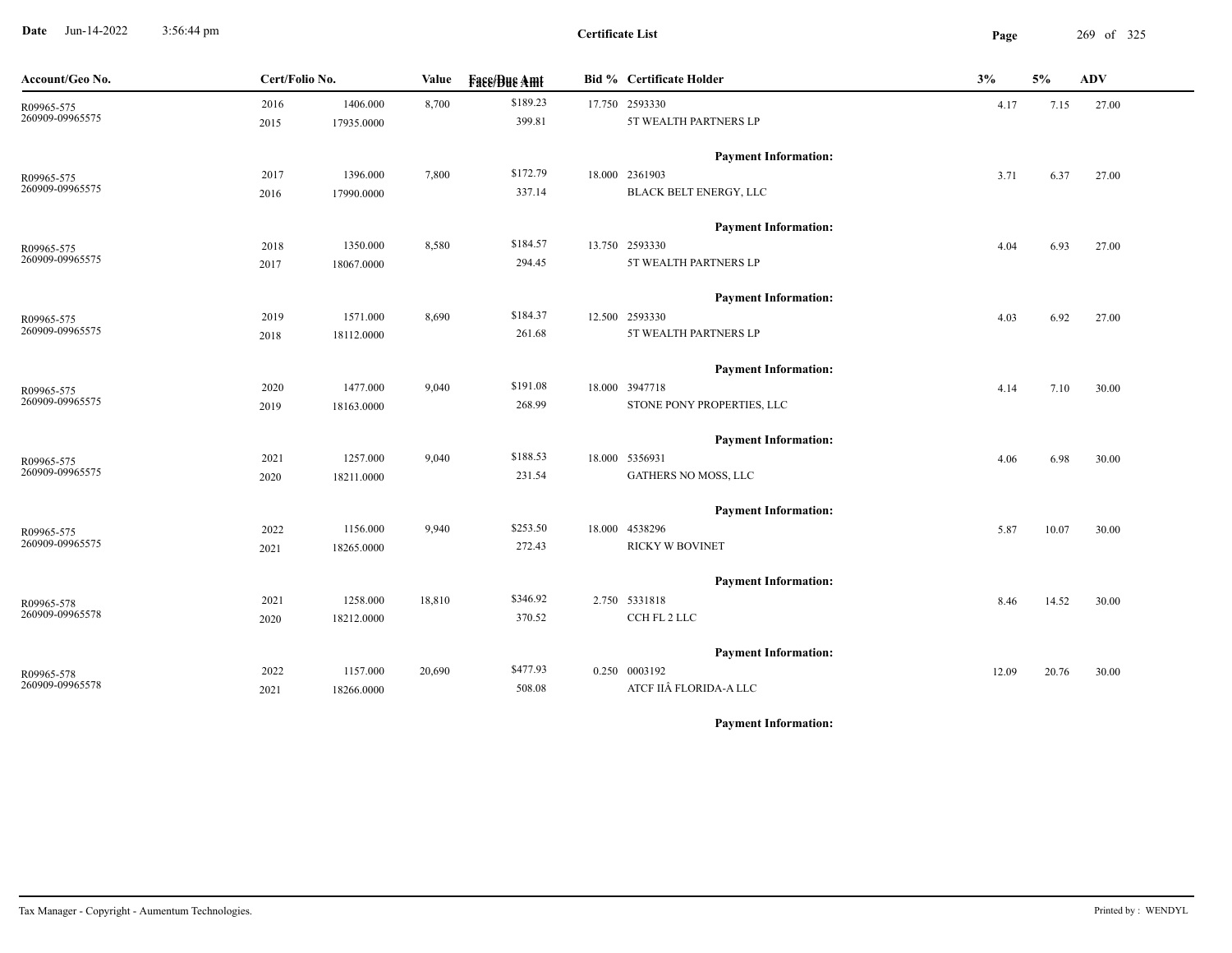**Certificate List**

| Account/Geo No. | Cert/Folio No. | | Value | Face/Due Amt | Bid % | Certificate Holder | 3% | 5% | ADV |
|---|---|---|---|---|---|---|---|---|---|
| R09965-575 | 2016 | 1406.000 | 8,700 | $189.23 | 17.750 | 2593330 | 4.17 | 7.15 | 27.00 |
| 260909-09965575 | 2015 | 17935.0000 | | 399.81 | | 5T WEALTH PARTNERS LP | | | |
| | | | | | | **Payment Information:** | | | |
| R09965-575 | 2017 | 1396.000 | 7,800 | $172.79 | 18.000 | 2361903 | 3.71 | 6.37 | 27.00 |
| 260909-09965575 | 2016 | 17990.0000 | | 337.14 | | BLACK BELT ENERGY, LLC | | | |
| | | | | | | **Payment Information:** | | | |
| R09965-575 | 2018 | 1350.000 | 8,580 | $184.57 | 13.750 | 2593330 | 4.04 | 6.93 | 27.00 |
| 260909-09965575 | 2017 | 18067.0000 | | 294.45 | | 5T WEALTH PARTNERS LP | | | |
| | | | | | | **Payment Information:** | | | |
| R09965-575 | 2019 | 1571.000 | 8,690 | $184.37 | 12.500 | 2593330 | 4.03 | 6.92 | 27.00 |
| 260909-09965575 | 2018 | 18112.0000 | | 261.68 | | 5T WEALTH PARTNERS LP | | | |
| | | | | | | **Payment Information:** | | | |
| R09965-575 | 2020 | 1477.000 | 9,040 | $191.08 | 18.000 | 3947718 | 4.14 | 7.10 | 30.00 |
| 260909-09965575 | 2019 | 18163.0000 | | 268.99 | | STONE PONY PROPERTIES, LLC | | | |
| | | | | | | **Payment Information:** | | | |
| R09965-575 | 2021 | 1257.000 | 9,040 | $188.53 | 18.000 | 5356931 | 4.06 | 6.98 | 30.00 |
| 260909-09965575 | 2020 | 18211.0000 | | 231.54 | | GATHERS NO MOSS, LLC | | | |
| | | | | | | **Payment Information:** | | | |
| R09965-575 | 2022 | 1156.000 | 9,940 | $253.50 | 18.000 | 4538296 | 5.87 | 10.07 | 30.00 |
| 260909-09965575 | 2021 | 18265.0000 | | 272.43 | | RICKY W BOVINET | | | |
| | | | | | | **Payment Information:** | | | |
| R09965-578 | 2021 | 1258.000 | 18,810 | $346.92 | 2.750 | 5331818 | 8.46 | 14.52 | 30.00 |
| 260909-09965578 | 2020 | 18212.0000 | | 370.52 | | CCH FL 2 LLC | | | |
| | | | | | | **Payment Information:** | | | |
| R09965-578 | 2022 | 1157.000 | 20,690 | $477.93 | 0.250 | 0003192 | 12.09 | 20.76 | 30.00 |
| 260909-09965578 | 2021 | 18266.0000 | | 508.08 | | ATCF IIÂ FLORIDA-A LLC | | | |
| | | | | | | **Payment Information:** | | | |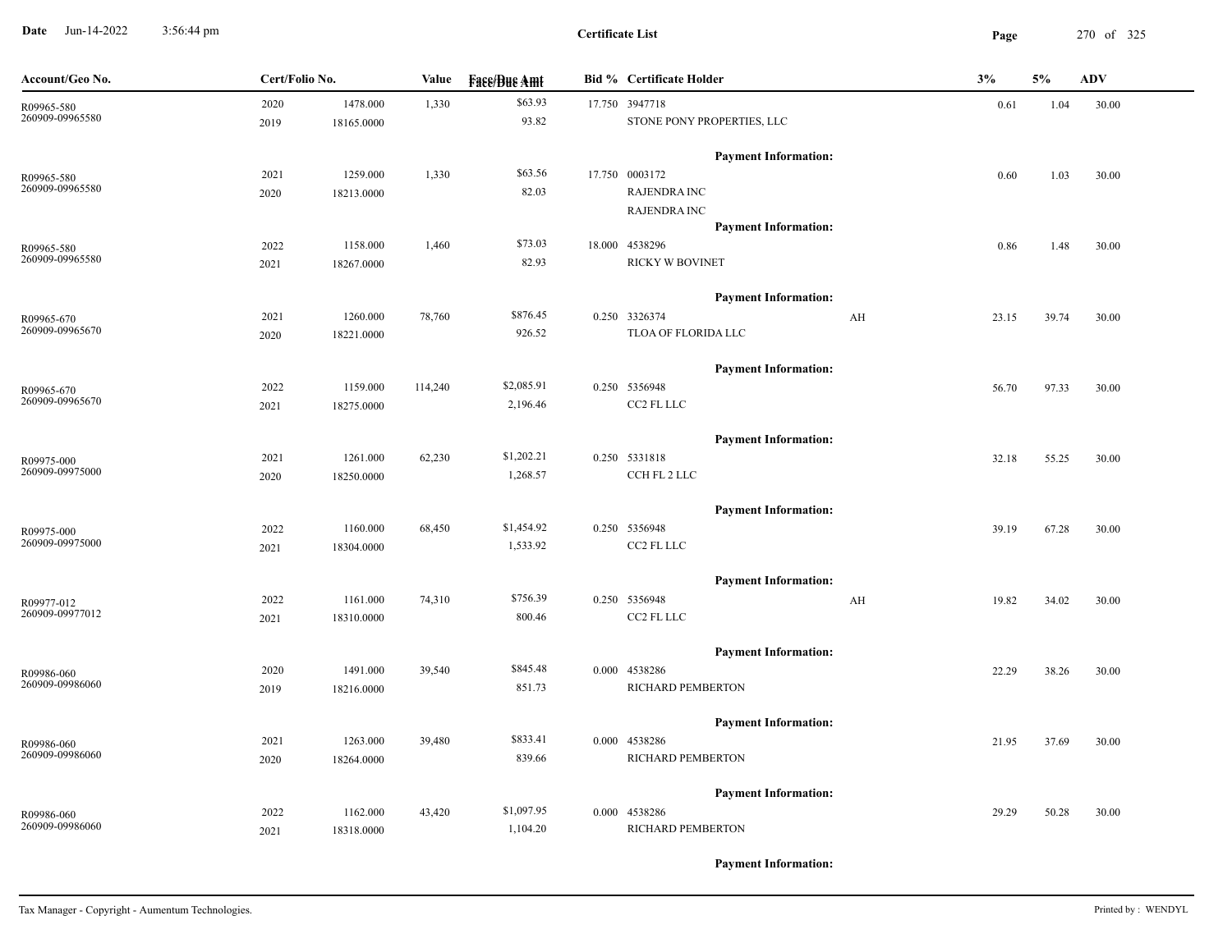# Certificate List

| Account/Geo No. | Cert/Folio No. | | Value | Face/Due Amt | Bid % | Certificate Holder | | 3% | 5% | ADV |
|---|---|---|---|---|---|---|---|---|---|---|
| R09965-580 | 2020 | 1478.000 | 1,330 | $63.93 | 17.750 | 3947718 | | 0.61 | 1.04 | 30.00 |
| 260909-09965580 | 2019 | 18165.0000 | | 93.82 | | STONE PONY PROPERTIES, LLC | | | | |
| | | | | | | **Payment Information:** | | | | |
| R09965-580 | 2021 | 1259.000 | 1,330 | $63.56 | 17.750 | 0003172 | | 0.60 | 1.03 | 30.00 |
| 260909-09965580 | 2020 | 18213.0000 | | 82.03 | | RAJENDRA INC | | | | |
| | | | | | | RAJENDRA INC | | | | |
| | | | | | | **Payment Information:** | | | | |
| R09965-580 | 2022 | 1158.000 | 1,460 | $73.03 | 18.000 | 4538296 | | 0.86 | 1.48 | 30.00 |
| 260909-09965580 | 2021 | 18267.0000 | | 82.93 | | RICKY W BOVINET | | | | |
| | | | | | | **Payment Information:** | | | | |
| R09965-670 | 2021 | 1260.000 | 78,760 | $876.45 | 0.250 | 3326374 | AH | 23.15 | 39.74 | 30.00 |
| 260909-09965670 | 2020 | 18221.0000 | | 926.52 | | TLOA OF FLORIDA LLC | | | | |
| | | | | | | **Payment Information:** | | | | |
| R09965-670 | 2022 | 1159.000 | 114,240 | $2,085.91 | 0.250 | 5356948 | | 56.70 | 97.33 | 30.00 |
| 260909-09965670 | 2021 | 18275.0000 | | 2,196.46 | | CC2 FL LLC | | | | |
| | | | | | | **Payment Information:** | | | | |
| R09975-000 | 2021 | 1261.000 | 62,230 | $1,202.21 | 0.250 | 5331818 | | 32.18 | 55.25 | 30.00 |
| 260909-09975000 | 2020 | 18250.0000 | | 1,268.57 | | CCH FL 2 LLC | | | | |
| | | | | | | **Payment Information:** | | | | |
| R09975-000 | 2022 | 1160.000 | 68,450 | $1,454.92 | 0.250 | 5356948 | | 39.19 | 67.28 | 30.00 |
| 260909-09975000 | 2021 | 18304.0000 | | 1,533.92 | | CC2 FL LLC | | | | |
| | | | | | | **Payment Information:** | | | | |
| R09977-012 | 2022 | 1161.000 | 74,310 | $756.39 | 0.250 | 5356948 | AH | 19.82 | 34.02 | 30.00 |
| 260909-09977012 | 2021 | 18310.0000 | | 800.46 | | CC2 FL LLC | | | | |
| | | | | | | **Payment Information:** | | | | |
| R09986-060 | 2020 | 1491.000 | 39,540 | $845.48 | 0.000 | 4538286 | | 22.29 | 38.26 | 30.00 |
| 260909-09986060 | 2019 | 18216.0000 | | 851.73 | | RICHARD PEMBERTON | | | | |
| | | | | | | **Payment Information:** | | | | |
| R09986-060 | 2021 | 1263.000 | 39,480 | $833.41 | 0.000 | 4538286 | | 21.95 | 37.69 | 30.00 |
| 260909-09986060 | 2020 | 18264.0000 | | 839.66 | | RICHARD PEMBERTON | | | | |
| | | | | | | **Payment Information:** | | | | |
| R09986-060 | 2022 | 1162.000 | 43,420 | $1,097.95 | 0.000 | 4538286 | | 29.29 | 50.28 | 30.00 |
| 260909-09986060 | 2021 | 18318.0000 | | 1,104.20 | | RICHARD PEMBERTON | | | | |
| | | | | | | **Payment Information:** | | | | |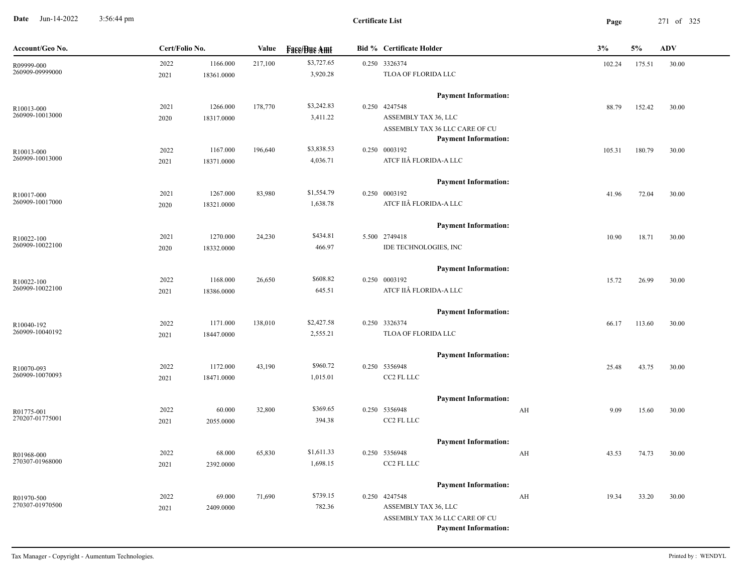**Certificate List**

| Account/Geo No. | Cert/Folio No. | | Value | Face/Due Amt | Bid % | Certificate Holder | | 3% | 5% | ADV |
|---|---|---|---|---|---|---|---|---|---|---|
| R09999-000 | 2022 | 1166.000 | 217,100 | $3,727.65 | 0.250 | 3326374 | | 102.24 | 175.51 | 30.00 |
| 260909-09999000 | 2021 | 18361.0000 | | 3,920.28 | | TLOA OF FLORIDA LLC | | | | |
| | | | | | | **Payment Information:** | | | | |
| R10013-000 | 2021 | 1266.000 | 178,770 | $3,242.83 | 0.250 | 4247548 | | 88.79 | 152.42 | 30.00 |
| 260909-10013000 | 2020 | 18317.0000 | | 3,411.22 | | ASSEMBLY TAX 36, LLC | | | | |
| | | | | | | ASSEMBLY TAX 36 LLC CARE OF CU | | | | |
| | | | | | | **Payment Information:** | | | | |
| R10013-000 | 2022 | 1167.000 | 196,640 | $3,838.53 | 0.250 | 0003192 | | 105.31 | 180.79 | 30.00 |
| 260909-10013000 | 2021 | 18371.0000 | | 4,036.71 | | ATCF IIÂ FLORIDA-A LLC | | | | |
| | | | | | | **Payment Information:** | | | | |
| R10017-000 | 2021 | 1267.000 | 83,980 | $1,554.79 | 0.250 | 0003192 | | 41.96 | 72.04 | 30.00 |
| 260909-10017000 | 2020 | 18321.0000 | | 1,638.78 | | ATCF IIÂ FLORIDA-A LLC | | | | |
| | | | | | | **Payment Information:** | | | | |
| R10022-100 | 2021 | 1270.000 | 24,230 | $434.81 | 5.500 | 2749418 | | 10.90 | 18.71 | 30.00 |
| 260909-10022100 | 2020 | 18332.0000 | | 466.97 | | IDE TECHNOLOGIES, INC | | | | |
| | | | | | | **Payment Information:** | | | | |
| R10022-100 | 2022 | 1168.000 | 26,650 | $608.82 | 0.250 | 0003192 | | 15.72 | 26.99 | 30.00 |
| 260909-10022100 | 2021 | 18386.0000 | | 645.51 | | ATCF IIÂ FLORIDA-A LLC | | | | |
| | | | | | | **Payment Information:** | | | | |
| R10040-192 | 2022 | 1171.000 | 138,010 | $2,427.58 | 0.250 | 3326374 | | 66.17 | 113.60 | 30.00 |
| 260909-10040192 | 2021 | 18447.0000 | | 2,555.21 | | TLOA OF FLORIDA LLC | | | | |
| | | | | | | **Payment Information:** | | | | |
| R10070-093 | 2022 | 1172.000 | 43,190 | $960.72 | 0.250 | 5356948 | | 25.48 | 43.75 | 30.00 |
| 260909-10070093 | 2021 | 18471.0000 | | 1,015.01 | | CC2 FL LLC | | | | |
| | | | | | | **Payment Information:** | | | | |
| R01775-001 | 2022 | 60.000 | 32,800 | $369.65 | 0.250 | 5356948 | AH | 9.09 | 15.60 | 30.00 |
| 270207-01775001 | 2021 | 2055.0000 | | 394.38 | | CC2 FL LLC | | | | |
| | | | | | | **Payment Information:** | | | | |
| R01968-000 | 2022 | 68.000 | 65,830 | $1,611.33 | 0.250 | 5356948 | AH | 43.53 | 74.73 | 30.00 |
| 270307-01968000 | 2021 | 2392.0000 | | 1,698.15 | | CC2 FL LLC | | | | |
| | | | | | | **Payment Information:** | | | | |
| R01970-500 | 2022 | 69.000 | 71,690 | $739.15 | 0.250 | 4247548 | AH | 19.34 | 33.20 | 30.00 |
| 270307-01970500 | 2021 | 2409.0000 | | 782.36 | | ASSEMBLY TAX 36, LLC | | | | |
| | | | | | | ASSEMBLY TAX 36 LLC CARE OF CU | | | | |
| | | | | | | **Payment Information:** | | | | |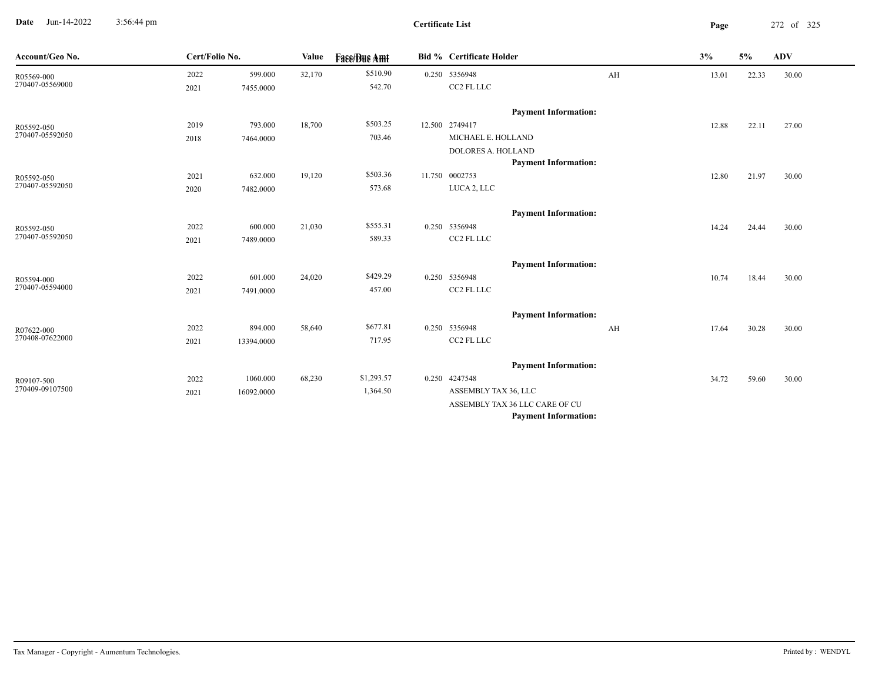**Certificate List**

Date Jun-14-2022 3:56:44 pm

| Account/Geo No. | Cert/Folio No. | | Value | Face/Due Amt | Bid % | Certificate Holder | | 3% | 5% | ADV |
|---|---|---|---|---|---|---|---|---|---|---|
| R05569-000 | 2022 | 599.000 | 32,170 | $510.90 | 0.250 | 5356948 | AH | 13.01 | 22.33 | 30.00 |
| 270407-05569000 | 2021 | 7455.0000 | | 542.70 | | CC2 FL LLC | | | | |
| | | | | | | **Payment Information:** | | | | |
| R05592-050 | 2019 | 793.000 | 18,700 | $503.25 | 12.500 | 2749417 | | 12.88 | 22.11 | 27.00 |
| 270407-05592050 | 2018 | 7464.0000 | | 703.46 | | MICHAEL E. HOLLAND | | | | |
| | | | | | | DOLORES A. HOLLAND | | | | |
| | | | | | | **Payment Information:** | | | | |
| R05592-050 | 2021 | 632.000 | 19,120 | $503.36 | 11.750 | 0002753 | | 12.80 | 21.97 | 30.00 |
| 270407-05592050 | 2020 | 7482.0000 | | 573.68 | | LUCA 2, LLC | | | | |
| | | | | | | **Payment Information:** | | | | |
| R05592-050 | 2022 | 600.000 | 21,030 | $555.31 | 0.250 | 5356948 | | 14.24 | 24.44 | 30.00 |
| 270407-05592050 | 2021 | 7489.0000 | | 589.33 | | CC2 FL LLC | | | | |
| | | | | | | **Payment Information:** | | | | |
| R05594-000 | 2022 | 601.000 | 24,020 | $429.29 | 0.250 | 5356948 | | 10.74 | 18.44 | 30.00 |
| 270407-05594000 | 2021 | 7491.0000 | | 457.00 | | CC2 FL LLC | | | | |
| | | | | | | **Payment Information:** | | | | |
| R07622-000 | 2022 | 894.000 | 58,640 | $677.81 | 0.250 | 5356948 | AH | 17.64 | 30.28 | 30.00 |
| 270408-07622000 | 2021 | 13394.0000 | | 717.95 | | CC2 FL LLC | | | | |
| | | | | | | **Payment Information:** | | | | |
| R09107-500 | 2022 | 1060.000 | 68,230 | $1,293.57 | 0.250 | 4247548 | | 34.72 | 59.60 | 30.00 |
| 270409-09107500 | 2021 | 16092.0000 | | 1,364.50 | | ASSEMBLY TAX 36, LLC | | | | |
| | | | | | | ASSEMBLY TAX 36 LLC CARE OF CU | | | | |
| | | | | | | **Payment Information:** | | | | |

Tax Manager - Copyright - Aumentum Technologies.

Printed by : WENDYL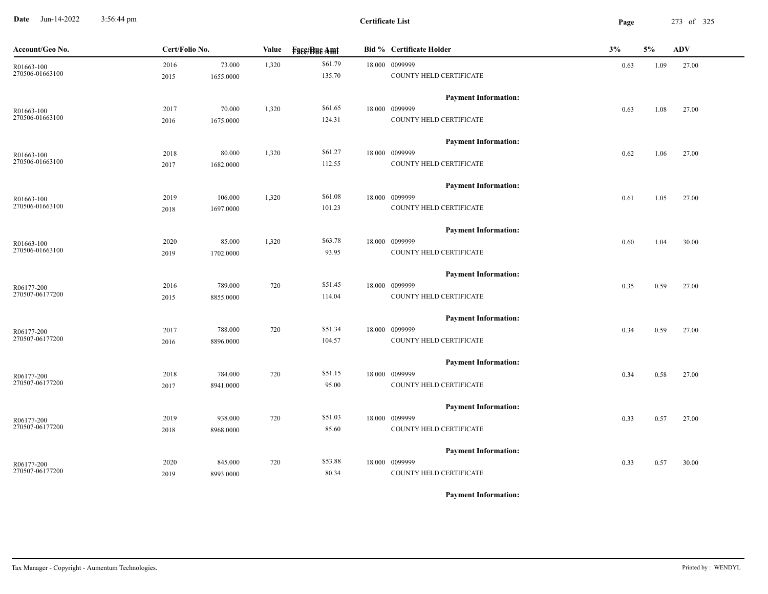| Account/Geo No. | Cert/Folio No. | | Value | Face/Due Amt | Bid % | Certificate Holder | 3% | 5% | ADV |
|---|---|---|---|---|---|---|---|---|---|
| R01663-100 | 2016 | 73.000 | 1,320 | $61.79 | 18.000 | 0099999 | 0.63 | 1.09 | 27.00 |
| 270506-01663100 | 2015 | 1655.0000 | | 135.70 | | COUNTY HELD CERTIFICATE | | | |
| | | | | | | **Payment Information:** | | | |
| R01663-100 | 2017 | 70.000 | 1,320 | $61.65 | 18.000 | 0099999 | 0.63 | 1.08 | 27.00 |
| 270506-01663100 | 2016 | 1675.0000 | | 124.31 | | COUNTY HELD CERTIFICATE | | | |
| | | | | | | **Payment Information:** | | | |
| R01663-100 | 2018 | 80.000 | 1,320 | $61.27 | 18.000 | 0099999 | 0.62 | 1.06 | 27.00 |
| 270506-01663100 | 2017 | 1682.0000 | | 112.55 | | COUNTY HELD CERTIFICATE | | | |
| | | | | | | **Payment Information:** | | | |
| R01663-100 | 2019 | 106.000 | 1,320 | $61.08 | 18.000 | 0099999 | 0.61 | 1.05 | 27.00 |
| 270506-01663100 | 2018 | 1697.0000 | | 101.23 | | COUNTY HELD CERTIFICATE | | | |
| | | | | | | **Payment Information:** | | | |
| R01663-100 | 2020 | 85.000 | 1,320 | $63.78 | 18.000 | 0099999 | 0.60 | 1.04 | 30.00 |
| 270506-01663100 | 2019 | 1702.0000 | | 93.95 | | COUNTY HELD CERTIFICATE | | | |
| | | | | | | **Payment Information:** | | | |
| R06177-200 | 2016 | 789.000 | 720 | $51.45 | 18.000 | 0099999 | 0.35 | 0.59 | 27.00 |
| 270507-06177200 | 2015 | 8855.0000 | | 114.04 | | COUNTY HELD CERTIFICATE | | | |
| | | | | | | **Payment Information:** | | | |
| R06177-200 | 2017 | 788.000 | 720 | $51.34 | 18.000 | 0099999 | 0.34 | 0.59 | 27.00 |
| 270507-06177200 | 2016 | 8896.0000 | | 104.57 | | COUNTY HELD CERTIFICATE | | | |
| | | | | | | **Payment Information:** | | | |
| R06177-200 | 2018 | 784.000 | 720 | $51.15 | 18.000 | 0099999 | 0.34 | 0.58 | 27.00 |
| 270507-06177200 | 2017 | 8941.0000 | | 95.00 | | COUNTY HELD CERTIFICATE | | | |
| | | | | | | **Payment Information:** | | | |
| R06177-200 | 2019 | 938.000 | 720 | $51.03 | 18.000 | 0099999 | 0.33 | 0.57 | 27.00 |
| 270507-06177200 | 2018 | 8968.0000 | | 85.60 | | COUNTY HELD CERTIFICATE | | | |
| | | | | | | **Payment Information:** | | | |
| R06177-200 | 2020 | 845.000 | 720 | $53.88 | 18.000 | 0099999 | 0.33 | 0.57 | 30.00 |
| 270507-06177200 | 2019 | 8993.0000 | | 80.34 | | COUNTY HELD CERTIFICATE | | | |
| | | | | | | **Payment Information:** | | | |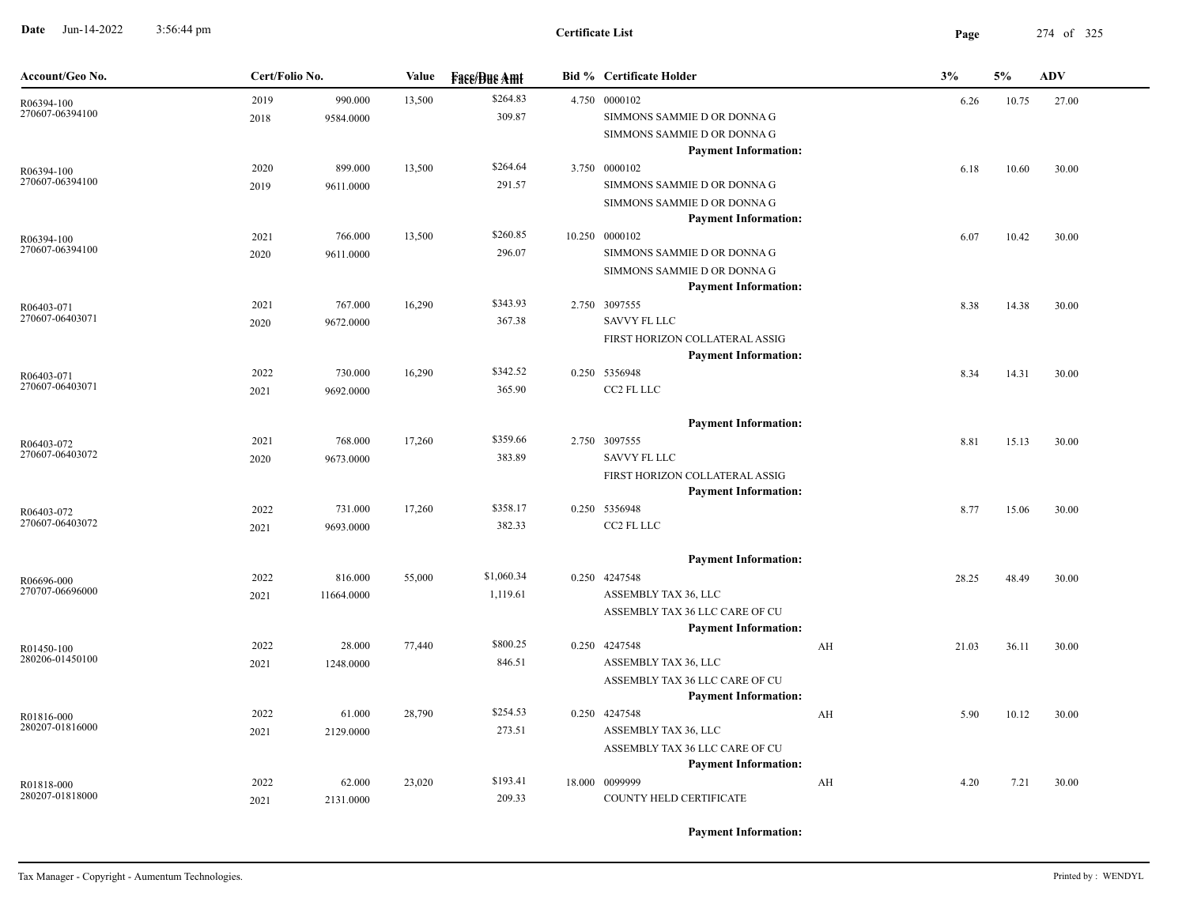**Certificate List**

| Account/Geo No. | Cert/Folio No. | | Value | Face/Due Amt | Bid % | Certificate Holder | | 3% | 5% | ADV |
|---|---|---|---|---|---|---|---|---|---|---|
| R06394-100<br>270607-06394100 | 2019<br>2018 | 990.000<br>9584.0000 | 13,500 | $264.83<br>309.87 | 4.750 | 0000102<br>SIMMONS SAMMIE D OR DONNA G<br>SIMMONS SAMMIE D OR DONNA G<br>**Payment Information:** | | 6.26 | 10.75 | 27.00 |
| R06394-100<br>270607-06394100 | 2020<br>2019 | 899.000<br>9611.0000 | 13,500 | $264.64<br>291.57 | 3.750 | 0000102<br>SIMMONS SAMMIE D OR DONNA G<br>SIMMONS SAMMIE D OR DONNA G<br>**Payment Information:** | | 6.18 | 10.60 | 30.00 |
| R06394-100<br>270607-06394100 | 2021<br>2020 | 766.000<br>9611.0000 | 13,500 | $260.85<br>296.07 | 10.250 | 0000102<br>SIMMONS SAMMIE D OR DONNA G<br>SIMMONS SAMMIE D OR DONNA G<br>**Payment Information:** | | 6.07 | 10.42 | 30.00 |
| R06403-071<br>270607-06403071 | 2021<br>2020 | 767.000<br>9672.0000 | 16,290 | $343.93<br>367.38 | 2.750 | 3097555<br>SAVVY FL LLC<br>FIRST HORIZON COLLATERAL ASSIG<br>**Payment Information:** | | 8.38 | 14.38 | 30.00 |
| R06403-071<br>270607-06403071 | 2022<br>2021 | 730.000<br>9692.0000 | 16,290 | $342.52<br>365.90 | 0.250 | 5356948<br>CC2 FL LLC<br>**Payment Information:** | | 8.34 | 14.31 | 30.00 |
| R06403-072<br>270607-06403072 | 2021<br>2020 | 768.000<br>9673.0000 | 17,260 | $359.66<br>383.89 | 2.750 | 3097555<br>SAVVY FL LLC<br>FIRST HORIZON COLLATERAL ASSIG<br>**Payment Information:** | | 8.81 | 15.13 | 30.00 |
| R06403-072<br>270607-06403072 | 2022<br>2021 | 731.000<br>9693.0000 | 17,260 | $358.17<br>382.33 | 0.250 | 5356948<br>CC2 FL LLC<br>**Payment Information:** | | 8.77 | 15.06 | 30.00 |
| R06696-000<br>270707-06696000 | 2022<br>2021 | 816.000<br>11664.0000 | 55,000 | $1,060.34<br>1,119.61 | 0.250 | 4247548<br>ASSEMBLY TAX 36, LLC<br>ASSEMBLY TAX 36 LLC CARE OF CU<br>**Payment Information:** | | 28.25 | 48.49 | 30.00 |
| R01450-100<br>280206-01450100 | 2022<br>2021 | 28.000<br>1248.0000 | 77,440 | $800.25<br>846.51 | 0.250 | 4247548<br>ASSEMBLY TAX 36, LLC<br>ASSEMBLY TAX 36 LLC CARE OF CU<br>**Payment Information:** | AH | 21.03 | 36.11 | 30.00 |
| R01816-000<br>280207-01816000 | 2022<br>2021 | 61.000<br>2129.0000 | 28,790 | $254.53<br>273.51 | 0.250 | 4247548<br>ASSEMBLY TAX 36, LLC<br>ASSEMBLY TAX 36 LLC CARE OF CU<br>**Payment Information:** | AH | 5.90 | 10.12 | 30.00 |
| R01818-000<br>280207-01818000 | 2022<br>2021 | 62.000<br>2131.0000 | 23,020 | $193.41<br>209.33 | 18.000 | 0099999<br>COUNTY HELD CERTIFICATE<br>**Payment Information:** | AH | 4.20 | 7.21 | 30.00 |

Tax Manager - Copyright - Aumentum Technologies. Printed by : WENDYL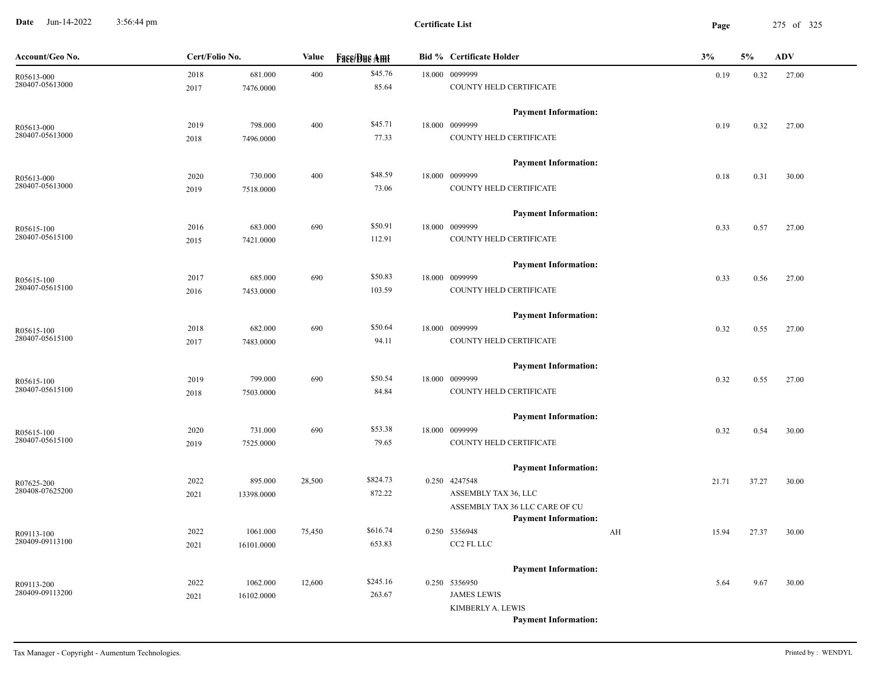**Certificate List**

| Account/Geo No. | Cert/Folio No. | | Value | Face/Due Amt | Bid % | Certificate Holder | | 3% | 5% | ADV |
|---|---|---|---|---|---|---|---|---|---|---|
| R05613-000<br>280407-05613000 | 2018<br>2017 | 681.000<br>7476.0000 | 400 | $45.76<br>85.64 | 18.000 | 0099999<br>COUNTY HELD CERTIFICATE<br>**Payment Information:** | | 0.19 | 0.32 | 27.00 |
| R05613-000<br>280407-05613000 | 2019<br>2018 | 798.000<br>7496.0000 | 400 | $45.71<br>77.33 | 18.000 | 0099999<br>COUNTY HELD CERTIFICATE<br>**Payment Information:** | | 0.19 | 0.32 | 27.00 |
| R05613-000<br>280407-05613000 | 2020<br>2019 | 730.000<br>7518.0000 | 400 | $48.59<br>73.06 | 18.000 | 0099999<br>COUNTY HELD CERTIFICATE<br>**Payment Information:** | | 0.18 | 0.31 | 30.00 |
| R05615-100<br>280407-05615100 | 2016<br>2015 | 683.000<br>7421.0000 | 690 | $50.91<br>112.91 | 18.000 | 0099999<br>COUNTY HELD CERTIFICATE<br>**Payment Information:** | | 0.33 | 0.57 | 27.00 |
| R05615-100<br>280407-05615100 | 2017<br>2016 | 685.000<br>7453.0000 | 690 | $50.83<br>103.59 | 18.000 | 0099999<br>COUNTY HELD CERTIFICATE<br>**Payment Information:** | | 0.33 | 0.56 | 27.00 |
| R05615-100<br>280407-05615100 | 2018<br>2017 | 682.000<br>7483.0000 | 690 | $50.64<br>94.11 | 18.000 | 0099999<br>COUNTY HELD CERTIFICATE<br>**Payment Information:** | | 0.32 | 0.55 | 27.00 |
| R05615-100<br>280407-05615100 | 2019<br>2018 | 799.000<br>7503.0000 | 690 | $50.54<br>84.84 | 18.000 | 0099999<br>COUNTY HELD CERTIFICATE<br>**Payment Information:** | | 0.32 | 0.55 | 27.00 |
| R05615-100<br>280407-05615100 | 2020<br>2019 | 731.000<br>7525.0000 | 690 | $53.38<br>79.65 | 18.000 | 0099999<br>COUNTY HELD CERTIFICATE<br>**Payment Information:** | | 0.32 | 0.54 | 30.00 |
| R07625-200<br>280408-07625200 | 2022<br>2021 | 895.000<br>13398.0000 | 28,500 | $824.73<br>872.22 | 0.250 | 4247548<br>ASSEMBLY TAX 36, LLC<br>ASSEMBLY TAX 36 LLC CARE OF CU<br>**Payment Information:** | | 21.71 | 37.27 | 30.00 |
| R09113-100<br>280409-09113100 | 2022<br>2021 | 1061.000<br>16101.0000 | 75,450 | $616.74<br>653.83 | 0.250 | 5356948<br>CC2 FL LLC<br>**Payment Information:** | AH | 15.94 | 27.37 | 30.00 |
| R09113-200<br>280409-09113200 | 2022<br>2021 | 1062.000<br>16102.0000 | 12,600 | $245.16<br>263.67 | 0.250 | 5356950<br>JAMES LEWIS<br>KIMBERLY A. LEWIS<br>**Payment Information:** | | 5.64 | 9.67 | 30.00 |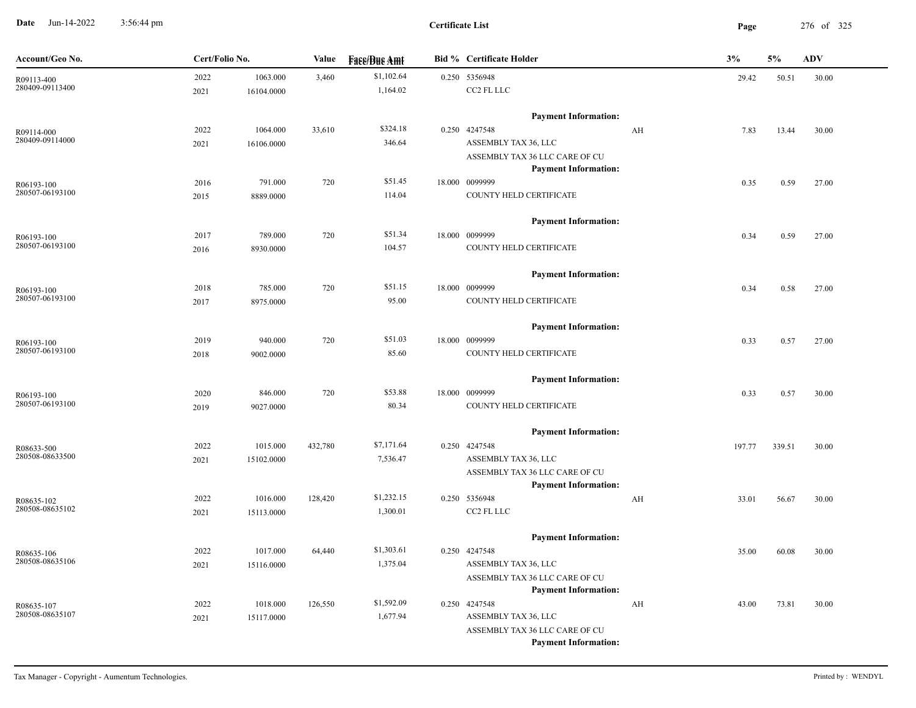**Certificate List**

| Account/Geo No. | Cert/Folio No. | | Value | Face/Due Amt | Bid % | Certificate Holder | | 3% | 5% | ADV |
|---|---|---|---|---|---|---|---|---|---|---|
| R09113-400 | 2022 | 1063.000 | 3,460 | $1,102.64 | 0.250 | 5356948 | | 29.42 | 50.51 | 30.00 |
| 280409-09113400 | 2021 | 16104.0000 | | 1,164.02 | | CC2 FL LLC | | | | |
| | | | | | | **Payment Information:** | | | | |
| R09114-000 | 2022 | 1064.000 | 33,610 | $324.18 | 0.250 | 4247548 | AH | 7.83 | 13.44 | 30.00 |
| 280409-09114000 | 2021 | 16106.0000 | | 346.64 | | ASSEMBLY TAX 36, LLC | | | | |
| | | | | | | ASSEMBLY TAX 36 LLC CARE OF CU | | | | |
| | | | | | | **Payment Information:** | | | | |
| R06193-100 | 2016 | 791.000 | 720 | $51.45 | 18.000 | 0099999 | | 0.35 | 0.59 | 27.00 |
| 280507-06193100 | 2015 | 8889.0000 | | 114.04 | | COUNTY HELD CERTIFICATE | | | | |
| | | | | | | **Payment Information:** | | | | |
| R06193-100 | 2017 | 789.000 | 720 | $51.34 | 18.000 | 0099999 | | 0.34 | 0.59 | 27.00 |
| 280507-06193100 | 2016 | 8930.0000 | | 104.57 | | COUNTY HELD CERTIFICATE | | | | |
| | | | | | | **Payment Information:** | | | | |
| R06193-100 | 2018 | 785.000 | 720 | $51.15 | 18.000 | 0099999 | | 0.34 | 0.58 | 27.00 |
| 280507-06193100 | 2017 | 8975.0000 | | 95.00 | | COUNTY HELD CERTIFICATE | | | | |
| | | | | | | **Payment Information:** | | | | |
| R06193-100 | 2019 | 940.000 | 720 | $51.03 | 18.000 | 0099999 | | 0.33 | 0.57 | 27.00 |
| 280507-06193100 | 2018 | 9002.0000 | | 85.60 | | COUNTY HELD CERTIFICATE | | | | |
| | | | | | | **Payment Information:** | | | | |
| R06193-100 | 2020 | 846.000 | 720 | $53.88 | 18.000 | 0099999 | | 0.33 | 0.57 | 30.00 |
| 280507-06193100 | 2019 | 9027.0000 | | 80.34 | | COUNTY HELD CERTIFICATE | | | | |
| | | | | | | **Payment Information:** | | | | |
| R08633-500 | 2022 | 1015.000 | 432,780 | $7,171.64 | 0.250 | 4247548 | | 197.77 | 339.51 | 30.00 |
| 280508-08633500 | 2021 | 15102.0000 | | 7,536.47 | | ASSEMBLY TAX 36, LLC | | | | |
| | | | | | | ASSEMBLY TAX 36 LLC CARE OF CU | | | | |
| | | | | | | **Payment Information:** | | | | |
| R08635-102 | 2022 | 1016.000 | 128,420 | $1,232.15 | 0.250 | 5356948 | AH | 33.01 | 56.67 | 30.00 |
| 280508-08635102 | 2021 | 15113.0000 | | 1,300.01 | | CC2 FL LLC | | | | |
| | | | | | | **Payment Information:** | | | | |
| R08635-106 | 2022 | 1017.000 | 64,440 | $1,303.61 | 0.250 | 4247548 | | 35.00 | 60.08 | 30.00 |
| 280508-08635106 | 2021 | 15116.0000 | | 1,375.04 | | ASSEMBLY TAX 36, LLC | | | | |
| | | | | | | ASSEMBLY TAX 36 LLC CARE OF CU | | | | |
| | | | | | | **Payment Information:** | | | | |
| R08635-107 | 2022 | 1018.000 | 126,550 | $1,592.09 | 0.250 | 4247548 | AH | 43.00 | 73.81 | 30.00 |
| 280508-08635107 | 2021 | 15117.0000 | | 1,677.94 | | ASSEMBLY TAX 36, LLC | | | | |
| | | | | | | ASSEMBLY TAX 36 LLC CARE OF CU | | | | |
| | | | | | | **Payment Information:** | | | | |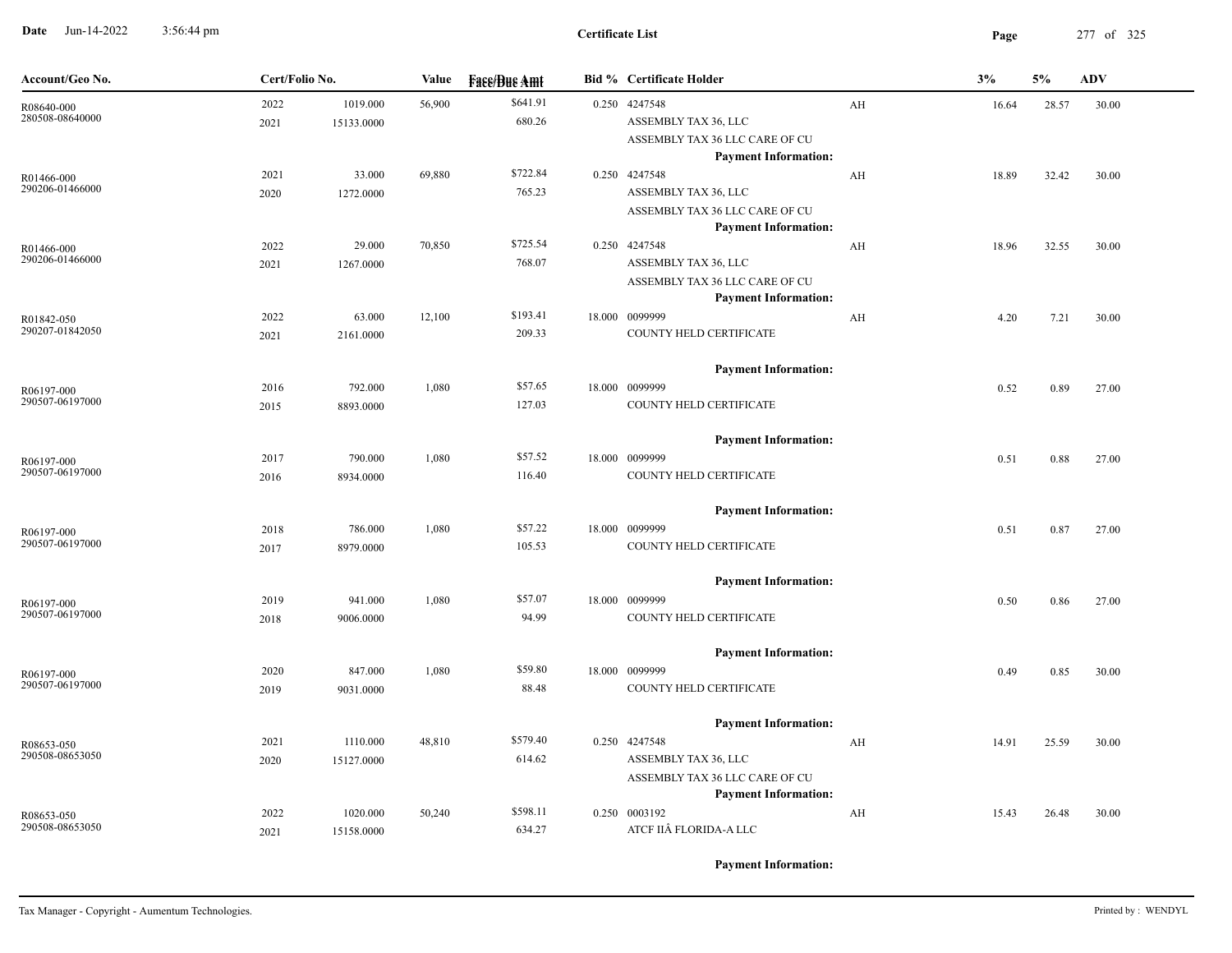**Certificate List**

| Account/Geo No. | Cert/Folio No. | | Value | Face/Due Amt | Bid % | Certificate Holder | | 3% | 5% | ADV |
|---|---|---|---|---|---|---|---|---|---|---|
| R08640-000<br>280508-08640000 | 2022<br>2021 | 1019.000<br>15133.0000 | 56,900 | $641.91<br>680.26 | 0.250 | 4247548<br>ASSEMBLY TAX 36, LLC<br>ASSEMBLY TAX 36 LLC CARE OF CU<br>**Payment Information:** | AH | 16.64 | 28.57 | 30.00 |
| R01466-000<br>290206-01466000 | 2021<br>2020 | 33.000<br>1272.0000 | 69,880 | $722.84<br>765.23 | 0.250 | 4247548<br>ASSEMBLY TAX 36, LLC<br>ASSEMBLY TAX 36 LLC CARE OF CU<br>**Payment Information:** | AH | 18.89 | 32.42 | 30.00 |
| R01466-000<br>290206-01466000 | 2022<br>2021 | 29.000<br>1267.0000 | 70,850 | $725.54<br>768.07 | 0.250 | 4247548<br>ASSEMBLY TAX 36, LLC<br>ASSEMBLY TAX 36 LLC CARE OF CU<br>**Payment Information:** | AH | 18.96 | 32.55 | 30.00 |
| R01842-050<br>290207-01842050 | 2022<br>2021 | 63.000<br>2161.0000 | 12,100 | $193.41<br>209.33 | 18.000 | 0099999<br>COUNTY HELD CERTIFICATE<br>**Payment Information:** | AH | 4.20 | 7.21 | 30.00 |
| R06197-000<br>290507-06197000 | 2016<br>2015 | 792.000<br>8893.0000 | 1,080 | $57.65<br>127.03 | 18.000 | 0099999<br>COUNTY HELD CERTIFICATE<br>**Payment Information:** | | 0.52 | 0.89 | 27.00 |
| R06197-000<br>290507-06197000 | 2017<br>2016 | 790.000<br>8934.0000 | 1,080 | $57.52<br>116.40 | 18.000 | 0099999<br>COUNTY HELD CERTIFICATE<br>**Payment Information:** | | 0.51 | 0.88 | 27.00 |
| R06197-000<br>290507-06197000 | 2018<br>2017 | 786.000<br>8979.0000 | 1,080 | $57.22<br>105.53 | 18.000 | 0099999<br>COUNTY HELD CERTIFICATE<br>**Payment Information:** | | 0.51 | 0.87 | 27.00 |
| R06197-000<br>290507-06197000 | 2019<br>2018 | 941.000<br>9006.0000 | 1,080 | $57.07<br>94.99 | 18.000 | 0099999<br>COUNTY HELD CERTIFICATE<br>**Payment Information:** | | 0.50 | 0.86 | 27.00 |
| R06197-000<br>290507-06197000 | 2020<br>2019 | 847.000<br>9031.0000 | 1,080 | $59.80<br>88.48 | 18.000 | 0099999<br>COUNTY HELD CERTIFICATE<br>**Payment Information:** | | 0.49 | 0.85 | 30.00 |
| R08653-050<br>290508-08653050 | 2021<br>2020 | 1110.000<br>15127.0000 | 48,810 | $579.40<br>614.62 | 0.250 | 4247548<br>ASSEMBLY TAX 36, LLC<br>ASSEMBLY TAX 36 LLC CARE OF CU<br>**Payment Information:** | AH | 14.91 | 25.59 | 30.00 |
| R08653-050<br>290508-08653050 | 2022<br>2021 | 1020.000<br>15158.0000 | 50,240 | $598.11<br>634.27 | 0.250 | 0003192<br>ATCF IIÂ FLORIDA-A LLC<br>**Payment Information:** | AH | 15.43 | 26.48 | 30.00 |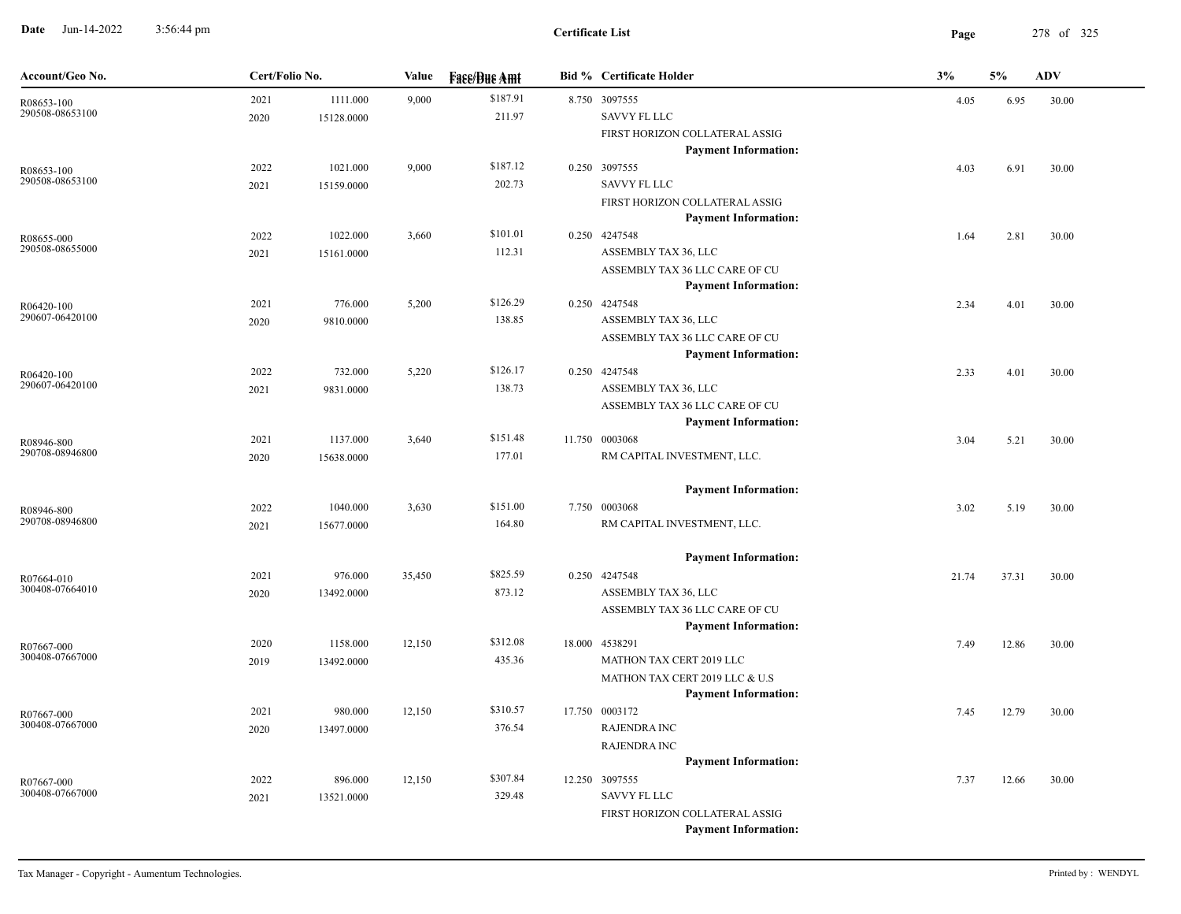**Certificate List**

| Account/Geo No. | Cert/Folio No. | | Value | Face/Due Amt | Bid % | Certificate Holder | 3% | 5% | ADV |
|---|---|---|---|---|---|---|---|---|---|
| R08653-100<br>290508-08653100 | 2021<br>2020 | 1111.000<br>15128.0000 | 9,000 | $187.91<br>211.97 | 8.750 | 3097555<br>SAVVY FL LLC<br>FIRST HORIZON COLLATERAL ASSIG<br>**Payment Information:** | 4.05 | 6.95 | 30.00 |
| R08653-100<br>290508-08653100 | 2022<br>2021 | 1021.000<br>15159.0000 | 9,000 | $187.12<br>202.73 | 0.250 | 3097555<br>SAVVY FL LLC<br>FIRST HORIZON COLLATERAL ASSIG<br>**Payment Information:** | 4.03 | 6.91 | 30.00 |
| R08655-000<br>290508-08655000 | 2022<br>2021 | 1022.000<br>15161.0000 | 3,660 | $101.01<br>112.31 | 0.250 | 4247548<br>ASSEMBLY TAX 36, LLC<br>ASSEMBLY TAX 36 LLC CARE OF CU<br>**Payment Information:** | 1.64 | 2.81 | 30.00 |
| R06420-100<br>290607-06420100 | 2021<br>2020 | 776.000<br>9810.0000 | 5,200 | $126.29<br>138.85 | 0.250 | 4247548<br>ASSEMBLY TAX 36, LLC<br>ASSEMBLY TAX 36 LLC CARE OF CU<br>**Payment Information:** | 2.34 | 4.01 | 30.00 |
| R06420-100<br>290607-06420100 | 2022<br>2021 | 732.000<br>9831.0000 | 5,220 | $126.17<br>138.73 | 0.250 | 4247548<br>ASSEMBLY TAX 36, LLC<br>ASSEMBLY TAX 36 LLC CARE OF CU<br>**Payment Information:** | 2.33 | 4.01 | 30.00 |
| R08946-800<br>290708-08946800 | 2021<br>2020 | 1137.000<br>15638.0000 | 3,640 | $151.48<br>177.01 | 11.750 | 0003068<br>RM CAPITAL INVESTMENT, LLC.<br>**Payment Information:** | 3.04 | 5.21 | 30.00 |
| R08946-800<br>290708-08946800 | 2022<br>2021 | 1040.000<br>15677.0000 | 3,630 | $151.00<br>164.80 | 7.750 | 0003068<br>RM CAPITAL INVESTMENT, LLC.<br>**Payment Information:** | 3.02 | 5.19 | 30.00 |
| R07664-010<br>300408-07664010 | 2021<br>2020 | 976.000<br>13492.0000 | 35,450 | $825.59<br>873.12 | 0.250 | 4247548<br>ASSEMBLY TAX 36, LLC<br>ASSEMBLY TAX 36 LLC CARE OF CU<br>**Payment Information:** | 21.74 | 37.31 | 30.00 |
| R07667-000<br>300408-07667000 | 2020<br>2019 | 1158.000<br>13492.0000 | 12,150 | $312.08<br>435.36 | 18.000 | 4538291<br>MATHON TAX CERT 2019 LLC<br>MATHON TAX CERT 2019 LLC & U.S<br>**Payment Information:** | 7.49 | 12.86 | 30.00 |
| R07667-000<br>300408-07667000 | 2021<br>2020 | 980.000<br>13497.0000 | 12,150 | $310.57<br>376.54 | 17.750 | 0003172<br>RAJENDRA INC<br>RAJENDRA INC<br>**Payment Information:** | 7.45 | 12.79 | 30.00 |
| R07667-000<br>300408-07667000 | 2022<br>2021 | 896.000<br>13521.0000 | 12,150 | $307.84<br>329.48 | 12.250 | 3097555<br>SAVVY FL LLC<br>FIRST HORIZON COLLATERAL ASSIG<br>**Payment Information:** | 7.37 | 12.66 | 30.00 |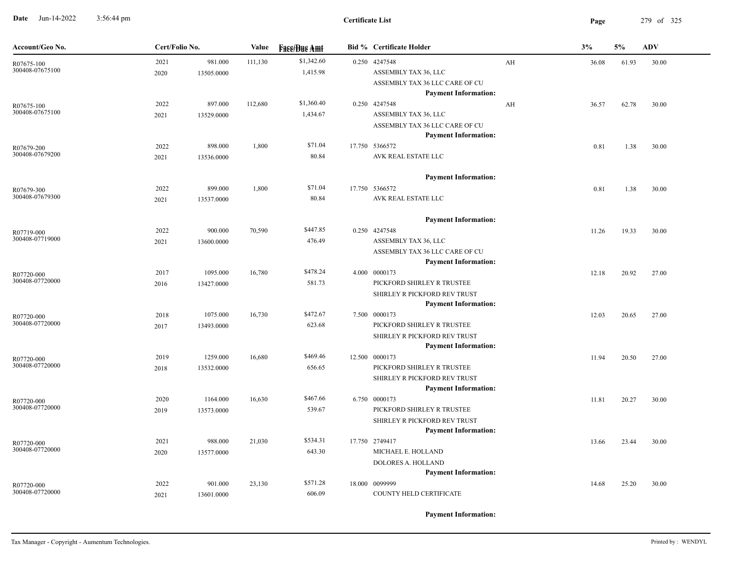## Certificate List

| Account/Geo No. | Cert/Folio No. | | Value | Face/Due Amt | Bid % | Certificate Holder | | 3% | 5% | ADV |
|---|---|---|---|---|---|---|---|---|---|---|
| R07675-100<br>300408-07675100 | 2021<br>2020 | 981.000<br>13505.0000 | 111,130 | $1,342.60<br>1,415.98 | 0.250 | 4247548<br>ASSEMBLY TAX 36, LLC<br>ASSEMBLY TAX 36 LLC CARE OF CU<br>**Payment Information:** | AH | 36.08 | 61.93 | 30.00 |
| R07675-100<br>300408-07675100 | 2022<br>2021 | 897.000<br>13529.0000 | 112,680 | $1,360.40<br>1,434.67 | 0.250 | 4247548<br>ASSEMBLY TAX 36, LLC<br>ASSEMBLY TAX 36 LLC CARE OF CU<br>**Payment Information:** | AH | 36.57 | 62.78 | 30.00 |
| R07679-200<br>300408-07679200 | 2022<br>2021 | 898.000<br>13536.0000 | 1,800 | $71.04<br>80.84 | 17.750 | 5366572<br>AVK REAL ESTATE LLC<br>**Payment Information:** | | 0.81 | 1.38 | 30.00 |
| R07679-300<br>300408-07679300 | 2022<br>2021 | 899.000<br>13537.0000 | 1,800 | $71.04<br>80.84 | 17.750 | 5366572<br>AVK REAL ESTATE LLC<br>**Payment Information:** | | 0.81 | 1.38 | 30.00 |
| R07719-000<br>300408-07719000 | 2022<br>2021 | 900.000<br>13600.0000 | 70,590 | $447.85<br>476.49 | 0.250 | 4247548<br>ASSEMBLY TAX 36, LLC<br>ASSEMBLY TAX 36 LLC CARE OF CU<br>**Payment Information:** | | 11.26 | 19.33 | 30.00 |
| R07720-000<br>300408-07720000 | 2017<br>2016 | 1095.000<br>13427.0000 | 16,780 | $478.24<br>581.73 | 4.000 | 0000173<br>PICKFORD SHIRLEY R TRUSTEE<br>SHIRLEY R PICKFORD REV TRUST<br>**Payment Information:** | | 12.18 | 20.92 | 27.00 |
| R07720-000<br>300408-07720000 | 2018<br>2017 | 1075.000<br>13493.0000 | 16,730 | $472.67<br>623.68 | 7.500 | 0000173<br>PICKFORD SHIRLEY R TRUSTEE<br>SHIRLEY R PICKFORD REV TRUST<br>**Payment Information:** | | 12.03 | 20.65 | 27.00 |
| R07720-000<br>300408-07720000 | 2019<br>2018 | 1259.000<br>13532.0000 | 16,680 | $469.46<br>656.65 | 12.500 | 0000173<br>PICKFORD SHIRLEY R TRUSTEE<br>SHIRLEY R PICKFORD REV TRUST<br>**Payment Information:** | | 11.94 | 20.50 | 27.00 |
| R07720-000<br>300408-07720000 | 2020<br>2019 | 1164.000<br>13573.0000 | 16,630 | $467.66<br>539.67 | 6.750 | 0000173<br>PICKFORD SHIRLEY R TRUSTEE<br>SHIRLEY R PICKFORD REV TRUST<br>**Payment Information:** | | 11.81 | 20.27 | 30.00 |
| R07720-000<br>300408-07720000 | 2021<br>2020 | 988.000<br>13577.0000 | 21,030 | $534.31<br>643.30 | 17.750 | 2749417<br>MICHAEL E. HOLLAND<br>DOLORES A. HOLLAND<br>**Payment Information:** | | 13.66 | 23.44 | 30.00 |
| R07720-000<br>300408-07720000 | 2022<br>2021 | 901.000<br>13601.0000 | 23,130 | $571.28<br>606.09 | 18.000 | 0099999<br>COUNTY HELD CERTIFICATE<br>**Payment Information:** | | 14.68 | 25.20 | 30.00 |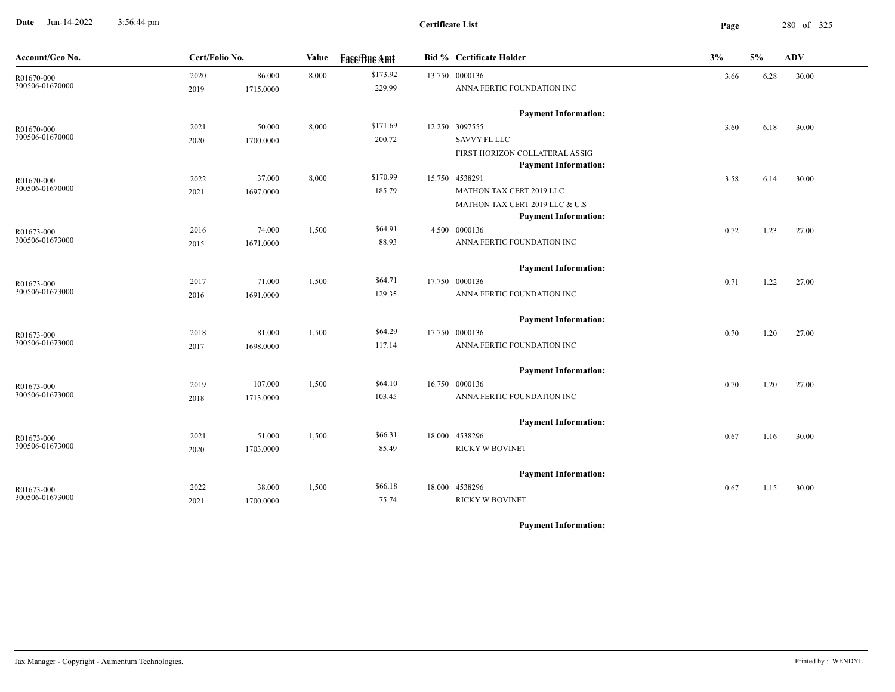**Date** Jun-14-2022 3:56:44 pm

**Certificate List**

| Account/Geo No. | Cert/Folio No. | | Value | Face/Due Amt | Bid % | Certificate Holder | 3% | 5% | ADV |
|---|---|---|---|---|---|---|---|---|---|
| R01670-000 | 2020 | 86.000 | 8,000 | $173.92 | 13.750 | 0000136 | 3.66 | 6.28 | 30.00 |
| 300506-01670000 | 2019 | 1715.0000 | | 229.99 | | ANNA FERTIC FOUNDATION INC | | | |
| | | | | | | **Payment Information:** | | | |
| R01670-000 | 2021 | 50.000 | 8,000 | $171.69 | 12.250 | 3097555 | 3.60 | 6.18 | 30.00 |
| 300506-01670000 | 2020 | 1700.0000 | | 200.72 | | SAVVY FL LLC | | | |
| | | | | | | FIRST HORIZON COLLATERAL ASSIG | | | |
| | | | | | | **Payment Information:** | | | |
| R01670-000 | 2022 | 37.000 | 8,000 | $170.99 | 15.750 | 4538291 | 3.58 | 6.14 | 30.00 |
| 300506-01670000 | 2021 | 1697.0000 | | 185.79 | | MATHON TAX CERT 2019 LLC | | | |
| | | | | | | MATHON TAX CERT 2019 LLC & U.S | | | |
| | | | | | | **Payment Information:** | | | |
| R01673-000 | 2016 | 74.000 | 1,500 | $64.91 | 4.500 | 0000136 | 0.72 | 1.23 | 27.00 |
| 300506-01673000 | 2015 | 1671.0000 | | 88.93 | | ANNA FERTIC FOUNDATION INC | | | |
| | | | | | | **Payment Information:** | | | |
| R01673-000 | 2017 | 71.000 | 1,500 | $64.71 | 17.750 | 0000136 | 0.71 | 1.22 | 27.00 |
| 300506-01673000 | 2016 | 1691.0000 | | 129.35 | | ANNA FERTIC FOUNDATION INC | | | |
| | | | | | | **Payment Information:** | | | |
| R01673-000 | 2018 | 81.000 | 1,500 | $64.29 | 17.750 | 0000136 | 0.70 | 1.20 | 27.00 |
| 300506-01673000 | 2017 | 1698.0000 | | 117.14 | | ANNA FERTIC FOUNDATION INC | | | |
| | | | | | | **Payment Information:** | | | |
| R01673-000 | 2019 | 107.000 | 1,500 | $64.10 | 16.750 | 0000136 | 0.70 | 1.20 | 27.00 |
| 300506-01673000 | 2018 | 1713.0000 | | 103.45 | | ANNA FERTIC FOUNDATION INC | | | |
| | | | | | | **Payment Information:** | | | |
| R01673-000 | 2021 | 51.000 | 1,500 | $66.31 | 18.000 | 4538296 | 0.67 | 1.16 | 30.00 |
| 300506-01673000 | 2020 | 1703.0000 | | 85.49 | | RICKY W BOVINET | | | |
| | | | | | | **Payment Information:** | | | |
| R01673-000 | 2022 | 38.000 | 1,500 | $66.18 | 18.000 | 4538296 | 0.67 | 1.15 | 30.00 |
| 300506-01673000 | 2021 | 1700.0000 | | 75.74 | | RICKY W BOVINET | | | |
| | | | | | | **Payment Information:** | | | |

Tax Manager - Copyright - Aumentum Technologies. Printed by : WENDYL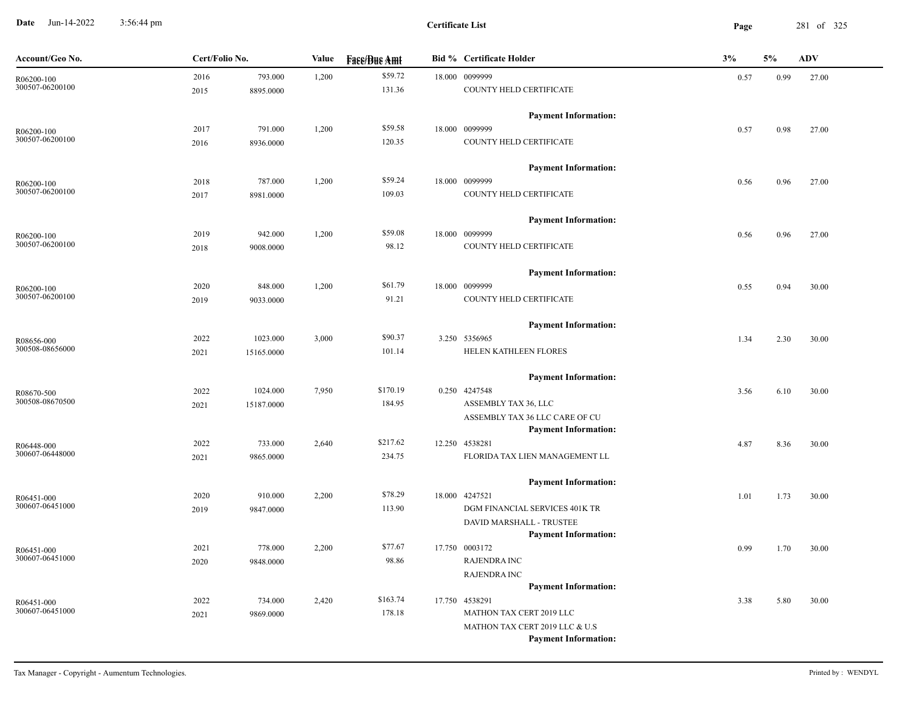**Certificate List**

Date Jun-14-2022 3:56:44 pm

| Account/Geo No. | Cert/Folio No. | | Value | Face/Due Amt | Bid % | Certificate Holder | 3% | 5% | ADV |
|---|---|---|---|---|---|---|---|---|---|
| R06200-100<br>300507-06200100 | 2016<br>2015 | 793.000<br>8895.0000 | 1,200 | $59.72<br>131.36 | 18.000 | 0099999<br>COUNTY HELD CERTIFICATE<br>**Payment Information:** | 0.57 | 0.99 | 27.00 |
| R06200-100<br>300507-06200100 | 2017<br>2016 | 791.000<br>8936.0000 | 1,200 | $59.58<br>120.35 | 18.000 | 0099999<br>COUNTY HELD CERTIFICATE<br>**Payment Information:** | 0.57 | 0.98 | 27.00 |
| R06200-100<br>300507-06200100 | 2018<br>2017 | 787.000<br>8981.0000 | 1,200 | $59.24<br>109.03 | 18.000 | 0099999<br>COUNTY HELD CERTIFICATE<br>**Payment Information:** | 0.56 | 0.96 | 27.00 |
| R06200-100<br>300507-06200100 | 2019<br>2018 | 942.000<br>9008.0000 | 1,200 | $59.08<br>98.12 | 18.000 | 0099999<br>COUNTY HELD CERTIFICATE<br>**Payment Information:** | 0.56 | 0.96 | 27.00 |
| R06200-100<br>300507-06200100 | 2020<br>2019 | 848.000<br>9033.0000 | 1,200 | $61.79<br>91.21 | 18.000 | 0099999<br>COUNTY HELD CERTIFICATE<br>**Payment Information:** | 0.55 | 0.94 | 30.00 |
| R08656-000<br>300508-08656000 | 2022<br>2021 | 1023.000<br>15165.0000 | 3,000 | $90.37<br>101.14 | 3.250 | 5356965<br>HELEN KATHLEEN FLORES<br>**Payment Information:** | 1.34 | 2.30 | 30.00 |
| R08670-500<br>300508-08670500 | 2022<br>2021 | 1024.000<br>15187.0000 | 7,950 | $170.19<br>184.95 | 0.250 | 4247548<br>ASSEMBLY TAX 36, LLC<br>ASSEMBLY TAX 36 LLC CARE OF CU<br>**Payment Information:** | 3.56 | 6.10 | 30.00 |
| R06448-000<br>300607-06448000 | 2022<br>2021 | 733.000<br>9865.0000 | 2,640 | $217.62<br>234.75 | 12.250 | 4538281<br>FLORIDA TAX LIEN MANAGEMENT LL<br>**Payment Information:** | 4.87 | 8.36 | 30.00 |
| R06451-000<br>300607-06451000 | 2020<br>2019 | 910.000<br>9847.0000 | 2,200 | $78.29<br>113.90 | 18.000 | 4247521<br>DGM FINANCIAL SERVICES 401K TR<br>DAVID MARSHALL - TRUSTEE<br>**Payment Information:** | 1.01 | 1.73 | 30.00 |
| R06451-000<br>300607-06451000 | 2021<br>2020 | 778.000<br>9848.0000 | 2,200 | $77.67<br>98.86 | 17.750 | 0003172<br>RAJENDRA INC<br>RAJENDRA INC<br>**Payment Information:** | 0.99 | 1.70 | 30.00 |
| R06451-000<br>300607-06451000 | 2022<br>2021 | 734.000<br>9869.0000 | 2,420 | $163.74<br>178.18 | 17.750 | 4538291<br>MATHON TAX CERT 2019 LLC<br>MATHON TAX CERT 2019 LLC & U.S<br>**Payment Information:** | 3.38 | 5.80 | 30.00 |

Tax Manager - Copyright - Aumentum Technologies. Printed by : WENDYL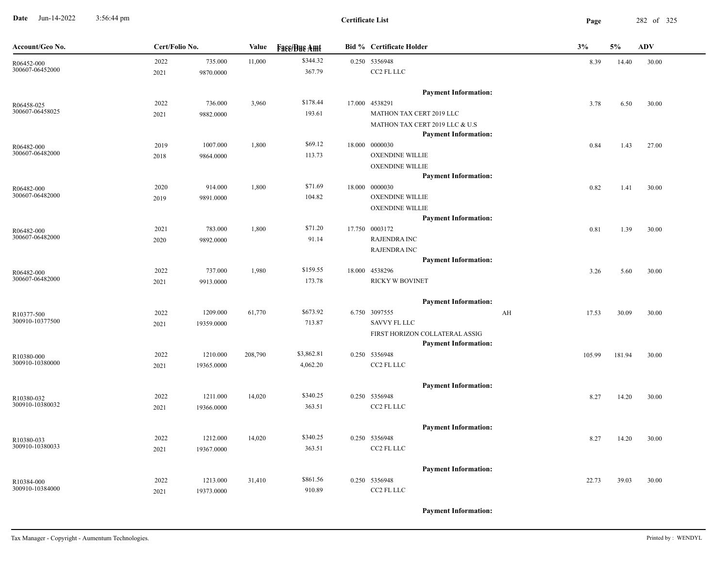**Certificate List**

| Account/Geo No. | Cert/Folio No. | | Value | Face/Due Amt | Bid % | Certificate Holder | | 3% | 5% | ADV |
|---|---|---|---|---|---|---|---|---|---|---|
| R06452-000 | 2022 | 735.000 | 11,000 | $344.32 | 0.250 | 5356948 | | 8.39 | 14.40 | 30.00 |
| 300607-06452000 | 2021 | 9870.0000 | | 367.79 | | CC2 FL LLC | | | | |
| | | | | | | **Payment Information:** | | | | |
| R06458-025 | 2022 | 736.000 | 3,960 | $178.44 | 17.000 | 4538291 | | 3.78 | 6.50 | 30.00 |
| 300607-06458025 | 2021 | 9882.0000 | | 193.61 | | MATHON TAX CERT 2019 LLC | | | | |
| | | | | | | MATHON TAX CERT 2019 LLC & U.S | | | | |
| | | | | | | **Payment Information:** | | | | |
| R06482-000 | 2019 | 1007.000 | 1,800 | $69.12 | 18.000 | 0000030 | | 0.84 | 1.43 | 27.00 |
| 300607-06482000 | 2018 | 9864.0000 | | 113.73 | | OXENDINE WILLIE | | | | |
| | | | | | | OXENDINE WILLIE | | | | |
| | | | | | | **Payment Information:** | | | | |
| R06482-000 | 2020 | 914.000 | 1,800 | $71.69 | 18.000 | 0000030 | | 0.82 | 1.41 | 30.00 |
| 300607-06482000 | 2019 | 9891.0000 | | 104.82 | | OXENDINE WILLIE | | | | |
| | | | | | | OXENDINE WILLIE | | | | |
| | | | | | | **Payment Information:** | | | | |
| R06482-000 | 2021 | 783.000 | 1,800 | $71.20 | 17.750 | 0003172 | | 0.81 | 1.39 | 30.00 |
| 300607-06482000 | 2020 | 9892.0000 | | 91.14 | | RAJENDRA INC | | | | |
| | | | | | | RAJENDRA INC | | | | |
| | | | | | | **Payment Information:** | | | | |
| R06482-000 | 2022 | 737.000 | 1,980 | $159.55 | 18.000 | 4538296 | | 3.26 | 5.60 | 30.00 |
| 300607-06482000 | 2021 | 9913.0000 | | 173.78 | | RICKY W BOVINET | | | | |
| | | | | | | **Payment Information:** | | | | |
| R10377-500 | 2022 | 1209.000 | 61,770 | $673.92 | 6.750 | 3097555 | AH | 17.53 | 30.09 | 30.00 |
| 300910-10377500 | 2021 | 19359.0000 | | 713.87 | | SAVVY FL LLC | | | | |
| | | | | | | FIRST HORIZON COLLATERAL ASSIG | | | | |
| | | | | | | **Payment Information:** | | | | |
| R10380-000 | 2022 | 1210.000 | 208,790 | $3,862.81 | 0.250 | 5356948 | | 105.99 | 181.94 | 30.00 |
| 300910-10380000 | 2021 | 19365.0000 | | 4,062.20 | | CC2 FL LLC | | | | |
| | | | | | | **Payment Information:** | | | | |
| R10380-032 | 2022 | 1211.000 | 14,020 | $340.25 | 0.250 | 5356948 | | 8.27 | 14.20 | 30.00 |
| 300910-10380032 | 2021 | 19366.0000 | | 363.51 | | CC2 FL LLC | | | | |
| | | | | | | **Payment Information:** | | | | |
| R10380-033 | 2022 | 1212.000 | 14,020 | $340.25 | 0.250 | 5356948 | | 8.27 | 14.20 | 30.00 |
| 300910-10380033 | 2021 | 19367.0000 | | 363.51 | | CC2 FL LLC | | | | |
| | | | | | | **Payment Information:** | | | | |
| R10384-000 | 2022 | 1213.000 | 31,410 | $861.56 | 0.250 | 5356948 | | 22.73 | 39.03 | 30.00 |
| 300910-10384000 | 2021 | 19373.0000 | | 910.89 | | CC2 FL LLC | | | | |
| | | | | | | **Payment Information:** | | | | |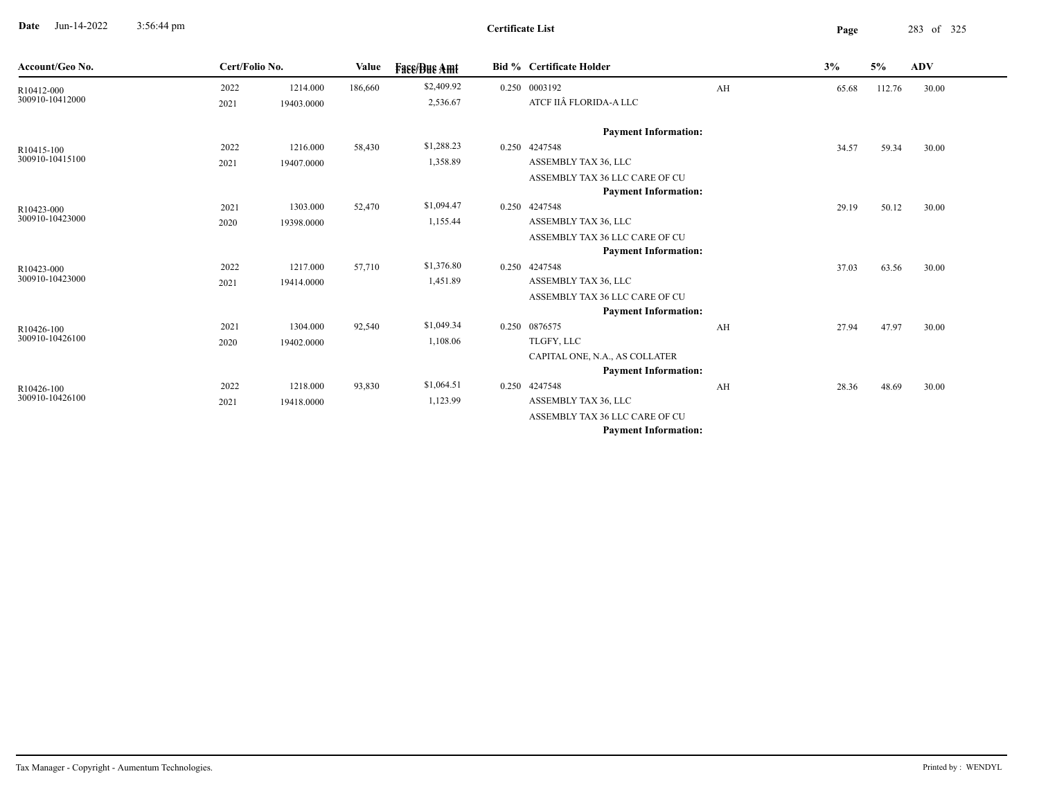**Certificate List**

| Account/Geo No. | Cert/Folio No. | | Value | Face/Due Amt | Bid % | Certificate Holder | | 3% | 5% | ADV |
|---|---|---|---|---|---|---|---|---|---|---|
| R10412-000 | 2022 | 1214.000 | 186,660 | $2,409.92 | 0.250 | 0003192 | AH | 65.68 | 112.76 | 30.00 |
| 300910-10412000 | 2021 | 19403.0000 | | 2,536.67 | | ATCF IIÂ FLORIDA-A LLC | | | | |
| | | | | | | **Payment Information:** | | | | |
| R10415-100 | 2022 | 1216.000 | 58,430 | $1,288.23 | 0.250 | 4247548 | | 34.57 | 59.34 | 30.00 |
| 300910-10415100 | 2021 | 19407.0000 | | 1,358.89 | | ASSEMBLY TAX 36, LLC | | | | |
| | | | | | | ASSEMBLY TAX 36 LLC CARE OF CU | | | | |
| | | | | | | **Payment Information:** | | | | |
| R10423-000 | 2021 | 1303.000 | 52,470 | $1,094.47 | 0.250 | 4247548 | | 29.19 | 50.12 | 30.00 |
| 300910-10423000 | 2020 | 19398.0000 | | 1,155.44 | | ASSEMBLY TAX 36, LLC | | | | |
| | | | | | | ASSEMBLY TAX 36 LLC CARE OF CU | | | | |
| | | | | | | **Payment Information:** | | | | |
| R10423-000 | 2022 | 1217.000 | 57,710 | $1,376.80 | 0.250 | 4247548 | | 37.03 | 63.56 | 30.00 |
| 300910-10423000 | 2021 | 19414.0000 | | 1,451.89 | | ASSEMBLY TAX 36, LLC | | | | |
| | | | | | | ASSEMBLY TAX 36 LLC CARE OF CU | | | | |
| | | | | | | **Payment Information:** | | | | |
| R10426-100 | 2021 | 1304.000 | 92,540 | $1,049.34 | 0.250 | 0876575 | AH | 27.94 | 47.97 | 30.00 |
| 300910-10426100 | 2020 | 19402.0000 | | 1,108.06 | | TLGFY, LLC | | | | |
| | | | | | | CAPITAL ONE, N.A., AS COLLATER | | | | |
| | | | | | | **Payment Information:** | | | | |
| R10426-100 | 2022 | 1218.000 | 93,830 | $1,064.51 | 0.250 | 4247548 | AH | 28.36 | 48.69 | 30.00 |
| 300910-10426100 | 2021 | 19418.0000 | | 1,123.99 | | ASSEMBLY TAX 36, LLC | | | | |
| | | | | | | ASSEMBLY TAX 36 LLC CARE OF CU | | | | |
| | | | | | | **Payment Information:** | | | | |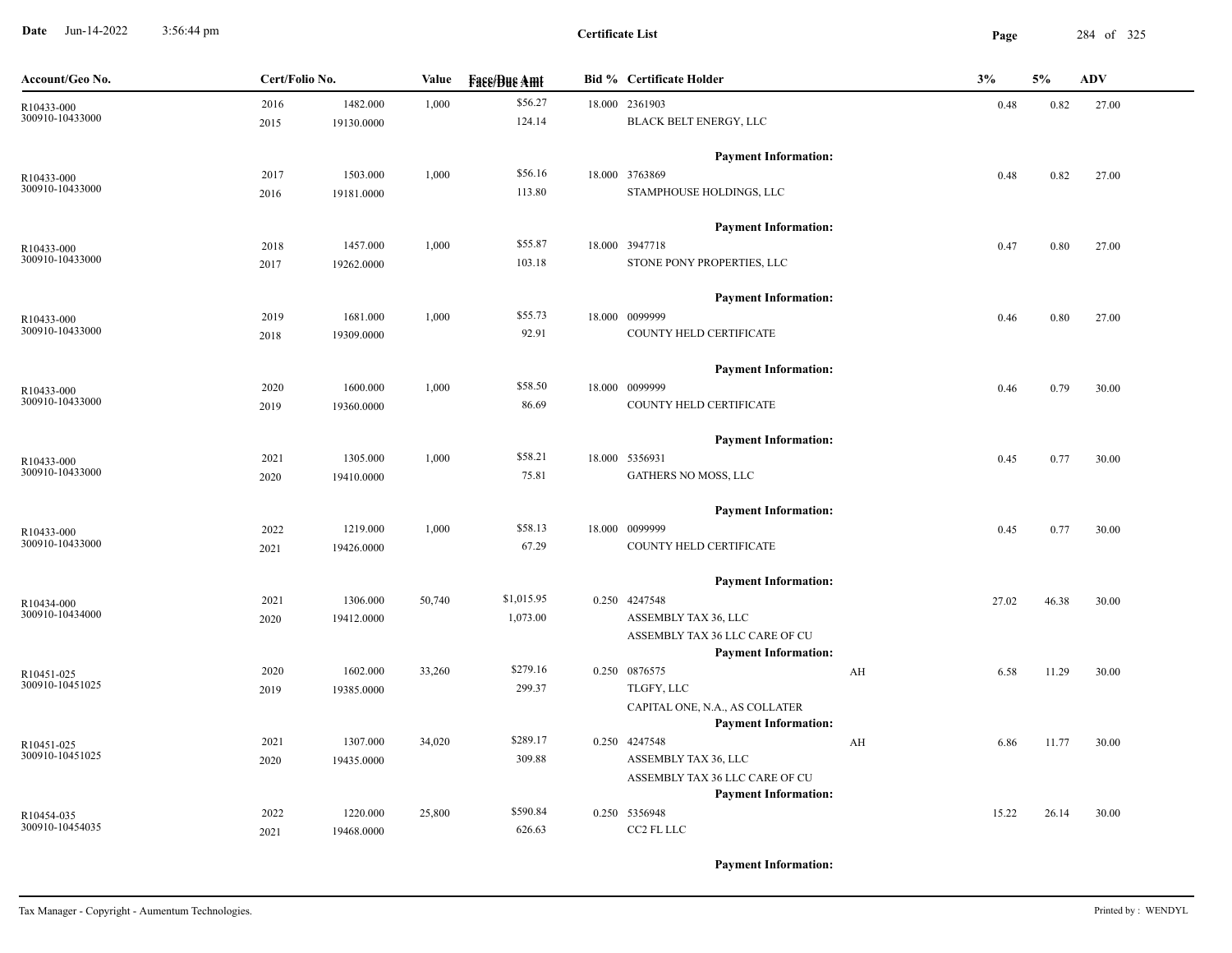## Certificate List

Date Jun-14-2022 3:56:44 pm

| Account/Geo No. | Cert/Folio No. | | Value | Face/Due Amt | Bid % | Certificate Holder | | 3% | 5% | ADV |
|---|---|---|---|---|---|---|---|---|---|---|
| R10433-000 | 2016 | 1482.000 | 1,000 | $56.27 | 18.000 | 2361903 | | 0.48 | 0.82 | 27.00 |
| 300910-10433000 | 2015 | 19130.0000 | | 124.14 | | BLACK BELT ENERGY, LLC | | | | |
| | | | | | | **Payment Information:** | | | | |
| R10433-000 | 2017 | 1503.000 | 1,000 | $56.16 | 18.000 | 3763869 | | 0.48 | 0.82 | 27.00 |
| 300910-10433000 | 2016 | 19181.0000 | | 113.80 | | STAMPHOUSE HOLDINGS, LLC | | | | |
| | | | | | | **Payment Information:** | | | | |
| R10433-000 | 2018 | 1457.000 | 1,000 | $55.87 | 18.000 | 3947718 | | 0.47 | 0.80 | 27.00 |
| 300910-10433000 | 2017 | 19262.0000 | | 103.18 | | STONE PONY PROPERTIES, LLC | | | | |
| | | | | | | **Payment Information:** | | | | |
| R10433-000 | 2019 | 1681.000 | 1,000 | $55.73 | 18.000 | 0099999 | | 0.46 | 0.80 | 27.00 |
| 300910-10433000 | 2018 | 19309.0000 | | 92.91 | | COUNTY HELD CERTIFICATE | | | | |
| | | | | | | **Payment Information:** | | | | |
| R10433-000 | 2020 | 1600.000 | 1,000 | $58.50 | 18.000 | 0099999 | | 0.46 | 0.79 | 30.00 |
| 300910-10433000 | 2019 | 19360.0000 | | 86.69 | | COUNTY HELD CERTIFICATE | | | | |
| | | | | | | **Payment Information:** | | | | |
| R10433-000 | 2021 | 1305.000 | 1,000 | $58.21 | 18.000 | 5356931 | | 0.45 | 0.77 | 30.00 |
| 300910-10433000 | 2020 | 19410.0000 | | 75.81 | | GATHERS NO MOSS, LLC | | | | |
| | | | | | | **Payment Information:** | | | | |
| R10433-000 | 2022 | 1219.000 | 1,000 | $58.13 | 18.000 | 0099999 | | 0.45 | 0.77 | 30.00 |
| 300910-10433000 | 2021 | 19426.0000 | | 67.29 | | COUNTY HELD CERTIFICATE | | | | |
| | | | | | | **Payment Information:** | | | | |
| R10434-000 | 2021 | 1306.000 | 50,740 | $1,015.95 | 0.250 | 4247548 | | 27.02 | 46.38 | 30.00 |
| 300910-10434000 | 2020 | 19412.0000 | | 1,073.00 | | ASSEMBLY TAX 36, LLC | | | | |
| | | | | | | ASSEMBLY TAX 36 LLC CARE OF CU | | | | |
| | | | | | | **Payment Information:** | | | | |
| R10451-025 | 2020 | 1602.000 | 33,260 | $279.16 | 0.250 | 0876575 | AH | 6.58 | 11.29 | 30.00 |
| 300910-10451025 | 2019 | 19385.0000 | | 299.37 | | TLGFY, LLC | | | | |
| | | | | | | CAPITAL ONE, N.A., AS COLLATER | | | | |
| | | | | | | **Payment Information:** | | | | |
| R10451-025 | 2021 | 1307.000 | 34,020 | $289.17 | 0.250 | 4247548 | AH | 6.86 | 11.77 | 30.00 |
| 300910-10451025 | 2020 | 19435.0000 | | 309.88 | | ASSEMBLY TAX 36, LLC | | | | |
| | | | | | | ASSEMBLY TAX 36 LLC CARE OF CU | | | | |
| | | | | | | **Payment Information:** | | | | |
| R10454-035 | 2022 | 1220.000 | 25,800 | $590.84 | 0.250 | 5356948 | | 15.22 | 26.14 | 30.00 |
| 300910-10454035 | 2021 | 19468.0000 | | 626.63 | | CC2 FL LLC | | | | |
| | | | | | | **Payment Information:** | | | | |

Tax Manager - Copyright - Aumentum Technologies.

Printed by : WENDYL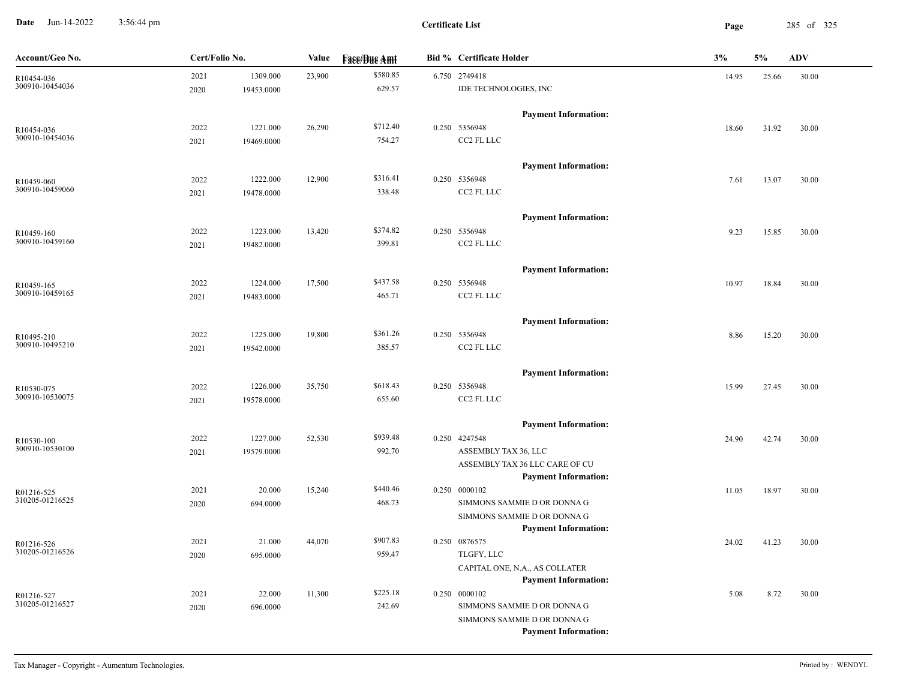# Certificate List

| Account/Geo No. | Cert/Folio No. | | Value | Face/Due Amt | Bid % | Certificate Holder | 3% | 5% | ADV |
|---|---|---|---|---|---|---|---|---|---|
| R10454-036<br>300910-10454036 | 2021<br>2020 | 1309.000<br>19453.0000 | 23,900 | $580.85<br>629.57 | 6.750 | 2749418<br>IDE TECHNOLOGIES, INC<br>**Payment Information:** | 14.95 | 25.66 | 30.00 |
| R10454-036<br>300910-10454036 | 2022<br>2021 | 1221.000<br>19469.0000 | 26,290 | $712.40<br>754.27 | 0.250 | 5356948<br>CC2 FL LLC<br>**Payment Information:** | 18.60 | 31.92 | 30.00 |
| R10459-060<br>300910-10459060 | 2022<br>2021 | 1222.000<br>19478.0000 | 12,900 | $316.41<br>338.48 | 0.250 | 5356948<br>CC2 FL LLC<br>**Payment Information:** | 7.61 | 13.07 | 30.00 |
| R10459-160<br>300910-10459160 | 2022<br>2021 | 1223.000<br>19482.0000 | 13,420 | $374.82<br>399.81 | 0.250 | 5356948<br>CC2 FL LLC<br>**Payment Information:** | 9.23 | 15.85 | 30.00 |
| R10459-165<br>300910-10459165 | 2022<br>2021 | 1224.000<br>19483.0000 | 17,500 | $437.58<br>465.71 | 0.250 | 5356948<br>CC2 FL LLC<br>**Payment Information:** | 10.97 | 18.84 | 30.00 |
| R10495-210<br>300910-10495210 | 2022<br>2021 | 1225.000<br>19542.0000 | 19,800 | $361.26<br>385.57 | 0.250 | 5356948<br>CC2 FL LLC<br>**Payment Information:** | 8.86 | 15.20 | 30.00 |
| R10530-075<br>300910-10530075 | 2022<br>2021 | 1226.000<br>19578.0000 | 35,750 | $618.43<br>655.60 | 0.250 | 5356948<br>CC2 FL LLC<br>**Payment Information:** | 15.99 | 27.45 | 30.00 |
| R10530-100<br>300910-10530100 | 2022<br>2021 | 1227.000<br>19579.0000 | 52,530 | $939.48<br>992.70 | 0.250 | 4247548<br>ASSEMBLY TAX 36, LLC<br>ASSEMBLY TAX 36 LLC CARE OF CU<br>**Payment Information:** | 24.90 | 42.74 | 30.00 |
| R01216-525<br>310205-01216525 | 2021<br>2020 | 20.000<br>694.0000 | 15,240 | $440.46<br>468.73 | 0.250 | 0000102<br>SIMMONS SAMMIE D OR DONNA G<br>SIMMONS SAMMIE D OR DONNA G<br>**Payment Information:** | 11.05 | 18.97 | 30.00 |
| R01216-526<br>310205-01216526 | 2021<br>2020 | 21.000<br>695.0000 | 44,070 | $907.83<br>959.47 | 0.250 | 0876575<br>TLGFY, LLC<br>CAPITAL ONE, N.A., AS COLLATER<br>**Payment Information:** | 24.02 | 41.23 | 30.00 |
| R01216-527<br>310205-01216527 | 2021<br>2020 | 22.000<br>696.0000 | 11,300 | $225.18<br>242.69 | 0.250 | 0000102<br>SIMMONS SAMMIE D OR DONNA G<br>SIMMONS SAMMIE D OR DONNA G<br>**Payment Information:** | 5.08 | 8.72 | 30.00 |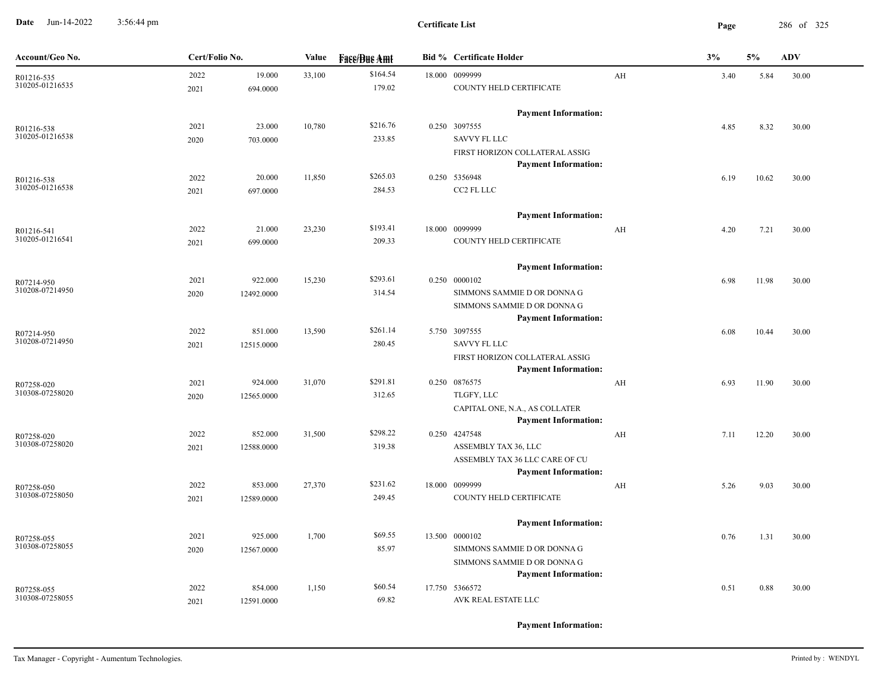**Certificate List**

| Account/Geo No. | Cert/Folio No. | | Value | Face/Due Amt | Bid % | Certificate Holder | | 3% | 5% | ADV |
|---|---|---|---|---|---|---|---|---|---|---|
| R01216-535<br>310205-01216535 | 2022<br>2021 | 19.000<br>694.0000 | 33,100 | $164.54<br>179.02 | 18.000 | 0099999<br>COUNTY HELD CERTIFICATE<br>Payment Information: | AH | 3.40 | 5.84 | 30.00 |
| R01216-538<br>310205-01216538 | 2021<br>2020 | 23.000<br>703.0000 | 10,780 | $216.76<br>233.85 | 0.250 | 3097555<br>SAVVY FL LLC<br>FIRST HORIZON COLLATERAL ASSIG<br>Payment Information: | | 4.85 | 8.32 | 30.00 |
| R01216-538<br>310205-01216538 | 2022<br>2021 | 20.000<br>697.0000 | 11,850 | $265.03<br>284.53 | 0.250 | 5356948<br>CC2 FL LLC<br>Payment Information: | | 6.19 | 10.62 | 30.00 |
| R01216-541<br>310205-01216541 | 2022<br>2021 | 21.000<br>699.0000 | 23,230 | $193.41<br>209.33 | 18.000 | 0099999<br>COUNTY HELD CERTIFICATE<br>Payment Information: | AH | 4.20 | 7.21 | 30.00 |
| R07214-950<br>310208-07214950 | 2021<br>2020 | 922.000<br>12492.0000 | 15,230 | $293.61<br>314.54 | 0.250 | 0000102<br>SIMMONS SAMMIE D OR DONNA G<br>SIMMONS SAMMIE D OR DONNA G<br>Payment Information: | | 6.98 | 11.98 | 30.00 |
| R07214-950<br>310208-07214950 | 2022<br>2021 | 851.000<br>12515.0000 | 13,590 | $261.14<br>280.45 | 5.750 | 3097555<br>SAVVY FL LLC<br>FIRST HORIZON COLLATERAL ASSIG<br>Payment Information: | | 6.08 | 10.44 | 30.00 |
| R07258-020<br>310308-07258020 | 2021<br>2020 | 924.000<br>12565.0000 | 31,070 | $291.81<br>312.65 | 0.250 | 0876575<br>TLGFY, LLC<br>CAPITAL ONE, N.A., AS COLLATER<br>Payment Information: | AH | 6.93 | 11.90 | 30.00 |
| R07258-020<br>310308-07258020 | 2022<br>2021 | 852.000<br>12588.0000 | 31,500 | $298.22<br>319.38 | 0.250 | 4247548<br>ASSEMBLY TAX 36, LLC<br>ASSEMBLY TAX 36 LLC CARE OF CU<br>Payment Information: | AH | 7.11 | 12.20 | 30.00 |
| R07258-050<br>310308-07258050 | 2022<br>2021 | 853.000<br>12589.0000 | 27,370 | $231.62<br>249.45 | 18.000 | 0099999<br>COUNTY HELD CERTIFICATE<br>Payment Information: | AH | 5.26 | 9.03 | 30.00 |
| R07258-055<br>310308-07258055 | 2021<br>2020 | 925.000<br>12567.0000 | 1,700 | $69.55<br>85.97 | 13.500 | 0000102<br>SIMMONS SAMMIE D OR DONNA G<br>SIMMONS SAMMIE D OR DONNA G<br>Payment Information: | | 0.76 | 1.31 | 30.00 |
| R07258-055<br>310308-07258055 | 2022<br>2021 | 854.000<br>12591.0000 | 1,150 | $60.54<br>69.82 | 17.750 | 5366572<br>AVK REAL ESTATE LLC<br>Payment Information: | | 0.51 | 0.88 | 30.00 |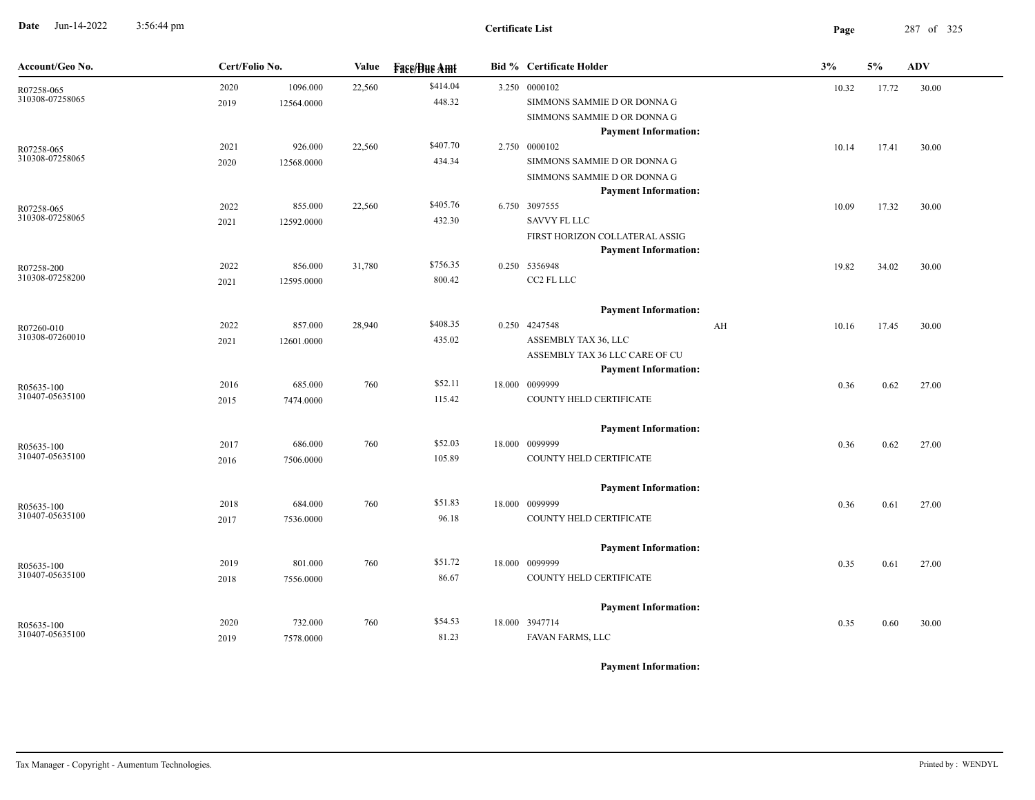**Certificate List**

| Account/Geo No. | Cert/Folio No. | | Value | Face/Due Amt | Bid % | Certificate Holder | | 3% | 5% | ADV |
|---|---|---|---|---|---|---|---|---|---|---|
| R07258-065<br>310308-07258065 | 2020<br>2019 | 1096.000<br>12564.0000 | 22,560 | $414.04<br>448.32 | 3.250 | 0000102<br>SIMMONS SAMMIE D OR DONNA G<br>SIMMONS SAMMIE D OR DONNA G<br>**Payment Information:** | | 10.32 | 17.72 | 30.00 |
| R07258-065<br>310308-07258065 | 2021<br>2020 | 926.000<br>12568.0000 | 22,560 | $407.70<br>434.34 | 2.750 | 0000102<br>SIMMONS SAMMIE D OR DONNA G<br>SIMMONS SAMMIE D OR DONNA G<br>**Payment Information:** | | 10.14 | 17.41 | 30.00 |
| R07258-065<br>310308-07258065 | 2022<br>2021 | 855.000<br>12592.0000 | 22,560 | $405.76<br>432.30 | 6.750 | 3097555<br>SAVVY FL LLC<br>FIRST HORIZON COLLATERAL ASSIG<br>**Payment Information:** | | 10.09 | 17.32 | 30.00 |
| R07258-200<br>310308-07258200 | 2022<br>2021 | 856.000<br>12595.0000 | 31,780 | $756.35<br>800.42 | 0.250 | 5356948<br>CC2 FL LLC<br>**Payment Information:** | | 19.82 | 34.02 | 30.00 |
| R07260-010<br>310308-07260010 | 2022<br>2021 | 857.000<br>12601.0000 | 28,940 | $408.35<br>435.02 | 0.250 | 4247548<br>ASSEMBLY TAX 36, LLC<br>ASSEMBLY TAX 36 LLC CARE OF CU<br>**Payment Information:** | AH | 10.16 | 17.45 | 30.00 |
| R05635-100<br>310407-05635100 | 2016<br>2015 | 685.000<br>7474.0000 | 760 | $52.11<br>115.42 | 18.000 | 0099999<br>COUNTY HELD CERTIFICATE<br>**Payment Information:** | | 0.36 | 0.62 | 27.00 |
| R05635-100<br>310407-05635100 | 2017<br>2016 | 686.000<br>7506.0000 | 760 | $52.03<br>105.89 | 18.000 | 0099999<br>COUNTY HELD CERTIFICATE<br>**Payment Information:** | | 0.36 | 0.62 | 27.00 |
| R05635-100<br>310407-05635100 | 2018<br>2017 | 684.000<br>7536.0000 | 760 | $51.83<br>96.18 | 18.000 | 0099999<br>COUNTY HELD CERTIFICATE<br>**Payment Information:** | | 0.36 | 0.61 | 27.00 |
| R05635-100<br>310407-05635100 | 2019<br>2018 | 801.000<br>7556.0000 | 760 | $51.72<br>86.67 | 18.000 | 0099999<br>COUNTY HELD CERTIFICATE<br>**Payment Information:** | | 0.35 | 0.61 | 27.00 |
| R05635-100<br>310407-05635100 | 2020<br>2019 | 732.000<br>7578.0000 | 760 | $54.53<br>81.23 | 18.000 | 3947714<br>FAVAN FARMS, LLC<br>**Payment Information:** | | 0.35 | 0.60 | 30.00 |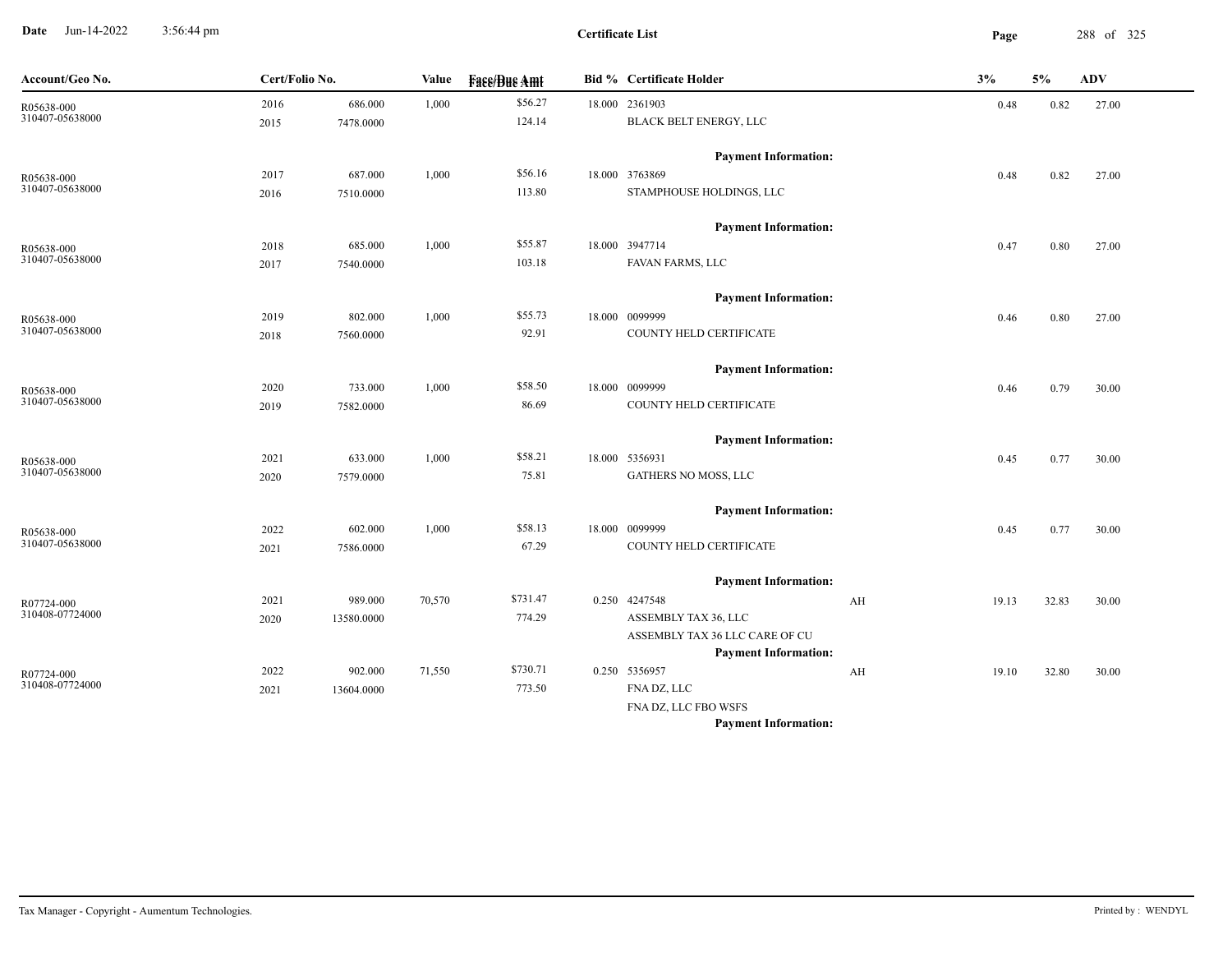**Certificate List**

| Account/Geo No. | Cert/Folio No. | | Value | Face/Due Amt | Bid % | Certificate Holder | | 3% | 5% | ADV |
|---|---|---|---|---|---|---|---|---|---|---|
| R05638-000 310407-05638000 | 2016 2015 | 686.000 7478.0000 | 1,000 | $56.27 124.14 | 18.000 | 2361903 BLACK BELT ENERGY, LLC | | 0.48 | 0.82 | 27.00 |
| | | | | | | **Payment Information:** | | | | |
| R05638-000 310407-05638000 | 2017 2016 | 687.000 7510.0000 | 1,000 | $56.16 113.80 | 18.000 | 3763869 STAMPHOUSE HOLDINGS, LLC | | 0.48 | 0.82 | 27.00 |
| | | | | | | **Payment Information:** | | | | |
| R05638-000 310407-05638000 | 2018 2017 | 685.000 7540.0000 | 1,000 | $55.87 103.18 | 18.000 | 3947714 FAVAN FARMS, LLC | | 0.47 | 0.80 | 27.00 |
| | | | | | | **Payment Information:** | | | | |
| R05638-000 310407-05638000 | 2019 2018 | 802.000 7560.0000 | 1,000 | $55.73 92.91 | 18.000 | 0099999 COUNTY HELD CERTIFICATE | | 0.46 | 0.80 | 27.00 |
| | | | | | | **Payment Information:** | | | | |
| R05638-000 310407-05638000 | 2020 2019 | 733.000 7582.0000 | 1,000 | $58.50 86.69 | 18.000 | 0099999 COUNTY HELD CERTIFICATE | | 0.46 | 0.79 | 30.00 |
| | | | | | | **Payment Information:** | | | | |
| R05638-000 310407-05638000 | 2021 2020 | 633.000 7579.0000 | 1,000 | $58.21 75.81 | 18.000 | 5356931 GATHERS NO MOSS, LLC | | 0.45 | 0.77 | 30.00 |
| | | | | | | **Payment Information:** | | | | |
| R05638-000 310407-05638000 | 2022 2021 | 602.000 7586.0000 | 1,000 | $58.13 67.29 | 18.000 | 0099999 COUNTY HELD CERTIFICATE | | 0.45 | 0.77 | 30.00 |
| | | | | | | **Payment Information:** | | | | |
| R07724-000 310408-07724000 | 2021 2020 | 989.000 13580.0000 | 70,570 | $731.47 774.29 | 0.250 | 4247548 ASSEMBLY TAX 36, LLC ASSEMBLY TAX 36 LLC CARE OF CU | AH | 19.13 | 32.83 | 30.00 |
| | | | | | | **Payment Information:** | | | | |
| R07724-000 310408-07724000 | 2022 2021 | 902.000 13604.0000 | 71,550 | $730.71 773.50 | 0.250 | 5356957 FNA DZ, LLC FNA DZ, LLC FBO WSFS | AH | 19.10 | 32.80 | 30.00 |
| | | | | | | **Payment Information:** | | | | |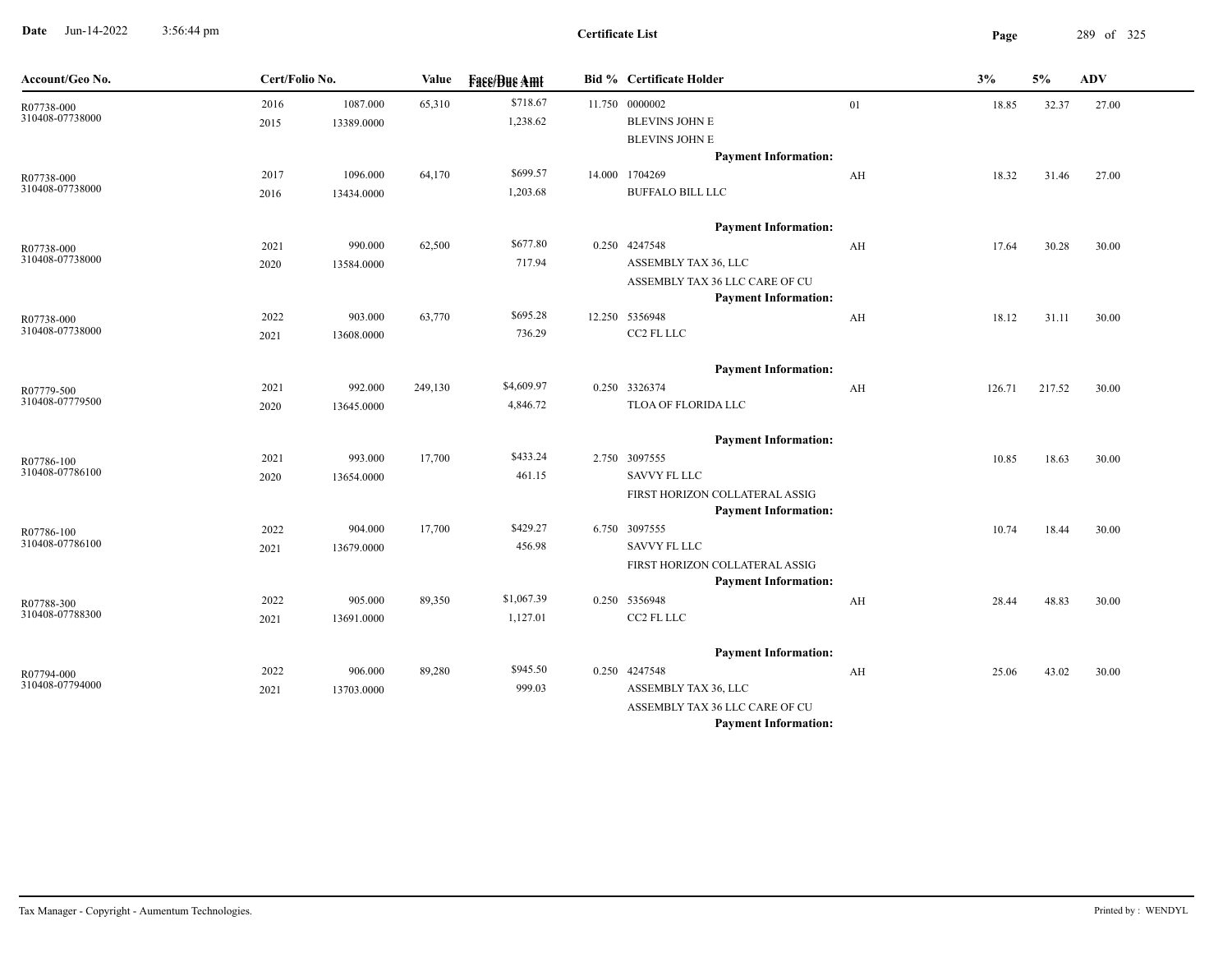# Certificate List

| Account/Geo No. | Cert/Folio No. | | Value | Face/Due Amt | Bid % | Certificate Holder | | 3% | 5% | ADV |
|---|---|---|---|---|---|---|---|---|---|---|
| R07738-000<br>310408-07738000 | 2016<br>2015 | 1087.000<br>13389.0000 | 65,310 | $718.67<br>1,238.62 | 11.750 | 0000002<br>BLEVINS JOHN E<br>BLEVINS JOHN E<br>**Payment Information:** | 01 | 18.85 | 32.37 | 27.00 |
| R07738-000<br>310408-07738000 | 2017<br>2016 | 1096.000<br>13434.0000 | 64,170 | $699.57<br>1,203.68 | 14.000 | 1704269<br>BUFFALO BILL LLC<br>**Payment Information:** | AH | 18.32 | 31.46 | 27.00 |
| R07738-000<br>310408-07738000 | 2021<br>2020 | 990.000<br>13584.0000 | 62,500 | $677.80<br>717.94 | 0.250 | 4247548<br>ASSEMBLY TAX 36, LLC<br>ASSEMBLY TAX 36 LLC CARE OF CU<br>**Payment Information:** | AH | 17.64 | 30.28 | 30.00 |
| R07738-000<br>310408-07738000 | 2022<br>2021 | 903.000<br>13608.0000 | 63,770 | $695.28<br>736.29 | 12.250 | 5356948<br>CC2 FL LLC<br>**Payment Information:** | AH | 18.12 | 31.11 | 30.00 |
| R07779-500<br>310408-07779500 | 2021<br>2020 | 992.000<br>13645.0000 | 249,130 | $4,609.97<br>4,846.72 | 0.250 | 3326374<br>TLOA OF FLORIDA LLC<br>**Payment Information:** | AH | 126.71 | 217.52 | 30.00 |
| R07786-100<br>310408-07786100 | 2021<br>2020 | 993.000<br>13654.0000 | 17,700 | $433.24<br>461.15 | 2.750 | 3097555<br>SAVVY FL LLC<br>FIRST HORIZON COLLATERAL ASSIG<br>**Payment Information:** | | 10.85 | 18.63 | 30.00 |
| R07786-100<br>310408-07786100 | 2022<br>2021 | 904.000<br>13679.0000 | 17,700 | $429.27<br>456.98 | 6.750 | 3097555<br>SAVVY FL LLC<br>FIRST HORIZON COLLATERAL ASSIG<br>**Payment Information:** | | 10.74 | 18.44 | 30.00 |
| R07788-300<br>310408-07788300 | 2022<br>2021 | 905.000<br>13691.0000 | 89,350 | $1,067.39<br>1,127.01 | 0.250 | 5356948<br>CC2 FL LLC<br>**Payment Information:** | AH | 28.44 | 48.83 | 30.00 |
| R07794-000<br>310408-07794000 | 2022<br>2021 | 906.000<br>13703.0000 | 89,280 | $945.50<br>999.03 | 0.250 | 4247548<br>ASSEMBLY TAX 36, LLC<br>ASSEMBLY TAX 36 LLC CARE OF CU<br>**Payment Information:** | AH | 25.06 | 43.02 | 30.00 |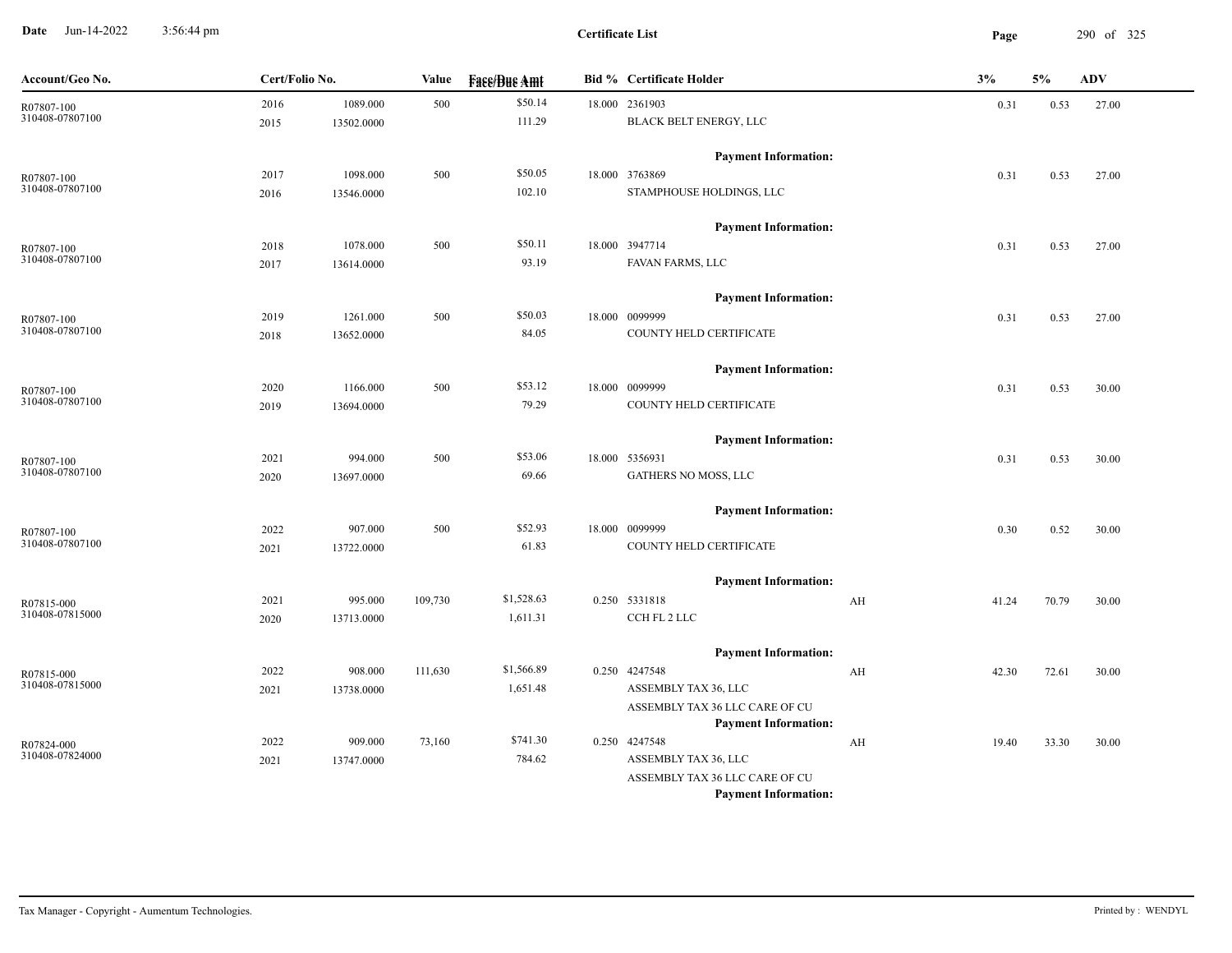**Certificate List**

| Account/Geo No. | Cert/Folio No. | | Value | Face/Due Amt | Bid % | Certificate Holder | | 3% | 5% | ADV |
|---|---|---|---|---|---|---|---|---|---|---|
| R07807-100 | 2016 | 1089.000 | 500 | $50.14 | 18.000 | 2361903 | | 0.31 | 0.53 | 27.00 |
| 310408-07807100 | 2015 | 13502.0000 | | 111.29 | | BLACK BELT ENERGY, LLC | | | | |
| | | | | | | **Payment Information:** | | | | |
| R07807-100 | 2017 | 1098.000 | 500 | $50.05 | 18.000 | 3763869 | | 0.31 | 0.53 | 27.00 |
| 310408-07807100 | 2016 | 13546.0000 | | 102.10 | | STAMPHOUSE HOLDINGS, LLC | | | | |
| | | | | | | **Payment Information:** | | | | |
| R07807-100 | 2018 | 1078.000 | 500 | $50.11 | 18.000 | 3947714 | | 0.31 | 0.53 | 27.00 |
| 310408-07807100 | 2017 | 13614.0000 | | 93.19 | | FAVAN FARMS, LLC | | | | |
| | | | | | | **Payment Information:** | | | | |
| R07807-100 | 2019 | 1261.000 | 500 | $50.03 | 18.000 | 0099999 | | 0.31 | 0.53 | 27.00 |
| 310408-07807100 | 2018 | 13652.0000 | | 84.05 | | COUNTY HELD CERTIFICATE | | | | |
| | | | | | | **Payment Information:** | | | | |
| R07807-100 | 2020 | 1166.000 | 500 | $53.12 | 18.000 | 0099999 | | 0.31 | 0.53 | 30.00 |
| 310408-07807100 | 2019 | 13694.0000 | | 79.29 | | COUNTY HELD CERTIFICATE | | | | |
| | | | | | | **Payment Information:** | | | | |
| R07807-100 | 2021 | 994.000 | 500 | $53.06 | 18.000 | 5356931 | | 0.31 | 0.53 | 30.00 |
| 310408-07807100 | 2020 | 13697.0000 | | 69.66 | | GATHERS NO MOSS, LLC | | | | |
| | | | | | | **Payment Information:** | | | | |
| R07807-100 | 2022 | 907.000 | 500 | $52.93 | 18.000 | 0099999 | | 0.30 | 0.52 | 30.00 |
| 310408-07807100 | 2021 | 13722.0000 | | 61.83 | | COUNTY HELD CERTIFICATE | | | | |
| | | | | | | **Payment Information:** | | | | |
| R07815-000 | 2021 | 995.000 | 109,730 | $1,528.63 | 0.250 | 5331818 | AH | 41.24 | 70.79 | 30.00 |
| 310408-07815000 | 2020 | 13713.0000 | | 1,611.31 | | CCH FL 2 LLC | | | | |
| | | | | | | **Payment Information:** | | | | |
| R07815-000 | 2022 | 908.000 | 111,630 | $1,566.89 | 0.250 | 4247548 | AH | 42.30 | 72.61 | 30.00 |
| 310408-07815000 | 2021 | 13738.0000 | | 1,651.48 | | ASSEMBLY TAX 36, LLC | | | | |
| | | | | | | ASSEMBLY TAX 36 LLC CARE OF CU | | | | |
| | | | | | | **Payment Information:** | | | | |
| R07824-000 | 2022 | 909.000 | 73,160 | $741.30 | 0.250 | 4247548 | AH | 19.40 | 33.30 | 30.00 |
| 310408-07824000 | 2021 | 13747.0000 | | 784.62 | | ASSEMBLY TAX 36, LLC | | | | |
| | | | | | | ASSEMBLY TAX 36 LLC CARE OF CU | | | | |
| | | | | | | **Payment Information:** | | | | |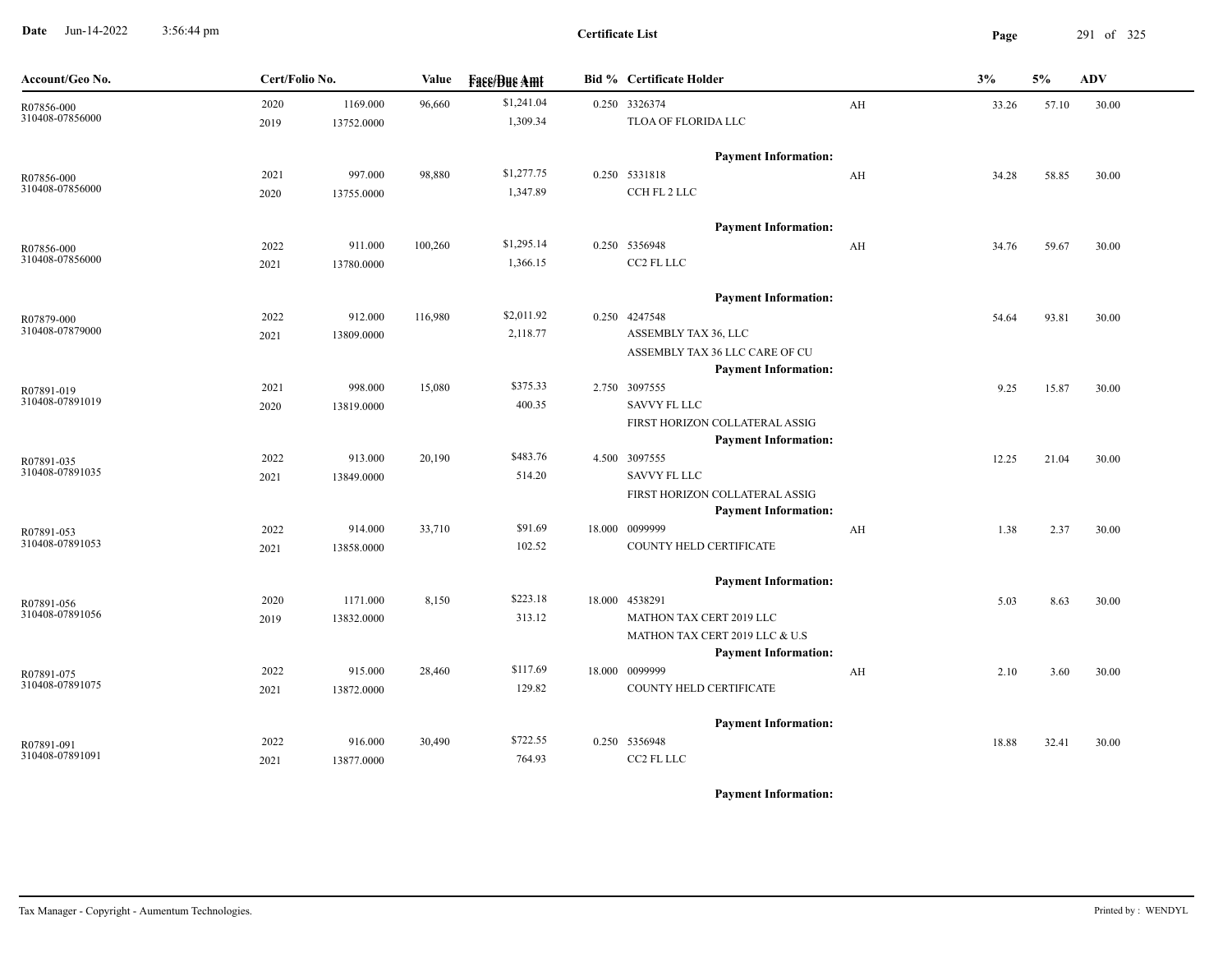# Certificate List

| Account/Geo No. | Cert/Folio No. | | Value | Face/Due Amt | Bid % | Certificate Holder | | 3% | 5% | ADV |
|---|---|---|---|---|---|---|---|---|---|---|
| R07856-000<br>310408-07856000 | 2020<br>2019 | 1169.000<br>13752.0000 | 96,660 | $1,241.04<br>1,309.34 | 0.250 | 3326374<br>TLOA OF FLORIDA LLC<br>**Payment Information:** | AH | 33.26 | 57.10 | 30.00 |
| R07856-000<br>310408-07856000 | 2021<br>2020 | 997.000<br>13755.0000 | 98,880 | $1,277.75<br>1,347.89 | 0.250 | 5331818<br>CCH FL 2 LLC<br>**Payment Information:** | AH | 34.28 | 58.85 | 30.00 |
| R07856-000<br>310408-07856000 | 2022<br>2021 | 911.000<br>13780.0000 | 100,260 | $1,295.14<br>1,366.15 | 0.250 | 5356948<br>CC2 FL LLC<br>**Payment Information:** | AH | 34.76 | 59.67 | 30.00 |
| R07879-000<br>310408-07879000 | 2022<br>2021 | 912.000<br>13809.0000 | 116,980 | $2,011.92<br>2,118.77 | 0.250 | 4247548<br>ASSEMBLY TAX 36, LLC<br>ASSEMBLY TAX 36 LLC CARE OF CU<br>**Payment Information:** | | 54.64 | 93.81 | 30.00 |
| R07891-019<br>310408-07891019 | 2021<br>2020 | 998.000<br>13819.0000 | 15,080 | $375.33<br>400.35 | 2.750 | 3097555<br>SAVVY FL LLC<br>FIRST HORIZON COLLATERAL ASSIG<br>**Payment Information:** | | 9.25 | 15.87 | 30.00 |
| R07891-035<br>310408-07891035 | 2022<br>2021 | 913.000<br>13849.0000 | 20,190 | $483.76<br>514.20 | 4.500 | 3097555<br>SAVVY FL LLC<br>FIRST HORIZON COLLATERAL ASSIG<br>**Payment Information:** | | 12.25 | 21.04 | 30.00 |
| R07891-053<br>310408-07891053 | 2022<br>2021 | 914.000<br>13858.0000 | 33,710 | $91.69<br>102.52 | 18.000 | 0099999<br>COUNTY HELD CERTIFICATE<br>**Payment Information:** | AH | 1.38 | 2.37 | 30.00 |
| R07891-056<br>310408-07891056 | 2020<br>2019 | 1171.000<br>13832.0000 | 8,150 | $223.18<br>313.12 | 18.000 | 4538291<br>MATHON TAX CERT 2019 LLC<br>MATHON TAX CERT 2019 LLC & U.S<br>**Payment Information:** | | 5.03 | 8.63 | 30.00 |
| R07891-075<br>310408-07891075 | 2022<br>2021 | 915.000<br>13872.0000 | 28,460 | $117.69<br>129.82 | 18.000 | 0099999<br>COUNTY HELD CERTIFICATE<br>**Payment Information:** | AH | 2.10 | 3.60 | 30.00 |
| R07891-091<br>310408-07891091 | 2022<br>2021 | 916.000<br>13877.0000 | 30,490 | $722.55<br>764.93 | 0.250 | 5356948<br>CC2 FL LLC<br>**Payment Information:** | | 18.88 | 32.41 | 30.00 |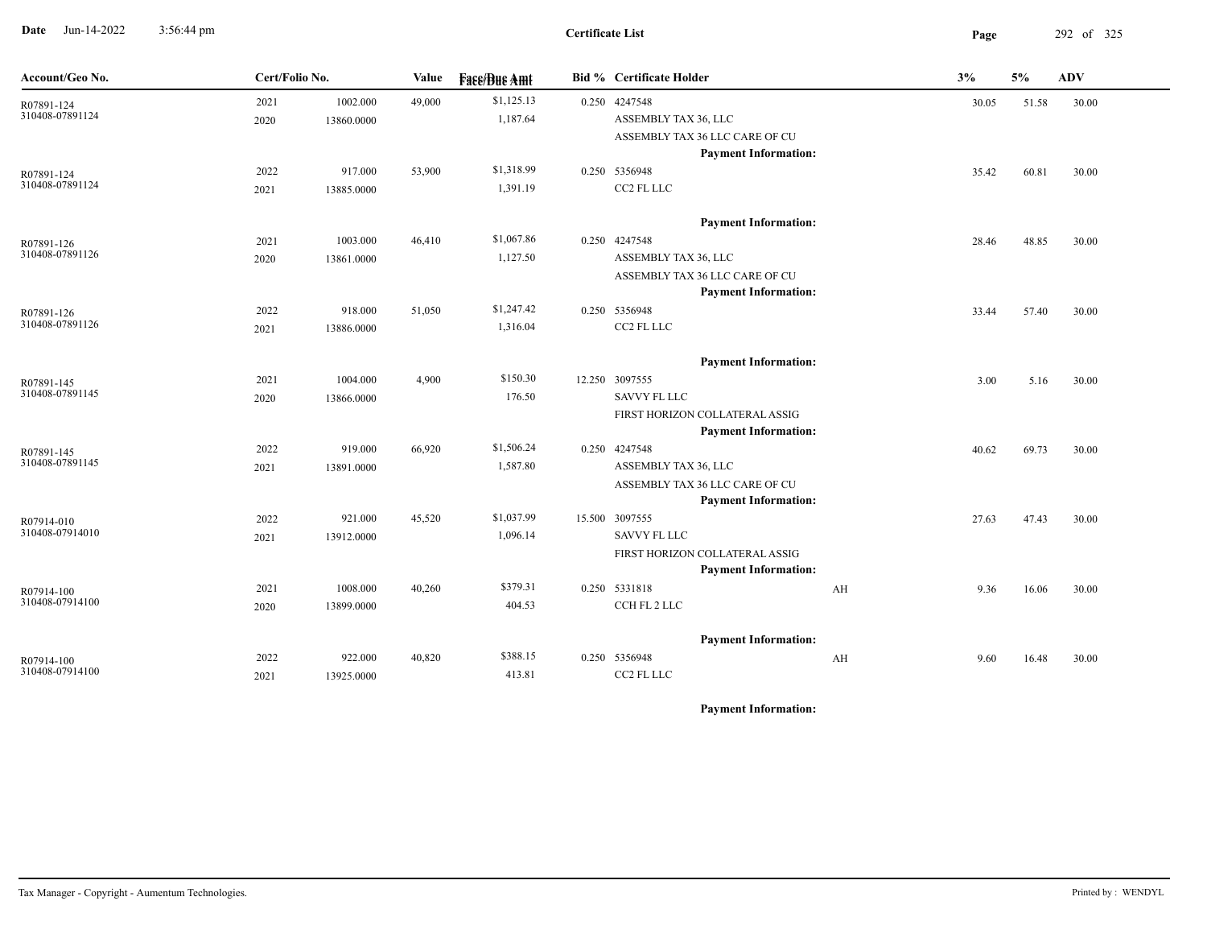# Certificate List

Date Jun-14-2022 3:56:44 pm

| Account/Geo No. | Cert/Folio No. | | Value | Face/Due Amt | Bid % | Certificate Holder | | 3% | 5% | ADV |
|---|---|---|---|---|---|---|---|---|---|---|
| R07891-124 | 2021 | 1002.000 | 49,000 | $1,125.13 | 0.250 | 4247548 | | 30.05 | 51.58 | 30.00 |
| 310408-07891124 | 2020 | 13860.0000 | | 1,187.64 | | ASSEMBLY TAX 36, LLC | | | | |
| | | | | | | ASSEMBLY TAX 36 LLC CARE OF CU | | | | |
| | | | | | | **Payment Information:** | | | | |
| R07891-124 | 2022 | 917.000 | 53,900 | $1,318.99 | 0.250 | 5356948 | | 35.42 | 60.81 | 30.00 |
| 310408-07891124 | 2021 | 13885.0000 | | 1,391.19 | | CC2 FL LLC | | | | |
| | | | | | | **Payment Information:** | | | | |
| R07891-126 | 2021 | 1003.000 | 46,410 | $1,067.86 | 0.250 | 4247548 | | 28.46 | 48.85 | 30.00 |
| 310408-07891126 | 2020 | 13861.0000 | | 1,127.50 | | ASSEMBLY TAX 36, LLC | | | | |
| | | | | | | ASSEMBLY TAX 36 LLC CARE OF CU | | | | |
| | | | | | | **Payment Information:** | | | | |
| R07891-126 | 2022 | 918.000 | 51,050 | $1,247.42 | 0.250 | 5356948 | | 33.44 | 57.40 | 30.00 |
| 310408-07891126 | 2021 | 13886.0000 | | 1,316.04 | | CC2 FL LLC | | | | |
| | | | | | | **Payment Information:** | | | | |
| R07891-145 | 2021 | 1004.000 | 4,900 | $150.30 | 12.250 | 3097555 | | 3.00 | 5.16 | 30.00 |
| 310408-07891145 | 2020 | 13866.0000 | | 176.50 | | SAVVY FL LLC | | | | |
| | | | | | | FIRST HORIZON COLLATERAL ASSIG | | | | |
| | | | | | | **Payment Information:** | | | | |
| R07891-145 | 2022 | 919.000 | 66,920 | $1,506.24 | 0.250 | 4247548 | | 40.62 | 69.73 | 30.00 |
| 310408-07891145 | 2021 | 13891.0000 | | 1,587.80 | | ASSEMBLY TAX 36, LLC | | | | |
| | | | | | | ASSEMBLY TAX 36 LLC CARE OF CU | | | | |
| | | | | | | **Payment Information:** | | | | |
| R07914-010 | 2022 | 921.000 | 45,520 | $1,037.99 | 15.500 | 3097555 | | 27.63 | 47.43 | 30.00 |
| 310408-07914010 | 2021 | 13912.0000 | | 1,096.14 | | SAVVY FL LLC | | | | |
| | | | | | | FIRST HORIZON COLLATERAL ASSIG | | | | |
| | | | | | | **Payment Information:** | | | | |
| R07914-100 | 2021 | 1008.000 | 40,260 | $379.31 | 0.250 | 5331818 | AH | 9.36 | 16.06 | 30.00 |
| 310408-07914100 | 2020 | 13899.0000 | | 404.53 | | CCH FL 2 LLC | | | | |
| | | | | | | **Payment Information:** | | | | |
| R07914-100 | 2022 | 922.000 | 40,820 | $388.15 | 0.250 | 5356948 | AH | 9.60 | 16.48 | 30.00 |
| 310408-07914100 | 2021 | 13925.0000 | | 413.81 | | CC2 FL LLC | | | | |
| | | | | | | **Payment Information:** | | | | |

Tax Manager - Copyright - Aumentum Technologies. Printed by : WENDYL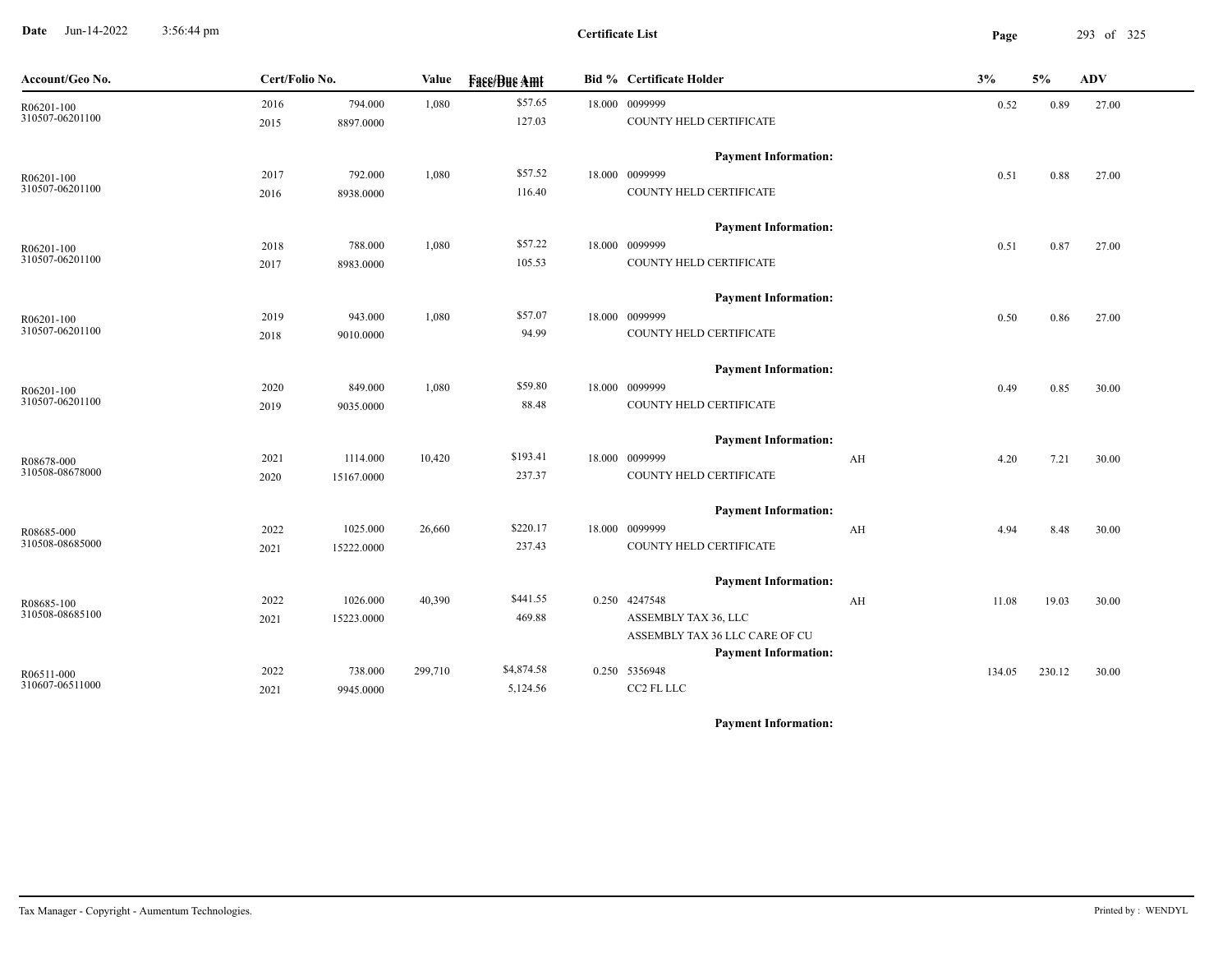**Date** Jun-14-2022 3:56:44 pm

**Certificate List**

| Account/Geo No. | Cert/Folio No. | | Value | Face/Due Amt | Bid % | Certificate Holder | | 3% | 5% | ADV |
|---|---|---|---|---|---|---|---|---|---|---|
| R06201-100 | 2016 | 794.000 | 1,080 | $57.65 | 18.000 | 0099999 | | 0.52 | 0.89 | 27.00 |
| 310507-06201100 | 2015 | 8897.0000 | | 127.03 | | COUNTY HELD CERTIFICATE | | | | |
| | | | | | | **Payment Information:** | | | | |
| R06201-100 | 2017 | 792.000 | 1,080 | $57.52 | 18.000 | 0099999 | | 0.51 | 0.88 | 27.00 |
| 310507-06201100 | 2016 | 8938.0000 | | 116.40 | | COUNTY HELD CERTIFICATE | | | | |
| | | | | | | **Payment Information:** | | | | |
| R06201-100 | 2018 | 788.000 | 1,080 | $57.22 | 18.000 | 0099999 | | 0.51 | 0.87 | 27.00 |
| 310507-06201100 | 2017 | 8983.0000 | | 105.53 | | COUNTY HELD CERTIFICATE | | | | |
| | | | | | | **Payment Information:** | | | | |
| R06201-100 | 2019 | 943.000 | 1,080 | $57.07 | 18.000 | 0099999 | | 0.50 | 0.86 | 27.00 |
| 310507-06201100 | 2018 | 9010.0000 | | 94.99 | | COUNTY HELD CERTIFICATE | | | | |
| | | | | | | **Payment Information:** | | | | |
| R06201-100 | 2020 | 849.000 | 1,080 | $59.80 | 18.000 | 0099999 | | 0.49 | 0.85 | 30.00 |
| 310507-06201100 | 2019 | 9035.0000 | | 88.48 | | COUNTY HELD CERTIFICATE | | | | |
| | | | | | | **Payment Information:** | | | | |
| R08678-000 | 2021 | 1114.000 | 10,420 | $193.41 | 18.000 | 0099999 | AH | 4.20 | 7.21 | 30.00 |
| 310508-08678000 | 2020 | 15167.0000 | | 237.37 | | COUNTY HELD CERTIFICATE | | | | |
| | | | | | | **Payment Information:** | | | | |
| R08685-000 | 2022 | 1025.000 | 26,660 | $220.17 | 18.000 | 0099999 | AH | 4.94 | 8.48 | 30.00 |
| 310508-08685000 | 2021 | 15222.0000 | | 237.43 | | COUNTY HELD CERTIFICATE | | | | |
| | | | | | | **Payment Information:** | | | | |
| R08685-100 | 2022 | 1026.000 | 40,390 | $441.55 | 0.250 | 4247548 | AH | 11.08 | 19.03 | 30.00 |
| 310508-08685100 | 2021 | 15223.0000 | | 469.88 | | ASSEMBLY TAX 36, LLC | | | | |
| | | | | | | ASSEMBLY TAX 36 LLC CARE OF CU | | | | |
| | | | | | | **Payment Information:** | | | | |
| R06511-000 | 2022 | 738.000 | 299,710 | $4,874.58 | 0.250 | 5356948 | | 134.05 | 230.12 | 30.00 |
| 310607-06511000 | 2021 | 9945.0000 | | 5,124.56 | | CC2 FL LLC | | | | |
| | | | | | | **Payment Information:** | | | | |

Tax Manager - Copyright - Aumentum Technologies.

Printed by : WENDYL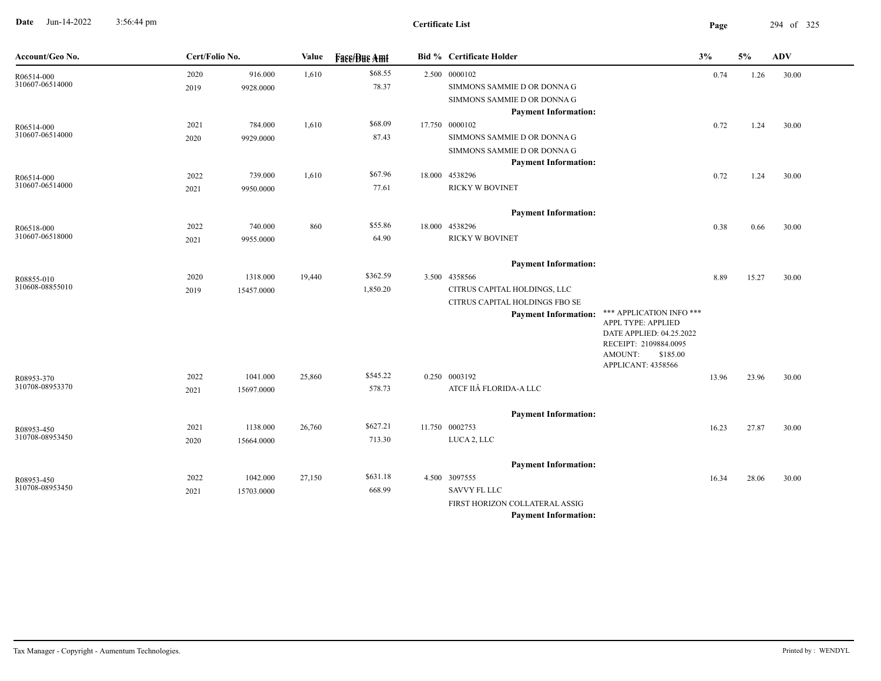# Certificate List

Date Jun-14-2022 3:56:44 pm

| Account/Geo No. | Cert/Folio No. | | Value | Face/Due Amt | Bid % | Certificate Holder | | 3% | 5% | ADV |
|---|---|---|---|---|---|---|---|---|---|---|
| R06514-000<br>310607-06514000 | 2020<br>2019 | 916.000<br>9928.0000 | 1,610 | $68.55<br>78.37 | 2.500 | 0000102<br>SIMMONS SAMMIE D OR DONNA G<br>SIMMONS SAMMIE D OR DONNA G<br>**Payment Information:** | | 0.74 | 1.26 | 30.00 |
| R06514-000<br>310607-06514000 | 2021<br>2020 | 784.000<br>9929.0000 | 1,610 | $68.09<br>87.43 | 17.750 | 0000102<br>SIMMONS SAMMIE D OR DONNA G<br>SIMMONS SAMMIE D OR DONNA G<br>**Payment Information:** | | 0.72 | 1.24 | 30.00 |
| R06514-000<br>310607-06514000 | 2022<br>2021 | 739.000<br>9950.0000 | 1,610 | $67.96<br>77.61 | 18.000 | 4538296<br>RICKY W BOVINET<br>**Payment Information:** | | 0.72 | 1.24 | 30.00 |
| R06518-000<br>310607-06518000 | 2022<br>2021 | 740.000<br>9955.0000 | 860 | $55.86<br>64.90 | 18.000 | 4538296<br>RICKY W BOVINET<br>**Payment Information:** | | 0.38 | 0.66 | 30.00 |
| R08855-010<br>310608-08855010 | 2020<br>2019 | 1318.000<br>15457.0000 | 19,440 | $362.59<br>1,850.20 | 3.500 | 4358566<br>CITRUS CAPITAL HOLDINGS, LLC<br>CITRUS CAPITAL HOLDINGS FBO SE<br>**Payment Information:** | \*\*\* APPLICATION INFO \*\*\*<br>APPL TYPE: APPLIED<br>DATE APPLIED: 04.25.2022<br>RECEIPT: 2109884.0095<br>AMOUNT: $185.00<br>APPLICANT: 4358566 | 8.89 | 15.27 | 30.00 |
| R08953-370<br>310708-08953370 | 2022<br>2021 | 1041.000<br>15697.0000 | 25,860 | $545.22<br>578.73 | 0.250 | 0003192<br>ATCF IIÂ FLORIDA-A LLC<br>**Payment Information:** | | 13.96 | 23.96 | 30.00 |
| R08953-450<br>310708-08953450 | 2021<br>2020 | 1138.000<br>15664.0000 | 26,760 | $627.21<br>713.30 | 11.750 | 0002753<br>LUCA 2, LLC<br>**Payment Information:** | | 16.23 | 27.87 | 30.00 |
| R08953-450<br>310708-08953450 | 2022<br>2021 | 1042.000<br>15703.0000 | 27,150 | $631.18<br>668.99 | 4.500 | 3097555<br>SAVVY FL LLC<br>FIRST HORIZON COLLATERAL ASSIG<br>**Payment Information:** | | 16.34 | 28.06 | 30.00 |

Tax Manager - Copyright - Aumentum Technologies. Printed by : WENDYL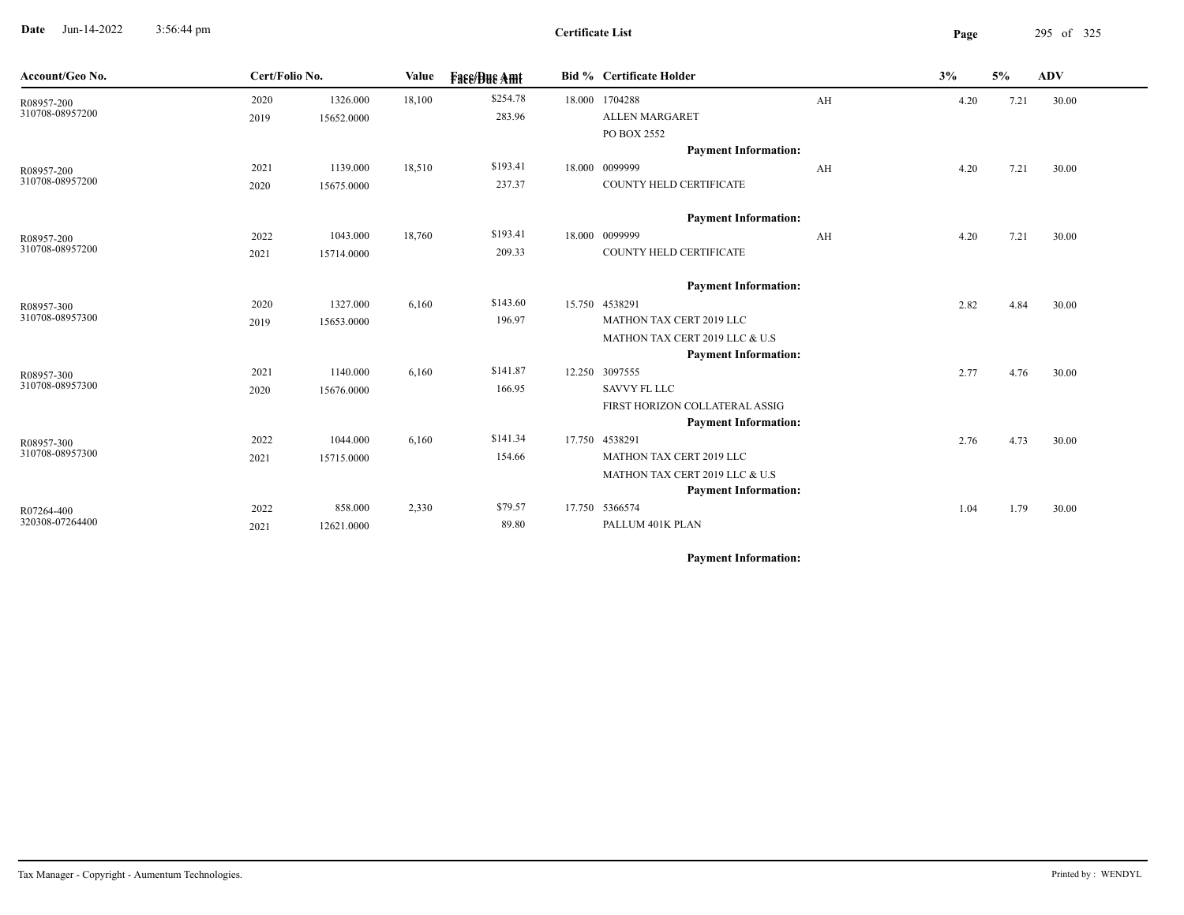# Certificate List

| Account/Geo No. | Cert/Folio No. | | Value | Face/Due Amt | Bid % | Certificate Holder | | 3% | 5% | ADV |
|---|---|---|---|---|---|---|---|---|---|---|
| R08957-200 | 2020 | 1326.000 | 18,100 | $254.78 | 18.000 | 1704288 | AH | 4.20 | 7.21 | 30.00 |
| 310708-08957200 | 2019 | 15652.0000 | | 283.96 | | ALLEN MARGARET | | | | |
| | | | | | | PO BOX 2552 | | | | |
| | | | | | | **Payment Information:** | | | | |
| R08957-200 | 2021 | 1139.000 | 18,510 | $193.41 | 18.000 | 0099999 | AH | 4.20 | 7.21 | 30.00 |
| 310708-08957200 | 2020 | 15675.0000 | | 237.37 | | COUNTY HELD CERTIFICATE | | | | |
| | | | | | | **Payment Information:** | | | | |
| R08957-200 | 2022 | 1043.000 | 18,760 | $193.41 | 18.000 | 0099999 | AH | 4.20 | 7.21 | 30.00 |
| 310708-08957200 | 2021 | 15714.0000 | | 209.33 | | COUNTY HELD CERTIFICATE | | | | |
| | | | | | | **Payment Information:** | | | | |
| R08957-300 | 2020 | 1327.000 | 6,160 | $143.60 | 15.750 | 4538291 | | 2.82 | 4.84 | 30.00 |
| 310708-08957300 | 2019 | 15653.0000 | | 196.97 | | MATHON TAX CERT 2019 LLC | | | | |
| | | | | | | MATHON TAX CERT 2019 LLC & U.S | | | | |
| | | | | | | **Payment Information:** | | | | |
| R08957-300 | 2021 | 1140.000 | 6,160 | $141.87 | 12.250 | 3097555 | | 2.77 | 4.76 | 30.00 |
| 310708-08957300 | 2020 | 15676.0000 | | 166.95 | | SAVVY FL LLC | | | | |
| | | | | | | FIRST HORIZON COLLATERAL ASSIG | | | | |
| | | | | | | **Payment Information:** | | | | |
| R08957-300 | 2022 | 1044.000 | 6,160 | $141.34 | 17.750 | 4538291 | | 2.76 | 4.73 | 30.00 |
| 310708-08957300 | 2021 | 15715.0000 | | 154.66 | | MATHON TAX CERT 2019 LLC | | | | |
| | | | | | | MATHON TAX CERT 2019 LLC & U.S | | | | |
| | | | | | | **Payment Information:** | | | | |
| R07264-400 | 2022 | 858.000 | 2,330 | $79.57 | 17.750 | 5366574 | | 1.04 | 1.79 | 30.00 |
| 320308-07264400 | 2021 | 12621.0000 | | 89.80 | | PALLUM 401K PLAN | | | | |
| | | | | | | **Payment Information:** | | | | |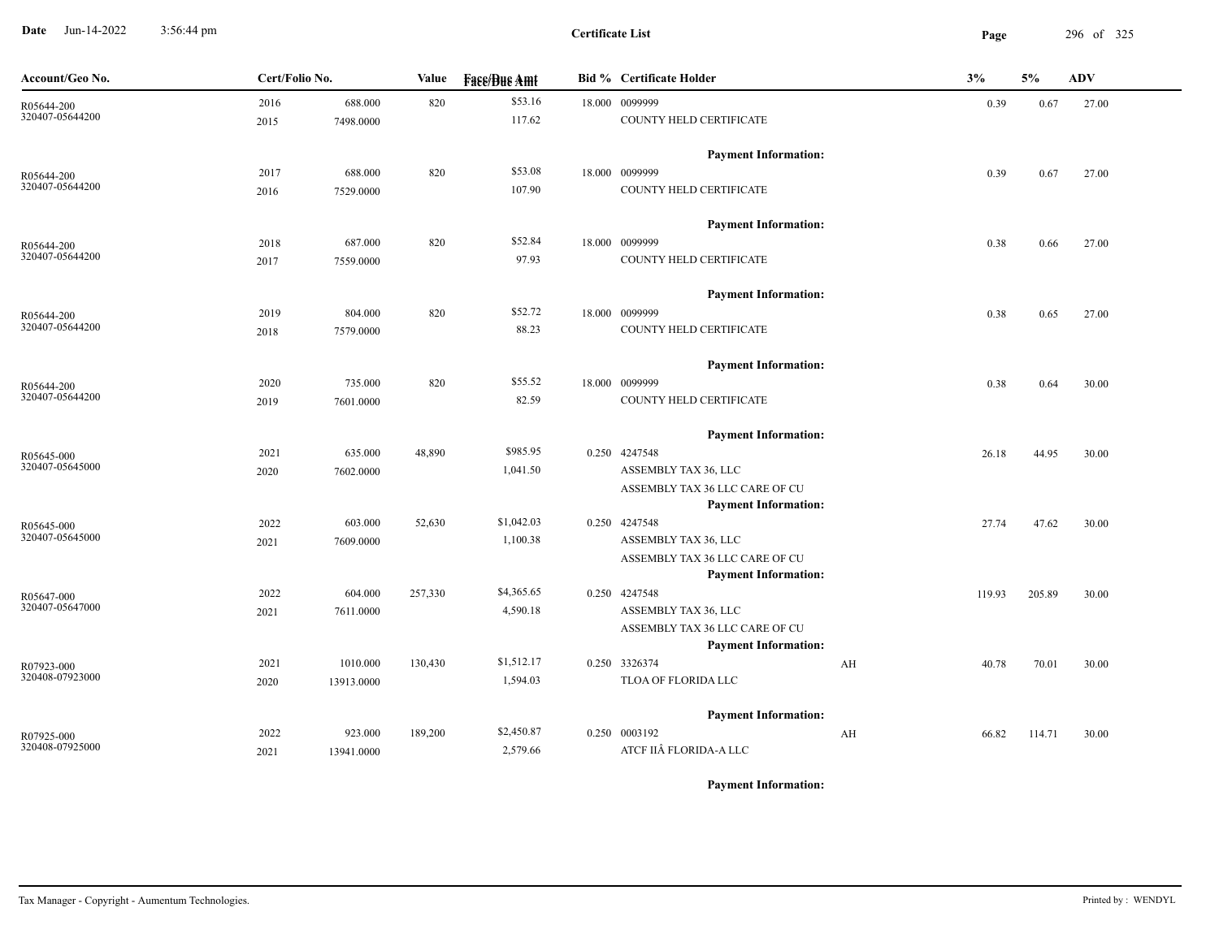**Certificate List**

| Account/Geo No. | Cert/Folio No. | | Value | Face/Due Amt | Bid % | Certificate Holder | | 3% | 5% | ADV |
|---|---|---|---|---|---|---|---|---|---|---|
| R05644-200<br>320407-05644200 | 2016<br>2015 | 688.000<br>7498.0000 | 820 | $53.16<br>117.62 | 18.000 | 0099999<br>COUNTY HELD CERTIFICATE<br>**Payment Information:** | | 0.39 | 0.67 | 27.00 |
| R05644-200<br>320407-05644200 | 2017<br>2016 | 688.000<br>7529.0000 | 820 | $53.08<br>107.90 | 18.000 | 0099999<br>COUNTY HELD CERTIFICATE<br>**Payment Information:** | | 0.39 | 0.67 | 27.00 |
| R05644-200<br>320407-05644200 | 2018<br>2017 | 687.000<br>7559.0000 | 820 | $52.84<br>97.93 | 18.000 | 0099999<br>COUNTY HELD CERTIFICATE<br>**Payment Information:** | | 0.38 | 0.66 | 27.00 |
| R05644-200<br>320407-05644200 | 2019<br>2018 | 804.000<br>7579.0000 | 820 | $52.72<br>88.23 | 18.000 | 0099999<br>COUNTY HELD CERTIFICATE<br>**Payment Information:** | | 0.38 | 0.65 | 27.00 |
| R05644-200<br>320407-05644200 | 2020<br>2019 | 735.000<br>7601.0000 | 820 | $55.52<br>82.59 | 18.000 | 0099999<br>COUNTY HELD CERTIFICATE<br>**Payment Information:** | | 0.38 | 0.64 | 30.00 |
| R05645-000<br>320407-05645000 | 2021<br>2020 | 635.000<br>7602.0000 | 48,890 | $985.95<br>1,041.50 | 0.250 | 4247548<br>ASSEMBLY TAX 36, LLC<br>ASSEMBLY TAX 36 LLC CARE OF CU<br>**Payment Information:** | | 26.18 | 44.95 | 30.00 |
| R05645-000<br>320407-05645000 | 2022<br>2021 | 603.000<br>7609.0000 | 52,630 | $1,042.03<br>1,100.38 | 0.250 | 4247548<br>ASSEMBLY TAX 36, LLC<br>ASSEMBLY TAX 36 LLC CARE OF CU<br>**Payment Information:** | | 27.74 | 47.62 | 30.00 |
| R05647-000<br>320407-05647000 | 2022<br>2021 | 604.000<br>7611.0000 | 257,330 | $4,365.65<br>4,590.18 | 0.250 | 4247548<br>ASSEMBLY TAX 36, LLC<br>ASSEMBLY TAX 36 LLC CARE OF CU<br>**Payment Information:** | | 119.93 | 205.89 | 30.00 |
| R07923-000<br>320408-07923000 | 2021<br>2020 | 1010.000<br>13913.0000 | 130,430 | $1,512.17<br>1,594.03 | 0.250 | 3326374<br>TLOA OF FLORIDA LLC<br>**Payment Information:** | AH | 40.78 | 70.01 | 30.00 |
| R07925-000<br>320408-07925000 | 2022<br>2021 | 923.000<br>13941.0000 | 189,200 | $2,450.87<br>2,579.66 | 0.250 | 0003192<br>ATCF IIÂ FLORIDA-A LLC<br>**Payment Information:** | AH | 66.82 | 114.71 | 30.00 |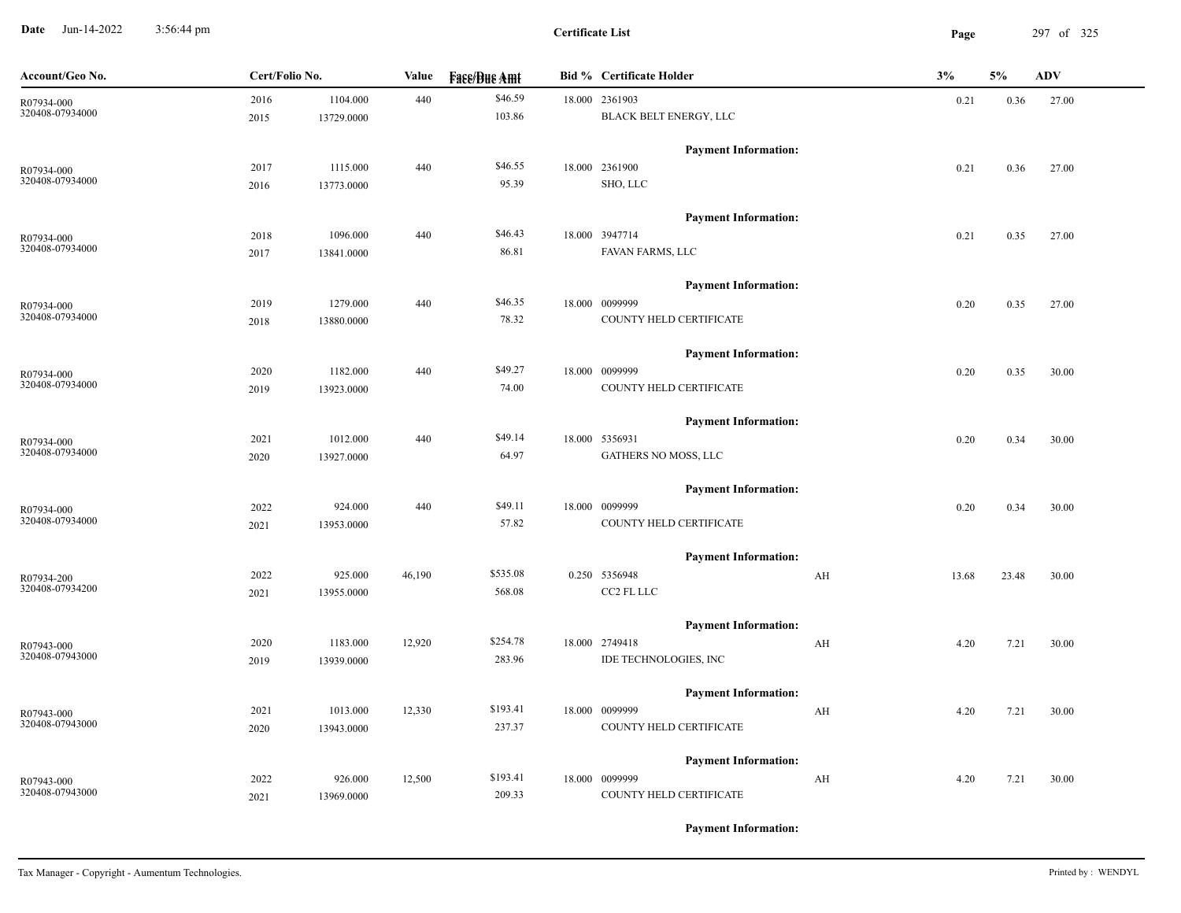# Certificate List

| Account/Geo No. | Cert/Folio No. | | Value | Face/Due Amt | Bid % | Certificate Holder | | 3% | 5% | ADV |
|---|---|---|---|---|---|---|---|---|---|---|
| R07934-000 | 2016 | 1104.000 | 440 | $46.59 | 18.000 | 2361903 | | 0.21 | 0.36 | 27.00 |
| 320408-07934000 | 2015 | 13729.0000 | | 103.86 | | BLACK BELT ENERGY, LLC | | | | |
| | | | | | | **Payment Information:** | | | | |
| R07934-000 | 2017 | 1115.000 | 440 | $46.55 | 18.000 | 2361900 | | 0.21 | 0.36 | 27.00 |
| 320408-07934000 | 2016 | 13773.0000 | | 95.39 | | SHO, LLC | | | | |
| | | | | | | **Payment Information:** | | | | |
| R07934-000 | 2018 | 1096.000 | 440 | $46.43 | 18.000 | 3947714 | | 0.21 | 0.35 | 27.00 |
| 320408-07934000 | 2017 | 13841.0000 | | 86.81 | | FAVAN FARMS, LLC | | | | |
| | | | | | | **Payment Information:** | | | | |
| R07934-000 | 2019 | 1279.000 | 440 | $46.35 | 18.000 | 0099999 | | 0.20 | 0.35 | 27.00 |
| 320408-07934000 | 2018 | 13880.0000 | | 78.32 | | COUNTY HELD CERTIFICATE | | | | |
| | | | | | | **Payment Information:** | | | | |
| R07934-000 | 2020 | 1182.000 | 440 | $49.27 | 18.000 | 0099999 | | 0.20 | 0.35 | 30.00 |
| 320408-07934000 | 2019 | 13923.0000 | | 74.00 | | COUNTY HELD CERTIFICATE | | | | |
| | | | | | | **Payment Information:** | | | | |
| R07934-000 | 2021 | 1012.000 | 440 | $49.14 | 18.000 | 5356931 | | 0.20 | 0.34 | 30.00 |
| 320408-07934000 | 2020 | 13927.0000 | | 64.97 | | GATHERS NO MOSS, LLC | | | | |
| | | | | | | **Payment Information:** | | | | |
| R07934-000 | 2022 | 924.000 | 440 | $49.11 | 18.000 | 0099999 | | 0.20 | 0.34 | 30.00 |
| 320408-07934000 | 2021 | 13953.0000 | | 57.82 | | COUNTY HELD CERTIFICATE | | | | |
| | | | | | | **Payment Information:** | | | | |
| R07934-200 | 2022 | 925.000 | 46,190 | $535.08 | 0.250 | 5356948 | AH | 13.68 | 23.48 | 30.00 |
| 320408-07934200 | 2021 | 13955.0000 | | 568.08 | | CC2 FL LLC | | | | |
| | | | | | | **Payment Information:** | | | | |
| R07943-000 | 2020 | 1183.000 | 12,920 | $254.78 | 18.000 | 2749418 | AH | 4.20 | 7.21 | 30.00 |
| 320408-07943000 | 2019 | 13939.0000 | | 283.96 | | IDE TECHNOLOGIES, INC | | | | |
| | | | | | | **Payment Information:** | | | | |
| R07943-000 | 2021 | 1013.000 | 12,330 | $193.41 | 18.000 | 0099999 | AH | 4.20 | 7.21 | 30.00 |
| 320408-07943000 | 2020 | 13943.0000 | | 237.37 | | COUNTY HELD CERTIFICATE | | | | |
| | | | | | | **Payment Information:** | | | | |
| R07943-000 | 2022 | 926.000 | 12,500 | $193.41 | 18.000 | 0099999 | AH | 4.20 | 7.21 | 30.00 |
| 320408-07943000 | 2021 | 13969.0000 | | 209.33 | | COUNTY HELD CERTIFICATE | | | | |
| | | | | | | **Payment Information:** | | | | |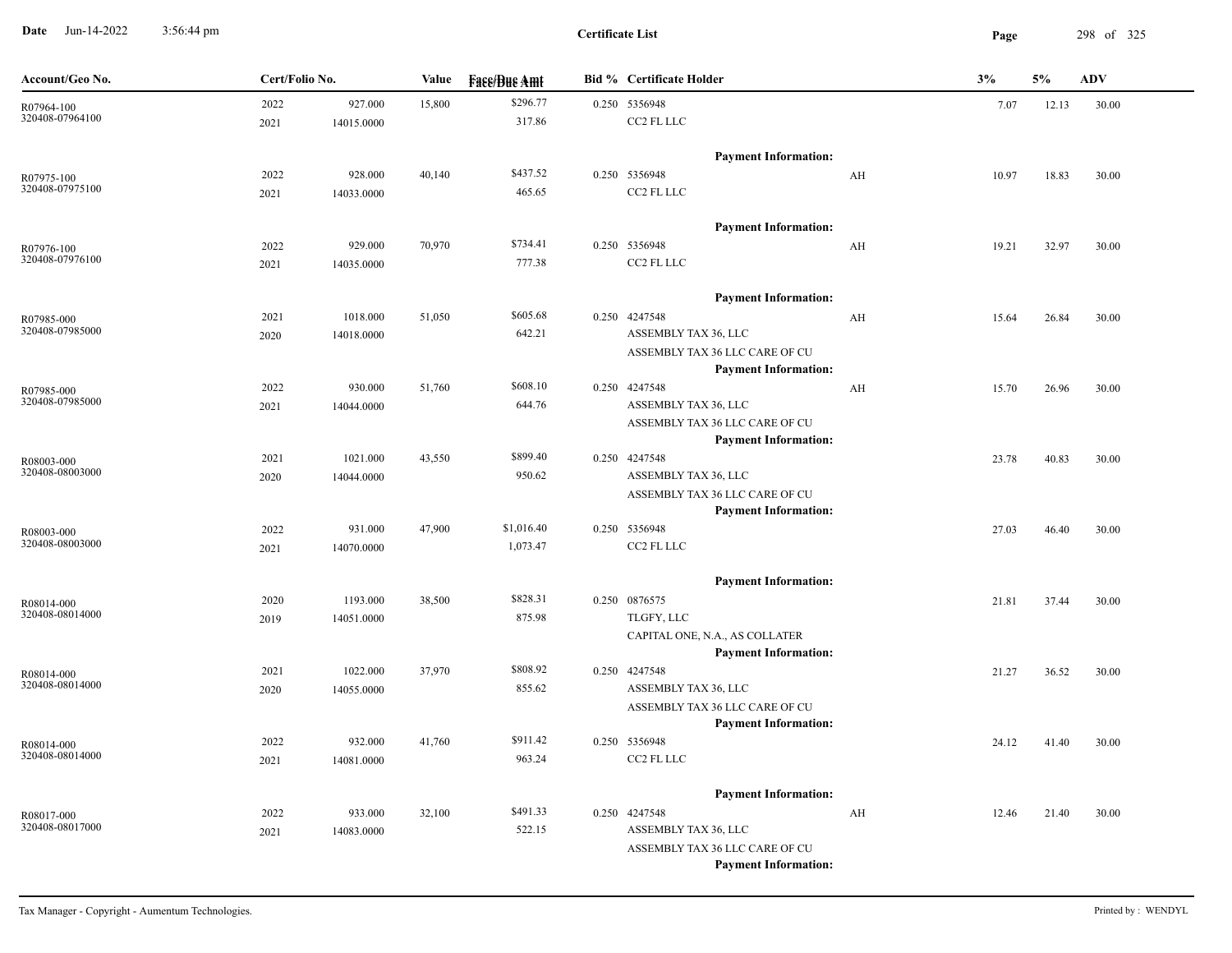**Certificate List**

Date Jun-14-2022 3:56:44 pm

| Account/Geo No. | Cert/Folio No. | | Value | Face/Due Amt | Bid % | Certificate Holder | | 3% | 5% | ADV |
|---|---|---|---|---|---|---|---|---|---|---|
| R07964-100<br>320408-07964100 | 2022<br>2021 | 927.000<br>14015.0000 | 15,800 | $296.77<br>317.86 | 0.250 | 5356948<br>CC2 FL LLC<br>**Payment Information:** | | 7.07 | 12.13 | 30.00 |
| R07975-100<br>320408-07975100 | 2022<br>2021 | 928.000<br>14033.0000 | 40,140 | $437.52<br>465.65 | 0.250 | 5356948<br>CC2 FL LLC<br>**Payment Information:** | AH | 10.97 | 18.83 | 30.00 |
| R07976-100<br>320408-07976100 | 2022<br>2021 | 929.000<br>14035.0000 | 70,970 | $734.41<br>777.38 | 0.250 | 5356948<br>CC2 FL LLC<br>**Payment Information:** | AH | 19.21 | 32.97 | 30.00 |
| R07985-000<br>320408-07985000 | 2021<br>2020 | 1018.000<br>14018.0000 | 51,050 | $605.68<br>642.21 | 0.250 | 4247548<br>ASSEMBLY TAX 36, LLC<br>ASSEMBLY TAX 36 LLC CARE OF CU<br>**Payment Information:** | AH | 15.64 | 26.84 | 30.00 |
| R07985-000<br>320408-07985000 | 2022<br>2021 | 930.000<br>14044.0000 | 51,760 | $608.10<br>644.76 | 0.250 | 4247548<br>ASSEMBLY TAX 36, LLC<br>ASSEMBLY TAX 36 LLC CARE OF CU<br>**Payment Information:** | AH | 15.70 | 26.96 | 30.00 |
| R08003-000<br>320408-08003000 | 2021<br>2020 | 1021.000<br>14044.0000 | 43,550 | $899.40<br>950.62 | 0.250 | 4247548<br>ASSEMBLY TAX 36, LLC<br>ASSEMBLY TAX 36 LLC CARE OF CU<br>**Payment Information:** | | 23.78 | 40.83 | 30.00 |
| R08003-000<br>320408-08003000 | 2022<br>2021 | 931.000<br>14070.0000 | 47,900 | $1,016.40<br>1,073.47 | 0.250 | 5356948<br>CC2 FL LLC<br>**Payment Information:** | | 27.03 | 46.40 | 30.00 |
| R08014-000<br>320408-08014000 | 2020<br>2019 | 1193.000<br>14051.0000 | 38,500 | $828.31<br>875.98 | 0.250 | 0876575<br>TLGFY, LLC<br>CAPITAL ONE, N.A., AS COLLATER<br>**Payment Information:** | | 21.81 | 37.44 | 30.00 |
| R08014-000<br>320408-08014000 | 2021<br>2020 | 1022.000<br>14055.0000 | 37,970 | $808.92<br>855.62 | 0.250 | 4247548<br>ASSEMBLY TAX 36, LLC<br>ASSEMBLY TAX 36 LLC CARE OF CU<br>**Payment Information:** | | 21.27 | 36.52 | 30.00 |
| R08014-000<br>320408-08014000 | 2022<br>2021 | 932.000<br>14081.0000 | 41,760 | $911.42<br>963.24 | 0.250 | 5356948<br>CC2 FL LLC<br>**Payment Information:** | | 24.12 | 41.40 | 30.00 |
| R08017-000<br>320408-08017000 | 2022<br>2021 | 933.000<br>14083.0000 | 32,100 | $491.33<br>522.15 | 0.250 | 4247548<br>ASSEMBLY TAX 36, LLC<br>ASSEMBLY TAX 36 LLC CARE OF CU<br>**Payment Information:** | AH | 12.46 | 21.40 | 30.00 |

Tax Manager - Copyright - Aumentum Technologies. Printed by : WENDYL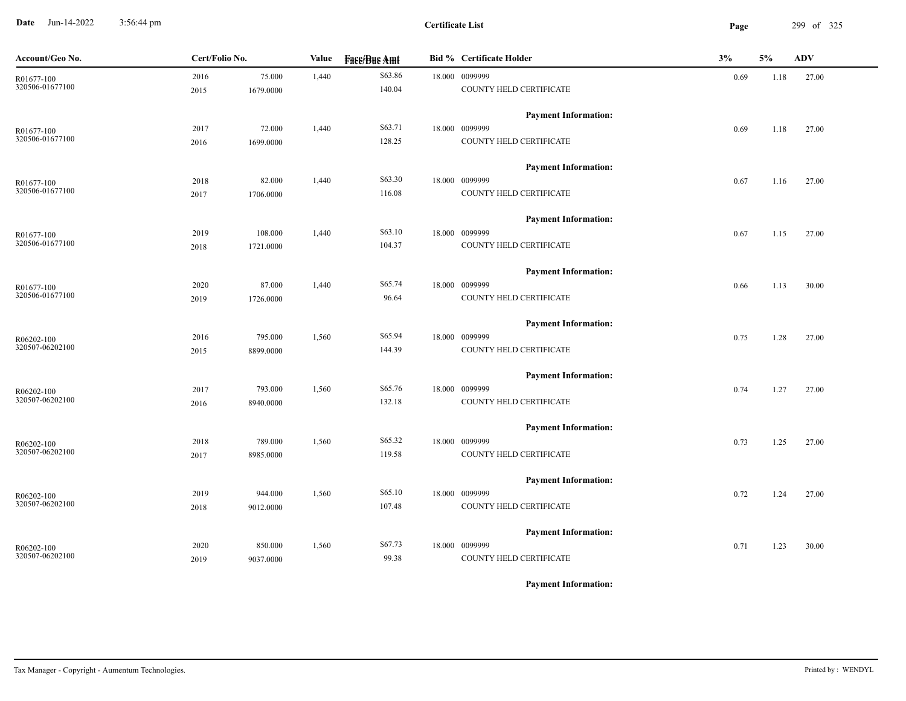# Certificate List

| Account/Geo No. | Cert/Folio No. | | Value | Face/Due Amt | Bid % | Certificate Holder | 3% | 5% | ADV |
|---|---|---|---|---|---|---|---|---|---|
| R01677-100 | 2016 | 75.000 | 1,440 | $63.86 | 18.000 | 0099999 | 0.69 | 1.18 | 27.00 |
| 320506-01677100 | 2015 | 1679.0000 | | 140.04 | | COUNTY HELD CERTIFICATE | | | |
| | | | | | | **Payment Information:** | | | |
| R01677-100 | 2017 | 72.000 | 1,440 | $63.71 | 18.000 | 0099999 | 0.69 | 1.18 | 27.00 |
| 320506-01677100 | 2016 | 1699.0000 | | 128.25 | | COUNTY HELD CERTIFICATE | | | |
| | | | | | | **Payment Information:** | | | |
| R01677-100 | 2018 | 82.000 | 1,440 | $63.30 | 18.000 | 0099999 | 0.67 | 1.16 | 27.00 |
| 320506-01677100 | 2017 | 1706.0000 | | 116.08 | | COUNTY HELD CERTIFICATE | | | |
| | | | | | | **Payment Information:** | | | |
| R01677-100 | 2019 | 108.000 | 1,440 | $63.10 | 18.000 | 0099999 | 0.67 | 1.15 | 27.00 |
| 320506-01677100 | 2018 | 1721.0000 | | 104.37 | | COUNTY HELD CERTIFICATE | | | |
| | | | | | | **Payment Information:** | | | |
| R01677-100 | 2020 | 87.000 | 1,440 | $65.74 | 18.000 | 0099999 | 0.66 | 1.13 | 30.00 |
| 320506-01677100 | 2019 | 1726.0000 | | 96.64 | | COUNTY HELD CERTIFICATE | | | |
| | | | | | | **Payment Information:** | | | |
| R06202-100 | 2016 | 795.000 | 1,560 | $65.94 | 18.000 | 0099999 | 0.75 | 1.28 | 27.00 |
| 320507-06202100 | 2015 | 8899.0000 | | 144.39 | | COUNTY HELD CERTIFICATE | | | |
| | | | | | | **Payment Information:** | | | |
| R06202-100 | 2017 | 793.000 | 1,560 | $65.76 | 18.000 | 0099999 | 0.74 | 1.27 | 27.00 |
| 320507-06202100 | 2016 | 8940.0000 | | 132.18 | | COUNTY HELD CERTIFICATE | | | |
| | | | | | | **Payment Information:** | | | |
| R06202-100 | 2018 | 789.000 | 1,560 | $65.32 | 18.000 | 0099999 | 0.73 | 1.25 | 27.00 |
| 320507-06202100 | 2017 | 8985.0000 | | 119.58 | | COUNTY HELD CERTIFICATE | | | |
| | | | | | | **Payment Information:** | | | |
| R06202-100 | 2019 | 944.000 | 1,560 | $65.10 | 18.000 | 0099999 | 0.72 | 1.24 | 27.00 |
| 320507-06202100 | 2018 | 9012.0000 | | 107.48 | | COUNTY HELD CERTIFICATE | | | |
| | | | | | | **Payment Information:** | | | |
| R06202-100 | 2020 | 850.000 | 1,560 | $67.73 | 18.000 | 0099999 | 0.71 | 1.23 | 30.00 |
| 320507-06202100 | 2019 | 9037.0000 | | 99.38 | | COUNTY HELD CERTIFICATE | | | |
| | | | | | | **Payment Information:** | | | |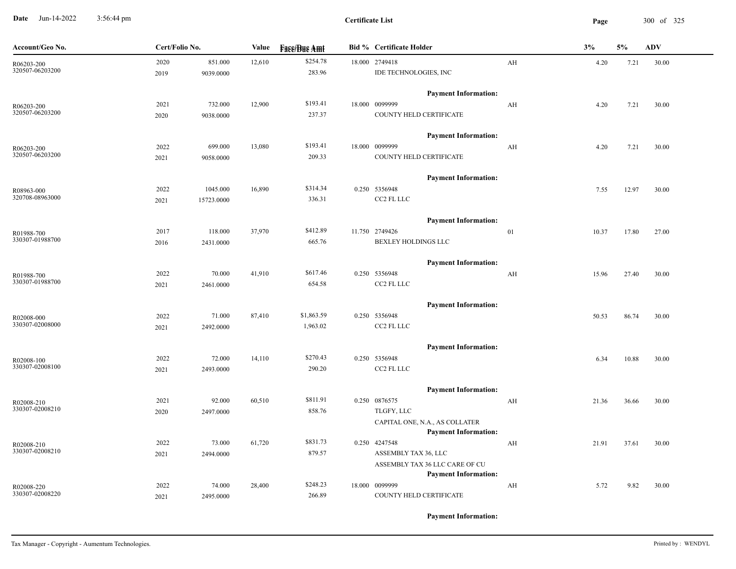**Certificate List**

Date Jun-14-2022 3:56:44 pm

| Account/Geo No. | Cert/Folio No. | | Value | Face/Due Amt | Bid % | Certificate Holder | | 3% | 5% | ADV |
|---|---|---|---|---|---|---|---|---|---|---|
| R06203-200<br>320507-06203200 | 2020<br>2019 | 851.000<br>9039.0000 | 12,610 | $254.78<br>283.96 | 18.000 | 2749418<br>IDE TECHNOLOGIES, INC | AH | 4.20 | 7.21 | 30.00 |
| | | | | | | **Payment Information:** | | | | |
| R06203-200<br>320507-06203200 | 2021<br>2020 | 732.000<br>9038.0000 | 12,900 | $193.41<br>237.37 | 18.000 | 0099999<br>COUNTY HELD CERTIFICATE | AH | 4.20 | 7.21 | 30.00 |
| | | | | | | **Payment Information:** | | | | |
| R06203-200<br>320507-06203200 | 2022<br>2021 | 699.000<br>9058.0000 | 13,080 | $193.41<br>209.33 | 18.000 | 0099999<br>COUNTY HELD CERTIFICATE | AH | 4.20 | 7.21 | 30.00 |
| | | | | | | **Payment Information:** | | | | |
| R08963-000<br>320708-08963000 | 2022<br>2021 | 1045.000<br>15723.0000 | 16,890 | $314.34<br>336.31 | 0.250 | 5356948<br>CC2 FL LLC | | 7.55 | 12.97 | 30.00 |
| | | | | | | **Payment Information:** | | | | |
| R01988-700<br>330307-01988700 | 2017<br>2016 | 118.000<br>2431.0000 | 37,970 | $412.89<br>665.76 | 11.750 | 2749426<br>BEXLEY HOLDINGS LLC | 01 | 10.37 | 17.80 | 27.00 |
| | | | | | | **Payment Information:** | | | | |
| R01988-700<br>330307-01988700 | 2022<br>2021 | 70.000<br>2461.0000 | 41,910 | $617.46<br>654.58 | 0.250 | 5356948<br>CC2 FL LLC | AH | 15.96 | 27.40 | 30.00 |
| | | | | | | **Payment Information:** | | | | |
| R02008-000<br>330307-02008000 | 2022<br>2021 | 71.000<br>2492.0000 | 87,410 | $1,863.59<br>1,963.02 | 0.250 | 5356948<br>CC2 FL LLC | | 50.53 | 86.74 | 30.00 |
| | | | | | | **Payment Information:** | | | | |
| R02008-100<br>330307-02008100 | 2022<br>2021 | 72.000<br>2493.0000 | 14,110 | $270.43<br>290.20 | 0.250 | 5356948<br>CC2 FL LLC | | 6.34 | 10.88 | 30.00 |
| | | | | | | **Payment Information:** | | | | |
| R02008-210<br>330307-02008210 | 2021<br>2020 | 92.000<br>2497.0000 | 60,510 | $811.91<br>858.76 | 0.250 | 0876575<br>TLGFY, LLC<br>CAPITAL ONE, N.A., AS COLLATER | AH | 21.36 | 36.66 | 30.00 |
| | | | | | | **Payment Information:** | | | | |
| R02008-210<br>330307-02008210 | 2022<br>2021 | 73.000<br>2494.0000 | 61,720 | $831.73<br>879.57 | 0.250 | 4247548<br>ASSEMBLY TAX 36, LLC<br>ASSEMBLY TAX 36 LLC CARE OF CU | AH | 21.91 | 37.61 | 30.00 |
| | | | | | | **Payment Information:** | | | | |
| R02008-220<br>330307-02008220 | 2022<br>2021 | 74.000<br>2495.0000 | 28,400 | $248.23<br>266.89 | 18.000 | 0099999<br>COUNTY HELD CERTIFICATE | AH | 5.72 | 9.82 | 30.00 |
| | | | | | | **Payment Information:** | | | | |

Tax Manager - Copyright - Aumentum Technologies. Printed by : WENDYL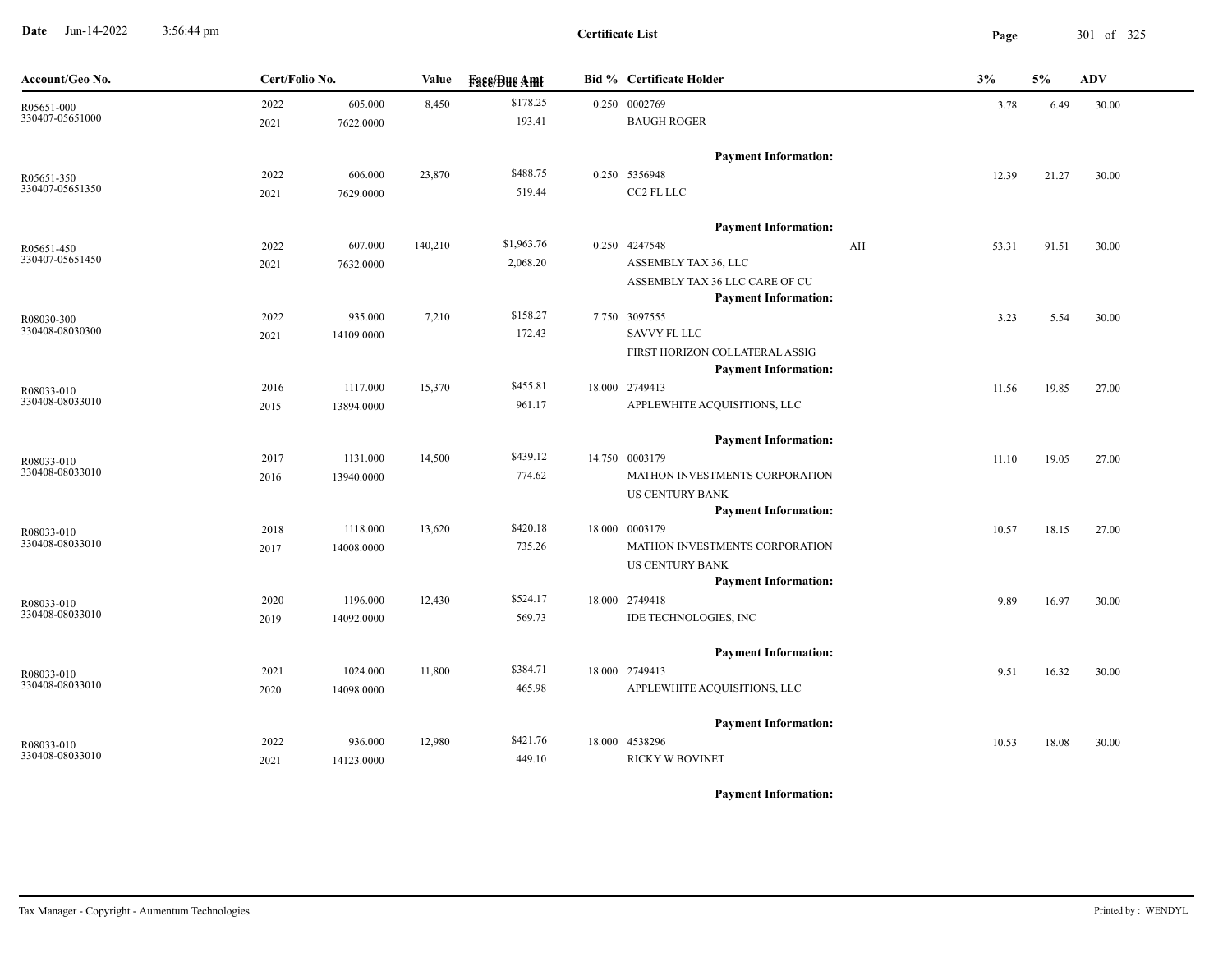**Certificate List**

| Account/Geo No. | Cert/Folio No. | | Value | Face/Due Amt | Bid % | Certificate Holder | | 3% | 5% | ADV |
|---|---|---|---|---|---|---|---|---|---|---|
| R05651-000 | 2022 | 605.000 | 8,450 | $178.25 | 0.250 | 0002769 | | 3.78 | 6.49 | 30.00 |
| 330407-05651000 | 2021 | 7622.0000 | | 193.41 | | BAUGH ROGER | | | | |
| | | | | | | **Payment Information:** | | | | |
| R05651-350 | 2022 | 606.000 | 23,870 | $488.75 | 0.250 | 5356948 | | 12.39 | 21.27 | 30.00 |
| 330407-05651350 | 2021 | 7629.0000 | | 519.44 | | CC2 FL LLC | | | | |
| | | | | | | **Payment Information:** | | | | |
| R05651-450 | 2022 | 607.000 | 140,210 | $1,963.76 | 0.250 | 4247548 | AH | 53.31 | 91.51 | 30.00 |
| 330407-05651450 | 2021 | 7632.0000 | | 2,068.20 | | ASSEMBLY TAX 36, LLC | | | | |
| | | | | | | ASSEMBLY TAX 36 LLC CARE OF CU | | | | |
| | | | | | | **Payment Information:** | | | | |
| R08030-300 | 2022 | 935.000 | 7,210 | $158.27 | 7.750 | 3097555 | | 3.23 | 5.54 | 30.00 |
| 330408-08030300 | 2021 | 14109.0000 | | 172.43 | | SAVVY FL LLC | | | | |
| | | | | | | FIRST HORIZON COLLATERAL ASSIG | | | | |
| | | | | | | **Payment Information:** | | | | |
| R08033-010 | 2016 | 1117.000 | 15,370 | $455.81 | 18.000 | 2749413 | | 11.56 | 19.85 | 27.00 |
| 330408-08033010 | 2015 | 13894.0000 | | 961.17 | | APPLEWHITE ACQUISITIONS, LLC | | | | |
| | | | | | | **Payment Information:** | | | | |
| R08033-010 | 2017 | 1131.000 | 14,500 | $439.12 | 14.750 | 0003179 | | 11.10 | 19.05 | 27.00 |
| 330408-08033010 | 2016 | 13940.0000 | | 774.62 | | MATHON INVESTMENTS CORPORATION | | | | |
| | | | | | | US CENTURY BANK | | | | |
| | | | | | | **Payment Information:** | | | | |
| R08033-010 | 2018 | 1118.000 | 13,620 | $420.18 | 18.000 | 0003179 | | 10.57 | 18.15 | 27.00 |
| 330408-08033010 | 2017 | 14008.0000 | | 735.26 | | MATHON INVESTMENTS CORPORATION | | | | |
| | | | | | | US CENTURY BANK | | | | |
| | | | | | | **Payment Information:** | | | | |
| R08033-010 | 2020 | 1196.000 | 12,430 | $524.17 | 18.000 | 2749418 | | 9.89 | 16.97 | 30.00 |
| 330408-08033010 | 2019 | 14092.0000 | | 569.73 | | IDE TECHNOLOGIES, INC | | | | |
| | | | | | | **Payment Information:** | | | | |
| R08033-010 | 2021 | 1024.000 | 11,800 | $384.71 | 18.000 | 2749413 | | 9.51 | 16.32 | 30.00 |
| 330408-08033010 | 2020 | 14098.0000 | | 465.98 | | APPLEWHITE ACQUISITIONS, LLC | | | | |
| | | | | | | **Payment Information:** | | | | |
| R08033-010 | 2022 | 936.000 | 12,980 | $421.76 | 18.000 | 4538296 | | 10.53 | 18.08 | 30.00 |
| 330408-08033010 | 2021 | 14123.0000 | | 449.10 | | RICKY W BOVINET | | | | |
| | | | | | | **Payment Information:** | | | | |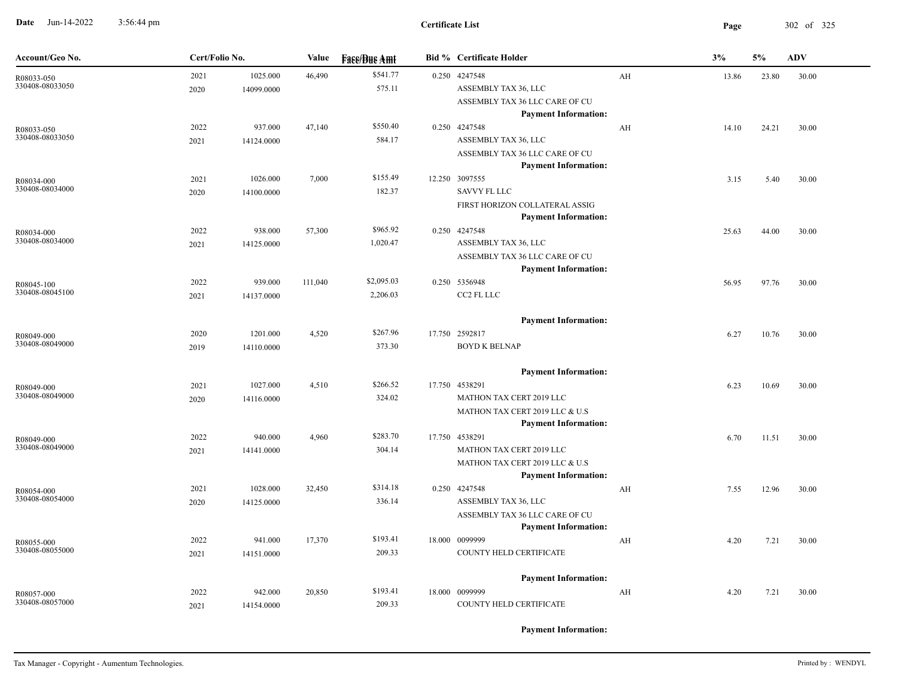# Certificate List

| Account/Geo No. | Cert/Folio No. | | Value | Face/Due Amt | Bid % | Certificate Holder | | 3% | 5% | ADV |
|---|---|---|---|---|---|---|---|---|---|---|
| R08033-050<br>330408-08033050 | 2021<br>2020 | 1025.000<br>14099.0000 | 46,490 | $541.77<br>575.11 | 0.250 | 4247548<br>ASSEMBLY TAX 36, LLC<br>ASSEMBLY TAX 36 LLC CARE OF CU<br>**Payment Information:** | AH | 13.86 | 23.80 | 30.00 |
| R08033-050<br>330408-08033050 | 2022<br>2021 | 937.000<br>14124.0000 | 47,140 | $550.40<br>584.17 | 0.250 | 4247548<br>ASSEMBLY TAX 36, LLC<br>ASSEMBLY TAX 36 LLC CARE OF CU<br>**Payment Information:** | AH | 14.10 | 24.21 | 30.00 |
| R08034-000<br>330408-08034000 | 2021<br>2020 | 1026.000<br>14100.0000 | 7,000 | $155.49<br>182.37 | 12.250 | 3097555<br>SAVVY FL LLC<br>FIRST HORIZON COLLATERAL ASSIG<br>**Payment Information:** | | 3.15 | 5.40 | 30.00 |
| R08034-000<br>330408-08034000 | 2022<br>2021 | 938.000<br>14125.0000 | 57,300 | $965.92<br>1,020.47 | 0.250 | 4247548<br>ASSEMBLY TAX 36, LLC<br>ASSEMBLY TAX 36 LLC CARE OF CU<br>**Payment Information:** | | 25.63 | 44.00 | 30.00 |
| R08045-100<br>330408-08045100 | 2022<br>2021 | 939.000<br>14137.0000 | 111,040 | $2,095.03<br>2,206.03 | 0.250 | 5356948<br>CC2 FL LLC<br>**Payment Information:** | | 56.95 | 97.76 | 30.00 |
| R08049-000<br>330408-08049000 | 2020<br>2019 | 1201.000<br>14110.0000 | 4,520 | $267.96<br>373.30 | 17.750 | 2592817<br>BOYD K BELNAP<br>**Payment Information:** | | 6.27 | 10.76 | 30.00 |
| R08049-000<br>330408-08049000 | 2021<br>2020 | 1027.000<br>14116.0000 | 4,510 | $266.52<br>324.02 | 17.750 | 4538291<br>MATHON TAX CERT 2019 LLC<br>MATHON TAX CERT 2019 LLC & U.S<br>**Payment Information:** | | 6.23 | 10.69 | 30.00 |
| R08049-000<br>330408-08049000 | 2022<br>2021 | 940.000<br>14141.0000 | 4,960 | $283.70<br>304.14 | 17.750 | 4538291<br>MATHON TAX CERT 2019 LLC<br>MATHON TAX CERT 2019 LLC & U.S<br>**Payment Information:** | | 6.70 | 11.51 | 30.00 |
| R08054-000<br>330408-08054000 | 2021<br>2020 | 1028.000<br>14125.0000 | 32,450 | $314.18<br>336.14 | 0.250 | 4247548<br>ASSEMBLY TAX 36, LLC<br>ASSEMBLY TAX 36 LLC CARE OF CU<br>**Payment Information:** | AH | 7.55 | 12.96 | 30.00 |
| R08055-000<br>330408-08055000 | 2022<br>2021 | 941.000<br>14151.0000 | 17,370 | $193.41<br>209.33 | 18.000 | 0099999<br>COUNTY HELD CERTIFICATE<br>**Payment Information:** | AH | 4.20 | 7.21 | 30.00 |
| R08057-000<br>330408-08057000 | 2022<br>2021 | 942.000<br>14154.0000 | 20,850 | $193.41<br>209.33 | 18.000 | 0099999<br>COUNTY HELD CERTIFICATE<br>**Payment Information:** | AH | 4.20 | 7.21 | 30.00 |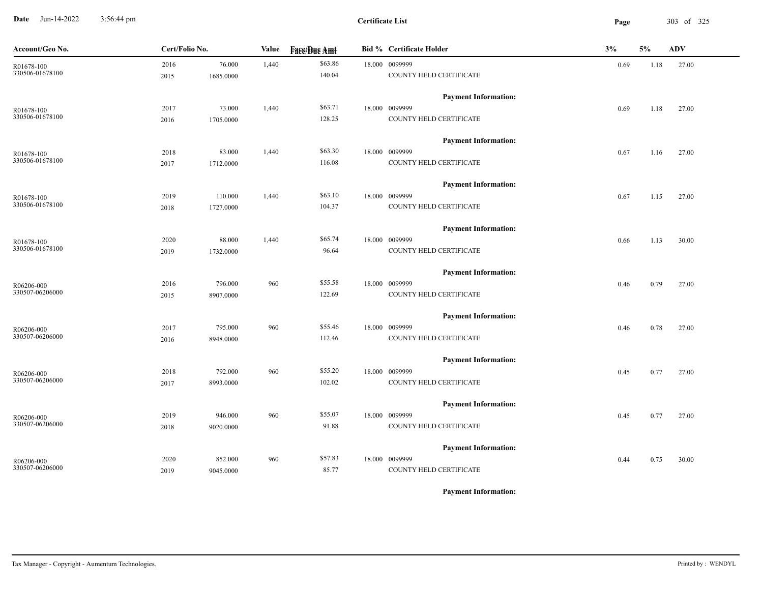**Certificate List**

| Account/Geo No. | Cert/Folio No. | | Value | Face/Due Amt | Bid % | Certificate Holder | 3% | 5% | ADV |
|---|---|---|---|---|---|---|---|---|---|
| R01678-100 | 2016 | 76.000 | 1,440 | $63.86 | 18.000 | 0099999 | 0.69 | 1.18 | 27.00 |
| 330506-01678100 | 2015 | 1685.0000 | | 140.04 | | COUNTY HELD CERTIFICATE | | | |
| | | | | | | **Payment Information:** | | | |
| R01678-100 | 2017 | 73.000 | 1,440 | $63.71 | 18.000 | 0099999 | 0.69 | 1.18 | 27.00 |
| 330506-01678100 | 2016 | 1705.0000 | | 128.25 | | COUNTY HELD CERTIFICATE | | | |
| | | | | | | **Payment Information:** | | | |
| R01678-100 | 2018 | 83.000 | 1,440 | $63.30 | 18.000 | 0099999 | 0.67 | 1.16 | 27.00 |
| 330506-01678100 | 2017 | 1712.0000 | | 116.08 | | COUNTY HELD CERTIFICATE | | | |
| | | | | | | **Payment Information:** | | | |
| R01678-100 | 2019 | 110.000 | 1,440 | $63.10 | 18.000 | 0099999 | 0.67 | 1.15 | 27.00 |
| 330506-01678100 | 2018 | 1727.0000 | | 104.37 | | COUNTY HELD CERTIFICATE | | | |
| | | | | | | **Payment Information:** | | | |
| R01678-100 | 2020 | 88.000 | 1,440 | $65.74 | 18.000 | 0099999 | 0.66 | 1.13 | 30.00 |
| 330506-01678100 | 2019 | 1732.0000 | | 96.64 | | COUNTY HELD CERTIFICATE | | | |
| | | | | | | **Payment Information:** | | | |
| R06206-000 | 2016 | 796.000 | 960 | $55.58 | 18.000 | 0099999 | 0.46 | 0.79 | 27.00 |
| 330507-06206000 | 2015 | 8907.0000 | | 122.69 | | COUNTY HELD CERTIFICATE | | | |
| | | | | | | **Payment Information:** | | | |
| R06206-000 | 2017 | 795.000 | 960 | $55.46 | 18.000 | 0099999 | 0.46 | 0.78 | 27.00 |
| 330507-06206000 | 2016 | 8948.0000 | | 112.46 | | COUNTY HELD CERTIFICATE | | | |
| | | | | | | **Payment Information:** | | | |
| R06206-000 | 2018 | 792.000 | 960 | $55.20 | 18.000 | 0099999 | 0.45 | 0.77 | 27.00 |
| 330507-06206000 | 2017 | 8993.0000 | | 102.02 | | COUNTY HELD CERTIFICATE | | | |
| | | | | | | **Payment Information:** | | | |
| R06206-000 | 2019 | 946.000 | 960 | $55.07 | 18.000 | 0099999 | 0.45 | 0.77 | 27.00 |
| 330507-06206000 | 2018 | 9020.0000 | | 91.88 | | COUNTY HELD CERTIFICATE | | | |
| | | | | | | **Payment Information:** | | | |
| R06206-000 | 2020 | 852.000 | 960 | $57.83 | 18.000 | 0099999 | 0.44 | 0.75 | 30.00 |
| 330507-06206000 | 2019 | 9045.0000 | | 85.77 | | COUNTY HELD CERTIFICATE | | | |
| | | | | | | **Payment Information:** | | | |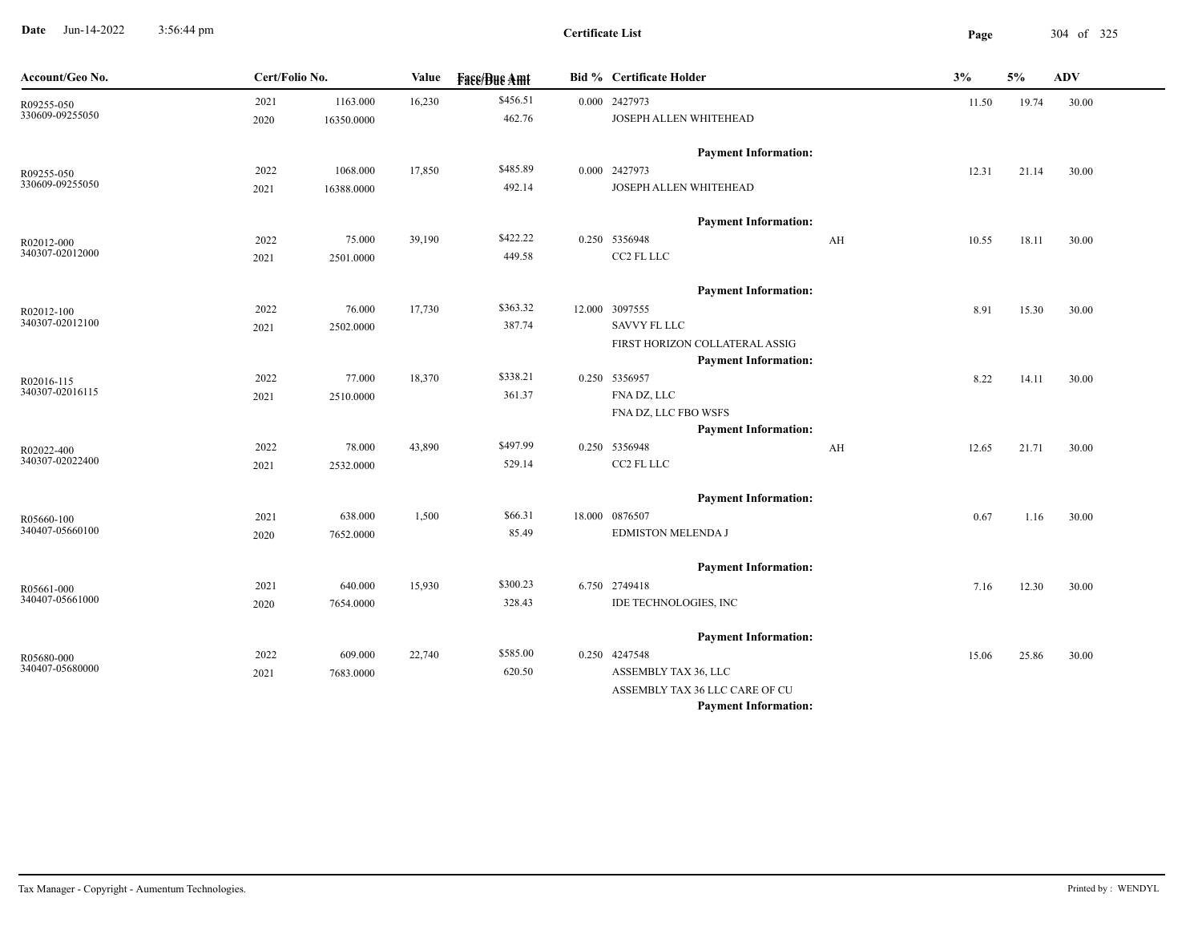**Certificate List**

| Account/Geo No. | Cert/Folio No. | | Value | Face/Due Amt | Bid % | Certificate Holder | | 3% | 5% | ADV |
|---|---|---|---|---|---|---|---|---|---|---|
| R09255-050 | 2021 | 1163.000 | 16,230 | $456.51 | 0.000 | 2427973 | | 11.50 | 19.74 | 30.00 |
| 330609-09255050 | 2020 | 16350.0000 | | 462.76 | | JOSEPH ALLEN WHITEHEAD | | | | |
| | | | | | | **Payment Information:** | | | | |
| R09255-050 | 2022 | 1068.000 | 17,850 | $485.89 | 0.000 | 2427973 | | 12.31 | 21.14 | 30.00 |
| 330609-09255050 | 2021 | 16388.0000 | | 492.14 | | JOSEPH ALLEN WHITEHEAD | | | | |
| | | | | | | **Payment Information:** | | | | |
| R02012-000 | 2022 | 75.000 | 39,190 | $422.22 | 0.250 | 5356948 | AH | 10.55 | 18.11 | 30.00 |
| 340307-02012000 | 2021 | 2501.0000 | | 449.58 | | CC2 FL LLC | | | | |
| | | | | | | **Payment Information:** | | | | |
| R02012-100 | 2022 | 76.000 | 17,730 | $363.32 | 12.000 | 3097555 | | 8.91 | 15.30 | 30.00 |
| 340307-02012100 | 2021 | 2502.0000 | | 387.74 | | SAVVY FL LLC | | | | |
| | | | | | | FIRST HORIZON COLLATERAL ASSIG | | | | |
| | | | | | | **Payment Information:** | | | | |
| R02016-115 | 2022 | 77.000 | 18,370 | $338.21 | 0.250 | 5356957 | | 8.22 | 14.11 | 30.00 |
| 340307-02016115 | 2021 | 2510.0000 | | 361.37 | | FNA DZ, LLC | | | | |
| | | | | | | FNA DZ, LLC FBO WSFS | | | | |
| | | | | | | **Payment Information:** | | | | |
| R02022-400 | 2022 | 78.000 | 43,890 | $497.99 | 0.250 | 5356948 | AH | 12.65 | 21.71 | 30.00 |
| 340307-02022400 | 2021 | 2532.0000 | | 529.14 | | CC2 FL LLC | | | | |
| | | | | | | **Payment Information:** | | | | |
| R05660-100 | 2021 | 638.000 | 1,500 | $66.31 | 18.000 | 0876507 | | 0.67 | 1.16 | 30.00 |
| 340407-05660100 | 2020 | 7652.0000 | | 85.49 | | EDMISTON MELENDA J | | | | |
| | | | | | | **Payment Information:** | | | | |
| R05661-000 | 2021 | 640.000 | 15,930 | $300.23 | 6.750 | 2749418 | | 7.16 | 12.30 | 30.00 |
| 340407-05661000 | 2020 | 7654.0000 | | 328.43 | | IDE TECHNOLOGIES, INC | | | | |
| | | | | | | **Payment Information:** | | | | |
| R05680-000 | 2022 | 609.000 | 22,740 | $585.00 | 0.250 | 4247548 | | 15.06 | 25.86 | 30.00 |
| 340407-05680000 | 2021 | 7683.0000 | | 620.50 | | ASSEMBLY TAX 36, LLC | | | | |
| | | | | | | ASSEMBLY TAX 36 LLC CARE OF CU | | | | |
| | | | | | | **Payment Information:** | | | | |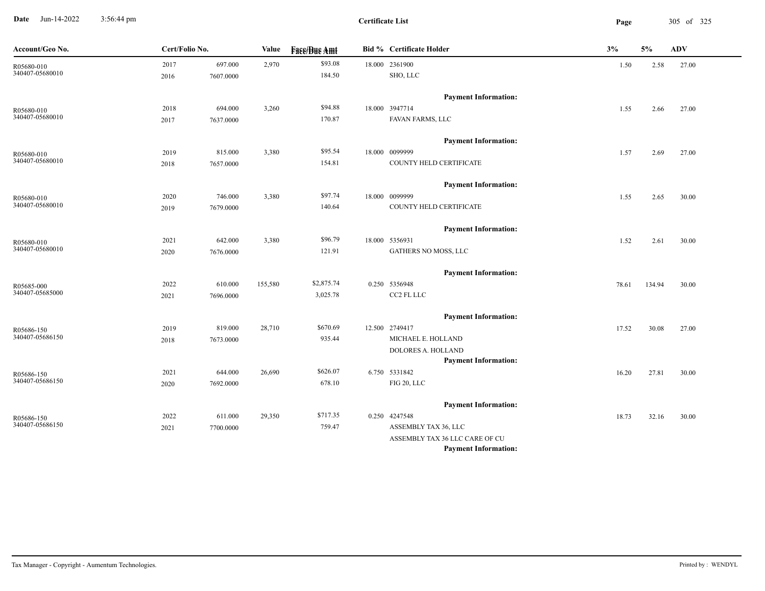# Certificate List

| Account/Geo No. | Cert/Folio No. | | Value | Face/Due Amt | Bid % | Certificate Holder | 3% | 5% | ADV |
|---|---|---|---|---|---|---|---|---|---|
| R05680-010<br>340407-05680010 | 2017<br>2016 | 697.000<br>7607.0000 | 2,970 | $93.08<br>184.50 | 18.000 | 2361900<br>SHO, LLC<br>**Payment Information:** | 1.50 | 2.58 | 27.00 |
| R05680-010<br>340407-05680010 | 2018<br>2017 | 694.000<br>7637.0000 | 3,260 | $94.88<br>170.87 | 18.000 | 3947714<br>FAVAN FARMS, LLC<br>**Payment Information:** | 1.55 | 2.66 | 27.00 |
| R05680-010<br>340407-05680010 | 2019<br>2018 | 815.000<br>7657.0000 | 3,380 | $95.54<br>154.81 | 18.000 | 0099999<br>COUNTY HELD CERTIFICATE<br>**Payment Information:** | 1.57 | 2.69 | 27.00 |
| R05680-010<br>340407-05680010 | 2020<br>2019 | 746.000<br>7679.0000 | 3,380 | $97.74<br>140.64 | 18.000 | 0099999<br>COUNTY HELD CERTIFICATE<br>**Payment Information:** | 1.55 | 2.65 | 30.00 |
| R05680-010<br>340407-05680010 | 2021<br>2020 | 642.000<br>7676.0000 | 3,380 | $96.79<br>121.91 | 18.000 | 5356931<br>GATHERS NO MOSS, LLC<br>**Payment Information:** | 1.52 | 2.61 | 30.00 |
| R05685-000<br>340407-05685000 | 2022<br>2021 | 610.000<br>7696.0000 | 155,580 | $2,875.74<br>3,025.78 | 0.250 | 5356948<br>CC2 FL LLC<br>**Payment Information:** | 78.61 | 134.94 | 30.00 |
| R05686-150<br>340407-05686150 | 2019<br>2018 | 819.000<br>7673.0000 | 28,710 | $670.69<br>935.44 | 12.500 | 2749417<br>MICHAEL E. HOLLAND<br>DOLORES A. HOLLAND<br>**Payment Information:** | 17.52 | 30.08 | 27.00 |
| R05686-150<br>340407-05686150 | 2021<br>2020 | 644.000<br>7692.0000 | 26,690 | $626.07<br>678.10 | 6.750 | 5331842<br>FIG 20, LLC<br>**Payment Information:** | 16.20 | 27.81 | 30.00 |
| R05686-150<br>340407-05686150 | 2022<br>2021 | 611.000<br>7700.0000 | 29,350 | $717.35<br>759.47 | 0.250 | 4247548<br>ASSEMBLY TAX 36, LLC<br>ASSEMBLY TAX 36 LLC CARE OF CU<br>**Payment Information:** | 18.73 | 32.16 | 30.00 |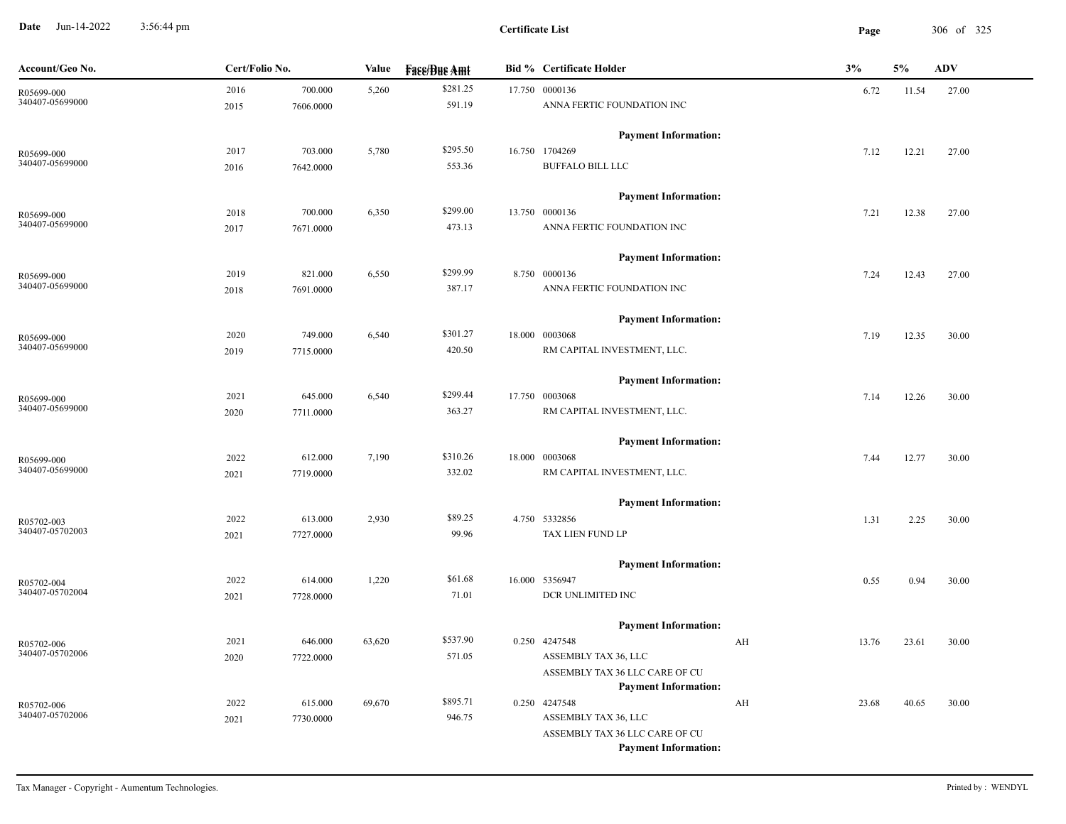**Certificate List**

Date Jun-14-2022 3:56:44 pm

| Account/Geo No. | Cert/Folio No. | | Value | Face/Due Amt | Bid % | Certificate Holder | | 3% | 5% | ADV |
|---|---|---|---|---|---|---|---|---|---|---|
| R05699-000<br>340407-05699000 | 2016<br>2015 | 700.000<br>7606.0000 | 5,260 | $281.25<br>591.19 | 17.750 | 0000136<br>ANNA FERTIC FOUNDATION INC<br>**Payment Information:** | | 6.72 | 11.54 | 27.00 |
| R05699-000<br>340407-05699000 | 2017<br>2016 | 703.000<br>7642.0000 | 5,780 | $295.50<br>553.36 | 16.750 | 1704269<br>BUFFALO BILL LLC<br>**Payment Information:** | | 7.12 | 12.21 | 27.00 |
| R05699-000<br>340407-05699000 | 2018<br>2017 | 700.000<br>7671.0000 | 6,350 | $299.00<br>473.13 | 13.750 | 0000136<br>ANNA FERTIC FOUNDATION INC<br>**Payment Information:** | | 7.21 | 12.38 | 27.00 |
| R05699-000<br>340407-05699000 | 2019<br>2018 | 821.000<br>7691.0000 | 6,550 | $299.99<br>387.17 | 8.750 | 0000136<br>ANNA FERTIC FOUNDATION INC<br>**Payment Information:** | | 7.24 | 12.43 | 27.00 |
| R05699-000<br>340407-05699000 | 2020<br>2019 | 749.000<br>7715.0000 | 6,540 | $301.27<br>420.50 | 18.000 | 0003068<br>RM CAPITAL INVESTMENT, LLC.<br>**Payment Information:** | | 7.19 | 12.35 | 30.00 |
| R05699-000<br>340407-05699000 | 2021<br>2020 | 645.000<br>7711.0000 | 6,540 | $299.44<br>363.27 | 17.750 | 0003068<br>RM CAPITAL INVESTMENT, LLC.<br>**Payment Information:** | | 7.14 | 12.26 | 30.00 |
| R05699-000<br>340407-05699000 | 2022<br>2021 | 612.000<br>7719.0000 | 7,190 | $310.26<br>332.02 | 18.000 | 0003068<br>RM CAPITAL INVESTMENT, LLC.<br>**Payment Information:** | | 7.44 | 12.77 | 30.00 |
| R05702-003<br>340407-05702003 | 2022<br>2021 | 613.000<br>7727.0000 | 2,930 | $89.25<br>99.96 | 4.750 | 5332856<br>TAX LIEN FUND LP<br>**Payment Information:** | | 1.31 | 2.25 | 30.00 |
| R05702-004<br>340407-05702004 | 2022<br>2021 | 614.000<br>7728.0000 | 1,220 | $61.68<br>71.01 | 16.000 | 5356947<br>DCR UNLIMITED INC<br>**Payment Information:** | | 0.55 | 0.94 | 30.00 |
| R05702-006<br>340407-05702006 | 2021<br>2020 | 646.000<br>7722.0000 | 63,620 | $537.90<br>571.05 | 0.250 | 4247548<br>ASSEMBLY TAX 36, LLC<br>ASSEMBLY TAX 36 LLC CARE OF CU<br>**Payment Information:** | AH | 13.76 | 23.61 | 30.00 |
| R05702-006<br>340407-05702006 | 2022<br>2021 | 615.000<br>7730.0000 | 69,670 | $895.71<br>946.75 | 0.250 | 4247548<br>ASSEMBLY TAX 36, LLC<br>ASSEMBLY TAX 36 LLC CARE OF CU<br>**Payment Information:** | AH | 23.68 | 40.65 | 30.00 |

Tax Manager - Copyright - Aumentum Technologies. Printed by : WENDYL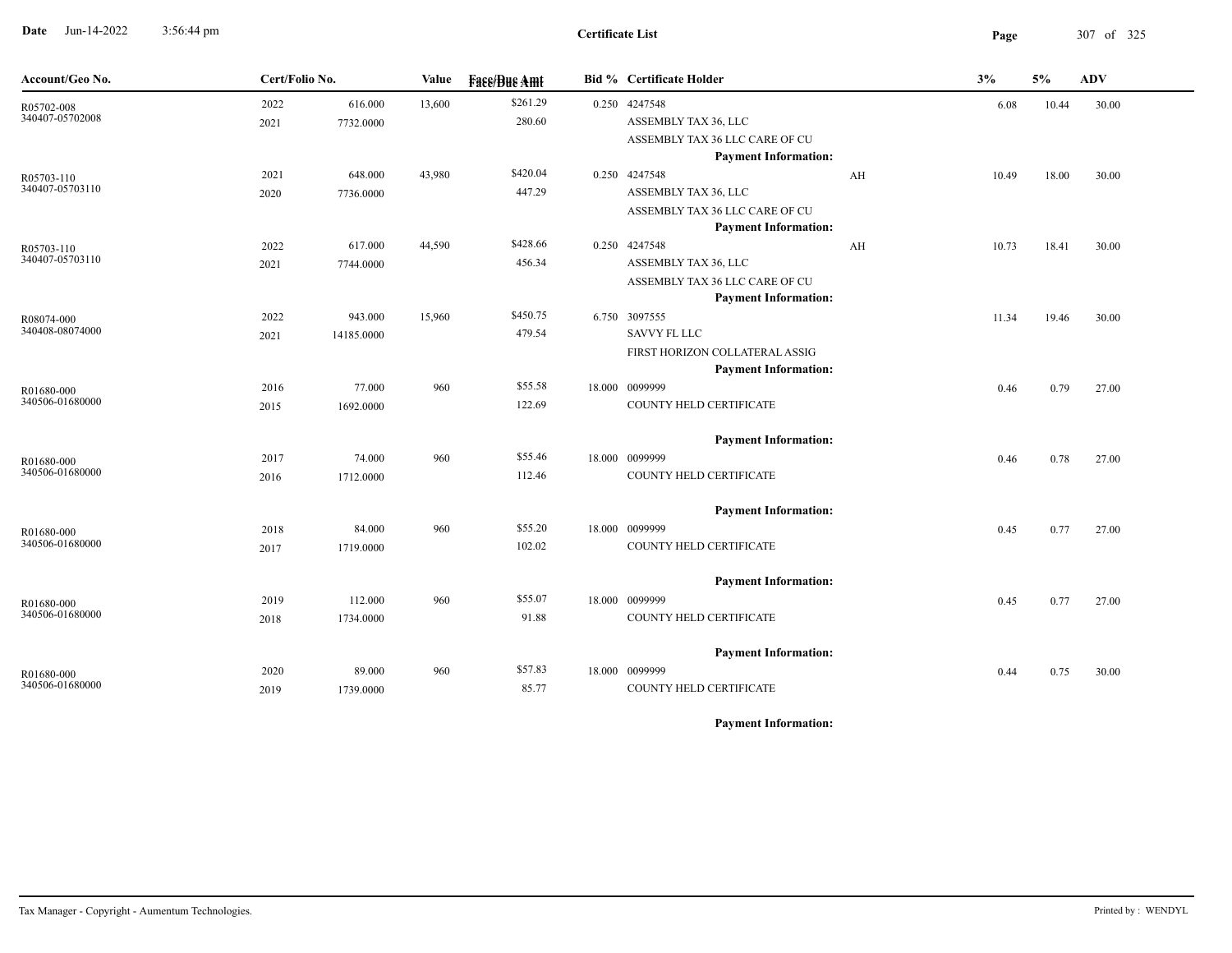# Certificate List

| Account/Geo No. | Cert/Folio No. | | Value | Face/Due Amt | Bid % | Certificate Holder | | 3% | 5% | ADV |
|---|---|---|---|---|---|---|---|---|---|---|
| R05702-008 | 2022 | 616.000 | 13,600 | $261.29 | 0.250 | 4247548 | | 6.08 | 10.44 | 30.00 |
| 340407-05702008 | 2021 | 7732.0000 | | 280.60 | | ASSEMBLY TAX 36, LLC | | | | |
| | | | | | | ASSEMBLY TAX 36 LLC CARE OF CU | | | | |
| | | | | | | **Payment Information:** | | | | |
| R05703-110 | 2021 | 648.000 | 43,980 | $420.04 | 0.250 | 4247548 | AH | 10.49 | 18.00 | 30.00 |
| 340407-05703110 | 2020 | 7736.0000 | | 447.29 | | ASSEMBLY TAX 36, LLC | | | | |
| | | | | | | ASSEMBLY TAX 36 LLC CARE OF CU | | | | |
| | | | | | | **Payment Information:** | | | | |
| R05703-110 | 2022 | 617.000 | 44,590 | $428.66 | 0.250 | 4247548 | AH | 10.73 | 18.41 | 30.00 |
| 340407-05703110 | 2021 | 7744.0000 | | 456.34 | | ASSEMBLY TAX 36, LLC | | | | |
| | | | | | | ASSEMBLY TAX 36 LLC CARE OF CU | | | | |
| | | | | | | **Payment Information:** | | | | |
| R08074-000 | 2022 | 943.000 | 15,960 | $450.75 | 6.750 | 3097555 | | 11.34 | 19.46 | 30.00 |
| 340408-08074000 | 2021 | 14185.0000 | | 479.54 | | SAVVY FL LLC | | | | |
| | | | | | | FIRST HORIZON COLLATERAL ASSIG | | | | |
| | | | | | | **Payment Information:** | | | | |
| R01680-000 | 2016 | 77.000 | 960 | $55.58 | 18.000 | 0099999 | | 0.46 | 0.79 | 27.00 |
| 340506-01680000 | 2015 | 1692.0000 | | 122.69 | | COUNTY HELD CERTIFICATE | | | | |
| | | | | | | **Payment Information:** | | | | |
| R01680-000 | 2017 | 74.000 | 960 | $55.46 | 18.000 | 0099999 | | 0.46 | 0.78 | 27.00 |
| 340506-01680000 | 2016 | 1712.0000 | | 112.46 | | COUNTY HELD CERTIFICATE | | | | |
| | | | | | | **Payment Information:** | | | | |
| R01680-000 | 2018 | 84.000 | 960 | $55.20 | 18.000 | 0099999 | | 0.45 | 0.77 | 27.00 |
| 340506-01680000 | 2017 | 1719.0000 | | 102.02 | | COUNTY HELD CERTIFICATE | | | | |
| | | | | | | **Payment Information:** | | | | |
| R01680-000 | 2019 | 112.000 | 960 | $55.07 | 18.000 | 0099999 | | 0.45 | 0.77 | 27.00 |
| 340506-01680000 | 2018 | 1734.0000 | | 91.88 | | COUNTY HELD CERTIFICATE | | | | |
| | | | | | | **Payment Information:** | | | | |
| R01680-000 | 2020 | 89.000 | 960 | $57.83 | 18.000 | 0099999 | | 0.44 | 0.75 | 30.00 |
| 340506-01680000 | 2019 | 1739.0000 | | 85.77 | | COUNTY HELD CERTIFICATE | | | | |
| | | | | | | **Payment Information:** | | | | |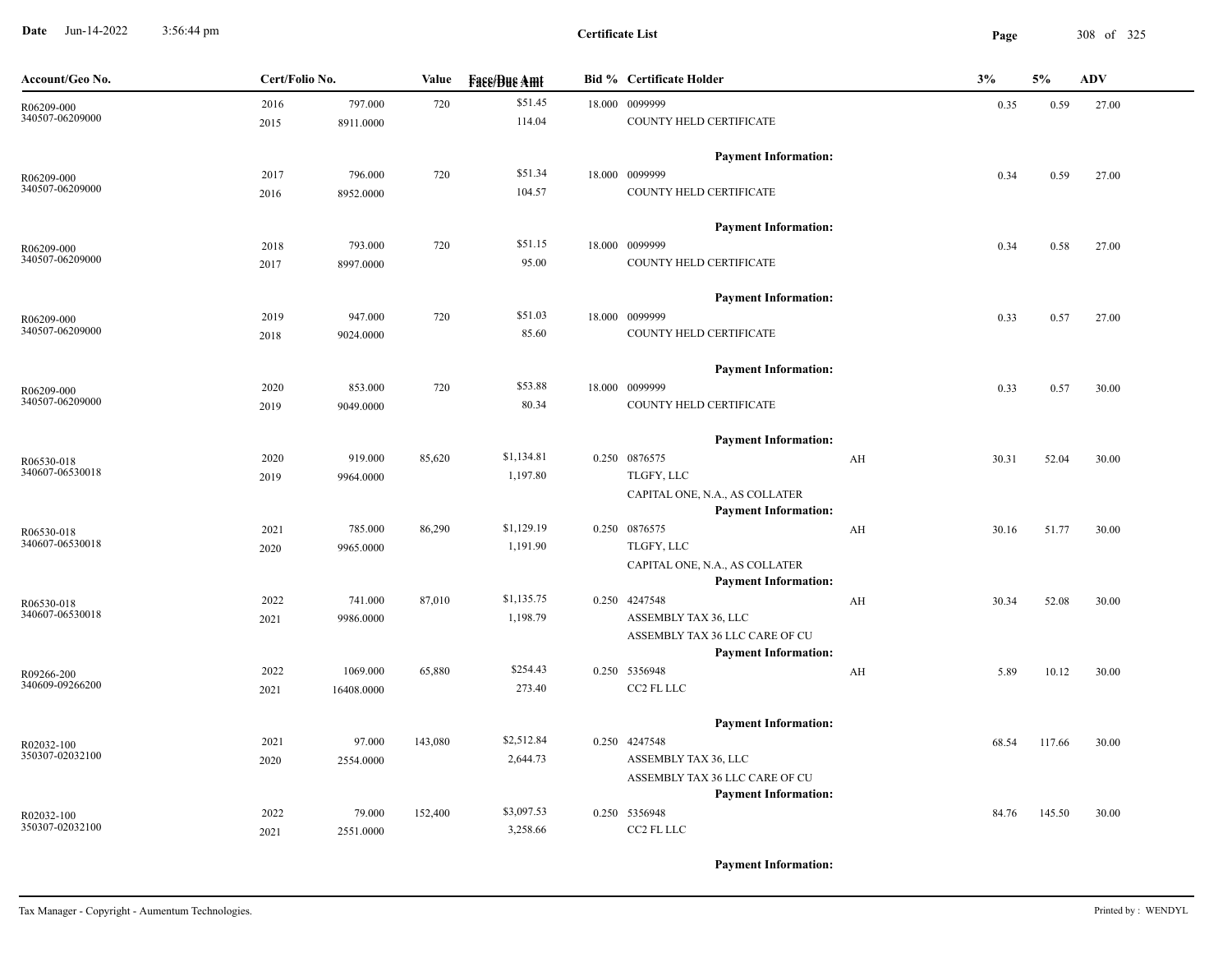**Certificate List**

| Account/Geo No. | Cert/Folio No. | | Value | Face/Due Amt | Bid % | Certificate Holder | | 3% | 5% | ADV |
|---|---|---|---|---|---|---|---|---|---|---|
| R06209-000 | 2016 | 797.000 | 720 | $51.45 | 18.000 | 0099999 | | 0.35 | 0.59 | 27.00 |
| 340507-06209000 | 2015 | 8911.0000 | | 114.04 | | COUNTY HELD CERTIFICATE | | | | |
| | | | | | | **Payment Information:** | | | | |
| R06209-000 | 2017 | 796.000 | 720 | $51.34 | 18.000 | 0099999 | | 0.34 | 0.59 | 27.00 |
| 340507-06209000 | 2016 | 8952.0000 | | 104.57 | | COUNTY HELD CERTIFICATE | | | | |
| | | | | | | **Payment Information:** | | | | |
| R06209-000 | 2018 | 793.000 | 720 | $51.15 | 18.000 | 0099999 | | 0.34 | 0.58 | 27.00 |
| 340507-06209000 | 2017 | 8997.0000 | | 95.00 | | COUNTY HELD CERTIFICATE | | | | |
| | | | | | | **Payment Information:** | | | | |
| R06209-000 | 2019 | 947.000 | 720 | $51.03 | 18.000 | 0099999 | | 0.33 | 0.57 | 27.00 |
| 340507-06209000 | 2018 | 9024.0000 | | 85.60 | | COUNTY HELD CERTIFICATE | | | | |
| | | | | | | **Payment Information:** | | | | |
| R06209-000 | 2020 | 853.000 | 720 | $53.88 | 18.000 | 0099999 | | 0.33 | 0.57 | 30.00 |
| 340507-06209000 | 2019 | 9049.0000 | | 80.34 | | COUNTY HELD CERTIFICATE | | | | |
| | | | | | | **Payment Information:** | | | | |
| R06530-018 | 2020 | 919.000 | 85,620 | $1,134.81 | 0.250 | 0876575 | AH | 30.31 | 52.04 | 30.00 |
| 340607-06530018 | 2019 | 9964.0000 | | 1,197.80 | | TLGFY, LLC | | | | |
| | | | | | | CAPITAL ONE, N.A., AS COLLATER | | | | |
| | | | | | | **Payment Information:** | | | | |
| R06530-018 | 2021 | 785.000 | 86,290 | $1,129.19 | 0.250 | 0876575 | AH | 30.16 | 51.77 | 30.00 |
| 340607-06530018 | 2020 | 9965.0000 | | 1,191.90 | | TLGFY, LLC | | | | |
| | | | | | | CAPITAL ONE, N.A., AS COLLATER | | | | |
| | | | | | | **Payment Information:** | | | | |
| R06530-018 | 2022 | 741.000 | 87,010 | $1,135.75 | 0.250 | 4247548 | AH | 30.34 | 52.08 | 30.00 |
| 340607-06530018 | 2021 | 9986.0000 | | 1,198.79 | | ASSEMBLY TAX 36, LLC | | | | |
| | | | | | | ASSEMBLY TAX 36 LLC CARE OF CU | | | | |
| | | | | | | **Payment Information:** | | | | |
| R09266-200 | 2022 | 1069.000 | 65,880 | $254.43 | 0.250 | 5356948 | AH | 5.89 | 10.12 | 30.00 |
| 340609-09266200 | 2021 | 16408.0000 | | 273.40 | | CC2 FL LLC | | | | |
| | | | | | | **Payment Information:** | | | | |
| R02032-100 | 2021 | 97.000 | 143,080 | $2,512.84 | 0.250 | 4247548 | | 68.54 | 117.66 | 30.00 |
| 350307-02032100 | 2020 | 2554.0000 | | 2,644.73 | | ASSEMBLY TAX 36, LLC | | | | |
| | | | | | | ASSEMBLY TAX 36 LLC CARE OF CU | | | | |
| | | | | | | **Payment Information:** | | | | |
| R02032-100 | 2022 | 79.000 | 152,400 | $3,097.53 | 0.250 | 5356948 | | 84.76 | 145.50 | 30.00 |
| 350307-02032100 | 2021 | 2551.0000 | | 3,258.66 | | CC2 FL LLC | | | | |
| | | | | | | **Payment Information:** | | | | |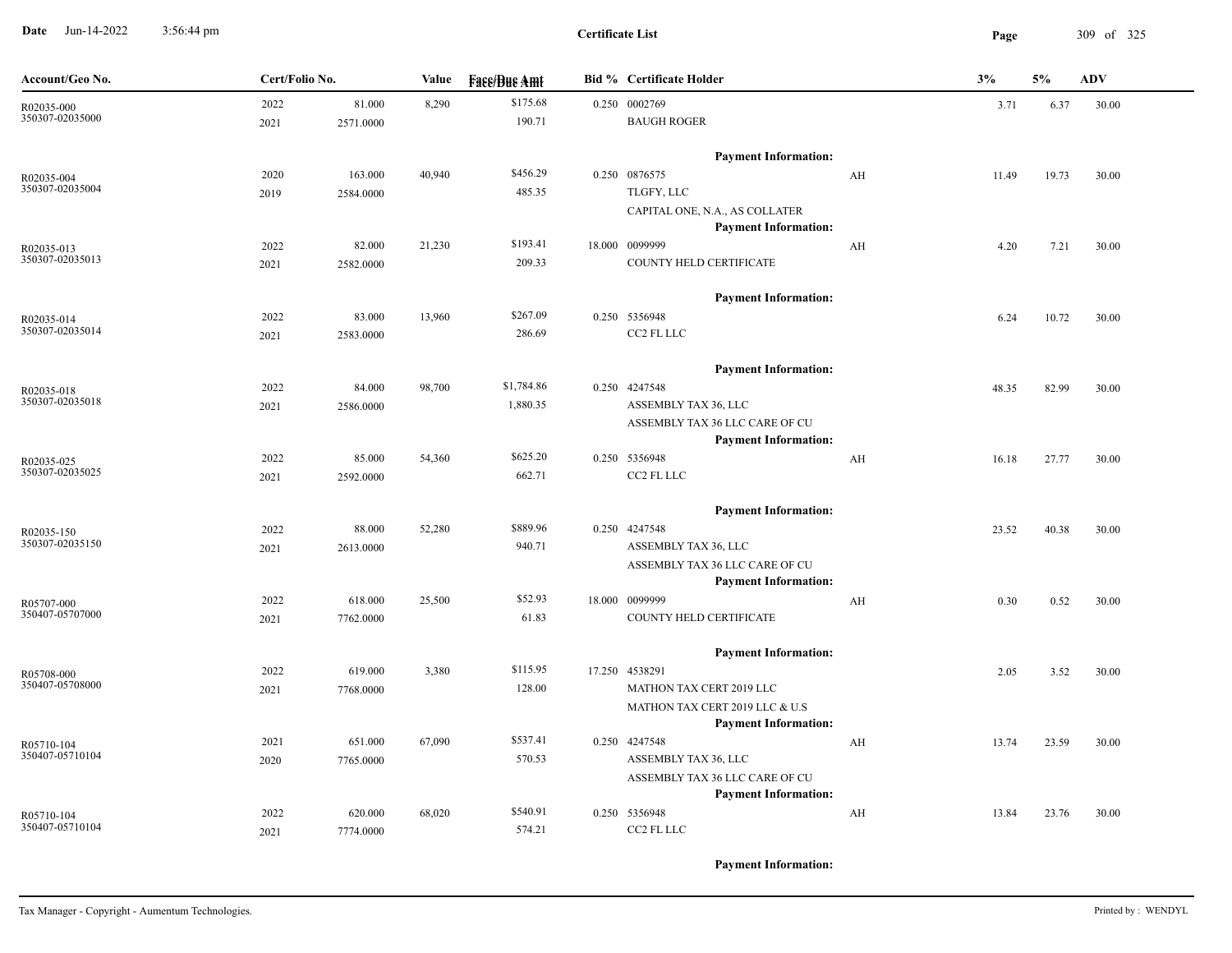**Date** Jun-14-2022 3:56:44 pm

**Certificate List**

| Account/Geo No. | Cert/Folio No. | | Value | Face/Due Amt | Bid % | Certificate Holder | | 3% | 5% | ADV |
|---|---|---|---|---|---|---|---|---|---|---|
| R02035-000 | 2022 | 81.000 | 8,290 | $175.68 | 0.250 | 0002769 | | 3.71 | 6.37 | 30.00 |
| 350307-02035000 | 2021 | 2571.0000 | | 190.71 | | BAUGH ROGER | | | | |
| | | | | | | **Payment Information:** | | | | |
| R02035-004 | 2020 | 163.000 | 40,940 | $456.29 | 0.250 | 0876575 | AH | 11.49 | 19.73 | 30.00 |
| 350307-02035004 | 2019 | 2584.0000 | | 485.35 | | TLGFY, LLC | | | | |
| | | | | | | CAPITAL ONE, N.A., AS COLLATER | | | | |
| | | | | | | **Payment Information:** | | | | |
| R02035-013 | 2022 | 82.000 | 21,230 | $193.41 | 18.000 | 0099999 | AH | 4.20 | 7.21 | 30.00 |
| 350307-02035013 | 2021 | 2582.0000 | | 209.33 | | COUNTY HELD CERTIFICATE | | | | |
| | | | | | | **Payment Information:** | | | | |
| R02035-014 | 2022 | 83.000 | 13,960 | $267.09 | 0.250 | 5356948 | | 6.24 | 10.72 | 30.00 |
| 350307-02035014 | 2021 | 2583.0000 | | 286.69 | | CC2 FL LLC | | | | |
| | | | | | | **Payment Information:** | | | | |
| R02035-018 | 2022 | 84.000 | 98,700 | $1,784.86 | 0.250 | 4247548 | | 48.35 | 82.99 | 30.00 |
| 350307-02035018 | 2021 | 2586.0000 | | 1,880.35 | | ASSEMBLY TAX 36, LLC | | | | |
| | | | | | | ASSEMBLY TAX 36 LLC CARE OF CU | | | | |
| | | | | | | **Payment Information:** | | | | |
| R02035-025 | 2022 | 85.000 | 54,360 | $625.20 | 0.250 | 5356948 | AH | 16.18 | 27.77 | 30.00 |
| 350307-02035025 | 2021 | 2592.0000 | | 662.71 | | CC2 FL LLC | | | | |
| | | | | | | **Payment Information:** | | | | |
| R02035-150 | 2022 | 88.000 | 52,280 | $889.96 | 0.250 | 4247548 | | 23.52 | 40.38 | 30.00 |
| 350307-02035150 | 2021 | 2613.0000 | | 940.71 | | ASSEMBLY TAX 36, LLC | | | | |
| | | | | | | ASSEMBLY TAX 36 LLC CARE OF CU | | | | |
| | | | | | | **Payment Information:** | | | | |
| R05707-000 | 2022 | 618.000 | 25,500 | $52.93 | 18.000 | 0099999 | AH | 0.30 | 0.52 | 30.00 |
| 350407-05707000 | 2021 | 7762.0000 | | 61.83 | | COUNTY HELD CERTIFICATE | | | | |
| | | | | | | **Payment Information:** | | | | |
| R05708-000 | 2022 | 619.000 | 3,380 | $115.95 | 17.250 | 4538291 | | 2.05 | 3.52 | 30.00 |
| 350407-05708000 | 2021 | 7768.0000 | | 128.00 | | MATHON TAX CERT 2019 LLC | | | | |
| | | | | | | MATHON TAX CERT 2019 LLC & U.S | | | | |
| | | | | | | **Payment Information:** | | | | |
| R05710-104 | 2021 | 651.000 | 67,090 | $537.41 | 0.250 | 4247548 | AH | 13.74 | 23.59 | 30.00 |
| 350407-05710104 | 2020 | 7765.0000 | | 570.53 | | ASSEMBLY TAX 36, LLC | | | | |
| | | | | | | ASSEMBLY TAX 36 LLC CARE OF CU | | | | |
| | | | | | | **Payment Information:** | | | | |
| R05710-104 | 2022 | 620.000 | 68,020 | $540.91 | 0.250 | 5356948 | AH | 13.84 | 23.76 | 30.00 |
| 350407-05710104 | 2021 | 7774.0000 | | 574.21 | | CC2 FL LLC | | | | |
| | | | | | | **Payment Information:** | | | | |

Tax Manager - Copyright - Aumentum Technologies. Printed by : WENDYL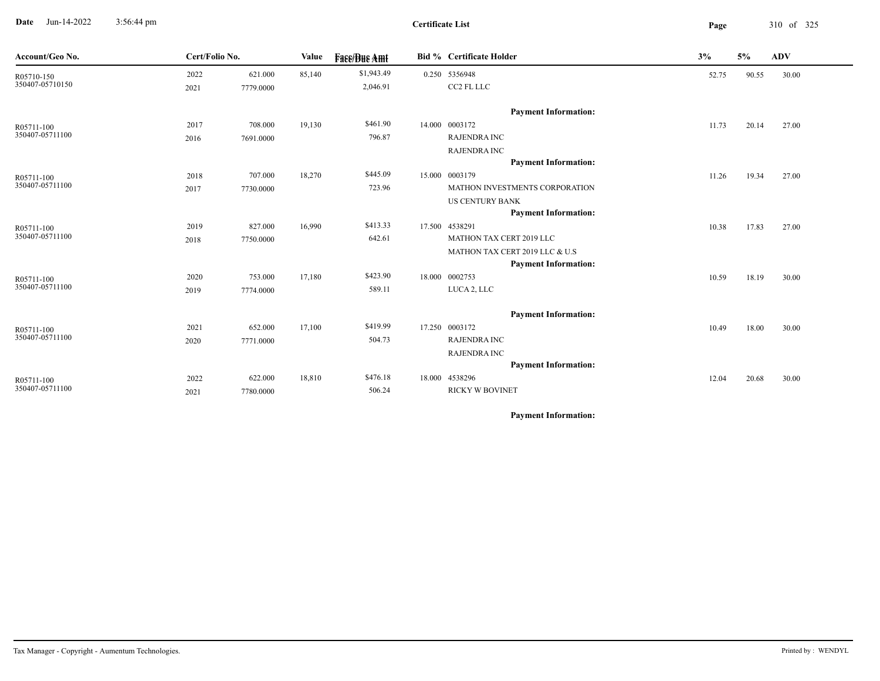# Certificate List

Date Jun-14-2022 3:56:44 pm

| Account/Geo No. | Cert/Folio No. | | Value | Face/Due Amt | Bid % | Certificate Holder | 3% | 5% | ADV |
|---|---|---|---|---|---|---|---|---|---|
| R05710-150 | 2022 | 621.000 | 85,140 | $1,943.49 | 0.250 | 5356948 | 52.75 | 90.55 | 30.00 |
| 350407-05710150 | 2021 | 7779.0000 | | 2,046.91 | | CC2 FL LLC | | | |
| | | | | | | **Payment Information:** | | | |
| R05711-100 | 2017 | 708.000 | 19,130 | $461.90 | 14.000 | 0003172 | 11.73 | 20.14 | 27.00 |
| 350407-05711100 | 2016 | 7691.0000 | | 796.87 | | RAJENDRA INC | | | |
| | | | | | | RAJENDRA INC | | | |
| | | | | | | **Payment Information:** | | | |
| R05711-100 | 2018 | 707.000 | 18,270 | $445.09 | 15.000 | 0003179 | 11.26 | 19.34 | 27.00 |
| 350407-05711100 | 2017 | 7730.0000 | | 723.96 | | MATHON INVESTMENTS CORPORATION | | | |
| | | | | | | US CENTURY BANK | | | |
| | | | | | | **Payment Information:** | | | |
| R05711-100 | 2019 | 827.000 | 16,990 | $413.33 | 17.500 | 4538291 | 10.38 | 17.83 | 27.00 |
| 350407-05711100 | 2018 | 7750.0000 | | 642.61 | | MATHON TAX CERT 2019 LLC | | | |
| | | | | | | MATHON TAX CERT 2019 LLC & U.S | | | |
| | | | | | | **Payment Information:** | | | |
| R05711-100 | 2020 | 753.000 | 17,180 | $423.90 | 18.000 | 0002753 | 10.59 | 18.19 | 30.00 |
| 350407-05711100 | 2019 | 7774.0000 | | 589.11 | | LUCA 2, LLC | | | |
| | | | | | | **Payment Information:** | | | |
| R05711-100 | 2021 | 652.000 | 17,100 | $419.99 | 17.250 | 0003172 | 10.49 | 18.00 | 30.00 |
| 350407-05711100 | 2020 | 7771.0000 | | 504.73 | | RAJENDRA INC | | | |
| | | | | | | RAJENDRA INC | | | |
| | | | | | | **Payment Information:** | | | |
| R05711-100 | 2022 | 622.000 | 18,810 | $476.18 | 18.000 | 4538296 | 12.04 | 20.68 | 30.00 |
| 350407-05711100 | 2021 | 7780.0000 | | 506.24 | | RICKY W BOVINET | | | |
| | | | | | | **Payment Information:** | | | |

Tax Manager - Copyright - Aumentum Technologies.

Printed by : WENDYL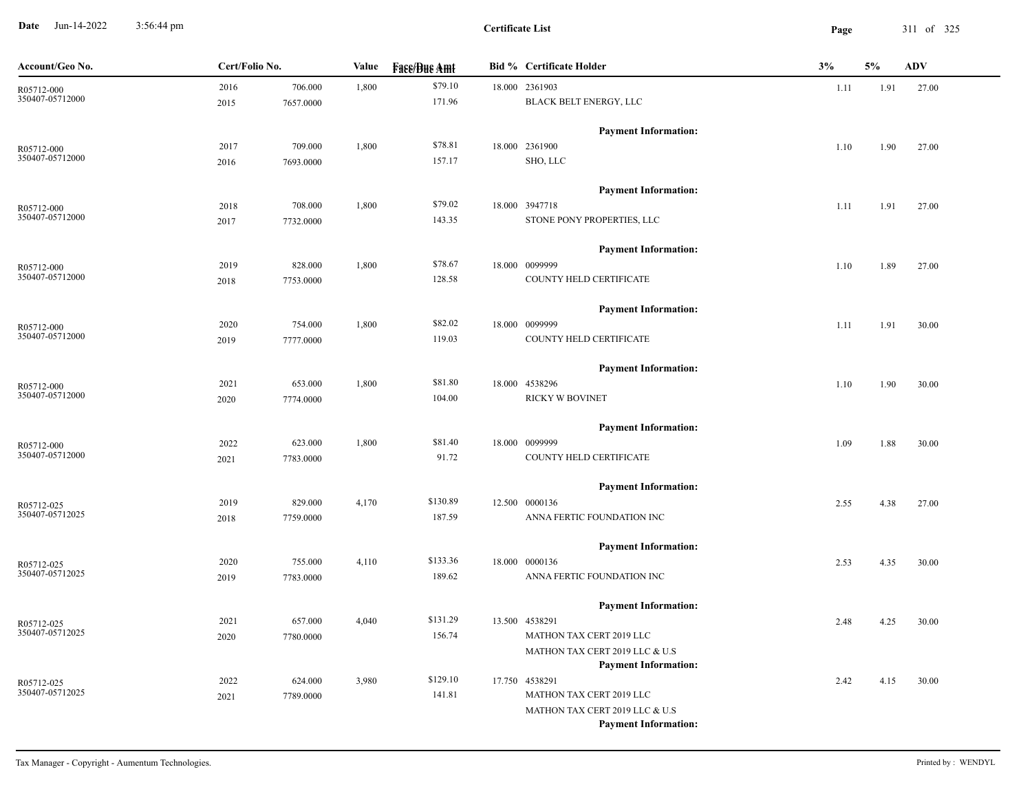**Certificate List**

Date Jun-14-2022 3:56:44 pm

| Account/Geo No. | Cert/Folio No. | | Value | Face/Due Amt | Bid % | Certificate Holder | 3% | 5% | ADV |
|---|---|---|---|---|---|---|---|---|---|
| R05712-000<br>350407-05712000 | 2016<br>2015 | 706.000<br>7657.0000 | 1,800 | $79.10<br>171.96 | 18.000 | 2361903<br>BLACK BELT ENERGY, LLC<br>**Payment Information:** | 1.11 | 1.91 | 27.00 |
| R05712-000<br>350407-05712000 | 2017<br>2016 | 709.000<br>7693.0000 | 1,800 | $78.81<br>157.17 | 18.000 | 2361900<br>SHO, LLC<br>**Payment Information:** | 1.10 | 1.90 | 27.00 |
| R05712-000<br>350407-05712000 | 2018<br>2017 | 708.000<br>7732.0000 | 1,800 | $79.02<br>143.35 | 18.000 | 3947718<br>STONE PONY PROPERTIES, LLC<br>**Payment Information:** | 1.11 | 1.91 | 27.00 |
| R05712-000<br>350407-05712000 | 2019<br>2018 | 828.000<br>7753.0000 | 1,800 | $78.67<br>128.58 | 18.000 | 0099999<br>COUNTY HELD CERTIFICATE<br>**Payment Information:** | 1.10 | 1.89 | 27.00 |
| R05712-000<br>350407-05712000 | 2020<br>2019 | 754.000<br>7777.0000 | 1,800 | $82.02<br>119.03 | 18.000 | 0099999<br>COUNTY HELD CERTIFICATE<br>**Payment Information:** | 1.11 | 1.91 | 30.00 |
| R05712-000<br>350407-05712000 | 2021<br>2020 | 653.000<br>7774.0000 | 1,800 | $81.80<br>104.00 | 18.000 | 4538296<br>RICKY W BOVINET<br>**Payment Information:** | 1.10 | 1.90 | 30.00 |
| R05712-000<br>350407-05712000 | 2022<br>2021 | 623.000<br>7783.0000 | 1,800 | $81.40<br>91.72 | 18.000 | 0099999<br>COUNTY HELD CERTIFICATE<br>**Payment Information:** | 1.09 | 1.88 | 30.00 |
| R05712-025<br>350407-05712025 | 2019<br>2018 | 829.000<br>7759.0000 | 4,170 | $130.89<br>187.59 | 12.500 | 0000136<br>ANNA FERTIC FOUNDATION INC<br>**Payment Information:** | 2.55 | 4.38 | 27.00 |
| R05712-025<br>350407-05712025 | 2020<br>2019 | 755.000<br>7783.0000 | 4,110 | $133.36<br>189.62 | 18.000 | 0000136<br>ANNA FERTIC FOUNDATION INC<br>**Payment Information:** | 2.53 | 4.35 | 30.00 |
| R05712-025<br>350407-05712025 | 2021<br>2020 | 657.000<br>7780.0000 | 4,040 | $131.29<br>156.74 | 13.500 | 4538291<br>MATHON TAX CERT 2019 LLC<br>MATHON TAX CERT 2019 LLC & U.S<br>**Payment Information:** | 2.48 | 4.25 | 30.00 |
| R05712-025<br>350407-05712025 | 2022<br>2021 | 624.000<br>7789.0000 | 3,980 | $129.10<br>141.81 | 17.750 | 4538291<br>MATHON TAX CERT 2019 LLC<br>MATHON TAX CERT 2019 LLC & U.S<br>**Payment Information:** | 2.42 | 4.15 | 30.00 |

Tax Manager - Copyright - Aumentum Technologies. Printed by : WENDYL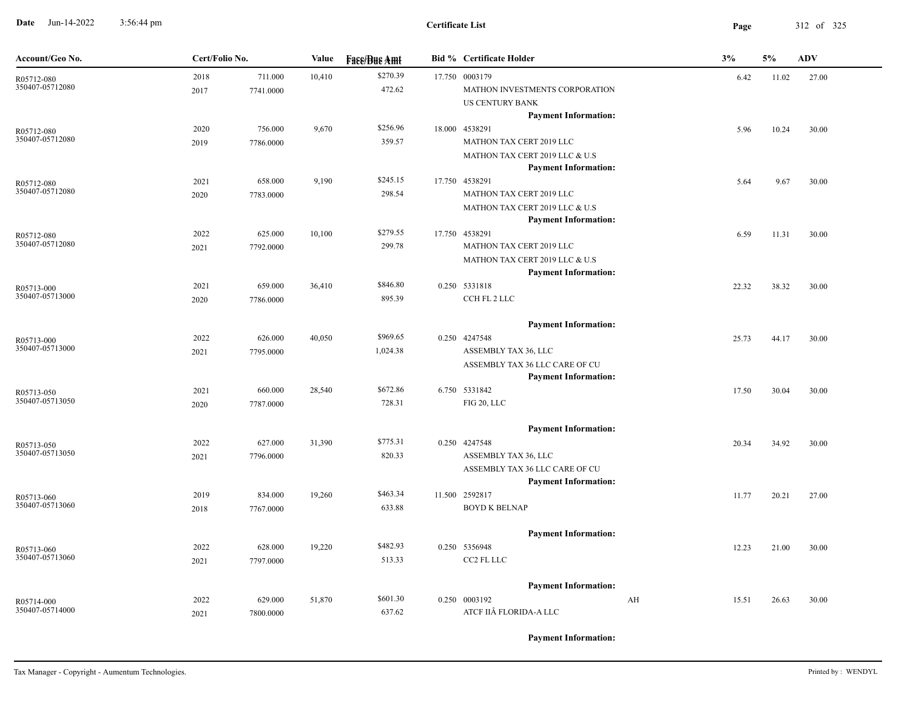# Certificate List

| Account/Geo No. | Cert/Folio No. | | Value | Face/Due Amt | Bid % | Certificate Holder | | 3% | 5% | ADV |
|---|---|---|---|---|---|---|---|---|---|---|
| R05712-080 | 2018 | 711.000 | 10,410 | $270.39 | 17.750 | 0003179 | | 6.42 | 11.02 | 27.00 |
| 350407-05712080 | 2017 | 7741.0000 | | 472.62 | | MATHON INVESTMENTS CORPORATION | | | | |
| | | | | | | US CENTURY BANK | | | | |
| | | | | | | **Payment Information:** | | | | |
| R05712-080 | 2020 | 756.000 | 9,670 | $256.96 | 18.000 | 4538291 | | 5.96 | 10.24 | 30.00 |
| 350407-05712080 | 2019 | 7786.0000 | | 359.57 | | MATHON TAX CERT 2019 LLC | | | | |
| | | | | | | MATHON TAX CERT 2019 LLC & U.S | | | | |
| | | | | | | **Payment Information:** | | | | |
| R05712-080 | 2021 | 658.000 | 9,190 | $245.15 | 17.750 | 4538291 | | 5.64 | 9.67 | 30.00 |
| 350407-05712080 | 2020 | 7783.0000 | | 298.54 | | MATHON TAX CERT 2019 LLC | | | | |
| | | | | | | MATHON TAX CERT 2019 LLC & U.S | | | | |
| | | | | | | **Payment Information:** | | | | |
| R05712-080 | 2022 | 625.000 | 10,100 | $279.55 | 17.750 | 4538291 | | 6.59 | 11.31 | 30.00 |
| 350407-05712080 | 2021 | 7792.0000 | | 299.78 | | MATHON TAX CERT 2019 LLC | | | | |
| | | | | | | MATHON TAX CERT 2019 LLC & U.S | | | | |
| | | | | | | **Payment Information:** | | | | |
| R05713-000 | 2021 | 659.000 | 36,410 | $846.80 | 0.250 | 5331818 | | 22.32 | 38.32 | 30.00 |
| 350407-05713000 | 2020 | 7786.0000 | | 895.39 | | CCH FL 2 LLC | | | | |
| | | | | | | **Payment Information:** | | | | |
| R05713-000 | 2022 | 626.000 | 40,050 | $969.65 | 0.250 | 4247548 | | 25.73 | 44.17 | 30.00 |
| 350407-05713000 | 2021 | 7795.0000 | | 1,024.38 | | ASSEMBLY TAX 36, LLC | | | | |
| | | | | | | ASSEMBLY TAX 36 LLC CARE OF CU | | | | |
| | | | | | | **Payment Information:** | | | | |
| R05713-050 | 2021 | 660.000 | 28,540 | $672.86 | 6.750 | 5331842 | | 17.50 | 30.04 | 30.00 |
| 350407-05713050 | 2020 | 7787.0000 | | 728.31 | | FIG 20, LLC | | | | |
| | | | | | | **Payment Information:** | | | | |
| R05713-050 | 2022 | 627.000 | 31,390 | $775.31 | 0.250 | 4247548 | | 20.34 | 34.92 | 30.00 |
| 350407-05713050 | 2021 | 7796.0000 | | 820.33 | | ASSEMBLY TAX 36, LLC | | | | |
| | | | | | | ASSEMBLY TAX 36 LLC CARE OF CU | | | | |
| | | | | | | **Payment Information:** | | | | |
| R05713-060 | 2019 | 834.000 | 19,260 | $463.34 | 11.500 | 2592817 | | 11.77 | 20.21 | 27.00 |
| 350407-05713060 | 2018 | 7767.0000 | | 633.88 | | BOYD K BELNAP | | | | |
| | | | | | | **Payment Information:** | | | | |
| R05713-060 | 2022 | 628.000 | 19,220 | $482.93 | 0.250 | 5356948 | | 12.23 | 21.00 | 30.00 |
| 350407-05713060 | 2021 | 7797.0000 | | 513.33 | | CC2 FL LLC | | | | |
| | | | | | | **Payment Information:** | | | | |
| R05714-000 | 2022 | 629.000 | 51,870 | $601.30 | 0.250 | 0003192 | AH | 15.51 | 26.63 | 30.00 |
| 350407-05714000 | 2021 | 7800.0000 | | 637.62 | | ATCF IIÂ FLORIDA-A LLC | | | | |
| | | | | | | **Payment Information:** | | | | |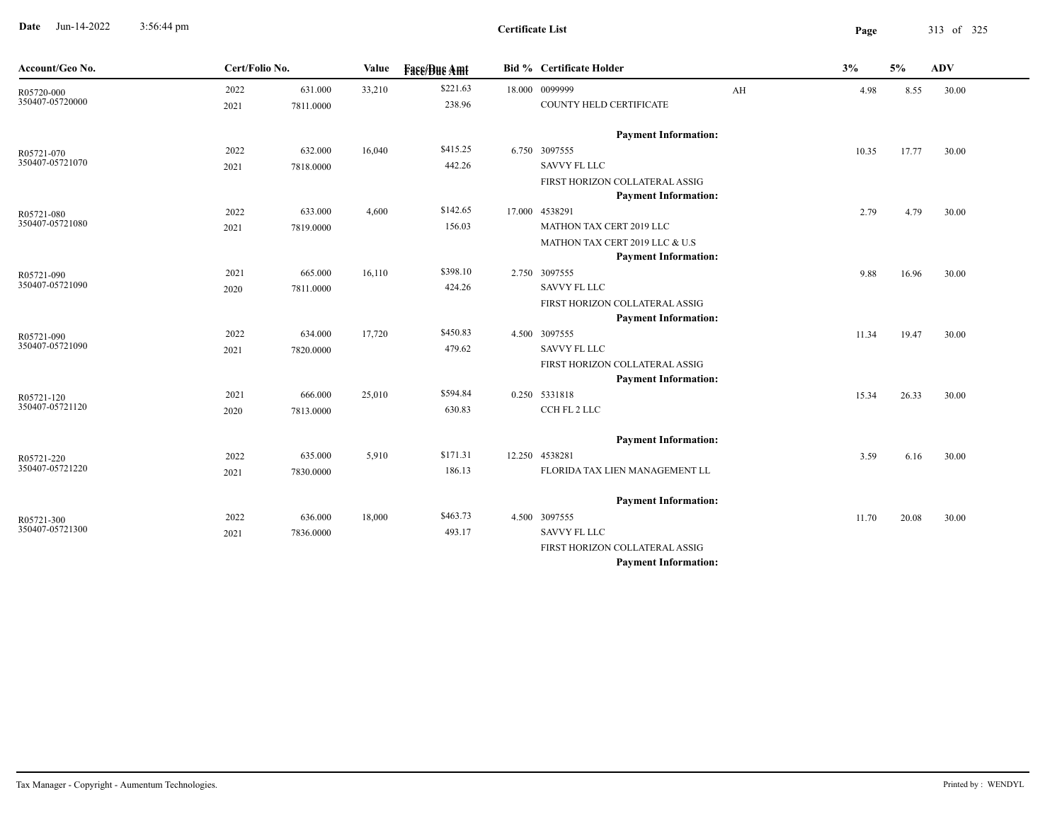**Certificate List**

| Account/Geo No. | Cert/Folio No. | | Value | Face/Due Amt | Bid % | Certificate Holder | | 3% | 5% | ADV |
|---|---|---|---|---|---|---|---|---|---|---|
| R05720-000 | 2022 | 631.000 | 33,210 | $221.63 | 18.000 | 0099999 | AH | 4.98 | 8.55 | 30.00 |
| 350407-05720000 | 2021 | 7811.0000 | | 238.96 | | COUNTY HELD CERTIFICATE | | | | |
| | | | | | | **Payment Information:** | | | | |
| R05721-070 | 2022 | 632.000 | 16,040 | $415.25 | 6.750 | 3097555 | | 10.35 | 17.77 | 30.00 |
| 350407-05721070 | 2021 | 7818.0000 | | 442.26 | | SAVVY FL LLC | | | | |
| | | | | | | FIRST HORIZON COLLATERAL ASSIG | | | | |
| | | | | | | **Payment Information:** | | | | |
| R05721-080 | 2022 | 633.000 | 4,600 | $142.65 | 17.000 | 4538291 | | 2.79 | 4.79 | 30.00 |
| 350407-05721080 | 2021 | 7819.0000 | | 156.03 | | MATHON TAX CERT 2019 LLC | | | | |
| | | | | | | MATHON TAX CERT 2019 LLC & U.S | | | | |
| | | | | | | **Payment Information:** | | | | |
| R05721-090 | 2021 | 665.000 | 16,110 | $398.10 | 2.750 | 3097555 | | 9.88 | 16.96 | 30.00 |
| 350407-05721090 | 2020 | 7811.0000 | | 424.26 | | SAVVY FL LLC | | | | |
| | | | | | | FIRST HORIZON COLLATERAL ASSIG | | | | |
| | | | | | | **Payment Information:** | | | | |
| R05721-090 | 2022 | 634.000 | 17,720 | $450.83 | 4.500 | 3097555 | | 11.34 | 19.47 | 30.00 |
| 350407-05721090 | 2021 | 7820.0000 | | 479.62 | | SAVVY FL LLC | | | | |
| | | | | | | FIRST HORIZON COLLATERAL ASSIG | | | | |
| | | | | | | **Payment Information:** | | | | |
| R05721-120 | 2021 | 666.000 | 25,010 | $594.84 | 0.250 | 5331818 | | 15.34 | 26.33 | 30.00 |
| 350407-05721120 | 2020 | 7813.0000 | | 630.83 | | CCH FL 2 LLC | | | | |
| | | | | | | **Payment Information:** | | | | |
| R05721-220 | 2022 | 635.000 | 5,910 | $171.31 | 12.250 | 4538281 | | 3.59 | 6.16 | 30.00 |
| 350407-05721220 | 2021 | 7830.0000 | | 186.13 | | FLORIDA TAX LIEN MANAGEMENT LL | | | | |
| | | | | | | **Payment Information:** | | | | |
| R05721-300 | 2022 | 636.000 | 18,000 | $463.73 | 4.500 | 3097555 | | 11.70 | 20.08 | 30.00 |
| 350407-05721300 | 2021 | 7836.0000 | | 493.17 | | SAVVY FL LLC | | | | |
| | | | | | | FIRST HORIZON COLLATERAL ASSIG | | | | |
| | | | | | | **Payment Information:** | | | | |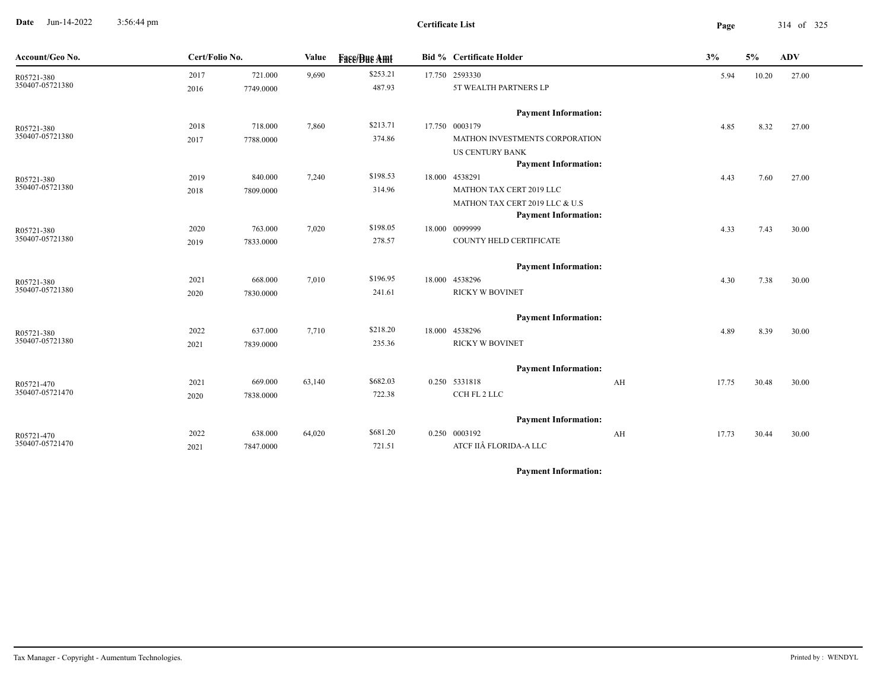# Certificate List

Date Jun-14-2022 3:56:44 pm

| Account/Geo No. | Cert/Folio No. | | Value | Face/Due Amt | Bid % | Certificate Holder | | 3% | 5% | ADV |
|---|---|---|---|---|---|---|---|---|---|---|
| R05721-380<br>350407-05721380 | 2017<br>2016 | 721.000<br>7749.0000 | 9,690 | $253.21<br>487.93 | 17.750 | 2593330<br>5T WEALTH PARTNERS LP | | 5.94 | 10.20 | 27.00 |
| | | | | | | **Payment Information:** | | | | |
| R05721-380<br>350407-05721380 | 2018<br>2017 | 718.000<br>7788.0000 | 7,860 | $213.71<br>374.86 | 17.750 | 0003179<br>MATHON INVESTMENTS CORPORATION<br>US CENTURY BANK | | 4.85 | 8.32 | 27.00 |
| | | | | | | **Payment Information:** | | | | |
| R05721-380<br>350407-05721380 | 2019<br>2018 | 840.000<br>7809.0000 | 7,240 | $198.53<br>314.96 | 18.000 | 4538291<br>MATHON TAX CERT 2019 LLC<br>MATHON TAX CERT 2019 LLC & U.S | | 4.43 | 7.60 | 27.00 |
| | | | | | | **Payment Information:** | | | | |
| R05721-380<br>350407-05721380 | 2020<br>2019 | 763.000<br>7833.0000 | 7,020 | $198.05<br>278.57 | 18.000 | 0099999<br>COUNTY HELD CERTIFICATE | | 4.33 | 7.43 | 30.00 |
| | | | | | | **Payment Information:** | | | | |
| R05721-380<br>350407-05721380 | 2021<br>2020 | 668.000<br>7830.0000 | 7,010 | $196.95<br>241.61 | 18.000 | 4538296<br>RICKY W BOVINET | | 4.30 | 7.38 | 30.00 |
| | | | | | | **Payment Information:** | | | | |
| R05721-380<br>350407-05721380 | 2022<br>2021 | 637.000<br>7839.0000 | 7,710 | $218.20<br>235.36 | 18.000 | 4538296<br>RICKY W BOVINET | | 4.89 | 8.39 | 30.00 |
| | | | | | | **Payment Information:** | | | | |
| R05721-470<br>350407-05721470 | 2021<br>2020 | 669.000<br>7838.0000 | 63,140 | $682.03<br>722.38 | 0.250 | 5331818<br>CCH FL 2 LLC | AH | 17.75 | 30.48 | 30.00 |
| | | | | | | **Payment Information:** | | | | |
| R05721-470<br>350407-05721470 | 2022<br>2021 | 638.000<br>7847.0000 | 64,020 | $681.20<br>721.51 | 0.250 | 0003192<br>ATCF IIÂ FLORIDA-A LLC | AH | 17.73 | 30.44 | 30.00 |
| | | | | | | **Payment Information:** | | | | |

Tax Manager - Copyright - Aumentum Technologies.

Printed by : WENDYL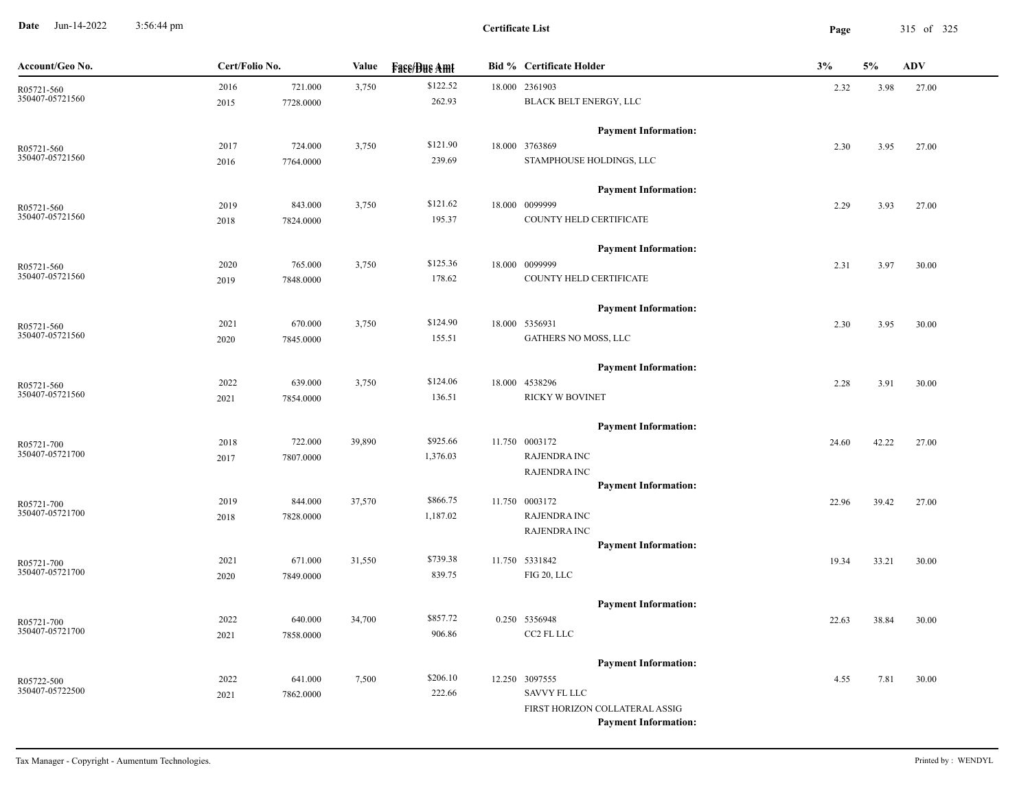**Certificate List**

Date Jun-14-2022 3:56:44 pm

| Account/Geo No. | Cert/Folio No. | | Value | Face/Due Amt | Bid % | Certificate Holder | 3% | 5% | ADV |
|---|---|---|---|---|---|---|---|---|---|
| R05721-560<br>350407-05721560 | 2016<br>2015 | 721.000<br>7728.0000 | 3,750 | $122.52<br>262.93 | 18.000 | 2361903<br>BLACK BELT ENERGY, LLC<br>**Payment Information:** | 2.32 | 3.98 | 27.00 |
| R05721-560<br>350407-05721560 | 2017<br>2016 | 724.000<br>7764.0000 | 3,750 | $121.90<br>239.69 | 18.000 | 3763869<br>STAMPHOUSE HOLDINGS, LLC<br>**Payment Information:** | 2.30 | 3.95 | 27.00 |
| R05721-560<br>350407-05721560 | 2019<br>2018 | 843.000<br>7824.0000 | 3,750 | $121.62<br>195.37 | 18.000 | 0099999<br>COUNTY HELD CERTIFICATE<br>**Payment Information:** | 2.29 | 3.93 | 27.00 |
| R05721-560<br>350407-05721560 | 2020<br>2019 | 765.000<br>7848.0000 | 3,750 | $125.36<br>178.62 | 18.000 | 0099999<br>COUNTY HELD CERTIFICATE<br>**Payment Information:** | 2.31 | 3.97 | 30.00 |
| R05721-560<br>350407-05721560 | 2021<br>2020 | 670.000<br>7845.0000 | 3,750 | $124.90<br>155.51 | 18.000 | 5356931<br>GATHERS NO MOSS, LLC<br>**Payment Information:** | 2.30 | 3.95 | 30.00 |
| R05721-560<br>350407-05721560 | 2022<br>2021 | 639.000<br>7854.0000 | 3,750 | $124.06<br>136.51 | 18.000 | 4538296<br>RICKY W BOVINET<br>**Payment Information:** | 2.28 | 3.91 | 30.00 |
| R05721-700<br>350407-05721700 | 2018<br>2017 | 722.000<br>7807.0000 | 39,890 | $925.66<br>1,376.03 | 11.750 | 0003172<br>RAJENDRA INC<br>RAJENDRA INC<br>**Payment Information:** | 24.60 | 42.22 | 27.00 |
| R05721-700<br>350407-05721700 | 2019<br>2018 | 844.000<br>7828.0000 | 37,570 | $866.75<br>1,187.02 | 11.750 | 0003172<br>RAJENDRA INC<br>RAJENDRA INC<br>**Payment Information:** | 22.96 | 39.42 | 27.00 |
| R05721-700<br>350407-05721700 | 2021<br>2020 | 671.000<br>7849.0000 | 31,550 | $739.38<br>839.75 | 11.750 | 5331842<br>FIG 20, LLC<br>**Payment Information:** | 19.34 | 33.21 | 30.00 |
| R05721-700<br>350407-05721700 | 2022<br>2021 | 640.000<br>7858.0000 | 34,700 | $857.72<br>906.86 | 0.250 | 5356948<br>CC2 FL LLC<br>**Payment Information:** | 22.63 | 38.84 | 30.00 |
| R05722-500<br>350407-05722500 | 2022<br>2021 | 641.000<br>7862.0000 | 7,500 | $206.10<br>222.66 | 12.250 | 3097555<br>SAVVY FL LLC<br>FIRST HORIZON COLLATERAL ASSIG<br>**Payment Information:** | 4.55 | 7.81 | 30.00 |

Tax Manager - Copyright - Aumentum Technologies.

Printed by : WENDYL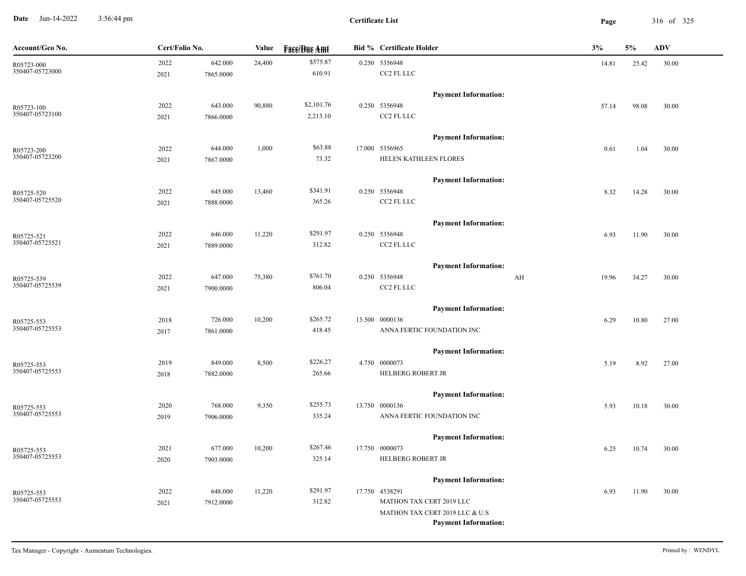**Certificate List**

Date Jun-14-2022 3:56:44 pm

| Account/Geo No. | Cert/Folio No. | | Value | Face/Due Amt | Bid % | Certificate Holder | | 3% | 5% | ADV |
|---|---|---|---|---|---|---|---|---|---|---|
| R05723-000 | 2022 | 642.000 | 24,400 | $575.87 | 0.250 | 5356948 | | 14.81 | 25.42 | 30.00 |
| 350407-05723000 | 2021 | 7865.0000 | | 610.91 | | CC2 FL LLC | | | | |
| | | | | | | **Payment Information:** | | | | |
| R05723-100 | 2022 | 643.000 | 90,880 | $2,101.76 | 0.250 | 5356948 | | 57.14 | 98.08 | 30.00 |
| 350407-05723100 | 2021 | 7866.0000 | | 2,213.10 | | CC2 FL LLC | | | | |
| | | | | | | **Payment Information:** | | | | |
| R05723-200 | 2022 | 644.000 | 1,000 | $63.88 | 17.000 | 5356965 | | 0.61 | 1.04 | 30.00 |
| 350407-05723200 | 2021 | 7867.0000 | | 73.32 | | HELEN KATHLEEN FLORES | | | | |
| | | | | | | **Payment Information:** | | | | |
| R05725-520 | 2022 | 645.000 | 13,460 | $341.91 | 0.250 | 5356948 | | 8.32 | 14.28 | 30.00 |
| 350407-05725520 | 2021 | 7888.0000 | | 365.26 | | CC2 FL LLC | | | | |
| | | | | | | **Payment Information:** | | | | |
| R05725-521 | 2022 | 646.000 | 11,220 | $291.97 | 0.250 | 5356948 | | 6.93 | 11.90 | 30.00 |
| 350407-05725521 | 2021 | 7889.0000 | | 312.82 | | CC2 FL LLC | | | | |
| | | | | | | **Payment Information:** | | | | |
| R05725-539 | 2022 | 647.000 | 75,380 | $761.70 | 0.250 | 5356948 | AH | 19.96 | 34.27 | 30.00 |
| 350407-05725539 | 2021 | 7900.0000 | | 806.04 | | CC2 FL LLC | | | | |
| | | | | | | **Payment Information:** | | | | |
| R05725-553 | 2018 | 726.000 | 10,200 | $265.72 | 13.500 | 0000136 | | 6.29 | 10.80 | 27.00 |
| 350407-05725553 | 2017 | 7861.0000 | | 418.45 | | ANNA FERTIC FOUNDATION INC | | | | |
| | | | | | | **Payment Information:** | | | | |
| R05725-553 | 2019 | 849.000 | 8,500 | $226.27 | 4.750 | 0000073 | | 5.19 | 8.92 | 27.00 |
| 350407-05725553 | 2018 | 7882.0000 | | 265.66 | | HELBERG ROBERT JR | | | | |
| | | | | | | **Payment Information:** | | | | |
| R05725-553 | 2020 | 768.000 | 9,350 | $255.73 | 13.750 | 0000136 | | 5.93 | 10.18 | 30.00 |
| 350407-05725553 | 2019 | 7906.0000 | | 335.24 | | ANNA FERTIC FOUNDATION INC | | | | |
| | | | | | | **Payment Information:** | | | | |
| R05725-553 | 2021 | 677.000 | 10,200 | $267.46 | 17.750 | 0000073 | | 6.25 | 10.74 | 30.00 |
| 350407-05725553 | 2020 | 7903.0000 | | 325.14 | | HELBERG ROBERT JR | | | | |
| | | | | | | **Payment Information:** | | | | |
| R05725-553 | 2022 | 648.000 | 11,220 | $291.97 | 17.750 | 4538291 | | 6.93 | 11.90 | 30.00 |
| 350407-05725553 | 2021 | 7912.0000 | | 312.82 | | MATHON TAX CERT 2019 LLC | | | | |
| | | | | | | MATHON TAX CERT 2019 LLC & U.S | | | | |
| | | | | | | **Payment Information:** | | | | |

Tax Manager - Copyright - Aumentum Technologies. Printed by : WENDYL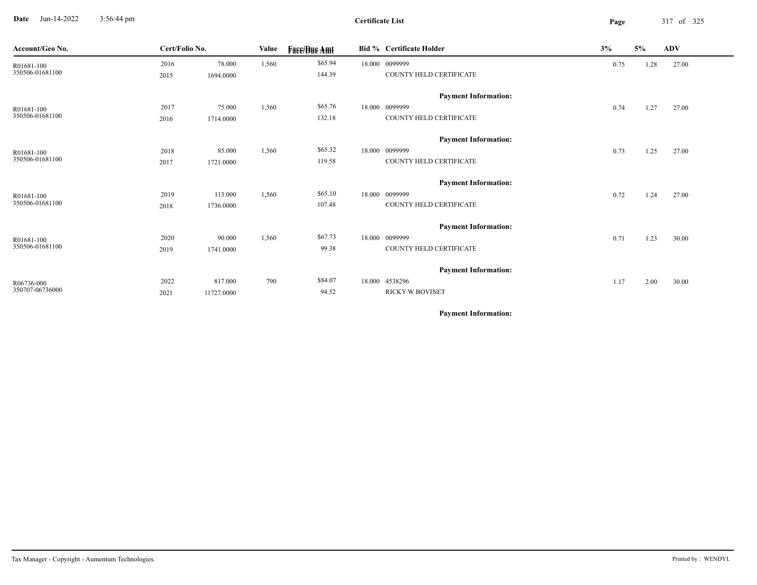**Certificate List**

| Account/Geo No. | Cert/Folio No. | | Value | Face/Due Amt | Bid % | Certificate Holder | 3% | 5% | ADV |
|---|---|---|---|---|---|---|---|---|---|
| R01681-100 | 2016 | 78.000 | 1,560 | $65.94 | 18.000 | 0099999 | 0.75 | 1.28 | 27.00 |
| 350506-01681100 | 2015 | 1694.0000 | | 144.39 | | COUNTY HELD CERTIFICATE | | | |
| | | | | | | **Payment Information:** | | | |
| R01681-100 | 2017 | 75.000 | 1,560 | $65.76 | 18.000 | 0099999 | 0.74 | 1.27 | 27.00 |
| 350506-01681100 | 2016 | 1714.0000 | | 132.18 | | COUNTY HELD CERTIFICATE | | | |
| | | | | | | **Payment Information:** | | | |
| R01681-100 | 2018 | 85.000 | 1,560 | $65.32 | 18.000 | 0099999 | 0.73 | 1.25 | 27.00 |
| 350506-01681100 | 2017 | 1721.0000 | | 119.58 | | COUNTY HELD CERTIFICATE | | | |
| | | | | | | **Payment Information:** | | | |
| R01681-100 | 2019 | 113.000 | 1,560 | $65.10 | 18.000 | 0099999 | 0.72 | 1.24 | 27.00 |
| 350506-01681100 | 2018 | 1736.0000 | | 107.48 | | COUNTY HELD CERTIFICATE | | | |
| | | | | | | **Payment Information:** | | | |
| R01681-100 | 2020 | 90.000 | 1,560 | $67.73 | 18.000 | 0099999 | 0.71 | 1.23 | 30.00 |
| 350506-01681100 | 2019 | 1741.0000 | | 99.38 | | COUNTY HELD CERTIFICATE | | | |
| | | | | | | **Payment Information:** | | | |
| R06736-000 | 2022 | 817.000 | 790 | $84.07 | 18.000 | 4538296 | 1.17 | 2.00 | 30.00 |
| 350707-06736000 | 2021 | 11727.0000 | | 94.52 | | RICKY W BOVINET | | | |
| | | | | | | **Payment Information:** | | | |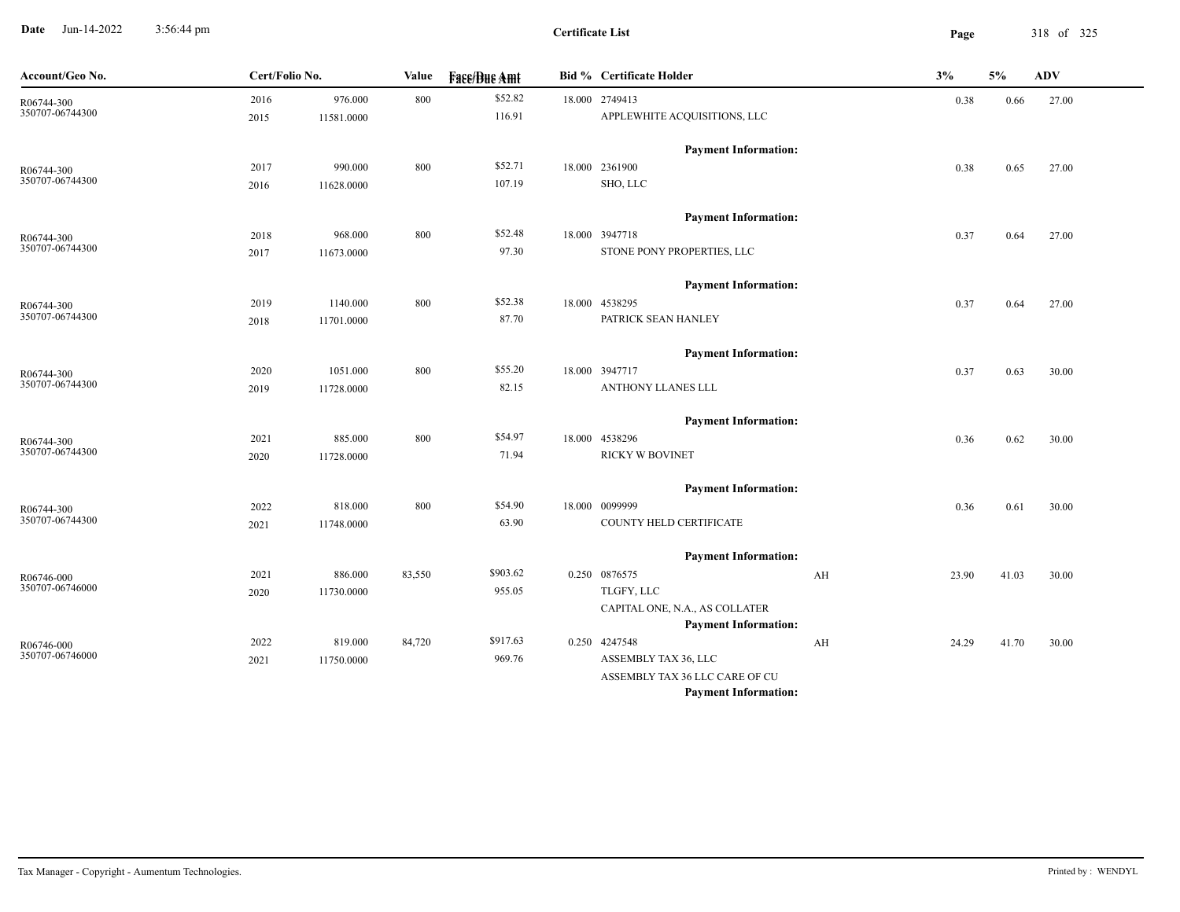**Certificate List**

| Account/Geo No. | Cert/Folio No. | | Value | Face/Due Amt | Bid % | Certificate Holder | | 3% | 5% | ADV |
|---|---|---|---|---|---|---|---|---|---|---|
| R06744-300<br>350707-06744300 | 2016<br>2015 | 976.000<br>11581.0000 | 800 | $52.82<br>116.91 | 18.000 | 2749413<br>APPLEWHITE ACQUISITIONS, LLC<br>**Payment Information:** | | 0.38 | 0.66 | 27.00 |
| R06744-300<br>350707-06744300 | 2017<br>2016 | 990.000<br>11628.0000 | 800 | $52.71<br>107.19 | 18.000 | 2361900<br>SHO, LLC<br>**Payment Information:** | | 0.38 | 0.65 | 27.00 |
| R06744-300<br>350707-06744300 | 2018<br>2017 | 968.000<br>11673.0000 | 800 | $52.48<br>97.30 | 18.000 | 3947718<br>STONE PONY PROPERTIES, LLC<br>**Payment Information:** | | 0.37 | 0.64 | 27.00 |
| R06744-300<br>350707-06744300 | 2019<br>2018 | 1140.000<br>11701.0000 | 800 | $52.38<br>87.70 | 18.000 | 4538295<br>PATRICK SEAN HANLEY<br>**Payment Information:** | | 0.37 | 0.64 | 27.00 |
| R06744-300<br>350707-06744300 | 2020<br>2019 | 1051.000<br>11728.0000 | 800 | $55.20<br>82.15 | 18.000 | 3947717<br>ANTHONY LLANES LLL<br>**Payment Information:** | | 0.37 | 0.63 | 30.00 |
| R06744-300<br>350707-06744300 | 2021<br>2020 | 885.000<br>11728.0000 | 800 | $54.97<br>71.94 | 18.000 | 4538296<br>RICKY W BOVINET<br>**Payment Information:** | | 0.36 | 0.62 | 30.00 |
| R06744-300<br>350707-06744300 | 2022<br>2021 | 818.000<br>11748.0000 | 800 | $54.90<br>63.90 | 18.000 | 0099999<br>COUNTY HELD CERTIFICATE<br>**Payment Information:** | | 0.36 | 0.61 | 30.00 |
| R06746-000<br>350707-06746000 | 2021<br>2020 | 886.000<br>11730.0000 | 83,550 | $903.62<br>955.05 | 0.250 | 0876575<br>TLGFY, LLC<br>CAPITAL ONE, N.A., AS COLLATER<br>**Payment Information:** | AH | 23.90 | 41.03 | 30.00 |
| R06746-000<br>350707-06746000 | 2022<br>2021 | 819.000<br>11750.0000 | 84,720 | $917.63<br>969.76 | 0.250 | 4247548<br>ASSEMBLY TAX 36, LLC<br>ASSEMBLY TAX 36 LLC CARE OF CU<br>**Payment Information:** | AH | 24.29 | 41.70 | 30.00 |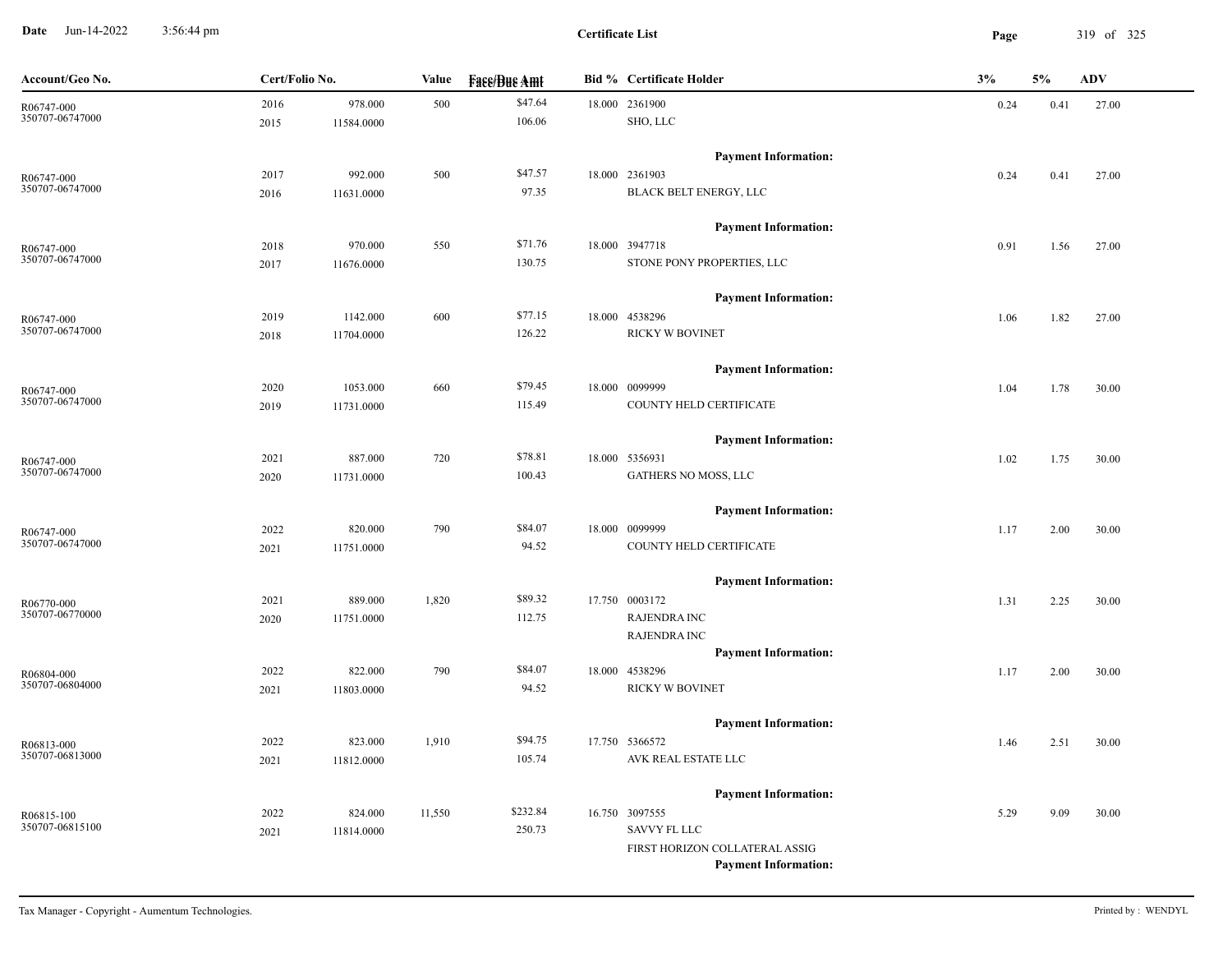**Certificate List**

Date Jun-14-2022 3:56:44 pm

| Account/Geo No. | Cert/Folio No. | | Value | Face/Due Amt | Bid % | Certificate Holder | 3% | 5% | ADV |
|---|---|---|---|---|---|---|---|---|---|
| R06747-000 350707-06747000 | 2016 2015 | 978.000 11584.0000 | 500 | $47.64 106.06 | 18.000 | 2361900 SHO, LLC | 0.24 | 0.41 | 27.00 |
| | | | | | | **Payment Information:** | | | |
| R06747-000 350707-06747000 | 2017 2016 | 992.000 11631.0000 | 500 | $47.57 97.35 | 18.000 | 2361903 BLACK BELT ENERGY, LLC | 0.24 | 0.41 | 27.00 |
| | | | | | | **Payment Information:** | | | |
| R06747-000 350707-06747000 | 2018 2017 | 970.000 11676.0000 | 550 | $71.76 130.75 | 18.000 | 3947718 STONE PONY PROPERTIES, LLC | 0.91 | 1.56 | 27.00 |
| | | | | | | **Payment Information:** | | | |
| R06747-000 350707-06747000 | 2019 2018 | 1142.000 11704.0000 | 600 | $77.15 126.22 | 18.000 | 4538296 RICKY W BOVINET | 1.06 | 1.82 | 27.00 |
| | | | | | | **Payment Information:** | | | |
| R06747-000 350707-06747000 | 2020 2019 | 1053.000 11731.0000 | 660 | $79.45 115.49 | 18.000 | 0099999 COUNTY HELD CERTIFICATE | 1.04 | 1.78 | 30.00 |
| | | | | | | **Payment Information:** | | | |
| R06747-000 350707-06747000 | 2021 2020 | 887.000 11731.0000 | 720 | $78.81 100.43 | 18.000 | 5356931 GATHERS NO MOSS, LLC | 1.02 | 1.75 | 30.00 |
| | | | | | | **Payment Information:** | | | |
| R06747-000 350707-06747000 | 2022 2021 | 820.000 11751.0000 | 790 | $84.07 94.52 | 18.000 | 0099999 COUNTY HELD CERTIFICATE | 1.17 | 2.00 | 30.00 |
| | | | | | | **Payment Information:** | | | |
| R06770-000 350707-06770000 | 2021 2020 | 889.000 11751.0000 | 1,820 | $89.32 112.75 | 17.750 | 0003172 RAJENDRA INC RAJENDRA INC | 1.31 | 2.25 | 30.00 |
| | | | | | | **Payment Information:** | | | |
| R06804-000 350707-06804000 | 2022 2021 | 822.000 11803.0000 | 790 | $84.07 94.52 | 18.000 | 4538296 RICKY W BOVINET | 1.17 | 2.00 | 30.00 |
| | | | | | | **Payment Information:** | | | |
| R06813-000 350707-06813000 | 2022 2021 | 823.000 11812.0000 | 1,910 | $94.75 105.74 | 17.750 | 5366572 AVK REAL ESTATE LLC | 1.46 | 2.51 | 30.00 |
| | | | | | | **Payment Information:** | | | |
| R06815-100 350707-06815100 | 2022 2021 | 824.000 11814.0000 | 11,550 | $232.84 250.73 | 16.750 | 3097555 SAVVY FL LLC FIRST HORIZON COLLATERAL ASSIG | 5.29 | 9.09 | 30.00 |
| | | | | | | **Payment Information:** | | | |

Tax Manager - Copyright - Aumentum Technologies. Printed by : WENDYL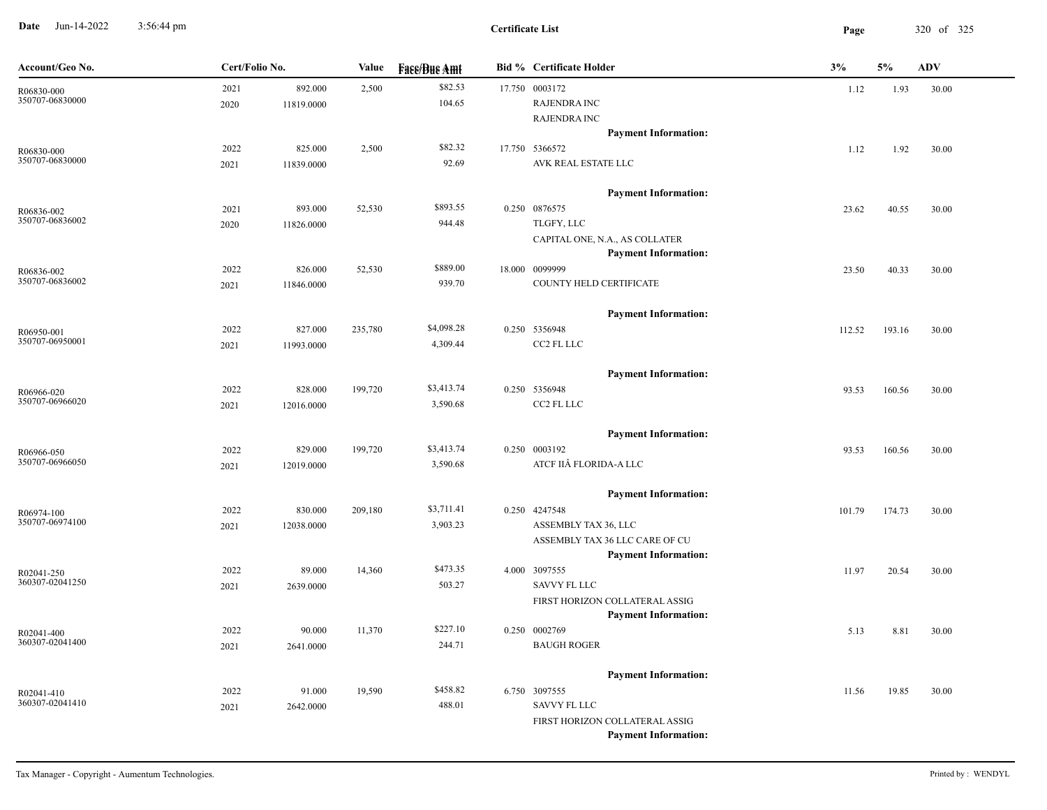**Certificate List**

| Account/Geo No. | Cert/Folio No. | | Value | Face/Due Amt | Bid % | Certificate Holder | 3% | 5% | ADV |
|---|---|---|---|---|---|---|---|---|---|
| R06830-000<br>350707-06830000 | 2021<br>2020 | 892.000<br>11819.0000 | 2,500 | $82.53<br>104.65 | 17.750 | 0003172<br>RAJENDRA INC<br>RAJENDRA INC<br>**Payment Information:** | 1.12 | 1.93 | 30.00 |
| R06830-000<br>350707-06830000 | 2022<br>2021 | 825.000<br>11839.0000 | 2,500 | $82.32<br>92.69 | 17.750 | 5366572<br>AVK REAL ESTATE LLC<br>**Payment Information:** | 1.12 | 1.92 | 30.00 |
| R06836-002<br>350707-06836002 | 2021<br>2020 | 893.000<br>11826.0000 | 52,530 | $893.55<br>944.48 | 0.250 | 0876575<br>TLGFY, LLC<br>CAPITAL ONE, N.A., AS COLLATER<br>**Payment Information:** | 23.62 | 40.55 | 30.00 |
| R06836-002<br>350707-06836002 | 2022<br>2021 | 826.000<br>11846.0000 | 52,530 | $889.00<br>939.70 | 18.000 | 0099999<br>COUNTY HELD CERTIFICATE<br>**Payment Information:** | 23.50 | 40.33 | 30.00 |
| R06950-001<br>350707-06950001 | 2022<br>2021 | 827.000<br>11993.0000 | 235,780 | $4,098.28<br>4,309.44 | 0.250 | 5356948<br>CC2 FL LLC<br>**Payment Information:** | 112.52 | 193.16 | 30.00 |
| R06966-020<br>350707-06966020 | 2022<br>2021 | 828.000<br>12016.0000 | 199,720 | $3,413.74<br>3,590.68 | 0.250 | 5356948<br>CC2 FL LLC<br>**Payment Information:** | 93.53 | 160.56 | 30.00 |
| R06966-050<br>350707-06966050 | 2022<br>2021 | 829.000<br>12019.0000 | 199,720 | $3,413.74<br>3,590.68 | 0.250 | 0003192<br>ATCF IIÂ FLORIDA-A LLC<br>**Payment Information:** | 93.53 | 160.56 | 30.00 |
| R06974-100<br>350707-06974100 | 2022<br>2021 | 830.000<br>12038.0000 | 209,180 | $3,711.41<br>3,903.23 | 0.250 | 4247548<br>ASSEMBLY TAX 36, LLC<br>ASSEMBLY TAX 36 LLC CARE OF CU<br>**Payment Information:** | 101.79 | 174.73 | 30.00 |
| R02041-250<br>360307-02041250 | 2022<br>2021 | 89.000<br>2639.0000 | 14,360 | $473.35<br>503.27 | 4.000 | 3097555<br>SAVVY FL LLC<br>FIRST HORIZON COLLATERAL ASSIG<br>**Payment Information:** | 11.97 | 20.54 | 30.00 |
| R02041-400<br>360307-02041400 | 2022<br>2021 | 90.000<br>2641.0000 | 11,370 | $227.10<br>244.71 | 0.250 | 0002769<br>BAUGH ROGER<br>**Payment Information:** | 5.13 | 8.81 | 30.00 |
| R02041-410<br>360307-02041410 | 2022<br>2021 | 91.000<br>2642.0000 | 19,590 | $458.82<br>488.01 | 6.750 | 3097555<br>SAVVY FL LLC<br>FIRST HORIZON COLLATERAL ASSIG<br>**Payment Information:** | 11.56 | 19.85 | 30.00 |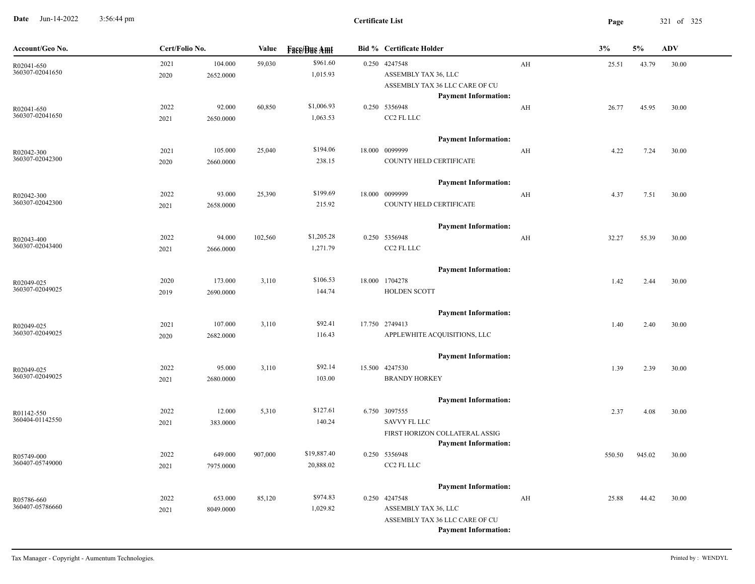**Certificate List**

Date Jun-14-2022 3:56:44 pm

| Account/Geo No. | Cert/Folio No. | | Value | Face/Due Amt | Bid % | Certificate Holder | | 3% | 5% | ADV |
|---|---|---|---|---|---|---|---|---|---|---|
| R02041-650<br>360307-02041650 | 2021<br>2020 | 104.000<br>2652.0000 | 59,030 | $961.60<br>1,015.93 | 0.250 | 4247548<br>ASSEMBLY TAX 36, LLC<br>ASSEMBLY TAX 36 LLC CARE OF CU<br>**Payment Information:** | AH | 25.51 | 43.79 | 30.00 |
| R02041-650<br>360307-02041650 | 2022<br>2021 | 92.000<br>2650.0000 | 60,850 | $1,006.93<br>1,063.53 | 0.250 | 5356948<br>CC2 FL LLC<br>**Payment Information:** | AH | 26.77 | 45.95 | 30.00 |
| R02042-300<br>360307-02042300 | 2021<br>2020 | 105.000<br>2660.0000 | 25,040 | $194.06<br>238.15 | 18.000 | 0099999<br>COUNTY HELD CERTIFICATE<br>**Payment Information:** | AH | 4.22 | 7.24 | 30.00 |
| R02042-300<br>360307-02042300 | 2022<br>2021 | 93.000<br>2658.0000 | 25,390 | $199.69<br>215.92 | 18.000 | 0099999<br>COUNTY HELD CERTIFICATE<br>**Payment Information:** | AH | 4.37 | 7.51 | 30.00 |
| R02043-400<br>360307-02043400 | 2022<br>2021 | 94.000<br>2666.0000 | 102,560 | $1,205.28<br>1,271.79 | 0.250 | 5356948<br>CC2 FL LLC<br>**Payment Information:** | AH | 32.27 | 55.39 | 30.00 |
| R02049-025<br>360307-02049025 | 2020<br>2019 | 173.000<br>2690.0000 | 3,110 | $106.53<br>144.74 | 18.000 | 1704278<br>HOLDEN SCOTT<br>**Payment Information:** | | 1.42 | 2.44 | 30.00 |
| R02049-025<br>360307-02049025 | 2021<br>2020 | 107.000<br>2682.0000 | 3,110 | $92.41<br>116.43 | 17.750 | 2749413<br>APPLEWHITE ACQUISITIONS, LLC<br>**Payment Information:** | | 1.40 | 2.40 | 30.00 |
| R02049-025<br>360307-02049025 | 2022<br>2021 | 95.000<br>2680.0000 | 3,110 | $92.14<br>103.00 | 15.500 | 4247530<br>BRANDY HORKEY<br>**Payment Information:** | | 1.39 | 2.39 | 30.00 |
| R01142-550<br>360404-01142550 | 2022<br>2021 | 12.000<br>383.0000 | 5,310 | $127.61<br>140.24 | 6.750 | 3097555<br>SAVVY FL LLC<br>FIRST HORIZON COLLATERAL ASSIG<br>**Payment Information:** | | 2.37 | 4.08 | 30.00 |
| R05749-000<br>360407-05749000 | 2022<br>2021 | 649.000<br>7975.0000 | 907,000 | $19,887.40<br>20,888.02 | 0.250 | 5356948<br>CC2 FL LLC<br>**Payment Information:** | | 550.50 | 945.02 | 30.00 |
| R05786-660<br>360407-05786660 | 2022<br>2021 | 653.000<br>8049.0000 | 85,120 | $974.83<br>1,029.82 | 0.250 | 4247548<br>ASSEMBLY TAX 36, LLC<br>ASSEMBLY TAX 36 LLC CARE OF CU<br>**Payment Information:** | AH | 25.88 | 44.42 | 30.00 |

Tax Manager - Copyright - Aumentum Technologies. Printed by : WENDYL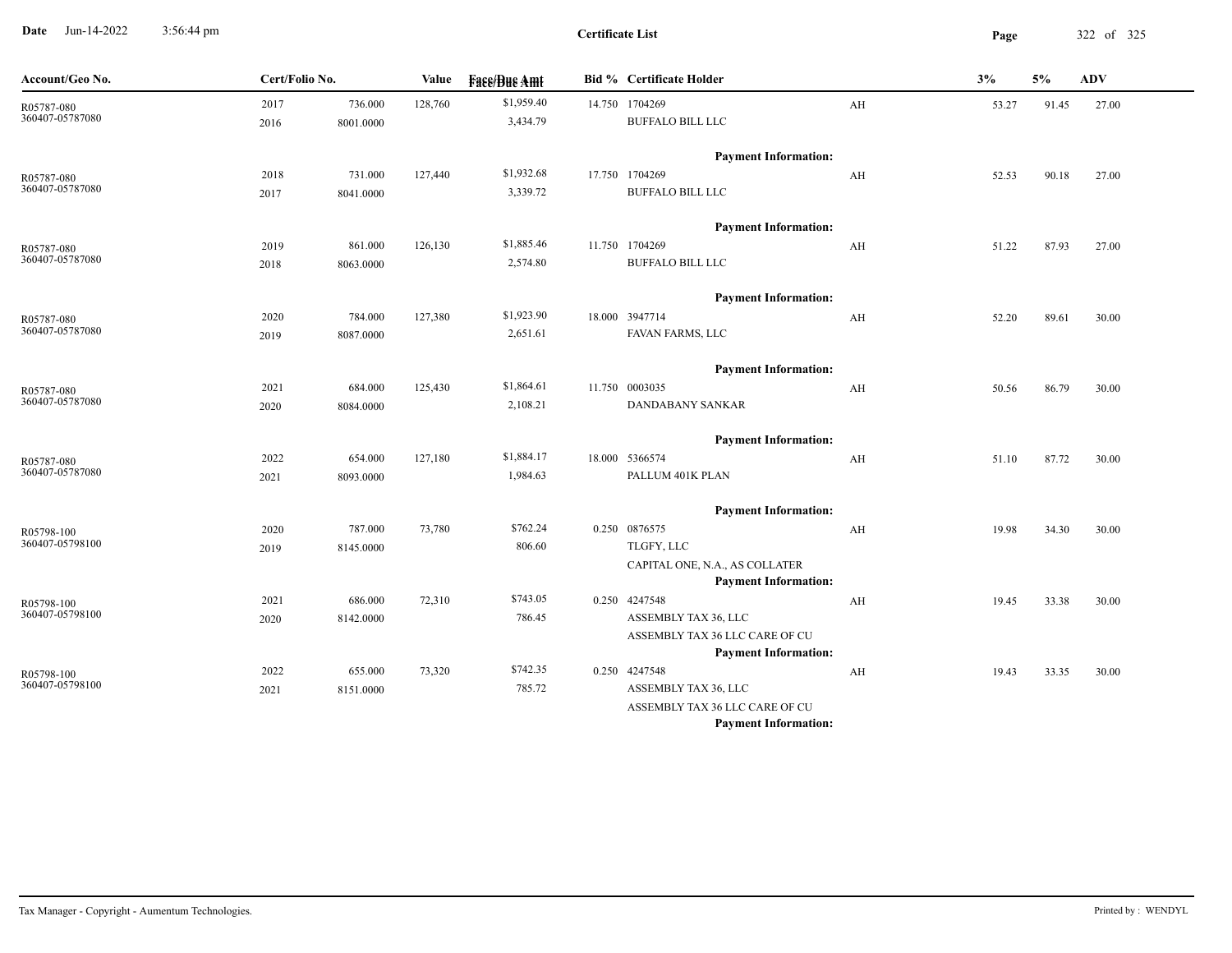# Certificate List

| Account/Geo No. | Cert/Folio No. | | Value | Face/Due Amt | Bid % | Certificate Holder | | 3% | 5% | ADV |
|---|---|---|---|---|---|---|---|---|---|---|
| R05787-080<br>360407-05787080 | 2017<br>2016 | 736.000<br>8001.0000 | 128,760 | $1,959.40<br>3,434.79 | 14.750 | 1704269<br>BUFFALO BILL LLC<br>**Payment Information:** | AH | 53.27 | 91.45 | 27.00 |
| R05787-080<br>360407-05787080 | 2018<br>2017 | 731.000<br>8041.0000 | 127,440 | $1,932.68<br>3,339.72 | 17.750 | 1704269<br>BUFFALO BILL LLC<br>**Payment Information:** | AH | 52.53 | 90.18 | 27.00 |
| R05787-080<br>360407-05787080 | 2019<br>2018 | 861.000<br>8063.0000 | 126,130 | $1,885.46<br>2,574.80 | 11.750 | 1704269<br>BUFFALO BILL LLC<br>**Payment Information:** | AH | 51.22 | 87.93 | 27.00 |
| R05787-080<br>360407-05787080 | 2020<br>2019 | 784.000<br>8087.0000 | 127,380 | $1,923.90<br>2,651.61 | 18.000 | 3947714<br>FAVAN FARMS, LLC<br>**Payment Information:** | AH | 52.20 | 89.61 | 30.00 |
| R05787-080<br>360407-05787080 | 2021<br>2020 | 684.000<br>8084.0000 | 125,430 | $1,864.61<br>2,108.21 | 11.750 | 0003035<br>DANDABANY SANKAR<br>**Payment Information:** | AH | 50.56 | 86.79 | 30.00 |
| R05787-080<br>360407-05787080 | 2022<br>2021 | 654.000<br>8093.0000 | 127,180 | $1,884.17<br>1,984.63 | 18.000 | 5366574<br>PALLUM 401K PLAN<br>**Payment Information:** | AH | 51.10 | 87.72 | 30.00 |
| R05798-100<br>360407-05798100 | 2020<br>2019 | 787.000<br>8145.0000 | 73,780 | $762.24<br>806.60 | 0.250 | 0876575<br>TLGFY, LLC<br>CAPITAL ONE, N.A., AS COLLATER<br>**Payment Information:** | AH | 19.98 | 34.30 | 30.00 |
| R05798-100<br>360407-05798100 | 2021<br>2020 | 686.000<br>8142.0000 | 72,310 | $743.05<br>786.45 | 0.250 | 4247548<br>ASSEMBLY TAX 36, LLC<br>ASSEMBLY TAX 36 LLC CARE OF CU<br>**Payment Information:** | AH | 19.45 | 33.38 | 30.00 |
| R05798-100<br>360407-05798100 | 2022<br>2021 | 655.000<br>8151.0000 | 73,320 | $742.35<br>785.72 | 0.250 | 4247548<br>ASSEMBLY TAX 36, LLC<br>ASSEMBLY TAX 36 LLC CARE OF CU<br>**Payment Information:** | AH | 19.43 | 33.35 | 30.00 |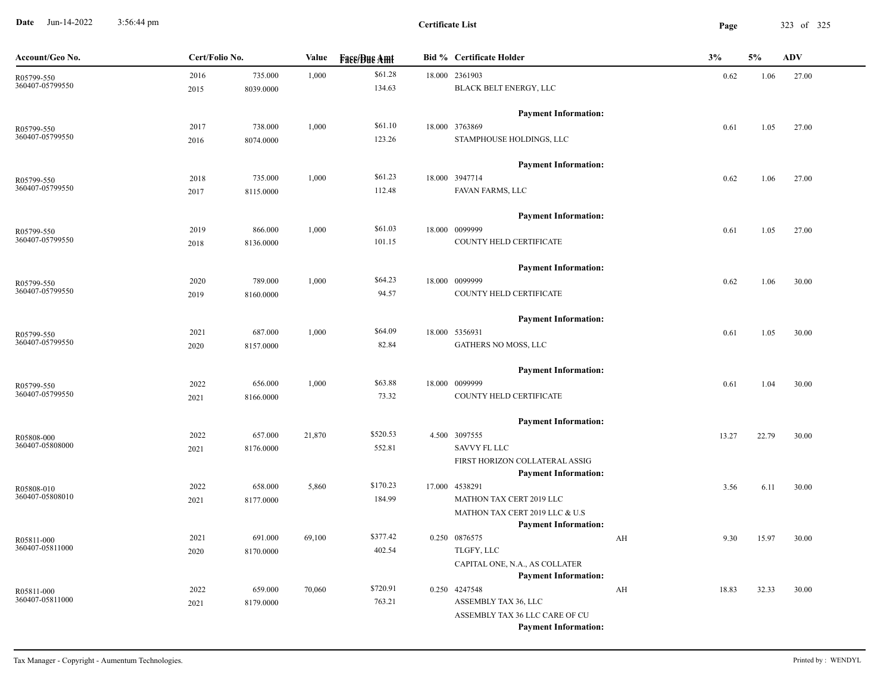# Certificate List

| Account/Geo No. | Cert/Folio No. | | Value | Face/Due Amt | Bid % | Certificate Holder | | 3% | 5% | ADV |
|---|---|---|---|---|---|---|---|---|---|---|
| R05799-550<br>360407-05799550 | 2016<br>2015 | 735.000<br>8039.0000 | 1,000 | $61.28<br>134.63 | 18.000 | 2361903<br>BLACK BELT ENERGY, LLC<br>**Payment Information:** | | 0.62 | 1.06 | 27.00 |
| R05799-550<br>360407-05799550 | 2017<br>2016 | 738.000<br>8074.0000 | 1,000 | $61.10<br>123.26 | 18.000 | 3763869<br>STAMPHOUSE HOLDINGS, LLC<br>**Payment Information:** | | 0.61 | 1.05 | 27.00 |
| R05799-550<br>360407-05799550 | 2018<br>2017 | 735.000<br>8115.0000 | 1,000 | $61.23<br>112.48 | 18.000 | 3947714<br>FAVAN FARMS, LLC<br>**Payment Information:** | | 0.62 | 1.06 | 27.00 |
| R05799-550<br>360407-05799550 | 2019<br>2018 | 866.000<br>8136.0000 | 1,000 | $61.03<br>101.15 | 18.000 | 0099999<br>COUNTY HELD CERTIFICATE<br>**Payment Information:** | | 0.61 | 1.05 | 27.00 |
| R05799-550<br>360407-05799550 | 2020<br>2019 | 789.000<br>8160.0000 | 1,000 | $64.23<br>94.57 | 18.000 | 0099999<br>COUNTY HELD CERTIFICATE<br>**Payment Information:** | | 0.62 | 1.06 | 30.00 |
| R05799-550<br>360407-05799550 | 2021<br>2020 | 687.000<br>8157.0000 | 1,000 | $64.09<br>82.84 | 18.000 | 5356931<br>GATHERS NO MOSS, LLC<br>**Payment Information:** | | 0.61 | 1.05 | 30.00 |
| R05799-550<br>360407-05799550 | 2022<br>2021 | 656.000<br>8166.0000 | 1,000 | $63.88<br>73.32 | 18.000 | 0099999<br>COUNTY HELD CERTIFICATE<br>**Payment Information:** | | 0.61 | 1.04 | 30.00 |
| R05808-000<br>360407-05808000 | 2022<br>2021 | 657.000<br>8176.0000 | 21,870 | $520.53<br>552.81 | 4.500 | 3097555<br>SAVVY FL LLC<br>FIRST HORIZON COLLATERAL ASSIG<br>**Payment Information:** | | 13.27 | 22.79 | 30.00 |
| R05808-010<br>360407-05808010 | 2022<br>2021 | 658.000<br>8177.0000 | 5,860 | $170.23<br>184.99 | 17.000 | 4538291<br>MATHON TAX CERT 2019 LLC<br>MATHON TAX CERT 2019 LLC & U.S<br>**Payment Information:** | | 3.56 | 6.11 | 30.00 |
| R05811-000<br>360407-05811000 | 2021<br>2020 | 691.000<br>8170.0000 | 69,100 | $377.42<br>402.54 | 0.250 | 0876575<br>TLGFY, LLC<br>CAPITAL ONE, N.A., AS COLLATER<br>**Payment Information:** | AH | 9.30 | 15.97 | 30.00 |
| R05811-000<br>360407-05811000 | 2022<br>2021 | 659.000<br>8179.0000 | 70,060 | $720.91<br>763.21 | 0.250 | 4247548<br>ASSEMBLY TAX 36, LLC<br>ASSEMBLY TAX 36 LLC CARE OF CU<br>**Payment Information:** | AH | 18.83 | 32.33 | 30.00 |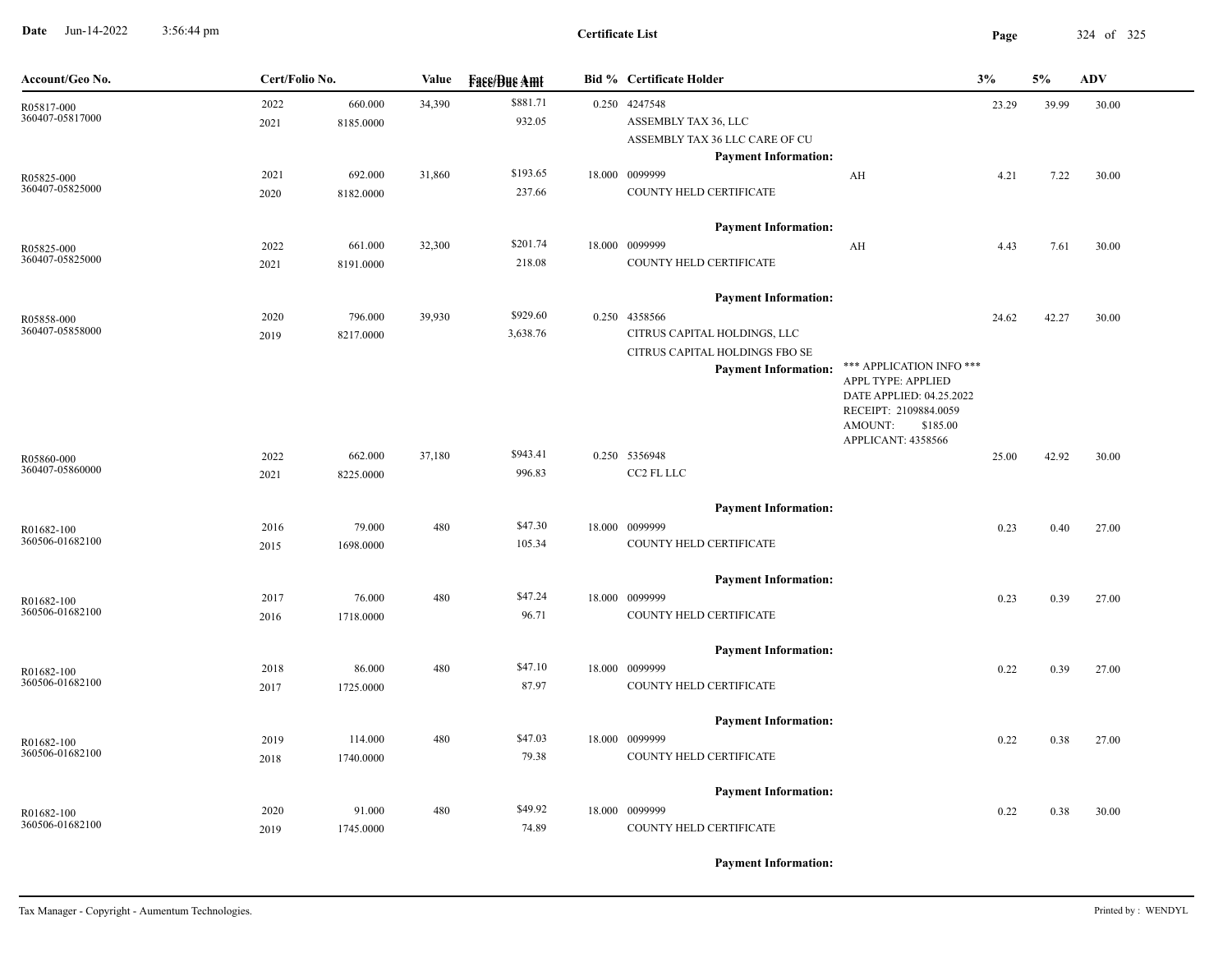| Account/Geo No. | Cert/Folio No. | | Value | Face/Due Amt | Bid % | Certificate Holder | | 3% | 5% | ADV |
|---|---|---|---|---|---|---|---|---|---|---|
| R05817-000<br>360407-05817000 | 2022<br>2021 | 660.000<br>8185.0000 | 34,390 | $881.71<br>932.05 | 0.250 | 4247548<br>ASSEMBLY TAX 36, LLC<br>ASSEMBLY TAX 36 LLC CARE OF CU<br>**Payment Information:** | | 23.29 | 39.99 | 30.00 |
| R05825-000<br>360407-05825000 | 2021<br>2020 | 692.000<br>8182.0000 | 31,860 | $193.65<br>237.66 | 18.000 | 0099999<br>COUNTY HELD CERTIFICATE<br>**Payment Information:** | AH | 4.21 | 7.22 | 30.00 |
| R05825-000<br>360407-05825000 | 2022<br>2021 | 661.000<br>8191.0000 | 32,300 | $201.74<br>218.08 | 18.000 | 0099999<br>COUNTY HELD CERTIFICATE<br>**Payment Information:** | AH | 4.43 | 7.61 | 30.00 |
| R05858-000<br>360407-05858000 | 2020<br>2019 | 796.000<br>8217.0000 | 39,930 | $929.60<br>3,638.76 | 0.250 | 4358566<br>CITRUS CAPITAL HOLDINGS, LLC<br>CITRUS CAPITAL HOLDINGS FBO SE<br>**Payment Information:** | *** APPLICATION INFO ***<br>APPL TYPE: APPLIED<br>DATE APPLIED: 04.25.2022<br>RECEIPT: 2109884.0059<br>AMOUNT: $185.00<br>APPLICANT: 4358566 | 24.62 | 42.27 | 30.00 |
| R05860-000<br>360407-05860000 | 2022<br>2021 | 662.000<br>8225.0000 | 37,180 | $943.41<br>996.83 | 0.250 | 5356948<br>CC2 FL LLC<br>**Payment Information:** | | 25.00 | 42.92 | 30.00 |
| R01682-100<br>360506-01682100 | 2016<br>2015 | 79.000<br>1698.0000 | 480 | $47.30<br>105.34 | 18.000 | 0099999<br>COUNTY HELD CERTIFICATE<br>**Payment Information:** | | 0.23 | 0.40 | 27.00 |
| R01682-100<br>360506-01682100 | 2017<br>2016 | 76.000<br>1718.0000 | 480 | $47.24<br>96.71 | 18.000 | 0099999<br>COUNTY HELD CERTIFICATE<br>**Payment Information:** | | 0.23 | 0.39 | 27.00 |
| R01682-100<br>360506-01682100 | 2018<br>2017 | 86.000<br>1725.0000 | 480 | $47.10<br>87.97 | 18.000 | 0099999<br>COUNTY HELD CERTIFICATE<br>**Payment Information:** | | 0.22 | 0.39 | 27.00 |
| R01682-100<br>360506-01682100 | 2019<br>2018 | 114.000<br>1740.0000 | 480 | $47.03<br>79.38 | 18.000 | 0099999<br>COUNTY HELD CERTIFICATE<br>**Payment Information:** | | 0.22 | 0.38 | 27.00 |
| R01682-100<br>360506-01682100 | 2020<br>2019 | 91.000<br>1745.0000 | 480 | $49.92<br>74.89 | 18.000 | 0099999<br>COUNTY HELD CERTIFICATE<br>**Payment Information:** | | 0.22 | 0.38 | 30.00 |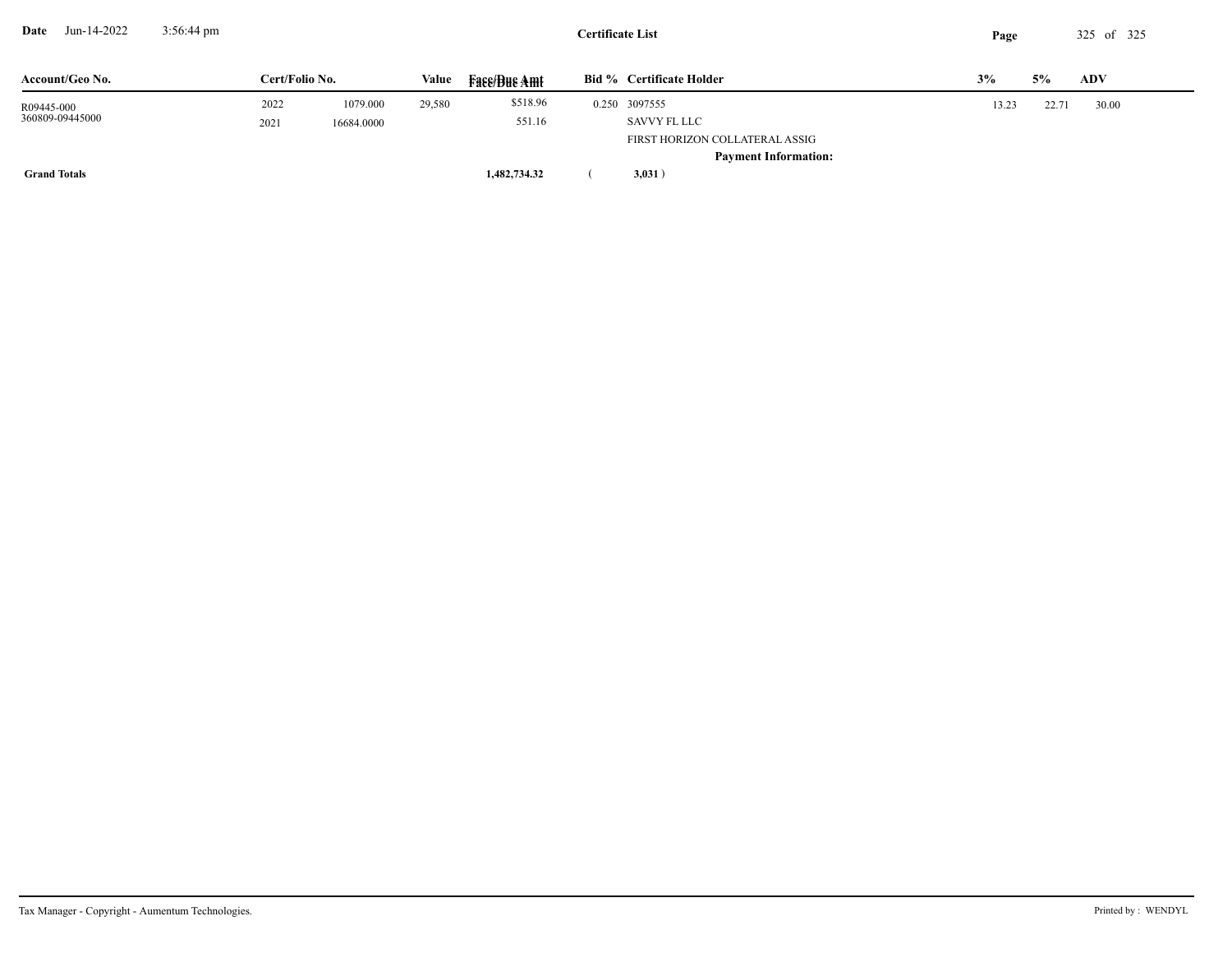| Account/Geo No. | Cert/Folio No. | | Value | Face/Due Amt | Bid % | Certificate Holder | 3% | 5% | ADV |
|---|---|---|---|---|---|---|---|---|---|
| R09445-000 360809-09445000 | 2022 | 1079.000 | 29,580 | $518.96 | 0.250 | 3097555 | 13.23 | 22.71 | 30.00 |
| | 2021 | 16684.0000 | | 551.16 | | SAVVY FL LLC | | | |
| | | | | | | FIRST HORIZON COLLATERAL ASSIG | | | |
| | | | | | | **Payment Information:** | | | |
| **Grand Totals** | | | | **1,482,734.32** | ( | **3,031** ) | | | |

Tax Manager - Copyright - Aumentum Technologies.

Printed by : WENDYL